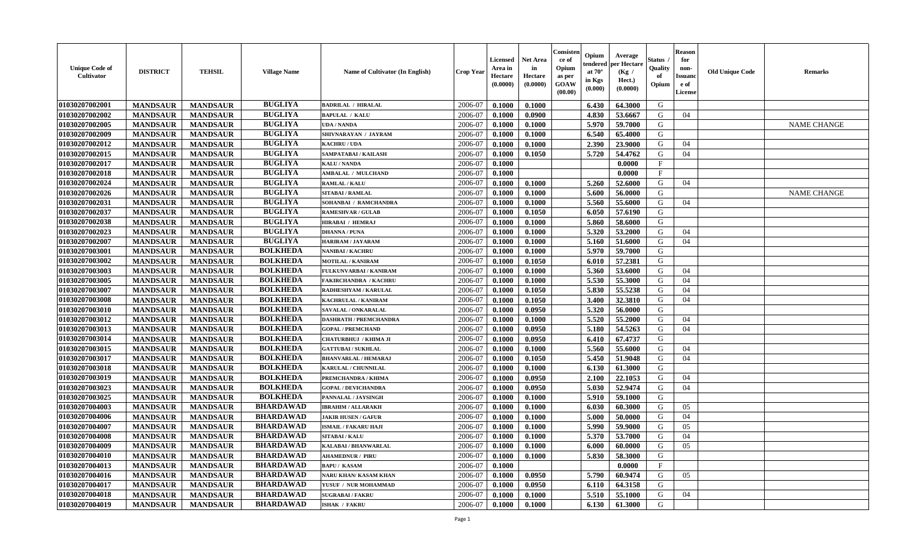| Unique Code of Cultivator | DISTRICT | TEHSIL | Village Name | Name of Cultivator (In English) | Crop Year | Licensed Area in Hectare (0.0000) | Net Area in Hectare (0.0000) | Consistence of Opium as per GOAW (00.00) | Opium tendered at 70° in Kgs (0.000) | Average per Hectare (Kg / Hect.) (0.0000) | Status / Quality of Opium | Reason for non-Issuance of License | Old Unique Code | Remarks |
|---|---|---|---|---|---|---|---|---|---|---|---|---|---|---|
| 01030207002001 | MANDSAUR | MANDSAUR | BUGLIYA | BADRILAL / HIRALAL | 2006-07 | 0.1000 | 0.1000 | | 6.430 | 64.3000 | G | | | |
| 01030207002002 | MANDSAUR | MANDSAUR | BUGLIYA | BAPULAL / KALU | 2006-07 | 0.1000 | 0.0900 | | 4.830 | 53.6667 | G | 04 | | |
| 01030207002005 | MANDSAUR | MANDSAUR | BUGLIYA | UDA / NANDA | 2006-07 | 0.1000 | 0.1000 | | 5.970 | 59.7000 | G | | | NAME CHANGE |
| 01030207002009 | MANDSAUR | MANDSAUR | BUGLIYA | SHIVNARAYAN / JAYRAM | 2006-07 | 0.1000 | 0.1000 | | 6.540 | 65.4000 | G | | | |
| 01030207002012 | MANDSAUR | MANDSAUR | BUGLIYA | KACHRU / UDA | 2006-07 | 0.1000 | 0.1000 | | 2.390 | 23.9000 | G | 04 | | |
| 01030207002015 | MANDSAUR | MANDSAUR | BUGLIYA | SAMPATABAI / KAILASH | 2006-07 | 0.1000 | 0.1050 | | 5.720 | 54.4762 | G | 04 | | |
| 01030207002017 | MANDSAUR | MANDSAUR | BUGLIYA | KALU / NANDA | 2006-07 | 0.1000 | | | | 0.0000 | F | | | |
| 01030207002018 | MANDSAUR | MANDSAUR | BUGLIYA | AMBALAL / MULCHAND | 2006-07 | 0.1000 | | | | 0.0000 | F | | | |
| 01030207002024 | MANDSAUR | MANDSAUR | BUGLIYA | RAMLAL / KALU | 2006-07 | 0.1000 | 0.1000 | | 5.260 | 52.6000 | G | 04 | | |
| 01030207002026 | MANDSAUR | MANDSAUR | BUGLIYA | SITABAI / RAMLAL | 2006-07 | 0.1000 | 0.1000 | | 5.600 | 56.0000 | G | | | NAME CHANGE |
| 01030207002031 | MANDSAUR | MANDSAUR | BUGLIYA | SOHANBAI / RAMCHANDRA | 2006-07 | 0.1000 | 0.1000 | | 5.560 | 55.6000 | G | 04 | | |
| 01030207002037 | MANDSAUR | MANDSAUR | BUGLIYA | RAMESHVAR / GULAB | 2006-07 | 0.1000 | 0.1050 | | 6.050 | 57.6190 | G | | | |
| 01030207002038 | MANDSAUR | MANDSAUR | BUGLIYA | HIRABAI / HEMRAJ | 2006-07 | 0.1000 | 0.1000 | | 5.860 | 58.6000 | G | | | |
| 01030207002023 | MANDSAUR | MANDSAUR | BUGLIYA | DHANNA / PUNA | 2006-07 | 0.1000 | 0.1000 | | 5.320 | 53.2000 | G | 04 | | |
| 01030207002007 | MANDSAUR | MANDSAUR | BUGLIYA | HARIRAM / JAYARAM | 2006-07 | 0.1000 | 0.1000 | | 5.160 | 51.6000 | G | 04 | | |
| 01030207003001 | MANDSAUR | MANDSAUR | BOLKHEDA | NANIBAI / KACHRU | 2006-07 | 0.1000 | 0.1000 | | 5.970 | 59.7000 | G | | | |
| 01030207003002 | MANDSAUR | MANDSAUR | BOLKHEDA | MOTILAL / KANIRAM | 2006-07 | 0.1000 | 0.1050 | | 6.010 | 57.2381 | G | | | |
| 01030207003003 | MANDSAUR | MANDSAUR | BOLKHEDA | FULKUNVARBAI / KANIRAM | 2006-07 | 0.1000 | 0.1000 | | 5.360 | 53.6000 | G | 04 | | |
| 01030207003005 | MANDSAUR | MANDSAUR | BOLKHEDA | FAKIRCHANDRA / KACHRU | 2006-07 | 0.1000 | 0.1000 | | 5.530 | 55.3000 | G | 04 | | |
| 01030207003007 | MANDSAUR | MANDSAUR | BOLKHEDA | RADHESHYAM / KARULAL | 2006-07 | 0.1000 | 0.1050 | | 5.830 | 55.5238 | G | 04 | | |
| 01030207003008 | MANDSAUR | MANDSAUR | BOLKHEDA | KACHRULAL / KANIRAM | 2006-07 | 0.1000 | 0.1050 | | 3.400 | 32.3810 | G | 04 | | |
| 01030207003010 | MANDSAUR | MANDSAUR | BOLKHEDA | SAVALAL / ONKARALAL | 2006-07 | 0.1000 | 0.0950 | | 5.320 | 56.0000 | G | | | |
| 01030207003012 | MANDSAUR | MANDSAUR | BOLKHEDA | DASHRATH / PREMCHANDRA | 2006-07 | 0.1000 | 0.1000 | | 5.520 | 55.2000 | G | 04 | | |
| 01030207003013 | MANDSAUR | MANDSAUR | BOLKHEDA | GOPAL / PREMCHAND | 2006-07 | 0.1000 | 0.0950 | | 5.180 | 54.5263 | G | 04 | | |
| 01030207003014 | MANDSAUR | MANDSAUR | BOLKHEDA | CHATURBHUJ / KHIMA JI | 2006-07 | 0.1000 | 0.0950 | | 6.410 | 67.4737 | G | | | |
| 01030207003015 | MANDSAUR | MANDSAUR | BOLKHEDA | GATTUBAI / SUKHLAL | 2006-07 | 0.1000 | 0.1000 | | 5.560 | 55.6000 | G | 04 | | |
| 01030207003017 | MANDSAUR | MANDSAUR | BOLKHEDA | BHANVARLAL / HEMARAJ | 2006-07 | 0.1000 | 0.1050 | | 5.450 | 51.9048 | G | 04 | | |
| 01030207003018 | MANDSAUR | MANDSAUR | BOLKHEDA | KARULAL / CHUNNILAL | 2006-07 | 0.1000 | 0.1000 | | 6.130 | 61.3000 | G | | | |
| 01030207003019 | MANDSAUR | MANDSAUR | BOLKHEDA | PREMCHANDRA / KHIMA | 2006-07 | 0.1000 | 0.0950 | | 2.100 | 22.1053 | G | 04 | | |
| 01030207003023 | MANDSAUR | MANDSAUR | BOLKHEDA | GOPAL / DEVICHANDRA | 2006-07 | 0.1000 | 0.0950 | | 5.030 | 52.9474 | G | 04 | | |
| 01030207003025 | MANDSAUR | MANDSAUR | BOLKHEDA | PANNALAL / JAYSINGH | 2006-07 | 0.1000 | 0.1000 | | 5.910 | 59.1000 | G | | | |
| 01030207004003 | MANDSAUR | MANDSAUR | BHARDAWAD | IBRAHIM / ALLARAKH | 2006-07 | 0.1000 | 0.1000 | | 6.030 | 60.3000 | G | 05 | | |
| 01030207004006 | MANDSAUR | MANDSAUR | BHARDAWAD | JAKIR HUSEN / GAFUR | 2006-07 | 0.1000 | 0.1000 | | 5.000 | 50.0000 | G | 04 | | |
| 01030207004007 | MANDSAUR | MANDSAUR | BHARDAWAD | ISMAIL / FAKARU HAJI | 2006-07 | 0.1000 | 0.1000 | | 5.990 | 59.9000 | G | 05 | | |
| 01030207004008 | MANDSAUR | MANDSAUR | BHARDAWAD | SITABAI / KALU | 2006-07 | 0.1000 | 0.1000 | | 5.370 | 53.7000 | G | 04 | | |
| 01030207004009 | MANDSAUR | MANDSAUR | BHARDAWAD | KALABAI / BHANWARLAL | 2006-07 | 0.1000 | 0.1000 | | 6.000 | 60.0000 | G | 05 | | |
| 01030207004010 | MANDSAUR | MANDSAUR | BHARDAWAD | AHAMEDNUR / PIRU | 2006-07 | 0.1000 | 0.1000 | | 5.830 | 58.3000 | G | | | |
| 01030207004013 | MANDSAUR | MANDSAUR | BHARDAWAD | BAPU / KASAM | 2006-07 | 0.1000 | | | | 0.0000 | F | | | |
| 01030207004016 | MANDSAUR | MANDSAUR | BHARDAWAD | NARU KHAN/ KASAM KHAN | 2006-07 | 0.1000 | 0.0950 | | 5.790 | 60.9474 | G | 05 | | |
| 01030207004017 | MANDSAUR | MANDSAUR | BHARDAWAD | YUSUF / NUR MOHAMMAD | 2006-07 | 0.1000 | 0.0950 | | 6.110 | 64.3158 | G | | | |
| 01030207004018 | MANDSAUR | MANDSAUR | BHARDAWAD | SUGRABAI / FAKRU | 2006-07 | 0.1000 | 0.1000 | | 5.510 | 55.1000 | G | 04 | | |
| 01030207004019 | MANDSAUR | MANDSAUR | BHARDAWAD | ISHAK / FAKRU | 2006-07 | 0.1000 | 0.1000 | | 6.130 | 61.3000 | G | | | |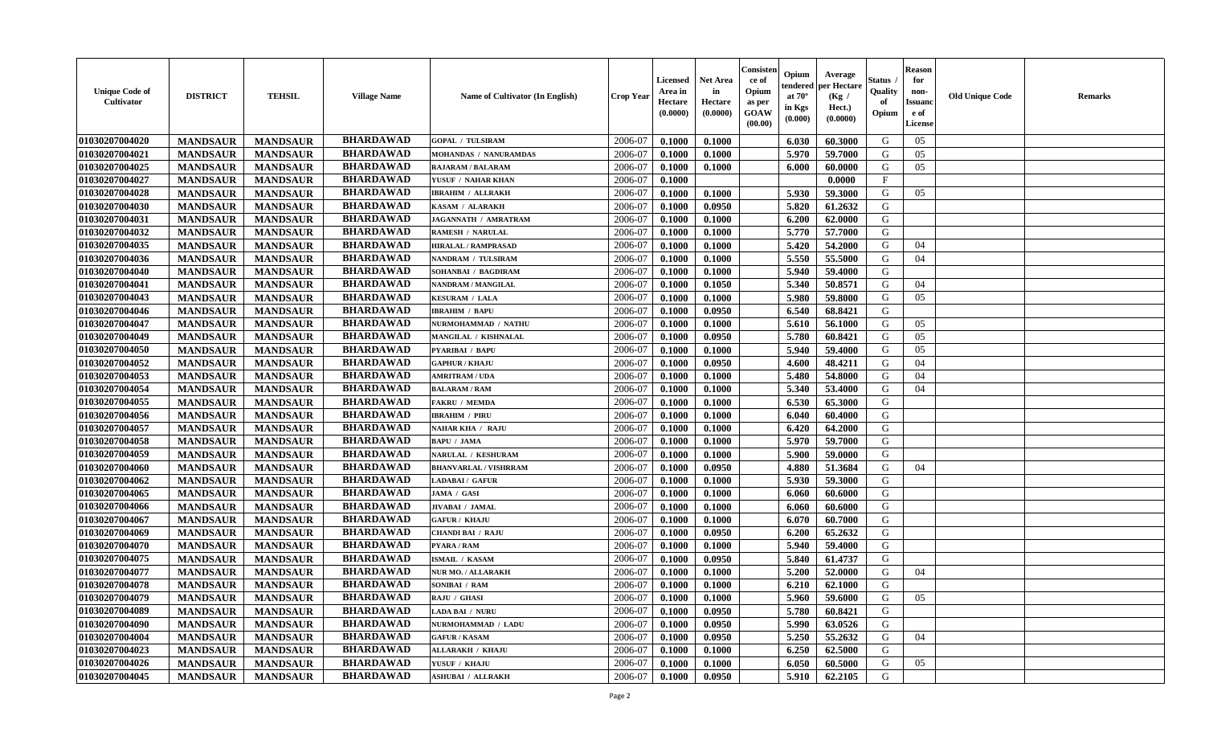| Unique Code of Cultivator | DISTRICT | TEHSIL | Village Name | Name of Cultivator (In English) | Crop Year | Licensed Area in Hectare (0.0000) | Net Area in Hectare (0.0000) | Consistence of Opium as per GOAW (00.00) | Opium tendered at 70° in Kgs (0.000) | Average per Hectare (Kg / Hect.) (0.0000) | Status / Quality of Opium | Reason for non-Issuance of License | Old Unique Code | Remarks |
|---|---|---|---|---|---|---|---|---|---|---|---|---|---|---|
| 01030207004020 | MANDSAUR | MANDSAUR | BHARDAWAD | GOPAL / TULSIRAM | 2006-07 | 0.1000 | 0.1000 | | 6.030 | 60.3000 | G | 05 | | |
| 01030207004021 | MANDSAUR | MANDSAUR | BHARDAWAD | MOHANDAS / NANURAMDAS | 2006-07 | 0.1000 | 0.1000 | | 5.970 | 59.7000 | G | 05 | | |
| 01030207004025 | MANDSAUR | MANDSAUR | BHARDAWAD | RAJARAM / BALARAM | 2006-07 | 0.1000 | 0.1000 | | 6.000 | 60.0000 | G | 05 | | |
| 01030207004027 | MANDSAUR | MANDSAUR | BHARDAWAD | YUSUF / NAHAR KHAN | 2006-07 | 0.1000 | | | | 0.0000 | F | | | |
| 01030207004028 | MANDSAUR | MANDSAUR | BHARDAWAD | IBRAHIM / ALLRAKH | 2006-07 | 0.1000 | 0.1000 | | 5.930 | 59.3000 | G | 05 | | |
| 01030207004030 | MANDSAUR | MANDSAUR | BHARDAWAD | KASAM / ALARAKH | 2006-07 | 0.1000 | 0.0950 | | 5.820 | 61.2632 | G | | | |
| 01030207004031 | MANDSAUR | MANDSAUR | BHARDAWAD | JAGANNATH / AMRATRAM | 2006-07 | 0.1000 | 0.1000 | | 6.200 | 62.0000 | G | | | |
| 01030207004032 | MANDSAUR | MANDSAUR | BHARDAWAD | RAMESH / NARULAL | 2006-07 | 0.1000 | 0.1000 | | 5.770 | 57.7000 | G | | | |
| 01030207004035 | MANDSAUR | MANDSAUR | BHARDAWAD | HIRALAL / RAMPRASAD | 2006-07 | 0.1000 | 0.1000 | | 5.420 | 54.2000 | G | 04 | | |
| 01030207004036 | MANDSAUR | MANDSAUR | BHARDAWAD | NANDRAM / TULSIRAM | 2006-07 | 0.1000 | 0.1000 | | 5.550 | 55.5000 | G | 04 | | |
| 01030207004040 | MANDSAUR | MANDSAUR | BHARDAWAD | SOHANBAI / BAGDIRAM | 2006-07 | 0.1000 | 0.1000 | | 5.940 | 59.4000 | G | | | |
| 01030207004041 | MANDSAUR | MANDSAUR | BHARDAWAD | NANDRAM / MANGILAL | 2006-07 | 0.1000 | 0.1050 | | 5.340 | 50.8571 | G | 04 | | |
| 01030207004043 | MANDSAUR | MANDSAUR | BHARDAWAD | KESURAM / LALA | 2006-07 | 0.1000 | 0.1000 | | 5.980 | 59.8000 | G | 05 | | |
| 01030207004046 | MANDSAUR | MANDSAUR | BHARDAWAD | IBRAHIM / BAPU | 2006-07 | 0.1000 | 0.0950 | | 6.540 | 68.8421 | G | | | |
| 01030207004047 | MANDSAUR | MANDSAUR | BHARDAWAD | NURMOHAMMAD / NATHU | 2006-07 | 0.1000 | 0.1000 | | 5.610 | 56.1000 | G | 05 | | |
| 01030207004049 | MANDSAUR | MANDSAUR | BHARDAWAD | MANGILAL / KISHNALAL | 2006-07 | 0.1000 | 0.0950 | | 5.780 | 60.8421 | G | 05 | | |
| 01030207004050 | MANDSAUR | MANDSAUR | BHARDAWAD | PYARIBAI / BAPU | 2006-07 | 0.1000 | 0.1000 | | 5.940 | 59.4000 | G | 05 | | |
| 01030207004052 | MANDSAUR | MANDSAUR | BHARDAWAD | GAPHUR / KHAJU | 2006-07 | 0.1000 | 0.0950 | | 4.600 | 48.4211 | G | 04 | | |
| 01030207004053 | MANDSAUR | MANDSAUR | BHARDAWAD | AMRITRAM / UDA | 2006-07 | 0.1000 | 0.1000 | | 5.480 | 54.8000 | G | 04 | | |
| 01030207004054 | MANDSAUR | MANDSAUR | BHARDAWAD | BALARAM / RAM | 2006-07 | 0.1000 | 0.1000 | | 5.340 | 53.4000 | G | 04 | | |
| 01030207004055 | MANDSAUR | MANDSAUR | BHARDAWAD | FAKRU / MEMDA | 2006-07 | 0.1000 | 0.1000 | | 6.530 | 65.3000 | G | | | |
| 01030207004056 | MANDSAUR | MANDSAUR | BHARDAWAD | IBRAHIM / PIRU | 2006-07 | 0.1000 | 0.1000 | | 6.040 | 60.4000 | G | | | |
| 01030207004057 | MANDSAUR | MANDSAUR | BHARDAWAD | NAHAR KHA / RAJU | 2006-07 | 0.1000 | 0.1000 | | 6.420 | 64.2000 | G | | | |
| 01030207004058 | MANDSAUR | MANDSAUR | BHARDAWAD | BAPU / JAMA | 2006-07 | 0.1000 | 0.1000 | | 5.970 | 59.7000 | G | | | |
| 01030207004059 | MANDSAUR | MANDSAUR | BHARDAWAD | NARULAL / KESHURAM | 2006-07 | 0.1000 | 0.1000 | | 5.900 | 59.0000 | G | | | |
| 01030207004060 | MANDSAUR | MANDSAUR | BHARDAWAD | BHANVARLAL / VISHRRAM | 2006-07 | 0.1000 | 0.0950 | | 4.880 | 51.3684 | G | 04 | | |
| 01030207004062 | MANDSAUR | MANDSAUR | BHARDAWAD | LADABAI / GAFUR | 2006-07 | 0.1000 | 0.1000 | | 5.930 | 59.3000 | G | | | |
| 01030207004065 | MANDSAUR | MANDSAUR | BHARDAWAD | JAMA / GASI | 2006-07 | 0.1000 | 0.1000 | | 6.060 | 60.6000 | G | | | |
| 01030207004066 | MANDSAUR | MANDSAUR | BHARDAWAD | JIVABAI / JAMAL | 2006-07 | 0.1000 | 0.1000 | | 6.060 | 60.6000 | G | | | |
| 01030207004067 | MANDSAUR | MANDSAUR | BHARDAWAD | GAFUR / KHAJU | 2006-07 | 0.1000 | 0.1000 | | 6.070 | 60.7000 | G | | | |
| 01030207004069 | MANDSAUR | MANDSAUR | BHARDAWAD | CHANDI BAI / RAJU | 2006-07 | 0.1000 | 0.0950 | | 6.200 | 65.2632 | G | | | |
| 01030207004070 | MANDSAUR | MANDSAUR | BHARDAWAD | PYARA / RAM | 2006-07 | 0.1000 | 0.1000 | | 5.940 | 59.4000 | G | | | |
| 01030207004075 | MANDSAUR | MANDSAUR | BHARDAWAD | ISMAIL / KASAM | 2006-07 | 0.1000 | 0.0950 | | 5.840 | 61.4737 | G | | | |
| 01030207004077 | MANDSAUR | MANDSAUR | BHARDAWAD | NUR MO. / ALLARAKH | 2006-07 | 0.1000 | 0.1000 | | 5.200 | 52.0000 | G | 04 | | |
| 01030207004078 | MANDSAUR | MANDSAUR | BHARDAWAD | SONIBAI / RAM | 2006-07 | 0.1000 | 0.1000 | | 6.210 | 62.1000 | G | | | |
| 01030207004079 | MANDSAUR | MANDSAUR | BHARDAWAD | RAJU / GHASI | 2006-07 | 0.1000 | 0.1000 | | 5.960 | 59.6000 | G | 05 | | |
| 01030207004089 | MANDSAUR | MANDSAUR | BHARDAWAD | LADA BAI / NURU | 2006-07 | 0.1000 | 0.0950 | | 5.780 | 60.8421 | G | | | |
| 01030207004090 | MANDSAUR | MANDSAUR | BHARDAWAD | NURMOHAMMAD / LADU | 2006-07 | 0.1000 | 0.0950 | | 5.990 | 63.0526 | G | | | |
| 01030207004004 | MANDSAUR | MANDSAUR | BHARDAWAD | GAFUR / KASAM | 2006-07 | 0.1000 | 0.0950 | | 5.250 | 55.2632 | G | 04 | | |
| 01030207004023 | MANDSAUR | MANDSAUR | BHARDAWAD | ALLARAKH / KHAJU | 2006-07 | 0.1000 | 0.1000 | | 6.250 | 62.5000 | G | | | |
| 01030207004026 | MANDSAUR | MANDSAUR | BHARDAWAD | YUSUF / KHAJU | 2006-07 | 0.1000 | 0.1000 | | 6.050 | 60.5000 | G | 05 | | |
| 01030207004045 | MANDSAUR | MANDSAUR | BHARDAWAD | ASHUBAI / ALLRAKH | 2006-07 | 0.1000 | 0.0950 | | 5.910 | 62.2105 | G | | | |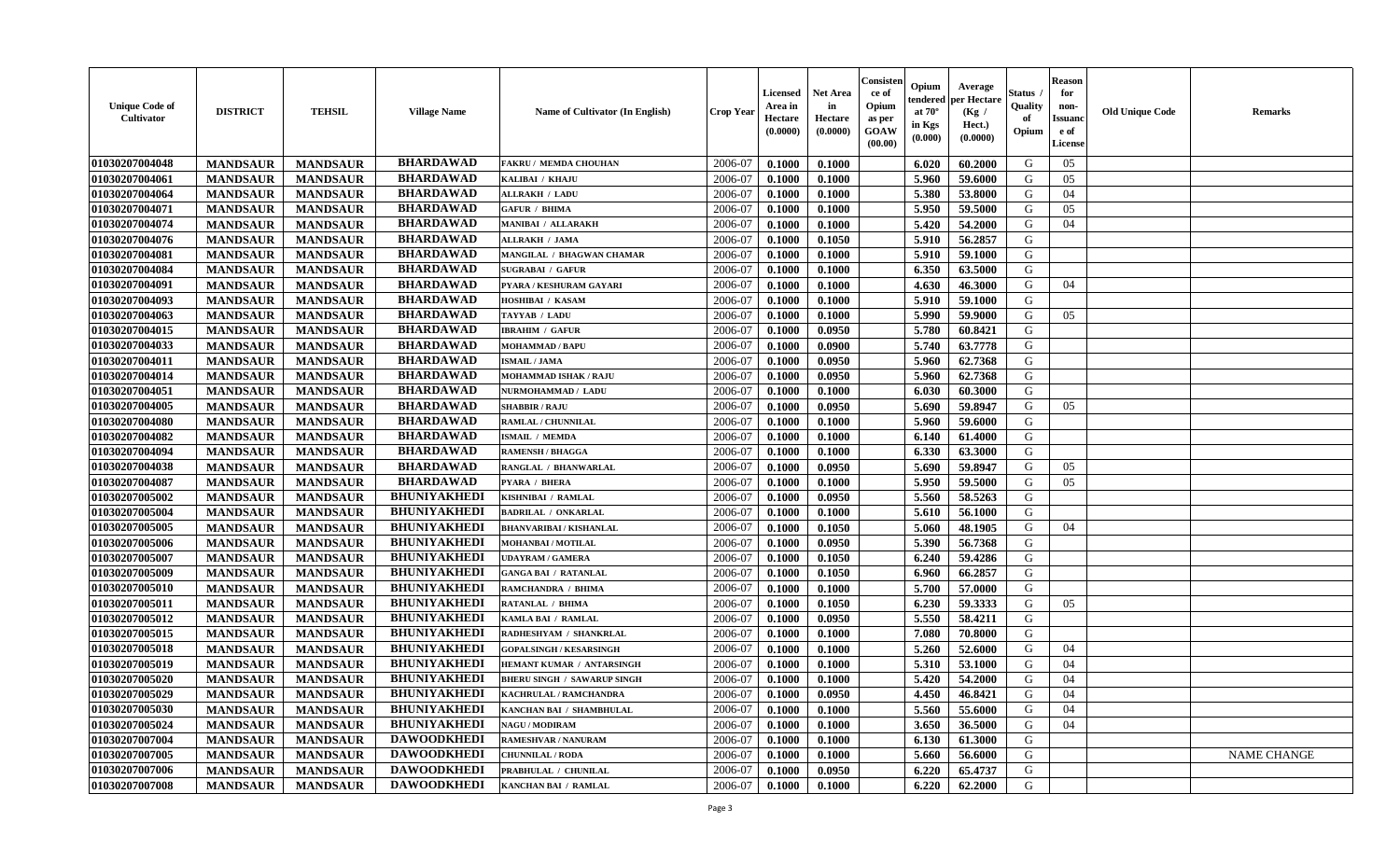| Unique Code of Cultivator | DISTRICT | TEHSIL | Village Name | Name of Cultivator (In English) | Crop Year | Licensed Area in Hectare (0.0000) | Net Area in Hectare (0.0000) | Consistence of Opium as per GOAW (00.00) | Opium tendered at 70° in Kgs (0.000) | Average per Hectare (Kg / Hect.) (0.0000) | Status / Quality of Opium | Reason for non-Issuance of License | Old Unique Code | Remarks |
|---|---|---|---|---|---|---|---|---|---|---|---|---|---|---|
| 01030207004048 | MANDSAUR | MANDSAUR | BHARDAWAD | FAKRU / MEMDA CHOUHAN | 2006-07 | 0.1000 | 0.1000 | | 6.020 | 60.2000 | G | 05 | | |
| 01030207004061 | MANDSAUR | MANDSAUR | BHARDAWAD | KALIBAI / KHAJU | 2006-07 | 0.1000 | 0.1000 | | 5.960 | 59.6000 | G | 05 | | |
| 01030207004064 | MANDSAUR | MANDSAUR | BHARDAWAD | ALLRAKH / LADU | 2006-07 | 0.1000 | 0.1000 | | 5.380 | 53.8000 | G | 04 | | |
| 01030207004071 | MANDSAUR | MANDSAUR | BHARDAWAD | GAFUR / BHIMA | 2006-07 | 0.1000 | 0.1000 | | 5.950 | 59.5000 | G | 05 | | |
| 01030207004074 | MANDSAUR | MANDSAUR | BHARDAWAD | MANIBAI / ALLARAKH | 2006-07 | 0.1000 | 0.1000 | | 5.420 | 54.2000 | G | 04 | | |
| 01030207004076 | MANDSAUR | MANDSAUR | BHARDAWAD | ALLRAKH / JAMA | 2006-07 | 0.1000 | 0.1050 | | 5.910 | 56.2857 | G | | | |
| 01030207004081 | MANDSAUR | MANDSAUR | BHARDAWAD | MANGILAL / BHAGWAN CHAMAR | 2006-07 | 0.1000 | 0.1000 | | 5.910 | 59.1000 | G | | | |
| 01030207004084 | MANDSAUR | MANDSAUR | BHARDAWAD | SUGRABAI / GAFUR | 2006-07 | 0.1000 | 0.1000 | | 6.350 | 63.5000 | G | | | |
| 01030207004091 | MANDSAUR | MANDSAUR | BHARDAWAD | PYARA / KESHURAM GAYARI | 2006-07 | 0.1000 | 0.1000 | | 4.630 | 46.3000 | G | 04 | | |
| 01030207004093 | MANDSAUR | MANDSAUR | BHARDAWAD | HOSHIBAI / KASAM | 2006-07 | 0.1000 | 0.1000 | | 5.910 | 59.1000 | G | | | |
| 01030207004063 | MANDSAUR | MANDSAUR | BHARDAWAD | TAYYAB / LADU | 2006-07 | 0.1000 | 0.1000 | | 5.990 | 59.9000 | G | 05 | | |
| 01030207004015 | MANDSAUR | MANDSAUR | BHARDAWAD | IBRAHIM / GAFUR | 2006-07 | 0.1000 | 0.0950 | | 5.780 | 60.8421 | G | | | |
| 01030207004033 | MANDSAUR | MANDSAUR | BHARDAWAD | MOHAMMAD / BAPU | 2006-07 | 0.1000 | 0.0900 | | 5.740 | 63.7778 | G | | | |
| 01030207004011 | MANDSAUR | MANDSAUR | BHARDAWAD | ISMAIL / JAMA | 2006-07 | 0.1000 | 0.0950 | | 5.960 | 62.7368 | G | | | |
| 01030207004014 | MANDSAUR | MANDSAUR | BHARDAWAD | MOHAMMAD ISHAK / RAJU | 2006-07 | 0.1000 | 0.0950 | | 5.960 | 62.7368 | G | | | |
| 01030207004051 | MANDSAUR | MANDSAUR | BHARDAWAD | NURMOHAMMAD / LADU | 2006-07 | 0.1000 | 0.1000 | | 6.030 | 60.3000 | G | | | |
| 01030207004005 | MANDSAUR | MANDSAUR | BHARDAWAD | SHABBIR / RAJU | 2006-07 | 0.1000 | 0.0950 | | 5.690 | 59.8947 | G | 05 | | |
| 01030207004080 | MANDSAUR | MANDSAUR | BHARDAWAD | RAMLAL / CHUNNILAL | 2006-07 | 0.1000 | 0.1000 | | 5.960 | 59.6000 | G | | | |
| 01030207004082 | MANDSAUR | MANDSAUR | BHARDAWAD | ISMAIL / MEMDA | 2006-07 | 0.1000 | 0.1000 | | 6.140 | 61.4000 | G | | | |
| 01030207004094 | MANDSAUR | MANDSAUR | BHARDAWAD | RAMENSH / BHAGGA | 2006-07 | 0.1000 | 0.1000 | | 6.330 | 63.3000 | G | | | |
| 01030207004038 | MANDSAUR | MANDSAUR | BHARDAWAD | RANGLAL / BHANWARLAL | 2006-07 | 0.1000 | 0.0950 | | 5.690 | 59.8947 | G | 05 | | |
| 01030207004087 | MANDSAUR | MANDSAUR | BHARDAWAD | PYARA / BHERA | 2006-07 | 0.1000 | 0.1000 | | 5.950 | 59.5000 | G | 05 | | |
| 01030207005002 | MANDSAUR | MANDSAUR | BHUNIYAKHEDI | KISHNIBAI / RAMLAL | 2006-07 | 0.1000 | 0.0950 | | 5.560 | 58.5263 | G | | | |
| 01030207005004 | MANDSAUR | MANDSAUR | BHUNIYAKHEDI | BADRILAL / ONKARLAL | 2006-07 | 0.1000 | 0.1000 | | 5.610 | 56.1000 | G | | | |
| 01030207005005 | MANDSAUR | MANDSAUR | BHUNIYAKHEDI | BHANVARIBAI / KISHANLAL | 2006-07 | 0.1000 | 0.1050 | | 5.060 | 48.1905 | G | 04 | | |
| 01030207005006 | MANDSAUR | MANDSAUR | BHUNIYAKHEDI | MOHANBAI / MOTILAL | 2006-07 | 0.1000 | 0.0950 | | 5.390 | 56.7368 | G | | | |
| 01030207005007 | MANDSAUR | MANDSAUR | BHUNIYAKHEDI | UDAYRAM / GAMERA | 2006-07 | 0.1000 | 0.1050 | | 6.240 | 59.4286 | G | | | |
| 01030207005009 | MANDSAUR | MANDSAUR | BHUNIYAKHEDI | GANGA BAI / RATANLAL | 2006-07 | 0.1000 | 0.1050 | | 6.960 | 66.2857 | G | | | |
| 01030207005010 | MANDSAUR | MANDSAUR | BHUNIYAKHEDI | RAMCHANDRA / BHIMA | 2006-07 | 0.1000 | 0.1000 | | 5.700 | 57.0000 | G | | | |
| 01030207005011 | MANDSAUR | MANDSAUR | BHUNIYAKHEDI | RATANLAL / BHIMA | 2006-07 | 0.1000 | 0.1050 | | 6.230 | 59.3333 | G | 05 | | |
| 01030207005012 | MANDSAUR | MANDSAUR | BHUNIYAKHEDI | KAMLA BAI / RAMLAL | 2006-07 | 0.1000 | 0.0950 | | 5.550 | 58.4211 | G | | | |
| 01030207005015 | MANDSAUR | MANDSAUR | BHUNIYAKHEDI | RADHESHYAM / SHANKRLAL | 2006-07 | 0.1000 | 0.1000 | | 7.080 | 70.8000 | G | | | |
| 01030207005018 | MANDSAUR | MANDSAUR | BHUNIYAKHEDI | GOPALSINGH / KESARSINGH | 2006-07 | 0.1000 | 0.1000 | | 5.260 | 52.6000 | G | 04 | | |
| 01030207005019 | MANDSAUR | MANDSAUR | BHUNIYAKHEDI | HEMANT KUMAR / ANTARSINGH | 2006-07 | 0.1000 | 0.1000 | | 5.310 | 53.1000 | G | 04 | | |
| 01030207005020 | MANDSAUR | MANDSAUR | BHUNIYAKHEDI | BHERU SINGH / SAWARUP SINGH | 2006-07 | 0.1000 | 0.1000 | | 5.420 | 54.2000 | G | 04 | | |
| 01030207005029 | MANDSAUR | MANDSAUR | BHUNIYAKHEDI | KACHRULAL / RAMCHANDRA | 2006-07 | 0.1000 | 0.0950 | | 4.450 | 46.8421 | G | 04 | | |
| 01030207005030 | MANDSAUR | MANDSAUR | BHUNIYAKHEDI | KANCHAN BAI / SHAMBHULAL | 2006-07 | 0.1000 | 0.1000 | | 5.560 | 55.6000 | G | 04 | | |
| 01030207005024 | MANDSAUR | MANDSAUR | BHUNIYAKHEDI | NAGU / MODIRAM | 2006-07 | 0.1000 | 0.1000 | | 3.650 | 36.5000 | G | 04 | | |
| 01030207007004 | MANDSAUR | MANDSAUR | DAWOODKHEDI | RAMESHVAR / NANURAM | 2006-07 | 0.1000 | 0.1000 | | 6.130 | 61.3000 | G | | | |
| 01030207007005 | MANDSAUR | MANDSAUR | DAWOODKHEDI | CHUNNILAL / RODA | 2006-07 | 0.1000 | 0.1000 | | 5.660 | 56.6000 | G | | | NAME CHANGE |
| 01030207007006 | MANDSAUR | MANDSAUR | DAWOODKHEDI | PRABHULAL / CHUNILAL | 2006-07 | 0.1000 | 0.0950 | | 6.220 | 65.4737 | G | | | |
| 01030207007008 | MANDSAUR | MANDSAUR | DAWOODKHEDI | KANCHAN BAI / RAMLAL | 2006-07 | 0.1000 | 0.1000 | | 6.220 | 62.2000 | G | | | |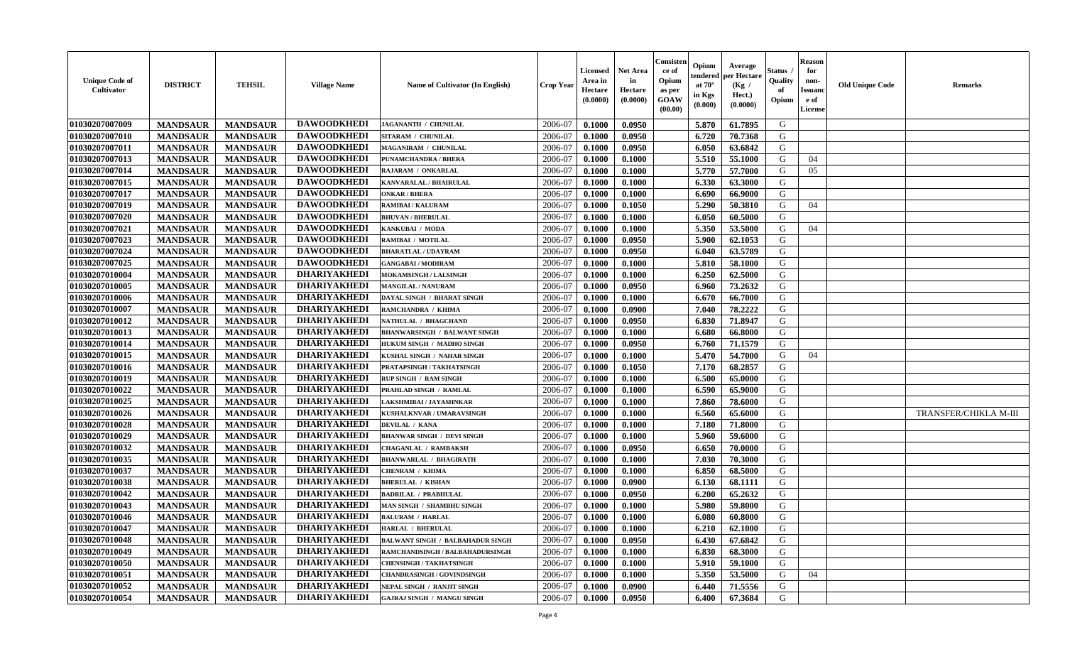| Unique Code of Cultivator | DISTRICT | TEHSIL | Village Name | Name of Cultivator (In English) | Crop Year | Licensed Area in Hectare (0.0000) | Net Area in Hectare (0.0000) | Consistence of Opium as per GOAW (00.00) | Opium tendered at 70° in Kgs (0.000) | Average per Hectare (Kg / Hect.) (0.0000) | Status / Quality of Opium | Reason for non-Issuance of License | Old Unique Code | Remarks |
|---|---|---|---|---|---|---|---|---|---|---|---|---|---|---|
| 01030207007009 | MANDSAUR | MANDSAUR | DAWOODKHEDI | JAGANANTH / CHUNILAL | 2006-07 | 0.1000 | 0.0950 | | 5.870 | 61.7895 | G | | | |
| 01030207007010 | MANDSAUR | MANDSAUR | DAWOODKHEDI | SITARAM / CHUNILAL | 2006-07 | 0.1000 | 0.0950 | | 6.720 | 70.7368 | G | | | |
| 01030207007011 | MANDSAUR | MANDSAUR | DAWOODKHEDI | MAGANIRAM / CHUNILAL | 2006-07 | 0.1000 | 0.0950 | | 6.050 | 63.6842 | G | | | |
| 01030207007013 | MANDSAUR | MANDSAUR | DAWOODKHEDI | PUNAMCHANDRA / BHERA | 2006-07 | 0.1000 | 0.1000 | | 5.510 | 55.1000 | G | 04 | | |
| 01030207007014 | MANDSAUR | MANDSAUR | DAWOODKHEDI | RAJARAM / ONKARLAL | 2006-07 | 0.1000 | 0.1000 | | 5.770 | 57.7000 | G | 05 | | |
| 01030207007015 | MANDSAUR | MANDSAUR | DAWOODKHEDI | KANVARALAL / BHAIRULAL | 2006-07 | 0.1000 | 0.1000 | | 6.330 | 63.3000 | G | | | |
| 01030207007017 | MANDSAUR | MANDSAUR | DAWOODKHEDI | ONKAR / BHERA | 2006-07 | 0.1000 | 0.1000 | | 6.690 | 66.9000 | G | | | |
| 01030207007019 | MANDSAUR | MANDSAUR | DAWOODKHEDI | RAMIBAI / KALURAM | 2006-07 | 0.1000 | 0.1050 | | 5.290 | 50.3810 | G | 04 | | |
| 01030207007020 | MANDSAUR | MANDSAUR | DAWOODKHEDI | BHUVAN / BHERULAL | 2006-07 | 0.1000 | 0.1000 | | 6.050 | 60.5000 | G | | | |
| 01030207007021 | MANDSAUR | MANDSAUR | DAWOODKHEDI | KANKUBAI / MODA | 2006-07 | 0.1000 | 0.1000 | | 5.350 | 53.5000 | G | 04 | | |
| 01030207007023 | MANDSAUR | MANDSAUR | DAWOODKHEDI | RAMIBAI / MOTILAL | 2006-07 | 0.1000 | 0.0950 | | 5.900 | 62.1053 | G | | | |
| 01030207007024 | MANDSAUR | MANDSAUR | DAWOODKHEDI | BHARATLAL / UDAYRAM | 2006-07 | 0.1000 | 0.0950 | | 6.040 | 63.5789 | G | | | |
| 01030207007025 | MANDSAUR | MANDSAUR | DAWOODKHEDI | GANGABAI / MODIRAM | 2006-07 | 0.1000 | 0.1000 | | 5.810 | 58.1000 | G | | | |
| 01030207010004 | MANDSAUR | MANDSAUR | DHARIYAKHEDI | MOKAMSINGH / LALSINGH | 2006-07 | 0.1000 | 0.1000 | | 6.250 | 62.5000 | G | | | |
| 01030207010005 | MANDSAUR | MANDSAUR | DHARIYAKHEDI | MANGILAL / NANURAM | 2006-07 | 0.1000 | 0.0950 | | 6.960 | 73.2632 | G | | | |
| 01030207010006 | MANDSAUR | MANDSAUR | DHARIYAKHEDI | DAYAL SINGH / BHARAT SINGH | 2006-07 | 0.1000 | 0.1000 | | 6.670 | 66.7000 | G | | | |
| 01030207010007 | MANDSAUR | MANDSAUR | DHARIYAKHEDI | RAMCHANDRA / KHIMA | 2006-07 | 0.1000 | 0.0900 | | 7.040 | 78.2222 | G | | | |
| 01030207010012 | MANDSAUR | MANDSAUR | DHARIYAKHEDI | NATHULAL / BHAGCHAND | 2006-07 | 0.1000 | 0.0950 | | 6.830 | 71.8947 | G | | | |
| 01030207010013 | MANDSAUR | MANDSAUR | DHARIYAKHEDI | BHANWARSINGH / BALWANT SINGH | 2006-07 | 0.1000 | 0.1000 | | 6.680 | 66.8000 | G | | | |
| 01030207010014 | MANDSAUR | MANDSAUR | DHARIYAKHEDI | HUKUM SINGH / MADHO SINGH | 2006-07 | 0.1000 | 0.0950 | | 6.760 | 71.1579 | G | | | |
| 01030207010015 | MANDSAUR | MANDSAUR | DHARIYAKHEDI | KUSHAL SINGH / NAHAR SINGH | 2006-07 | 0.1000 | 0.1000 | | 5.470 | 54.7000 | G | 04 | | |
| 01030207010016 | MANDSAUR | MANDSAUR | DHARIYAKHEDI | PRATAPSINGH / TAKHATSINGH | 2006-07 | 0.1000 | 0.1050 | | 7.170 | 68.2857 | G | | | |
| 01030207010019 | MANDSAUR | MANDSAUR | DHARIYAKHEDI | RUP SINGH / RAM SINGH | 2006-07 | 0.1000 | 0.1000 | | 6.500 | 65.0000 | G | | | |
| 01030207010022 | MANDSAUR | MANDSAUR | DHARIYAKHEDI | PRAHLAD SINGH / RAMLAL | 2006-07 | 0.1000 | 0.1000 | | 6.590 | 65.9000 | G | | | |
| 01030207010025 | MANDSAUR | MANDSAUR | DHARIYAKHEDI | LAKSHMIBAI / JAYASHNKAR | 2006-07 | 0.1000 | 0.1000 | | 7.860 | 78.6000 | G | | | |
| 01030207010026 | MANDSAUR | MANDSAUR | DHARIYAKHEDI | KUSHALKNVAR / UMARAVSINGH | 2006-07 | 0.1000 | 0.1000 | | 6.560 | 65.6000 | G | | | TRANSFER/CHIKLA M-III |
| 01030207010028 | MANDSAUR | MANDSAUR | DHARIYAKHEDI | DEVILAL / KANA | 2006-07 | 0.1000 | 0.1000 | | 7.180 | 71.8000 | G | | | |
| 01030207010029 | MANDSAUR | MANDSAUR | DHARIYAKHEDI | BHANWAR SINGH / DEVI SINGH | 2006-07 | 0.1000 | 0.1000 | | 5.960 | 59.6000 | G | | | |
| 01030207010032 | MANDSAUR | MANDSAUR | DHARIYAKHEDI | CHAGANLAL / RAMBAKSH | 2006-07 | 0.1000 | 0.0950 | | 6.650 | 70.0000 | G | | | |
| 01030207010035 | MANDSAUR | MANDSAUR | DHARIYAKHEDI | BHANWARLAL / BHAGIRATH | 2006-07 | 0.1000 | 0.1000 | | 7.030 | 70.3000 | G | | | |
| 01030207010037 | MANDSAUR | MANDSAUR | DHARIYAKHEDI | CHENRAM / KHIMA | 2006-07 | 0.1000 | 0.1000 | | 6.850 | 68.5000 | G | | | |
| 01030207010038 | MANDSAUR | MANDSAUR | DHARIYAKHEDI | BHERULAL / KISHAN | 2006-07 | 0.1000 | 0.0900 | | 6.130 | 68.1111 | G | | | |
| 01030207010042 | MANDSAUR | MANDSAUR | DHARIYAKHEDI | BADRILAL / PRABHULAL | 2006-07 | 0.1000 | 0.0950 | | 6.200 | 65.2632 | G | | | |
| 01030207010043 | MANDSAUR | MANDSAUR | DHARIYAKHEDI | MAN SINGH / SHAMBHU SINGH | 2006-07 | 0.1000 | 0.1000 | | 5.980 | 59.8000 | G | | | |
| 01030207010046 | MANDSAUR | MANDSAUR | DHARIYAKHEDI | BALURAM / HARLAL | 2006-07 | 0.1000 | 0.1000 | | 6.080 | 60.8000 | G | | | |
| 01030207010047 | MANDSAUR | MANDSAUR | DHARIYAKHEDI | HARLAL / BHERULAL | 2006-07 | 0.1000 | 0.1000 | | 6.210 | 62.1000 | G | | | |
| 01030207010048 | MANDSAUR | MANDSAUR | DHARIYAKHEDI | BALWANT SINGH / BALBAHADUR SINGH | 2006-07 | 0.1000 | 0.0950 | | 6.430 | 67.6842 | G | | | |
| 01030207010049 | MANDSAUR | MANDSAUR | DHARIYAKHEDI | RAMCHANDSINGH / BALBAHADURSINGH | 2006-07 | 0.1000 | 0.1000 | | 6.830 | 68.3000 | G | | | |
| 01030207010050 | MANDSAUR | MANDSAUR | DHARIYAKHEDI | CHENSINGH / TAKHATSINGH | 2006-07 | 0.1000 | 0.1000 | | 5.910 | 59.1000 | G | | | |
| 01030207010051 | MANDSAUR | MANDSAUR | DHARIYAKHEDI | CHANDRASINGH / GOVINDSINGH | 2006-07 | 0.1000 | 0.1000 | | 5.350 | 53.5000 | G | 04 | | |
| 01030207010052 | MANDSAUR | MANDSAUR | DHARIYAKHEDI | NEPAL SINGH / RANJIT SINGH | 2006-07 | 0.1000 | 0.0900 | | 6.440 | 71.5556 | G | | | |
| 01030207010054 | MANDSAUR | MANDSAUR | DHARIYAKHEDI | GAJRAJ SINGH / MANGU SINGH | 2006-07 | 0.1000 | 0.0950 | | 6.400 | 67.3684 | G | | | |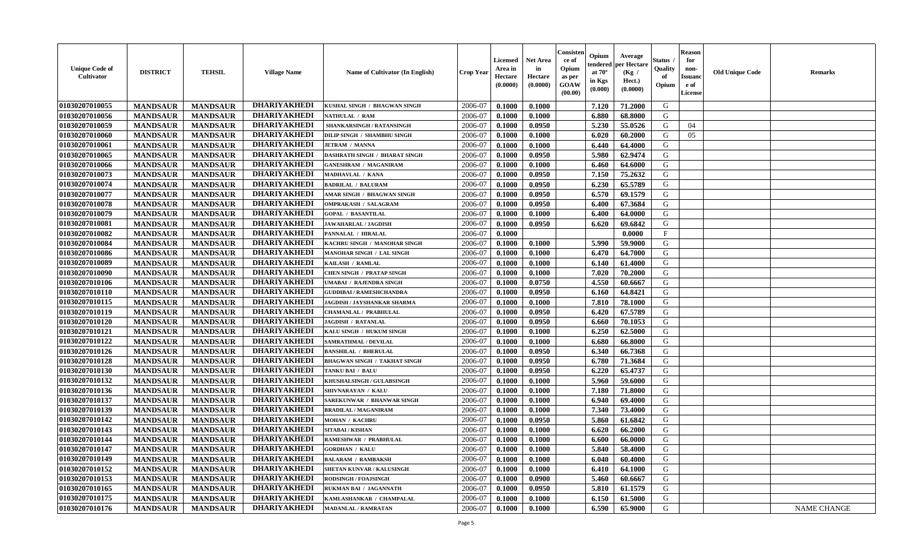| Unique Code of Cultivator | DISTRICT | TEHSIL | Village Name | Name of Cultivator (In English) | Crop Year | Licensed Area in Hectare (0.0000) | Net Area in Hectare (0.0000) | Consistence of Opium as per GOAW (00.00) | Opium tendered at 70° in Kgs (0.000) | Average per Hectare (Kg / Hect.) (0.0000) | Status / Quality of Opium | Reason for non-Issuance of License | Old Unique Code | Remarks |
|---|---|---|---|---|---|---|---|---|---|---|---|---|---|---|
| 01030207010055 | MANDSAUR | MANDSAUR | DHARIYAKHEDI | KUSHAL SINGH / BHAGWAN SINGH | 2006-07 | 0.1000 | 0.1000 | | 7.120 | 71.2000 | G | | | |
| 01030207010056 | MANDSAUR | MANDSAUR | DHARIYAKHEDI | NATHULAL / RAM | 2006-07 | 0.1000 | 0.1000 | | 6.880 | 68.8000 | G | | | |
| 01030207010059 | MANDSAUR | MANDSAUR | DHARIYAKHEDI | SHANKARSINGH / RATANSINGH | 2006-07 | 0.1000 | 0.0950 | | 5.230 | 55.0526 | G | 04 | | |
| 01030207010060 | MANDSAUR | MANDSAUR | DHARIYAKHEDI | DILIP SINGH / SHAMBHU SINGH | 2006-07 | 0.1000 | 0.1000 | | 6.020 | 60.2000 | G | 05 | | |
| 01030207010061 | MANDSAUR | MANDSAUR | DHARIYAKHEDI | JETRAM / MANNA | 2006-07 | 0.1000 | 0.1000 | | 6.440 | 64.4000 | G | | | |
| 01030207010065 | MANDSAUR | MANDSAUR | DHARIYAKHEDI | DASHRATH SINGH / BHARAT SINGH | 2006-07 | 0.1000 | 0.0950 | | 5.980 | 62.9474 | G | | | |
| 01030207010066 | MANDSAUR | MANDSAUR | DHARIYAKHEDI | GANESHRAM / MAGANIRAM | 2006-07 | 0.1000 | 0.1000 | | 6.460 | 64.6000 | G | | | |
| 01030207010073 | MANDSAUR | MANDSAUR | DHARIYAKHEDI | MADHAVLAL / KANA | 2006-07 | 0.1000 | 0.0950 | | 7.150 | 75.2632 | G | | | |
| 01030207010074 | MANDSAUR | MANDSAUR | DHARIYAKHEDI | BADRILAL / BALURAM | 2006-07 | 0.1000 | 0.0950 | | 6.230 | 65.5789 | G | | | |
| 01030207010077 | MANDSAUR | MANDSAUR | DHARIYAKHEDI | AMAR SINGH / BHAGWAN SINGH | 2006-07 | 0.1000 | 0.0950 | | 6.570 | 69.1579 | G | | | |
| 01030207010078 | MANDSAUR | MANDSAUR | DHARIYAKHEDI | OMPRAKASH / SALAGRAM | 2006-07 | 0.1000 | 0.0950 | | 6.400 | 67.3684 | G | | | |
| 01030207010079 | MANDSAUR | MANDSAUR | DHARIYAKHEDI | GOPAL / BASANTILAL | 2006-07 | 0.1000 | 0.1000 | | 6.400 | 64.0000 | G | | | |
| 01030207010081 | MANDSAUR | MANDSAUR | DHARIYAKHEDI | JAWAHARLAL / JAGDISH | 2006-07 | 0.1000 | 0.0950 | | 6.620 | 69.6842 | G | | | |
| 01030207010082 | MANDSAUR | MANDSAUR | DHARIYAKHEDI | PANNALAL / HIRALAL | 2006-07 | 0.1000 | | | | 0.0000 | F | | | |
| 01030207010084 | MANDSAUR | MANDSAUR | DHARIYAKHEDI | KACHRU SINGH / MANOHAR SINGH | 2006-07 | 0.1000 | 0.1000 | | 5.990 | 59.9000 | G | | | |
| 01030207010086 | MANDSAUR | MANDSAUR | DHARIYAKHEDI | MANOHAR SINGH / LAL SINGH | 2006-07 | 0.1000 | 0.1000 | | 6.470 | 64.7000 | G | | | |
| 01030207010089 | MANDSAUR | MANDSAUR | DHARIYAKHEDI | KAILASH / RAMLAL | 2006-07 | 0.1000 | 0.1000 | | 6.140 | 61.4000 | G | | | |
| 01030207010090 | MANDSAUR | MANDSAUR | DHARIYAKHEDI | CHEN SINGH / PRATAP SINGH | 2006-07 | 0.1000 | 0.1000 | | 7.020 | 70.2000 | G | | | |
| 01030207010106 | MANDSAUR | MANDSAUR | DHARIYAKHEDI | UMABAI / RAJENDRA SINGH | 2006-07 | 0.1000 | 0.0750 | | 4.550 | 60.6667 | G | | | |
| 01030207010110 | MANDSAUR | MANDSAUR | DHARIYAKHEDI | GUDDIBAI / RAMESHCHANDRA | 2006-07 | 0.1000 | 0.0950 | | 6.160 | 64.8421 | G | | | |
| 01030207010115 | MANDSAUR | MANDSAUR | DHARIYAKHEDI | JAGDISH / JAYSHANKAR SHARMA | 2006-07 | 0.1000 | 0.1000 | | 7.810 | 78.1000 | G | | | |
| 01030207010119 | MANDSAUR | MANDSAUR | DHARIYAKHEDI | CHAMANLAL / PRABHULAL | 2006-07 | 0.1000 | 0.0950 | | 6.420 | 67.5789 | G | | | |
| 01030207010120 | MANDSAUR | MANDSAUR | DHARIYAKHEDI | JAGDISH / RATANLAL | 2006-07 | 0.1000 | 0.0950 | | 6.660 | 70.1053 | G | | | |
| 01030207010121 | MANDSAUR | MANDSAUR | DHARIYAKHEDI | KALU SINGH / HUKUM SINGH | 2006-07 | 0.1000 | 0.1000 | | 6.250 | 62.5000 | G | | | |
| 01030207010122 | MANDSAUR | MANDSAUR | DHARIYAKHEDI | SAMRATHMAL / DEVILAL | 2006-07 | 0.1000 | 0.1000 | | 6.680 | 66.8000 | G | | | |
| 01030207010126 | MANDSAUR | MANDSAUR | DHARIYAKHEDI | BANSHILAL / BHERULAL | 2006-07 | 0.1000 | 0.0950 | | 6.340 | 66.7368 | G | | | |
| 01030207010128 | MANDSAUR | MANDSAUR | DHARIYAKHEDI | BHAGWAN SINGH / TAKHAT SINGH | 2006-07 | 0.1000 | 0.0950 | | 6.780 | 71.3684 | G | | | |
| 01030207010130 | MANDSAUR | MANDSAUR | DHARIYAKHEDI | TANKU BAI / BALU | 2006-07 | 0.1000 | 0.0950 | | 6.220 | 65.4737 | G | | | |
| 01030207010132 | MANDSAUR | MANDSAUR | DHARIYAKHEDI | KHUSHALSINGH / GULABSINGH | 2006-07 | 0.1000 | 0.1000 | | 5.960 | 59.6000 | G | | | |
| 01030207010136 | MANDSAUR | MANDSAUR | DHARIYAKHEDI | SHIVNARAYAN / KALU | 2006-07 | 0.1000 | 0.1000 | | 7.180 | 71.8000 | G | | | |
| 01030207010137 | MANDSAUR | MANDSAUR | DHARIYAKHEDI | SAREKUNWAR / BHANWAR SINGH | 2006-07 | 0.1000 | 0.1000 | | 6.940 | 69.4000 | G | | | |
| 01030207010139 | MANDSAUR | MANDSAUR | DHARIYAKHEDI | BRADILAL / MAGANIRAM | 2006-07 | 0.1000 | 0.1000 | | 7.340 | 73.4000 | G | | | |
| 01030207010142 | MANDSAUR | MANDSAUR | DHARIYAKHEDI | MOHAN / KACHRU | 2006-07 | 0.1000 | 0.0950 | | 5.860 | 61.6842 | G | | | |
| 01030207010143 | MANDSAUR | MANDSAUR | DHARIYAKHEDI | SITABAI / KISHAN | 2006-07 | 0.1000 | 0.1000 | | 6.620 | 66.2000 | G | | | |
| 01030207010144 | MANDSAUR | MANDSAUR | DHARIYAKHEDI | RAMESHWAR / PRABHULAL | 2006-07 | 0.1000 | 0.1000 | | 6.600 | 66.0000 | G | | | |
| 01030207010147 | MANDSAUR | MANDSAUR | DHARIYAKHEDI | GORDHAN / KALU | 2006-07 | 0.1000 | 0.1000 | | 5.840 | 58.4000 | G | | | |
| 01030207010149 | MANDSAUR | MANDSAUR | DHARIYAKHEDI | BALARAM / RAMBAKSH | 2006-07 | 0.1000 | 0.1000 | | 6.040 | 60.4000 | G | | | |
| 01030207010152 | MANDSAUR | MANDSAUR | DHARIYAKHEDI | SHETAN KUNVAR / KALUSINGH | 2006-07 | 0.1000 | 0.1000 | | 6.410 | 64.1000 | G | | | |
| 01030207010153 | MANDSAUR | MANDSAUR | DHARIYAKHEDI | RODSINGH / FOAJSINGH | 2006-07 | 0.1000 | 0.0900 | | 5.460 | 60.6667 | G | | | |
| 01030207010165 | MANDSAUR | MANDSAUR | DHARIYAKHEDI | RUKMAN BAI / JAGANNATH | 2006-07 | 0.1000 | 0.0950 | | 5.810 | 61.1579 | G | | | |
| 01030207010175 | MANDSAUR | MANDSAUR | DHARIYAKHEDI | KAMLASHANKAR / CHAMPALAL | 2006-07 | 0.1000 | 0.1000 | | 6.150 | 61.5000 | G | | | |
| 01030207010176 | MANDSAUR | MANDSAUR | DHARIYAKHEDI | MADANLAL / RAMRATAN | 2006-07 | 0.1000 | 0.1000 | | 6.590 | 65.9000 | G | | | NAME CHANGE |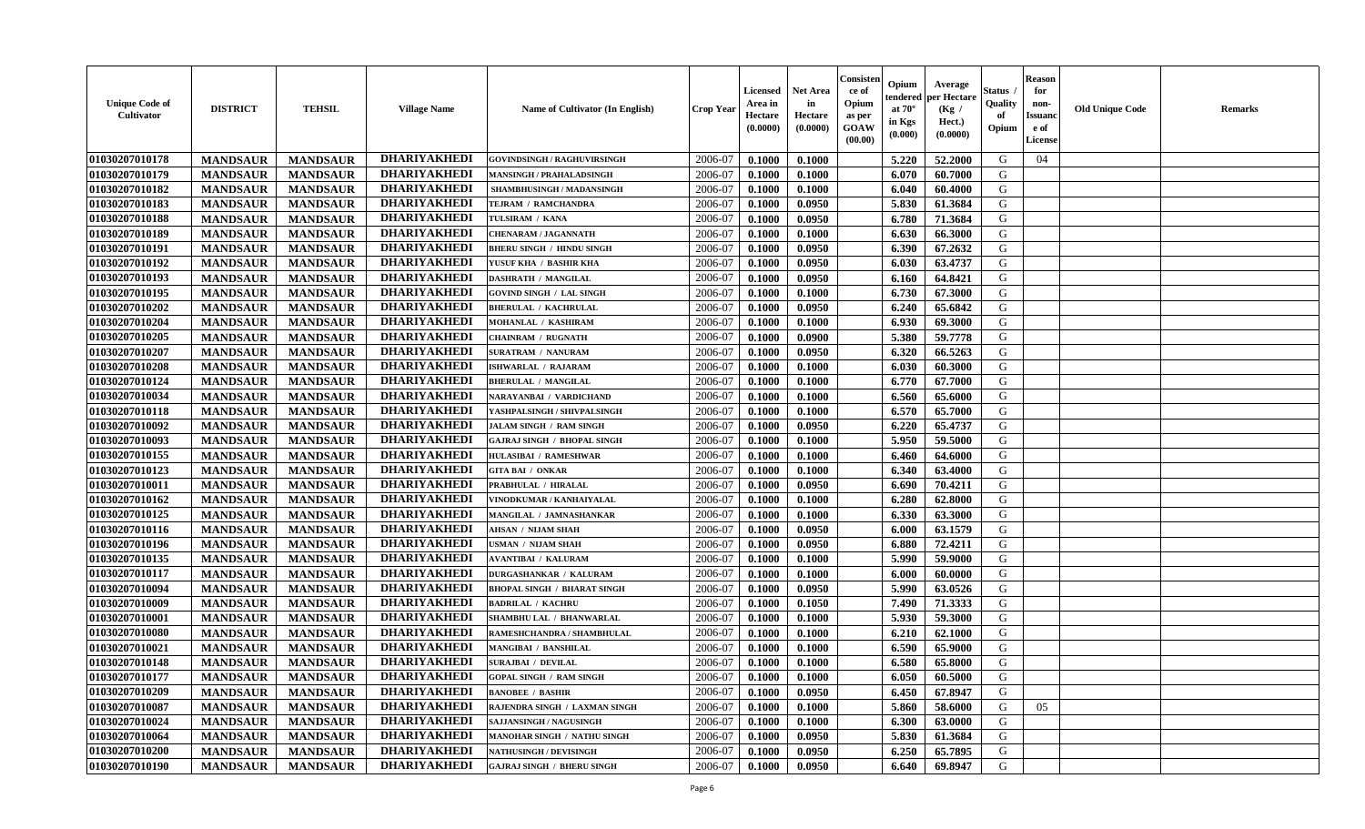| Unique Code of Cultivator | DISTRICT | TEHSIL | Village Name | Name of Cultivator (In English) | Crop Year | Licensed Area in Hectare (0.0000) | Net Area in Hectare (0.0000) | Consistence of Opium as per GOAW (00.00) | Opium tendered at 70° in Kgs (0.000) | Average per Hectare (Kg / Hect.) (0.0000) | Status / Quality of Opium | Reason for non-Issuance of License | Old Unique Code | Remarks |
|---|---|---|---|---|---|---|---|---|---|---|---|---|---|---|
| 01030207010178 | MANDSAUR | MANDSAUR | DHARIYAKHEDI | GOVINDSINGH / RAGHUVIRSINGH | 2006-07 | 0.1000 | 0.1000 | | 5.220 | 52.2000 | G | 04 | | |
| 01030207010179 | MANDSAUR | MANDSAUR | DHARIYAKHEDI | MANSINGH / PRAHALADSINGH | 2006-07 | 0.1000 | 0.1000 | | 6.070 | 60.7000 | G | | | |
| 01030207010182 | MANDSAUR | MANDSAUR | DHARIYAKHEDI | SHAMBHUSINGH / MADANSINGH | 2006-07 | 0.1000 | 0.1000 | | 6.040 | 60.4000 | G | | | |
| 01030207010183 | MANDSAUR | MANDSAUR | DHARIYAKHEDI | TEJRAM / RAMCHANDRA | 2006-07 | 0.1000 | 0.0950 | | 5.830 | 61.3684 | G | | | |
| 01030207010188 | MANDSAUR | MANDSAUR | DHARIYAKHEDI | TULSIRAM / KANA | 2006-07 | 0.1000 | 0.0950 | | 6.780 | 71.3684 | G | | | |
| 01030207010189 | MANDSAUR | MANDSAUR | DHARIYAKHEDI | CHENARAM / JAGANNATH | 2006-07 | 0.1000 | 0.1000 | | 6.630 | 66.3000 | G | | | |
| 01030207010191 | MANDSAUR | MANDSAUR | DHARIYAKHEDI | BHERU SINGH / HINDU SINGH | 2006-07 | 0.1000 | 0.0950 | | 6.390 | 67.2632 | G | | | |
| 01030207010192 | MANDSAUR | MANDSAUR | DHARIYAKHEDI | YUSUF KHA / BASHIR KHA | 2006-07 | 0.1000 | 0.0950 | | 6.030 | 63.4737 | G | | | |
| 01030207010193 | MANDSAUR | MANDSAUR | DHARIYAKHEDI | DASHRATH / MANGILAL | 2006-07 | 0.1000 | 0.0950 | | 6.160 | 64.8421 | G | | | |
| 01030207010195 | MANDSAUR | MANDSAUR | DHARIYAKHEDI | GOVIND SINGH / LAL SINGH | 2006-07 | 0.1000 | 0.1000 | | 6.730 | 67.3000 | G | | | |
| 01030207010202 | MANDSAUR | MANDSAUR | DHARIYAKHEDI | BHERULAL / KACHRULAL | 2006-07 | 0.1000 | 0.0950 | | 6.240 | 65.6842 | G | | | |
| 01030207010204 | MANDSAUR | MANDSAUR | DHARIYAKHEDI | MOHANLAL / KASHIRAM | 2006-07 | 0.1000 | 0.1000 | | 6.930 | 69.3000 | G | | | |
| 01030207010205 | MANDSAUR | MANDSAUR | DHARIYAKHEDI | CHAINRAM / RUGNATH | 2006-07 | 0.1000 | 0.0900 | | 5.380 | 59.7778 | G | | | |
| 01030207010207 | MANDSAUR | MANDSAUR | DHARIYAKHEDI | SURATRAM / NANURAM | 2006-07 | 0.1000 | 0.0950 | | 6.320 | 66.5263 | G | | | |
| 01030207010208 | MANDSAUR | MANDSAUR | DHARIYAKHEDI | ISHWARLAL / RAJARAM | 2006-07 | 0.1000 | 0.1000 | | 6.030 | 60.3000 | G | | | |
| 01030207010124 | MANDSAUR | MANDSAUR | DHARIYAKHEDI | BHERULAL / MANGILAL | 2006-07 | 0.1000 | 0.1000 | | 6.770 | 67.7000 | G | | | |
| 01030207010034 | MANDSAUR | MANDSAUR | DHARIYAKHEDI | NARAYANBAI / VARDICHAND | 2006-07 | 0.1000 | 0.1000 | | 6.560 | 65.6000 | G | | | |
| 01030207010118 | MANDSAUR | MANDSAUR | DHARIYAKHEDI | YASHPALSINGH / SHIVPALSINGH | 2006-07 | 0.1000 | 0.1000 | | 6.570 | 65.7000 | G | | | |
| 01030207010092 | MANDSAUR | MANDSAUR | DHARIYAKHEDI | JALAM SINGH / RAM SINGH | 2006-07 | 0.1000 | 0.0950 | | 6.220 | 65.4737 | G | | | |
| 01030207010093 | MANDSAUR | MANDSAUR | DHARIYAKHEDI | GAJRAJ SINGH / BHOPAL SINGH | 2006-07 | 0.1000 | 0.1000 | | 5.950 | 59.5000 | G | | | |
| 01030207010155 | MANDSAUR | MANDSAUR | DHARIYAKHEDI | HULASIBAI / RAMESHWAR | 2006-07 | 0.1000 | 0.1000 | | 6.460 | 64.6000 | G | | | |
| 01030207010123 | MANDSAUR | MANDSAUR | DHARIYAKHEDI | GITA BAI / ONKAR | 2006-07 | 0.1000 | 0.1000 | | 6.340 | 63.4000 | G | | | |
| 01030207010011 | MANDSAUR | MANDSAUR | DHARIYAKHEDI | PRABHULAL / HIRALAL | 2006-07 | 0.1000 | 0.0950 | | 6.690 | 70.4211 | G | | | |
| 01030207010162 | MANDSAUR | MANDSAUR | DHARIYAKHEDI | VINODKUMAR / KANHAIYALAL | 2006-07 | 0.1000 | 0.1000 | | 6.280 | 62.8000 | G | | | |
| 01030207010125 | MANDSAUR | MANDSAUR | DHARIYAKHEDI | MANGILAL / JAMNASHANKAR | 2006-07 | 0.1000 | 0.1000 | | 6.330 | 63.3000 | G | | | |
| 01030207010116 | MANDSAUR | MANDSAUR | DHARIYAKHEDI | AHSAN / NIJAM SHAH | 2006-07 | 0.1000 | 0.0950 | | 6.000 | 63.1579 | G | | | |
| 01030207010196 | MANDSAUR | MANDSAUR | DHARIYAKHEDI | USMAN / NIJAM SHAH | 2006-07 | 0.1000 | 0.0950 | | 6.880 | 72.4211 | G | | | |
| 01030207010135 | MANDSAUR | MANDSAUR | DHARIYAKHEDI | AVANTIBAI / KALURAM | 2006-07 | 0.1000 | 0.1000 | | 5.990 | 59.9000 | G | | | |
| 01030207010117 | MANDSAUR | MANDSAUR | DHARIYAKHEDI | DURGASHANKAR / KALURAM | 2006-07 | 0.1000 | 0.1000 | | 6.000 | 60.0000 | G | | | |
| 01030207010094 | MANDSAUR | MANDSAUR | DHARIYAKHEDI | BHOPAL SINGH / BHARAT SINGH | 2006-07 | 0.1000 | 0.0950 | | 5.990 | 63.0526 | G | | | |
| 01030207010009 | MANDSAUR | MANDSAUR | DHARIYAKHEDI | BADRILAL / KACHRU | 2006-07 | 0.1000 | 0.1050 | | 7.490 | 71.3333 | G | | | |
| 01030207010001 | MANDSAUR | MANDSAUR | DHARIYAKHEDI | SHAMBHU LAL / BHANWARLAL | 2006-07 | 0.1000 | 0.1000 | | 5.930 | 59.3000 | G | | | |
| 01030207010080 | MANDSAUR | MANDSAUR | DHARIYAKHEDI | RAMESHCHANDRA / SHAMBHULAL | 2006-07 | 0.1000 | 0.1000 | | 6.210 | 62.1000 | G | | | |
| 01030207010021 | MANDSAUR | MANDSAUR | DHARIYAKHEDI | MANGIBAI / BANSHILAL | 2006-07 | 0.1000 | 0.1000 | | 6.590 | 65.9000 | G | | | |
| 01030207010148 | MANDSAUR | MANDSAUR | DHARIYAKHEDI | SURAJBAI / DEVILAL | 2006-07 | 0.1000 | 0.1000 | | 6.580 | 65.8000 | G | | | |
| 01030207010177 | MANDSAUR | MANDSAUR | DHARIYAKHEDI | GOPAL SINGH / RAM SINGH | 2006-07 | 0.1000 | 0.1000 | | 6.050 | 60.5000 | G | | | |
| 01030207010209 | MANDSAUR | MANDSAUR | DHARIYAKHEDI | BANOBEE / BASHIR | 2006-07 | 0.1000 | 0.0950 | | 6.450 | 67.8947 | G | | | |
| 01030207010087 | MANDSAUR | MANDSAUR | DHARIYAKHEDI | RAJENDRA SINGH / LAXMAN SINGH | 2006-07 | 0.1000 | 0.1000 | | 5.860 | 58.6000 | G | 05 | | |
| 01030207010024 | MANDSAUR | MANDSAUR | DHARIYAKHEDI | SAJJANSINGH / NAGUSINGH | 2006-07 | 0.1000 | 0.1000 | | 6.300 | 63.0000 | G | | | |
| 01030207010064 | MANDSAUR | MANDSAUR | DHARIYAKHEDI | MANOHAR SINGH / NATHU SINGH | 2006-07 | 0.1000 | 0.0950 | | 5.830 | 61.3684 | G | | | |
| 01030207010200 | MANDSAUR | MANDSAUR | DHARIYAKHEDI | NATHUSINGH / DEVISINGH | 2006-07 | 0.1000 | 0.0950 | | 6.250 | 65.7895 | G | | | |
| 01030207010190 | MANDSAUR | MANDSAUR | DHARIYAKHEDI | GAJRAJ SINGH / BHERU SINGH | 2006-07 | 0.1000 | 0.0950 | | 6.640 | 69.8947 | G | | | |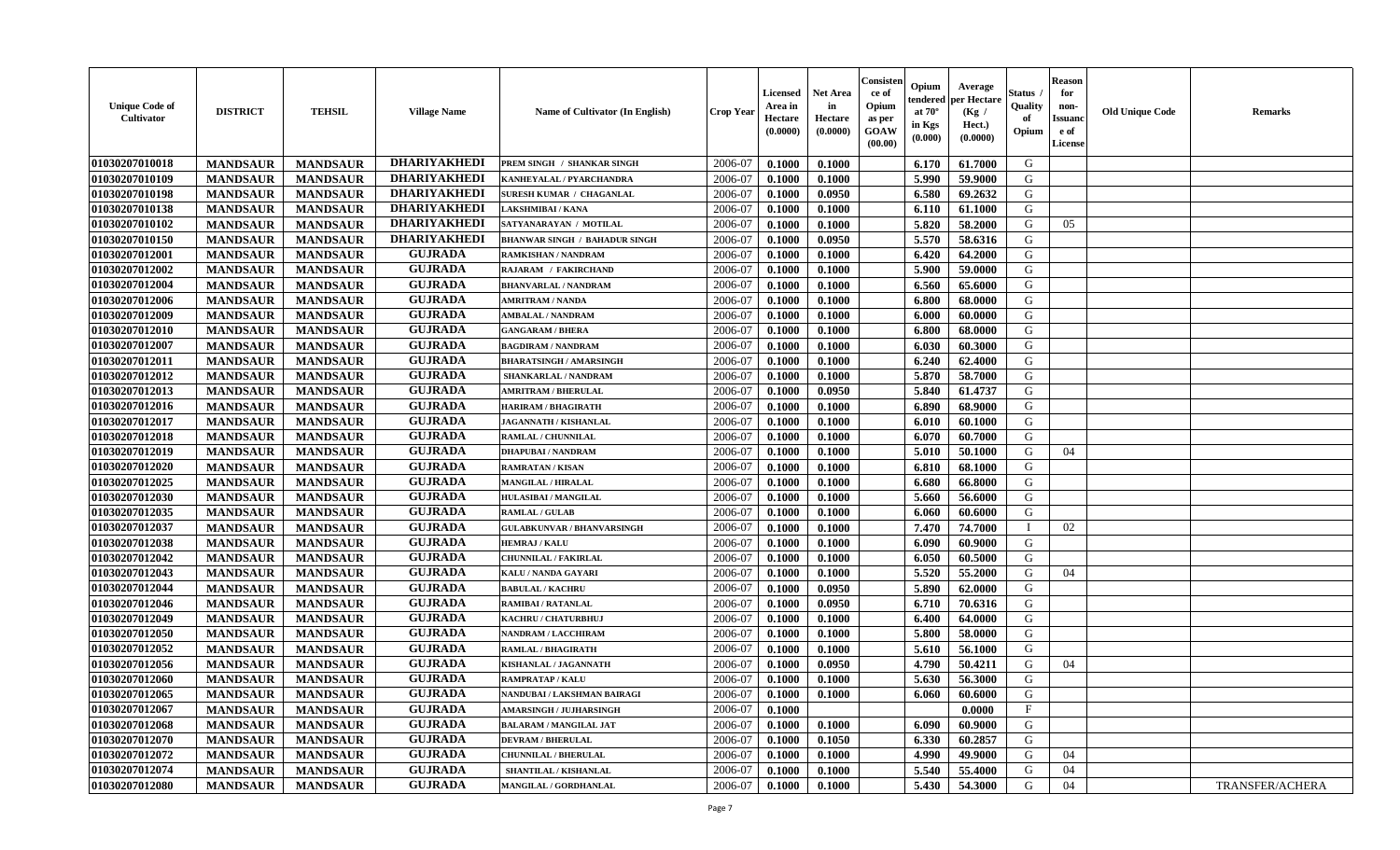| Unique Code of Cultivator | DISTRICT | TEHSIL | Village Name | Name of Cultivator (In English) | Crop Year | Licensed Area in Hectare (0.0000) | Net Area in Hectare (0.0000) | Consistence of Opium as per GOAW (00.00) | Opium tendered at 70° in Kgs (0.000) | Average per Hectare (Kg / Hect.) (0.0000) | Status / Quality of Opium | Reason for non-Issuance of License | Old Unique Code | Remarks |
|---|---|---|---|---|---|---|---|---|---|---|---|---|---|---|
| 01030207010018 | MANDSAUR | MANDSAUR | DHARIYAKHEDI | PREM SINGH / SHANKAR SINGH | 2006-07 | 0.1000 | 0.1000 | | 6.170 | 61.7000 | G | | | |
| 01030207010109 | MANDSAUR | MANDSAUR | DHARIYAKHEDI | KANHEYALAL / PYARCHANDRA | 2006-07 | 0.1000 | 0.1000 | | 5.990 | 59.9000 | G | | | |
| 01030207010198 | MANDSAUR | MANDSAUR | DHARIYAKHEDI | SURESH KUMAR / CHAGANLAL | 2006-07 | 0.1000 | 0.0950 | | 6.580 | 69.2632 | G | | | |
| 01030207010138 | MANDSAUR | MANDSAUR | DHARIYAKHEDI | LAKSHMIBAI / KANA | 2006-07 | 0.1000 | 0.1000 | | 6.110 | 61.1000 | G | | | |
| 01030207010102 | MANDSAUR | MANDSAUR | DHARIYAKHEDI | SATYANARAYAN / MOTILAL | 2006-07 | 0.1000 | 0.1000 | | 5.820 | 58.2000 | G | 05 | | |
| 01030207010150 | MANDSAUR | MANDSAUR | DHARIYAKHEDI | BHANWAR SINGH / BAHADUR SINGH | 2006-07 | 0.1000 | 0.0950 | | 5.570 | 58.6316 | G | | | |
| 01030207012001 | MANDSAUR | MANDSAUR | GUJRADA | RAMKISHAN / NANDRAM | 2006-07 | 0.1000 | 0.1000 | | 6.420 | 64.2000 | G | | | |
| 01030207012002 | MANDSAUR | MANDSAUR | GUJRADA | RAJARAM / FAKIRCHAND | 2006-07 | 0.1000 | 0.1000 | | 5.900 | 59.0000 | G | | | |
| 01030207012004 | MANDSAUR | MANDSAUR | GUJRADA | BHANVARLAL / NANDRAM | 2006-07 | 0.1000 | 0.1000 | | 6.560 | 65.6000 | G | | | |
| 01030207012006 | MANDSAUR | MANDSAUR | GUJRADA | AMRITRAM / NANDA | 2006-07 | 0.1000 | 0.1000 | | 6.800 | 68.0000 | G | | | |
| 01030207012009 | MANDSAUR | MANDSAUR | GUJRADA | AMBALAL / NANDRAM | 2006-07 | 0.1000 | 0.1000 | | 6.000 | 60.0000 | G | | | |
| 01030207012010 | MANDSAUR | MANDSAUR | GUJRADA | GANGARAM / BHERA | 2006-07 | 0.1000 | 0.1000 | | 6.800 | 68.0000 | G | | | |
| 01030207012007 | MANDSAUR | MANDSAUR | GUJRADA | BAGDIRAM / NANDRAM | 2006-07 | 0.1000 | 0.1000 | | 6.030 | 60.3000 | G | | | |
| 01030207012011 | MANDSAUR | MANDSAUR | GUJRADA | BHARATSINGH / AMARSINGH | 2006-07 | 0.1000 | 0.1000 | | 6.240 | 62.4000 | G | | | |
| 01030207012012 | MANDSAUR | MANDSAUR | GUJRADA | SHANKARLAL / NANDRAM | 2006-07 | 0.1000 | 0.1000 | | 5.870 | 58.7000 | G | | | |
| 01030207012013 | MANDSAUR | MANDSAUR | GUJRADA | AMRITRAM / BHERULAL | 2006-07 | 0.1000 | 0.0950 | | 5.840 | 61.4737 | G | | | |
| 01030207012016 | MANDSAUR | MANDSAUR | GUJRADA | HARIRAM / BHAGIRATH | 2006-07 | 0.1000 | 0.1000 | | 6.890 | 68.9000 | G | | | |
| 01030207012017 | MANDSAUR | MANDSAUR | GUJRADA | JAGANNATH / KISHANLAL | 2006-07 | 0.1000 | 0.1000 | | 6.010 | 60.1000 | G | | | |
| 01030207012018 | MANDSAUR | MANDSAUR | GUJRADA | RAMLAL / CHUNNILAL | 2006-07 | 0.1000 | 0.1000 | | 6.070 | 60.7000 | G | | | |
| 01030207012019 | MANDSAUR | MANDSAUR | GUJRADA | DHAPUBAI / NANDRAM | 2006-07 | 0.1000 | 0.1000 | | 5.010 | 50.1000 | G | 04 | | |
| 01030207012020 | MANDSAUR | MANDSAUR | GUJRADA | RAMRATAN / KISAN | 2006-07 | 0.1000 | 0.1000 | | 6.810 | 68.1000 | G | | | |
| 01030207012025 | MANDSAUR | MANDSAUR | GUJRADA | MANGILAL / HIRALAL | 2006-07 | 0.1000 | 0.1000 | | 6.680 | 66.8000 | G | | | |
| 01030207012030 | MANDSAUR | MANDSAUR | GUJRADA | HULASIBAI / MANGILAL | 2006-07 | 0.1000 | 0.1000 | | 5.660 | 56.6000 | G | | | |
| 01030207012035 | MANDSAUR | MANDSAUR | GUJRADA | RAMLAL / GULAB | 2006-07 | 0.1000 | 0.1000 | | 6.060 | 60.6000 | G | | | |
| 01030207012037 | MANDSAUR | MANDSAUR | GUJRADA | GULABKUNVAR / BHANVARSINGH | 2006-07 | 0.1000 | 0.1000 | | 7.470 | 74.7000 | I | 02 | | |
| 01030207012038 | MANDSAUR | MANDSAUR | GUJRADA | HEMRAJ / KALU | 2006-07 | 0.1000 | 0.1000 | | 6.090 | 60.9000 | G | | | |
| 01030207012042 | MANDSAUR | MANDSAUR | GUJRADA | CHUNNILAL / FAKIRLAL | 2006-07 | 0.1000 | 0.1000 | | 6.050 | 60.5000 | G | | | |
| 01030207012043 | MANDSAUR | MANDSAUR | GUJRADA | KALU / NANDA GAYARI | 2006-07 | 0.1000 | 0.1000 | | 5.520 | 55.2000 | G | 04 | | |
| 01030207012044 | MANDSAUR | MANDSAUR | GUJRADA | BABULAL / KACHRU | 2006-07 | 0.1000 | 0.0950 | | 5.890 | 62.0000 | G | | | |
| 01030207012046 | MANDSAUR | MANDSAUR | GUJRADA | RAMIBAI / RATANLAL | 2006-07 | 0.1000 | 0.0950 | | 6.710 | 70.6316 | G | | | |
| 01030207012049 | MANDSAUR | MANDSAUR | GUJRADA | KACHRU / CHATURBHUJ | 2006-07 | 0.1000 | 0.1000 | | 6.400 | 64.0000 | G | | | |
| 01030207012050 | MANDSAUR | MANDSAUR | GUJRADA | NANDRAM / LACCHIRAM | 2006-07 | 0.1000 | 0.1000 | | 5.800 | 58.0000 | G | | | |
| 01030207012052 | MANDSAUR | MANDSAUR | GUJRADA | RAMLAL / BHAGIRATH | 2006-07 | 0.1000 | 0.1000 | | 5.610 | 56.1000 | G | | | |
| 01030207012056 | MANDSAUR | MANDSAUR | GUJRADA | KISHANLAL / JAGANNATH | 2006-07 | 0.1000 | 0.0950 | | 4.790 | 50.4211 | G | 04 | | |
| 01030207012060 | MANDSAUR | MANDSAUR | GUJRADA | RAMPRATAP / KALU | 2006-07 | 0.1000 | 0.1000 | | 5.630 | 56.3000 | G | | | |
| 01030207012065 | MANDSAUR | MANDSAUR | GUJRADA | NANDUBAI / LAKSHMAN BAIRAGI | 2006-07 | 0.1000 | 0.1000 | | 6.060 | 60.6000 | G | | | |
| 01030207012067 | MANDSAUR | MANDSAUR | GUJRADA | AMARSINGH / JUJHARSINGH | 2006-07 | 0.1000 | | | | 0.0000 | F | | | |
| 01030207012068 | MANDSAUR | MANDSAUR | GUJRADA | BALARAM / MANGILAL JAT | 2006-07 | 0.1000 | 0.1000 | | 6.090 | 60.9000 | G | | | |
| 01030207012070 | MANDSAUR | MANDSAUR | GUJRADA | DEVRAM / BHERULAL | 2006-07 | 0.1000 | 0.1050 | | 6.330 | 60.2857 | G | | | |
| 01030207012072 | MANDSAUR | MANDSAUR | GUJRADA | CHUNNILAL / BHERULAL | 2006-07 | 0.1000 | 0.1000 | | 4.990 | 49.9000 | G | 04 | | |
| 01030207012074 | MANDSAUR | MANDSAUR | GUJRADA | SHANTILAL / KISHANLAL | 2006-07 | 0.1000 | 0.1000 | | 5.540 | 55.4000 | G | 04 | | |
| 01030207012080 | MANDSAUR | MANDSAUR | GUJRADA | MANGILAL / GORDHANLAL | 2006-07 | 0.1000 | 0.1000 | | 5.430 | 54.3000 | G | 04 | | TRANSFER/ACHERA |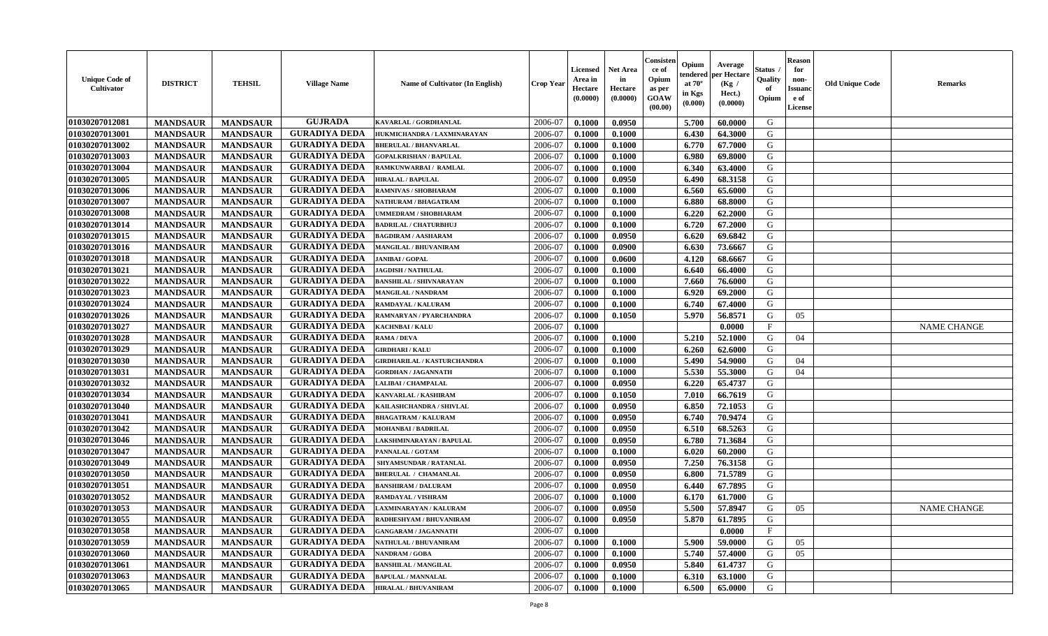| Unique Code of Cultivator | DISTRICT | TEHSIL | Village Name | Name of Cultivator (In English) | Crop Year | Licensed Area in Hectare (0.0000) | Net Area in Hectare (0.0000) | Consistence of Opium as per GOAW (00.00) | Opium tendered at 70° in Kgs (0.000) | Average per Hectare (Kg / Hect.) (0.0000) | Status / Quality of Opium | Reason for non-Issuance of License | Old Unique Code | Remarks |
|---|---|---|---|---|---|---|---|---|---|---|---|---|---|---|
| 01030207012081 | MANDSAUR | MANDSAUR | GUJRADA | KAVARLAL / GORDHANLAL | 2006-07 | 0.1000 | 0.0950 | | 5.700 | 60.0000 | G | | | |
| 01030207013001 | MANDSAUR | MANDSAUR | GURADIYA DEDA | HUKMICHANDRA / LAXMINARAYAN | 2006-07 | 0.1000 | 0.1000 | | 6.430 | 64.3000 | G | | | |
| 01030207013002 | MANDSAUR | MANDSAUR | GURADIYA DEDA | BHERULAL / BHANVARLAL | 2006-07 | 0.1000 | 0.1000 | | 6.770 | 67.7000 | G | | | |
| 01030207013003 | MANDSAUR | MANDSAUR | GURADIYA DEDA | GOPALKRISHAN / BAPULAL | 2006-07 | 0.1000 | 0.1000 | | 6.980 | 69.8000 | G | | | |
| 01030207013004 | MANDSAUR | MANDSAUR | GURADIYA DEDA | RAMKUNWARBAI / RAMLAL | 2006-07 | 0.1000 | 0.1000 | | 6.340 | 63.4000 | G | | | |
| 01030207013005 | MANDSAUR | MANDSAUR | GURADIYA DEDA | HIRALAL / BAPULAL | 2006-07 | 0.1000 | 0.0950 | | 6.490 | 68.3158 | G | | | |
| 01030207013006 | MANDSAUR | MANDSAUR | GURADIYA DEDA | RAMNIVAS / SHOBHARAM | 2006-07 | 0.1000 | 0.1000 | | 6.560 | 65.6000 | G | | | |
| 01030207013007 | MANDSAUR | MANDSAUR | GURADIYA DEDA | NATHURAM / BHAGATRAM | 2006-07 | 0.1000 | 0.1000 | | 6.880 | 68.8000 | G | | | |
| 01030207013008 | MANDSAUR | MANDSAUR | GURADIYA DEDA | UMMEDRAM / SHOBHARAM | 2006-07 | 0.1000 | 0.1000 | | 6.220 | 62.2000 | G | | | |
| 01030207013014 | MANDSAUR | MANDSAUR | GURADIYA DEDA | BADRILAL / CHATURBHUJ | 2006-07 | 0.1000 | 0.1000 | | 6.720 | 67.2000 | G | | | |
| 01030207013015 | MANDSAUR | MANDSAUR | GURADIYA DEDA | BAGDIRAM / AASHARAM | 2006-07 | 0.1000 | 0.0950 | | 6.620 | 69.6842 | G | | | |
| 01030207013016 | MANDSAUR | MANDSAUR | GURADIYA DEDA | MANGILAL / BHUVANIRAM | 2006-07 | 0.1000 | 0.0900 | | 6.630 | 73.6667 | G | | | |
| 01030207013018 | MANDSAUR | MANDSAUR | GURADIYA DEDA | JANIBAI / GOPAL | 2006-07 | 0.1000 | 0.0600 | | 4.120 | 68.6667 | G | | | |
| 01030207013021 | MANDSAUR | MANDSAUR | GURADIYA DEDA | JAGDISH / NATHULAL | 2006-07 | 0.1000 | 0.1000 | | 6.640 | 66.4000 | G | | | |
| 01030207013022 | MANDSAUR | MANDSAUR | GURADIYA DEDA | BANSHILAL / SHIVNARAYAN | 2006-07 | 0.1000 | 0.1000 | | 7.660 | 76.6000 | G | | | |
| 01030207013023 | MANDSAUR | MANDSAUR | GURADIYA DEDA | MANGILAL / NANDRAM | 2006-07 | 0.1000 | 0.1000 | | 6.920 | 69.2000 | G | | | |
| 01030207013024 | MANDSAUR | MANDSAUR | GURADIYA DEDA | RAMDAYAL / KALURAM | 2006-07 | 0.1000 | 0.1000 | | 6.740 | 67.4000 | G | | | |
| 01030207013026 | MANDSAUR | MANDSAUR | GURADIYA DEDA | RAMNARYAN / PYARCHANDRA | 2006-07 | 0.1000 | 0.1050 | | 5.970 | 56.8571 | G | 05 | | |
| 01030207013027 | MANDSAUR | MANDSAUR | GURADIYA DEDA | KACHNBAI / KALU | 2006-07 | 0.1000 | | | | 0.0000 | F | | | NAME CHANGE |
| 01030207013028 | MANDSAUR | MANDSAUR | GURADIYA DEDA | RAMA / DEVA | 2006-07 | 0.1000 | 0.1000 | | 5.210 | 52.1000 | G | 04 | | |
| 01030207013029 | MANDSAUR | MANDSAUR | GURADIYA DEDA | GIRDHARI / KALU | 2006-07 | 0.1000 | 0.1000 | | 6.260 | 62.6000 | G | | | |
| 01030207013030 | MANDSAUR | MANDSAUR | GURADIYA DEDA | GIRDHARILAL / KASTURCHANDRA | 2006-07 | 0.1000 | 0.1000 | | 5.490 | 54.9000 | G | 04 | | |
| 01030207013031 | MANDSAUR | MANDSAUR | GURADIYA DEDA | GORDHAN / JAGANNATH | 2006-07 | 0.1000 | 0.1000 | | 5.530 | 55.3000 | G | 04 | | |
| 01030207013032 | MANDSAUR | MANDSAUR | GURADIYA DEDA | LALIBAI / CHAMPALAL | 2006-07 | 0.1000 | 0.0950 | | 6.220 | 65.4737 | G | | | |
| 01030207013034 | MANDSAUR | MANDSAUR | GURADIYA DEDA | KANVARLAL / KASHIRAM | 2006-07 | 0.1000 | 0.1050 | | 7.010 | 66.7619 | G | | | |
| 01030207013040 | MANDSAUR | MANDSAUR | GURADIYA DEDA | KAILASHCHANDRA / SHIVLAL | 2006-07 | 0.1000 | 0.0950 | | 6.850 | 72.1053 | G | | | |
| 01030207013041 | MANDSAUR | MANDSAUR | GURADIYA DEDA | BHAGATRAM / KALURAM | 2006-07 | 0.1000 | 0.0950 | | 6.740 | 70.9474 | G | | | |
| 01030207013042 | MANDSAUR | MANDSAUR | GURADIYA DEDA | MOHANBAI / BADRILAL | 2006-07 | 0.1000 | 0.0950 | | 6.510 | 68.5263 | G | | | |
| 01030207013046 | MANDSAUR | MANDSAUR | GURADIYA DEDA | LAKSHMINARAYAN / BAPULAL | 2006-07 | 0.1000 | 0.0950 | | 6.780 | 71.3684 | G | | | |
| 01030207013047 | MANDSAUR | MANDSAUR | GURADIYA DEDA | PANNALAL / GOTAM | 2006-07 | 0.1000 | 0.1000 | | 6.020 | 60.2000 | G | | | |
| 01030207013049 | MANDSAUR | MANDSAUR | GURADIYA DEDA | SHYAMSUNDAR / RATANLAL | 2006-07 | 0.1000 | 0.0950 | | 7.250 | 76.3158 | G | | | |
| 01030207013050 | MANDSAUR | MANDSAUR | GURADIYA DEDA | BHERULAL / CHAMANLAL | 2006-07 | 0.1000 | 0.0950 | | 6.800 | 71.5789 | G | | | |
| 01030207013051 | MANDSAUR | MANDSAUR | GURADIYA DEDA | BANSHIRAM / DALURAM | 2006-07 | 0.1000 | 0.0950 | | 6.440 | 67.7895 | G | | | |
| 01030207013052 | MANDSAUR | MANDSAUR | GURADIYA DEDA | RAMDAYAL / VISHRAM | 2006-07 | 0.1000 | 0.1000 | | 6.170 | 61.7000 | G | | | |
| 01030207013053 | MANDSAUR | MANDSAUR | GURADIYA DEDA | LAXMINARAYAN / KALURAM | 2006-07 | 0.1000 | 0.0950 | | 5.500 | 57.8947 | G | 05 | | NAME CHANGE |
| 01030207013055 | MANDSAUR | MANDSAUR | GURADIYA DEDA | RADHESHYAM / BHUVANIRAM | 2006-07 | 0.1000 | 0.0950 | | 5.870 | 61.7895 | G | | | |
| 01030207013058 | MANDSAUR | MANDSAUR | GURADIYA DEDA | GANGARAM / JAGANNATH | 2006-07 | 0.1000 | | | | 0.0000 | F | | | |
| 01030207013059 | MANDSAUR | MANDSAUR | GURADIYA DEDA | NATHULAL / BHUVANIRAM | 2006-07 | 0.1000 | 0.1000 | | 5.900 | 59.0000 | G | 05 | | |
| 01030207013060 | MANDSAUR | MANDSAUR | GURADIYA DEDA | NANDRAM / GOBA | 2006-07 | 0.1000 | 0.1000 | | 5.740 | 57.4000 | G | 05 | | |
| 01030207013061 | MANDSAUR | MANDSAUR | GURADIYA DEDA | BANSHILAL / MANGILAL | 2006-07 | 0.1000 | 0.0950 | | 5.840 | 61.4737 | G | | | |
| 01030207013063 | MANDSAUR | MANDSAUR | GURADIYA DEDA | BAPULAL / MANNALAL | 2006-07 | 0.1000 | 0.1000 | | 6.310 | 63.1000 | G | | | |
| 01030207013065 | MANDSAUR | MANDSAUR | GURADIYA DEDA | HIRALAL / BHUVANIRAM | 2006-07 | 0.1000 | 0.1000 | | 6.500 | 65.0000 | G | | | |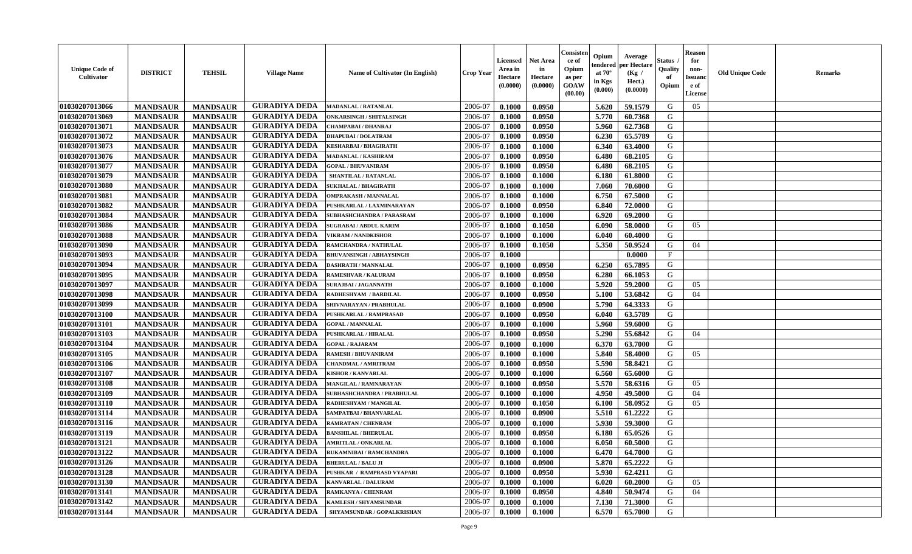| Unique Code of Cultivator | DISTRICT | TEHSIL | Village Name | Name of Cultivator (In English) | Crop Year | Licensed Area in Hectare (0.0000) | Net Area in Hectare (0.0000) | Consistence of Opium as per GOAW (00.00) | Opium tendered at 70° in Kgs (0.000) | Average per Hectare (Kg / Hect.) (0.0000) | Status / Quality of Opium | Reason for non-Issuance of License | Old Unique Code | Remarks |
|---|---|---|---|---|---|---|---|---|---|---|---|---|---|---|
| 01030207013066 | MANDSAUR | MANDSAUR | GURADIYA DEDA | MADANLAL / RATANLAL | 2006-07 | 0.1000 | 0.0950 | | 5.620 | 59.1579 | G | 05 | | |
| 01030207013069 | MANDSAUR | MANDSAUR | GURADIYA DEDA | ONKARSINGH / SHITALSINGH | 2006-07 | 0.1000 | 0.0950 | | 5.770 | 60.7368 | G | | | |
| 01030207013071 | MANDSAUR | MANDSAUR | GURADIYA DEDA | CHAMPABAI / DHANRAJ | 2006-07 | 0.1000 | 0.0950 | | 5.960 | 62.7368 | G | | | |
| 01030207013072 | MANDSAUR | MANDSAUR | GURADIYA DEDA | DHAPUBAI / DOLATRAM | 2006-07 | 0.1000 | 0.0950 | | 6.230 | 65.5789 | G | | | |
| 01030207013073 | MANDSAUR | MANDSAUR | GURADIYA DEDA | KESHARBAI / BHAGIRATH | 2006-07 | 0.1000 | 0.1000 | | 6.340 | 63.4000 | G | | | |
| 01030207013076 | MANDSAUR | MANDSAUR | GURADIYA DEDA | MADANLAL / KASHIRAM | 2006-07 | 0.1000 | 0.0950 | | 6.480 | 68.2105 | G | | | |
| 01030207013077 | MANDSAUR | MANDSAUR | GURADIYA DEDA | GOPAL / BHUVANIRAM | 2006-07 | 0.1000 | 0.0950 | | 6.480 | 68.2105 | G | | | |
| 01030207013079 | MANDSAUR | MANDSAUR | GURADIYA DEDA | SHANTILAL / RATANLAL | 2006-07 | 0.1000 | 0.1000 | | 6.180 | 61.8000 | G | | | |
| 01030207013080 | MANDSAUR | MANDSAUR | GURADIYA DEDA | SUKHALAL / BHAGIRATH | 2006-07 | 0.1000 | 0.1000 | | 7.060 | 70.6000 | G | | | |
| 01030207013081 | MANDSAUR | MANDSAUR | GURADIYA DEDA | OMPRAKASH / MANNALAL | 2006-07 | 0.1000 | 0.1000 | | 6.750 | 67.5000 | G | | | |
| 01030207013082 | MANDSAUR | MANDSAUR | GURADIYA DEDA | PUSHKARLAL / LAXMINARAYAN | 2006-07 | 0.1000 | 0.0950 | | 6.840 | 72.0000 | G | | | |
| 01030207013084 | MANDSAUR | MANDSAUR | GURADIYA DEDA | SUBHASHCHANDRA / PARASRAM | 2006-07 | 0.1000 | 0.1000 | | 6.920 | 69.2000 | G | | | |
| 01030207013086 | MANDSAUR | MANDSAUR | GURADIYA DEDA | SUGRABAI / ABDUL KARIM | 2006-07 | 0.1000 | 0.1050 | | 6.090 | 58.0000 | G | 05 | | |
| 01030207013088 | MANDSAUR | MANDSAUR | GURADIYA DEDA | VIKRAM / NANDKISHOR | 2006-07 | 0.1000 | 0.1000 | | 6.040 | 60.4000 | G | | | |
| 01030207013090 | MANDSAUR | MANDSAUR | GURADIYA DEDA | RAMCHANDRA / NATHULAL | 2006-07 | 0.1000 | 0.1050 | | 5.350 | 50.9524 | G | 04 | | |
| 01030207013093 | MANDSAUR | MANDSAUR | GURADIYA DEDA | BHUVANSINGH / ABHAYSINGH | 2006-07 | 0.1000 | | | | 0.0000 | F | | | |
| 01030207013094 | MANDSAUR | MANDSAUR | GURADIYA DEDA | DASHRATH / MANNALAL | 2006-07 | 0.1000 | 0.0950 | | 6.250 | 65.7895 | G | | | |
| 01030207013095 | MANDSAUR | MANDSAUR | GURADIYA DEDA | RAMESHVAR / KALURAM | 2006-07 | 0.1000 | 0.0950 | | 6.280 | 66.1053 | G | | | |
| 01030207013097 | MANDSAUR | MANDSAUR | GURADIYA DEDA | SURAJBAI / JAGANNATH | 2006-07 | 0.1000 | 0.1000 | | 5.920 | 59.2000 | G | 05 | | |
| 01030207013098 | MANDSAUR | MANDSAUR | GURADIYA DEDA | RADHESHYAM / BARDILAL | 2006-07 | 0.1000 | 0.0950 | | 5.100 | 53.6842 | G | 04 | | |
| 01030207013099 | MANDSAUR | MANDSAUR | GURADIYA DEDA | SHIVNARAYAN / PRABHULAL | 2006-07 | 0.1000 | 0.0900 | | 5.790 | 64.3333 | G | | | |
| 01030207013100 | MANDSAUR | MANDSAUR | GURADIYA DEDA | PUSHKARLAL / RAMPRASAD | 2006-07 | 0.1000 | 0.0950 | | 6.040 | 63.5789 | G | | | |
| 01030207013101 | MANDSAUR | MANDSAUR | GURADIYA DEDA | GOPAL / MANNALAL | 2006-07 | 0.1000 | 0.1000 | | 5.960 | 59.6000 | G | | | |
| 01030207013103 | MANDSAUR | MANDSAUR | GURADIYA DEDA | PUSHKARLAL / HIRALAL | 2006-07 | 0.1000 | 0.0950 | | 5.290 | 55.6842 | G | 04 | | |
| 01030207013104 | MANDSAUR | MANDSAUR | GURADIYA DEDA | GOPAL / RAJARAM | 2006-07 | 0.1000 | 0.1000 | | 6.370 | 63.7000 | G | | | |
| 01030207013105 | MANDSAUR | MANDSAUR | GURADIYA DEDA | RAMESH / BHUVANIRAM | 2006-07 | 0.1000 | 0.1000 | | 5.840 | 58.4000 | G | 05 | | |
| 01030207013106 | MANDSAUR | MANDSAUR | GURADIYA DEDA | CHANDMAL / AMRITRAM | 2006-07 | 0.1000 | 0.0950 | | 5.590 | 58.8421 | G | | | |
| 01030207013107 | MANDSAUR | MANDSAUR | GURADIYA DEDA | KISHOR / KANVARLAL | 2006-07 | 0.1000 | 0.1000 | | 6.560 | 65.6000 | G | | | |
| 01030207013108 | MANDSAUR | MANDSAUR | GURADIYA DEDA | MANGILAL / RAMNARAYAN | 2006-07 | 0.1000 | 0.0950 | | 5.570 | 58.6316 | G | 05 | | |
| 01030207013109 | MANDSAUR | MANDSAUR | GURADIYA DEDA | SUBHASHCHANDRA / PRABHULAL | 2006-07 | 0.1000 | 0.1000 | | 4.950 | 49.5000 | G | 04 | | |
| 01030207013110 | MANDSAUR | MANDSAUR | GURADIYA DEDA | RADHESHYAM / MANGILAL | 2006-07 | 0.1000 | 0.1050 | | 6.100 | 58.0952 | G | 05 | | |
| 01030207013114 | MANDSAUR | MANDSAUR | GURADIYA DEDA | SAMPATBAI / BHANVARLAL | 2006-07 | 0.1000 | 0.0900 | | 5.510 | 61.2222 | G | | | |
| 01030207013116 | MANDSAUR | MANDSAUR | GURADIYA DEDA | RAMRATAN / CHENRAM | 2006-07 | 0.1000 | 0.1000 | | 5.930 | 59.3000 | G | | | |
| 01030207013119 | MANDSAUR | MANDSAUR | GURADIYA DEDA | BANSHILAL / BHERULAL | 2006-07 | 0.1000 | 0.0950 | | 6.180 | 65.0526 | G | | | |
| 01030207013121 | MANDSAUR | MANDSAUR | GURADIYA DEDA | AMRITLAL / ONKARLAL | 2006-07 | 0.1000 | 0.1000 | | 6.050 | 60.5000 | G | | | |
| 01030207013122 | MANDSAUR | MANDSAUR | GURADIYA DEDA | RUKAMNIBAI / RAMCHANDRA | 2006-07 | 0.1000 | 0.1000 | | 6.470 | 64.7000 | G | | | |
| 01030207013126 | MANDSAUR | MANDSAUR | GURADIYA DEDA | BHERULAL / BALU JI | 2006-07 | 0.1000 | 0.0900 | | 5.870 | 65.2222 | G | | | |
| 01030207013128 | MANDSAUR | MANDSAUR | GURADIYA DEDA | PUSHKAR / RAMPRASD VYAPARI | 2006-07 | 0.1000 | 0.0950 | | 5.930 | 62.4211 | G | | | |
| 01030207013130 | MANDSAUR | MANDSAUR | GURADIYA DEDA | KANVARLAL / DALURAM | 2006-07 | 0.1000 | 0.1000 | | 6.020 | 60.2000 | G | 05 | | |
| 01030207013141 | MANDSAUR | MANDSAUR | GURADIYA DEDA | RAMKANYA / CHENRAM | 2006-07 | 0.1000 | 0.0950 | | 4.840 | 50.9474 | G | 04 | | |
| 01030207013142 | MANDSAUR | MANDSAUR | GURADIYA DEDA | KAMLESH / SHYAMSUNDAR | 2006-07 | 0.1000 | 0.1000 | | 7.130 | 71.3000 | G | | | |
| 01030207013144 | MANDSAUR | MANDSAUR | GURADIYA DEDA | SHYAMSUNDAR / GOPALKRISHAN | 2006-07 | 0.1000 | 0.1000 | | 6.570 | 65.7000 | G | | | |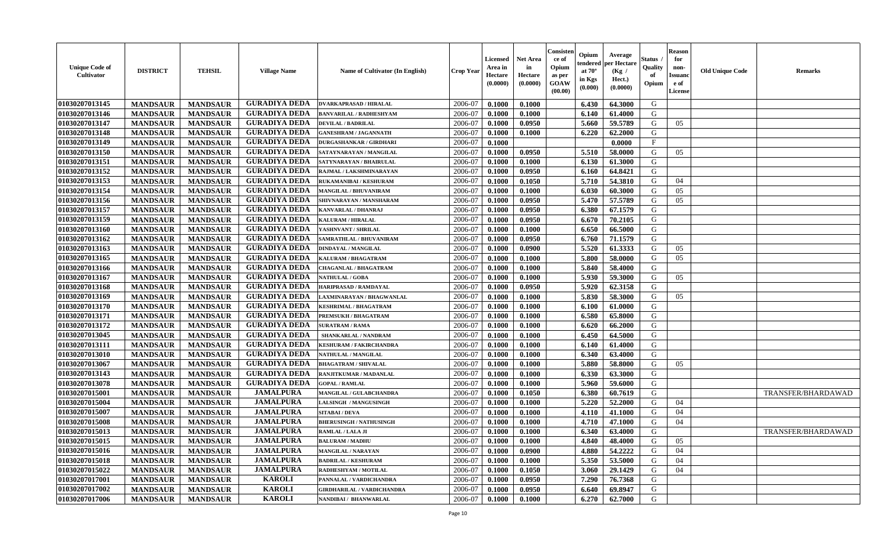| Unique Code of Cultivator | DISTRICT | TEHSIL | Village Name | Name of Cultivator (In English) | Crop Year | Licensed Area in Hectare (0.0000) | Net Area in Hectare (0.0000) | Consistence of Opium as per GOAW (00.00) | Opium tendered at 70° in Kgs (0.000) | Average per Hectare (Kg / Hect.) (0.0000) | Status / Quality of Opium | Reason for non-Issuance of License | Old Unique Code | Remarks |
|---|---|---|---|---|---|---|---|---|---|---|---|---|---|---|
| 01030207013145 | MANDSAUR | MANDSAUR | GURADIYA DEDA | DVARKAPRASAD / HIRALAL | 2006-07 | 0.1000 | 0.1000 | | 6.430 | 64.3000 | G | | | |
| 01030207013146 | MANDSAUR | MANDSAUR | GURADIYA DEDA | BANVARILAL / RADHESHYAM | 2006-07 | 0.1000 | 0.1000 | | 6.140 | 61.4000 | G | | | |
| 01030207013147 | MANDSAUR | MANDSAUR | GURADIYA DEDA | DEVILAL / BADRILAL | 2006-07 | 0.1000 | 0.0950 | | 5.660 | 59.5789 | G | 05 | | |
| 01030207013148 | MANDSAUR | MANDSAUR | GURADIYA DEDA | GANESHRAM / JAGANNATH | 2006-07 | 0.1000 | 0.1000 | | 6.220 | 62.2000 | G | | | |
| 01030207013149 | MANDSAUR | MANDSAUR | GURADIYA DEDA | DURGASHANKAR / GIRDHARI | 2006-07 | 0.1000 | | | | 0.0000 | F | | | |
| 01030207013150 | MANDSAUR | MANDSAUR | GURADIYA DEDA | SATAYNARAYAN / MANGILAL | 2006-07 | 0.1000 | 0.0950 | | 5.510 | 58.0000 | G | 05 | | |
| 01030207013151 | MANDSAUR | MANDSAUR | GURADIYA DEDA | SATYNARAYAN / BHAIRULAL | 2006-07 | 0.1000 | 0.1000 | | 6.130 | 61.3000 | G | | | |
| 01030207013152 | MANDSAUR | MANDSAUR | GURADIYA DEDA | RAJMAL / LAKSHMINARAYAN | 2006-07 | 0.1000 | 0.0950 | | 6.160 | 64.8421 | G | | | |
| 01030207013153 | MANDSAUR | MANDSAUR | GURADIYA DEDA | RUKAMANIBAI / KESHURAM | 2006-07 | 0.1000 | 0.1050 | | 5.710 | 54.3810 | G | 04 | | |
| 01030207013154 | MANDSAUR | MANDSAUR | GURADIYA DEDA | MANGILAL / BHUVANIRAM | 2006-07 | 0.1000 | 0.1000 | | 6.030 | 60.3000 | G | 05 | | |
| 01030207013156 | MANDSAUR | MANDSAUR | GURADIYA DEDA | SHIVNARAYAN / MANSHARAM | 2006-07 | 0.1000 | 0.0950 | | 5.470 | 57.5789 | G | 05 | | |
| 01030207013157 | MANDSAUR | MANDSAUR | GURADIYA DEDA | KANVARLAL / DHANRAJ | 2006-07 | 0.1000 | 0.0950 | | 6.380 | 67.1579 | G | | | |
| 01030207013159 | MANDSAUR | MANDSAUR | GURADIYA DEDA | KALURAM / HIRALAL | 2006-07 | 0.1000 | 0.0950 | | 6.670 | 70.2105 | G | | | |
| 01030207013160 | MANDSAUR | MANDSAUR | GURADIYA DEDA | YASHNVANT / SHRILAL | 2006-07 | 0.1000 | 0.1000 | | 6.650 | 66.5000 | G | | | |
| 01030207013162 | MANDSAUR | MANDSAUR | GURADIYA DEDA | SAMRATHLAL / BHUVANIRAM | 2006-07 | 0.1000 | 0.0950 | | 6.760 | 71.1579 | G | | | |
| 01030207013163 | MANDSAUR | MANDSAUR | GURADIYA DEDA | DINDAYAL / MANGILAL | 2006-07 | 0.1000 | 0.0900 | | 5.520 | 61.3333 | G | 05 | | |
| 01030207013165 | MANDSAUR | MANDSAUR | GURADIYA DEDA | KALURAM / BHAGATRAM | 2006-07 | 0.1000 | 0.1000 | | 5.800 | 58.0000 | G | 05 | | |
| 01030207013166 | MANDSAUR | MANDSAUR | GURADIYA DEDA | CHAGANLAL / BHAGATRAM | 2006-07 | 0.1000 | 0.1000 | | 5.840 | 58.4000 | G | | | |
| 01030207013167 | MANDSAUR | MANDSAUR | GURADIYA DEDA | NATHULAL / GOBA | 2006-07 | 0.1000 | 0.1000 | | 5.930 | 59.3000 | G | 05 | | |
| 01030207013168 | MANDSAUR | MANDSAUR | GURADIYA DEDA | HARIPRASAD / RAMDAYAL | 2006-07 | 0.1000 | 0.0950 | | 5.920 | 62.3158 | G | | | |
| 01030207013169 | MANDSAUR | MANDSAUR | GURADIYA DEDA | LAXMINARAYAN / BHAGWANLAL | 2006-07 | 0.1000 | 0.1000 | | 5.830 | 58.3000 | G | 05 | | |
| 01030207013170 | MANDSAUR | MANDSAUR | GURADIYA DEDA | KESHRIMAL / BHAGATRAM | 2006-07 | 0.1000 | 0.1000 | | 6.100 | 61.0000 | G | | | |
| 01030207013171 | MANDSAUR | MANDSAUR | GURADIYA DEDA | PREMSUKH / BHAGATRAM | 2006-07 | 0.1000 | 0.1000 | | 6.580 | 65.8000 | G | | | |
| 01030207013172 | MANDSAUR | MANDSAUR | GURADIYA DEDA | SURATRAM / RAMA | 2006-07 | 0.1000 | 0.1000 | | 6.620 | 66.2000 | G | | | |
| 01030207013045 | MANDSAUR | MANDSAUR | GURADIYA DEDA | SHANKARLAL / NANDRAM | 2006-07 | 0.1000 | 0.1000 | | 6.450 | 64.5000 | G | | | |
| 01030207013111 | MANDSAUR | MANDSAUR | GURADIYA DEDA | KESHURAM / FAKIRCHANDRA | 2006-07 | 0.1000 | 0.1000 | | 6.140 | 61.4000 | G | | | |
| 01030207013010 | MANDSAUR | MANDSAUR | GURADIYA DEDA | NATHULAL / MANGILAL | 2006-07 | 0.1000 | 0.1000 | | 6.340 | 63.4000 | G | | | |
| 01030207013067 | MANDSAUR | MANDSAUR | GURADIYA DEDA | BHAGATRAM / SHIVALAL | 2006-07 | 0.1000 | 0.1000 | | 5.880 | 58.8000 | G | 05 | | |
| 01030207013143 | MANDSAUR | MANDSAUR | GURADIYA DEDA | RANJITKUMAR / MADANLAL | 2006-07 | 0.1000 | 0.1000 | | 6.330 | 63.3000 | G | | | |
| 01030207013078 | MANDSAUR | MANDSAUR | GURADIYA DEDA | GOPAL / RAMLAL | 2006-07 | 0.1000 | 0.1000 | | 5.960 | 59.6000 | G | | | |
| 01030207015001 | MANDSAUR | MANDSAUR | JAMALPURA | MANGILAL / GULABCHANDRA | 2006-07 | 0.1000 | 0.1050 | | 6.380 | 60.7619 | G | | | TRANSFER/BHARDAWAD |
| 01030207015004 | MANDSAUR | MANDSAUR | JAMALPURA | LALSINGH / MANGUSINGH | 2006-07 | 0.1000 | 0.1000 | | 5.220 | 52.2000 | G | 04 | | |
| 01030207015007 | MANDSAUR | MANDSAUR | JAMALPURA | SITABAI / DEVA | 2006-07 | 0.1000 | 0.1000 | | 4.110 | 41.1000 | G | 04 | | |
| 01030207015008 | MANDSAUR | MANDSAUR | JAMALPURA | BHERUSINGH / NATHUSINGH | 2006-07 | 0.1000 | 0.1000 | | 4.710 | 47.1000 | G | 04 | | |
| 01030207015013 | MANDSAUR | MANDSAUR | JAMALPURA | RAMLAL / LALA JI | 2006-07 | 0.1000 | 0.1000 | | 6.340 | 63.4000 | G | | | TRANSFER/BHARDAWAD |
| 01030207015015 | MANDSAUR | MANDSAUR | JAMALPURA | BALURAM / MADHU | 2006-07 | 0.1000 | 0.1000 | | 4.840 | 48.4000 | G | 05 | | |
| 01030207015016 | MANDSAUR | MANDSAUR | JAMALPURA | MANGILAL / NARAYAN | 2006-07 | 0.1000 | 0.0900 | | 4.880 | 54.2222 | G | 04 | | |
| 01030207015018 | MANDSAUR | MANDSAUR | JAMALPURA | BADRILAL / KESHURAM | 2006-07 | 0.1000 | 0.1000 | | 5.350 | 53.5000 | G | 04 | | |
| 01030207015022 | MANDSAUR | MANDSAUR | JAMALPURA | RADHESHYAM / MOTILAL | 2006-07 | 0.1000 | 0.1050 | | 3.060 | 29.1429 | G | 04 | | |
| 01030207017001 | MANDSAUR | MANDSAUR | KAROLI | PANNALAL / VARDICHANDRA | 2006-07 | 0.1000 | 0.0950 | | 7.290 | 76.7368 | G | | | |
| 01030207017002 | MANDSAUR | MANDSAUR | KAROLI | GIRDHARILAL / VARDICHANDRA | 2006-07 | 0.1000 | 0.0950 | | 6.640 | 69.8947 | G | | | |
| 01030207017006 | MANDSAUR | MANDSAUR | KAROLI | NANDIBAI / BHANWARLAL | 2006-07 | 0.1000 | 0.1000 | | 6.270 | 62.7000 | G | | | |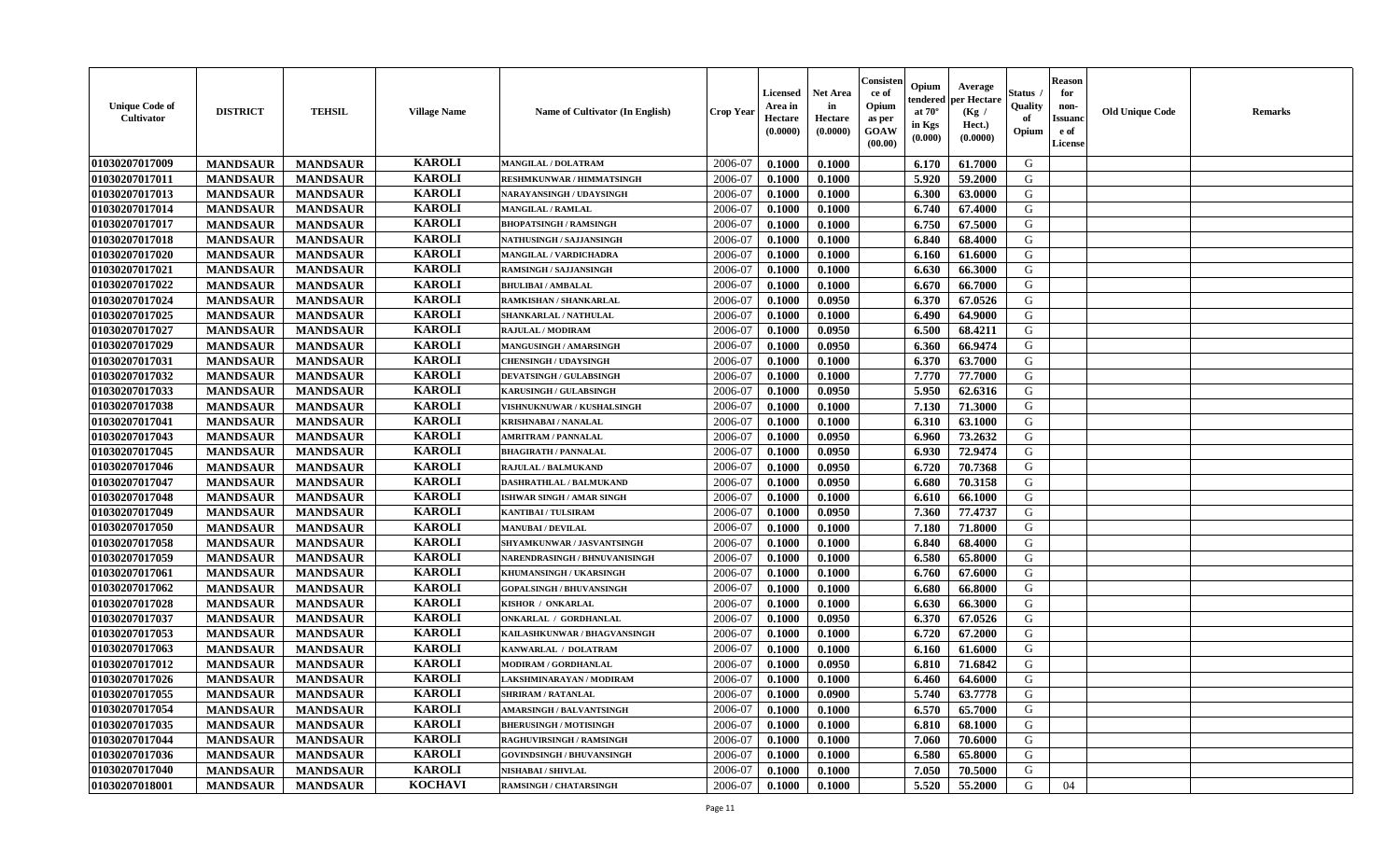| Unique Code of Cultivator | DISTRICT | TEHSIL | Village Name | Name of Cultivator (In English) | Crop Year | Licensed Area in Hectare (0.0000) | Net Area in Hectare (0.0000) | Consistence of Opium as per GOAW (00.00) | Opium tendered at 70° in Kgs (0.000) | Average per Hectare (Kg / Hect.) (0.0000) | Status / Quality of Opium | Reason for non-Issuance of License | Old Unique Code | Remarks |
|---|---|---|---|---|---|---|---|---|---|---|---|---|---|---|
| 01030207017009 | MANDSAUR | MANDSAUR | KAROLI | MANGILAL / DOLATRAM | 2006-07 | 0.1000 | 0.1000 | | 6.170 | 61.7000 | G | | | |
| 01030207017011 | MANDSAUR | MANDSAUR | KAROLI | RESHMKUNWAR / HIMMATSINGH | 2006-07 | 0.1000 | 0.1000 | | 5.920 | 59.2000 | G | | | |
| 01030207017013 | MANDSAUR | MANDSAUR | KAROLI | NARAYANSINGH / UDAYSINGH | 2006-07 | 0.1000 | 0.1000 | | 6.300 | 63.0000 | G | | | |
| 01030207017014 | MANDSAUR | MANDSAUR | KAROLI | MANGILAL / RAMLAL | 2006-07 | 0.1000 | 0.1000 | | 6.740 | 67.4000 | G | | | |
| 01030207017017 | MANDSAUR | MANDSAUR | KAROLI | BHOPATSINGH / RAMSINGH | 2006-07 | 0.1000 | 0.1000 | | 6.750 | 67.5000 | G | | | |
| 01030207017018 | MANDSAUR | MANDSAUR | KAROLI | NATHUSINGH / SAJJANSINGH | 2006-07 | 0.1000 | 0.1000 | | 6.840 | 68.4000 | G | | | |
| 01030207017020 | MANDSAUR | MANDSAUR | KAROLI | MANGILAL / VARDICHADRA | 2006-07 | 0.1000 | 0.1000 | | 6.160 | 61.6000 | G | | | |
| 01030207017021 | MANDSAUR | MANDSAUR | KAROLI | RAMSINGH / SAJJANSINGH | 2006-07 | 0.1000 | 0.1000 | | 6.630 | 66.3000 | G | | | |
| 01030207017022 | MANDSAUR | MANDSAUR | KAROLI | BHULIBAI / AMBALAL | 2006-07 | 0.1000 | 0.1000 | | 6.670 | 66.7000 | G | | | |
| 01030207017024 | MANDSAUR | MANDSAUR | KAROLI | RAMKISHAN / SHANKARLAL | 2006-07 | 0.1000 | 0.0950 | | 6.370 | 67.0526 | G | | | |
| 01030207017025 | MANDSAUR | MANDSAUR | KAROLI | SHANKARLAL / NATHULAL | 2006-07 | 0.1000 | 0.1000 | | 6.490 | 64.9000 | G | | | |
| 01030207017027 | MANDSAUR | MANDSAUR | KAROLI | RAJULAL / MODIRAM | 2006-07 | 0.1000 | 0.0950 | | 6.500 | 68.4211 | G | | | |
| 01030207017029 | MANDSAUR | MANDSAUR | KAROLI | MANGUSINGH / AMARSINGH | 2006-07 | 0.1000 | 0.0950 | | 6.360 | 66.9474 | G | | | |
| 01030207017031 | MANDSAUR | MANDSAUR | KAROLI | CHENSINGH / UDAYSINGH | 2006-07 | 0.1000 | 0.1000 | | 6.370 | 63.7000 | G | | | |
| 01030207017032 | MANDSAUR | MANDSAUR | KAROLI | DEVATSINGH / GULABSINGH | 2006-07 | 0.1000 | 0.1000 | | 7.770 | 77.7000 | G | | | |
| 01030207017033 | MANDSAUR | MANDSAUR | KAROLI | KARUSINGH / GULABSINGH | 2006-07 | 0.1000 | 0.0950 | | 5.950 | 62.6316 | G | | | |
| 01030207017038 | MANDSAUR | MANDSAUR | KAROLI | VISHNUKNUWAR / KUSHALSINGH | 2006-07 | 0.1000 | 0.1000 | | 7.130 | 71.3000 | G | | | |
| 01030207017041 | MANDSAUR | MANDSAUR | KAROLI | KRISHNABAI / NANALAL | 2006-07 | 0.1000 | 0.1000 | | 6.310 | 63.1000 | G | | | |
| 01030207017043 | MANDSAUR | MANDSAUR | KAROLI | AMRITRAM / PANNALAL | 2006-07 | 0.1000 | 0.0950 | | 6.960 | 73.2632 | G | | | |
| 01030207017045 | MANDSAUR | MANDSAUR | KAROLI | BHAGIRATH / PANNALAL | 2006-07 | 0.1000 | 0.0950 | | 6.930 | 72.9474 | G | | | |
| 01030207017046 | MANDSAUR | MANDSAUR | KAROLI | RAJULAL / BALMUKAND | 2006-07 | 0.1000 | 0.0950 | | 6.720 | 70.7368 | G | | | |
| 01030207017047 | MANDSAUR | MANDSAUR | KAROLI | DASHRATHLAL / BALMUKAND | 2006-07 | 0.1000 | 0.0950 | | 6.680 | 70.3158 | G | | | |
| 01030207017048 | MANDSAUR | MANDSAUR | KAROLI | ISHWAR SINGH / AMAR SINGH | 2006-07 | 0.1000 | 0.1000 | | 6.610 | 66.1000 | G | | | |
| 01030207017049 | MANDSAUR | MANDSAUR | KAROLI | KANTIBAI / TULSIRAM | 2006-07 | 0.1000 | 0.0950 | | 7.360 | 77.4737 | G | | | |
| 01030207017050 | MANDSAUR | MANDSAUR | KAROLI | MANUBAI / DEVILAL | 2006-07 | 0.1000 | 0.1000 | | 7.180 | 71.8000 | G | | | |
| 01030207017058 | MANDSAUR | MANDSAUR | KAROLI | SHYAMKUNWAR / JASVANTSINGH | 2006-07 | 0.1000 | 0.1000 | | 6.840 | 68.4000 | G | | | |
| 01030207017059 | MANDSAUR | MANDSAUR | KAROLI | NARENDRASINGH / BHNUVANISINGH | 2006-07 | 0.1000 | 0.1000 | | 6.580 | 65.8000 | G | | | |
| 01030207017061 | MANDSAUR | MANDSAUR | KAROLI | KHUMANSINGH / UKARSINGH | 2006-07 | 0.1000 | 0.1000 | | 6.760 | 67.6000 | G | | | |
| 01030207017062 | MANDSAUR | MANDSAUR | KAROLI | GOPALSINGH / BHUVANSINGH | 2006-07 | 0.1000 | 0.1000 | | 6.680 | 66.8000 | G | | | |
| 01030207017028 | MANDSAUR | MANDSAUR | KAROLI | KISHOR / ONKARLAL | 2006-07 | 0.1000 | 0.1000 | | 6.630 | 66.3000 | G | | | |
| 01030207017037 | MANDSAUR | MANDSAUR | KAROLI | ONKARLAL / GORDHANLAL | 2006-07 | 0.1000 | 0.0950 | | 6.370 | 67.0526 | G | | | |
| 01030207017053 | MANDSAUR | MANDSAUR | KAROLI | KAILASHKUNWAR / BHAGVANSINGH | 2006-07 | 0.1000 | 0.1000 | | 6.720 | 67.2000 | G | | | |
| 01030207017063 | MANDSAUR | MANDSAUR | KAROLI | KANWARLAL / DOLATRAM | 2006-07 | 0.1000 | 0.1000 | | 6.160 | 61.6000 | G | | | |
| 01030207017012 | MANDSAUR | MANDSAUR | KAROLI | MODIRAM / GORDHANLAL | 2006-07 | 0.1000 | 0.0950 | | 6.810 | 71.6842 | G | | | |
| 01030207017026 | MANDSAUR | MANDSAUR | KAROLI | LAKSHMINARAYAN / MODIRAM | 2006-07 | 0.1000 | 0.1000 | | 6.460 | 64.6000 | G | | | |
| 01030207017055 | MANDSAUR | MANDSAUR | KAROLI | SHRIRAM / RATANLAL | 2006-07 | 0.1000 | 0.0900 | | 5.740 | 63.7778 | G | | | |
| 01030207017054 | MANDSAUR | MANDSAUR | KAROLI | AMARSINGH / BALVANTSINGH | 2006-07 | 0.1000 | 0.1000 | | 6.570 | 65.7000 | G | | | |
| 01030207017035 | MANDSAUR | MANDSAUR | KAROLI | BHERUSINGH / MOTISINGH | 2006-07 | 0.1000 | 0.1000 | | 6.810 | 68.1000 | G | | | |
| 01030207017044 | MANDSAUR | MANDSAUR | KAROLI | RAGHUVIRSINGH / RAMSINGH | 2006-07 | 0.1000 | 0.1000 | | 7.060 | 70.6000 | G | | | |
| 01030207017036 | MANDSAUR | MANDSAUR | KAROLI | GOVINDSINGH / BHUVANSINGH | 2006-07 | 0.1000 | 0.1000 | | 6.580 | 65.8000 | G | | | |
| 01030207017040 | MANDSAUR | MANDSAUR | KAROLI | NISHABAI / SHIVLAL | 2006-07 | 0.1000 | 0.1000 | | 7.050 | 70.5000 | G | | | |
| 01030207018001 | MANDSAUR | MANDSAUR | KOCHAVI | RAMSINGH / CHATARSINGH | 2006-07 | 0.1000 | 0.1000 | | 5.520 | 55.2000 | G | 04 | | |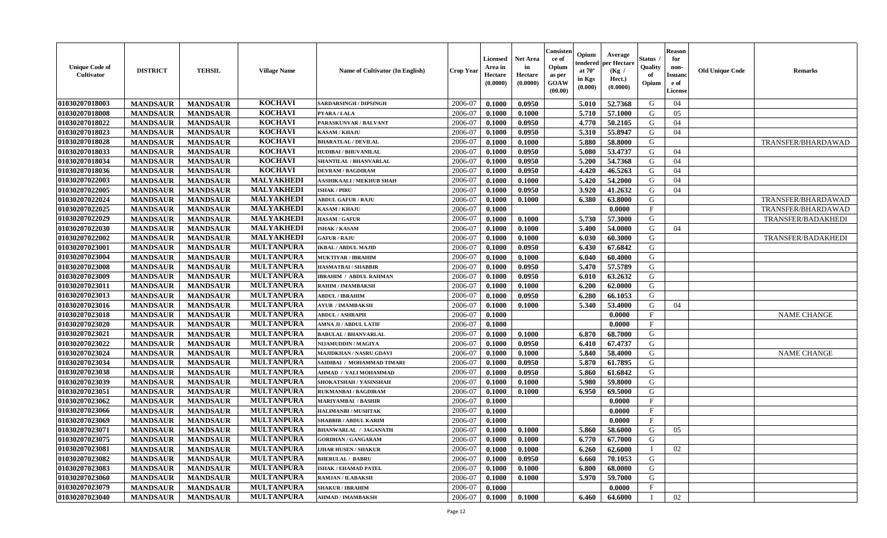| Unique Code of Cultivator | DISTRICT | TEHSIL | Village Name | Name of Cultivator (In English) | Crop Year | Licensed Area in Hectare (0.0000) | Net Area in Hectare (0.0000) | Consistence of Opium as per GOAW (00.00) | Opium tendered at 70° in Kgs (0.000) | Average per Hectare (Kg / Hect.) (0.0000) | Status / Quality of Opium | Reason for non-Issuance of License | Old Unique Code | Remarks |
|---|---|---|---|---|---|---|---|---|---|---|---|---|---|---|
| 01030207018003 | MANDSAUR | MANDSAUR | KOCHAVI | SARDARSINGH / DIPSINGH | 2006-07 | 0.1000 | 0.0950 | | 5.010 | 52.7368 | G | 04 | | |
| 01030207018008 | MANDSAUR | MANDSAUR | KOCHAVI | PYARA / LALA | 2006-07 | 0.1000 | 0.1000 | | 5.710 | 57.1000 | G | 05 | | |
| 01030207018022 | MANDSAUR | MANDSAUR | KOCHAVI | PARASKUNVAR / BALVANT | 2006-07 | 0.1000 | 0.0950 | | 4.770 | 50.2105 | G | 04 | | |
| 01030207018023 | MANDSAUR | MANDSAUR | KOCHAVI | KASAM / KHAJU | 2006-07 | 0.1000 | 0.0950 | | 5.310 | 55.8947 | G | 04 | | |
| 01030207018028 | MANDSAUR | MANDSAUR | KOCHAVI | BHARATLAL / DEVILAL | 2006-07 | 0.1000 | 0.1000 | | 5.880 | 58.8000 | G | | | TRANSFER/BHARDAWAD |
| 01030207018033 | MANDSAUR | MANDSAUR | KOCHAVI | HUDIBAI / BHUVANILAL | 2006-07 | 0.1000 | 0.0950 | | 5.080 | 53.4737 | G | 04 | | |
| 01030207018034 | MANDSAUR | MANDSAUR | KOCHAVI | SHANTILAL / BHANVARLAL | 2006-07 | 0.1000 | 0.0950 | | 5.200 | 54.7368 | G | 04 | | |
| 01030207018036 | MANDSAUR | MANDSAUR | KOCHAVI | DEVRAM / BAGDIRAM | 2006-07 | 0.1000 | 0.0950 | | 4.420 | 46.5263 | G | 04 | | |
| 01030207022003 | MANDSAUR | MANDSAUR | MALYAKHEDI | AASHIKAALI / MEKHUB SHAH | 2006-07 | 0.1000 | 0.1000 | | 5.420 | 54.2000 | G | 04 | | |
| 01030207022005 | MANDSAUR | MANDSAUR | MALYAKHEDI | ISHAK / PIRU | 2006-07 | 0.1000 | 0.0950 | | 3.920 | 41.2632 | G | 04 | | |
| 01030207022024 | MANDSAUR | MANDSAUR | MALYAKHEDI | ABDUL GAFUR / RAJU | 2006-07 | 0.1000 | 0.1000 | | 6.380 | 63.8000 | G | | | TRANSFER/BHARDAWAD |
| 01030207022025 | MANDSAUR | MANDSAUR | MALYAKHEDI | KASAM / KHAJU | 2006-07 | 0.1000 | | | | 0.0000 | F | | | TRANSFER/BHARDAWAD |
| 01030207022029 | MANDSAUR | MANDSAUR | MALYAKHEDI | HASAM / GAFUR | 2006-07 | 0.1000 | 0.1000 | | 5.730 | 57.3000 | G | | | TRANSFER/BADAKHEDI |
| 01030207022030 | MANDSAUR | MANDSAUR | MALYAKHEDI | ISHAK / KASAM | 2006-07 | 0.1000 | 0.1000 | | 5.400 | 54.0000 | G | 04 | | |
| 01030207022002 | MANDSAUR | MANDSAUR | MALYAKHEDI | GAFUR / RAJU | 2006-07 | 0.1000 | 0.1000 | | 6.030 | 60.3000 | G | | | TRANSFER/BADAKHEDI |
| 01030207023001 | MANDSAUR | MANDSAUR | MULTANPURA | IKBAL / ABDUL MAJID | 2006-07 | 0.1000 | 0.0950 | | 6.430 | 67.6842 | G | | | |
| 01030207023004 | MANDSAUR | MANDSAUR | MULTANPURA | MUKTIYAR / IBRAHIM | 2006-07 | 0.1000 | 0.1000 | | 6.040 | 60.4000 | G | | | |
| 01030207023008 | MANDSAUR | MANDSAUR | MULTANPURA | HASMATBAI / SHABBIR | 2006-07 | 0.1000 | 0.0950 | | 5.470 | 57.5789 | G | | | |
| 01030207023009 | MANDSAUR | MANDSAUR | MULTANPURA | IBRAHIM / ABDUL RAHMAN | 2006-07 | 0.1000 | 0.0950 | | 6.010 | 63.2632 | G | | | |
| 01030207023011 | MANDSAUR | MANDSAUR | MULTANPURA | RAHIM / IMAMBAKSH | 2006-07 | 0.1000 | 0.1000 | | 6.200 | 62.0000 | G | | | |
| 01030207023013 | MANDSAUR | MANDSAUR | MULTANPURA | ABDUL / IBRAHIM | 2006-07 | 0.1000 | 0.0950 | | 6.280 | 66.1053 | G | | | |
| 01030207023016 | MANDSAUR | MANDSAUR | MULTANPURA | AYUB / IMAMBAKSH | 2006-07 | 0.1000 | 0.1000 | | 5.340 | 53.4000 | G | 04 | | |
| 01030207023018 | MANDSAUR | MANDSAUR | MULTANPURA | ABDUL / ASHRAPH | 2006-07 | 0.1000 | | | | 0.0000 | F | | | NAME CHANGE |
| 01030207023020 | MANDSAUR | MANDSAUR | MULTANPURA | AMNA JI / ABDUL LATIF | 2006-07 | 0.1000 | | | | 0.0000 | F | | | |
| 01030207023021 | MANDSAUR | MANDSAUR | MULTANPURA | BABULAL / BHANVARLAL | 2006-07 | 0.1000 | 0.1000 | | 6.870 | 68.7000 | G | | | |
| 01030207023022 | MANDSAUR | MANDSAUR | MULTANPURA | NIJAMUDDIN / MAGIYA | 2006-07 | 0.1000 | 0.0950 | | 6.410 | 67.4737 | G | | | |
| 01030207023024 | MANDSAUR | MANDSAUR | MULTANPURA | MAJIDKHAN / NASRU GDAVI | 2006-07 | 0.1000 | 0.1000 | | 5.840 | 58.4000 | G | | | NAME CHANGE |
| 01030207023034 | MANDSAUR | MANDSAUR | MULTANPURA | SAIDIBAI / MOHAMMAD TIMARI | 2006-07 | 0.1000 | 0.0950 | | 5.870 | 61.7895 | G | | | |
| 01030207023038 | MANDSAUR | MANDSAUR | MULTANPURA | AHMAD / VALI MOHAMMAD | 2006-07 | 0.1000 | 0.0950 | | 5.860 | 61.6842 | G | | | |
| 01030207023039 | MANDSAUR | MANDSAUR | MULTANPURA | SHOKATSHAH / YASINSHAH | 2006-07 | 0.1000 | 0.1000 | | 5.980 | 59.8000 | G | | | |
| 01030207023051 | MANDSAUR | MANDSAUR | MULTANPURA | RUKMANBAI / BAGDIRAM | 2006-07 | 0.1000 | 0.1000 | | 6.950 | 69.5000 | G | | | |
| 01030207023062 | MANDSAUR | MANDSAUR | MULTANPURA | MARIYAMBAI / BASHIR | 2006-07 | 0.1000 | | | | 0.0000 | F | | | |
| 01030207023066 | MANDSAUR | MANDSAUR | MULTANPURA | HALIMANBI / MUSHTAK | 2006-07 | 0.1000 | | | | 0.0000 | F | | | |
| 01030207023069 | MANDSAUR | MANDSAUR | MULTANPURA | SHABBIR / ABDUL KARIM | 2006-07 | 0.1000 | | | | 0.0000 | F | | | |
| 01030207023071 | MANDSAUR | MANDSAUR | MULTANPURA | BHANWARLAL / JAGANATH | 2006-07 | 0.1000 | 0.1000 | | 5.860 | 58.6000 | G | 05 | | |
| 01030207023075 | MANDSAUR | MANDSAUR | MULTANPURA | GORDHAN / GANGARAM | 2006-07 | 0.1000 | 0.1000 | | 6.770 | 67.7000 | G | | | |
| 01030207023081 | MANDSAUR | MANDSAUR | MULTANPURA | IJHAR HUSEN / SHAKUR | 2006-07 | 0.1000 | 0.1000 | | 6.260 | 62.6000 | I | 02 | | |
| 01030207023082 | MANDSAUR | MANDSAUR | MULTANPURA | BHERULAL / BABRU | 2006-07 | 0.1000 | 0.0950 | | 6.660 | 70.1053 | G | | | |
| 01030207023083 | MANDSAUR | MANDSAUR | MULTANPURA | ISHAK / EHAMAD PATEL | 2006-07 | 0.1000 | 0.1000 | | 6.800 | 68.0000 | G | | | |
| 01030207023060 | MANDSAUR | MANDSAUR | MULTANPURA | RAMJAN / ILABAKSH | 2006-07 | 0.1000 | 0.1000 | | 5.970 | 59.7000 | G | | | |
| 01030207023079 | MANDSAUR | MANDSAUR | MULTANPURA | SHAKUR / IBRAHIM | 2006-07 | 0.1000 | | | | 0.0000 | F | | | |
| 01030207023040 | MANDSAUR | MANDSAUR | MULTANPURA | AHMAD / IMAMBAKSH | 2006-07 | 0.1000 | 0.1000 | | 6.460 | 64.6000 | I | 02 | | |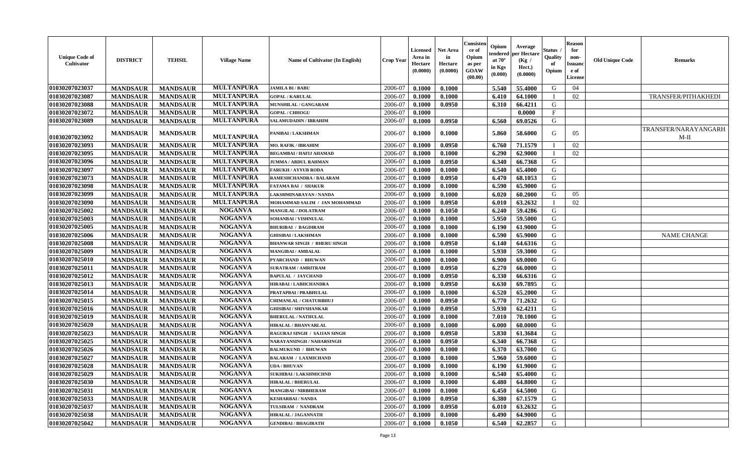| Unique Code of Cultivator | DISTRICT | TEHSIL | Village Name | Name of Cultivator (In English) | Crop Year | Licensed Area in Hectare (0.0000) | Net Area in Hectare (0.0000) | Consistence of Opium as per GOAW (00.00) | Opium tendered at 70° in Kgs (0.000) | Average per Hectare (Kg / Hect.) (0.0000) | Status / Quality of Opium | Reason for non-Issuance of License | Old Unique Code | Remarks |
|---|---|---|---|---|---|---|---|---|---|---|---|---|---|---|
| 01030207023037 | MANDSAUR | MANDSAUR | MULTANPURA | JAMILA BI / BABU | 2006-07 | 0.1000 | 0.1000 | | 5.540 | 55.4000 | G | 04 | | |
| 01030207023087 | MANDSAUR | MANDSAUR | MULTANPURA | GOPAL / KARULAL | 2006-07 | 0.1000 | 0.1000 | | 6.410 | 64.1000 | I | 02 | | TRANSFER/PITHAKHEDI |
| 01030207023088 | MANDSAUR | MANDSAUR | MULTANPURA | MUNSHILAL / GANGARAM | 2006-07 | 0.1000 | 0.0950 | | 6.310 | 66.4211 | G | | | |
| 01030207023072 | MANDSAUR | MANDSAUR | MULTANPURA | GOPAL / CHHOGU | 2006-07 | 0.1000 | | | | 0.0000 | F | | | |
| 01030207023089 | MANDSAUR | MANDSAUR | MULTANPURA | SALAMUDADIN / IBRAHIM | 2006-07 | 0.1000 | 0.0950 | | 6.560 | 69.0526 | G | | | |
| 01030207023092 | MANDSAUR | MANDSAUR | MULTANPURA | PANIBAI / LAKSHMAN | 2006-07 | 0.1000 | 0.1000 | | 5.860 | 58.6000 | G | 05 | | TRANSFER/NARAYANGARH M-II |
| 01030207023093 | MANDSAUR | MANDSAUR | MULTANPURA | MO. RAFIK / IBRAHIM | 2006-07 | 0.1000 | 0.0950 | | 6.760 | 71.1579 | I | 02 | | |
| 01030207023095 | MANDSAUR | MANDSAUR | MULTANPURA | BEGAMBAI / HAFIJ AHAMAD | 2006-07 | 0.1000 | 0.1000 | | 6.290 | 62.9000 | I | 02 | | |
| 01030207023096 | MANDSAUR | MANDSAUR | MULTANPURA | JUMMA / ABDUL RAHMAN | 2006-07 | 0.1000 | 0.0950 | | 6.340 | 66.7368 | G | | | |
| 01030207023097 | MANDSAUR | MANDSAUR | MULTANPURA | FARUKH / AYYUB RODA | 2006-07 | 0.1000 | 0.1000 | | 6.540 | 65.4000 | G | | | |
| 01030207023073 | MANDSAUR | MANDSAUR | MULTANPURA | RAMESHCHANDRA / BALARAM | 2006-07 | 0.1000 | 0.0950 | | 6.470 | 68.1053 | G | | | |
| 01030207023098 | MANDSAUR | MANDSAUR | MULTANPURA | FATAMA BAI / SHAKUR | 2006-07 | 0.1000 | 0.1000 | | 6.590 | 65.9000 | G | | | |
| 01030207023099 | MANDSAUR | MANDSAUR | MULTANPURA | LAKSHMINARAYAN / NANDA | 2006-07 | 0.1000 | 0.1000 | | 6.020 | 60.2000 | G | 05 | | |
| 01030207023090 | MANDSAUR | MANDSAUR | MULTANPURA | MOHAMMAD SALIM / JAN MOHAMMAD | 2006-07 | 0.1000 | 0.0950 | | 6.010 | 63.2632 | I | 02 | | |
| 01030207025002 | MANDSAUR | MANDSAUR | NOGANVA | MANGILAL / DOLATRAM | 2006-07 | 0.1000 | 0.1050 | | 6.240 | 59.4286 | G | | | |
| 01030207025003 | MANDSAUR | MANDSAUR | NOGANVA | SOHANBAI / VISHNULAL | 2006-07 | 0.1000 | 0.1000 | | 5.950 | 59.5000 | G | | | |
| 01030207025005 | MANDSAUR | MANDSAUR | NOGANVA | BHURIBAI / BAGDIRAM | 2006-07 | 0.1000 | 0.1000 | | 6.190 | 61.9000 | G | | | |
| 01030207025006 | MANDSAUR | MANDSAUR | NOGANVA | GHISIBAI / LAKSHMAN | 2006-07 | 0.1000 | 0.1000 | | 6.590 | 65.9000 | G | | | NAME CHANGE |
| 01030207025008 | MANDSAUR | MANDSAUR | NOGANVA | BHANWAR SINGH / BHERU SINGH | 2006-07 | 0.1000 | 0.0950 | | 6.140 | 64.6316 | G | | | |
| 01030207025009 | MANDSAUR | MANDSAUR | NOGANVA | MANGIBAI / AMBALAL | 2006-07 | 0.1000 | 0.1000 | | 5.930 | 59.3000 | G | | | |
| 01030207025010 | MANDSAUR | MANDSAUR | NOGANVA | PYARCHAND / BHUWAN | 2006-07 | 0.1000 | 0.1000 | | 6.900 | 69.0000 | G | | | |
| 01030207025011 | MANDSAUR | MANDSAUR | NOGANVA | SURATRAM / AMRITRAM | 2006-07 | 0.1000 | 0.0950 | | 6.270 | 66.0000 | G | | | |
| 01030207025012 | MANDSAUR | MANDSAUR | NOGANVA | BAPULAL / JAYCHAND | 2006-07 | 0.1000 | 0.0950 | | 6.330 | 66.6316 | G | | | |
| 01030207025013 | MANDSAUR | MANDSAUR | NOGANVA | HIRABAI / LABHCHANDRA | 2006-07 | 0.1000 | 0.0950 | | 6.630 | 69.7895 | G | | | |
| 01030207025014 | MANDSAUR | MANDSAUR | NOGANVA | PRATAPBAI / PRABHULAL | 2006-07 | 0.1000 | 0.1000 | | 6.520 | 65.2000 | G | | | |
| 01030207025015 | MANDSAUR | MANDSAUR | NOGANVA | CHIMANLAL / CHATURBHUJ | 2006-07 | 0.1000 | 0.0950 | | 6.770 | 71.2632 | G | | | |
| 01030207025016 | MANDSAUR | MANDSAUR | NOGANVA | GHISIBAI / SHIVSHANKAR | 2006-07 | 0.1000 | 0.0950 | | 5.930 | 62.4211 | G | | | |
| 01030207025019 | MANDSAUR | MANDSAUR | NOGANVA | BHERULAL / NATHULAL | 2006-07 | 0.1000 | 0.1000 | | 7.010 | 70.1000 | G | | | |
| 01030207025020 | MANDSAUR | MANDSAUR | NOGANVA | HIRALAL / BHANVARLAL | 2006-07 | 0.1000 | 0.1000 | | 6.000 | 60.0000 | G | | | |
| 01030207025023 | MANDSAUR | MANDSAUR | NOGANVA | RAGURAJ SINGH / SAJJAN SINGH | 2006-07 | 0.1000 | 0.0950 | | 5.830 | 61.3684 | G | | | |
| 01030207025025 | MANDSAUR | MANDSAUR | NOGANVA | NARAYANSINGH / NAHARSINGH | 2006-07 | 0.1000 | 0.0950 | | 6.340 | 66.7368 | G | | | |
| 01030207025026 | MANDSAUR | MANDSAUR | NOGANVA | BALMUKUND / BHUWAN | 2006-07 | 0.1000 | 0.1000 | | 6.370 | 63.7000 | G | | | |
| 01030207025027 | MANDSAUR | MANDSAUR | NOGANVA | BALARAM / LAXMICHAND | 2006-07 | 0.1000 | 0.1000 | | 5.960 | 59.6000 | G | | | |
| 01030207025028 | MANDSAUR | MANDSAUR | NOGANVA | UDA / BHUVAN | 2006-07 | 0.1000 | 0.1000 | | 6.190 | 61.9000 | G | | | |
| 01030207025029 | MANDSAUR | MANDSAUR | NOGANVA | SUKHIBAI / LAKSHMICHND | 2006-07 | 0.1000 | 0.1000 | | 6.540 | 65.4000 | G | | | |
| 01030207025030 | MANDSAUR | MANDSAUR | NOGANVA | HIRALAL / BHERULAL | 2006-07 | 0.1000 | 0.1000 | | 6.480 | 64.8000 | G | | | |
| 01030207025031 | MANDSAUR | MANDSAUR | NOGANVA | MANGIBAI / NIRBHERAM | 2006-07 | 0.1000 | 0.1000 | | 6.450 | 64.5000 | G | | | |
| 01030207025033 | MANDSAUR | MANDSAUR | NOGANVA | KESHARBAI / NANDA | 2006-07 | 0.1000 | 0.0950 | | 6.380 | 67.1579 | G | | | |
| 01030207025037 | MANDSAUR | MANDSAUR | NOGANVA | TULSIRAM / NANDRAM | 2006-07 | 0.1000 | 0.0950 | | 6.010 | 63.2632 | G | | | |
| 01030207025038 | MANDSAUR | MANDSAUR | NOGANVA | HIRALAL / JAGANNATH | 2006-07 | 0.1000 | 0.1000 | | 6.490 | 64.9000 | G | | | |
| 01030207025042 | MANDSAUR | MANDSAUR | NOGANVA | GENDIBAI / BHAGIRATH | 2006-07 | 0.1000 | 0.1050 | | 6.540 | 62.2857 | G | | | |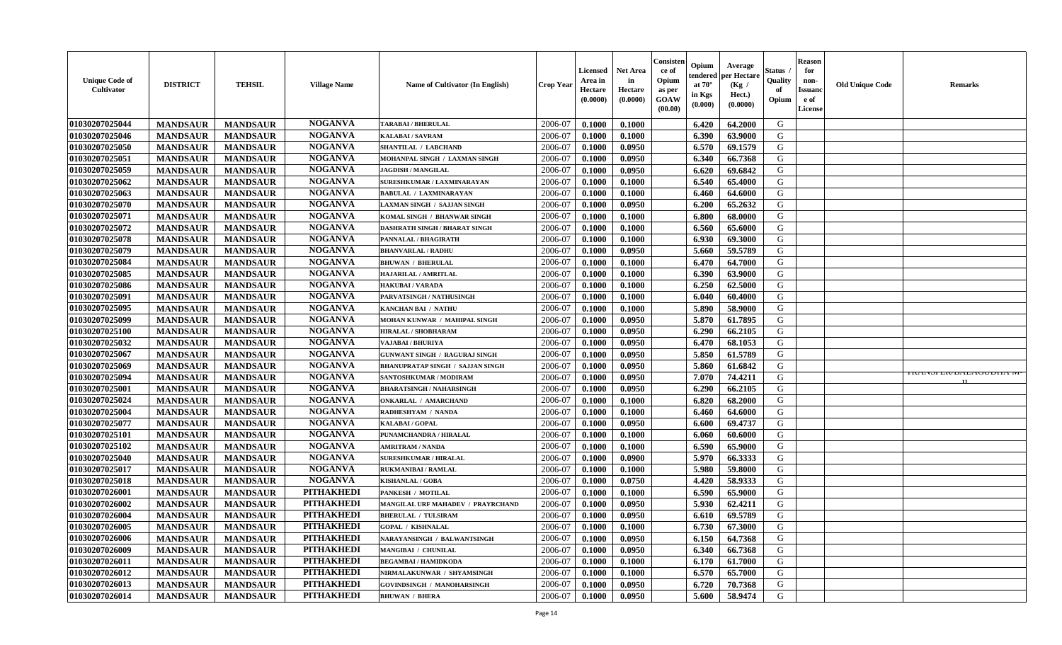| Unique Code of Cultivator | DISTRICT | TEHSIL | Village Name | Name of Cultivator (In English) | Crop Year | Licensed Area in Hectare (0.0000) | Net Area in Hectare (0.0000) | Consistence of Opium as per GOAW (00.00) | Opium tendered at 70° in Kgs (0.000) | Average per Hectare (Kg / Hect.) (0.0000) | Status / Quality of Opium | Reason for non-Issuance of License | Old Unique Code | Remarks |
|---|---|---|---|---|---|---|---|---|---|---|---|---|---|---|
| 01030207025044 | MANDSAUR | MANDSAUR | NOGANVA | TARABAI / BHERULAL | 2006-07 | 0.1000 | 0.1000 | | 6.420 | 64.2000 | G | | | |
| 01030207025046 | MANDSAUR | MANDSAUR | NOGANVA | KALABAI / SAVRAM | 2006-07 | 0.1000 | 0.1000 | | 6.390 | 63.9000 | G | | | |
| 01030207025050 | MANDSAUR | MANDSAUR | NOGANVA | SHANTILAL / LABCHAND | 2006-07 | 0.1000 | 0.0950 | | 6.570 | 69.1579 | G | | | |
| 01030207025051 | MANDSAUR | MANDSAUR | NOGANVA | MOHANPAL SINGH / LAXMAN SINGH | 2006-07 | 0.1000 | 0.0950 | | 6.340 | 66.7368 | G | | | |
| 01030207025059 | MANDSAUR | MANDSAUR | NOGANVA | JAGDISH / MANGILAL | 2006-07 | 0.1000 | 0.0950 | | 6.620 | 69.6842 | G | | | |
| 01030207025062 | MANDSAUR | MANDSAUR | NOGANVA | SURESHKUMAR / LAXMINARAYAN | 2006-07 | 0.1000 | 0.1000 | | 6.540 | 65.4000 | G | | | |
| 01030207025063 | MANDSAUR | MANDSAUR | NOGANVA | BABULAL / LAXMINARAYAN | 2006-07 | 0.1000 | 0.1000 | | 6.460 | 64.6000 | G | | | |
| 01030207025070 | MANDSAUR | MANDSAUR | NOGANVA | LAXMAN SINGH / SAJJAN SINGH | 2006-07 | 0.1000 | 0.0950 | | 6.200 | 65.2632 | G | | | |
| 01030207025071 | MANDSAUR | MANDSAUR | NOGANVA | KOMAL SINGH / BHANWAR SINGH | 2006-07 | 0.1000 | 0.1000 | | 6.800 | 68.0000 | G | | | |
| 01030207025072 | MANDSAUR | MANDSAUR | NOGANVA | DASHRATH SINGH / BHARAT SINGH | 2006-07 | 0.1000 | 0.1000 | | 6.560 | 65.6000 | G | | | |
| 01030207025078 | MANDSAUR | MANDSAUR | NOGANVA | PANNALAL / BHAGIRATH | 2006-07 | 0.1000 | 0.1000 | | 6.930 | 69.3000 | G | | | |
| 01030207025079 | MANDSAUR | MANDSAUR | NOGANVA | BHANVARLAL / RADHU | 2006-07 | 0.1000 | 0.0950 | | 5.660 | 59.5789 | G | | | |
| 01030207025084 | MANDSAUR | MANDSAUR | NOGANVA | BHUWAN / BHERULAL | 2006-07 | 0.1000 | 0.1000 | | 6.470 | 64.7000 | G | | | |
| 01030207025085 | MANDSAUR | MANDSAUR | NOGANVA | HAJARILAL / AMRITLAL | 2006-07 | 0.1000 | 0.1000 | | 6.390 | 63.9000 | G | | | |
| 01030207025086 | MANDSAUR | MANDSAUR | NOGANVA | HAKUBAI / VARADA | 2006-07 | 0.1000 | 0.1000 | | 6.250 | 62.5000 | G | | | |
| 01030207025091 | MANDSAUR | MANDSAUR | NOGANVA | PARVATSINGH / NATHUSINGH | 2006-07 | 0.1000 | 0.1000 | | 6.040 | 60.4000 | G | | | |
| 01030207025095 | MANDSAUR | MANDSAUR | NOGANVA | KANCHAN BAI / NATHU | 2006-07 | 0.1000 | 0.1000 | | 5.890 | 58.9000 | G | | | |
| 01030207025099 | MANDSAUR | MANDSAUR | NOGANVA | MOHAN KUNWAR / MAHIPAL SINGH | 2006-07 | 0.1000 | 0.0950 | | 5.870 | 61.7895 | G | | | |
| 01030207025100 | MANDSAUR | MANDSAUR | NOGANVA | HIRALAL / SHOBHARAM | 2006-07 | 0.1000 | 0.0950 | | 6.290 | 66.2105 | G | | | |
| 01030207025032 | MANDSAUR | MANDSAUR | NOGANVA | VAJABAI / BHURIYA | 2006-07 | 0.1000 | 0.0950 | | 6.470 | 68.1053 | G | | | |
| 01030207025067 | MANDSAUR | MANDSAUR | NOGANVA | GUNWANT SINGH / RAGURAJ SINGH | 2006-07 | 0.1000 | 0.0950 | | 5.850 | 61.5789 | G | | | |
| 01030207025069 | MANDSAUR | MANDSAUR | NOGANVA | BHANUPRATAP SINGH / SAJJAN SINGH | 2006-07 | 0.1000 | 0.0950 | | 5.860 | 61.6842 | G | | | |
| 01030207025094 | MANDSAUR | MANDSAUR | NOGANVA | SANTOSHKUMAR / MODIRAM | 2006-07 | 0.1000 | 0.0950 | | 7.070 | 74.4211 | G | | | TRANSFER/BALAGUDHA M-II |
| 01030207025001 | MANDSAUR | MANDSAUR | NOGANVA | BHARATSINGH / NAHARSINGH | 2006-07 | 0.1000 | 0.0950 | | 6.290 | 66.2105 | G | | | |
| 01030207025024 | MANDSAUR | MANDSAUR | NOGANVA | ONKARLAL / AMARCHAND | 2006-07 | 0.1000 | 0.1000 | | 6.820 | 68.2000 | G | | | |
| 01030207025004 | MANDSAUR | MANDSAUR | NOGANVA | RADHESHYAM / NANDA | 2006-07 | 0.1000 | 0.1000 | | 6.460 | 64.6000 | G | | | |
| 01030207025077 | MANDSAUR | MANDSAUR | NOGANVA | KALABAI / GOPAL | 2006-07 | 0.1000 | 0.0950 | | 6.600 | 69.4737 | G | | | |
| 01030207025101 | MANDSAUR | MANDSAUR | NOGANVA | PUNAMCHANDRA / HIRALAL | 2006-07 | 0.1000 | 0.1000 | | 6.060 | 60.6000 | G | | | |
| 01030207025102 | MANDSAUR | MANDSAUR | NOGANVA | AMRITRAM / NANDA | 2006-07 | 0.1000 | 0.1000 | | 6.590 | 65.9000 | G | | | |
| 01030207025040 | MANDSAUR | MANDSAUR | NOGANVA | SURESHKUMAR / HIRALAL | 2006-07 | 0.1000 | 0.0900 | | 5.970 | 66.3333 | G | | | |
| 01030207025017 | MANDSAUR | MANDSAUR | NOGANVA | RUKMANIBAI / RAMLAL | 2006-07 | 0.1000 | 0.1000 | | 5.980 | 59.8000 | G | | | |
| 01030207025018 | MANDSAUR | MANDSAUR | NOGANVA | KISHANLAL / GOBA | 2006-07 | 0.1000 | 0.0750 | | 4.420 | 58.9333 | G | | | |
| 01030207026001 | MANDSAUR | MANDSAUR | PITHAKHEDI | PANKESH / MOTILAL | 2006-07 | 0.1000 | 0.1000 | | 6.590 | 65.9000 | G | | | |
| 01030207026002 | MANDSAUR | MANDSAUR | PITHAKHEDI | MANGILAL URF MAHADEV / PRAYRCHAND | 2006-07 | 0.1000 | 0.0950 | | 5.930 | 62.4211 | G | | | |
| 01030207026004 | MANDSAUR | MANDSAUR | PITHAKHEDI | BHERULAL / TULSIRAM | 2006-07 | 0.1000 | 0.0950 | | 6.610 | 69.5789 | G | | | |
| 01030207026005 | MANDSAUR | MANDSAUR | PITHAKHEDI | GOPAL / KISHNALAL | 2006-07 | 0.1000 | 0.1000 | | 6.730 | 67.3000 | G | | | |
| 01030207026006 | MANDSAUR | MANDSAUR | PITHAKHEDI | NARAYANSINGH / BALWANTSINGH | 2006-07 | 0.1000 | 0.0950 | | 6.150 | 64.7368 | G | | | |
| 01030207026009 | MANDSAUR | MANDSAUR | PITHAKHEDI | MANGIBAI / CHUNILAL | 2006-07 | 0.1000 | 0.0950 | | 6.340 | 66.7368 | G | | | |
| 01030207026011 | MANDSAUR | MANDSAUR | PITHAKHEDI | BEGAMBAI / HAMIDKODA | 2006-07 | 0.1000 | 0.1000 | | 6.170 | 61.7000 | G | | | |
| 01030207026012 | MANDSAUR | MANDSAUR | PITHAKHEDI | NIRMALAKUNWAR / SHYAMSINGH | 2006-07 | 0.1000 | 0.1000 | | 6.570 | 65.7000 | G | | | |
| 01030207026013 | MANDSAUR | MANDSAUR | PITHAKHEDI | GOVINDSINGH / MANOHARSINGH | 2006-07 | 0.1000 | 0.0950 | | 6.720 | 70.7368 | G | | | |
| 01030207026014 | MANDSAUR | MANDSAUR | PITHAKHEDI | BHUWAN / BHERA | 2006-07 | 0.1000 | 0.0950 | | 5.600 | 58.9474 | G | | | |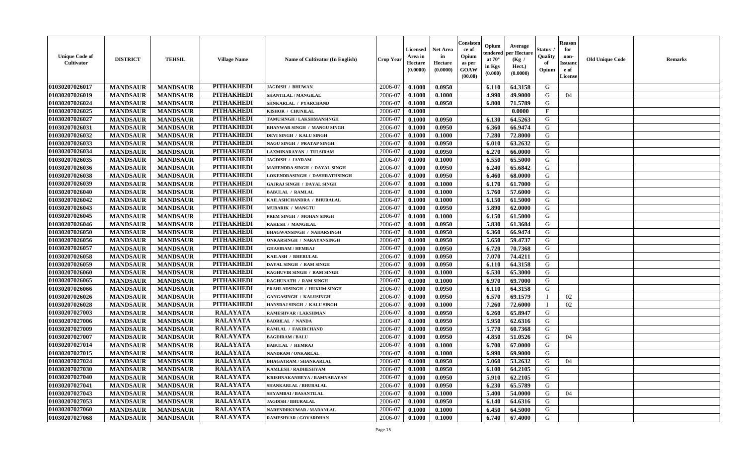| Unique Code of Cultivator | DISTRICT | TEHSIL | Village Name | Name of Cultivator (In English) | Crop Year | Licensed Area in Hectare (0.0000) | Net Area in Hectare (0.0000) | Consistence of Opium as per GOAW (00.00) | Opium tendered at 70° in Kgs (0.000) | Average per Hectare (Kg / Hect.) (0.0000) | Status / Quality of Opium | Reason for non-Issuance of License | Old Unique Code | Remarks |
|---|---|---|---|---|---|---|---|---|---|---|---|---|---|---|
| 01030207026017 | MANDSAUR | MANDSAUR | PITHAKHEDI | JAGDISH / BHUWAN | 2006-07 | 0.1000 | 0.0950 | | 6.110 | 64.3158 | G | | | |
| 01030207026019 | MANDSAUR | MANDSAUR | PITHAKHEDI | SHANTILAL / MANGILAL | 2006-07 | 0.1000 | 0.1000 | | 4.990 | 49.9000 | G | 04 | | |
| 01030207026024 | MANDSAUR | MANDSAUR | PITHAKHEDI | SHNKARLAL / PYARCHAND | 2006-07 | 0.1000 | 0.0950 | | 6.800 | 71.5789 | G | | | |
| 01030207026025 | MANDSAUR | MANDSAUR | PITHAKHEDI | KISHOR / CHUNILAL | 2006-07 | 0.1000 | | | | 0.0000 | F | | | |
| 01030207026027 | MANDSAUR | MANDSAUR | PITHAKHEDI | TAMUSINGH / LAKSHMANSINGH | 2006-07 | 0.1000 | 0.0950 | | 6.130 | 64.5263 | G | | | |
| 01030207026031 | MANDSAUR | MANDSAUR | PITHAKHEDI | BHANWAR SINGH / MANGU SINGH | 2006-07 | 0.1000 | 0.0950 | | 6.360 | 66.9474 | G | | | |
| 01030207026032 | MANDSAUR | MANDSAUR | PITHAKHEDI | DEVI SINGH / KALU SINGH | 2006-07 | 0.1000 | 0.1000 | | 7.280 | 72.8000 | G | | | |
| 01030207026033 | MANDSAUR | MANDSAUR | PITHAKHEDI | NAGU SINGH / PRATAP SINGH | 2006-07 | 0.1000 | 0.0950 | | 6.010 | 63.2632 | G | | | |
| 01030207026034 | MANDSAUR | MANDSAUR | PITHAKHEDI | LAXMINARAYAN / TULSIRAM | 2006-07 | 0.1000 | 0.0950 | | 6.270 | 66.0000 | G | | | |
| 01030207026035 | MANDSAUR | MANDSAUR | PITHAKHEDI | JAGDISH / JAYRAM | 2006-07 | 0.1000 | 0.1000 | | 6.550 | 65.5000 | G | | | |
| 01030207026036 | MANDSAUR | MANDSAUR | PITHAKHEDI | MAHENDRA SINGH / DAYAL SINGH | 2006-07 | 0.1000 | 0.0950 | | 6.240 | 65.6842 | G | | | |
| 01030207026038 | MANDSAUR | MANDSAUR | PITHAKHEDI | LOKENDRASINGH / DASHRATHSINGH | 2006-07 | 0.1000 | 0.0950 | | 6.460 | 68.0000 | G | | | |
| 01030207026039 | MANDSAUR | MANDSAUR | PITHAKHEDI | GAJRAJ SINGH / DAYAL SINGH | 2006-07 | 0.1000 | 0.1000 | | 6.170 | 61.7000 | G | | | |
| 01030207026040 | MANDSAUR | MANDSAUR | PITHAKHEDI | BABULAL / RAMLAL | 2006-07 | 0.1000 | 0.1000 | | 5.760 | 57.6000 | G | | | |
| 01030207026042 | MANDSAUR | MANDSAUR | PITHAKHEDI | KAILASHCHANDRA / BHURALAL | 2006-07 | 0.1000 | 0.1000 | | 6.150 | 61.5000 | G | | | |
| 01030207026043 | MANDSAUR | MANDSAUR | PITHAKHEDI | MUBARIK / MANGTU | 2006-07 | 0.1000 | 0.0950 | | 5.890 | 62.0000 | G | | | |
| 01030207026045 | MANDSAUR | MANDSAUR | PITHAKHEDI | PREM SINGH / MOHAN SINGH | 2006-07 | 0.1000 | 0.1000 | | 6.150 | 61.5000 | G | | | |
| 01030207026046 | MANDSAUR | MANDSAUR | PITHAKHEDI | RAKESH / MANGILAL | 2006-07 | 0.1000 | 0.0950 | | 5.830 | 61.3684 | G | | | |
| 01030207026050 | MANDSAUR | MANDSAUR | PITHAKHEDI | BHAGWANSINGH / NAHARSINGH | 2006-07 | 0.1000 | 0.0950 | | 6.360 | 66.9474 | G | | | |
| 01030207026056 | MANDSAUR | MANDSAUR | PITHAKHEDI | ONKARSINGH / NARAYANSINGH | 2006-07 | 0.1000 | 0.0950 | | 5.650 | 59.4737 | G | | | |
| 01030207026057 | MANDSAUR | MANDSAUR | PITHAKHEDI | GHASIRAM / HEMRAJ | 2006-07 | 0.1000 | 0.0950 | | 6.720 | 70.7368 | G | | | |
| 01030207026058 | MANDSAUR | MANDSAUR | PITHAKHEDI | KAILASH / BHERULAL | 2006-07 | 0.1000 | 0.0950 | | 7.070 | 74.4211 | G | | | |
| 01030207026059 | MANDSAUR | MANDSAUR | PITHAKHEDI | DAYAL SINGH / RAM SINGH | 2006-07 | 0.1000 | 0.0950 | | 6.110 | 64.3158 | G | | | |
| 01030207026060 | MANDSAUR | MANDSAUR | PITHAKHEDI | RAGHUVIR SINGH / RAM SINGH | 2006-07 | 0.1000 | 0.1000 | | 6.530 | 65.3000 | G | | | |
| 01030207026065 | MANDSAUR | MANDSAUR | PITHAKHEDI | RAGHUNATH / RAM SINGH | 2006-07 | 0.1000 | 0.1000 | | 6.970 | 69.7000 | G | | | |
| 01030207026066 | MANDSAUR | MANDSAUR | PITHAKHEDI | PRAHLADSINGH / HUKUM SINGH | 2006-07 | 0.1000 | 0.0950 | | 6.110 | 64.3158 | G | | | |
| 01030207026026 | MANDSAUR | MANDSAUR | PITHAKHEDI | GANGASINGH / KALUSINGH | 2006-07 | 0.1000 | 0.0950 | | 6.570 | 69.1579 | I | 02 | | |
| 01030207026028 | MANDSAUR | MANDSAUR | PITHAKHEDI | HANSRAJ SINGH / KALU SINGH | 2006-07 | 0.1000 | 0.1000 | | 7.260 | 72.6000 | I | 02 | | |
| 01030207027003 | MANDSAUR | MANDSAUR | RALAYATA | RAMESHVAR / LAKSHMAN | 2006-07 | 0.1000 | 0.0950 | | 6.260 | 65.8947 | G | | | |
| 01030207027006 | MANDSAUR | MANDSAUR | RALAYATA | BADRILAL / NANDA | 2006-07 | 0.1000 | 0.0950 | | 5.950 | 62.6316 | G | | | |
| 01030207027009 | MANDSAUR | MANDSAUR | RALAYATA | RAMLAL / FAKIRCHAND | 2006-07 | 0.1000 | 0.0950 | | 5.770 | 60.7368 | G | | | |
| 01030207027007 | MANDSAUR | MANDSAUR | RALAYATA | BAGDIRAM / BALU | 2006-07 | 0.1000 | 0.0950 | | 4.850 | 51.0526 | G | 04 | | |
| 01030207027014 | MANDSAUR | MANDSAUR | RALAYATA | BABULAL / HEMRAJ | 2006-07 | 0.1000 | 0.1000 | | 6.700 | 67.0000 | G | | | |
| 01030207027015 | MANDSAUR | MANDSAUR | RALAYATA | NANDRAM / ONKARLAL | 2006-07 | 0.1000 | 0.1000 | | 6.990 | 69.9000 | G | | | |
| 01030207027024 | MANDSAUR | MANDSAUR | RALAYATA | BHAGATRAM / SHANKARLAL | 2006-07 | 0.1000 | 0.0950 | | 5.060 | 53.2632 | G | 04 | | |
| 01030207027030 | MANDSAUR | MANDSAUR | RALAYATA | KAMLESH / RADHESHYAM | 2006-07 | 0.1000 | 0.0950 | | 6.100 | 64.2105 | G | | | |
| 01030207027040 | MANDSAUR | MANDSAUR | RALAYATA | KRISHNAKANHEYA / RAMNARAYAN | 2006-07 | 0.1000 | 0.0950 | | 5.910 | 62.2105 | G | | | |
| 01030207027041 | MANDSAUR | MANDSAUR | RALAYATA | SHANKARLAL / BHURALAL | 2006-07 | 0.1000 | 0.0950 | | 6.230 | 65.5789 | G | | | |
| 01030207027043 | MANDSAUR | MANDSAUR | RALAYATA | SHYAMBAI / BASANTILAL | 2006-07 | 0.1000 | 0.1000 | | 5.400 | 54.0000 | G | 04 | | |
| 01030207027053 | MANDSAUR | MANDSAUR | RALAYATA | JAGDISH / BHURALAL | 2006-07 | 0.1000 | 0.0950 | | 6.140 | 64.6316 | G | | | |
| 01030207027060 | MANDSAUR | MANDSAUR | RALAYATA | NARENDRKUMAR / MADANLAL | 2006-07 | 0.1000 | 0.1000 | | 6.450 | 64.5000 | G | | | |
| 01030207027068 | MANDSAUR | MANDSAUR | RALAYATA | RAMESHVAR / GOVARDHAN | 2006-07 | 0.1000 | 0.1000 | | 6.740 | 67.4000 | G | | | |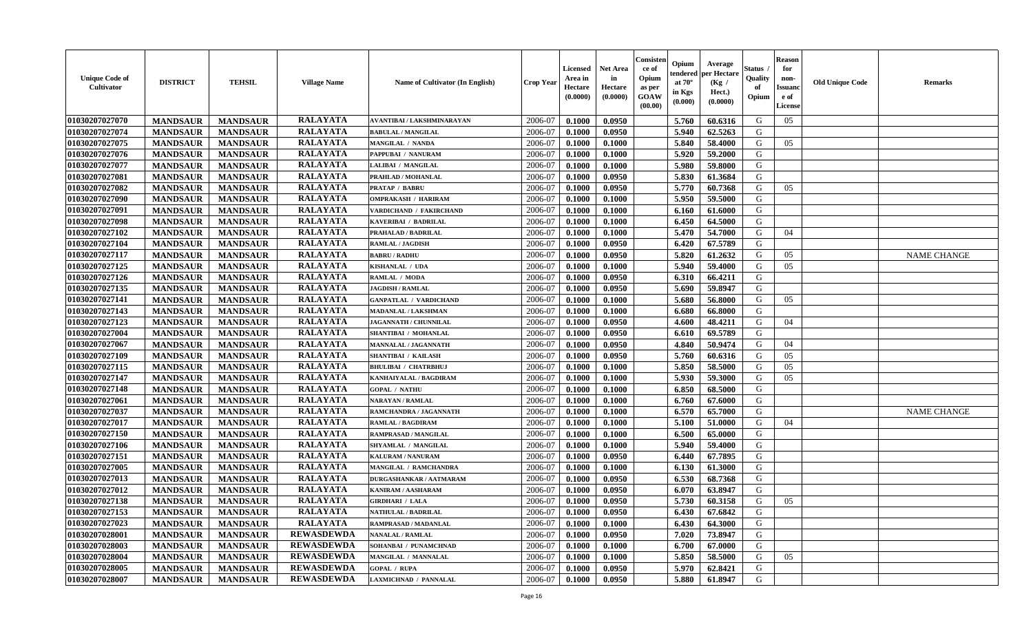| Unique Code of Cultivator | DISTRICT | TEHSIL | Village Name | Name of Cultivator (In English) | Crop Year | Licensed Area in Hectare (0.0000) | Net Area in Hectare (0.0000) | Consistence of Opium as per GOAW (00.00) | Opium tendered at 70° in Kgs (0.000) | Average per Hectare (Kg / Hect.) (0.0000) | Status / Quality of Opium | Reason for non-Issuance of License | Old Unique Code | Remarks |
|---|---|---|---|---|---|---|---|---|---|---|---|---|---|---|
| 01030207027070 | MANDSAUR | MANDSAUR | RALAYATA | AVANTIBAI / LAKSHMINARAYAN | 2006-07 | 0.1000 | 0.0950 | | 5.760 | 60.6316 | G | 05 | | |
| 01030207027074 | MANDSAUR | MANDSAUR | RALAYATA | BABULAL / MANGILAL | 2006-07 | 0.1000 | 0.0950 | | 5.940 | 62.5263 | G | | | |
| 01030207027075 | MANDSAUR | MANDSAUR | RALAYATA | MANGILAL / NANDA | 2006-07 | 0.1000 | 0.1000 | | 5.840 | 58.4000 | G | 05 | | |
| 01030207027076 | MANDSAUR | MANDSAUR | RALAYATA | PAPPUBAI / NANURAM | 2006-07 | 0.1000 | 0.1000 | | 5.920 | 59.2000 | G | | | |
| 01030207027077 | MANDSAUR | MANDSAUR | RALAYATA | LALIBAI / MANGILAL | 2006-07 | 0.1000 | 0.1000 | | 5.980 | 59.8000 | G | | | |
| 01030207027081 | MANDSAUR | MANDSAUR | RALAYATA | PRAHLAD / MOHANLAL | 2006-07 | 0.1000 | 0.0950 | | 5.830 | 61.3684 | G | | | |
| 01030207027082 | MANDSAUR | MANDSAUR | RALAYATA | PRATAP / BABRU | 2006-07 | 0.1000 | 0.0950 | | 5.770 | 60.7368 | G | 05 | | |
| 01030207027090 | MANDSAUR | MANDSAUR | RALAYATA | OMPRAKASH / HARIRAM | 2006-07 | 0.1000 | 0.1000 | | 5.950 | 59.5000 | G | | | |
| 01030207027091 | MANDSAUR | MANDSAUR | RALAYATA | VARDICHAND / FAKIRCHAND | 2006-07 | 0.1000 | 0.1000 | | 6.160 | 61.6000 | G | | | |
| 01030207027098 | MANDSAUR | MANDSAUR | RALAYATA | KAVERIBAI / BADRILAL | 2006-07 | 0.1000 | 0.1000 | | 6.450 | 64.5000 | G | | | |
| 01030207027102 | MANDSAUR | MANDSAUR | RALAYATA | PRAHALAD / BADRILAL | 2006-07 | 0.1000 | 0.1000 | | 5.470 | 54.7000 | G | 04 | | |
| 01030207027104 | MANDSAUR | MANDSAUR | RALAYATA | RAMLAL / JAGDISH | 2006-07 | 0.1000 | 0.0950 | | 6.420 | 67.5789 | G | | | |
| 01030207027117 | MANDSAUR | MANDSAUR | RALAYATA | BABRU / RADHU | 2006-07 | 0.1000 | 0.0950 | | 5.820 | 61.2632 | G | 05 | | NAME CHANGE |
| 01030207027125 | MANDSAUR | MANDSAUR | RALAYATA | KISHANLAL / UDA | 2006-07 | 0.1000 | 0.1000 | | 5.940 | 59.4000 | G | 05 | | |
| 01030207027126 | MANDSAUR | MANDSAUR | RALAYATA | RAMLAL / MODA | 2006-07 | 0.1000 | 0.0950 | | 6.310 | 66.4211 | G | | | |
| 01030207027135 | MANDSAUR | MANDSAUR | RALAYATA | JAGDISH / RAMLAL | 2006-07 | 0.1000 | 0.0950 | | 5.690 | 59.8947 | G | | | |
| 01030207027141 | MANDSAUR | MANDSAUR | RALAYATA | GANPATLAL / VARDICHAND | 2006-07 | 0.1000 | 0.1000 | | 5.680 | 56.8000 | G | 05 | | |
| 01030207027143 | MANDSAUR | MANDSAUR | RALAYATA | MADANLAL / LAKSHMAN | 2006-07 | 0.1000 | 0.1000 | | 6.680 | 66.8000 | G | | | |
| 01030207027123 | MANDSAUR | MANDSAUR | RALAYATA | JAGANNATH / CHUNNILAL | 2006-07 | 0.1000 | 0.0950 | | 4.600 | 48.4211 | G | 04 | | |
| 01030207027004 | MANDSAUR | MANDSAUR | RALAYATA | SHANTIBAI / MOHANLAL | 2006-07 | 0.1000 | 0.0950 | | 6.610 | 69.5789 | G | | | |
| 01030207027067 | MANDSAUR | MANDSAUR | RALAYATA | MANNALAL / JAGANNATH | 2006-07 | 0.1000 | 0.0950 | | 4.840 | 50.9474 | G | 04 | | |
| 01030207027109 | MANDSAUR | MANDSAUR | RALAYATA | SHANTIBAI / KAILASH | 2006-07 | 0.1000 | 0.0950 | | 5.760 | 60.6316 | G | 05 | | |
| 01030207027115 | MANDSAUR | MANDSAUR | RALAYATA | BHULIBAI / CHATRBHUJ | 2006-07 | 0.1000 | 0.1000 | | 5.850 | 58.5000 | G | 05 | | |
| 01030207027147 | MANDSAUR | MANDSAUR | RALAYATA | KANHAIYALAL / BAGDIRAM | 2006-07 | 0.1000 | 0.1000 | | 5.930 | 59.3000 | G | 05 | | |
| 01030207027148 | MANDSAUR | MANDSAUR | RALAYATA | GOPAL / NATHU | 2006-07 | 0.1000 | 0.1000 | | 6.850 | 68.5000 | G | | | |
| 01030207027061 | MANDSAUR | MANDSAUR | RALAYATA | NARAYAN / RAMLAL | 2006-07 | 0.1000 | 0.1000 | | 6.760 | 67.6000 | G | | | |
| 01030207027037 | MANDSAUR | MANDSAUR | RALAYATA | RAMCHANDRA / JAGANNATH | 2006-07 | 0.1000 | 0.1000 | | 6.570 | 65.7000 | G | | | NAME CHANGE |
| 01030207027017 | MANDSAUR | MANDSAUR | RALAYATA | RAMLAL / BAGDIRAM | 2006-07 | 0.1000 | 0.1000 | | 5.100 | 51.0000 | G | 04 | | |
| 01030207027150 | MANDSAUR | MANDSAUR | RALAYATA | RAMPRASAD / MANGILAL | 2006-07 | 0.1000 | 0.1000 | | 6.500 | 65.0000 | G | | | |
| 01030207027106 | MANDSAUR | MANDSAUR | RALAYATA | SHYAMLAL / MANGILAL | 2006-07 | 0.1000 | 0.1000 | | 5.940 | 59.4000 | G | | | |
| 01030207027151 | MANDSAUR | MANDSAUR | RALAYATA | KALURAM / NANURAM | 2006-07 | 0.1000 | 0.0950 | | 6.440 | 67.7895 | G | | | |
| 01030207027005 | MANDSAUR | MANDSAUR | RALAYATA | MANGILAL / RAMCHANDRA | 2006-07 | 0.1000 | 0.1000 | | 6.130 | 61.3000 | G | | | |
| 01030207027013 | MANDSAUR | MANDSAUR | RALAYATA | DURGASHANKAR / AATMARAM | 2006-07 | 0.1000 | 0.0950 | | 6.530 | 68.7368 | G | | | |
| 01030207027012 | MANDSAUR | MANDSAUR | RALAYATA | KANIRAM / AASHARAM | 2006-07 | 0.1000 | 0.0950 | | 6.070 | 63.8947 | G | | | |
| 01030207027138 | MANDSAUR | MANDSAUR | RALAYATA | GIRDHARI / LALA | 2006-07 | 0.1000 | 0.0950 | | 5.730 | 60.3158 | G | 05 | | |
| 01030207027153 | MANDSAUR | MANDSAUR | RALAYATA | NATHULAL / BADRILAL | 2006-07 | 0.1000 | 0.0950 | | 6.430 | 67.6842 | G | | | |
| 01030207027023 | MANDSAUR | MANDSAUR | RALAYATA | RAMPRASAD / MADANLAL | 2006-07 | 0.1000 | 0.1000 | | 6.430 | 64.3000 | G | | | |
| 01030207028001 | MANDSAUR | MANDSAUR | REWASDEWDA | NANALAL / RAMLAL | 2006-07 | 0.1000 | 0.0950 | | 7.020 | 73.8947 | G | | | |
| 01030207028003 | MANDSAUR | MANDSAUR | REWASDEWDA | SOHANBAI / PUNAMCHNAD | 2006-07 | 0.1000 | 0.1000 | | 6.700 | 67.0000 | G | | | |
| 01030207028004 | MANDSAUR | MANDSAUR | REWASDEWDA | MANGILAL / MANNALAL | 2006-07 | 0.1000 | 0.1000 | | 5.850 | 58.5000 | G | 05 | | |
| 01030207028005 | MANDSAUR | MANDSAUR | REWASDEWDA | GOPAL / RUPA | 2006-07 | 0.1000 | 0.0950 | | 5.970 | 62.8421 | G | | | |
| 01030207028007 | MANDSAUR | MANDSAUR | REWASDEWDA | LAXMICHNAD / PANNALAL | 2006-07 | 0.1000 | 0.0950 | | 5.880 | 61.8947 | G | | | |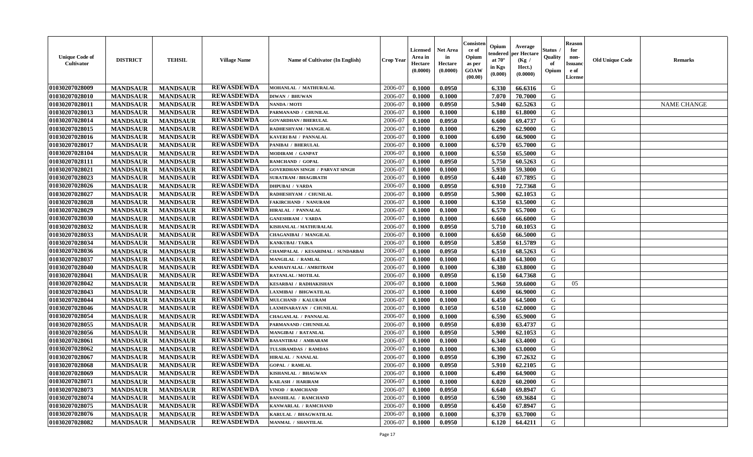| Unique Code of Cultivator | DISTRICT | TEHSIL | Village Name | Name of Cultivator (In English) | Crop Year | Licensed Area in Hectare (0.0000) | Net Area in Hectare (0.0000) | Consistence of Opium as per GOAW (00.00) | Opium tendered at 70° in Kgs (0.000) | Average per Hectare (Kg / Hect.) (0.0000) | Status / Quality of Opium | Reason for non-Issuance of License | Old Unique Code | Remarks |
|---|---|---|---|---|---|---|---|---|---|---|---|---|---|---|
| 01030207028009 | MANDSAUR | MANDSAUR | REWASDEWDA | MOHANLAL / MATHURALAL | 2006-07 | 0.1000 | 0.0950 | | 6.330 | 66.6316 | G | | | |
| 01030207028010 | MANDSAUR | MANDSAUR | REWASDEWDA | DIWAN / BHUWAN | 2006-07 | 0.1000 | 0.1000 | | 7.070 | 70.7000 | G | | | |
| 01030207028011 | MANDSAUR | MANDSAUR | REWASDEWDA | NANDA / MOTI | 2006-07 | 0.1000 | 0.0950 | | 5.940 | 62.5263 | G | | | NAME CHANGE |
| 01030207028013 | MANDSAUR | MANDSAUR | REWASDEWDA | PARMANAND / CHUNILAL | 2006-07 | 0.1000 | 0.1000 | | 6.180 | 61.8000 | G | | | |
| 01030207028014 | MANDSAUR | MANDSAUR | REWASDEWDA | GOVARDHAN / BHERULAL | 2006-07 | 0.1000 | 0.0950 | | 6.600 | 69.4737 | G | | | |
| 01030207028015 | MANDSAUR | MANDSAUR | REWASDEWDA | RADHESHYAM / MANGILAL | 2006-07 | 0.1000 | 0.1000 | | 6.290 | 62.9000 | G | | | |
| 01030207028016 | MANDSAUR | MANDSAUR | REWASDEWDA | KAVERI BAI / PANNALAL | 2006-07 | 0.1000 | 0.1000 | | 6.690 | 66.9000 | G | | | |
| 01030207028017 | MANDSAUR | MANDSAUR | REWASDEWDA | PANIBAI / BHERULAL | 2006-07 | 0.1000 | 0.1000 | | 6.570 | 65.7000 | G | | | |
| 01030207028104 | MANDSAUR | MANDSAUR | REWASDEWDA | MODIRAM / GANPAT | 2006-07 | 0.1000 | 0.1000 | | 6.550 | 65.5000 | G | | | |
| 01030207028111 | MANDSAUR | MANDSAUR | REWASDEWDA | RAMCHAND / GOPAL | 2006-07 | 0.1000 | 0.0950 | | 5.750 | 60.5263 | G | | | |
| 01030207028021 | MANDSAUR | MANDSAUR | REWASDEWDA | GOVERDHAN SINGH / PARVAT SINGH | 2006-07 | 0.1000 | 0.1000 | | 5.930 | 59.3000 | G | | | |
| 01030207028023 | MANDSAUR | MANDSAUR | REWASDEWDA | SURATRAM / BHAGIRATH | 2006-07 | 0.1000 | 0.0950 | | 6.440 | 67.7895 | G | | | |
| 01030207028026 | MANDSAUR | MANDSAUR | REWASDEWDA | DHPUBAI / VARDA | 2006-07 | 0.1000 | 0.0950 | | 6.910 | 72.7368 | G | | | |
| 01030207028027 | MANDSAUR | MANDSAUR | REWASDEWDA | RADHESHYAM / CHUNILAL | 2006-07 | 0.1000 | 0.0950 | | 5.900 | 62.1053 | G | | | |
| 01030207028028 | MANDSAUR | MANDSAUR | REWASDEWDA | FAKIRCHAND / NANURAM | 2006-07 | 0.1000 | 0.1000 | | 6.350 | 63.5000 | G | | | |
| 01030207028029 | MANDSAUR | MANDSAUR | REWASDEWDA | HIRALAL / PANNALAL | 2006-07 | 0.1000 | 0.1000 | | 6.570 | 65.7000 | G | | | |
| 01030207028030 | MANDSAUR | MANDSAUR | REWASDEWDA | GANESHRAM / VARDA | 2006-07 | 0.1000 | 0.1000 | | 6.660 | 66.6000 | G | | | |
| 01030207028032 | MANDSAUR | MANDSAUR | REWASDEWDA | KISHANLAL / MATHURALAL | 2006-07 | 0.1000 | 0.0950 | | 5.710 | 60.1053 | G | | | |
| 01030207028033 | MANDSAUR | MANDSAUR | REWASDEWDA | CHAGANIBAI / MANGILAL | 2006-07 | 0.1000 | 0.1000 | | 6.650 | 66.5000 | G | | | |
| 01030207028034 | MANDSAUR | MANDSAUR | REWASDEWDA | KANKUBAI / TAIKA | 2006-07 | 0.1000 | 0.0950 | | 5.850 | 61.5789 | G | | | |
| 01030207028036 | MANDSAUR | MANDSAUR | REWASDEWDA | CHAMPALAL / KESARIMAL / SUNDARBAI | 2006-07 | 0.1000 | 0.0950 | | 6.510 | 68.5263 | G | | | |
| 01030207028037 | MANDSAUR | MANDSAUR | REWASDEWDA | MANGILAL / RAMLAL | 2006-07 | 0.1000 | 0.1000 | | 6.430 | 64.3000 | G | | | |
| 01030207028040 | MANDSAUR | MANDSAUR | REWASDEWDA | KANHAIYALAL / AMRITRAM | 2006-07 | 0.1000 | 0.1000 | | 6.380 | 63.8000 | G | | | |
| 01030207028041 | MANDSAUR | MANDSAUR | REWASDEWDA | RATANLAL / MOTILAL | 2006-07 | 0.1000 | 0.0950 | | 6.150 | 64.7368 | G | | | |
| 01030207028042 | MANDSAUR | MANDSAUR | REWASDEWDA | KESARBAI / RADHAKISHAN | 2006-07 | 0.1000 | 0.1000 | | 5.960 | 59.6000 | G | 05 | | |
| 01030207028043 | MANDSAUR | MANDSAUR | REWASDEWDA | LAXMIBAI / BHGWATILAL | 2006-07 | 0.1000 | 0.1000 | | 6.690 | 66.9000 | G | | | |
| 01030207028044 | MANDSAUR | MANDSAUR | REWASDEWDA | MULCHAND / KALURAM | 2006-07 | 0.1000 | 0.1000 | | 6.450 | 64.5000 | G | | | |
| 01030207028046 | MANDSAUR | MANDSAUR | REWASDEWDA | LAXMINARAYAN / CHUNILAL | 2006-07 | 0.1000 | 0.1050 | | 6.510 | 62.0000 | G | | | |
| 01030207028054 | MANDSAUR | MANDSAUR | REWASDEWDA | CHAGANLAL / PANNALAL | 2006-07 | 0.1000 | 0.1000 | | 6.590 | 65.9000 | G | | | |
| 01030207028055 | MANDSAUR | MANDSAUR | REWASDEWDA | PARMANAND / CHUNNILAL | 2006-07 | 0.1000 | 0.0950 | | 6.030 | 63.4737 | G | | | |
| 01030207028056 | MANDSAUR | MANDSAUR | REWASDEWDA | MANGIBAI / RATANLAL | 2006-07 | 0.1000 | 0.0950 | | 5.900 | 62.1053 | G | | | |
| 01030207028061 | MANDSAUR | MANDSAUR | REWASDEWDA | BASANTIBAI / AMBARAM | 2006-07 | 0.1000 | 0.1000 | | 6.340 | 63.4000 | G | | | |
| 01030207028062 | MANDSAUR | MANDSAUR | REWASDEWDA | TULSIRAMDAS / RAMDAS | 2006-07 | 0.1000 | 0.1000 | | 6.300 | 63.0000 | G | | | |
| 01030207028067 | MANDSAUR | MANDSAUR | REWASDEWDA | HIRALAL / NANALAL | 2006-07 | 0.1000 | 0.0950 | | 6.390 | 67.2632 | G | | | |
| 01030207028068 | MANDSAUR | MANDSAUR | REWASDEWDA | GOPAL / RAMLAL | 2006-07 | 0.1000 | 0.0950 | | 5.910 | 62.2105 | G | | | |
| 01030207028069 | MANDSAUR | MANDSAUR | REWASDEWDA | KISHANLAL / BHAGWAN | 2006-07 | 0.1000 | 0.1000 | | 6.490 | 64.9000 | G | | | |
| 01030207028071 | MANDSAUR | MANDSAUR | REWASDEWDA | KAILASH / HARIRAM | 2006-07 | 0.1000 | 0.1000 | | 6.020 | 60.2000 | G | | | |
| 01030207028073 | MANDSAUR | MANDSAUR | REWASDEWDA | VINOD / RAMCHAND | 2006-07 | 0.1000 | 0.0950 | | 6.640 | 69.8947 | G | | | |
| 01030207028074 | MANDSAUR | MANDSAUR | REWASDEWDA | BANSHILAL / RAMCHAND | 2006-07 | 0.1000 | 0.0950 | | 6.590 | 69.3684 | G | | | |
| 01030207028075 | MANDSAUR | MANDSAUR | REWASDEWDA | KANWARLAL / RAMCHAND | 2006-07 | 0.1000 | 0.0950 | | 6.450 | 67.8947 | G | | | |
| 01030207028076 | MANDSAUR | MANDSAUR | REWASDEWDA | KARULAL / BHAGWATILAL | 2006-07 | 0.1000 | 0.1000 | | 6.370 | 63.7000 | G | | | |
| 01030207028082 | MANDSAUR | MANDSAUR | REWASDEWDA | MANMAL / SHANTILAL | 2006-07 | 0.1000 | 0.0950 | | 6.120 | 64.4211 | G | | | |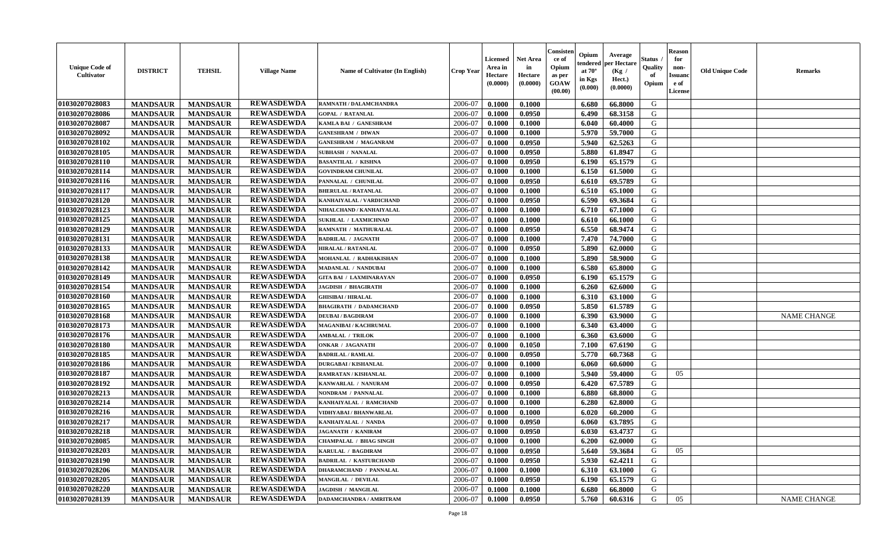| Unique Code of Cultivator | DISTRICT | TEHSIL | Village Name | Name of Cultivator (In English) | Crop Year | Licensed Area in Hectare (0.0000) | Net Area in Hectare (0.0000) | Consistence of Opium as per GOAW (00.00) | Opium tendered at 70° in Kgs (0.000) | Average per Hectare (Kg / Hect.) (0.0000) | Status / Quality of Opium | Reason for non-Issuance of License | Old Unique Code | Remarks |
|---|---|---|---|---|---|---|---|---|---|---|---|---|---|---|
| 01030207028083 | MANDSAUR | MANDSAUR | REWASDEWDA | RAMNATH / DALAMCHANDRA | 2006-07 | 0.1000 | 0.1000 | | 6.680 | 66.8000 | G | | | |
| 01030207028086 | MANDSAUR | MANDSAUR | REWASDEWDA | GOPAL / RATANLAL | 2006-07 | 0.1000 | 0.0950 | | 6.490 | 68.3158 | G | | | |
| 01030207028087 | MANDSAUR | MANDSAUR | REWASDEWDA | KAMLA BAI / GANESHRAM | 2006-07 | 0.1000 | 0.1000 | | 6.040 | 60.4000 | G | | | |
| 01030207028092 | MANDSAUR | MANDSAUR | REWASDEWDA | GANESHRAM / DIWAN | 2006-07 | 0.1000 | 0.1000 | | 5.970 | 59.7000 | G | | | |
| 01030207028102 | MANDSAUR | MANDSAUR | REWASDEWDA | GANESHRAM / MAGANRAM | 2006-07 | 0.1000 | 0.0950 | | 5.940 | 62.5263 | G | | | |
| 01030207028105 | MANDSAUR | MANDSAUR | REWASDEWDA | SUBHASH / NANALAL | 2006-07 | 0.1000 | 0.0950 | | 5.880 | 61.8947 | G | | | |
| 01030207028110 | MANDSAUR | MANDSAUR | REWASDEWDA | BASANTILAL / KISHNA | 2006-07 | 0.1000 | 0.0950 | | 6.190 | 65.1579 | G | | | |
| 01030207028114 | MANDSAUR | MANDSAUR | REWASDEWDA | GOVINDRAM CHUNILAL | 2006-07 | 0.1000 | 0.1000 | | 6.150 | 61.5000 | G | | | |
| 01030207028116 | MANDSAUR | MANDSAUR | REWASDEWDA | PANNALAL / CHUNILAL | 2006-07 | 0.1000 | 0.0950 | | 6.610 | 69.5789 | G | | | |
| 01030207028117 | MANDSAUR | MANDSAUR | REWASDEWDA | BHERULAL / RATANLAL | 2006-07 | 0.1000 | 0.1000 | | 6.510 | 65.1000 | G | | | |
| 01030207028120 | MANDSAUR | MANDSAUR | REWASDEWDA | KANHAIYALAL / VARDICHAND | 2006-07 | 0.1000 | 0.0950 | | 6.590 | 69.3684 | G | | | |
| 01030207028123 | MANDSAUR | MANDSAUR | REWASDEWDA | NIHALCHAND / KANHAIYALAL | 2006-07 | 0.1000 | 0.1000 | | 6.710 | 67.1000 | G | | | |
| 01030207028125 | MANDSAUR | MANDSAUR | REWASDEWDA | SUKHLAL / LAXMICHNAD | 2006-07 | 0.1000 | 0.1000 | | 6.610 | 66.1000 | G | | | |
| 01030207028129 | MANDSAUR | MANDSAUR | REWASDEWDA | RAMNATH / MATHURALAL | 2006-07 | 0.1000 | 0.0950 | | 6.550 | 68.9474 | G | | | |
| 01030207028131 | MANDSAUR | MANDSAUR | REWASDEWDA | BADRILAL / JAGNATH | 2006-07 | 0.1000 | 0.1000 | | 7.470 | 74.7000 | G | | | |
| 01030207028133 | MANDSAUR | MANDSAUR | REWASDEWDA | HIRALAL / RATANLAL | 2006-07 | 0.1000 | 0.0950 | | 5.890 | 62.0000 | G | | | |
| 01030207028138 | MANDSAUR | MANDSAUR | REWASDEWDA | MOHANLAL / RADHAKISHAN | 2006-07 | 0.1000 | 0.1000 | | 5.890 | 58.9000 | G | | | |
| 01030207028142 | MANDSAUR | MANDSAUR | REWASDEWDA | MADANLAL / NANDUBAI | 2006-07 | 0.1000 | 0.1000 | | 6.580 | 65.8000 | G | | | |
| 01030207028149 | MANDSAUR | MANDSAUR | REWASDEWDA | GITA BAI / LAXMINARAYAN | 2006-07 | 0.1000 | 0.0950 | | 6.190 | 65.1579 | G | | | |
| 01030207028154 | MANDSAUR | MANDSAUR | REWASDEWDA | JAGDISH / BHAGIRATH | 2006-07 | 0.1000 | 0.1000 | | 6.260 | 62.6000 | G | | | |
| 01030207028160 | MANDSAUR | MANDSAUR | REWASDEWDA | GHISIBAI / HIRALAL | 2006-07 | 0.1000 | 0.1000 | | 6.310 | 63.1000 | G | | | |
| 01030207028165 | MANDSAUR | MANDSAUR | REWASDEWDA | BHAGIRATH / DADAMCHAND | 2006-07 | 0.1000 | 0.0950 | | 5.850 | 61.5789 | G | | | |
| 01030207028168 | MANDSAUR | MANDSAUR | REWASDEWDA | DEUBAI / BAGDIRAM | 2006-07 | 0.1000 | 0.1000 | | 6.390 | 63.9000 | G | | | NAME CHANGE |
| 01030207028173 | MANDSAUR | MANDSAUR | REWASDEWDA | MAGANIBAI / KACHRUMAL | 2006-07 | 0.1000 | 0.1000 | | 6.340 | 63.4000 | G | | | |
| 01030207028176 | MANDSAUR | MANDSAUR | REWASDEWDA | AMBALAL / TRILOK | 2006-07 | 0.1000 | 0.1000 | | 6.360 | 63.6000 | G | | | |
| 01030207028180 | MANDSAUR | MANDSAUR | REWASDEWDA | ONKAR / JAGANATH | 2006-07 | 0.1000 | 0.1050 | | 7.100 | 67.6190 | G | | | |
| 01030207028185 | MANDSAUR | MANDSAUR | REWASDEWDA | BADRILAL / RAMLAL | 2006-07 | 0.1000 | 0.0950 | | 5.770 | 60.7368 | G | | | |
| 01030207028186 | MANDSAUR | MANDSAUR | REWASDEWDA | DURGABAI / KISHANLAL | 2006-07 | 0.1000 | 0.1000 | | 6.060 | 60.6000 | G | | | |
| 01030207028187 | MANDSAUR | MANDSAUR | REWASDEWDA | RAMRATAN / KISHANLAL | 2006-07 | 0.1000 | 0.1000 | | 5.940 | 59.4000 | G | 05 | | |
| 01030207028192 | MANDSAUR | MANDSAUR | REWASDEWDA | KANWARLAL / NANURAM | 2006-07 | 0.1000 | 0.0950 | | 6.420 | 67.5789 | G | | | |
| 01030207028213 | MANDSAUR | MANDSAUR | REWASDEWDA | NONDRAM / PANNALAL | 2006-07 | 0.1000 | 0.1000 | | 6.880 | 68.8000 | G | | | |
| 01030207028214 | MANDSAUR | MANDSAUR | REWASDEWDA | KANHAIYALAL / RAMCHAND | 2006-07 | 0.1000 | 0.1000 | | 6.280 | 62.8000 | G | | | |
| 01030207028216 | MANDSAUR | MANDSAUR | REWASDEWDA | VIDHYABAI / BHANWARLAL | 2006-07 | 0.1000 | 0.1000 | | 6.020 | 60.2000 | G | | | |
| 01030207028217 | MANDSAUR | MANDSAUR | REWASDEWDA | KANHAIYALAL / NANDA | 2006-07 | 0.1000 | 0.0950 | | 6.060 | 63.7895 | G | | | |
| 01030207028218 | MANDSAUR | MANDSAUR | REWASDEWDA | JAGANATH / KANIRAM | 2006-07 | 0.1000 | 0.0950 | | 6.030 | 63.4737 | G | | | |
| 01030207028085 | MANDSAUR | MANDSAUR | REWASDEWDA | CHAMPALAL / BHAG SINGH | 2006-07 | 0.1000 | 0.1000 | | 6.200 | 62.0000 | G | | | |
| 01030207028203 | MANDSAUR | MANDSAUR | REWASDEWDA | KARULAL / BAGDIRAM | 2006-07 | 0.1000 | 0.0950 | | 5.640 | 59.3684 | G | 05 | | |
| 01030207028190 | MANDSAUR | MANDSAUR | REWASDEWDA | BADRILAL / KASTURCHAND | 2006-07 | 0.1000 | 0.0950 | | 5.930 | 62.4211 | G | | | |
| 01030207028206 | MANDSAUR | MANDSAUR | REWASDEWDA | DHARAMCHAND / PANNALAL | 2006-07 | 0.1000 | 0.1000 | | 6.310 | 63.1000 | G | | | |
| 01030207028205 | MANDSAUR | MANDSAUR | REWASDEWDA | MANGILAL / DEVILAL | 2006-07 | 0.1000 | 0.0950 | | 6.190 | 65.1579 | G | | | |
| 01030207028220 | MANDSAUR | MANDSAUR | REWASDEWDA | JAGDISH / MANGILAL | 2006-07 | 0.1000 | 0.1000 | | 6.680 | 66.8000 | G | | | |
| 01030207028139 | MANDSAUR | MANDSAUR | REWASDEWDA | DADAMCHANDRA / AMRITRAM | 2006-07 | 0.1000 | 0.0950 | | 5.760 | 60.6316 | G | 05 | | NAME CHANGE |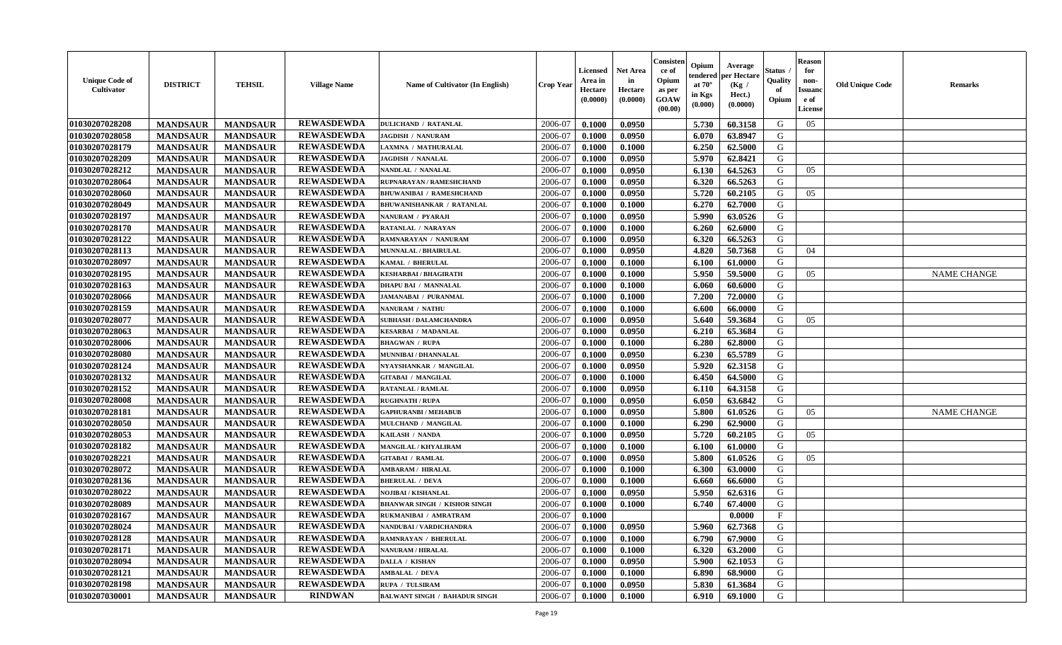| Unique Code of Cultivator | DISTRICT | TEHSIL | Village Name | Name of Cultivator (In English) | Crop Year | Licensed Area in Hectare (0.0000) | Net Area in Hectare (0.0000) | Consistence of Opium as per GOAW (00.00) | Opium tendered at 70° in Kgs (0.000) | Average per Hectare (Kg / Hect.) (0.0000) | Status / Quality of Opium | Reason for non-Issuance of License | Old Unique Code | Remarks |
|---|---|---|---|---|---|---|---|---|---|---|---|---|---|---|
| 01030207028208 | MANDSAUR | MANDSAUR | REWASDEWDA | DULICHAND / RATANLAL | 2006-07 | 0.1000 | 0.0950 | | 5.730 | 60.3158 | G | 05 | | |
| 01030207028058 | MANDSAUR | MANDSAUR | REWASDEWDA | JAGDISH / NANURAM | 2006-07 | 0.1000 | 0.0950 | | 6.070 | 63.8947 | G | | | |
| 01030207028179 | MANDSAUR | MANDSAUR | REWASDEWDA | LAXMNA / MATHURALAL | 2006-07 | 0.1000 | 0.1000 | | 6.250 | 62.5000 | G | | | |
| 01030207028209 | MANDSAUR | MANDSAUR | REWASDEWDA | JAGDISH / NANALAL | 2006-07 | 0.1000 | 0.0950 | | 5.970 | 62.8421 | G | | | |
| 01030207028212 | MANDSAUR | MANDSAUR | REWASDEWDA | NANDLAL / NANALAL | 2006-07 | 0.1000 | 0.0950 | | 6.130 | 64.5263 | G | 05 | | |
| 01030207028064 | MANDSAUR | MANDSAUR | REWASDEWDA | RUPNARAYAN / RAMESHCHAND | 2006-07 | 0.1000 | 0.0950 | | 6.320 | 66.5263 | G | | | |
| 01030207028060 | MANDSAUR | MANDSAUR | REWASDEWDA | BHUWANIBAI / RAMESHCHAND | 2006-07 | 0.1000 | 0.0950 | | 5.720 | 60.2105 | G | 05 | | |
| 01030207028049 | MANDSAUR | MANDSAUR | REWASDEWDA | BHUWANISHANKAR / RATANLAL | 2006-07 | 0.1000 | 0.1000 | | 6.270 | 62.7000 | G | | | |
| 01030207028197 | MANDSAUR | MANDSAUR | REWASDEWDA | NANURAM / PYARAJI | 2006-07 | 0.1000 | 0.0950 | | 5.990 | 63.0526 | G | | | |
| 01030207028170 | MANDSAUR | MANDSAUR | REWASDEWDA | RATANLAL / NARAYAN | 2006-07 | 0.1000 | 0.1000 | | 6.260 | 62.6000 | G | | | |
| 01030207028122 | MANDSAUR | MANDSAUR | REWASDEWDA | RAMNARAYAN / NANURAM | 2006-07 | 0.1000 | 0.0950 | | 6.320 | 66.5263 | G | | | |
| 01030207028113 | MANDSAUR | MANDSAUR | REWASDEWDA | MUNNALAL / BHAIRULAL | 2006-07 | 0.1000 | 0.0950 | | 4.820 | 50.7368 | G | 04 | | |
| 01030207028097 | MANDSAUR | MANDSAUR | REWASDEWDA | KAMAL / BHERULAL | 2006-07 | 0.1000 | 0.1000 | | 6.100 | 61.0000 | G | | | |
| 01030207028195 | MANDSAUR | MANDSAUR | REWASDEWDA | KESHARBAI / BHAGIRATH | 2006-07 | 0.1000 | 0.1000 | | 5.950 | 59.5000 | G | 05 | | NAME CHANGE |
| 01030207028163 | MANDSAUR | MANDSAUR | REWASDEWDA | DHAPU BAI / MANNALAL | 2006-07 | 0.1000 | 0.1000 | | 6.060 | 60.6000 | G | | | |
| 01030207028066 | MANDSAUR | MANDSAUR | REWASDEWDA | JAMANABAI / PURANMAL | 2006-07 | 0.1000 | 0.1000 | | 7.200 | 72.0000 | G | | | |
| 01030207028159 | MANDSAUR | MANDSAUR | REWASDEWDA | NANURAM / NATHU | 2006-07 | 0.1000 | 0.1000 | | 6.600 | 66.0000 | G | | | |
| 01030207028077 | MANDSAUR | MANDSAUR | REWASDEWDA | SUBHASH / DALAMCHANDRA | 2006-07 | 0.1000 | 0.0950 | | 5.640 | 59.3684 | G | 05 | | |
| 01030207028063 | MANDSAUR | MANDSAUR | REWASDEWDA | KESARBAI / MADANLAL | 2006-07 | 0.1000 | 0.0950 | | 6.210 | 65.3684 | G | | | |
| 01030207028006 | MANDSAUR | MANDSAUR | REWASDEWDA | BHAGWAN / RUPA | 2006-07 | 0.1000 | 0.1000 | | 6.280 | 62.8000 | G | | | |
| 01030207028080 | MANDSAUR | MANDSAUR | REWASDEWDA | MUNNIBAI / DHANNALAL | 2006-07 | 0.1000 | 0.0950 | | 6.230 | 65.5789 | G | | | |
| 01030207028124 | MANDSAUR | MANDSAUR | REWASDEWDA | NYAYSHANKAR / MANGILAL | 2006-07 | 0.1000 | 0.0950 | | 5.920 | 62.3158 | G | | | |
| 01030207028132 | MANDSAUR | MANDSAUR | REWASDEWDA | GITABAI / MANGILAL | 2006-07 | 0.1000 | 0.1000 | | 6.450 | 64.5000 | G | | | |
| 01030207028152 | MANDSAUR | MANDSAUR | REWASDEWDA | RATANLAL / RAMLAL | 2006-07 | 0.1000 | 0.0950 | | 6.110 | 64.3158 | G | | | |
| 01030207028008 | MANDSAUR | MANDSAUR | REWASDEWDA | RUGHNATH / RUPA | 2006-07 | 0.1000 | 0.0950 | | 6.050 | 63.6842 | G | | | |
| 01030207028181 | MANDSAUR | MANDSAUR | REWASDEWDA | GAPHURANBI / MEHABUB | 2006-07 | 0.1000 | 0.0950 | | 5.800 | 61.0526 | G | 05 | | NAME CHANGE |
| 01030207028050 | MANDSAUR | MANDSAUR | REWASDEWDA | MULCHAND / MANGILAL | 2006-07 | 0.1000 | 0.1000 | | 6.290 | 62.9000 | G | | | |
| 01030207028053 | MANDSAUR | MANDSAUR | REWASDEWDA | KAILASH / NANDA | 2006-07 | 0.1000 | 0.0950 | | 5.720 | 60.2105 | G | 05 | | |
| 01030207028182 | MANDSAUR | MANDSAUR | REWASDEWDA | MANGILAL / KHYALIRAM | 2006-07 | 0.1000 | 0.1000 | | 6.100 | 61.0000 | G | | | |
| 01030207028221 | MANDSAUR | MANDSAUR | REWASDEWDA | GITABAI / RAMLAL | 2006-07 | 0.1000 | 0.0950 | | 5.800 | 61.0526 | G | 05 | | |
| 01030207028072 | MANDSAUR | MANDSAUR | REWASDEWDA | AMBARAM / HIRALAL | 2006-07 | 0.1000 | 0.1000 | | 6.300 | 63.0000 | G | | | |
| 01030207028136 | MANDSAUR | MANDSAUR | REWASDEWDA | BHERULAL / DEVA | 2006-07 | 0.1000 | 0.1000 | | 6.660 | 66.6000 | G | | | |
| 01030207028022 | MANDSAUR | MANDSAUR | REWASDEWDA | NOJIBAI / KISHANLAL | 2006-07 | 0.1000 | 0.0950 | | 5.950 | 62.6316 | G | | | |
| 01030207028089 | MANDSAUR | MANDSAUR | REWASDEWDA | BHANWAR SINGH / KISHOR SINGH | 2006-07 | 0.1000 | 0.1000 | | 6.740 | 67.4000 | G | | | |
| 01030207028167 | MANDSAUR | MANDSAUR | REWASDEWDA | RUKMANIBAI / AMRATRAM | 2006-07 | 0.1000 | | | | 0.0000 | F | | | |
| 01030207028024 | MANDSAUR | MANDSAUR | REWASDEWDA | NANDUBAI / VARDICHANDRA | 2006-07 | 0.1000 | 0.0950 | | 5.960 | 62.7368 | G | | | |
| 01030207028128 | MANDSAUR | MANDSAUR | REWASDEWDA | RAMNRAYAN / BHERULAL | 2006-07 | 0.1000 | 0.1000 | | 6.790 | 67.9000 | G | | | |
| 01030207028171 | MANDSAUR | MANDSAUR | REWASDEWDA | NANURAM / HIRALAL | 2006-07 | 0.1000 | 0.1000 | | 6.320 | 63.2000 | G | | | |
| 01030207028094 | MANDSAUR | MANDSAUR | REWASDEWDA | DALLA / KISHAN | 2006-07 | 0.1000 | 0.0950 | | 5.900 | 62.1053 | G | | | |
| 01030207028121 | MANDSAUR | MANDSAUR | REWASDEWDA | AMBALAL / DEVA | 2006-07 | 0.1000 | 0.1000 | | 6.890 | 68.9000 | G | | | |
| 01030207028198 | MANDSAUR | MANDSAUR | REWASDEWDA | RUPA / TULSIRAM | 2006-07 | 0.1000 | 0.0950 | | 5.830 | 61.3684 | G | | | |
| 01030207030001 | MANDSAUR | MANDSAUR | RINDWAN | BALWANT SINGH / BAHADUR SINGH | 2006-07 | 0.1000 | 0.1000 | | 6.910 | 69.1000 | G | | | |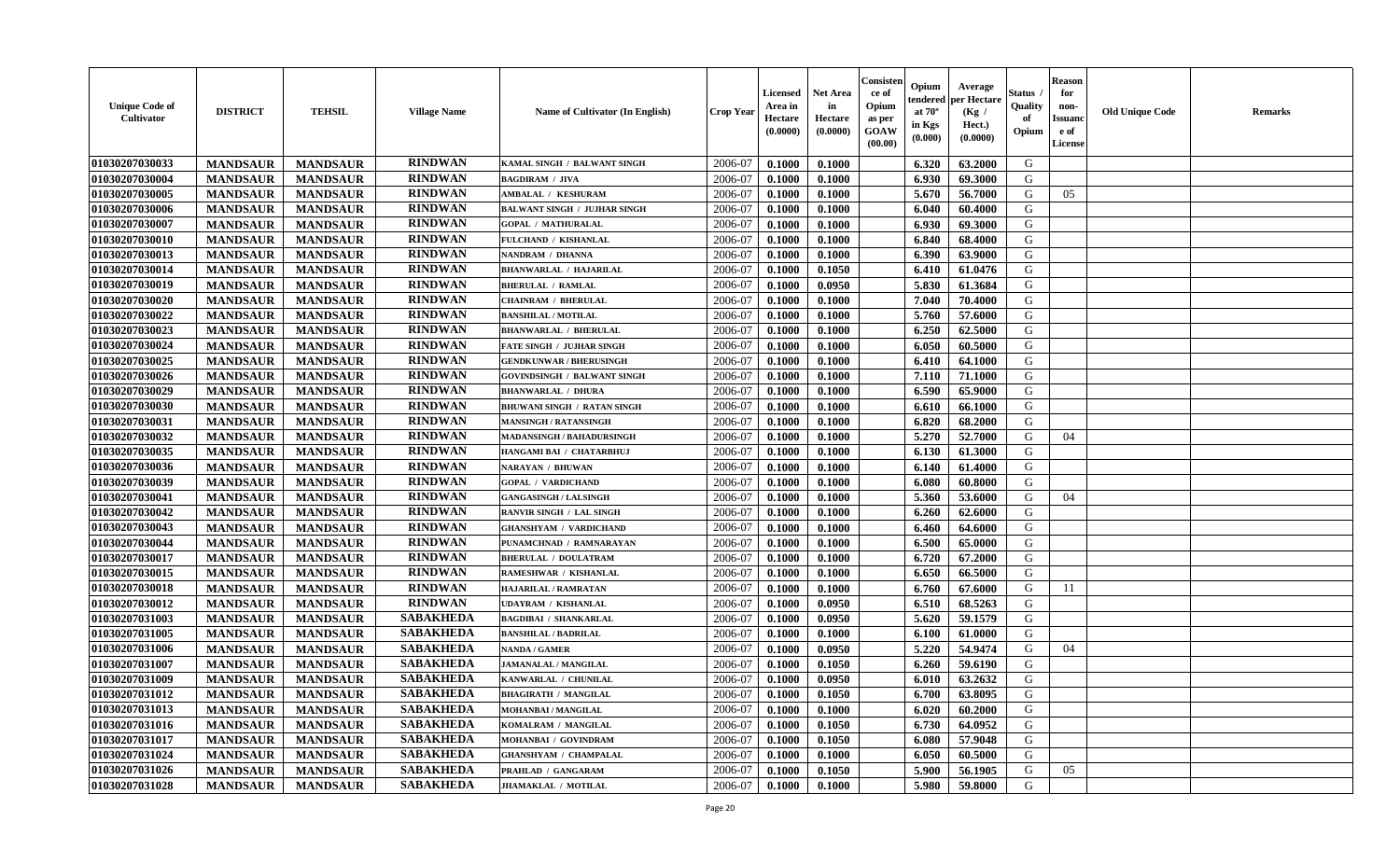| Unique Code of Cultivator | DISTRICT | TEHSIL | Village Name | Name of Cultivator (In English) | Crop Year | Licensed Area in Hectare (0.0000) | Net Area in Hectare (0.0000) | Consistence of Opium as per GOAW (00.00) | Opium tendered at 70° in Kgs (0.000) | Average per Hectare (Kg / Hect.) (0.0000) | Status / Quality of Opium | Reason for non-Issuance of License | Old Unique Code | Remarks |
|---|---|---|---|---|---|---|---|---|---|---|---|---|---|---|
| 01030207030033 | MANDSAUR | MANDSAUR | RINDWAN | KAMAL SINGH / BALWANT SINGH | 2006-07 | 0.1000 | 0.1000 | | 6.320 | 63.2000 | G | | | |
| 01030207030004 | MANDSAUR | MANDSAUR | RINDWAN | BAGDIRAM / JIVA | 2006-07 | 0.1000 | 0.1000 | | 6.930 | 69.3000 | G | | | |
| 01030207030005 | MANDSAUR | MANDSAUR | RINDWAN | AMBALAL / KESHURAM | 2006-07 | 0.1000 | 0.1000 | | 5.670 | 56.7000 | G | 05 | | |
| 01030207030006 | MANDSAUR | MANDSAUR | RINDWAN | BALWANT SINGH / JUJHAR SINGH | 2006-07 | 0.1000 | 0.1000 | | 6.040 | 60.4000 | G | | | |
| 01030207030007 | MANDSAUR | MANDSAUR | RINDWAN | GOPAL / MATHURALAL | 2006-07 | 0.1000 | 0.1000 | | 6.930 | 69.3000 | G | | | |
| 01030207030010 | MANDSAUR | MANDSAUR | RINDWAN | FULCHAND / KISHANLAL | 2006-07 | 0.1000 | 0.1000 | | 6.840 | 68.4000 | G | | | |
| 01030207030013 | MANDSAUR | MANDSAUR | RINDWAN | NANDRAM / DHANNA | 2006-07 | 0.1000 | 0.1000 | | 6.390 | 63.9000 | G | | | |
| 01030207030014 | MANDSAUR | MANDSAUR | RINDWAN | BHANWARLAL / HAJARILAL | 2006-07 | 0.1000 | 0.1050 | | 6.410 | 61.0476 | G | | | |
| 01030207030019 | MANDSAUR | MANDSAUR | RINDWAN | BHERULAL / RAMLAL | 2006-07 | 0.1000 | 0.0950 | | 5.830 | 61.3684 | G | | | |
| 01030207030020 | MANDSAUR | MANDSAUR | RINDWAN | CHAINRAM / BHERULAL | 2006-07 | 0.1000 | 0.1000 | | 7.040 | 70.4000 | G | | | |
| 01030207030022 | MANDSAUR | MANDSAUR | RINDWAN | BANSHILAL / MOTILAL | 2006-07 | 0.1000 | 0.1000 | | 5.760 | 57.6000 | G | | | |
| 01030207030023 | MANDSAUR | MANDSAUR | RINDWAN | BHANWARLAL / BHERULAL | 2006-07 | 0.1000 | 0.1000 | | 6.250 | 62.5000 | G | | | |
| 01030207030024 | MANDSAUR | MANDSAUR | RINDWAN | FATE SINGH / JUJHAR SINGH | 2006-07 | 0.1000 | 0.1000 | | 6.050 | 60.5000 | G | | | |
| 01030207030025 | MANDSAUR | MANDSAUR | RINDWAN | GENDKUNWAR / BHERUSINGH | 2006-07 | 0.1000 | 0.1000 | | 6.410 | 64.1000 | G | | | |
| 01030207030026 | MANDSAUR | MANDSAUR | RINDWAN | GOVINDSINGH / BALWANT SINGH | 2006-07 | 0.1000 | 0.1000 | | 7.110 | 71.1000 | G | | | |
| 01030207030029 | MANDSAUR | MANDSAUR | RINDWAN | BHANWARLAL / DHURA | 2006-07 | 0.1000 | 0.1000 | | 6.590 | 65.9000 | G | | | |
| 01030207030030 | MANDSAUR | MANDSAUR | RINDWAN | BHUWANI SINGH / RATAN SINGH | 2006-07 | 0.1000 | 0.1000 | | 6.610 | 66.1000 | G | | | |
| 01030207030031 | MANDSAUR | MANDSAUR | RINDWAN | MANSINGH / RATANSINGH | 2006-07 | 0.1000 | 0.1000 | | 6.820 | 68.2000 | G | | | |
| 01030207030032 | MANDSAUR | MANDSAUR | RINDWAN | MADANSINGH / BAHADURSINGH | 2006-07 | 0.1000 | 0.1000 | | 5.270 | 52.7000 | G | 04 | | |
| 01030207030035 | MANDSAUR | MANDSAUR | RINDWAN | HANGAMI BAI / CHATARBHUJ | 2006-07 | 0.1000 | 0.1000 | | 6.130 | 61.3000 | G | | | |
| 01030207030036 | MANDSAUR | MANDSAUR | RINDWAN | NARAYAN / BHUWAN | 2006-07 | 0.1000 | 0.1000 | | 6.140 | 61.4000 | G | | | |
| 01030207030039 | MANDSAUR | MANDSAUR | RINDWAN | GOPAL / VARDICHAND | 2006-07 | 0.1000 | 0.1000 | | 6.080 | 60.8000 | G | | | |
| 01030207030041 | MANDSAUR | MANDSAUR | RINDWAN | GANGASINGH / LALSINGH | 2006-07 | 0.1000 | 0.1000 | | 5.360 | 53.6000 | G | 04 | | |
| 01030207030042 | MANDSAUR | MANDSAUR | RINDWAN | RANVIR SINGH / LAL SINGH | 2006-07 | 0.1000 | 0.1000 | | 6.260 | 62.6000 | G | | | |
| 01030207030043 | MANDSAUR | MANDSAUR | RINDWAN | GHANSHYAM / VARDICHAND | 2006-07 | 0.1000 | 0.1000 | | 6.460 | 64.6000 | G | | | |
| 01030207030044 | MANDSAUR | MANDSAUR | RINDWAN | PUNAMCHNAD / RAMNARAYAN | 2006-07 | 0.1000 | 0.1000 | | 6.500 | 65.0000 | G | | | |
| 01030207030017 | MANDSAUR | MANDSAUR | RINDWAN | BHERULAL / DOULATRAM | 2006-07 | 0.1000 | 0.1000 | | 6.720 | 67.2000 | G | | | |
| 01030207030015 | MANDSAUR | MANDSAUR | RINDWAN | RAMESHWAR / KISHANLAL | 2006-07 | 0.1000 | 0.1000 | | 6.650 | 66.5000 | G | | | |
| 01030207030018 | MANDSAUR | MANDSAUR | RINDWAN | HAJARILAL / RAMRATAN | 2006-07 | 0.1000 | 0.1000 | | 6.760 | 67.6000 | G | 11 | | |
| 01030207030012 | MANDSAUR | MANDSAUR | RINDWAN | UDAYRAM / KISHANLAL | 2006-07 | 0.1000 | 0.0950 | | 6.510 | 68.5263 | G | | | |
| 01030207031003 | MANDSAUR | MANDSAUR | SABAKHEDA | BAGDIBAI / SHANKARLAL | 2006-07 | 0.1000 | 0.0950 | | 5.620 | 59.1579 | G | | | |
| 01030207031005 | MANDSAUR | MANDSAUR | SABAKHEDA | BANSHILAL / BADRILAL | 2006-07 | 0.1000 | 0.1000 | | 6.100 | 61.0000 | G | | | |
| 01030207031006 | MANDSAUR | MANDSAUR | SABAKHEDA | NANDA / GAMER | 2006-07 | 0.1000 | 0.0950 | | 5.220 | 54.9474 | G | 04 | | |
| 01030207031007 | MANDSAUR | MANDSAUR | SABAKHEDA | JAMANALAL / MANGILAL | 2006-07 | 0.1000 | 0.1050 | | 6.260 | 59.6190 | G | | | |
| 01030207031009 | MANDSAUR | MANDSAUR | SABAKHEDA | KANWARLAL / CHUNILAL | 2006-07 | 0.1000 | 0.0950 | | 6.010 | 63.2632 | G | | | |
| 01030207031012 | MANDSAUR | MANDSAUR | SABAKHEDA | BHAGIRATH / MANGILAL | 2006-07 | 0.1000 | 0.1050 | | 6.700 | 63.8095 | G | | | |
| 01030207031013 | MANDSAUR | MANDSAUR | SABAKHEDA | MOHANBAI / MANGILAL | 2006-07 | 0.1000 | 0.1000 | | 6.020 | 60.2000 | G | | | |
| 01030207031016 | MANDSAUR | MANDSAUR | SABAKHEDA | KOMALRAM / MANGILAL | 2006-07 | 0.1000 | 0.1050 | | 6.730 | 64.0952 | G | | | |
| 01030207031017 | MANDSAUR | MANDSAUR | SABAKHEDA | MOHANBAI / GOVINDRAM | 2006-07 | 0.1000 | 0.1050 | | 6.080 | 57.9048 | G | | | |
| 01030207031024 | MANDSAUR | MANDSAUR | SABAKHEDA | GHANSHYAM / CHAMPALAL | 2006-07 | 0.1000 | 0.1000 | | 6.050 | 60.5000 | G | | | |
| 01030207031026 | MANDSAUR | MANDSAUR | SABAKHEDA | PRAHLAD / GANGARAM | 2006-07 | 0.1000 | 0.1050 | | 5.900 | 56.1905 | G | 05 | | |
| 01030207031028 | MANDSAUR | MANDSAUR | SABAKHEDA | JHAMAKLAL / MOTILAL | 2006-07 | 0.1000 | 0.1000 | | 5.980 | 59.8000 | G | | | |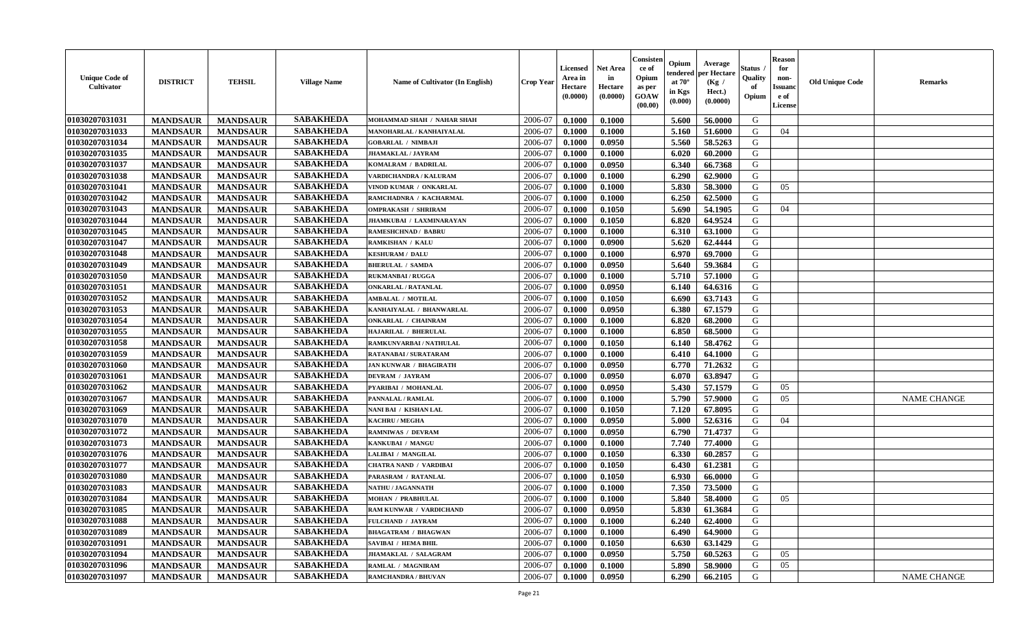| Unique Code of Cultivator | DISTRICT | TEHSIL | Village Name | Name of Cultivator (In English) | Crop Year | Licensed Area in Hectare (0.0000) | Net Area in Hectare (0.0000) | Consistence of Opium as per GOAW (00.00) | Opium tendered at 70° in Kgs (0.000) | Average per Hectare (Kg / Hect.) (0.0000) | Status / Quality of Opium | Reason for non-Issuance of License | Old Unique Code | Remarks |
|---|---|---|---|---|---|---|---|---|---|---|---|---|---|---|
| 01030207031031 | MANDSAUR | MANDSAUR | SABAKHEDA | MOHAMMAD SHAH / NAHAR SHAH | 2006-07 | 0.1000 | 0.1000 | | 5.600 | 56.0000 | G | | | |
| 01030207031033 | MANDSAUR | MANDSAUR | SABAKHEDA | MANOHARLAL / KANHAIYALAL | 2006-07 | 0.1000 | 0.1000 | | 5.160 | 51.6000 | G | 04 | | |
| 01030207031034 | MANDSAUR | MANDSAUR | SABAKHEDA | GOBARLAL / NIMBAJI | 2006-07 | 0.1000 | 0.0950 | | 5.560 | 58.5263 | G | | | |
| 01030207031035 | MANDSAUR | MANDSAUR | SABAKHEDA | JHAMAKLAL / JAYRAM | 2006-07 | 0.1000 | 0.1000 | | 6.020 | 60.2000 | G | | | |
| 01030207031037 | MANDSAUR | MANDSAUR | SABAKHEDA | KOMALRAM / BADRILAL | 2006-07 | 0.1000 | 0.0950 | | 6.340 | 66.7368 | G | | | |
| 01030207031038 | MANDSAUR | MANDSAUR | SABAKHEDA | VARDICHANDRA / KALURAM | 2006-07 | 0.1000 | 0.1000 | | 6.290 | 62.9000 | G | | | |
| 01030207031041 | MANDSAUR | MANDSAUR | SABAKHEDA | VINOD KUMAR / ONKARLAL | 2006-07 | 0.1000 | 0.1000 | | 5.830 | 58.3000 | G | 05 | | |
| 01030207031042 | MANDSAUR | MANDSAUR | SABAKHEDA | RAMCHADNRA / KACHARMAL | 2006-07 | 0.1000 | 0.1000 | | 6.250 | 62.5000 | G | | | |
| 01030207031043 | MANDSAUR | MANDSAUR | SABAKHEDA | OMPRAKASH / SHRIRAM | 2006-07 | 0.1000 | 0.1050 | | 5.690 | 54.1905 | G | 04 | | |
| 01030207031044 | MANDSAUR | MANDSAUR | SABAKHEDA | JHAMKUBAI / LAXMINARAYAN | 2006-07 | 0.1000 | 0.1050 | | 6.820 | 64.9524 | G | | | |
| 01030207031045 | MANDSAUR | MANDSAUR | SABAKHEDA | RAMESHCHNAD / BABRU | 2006-07 | 0.1000 | 0.1000 | | 6.310 | 63.1000 | G | | | |
| 01030207031047 | MANDSAUR | MANDSAUR | SABAKHEDA | RAMKISHAN / KALU | 2006-07 | 0.1000 | 0.0900 | | 5.620 | 62.4444 | G | | | |
| 01030207031048 | MANDSAUR | MANDSAUR | SABAKHEDA | KESHURAM / DALU | 2006-07 | 0.1000 | 0.1000 | | 6.970 | 69.7000 | G | | | |
| 01030207031049 | MANDSAUR | MANDSAUR | SABAKHEDA | BHERULAL / SAMDA | 2006-07 | 0.1000 | 0.0950 | | 5.640 | 59.3684 | G | | | |
| 01030207031050 | MANDSAUR | MANDSAUR | SABAKHEDA | RUKMANBAI / RUGGA | 2006-07 | 0.1000 | 0.1000 | | 5.710 | 57.1000 | G | | | |
| 01030207031051 | MANDSAUR | MANDSAUR | SABAKHEDA | ONKARLAL / RATANLAL | 2006-07 | 0.1000 | 0.0950 | | 6.140 | 64.6316 | G | | | |
| 01030207031052 | MANDSAUR | MANDSAUR | SABAKHEDA | AMBALAL / MOTILAL | 2006-07 | 0.1000 | 0.1050 | | 6.690 | 63.7143 | G | | | |
| 01030207031053 | MANDSAUR | MANDSAUR | SABAKHEDA | KANHAIYALAL / BHANWARLAL | 2006-07 | 0.1000 | 0.0950 | | 6.380 | 67.1579 | G | | | |
| 01030207031054 | MANDSAUR | MANDSAUR | SABAKHEDA | ONKARLAL / CHAINRAM | 2006-07 | 0.1000 | 0.1000 | | 6.820 | 68.2000 | G | | | |
| 01030207031055 | MANDSAUR | MANDSAUR | SABAKHEDA | HAJARILAL / BHERULAL | 2006-07 | 0.1000 | 0.1000 | | 6.850 | 68.5000 | G | | | |
| 01030207031058 | MANDSAUR | MANDSAUR | SABAKHEDA | RAMKUNVARBAI / NATHULAL | 2006-07 | 0.1000 | 0.1050 | | 6.140 | 58.4762 | G | | | |
| 01030207031059 | MANDSAUR | MANDSAUR | SABAKHEDA | RATANABAI / SURATARAM | 2006-07 | 0.1000 | 0.1000 | | 6.410 | 64.1000 | G | | | |
| 01030207031060 | MANDSAUR | MANDSAUR | SABAKHEDA | JAN KUNWAR / BHAGIRATH | 2006-07 | 0.1000 | 0.0950 | | 6.770 | 71.2632 | G | | | |
| 01030207031061 | MANDSAUR | MANDSAUR | SABAKHEDA | DEVRAM / JAYRAM | 2006-07 | 0.1000 | 0.0950 | | 6.070 | 63.8947 | G | | | |
| 01030207031062 | MANDSAUR | MANDSAUR | SABAKHEDA | PYARIBAI / MOHANLAL | 2006-07 | 0.1000 | 0.0950 | | 5.430 | 57.1579 | G | 05 | | |
| 01030207031067 | MANDSAUR | MANDSAUR | SABAKHEDA | PANNALAL / RAMLAL | 2006-07 | 0.1000 | 0.1000 | | 5.790 | 57.9000 | G | 05 | | NAME CHANGE |
| 01030207031069 | MANDSAUR | MANDSAUR | SABAKHEDA | NANI BAI / KISHAN LAL | 2006-07 | 0.1000 | 0.1050 | | 7.120 | 67.8095 | G | | | |
| 01030207031070 | MANDSAUR | MANDSAUR | SABAKHEDA | KACHRU / MEGHA | 2006-07 | 0.1000 | 0.0950 | | 5.000 | 52.6316 | G | 04 | | |
| 01030207031072 | MANDSAUR | MANDSAUR | SABAKHEDA | RAMNIWAS / DEVRAM | 2006-07 | 0.1000 | 0.0950 | | 6.790 | 71.4737 | G | | | |
| 01030207031073 | MANDSAUR | MANDSAUR | SABAKHEDA | KANKUBAI / MANGU | 2006-07 | 0.1000 | 0.1000 | | 7.740 | 77.4000 | G | | | |
| 01030207031076 | MANDSAUR | MANDSAUR | SABAKHEDA | LALIBAI / MANGILAL | 2006-07 | 0.1000 | 0.1050 | | 6.330 | 60.2857 | G | | | |
| 01030207031077 | MANDSAUR | MANDSAUR | SABAKHEDA | CHATRA NAND / VARDIBAI | 2006-07 | 0.1000 | 0.1050 | | 6.430 | 61.2381 | G | | | |
| 01030207031080 | MANDSAUR | MANDSAUR | SABAKHEDA | PARASRAM / RATANLAL | 2006-07 | 0.1000 | 0.1050 | | 6.930 | 66.0000 | G | | | |
| 01030207031083 | MANDSAUR | MANDSAUR | SABAKHEDA | NATHU / JAGANNATH | 2006-07 | 0.1000 | 0.1000 | | 7.350 | 73.5000 | G | | | |
| 01030207031084 | MANDSAUR | MANDSAUR | SABAKHEDA | MOHAN / PRABHULAL | 2006-07 | 0.1000 | 0.1000 | | 5.840 | 58.4000 | G | 05 | | |
| 01030207031085 | MANDSAUR | MANDSAUR | SABAKHEDA | RAM KUNWAR / VARDICHAND | 2006-07 | 0.1000 | 0.0950 | | 5.830 | 61.3684 | G | | | |
| 01030207031088 | MANDSAUR | MANDSAUR | SABAKHEDA | FULCHAND / JAYRAM | 2006-07 | 0.1000 | 0.1000 | | 6.240 | 62.4000 | G | | | |
| 01030207031089 | MANDSAUR | MANDSAUR | SABAKHEDA | BHAGATRAM / BHAGWAN | 2006-07 | 0.1000 | 0.1000 | | 6.490 | 64.9000 | G | | | |
| 01030207031091 | MANDSAUR | MANDSAUR | SABAKHEDA | SAVIBAI / HEMA BHIL | 2006-07 | 0.1000 | 0.1050 | | 6.630 | 63.1429 | G | | | |
| 01030207031094 | MANDSAUR | MANDSAUR | SABAKHEDA | JHAMAKLAL / SALAGRAM | 2006-07 | 0.1000 | 0.0950 | | 5.750 | 60.5263 | G | 05 | | |
| 01030207031096 | MANDSAUR | MANDSAUR | SABAKHEDA | RAMLAL / MAGNIRAM | 2006-07 | 0.1000 | 0.1000 | | 5.890 | 58.9000 | G | 05 | | |
| 01030207031097 | MANDSAUR | MANDSAUR | SABAKHEDA | RAMCHANDRA / BHUVAN | 2006-07 | 0.1000 | 0.0950 | | 6.290 | 66.2105 | G | | | NAME CHANGE |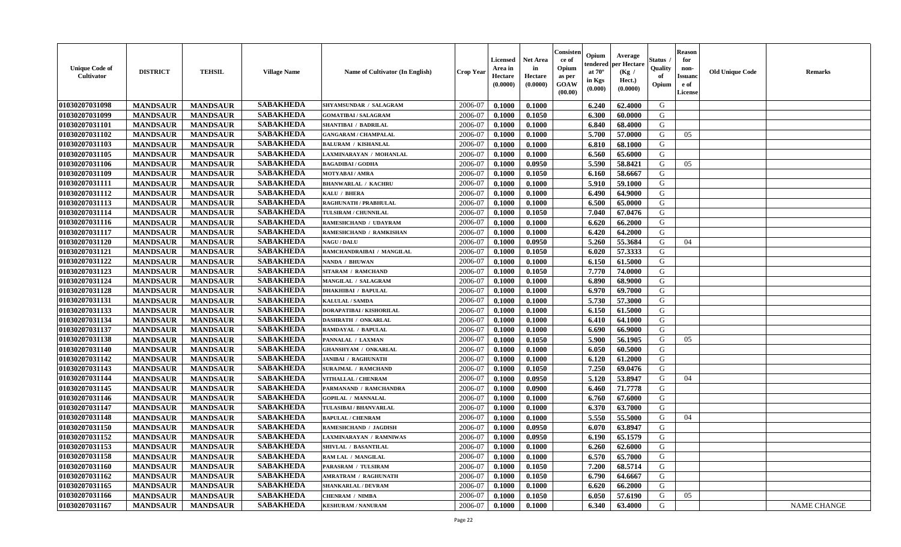| Unique Code of Cultivator | DISTRICT | TEHSIL | Village Name | Name of Cultivator (In English) | Crop Year | Licensed Area in Hectare (0.0000) | Net Area in Hectare (0.0000) | Consistence of Opium as per GOAW (00.00) | Opium tendered at 70° in Kgs (0.000) | Average per Hectare (Kg / Hect.) (0.0000) | Status / Quality of Opium | Reason for non-Issuance of License | Old Unique Code | Remarks |
|---|---|---|---|---|---|---|---|---|---|---|---|---|---|---|
| 01030207031098 | MANDSAUR | MANDSAUR | SABAKHEDA | SHYAMSUNDAR / SALAGRAM | 2006-07 | 0.1000 | 0.1000 | | 6.240 | 62.4000 | G | | | |
| 01030207031099 | MANDSAUR | MANDSAUR | SABAKHEDA | GOMATIBAI / SALAGRAM | 2006-07 | 0.1000 | 0.1050 | | 6.300 | 60.0000 | G | | | |
| 01030207031101 | MANDSAUR | MANDSAUR | SABAKHEDA | SHANTIBAI / BADRILAL | 2006-07 | 0.1000 | 0.1000 | | 6.840 | 68.4000 | G | | | |
| 01030207031102 | MANDSAUR | MANDSAUR | SABAKHEDA | GANGARAM / CHAMPALAL | 2006-07 | 0.1000 | 0.1000 | | 5.700 | 57.0000 | G | 05 | | |
| 01030207031103 | MANDSAUR | MANDSAUR | SABAKHEDA | BALURAM / KISHANLAL | 2006-07 | 0.1000 | 0.1000 | | 6.810 | 68.1000 | G | | | |
| 01030207031105 | MANDSAUR | MANDSAUR | SABAKHEDA | LAXMINARAYAN / MOHANLAL | 2006-07 | 0.1000 | 0.1000 | | 6.560 | 65.6000 | G | | | |
| 01030207031106 | MANDSAUR | MANDSAUR | SABAKHEDA | BAGADIBAI / GODHA | 2006-07 | 0.1000 | 0.0950 | | 5.590 | 58.8421 | G | 05 | | |
| 01030207031109 | MANDSAUR | MANDSAUR | SABAKHEDA | MOTYABAI / AMRA | 2006-07 | 0.1000 | 0.1050 | | 6.160 | 58.6667 | G | | | |
| 01030207031111 | MANDSAUR | MANDSAUR | SABAKHEDA | BHANWARLAL / KACHRU | 2006-07 | 0.1000 | 0.1000 | | 5.910 | 59.1000 | G | | | |
| 01030207031112 | MANDSAUR | MANDSAUR | SABAKHEDA | KALU / BHERA | 2006-07 | 0.1000 | 0.1000 | | 6.490 | 64.9000 | G | | | |
| 01030207031113 | MANDSAUR | MANDSAUR | SABAKHEDA | RAGHUNATH / PRABHULAL | 2006-07 | 0.1000 | 0.1000 | | 6.500 | 65.0000 | G | | | |
| 01030207031114 | MANDSAUR | MANDSAUR | SABAKHEDA | TULSIRAM / CHUNNILAL | 2006-07 | 0.1000 | 0.1050 | | 7.040 | 67.0476 | G | | | |
| 01030207031116 | MANDSAUR | MANDSAUR | SABAKHEDA | RAMESHCHAND / UDAYRAM | 2006-07 | 0.1000 | 0.1000 | | 6.620 | 66.2000 | G | | | |
| 01030207031117 | MANDSAUR | MANDSAUR | SABAKHEDA | RAMESHCHAND / RAMKISHAN | 2006-07 | 0.1000 | 0.1000 | | 6.420 | 64.2000 | G | | | |
| 01030207031120 | MANDSAUR | MANDSAUR | SABAKHEDA | NAGU / DALU | 2006-07 | 0.1000 | 0.0950 | | 5.260 | 55.3684 | G | 04 | | |
| 01030207031121 | MANDSAUR | MANDSAUR | SABAKHEDA | RAMCHANDRAIBAI / MANGILAL | 2006-07 | 0.1000 | 0.1050 | | 6.020 | 57.3333 | G | | | |
| 01030207031122 | MANDSAUR | MANDSAUR | SABAKHEDA | NANDA / BHUWAN | 2006-07 | 0.1000 | 0.1000 | | 6.150 | 61.5000 | G | | | |
| 01030207031123 | MANDSAUR | MANDSAUR | SABAKHEDA | SITARAM / RAMCHAND | 2006-07 | 0.1000 | 0.1050 | | 7.770 | 74.0000 | G | | | |
| 01030207031124 | MANDSAUR | MANDSAUR | SABAKHEDA | MANGILAL / SALAGRAM | 2006-07 | 0.1000 | 0.1000 | | 6.890 | 68.9000 | G | | | |
| 01030207031128 | MANDSAUR | MANDSAUR | SABAKHEDA | DHAKHIBAI / BAPULAL | 2006-07 | 0.1000 | 0.1000 | | 6.970 | 69.7000 | G | | | |
| 01030207031131 | MANDSAUR | MANDSAUR | SABAKHEDA | KALULAL / SAMDA | 2006-07 | 0.1000 | 0.1000 | | 5.730 | 57.3000 | G | | | |
| 01030207031133 | MANDSAUR | MANDSAUR | SABAKHEDA | DORAPATIBAI / KISHORILAL | 2006-07 | 0.1000 | 0.1000 | | 6.150 | 61.5000 | G | | | |
| 01030207031134 | MANDSAUR | MANDSAUR | SABAKHEDA | DASHRATH / ONKARLAL | 2006-07 | 0.1000 | 0.1000 | | 6.410 | 64.1000 | G | | | |
| 01030207031137 | MANDSAUR | MANDSAUR | SABAKHEDA | RAMDAYAL / BAPULAL | 2006-07 | 0.1000 | 0.1000 | | 6.690 | 66.9000 | G | | | |
| 01030207031138 | MANDSAUR | MANDSAUR | SABAKHEDA | PANNALAL / LAXMAN | 2006-07 | 0.1000 | 0.1050 | | 5.900 | 56.1905 | G | 05 | | |
| 01030207031140 | MANDSAUR | MANDSAUR | SABAKHEDA | GHANSHYAM / ONKARLAL | 2006-07 | 0.1000 | 0.1000 | | 6.050 | 60.5000 | G | | | |
| 01030207031142 | MANDSAUR | MANDSAUR | SABAKHEDA | JANIBAI / RAGHUNATH | 2006-07 | 0.1000 | 0.1000 | | 6.120 | 61.2000 | G | | | |
| 01030207031143 | MANDSAUR | MANDSAUR | SABAKHEDA | SURAJMAL / RAMCHAND | 2006-07 | 0.1000 | 0.1050 | | 7.250 | 69.0476 | G | | | |
| 01030207031144 | MANDSAUR | MANDSAUR | SABAKHEDA | VITHALLAL / CHENRAM | 2006-07 | 0.1000 | 0.0950 | | 5.120 | 53.8947 | G | 04 | | |
| 01030207031145 | MANDSAUR | MANDSAUR | SABAKHEDA | PARMANAND / RAMCHANDRA | 2006-07 | 0.1000 | 0.0900 | | 6.460 | 71.7778 | G | | | |
| 01030207031146 | MANDSAUR | MANDSAUR | SABAKHEDA | GOPILAL / MANNALAL | 2006-07 | 0.1000 | 0.1000 | | 6.760 | 67.6000 | G | | | |
| 01030207031147 | MANDSAUR | MANDSAUR | SABAKHEDA | TULASIBAI / BHANVARLAL | 2006-07 | 0.1000 | 0.1000 | | 6.370 | 63.7000 | G | | | |
| 01030207031148 | MANDSAUR | MANDSAUR | SABAKHEDA | BAPULAL / CHENRAM | 2006-07 | 0.1000 | 0.1000 | | 5.550 | 55.5000 | G | 04 | | |
| 01030207031150 | MANDSAUR | MANDSAUR | SABAKHEDA | RAMESHCHAND / JAGDISH | 2006-07 | 0.1000 | 0.0950 | | 6.070 | 63.8947 | G | | | |
| 01030207031152 | MANDSAUR | MANDSAUR | SABAKHEDA | LAXMINARAYAN / RAMNIWAS | 2006-07 | 0.1000 | 0.0950 | | 6.190 | 65.1579 | G | | | |
| 01030207031153 | MANDSAUR | MANDSAUR | SABAKHEDA | SHIVLAL / BASANTILAL | 2006-07 | 0.1000 | 0.1000 | | 6.260 | 62.6000 | G | | | |
| 01030207031158 | MANDSAUR | MANDSAUR | SABAKHEDA | RAM LAL / MANGILAL | 2006-07 | 0.1000 | 0.1000 | | 6.570 | 65.7000 | G | | | |
| 01030207031160 | MANDSAUR | MANDSAUR | SABAKHEDA | PARASRAM / TULSIRAM | 2006-07 | 0.1000 | 0.1050 | | 7.200 | 68.5714 | G | | | |
| 01030207031162 | MANDSAUR | MANDSAUR | SABAKHEDA | AMRATRAM / RAGHUNATH | 2006-07 | 0.1000 | 0.1050 | | 6.790 | 64.6667 | G | | | |
| 01030207031165 | MANDSAUR | MANDSAUR | SABAKHEDA | SHANKARLAL / DEVRAM | 2006-07 | 0.1000 | 0.1000 | | 6.620 | 66.2000 | G | | | |
| 01030207031166 | MANDSAUR | MANDSAUR | SABAKHEDA | CHENRAM / NIMBA | 2006-07 | 0.1000 | 0.1050 | | 6.050 | 57.6190 | G | 05 | | |
| 01030207031167 | MANDSAUR | MANDSAUR | SABAKHEDA | KESHURAM / NANURAM | 2006-07 | 0.1000 | 0.1000 | | 6.340 | 63.4000 | G | | | NAME CHANGE |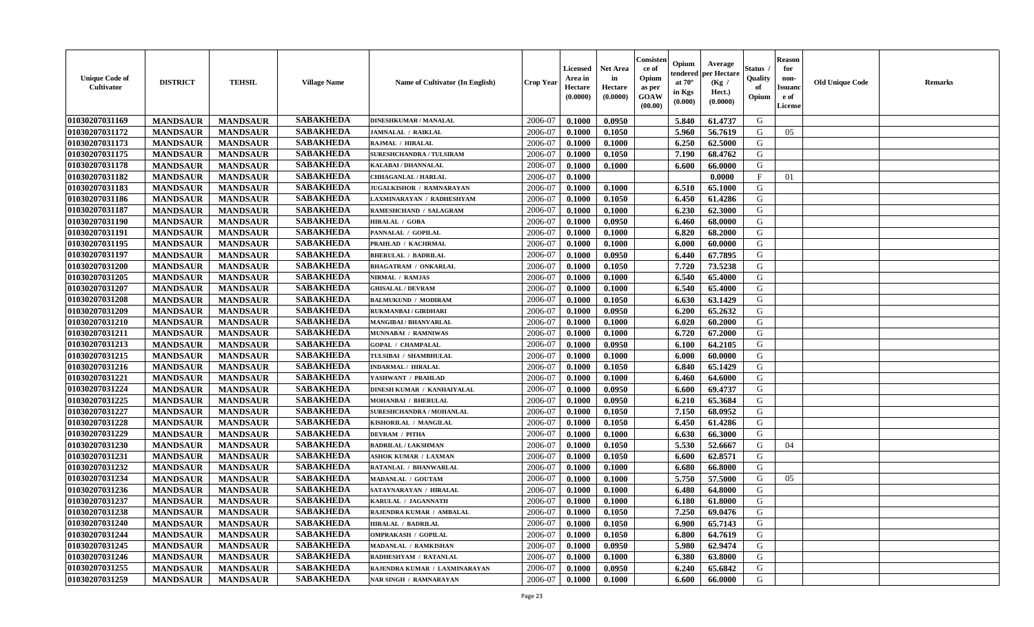| Unique Code of Cultivator | DISTRICT | TEHSIL | Village Name | Name of Cultivator (In English) | Crop Year | Licensed Area in Hectare (0.0000) | Net Area in Hectare (0.0000) | Consistence of Opium as per GOAW (00.00) | Opium tendered at 70° in Kgs (0.000) | Average per Hectare (Kg / Hect.) (0.0000) | Status / Quality of Opium | Reason for non-Issuance of License | Old Unique Code | Remarks |
|---|---|---|---|---|---|---|---|---|---|---|---|---|---|---|
| 01030207031169 | MANDSAUR | MANDSAUR | SABAKHEDA | DINESHKUMAR / MANALAL | 2006-07 | 0.1000 | 0.0950 | | 5.840 | 61.4737 | G | | | |
| 01030207031172 | MANDSAUR | MANDSAUR | SABAKHEDA | JAMNALAL / RAIKLAL | 2006-07 | 0.1000 | 0.1050 | | 5.960 | 56.7619 | G | 05 | | |
| 01030207031173 | MANDSAUR | MANDSAUR | SABAKHEDA | RAJMAL / HIRALAL | 2006-07 | 0.1000 | 0.1000 | | 6.250 | 62.5000 | G | | | |
| 01030207031175 | MANDSAUR | MANDSAUR | SABAKHEDA | SURESHCHANDRA / TULSIRAM | 2006-07 | 0.1000 | 0.1050 | | 7.190 | 68.4762 | G | | | |
| 01030207031178 | MANDSAUR | MANDSAUR | SABAKHEDA | KALABAI / DHANNALAL | 2006-07 | 0.1000 | 0.1000 | | 6.600 | 66.0000 | G | | | |
| 01030207031182 | MANDSAUR | MANDSAUR | SABAKHEDA | CHHAGANLAL / HARLAL | 2006-07 | 0.1000 | | | | 0.0000 | F | 01 | | |
| 01030207031183 | MANDSAUR | MANDSAUR | SABAKHEDA | JUGALKISHOR / RAMNARAYAN | 2006-07 | 0.1000 | 0.1000 | | 6.510 | 65.1000 | G | | | |
| 01030207031186 | MANDSAUR | MANDSAUR | SABAKHEDA | LAXMINARAYAN / RADHESHYAM | 2006-07 | 0.1000 | 0.1050 | | 6.450 | 61.4286 | G | | | |
| 01030207031187 | MANDSAUR | MANDSAUR | SABAKHEDA | RAMESHCHAND / SALAGRAM | 2006-07 | 0.1000 | 0.1000 | | 6.230 | 62.3000 | G | | | |
| 01030207031190 | MANDSAUR | MANDSAUR | SABAKHEDA | HIRALAL / GOBA | 2006-07 | 0.1000 | 0.0950 | | 6.460 | 68.0000 | G | | | |
| 01030207031191 | MANDSAUR | MANDSAUR | SABAKHEDA | PANNALAL / GOPILAL | 2006-07 | 0.1000 | 0.1000 | | 6.820 | 68.2000 | G | | | |
| 01030207031195 | MANDSAUR | MANDSAUR | SABAKHEDA | PRAHLAD / KACHRMAL | 2006-07 | 0.1000 | 0.1000 | | 6.000 | 60.0000 | G | | | |
| 01030207031197 | MANDSAUR | MANDSAUR | SABAKHEDA | BHERULAL / BADRILAL | 2006-07 | 0.1000 | 0.0950 | | 6.440 | 67.7895 | G | | | |
| 01030207031200 | MANDSAUR | MANDSAUR | SABAKHEDA | BHAGATRAM / ONKARLAL | 2006-07 | 0.1000 | 0.1050 | | 7.720 | 73.5238 | G | | | |
| 01030207031205 | MANDSAUR | MANDSAUR | SABAKHEDA | NIRMAL / RAMJAS | 2006-07 | 0.1000 | 0.1000 | | 6.540 | 65.4000 | G | | | |
| 01030207031207 | MANDSAUR | MANDSAUR | SABAKHEDA | GHISALAL / DEVRAM | 2006-07 | 0.1000 | 0.1000 | | 6.540 | 65.4000 | G | | | |
| 01030207031208 | MANDSAUR | MANDSAUR | SABAKHEDA | BALMUKUND / MODIRAM | 2006-07 | 0.1000 | 0.1050 | | 6.630 | 63.1429 | G | | | |
| 01030207031209 | MANDSAUR | MANDSAUR | SABAKHEDA | RUKMANBAI / GIRDHARI | 2006-07 | 0.1000 | 0.0950 | | 6.200 | 65.2632 | G | | | |
| 01030207031210 | MANDSAUR | MANDSAUR | SABAKHEDA | MANGIBAI / BHANVARLAL | 2006-07 | 0.1000 | 0.1000 | | 6.020 | 60.2000 | G | | | |
| 01030207031211 | MANDSAUR | MANDSAUR | SABAKHEDA | MUNNABAI / RAMNIWAS | 2006-07 | 0.1000 | 0.1000 | | 6.720 | 67.2000 | G | | | |
| 01030207031213 | MANDSAUR | MANDSAUR | SABAKHEDA | GOPAL / CHAMPALAL | 2006-07 | 0.1000 | 0.0950 | | 6.100 | 64.2105 | G | | | |
| 01030207031215 | MANDSAUR | MANDSAUR | SABAKHEDA | TULSIBAI / SHAMBHULAL | 2006-07 | 0.1000 | 0.1000 | | 6.000 | 60.0000 | G | | | |
| 01030207031216 | MANDSAUR | MANDSAUR | SABAKHEDA | INDARMAL / HIRALAL | 2006-07 | 0.1000 | 0.1050 | | 6.840 | 65.1429 | G | | | |
| 01030207031221 | MANDSAUR | MANDSAUR | SABAKHEDA | YASHWANT / PRAHLAD | 2006-07 | 0.1000 | 0.1000 | | 6.460 | 64.6000 | G | | | |
| 01030207031224 | MANDSAUR | MANDSAUR | SABAKHEDA | DINESH KUMAR / KANHAIYALAL | 2006-07 | 0.1000 | 0.0950 | | 6.600 | 69.4737 | G | | | |
| 01030207031225 | MANDSAUR | MANDSAUR | SABAKHEDA | MOHANBAI / BHERULAL | 2006-07 | 0.1000 | 0.0950 | | 6.210 | 65.3684 | G | | | |
| 01030207031227 | MANDSAUR | MANDSAUR | SABAKHEDA | SURESHCHANDRA / MOHANLAL | 2006-07 | 0.1000 | 0.1050 | | 7.150 | 68.0952 | G | | | |
| 01030207031228 | MANDSAUR | MANDSAUR | SABAKHEDA | KISHORILAL / MANGILAL | 2006-07 | 0.1000 | 0.1050 | | 6.450 | 61.4286 | G | | | |
| 01030207031229 | MANDSAUR | MANDSAUR | SABAKHEDA | DEVRAM / PITHA | 2006-07 | 0.1000 | 0.1000 | | 6.630 | 66.3000 | G | | | |
| 01030207031230 | MANDSAUR | MANDSAUR | SABAKHEDA | BADRILAL / LAKSHMAN | 2006-07 | 0.1000 | 0.1050 | | 5.530 | 52.6667 | G | 04 | | |
| 01030207031231 | MANDSAUR | MANDSAUR | SABAKHEDA | ASHOK KUMAR / LAXMAN | 2006-07 | 0.1000 | 0.1050 | | 6.600 | 62.8571 | G | | | |
| 01030207031232 | MANDSAUR | MANDSAUR | SABAKHEDA | RATANLAL / BHANWARLAL | 2006-07 | 0.1000 | 0.1000 | | 6.680 | 66.8000 | G | | | |
| 01030207031234 | MANDSAUR | MANDSAUR | SABAKHEDA | MADANLAL / GOUTAM | 2006-07 | 0.1000 | 0.1000 | | 5.750 | 57.5000 | G | 05 | | |
| 01030207031236 | MANDSAUR | MANDSAUR | SABAKHEDA | SATAYNARAYAN / HIRALAL | 2006-07 | 0.1000 | 0.1000 | | 6.480 | 64.8000 | G | | | |
| 01030207031237 | MANDSAUR | MANDSAUR | SABAKHEDA | KARULAL / JAGANNATH | 2006-07 | 0.1000 | 0.1000 | | 6.180 | 61.8000 | G | | | |
| 01030207031238 | MANDSAUR | MANDSAUR | SABAKHEDA | RAJENDRA KUMAR / AMBALAL | 2006-07 | 0.1000 | 0.1050 | | 7.250 | 69.0476 | G | | | |
| 01030207031240 | MANDSAUR | MANDSAUR | SABAKHEDA | HIRALAL / BADRILAL | 2006-07 | 0.1000 | 0.1050 | | 6.900 | 65.7143 | G | | | |
| 01030207031244 | MANDSAUR | MANDSAUR | SABAKHEDA | OMPRAKASH / GOPILAL | 2006-07 | 0.1000 | 0.1050 | | 6.800 | 64.7619 | G | | | |
| 01030207031245 | MANDSAUR | MANDSAUR | SABAKHEDA | MADANLAL / RAMKISHAN | 2006-07 | 0.1000 | 0.0950 | | 5.980 | 62.9474 | G | | | |
| 01030207031246 | MANDSAUR | MANDSAUR | SABAKHEDA | RADHESHYAM / RATANLAL | 2006-07 | 0.1000 | 0.1000 | | 6.380 | 63.8000 | G | | | |
| 01030207031255 | MANDSAUR | MANDSAUR | SABAKHEDA | RAJENDRA KUMAR / LAXMINARAYAN | 2006-07 | 0.1000 | 0.0950 | | 6.240 | 65.6842 | G | | | |
| 01030207031259 | MANDSAUR | MANDSAUR | SABAKHEDA | NAR SINGH / RAMNARAYAN | 2006-07 | 0.1000 | 0.1000 | | 6.600 | 66.0000 | G | | | |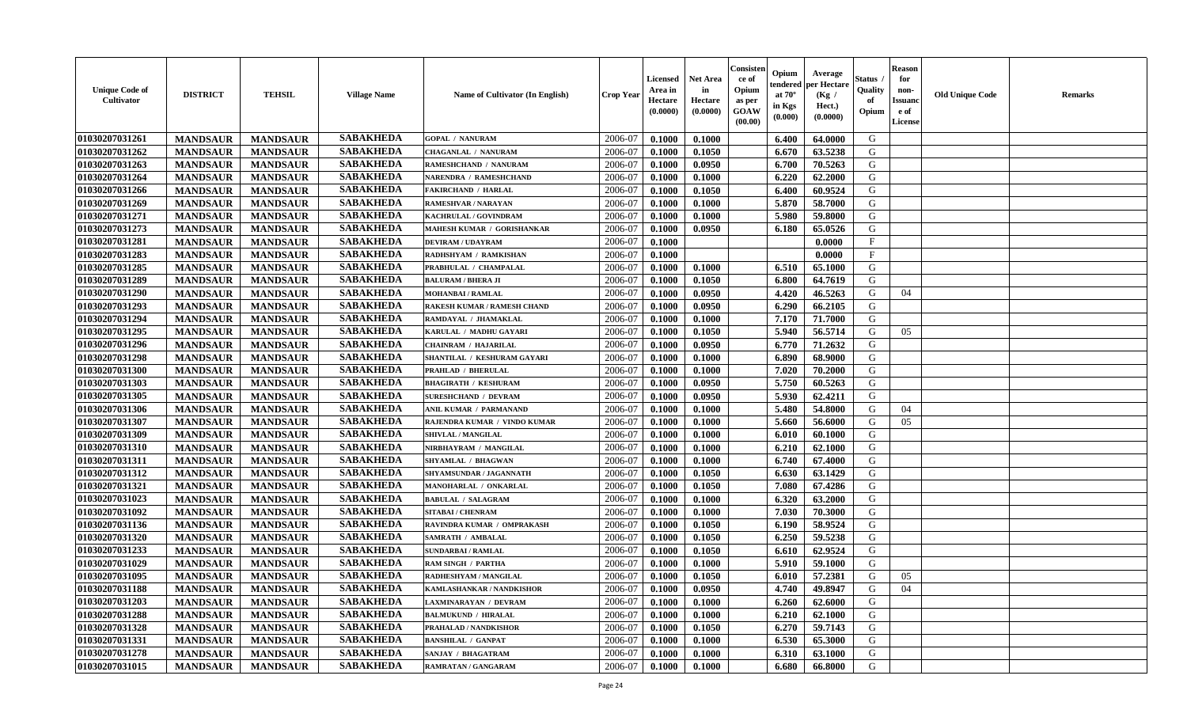| Unique Code of Cultivator | DISTRICT | TEHSIL | Village Name | Name of Cultivator (In English) | Crop Year | Licensed Area in Hectare (0.0000) | Net Area in Hectare (0.0000) | Consistence of Opium as per GOAW (00.00) | Opium tendered at 70° in Kgs (0.000) | Average per Hectare (Kg / Hect.) (0.0000) | Status / Quality of Opium | Reason for non-Issuance of License | Old Unique Code | Remarks |
|---|---|---|---|---|---|---|---|---|---|---|---|---|---|---|
| 01030207031261 | MANDSAUR | MANDSAUR | SABAKHEDA | GOPAL / NANURAM | 2006-07 | 0.1000 | 0.1000 | | 6.400 | 64.0000 | G | | | |
| 01030207031262 | MANDSAUR | MANDSAUR | SABAKHEDA | CHAGANLAL / NANURAM | 2006-07 | 0.1000 | 0.1050 | | 6.670 | 63.5238 | G | | | |
| 01030207031263 | MANDSAUR | MANDSAUR | SABAKHEDA | RAMESHCHAND / NANURAM | 2006-07 | 0.1000 | 0.0950 | | 6.700 | 70.5263 | G | | | |
| 01030207031264 | MANDSAUR | MANDSAUR | SABAKHEDA | NARENDRA / RAMESHCHAND | 2006-07 | 0.1000 | 0.1000 | | 6.220 | 62.2000 | G | | | |
| 01030207031266 | MANDSAUR | MANDSAUR | SABAKHEDA | FAKIRCHAND / HARLAL | 2006-07 | 0.1000 | 0.1050 | | 6.400 | 60.9524 | G | | | |
| 01030207031269 | MANDSAUR | MANDSAUR | SABAKHEDA | RAMESHVAR / NARAYAN | 2006-07 | 0.1000 | 0.1000 | | 5.870 | 58.7000 | G | | | |
| 01030207031271 | MANDSAUR | MANDSAUR | SABAKHEDA | KACHRULAL / GOVINDRAM | 2006-07 | 0.1000 | 0.1000 | | 5.980 | 59.8000 | G | | | |
| 01030207031273 | MANDSAUR | MANDSAUR | SABAKHEDA | MAHESH KUMAR / GORISHANKAR | 2006-07 | 0.1000 | 0.0950 | | 6.180 | 65.0526 | G | | | |
| 01030207031281 | MANDSAUR | MANDSAUR | SABAKHEDA | DEVIRAM / UDAYRAM | 2006-07 | 0.1000 | | | | 0.0000 | F | | | |
| 01030207031283 | MANDSAUR | MANDSAUR | SABAKHEDA | RADHSHYAM / RAMKISHAN | 2006-07 | 0.1000 | | | | 0.0000 | F | | | |
| 01030207031285 | MANDSAUR | MANDSAUR | SABAKHEDA | PRABHULAL / CHAMPALAL | 2006-07 | 0.1000 | 0.1000 | | 6.510 | 65.1000 | G | | | |
| 01030207031289 | MANDSAUR | MANDSAUR | SABAKHEDA | BALURAM / BHERA JI | 2006-07 | 0.1000 | 0.1050 | | 6.800 | 64.7619 | G | | | |
| 01030207031290 | MANDSAUR | MANDSAUR | SABAKHEDA | MOHANBAI / RAMLAL | 2006-07 | 0.1000 | 0.0950 | | 4.420 | 46.5263 | G | 04 | | |
| 01030207031293 | MANDSAUR | MANDSAUR | SABAKHEDA | RAKESH KUMAR / RAMESH CHAND | 2006-07 | 0.1000 | 0.0950 | | 6.290 | 66.2105 | G | | | |
| 01030207031294 | MANDSAUR | MANDSAUR | SABAKHEDA | RAMDAYAL / JHAMAKLAL | 2006-07 | 0.1000 | 0.1000 | | 7.170 | 71.7000 | G | | | |
| 01030207031295 | MANDSAUR | MANDSAUR | SABAKHEDA | KARULAL / MADHU GAYARI | 2006-07 | 0.1000 | 0.1050 | | 5.940 | 56.5714 | G | 05 | | |
| 01030207031296 | MANDSAUR | MANDSAUR | SABAKHEDA | CHAINRAM / HAJARILAL | 2006-07 | 0.1000 | 0.0950 | | 6.770 | 71.2632 | G | | | |
| 01030207031298 | MANDSAUR | MANDSAUR | SABAKHEDA | SHANTILAL / KESHURAM GAYARI | 2006-07 | 0.1000 | 0.1000 | | 6.890 | 68.9000 | G | | | |
| 01030207031300 | MANDSAUR | MANDSAUR | SABAKHEDA | PRAHLAD / BHERULAL | 2006-07 | 0.1000 | 0.1000 | | 7.020 | 70.2000 | G | | | |
| 01030207031303 | MANDSAUR | MANDSAUR | SABAKHEDA | BHAGIRATH / KESHURAM | 2006-07 | 0.1000 | 0.0950 | | 5.750 | 60.5263 | G | | | |
| 01030207031305 | MANDSAUR | MANDSAUR | SABAKHEDA | SURESHCHAND / DEVRAM | 2006-07 | 0.1000 | 0.0950 | | 5.930 | 62.4211 | G | | | |
| 01030207031306 | MANDSAUR | MANDSAUR | SABAKHEDA | ANIL KUMAR / PARMANAND | 2006-07 | 0.1000 | 0.1000 | | 5.480 | 54.8000 | G | 04 | | |
| 01030207031307 | MANDSAUR | MANDSAUR | SABAKHEDA | RAJENDRA KUMAR / VINDO KUMAR | 2006-07 | 0.1000 | 0.1000 | | 5.660 | 56.6000 | G | 05 | | |
| 01030207031309 | MANDSAUR | MANDSAUR | SABAKHEDA | SHIVLAL / MANGILAL | 2006-07 | 0.1000 | 0.1000 | | 6.010 | 60.1000 | G | | | |
| 01030207031310 | MANDSAUR | MANDSAUR | SABAKHEDA | NIRBHAYRAM / MANGILAL | 2006-07 | 0.1000 | 0.1000 | | 6.210 | 62.1000 | G | | | |
| 01030207031311 | MANDSAUR | MANDSAUR | SABAKHEDA | SHYAMLAL / BHAGWAN | 2006-07 | 0.1000 | 0.1000 | | 6.740 | 67.4000 | G | | | |
| 01030207031312 | MANDSAUR | MANDSAUR | SABAKHEDA | SHYAMSUNDAR / JAGANNATH | 2006-07 | 0.1000 | 0.1050 | | 6.630 | 63.1429 | G | | | |
| 01030207031321 | MANDSAUR | MANDSAUR | SABAKHEDA | MANOHARLAL / ONKARLAL | 2006-07 | 0.1000 | 0.1050 | | 7.080 | 67.4286 | G | | | |
| 01030207031023 | MANDSAUR | MANDSAUR | SABAKHEDA | BABULAL / SALAGRAM | 2006-07 | 0.1000 | 0.1000 | | 6.320 | 63.2000 | G | | | |
| 01030207031092 | MANDSAUR | MANDSAUR | SABAKHEDA | SITABAI / CHENRAM | 2006-07 | 0.1000 | 0.1000 | | 7.030 | 70.3000 | G | | | |
| 01030207031136 | MANDSAUR | MANDSAUR | SABAKHEDA | RAVINDRA KUMAR / OMPRAKASH | 2006-07 | 0.1000 | 0.1050 | | 6.190 | 58.9524 | G | | | |
| 01030207031320 | MANDSAUR | MANDSAUR | SABAKHEDA | SAMRATH / AMBALAL | 2006-07 | 0.1000 | 0.1050 | | 6.250 | 59.5238 | G | | | |
| 01030207031233 | MANDSAUR | MANDSAUR | SABAKHEDA | SUNDARBAI / RAMLAL | 2006-07 | 0.1000 | 0.1050 | | 6.610 | 62.9524 | G | | | |
| 01030207031029 | MANDSAUR | MANDSAUR | SABAKHEDA | RAM SINGH / PARTHA | 2006-07 | 0.1000 | 0.1000 | | 5.910 | 59.1000 | G | | | |
| 01030207031095 | MANDSAUR | MANDSAUR | SABAKHEDA | RADHESHYAM / MANGILAL | 2006-07 | 0.1000 | 0.1050 | | 6.010 | 57.2381 | G | 05 | | |
| 01030207031188 | MANDSAUR | MANDSAUR | SABAKHEDA | KAMLASHANKAR / NANDKISHOR | 2006-07 | 0.1000 | 0.0950 | | 4.740 | 49.8947 | G | 04 | | |
| 01030207031203 | MANDSAUR | MANDSAUR | SABAKHEDA | LAXMINARAYAN / DEVRAM | 2006-07 | 0.1000 | 0.1000 | | 6.260 | 62.6000 | G | | | |
| 01030207031288 | MANDSAUR | MANDSAUR | SABAKHEDA | BALMUKUND / HIRALAL | 2006-07 | 0.1000 | 0.1000 | | 6.210 | 62.1000 | G | | | |
| 01030207031328 | MANDSAUR | MANDSAUR | SABAKHEDA | PRAHALAD / NANDKISHOR | 2006-07 | 0.1000 | 0.1050 | | 6.270 | 59.7143 | G | | | |
| 01030207031331 | MANDSAUR | MANDSAUR | SABAKHEDA | BANSHILAL / GANPAT | 2006-07 | 0.1000 | 0.1000 | | 6.530 | 65.3000 | G | | | |
| 01030207031278 | MANDSAUR | MANDSAUR | SABAKHEDA | SANJAY / BHAGATRAM | 2006-07 | 0.1000 | 0.1000 | | 6.310 | 63.1000 | G | | | |
| 01030207031015 | MANDSAUR | MANDSAUR | SABAKHEDA | RAMRATAN / GANGARAM | 2006-07 | 0.1000 | 0.1000 | | 6.680 | 66.8000 | G | | | |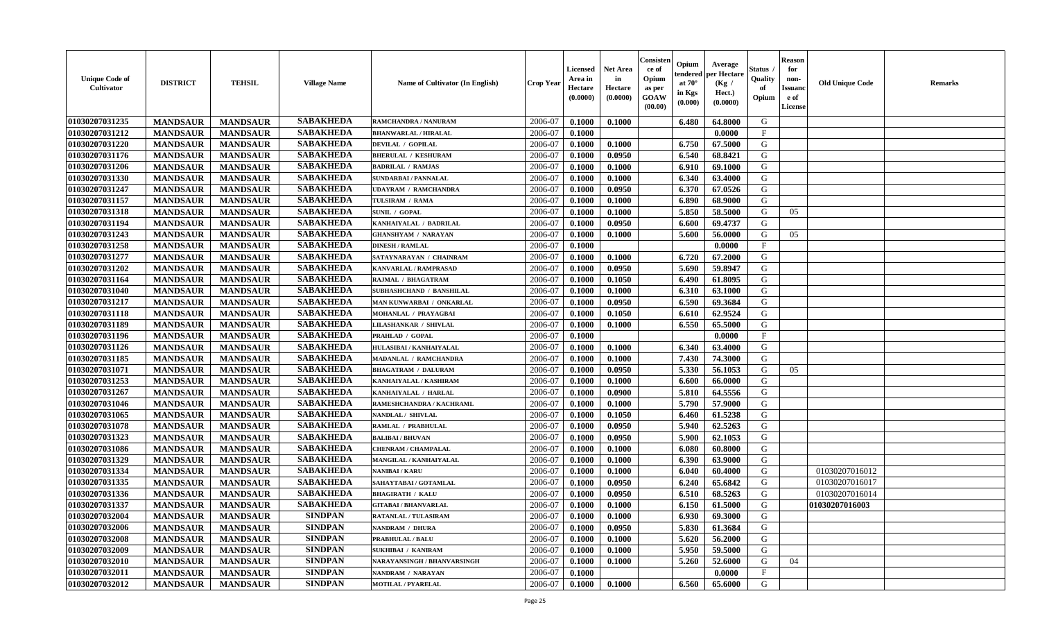| Unique Code of Cultivator | DISTRICT | TEHSIL | Village Name | Name of Cultivator (In English) | Crop Year | Licensed Area in Hectare (0.0000) | Net Area in Hectare (0.0000) | Consistence of Opium as per GOAW (00.00) | Opium tendered at 70° in Kgs (0.000) | Average per Hectare (Kg / Hect.) (0.0000) | Status / Quality of Opium | Reason for non-Issuance of License | Old Unique Code | Remarks |
|---|---|---|---|---|---|---|---|---|---|---|---|---|---|---|
| 01030207031235 | MANDSAUR | MANDSAUR | SABAKHEDA | RAMCHANDRA / NANURAM | 2006-07 | 0.1000 | 0.1000 | | 6.480 | 64.8000 | G | | | |
| 01030207031212 | MANDSAUR | MANDSAUR | SABAKHEDA | BHANWARLAL / HIRALAL | 2006-07 | 0.1000 | | | | 0.0000 | F | | | |
| 01030207031220 | MANDSAUR | MANDSAUR | SABAKHEDA | DEVILAL / GOPILAL | 2006-07 | 0.1000 | 0.1000 | | 6.750 | 67.5000 | G | | | |
| 01030207031176 | MANDSAUR | MANDSAUR | SABAKHEDA | BHERULAL / KESHURAM | 2006-07 | 0.1000 | 0.0950 | | 6.540 | 68.8421 | G | | | |
| 01030207031206 | MANDSAUR | MANDSAUR | SABAKHEDA | BADRILAL / RAMJAS | 2006-07 | 0.1000 | 0.1000 | | 6.910 | 69.1000 | G | | | |
| 01030207031330 | MANDSAUR | MANDSAUR | SABAKHEDA | SUNDARBAI / PANNALAL | 2006-07 | 0.1000 | 0.1000 | | 6.340 | 63.4000 | G | | | |
| 01030207031247 | MANDSAUR | MANDSAUR | SABAKHEDA | UDAYRAM / RAMCHANDRA | 2006-07 | 0.1000 | 0.0950 | | 6.370 | 67.0526 | G | | | |
| 01030207031157 | MANDSAUR | MANDSAUR | SABAKHEDA | TULSIRAM / RAMA | 2006-07 | 0.1000 | 0.1000 | | 6.890 | 68.9000 | G | | | |
| 01030207031318 | MANDSAUR | MANDSAUR | SABAKHEDA | SUNIL / GOPAL | 2006-07 | 0.1000 | 0.1000 | | 5.850 | 58.5000 | G | 05 | | |
| 01030207031194 | MANDSAUR | MANDSAUR | SABAKHEDA | KANHAIYALAL / BADRILAL | 2006-07 | 0.1000 | 0.0950 | | 6.600 | 69.4737 | G | | | |
| 01030207031243 | MANDSAUR | MANDSAUR | SABAKHEDA | GHANSHYAM / NARAYAN | 2006-07 | 0.1000 | 0.1000 | | 5.600 | 56.0000 | G | 05 | | |
| 01030207031258 | MANDSAUR | MANDSAUR | SABAKHEDA | DINESH / RAMLAL | 2006-07 | 0.1000 | | | | 0.0000 | F | | | |
| 01030207031277 | MANDSAUR | MANDSAUR | SABAKHEDA | SATAYNARAYAN / CHAINRAM | 2006-07 | 0.1000 | 0.1000 | | 6.720 | 67.2000 | G | | | |
| 01030207031202 | MANDSAUR | MANDSAUR | SABAKHEDA | KANVARLAL / RAMPRASAD | 2006-07 | 0.1000 | 0.0950 | | 5.690 | 59.8947 | G | | | |
| 01030207031164 | MANDSAUR | MANDSAUR | SABAKHEDA | RAJMAL / BHAGATRAM | 2006-07 | 0.1000 | 0.1050 | | 6.490 | 61.8095 | G | | | |
| 01030207031040 | MANDSAUR | MANDSAUR | SABAKHEDA | SUBHASHCHAND / BANSHILAL | 2006-07 | 0.1000 | 0.1000 | | 6.310 | 63.1000 | G | | | |
| 01030207031217 | MANDSAUR | MANDSAUR | SABAKHEDA | MAN KUNWARBAI / ONKARLAL | 2006-07 | 0.1000 | 0.0950 | | 6.590 | 69.3684 | G | | | |
| 01030207031118 | MANDSAUR | MANDSAUR | SABAKHEDA | MOHANLAL / PRAYAGBAI | 2006-07 | 0.1000 | 0.1050 | | 6.610 | 62.9524 | G | | | |
| 01030207031189 | MANDSAUR | MANDSAUR | SABAKHEDA | LILASHANKAR / SHIVLAL | 2006-07 | 0.1000 | 0.1000 | | 6.550 | 65.5000 | G | | | |
| 01030207031196 | MANDSAUR | MANDSAUR | SABAKHEDA | PRAHLAD / GOPAL | 2006-07 | 0.1000 | | | | 0.0000 | F | | | |
| 01030207031126 | MANDSAUR | MANDSAUR | SABAKHEDA | HULASIBAI / KANHAIYALAL | 2006-07 | 0.1000 | 0.1000 | | 6.340 | 63.4000 | G | | | |
| 01030207031185 | MANDSAUR | MANDSAUR | SABAKHEDA | MADANLAL / RAMCHANDRA | 2006-07 | 0.1000 | 0.1000 | | 7.430 | 74.3000 | G | | | |
| 01030207031071 | MANDSAUR | MANDSAUR | SABAKHEDA | BHAGATRAM / DALURAM | 2006-07 | 0.1000 | 0.0950 | | 5.330 | 56.1053 | G | 05 | | |
| 01030207031253 | MANDSAUR | MANDSAUR | SABAKHEDA | KANHAIYALAL / KASHIRAM | 2006-07 | 0.1000 | 0.1000 | | 6.600 | 66.0000 | G | | | |
| 01030207031267 | MANDSAUR | MANDSAUR | SABAKHEDA | KANHAIYALAL / HARLAL | 2006-07 | 0.1000 | 0.0900 | | 5.810 | 64.5556 | G | | | |
| 01030207031046 | MANDSAUR | MANDSAUR | SABAKHEDA | RAMESHCHANDRA / KACHRAML | 2006-07 | 0.1000 | 0.1000 | | 5.790 | 57.9000 | G | | | |
| 01030207031065 | MANDSAUR | MANDSAUR | SABAKHEDA | NANDLAL / SHIVLAL | 2006-07 | 0.1000 | 0.1050 | | 6.460 | 61.5238 | G | | | |
| 01030207031078 | MANDSAUR | MANDSAUR | SABAKHEDA | RAMLAL / PRABHULAL | 2006-07 | 0.1000 | 0.0950 | | 5.940 | 62.5263 | G | | | |
| 01030207031323 | MANDSAUR | MANDSAUR | SABAKHEDA | BALIBAI / BHUVAN | 2006-07 | 0.1000 | 0.0950 | | 5.900 | 62.1053 | G | | | |
| 01030207031086 | MANDSAUR | MANDSAUR | SABAKHEDA | CHENRAM / CHAMPALAL | 2006-07 | 0.1000 | 0.1000 | | 6.080 | 60.8000 | G | | | |
| 01030207031329 | MANDSAUR | MANDSAUR | SABAKHEDA | MANGILAL / KANHAIYALAL | 2006-07 | 0.1000 | 0.1000 | | 6.390 | 63.9000 | G | | | |
| 01030207031334 | MANDSAUR | MANDSAUR | SABAKHEDA | NANIBAI / KARU | 2006-07 | 0.1000 | 0.1000 | | 6.040 | 60.4000 | G | | 01030207016012 | |
| 01030207031335 | MANDSAUR | MANDSAUR | SABAKHEDA | SAHAYTABAI / GOTAMLAL | 2006-07 | 0.1000 | 0.0950 | | 6.240 | 65.6842 | G | | 01030207016017 | |
| 01030207031336 | MANDSAUR | MANDSAUR | SABAKHEDA | BHAGIRATH / KALU | 2006-07 | 0.1000 | 0.0950 | | 6.510 | 68.5263 | G | | 01030207016014 | |
| 01030207031337 | MANDSAUR | MANDSAUR | SABAKHEDA | GITABAI / BHANVARLAL | 2006-07 | 0.1000 | 0.1000 | | 6.150 | 61.5000 | G | | 01030207016003 | |
| 01030207032004 | MANDSAUR | MANDSAUR | SINDPAN | RATANLAL / TULASIRAM | 2006-07 | 0.1000 | 0.1000 | | 6.930 | 69.3000 | G | | | |
| 01030207032006 | MANDSAUR | MANDSAUR | SINDPAN | NANDRAM / DHURA | 2006-07 | 0.1000 | 0.0950 | | 5.830 | 61.3684 | G | | | |
| 01030207032008 | MANDSAUR | MANDSAUR | SINDPAN | PRABHULAL / BALU | 2006-07 | 0.1000 | 0.1000 | | 5.620 | 56.2000 | G | | | |
| 01030207032009 | MANDSAUR | MANDSAUR | SINDPAN | SUKHIBAI / KANIRAM | 2006-07 | 0.1000 | 0.1000 | | 5.950 | 59.5000 | G | | | |
| 01030207032010 | MANDSAUR | MANDSAUR | SINDPAN | NARAYANSINGH / BHANVARSINGH | 2006-07 | 0.1000 | 0.1000 | | 5.260 | 52.6000 | G | 04 | | |
| 01030207032011 | MANDSAUR | MANDSAUR | SINDPAN | NANDRAM / NARAYAN | 2006-07 | 0.1000 | | | | 0.0000 | F | | | |
| 01030207032012 | MANDSAUR | MANDSAUR | SINDPAN | MOTILAL / PYARELAL | 2006-07 | 0.1000 | 0.1000 | | 6.560 | 65.6000 | G | | | |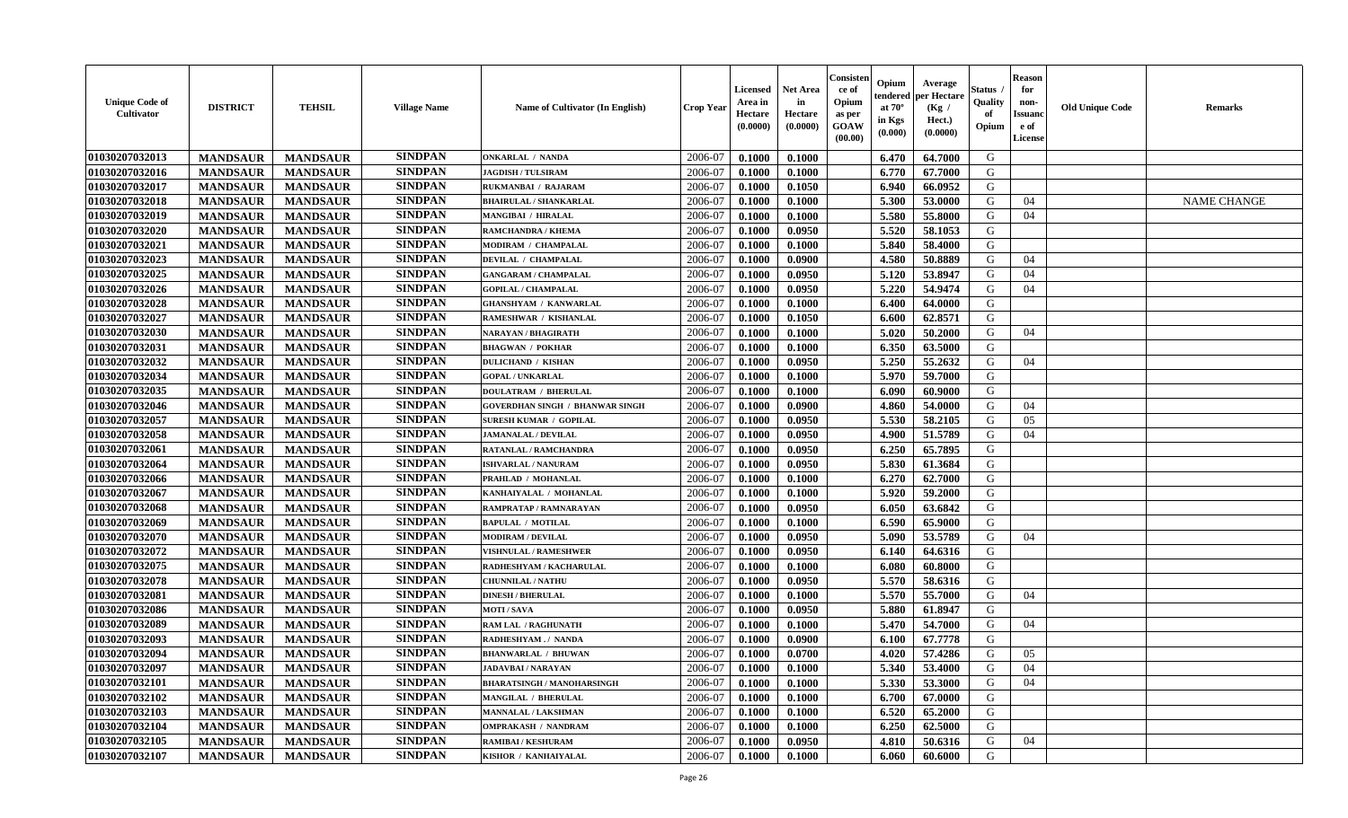| Unique Code of Cultivator | DISTRICT | TEHSIL | Village Name | Name of Cultivator (In English) | Crop Year | Licensed Area in Hectare (0.0000) | Net Area in Hectare (0.0000) | Consistence of Opium as per GOAW (00.00) | Opium tendered at 70° in Kgs (0.000) | Average per Hectare (Kg / Hect.) (0.0000) | Status / Quality of Opium | Reason for non-Issuance of License | Old Unique Code | Remarks |
|---|---|---|---|---|---|---|---|---|---|---|---|---|---|---|
| 01030207032013 | MANDSAUR | MANDSAUR | SINDPAN | ONKARLAL / NANDA | 2006-07 | 0.1000 | 0.1000 | | 6.470 | 64.7000 | G | | | |
| 01030207032016 | MANDSAUR | MANDSAUR | SINDPAN | JAGDISH / TULSIRAM | 2006-07 | 0.1000 | 0.1000 | | 6.770 | 67.7000 | G | | | |
| 01030207032017 | MANDSAUR | MANDSAUR | SINDPAN | RUKMANBAI / RAJARAM | 2006-07 | 0.1000 | 0.1050 | | 6.940 | 66.0952 | G | | | |
| 01030207032018 | MANDSAUR | MANDSAUR | SINDPAN | BHAIRULAL / SHANKARLAL | 2006-07 | 0.1000 | 0.1000 | | 5.300 | 53.0000 | G | 04 | | NAME CHANGE |
| 01030207032019 | MANDSAUR | MANDSAUR | SINDPAN | MANGIBAI / HIRALAL | 2006-07 | 0.1000 | 0.1000 | | 5.580 | 55.8000 | G | 04 | | |
| 01030207032020 | MANDSAUR | MANDSAUR | SINDPAN | RAMCHANDRA / KHEMA | 2006-07 | 0.1000 | 0.0950 | | 5.520 | 58.1053 | G | | | |
| 01030207032021 | MANDSAUR | MANDSAUR | SINDPAN | MODIRAM / CHAMPALAL | 2006-07 | 0.1000 | 0.1000 | | 5.840 | 58.4000 | G | | | |
| 01030207032023 | MANDSAUR | MANDSAUR | SINDPAN | DEVILAL / CHAMPALAL | 2006-07 | 0.1000 | 0.0900 | | 4.580 | 50.8889 | G | 04 | | |
| 01030207032025 | MANDSAUR | MANDSAUR | SINDPAN | GANGARAM / CHAMPALAL | 2006-07 | 0.1000 | 0.0950 | | 5.120 | 53.8947 | G | 04 | | |
| 01030207032026 | MANDSAUR | MANDSAUR | SINDPAN | GOPILAL / CHAMPALAL | 2006-07 | 0.1000 | 0.0950 | | 5.220 | 54.9474 | G | 04 | | |
| 01030207032028 | MANDSAUR | MANDSAUR | SINDPAN | GHANSHYAM / KANWARLAL | 2006-07 | 0.1000 | 0.1000 | | 6.400 | 64.0000 | G | | | |
| 01030207032027 | MANDSAUR | MANDSAUR | SINDPAN | RAMESHWAR / KISHANLAL | 2006-07 | 0.1000 | 0.1050 | | 6.600 | 62.8571 | G | | | |
| 01030207032030 | MANDSAUR | MANDSAUR | SINDPAN | NARAYAN / BHAGIRATH | 2006-07 | 0.1000 | 0.1000 | | 5.020 | 50.2000 | G | 04 | | |
| 01030207032031 | MANDSAUR | MANDSAUR | SINDPAN | BHAGWAN / POKHAR | 2006-07 | 0.1000 | 0.1000 | | 6.350 | 63.5000 | G | | | |
| 01030207032032 | MANDSAUR | MANDSAUR | SINDPAN | DULICHAND / KISHAN | 2006-07 | 0.1000 | 0.0950 | | 5.250 | 55.2632 | G | 04 | | |
| 01030207032034 | MANDSAUR | MANDSAUR | SINDPAN | GOPAL / UNKARLAL | 2006-07 | 0.1000 | 0.1000 | | 5.970 | 59.7000 | G | | | |
| 01030207032035 | MANDSAUR | MANDSAUR | SINDPAN | DOULATRAM / BHERULAL | 2006-07 | 0.1000 | 0.1000 | | 6.090 | 60.9000 | G | | | |
| 01030207032046 | MANDSAUR | MANDSAUR | SINDPAN | GOVERDHAN SINGH / BHANWAR SINGH | 2006-07 | 0.1000 | 0.0900 | | 4.860 | 54.0000 | G | 04 | | |
| 01030207032057 | MANDSAUR | MANDSAUR | SINDPAN | SURESH KUMAR / GOPILAL | 2006-07 | 0.1000 | 0.0950 | | 5.530 | 58.2105 | G | 05 | | |
| 01030207032058 | MANDSAUR | MANDSAUR | SINDPAN | JAMANALAL / DEVILAL | 2006-07 | 0.1000 | 0.0950 | | 4.900 | 51.5789 | G | 04 | | |
| 01030207032061 | MANDSAUR | MANDSAUR | SINDPAN | RATANLAL / RAMCHANDRA | 2006-07 | 0.1000 | 0.0950 | | 6.250 | 65.7895 | G | | | |
| 01030207032064 | MANDSAUR | MANDSAUR | SINDPAN | ISHVARLAL / NANURAM | 2006-07 | 0.1000 | 0.0950 | | 5.830 | 61.3684 | G | | | |
| 01030207032066 | MANDSAUR | MANDSAUR | SINDPAN | PRAHLAD / MOHANLAL | 2006-07 | 0.1000 | 0.1000 | | 6.270 | 62.7000 | G | | | |
| 01030207032067 | MANDSAUR | MANDSAUR | SINDPAN | KANHAIYALAL / MOHANLAL | 2006-07 | 0.1000 | 0.1000 | | 5.920 | 59.2000 | G | | | |
| 01030207032068 | MANDSAUR | MANDSAUR | SINDPAN | RAMPRATAP / RAMNARAYAN | 2006-07 | 0.1000 | 0.0950 | | 6.050 | 63.6842 | G | | | |
| 01030207032069 | MANDSAUR | MANDSAUR | SINDPAN | BAPULAL / MOTILAL | 2006-07 | 0.1000 | 0.1000 | | 6.590 | 65.9000 | G | | | |
| 01030207032070 | MANDSAUR | MANDSAUR | SINDPAN | MODIRAM / DEVILAL | 2006-07 | 0.1000 | 0.0950 | | 5.090 | 53.5789 | G | 04 | | |
| 01030207032072 | MANDSAUR | MANDSAUR | SINDPAN | VISHNULAL / RAMESHWER | 2006-07 | 0.1000 | 0.0950 | | 6.140 | 64.6316 | G | | | |
| 01030207032075 | MANDSAUR | MANDSAUR | SINDPAN | RADHESHYAM / KACHARULAL | 2006-07 | 0.1000 | 0.1000 | | 6.080 | 60.8000 | G | | | |
| 01030207032078 | MANDSAUR | MANDSAUR | SINDPAN | CHUNNILAL / NATHU | 2006-07 | 0.1000 | 0.0950 | | 5.570 | 58.6316 | G | | | |
| 01030207032081 | MANDSAUR | MANDSAUR | SINDPAN | DINESH / BHERULAL | 2006-07 | 0.1000 | 0.1000 | | 5.570 | 55.7000 | G | 04 | | |
| 01030207032086 | MANDSAUR | MANDSAUR | SINDPAN | MOTI / SAVA | 2006-07 | 0.1000 | 0.0950 | | 5.880 | 61.8947 | G | | | |
| 01030207032089 | MANDSAUR | MANDSAUR | SINDPAN | RAM LAL / RAGHUNATH | 2006-07 | 0.1000 | 0.1000 | | 5.470 | 54.7000 | G | 04 | | |
| 01030207032093 | MANDSAUR | MANDSAUR | SINDPAN | RADHESHYAM . / NANDA | 2006-07 | 0.1000 | 0.0900 | | 6.100 | 67.7778 | G | | | |
| 01030207032094 | MANDSAUR | MANDSAUR | SINDPAN | BHANWARLAL / BHUWAN | 2006-07 | 0.1000 | 0.0700 | | 4.020 | 57.4286 | G | 05 | | |
| 01030207032097 | MANDSAUR | MANDSAUR | SINDPAN | JADAVBAI / NARAYAN | 2006-07 | 0.1000 | 0.1000 | | 5.340 | 53.4000 | G | 04 | | |
| 01030207032101 | MANDSAUR | MANDSAUR | SINDPAN | BHARATSINGH / MANOHARSINGH | 2006-07 | 0.1000 | 0.1000 | | 5.330 | 53.3000 | G | 04 | | |
| 01030207032102 | MANDSAUR | MANDSAUR | SINDPAN | MANGILAL / BHERULAL | 2006-07 | 0.1000 | 0.1000 | | 6.700 | 67.0000 | G | | | |
| 01030207032103 | MANDSAUR | MANDSAUR | SINDPAN | MANNALAL / LAKSHMAN | 2006-07 | 0.1000 | 0.1000 | | 6.520 | 65.2000 | G | | | |
| 01030207032104 | MANDSAUR | MANDSAUR | SINDPAN | OMPRAKASH / NANDRAM | 2006-07 | 0.1000 | 0.1000 | | 6.250 | 62.5000 | G | | | |
| 01030207032105 | MANDSAUR | MANDSAUR | SINDPAN | RAMIBAI / KESHURAM | 2006-07 | 0.1000 | 0.0950 | | 4.810 | 50.6316 | G | 04 | | |
| 01030207032107 | MANDSAUR | MANDSAUR | SINDPAN | KISHOR / KANHAIYALAL | 2006-07 | 0.1000 | 0.1000 | | 6.060 | 60.6000 | G | | | |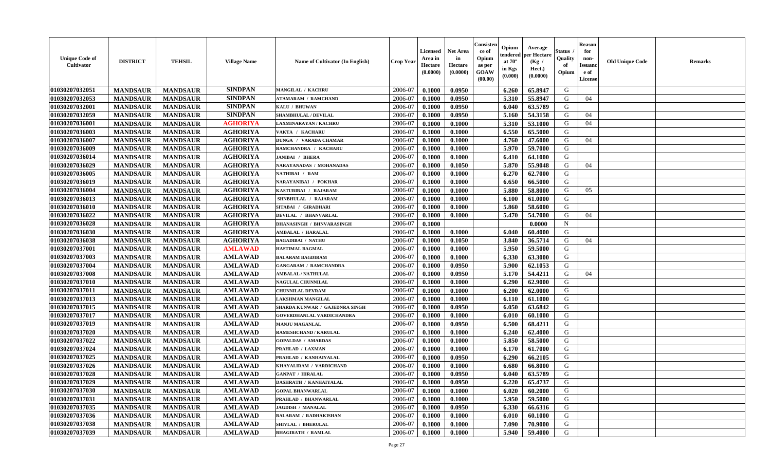| Unique Code of Cultivator | DISTRICT | TEHSIL | Village Name | Name of Cultivator (In English) | Crop Year | Licensed Area in Hectare (0.0000) | Net Area in Hectare (0.0000) | Consistence of Opium as per GOAW (00.00) | Opium tendered at 70° in Kgs (0.000) | Average per Hectare (Kg / Hect.) (0.0000) | Status / Quality of Opium | Reason for non-Issuance of License | Old Unique Code | Remarks |
|---|---|---|---|---|---|---|---|---|---|---|---|---|---|---|
| 01030207032051 | MANDSAUR | MANDSAUR | SINDPAN | MANGILAL / KACHRU | 2006-07 | 0.1000 | 0.0950 | | 6.260 | 65.8947 | G | | | |
| 01030207032053 | MANDSAUR | MANDSAUR | SINDPAN | ATAMARAM / RAMCHAND | 2006-07 | 0.1000 | 0.0950 | | 5.310 | 55.8947 | G | 04 | | |
| 01030207032001 | MANDSAUR | MANDSAUR | SINDPAN | KALU / BHUWAN | 2006-07 | 0.1000 | 0.0950 | | 6.040 | 63.5789 | G | | | |
| 01030207032059 | MANDSAUR | MANDSAUR | SINDPAN | SHAMBHULAL / DEVILAL | 2006-07 | 0.1000 | 0.0950 | | 5.160 | 54.3158 | G | 04 | | |
| 01030207036001 | MANDSAUR | MANDSAUR | AGHORIYA | LAXMINARAYAN / KACHRU | 2006-07 | 0.1000 | 0.1000 | | 5.310 | 53.1000 | G | 04 | | |
| 01030207036003 | MANDSAUR | MANDSAUR | AGHORIYA | VAKTA / KACHARU | 2006-07 | 0.1000 | 0.1000 | | 6.550 | 65.5000 | G | | | |
| 01030207036007 | MANDSAUR | MANDSAUR | AGHORIYA | DUNGA / VARADA CHAMAR | 2006-07 | 0.1000 | 0.1000 | | 4.760 | 47.6000 | G | 04 | | |
| 01030207036009 | MANDSAUR | MANDSAUR | AGHORIYA | RAMCHANDRA / KACHARU | 2006-07 | 0.1000 | 0.1000 | | 5.970 | 59.7000 | G | | | |
| 01030207036014 | MANDSAUR | MANDSAUR | AGHORIYA | JANIBAI / BHERA | 2006-07 | 0.1000 | 0.1000 | | 6.410 | 64.1000 | G | | | |
| 01030207036029 | MANDSAUR | MANDSAUR | AGHORIYA | NARAYANADAS / MOHANADAS | 2006-07 | 0.1000 | 0.1050 | | 5.870 | 55.9048 | G | 04 | | |
| 01030207036005 | MANDSAUR | MANDSAUR | AGHORIYA | NATHIBAI / RAM | 2006-07 | 0.1000 | 0.1000 | | 6.270 | 62.7000 | G | | | |
| 01030207036019 | MANDSAUR | MANDSAUR | AGHORIYA | NARAYANIBAI / POKHAR | 2006-07 | 0.1000 | 0.1000 | | 6.650 | 66.5000 | G | | | |
| 01030207036004 | MANDSAUR | MANDSAUR | AGHORIYA | KASTURIBAI / RAJARAM | 2006-07 | 0.1000 | 0.1000 | | 5.880 | 58.8000 | G | 05 | | |
| 01030207036013 | MANDSAUR | MANDSAUR | AGHORIYA | SHNBHULAL / RAJARAM | 2006-07 | 0.1000 | 0.1000 | | 6.100 | 61.0000 | G | | | |
| 01030207036010 | MANDSAUR | MANDSAUR | AGHORIYA | SITABAI / GIRADHARI | 2006-07 | 0.1000 | 0.1000 | | 5.860 | 58.6000 | G | | | |
| 01030207036022 | MANDSAUR | MANDSAUR | AGHORIYA | DEVILAL / BHANVARLAL | 2006-07 | 0.1000 | 0.1000 | | 5.470 | 54.7000 | G | 04 | | |
| 01030207036028 | MANDSAUR | MANDSAUR | AGHORIYA | DHANASINGH / BHNVARASINGH | 2006-07 | 0.1000 | | | | 0.0000 | N | | | |
| 01030207036030 | MANDSAUR | MANDSAUR | AGHORIYA | AMBALAL / HARALAL | 2006-07 | 0.1000 | 0.1000 | | 6.040 | 60.4000 | G | | | |
| 01030207036038 | MANDSAUR | MANDSAUR | AGHORIYA | BAGADIBAI / NATHU | 2006-07 | 0.1000 | 0.1050 | | 3.840 | 36.5714 | G | 04 | | |
| 01030207037001 | MANDSAUR | MANDSAUR | AMLAWAD | HASTIMAL BAGMAL | 2006-07 | 0.1000 | 0.1000 | | 5.950 | 59.5000 | G | | | |
| 01030207037003 | MANDSAUR | MANDSAUR | AMLAWAD | BALARAM BAGDIRAM | 2006-07 | 0.1000 | 0.1000 | | 6.330 | 63.3000 | G | | | |
| 01030207037004 | MANDSAUR | MANDSAUR | AMLAWAD | GANGARAM / RAMCHANDRA | 2006-07 | 0.1000 | 0.0950 | | 5.900 | 62.1053 | G | | | |
| 01030207037008 | MANDSAUR | MANDSAUR | AMLAWAD | AMBALAL / NATHULAL | 2006-07 | 0.1000 | 0.0950 | | 5.170 | 54.4211 | G | 04 | | |
| 01030207037010 | MANDSAUR | MANDSAUR | AMLAWAD | NAGULAL CHUNNILAL | 2006-07 | 0.1000 | 0.1000 | | 6.290 | 62.9000 | G | | | |
| 01030207037011 | MANDSAUR | MANDSAUR | AMLAWAD | CHUNNILAL DEVRAM | 2006-07 | 0.1000 | 0.1000 | | 6.200 | 62.0000 | G | | | |
| 01030207037013 | MANDSAUR | MANDSAUR | AMLAWAD | LAKSHMAN MANGILAL | 2006-07 | 0.1000 | 0.1000 | | 6.110 | 61.1000 | G | | | |
| 01030207037015 | MANDSAUR | MANDSAUR | AMLAWAD | SHARDA KUNWAR / GAJEDNRA SINGH | 2006-07 | 0.1000 | 0.0950 | | 6.050 | 63.6842 | G | | | |
| 01030207037017 | MANDSAUR | MANDSAUR | AMLAWAD | GOVERDHANLAL VARDICHANDRA | 2006-07 | 0.1000 | 0.1000 | | 6.010 | 60.1000 | G | | | |
| 01030207037019 | MANDSAUR | MANDSAUR | AMLAWAD | MANJU MAGANLAL | 2006-07 | 0.1000 | 0.0950 | | 6.500 | 68.4211 | G | | | |
| 01030207037020 | MANDSAUR | MANDSAUR | AMLAWAD | RAMESHCHAND / KARULAL | 2006-07 | 0.1000 | 0.1000 | | 6.240 | 62.4000 | G | | | |
| 01030207037022 | MANDSAUR | MANDSAUR | AMLAWAD | GOPALDAS / AMARDAS | 2006-07 | 0.1000 | 0.1000 | | 5.850 | 58.5000 | G | | | |
| 01030207037024 | MANDSAUR | MANDSAUR | AMLAWAD | PRAHLAD / LAXMAN | 2006-07 | 0.1000 | 0.1000 | | 6.170 | 61.7000 | G | | | |
| 01030207037025 | MANDSAUR | MANDSAUR | AMLAWAD | PRAHLAD / KANHAIYALAL | 2006-07 | 0.1000 | 0.0950 | | 6.290 | 66.2105 | G | | | |
| 01030207037026 | MANDSAUR | MANDSAUR | AMLAWAD | KHAYALIRAM / VARDICHAND | 2006-07 | 0.1000 | 0.1000 | | 6.680 | 66.8000 | G | | | |
| 01030207037028 | MANDSAUR | MANDSAUR | AMLAWAD | GANPAT / HIRALAL | 2006-07 | 0.1000 | 0.0950 | | 6.040 | 63.5789 | G | | | |
| 01030207037029 | MANDSAUR | MANDSAUR | AMLAWAD | DASHRATH / KANHAIYALAL | 2006-07 | 0.1000 | 0.0950 | | 6.220 | 65.4737 | G | | | |
| 01030207037030 | MANDSAUR | MANDSAUR | AMLAWAD | GOPAL BHANWARLAL | 2006-07 | 0.1000 | 0.1000 | | 6.020 | 60.2000 | G | | | |
| 01030207037031 | MANDSAUR | MANDSAUR | AMLAWAD | PRAHLAD / BHANWARLAL | 2006-07 | 0.1000 | 0.1000 | | 5.950 | 59.5000 | G | | | |
| 01030207037035 | MANDSAUR | MANDSAUR | AMLAWAD | JAGDISH / MANALAL | 2006-07 | 0.1000 | 0.0950 | | 6.330 | 66.6316 | G | | | |
| 01030207037036 | MANDSAUR | MANDSAUR | AMLAWAD | BALARAM / RADHAKISHAN | 2006-07 | 0.1000 | 0.1000 | | 6.010 | 60.1000 | G | | | |
| 01030207037038 | MANDSAUR | MANDSAUR | AMLAWAD | SHIVLAL / BHERULAL | 2006-07 | 0.1000 | 0.1000 | | 7.090 | 70.9000 | G | | | |
| 01030207037039 | MANDSAUR | MANDSAUR | AMLAWAD | BHAGIRATH / RAMLAL | 2006-07 | 0.1000 | 0.1000 | | 5.940 | 59.4000 | G | | | |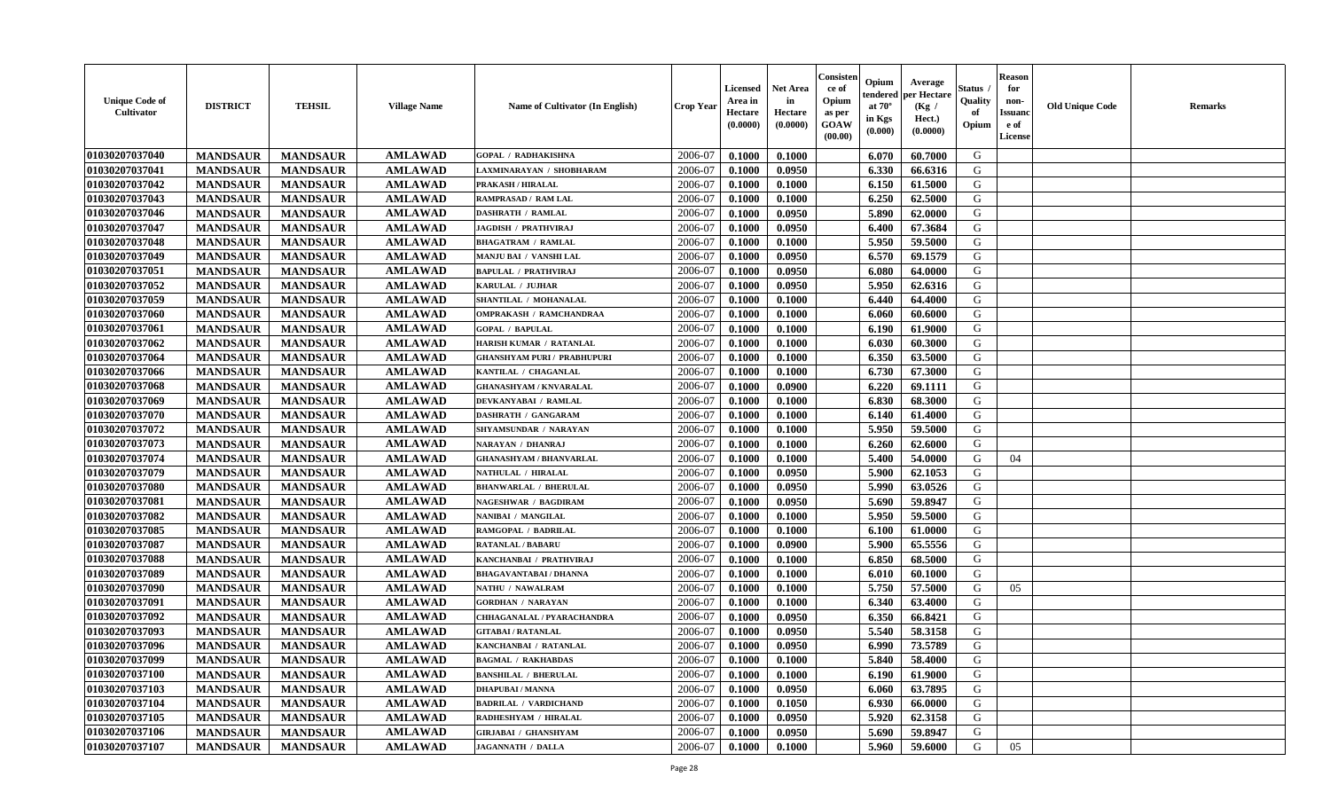| Unique Code of Cultivator | DISTRICT | TEHSIL | Village Name | Name of Cultivator (In English) | Crop Year | Licensed Area in Hectare (0.0000) | Net Area in Hectare (0.0000) | Consistence of Opium as per GOAW (00.00) | Opium tendered at 70° in Kgs (0.000) | Average per Hectare (Kg / Hect.) (0.0000) | Status / Quality of Opium | Reason for non-Issuance of License | Old Unique Code | Remarks |
|---|---|---|---|---|---|---|---|---|---|---|---|---|---|---|
| 01030207037040 | MANDSAUR | MANDSAUR | AMLAWAD | GOPAL / RADHAKISHNA | 2006-07 | 0.1000 | 0.1000 | | 6.070 | 60.7000 | G | | | |
| 01030207037041 | MANDSAUR | MANDSAUR | AMLAWAD | LAXMINARAYAN / SHOBHARAM | 2006-07 | 0.1000 | 0.0950 | | 6.330 | 66.6316 | G | | | |
| 01030207037042 | MANDSAUR | MANDSAUR | AMLAWAD | PRAKASH / HIRALAL | 2006-07 | 0.1000 | 0.1000 | | 6.150 | 61.5000 | G | | | |
| 01030207037043 | MANDSAUR | MANDSAUR | AMLAWAD | RAMPRASAD / RAM LAL | 2006-07 | 0.1000 | 0.1000 | | 6.250 | 62.5000 | G | | | |
| 01030207037046 | MANDSAUR | MANDSAUR | AMLAWAD | DASHRATH / RAMLAL | 2006-07 | 0.1000 | 0.0950 | | 5.890 | 62.0000 | G | | | |
| 01030207037047 | MANDSAUR | MANDSAUR | AMLAWAD | JAGDISH / PRATHVIRAJ | 2006-07 | 0.1000 | 0.0950 | | 6.400 | 67.3684 | G | | | |
| 01030207037048 | MANDSAUR | MANDSAUR | AMLAWAD | BHAGATRAM / RAMLAL | 2006-07 | 0.1000 | 0.1000 | | 5.950 | 59.5000 | G | | | |
| 01030207037049 | MANDSAUR | MANDSAUR | AMLAWAD | MANJU BAI / VANSHI LAL | 2006-07 | 0.1000 | 0.0950 | | 6.570 | 69.1579 | G | | | |
| 01030207037051 | MANDSAUR | MANDSAUR | AMLAWAD | BAPULAL / PRATHVIRAJ | 2006-07 | 0.1000 | 0.0950 | | 6.080 | 64.0000 | G | | | |
| 01030207037052 | MANDSAUR | MANDSAUR | AMLAWAD | KARULAL / JUJHAR | 2006-07 | 0.1000 | 0.0950 | | 5.950 | 62.6316 | G | | | |
| 01030207037059 | MANDSAUR | MANDSAUR | AMLAWAD | SHANTILAL / MOHANALAL | 2006-07 | 0.1000 | 0.1000 | | 6.440 | 64.4000 | G | | | |
| 01030207037060 | MANDSAUR | MANDSAUR | AMLAWAD | OMPRAKASH / RAMCHANDRAA | 2006-07 | 0.1000 | 0.1000 | | 6.060 | 60.6000 | G | | | |
| 01030207037061 | MANDSAUR | MANDSAUR | AMLAWAD | GOPAL / BAPULAL | 2006-07 | 0.1000 | 0.1000 | | 6.190 | 61.9000 | G | | | |
| 01030207037062 | MANDSAUR | MANDSAUR | AMLAWAD | HARISH KUMAR / RATANLAL | 2006-07 | 0.1000 | 0.1000 | | 6.030 | 60.3000 | G | | | |
| 01030207037064 | MANDSAUR | MANDSAUR | AMLAWAD | GHANSHYAM PURI / PRABHUPURI | 2006-07 | 0.1000 | 0.1000 | | 6.350 | 63.5000 | G | | | |
| 01030207037066 | MANDSAUR | MANDSAUR | AMLAWAD | KANTILAL / CHAGANLAL | 2006-07 | 0.1000 | 0.1000 | | 6.730 | 67.3000 | G | | | |
| 01030207037068 | MANDSAUR | MANDSAUR | AMLAWAD | GHANASHYAM / KNVARALAL | 2006-07 | 0.1000 | 0.0900 | | 6.220 | 69.1111 | G | | | |
| 01030207037069 | MANDSAUR | MANDSAUR | AMLAWAD | DEVKANYABAI / RAMLAL | 2006-07 | 0.1000 | 0.1000 | | 6.830 | 68.3000 | G | | | |
| 01030207037070 | MANDSAUR | MANDSAUR | AMLAWAD | DASHRATH / GANGARAM | 2006-07 | 0.1000 | 0.1000 | | 6.140 | 61.4000 | G | | | |
| 01030207037072 | MANDSAUR | MANDSAUR | AMLAWAD | SHYAMSUNDAR / NARAYAN | 2006-07 | 0.1000 | 0.1000 | | 5.950 | 59.5000 | G | | | |
| 01030207037073 | MANDSAUR | MANDSAUR | AMLAWAD | NARAYAN / DHANRAJ | 2006-07 | 0.1000 | 0.1000 | | 6.260 | 62.6000 | G | | | |
| 01030207037074 | MANDSAUR | MANDSAUR | AMLAWAD | GHANASHYAM / BHANVARLAL | 2006-07 | 0.1000 | 0.1000 | | 5.400 | 54.0000 | G | 04 | | |
| 01030207037079 | MANDSAUR | MANDSAUR | AMLAWAD | NATHULAL / HIRALAL | 2006-07 | 0.1000 | 0.0950 | | 5.900 | 62.1053 | G | | | |
| 01030207037080 | MANDSAUR | MANDSAUR | AMLAWAD | BHANWARLAL / BHERULAL | 2006-07 | 0.1000 | 0.0950 | | 5.990 | 63.0526 | G | | | |
| 01030207037081 | MANDSAUR | MANDSAUR | AMLAWAD | NAGESHWAR / BAGDIRAM | 2006-07 | 0.1000 | 0.0950 | | 5.690 | 59.8947 | G | | | |
| 01030207037082 | MANDSAUR | MANDSAUR | AMLAWAD | NANIBAI / MANGILAL | 2006-07 | 0.1000 | 0.1000 | | 5.950 | 59.5000 | G | | | |
| 01030207037085 | MANDSAUR | MANDSAUR | AMLAWAD | RAMGOPAL / BADRILAL | 2006-07 | 0.1000 | 0.1000 | | 6.100 | 61.0000 | G | | | |
| 01030207037087 | MANDSAUR | MANDSAUR | AMLAWAD | RATANLAL / BABARU | 2006-07 | 0.1000 | 0.0900 | | 5.900 | 65.5556 | G | | | |
| 01030207037088 | MANDSAUR | MANDSAUR | AMLAWAD | KANCHANBAI / PRATHVIRAJ | 2006-07 | 0.1000 | 0.1000 | | 6.850 | 68.5000 | G | | | |
| 01030207037089 | MANDSAUR | MANDSAUR | AMLAWAD | BHAGAVANTABAI / DHANNA | 2006-07 | 0.1000 | 0.1000 | | 6.010 | 60.1000 | G | | | |
| 01030207037090 | MANDSAUR | MANDSAUR | AMLAWAD | NATHU / NAWALRAM | 2006-07 | 0.1000 | 0.1000 | | 5.750 | 57.5000 | G | 05 | | |
| 01030207037091 | MANDSAUR | MANDSAUR | AMLAWAD | GORDHAN / NARAYAN | 2006-07 | 0.1000 | 0.1000 | | 6.340 | 63.4000 | G | | | |
| 01030207037092 | MANDSAUR | MANDSAUR | AMLAWAD | CHHAGANALAL / PYARACHANDRA | 2006-07 | 0.1000 | 0.0950 | | 6.350 | 66.8421 | G | | | |
| 01030207037093 | MANDSAUR | MANDSAUR | AMLAWAD | GITABAI / RATANLAL | 2006-07 | 0.1000 | 0.0950 | | 5.540 | 58.3158 | G | | | |
| 01030207037096 | MANDSAUR | MANDSAUR | AMLAWAD | KANCHANBAI / RATANLAL | 2006-07 | 0.1000 | 0.0950 | | 6.990 | 73.5789 | G | | | |
| 01030207037099 | MANDSAUR | MANDSAUR | AMLAWAD | BAGMAL / RAKHABDAS | 2006-07 | 0.1000 | 0.1000 | | 5.840 | 58.4000 | G | | | |
| 01030207037100 | MANDSAUR | MANDSAUR | AMLAWAD | BANSHILAL / BHERULAL | 2006-07 | 0.1000 | 0.1000 | | 6.190 | 61.9000 | G | | | |
| 01030207037103 | MANDSAUR | MANDSAUR | AMLAWAD | DHAPUBAI / MANNA | 2006-07 | 0.1000 | 0.0950 | | 6.060 | 63.7895 | G | | | |
| 01030207037104 | MANDSAUR | MANDSAUR | AMLAWAD | BADRILAL / VARDICHAND | 2006-07 | 0.1000 | 0.1050 | | 6.930 | 66.0000 | G | | | |
| 01030207037105 | MANDSAUR | MANDSAUR | AMLAWAD | RADHESHYAM / HIRALAL | 2006-07 | 0.1000 | 0.0950 | | 5.920 | 62.3158 | G | | | |
| 01030207037106 | MANDSAUR | MANDSAUR | AMLAWAD | GIRJABAI / GHANSHYAM | 2006-07 | 0.1000 | 0.0950 | | 5.690 | 59.8947 | G | | | |
| 01030207037107 | MANDSAUR | MANDSAUR | AMLAWAD | JAGANNATH / DALLA | 2006-07 | 0.1000 | 0.1000 | | 5.960 | 59.6000 | G | 05 | | |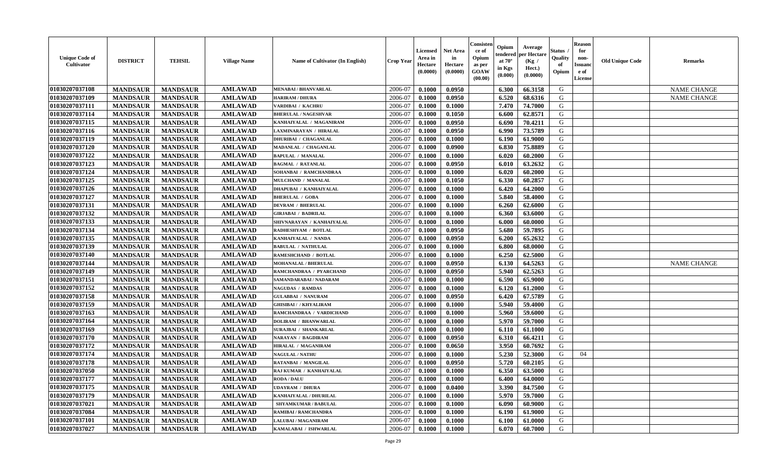| Unique Code of Cultivator | DISTRICT | TEHSIL | Village Name | Name of Cultivator (In English) | Crop Year | Licensed Area in Hectare (0.0000) | Net Area in Hectare (0.0000) | Consistence of Opium as per GOAW (00.00) | Opium tendered at 70° in Kgs (0.000) | Average per Hectare (Kg / Hect.) (0.0000) | Status / Quality of Opium | Reason for non-Issuance of License | Old Unique Code | Remarks |
|---|---|---|---|---|---|---|---|---|---|---|---|---|---|---|
| 01030207037108 | MANDSAUR | MANDSAUR | AMLAWAD | MENABAI / BHANVARLAL | 2006-07 | 0.1000 | 0.0950 | | 6.300 | 66.3158 | G | | | NAME CHANGE |
| 01030207037109 | MANDSAUR | MANDSAUR | AMLAWAD | HARIRAM / DHURA | 2006-07 | 0.1000 | 0.0950 | | 6.520 | 68.6316 | G | | | NAME CHANGE |
| 01030207037111 | MANDSAUR | MANDSAUR | AMLAWAD | VARDIBAI / KACHRU | 2006-07 | 0.1000 | 0.1000 | | 7.470 | 74.7000 | G | | | |
| 01030207037114 | MANDSAUR | MANDSAUR | AMLAWAD | BHERULAL / NAGESHVAR | 2006-07 | 0.1000 | 0.1050 | | 6.600 | 62.8571 | G | | | |
| 01030207037115 | MANDSAUR | MANDSAUR | AMLAWAD | KANHAIYALAL / MAGANIRAM | 2006-07 | 0.1000 | 0.0950 | | 6.690 | 70.4211 | G | | | |
| 01030207037116 | MANDSAUR | MANDSAUR | AMLAWAD | LAXMINARAYAN / HIRALAL | 2006-07 | 0.1000 | 0.0950 | | 6.990 | 73.5789 | G | | | |
| 01030207037119 | MANDSAUR | MANDSAUR | AMLAWAD | DHURIBAI / CHAGANLAL | 2006-07 | 0.1000 | 0.1000 | | 6.190 | 61.9000 | G | | | |
| 01030207037120 | MANDSAUR | MANDSAUR | AMLAWAD | MADANLAL / CHAGANLAL | 2006-07 | 0.1000 | 0.0900 | | 6.830 | 75.8889 | G | | | |
| 01030207037122 | MANDSAUR | MANDSAUR | AMLAWAD | BAPULAL / MANALAL | 2006-07 | 0.1000 | 0.1000 | | 6.020 | 60.2000 | G | | | |
| 01030207037123 | MANDSAUR | MANDSAUR | AMLAWAD | BAGMAL / RATANLAL | 2006-07 | 0.1000 | 0.0950 | | 6.010 | 63.2632 | G | | | |
| 01030207037124 | MANDSAUR | MANDSAUR | AMLAWAD | SOHANBAI / RAMCHANDRAA | 2006-07 | 0.1000 | 0.1000 | | 6.020 | 60.2000 | G | | | |
| 01030207037125 | MANDSAUR | MANDSAUR | AMLAWAD | MULCHAND / MANALAL | 2006-07 | 0.1000 | 0.1050 | | 6.330 | 60.2857 | G | | | |
| 01030207037126 | MANDSAUR | MANDSAUR | AMLAWAD | DHAPUBAI / KANHAIYALAL | 2006-07 | 0.1000 | 0.1000 | | 6.420 | 64.2000 | G | | | |
| 01030207037127 | MANDSAUR | MANDSAUR | AMLAWAD | BHERULAL / GOBA | 2006-07 | 0.1000 | 0.1000 | | 5.840 | 58.4000 | G | | | |
| 01030207037131 | MANDSAUR | MANDSAUR | AMLAWAD | DEVRAM / BHERULAL | 2006-07 | 0.1000 | 0.1000 | | 6.260 | 62.6000 | G | | | |
| 01030207037132 | MANDSAUR | MANDSAUR | AMLAWAD | GIRJABAI / BADRILAL | 2006-07 | 0.1000 | 0.1000 | | 6.360 | 63.6000 | G | | | |
| 01030207037133 | MANDSAUR | MANDSAUR | AMLAWAD | SHIVNARAYAN / KANHAIYALAL | 2006-07 | 0.1000 | 0.1000 | | 6.000 | 60.0000 | G | | | |
| 01030207037134 | MANDSAUR | MANDSAUR | AMLAWAD | RADHESHYAM / BOTLAL | 2006-07 | 0.1000 | 0.0950 | | 5.680 | 59.7895 | G | | | |
| 01030207037135 | MANDSAUR | MANDSAUR | AMLAWAD | KANHAIYALAL / NANDA | 2006-07 | 0.1000 | 0.0950 | | 6.200 | 65.2632 | G | | | |
| 01030207037139 | MANDSAUR | MANDSAUR | AMLAWAD | BABULAL / NATHULAL | 2006-07 | 0.1000 | 0.1000 | | 6.800 | 68.0000 | G | | | |
| 01030207037140 | MANDSAUR | MANDSAUR | AMLAWAD | RAMESHCHAND / BOTLAL | 2006-07 | 0.1000 | 0.1000 | | 6.250 | 62.5000 | G | | | |
| 01030207037144 | MANDSAUR | MANDSAUR | AMLAWAD | MOHANALAL / BHERULAL | 2006-07 | 0.1000 | 0.0950 | | 6.130 | 64.5263 | G | | | NAME CHANGE |
| 01030207037149 | MANDSAUR | MANDSAUR | AMLAWAD | RAMCHANDRAA / PYARCHAND | 2006-07 | 0.1000 | 0.0950 | | 5.940 | 62.5263 | G | | | |
| 01030207037151 | MANDSAUR | MANDSAUR | AMLAWAD | SAMANDARABAI / NADARAM | 2006-07 | 0.1000 | 0.1000 | | 6.590 | 65.9000 | G | | | |
| 01030207037152 | MANDSAUR | MANDSAUR | AMLAWAD | NAGUDAS / RAMDAS | 2006-07 | 0.1000 | 0.1000 | | 6.120 | 61.2000 | G | | | |
| 01030207037158 | MANDSAUR | MANDSAUR | AMLAWAD | GULABBAI / NANURAM | 2006-07 | 0.1000 | 0.0950 | | 6.420 | 67.5789 | G | | | |
| 01030207037159 | MANDSAUR | MANDSAUR | AMLAWAD | GHISIBAI / / KHYALIRAM | 2006-07 | 0.1000 | 0.1000 | | 5.940 | 59.4000 | G | | | |
| 01030207037163 | MANDSAUR | MANDSAUR | AMLAWAD | RAMCHANDRAA / VARDICHAND | 2006-07 | 0.1000 | 0.1000 | | 5.960 | 59.6000 | G | | | |
| 01030207037164 | MANDSAUR | MANDSAUR | AMLAWAD | DOLIRAM / BHANWARLAL | 2006-07 | 0.1000 | 0.1000 | | 5.970 | 59.7000 | G | | | |
| 01030207037169 | MANDSAUR | MANDSAUR | AMLAWAD | SURAJBAI / SHANKARLAL | 2006-07 | 0.1000 | 0.1000 | | 6.110 | 61.1000 | G | | | |
| 01030207037170 | MANDSAUR | MANDSAUR | AMLAWAD | NARAYAN / BAGDIRAM | 2006-07 | 0.1000 | 0.0950 | | 6.310 | 66.4211 | G | | | |
| 01030207037172 | MANDSAUR | MANDSAUR | AMLAWAD | HIRALAL / MAGANIRAM | 2006-07 | 0.1000 | 0.0650 | | 3.950 | 60.7692 | G | | | |
| 01030207037174 | MANDSAUR | MANDSAUR | AMLAWAD | NAGULAL / NATHU | 2006-07 | 0.1000 | 0.1000 | | 5.230 | 52.3000 | G | 04 | | |
| 01030207037178 | MANDSAUR | MANDSAUR | AMLAWAD | RATANBAI / MANGILAL | 2006-07 | 0.1000 | 0.0950 | | 5.720 | 60.2105 | G | | | |
| 01030207037050 | MANDSAUR | MANDSAUR | AMLAWAD | RAJ KUMAR / KANHAIYALAL | 2006-07 | 0.1000 | 0.1000 | | 6.350 | 63.5000 | G | | | |
| 01030207037177 | MANDSAUR | MANDSAUR | AMLAWAD | RODA / DALU | 2006-07 | 0.1000 | 0.1000 | | 6.400 | 64.0000 | G | | | |
| 01030207037175 | MANDSAUR | MANDSAUR | AMLAWAD | UDAYRAM / DHURA | 2006-07 | 0.1000 | 0.0400 | | 3.390 | 84.7500 | G | | | |
| 01030207037179 | MANDSAUR | MANDSAUR | AMLAWAD | KANHAIYALAL / DHURILAL | 2006-07 | 0.1000 | 0.1000 | | 5.970 | 59.7000 | G | | | |
| 01030207037021 | MANDSAUR | MANDSAUR | AMLAWAD | SHYAMKUMAR / BABULAL | 2006-07 | 0.1000 | 0.1000 | | 6.090 | 60.9000 | G | | | |
| 01030207037084 | MANDSAUR | MANDSAUR | AMLAWAD | RAMIBAI / RAMCHANDRA | 2006-07 | 0.1000 | 0.1000 | | 6.190 | 61.9000 | G | | | |
| 01030207037101 | MANDSAUR | MANDSAUR | AMLAWAD | LALUBAI / MAGANIRAM | 2006-07 | 0.1000 | 0.1000 | | 6.100 | 61.0000 | G | | | |
| 01030207037027 | MANDSAUR | MANDSAUR | AMLAWAD | KAMALABAI / ISHWARLAL | 2006-07 | 0.1000 | 0.1000 | | 6.070 | 60.7000 | G | | | |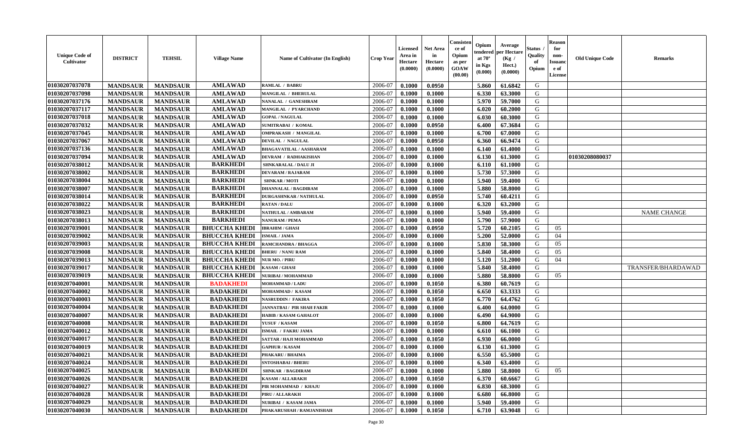| Unique Code of Cultivator | DISTRICT | TEHSIL | Village Name | Name of Cultivator (In English) | Crop Year | Licensed Area in Hectare (0.0000) | Net Area in Hectare (0.0000) | Consistence of Opium as per GOAW (00.00) | Opium tendered at 70° in Kgs (0.000) | Average per Hectare (Kg / Hect.) (0.0000) | Status / Quality of Opium | Reason for non-Issuance of License | Old Unique Code | Remarks |
|---|---|---|---|---|---|---|---|---|---|---|---|---|---|---|
| 01030207037078 | MANDSAUR | MANDSAUR | AMLAWAD | RAMLAL / BABRU | 2006-07 | 0.1000 | 0.0950 | | 5.860 | 61.6842 | G | | | |
| 01030207037098 | MANDSAUR | MANDSAUR | AMLAWAD | MANGILAL / BHERULAL | 2006-07 | 0.1000 | 0.1000 | | 6.330 | 63.3000 | G | | | |
| 01030207037176 | MANDSAUR | MANDSAUR | AMLAWAD | NANALAL / GANESHRAM | 2006-07 | 0.1000 | 0.1000 | | 5.970 | 59.7000 | G | | | |
| 01030207037117 | MANDSAUR | MANDSAUR | AMLAWAD | MANGILAL / PYARCHAND | 2006-07 | 0.1000 | 0.1000 | | 6.020 | 60.2000 | G | | | |
| 01030207037018 | MANDSAUR | MANDSAUR | AMLAWAD | GOPAL / NAGULAL | 2006-07 | 0.1000 | 0.1000 | | 6.030 | 60.3000 | G | | | |
| 01030207037032 | MANDSAUR | MANDSAUR | AMLAWAD | SUMITRABAI / KOMAL | 2006-07 | 0.1000 | 0.0950 | | 6.400 | 67.3684 | G | | | |
| 01030207037045 | MANDSAUR | MANDSAUR | AMLAWAD | OMPRAKASH / MANGILAL | 2006-07 | 0.1000 | 0.1000 | | 6.700 | 67.0000 | G | | | |
| 01030207037067 | MANDSAUR | MANDSAUR | AMLAWAD | DEVILAL / NAGULAL | 2006-07 | 0.1000 | 0.0950 | | 6.360 | 66.9474 | G | | | |
| 01030207037136 | MANDSAUR | MANDSAUR | AMLAWAD | BHAGAVATILAL / AASHARAM | 2006-07 | 0.1000 | 0.1000 | | 6.140 | 61.4000 | G | | | |
| 01030207037094 | MANDSAUR | MANDSAUR | AMLAWAD | DEVRAM / RADHAKISHAN | 2006-07 | 0.1000 | 0.1000 | | 6.130 | 61.3000 | G | | 01030208080037 | |
| 01030207038012 | MANDSAUR | MANDSAUR | BARKHEDI | SHNKARALAL / DALU JI | 2006-07 | 0.1000 | 0.1000 | | 6.110 | 61.1000 | G | | | |
| 01030207038002 | MANDSAUR | MANDSAUR | BARKHEDI | DEVARAM / RAJARAM | 2006-07 | 0.1000 | 0.1000 | | 5.730 | 57.3000 | G | | | |
| 01030207038004 | MANDSAUR | MANDSAUR | BARKHEDI | SHNKAR / MOTI | 2006-07 | 0.1000 | 0.1000 | | 5.940 | 59.4000 | G | | | |
| 01030207038007 | MANDSAUR | MANDSAUR | BARKHEDI | DHANNALAL / BAGDIRAM | 2006-07 | 0.1000 | 0.1000 | | 5.880 | 58.8000 | G | | | |
| 01030207038014 | MANDSAUR | MANDSAUR | BARKHEDI | DURGASHNKAR / NATHULAL | 2006-07 | 0.1000 | 0.0950 | | 5.740 | 60.4211 | G | | | |
| 01030207038022 | MANDSAUR | MANDSAUR | BARKHEDI | RATAN / DALU | 2006-07 | 0.1000 | 0.1000 | | 6.320 | 63.2000 | G | | | |
| 01030207038023 | MANDSAUR | MANDSAUR | BARKHEDI | NATHULAL / AMBARAM | 2006-07 | 0.1000 | 0.1000 | | 5.940 | 59.4000 | G | | | NAME CHANGE |
| 01030207038013 | MANDSAUR | MANDSAUR | BARKHEDI | NANURAM / PEMA | 2006-07 | 0.1000 | 0.1000 | | 5.790 | 57.9000 | G | | | |
| 01030207039001 | MANDSAUR | MANDSAUR | BHUCCHA KHEDI | IBRAHIM / GHASI | 2006-07 | 0.1000 | 0.0950 | | 5.720 | 60.2105 | G | 05 | | |
| 01030207039002 | MANDSAUR | MANDSAUR | BHUCCHA KHEDI | ISMAIL / JAMA | 2006-07 | 0.1000 | 0.1000 | | 5.200 | 52.0000 | G | 04 | | |
| 01030207039003 | MANDSAUR | MANDSAUR | BHUCCHA KHEDI | RAMCHANDRA / BHAGGA | 2006-07 | 0.1000 | 0.1000 | | 5.830 | 58.3000 | G | 05 | | |
| 01030207039008 | MANDSAUR | MANDSAUR | BHUCCHA KHEDI | BHERU / NANU RAM | 2006-07 | 0.1000 | 0.1000 | | 5.840 | 58.4000 | G | 05 | | |
| 01030207039013 | MANDSAUR | MANDSAUR | BHUCCHA KHEDI | NUR MO. / PIRU | 2006-07 | 0.1000 | 0.1000 | | 5.120 | 51.2000 | G | 04 | | |
| 01030207039017 | MANDSAUR | MANDSAUR | BHUCCHA KHEDI | KASAM / GHASI | 2006-07 | 0.1000 | 0.1000 | | 5.840 | 58.4000 | G | | | TRANSFER/BHARDAWAD |
| 01030207039019 | MANDSAUR | MANDSAUR | BHUCCHA KHEDI | NURIBAI / MOHAMMAD | 2006-07 | 0.1000 | 0.1000 | | 5.880 | 58.8000 | G | 05 | | |
| 01030207040001 | MANDSAUR | MANDSAUR | BADAKHEDI | MOHAMMAD / LADU | 2006-07 | 0.1000 | 0.1050 | | 6.380 | 60.7619 | G | | | |
| 01030207040002 | MANDSAUR | MANDSAUR | BADAKHEDI | MOHAMMAD / KASAM | 2006-07 | 0.1000 | 0.1050 | | 6.650 | 63.3333 | G | | | |
| 01030207040003 | MANDSAUR | MANDSAUR | BADAKHEDI | NASRUDDIN / FAKIRA | 2006-07 | 0.1000 | 0.1050 | | 6.770 | 64.4762 | G | | | |
| 01030207040004 | MANDSAUR | MANDSAUR | BADAKHEDI | JANNATBAI / PIR SHAH FAKIR | 2006-07 | 0.1000 | 0.1000 | | 6.400 | 64.0000 | G | | | |
| 01030207040007 | MANDSAUR | MANDSAUR | BADAKHEDI | HABIB / KASAM GAHALOT | 2006-07 | 0.1000 | 0.1000 | | 6.490 | 64.9000 | G | | | |
| 01030207040008 | MANDSAUR | MANDSAUR | BADAKHEDI | YUSUF / KASAM | 2006-07 | 0.1000 | 0.1050 | | 6.800 | 64.7619 | G | | | |
| 01030207040012 | MANDSAUR | MANDSAUR | BADAKHEDI | ISMAIL / FAKRU JAMA | 2006-07 | 0.1000 | 0.1000 | | 6.610 | 66.1000 | G | | | |
| 01030207040017 | MANDSAUR | MANDSAUR | BADAKHEDI | SATTAR / HAJI MOHAMMAD | 2006-07 | 0.1000 | 0.1050 | | 6.930 | 66.0000 | G | | | |
| 01030207040019 | MANDSAUR | MANDSAUR | BADAKHEDI | GAPHUR / KASAM | 2006-07 | 0.1000 | 0.1000 | | 6.130 | 61.3000 | G | | | |
| 01030207040021 | MANDSAUR | MANDSAUR | BADAKHEDI | PHAKARU / BHAIMA | 2006-07 | 0.1000 | 0.1000 | | 6.550 | 65.5000 | G | | | |
| 01030207040024 | MANDSAUR | MANDSAUR | BADAKHEDI | SNTOSHABAI / BHERU | 2006-07 | 0.1000 | 0.1000 | | 6.340 | 63.4000 | G | | | |
| 01030207040025 | MANDSAUR | MANDSAUR | BADAKHEDI | SHNKAR / BAGDIRAM | 2006-07 | 0.1000 | 0.1000 | | 5.880 | 58.8000 | G | 05 | | |
| 01030207040026 | MANDSAUR | MANDSAUR | BADAKHEDI | KASAM / ALLARAKH | 2006-07 | 0.1000 | 0.1050 | | 6.370 | 60.6667 | G | | | |
| 01030207040027 | MANDSAUR | MANDSAUR | BADAKHEDI | PIR MOHAMMAD / KHAJU | 2006-07 | 0.1000 | 0.1000 | | 6.830 | 68.3000 | G | | | |
| 01030207040028 | MANDSAUR | MANDSAUR | BADAKHEDI | PIRU / ALLARAKH | 2006-07 | 0.1000 | 0.1000 | | 6.680 | 66.8000 | G | | | |
| 01030207040029 | MANDSAUR | MANDSAUR | BADAKHEDI | NURIBAI / KASAM JAMA | 2006-07 | 0.1000 | 0.1000 | | 5.940 | 59.4000 | G | | | |
| 01030207040030 | MANDSAUR | MANDSAUR | BADAKHEDI | PHAKARUSHAH / RAMJANISHAH | 2006-07 | 0.1000 | 0.1050 | | 6.710 | 63.9048 | G | | | |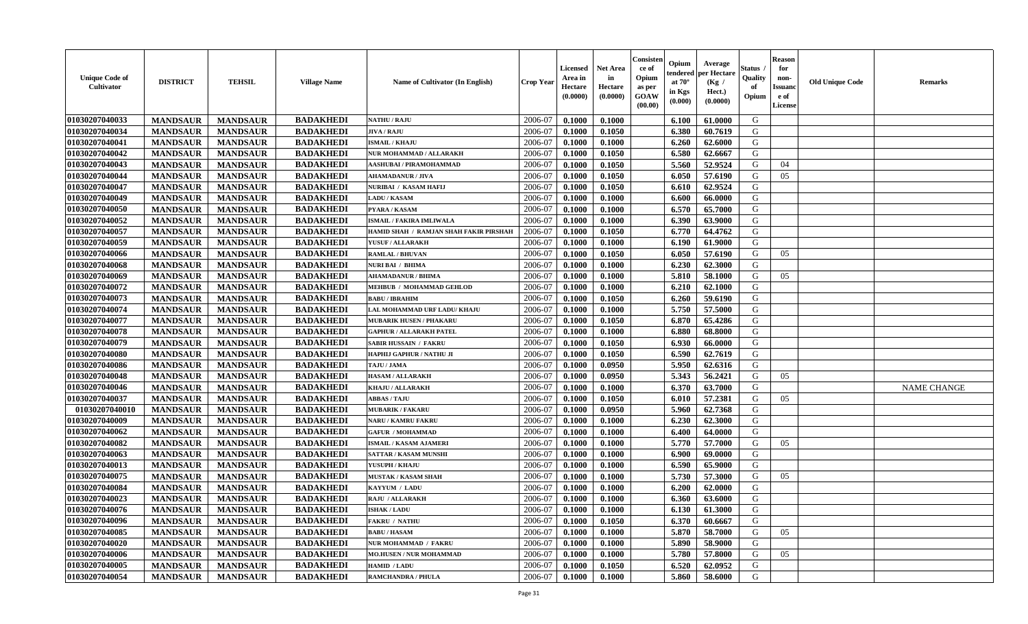| Unique Code of Cultivator | DISTRICT | TEHSIL | Village Name | Name of Cultivator (In English) | Crop Year | Licensed Area in Hectare (0.0000) | Net Area in Hectare (0.0000) | Consistence of Opium as per GOAW (00.00) | Opium tendered at 70° in Kgs (0.000) | Average per Hectare (Kg / Hect.) (0.0000) | Status / Quality of Opium | Reason for non-Issuance of License | Old Unique Code | Remarks |
|---|---|---|---|---|---|---|---|---|---|---|---|---|---|---|
| 01030207040033 | MANDSAUR | MANDSAUR | BADAKHEDI | NATHU / RAJU | 2006-07 | 0.1000 | 0.1000 | | 6.100 | 61.0000 | G | | | |
| 01030207040034 | MANDSAUR | MANDSAUR | BADAKHEDI | JIVA / RAJU | 2006-07 | 0.1000 | 0.1050 | | 6.380 | 60.7619 | G | | | |
| 01030207040041 | MANDSAUR | MANDSAUR | BADAKHEDI | ISMAIL / KHAJU | 2006-07 | 0.1000 | 0.1000 | | 6.260 | 62.6000 | G | | | |
| 01030207040042 | MANDSAUR | MANDSAUR | BADAKHEDI | NUR MOHAMMAD / ALLARAKH | 2006-07 | 0.1000 | 0.1050 | | 6.580 | 62.6667 | G | | | |
| 01030207040043 | MANDSAUR | MANDSAUR | BADAKHEDI | AASHUBAI / PIRAMOHAMMAD | 2006-07 | 0.1000 | 0.1050 | | 5.560 | 52.9524 | G | 04 | | |
| 01030207040044 | MANDSAUR | MANDSAUR | BADAKHEDI | AHAMADANUR / JIVA | 2006-07 | 0.1000 | 0.1050 | | 6.050 | 57.6190 | G | 05 | | |
| 01030207040047 | MANDSAUR | MANDSAUR | BADAKHEDI | NURIBAI / KASAM HAFIJ | 2006-07 | 0.1000 | 0.1050 | | 6.610 | 62.9524 | G | | | |
| 01030207040049 | MANDSAUR | MANDSAUR | BADAKHEDI | LADU / KASAM | 2006-07 | 0.1000 | 0.1000 | | 6.600 | 66.0000 | G | | | |
| 01030207040050 | MANDSAUR | MANDSAUR | BADAKHEDI | PYARA / KASAM | 2006-07 | 0.1000 | 0.1000 | | 6.570 | 65.7000 | G | | | |
| 01030207040052 | MANDSAUR | MANDSAUR | BADAKHEDI | ISMAIL / FAKIRA IMLIWALA | 2006-07 | 0.1000 | 0.1000 | | 6.390 | 63.9000 | G | | | |
| 01030207040057 | MANDSAUR | MANDSAUR | BADAKHEDI | HAMID SHAH / RAMJAN SHAH FAKIR PIRSHAH | 2006-07 | 0.1000 | 0.1050 | | 6.770 | 64.4762 | G | | | |
| 01030207040059 | MANDSAUR | MANDSAUR | BADAKHEDI | YUSUF / ALLARAKH | 2006-07 | 0.1000 | 0.1000 | | 6.190 | 61.9000 | G | | | |
| 01030207040066 | MANDSAUR | MANDSAUR | BADAKHEDI | RAMLAL / BHUVAN | 2006-07 | 0.1000 | 0.1050 | | 6.050 | 57.6190 | G | 05 | | |
| 01030207040068 | MANDSAUR | MANDSAUR | BADAKHEDI | NURI BAI / BHIMA | 2006-07 | 0.1000 | 0.1000 | | 6.230 | 62.3000 | G | | | |
| 01030207040069 | MANDSAUR | MANDSAUR | BADAKHEDI | AHAMADANUR / BHIMA | 2006-07 | 0.1000 | 0.1000 | | 5.810 | 58.1000 | G | 05 | | |
| 01030207040072 | MANDSAUR | MANDSAUR | BADAKHEDI | MEHBUB / MOHAMMAD GEHLOD | 2006-07 | 0.1000 | 0.1000 | | 6.210 | 62.1000 | G | | | |
| 01030207040073 | MANDSAUR | MANDSAUR | BADAKHEDI | BABU / IBRAHIM | 2006-07 | 0.1000 | 0.1050 | | 6.260 | 59.6190 | G | | | |
| 01030207040074 | MANDSAUR | MANDSAUR | BADAKHEDI | LAL MOHAMMAD URF LADU/ KHAJU | 2006-07 | 0.1000 | 0.1000 | | 5.750 | 57.5000 | G | | | |
| 01030207040077 | MANDSAUR | MANDSAUR | BADAKHEDI | MUBARIK HUSEN / PHAKARU | 2006-07 | 0.1000 | 0.1050 | | 6.870 | 65.4286 | G | | | |
| 01030207040078 | MANDSAUR | MANDSAUR | BADAKHEDI | GAPHUR / ALLARAKH PATEL | 2006-07 | 0.1000 | 0.1000 | | 6.880 | 68.8000 | G | | | |
| 01030207040079 | MANDSAUR | MANDSAUR | BADAKHEDI | SABIR HUSSAIN / FAKRU | 2006-07 | 0.1000 | 0.1050 | | 6.930 | 66.0000 | G | | | |
| 01030207040080 | MANDSAUR | MANDSAUR | BADAKHEDI | HAPHIJ GAPHUR / NATHU JI | 2006-07 | 0.1000 | 0.1050 | | 6.590 | 62.7619 | G | | | |
| 01030207040086 | MANDSAUR | MANDSAUR | BADAKHEDI | TAJU / JAMA | 2006-07 | 0.1000 | 0.0950 | | 5.950 | 62.6316 | G | | | |
| 01030207040048 | MANDSAUR | MANDSAUR | BADAKHEDI | HASAM / ALLARAKH | 2006-07 | 0.1000 | 0.0950 | | 5.343 | 56.2421 | G | 05 | | |
| 01030207040046 | MANDSAUR | MANDSAUR | BADAKHEDI | KHAJU / ALLARAKH | 2006-07 | 0.1000 | 0.1000 | | 6.370 | 63.7000 | G | | | NAME CHANGE |
| 01030207040037 | MANDSAUR | MANDSAUR | BADAKHEDI | ABBAS / TAJU | 2006-07 | 0.1000 | 0.1050 | | 6.010 | 57.2381 | G | 05 | | |
| 01030207040010 | MANDSAUR | MANDSAUR | BADAKHEDI | MUBARIK / FAKARU | 2006-07 | 0.1000 | 0.0950 | | 5.960 | 62.7368 | G | | | |
| 01030207040009 | MANDSAUR | MANDSAUR | BADAKHEDI | NARU / KAMRU FAKRU | 2006-07 | 0.1000 | 0.1000 | | 6.230 | 62.3000 | G | | | |
| 01030207040062 | MANDSAUR | MANDSAUR | BADAKHEDI | GAFUR / MOHAMMAD | 2006-07 | 0.1000 | 0.1000 | | 6.400 | 64.0000 | G | | | |
| 01030207040082 | MANDSAUR | MANDSAUR | BADAKHEDI | ISMAIL / KASAM AJAMERI | 2006-07 | 0.1000 | 0.1000 | | 5.770 | 57.7000 | G | 05 | | |
| 01030207040063 | MANDSAUR | MANDSAUR | BADAKHEDI | SATTAR / KASAM MUNSHI | 2006-07 | 0.1000 | 0.1000 | | 6.900 | 69.0000 | G | | | |
| 01030207040013 | MANDSAUR | MANDSAUR | BADAKHEDI | YUSUPH / KHAJU | 2006-07 | 0.1000 | 0.1000 | | 6.590 | 65.9000 | G | | | |
| 01030207040075 | MANDSAUR | MANDSAUR | BADAKHEDI | MUSTAK / KASAM SHAH | 2006-07 | 0.1000 | 0.1000 | | 5.730 | 57.3000 | G | 05 | | |
| 01030207040084 | MANDSAUR | MANDSAUR | BADAKHEDI | KAYYUM / LADU | 2006-07 | 0.1000 | 0.1000 | | 6.200 | 62.0000 | G | | | |
| 01030207040023 | MANDSAUR | MANDSAUR | BADAKHEDI | RAJU / ALLARAKH | 2006-07 | 0.1000 | 0.1000 | | 6.360 | 63.6000 | G | | | |
| 01030207040076 | MANDSAUR | MANDSAUR | BADAKHEDI | ISHAK / LADU | 2006-07 | 0.1000 | 0.1000 | | 6.130 | 61.3000 | G | | | |
| 01030207040096 | MANDSAUR | MANDSAUR | BADAKHEDI | FAKRU / NATHU | 2006-07 | 0.1000 | 0.1050 | | 6.370 | 60.6667 | G | | | |
| 01030207040085 | MANDSAUR | MANDSAUR | BADAKHEDI | BABU / HASAM | 2006-07 | 0.1000 | 0.1000 | | 5.870 | 58.7000 | G | 05 | | |
| 01030207040020 | MANDSAUR | MANDSAUR | BADAKHEDI | NUR MOHAMMAD / FAKRU | 2006-07 | 0.1000 | 0.1000 | | 5.890 | 58.9000 | G | | | |
| 01030207040006 | MANDSAUR | MANDSAUR | BADAKHEDI | MO.HUSEN / NUR MOHAMMAD | 2006-07 | 0.1000 | 0.1000 | | 5.780 | 57.8000 | G | 05 | | |
| 01030207040005 | MANDSAUR | MANDSAUR | BADAKHEDI | HAMID / LADU | 2006-07 | 0.1000 | 0.1050 | | 6.520 | 62.0952 | G | | | |
| 01030207040054 | MANDSAUR | MANDSAUR | BADAKHEDI | RAMCHANDRA / PHULA | 2006-07 | 0.1000 | 0.1000 | | 5.860 | 58.6000 | G | | | |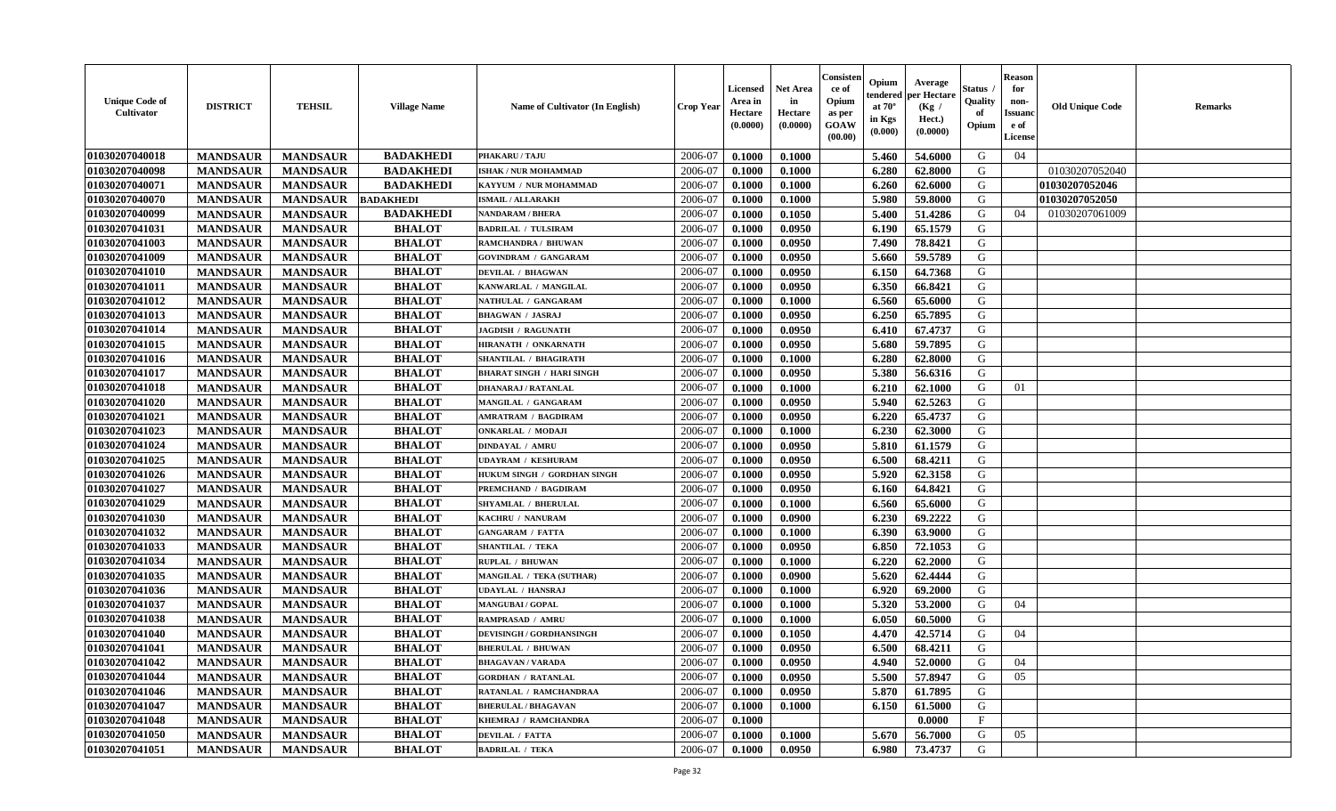| Unique Code of Cultivator | DISTRICT | TEHSIL | Village Name | Name of Cultivator (In English) | Crop Year | Licensed Area in Hectare (0.0000) | Net Area in Hectare (0.0000) | Consistence of Opium as per GOAW (00.00) | Opium tendered at 70° in Kgs (0.000) | Average per Hectare (Kg / Hect.) (0.0000) | Status / Quality of Opium | Reason for non-Issuance of License | Old Unique Code | Remarks |
|---|---|---|---|---|---|---|---|---|---|---|---|---|---|---|
| 01030207040018 | MANDSAUR | MANDSAUR | BADAKHEDI | PHAKARU / TAJU | 2006-07 | 0.1000 | 0.1000 | | 5.460 | 54.6000 | G | 04 | | |
| 01030207040098 | MANDSAUR | MANDSAUR | BADAKHEDI | ISHAK / NUR MOHAMMAD | 2006-07 | 0.1000 | 0.1000 | | 6.280 | 62.8000 | G | | 01030207052040 | |
| 01030207040071 | MANDSAUR | MANDSAUR | BADAKHEDI | KAYYUM / NUR MOHAMMAD | 2006-07 | 0.1000 | 0.1000 | | 6.260 | 62.6000 | G | | 01030207052046 | |
| 01030207040070 | MANDSAUR | MANDSAUR | BADAKHEDI | ISMAIL / ALLARAKH | 2006-07 | 0.1000 | 0.1000 | | 5.980 | 59.8000 | G | | 01030207052050 | |
| 01030207040099 | MANDSAUR | MANDSAUR | BADAKHEDI | NANDARAM / BHERA | 2006-07 | 0.1000 | 0.1050 | | 5.400 | 51.4286 | G | 04 | 01030207061009 | |
| 01030207041031 | MANDSAUR | MANDSAUR | BHALOT | BADRILAL / TULSIRAM | 2006-07 | 0.1000 | 0.0950 | | 6.190 | 65.1579 | G | | | |
| 01030207041003 | MANDSAUR | MANDSAUR | BHALOT | RAMCHANDRA / BHUWAN | 2006-07 | 0.1000 | 0.0950 | | 7.490 | 78.8421 | G | | | |
| 01030207041009 | MANDSAUR | MANDSAUR | BHALOT | GOVINDRAM / GANGARAM | 2006-07 | 0.1000 | 0.0950 | | 5.660 | 59.5789 | G | | | |
| 01030207041010 | MANDSAUR | MANDSAUR | BHALOT | DEVILAL / BHAGWAN | 2006-07 | 0.1000 | 0.0950 | | 6.150 | 64.7368 | G | | | |
| 01030207041011 | MANDSAUR | MANDSAUR | BHALOT | KANWARLAL / MANGILAL | 2006-07 | 0.1000 | 0.0950 | | 6.350 | 66.8421 | G | | | |
| 01030207041012 | MANDSAUR | MANDSAUR | BHALOT | NATHULAL / GANGARAM | 2006-07 | 0.1000 | 0.1000 | | 6.560 | 65.6000 | G | | | |
| 01030207041013 | MANDSAUR | MANDSAUR | BHALOT | BHAGWAN / JASRAJ | 2006-07 | 0.1000 | 0.0950 | | 6.250 | 65.7895 | G | | | |
| 01030207041014 | MANDSAUR | MANDSAUR | BHALOT | JAGDISH / RAGUNATH | 2006-07 | 0.1000 | 0.0950 | | 6.410 | 67.4737 | G | | | |
| 01030207041015 | MANDSAUR | MANDSAUR | BHALOT | HIRANATH / ONKARNATH | 2006-07 | 0.1000 | 0.0950 | | 5.680 | 59.7895 | G | | | |
| 01030207041016 | MANDSAUR | MANDSAUR | BHALOT | SHANTILAL / BHAGIRATH | 2006-07 | 0.1000 | 0.1000 | | 6.280 | 62.8000 | G | | | |
| 01030207041017 | MANDSAUR | MANDSAUR | BHALOT | BHARAT SINGH / HARI SINGH | 2006-07 | 0.1000 | 0.0950 | | 5.380 | 56.6316 | G | | | |
| 01030207041018 | MANDSAUR | MANDSAUR | BHALOT | DHANARAJ / RATANLAL | 2006-07 | 0.1000 | 0.1000 | | 6.210 | 62.1000 | G | 01 | | |
| 01030207041020 | MANDSAUR | MANDSAUR | BHALOT | MANGILAL / GANGARAM | 2006-07 | 0.1000 | 0.0950 | | 5.940 | 62.5263 | G | | | |
| 01030207041021 | MANDSAUR | MANDSAUR | BHALOT | AMRATRAM / BAGDIRAM | 2006-07 | 0.1000 | 0.0950 | | 6.220 | 65.4737 | G | | | |
| 01030207041023 | MANDSAUR | MANDSAUR | BHALOT | ONKARLAL / MODAJI | 2006-07 | 0.1000 | 0.1000 | | 6.230 | 62.3000 | G | | | |
| 01030207041024 | MANDSAUR | MANDSAUR | BHALOT | DINDAYAL / AMRU | 2006-07 | 0.1000 | 0.0950 | | 5.810 | 61.1579 | G | | | |
| 01030207041025 | MANDSAUR | MANDSAUR | BHALOT | UDAYRAM / KESHURAM | 2006-07 | 0.1000 | 0.0950 | | 6.500 | 68.4211 | G | | | |
| 01030207041026 | MANDSAUR | MANDSAUR | BHALOT | HUKUM SINGH / GORDHAN SINGH | 2006-07 | 0.1000 | 0.0950 | | 5.920 | 62.3158 | G | | | |
| 01030207041027 | MANDSAUR | MANDSAUR | BHALOT | PREMCHAND / BAGDIRAM | 2006-07 | 0.1000 | 0.0950 | | 6.160 | 64.8421 | G | | | |
| 01030207041029 | MANDSAUR | MANDSAUR | BHALOT | SHYAMLAL / BHERULAL | 2006-07 | 0.1000 | 0.1000 | | 6.560 | 65.6000 | G | | | |
| 01030207041030 | MANDSAUR | MANDSAUR | BHALOT | KACHRU / NANURAM | 2006-07 | 0.1000 | 0.0900 | | 6.230 | 69.2222 | G | | | |
| 01030207041032 | MANDSAUR | MANDSAUR | BHALOT | GANGARAM / FATTA | 2006-07 | 0.1000 | 0.1000 | | 6.390 | 63.9000 | G | | | |
| 01030207041033 | MANDSAUR | MANDSAUR | BHALOT | SHANTILAL / TEKA | 2006-07 | 0.1000 | 0.0950 | | 6.850 | 72.1053 | G | | | |
| 01030207041034 | MANDSAUR | MANDSAUR | BHALOT | RUPLAL / BHUWAN | 2006-07 | 0.1000 | 0.1000 | | 6.220 | 62.2000 | G | | | |
| 01030207041035 | MANDSAUR | MANDSAUR | BHALOT | MANGILAL / TEKA (SUTHAR) | 2006-07 | 0.1000 | 0.0900 | | 5.620 | 62.4444 | G | | | |
| 01030207041036 | MANDSAUR | MANDSAUR | BHALOT | UDAYLAL / HANSRAJ | 2006-07 | 0.1000 | 0.1000 | | 6.920 | 69.2000 | G | | | |
| 01030207041037 | MANDSAUR | MANDSAUR | BHALOT | MANGUBAI / GOPAL | 2006-07 | 0.1000 | 0.1000 | | 5.320 | 53.2000 | G | 04 | | |
| 01030207041038 | MANDSAUR | MANDSAUR | BHALOT | RAMPRASAD / AMRU | 2006-07 | 0.1000 | 0.1000 | | 6.050 | 60.5000 | G | | | |
| 01030207041040 | MANDSAUR | MANDSAUR | BHALOT | DEVISINGH / GORDHANSINGH | 2006-07 | 0.1000 | 0.1050 | | 4.470 | 42.5714 | G | 04 | | |
| 01030207041041 | MANDSAUR | MANDSAUR | BHALOT | BHERULAL / BHUWAN | 2006-07 | 0.1000 | 0.0950 | | 6.500 | 68.4211 | G | | | |
| 01030207041042 | MANDSAUR | MANDSAUR | BHALOT | BHAGAVAN / VARADA | 2006-07 | 0.1000 | 0.0950 | | 4.940 | 52.0000 | G | 04 | | |
| 01030207041044 | MANDSAUR | MANDSAUR | BHALOT | GORDHAN / RATANLAL | 2006-07 | 0.1000 | 0.0950 | | 5.500 | 57.8947 | G | 05 | | |
| 01030207041046 | MANDSAUR | MANDSAUR | BHALOT | RATANLAL / RAMCHANDRAA | 2006-07 | 0.1000 | 0.0950 | | 5.870 | 61.7895 | G | | | |
| 01030207041047 | MANDSAUR | MANDSAUR | BHALOT | BHERULAL / BHAGAVAN | 2006-07 | 0.1000 | 0.1000 | | 6.150 | 61.5000 | G | | | |
| 01030207041048 | MANDSAUR | MANDSAUR | BHALOT | KHEMRAJ / RAMCHANDRA | 2006-07 | 0.1000 | | | | 0.0000 | F | | | |
| 01030207041050 | MANDSAUR | MANDSAUR | BHALOT | DEVILAL / FATTA | 2006-07 | 0.1000 | 0.1000 | | 5.670 | 56.7000 | G | 05 | | |
| 01030207041051 | MANDSAUR | MANDSAUR | BHALOT | BADRILAL / TEKA | 2006-07 | 0.1000 | 0.0950 | | 6.980 | 73.4737 | G | | | |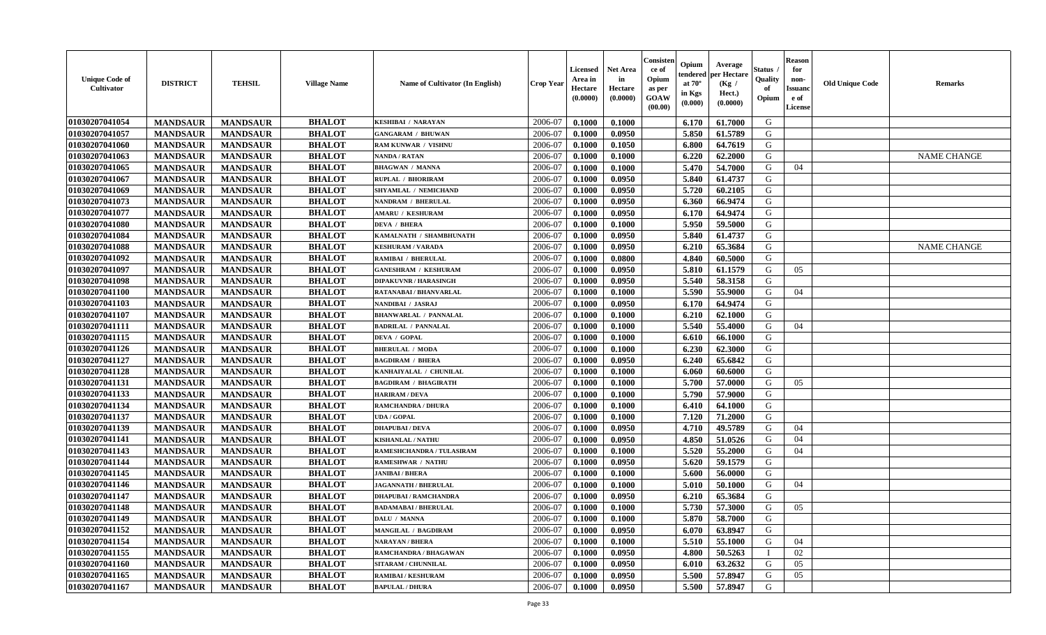| Unique Code of Cultivator | DISTRICT | TEHSIL | Village Name | Name of Cultivator (In English) | Crop Year | Licensed Area in Hectare (0.0000) | Net Area in Hectare (0.0000) | Consistence of Opium as per GOAW (00.00) | Opium tendered at 70° in Kgs (0.000) | Average per Hectare (Kg / Hect.) (0.0000) | Status / Quality of Opium | Reason for non-Issuance of License | Old Unique Code | Remarks |
|---|---|---|---|---|---|---|---|---|---|---|---|---|---|---|
| 01030207041054 | MANDSAUR | MANDSAUR | BHALOT | KESHIBAI / NARAYAN | 2006-07 | 0.1000 | 0.1000 | | 6.170 | 61.7000 | G | | | |
| 01030207041057 | MANDSAUR | MANDSAUR | BHALOT | GANGARAM / BHUWAN | 2006-07 | 0.1000 | 0.0950 | | 5.850 | 61.5789 | G | | | |
| 01030207041060 | MANDSAUR | MANDSAUR | BHALOT | RAM KUNWAR / VISHNU | 2006-07 | 0.1000 | 0.1050 | | 6.800 | 64.7619 | G | | | |
| 01030207041063 | MANDSAUR | MANDSAUR | BHALOT | NANDA / RATAN | 2006-07 | 0.1000 | 0.1000 | | 6.220 | 62.2000 | G | | | NAME CHANGE |
| 01030207041065 | MANDSAUR | MANDSAUR | BHALOT | BHAGWAN / MANNA | 2006-07 | 0.1000 | 0.1000 | | 5.470 | 54.7000 | G | 04 | | |
| 01030207041067 | MANDSAUR | MANDSAUR | BHALOT | RUPLAL / BHORIRAM | 2006-07 | 0.1000 | 0.0950 | | 5.840 | 61.4737 | G | | | |
| 01030207041069 | MANDSAUR | MANDSAUR | BHALOT | SHYAMLAL / NEMICHAND | 2006-07 | 0.1000 | 0.0950 | | 5.720 | 60.2105 | G | | | |
| 01030207041073 | MANDSAUR | MANDSAUR | BHALOT | NANDRAM / BHERULAL | 2006-07 | 0.1000 | 0.0950 | | 6.360 | 66.9474 | G | | | |
| 01030207041077 | MANDSAUR | MANDSAUR | BHALOT | AMARU / KESHURAM | 2006-07 | 0.1000 | 0.0950 | | 6.170 | 64.9474 | G | | | |
| 01030207041080 | MANDSAUR | MANDSAUR | BHALOT | DEVA / BHERA | 2006-07 | 0.1000 | 0.1000 | | 5.950 | 59.5000 | G | | | |
| 01030207041084 | MANDSAUR | MANDSAUR | BHALOT | KAMALNATH / SHAMBHUNATH | 2006-07 | 0.1000 | 0.0950 | | 5.840 | 61.4737 | G | | | |
| 01030207041088 | MANDSAUR | MANDSAUR | BHALOT | KESHURAM / VARADA | 2006-07 | 0.1000 | 0.0950 | | 6.210 | 65.3684 | G | | | NAME CHANGE |
| 01030207041092 | MANDSAUR | MANDSAUR | BHALOT | RAMIBAI / BHERULAL | 2006-07 | 0.1000 | 0.0800 | | 4.840 | 60.5000 | G | | | |
| 01030207041097 | MANDSAUR | MANDSAUR | BHALOT | GANESHRAM / KESHURAM | 2006-07 | 0.1000 | 0.0950 | | 5.810 | 61.1579 | G | 05 | | |
| 01030207041098 | MANDSAUR | MANDSAUR | BHALOT | DIPAKUVNR / HARASINGH | 2006-07 | 0.1000 | 0.0950 | | 5.540 | 58.3158 | G | | | |
| 01030207041100 | MANDSAUR | MANDSAUR | BHALOT | RATANABAI / BHANVARLAL | 2006-07 | 0.1000 | 0.1000 | | 5.590 | 55.9000 | G | 04 | | |
| 01030207041103 | MANDSAUR | MANDSAUR | BHALOT | NANDIBAI / JASRAJ | 2006-07 | 0.1000 | 0.0950 | | 6.170 | 64.9474 | G | | | |
| 01030207041107 | MANDSAUR | MANDSAUR | BHALOT | BHANWARLAL / PANNALAL | 2006-07 | 0.1000 | 0.1000 | | 6.210 | 62.1000 | G | | | |
| 01030207041111 | MANDSAUR | MANDSAUR | BHALOT | BADRILAL / PANNALAL | 2006-07 | 0.1000 | 0.1000 | | 5.540 | 55.4000 | G | 04 | | |
| 01030207041115 | MANDSAUR | MANDSAUR | BHALOT | DEVA / GOPAL | 2006-07 | 0.1000 | 0.1000 | | 6.610 | 66.1000 | G | | | |
| 01030207041126 | MANDSAUR | MANDSAUR | BHALOT | BHERULAL / MODA | 2006-07 | 0.1000 | 0.1000 | | 6.230 | 62.3000 | G | | | |
| 01030207041127 | MANDSAUR | MANDSAUR | BHALOT | BAGDIRAM / BHERA | 2006-07 | 0.1000 | 0.0950 | | 6.240 | 65.6842 | G | | | |
| 01030207041128 | MANDSAUR | MANDSAUR | BHALOT | KANHAIYALAL / CHUNILAL | 2006-07 | 0.1000 | 0.1000 | | 6.060 | 60.6000 | G | | | |
| 01030207041131 | MANDSAUR | MANDSAUR | BHALOT | BAGDIRAM / BHAGIRATH | 2006-07 | 0.1000 | 0.1000 | | 5.700 | 57.0000 | G | 05 | | |
| 01030207041133 | MANDSAUR | MANDSAUR | BHALOT | HARIRAM / DEVA | 2006-07 | 0.1000 | 0.1000 | | 5.790 | 57.9000 | G | | | |
| 01030207041134 | MANDSAUR | MANDSAUR | BHALOT | RAMCHANDRA / DHURA | 2006-07 | 0.1000 | 0.1000 | | 6.410 | 64.1000 | G | | | |
| 01030207041137 | MANDSAUR | MANDSAUR | BHALOT | UDA / GOPAL | 2006-07 | 0.1000 | 0.1000 | | 7.120 | 71.2000 | G | | | |
| 01030207041139 | MANDSAUR | MANDSAUR | BHALOT | DHAPUBAI / DEVA | 2006-07 | 0.1000 | 0.0950 | | 4.710 | 49.5789 | G | 04 | | |
| 01030207041141 | MANDSAUR | MANDSAUR | BHALOT | KISHANLAL / NATHU | 2006-07 | 0.1000 | 0.0950 | | 4.850 | 51.0526 | G | 04 | | |
| 01030207041143 | MANDSAUR | MANDSAUR | BHALOT | RAMESHCHANDRA / TULASIRAM | 2006-07 | 0.1000 | 0.1000 | | 5.520 | 55.2000 | G | 04 | | |
| 01030207041144 | MANDSAUR | MANDSAUR | BHALOT | RAMESHWAR / NATHU | 2006-07 | 0.1000 | 0.0950 | | 5.620 | 59.1579 | G | | | |
| 01030207041145 | MANDSAUR | MANDSAUR | BHALOT | JANIBAI / BHERA | 2006-07 | 0.1000 | 0.1000 | | 5.600 | 56.0000 | G | | | |
| 01030207041146 | MANDSAUR | MANDSAUR | BHALOT | JAGANNATH / BHERULAL | 2006-07 | 0.1000 | 0.1000 | | 5.010 | 50.1000 | G | 04 | | |
| 01030207041147 | MANDSAUR | MANDSAUR | BHALOT | DHAPUBAI / RAMCHANDRA | 2006-07 | 0.1000 | 0.0950 | | 6.210 | 65.3684 | G | | | |
| 01030207041148 | MANDSAUR | MANDSAUR | BHALOT | BADAMABAI / BHERULAL | 2006-07 | 0.1000 | 0.1000 | | 5.730 | 57.3000 | G | 05 | | |
| 01030207041149 | MANDSAUR | MANDSAUR | BHALOT | DALU / MANNA | 2006-07 | 0.1000 | 0.1000 | | 5.870 | 58.7000 | G | | | |
| 01030207041152 | MANDSAUR | MANDSAUR | BHALOT | MANGILAL / BAGDIRAM | 2006-07 | 0.1000 | 0.0950 | | 6.070 | 63.8947 | G | | | |
| 01030207041154 | MANDSAUR | MANDSAUR | BHALOT | NARAYAN / BHERA | 2006-07 | 0.1000 | 0.1000 | | 5.510 | 55.1000 | G | 04 | | |
| 01030207041155 | MANDSAUR | MANDSAUR | BHALOT | RAMCHANDRA / BHAGAWAN | 2006-07 | 0.1000 | 0.0950 | | 4.800 | 50.5263 | I | 02 | | |
| 01030207041160 | MANDSAUR | MANDSAUR | BHALOT | SITARAM / CHUNNILAL | 2006-07 | 0.1000 | 0.0950 | | 6.010 | 63.2632 | G | 05 | | |
| 01030207041165 | MANDSAUR | MANDSAUR | BHALOT | RAMIBAI / KESHURAM | 2006-07 | 0.1000 | 0.0950 | | 5.500 | 57.8947 | G | 05 | | |
| 01030207041167 | MANDSAUR | MANDSAUR | BHALOT | BAPULAL / DHURA | 2006-07 | 0.1000 | 0.0950 | | 5.500 | 57.8947 | G | | | |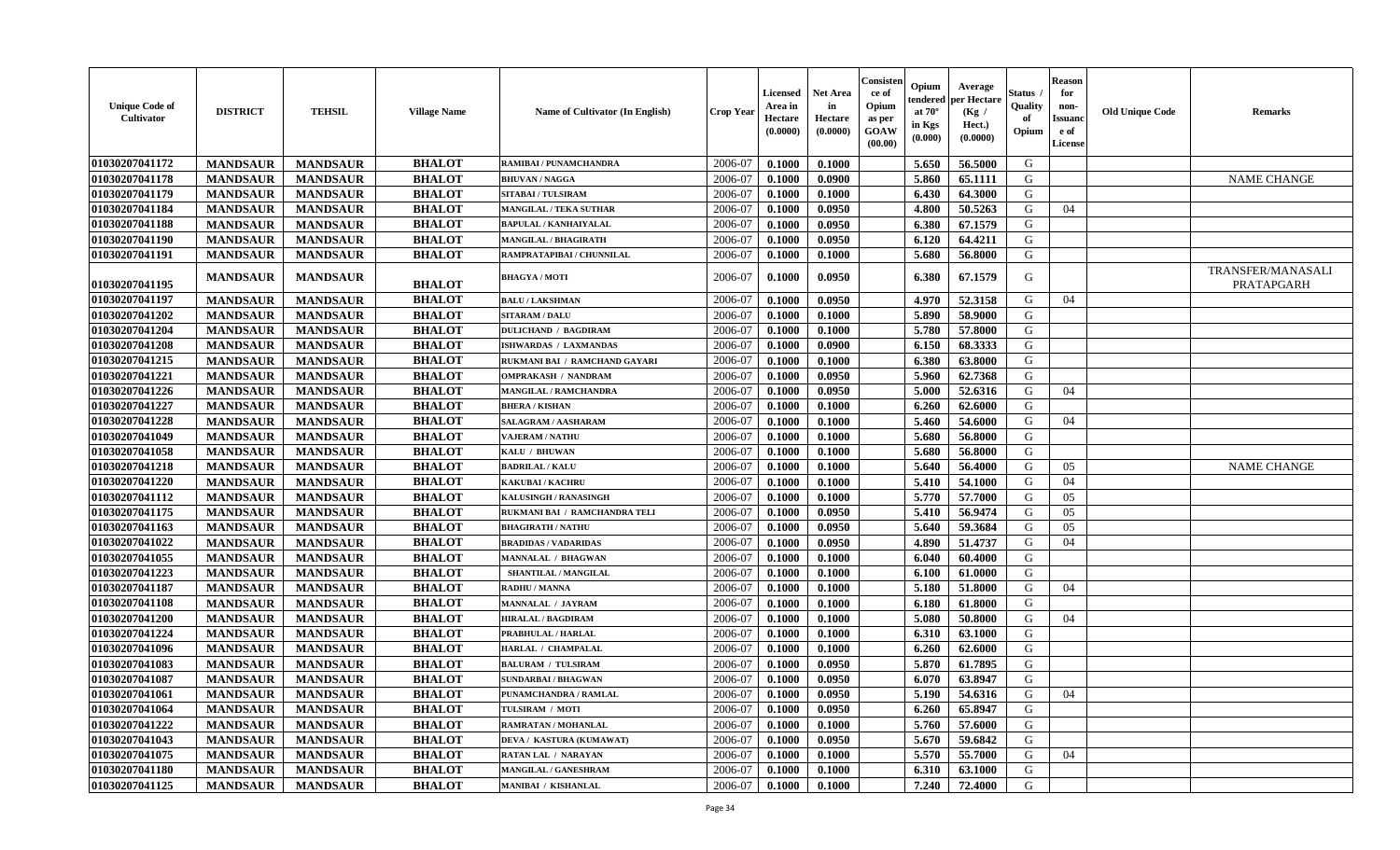| Unique Code of Cultivator | DISTRICT | TEHSIL | Village Name | Name of Cultivator (In English) | Crop Year | Licensed Area in Hectare (0.0000) | Net Area in Hectare (0.0000) | Consistence of Opium as per GOAW (00.00) | Opium tendered at 70° in Kgs (0.000) | Average per Hectare (Kg / Hect.) (0.0000) | Status / Quality of Opium | Reason for non-Issuance of License | Old Unique Code | Remarks |
|---|---|---|---|---|---|---|---|---|---|---|---|---|---|---|
| 01030207041172 | MANDSAUR | MANDSAUR | BHALOT | RAMIBAI / PUNAMCHANDRA | 2006-07 | 0.1000 | 0.1000 | | 5.650 | 56.5000 | G | | | |
| 01030207041178 | MANDSAUR | MANDSAUR | BHALOT | BHUVAN / NAGGA | 2006-07 | 0.1000 | 0.0900 | | 5.860 | 65.1111 | G | | | NAME CHANGE |
| 01030207041179 | MANDSAUR | MANDSAUR | BHALOT | SITABAI / TULSIRAM | 2006-07 | 0.1000 | 0.1000 | | 6.430 | 64.3000 | G | | | |
| 01030207041184 | MANDSAUR | MANDSAUR | BHALOT | MANGILAL / TEKA SUTHAR | 2006-07 | 0.1000 | 0.0950 | | 4.800 | 50.5263 | G | 04 | | |
| 01030207041188 | MANDSAUR | MANDSAUR | BHALOT | BAPULAL / KANHAIYALAL | 2006-07 | 0.1000 | 0.0950 | | 6.380 | 67.1579 | G | | | |
| 01030207041190 | MANDSAUR | MANDSAUR | BHALOT | MANGILAL / BHAGIRATH | 2006-07 | 0.1000 | 0.0950 | | 6.120 | 64.4211 | G | | | |
| 01030207041191 | MANDSAUR | MANDSAUR | BHALOT | RAMPRATAPIBAI / CHUNNILAL | 2006-07 | 0.1000 | 0.1000 | | 5.680 | 56.8000 | G | | | |
| 01030207041195 | MANDSAUR | MANDSAUR | BHALOT | BHAGYA / MOTI | 2006-07 | 0.1000 | 0.0950 | | 6.380 | 67.1579 | G | | | TRANSFER/MANASALI PRATAPGARH |
| 01030207041197 | MANDSAUR | MANDSAUR | BHALOT | BALU / LAKSHMAN | 2006-07 | 0.1000 | 0.0950 | | 4.970 | 52.3158 | G | 04 | | |
| 01030207041202 | MANDSAUR | MANDSAUR | BHALOT | SITARAM / DALU | 2006-07 | 0.1000 | 0.1000 | | 5.890 | 58.9000 | G | | | |
| 01030207041204 | MANDSAUR | MANDSAUR | BHALOT | DULICHAND / BAGDIRAM | 2006-07 | 0.1000 | 0.1000 | | 5.780 | 57.8000 | G | | | |
| 01030207041208 | MANDSAUR | MANDSAUR | BHALOT | ISHWARDAS / LAXMANDAS | 2006-07 | 0.1000 | 0.0900 | | 6.150 | 68.3333 | G | | | |
| 01030207041215 | MANDSAUR | MANDSAUR | BHALOT | RUKMANI BAI / RAMCHAND GAYARI | 2006-07 | 0.1000 | 0.1000 | | 6.380 | 63.8000 | G | | | |
| 01030207041221 | MANDSAUR | MANDSAUR | BHALOT | OMPRAKASH / NANDRAM | 2006-07 | 0.1000 | 0.0950 | | 5.960 | 62.7368 | G | | | |
| 01030207041226 | MANDSAUR | MANDSAUR | BHALOT | MANGILAL / RAMCHANDRA | 2006-07 | 0.1000 | 0.0950 | | 5.000 | 52.6316 | G | 04 | | |
| 01030207041227 | MANDSAUR | MANDSAUR | BHALOT | BHERA / KISHAN | 2006-07 | 0.1000 | 0.1000 | | 6.260 | 62.6000 | G | | | |
| 01030207041228 | MANDSAUR | MANDSAUR | BHALOT | SALAGRAM / AASHARAM | 2006-07 | 0.1000 | 0.1000 | | 5.460 | 54.6000 | G | 04 | | |
| 01030207041049 | MANDSAUR | MANDSAUR | BHALOT | VAJERAM / NATHU | 2006-07 | 0.1000 | 0.1000 | | 5.680 | 56.8000 | G | | | |
| 01030207041058 | MANDSAUR | MANDSAUR | BHALOT | KALU / BHUWAN | 2006-07 | 0.1000 | 0.1000 | | 5.680 | 56.8000 | G | | | |
| 01030207041218 | MANDSAUR | MANDSAUR | BHALOT | BADRILAL / KALU | 2006-07 | 0.1000 | 0.1000 | | 5.640 | 56.4000 | G | 05 | | NAME CHANGE |
| 01030207041220 | MANDSAUR | MANDSAUR | BHALOT | KAKUBAI / KACHRU | 2006-07 | 0.1000 | 0.1000 | | 5.410 | 54.1000 | G | 04 | | |
| 01030207041112 | MANDSAUR | MANDSAUR | BHALOT | KALUSINGH / RANASINGH | 2006-07 | 0.1000 | 0.1000 | | 5.770 | 57.7000 | G | 05 | | |
| 01030207041175 | MANDSAUR | MANDSAUR | BHALOT | RUKMANI BAI / RAMCHANDRA TELI | 2006-07 | 0.1000 | 0.0950 | | 5.410 | 56.9474 | G | 05 | | |
| 01030207041163 | MANDSAUR | MANDSAUR | BHALOT | BHAGIRATH / NATHU | 2006-07 | 0.1000 | 0.0950 | | 5.640 | 59.3684 | G | 05 | | |
| 01030207041022 | MANDSAUR | MANDSAUR | BHALOT | BRADIDAS / VADARIDAS | 2006-07 | 0.1000 | 0.0950 | | 4.890 | 51.4737 | G | 04 | | |
| 01030207041055 | MANDSAUR | MANDSAUR | BHALOT | MANNALAL / BHAGWAN | 2006-07 | 0.1000 | 0.1000 | | 6.040 | 60.4000 | G | | | |
| 01030207041223 | MANDSAUR | MANDSAUR | BHALOT | SHANTILAL / MANGILAL | 2006-07 | 0.1000 | 0.1000 | | 6.100 | 61.0000 | G | | | |
| 01030207041187 | MANDSAUR | MANDSAUR | BHALOT | RADHU / MANNA | 2006-07 | 0.1000 | 0.1000 | | 5.180 | 51.8000 | G | 04 | | |
| 01030207041108 | MANDSAUR | MANDSAUR | BHALOT | MANNALAL / JAYRAM | 2006-07 | 0.1000 | 0.1000 | | 6.180 | 61.8000 | G | | | |
| 01030207041200 | MANDSAUR | MANDSAUR | BHALOT | HIRALAL / BAGDIRAM | 2006-07 | 0.1000 | 0.1000 | | 5.080 | 50.8000 | G | 04 | | |
| 01030207041224 | MANDSAUR | MANDSAUR | BHALOT | PRABHULAL / HARLAL | 2006-07 | 0.1000 | 0.1000 | | 6.310 | 63.1000 | G | | | |
| 01030207041096 | MANDSAUR | MANDSAUR | BHALOT | HARLAL / CHAMPALAL | 2006-07 | 0.1000 | 0.1000 | | 6.260 | 62.6000 | G | | | |
| 01030207041083 | MANDSAUR | MANDSAUR | BHALOT | BALURAM / TULSIRAM | 2006-07 | 0.1000 | 0.0950 | | 5.870 | 61.7895 | G | | | |
| 01030207041087 | MANDSAUR | MANDSAUR | BHALOT | SUNDARBAI / BHAGWAN | 2006-07 | 0.1000 | 0.0950 | | 6.070 | 63.8947 | G | | | |
| 01030207041061 | MANDSAUR | MANDSAUR | BHALOT | PUNAMCHANDRA / RAMLAL | 2006-07 | 0.1000 | 0.0950 | | 5.190 | 54.6316 | G | 04 | | |
| 01030207041064 | MANDSAUR | MANDSAUR | BHALOT | TULSIRAM / MOTI | 2006-07 | 0.1000 | 0.0950 | | 6.260 | 65.8947 | G | | | |
| 01030207041222 | MANDSAUR | MANDSAUR | BHALOT | RAMRATAN / MOHANLAL | 2006-07 | 0.1000 | 0.1000 | | 5.760 | 57.6000 | G | | | |
| 01030207041043 | MANDSAUR | MANDSAUR | BHALOT | DEVA / KASTURA (KUMAWAT) | 2006-07 | 0.1000 | 0.0950 | | 5.670 | 59.6842 | G | | | |
| 01030207041075 | MANDSAUR | MANDSAUR | BHALOT | RATAN LAL / NARAYAN | 2006-07 | 0.1000 | 0.1000 | | 5.570 | 55.7000 | G | 04 | | |
| 01030207041180 | MANDSAUR | MANDSAUR | BHALOT | MANGILAL / GANESHRAM | 2006-07 | 0.1000 | 0.1000 | | 6.310 | 63.1000 | G | | | |
| 01030207041125 | MANDSAUR | MANDSAUR | BHALOT | MANIBAI / KISHANLAL | 2006-07 | 0.1000 | 0.1000 | | 7.240 | 72.4000 | G | | | |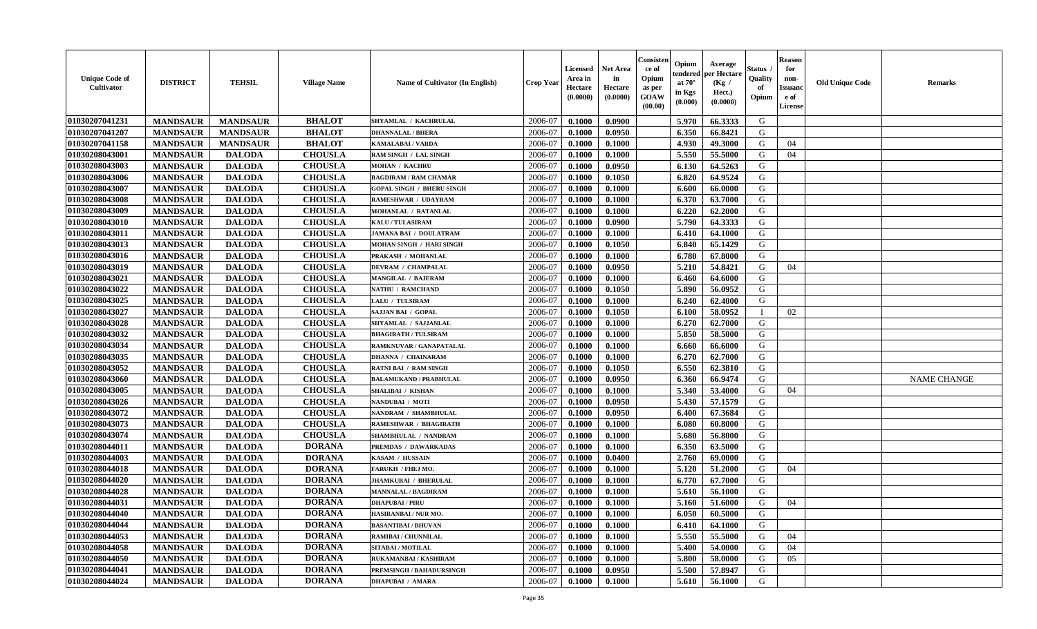| Unique Code of Cultivator | DISTRICT | TEHSIL | Village Name | Name of Cultivator (In English) | Crop Year | Licensed Area in Hectare (0.0000) | Net Area in Hectare (0.0000) | Consistence of Opium as per GOAW (00.00) | Opium tendered at 70° in Kgs (0.000) | Average per Hectare (Kg / Hect.) (0.0000) | Status / Quality of Opium | Reason for non-Issuance of License | Old Unique Code | Remarks |
|---|---|---|---|---|---|---|---|---|---|---|---|---|---|---|
| 01030207041231 | MANDSAUR | MANDSAUR | BHALOT | SHYAMLAL / KACHRULAL | 2006-07 | 0.1000 | 0.0900 | | 5.970 | 66.3333 | G | | | |
| 01030207041207 | MANDSAUR | MANDSAUR | BHALOT | DHANNALAL / BHERA | 2006-07 | 0.1000 | 0.0950 | | 6.350 | 66.8421 | G | | | |
| 01030207041158 | MANDSAUR | MANDSAUR | BHALOT | KAMALABAI / VARDA | 2006-07 | 0.1000 | 0.1000 | | 4.930 | 49.3000 | G | 04 | | |
| 01030208043001 | MANDSAUR | DALODA | CHOUSLA | RAM SINGH / LAL SINGH | 2006-07 | 0.1000 | 0.1000 | | 5.550 | 55.5000 | G | 04 | | |
| 01030208043003 | MANDSAUR | DALODA | CHOUSLA | MOHAN / KACHRU | 2006-07 | 0.1000 | 0.0950 | | 6.130 | 64.5263 | G | | | |
| 01030208043006 | MANDSAUR | DALODA | CHOUSLA | BAGDIRAM / RAM CHAMAR | 2006-07 | 0.1000 | 0.1050 | | 6.820 | 64.9524 | G | | | |
| 01030208043007 | MANDSAUR | DALODA | CHOUSLA | GOPAL SINGH / BHERU SINGH | 2006-07 | 0.1000 | 0.1000 | | 6.600 | 66.0000 | G | | | |
| 01030208043008 | MANDSAUR | DALODA | CHOUSLA | RAMESHWAR / UDAYRAM | 2006-07 | 0.1000 | 0.1000 | | 6.370 | 63.7000 | G | | | |
| 01030208043009 | MANDSAUR | DALODA | CHOUSLA | MOHANLAL / RATANLAL | 2006-07 | 0.1000 | 0.1000 | | 6.220 | 62.2000 | G | | | |
| 01030208043010 | MANDSAUR | DALODA | CHOUSLA | KALU / TULASIRAM | 2006-07 | 0.1000 | 0.0900 | | 5.790 | 64.3333 | G | | | |
| 01030208043011 | MANDSAUR | DALODA | CHOUSLA | JAMANA BAI / DOULATRAM | 2006-07 | 0.1000 | 0.1000 | | 6.410 | 64.1000 | G | | | |
| 01030208043013 | MANDSAUR | DALODA | CHOUSLA | MOHAN SINGH / HARI SINGH | 2006-07 | 0.1000 | 0.1050 | | 6.840 | 65.1429 | G | | | |
| 01030208043016 | MANDSAUR | DALODA | CHOUSLA | PRAKASH / MOHANLAL | 2006-07 | 0.1000 | 0.1000 | | 6.780 | 67.8000 | G | | | |
| 01030208043019 | MANDSAUR | DALODA | CHOUSLA | DEVRAM / CHAMPALAL | 2006-07 | 0.1000 | 0.0950 | | 5.210 | 54.8421 | G | 04 | | |
| 01030208043021 | MANDSAUR | DALODA | CHOUSLA | MANGILAL / BAJERAM | 2006-07 | 0.1000 | 0.1000 | | 6.460 | 64.6000 | G | | | |
| 01030208043022 | MANDSAUR | DALODA | CHOUSLA | NATHU / RAMCHAND | 2006-07 | 0.1000 | 0.1050 | | 5.890 | 56.0952 | G | | | |
| 01030208043025 | MANDSAUR | DALODA | CHOUSLA | LALU / TULSIRAM | 2006-07 | 0.1000 | 0.1000 | | 6.240 | 62.4000 | G | | | |
| 01030208043027 | MANDSAUR | DALODA | CHOUSLA | SAJJAN BAI / GOPAL | 2006-07 | 0.1000 | 0.1050 | | 6.100 | 58.0952 | I | 02 | | |
| 01030208043028 | MANDSAUR | DALODA | CHOUSLA | SHYAMLAL / SAJJANLAL | 2006-07 | 0.1000 | 0.1000 | | 6.270 | 62.7000 | G | | | |
| 01030208043032 | MANDSAUR | DALODA | CHOUSLA | BHAGIRATH / TULSIRAM | 2006-07 | 0.1000 | 0.1000 | | 5.850 | 58.5000 | G | | | |
| 01030208043034 | MANDSAUR | DALODA | CHOUSLA | RAMKNUVAR / GANAPATALAL | 2006-07 | 0.1000 | 0.1000 | | 6.660 | 66.6000 | G | | | |
| 01030208043035 | MANDSAUR | DALODA | CHOUSLA | DHANNA / CHAINARAM | 2006-07 | 0.1000 | 0.1000 | | 6.270 | 62.7000 | G | | | |
| 01030208043052 | MANDSAUR | DALODA | CHOUSLA | RATNI BAI / RAM SINGH | 2006-07 | 0.1000 | 0.1050 | | 6.550 | 62.3810 | G | | | |
| 01030208043060 | MANDSAUR | DALODA | CHOUSLA | BALAMUKAND / PRABHULAL | 2006-07 | 0.1000 | 0.0950 | | 6.360 | 66.9474 | G | | | NAME CHANGE |
| 01030208043005 | MANDSAUR | DALODA | CHOUSLA | SHALIBAI / KISHAN | 2006-07 | 0.1000 | 0.1000 | | 5.340 | 53.4000 | G | 04 | | |
| 01030208043026 | MANDSAUR | DALODA | CHOUSLA | NANDUBAI / MOTI | 2006-07 | 0.1000 | 0.0950 | | 5.430 | 57.1579 | G | | | |
| 01030208043072 | MANDSAUR | DALODA | CHOUSLA | NANDRAM / SHAMBHULAL | 2006-07 | 0.1000 | 0.0950 | | 6.400 | 67.3684 | G | | | |
| 01030208043073 | MANDSAUR | DALODA | CHOUSLA | RAMESHWAR / BHAGIRATH | 2006-07 | 0.1000 | 0.1000 | | 6.080 | 60.8000 | G | | | |
| 01030208043074 | MANDSAUR | DALODA | CHOUSLA | SHAMBHULAL / NANDRAM | 2006-07 | 0.1000 | 0.1000 | | 5.680 | 56.8000 | G | | | |
| 01030208044011 | MANDSAUR | DALODA | DORANA | PREMDAS / DAWARKADAS | 2006-07 | 0.1000 | 0.1000 | | 6.350 | 63.5000 | G | | | |
| 01030208044003 | MANDSAUR | DALODA | DORANA | KASAM / HUSSAIN | 2006-07 | 0.1000 | 0.0400 | | 2.760 | 69.0000 | G | | | |
| 01030208044018 | MANDSAUR | DALODA | DORANA | FARUKH / FHEJ MO. | 2006-07 | 0.1000 | 0.1000 | | 5.120 | 51.2000 | G | 04 | | |
| 01030208044020 | MANDSAUR | DALODA | DORANA | JHAMKUBAI / BHERULAL | 2006-07 | 0.1000 | 0.1000 | | 6.770 | 67.7000 | G | | | |
| 01030208044028 | MANDSAUR | DALODA | DORANA | MANNALAL / BAGDIRAM | 2006-07 | 0.1000 | 0.1000 | | 5.610 | 56.1000 | G | | | |
| 01030208044031 | MANDSAUR | DALODA | DORANA | DHAPUBAI / PIRU | 2006-07 | 0.1000 | 0.1000 | | 5.160 | 51.6000 | G | 04 | | |
| 01030208044040 | MANDSAUR | DALODA | DORANA | HASIRANBAI / NUR MO. | 2006-07 | 0.1000 | 0.1000 | | 6.050 | 60.5000 | G | | | |
| 01030208044044 | MANDSAUR | DALODA | DORANA | BASANTIBAI / BHUVAN | 2006-07 | 0.1000 | 0.1000 | | 6.410 | 64.1000 | G | | | |
| 01030208044053 | MANDSAUR | DALODA | DORANA | RAMIBAI / CHUNNILAL | 2006-07 | 0.1000 | 0.1000 | | 5.550 | 55.5000 | G | 04 | | |
| 01030208044058 | MANDSAUR | DALODA | DORANA | SITABAI / MOTILAL | 2006-07 | 0.1000 | 0.1000 | | 5.400 | 54.0000 | G | 04 | | |
| 01030208044050 | MANDSAUR | DALODA | DORANA | RUKAMANBAI / KASHIRAM | 2006-07 | 0.1000 | 0.1000 | | 5.800 | 58.0000 | G | 05 | | |
| 01030208044041 | MANDSAUR | DALODA | DORANA | PREMSINGH / BAHADURSINGH | 2006-07 | 0.1000 | 0.0950 | | 5.500 | 57.8947 | G | | | |
| 01030208044024 | MANDSAUR | DALODA | DORANA | DHAPUBAI / AMARA | 2006-07 | 0.1000 | 0.1000 | | 5.610 | 56.1000 | G | | | |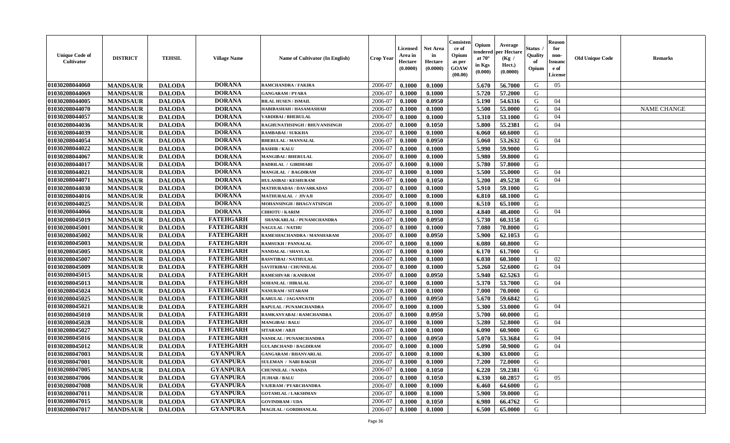| Unique Code of Cultivator | DISTRICT | TEHSIL | Village Name | Name of Cultivator (In English) | Crop Year | Licensed Area in Hectare (0.0000) | Net Area in Hectare (0.0000) | Consistence of Opium as per GOAW (00.00) | Opium tendered at 70° in Kgs (0.000) | Average per Hectare (Kg / Hect.) (0.0000) | Status / Quality of Opium | Reason for non-Issuance of License | Old Unique Code | Remarks |
|---|---|---|---|---|---|---|---|---|---|---|---|---|---|---|
| 01030208044060 | MANDSAUR | DALODA | DORANA | RAMCHANDRA / FAKIRA | 2006-07 | 0.1000 | 0.1000 | | 5.670 | 56.7000 | G | 05 | | |
| 01030208044069 | MANDSAUR | DALODA | DORANA | GANGARAM / PYARA | 2006-07 | 0.1000 | 0.1000 | | 5.720 | 57.2000 | G | | | |
| 01030208044005 | MANDSAUR | DALODA | DORANA | BILAL HUSEN / ISMAIL | 2006-07 | 0.1000 | 0.0950 | | 5.190 | 54.6316 | G | 04 | | |
| 01030208044070 | MANDSAUR | DALODA | DORANA | HABIBASHAH / HASAMASHAH | 2006-07 | 0.1000 | 0.1000 | | 5.500 | 55.0000 | G | 04 | | NAME CHANGE |
| 01030208044057 | MANDSAUR | DALODA | DORANA | VARDIBAI / BHERULAL | 2006-07 | 0.1000 | 0.1000 | | 5.310 | 53.1000 | G | 04 | | |
| 01030208044036 | MANDSAUR | DALODA | DORANA | RAGHUNATHSINGH / BHUVANISINGH | 2006-07 | 0.1000 | 0.1050 | | 5.800 | 55.2381 | G | 04 | | |
| 01030208044039 | MANDSAUR | DALODA | DORANA | RAMBABAI / SUKKHA | 2006-07 | 0.1000 | 0.1000 | | 6.060 | 60.6000 | G | | | |
| 01030208044054 | MANDSAUR | DALODA | DORANA | BHERULAL / MANNALAL | 2006-07 | 0.1000 | 0.0950 | | 5.060 | 53.2632 | G | 04 | | |
| 01030208044022 | MANDSAUR | DALODA | DORANA | BASHIR / KALU | 2006-07 | 0.1000 | 0.1000 | | 5.990 | 59.9000 | G | | | |
| 01030208044067 | MANDSAUR | DALODA | DORANA | MANGIBAI / BHERULAL | 2006-07 | 0.1000 | 0.1000 | | 5.980 | 59.8000 | G | | | |
| 01030208044017 | MANDSAUR | DALODA | DORANA | BADRILAL / GIRDHARI | 2006-07 | 0.1000 | 0.1000 | | 5.780 | 57.8000 | G | | | |
| 01030208044021 | MANDSAUR | DALODA | DORANA | MANGILAL / BAGDIRAM | 2006-07 | 0.1000 | 0.1000 | | 5.500 | 55.0000 | G | 04 | | |
| 01030208044071 | MANDSAUR | DALODA | DORANA | HULASIBAI / KESHURAM | 2006-07 | 0.1000 | 0.1050 | | 5.200 | 49.5238 | G | 04 | | |
| 01030208044030 | MANDSAUR | DALODA | DORANA | MATHURADAS / DAVARKADAS | 2006-07 | 0.1000 | 0.1000 | | 5.910 | 59.1000 | G | | | |
| 01030208044016 | MANDSAUR | DALODA | DORANA | MATHURALAL / JIVAJI | 2006-07 | 0.1000 | 0.1000 | | 6.810 | 68.1000 | G | | | |
| 01030208044025 | MANDSAUR | DALODA | DORANA | MOHANSINGH / BHAGVATSINGH | 2006-07 | 0.1000 | 0.1000 | | 6.510 | 65.1000 | G | | | |
| 01030208044066 | MANDSAUR | DALODA | DORANA | CHHOTU / KARIM | 2006-07 | 0.1000 | 0.1000 | | 4.840 | 48.4000 | G | 04 | | |
| 01030208045019 | MANDSAUR | DALODA | FATEHGARH | SHANKARLAL / PUNAMCHANDRA | 2006-07 | 0.1000 | 0.0950 | | 5.730 | 60.3158 | G | | | |
| 01030208045001 | MANDSAUR | DALODA | FATEHGARH | NAGULAL / NATHU | 2006-07 | 0.1000 | 0.1000 | | 7.080 | 70.8000 | G | | | |
| 01030208045002 | MANDSAUR | DALODA | FATEHGARH | RAMESHACHANDRA / MANSHARAM | 2006-07 | 0.1000 | 0.0950 | | 5.900 | 62.1053 | G | | | |
| 01030208045003 | MANDSAUR | DALODA | FATEHGARH | RAMSUKH / PANNALAL | 2006-07 | 0.1000 | 0.1000 | | 6.080 | 60.8000 | G | | | |
| 01030208045005 | MANDSAUR | DALODA | FATEHGARH | NANDALAL / SHAVLAL | 2006-07 | 0.1000 | 0.1000 | | 6.170 | 61.7000 | G | | | |
| 01030208045007 | MANDSAUR | DALODA | FATEHGARH | BASNTIBAI / NATHULAL | 2006-07 | 0.1000 | 0.1000 | | 6.030 | 60.3000 | I | 02 | | |
| 01030208045009 | MANDSAUR | DALODA | FATEHGARH | SAVITRIBAI / CHUNNILAL | 2006-07 | 0.1000 | 0.1000 | | 5.260 | 52.6000 | G | 04 | | |
| 01030208045015 | MANDSAUR | DALODA | FATEHGARH | RAMESHVAR / KANIRAM | 2006-07 | 0.1000 | 0.0950 | | 5.940 | 62.5263 | G | | | |
| 01030208045013 | MANDSAUR | DALODA | FATEHGARH | SOHANLAL / HIRALAL | 2006-07 | 0.1000 | 0.1000 | | 5.370 | 53.7000 | G | 04 | | |
| 01030208045024 | MANDSAUR | DALODA | FATEHGARH | NANURAM / SITARAM | 2006-07 | 0.1000 | 0.1000 | | 7.000 | 70.0000 | G | | | |
| 01030208045025 | MANDSAUR | DALODA | FATEHGARH | KARULAL / JAGANNATH | 2006-07 | 0.1000 | 0.0950 | | 5.670 | 59.6842 | G | | | |
| 01030208045021 | MANDSAUR | DALODA | FATEHGARH | BAPULAL / PUNAMCHANDRA | 2006-07 | 0.1000 | 0.1000 | | 5.300 | 53.0000 | G | 04 | | |
| 01030208045010 | MANDSAUR | DALODA | FATEHGARH | RAMKANYABAI / RAMCHANDRA | 2006-07 | 0.1000 | 0.0950 | | 5.700 | 60.0000 | G | | | |
| 01030208045028 | MANDSAUR | DALODA | FATEHGARH | MANGIBAI / BALU | 2006-07 | 0.1000 | 0.1000 | | 5.280 | 52.8000 | G | 04 | | |
| 01030208045027 | MANDSAUR | DALODA | FATEHGARH | SITARAM / ABJI | 2006-07 | 0.1000 | 0.1000 | | 6.090 | 60.9000 | G | | | |
| 01030208045016 | MANDSAUR | DALODA | FATEHGARH | NANDLAL / PUNAMCHANDRA | 2006-07 | 0.1000 | 0.0950 | | 5.070 | 53.3684 | G | 04 | | |
| 01030208045012 | MANDSAUR | DALODA | FATEHGARH | GULABCHAND / BAGDIRAM | 2006-07 | 0.1000 | 0.1000 | | 5.090 | 50.9000 | G | 04 | | |
| 01030208047003 | MANDSAUR | DALODA | GYANPURA | GANGARAM / BHANVARLAL | 2006-07 | 0.1000 | 0.1000 | | 6.300 | 63.0000 | G | | | |
| 01030208047001 | MANDSAUR | DALODA | GYANPURA | SULEMAN / NABI BAKSH | 2006-07 | 0.1000 | 0.1000 | | 7.200 | 72.0000 | G | | | |
| 01030208047005 | MANDSAUR | DALODA | GYANPURA | CHUNNILAL / NANDA | 2006-07 | 0.1000 | 0.1050 | | 6.220 | 59.2381 | G | | | |
| 01030208047006 | MANDSAUR | DALODA | GYANPURA | JUJHAR / BALU | 2006-07 | 0.1000 | 0.1050 | | 6.330 | 60.2857 | G | 05 | | |
| 01030208047008 | MANDSAUR | DALODA | GYANPURA | VAJERAM / PYARCHANDRA | 2006-07 | 0.1000 | 0.1000 | | 6.460 | 64.6000 | G | | | |
| 01030208047011 | MANDSAUR | DALODA | GYANPURA | GOTAMLAL / LAKSHMAN | 2006-07 | 0.1000 | 0.1000 | | 5.900 | 59.0000 | G | | | |
| 01030208047015 | MANDSAUR | DALODA | GYANPURA | GOVINDRAM / UDA | 2006-07 | 0.1000 | 0.1050 | | 6.980 | 66.4762 | G | | | |
| 01030208047017 | MANDSAUR | DALODA | GYANPURA | MAGILAL / GORDHANLAL | 2006-07 | 0.1000 | 0.1000 | | 6.500 | 65.0000 | G | | | |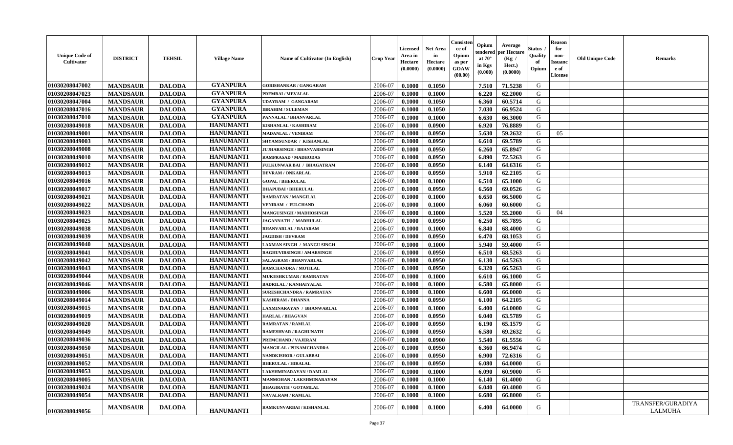| Unique Code of Cultivator | DISTRICT | TEHSIL | Village Name | Name of Cultivator (In English) | Crop Year | Licensed Area in Hectare (0.0000) | Net Area in Hectare (0.0000) | Consistence of Opium as per GOAW (00.00) | Opium tendered at 70° in Kgs (0.000) | Average per Hectare (Kg / Hect.) (0.0000) | Status / Quality of Opium | Reason for non-Issuance of License | Old Unique Code | Remarks |
|---|---|---|---|---|---|---|---|---|---|---|---|---|---|---|
| 01030208047002 | MANDSAUR | DALODA | GYANPURA | GORISHANKAR / GANGARAM | 2006-07 | 0.1000 | 0.1050 | | 7.510 | 71.5238 | G | | | |
| 01030208047023 | MANDSAUR | DALODA | GYANPURA | PREMBAI / MEVALAL | 2006-07 | 0.1000 | 0.1000 | | 6.220 | 62.2000 | G | | | |
| 01030208047004 | MANDSAUR | DALODA | GYANPURA | UDAYRAM / GANGARAM | 2006-07 | 0.1000 | 0.1050 | | 6.360 | 60.5714 | G | | | |
| 01030208047016 | MANDSAUR | DALODA | GYANPURA | IBRAHIM / SULEMAN | 2006-07 | 0.1000 | 0.1050 | | 7.030 | 66.9524 | G | | | |
| 01030208047010 | MANDSAUR | DALODA | GYANPURA | PANNALAL / BHANVARLAL | 2006-07 | 0.1000 | 0.1000 | | 6.630 | 66.3000 | G | | | |
| 01030208049018 | MANDSAUR | DALODA | HANUMANTI | KISHANLAL / KASHIRAM | 2006-07 | 0.1000 | 0.0900 | | 6.920 | 76.8889 | G | | | |
| 01030208049001 | MANDSAUR | DALODA | HANUMANTI | MADANLAL / VENIRAM | 2006-07 | 0.1000 | 0.0950 | | 5.630 | 59.2632 | G | 05 | | |
| 01030208049003 | MANDSAUR | DALODA | HANUMANTI | SHYAMSUNDAR / KISHANLAL | 2006-07 | 0.1000 | 0.0950 | | 6.610 | 69.5789 | G | | | |
| 01030208049008 | MANDSAUR | DALODA | HANUMANTI | JUJHARSINGH / BHANVARSINGH | 2006-07 | 0.1000 | 0.0950 | | 6.260 | 65.8947 | G | | | |
| 01030208049010 | MANDSAUR | DALODA | HANUMANTI | RAMPRASAD / MADHODAS | 2006-07 | 0.1000 | 0.0950 | | 6.890 | 72.5263 | G | | | |
| 01030208049012 | MANDSAUR | DALODA | HANUMANTI | FULKUNWAR BAI / BHAGATRAM | 2006-07 | 0.1000 | 0.0950 | | 6.140 | 64.6316 | G | | | |
| 01030208049013 | MANDSAUR | DALODA | HANUMANTI | DEVRAM / ONKARLAL | 2006-07 | 0.1000 | 0.0950 | | 5.910 | 62.2105 | G | | | |
| 01030208049016 | MANDSAUR | DALODA | HANUMANTI | GOPAL / BHERULAL | 2006-07 | 0.1000 | 0.1000 | | 6.510 | 65.1000 | G | | | |
| 01030208049017 | MANDSAUR | DALODA | HANUMANTI | DHAPUBAI / BHERULAL | 2006-07 | 0.1000 | 0.0950 | | 6.560 | 69.0526 | G | | | |
| 01030208049021 | MANDSAUR | DALODA | HANUMANTI | RAMRATAN / MANGILAL | 2006-07 | 0.1000 | 0.1000 | | 6.650 | 66.5000 | G | | | |
| 01030208049022 | MANDSAUR | DALODA | HANUMANTI | VENIRAM / FULCHAND | 2006-07 | 0.1000 | 0.1000 | | 6.060 | 60.6000 | G | | | |
| 01030208049023 | MANDSAUR | DALODA | HANUMANTI | MANGUSINGH / MADHOSINGH | 2006-07 | 0.1000 | 0.1000 | | 5.520 | 55.2000 | G | 04 | | |
| 01030208049025 | MANDSAUR | DALODA | HANUMANTI | JAGANNATH / MADHULAL | 2006-07 | 0.1000 | 0.0950 | | 6.250 | 65.7895 | G | | | |
| 01030208049038 | MANDSAUR | DALODA | HANUMANTI | BHANVARLAL / RAJARAM | 2006-07 | 0.1000 | 0.1000 | | 6.840 | 68.4000 | G | | | |
| 01030208049039 | MANDSAUR | DALODA | HANUMANTI | JAGDISH / DEVRAM | 2006-07 | 0.1000 | 0.0950 | | 6.470 | 68.1053 | G | | | |
| 01030208049040 | MANDSAUR | DALODA | HANUMANTI | LAXMAN SINGH / MANGU SINGH | 2006-07 | 0.1000 | 0.1000 | | 5.940 | 59.4000 | G | | | |
| 01030208049041 | MANDSAUR | DALODA | HANUMANTI | RAGHUVIRSINGH / AMARSINGH | 2006-07 | 0.1000 | 0.0950 | | 6.510 | 68.5263 | G | | | |
| 01030208049042 | MANDSAUR | DALODA | HANUMANTI | SALAGRAM / BHANVARLAL | 2006-07 | 0.1000 | 0.0950 | | 6.130 | 64.5263 | G | | | |
| 01030208049043 | MANDSAUR | DALODA | HANUMANTI | RAMCHANDRA / MOTILAL | 2006-07 | 0.1000 | 0.0950 | | 6.320 | 66.5263 | G | | | |
| 01030208049044 | MANDSAUR | DALODA | HANUMANTI | MUKESHKUMAR / RAMRATAN | 2006-07 | 0.1000 | 0.1000 | | 6.610 | 66.1000 | G | | | |
| 01030208049046 | MANDSAUR | DALODA | HANUMANTI | BADRILAL / KANHAIYALAL | 2006-07 | 0.1000 | 0.1000 | | 6.580 | 65.8000 | G | | | |
| 01030208049006 | MANDSAUR | DALODA | HANUMANTI | SURESHCHANDRA / RAMRATAN | 2006-07 | 0.1000 | 0.1000 | | 6.600 | 66.0000 | G | | | |
| 01030208049014 | MANDSAUR | DALODA | HANUMANTI | KASHIRAM / DHANNA | 2006-07 | 0.1000 | 0.0950 | | 6.100 | 64.2105 | G | | | |
| 01030208049015 | MANDSAUR | DALODA | HANUMANTI | LAXMINARAYAN / BHANWARLAL | 2006-07 | 0.1000 | 0.1000 | | 6.400 | 64.0000 | G | | | |
| 01030208049019 | MANDSAUR | DALODA | HANUMANTI | HARLAL / BHAGVAN | 2006-07 | 0.1000 | 0.0950 | | 6.040 | 63.5789 | G | | | |
| 01030208049020 | MANDSAUR | DALODA | HANUMANTI | RAMRATAN / RAMLAL | 2006-07 | 0.1000 | 0.0950 | | 6.190 | 65.1579 | G | | | |
| 01030208049049 | MANDSAUR | DALODA | HANUMANTI | RAMESHVAR / RAGHUNATH | 2006-07 | 0.1000 | 0.0950 | | 6.580 | 69.2632 | G | | | |
| 01030208049036 | MANDSAUR | DALODA | HANUMANTI | PREMCHAND / VAJERAM | 2006-07 | 0.1000 | 0.0900 | | 5.540 | 61.5556 | G | | | |
| 01030208049050 | MANDSAUR | DALODA | HANUMANTI | MANGILAL / PUNAMCHANDRA | 2006-07 | 0.1000 | 0.0950 | | 6.360 | 66.9474 | G | | | |
| 01030208049051 | MANDSAUR | DALODA | HANUMANTI | NANDKISHOR / GULABBAI | 2006-07 | 0.1000 | 0.0950 | | 6.900 | 72.6316 | G | | | |
| 01030208049052 | MANDSAUR | DALODA | HANUMANTI | BHERULAL / HIRALAL | 2006-07 | 0.1000 | 0.0950 | | 6.080 | 64.0000 | G | | | |
| 01030208049053 | MANDSAUR | DALODA | HANUMANTI | LAKSHMINARAYAN / RAMLAL | 2006-07 | 0.1000 | 0.1000 | | 6.090 | 60.9000 | G | | | |
| 01030208049005 | MANDSAUR | DALODA | HANUMANTI | MANMOHAN / LAKSHMINARAYAN | 2006-07 | 0.1000 | 0.1000 | | 6.140 | 61.4000 | G | | | |
| 01030208049024 | MANDSAUR | DALODA | HANUMANTI | BHAGIRATH / GOTAMLAL | 2006-07 | 0.1000 | 0.1000 | | 6.040 | 60.4000 | G | | | |
| 01030208049054 | MANDSAUR | DALODA | HANUMANTI | NAVALRAM / RAMLAL | 2006-07 | 0.1000 | 0.1000 | | 6.680 | 66.8000 | G | | | |
| 01030208049056 | MANDSAUR | DALODA | HANUMANTI | RAMKUNVARBAI / KISHANLAL | 2006-07 | 0.1000 | 0.1000 | | 6.400 | 64.0000 | G | | | TRANSFER/GURADIYA LALMUHA |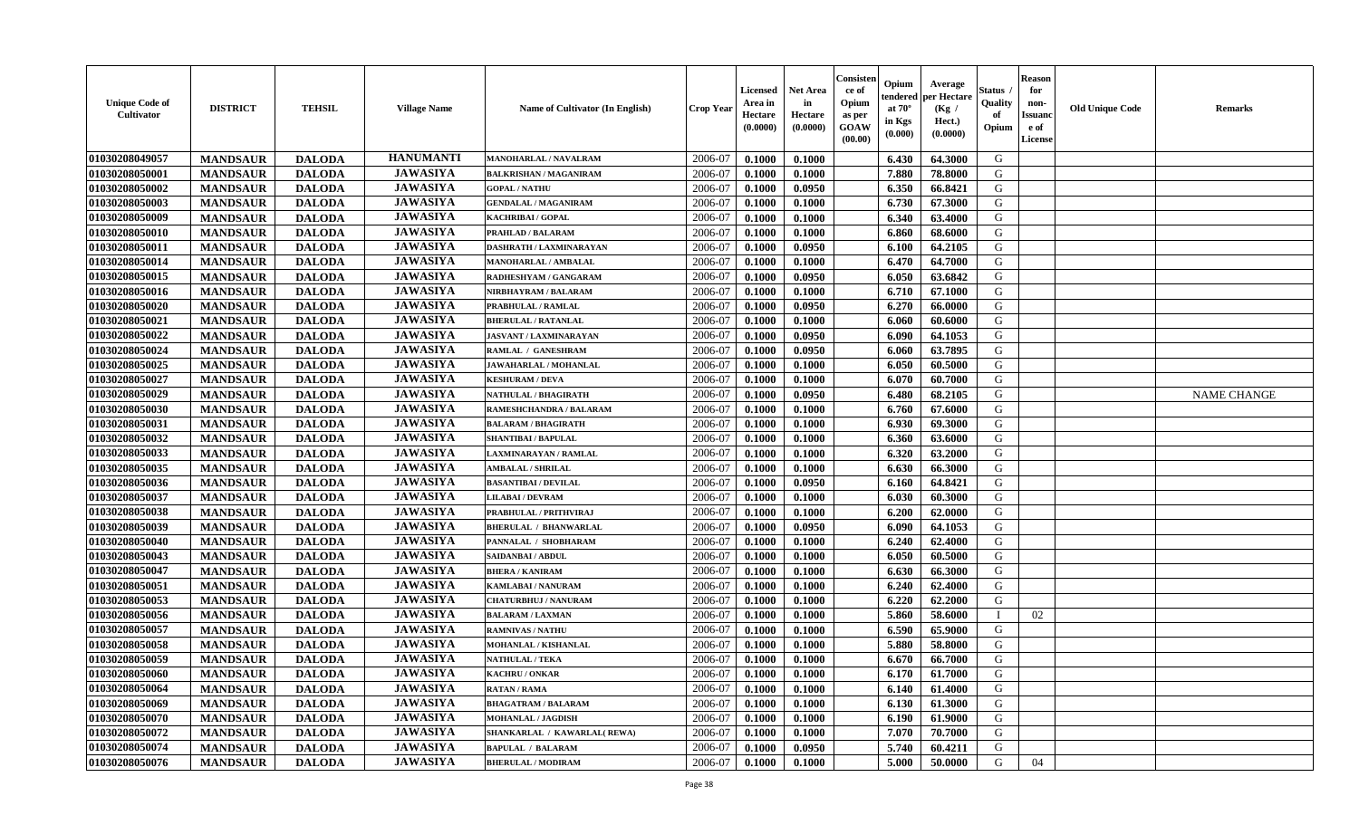| Unique Code of Cultivator | DISTRICT | TEHSIL | Village Name | Name of Cultivator (In English) | Crop Year | Licensed Area in Hectare (0.0000) | Net Area in Hectare (0.0000) | Consistence of Opium as per GOAW (00.00) | Opium tendered at 70° in Kgs (0.000) | Average per Hectare (Kg / Hect.) (0.0000) | Status / Quality of Opium | Reason for non-Issuance of License | Old Unique Code | Remarks |
|---|---|---|---|---|---|---|---|---|---|---|---|---|---|---|
| 01030208049057 | MANDSAUR | DALODA | HANUMANTI | MANOHARLAL / NAVALRAM | 2006-07 | 0.1000 | 0.1000 | | 6.430 | 64.3000 | G | | | |
| 01030208050001 | MANDSAUR | DALODA | JAWASIYA | BALKRISHAN / MAGANIRAM | 2006-07 | 0.1000 | 0.1000 | | 7.880 | 78.8000 | G | | | |
| 01030208050002 | MANDSAUR | DALODA | JAWASIYA | GOPAL / NATHU | 2006-07 | 0.1000 | 0.0950 | | 6.350 | 66.8421 | G | | | |
| 01030208050003 | MANDSAUR | DALODA | JAWASIYA | GENDALAL / MAGANIRAM | 2006-07 | 0.1000 | 0.1000 | | 6.730 | 67.3000 | G | | | |
| 01030208050009 | MANDSAUR | DALODA | JAWASIYA | KACHRIBAI / GOPAL | 2006-07 | 0.1000 | 0.1000 | | 6.340 | 63.4000 | G | | | |
| 01030208050010 | MANDSAUR | DALODA | JAWASIYA | PRAHLAD / BALARAM | 2006-07 | 0.1000 | 0.1000 | | 6.860 | 68.6000 | G | | | |
| 01030208050011 | MANDSAUR | DALODA | JAWASIYA | DASHRATH / LAXMINARAYAN | 2006-07 | 0.1000 | 0.0950 | | 6.100 | 64.2105 | G | | | |
| 01030208050014 | MANDSAUR | DALODA | JAWASIYA | MANOHARLAL / AMBALAL | 2006-07 | 0.1000 | 0.1000 | | 6.470 | 64.7000 | G | | | |
| 01030208050015 | MANDSAUR | DALODA | JAWASIYA | RADHESHYAM / GANGARAM | 2006-07 | 0.1000 | 0.0950 | | 6.050 | 63.6842 | G | | | |
| 01030208050016 | MANDSAUR | DALODA | JAWASIYA | NIRBHAYRAM / BALARAM | 2006-07 | 0.1000 | 0.1000 | | 6.710 | 67.1000 | G | | | |
| 01030208050020 | MANDSAUR | DALODA | JAWASIYA | PRABHULAL / RAMLAL | 2006-07 | 0.1000 | 0.0950 | | 6.270 | 66.0000 | G | | | |
| 01030208050021 | MANDSAUR | DALODA | JAWASIYA | BHERULAL / RATANLAL | 2006-07 | 0.1000 | 0.1000 | | 6.060 | 60.6000 | G | | | |
| 01030208050022 | MANDSAUR | DALODA | JAWASIYA | JASVANT / LAXMINARAYAN | 2006-07 | 0.1000 | 0.0950 | | 6.090 | 64.1053 | G | | | |
| 01030208050024 | MANDSAUR | DALODA | JAWASIYA | RAMLAL / GANESHRAM | 2006-07 | 0.1000 | 0.0950 | | 6.060 | 63.7895 | G | | | |
| 01030208050025 | MANDSAUR | DALODA | JAWASIYA | JAWAHARLAL / MOHANLAL | 2006-07 | 0.1000 | 0.1000 | | 6.050 | 60.5000 | G | | | |
| 01030208050027 | MANDSAUR | DALODA | JAWASIYA | KESHURAM / DEVA | 2006-07 | 0.1000 | 0.1000 | | 6.070 | 60.7000 | G | | | |
| 01030208050029 | MANDSAUR | DALODA | JAWASIYA | NATHULAL / BHAGIRATH | 2006-07 | 0.1000 | 0.0950 | | 6.480 | 68.2105 | G | | | NAME CHANGE |
| 01030208050030 | MANDSAUR | DALODA | JAWASIYA | RAMESHCHANDRA / BALARAM | 2006-07 | 0.1000 | 0.1000 | | 6.760 | 67.6000 | G | | | |
| 01030208050031 | MANDSAUR | DALODA | JAWASIYA | BALARAM / BHAGIRATH | 2006-07 | 0.1000 | 0.1000 | | 6.930 | 69.3000 | G | | | |
| 01030208050032 | MANDSAUR | DALODA | JAWASIYA | SHANTIBAI / BAPULAL | 2006-07 | 0.1000 | 0.1000 | | 6.360 | 63.6000 | G | | | |
| 01030208050033 | MANDSAUR | DALODA | JAWASIYA | LAXMINARAYAN / RAMLAL | 2006-07 | 0.1000 | 0.1000 | | 6.320 | 63.2000 | G | | | |
| 01030208050035 | MANDSAUR | DALODA | JAWASIYA | AMBALAL / SHRILAL | 2006-07 | 0.1000 | 0.1000 | | 6.630 | 66.3000 | G | | | |
| 01030208050036 | MANDSAUR | DALODA | JAWASIYA | BASANTIBAI / DEVILAL | 2006-07 | 0.1000 | 0.0950 | | 6.160 | 64.8421 | G | | | |
| 01030208050037 | MANDSAUR | DALODA | JAWASIYA | LILABAI / DEVRAM | 2006-07 | 0.1000 | 0.1000 | | 6.030 | 60.3000 | G | | | |
| 01030208050038 | MANDSAUR | DALODA | JAWASIYA | PRABHULAL / PRITHVIRAJ | 2006-07 | 0.1000 | 0.1000 | | 6.200 | 62.0000 | G | | | |
| 01030208050039 | MANDSAUR | DALODA | JAWASIYA | BHERULAL / BHANWARLAL | 2006-07 | 0.1000 | 0.0950 | | 6.090 | 64.1053 | G | | | |
| 01030208050040 | MANDSAUR | DALODA | JAWASIYA | PANNALAL / SHOBHARAM | 2006-07 | 0.1000 | 0.1000 | | 6.240 | 62.4000 | G | | | |
| 01030208050043 | MANDSAUR | DALODA | JAWASIYA | SAIDANBAI / ABDUL | 2006-07 | 0.1000 | 0.1000 | | 6.050 | 60.5000 | G | | | |
| 01030208050047 | MANDSAUR | DALODA | JAWASIYA | BHERA / KANIRAM | 2006-07 | 0.1000 | 0.1000 | | 6.630 | 66.3000 | G | | | |
| 01030208050051 | MANDSAUR | DALODA | JAWASIYA | KAMLABAI / NANURAM | 2006-07 | 0.1000 | 0.1000 | | 6.240 | 62.4000 | G | | | |
| 01030208050053 | MANDSAUR | DALODA | JAWASIYA | CHATURBHUJ / NANURAM | 2006-07 | 0.1000 | 0.1000 | | 6.220 | 62.2000 | G | | | |
| 01030208050056 | MANDSAUR | DALODA | JAWASIYA | BALARAM / LAXMAN | 2006-07 | 0.1000 | 0.1000 | | 5.860 | 58.6000 | I | 02 | | |
| 01030208050057 | MANDSAUR | DALODA | JAWASIYA | RAMNIVAS / NATHU | 2006-07 | 0.1000 | 0.1000 | | 6.590 | 65.9000 | G | | | |
| 01030208050058 | MANDSAUR | DALODA | JAWASIYA | MOHANLAL / KISHANLAL | 2006-07 | 0.1000 | 0.1000 | | 5.880 | 58.8000 | G | | | |
| 01030208050059 | MANDSAUR | DALODA | JAWASIYA | NATHULAL / TEKA | 2006-07 | 0.1000 | 0.1000 | | 6.670 | 66.7000 | G | | | |
| 01030208050060 | MANDSAUR | DALODA | JAWASIYA | KACHRU / ONKAR | 2006-07 | 0.1000 | 0.1000 | | 6.170 | 61.7000 | G | | | |
| 01030208050064 | MANDSAUR | DALODA | JAWASIYA | RATAN / RAMA | 2006-07 | 0.1000 | 0.1000 | | 6.140 | 61.4000 | G | | | |
| 01030208050069 | MANDSAUR | DALODA | JAWASIYA | BHAGATRAM / BALARAM | 2006-07 | 0.1000 | 0.1000 | | 6.130 | 61.3000 | G | | | |
| 01030208050070 | MANDSAUR | DALODA | JAWASIYA | MOHANLAL / JAGDISH | 2006-07 | 0.1000 | 0.1000 | | 6.190 | 61.9000 | G | | | |
| 01030208050072 | MANDSAUR | DALODA | JAWASIYA | SHANKARLAL / KAWARLAL( REWA) | 2006-07 | 0.1000 | 0.1000 | | 7.070 | 70.7000 | G | | | |
| 01030208050074 | MANDSAUR | DALODA | JAWASIYA | BAPULAL / BALARAM | 2006-07 | 0.1000 | 0.0950 | | 5.740 | 60.4211 | G | | | |
| 01030208050076 | MANDSAUR | DALODA | JAWASIYA | BHERULAL / MODIRAM | 2006-07 | 0.1000 | 0.1000 | | 5.000 | 50.0000 | G | 04 | | |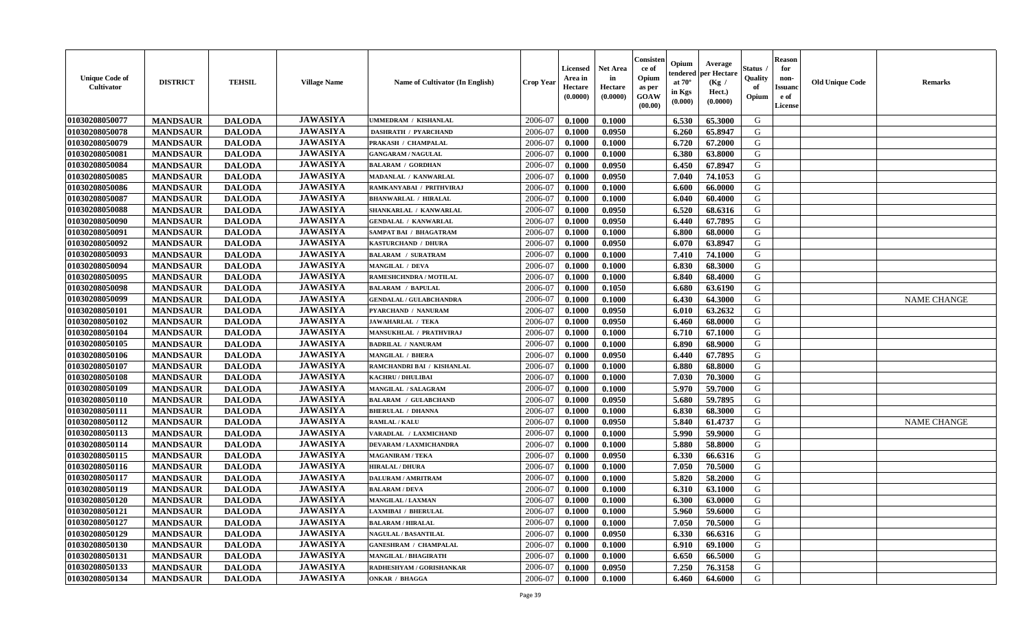| Unique Code of Cultivator | DISTRICT | TEHSIL | Village Name | Name of Cultivator (In English) | Crop Year | Licensed Area in Hectare (0.0000) | Net Area in Hectare (0.0000) | Consistence of Opium as per GOAW (00.00) | Opium tendered at 70° in Kgs (0.000) | Average per Hectare (Kg / Hect.) (0.0000) | Status / Quality of Opium | Reason for non-Issuance of License | Old Unique Code | Remarks |
|---|---|---|---|---|---|---|---|---|---|---|---|---|---|---|
| 01030208050077 | MANDSAUR | DALODA | JAWASIYA | UMMEDRAM / KISHANLAL | 2006-07 | 0.1000 | 0.1000 | | 6.530 | 65.3000 | G | | | |
| 01030208050078 | MANDSAUR | DALODA | JAWASIYA | DASHRATH / PYARCHAND | 2006-07 | 0.1000 | 0.0950 | | 6.260 | 65.8947 | G | | | |
| 01030208050079 | MANDSAUR | DALODA | JAWASIYA | PRAKASH / CHAMPALAL | 2006-07 | 0.1000 | 0.1000 | | 6.720 | 67.2000 | G | | | |
| 01030208050081 | MANDSAUR | DALODA | JAWASIYA | GANGARAM / NAGULAL | 2006-07 | 0.1000 | 0.1000 | | 6.380 | 63.8000 | G | | | |
| 01030208050084 | MANDSAUR | DALODA | JAWASIYA | BALARAM / GORDHAN | 2006-07 | 0.1000 | 0.0950 | | 6.450 | 67.8947 | G | | | |
| 01030208050085 | MANDSAUR | DALODA | JAWASIYA | MADANLAL / KANWARLAL | 2006-07 | 0.1000 | 0.0950 | | 7.040 | 74.1053 | G | | | |
| 01030208050086 | MANDSAUR | DALODA | JAWASIYA | RAMKANYABAI / PRITHVIRAJ | 2006-07 | 0.1000 | 0.1000 | | 6.600 | 66.0000 | G | | | |
| 01030208050087 | MANDSAUR | DALODA | JAWASIYA | BHANWARLAL / HIRALAL | 2006-07 | 0.1000 | 0.1000 | | 6.040 | 60.4000 | G | | | |
| 01030208050088 | MANDSAUR | DALODA | JAWASIYA | SHANKARLAL / KANWARLAL | 2006-07 | 0.1000 | 0.0950 | | 6.520 | 68.6316 | G | | | |
| 01030208050090 | MANDSAUR | DALODA | JAWASIYA | GENDALAL / KANWARLAL | 2006-07 | 0.1000 | 0.0950 | | 6.440 | 67.7895 | G | | | |
| 01030208050091 | MANDSAUR | DALODA | JAWASIYA | SAMPAT BAI / BHAGATRAM | 2006-07 | 0.1000 | 0.1000 | | 6.800 | 68.0000 | G | | | |
| 01030208050092 | MANDSAUR | DALODA | JAWASIYA | KASTURCHAND / DHURA | 2006-07 | 0.1000 | 0.0950 | | 6.070 | 63.8947 | G | | | |
| 01030208050093 | MANDSAUR | DALODA | JAWASIYA | BALARAM / SURATRAM | 2006-07 | 0.1000 | 0.1000 | | 7.410 | 74.1000 | G | | | |
| 01030208050094 | MANDSAUR | DALODA | JAWASIYA | MANGILAL / DEVA | 2006-07 | 0.1000 | 0.1000 | | 6.830 | 68.3000 | G | | | |
| 01030208050095 | MANDSAUR | DALODA | JAWASIYA | RAMESHCHNDRA / MOTILAL | 2006-07 | 0.1000 | 0.1000 | | 6.840 | 68.4000 | G | | | |
| 01030208050098 | MANDSAUR | DALODA | JAWASIYA | BALARAM / BAPULAL | 2006-07 | 0.1000 | 0.1050 | | 6.680 | 63.6190 | G | | | |
| 01030208050099 | MANDSAUR | DALODA | JAWASIYA | GENDALAL / GULABCHANDRA | 2006-07 | 0.1000 | 0.1000 | | 6.430 | 64.3000 | G | | | NAME CHANGE |
| 01030208050101 | MANDSAUR | DALODA | JAWASIYA | PYARCHAND / NANURAM | 2006-07 | 0.1000 | 0.0950 | | 6.010 | 63.2632 | G | | | |
| 01030208050102 | MANDSAUR | DALODA | JAWASIYA | JAWAHARLAL / TEKA | 2006-07 | 0.1000 | 0.0950 | | 6.460 | 68.0000 | G | | | |
| 01030208050104 | MANDSAUR | DALODA | JAWASIYA | MANSUKHLAL / PRATHVIRAJ | 2006-07 | 0.1000 | 0.1000 | | 6.710 | 67.1000 | G | | | |
| 01030208050105 | MANDSAUR | DALODA | JAWASIYA | BADRILAL / NANURAM | 2006-07 | 0.1000 | 0.1000 | | 6.890 | 68.9000 | G | | | |
| 01030208050106 | MANDSAUR | DALODA | JAWASIYA | MANGILAL / BHERA | 2006-07 | 0.1000 | 0.0950 | | 6.440 | 67.7895 | G | | | |
| 01030208050107 | MANDSAUR | DALODA | JAWASIYA | RAMCHANDRI BAI / KISHANLAL | 2006-07 | 0.1000 | 0.1000 | | 6.880 | 68.8000 | G | | | |
| 01030208050108 | MANDSAUR | DALODA | JAWASIYA | KACHRU / DHULIBAI | 2006-07 | 0.1000 | 0.1000 | | 7.030 | 70.3000 | G | | | |
| 01030208050109 | MANDSAUR | DALODA | JAWASIYA | MANGILAL / SALAGRAM | 2006-07 | 0.1000 | 0.1000 | | 5.970 | 59.7000 | G | | | |
| 01030208050110 | MANDSAUR | DALODA | JAWASIYA | BALARAM / GULABCHAND | 2006-07 | 0.1000 | 0.0950 | | 5.680 | 59.7895 | G | | | |
| 01030208050111 | MANDSAUR | DALODA | JAWASIYA | BHERULAL / DHANNA | 2006-07 | 0.1000 | 0.1000 | | 6.830 | 68.3000 | G | | | |
| 01030208050112 | MANDSAUR | DALODA | JAWASIYA | RAMLAL / KALU | 2006-07 | 0.1000 | 0.0950 | | 5.840 | 61.4737 | G | | | NAME CHANGE |
| 01030208050113 | MANDSAUR | DALODA | JAWASIYA | VARADLAL / LAXMICHAND | 2006-07 | 0.1000 | 0.1000 | | 5.990 | 59.9000 | G | | | |
| 01030208050114 | MANDSAUR | DALODA | JAWASIYA | DEVARAM / LAXMICHANDRA | 2006-07 | 0.1000 | 0.1000 | | 5.880 | 58.8000 | G | | | |
| 01030208050115 | MANDSAUR | DALODA | JAWASIYA | MAGANIRAM / TEKA | 2006-07 | 0.1000 | 0.0950 | | 6.330 | 66.6316 | G | | | |
| 01030208050116 | MANDSAUR | DALODA | JAWASIYA | HIRALAL / DHURA | 2006-07 | 0.1000 | 0.1000 | | 7.050 | 70.5000 | G | | | |
| 01030208050117 | MANDSAUR | DALODA | JAWASIYA | DALURAM / AMRITRAM | 2006-07 | 0.1000 | 0.1000 | | 5.820 | 58.2000 | G | | | |
| 01030208050119 | MANDSAUR | DALODA | JAWASIYA | BALARAM / DEVA | 2006-07 | 0.1000 | 0.1000 | | 6.310 | 63.1000 | G | | | |
| 01030208050120 | MANDSAUR | DALODA | JAWASIYA | MANGILAL / LAXMAN | 2006-07 | 0.1000 | 0.1000 | | 6.300 | 63.0000 | G | | | |
| 01030208050121 | MANDSAUR | DALODA | JAWASIYA | LAXMIBAI / BHERULAL | 2006-07 | 0.1000 | 0.1000 | | 5.960 | 59.6000 | G | | | |
| 01030208050127 | MANDSAUR | DALODA | JAWASIYA | BALARAM / HIRALAL | 2006-07 | 0.1000 | 0.1000 | | 7.050 | 70.5000 | G | | | |
| 01030208050129 | MANDSAUR | DALODA | JAWASIYA | NAGULAL / BASANTILAL | 2006-07 | 0.1000 | 0.0950 | | 6.330 | 66.6316 | G | | | |
| 01030208050130 | MANDSAUR | DALODA | JAWASIYA | GANESHRAM / CHAMPALAL | 2006-07 | 0.1000 | 0.1000 | | 6.910 | 69.1000 | G | | | |
| 01030208050131 | MANDSAUR | DALODA | JAWASIYA | MANGILAL / BHAGIRATH | 2006-07 | 0.1000 | 0.1000 | | 6.650 | 66.5000 | G | | | |
| 01030208050133 | MANDSAUR | DALODA | JAWASIYA | RADHESHYAM / GORISHANKAR | 2006-07 | 0.1000 | 0.0950 | | 7.250 | 76.3158 | G | | | |
| 01030208050134 | MANDSAUR | DALODA | JAWASIYA | ONKAR / BHAGGA | 2006-07 | 0.1000 | 0.1000 | | 6.460 | 64.6000 | G | | | |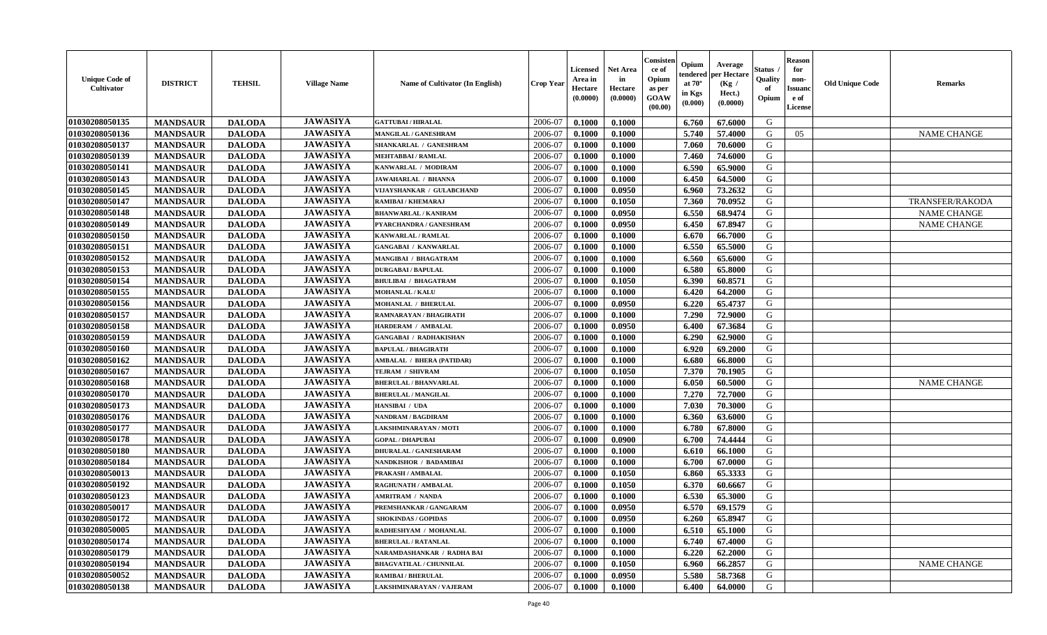| Unique Code of Cultivator | DISTRICT | TEHSIL | Village Name | Name of Cultivator (In English) | Crop Year | Licensed Area in Hectare (0.0000) | Net Area in Hectare (0.0000) | Consistence of Opium as per GOAW (00.00) | Opium tendered at 70° in Kgs (0.000) | Average per Hectare (Kg / Hect.) (0.0000) | Status / Quality of Opium | Reason for non-Issuance of License | Old Unique Code | Remarks |
|---|---|---|---|---|---|---|---|---|---|---|---|---|---|---|
| 01030208050135 | MANDSAUR | DALODA | JAWASIYA | GATTUBAI / HIRALAL | 2006-07 | 0.1000 | 0.1000 | | 6.760 | 67.6000 | G | | | |
| 01030208050136 | MANDSAUR | DALODA | JAWASIYA | MANGILAL / GANESHRAM | 2006-07 | 0.1000 | 0.1000 | | 5.740 | 57.4000 | G | 05 | | NAME CHANGE |
| 01030208050137 | MANDSAUR | DALODA | JAWASIYA | SHANKARLAL / GANESHRAM | 2006-07 | 0.1000 | 0.1000 | | 7.060 | 70.6000 | G | | | |
| 01030208050139 | MANDSAUR | DALODA | JAWASIYA | MEHTABBAI / RAMLAL | 2006-07 | 0.1000 | 0.1000 | | 7.460 | 74.6000 | G | | | |
| 01030208050141 | MANDSAUR | DALODA | JAWASIYA | KANWARLAL / MODIRAM | 2006-07 | 0.1000 | 0.1000 | | 6.590 | 65.9000 | G | | | |
| 01030208050143 | MANDSAUR | DALODA | JAWASIYA | JAWAHARLAL / BHANNA | 2006-07 | 0.1000 | 0.1000 | | 6.450 | 64.5000 | G | | | |
| 01030208050145 | MANDSAUR | DALODA | JAWASIYA | VIJAYSHANKAR / GULABCHAND | 2006-07 | 0.1000 | 0.0950 | | 6.960 | 73.2632 | G | | | |
| 01030208050147 | MANDSAUR | DALODA | JAWASIYA | RAMIBAI / KHEMARAJ | 2006-07 | 0.1000 | 0.1050 | | 7.360 | 70.0952 | G | | | TRANSFER/RAKODA |
| 01030208050148 | MANDSAUR | DALODA | JAWASIYA | BHANWARLAL / KANIRAM | 2006-07 | 0.1000 | 0.0950 | | 6.550 | 68.9474 | G | | | NAME CHANGE |
| 01030208050149 | MANDSAUR | DALODA | JAWASIYA | PYARCHANDRA / GANESHRAM | 2006-07 | 0.1000 | 0.0950 | | 6.450 | 67.8947 | G | | | NAME CHANGE |
| 01030208050150 | MANDSAUR | DALODA | JAWASIYA | KANWARLAL / RAMLAL | 2006-07 | 0.1000 | 0.1000 | | 6.670 | 66.7000 | G | | | |
| 01030208050151 | MANDSAUR | DALODA | JAWASIYA | GANGABAI / KANWARLAL | 2006-07 | 0.1000 | 0.1000 | | 6.550 | 65.5000 | G | | | |
| 01030208050152 | MANDSAUR | DALODA | JAWASIYA | MANGIBAI / BHAGATRAM | 2006-07 | 0.1000 | 0.1000 | | 6.560 | 65.6000 | G | | | |
| 01030208050153 | MANDSAUR | DALODA | JAWASIYA | DURGABAI / BAPULAL | 2006-07 | 0.1000 | 0.1000 | | 6.580 | 65.8000 | G | | | |
| 01030208050154 | MANDSAUR | DALODA | JAWASIYA | BHULIBAI / BHAGATRAM | 2006-07 | 0.1000 | 0.1050 | | 6.390 | 60.8571 | G | | | |
| 01030208050155 | MANDSAUR | DALODA | JAWASIYA | MOHANLAL / KALU | 2006-07 | 0.1000 | 0.1000 | | 6.420 | 64.2000 | G | | | |
| 01030208050156 | MANDSAUR | DALODA | JAWASIYA | MOHANLAL / BHERULAL | 2006-07 | 0.1000 | 0.0950 | | 6.220 | 65.4737 | G | | | |
| 01030208050157 | MANDSAUR | DALODA | JAWASIYA | RAMNARAYAN / BHAGIRATH | 2006-07 | 0.1000 | 0.1000 | | 7.290 | 72.9000 | G | | | |
| 01030208050158 | MANDSAUR | DALODA | JAWASIYA | HARDERAM / AMBALAL | 2006-07 | 0.1000 | 0.0950 | | 6.400 | 67.3684 | G | | | |
| 01030208050159 | MANDSAUR | DALODA | JAWASIYA | GANGABAI / RADHAKISHAN | 2006-07 | 0.1000 | 0.1000 | | 6.290 | 62.9000 | G | | | |
| 01030208050160 | MANDSAUR | DALODA | JAWASIYA | BAPULAL / BHAGIRATH | 2006-07 | 0.1000 | 0.1000 | | 6.920 | 69.2000 | G | | | |
| 01030208050162 | MANDSAUR | DALODA | JAWASIYA | AMBALAL / BHERA (PATIDAR) | 2006-07 | 0.1000 | 0.1000 | | 6.680 | 66.8000 | G | | | |
| 01030208050167 | MANDSAUR | DALODA | JAWASIYA | TEJRAM / SHIVRAM | 2006-07 | 0.1000 | 0.1050 | | 7.370 | 70.1905 | G | | | |
| 01030208050168 | MANDSAUR | DALODA | JAWASIYA | BHERULAL / BHANVARLAL | 2006-07 | 0.1000 | 0.1000 | | 6.050 | 60.5000 | G | | | NAME CHANGE |
| 01030208050170 | MANDSAUR | DALODA | JAWASIYA | BHERULAL / MANGILAL | 2006-07 | 0.1000 | 0.1000 | | 7.270 | 72.7000 | G | | | |
| 01030208050173 | MANDSAUR | DALODA | JAWASIYA | HANSIBAI / UDA | 2006-07 | 0.1000 | 0.1000 | | 7.030 | 70.3000 | G | | | |
| 01030208050176 | MANDSAUR | DALODA | JAWASIYA | NANDRAM / BAGDIRAM | 2006-07 | 0.1000 | 0.1000 | | 6.360 | 63.6000 | G | | | |
| 01030208050177 | MANDSAUR | DALODA | JAWASIYA | LAKSHMINARAYAN / MOTI | 2006-07 | 0.1000 | 0.1000 | | 6.780 | 67.8000 | G | | | |
| 01030208050178 | MANDSAUR | DALODA | JAWASIYA | GOPAL / DHAPUBAI | 2006-07 | 0.1000 | 0.0900 | | 6.700 | 74.4444 | G | | | |
| 01030208050180 | MANDSAUR | DALODA | JAWASIYA | DHURALAL / GANESHARAM | 2006-07 | 0.1000 | 0.1000 | | 6.610 | 66.1000 | G | | | |
| 01030208050184 | MANDSAUR | DALODA | JAWASIYA | NANDKISHOR / BADAMIBAI | 2006-07 | 0.1000 | 0.1000 | | 6.700 | 67.0000 | G | | | |
| 01030208050013 | MANDSAUR | DALODA | JAWASIYA | PRAKASH / AMBALAL | 2006-07 | 0.1000 | 0.1050 | | 6.860 | 65.3333 | G | | | |
| 01030208050192 | MANDSAUR | DALODA | JAWASIYA | RAGHUNATH / AMBALAL | 2006-07 | 0.1000 | 0.1050 | | 6.370 | 60.6667 | G | | | |
| 01030208050123 | MANDSAUR | DALODA | JAWASIYA | AMRITRAM / NANDA | 2006-07 | 0.1000 | 0.1000 | | 6.530 | 65.3000 | G | | | |
| 01030208050017 | MANDSAUR | DALODA | JAWASIYA | PREMSHANKAR / GANGARAM | 2006-07 | 0.1000 | 0.0950 | | 6.570 | 69.1579 | G | | | |
| 01030208050172 | MANDSAUR | DALODA | JAWASIYA | SHOKINDAS / GOPIDAS | 2006-07 | 0.1000 | 0.0950 | | 6.260 | 65.8947 | G | | | |
| 01030208050005 | MANDSAUR | DALODA | JAWASIYA | RADHESHYAM / MOHANLAL | 2006-07 | 0.1000 | 0.1000 | | 6.510 | 65.1000 | G | | | |
| 01030208050174 | MANDSAUR | DALODA | JAWASIYA | BHERULAL / RATANLAL | 2006-07 | 0.1000 | 0.1000 | | 6.740 | 67.4000 | G | | | |
| 01030208050179 | MANDSAUR | DALODA | JAWASIYA | NARAMDASHANKAR / RADHA BAI | 2006-07 | 0.1000 | 0.1000 | | 6.220 | 62.2000 | G | | | |
| 01030208050194 | MANDSAUR | DALODA | JAWASIYA | BHAGVATILAL / CHUNNILAL | 2006-07 | 0.1000 | 0.1050 | | 6.960 | 66.2857 | G | | | NAME CHANGE |
| 01030208050052 | MANDSAUR | DALODA | JAWASIYA | RAMIBAI / BHERULAL | 2006-07 | 0.1000 | 0.0950 | | 5.580 | 58.7368 | G | | | |
| 01030208050138 | MANDSAUR | DALODA | JAWASIYA | LAKSHMINARAYAN / VAJERAM | 2006-07 | 0.1000 | 0.1000 | | 6.400 | 64.0000 | G | | | |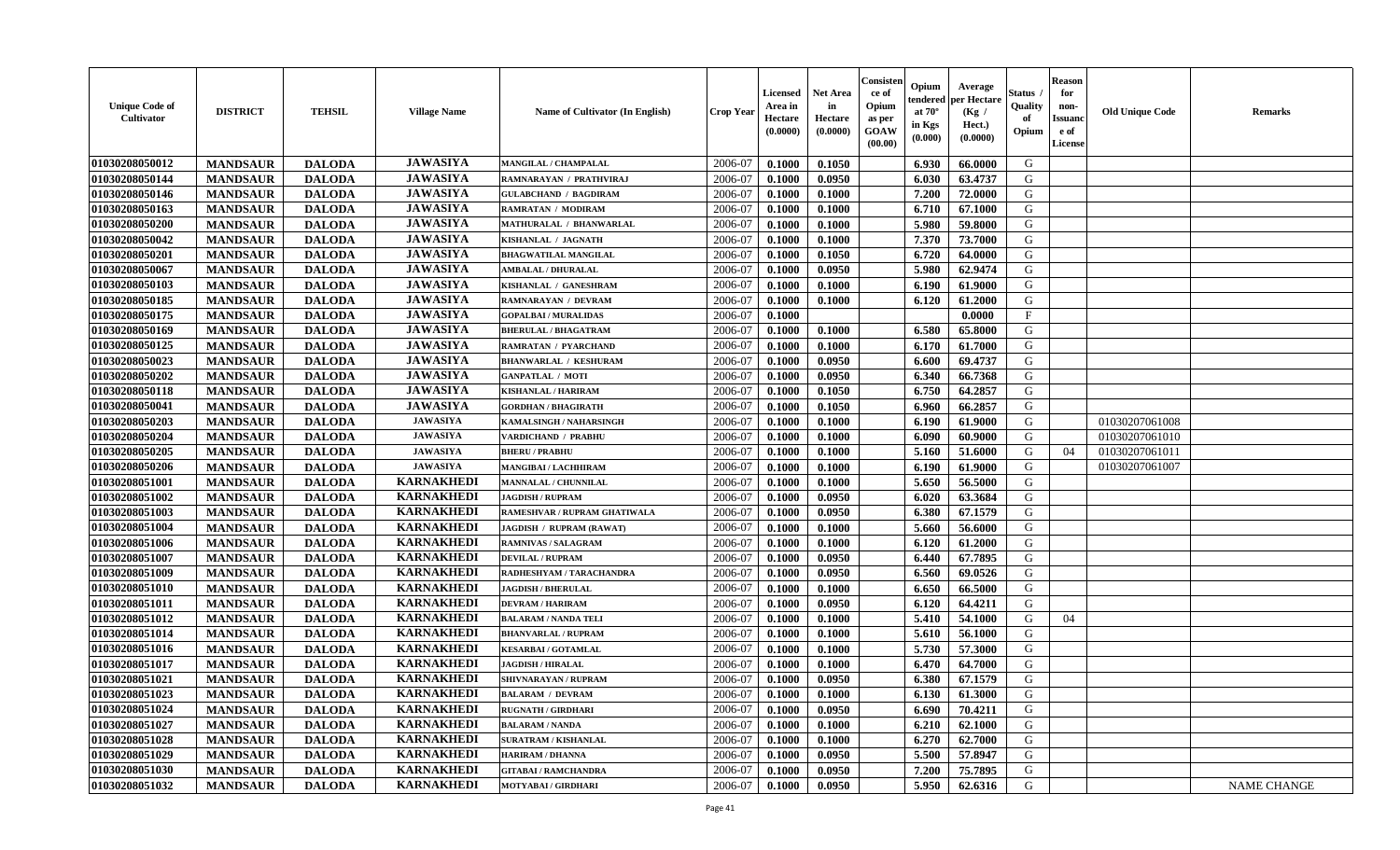| Unique Code of Cultivator | DISTRICT | TEHSIL | Village Name | Name of Cultivator (In English) | Crop Year | Licensed Area in Hectare (0.0000) | Net Area in Hectare (0.0000) | Consistence of Opium as per GOAW (00.00) | Opium tendered at 70° in Kgs (0.000) | Average per Hectare (Kg / Hect.) (0.0000) | Status / Quality of Opium | Reason for non-Issuance of License | Old Unique Code | Remarks |
|---|---|---|---|---|---|---|---|---|---|---|---|---|---|---|
| 01030208050012 | MANDSAUR | DALODA | JAWASIYA | MANGILAL / CHAMPALAL | 2006-07 | 0.1000 | 0.1050 | | 6.930 | 66.0000 | G | | | |
| 01030208050144 | MANDSAUR | DALODA | JAWASIYA | RAMNARAYAN / PRATHVIRAJ | 2006-07 | 0.1000 | 0.0950 | | 6.030 | 63.4737 | G | | | |
| 01030208050146 | MANDSAUR | DALODA | JAWASIYA | GULABCHAND / BAGDIRAM | 2006-07 | 0.1000 | 0.1000 | | 7.200 | 72.0000 | G | | | |
| 01030208050163 | MANDSAUR | DALODA | JAWASIYA | RAMRATAN / MODIRAM | 2006-07 | 0.1000 | 0.1000 | | 6.710 | 67.1000 | G | | | |
| 01030208050200 | MANDSAUR | DALODA | JAWASIYA | MATHURALAL / BHANWARLAL | 2006-07 | 0.1000 | 0.1000 | | 5.980 | 59.8000 | G | | | |
| 01030208050042 | MANDSAUR | DALODA | JAWASIYA | KISHANLAL / JAGNATH | 2006-07 | 0.1000 | 0.1000 | | 7.370 | 73.7000 | G | | | |
| 01030208050201 | MANDSAUR | DALODA | JAWASIYA | BHAGWATILAL MANGILAL | 2006-07 | 0.1000 | 0.1050 | | 6.720 | 64.0000 | G | | | |
| 01030208050067 | MANDSAUR | DALODA | JAWASIYA | AMBALAL / DHURALAL | 2006-07 | 0.1000 | 0.0950 | | 5.980 | 62.9474 | G | | | |
| 01030208050103 | MANDSAUR | DALODA | JAWASIYA | KISHANLAL / GANESHRAM | 2006-07 | 0.1000 | 0.1000 | | 6.190 | 61.9000 | G | | | |
| 01030208050185 | MANDSAUR | DALODA | JAWASIYA | RAMNARAYAN / DEVRAM | 2006-07 | 0.1000 | 0.1000 | | 6.120 | 61.2000 | G | | | |
| 01030208050175 | MANDSAUR | DALODA | JAWASIYA | GOPALBAI / MURALIDAS | 2006-07 | 0.1000 | | | | 0.0000 | F | | | |
| 01030208050169 | MANDSAUR | DALODA | JAWASIYA | BHERULAL / BHAGATRAM | 2006-07 | 0.1000 | 0.1000 | | 6.580 | 65.8000 | G | | | |
| 01030208050125 | MANDSAUR | DALODA | JAWASIYA | RAMRATAN / PYARCHAND | 2006-07 | 0.1000 | 0.1000 | | 6.170 | 61.7000 | G | | | |
| 01030208050023 | MANDSAUR | DALODA | JAWASIYA | BHANWARLAL / KESHURAM | 2006-07 | 0.1000 | 0.0950 | | 6.600 | 69.4737 | G | | | |
| 01030208050202 | MANDSAUR | DALODA | JAWASIYA | GANPATLAL / MOTI | 2006-07 | 0.1000 | 0.0950 | | 6.340 | 66.7368 | G | | | |
| 01030208050118 | MANDSAUR | DALODA | JAWASIYA | KISHANLAL / HARIRAM | 2006-07 | 0.1000 | 0.1050 | | 6.750 | 64.2857 | G | | | |
| 01030208050041 | MANDSAUR | DALODA | JAWASIYA | GORDHAN / BHAGIRATH | 2006-07 | 0.1000 | 0.1050 | | 6.960 | 66.2857 | G | | | |
| 01030208050203 | MANDSAUR | DALODA | JAWASIYA | KAMALSINGH / NAHARSINGH | 2006-07 | 0.1000 | 0.1000 | | 6.190 | 61.9000 | G | | 01030207061008 | |
| 01030208050204 | MANDSAUR | DALODA | JAWASIYA | VARDICHAND / PRABHU | 2006-07 | 0.1000 | 0.1000 | | 6.090 | 60.9000 | G | | 01030207061010 | |
| 01030208050205 | MANDSAUR | DALODA | JAWASIYA | BHERU / PRABHU | 2006-07 | 0.1000 | 0.1000 | | 5.160 | 51.6000 | G | 04 | 01030207061011 | |
| 01030208050206 | MANDSAUR | DALODA | JAWASIYA | MANGIBAI / LACHHIRAM | 2006-07 | 0.1000 | 0.1000 | | 6.190 | 61.9000 | G | | 01030207061007 | |
| 01030208051001 | MANDSAUR | DALODA | KARNAKHEDI | MANNALAL / CHUNNILAL | 2006-07 | 0.1000 | 0.1000 | | 5.650 | 56.5000 | G | | | |
| 01030208051002 | MANDSAUR | DALODA | KARNAKHEDI | JAGDISH / RUPRAM | 2006-07 | 0.1000 | 0.0950 | | 6.020 | 63.3684 | G | | | |
| 01030208051003 | MANDSAUR | DALODA | KARNAKHEDI | RAMESHVAR / RUPRAM GHATIWALA | 2006-07 | 0.1000 | 0.0950 | | 6.380 | 67.1579 | G | | | |
| 01030208051004 | MANDSAUR | DALODA | KARNAKHEDI | JAGDISH / RUPRAM (RAWAT) | 2006-07 | 0.1000 | 0.1000 | | 5.660 | 56.6000 | G | | | |
| 01030208051006 | MANDSAUR | DALODA | KARNAKHEDI | RAMNIVAS / SALAGRAM | 2006-07 | 0.1000 | 0.1000 | | 6.120 | 61.2000 | G | | | |
| 01030208051007 | MANDSAUR | DALODA | KARNAKHEDI | DEVILAL / RUPRAM | 2006-07 | 0.1000 | 0.0950 | | 6.440 | 67.7895 | G | | | |
| 01030208051009 | MANDSAUR | DALODA | KARNAKHEDI | RADHESHYAM / TARACHANDRA | 2006-07 | 0.1000 | 0.0950 | | 6.560 | 69.0526 | G | | | |
| 01030208051010 | MANDSAUR | DALODA | KARNAKHEDI | JAGDISH / BHERULAL | 2006-07 | 0.1000 | 0.1000 | | 6.650 | 66.5000 | G | | | |
| 01030208051011 | MANDSAUR | DALODA | KARNAKHEDI | DEVRAM / HARIRAM | 2006-07 | 0.1000 | 0.0950 | | 6.120 | 64.4211 | G | | | |
| 01030208051012 | MANDSAUR | DALODA | KARNAKHEDI | BALARAM / NANDA TELI | 2006-07 | 0.1000 | 0.1000 | | 5.410 | 54.1000 | G | 04 | | |
| 01030208051014 | MANDSAUR | DALODA | KARNAKHEDI | BHANVARLAL / RUPRAM | 2006-07 | 0.1000 | 0.1000 | | 5.610 | 56.1000 | G | | | |
| 01030208051016 | MANDSAUR | DALODA | KARNAKHEDI | KESARBAI / GOTAMLAL | 2006-07 | 0.1000 | 0.1000 | | 5.730 | 57.3000 | G | | | |
| 01030208051017 | MANDSAUR | DALODA | KARNAKHEDI | JAGDISH / HIRALAL | 2006-07 | 0.1000 | 0.1000 | | 6.470 | 64.7000 | G | | | |
| 01030208051021 | MANDSAUR | DALODA | KARNAKHEDI | SHIVNARAYAN / RUPRAM | 2006-07 | 0.1000 | 0.0950 | | 6.380 | 67.1579 | G | | | |
| 01030208051023 | MANDSAUR | DALODA | KARNAKHEDI | BALARAM / DEVRAM | 2006-07 | 0.1000 | 0.1000 | | 6.130 | 61.3000 | G | | | |
| 01030208051024 | MANDSAUR | DALODA | KARNAKHEDI | RUGNATH / GIRDHARI | 2006-07 | 0.1000 | 0.0950 | | 6.690 | 70.4211 | G | | | |
| 01030208051027 | MANDSAUR | DALODA | KARNAKHEDI | BALARAM / NANDA | 2006-07 | 0.1000 | 0.1000 | | 6.210 | 62.1000 | G | | | |
| 01030208051028 | MANDSAUR | DALODA | KARNAKHEDI | SURATRAM / KISHANLAL | 2006-07 | 0.1000 | 0.1000 | | 6.270 | 62.7000 | G | | | |
| 01030208051029 | MANDSAUR | DALODA | KARNAKHEDI | HARIRAM / DHANNA | 2006-07 | 0.1000 | 0.0950 | | 5.500 | 57.8947 | G | | | |
| 01030208051030 | MANDSAUR | DALODA | KARNAKHEDI | GITABAI / RAMCHANDRA | 2006-07 | 0.1000 | 0.0950 | | 7.200 | 75.7895 | G | | | |
| 01030208051032 | MANDSAUR | DALODA | KARNAKHEDI | MOTYABAI / GIRDHARI | 2006-07 | 0.1000 | 0.0950 | | 5.950 | 62.6316 | G | | | NAME CHANGE |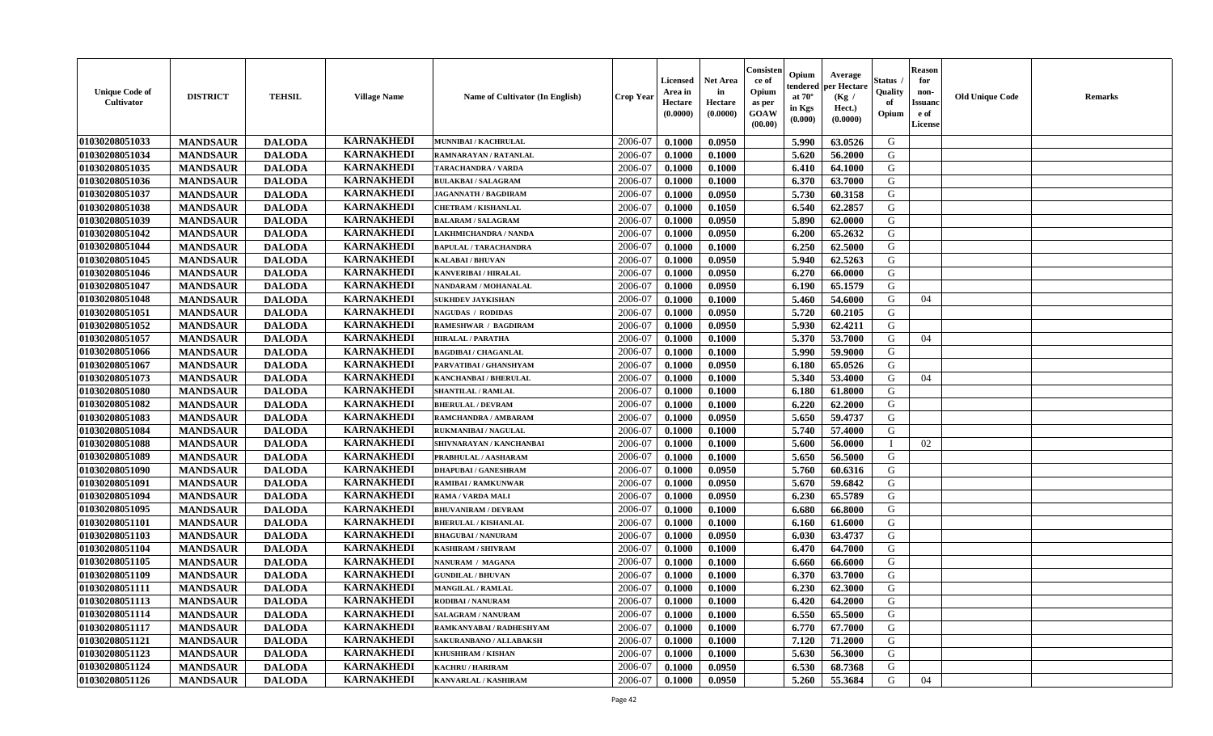| Unique Code of Cultivator | DISTRICT | TEHSIL | Village Name | Name of Cultivator (In English) | Crop Year | Licensed Area in Hectare (0.0000) | Net Area in Hectare (0.0000) | Consistence of Opium as per GOAW (00.00) | Opium tendered at 70° in Kgs (0.000) | Average per Hectare (Kg / Hect.) (0.0000) | Status / Quality of Opium | Reason for non-Issuance of License | Old Unique Code | Remarks |
|---|---|---|---|---|---|---|---|---|---|---|---|---|---|---|
| 01030208051033 | MANDSAUR | DALODA | KARNAKHEDI | MUNNIBAI / KACHRULAL | 2006-07 | 0.1000 | 0.0950 | | 5.990 | 63.0526 | G | | | |
| 01030208051034 | MANDSAUR | DALODA | KARNAKHEDI | RAMNARAYAN / RATANLAL | 2006-07 | 0.1000 | 0.1000 | | 5.620 | 56.2000 | G | | | |
| 01030208051035 | MANDSAUR | DALODA | KARNAKHEDI | TARACHANDRA / VARDA | 2006-07 | 0.1000 | 0.1000 | | 6.410 | 64.1000 | G | | | |
| 01030208051036 | MANDSAUR | DALODA | KARNAKHEDI | BULAKBAI / SALAGRAM | 2006-07 | 0.1000 | 0.1000 | | 6.370 | 63.7000 | G | | | |
| 01030208051037 | MANDSAUR | DALODA | KARNAKHEDI | JAGANNATH / BAGDIRAM | 2006-07 | 0.1000 | 0.0950 | | 5.730 | 60.3158 | G | | | |
| 01030208051038 | MANDSAUR | DALODA | KARNAKHEDI | CHETRAM / KISHANLAL | 2006-07 | 0.1000 | 0.1050 | | 6.540 | 62.2857 | G | | | |
| 01030208051039 | MANDSAUR | DALODA | KARNAKHEDI | BALARAM / SALAGRAM | 2006-07 | 0.1000 | 0.0950 | | 5.890 | 62.0000 | G | | | |
| 01030208051042 | MANDSAUR | DALODA | KARNAKHEDI | LAKHMICHANDRA / NANDA | 2006-07 | 0.1000 | 0.0950 | | 6.200 | 65.2632 | G | | | |
| 01030208051044 | MANDSAUR | DALODA | KARNAKHEDI | BAPULAL / TARACHANDRA | 2006-07 | 0.1000 | 0.1000 | | 6.250 | 62.5000 | G | | | |
| 01030208051045 | MANDSAUR | DALODA | KARNAKHEDI | KALABAI / BHUVAN | 2006-07 | 0.1000 | 0.0950 | | 5.940 | 62.5263 | G | | | |
| 01030208051046 | MANDSAUR | DALODA | KARNAKHEDI | KANVERIBAI / HIRALAL | 2006-07 | 0.1000 | 0.0950 | | 6.270 | 66.0000 | G | | | |
| 01030208051047 | MANDSAUR | DALODA | KARNAKHEDI | NANDARAM / MOHANALAL | 2006-07 | 0.1000 | 0.0950 | | 6.190 | 65.1579 | G | | | |
| 01030208051048 | MANDSAUR | DALODA | KARNAKHEDI | SUKHDEV JAYKISHAN | 2006-07 | 0.1000 | 0.1000 | | 5.460 | 54.6000 | G | 04 | | |
| 01030208051051 | MANDSAUR | DALODA | KARNAKHEDI | NAGUDAS / RODIDAS | 2006-07 | 0.1000 | 0.0950 | | 5.720 | 60.2105 | G | | | |
| 01030208051052 | MANDSAUR | DALODA | KARNAKHEDI | RAMESHWAR / BAGDIRAM | 2006-07 | 0.1000 | 0.0950 | | 5.930 | 62.4211 | G | | | |
| 01030208051057 | MANDSAUR | DALODA | KARNAKHEDI | HIRALAL / PARATHA | 2006-07 | 0.1000 | 0.1000 | | 5.370 | 53.7000 | G | 04 | | |
| 01030208051066 | MANDSAUR | DALODA | KARNAKHEDI | BAGDIBAI / CHAGANLAL | 2006-07 | 0.1000 | 0.1000 | | 5.990 | 59.9000 | G | | | |
| 01030208051067 | MANDSAUR | DALODA | KARNAKHEDI | PARVATIBAI / GHANSHYAM | 2006-07 | 0.1000 | 0.0950 | | 6.180 | 65.0526 | G | | | |
| 01030208051073 | MANDSAUR | DALODA | KARNAKHEDI | KANCHANBAI / BHERULAL | 2006-07 | 0.1000 | 0.1000 | | 5.340 | 53.4000 | G | 04 | | |
| 01030208051080 | MANDSAUR | DALODA | KARNAKHEDI | SHANTILAL / RAMLAL | 2006-07 | 0.1000 | 0.1000 | | 6.180 | 61.8000 | G | | | |
| 01030208051082 | MANDSAUR | DALODA | KARNAKHEDI | BHERULAL / DEVRAM | 2006-07 | 0.1000 | 0.1000 | | 6.220 | 62.2000 | G | | | |
| 01030208051083 | MANDSAUR | DALODA | KARNAKHEDI | RAMCHANDRA / AMBARAM | 2006-07 | 0.1000 | 0.0950 | | 5.650 | 59.4737 | G | | | |
| 01030208051084 | MANDSAUR | DALODA | KARNAKHEDI | RUKMANIBAI / NAGULAL | 2006-07 | 0.1000 | 0.1000 | | 5.740 | 57.4000 | G | | | |
| 01030208051088 | MANDSAUR | DALODA | KARNAKHEDI | SHIVNARAYAN / KANCHANBAI | 2006-07 | 0.1000 | 0.1000 | | 5.600 | 56.0000 | I | 02 | | |
| 01030208051089 | MANDSAUR | DALODA | KARNAKHEDI | PRABHULAL / AASHARAM | 2006-07 | 0.1000 | 0.1000 | | 5.650 | 56.5000 | G | | | |
| 01030208051090 | MANDSAUR | DALODA | KARNAKHEDI | DHAPUBAI / GANESHRAM | 2006-07 | 0.1000 | 0.0950 | | 5.760 | 60.6316 | G | | | |
| 01030208051091 | MANDSAUR | DALODA | KARNAKHEDI | RAMIBAI / RAMKUNWAR | 2006-07 | 0.1000 | 0.0950 | | 5.670 | 59.6842 | G | | | |
| 01030208051094 | MANDSAUR | DALODA | KARNAKHEDI | RAMA / VARDA MALI | 2006-07 | 0.1000 | 0.0950 | | 6.230 | 65.5789 | G | | | |
| 01030208051095 | MANDSAUR | DALODA | KARNAKHEDI | BHUVANIRAM / DEVRAM | 2006-07 | 0.1000 | 0.1000 | | 6.680 | 66.8000 | G | | | |
| 01030208051101 | MANDSAUR | DALODA | KARNAKHEDI | BHERULAL / KISHANLAL | 2006-07 | 0.1000 | 0.1000 | | 6.160 | 61.6000 | G | | | |
| 01030208051103 | MANDSAUR | DALODA | KARNAKHEDI | BHAGUBAI / NANURAM | 2006-07 | 0.1000 | 0.0950 | | 6.030 | 63.4737 | G | | | |
| 01030208051104 | MANDSAUR | DALODA | KARNAKHEDI | KASHIRAM / SHIVRAM | 2006-07 | 0.1000 | 0.1000 | | 6.470 | 64.7000 | G | | | |
| 01030208051105 | MANDSAUR | DALODA | KARNAKHEDI | NANURAM / MAGANA | 2006-07 | 0.1000 | 0.1000 | | 6.660 | 66.6000 | G | | | |
| 01030208051109 | MANDSAUR | DALODA | KARNAKHEDI | GUNDILAL / BHUVAN | 2006-07 | 0.1000 | 0.1000 | | 6.370 | 63.7000 | G | | | |
| 01030208051111 | MANDSAUR | DALODA | KARNAKHEDI | MANGILAL / RAMLAL | 2006-07 | 0.1000 | 0.1000 | | 6.230 | 62.3000 | G | | | |
| 01030208051113 | MANDSAUR | DALODA | KARNAKHEDI | RODIBAI / NANURAM | 2006-07 | 0.1000 | 0.1000 | | 6.420 | 64.2000 | G | | | |
| 01030208051114 | MANDSAUR | DALODA | KARNAKHEDI | SALAGRAM / NANURAM | 2006-07 | 0.1000 | 0.1000 | | 6.550 | 65.5000 | G | | | |
| 01030208051117 | MANDSAUR | DALODA | KARNAKHEDI | RAMKANYABAI / RADHESHYAM | 2006-07 | 0.1000 | 0.1000 | | 6.770 | 67.7000 | G | | | |
| 01030208051121 | MANDSAUR | DALODA | KARNAKHEDI | SAKURANBANO / ALLABAKSH | 2006-07 | 0.1000 | 0.1000 | | 7.120 | 71.2000 | G | | | |
| 01030208051123 | MANDSAUR | DALODA | KARNAKHEDI | KHUSHIRAM / KISHAN | 2006-07 | 0.1000 | 0.1000 | | 5.630 | 56.3000 | G | | | |
| 01030208051124 | MANDSAUR | DALODA | KARNAKHEDI | KACHRU / HARIRAM | 2006-07 | 0.1000 | 0.0950 | | 6.530 | 68.7368 | G | | | |
| 01030208051126 | MANDSAUR | DALODA | KARNAKHEDI | KANVARLAL / KASHIRAM | 2006-07 | 0.1000 | 0.0950 | | 5.260 | 55.3684 | G | 04 | | |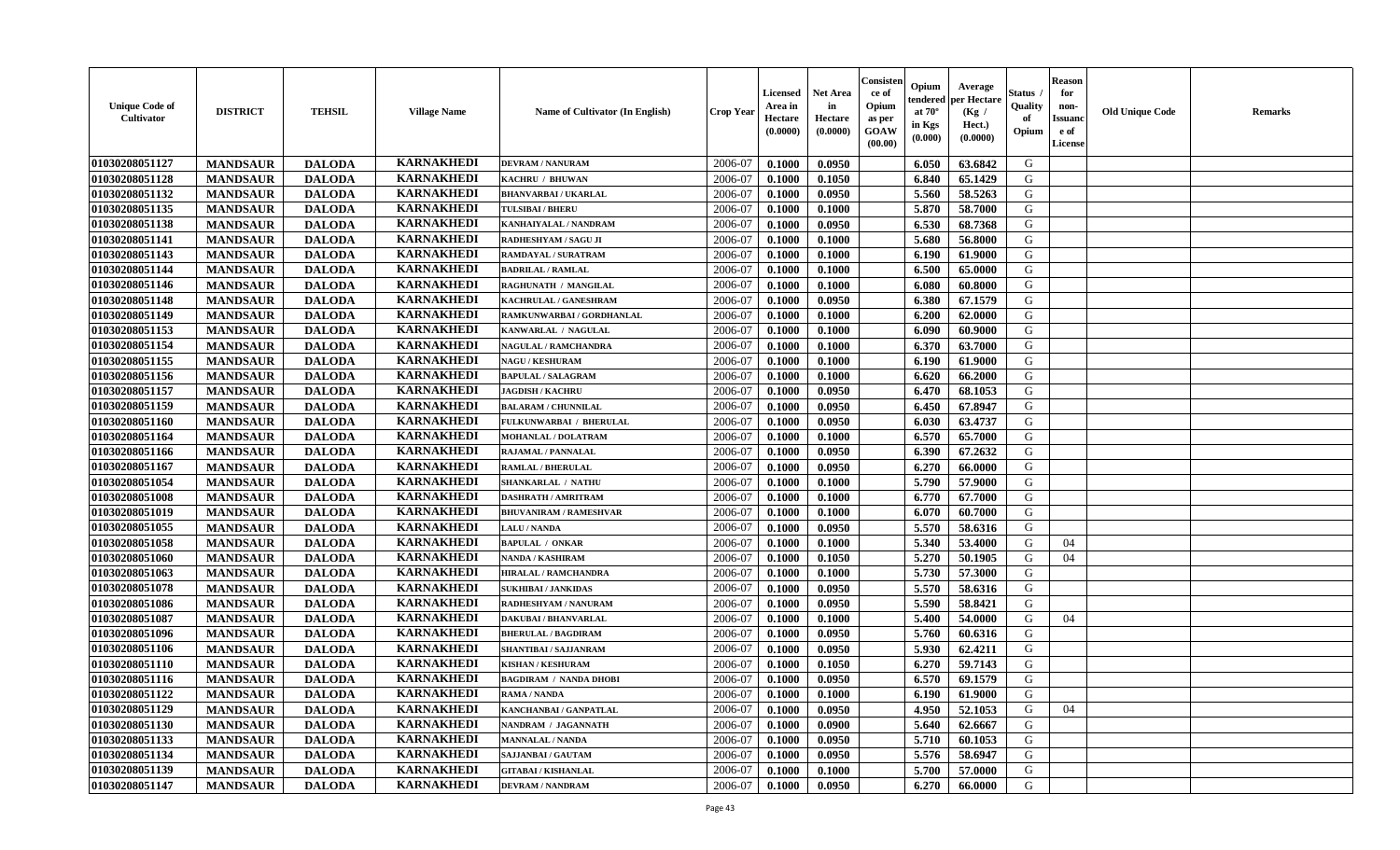| Unique Code of Cultivator | DISTRICT | TEHSIL | Village Name | Name of Cultivator (In English) | Crop Year | Licensed Area in Hectare (0.0000) | Net Area in Hectare (0.0000) | Consistence of Opium as per GOAW (00.00) | Opium tendered at 70° in Kgs (0.000) | Average per Hectare (Kg / Hect.) (0.0000) | Status / Quality of Opium | Reason for non-Issuance of License | Old Unique Code | Remarks |
|---|---|---|---|---|---|---|---|---|---|---|---|---|---|---|
| 01030208051127 | MANDSAUR | DALODA | KARNAKHEDI | DEVRAM / NANURAM | 2006-07 | 0.1000 | 0.0950 | | 6.050 | 63.6842 | G | | | |
| 01030208051128 | MANDSAUR | DALODA | KARNAKHEDI | KACHRU / BHUWAN | 2006-07 | 0.1000 | 0.1050 | | 6.840 | 65.1429 | G | | | |
| 01030208051132 | MANDSAUR | DALODA | KARNAKHEDI | BHANVARBAI / UKARLAL | 2006-07 | 0.1000 | 0.0950 | | 5.560 | 58.5263 | G | | | |
| 01030208051135 | MANDSAUR | DALODA | KARNAKHEDI | TULSIBAI / BHERU | 2006-07 | 0.1000 | 0.1000 | | 5.870 | 58.7000 | G | | | |
| 01030208051138 | MANDSAUR | DALODA | KARNAKHEDI | KANHAIYALAL / NANDRAM | 2006-07 | 0.1000 | 0.0950 | | 6.530 | 68.7368 | G | | | |
| 01030208051141 | MANDSAUR | DALODA | KARNAKHEDI | RADHESHYAM / SAGU JI | 2006-07 | 0.1000 | 0.1000 | | 5.680 | 56.8000 | G | | | |
| 01030208051143 | MANDSAUR | DALODA | KARNAKHEDI | RAMDAYAL / SURATRAM | 2006-07 | 0.1000 | 0.1000 | | 6.190 | 61.9000 | G | | | |
| 01030208051144 | MANDSAUR | DALODA | KARNAKHEDI | BADRILAL / RAMLAL | 2006-07 | 0.1000 | 0.1000 | | 6.500 | 65.0000 | G | | | |
| 01030208051146 | MANDSAUR | DALODA | KARNAKHEDI | RAGHUNATH / MANGILAL | 2006-07 | 0.1000 | 0.1000 | | 6.080 | 60.8000 | G | | | |
| 01030208051148 | MANDSAUR | DALODA | KARNAKHEDI | KACHRULAL / GANESHRAM | 2006-07 | 0.1000 | 0.0950 | | 6.380 | 67.1579 | G | | | |
| 01030208051149 | MANDSAUR | DALODA | KARNAKHEDI | RAMKUNWARBAI / GORDHANLAL | 2006-07 | 0.1000 | 0.1000 | | 6.200 | 62.0000 | G | | | |
| 01030208051153 | MANDSAUR | DALODA | KARNAKHEDI | KANWARLAL / NAGULAL | 2006-07 | 0.1000 | 0.1000 | | 6.090 | 60.9000 | G | | | |
| 01030208051154 | MANDSAUR | DALODA | KARNAKHEDI | NAGULAL / RAMCHANDRA | 2006-07 | 0.1000 | 0.1000 | | 6.370 | 63.7000 | G | | | |
| 01030208051155 | MANDSAUR | DALODA | KARNAKHEDI | NAGU / KESHURAM | 2006-07 | 0.1000 | 0.1000 | | 6.190 | 61.9000 | G | | | |
| 01030208051156 | MANDSAUR | DALODA | KARNAKHEDI | BAPULAL / SALAGRAM | 2006-07 | 0.1000 | 0.1000 | | 6.620 | 66.2000 | G | | | |
| 01030208051157 | MANDSAUR | DALODA | KARNAKHEDI | JAGDISH / KACHRU | 2006-07 | 0.1000 | 0.0950 | | 6.470 | 68.1053 | G | | | |
| 01030208051159 | MANDSAUR | DALODA | KARNAKHEDI | BALARAM / CHUNNILAL | 2006-07 | 0.1000 | 0.0950 | | 6.450 | 67.8947 | G | | | |
| 01030208051160 | MANDSAUR | DALODA | KARNAKHEDI | FULKUNWARBAI / BHERULAL | 2006-07 | 0.1000 | 0.0950 | | 6.030 | 63.4737 | G | | | |
| 01030208051164 | MANDSAUR | DALODA | KARNAKHEDI | MOHANLAL / DOLATRAM | 2006-07 | 0.1000 | 0.1000 | | 6.570 | 65.7000 | G | | | |
| 01030208051166 | MANDSAUR | DALODA | KARNAKHEDI | RAJAMAL / PANNALAL | 2006-07 | 0.1000 | 0.0950 | | 6.390 | 67.2632 | G | | | |
| 01030208051167 | MANDSAUR | DALODA | KARNAKHEDI | RAMLAL / BHERULAL | 2006-07 | 0.1000 | 0.0950 | | 6.270 | 66.0000 | G | | | |
| 01030208051054 | MANDSAUR | DALODA | KARNAKHEDI | SHANKARLAL / NATHU | 2006-07 | 0.1000 | 0.1000 | | 5.790 | 57.9000 | G | | | |
| 01030208051008 | MANDSAUR | DALODA | KARNAKHEDI | DASHRATH / AMRITRAM | 2006-07 | 0.1000 | 0.1000 | | 6.770 | 67.7000 | G | | | |
| 01030208051019 | MANDSAUR | DALODA | KARNAKHEDI | BHUVANIRAM / RAMESHVAR | 2006-07 | 0.1000 | 0.1000 | | 6.070 | 60.7000 | G | | | |
| 01030208051055 | MANDSAUR | DALODA | KARNAKHEDI | LALU / NANDA | 2006-07 | 0.1000 | 0.0950 | | 5.570 | 58.6316 | G | | | |
| 01030208051058 | MANDSAUR | DALODA | KARNAKHEDI | BAPULAL / ONKAR | 2006-07 | 0.1000 | 0.1000 | | 5.340 | 53.4000 | G | 04 | | |
| 01030208051060 | MANDSAUR | DALODA | KARNAKHEDI | NANDA / KASHIRAM | 2006-07 | 0.1000 | 0.1050 | | 5.270 | 50.1905 | G | 04 | | |
| 01030208051063 | MANDSAUR | DALODA | KARNAKHEDI | HIRALAL / RAMCHANDRA | 2006-07 | 0.1000 | 0.1000 | | 5.730 | 57.3000 | G | | | |
| 01030208051078 | MANDSAUR | DALODA | KARNAKHEDI | SUKHIBAI / JANKIDAS | 2006-07 | 0.1000 | 0.0950 | | 5.570 | 58.6316 | G | | | |
| 01030208051086 | MANDSAUR | DALODA | KARNAKHEDI | RADHESHYAM / NANURAM | 2006-07 | 0.1000 | 0.0950 | | 5.590 | 58.8421 | G | | | |
| 01030208051087 | MANDSAUR | DALODA | KARNAKHEDI | DAKUBAI / BHANVARLAL | 2006-07 | 0.1000 | 0.1000 | | 5.400 | 54.0000 | G | 04 | | |
| 01030208051096 | MANDSAUR | DALODA | KARNAKHEDI | BHERULAL / BAGDIRAM | 2006-07 | 0.1000 | 0.0950 | | 5.760 | 60.6316 | G | | | |
| 01030208051106 | MANDSAUR | DALODA | KARNAKHEDI | SHANTIBAI / SAJJANRAM | 2006-07 | 0.1000 | 0.0950 | | 5.930 | 62.4211 | G | | | |
| 01030208051110 | MANDSAUR | DALODA | KARNAKHEDI | KISHAN / KESHURAM | 2006-07 | 0.1000 | 0.1050 | | 6.270 | 59.7143 | G | | | |
| 01030208051116 | MANDSAUR | DALODA | KARNAKHEDI | BAGDIRAM / NANDA DHOBI | 2006-07 | 0.1000 | 0.0950 | | 6.570 | 69.1579 | G | | | |
| 01030208051122 | MANDSAUR | DALODA | KARNAKHEDI | RAMA / NANDA | 2006-07 | 0.1000 | 0.1000 | | 6.190 | 61.9000 | G | | | |
| 01030208051129 | MANDSAUR | DALODA | KARNAKHEDI | KANCHANBAI / GANPATLAL | 2006-07 | 0.1000 | 0.0950 | | 4.950 | 52.1053 | G | 04 | | |
| 01030208051130 | MANDSAUR | DALODA | KARNAKHEDI | NANDRAM / JAGANNATH | 2006-07 | 0.1000 | 0.0900 | | 5.640 | 62.6667 | G | | | |
| 01030208051133 | MANDSAUR | DALODA | KARNAKHEDI | MANNALAL / NANDA | 2006-07 | 0.1000 | 0.0950 | | 5.710 | 60.1053 | G | | | |
| 01030208051134 | MANDSAUR | DALODA | KARNAKHEDI | SAJJANBAI / GAUTAM | 2006-07 | 0.1000 | 0.0950 | | 5.576 | 58.6947 | G | | | |
| 01030208051139 | MANDSAUR | DALODA | KARNAKHEDI | GITABAI / KISHANLAL | 2006-07 | 0.1000 | 0.1000 | | 5.700 | 57.0000 | G | | | |
| 01030208051147 | MANDSAUR | DALODA | KARNAKHEDI | DEVRAM / NANDRAM | 2006-07 | 0.1000 | 0.0950 | | 6.270 | 66.0000 | G | | | |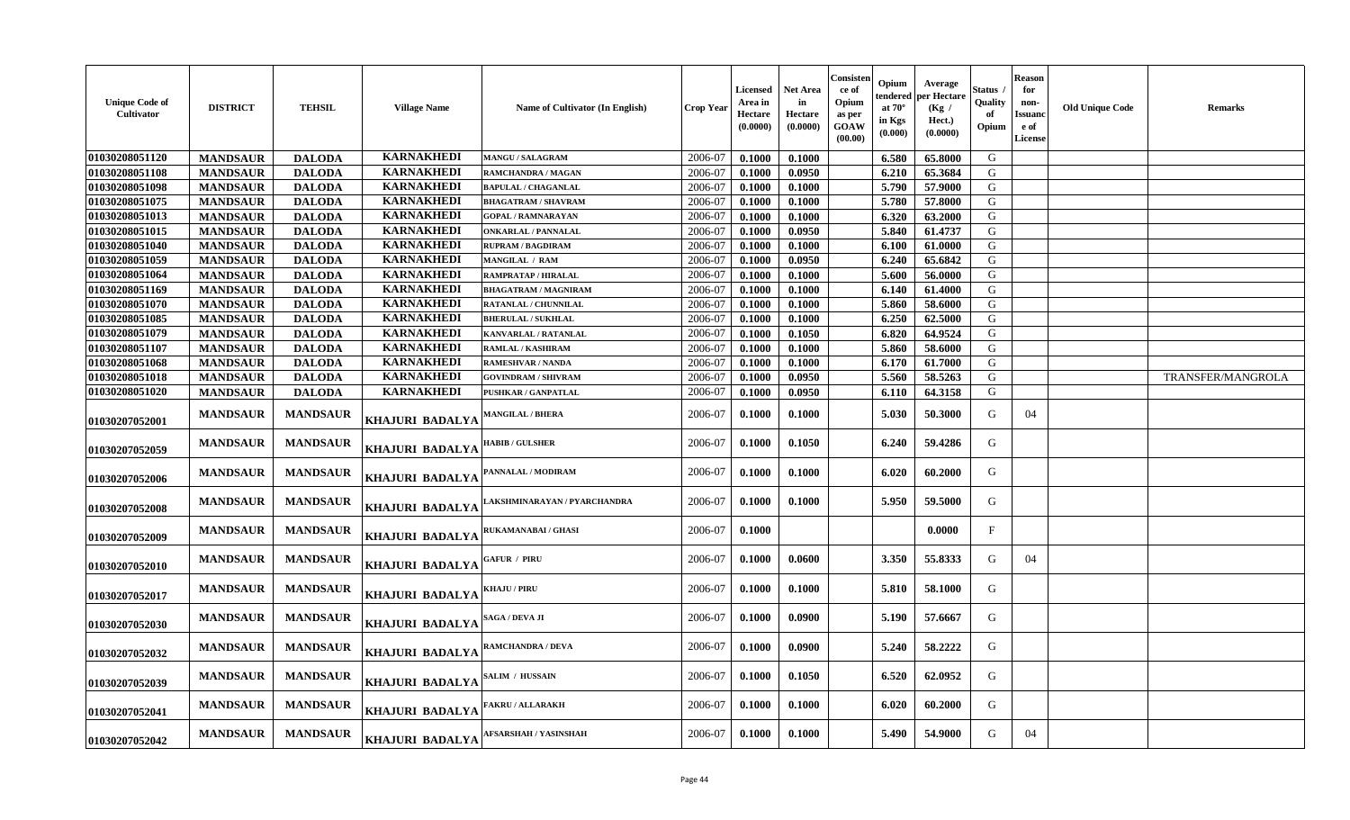| Unique Code of Cultivator | DISTRICT | TEHSIL | Village Name | Name of Cultivator (In English) | Crop Year | Licensed Area in Hectare (0.0000) | Net Area in Hectare (0.0000) | Consistence of Opium as per GOAW (00.00) | Opium tendered at 70° in Kgs (0.000) | Average per Hectare (Kg / Hect.) (0.0000) | Status / Quality of Opium | Reason for non-Issuance of License | Old Unique Code | Remarks |
|---|---|---|---|---|---|---|---|---|---|---|---|---|---|---|
| 01030208051120 | MANDSAUR | DALODA | KARNAKHEDI | MANGU / SALAGRAM | 2006-07 | 0.1000 | 0.1000 | | 6.580 | 65.8000 | G | | | |
| 01030208051108 | MANDSAUR | DALODA | KARNAKHEDI | RAMCHANDRA / MAGAN | 2006-07 | 0.1000 | 0.0950 | | 6.210 | 65.3684 | G | | | |
| 01030208051098 | MANDSAUR | DALODA | KARNAKHEDI | BAPULAL / CHAGANLAL | 2006-07 | 0.1000 | 0.1000 | | 5.790 | 57.9000 | G | | | |
| 01030208051075 | MANDSAUR | DALODA | KARNAKHEDI | BHAGATRAM / SHAVRAM | 2006-07 | 0.1000 | 0.1000 | | 5.780 | 57.8000 | G | | | |
| 01030208051013 | MANDSAUR | DALODA | KARNAKHEDI | GOPAL / RAMNARAYAN | 2006-07 | 0.1000 | 0.1000 | | 6.320 | 63.2000 | G | | | |
| 01030208051015 | MANDSAUR | DALODA | KARNAKHEDI | ONKARLAL / PANNALAL | 2006-07 | 0.1000 | 0.0950 | | 5.840 | 61.4737 | G | | | |
| 01030208051040 | MANDSAUR | DALODA | KARNAKHEDI | RUPRAM / BAGDIRAM | 2006-07 | 0.1000 | 0.1000 | | 6.100 | 61.0000 | G | | | |
| 01030208051059 | MANDSAUR | DALODA | KARNAKHEDI | MANGILAL / RAM | 2006-07 | 0.1000 | 0.0950 | | 6.240 | 65.6842 | G | | | |
| 01030208051064 | MANDSAUR | DALODA | KARNAKHEDI | RAMPRATAP / HIRALAL | 2006-07 | 0.1000 | 0.1000 | | 5.600 | 56.0000 | G | | | |
| 01030208051169 | MANDSAUR | DALODA | KARNAKHEDI | BHAGATRAM / MAGNIRAM | 2006-07 | 0.1000 | 0.1000 | | 6.140 | 61.4000 | G | | | |
| 01030208051070 | MANDSAUR | DALODA | KARNAKHEDI | RATANLAL / CHUNNILAL | 2006-07 | 0.1000 | 0.1000 | | 5.860 | 58.6000 | G | | | |
| 01030208051085 | MANDSAUR | DALODA | KARNAKHEDI | BHERULAL / SUKHLAL | 2006-07 | 0.1000 | 0.1000 | | 6.250 | 62.5000 | G | | | |
| 01030208051079 | MANDSAUR | DALODA | KARNAKHEDI | KANVARLAL / RATANLAL | 2006-07 | 0.1000 | 0.1050 | | 6.820 | 64.9524 | G | | | |
| 01030208051107 | MANDSAUR | DALODA | KARNAKHEDI | RAMLAL / KASHIRAM | 2006-07 | 0.1000 | 0.1000 | | 5.860 | 58.6000 | G | | | |
| 01030208051068 | MANDSAUR | DALODA | KARNAKHEDI | RAMESHVAR / NANDA | 2006-07 | 0.1000 | 0.1000 | | 6.170 | 61.7000 | G | | | |
| 01030208051018 | MANDSAUR | DALODA | KARNAKHEDI | GOVINDRAM / SHIVRAM | 2006-07 | 0.1000 | 0.0950 | | 5.560 | 58.5263 | G | | | TRANSFER/MANGROLA |
| 01030208051020 | MANDSAUR | DALODA | KARNAKHEDI | PUSHKAR / GANPATLAL | 2006-07 | 0.1000 | 0.0950 | | 6.110 | 64.3158 | G | | | |
| 01030207052001 | MANDSAUR | MANDSAUR | KHAJURI BADALYA | MANGILAL / BHERA | 2006-07 | 0.1000 | 0.1000 | | 5.030 | 50.3000 | G | 04 | | |
| 01030207052059 | MANDSAUR | MANDSAUR | KHAJURI BADALYA | HABIB / GULSHER | 2006-07 | 0.1000 | 0.1050 | | 6.240 | 59.4286 | G | | | |
| 01030207052006 | MANDSAUR | MANDSAUR | KHAJURI BADALYA | PANNALAL / MODIRAM | 2006-07 | 0.1000 | 0.1000 | | 6.020 | 60.2000 | G | | | |
| 01030207052008 | MANDSAUR | MANDSAUR | KHAJURI BADALYA | LAKSHMINARAYAN / PYARCHANDRA | 2006-07 | 0.1000 | 0.1000 | | 5.950 | 59.5000 | G | | | |
| 01030207052009 | MANDSAUR | MANDSAUR | KHAJURI BADALYA | RUKAMANABAI / GHASI | 2006-07 | 0.1000 | | | | 0.0000 | F | | | |
| 01030207052010 | MANDSAUR | MANDSAUR | KHAJURI BADALYA | GAFUR / PIRU | 2006-07 | 0.1000 | 0.0600 | | 3.350 | 55.8333 | G | 04 | | |
| 01030207052017 | MANDSAUR | MANDSAUR | KHAJURI BADALYA | KHAJU / PIRU | 2006-07 | 0.1000 | 0.1000 | | 5.810 | 58.1000 | G | | | |
| 01030207052030 | MANDSAUR | MANDSAUR | KHAJURI BADALYA | SAGA / DEVA JI | 2006-07 | 0.1000 | 0.0900 | | 5.190 | 57.6667 | G | | | |
| 01030207052032 | MANDSAUR | MANDSAUR | KHAJURI BADALYA | RAMCHANDRA / DEVA | 2006-07 | 0.1000 | 0.0900 | | 5.240 | 58.2222 | G | | | |
| 01030207052039 | MANDSAUR | MANDSAUR | KHAJURI BADALYA | SALIM / HUSSAIN | 2006-07 | 0.1000 | 0.1050 | | 6.520 | 62.0952 | G | | | |
| 01030207052041 | MANDSAUR | MANDSAUR | KHAJURI BADALYA | FAKRU / ALLARAKH | 2006-07 | 0.1000 | 0.1000 | | 6.020 | 60.2000 | G | | | |
| 01030207052042 | MANDSAUR | MANDSAUR | KHAJURI BADALYA | AFSARSHAH / YASINSHAH | 2006-07 | 0.1000 | 0.1000 | | 5.490 | 54.9000 | G | 04 | | |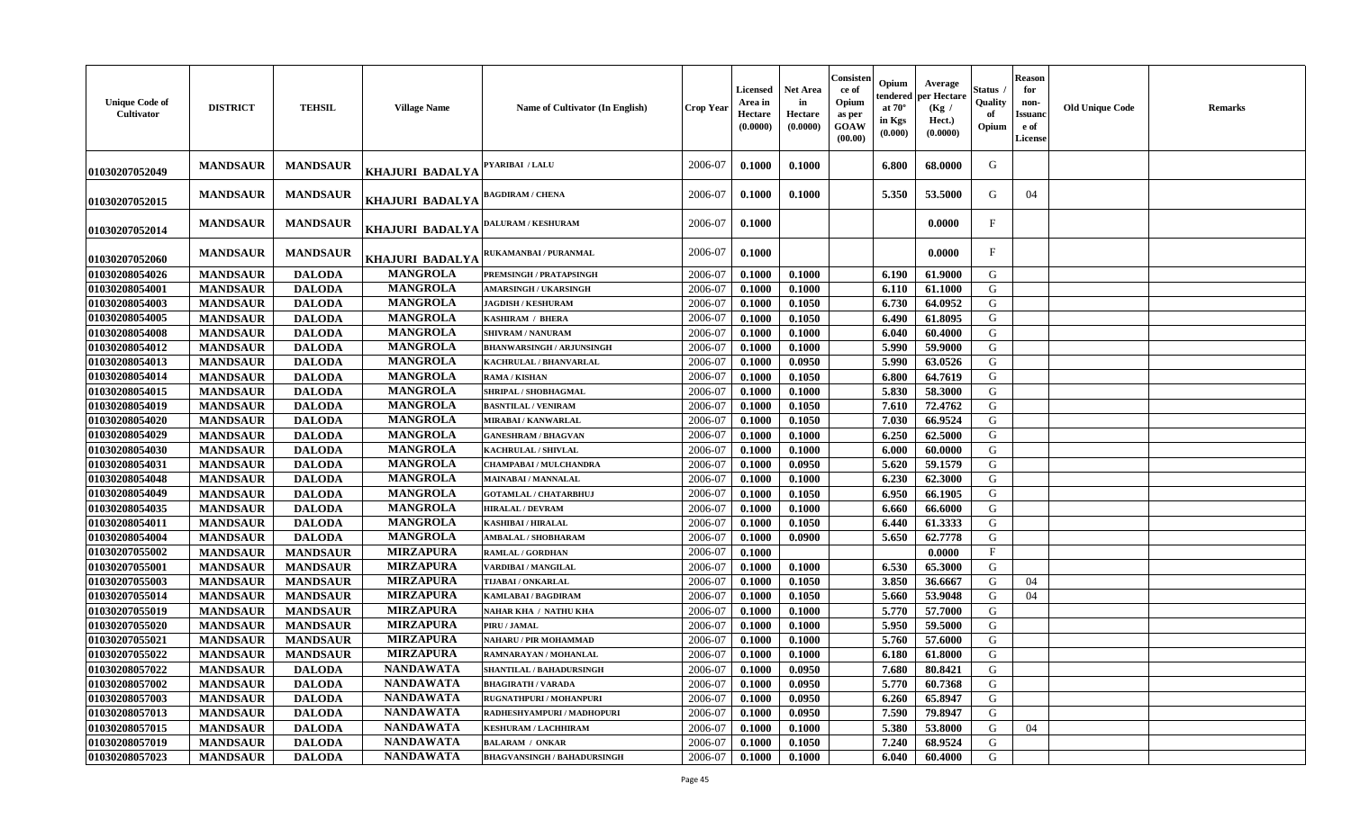| Unique Code of Cultivator | DISTRICT | TEHSIL | Village Name | Name of Cultivator (In English) | Crop Year | Licensed Area in Hectare (0.0000) | Net Area in Hectare (0.0000) | Consistence of Opium as per GOAW (00.00) | Opium tendered at 70° in Kgs (0.000) | Average per Hectare (Kg / Hect.) (0.0000) | Status / Quality of Opium | Reason for non-Issuance of License | Old Unique Code | Remarks |
|---|---|---|---|---|---|---|---|---|---|---|---|---|---|---|
| 01030207052049 | MANDSAUR | MANDSAUR | KHAJURI BADALYA | PYARIBAI / LALU | 2006-07 | 0.1000 | 0.1000 | | 6.800 | 68.0000 | G | | | |
| 01030207052015 | MANDSAUR | MANDSAUR | KHAJURI BADALYA | BAGDIRAM / CHENA | 2006-07 | 0.1000 | 0.1000 | | 5.350 | 53.5000 | G | 04 | | |
| 01030207052014 | MANDSAUR | MANDSAUR | KHAJURI BADALYA | DALURAM / KESHURAM | 2006-07 | 0.1000 | | | | 0.0000 | F | | | |
| 01030207052060 | MANDSAUR | MANDSAUR | KHAJURI BADALYA | RUKAMANBAI / PURANMAL | 2006-07 | 0.1000 | | | | 0.0000 | F | | | |
| 01030208054026 | MANDSAUR | DALODA | MANGROLA | PREMSINGH / PRATAPSINGH | 2006-07 | 0.1000 | 0.1000 | | 6.190 | 61.9000 | G | | | |
| 01030208054001 | MANDSAUR | DALODA | MANGROLA | AMARSINGH / UKARSINGH | 2006-07 | 0.1000 | 0.1000 | | 6.110 | 61.1000 | G | | | |
| 01030208054003 | MANDSAUR | DALODA | MANGROLA | JAGDISH / KESHURAM | 2006-07 | 0.1000 | 0.1050 | | 6.730 | 64.0952 | G | | | |
| 01030208054005 | MANDSAUR | DALODA | MANGROLA | KASHIRAM / BHERA | 2006-07 | 0.1000 | 0.1050 | | 6.490 | 61.8095 | G | | | |
| 01030208054008 | MANDSAUR | DALODA | MANGROLA | SHIVRAM / NANURAM | 2006-07 | 0.1000 | 0.1000 | | 6.040 | 60.4000 | G | | | |
| 01030208054012 | MANDSAUR | DALODA | MANGROLA | BHANWARSINGH / ARJUNSINGH | 2006-07 | 0.1000 | 0.1000 | | 5.990 | 59.9000 | G | | | |
| 01030208054013 | MANDSAUR | DALODA | MANGROLA | KACHRULAL / BHANVARLAL | 2006-07 | 0.1000 | 0.0950 | | 5.990 | 63.0526 | G | | | |
| 01030208054014 | MANDSAUR | DALODA | MANGROLA | RAMA / KISHAN | 2006-07 | 0.1000 | 0.1050 | | 6.800 | 64.7619 | G | | | |
| 01030208054015 | MANDSAUR | DALODA | MANGROLA | SHRIPAL / SHOBHAGMAL | 2006-07 | 0.1000 | 0.1000 | | 5.830 | 58.3000 | G | | | |
| 01030208054019 | MANDSAUR | DALODA | MANGROLA | BASNTILAL / VENIRAM | 2006-07 | 0.1000 | 0.1050 | | 7.610 | 72.4762 | G | | | |
| 01030208054020 | MANDSAUR | DALODA | MANGROLA | MIRABAI / KANWARLAL | 2006-07 | 0.1000 | 0.1050 | | 7.030 | 66.9524 | G | | | |
| 01030208054029 | MANDSAUR | DALODA | MANGROLA | GANESHRAM / BHAGVAN | 2006-07 | 0.1000 | 0.1000 | | 6.250 | 62.5000 | G | | | |
| 01030208054030 | MANDSAUR | DALODA | MANGROLA | KACHRULAL / SHIVLAL | 2006-07 | 0.1000 | 0.1000 | | 6.000 | 60.0000 | G | | | |
| 01030208054031 | MANDSAUR | DALODA | MANGROLA | CHAMPABAI / MULCHANDRA | 2006-07 | 0.1000 | 0.0950 | | 5.620 | 59.1579 | G | | | |
| 01030208054048 | MANDSAUR | DALODA | MANGROLA | MAINABAI / MANNALAL | 2006-07 | 0.1000 | 0.1000 | | 6.230 | 62.3000 | G | | | |
| 01030208054049 | MANDSAUR | DALODA | MANGROLA | GOTAMLAL / CHATARBHUJ | 2006-07 | 0.1000 | 0.1050 | | 6.950 | 66.1905 | G | | | |
| 01030208054035 | MANDSAUR | DALODA | MANGROLA | HIRALAL / DEVRAM | 2006-07 | 0.1000 | 0.1000 | | 6.660 | 66.6000 | G | | | |
| 01030208054011 | MANDSAUR | DALODA | MANGROLA | KASHIBAI / HIRALAL | 2006-07 | 0.1000 | 0.1050 | | 6.440 | 61.3333 | G | | | |
| 01030208054004 | MANDSAUR | DALODA | MANGROLA | AMBALAL / SHOBHARAM | 2006-07 | 0.1000 | 0.0900 | | 5.650 | 62.7778 | G | | | |
| 01030207055002 | MANDSAUR | MANDSAUR | MIRZAPURA | RAMLAL / GORDHAN | 2006-07 | 0.1000 | | | | 0.0000 | F | | | |
| 01030207055001 | MANDSAUR | MANDSAUR | MIRZAPURA | VARDIBAI / MANGILAL | 2006-07 | 0.1000 | 0.1000 | | 6.530 | 65.3000 | G | | | |
| 01030207055003 | MANDSAUR | MANDSAUR | MIRZAPURA | TIJABAI / ONKARLAL | 2006-07 | 0.1000 | 0.1050 | | 3.850 | 36.6667 | G | 04 | | |
| 01030207055014 | MANDSAUR | MANDSAUR | MIRZAPURA | KAMLABAI / BAGDIRAM | 2006-07 | 0.1000 | 0.1050 | | 5.660 | 53.9048 | G | 04 | | |
| 01030207055019 | MANDSAUR | MANDSAUR | MIRZAPURA | NAHAR KHA / NATHU KHA | 2006-07 | 0.1000 | 0.1000 | | 5.770 | 57.7000 | G | | | |
| 01030207055020 | MANDSAUR | MANDSAUR | MIRZAPURA | PIRU / JAMAL | 2006-07 | 0.1000 | 0.1000 | | 5.950 | 59.5000 | G | | | |
| 01030207055021 | MANDSAUR | MANDSAUR | MIRZAPURA | NAHARU / PIR MOHAMMAD | 2006-07 | 0.1000 | 0.1000 | | 5.760 | 57.6000 | G | | | |
| 01030207055022 | MANDSAUR | MANDSAUR | MIRZAPURA | RAMNARAYAN / MOHANLAL | 2006-07 | 0.1000 | 0.1000 | | 6.180 | 61.8000 | G | | | |
| 01030208057022 | MANDSAUR | DALODA | NANDAWATA | SHANTILAL / BAHADURSINGH | 2006-07 | 0.1000 | 0.0950 | | 7.680 | 80.8421 | G | | | |
| 01030208057002 | MANDSAUR | DALODA | NANDAWATA | BHAGIRATH / VARADA | 2006-07 | 0.1000 | 0.0950 | | 5.770 | 60.7368 | G | | | |
| 01030208057003 | MANDSAUR | DALODA | NANDAWATA | RUGNATHPURI / MOHANPURI | 2006-07 | 0.1000 | 0.0950 | | 6.260 | 65.8947 | G | | | |
| 01030208057013 | MANDSAUR | DALODA | NANDAWATA | RADHESHYAMPURI / MADHOPURI | 2006-07 | 0.1000 | 0.0950 | | 7.590 | 79.8947 | G | | | |
| 01030208057015 | MANDSAUR | DALODA | NANDAWATA | KESHURAM / LACHHIRAM | 2006-07 | 0.1000 | 0.1000 | | 5.380 | 53.8000 | G | 04 | | |
| 01030208057019 | MANDSAUR | DALODA | NANDAWATA | BALARAM / ONKAR | 2006-07 | 0.1000 | 0.1050 | | 7.240 | 68.9524 | G | | | |
| 01030208057023 | MANDSAUR | DALODA | NANDAWATA | BHAGVANSINGH / BAHADURSINGH | 2006-07 | 0.1000 | 0.1000 | | 6.040 | 60.4000 | G | | | |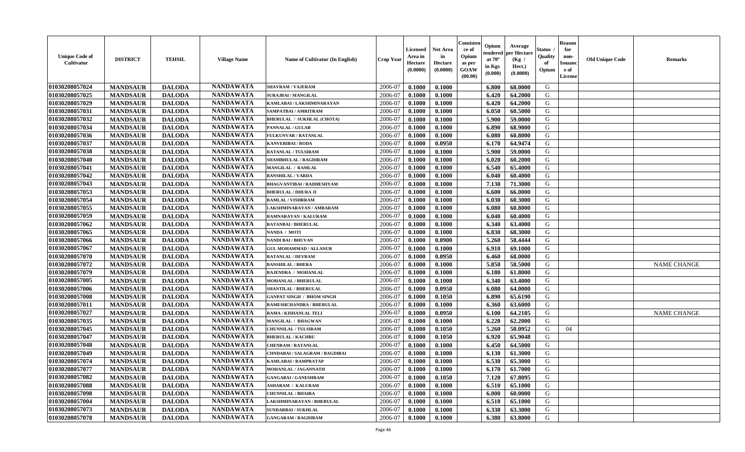| Unique Code of Cultivator | DISTRICT | TEHSIL | Village Name | Name of Cultivator (In English) | Crop Year | Licensed Area in Hectare (0.0000) | Net Area in Hectare (0.0000) | Consistence of Opium as per GOAW (00.00) | Opium tendered at 70° in Kgs (0.000) | Average per Hectare (Kg / Hect.) (0.0000) | Status / Quality of Opium | Reason for non-Issuance of License | Old Unique Code | Remarks |
|---|---|---|---|---|---|---|---|---|---|---|---|---|---|---|
| 01030208057024 | MANDSAUR | DALODA | NANDAWATA | SHAVRAM / VAJERAM | 2006-07 | 0.1000 | 0.1000 | | 6.800 | 68.0000 | G | | | |
| 01030208057025 | MANDSAUR | DALODA | NANDAWATA | SURAJBAI / MANGILAL | 2006-07 | 0.1000 | 0.1000 | | 6.420 | 64.2000 | G | | | |
| 01030208057029 | MANDSAUR | DALODA | NANDAWATA | KAMLABAI / LAKSHMINARAYAN | 2006-07 | 0.1000 | 0.1000 | | 6.420 | 64.2000 | G | | | |
| 01030208057031 | MANDSAUR | DALODA | NANDAWATA | SAMPATBAI / AMRITRAM | 2006-07 | 0.1000 | 0.1000 | | 6.050 | 60.5000 | G | | | |
| 01030208057032 | MANDSAUR | DALODA | NANDAWATA | BHERULAL / SUKHLAL (CHOTA) | 2006-07 | 0.1000 | 0.1000 | | 5.900 | 59.0000 | G | | | |
| 01030208057034 | MANDSAUR | DALODA | NANDAWATA | PANNALAL / GULAB | 2006-07 | 0.1000 | 0.1000 | | 6.890 | 68.9000 | G | | | |
| 01030208057036 | MANDSAUR | DALODA | NANDAWATA | FULKUNVAR / RATANLAL | 2006-07 | 0.1000 | 0.1000 | | 6.080 | 60.8000 | G | | | |
| 01030208057037 | MANDSAUR | DALODA | NANDAWATA | KANVERIBAI / RODA | 2006-07 | 0.1000 | 0.0950 | | 6.170 | 64.9474 | G | | | |
| 01030208057038 | MANDSAUR | DALODA | NANDAWATA | RATANLAL / TULSIRAM | 2006-07 | 0.1000 | 0.1000 | | 5.900 | 59.0000 | G | | | |
| 01030208057040 | MANDSAUR | DALODA | NANDAWATA | SHAMBHULAL / BAGDIRAM | 2006-07 | 0.1000 | 0.1000 | | 6.020 | 60.2000 | G | | | |
| 01030208057041 | MANDSAUR | DALODA | NANDAWATA | MANGILAL / RAMLAL | 2006-07 | 0.1000 | 0.1000 | | 6.540 | 65.4000 | G | | | |
| 01030208057042 | MANDSAUR | DALODA | NANDAWATA | BANSHILAL / VARDA | 2006-07 | 0.1000 | 0.1000 | | 6.040 | 60.4000 | G | | | |
| 01030208057043 | MANDSAUR | DALODA | NANDAWATA | BHAGVANTIBAI / RADHESHYAM | 2006-07 | 0.1000 | 0.1000 | | 7.130 | 71.3000 | G | | | |
| 01030208057053 | MANDSAUR | DALODA | NANDAWATA | BHERULAL / DHURA JI | 2006-07 | 0.1000 | 0.1000 | | 6.600 | 66.0000 | G | | | |
| 01030208057054 | MANDSAUR | DALODA | NANDAWATA | RAMLAL / VISHRRAM | 2006-07 | 0.1000 | 0.1000 | | 6.030 | 60.3000 | G | | | |
| 01030208057055 | MANDSAUR | DALODA | NANDAWATA | LAKSHMINARAYAN / AMBARAM | 2006-07 | 0.1000 | 0.1000 | | 6.080 | 60.8000 | G | | | |
| 01030208057059 | MANDSAUR | DALODA | NANDAWATA | RAMNARAYAN / KALURAM | 2006-07 | 0.1000 | 0.1000 | | 6.040 | 60.4000 | G | | | |
| 01030208057062 | MANDSAUR | DALODA | NANDAWATA | RATANBAI / BHERULAL | 2006-07 | 0.1000 | 0.1000 | | 6.340 | 63.4000 | G | | | |
| 01030208057065 | MANDSAUR | DALODA | NANDAWATA | NANDA / MOTI | 2006-07 | 0.1000 | 0.1000 | | 6.830 | 68.3000 | G | | | |
| 01030208057066 | MANDSAUR | DALODA | NANDAWATA | NANDI BAI / BHUVAN | 2006-07 | 0.1000 | 0.0900 | | 5.260 | 58.4444 | G | | | |
| 01030208057067 | MANDSAUR | DALODA | NANDAWATA | GUL MOHAMMAD / ALLANUR | 2006-07 | 0.1000 | 0.1000 | | 6.910 | 69.1000 | G | | | |
| 01030208057070 | MANDSAUR | DALODA | NANDAWATA | RATANLAL / DEVRAM | 2006-07 | 0.1000 | 0.0950 | | 6.460 | 68.0000 | G | | | |
| 01030208057072 | MANDSAUR | DALODA | NANDAWATA | BANSHILAL / BHERA | 2006-07 | 0.1000 | 0.1000 | | 5.850 | 58.5000 | G | | | NAME CHANGE |
| 01030208057079 | MANDSAUR | DALODA | NANDAWATA | RAJENDRA / MOHANLAL | 2006-07 | 0.1000 | 0.1000 | | 6.180 | 61.8000 | G | | | |
| 01030208057005 | MANDSAUR | DALODA | NANDAWATA | MOHANLAL / BHERULAL | 2006-07 | 0.1000 | 0.1000 | | 6.340 | 63.4000 | G | | | |
| 01030208057006 | MANDSAUR | DALODA | NANDAWATA | SHANTILAL / BHERULAL | 2006-07 | 0.1000 | 0.0950 | | 6.080 | 64.0000 | G | | | |
| 01030208057008 | MANDSAUR | DALODA | NANDAWATA | GANPAT SINGH / BHOM SINGH | 2006-07 | 0.1000 | 0.1050 | | 6.890 | 65.6190 | G | | | |
| 01030208057011 | MANDSAUR | DALODA | NANDAWATA | RAMESHCHANDRA / BHERULAL | 2006-07 | 0.1000 | 0.1000 | | 6.360 | 63.6000 | G | | | |
| 01030208057027 | MANDSAUR | DALODA | NANDAWATA | RAMA / KISHANLAL TELI | 2006-07 | 0.1000 | 0.0950 | | 6.100 | 64.2105 | G | | | NAME CHANGE |
| 01030208057035 | MANDSAUR | DALODA | NANDAWATA | MANGILAL / BHAGWAN | 2006-07 | 0.1000 | 0.1000 | | 6.220 | 62.2000 | G | | | |
| 01030208057045 | MANDSAUR | DALODA | NANDAWATA | CHUNNILAL / TULSIRAM | 2006-07 | 0.1000 | 0.1050 | | 5.260 | 50.0952 | G | 04 | | |
| 01030208057047 | MANDSAUR | DALODA | NANDAWATA | BHERULAL / KACHRU | 2006-07 | 0.1000 | 0.1050 | | 6.920 | 65.9048 | G | | | |
| 01030208057048 | MANDSAUR | DALODA | NANDAWATA | CHENRAM / RATANLAL | 2006-07 | 0.1000 | 0.1000 | | 6.450 | 64.5000 | G | | | |
| 01030208057049 | MANDSAUR | DALODA | NANDAWATA | CHNDABAI / SALAGRAM / BAGDIBAI | 2006-07 | 0.1000 | 0.1000 | | 6.130 | 61.3000 | G | | | |
| 01030208057074 | MANDSAUR | DALODA | NANDAWATA | KAMLABAI / RAMPRATAP | 2006-07 | 0.1000 | 0.1000 | | 6.530 | 65.3000 | G | | | |
| 01030208057077 | MANDSAUR | DALODA | NANDAWATA | MOHANLAL / JAGANNATH | 2006-07 | 0.1000 | 0.1000 | | 6.170 | 61.7000 | G | | | |
| 01030208057082 | MANDSAUR | DALODA | NANDAWATA | GANGABAI / GANESHRAM | 2006-07 | 0.1000 | 0.1050 | | 7.120 | 67.8095 | G | | | |
| 01030208057088 | MANDSAUR | DALODA | NANDAWATA | ASHARAM / KALURAM | 2006-07 | 0.1000 | 0.1000 | | 6.510 | 65.1000 | G | | | |
| 01030208057098 | MANDSAUR | DALODA | NANDAWATA | CHUNNILAL / BHAIRA | 2006-07 | 0.1000 | 0.1000 | | 6.000 | 60.0000 | G | | | |
| 01030208057004 | MANDSAUR | DALODA | NANDAWATA | LAKSHMINARAYAN / BHERULAL | 2006-07 | 0.1000 | 0.1000 | | 6.510 | 65.1000 | G | | | |
| 01030208057073 | MANDSAUR | DALODA | NANDAWATA | SUNDARBAI / SUKHLAL | 2006-07 | 0.1000 | 0.1000 | | 6.330 | 63.3000 | G | | | |
| 01030208057078 | MANDSAUR | DALODA | NANDAWATA | GANGARAM / BAGDIRAM | 2006-07 | 0.1000 | 0.1000 | | 6.380 | 63.8000 | G | | | |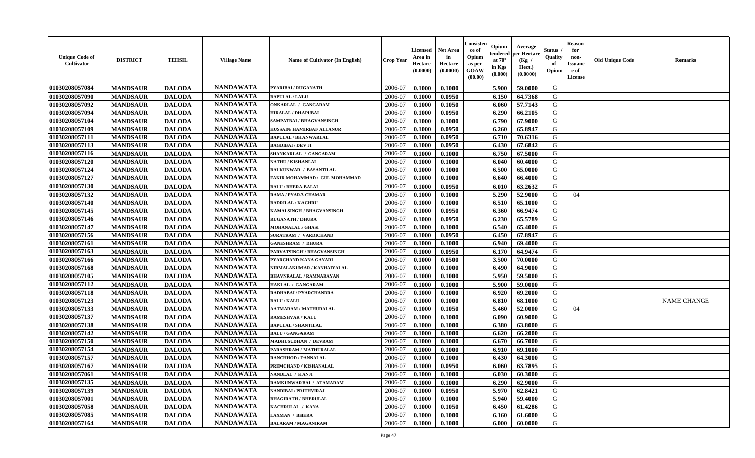| Unique Code of Cultivator | DISTRICT | TEHSIL | Village Name | Name of Cultivator (In English) | Crop Year | Licensed Area in Hectare (0.0000) | Net Area in Hectare (0.0000) | Consistence of Opium as per GOAW (00.00) | Opium tendered at 70° in Kgs (0.000) | Average per Hectare (Kg / Hect.) (0.0000) | Status / Quality of Opium | Reason for non-Issuance of License | Old Unique Code | Remarks |
|---|---|---|---|---|---|---|---|---|---|---|---|---|---|---|
| 01030208057084 | MANDSAUR | DALODA | NANDAWATA | PYARIBAI / RUGANATH | 2006-07 | 0.1000 | 0.1000 | | 5.900 | 59.0000 | G | | | |
| 01030208057090 | MANDSAUR | DALODA | NANDAWATA | BAPULAL / LALU | 2006-07 | 0.1000 | 0.0950 | | 6.150 | 64.7368 | G | | | |
| 01030208057092 | MANDSAUR | DALODA | NANDAWATA | ONKARLAL / GANGARAM | 2006-07 | 0.1000 | 0.1050 | | 6.060 | 57.7143 | G | | | |
| 01030208057094 | MANDSAUR | DALODA | NANDAWATA | HIRALAL / DHAPUBAI | 2006-07 | 0.1000 | 0.0950 | | 6.290 | 66.2105 | G | | | |
| 01030208057104 | MANDSAUR | DALODA | NANDAWATA | SAMPATBAI / BHAGVANSINGH | 2006-07 | 0.1000 | 0.1000 | | 6.790 | 67.9000 | G | | | |
| 01030208057109 | MANDSAUR | DALODA | NANDAWATA | HUSSAIN/ HAMIRBAI/ ALLANUR | 2006-07 | 0.1000 | 0.0950 | | 6.260 | 65.8947 | G | | | |
| 01030208057111 | MANDSAUR | DALODA | NANDAWATA | BAPULAL / BHANWARLAL | 2006-07 | 0.1000 | 0.0950 | | 6.710 | 70.6316 | G | | | |
| 01030208057113 | MANDSAUR | DALODA | NANDAWATA | BAGDIBAI / DEV JI | 2006-07 | 0.1000 | 0.0950 | | 6.430 | 67.6842 | G | | | |
| 01030208057116 | MANDSAUR | DALODA | NANDAWATA | SHANKARLAL / GANGARAM | 2006-07 | 0.1000 | 0.1000 | | 6.750 | 67.5000 | G | | | |
| 01030208057120 | MANDSAUR | DALODA | NANDAWATA | NATHU / KISHANLAL | 2006-07 | 0.1000 | 0.1000 | | 6.040 | 60.4000 | G | | | |
| 01030208057124 | MANDSAUR | DALODA | NANDAWATA | BALKUNWAR / BASANTILAL | 2006-07 | 0.1000 | 0.1000 | | 6.500 | 65.0000 | G | | | |
| 01030208057127 | MANDSAUR | DALODA | NANDAWATA | FAKIR MOHAMMAD / GUL MOHAMMAD | 2006-07 | 0.1000 | 0.1000 | | 6.640 | 66.4000 | G | | | |
| 01030208057130 | MANDSAUR | DALODA | NANDAWATA | BALU / BHERA BALAI | 2006-07 | 0.1000 | 0.0950 | | 6.010 | 63.2632 | G | | | |
| 01030208057132 | MANDSAUR | DALODA | NANDAWATA | RAMA / PYARA CHAMAR | 2006-07 | 0.1000 | 0.1000 | | 5.290 | 52.9000 | G | 04 | | |
| 01030208057140 | MANDSAUR | DALODA | NANDAWATA | BADRILAL / KACHRU | 2006-07 | 0.1000 | 0.1000 | | 6.510 | 65.1000 | G | | | |
| 01030208057145 | MANDSAUR | DALODA | NANDAWATA | KAMALSINGH / BHAGVANSINGH | 2006-07 | 0.1000 | 0.0950 | | 6.360 | 66.9474 | G | | | |
| 01030208057146 | MANDSAUR | DALODA | NANDAWATA | RUGANATH / DHURA | 2006-07 | 0.1000 | 0.0950 | | 6.230 | 65.5789 | G | | | |
| 01030208057147 | MANDSAUR | DALODA | NANDAWATA | MOHANALAL / GHASI | 2006-07 | 0.1000 | 0.1000 | | 6.540 | 65.4000 | G | | | |
| 01030208057156 | MANDSAUR | DALODA | NANDAWATA | SURATRAM / VARDICHAND | 2006-07 | 0.1000 | 0.0950 | | 6.450 | 67.8947 | G | | | |
| 01030208057161 | MANDSAUR | DALODA | NANDAWATA | GANESHRAM / DHURA | 2006-07 | 0.1000 | 0.1000 | | 6.940 | 69.4000 | G | | | |
| 01030208057163 | MANDSAUR | DALODA | NANDAWATA | PARVATSINGH / BHAGVANSINGH | 2006-07 | 0.1000 | 0.0950 | | 6.170 | 64.9474 | G | | | |
| 01030208057166 | MANDSAUR | DALODA | NANDAWATA | PYARCHAND KANA GAYARI | 2006-07 | 0.1000 | 0.0500 | | 3.500 | 70.0000 | G | | | |
| 01030208057168 | MANDSAUR | DALODA | NANDAWATA | NIRMALAKUMAR / KANHAIYALAL | 2006-07 | 0.1000 | 0.1000 | | 6.490 | 64.9000 | G | | | |
| 01030208057105 | MANDSAUR | DALODA | NANDAWATA | BHAVNRALAL / RAMNARAYAN | 2006-07 | 0.1000 | 0.1000 | | 5.950 | 59.5000 | G | | | |
| 01030208057112 | MANDSAUR | DALODA | NANDAWATA | HAKLAL / GANGARAM | 2006-07 | 0.1000 | 0.1000 | | 5.900 | 59.0000 | G | | | |
| 01030208057118 | MANDSAUR | DALODA | NANDAWATA | RADHABAI / PYARCHANDRA | 2006-07 | 0.1000 | 0.1000 | | 6.920 | 69.2000 | G | | | |
| 01030208057123 | MANDSAUR | DALODA | NANDAWATA | BALU / KALU | 2006-07 | 0.1000 | 0.1000 | | 6.810 | 68.1000 | G | | | NAME CHANGE |
| 01030208057133 | MANDSAUR | DALODA | NANDAWATA | AATMARAM / MATHURALAL | 2006-07 | 0.1000 | 0.1050 | | 5.460 | 52.0000 | G | 04 | | |
| 01030208057137 | MANDSAUR | DALODA | NANDAWATA | RAMESHVAR / KALU | 2006-07 | 0.1000 | 0.1000 | | 6.090 | 60.9000 | G | | | |
| 01030208057138 | MANDSAUR | DALODA | NANDAWATA | BAPULAL / SHANTILAL | 2006-07 | 0.1000 | 0.1000 | | 6.380 | 63.8000 | G | | | |
| 01030208057142 | MANDSAUR | DALODA | NANDAWATA | BALU / GANGARAM | 2006-07 | 0.1000 | 0.1000 | | 6.620 | 66.2000 | G | | | |
| 01030208057150 | MANDSAUR | DALODA | NANDAWATA | MADHUSUDHAN / DEVRAM | 2006-07 | 0.1000 | 0.1000 | | 6.670 | 66.7000 | G | | | |
| 01030208057154 | MANDSAUR | DALODA | NANDAWATA | PARASHRAM / MATHURALAL | 2006-07 | 0.1000 | 0.1000 | | 6.910 | 69.1000 | G | | | |
| 01030208057157 | MANDSAUR | DALODA | NANDAWATA | RANCHHOD / PANNALAL | 2006-07 | 0.1000 | 0.1000 | | 6.430 | 64.3000 | G | | | |
| 01030208057167 | MANDSAUR | DALODA | NANDAWATA | PREMCHAND / KISHANALAL | 2006-07 | 0.1000 | 0.0950 | | 6.060 | 63.7895 | G | | | |
| 01030208057061 | MANDSAUR | DALODA | NANDAWATA | NANDLAL / KANJI | 2006-07 | 0.1000 | 0.1000 | | 6.030 | 60.3000 | G | | | |
| 01030208057135 | MANDSAUR | DALODA | NANDAWATA | RAMKUNWARBAI / ATAMARAM | 2006-07 | 0.1000 | 0.1000 | | 6.290 | 62.9000 | G | | | |
| 01030208057139 | MANDSAUR | DALODA | NANDAWATA | NANDIBAI / PRITHVIRAJ | 2006-07 | 0.1000 | 0.0950 | | 5.970 | 62.8421 | G | | | |
| 01030208057001 | MANDSAUR | DALODA | NANDAWATA | BHAGIRATH / BHERULAL | 2006-07 | 0.1000 | 0.1000 | | 5.940 | 59.4000 | G | | | |
| 01030208057058 | MANDSAUR | DALODA | NANDAWATA | KACHRULAL / KANA | 2006-07 | 0.1000 | 0.1050 | | 6.450 | 61.4286 | G | | | |
| 01030208057085 | MANDSAUR | DALODA | NANDAWATA | LAXMAN / BHERA | 2006-07 | 0.1000 | 0.1000 | | 6.160 | 61.6000 | G | | | |
| 01030208057164 | MANDSAUR | DALODA | NANDAWATA | BALARAM / MAGANIRAM | 2006-07 | 0.1000 | 0.1000 | | 6.000 | 60.0000 | G | | | |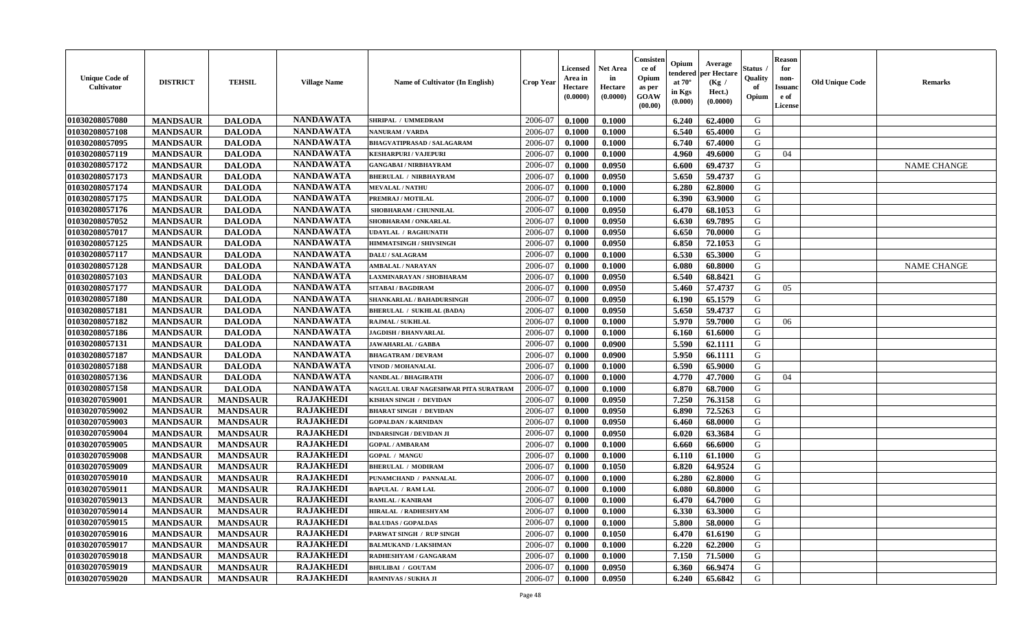| Unique Code of Cultivator | DISTRICT | TEHSIL | Village Name | Name of Cultivator (In English) | Crop Year | Licensed Area in Hectare (0.0000) | Net Area in Hectare (0.0000) | Consistence of Opium as per GOAW (00.00) | Opium tendered at 70° in Kgs (0.000) | Average per Hectare (Kg / Hect.) (0.0000) | Status / Quality of Opium | Reason for non-Issuance of License | Old Unique Code | Remarks |
|---|---|---|---|---|---|---|---|---|---|---|---|---|---|---|
| 01030208057080 | MANDSAUR | DALODA | NANDAWATA | SHRIPAL / UMMEDRAM | 2006-07 | 0.1000 | 0.1000 | | 6.240 | 62.4000 | G | | | |
| 01030208057108 | MANDSAUR | DALODA | NANDAWATA | NANURAM / VARDA | 2006-07 | 0.1000 | 0.1000 | | 6.540 | 65.4000 | G | | | |
| 01030208057095 | MANDSAUR | DALODA | NANDAWATA | BHAGVATIPRASAD / SALAGARAM | 2006-07 | 0.1000 | 0.1000 | | 6.740 | 67.4000 | G | | | |
| 01030208057119 | MANDSAUR | DALODA | NANDAWATA | KESHARPURI / VAJEPURI | 2006-07 | 0.1000 | 0.1000 | | 4.960 | 49.6000 | G | 04 | | |
| 01030208057172 | MANDSAUR | DALODA | NANDAWATA | GANGABAI / NIRBHAYRAM | 2006-07 | 0.1000 | 0.0950 | | 6.600 | 69.4737 | G | | | NAME CHANGE |
| 01030208057173 | MANDSAUR | DALODA | NANDAWATA | BHERULAL / NIRBHAYRAM | 2006-07 | 0.1000 | 0.0950 | | 5.650 | 59.4737 | G | | | |
| 01030208057174 | MANDSAUR | DALODA | NANDAWATA | MEVALAL / NATHU | 2006-07 | 0.1000 | 0.1000 | | 6.280 | 62.8000 | G | | | |
| 01030208057175 | MANDSAUR | DALODA | NANDAWATA | PREMRAJ / MOTILAL | 2006-07 | 0.1000 | 0.1000 | | 6.390 | 63.9000 | G | | | |
| 01030208057176 | MANDSAUR | DALODA | NANDAWATA | SHOBHARAM / CHUNNILAL | 2006-07 | 0.1000 | 0.0950 | | 6.470 | 68.1053 | G | | | |
| 01030208057052 | MANDSAUR | DALODA | NANDAWATA | SHOBHARAM / ONKARLAL | 2006-07 | 0.1000 | 0.0950 | | 6.630 | 69.7895 | G | | | |
| 01030208057017 | MANDSAUR | DALODA | NANDAWATA | UDAYLAL / RAGHUNATH | 2006-07 | 0.1000 | 0.0950 | | 6.650 | 70.0000 | G | | | |
| 01030208057125 | MANDSAUR | DALODA | NANDAWATA | HIMMATSINGH / SHIVSINGH | 2006-07 | 0.1000 | 0.0950 | | 6.850 | 72.1053 | G | | | |
| 01030208057117 | MANDSAUR | DALODA | NANDAWATA | DALU / SALAGRAM | 2006-07 | 0.1000 | 0.1000 | | 6.530 | 65.3000 | G | | | |
| 01030208057128 | MANDSAUR | DALODA | NANDAWATA | AMBALAL / NARAYAN | 2006-07 | 0.1000 | 0.1000 | | 6.080 | 60.8000 | G | | | NAME CHANGE |
| 01030208057103 | MANDSAUR | DALODA | NANDAWATA | LAXMINARAYAN / SHOBHARAM | 2006-07 | 0.1000 | 0.0950 | | 6.540 | 68.8421 | G | | | |
| 01030208057177 | MANDSAUR | DALODA | NANDAWATA | SITABAI / BAGDIRAM | 2006-07 | 0.1000 | 0.0950 | | 5.460 | 57.4737 | G | 05 | | |
| 01030208057180 | MANDSAUR | DALODA | NANDAWATA | SHANKARLAL / BAHADURSINGH | 2006-07 | 0.1000 | 0.0950 | | 6.190 | 65.1579 | G | | | |
| 01030208057181 | MANDSAUR | DALODA | NANDAWATA | BHERULAL / SUKHLAL (BADA) | 2006-07 | 0.1000 | 0.0950 | | 5.650 | 59.4737 | G | | | |
| 01030208057182 | MANDSAUR | DALODA | NANDAWATA | RAJMAL / SUKHLAL | 2006-07 | 0.1000 | 0.1000 | | 5.970 | 59.7000 | G | 06 | | |
| 01030208057186 | MANDSAUR | DALODA | NANDAWATA | JAGDISH / BHANVARLAL | 2006-07 | 0.1000 | 0.1000 | | 6.160 | 61.6000 | G | | | |
| 01030208057131 | MANDSAUR | DALODA | NANDAWATA | JAWAHARLAL / GABBA | 2006-07 | 0.1000 | 0.0900 | | 5.590 | 62.1111 | G | | | |
| 01030208057187 | MANDSAUR | DALODA | NANDAWATA | BHAGATRAM / DEVRAM | 2006-07 | 0.1000 | 0.0900 | | 5.950 | 66.1111 | G | | | |
| 01030208057188 | MANDSAUR | DALODA | NANDAWATA | VINOD / MOHANALAL | 2006-07 | 0.1000 | 0.1000 | | 6.590 | 65.9000 | G | | | |
| 01030208057136 | MANDSAUR | DALODA | NANDAWATA | NANDLAL / BHAGIRATH | 2006-07 | 0.1000 | 0.1000 | | 4.770 | 47.7000 | G | 04 | | |
| 01030208057158 | MANDSAUR | DALODA | NANDAWATA | NAGULAL URAF NAGESHWAR PITA SURATRAM | 2006-07 | 0.1000 | 0.1000 | | 6.870 | 68.7000 | G | | | |
| 01030207059001 | MANDSAUR | MANDSAUR | RAJAKHEDI | KISHAN SINGH / DEVIDAN | 2006-07 | 0.1000 | 0.0950 | | 7.250 | 76.3158 | G | | | |
| 01030207059002 | MANDSAUR | MANDSAUR | RAJAKHEDI | BHARAT SINGH / DEVIDAN | 2006-07 | 0.1000 | 0.0950 | | 6.890 | 72.5263 | G | | | |
| 01030207059003 | MANDSAUR | MANDSAUR | RAJAKHEDI | GOPALDAN / KARNIDAN | 2006-07 | 0.1000 | 0.0950 | | 6.460 | 68.0000 | G | | | |
| 01030207059004 | MANDSAUR | MANDSAUR | RAJAKHEDI | INDARSINGH / DEVIDAN JI | 2006-07 | 0.1000 | 0.0950 | | 6.020 | 63.3684 | G | | | |
| 01030207059005 | MANDSAUR | MANDSAUR | RAJAKHEDI | GOPAL / AMBARAM | 2006-07 | 0.1000 | 0.1000 | | 6.660 | 66.6000 | G | | | |
| 01030207059008 | MANDSAUR | MANDSAUR | RAJAKHEDI | GOPAL / MANGU | 2006-07 | 0.1000 | 0.1000 | | 6.110 | 61.1000 | G | | | |
| 01030207059009 | MANDSAUR | MANDSAUR | RAJAKHEDI | BHERULAL / MODIRAM | 2006-07 | 0.1000 | 0.1050 | | 6.820 | 64.9524 | G | | | |
| 01030207059010 | MANDSAUR | MANDSAUR | RAJAKHEDI | PUNAMCHAND / PANNALAL | 2006-07 | 0.1000 | 0.1000 | | 6.280 | 62.8000 | G | | | |
| 01030207059011 | MANDSAUR | MANDSAUR | RAJAKHEDI | BAPULAL / RAM LAL | 2006-07 | 0.1000 | 0.1000 | | 6.080 | 60.8000 | G | | | |
| 01030207059013 | MANDSAUR | MANDSAUR | RAJAKHEDI | RAMLAL / KANIRAM | 2006-07 | 0.1000 | 0.1000 | | 6.470 | 64.7000 | G | | | |
| 01030207059014 | MANDSAUR | MANDSAUR | RAJAKHEDI | HIRALAL / RADHESHYAM | 2006-07 | 0.1000 | 0.1000 | | 6.330 | 63.3000 | G | | | |
| 01030207059015 | MANDSAUR | MANDSAUR | RAJAKHEDI | BALUDAS / GOPALDAS | 2006-07 | 0.1000 | 0.1000 | | 5.800 | 58.0000 | G | | | |
| 01030207059016 | MANDSAUR | MANDSAUR | RAJAKHEDI | PARWAT SINGH / RUP SINGH | 2006-07 | 0.1000 | 0.1050 | | 6.470 | 61.6190 | G | | | |
| 01030207059017 | MANDSAUR | MANDSAUR | RAJAKHEDI | BALMUKAND / LAKSHMAN | 2006-07 | 0.1000 | 0.1000 | | 6.220 | 62.2000 | G | | | |
| 01030207059018 | MANDSAUR | MANDSAUR | RAJAKHEDI | RADHESHYAM / GANGARAM | 2006-07 | 0.1000 | 0.1000 | | 7.150 | 71.5000 | G | | | |
| 01030207059019 | MANDSAUR | MANDSAUR | RAJAKHEDI | BHULIBAI / GOUTAM | 2006-07 | 0.1000 | 0.0950 | | 6.360 | 66.9474 | G | | | |
| 01030207059020 | MANDSAUR | MANDSAUR | RAJAKHEDI | RAMNIVAS / SUKHA JI | 2006-07 | 0.1000 | 0.0950 | | 6.240 | 65.6842 | G | | | |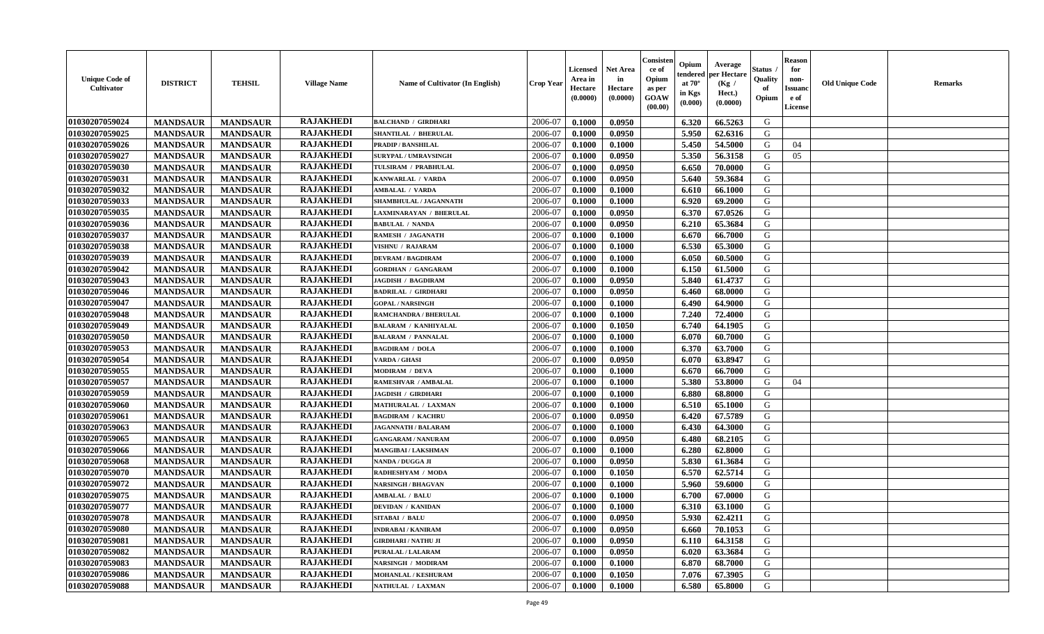| Unique Code of Cultivator | DISTRICT | TEHSIL | Village Name | Name of Cultivator (In English) | Crop Year | Licensed Area in Hectare (0.0000) | Net Area in Hectare (0.0000) | Consistence of Opium as per GOAW (00.00) | Opium tendered at 70° in Kgs (0.000) | Average per Hectare (Kg / Hect.) (0.0000) | Status / Quality of Opium | Reason for non-Issuance of License | Old Unique Code | Remarks |
|---|---|---|---|---|---|---|---|---|---|---|---|---|---|---|
| 01030207059024 | MANDSAUR | MANDSAUR | RAJAKHEDI | BALCHAND / GIRDHARI | 2006-07 | 0.1000 | 0.0950 | | 6.320 | 66.5263 | G | | | |
| 01030207059025 | MANDSAUR | MANDSAUR | RAJAKHEDI | SHANTILAL / BHERULAL | 2006-07 | 0.1000 | 0.0950 | | 5.950 | 62.6316 | G | | | |
| 01030207059026 | MANDSAUR | MANDSAUR | RAJAKHEDI | PRADIP / BANSHILAL | 2006-07 | 0.1000 | 0.1000 | | 5.450 | 54.5000 | G | 04 | | |
| 01030207059027 | MANDSAUR | MANDSAUR | RAJAKHEDI | SURYPAL / UMRAVSINGH | 2006-07 | 0.1000 | 0.0950 | | 5.350 | 56.3158 | G | 05 | | |
| 01030207059030 | MANDSAUR | MANDSAUR | RAJAKHEDI | TULSIRAM / PRABHULAL | 2006-07 | 0.1000 | 0.0950 | | 6.650 | 70.0000 | G | | | |
| 01030207059031 | MANDSAUR | MANDSAUR | RAJAKHEDI | KANWARLAL / VARDA | 2006-07 | 0.1000 | 0.0950 | | 5.640 | 59.3684 | G | | | |
| 01030207059032 | MANDSAUR | MANDSAUR | RAJAKHEDI | AMBALAL / VARDA | 2006-07 | 0.1000 | 0.1000 | | 6.610 | 66.1000 | G | | | |
| 01030207059033 | MANDSAUR | MANDSAUR | RAJAKHEDI | SHAMBHULAL / JAGANNATH | 2006-07 | 0.1000 | 0.1000 | | 6.920 | 69.2000 | G | | | |
| 01030207059035 | MANDSAUR | MANDSAUR | RAJAKHEDI | LAXMINARAYAN / BHERULAL | 2006-07 | 0.1000 | 0.0950 | | 6.370 | 67.0526 | G | | | |
| 01030207059036 | MANDSAUR | MANDSAUR | RAJAKHEDI | BABULAL / NANDA | 2006-07 | 0.1000 | 0.0950 | | 6.210 | 65.3684 | G | | | |
| 01030207059037 | MANDSAUR | MANDSAUR | RAJAKHEDI | RAMESH / JAGANATH | 2006-07 | 0.1000 | 0.1000 | | 6.670 | 66.7000 | G | | | |
| 01030207059038 | MANDSAUR | MANDSAUR | RAJAKHEDI | VISHNU / RAJARAM | 2006-07 | 0.1000 | 0.1000 | | 6.530 | 65.3000 | G | | | |
| 01030207059039 | MANDSAUR | MANDSAUR | RAJAKHEDI | DEVRAM / BAGDIRAM | 2006-07 | 0.1000 | 0.1000 | | 6.050 | 60.5000 | G | | | |
| 01030207059042 | MANDSAUR | MANDSAUR | RAJAKHEDI | GORDHAN / GANGARAM | 2006-07 | 0.1000 | 0.1000 | | 6.150 | 61.5000 | G | | | |
| 01030207059043 | MANDSAUR | MANDSAUR | RAJAKHEDI | JAGDISH / BAGDIRAM | 2006-07 | 0.1000 | 0.0950 | | 5.840 | 61.4737 | G | | | |
| 01030207059046 | MANDSAUR | MANDSAUR | RAJAKHEDI | BADRILAL / GIRDHARI | 2006-07 | 0.1000 | 0.0950 | | 6.460 | 68.0000 | G | | | |
| 01030207059047 | MANDSAUR | MANDSAUR | RAJAKHEDI | GOPAL / NARSINGH | 2006-07 | 0.1000 | 0.1000 | | 6.490 | 64.9000 | G | | | |
| 01030207059048 | MANDSAUR | MANDSAUR | RAJAKHEDI | RAMCHANDRA / BHERULAL | 2006-07 | 0.1000 | 0.1000 | | 7.240 | 72.4000 | G | | | |
| 01030207059049 | MANDSAUR | MANDSAUR | RAJAKHEDI | BALARAM / KANHIYALAL | 2006-07 | 0.1000 | 0.1050 | | 6.740 | 64.1905 | G | | | |
| 01030207059050 | MANDSAUR | MANDSAUR | RAJAKHEDI | BALARAM / PANNALAL | 2006-07 | 0.1000 | 0.1000 | | 6.070 | 60.7000 | G | | | |
| 01030207059053 | MANDSAUR | MANDSAUR | RAJAKHEDI | BAGDIRAM / DOLA | 2006-07 | 0.1000 | 0.1000 | | 6.370 | 63.7000 | G | | | |
| 01030207059054 | MANDSAUR | MANDSAUR | RAJAKHEDI | VARDA / GHASI | 2006-07 | 0.1000 | 0.0950 | | 6.070 | 63.8947 | G | | | |
| 01030207059055 | MANDSAUR | MANDSAUR | RAJAKHEDI | MODIRAM / DEVA | 2006-07 | 0.1000 | 0.1000 | | 6.670 | 66.7000 | G | | | |
| 01030207059057 | MANDSAUR | MANDSAUR | RAJAKHEDI | RAMESHVAR / AMBALAL | 2006-07 | 0.1000 | 0.1000 | | 5.380 | 53.8000 | G | 04 | | |
| 01030207059059 | MANDSAUR | MANDSAUR | RAJAKHEDI | JAGDISH / GIRDHARI | 2006-07 | 0.1000 | 0.1000 | | 6.880 | 68.8000 | G | | | |
| 01030207059060 | MANDSAUR | MANDSAUR | RAJAKHEDI | MATHURALAL / LAXMAN | 2006-07 | 0.1000 | 0.1000 | | 6.510 | 65.1000 | G | | | |
| 01030207059061 | MANDSAUR | MANDSAUR | RAJAKHEDI | BAGDIRAM / KACHRU | 2006-07 | 0.1000 | 0.0950 | | 6.420 | 67.5789 | G | | | |
| 01030207059063 | MANDSAUR | MANDSAUR | RAJAKHEDI | JAGANNATH / BALARAM | 2006-07 | 0.1000 | 0.1000 | | 6.430 | 64.3000 | G | | | |
| 01030207059065 | MANDSAUR | MANDSAUR | RAJAKHEDI | GANGARAM / NANURAM | 2006-07 | 0.1000 | 0.0950 | | 6.480 | 68.2105 | G | | | |
| 01030207059066 | MANDSAUR | MANDSAUR | RAJAKHEDI | MANGIBAI / LAKSHMAN | 2006-07 | 0.1000 | 0.1000 | | 6.280 | 62.8000 | G | | | |
| 01030207059068 | MANDSAUR | MANDSAUR | RAJAKHEDI | NANDA / DUGGA JI | 2006-07 | 0.1000 | 0.0950 | | 5.830 | 61.3684 | G | | | |
| 01030207059070 | MANDSAUR | MANDSAUR | RAJAKHEDI | RADHESHYAM / MODA | 2006-07 | 0.1000 | 0.1050 | | 6.570 | 62.5714 | G | | | |
| 01030207059072 | MANDSAUR | MANDSAUR | RAJAKHEDI | NARSINGH / BHAGVAN | 2006-07 | 0.1000 | 0.1000 | | 5.960 | 59.6000 | G | | | |
| 01030207059075 | MANDSAUR | MANDSAUR | RAJAKHEDI | AMBALAL / BALU | 2006-07 | 0.1000 | 0.1000 | | 6.700 | 67.0000 | G | | | |
| 01030207059077 | MANDSAUR | MANDSAUR | RAJAKHEDI | DEVIDAN / KANIDAN | 2006-07 | 0.1000 | 0.1000 | | 6.310 | 63.1000 | G | | | |
| 01030207059078 | MANDSAUR | MANDSAUR | RAJAKHEDI | SITABAI / BALU | 2006-07 | 0.1000 | 0.0950 | | 5.930 | 62.4211 | G | | | |
| 01030207059080 | MANDSAUR | MANDSAUR | RAJAKHEDI | INDRABAI / KANIRAM | 2006-07 | 0.1000 | 0.0950 | | 6.660 | 70.1053 | G | | | |
| 01030207059081 | MANDSAUR | MANDSAUR | RAJAKHEDI | GIRDHARI / NATHU JI | 2006-07 | 0.1000 | 0.0950 | | 6.110 | 64.3158 | G | | | |
| 01030207059082 | MANDSAUR | MANDSAUR | RAJAKHEDI | PURALAL / LALARAM | 2006-07 | 0.1000 | 0.0950 | | 6.020 | 63.3684 | G | | | |
| 01030207059083 | MANDSAUR | MANDSAUR | RAJAKHEDI | NARSINGH / MODIRAM | 2006-07 | 0.1000 | 0.1000 | | 6.870 | 68.7000 | G | | | |
| 01030207059086 | MANDSAUR | MANDSAUR | RAJAKHEDI | MOHANLAL / KESHURAM | 2006-07 | 0.1000 | 0.1050 | | 7.076 | 67.3905 | G | | | |
| 01030207059088 | MANDSAUR | MANDSAUR | RAJAKHEDI | NATHULAL / LAXMAN | 2006-07 | 0.1000 | 0.1000 | | 6.580 | 65.8000 | G | | | |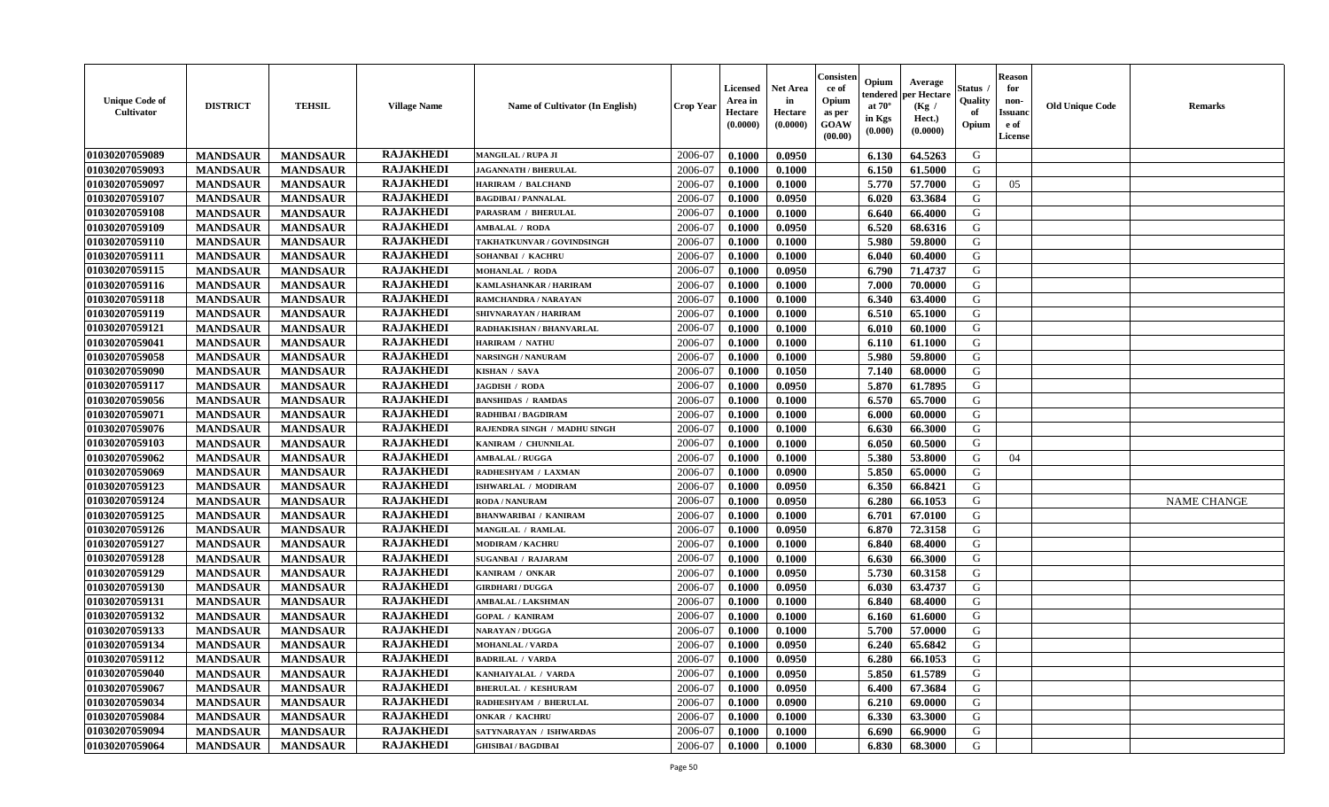| Unique Code of Cultivator | DISTRICT | TEHSIL | Village Name | Name of Cultivator (In English) | Crop Year | Licensed Area in Hectare (0.0000) | Net Area in Hectare (0.0000) | Consistence of Opium as per GOAW (00.00) | Opium tendered at 70° in Kgs (0.000) | Average per Hectare (Kg / Hect.) (0.0000) | Status / Quality of Opium | Reason for non-Issuance of License | Old Unique Code | Remarks |
|---|---|---|---|---|---|---|---|---|---|---|---|---|---|---|
| 01030207059089 | MANDSAUR | MANDSAUR | RAJAKHEDI | MANGILAL / RUPA JI | 2006-07 | 0.1000 | 0.0950 | | 6.130 | 64.5263 | G | | | |
| 01030207059093 | MANDSAUR | MANDSAUR | RAJAKHEDI | JAGANNATH / BHERULAL | 2006-07 | 0.1000 | 0.1000 | | 6.150 | 61.5000 | G | | | |
| 01030207059097 | MANDSAUR | MANDSAUR | RAJAKHEDI | HARIRAM / BALCHAND | 2006-07 | 0.1000 | 0.1000 | | 5.770 | 57.7000 | G | 05 | | |
| 01030207059107 | MANDSAUR | MANDSAUR | RAJAKHEDI | BAGDIBAI / PANNALAL | 2006-07 | 0.1000 | 0.0950 | | 6.020 | 63.3684 | G | | | |
| 01030207059108 | MANDSAUR | MANDSAUR | RAJAKHEDI | PARASRAM / BHERULAL | 2006-07 | 0.1000 | 0.1000 | | 6.640 | 66.4000 | G | | | |
| 01030207059109 | MANDSAUR | MANDSAUR | RAJAKHEDI | AMBALAL / RODA | 2006-07 | 0.1000 | 0.0950 | | 6.520 | 68.6316 | G | | | |
| 01030207059110 | MANDSAUR | MANDSAUR | RAJAKHEDI | TAKHATKUNVAR / GOVINDSINGH | 2006-07 | 0.1000 | 0.1000 | | 5.980 | 59.8000 | G | | | |
| 01030207059111 | MANDSAUR | MANDSAUR | RAJAKHEDI | SOHANBAI / KACHRU | 2006-07 | 0.1000 | 0.1000 | | 6.040 | 60.4000 | G | | | |
| 01030207059115 | MANDSAUR | MANDSAUR | RAJAKHEDI | MOHANLAL / RODA | 2006-07 | 0.1000 | 0.0950 | | 6.790 | 71.4737 | G | | | |
| 01030207059116 | MANDSAUR | MANDSAUR | RAJAKHEDI | KAMLASHANKAR / HARIRAM | 2006-07 | 0.1000 | 0.1000 | | 7.000 | 70.0000 | G | | | |
| 01030207059118 | MANDSAUR | MANDSAUR | RAJAKHEDI | RAMCHANDRA / NARAYAN | 2006-07 | 0.1000 | 0.1000 | | 6.340 | 63.4000 | G | | | |
| 01030207059119 | MANDSAUR | MANDSAUR | RAJAKHEDI | SHIVNARAYAN / HARIRAM | 2006-07 | 0.1000 | 0.1000 | | 6.510 | 65.1000 | G | | | |
| 01030207059121 | MANDSAUR | MANDSAUR | RAJAKHEDI | RADHAKISHAN / BHANVARLAL | 2006-07 | 0.1000 | 0.1000 | | 6.010 | 60.1000 | G | | | |
| 01030207059041 | MANDSAUR | MANDSAUR | RAJAKHEDI | HARIRAM / NATHU | 2006-07 | 0.1000 | 0.1000 | | 6.110 | 61.1000 | G | | | |
| 01030207059058 | MANDSAUR | MANDSAUR | RAJAKHEDI | NARSINGH / NANURAM | 2006-07 | 0.1000 | 0.1000 | | 5.980 | 59.8000 | G | | | |
| 01030207059090 | MANDSAUR | MANDSAUR | RAJAKHEDI | KISHAN / SAVA | 2006-07 | 0.1000 | 0.1050 | | 7.140 | 68.0000 | G | | | |
| 01030207059117 | MANDSAUR | MANDSAUR | RAJAKHEDI | JAGDISH / RODA | 2006-07 | 0.1000 | 0.0950 | | 5.870 | 61.7895 | G | | | |
| 01030207059056 | MANDSAUR | MANDSAUR | RAJAKHEDI | BANSHIDAS / RAMDAS | 2006-07 | 0.1000 | 0.1000 | | 6.570 | 65.7000 | G | | | |
| 01030207059071 | MANDSAUR | MANDSAUR | RAJAKHEDI | RADHIBAI / BAGDIRAM | 2006-07 | 0.1000 | 0.1000 | | 6.000 | 60.0000 | G | | | |
| 01030207059076 | MANDSAUR | MANDSAUR | RAJAKHEDI | RAJENDRA SINGH / MADHU SINGH | 2006-07 | 0.1000 | 0.1000 | | 6.630 | 66.3000 | G | | | |
| 01030207059103 | MANDSAUR | MANDSAUR | RAJAKHEDI | KANIRAM / CHUNNILAL | 2006-07 | 0.1000 | 0.1000 | | 6.050 | 60.5000 | G | | | |
| 01030207059062 | MANDSAUR | MANDSAUR | RAJAKHEDI | AMBALAL / RUGGA | 2006-07 | 0.1000 | 0.1000 | | 5.380 | 53.8000 | G | 04 | | |
| 01030207059069 | MANDSAUR | MANDSAUR | RAJAKHEDI | RADHESHYAM / LAXMAN | 2006-07 | 0.1000 | 0.0900 | | 5.850 | 65.0000 | G | | | |
| 01030207059123 | MANDSAUR | MANDSAUR | RAJAKHEDI | ISHWARLAL / MODIRAM | 2006-07 | 0.1000 | 0.0950 | | 6.350 | 66.8421 | G | | | |
| 01030207059124 | MANDSAUR | MANDSAUR | RAJAKHEDI | RODA / NANURAM | 2006-07 | 0.1000 | 0.0950 | | 6.280 | 66.1053 | G | | | NAME CHANGE |
| 01030207059125 | MANDSAUR | MANDSAUR | RAJAKHEDI | BHANWARIBAI / KANIRAM | 2006-07 | 0.1000 | 0.1000 | | 6.701 | 67.0100 | G | | | |
| 01030207059126 | MANDSAUR | MANDSAUR | RAJAKHEDI | MANGILAL / RAMLAL | 2006-07 | 0.1000 | 0.0950 | | 6.870 | 72.3158 | G | | | |
| 01030207059127 | MANDSAUR | MANDSAUR | RAJAKHEDI | MODIRAM / KACHRU | 2006-07 | 0.1000 | 0.1000 | | 6.840 | 68.4000 | G | | | |
| 01030207059128 | MANDSAUR | MANDSAUR | RAJAKHEDI | SUGANBAI / RAJARAM | 2006-07 | 0.1000 | 0.1000 | | 6.630 | 66.3000 | G | | | |
| 01030207059129 | MANDSAUR | MANDSAUR | RAJAKHEDI | KANIRAM / ONKAR | 2006-07 | 0.1000 | 0.0950 | | 5.730 | 60.3158 | G | | | |
| 01030207059130 | MANDSAUR | MANDSAUR | RAJAKHEDI | GIRDHARI / DUGGA | 2006-07 | 0.1000 | 0.0950 | | 6.030 | 63.4737 | G | | | |
| 01030207059131 | MANDSAUR | MANDSAUR | RAJAKHEDI | AMBALAL / LAKSHMAN | 2006-07 | 0.1000 | 0.1000 | | 6.840 | 68.4000 | G | | | |
| 01030207059132 | MANDSAUR | MANDSAUR | RAJAKHEDI | GOPAL / KANIRAM | 2006-07 | 0.1000 | 0.1000 | | 6.160 | 61.6000 | G | | | |
| 01030207059133 | MANDSAUR | MANDSAUR | RAJAKHEDI | NARAYAN / DUGGA | 2006-07 | 0.1000 | 0.1000 | | 5.700 | 57.0000 | G | | | |
| 01030207059134 | MANDSAUR | MANDSAUR | RAJAKHEDI | MOHANLAL / VARDA | 2006-07 | 0.1000 | 0.0950 | | 6.240 | 65.6842 | G | | | |
| 01030207059112 | MANDSAUR | MANDSAUR | RAJAKHEDI | BADRILAL / VARDA | 2006-07 | 0.1000 | 0.0950 | | 6.280 | 66.1053 | G | | | |
| 01030207059040 | MANDSAUR | MANDSAUR | RAJAKHEDI | KANHAIYALAL / VARDA | 2006-07 | 0.1000 | 0.0950 | | 5.850 | 61.5789 | G | | | |
| 01030207059067 | MANDSAUR | MANDSAUR | RAJAKHEDI | BHERULAL / KESHURAM | 2006-07 | 0.1000 | 0.0950 | | 6.400 | 67.3684 | G | | | |
| 01030207059034 | MANDSAUR | MANDSAUR | RAJAKHEDI | RADHESHYAM / BHERULAL | 2006-07 | 0.1000 | 0.0900 | | 6.210 | 69.0000 | G | | | |
| 01030207059084 | MANDSAUR | MANDSAUR | RAJAKHEDI | ONKAR / KACHRU | 2006-07 | 0.1000 | 0.1000 | | 6.330 | 63.3000 | G | | | |
| 01030207059094 | MANDSAUR | MANDSAUR | RAJAKHEDI | SATYNARAYAN / ISHWARDAS | 2006-07 | 0.1000 | 0.1000 | | 6.690 | 66.9000 | G | | | |
| 01030207059064 | MANDSAUR | MANDSAUR | RAJAKHEDI | GHISIBAI / BAGDIBAI | 2006-07 | 0.1000 | 0.1000 | | 6.830 | 68.3000 | G | | | |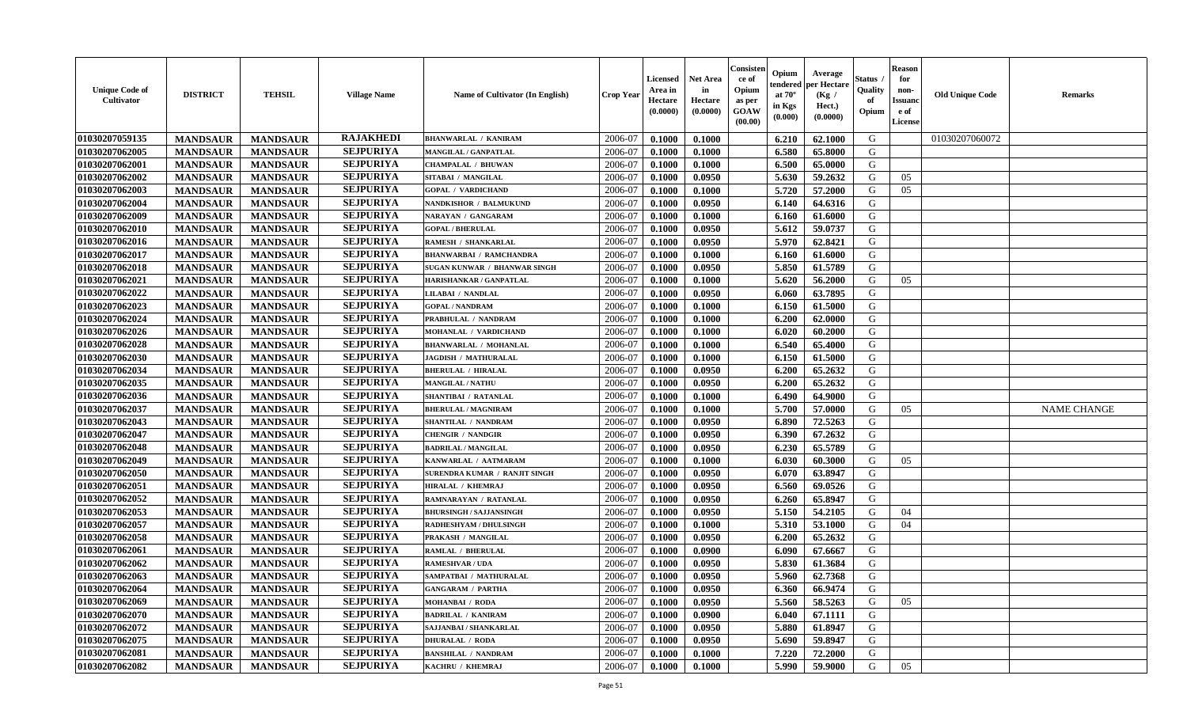| Unique Code of Cultivator | DISTRICT | TEHSIL | Village Name | Name of Cultivator (In English) | Crop Year | Licensed Area in Hectare (0.0000) | Net Area in Hectare (0.0000) | Consistence of Opium as per GOAW (00.00) | Opium tendered at 70° in Kgs (0.000) | Average per Hectare (Kg / Hect.) (0.0000) | Status / Quality of Opium | Reason for non-Issuance of License | Old Unique Code | Remarks |
|---|---|---|---|---|---|---|---|---|---|---|---|---|---|---|
| 01030207059135 | MANDSAUR | MANDSAUR | RAJAKHEDI | BHANWARLAL / KANIRAM | 2006-07 | 0.1000 | 0.1000 | | 6.210 | 62.1000 | G | | 01030207060072 | |
| 01030207062005 | MANDSAUR | MANDSAUR | SEJPURIYA | MANGILAL / GANPATLAL | 2006-07 | 0.1000 | 0.1000 | | 6.580 | 65.8000 | G | | | |
| 01030207062001 | MANDSAUR | MANDSAUR | SEJPURIYA | CHAMPALAL / BHUWAN | 2006-07 | 0.1000 | 0.1000 | | 6.500 | 65.0000 | G | | | |
| 01030207062002 | MANDSAUR | MANDSAUR | SEJPURIYA | SITABAI / MANGILAL | 2006-07 | 0.1000 | 0.0950 | | 5.630 | 59.2632 | G | 05 | | |
| 01030207062003 | MANDSAUR | MANDSAUR | SEJPURIYA | GOPAL / VARDICHAND | 2006-07 | 0.1000 | 0.1000 | | 5.720 | 57.2000 | G | 05 | | |
| 01030207062004 | MANDSAUR | MANDSAUR | SEJPURIYA | NANDKISHOR / BALMUKUND | 2006-07 | 0.1000 | 0.0950 | | 6.140 | 64.6316 | G | | | |
| 01030207062009 | MANDSAUR | MANDSAUR | SEJPURIYA | NARAYAN / GANGARAM | 2006-07 | 0.1000 | 0.1000 | | 6.160 | 61.6000 | G | | | |
| 01030207062010 | MANDSAUR | MANDSAUR | SEJPURIYA | GOPAL / BHERULAL | 2006-07 | 0.1000 | 0.0950 | | 5.612 | 59.0737 | G | | | |
| 01030207062016 | MANDSAUR | MANDSAUR | SEJPURIYA | RAMESH / SHANKARLAL | 2006-07 | 0.1000 | 0.0950 | | 5.970 | 62.8421 | G | | | |
| 01030207062017 | MANDSAUR | MANDSAUR | SEJPURIYA | BHANWARBAI / RAMCHANDRA | 2006-07 | 0.1000 | 0.1000 | | 6.160 | 61.6000 | G | | | |
| 01030207062018 | MANDSAUR | MANDSAUR | SEJPURIYA | SUGAN KUNWAR / BHANWAR SINGH | 2006-07 | 0.1000 | 0.0950 | | 5.850 | 61.5789 | G | | | |
| 01030207062021 | MANDSAUR | MANDSAUR | SEJPURIYA | HARISHANKAR / GANPATLAL | 2006-07 | 0.1000 | 0.1000 | | 5.620 | 56.2000 | G | 05 | | |
| 01030207062022 | MANDSAUR | MANDSAUR | SEJPURIYA | LILABAI / NANDLAL | 2006-07 | 0.1000 | 0.0950 | | 6.060 | 63.7895 | G | | | |
| 01030207062023 | MANDSAUR | MANDSAUR | SEJPURIYA | GOPAL / NANDRAM | 2006-07 | 0.1000 | 0.1000 | | 6.150 | 61.5000 | G | | | |
| 01030207062024 | MANDSAUR | MANDSAUR | SEJPURIYA | PRABHULAL / NANDRAM | 2006-07 | 0.1000 | 0.1000 | | 6.200 | 62.0000 | G | | | |
| 01030207062026 | MANDSAUR | MANDSAUR | SEJPURIYA | MOHANLAL / VARDICHAND | 2006-07 | 0.1000 | 0.1000 | | 6.020 | 60.2000 | G | | | |
| 01030207062028 | MANDSAUR | MANDSAUR | SEJPURIYA | BHANWARLAL / MOHANLAL | 2006-07 | 0.1000 | 0.1000 | | 6.540 | 65.4000 | G | | | |
| 01030207062030 | MANDSAUR | MANDSAUR | SEJPURIYA | JAGDISH / MATHURALAL | 2006-07 | 0.1000 | 0.1000 | | 6.150 | 61.5000 | G | | | |
| 01030207062034 | MANDSAUR | MANDSAUR | SEJPURIYA | BHERULAL / HIRALAL | 2006-07 | 0.1000 | 0.0950 | | 6.200 | 65.2632 | G | | | |
| 01030207062035 | MANDSAUR | MANDSAUR | SEJPURIYA | MANGILAL / NATHU | 2006-07 | 0.1000 | 0.0950 | | 6.200 | 65.2632 | G | | | |
| 01030207062036 | MANDSAUR | MANDSAUR | SEJPURIYA | SHANTIBAI / RATANLAL | 2006-07 | 0.1000 | 0.1000 | | 6.490 | 64.9000 | G | | | |
| 01030207062037 | MANDSAUR | MANDSAUR | SEJPURIYA | BHERULAL / MAGNIRAM | 2006-07 | 0.1000 | 0.1000 | | 5.700 | 57.0000 | G | 05 | | NAME CHANGE |
| 01030207062043 | MANDSAUR | MANDSAUR | SEJPURIYA | SHANTILAL / NANDRAM | 2006-07 | 0.1000 | 0.0950 | | 6.890 | 72.5263 | G | | | |
| 01030207062047 | MANDSAUR | MANDSAUR | SEJPURIYA | CHENGIR / NANDGIR | 2006-07 | 0.1000 | 0.0950 | | 6.390 | 67.2632 | G | | | |
| 01030207062048 | MANDSAUR | MANDSAUR | SEJPURIYA | BADRILAL / MANGILAL | 2006-07 | 0.1000 | 0.0950 | | 6.230 | 65.5789 | G | | | |
| 01030207062049 | MANDSAUR | MANDSAUR | SEJPURIYA | KANWARLAL / AATMARAM | 2006-07 | 0.1000 | 0.1000 | | 6.030 | 60.3000 | G | 05 | | |
| 01030207062050 | MANDSAUR | MANDSAUR | SEJPURIYA | SURENDRA KUMAR / RANJIT SINGH | 2006-07 | 0.1000 | 0.0950 | | 6.070 | 63.8947 | G | | | |
| 01030207062051 | MANDSAUR | MANDSAUR | SEJPURIYA | HIRALAL / KHEMRAJ | 2006-07 | 0.1000 | 0.0950 | | 6.560 | 69.0526 | G | | | |
| 01030207062052 | MANDSAUR | MANDSAUR | SEJPURIYA | RAMNARAYAN / RATANLAL | 2006-07 | 0.1000 | 0.0950 | | 6.260 | 65.8947 | G | | | |
| 01030207062053 | MANDSAUR | MANDSAUR | SEJPURIYA | BHURSINGH / SAJJANSINGH | 2006-07 | 0.1000 | 0.0950 | | 5.150 | 54.2105 | G | 04 | | |
| 01030207062057 | MANDSAUR | MANDSAUR | SEJPURIYA | RADHESHYAM / DHULSINGH | 2006-07 | 0.1000 | 0.1000 | | 5.310 | 53.1000 | G | 04 | | |
| 01030207062058 | MANDSAUR | MANDSAUR | SEJPURIYA | PRAKASH / MANGILAL | 2006-07 | 0.1000 | 0.0950 | | 6.200 | 65.2632 | G | | | |
| 01030207062061 | MANDSAUR | MANDSAUR | SEJPURIYA | RAMLAL / BHERULAL | 2006-07 | 0.1000 | 0.0900 | | 6.090 | 67.6667 | G | | | |
| 01030207062062 | MANDSAUR | MANDSAUR | SEJPURIYA | RAMESHVAR / UDA | 2006-07 | 0.1000 | 0.0950 | | 5.830 | 61.3684 | G | | | |
| 01030207062063 | MANDSAUR | MANDSAUR | SEJPURIYA | SAMPATBAI / MATHURALAL | 2006-07 | 0.1000 | 0.0950 | | 5.960 | 62.7368 | G | | | |
| 01030207062064 | MANDSAUR | MANDSAUR | SEJPURIYA | GANGARAM / PARTHA | 2006-07 | 0.1000 | 0.0950 | | 6.360 | 66.9474 | G | | | |
| 01030207062069 | MANDSAUR | MANDSAUR | SEJPURIYA | MOHANBAI / RODA | 2006-07 | 0.1000 | 0.0950 | | 5.560 | 58.5263 | G | 05 | | |
| 01030207062070 | MANDSAUR | MANDSAUR | SEJPURIYA | BADRILAL / KANIRAM | 2006-07 | 0.1000 | 0.0900 | | 6.040 | 67.1111 | G | | | |
| 01030207062072 | MANDSAUR | MANDSAUR | SEJPURIYA | SAJJANBAI / SHANKARLAL | 2006-07 | 0.1000 | 0.0950 | | 5.880 | 61.8947 | G | | | |
| 01030207062075 | MANDSAUR | MANDSAUR | SEJPURIYA | DHURALAL / RODA | 2006-07 | 0.1000 | 0.0950 | | 5.690 | 59.8947 | G | | | |
| 01030207062081 | MANDSAUR | MANDSAUR | SEJPURIYA | BANSHILAL / NANDRAM | 2006-07 | 0.1000 | 0.1000 | | 7.220 | 72.2000 | G | | | |
| 01030207062082 | MANDSAUR | MANDSAUR | SEJPURIYA | KACHRU / KHEMRAJ | 2006-07 | 0.1000 | 0.1000 | | 5.990 | 59.9000 | G | 05 | | |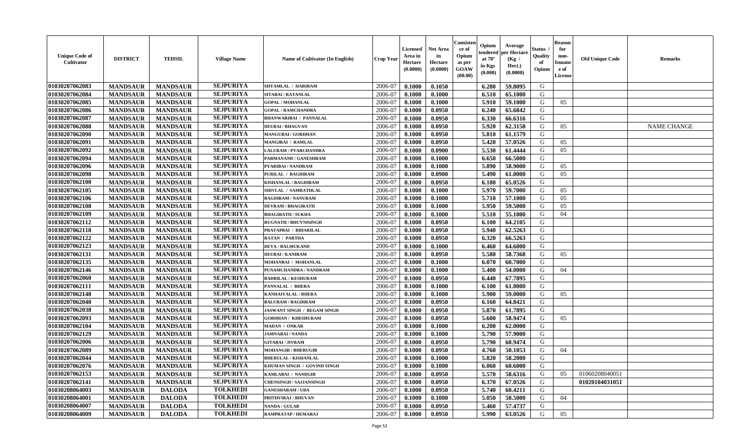| Unique Code of Cultivator | DISTRICT | TEHSIL | Village Name | Name of Cultivator (In English) | Crop Year | Licensed Area in Hectare (0.0000) | Net Area in Hectare (0.0000) | Consistence of Opium as per GOAW (00.00) | Opium tendered at 70° in Kgs (0.000) | Average per Hectare (Kg / Hect.) (0.0000) | Status / Quality of Opium | Reason for non-Issuance of License | Old Unique Code | Remarks |
|---|---|---|---|---|---|---|---|---|---|---|---|---|---|---|
| 01030207062083 | MANDSAUR | MANDSAUR | SEJPURIYA | SHYAMLAL / HARIRAM | 2006-07 | 0.1000 | 0.1050 | | 6.280 | 59.8095 | G | | | |
| 01030207062084 | MANDSAUR | MANDSAUR | SEJPURIYA | SITABAI / RATANLAL | 2006-07 | 0.1000 | 0.1000 | | 6.510 | 65.1000 | G | | | |
| 01030207062085 | MANDSAUR | MANDSAUR | SEJPURIYA | GOPAL / MOHANLAL | 2006-07 | 0.1000 | 0.1000 | | 5.910 | 59.1000 | G | 05 | | |
| 01030207062086 | MANDSAUR | MANDSAUR | SEJPURIYA | GOPAL / RAMCHANDRA | 2006-07 | 0.1000 | 0.0950 | | 6.240 | 65.6842 | G | | | |
| 01030207062087 | MANDSAUR | MANDSAUR | SEJPURIYA | BHANWARIBAI / PANNALAL | 2006-07 | 0.1000 | 0.0950 | | 6.330 | 66.6316 | G | | | |
| 01030207062088 | MANDSAUR | MANDSAUR | SEJPURIYA | DEUBAI / BHAGVAN | 2006-07 | 0.1000 | 0.0950 | | 5.920 | 62.3158 | G | 05 | | NAME CHANGE |
| 01030207062090 | MANDSAUR | MANDSAUR | SEJPURIYA | MANGUBAI / GORDHAN | 2006-07 | 0.1000 | 0.0950 | | 5.810 | 61.1579 | G | | | |
| 01030207062091 | MANDSAUR | MANDSAUR | SEJPURIYA | MANGIBAI / RAMLAL | 2006-07 | 0.1000 | 0.0950 | | 5.420 | 57.0526 | G | 05 | | |
| 01030207062092 | MANDSAUR | MANDSAUR | SEJPURIYA | LALURAM / PYARCHANDRA | 2006-07 | 0.1000 | 0.0900 | | 5.530 | 61.4444 | G | 05 | | |
| 01030207062094 | MANDSAUR | MANDSAUR | SEJPURIYA | PARMANAND / GANESHRAM | 2006-07 | 0.1000 | 0.1000 | | 6.650 | 66.5000 | G | | | |
| 01030207062096 | MANDSAUR | MANDSAUR | SEJPURIYA | PYARIBAI / NANDRAM | 2006-07 | 0.1000 | 0.1000 | | 5.890 | 58.9000 | G | 05 | | |
| 01030207062098 | MANDSAUR | MANDSAUR | SEJPURIYA | PURILAL / BAGDIRAM | 2006-07 | 0.1000 | 0.0900 | | 5.490 | 61.0000 | G | 05 | | |
| 01030207062100 | MANDSAUR | MANDSAUR | SEJPURIYA | KISHANLAL / BAGDIRAM | 2006-07 | 0.1000 | 0.0950 | | 6.180 | 65.0526 | G | | | |
| 01030207062105 | MANDSAUR | MANDSAUR | SEJPURIYA | SHIVLAL / SAMRATHLAL | 2006-07 | 0.1000 | 0.1000 | | 5.970 | 59.7000 | G | 05 | | |
| 01030207062106 | MANDSAUR | MANDSAUR | SEJPURIYA | BAGDIRAM / NANURAM | 2006-07 | 0.1000 | 0.1000 | | 5.710 | 57.1000 | G | 05 | | |
| 01030207062108 | MANDSAUR | MANDSAUR | SEJPURIYA | DEVRAM / BHAGIRATH | 2006-07 | 0.1000 | 0.1000 | | 5.950 | 59.5000 | G | 05 | | |
| 01030207062109 | MANDSAUR | MANDSAUR | SEJPURIYA | BHAGIRATH / SUKHA | 2006-07 | 0.1000 | 0.1000 | | 5.510 | 55.1000 | G | 04 | | |
| 01030207062112 | MANDSAUR | MANDSAUR | SEJPURIYA | RUGNATH / BHUVNISINGH | 2006-07 | 0.1000 | 0.0950 | | 6.100 | 64.2105 | G | | | |
| 01030207062118 | MANDSAUR | MANDSAUR | SEJPURIYA | PRATAPBAI / BIHARILAL | 2006-07 | 0.1000 | 0.0950 | | 5.940 | 62.5263 | G | | | |
| 01030207062122 | MANDSAUR | MANDSAUR | SEJPURIYA | RATAN / PARTHA | 2006-07 | 0.1000 | 0.0950 | | 6.320 | 66.5263 | G | | | |
| 01030207062123 | MANDSAUR | MANDSAUR | SEJPURIYA | DEVA / BALMUKAND | 2006-07 | 0.1000 | 0.1000 | | 6.460 | 64.6000 | G | | | |
| 01030207062131 | MANDSAUR | MANDSAUR | SEJPURIYA | DEUBAI / KANIRAM | 2006-07 | 0.1000 | 0.0950 | | 5.580 | 58.7368 | G | 05 | | |
| 01030207062135 | MANDSAUR | MANDSAUR | SEJPURIYA | MOHANBAI / MOHANLAL | 2006-07 | 0.1000 | 0.1000 | | 6.070 | 60.7000 | G | | | |
| 01030207062146 | MANDSAUR | MANDSAUR | SEJPURIYA | PUNAMCHANDRA / NANDRAM | 2006-07 | 0.1000 | 0.1000 | | 5.400 | 54.0000 | G | 04 | | |
| 01030207062060 | MANDSAUR | MANDSAUR | SEJPURIYA | BADRILAL / KESHURAM | 2006-07 | 0.1000 | 0.0950 | | 6.440 | 67.7895 | G | | | |
| 01030207062111 | MANDSAUR | MANDSAUR | SEJPURIYA | PANNALAL / BHERA | 2006-07 | 0.1000 | 0.1000 | | 6.100 | 61.0000 | G | | | |
| 01030207062140 | MANDSAUR | MANDSAUR | SEJPURIYA | KANHAIYALAL / BHERA | 2006-07 | 0.1000 | 0.1000 | | 5.900 | 59.0000 | G | 05 | | |
| 01030207062040 | MANDSAUR | MANDSAUR | SEJPURIYA | BALURAM / BAGDIRAM | 2006-07 | 0.1000 | 0.0950 | | 6.160 | 64.8421 | G | | | |
| 01030207062038 | MANDSAUR | MANDSAUR | SEJPURIYA | JASWANT SINGH / BEGAM SINGH | 2006-07 | 0.1000 | 0.0950 | | 5.870 | 61.7895 | G | | | |
| 01030207062093 | MANDSAUR | MANDSAUR | SEJPURIYA | GORDHAN / KHESHURAM | 2006-07 | 0.1000 | 0.0950 | | 5.600 | 58.9474 | G | 05 | | |
| 01030207062104 | MANDSAUR | MANDSAUR | SEJPURIYA | MADAN / ONKAR | 2006-07 | 0.1000 | 0.1000 | | 6.200 | 62.0000 | G | | | |
| 01030207062129 | MANDSAUR | MANDSAUR | SEJPURIYA | JAMNABAI / NANDA | 2006-07 | 0.1000 | 0.1000 | | 5.790 | 57.9000 | G | | | |
| 01030207062006 | MANDSAUR | MANDSAUR | SEJPURIYA | GITABAI / JIVRAM | 2006-07 | 0.1000 | 0.0950 | | 5.790 | 60.9474 | G | | | |
| 01030207062089 | MANDSAUR | MANDSAUR | SEJPURIYA | MOHANGIR / BHERUGIR | 2006-07 | 0.1000 | 0.0950 | | 4.760 | 50.1053 | G | 04 | | |
| 01030207062044 | MANDSAUR | MANDSAUR | SEJPURIYA | BHERULAL / KISHANLAL | 2006-07 | 0.1000 | 0.1000 | | 5.820 | 58.2000 | G | | | |
| 01030207062076 | MANDSAUR | MANDSAUR | SEJPURIYA | KHUMAN SINGH / GOVIND SINGH | 2006-07 | 0.1000 | 0.1000 | | 6.060 | 60.6000 | G | | | |
| 01030207062153 | MANDSAUR | MANDSAUR | SEJPURIYA | KAMLABAI / NANDGIR | 2006-07 | 0.1000 | 0.0950 | | 5.570 | 58.6316 | G | 05 | 01060208040051 | |
| 01030207062141 | MANDSAUR | MANDSAUR | SEJPURIYA | CHENSINGH / SAJJANSINGH | 2006-07 | 0.1000 | 0.0950 | | 6.370 | 67.0526 | G | | 01020104031051 | |
| 01030208064003 | MANDSAUR | DALODA | TOLKHEDI | GANESHARAM / UDA | 2006-07 | 0.1000 | 0.0950 | | 5.740 | 60.4211 | G | | | |
| 01030208064001 | MANDSAUR | DALODA | TOLKHEDI | PRITHVIRAJ / BHUVAN | 2006-07 | 0.1000 | 0.1000 | | 5.050 | 50.5000 | G | 04 | | |
| 01030208064007 | MANDSAUR | DALODA | TOLKHEDI | NANDA / GULAB | 2006-07 | 0.1000 | 0.0950 | | 5.460 | 57.4737 | G | | | |
| 01030208064009 | MANDSAUR | DALODA | TOLKHEDI | RAMPRATAP / HEMARAJ | 2006-07 | 0.1000 | 0.0950 | | 5.990 | 63.0526 | G | 05 | | |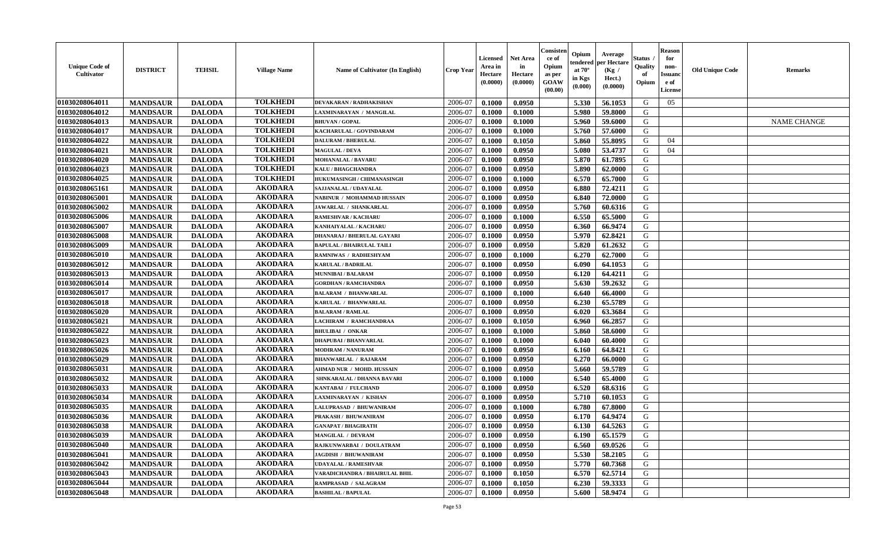| Unique Code of Cultivator | DISTRICT | TEHSIL | Village Name | Name of Cultivator (In English) | Crop Year | Licensed Area in Hectare (0.0000) | Net Area in Hectare (0.0000) | Consistence of Opium as per GOAW (00.00) | Opium tendered at 70° in Kgs (0.000) | Average per Hectare (Kg / Hect.) (0.0000) | Status / Quality of Opium | Reason for non-Issuance of License | Old Unique Code | Remarks |
|---|---|---|---|---|---|---|---|---|---|---|---|---|---|---|
| 01030208064011 | MANDSAUR | DALODA | TOLKHEDI | DEVAKARAN / RADHAKISHAN | 2006-07 | 0.1000 | 0.0950 | | 5.330 | 56.1053 | G | 05 | | |
| 01030208064012 | MANDSAUR | DALODA | TOLKHEDI | LAXMINARAYAN / MANGILAL | 2006-07 | 0.1000 | 0.1000 | | 5.980 | 59.8000 | G | | | |
| 01030208064013 | MANDSAUR | DALODA | TOLKHEDI | BHUVAN / GOPAL | 2006-07 | 0.1000 | 0.1000 | | 5.960 | 59.6000 | G | | | NAME CHANGE |
| 01030208064017 | MANDSAUR | DALODA | TOLKHEDI | KACHARULAL / GOVINDARAM | 2006-07 | 0.1000 | 0.1000 | | 5.760 | 57.6000 | G | | | |
| 01030208064022 | MANDSAUR | DALODA | TOLKHEDI | DALURAM / BHERULAL | 2006-07 | 0.1000 | 0.1050 | | 5.860 | 55.8095 | G | 04 | | |
| 01030208064021 | MANDSAUR | DALODA | TOLKHEDI | MAGULAL / DEVA | 2006-07 | 0.1000 | 0.0950 | | 5.080 | 53.4737 | G | 04 | | |
| 01030208064020 | MANDSAUR | DALODA | TOLKHEDI | MOHANALAL / BAVARU | 2006-07 | 0.1000 | 0.0950 | | 5.870 | 61.7895 | G | | | |
| 01030208064023 | MANDSAUR | DALODA | TOLKHEDI | KALU / BHAGCHANDRA | 2006-07 | 0.1000 | 0.0950 | | 5.890 | 62.0000 | G | | | |
| 01030208064025 | MANDSAUR | DALODA | TOLKHEDI | HUKUMASINGH / CHIMANASINGH | 2006-07 | 0.1000 | 0.1000 | | 6.570 | 65.7000 | G | | | |
| 01030208065161 | MANDSAUR | DALODA | AKODARA | SAJJANALAL / UDAYALAL | 2006-07 | 0.1000 | 0.0950 | | 6.880 | 72.4211 | G | | | |
| 01030208065001 | MANDSAUR | DALODA | AKODARA | NABINUR / MOHAMMAD HUSSAIN | 2006-07 | 0.1000 | 0.0950 | | 6.840 | 72.0000 | G | | | |
| 01030208065002 | MANDSAUR | DALODA | AKODARA | JAWARLAL / SHANKARLAL | 2006-07 | 0.1000 | 0.0950 | | 5.760 | 60.6316 | G | | | |
| 01030208065006 | MANDSAUR | DALODA | AKODARA | RAMESHVAR / KACHARU | 2006-07 | 0.1000 | 0.1000 | | 6.550 | 65.5000 | G | | | |
| 01030208065007 | MANDSAUR | DALODA | AKODARA | KANHAIYALAL / KACHARU | 2006-07 | 0.1000 | 0.0950 | | 6.360 | 66.9474 | G | | | |
| 01030208065008 | MANDSAUR | DALODA | AKODARA | DHANARAJ / BHERULAL GAYARI | 2006-07 | 0.1000 | 0.0950 | | 5.970 | 62.8421 | G | | | |
| 01030208065009 | MANDSAUR | DALODA | AKODARA | BAPULAL / BHAIRULAL TAILI | 2006-07 | 0.1000 | 0.0950 | | 5.820 | 61.2632 | G | | | |
| 01030208065010 | MANDSAUR | DALODA | AKODARA | RAMNIWAS / RADHESHYAM | 2006-07 | 0.1000 | 0.1000 | | 6.270 | 62.7000 | G | | | |
| 01030208065012 | MANDSAUR | DALODA | AKODARA | KARULAL / BADRILAL | 2006-07 | 0.1000 | 0.0950 | | 6.090 | 64.1053 | G | | | |
| 01030208065013 | MANDSAUR | DALODA | AKODARA | MUNNIBAI / BALARAM | 2006-07 | 0.1000 | 0.0950 | | 6.120 | 64.4211 | G | | | |
| 01030208065014 | MANDSAUR | DALODA | AKODARA | GORDHAN / RAMCHANDRA | 2006-07 | 0.1000 | 0.0950 | | 5.630 | 59.2632 | G | | | |
| 01030208065017 | MANDSAUR | DALODA | AKODARA | BALARAM / BHANWARLAL | 2006-07 | 0.1000 | 0.1000 | | 6.640 | 66.4000 | G | | | |
| 01030208065018 | MANDSAUR | DALODA | AKODARA | KARULAL / BHANWARLAL | 2006-07 | 0.1000 | 0.0950 | | 6.230 | 65.5789 | G | | | |
| 01030208065020 | MANDSAUR | DALODA | AKODARA | BALARAM / RAMLAL | 2006-07 | 0.1000 | 0.0950 | | 6.020 | 63.3684 | G | | | |
| 01030208065021 | MANDSAUR | DALODA | AKODARA | LACHIRAM / RAMCHANDRAA | 2006-07 | 0.1000 | 0.1050 | | 6.960 | 66.2857 | G | | | |
| 01030208065022 | MANDSAUR | DALODA | AKODARA | BHULIBAI / ONKAR | 2006-07 | 0.1000 | 0.1000 | | 5.860 | 58.6000 | G | | | |
| 01030208065023 | MANDSAUR | DALODA | AKODARA | DHAPUBAI / BHANVARLAL | 2006-07 | 0.1000 | 0.1000 | | 6.040 | 60.4000 | G | | | |
| 01030208065026 | MANDSAUR | DALODA | AKODARA | MODIRAM / NANURAM | 2006-07 | 0.1000 | 0.0950 | | 6.160 | 64.8421 | G | | | |
| 01030208065029 | MANDSAUR | DALODA | AKODARA | BHANWARLAL / RAJARAM | 2006-07 | 0.1000 | 0.0950 | | 6.270 | 66.0000 | G | | | |
| 01030208065031 | MANDSAUR | DALODA | AKODARA | AHMAD NUR / MOHD. HUSSAIN | 2006-07 | 0.1000 | 0.0950 | | 5.660 | 59.5789 | G | | | |
| 01030208065032 | MANDSAUR | DALODA | AKODARA | SHNKARALAL / DHANNA BAVARI | 2006-07 | 0.1000 | 0.1000 | | 6.540 | 65.4000 | G | | | |
| 01030208065033 | MANDSAUR | DALODA | AKODARA | KANTABAI / FULCHAND | 2006-07 | 0.1000 | 0.0950 | | 6.520 | 68.6316 | G | | | |
| 01030208065034 | MANDSAUR | DALODA | AKODARA | LAXMINARAYAN / KISHAN | 2006-07 | 0.1000 | 0.0950 | | 5.710 | 60.1053 | G | | | |
| 01030208065035 | MANDSAUR | DALODA | AKODARA | LALUPRASAD / BHUWANIRAM | 2006-07 | 0.1000 | 0.1000 | | 6.780 | 67.8000 | G | | | |
| 01030208065036 | MANDSAUR | DALODA | AKODARA | PRAKASH / BHUWANIRAM | 2006-07 | 0.1000 | 0.0950 | | 6.170 | 64.9474 | G | | | |
| 01030208065038 | MANDSAUR | DALODA | AKODARA | GANAPAT / BHAGIRATH | 2006-07 | 0.1000 | 0.0950 | | 6.130 | 64.5263 | G | | | |
| 01030208065039 | MANDSAUR | DALODA | AKODARA | MANGILAL / DEVRAM | 2006-07 | 0.1000 | 0.0950 | | 6.190 | 65.1579 | G | | | |
| 01030208065040 | MANDSAUR | DALODA | AKODARA | RAJKUNWARBAI / DOULATRAM | 2006-07 | 0.1000 | 0.0950 | | 6.560 | 69.0526 | G | | | |
| 01030208065041 | MANDSAUR | DALODA | AKODARA | JAGDISH / BHUWANIRAM | 2006-07 | 0.1000 | 0.0950 | | 5.530 | 58.2105 | G | | | |
| 01030208065042 | MANDSAUR | DALODA | AKODARA | UDAYALAL / RAMESHVAR | 2006-07 | 0.1000 | 0.0950 | | 5.770 | 60.7368 | G | | | |
| 01030208065043 | MANDSAUR | DALODA | AKODARA | VARADICHANDRA / BHAIRULAL BHIL | 2006-07 | 0.1000 | 0.1050 | | 6.570 | 62.5714 | G | | | |
| 01030208065044 | MANDSAUR | DALODA | AKODARA | RAMPRASAD / SALAGRAM | 2006-07 | 0.1000 | 0.1050 | | 6.230 | 59.3333 | G | | | |
| 01030208065048 | MANDSAUR | DALODA | AKODARA | BASHILAL / BAPULAL | 2006-07 | 0.1000 | 0.0950 | | 5.600 | 58.9474 | G | | | |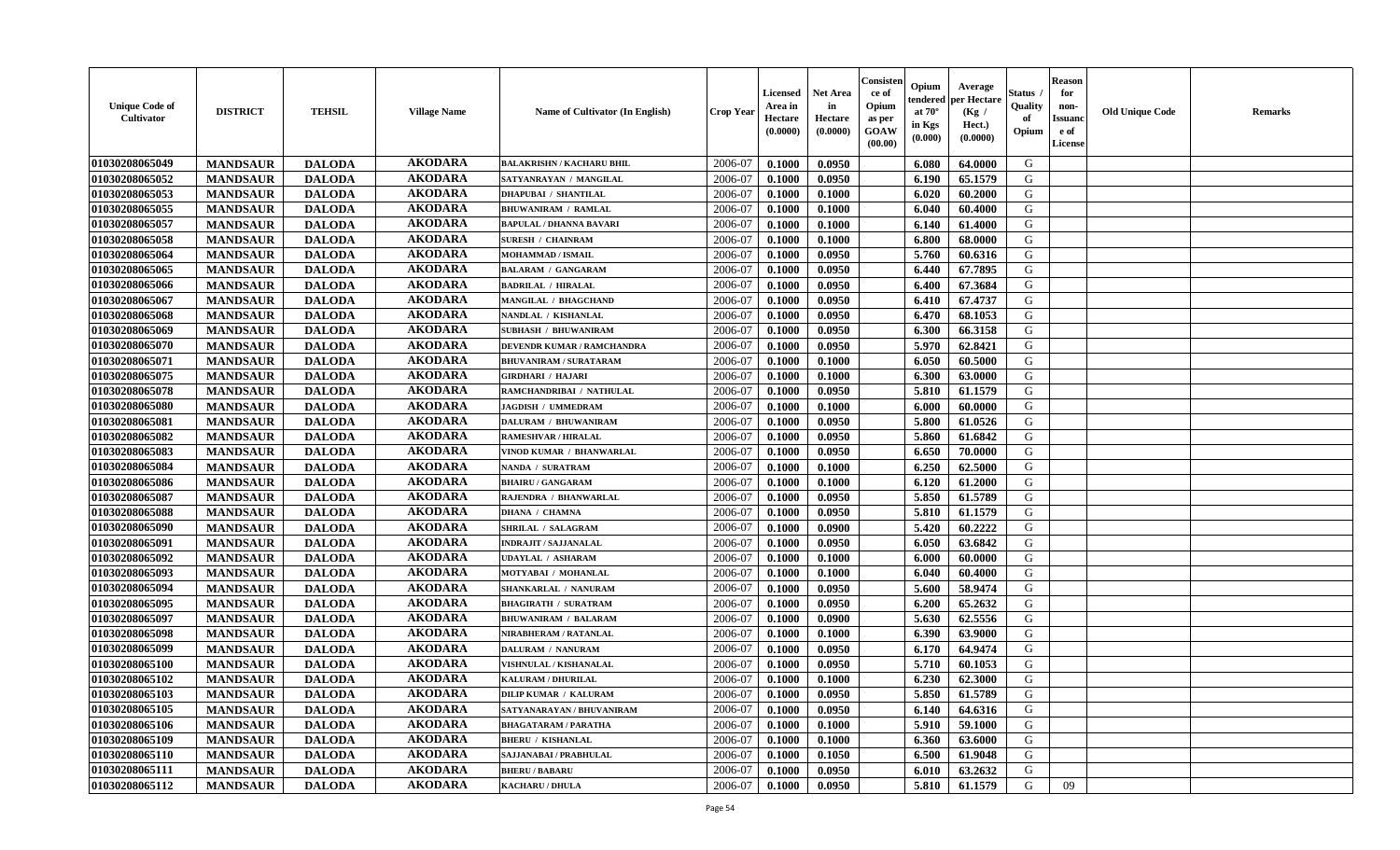| Unique Code of Cultivator | DISTRICT | TEHSIL | Village Name | Name of Cultivator (In English) | Crop Year | Licensed Area in Hectare (0.0000) | Net Area in Hectare (0.0000) | Consistence of Opium as per GOAW (00.00) | Opium tendered at 70° in Kgs (0.000) | Average per Hectare (Kg / Hect.) (0.0000) | Status / Quality of Opium | Reason for non-Issuance of License | Old Unique Code | Remarks |
|---|---|---|---|---|---|---|---|---|---|---|---|---|---|---|
| 01030208065049 | MANDSAUR | DALODA | AKODARA | BALAKRISHN / KACHARU BHIL | 2006-07 | 0.1000 | 0.0950 | | 6.080 | 64.0000 | G | | | |
| 01030208065052 | MANDSAUR | DALODA | AKODARA | SATYANRAYAN / MANGILAL | 2006-07 | 0.1000 | 0.0950 | | 6.190 | 65.1579 | G | | | |
| 01030208065053 | MANDSAUR | DALODA | AKODARA | DHAPUBAI / SHANTILAL | 2006-07 | 0.1000 | 0.1000 | | 6.020 | 60.2000 | G | | | |
| 01030208065055 | MANDSAUR | DALODA | AKODARA | BHUWANIRAM / RAMLAL | 2006-07 | 0.1000 | 0.1000 | | 6.040 | 60.4000 | G | | | |
| 01030208065057 | MANDSAUR | DALODA | AKODARA | BAPULAL / DHANNA BAVARI | 2006-07 | 0.1000 | 0.1000 | | 6.140 | 61.4000 | G | | | |
| 01030208065058 | MANDSAUR | DALODA | AKODARA | SURESH / CHAINRAM | 2006-07 | 0.1000 | 0.1000 | | 6.800 | 68.0000 | G | | | |
| 01030208065064 | MANDSAUR | DALODA | AKODARA | MOHAMMAD / ISMAIL | 2006-07 | 0.1000 | 0.0950 | | 5.760 | 60.6316 | G | | | |
| 01030208065065 | MANDSAUR | DALODA | AKODARA | BALARAM / GANGARAM | 2006-07 | 0.1000 | 0.0950 | | 6.440 | 67.7895 | G | | | |
| 01030208065066 | MANDSAUR | DALODA | AKODARA | BADRILAL / HIRALAL | 2006-07 | 0.1000 | 0.0950 | | 6.400 | 67.3684 | G | | | |
| 01030208065067 | MANDSAUR | DALODA | AKODARA | MANGILAL / BHAGCHAND | 2006-07 | 0.1000 | 0.0950 | | 6.410 | 67.4737 | G | | | |
| 01030208065068 | MANDSAUR | DALODA | AKODARA | NANDLAL / KISHANLAL | 2006-07 | 0.1000 | 0.0950 | | 6.470 | 68.1053 | G | | | |
| 01030208065069 | MANDSAUR | DALODA | AKODARA | SUBHASH / BHUWANIRAM | 2006-07 | 0.1000 | 0.0950 | | 6.300 | 66.3158 | G | | | |
| 01030208065070 | MANDSAUR | DALODA | AKODARA | DEVENDR KUMAR / RAMCHANDRA | 2006-07 | 0.1000 | 0.0950 | | 5.970 | 62.8421 | G | | | |
| 01030208065071 | MANDSAUR | DALODA | AKODARA | BHUVANIRAM / SURATARAM | 2006-07 | 0.1000 | 0.1000 | | 6.050 | 60.5000 | G | | | |
| 01030208065075 | MANDSAUR | DALODA | AKODARA | GIRDHARI / HAJARI | 2006-07 | 0.1000 | 0.1000 | | 6.300 | 63.0000 | G | | | |
| 01030208065078 | MANDSAUR | DALODA | AKODARA | RAMCHANDRIBAI / NATHULAL | 2006-07 | 0.1000 | 0.0950 | | 5.810 | 61.1579 | G | | | |
| 01030208065080 | MANDSAUR | DALODA | AKODARA | JAGDISH / UMMEDRAM | 2006-07 | 0.1000 | 0.1000 | | 6.000 | 60.0000 | G | | | |
| 01030208065081 | MANDSAUR | DALODA | AKODARA | DALURAM / BHUWANIRAM | 2006-07 | 0.1000 | 0.0950 | | 5.800 | 61.0526 | G | | | |
| 01030208065082 | MANDSAUR | DALODA | AKODARA | RAMESHVAR / HIRALAL | 2006-07 | 0.1000 | 0.0950 | | 5.860 | 61.6842 | G | | | |
| 01030208065083 | MANDSAUR | DALODA | AKODARA | VINOD KUMAR / BHANWARLAL | 2006-07 | 0.1000 | 0.0950 | | 6.650 | 70.0000 | G | | | |
| 01030208065084 | MANDSAUR | DALODA | AKODARA | NANDA / SURATRAM | 2006-07 | 0.1000 | 0.1000 | | 6.250 | 62.5000 | G | | | |
| 01030208065086 | MANDSAUR | DALODA | AKODARA | BHAIRU / GANGARAM | 2006-07 | 0.1000 | 0.1000 | | 6.120 | 61.2000 | G | | | |
| 01030208065087 | MANDSAUR | DALODA | AKODARA | RAJENDRA / BHANWARLAL | 2006-07 | 0.1000 | 0.0950 | | 5.850 | 61.5789 | G | | | |
| 01030208065088 | MANDSAUR | DALODA | AKODARA | DHANA / CHAMNA | 2006-07 | 0.1000 | 0.0950 | | 5.810 | 61.1579 | G | | | |
| 01030208065090 | MANDSAUR | DALODA | AKODARA | SHRILAL / SALAGRAM | 2006-07 | 0.1000 | 0.0900 | | 5.420 | 60.2222 | G | | | |
| 01030208065091 | MANDSAUR | DALODA | AKODARA | INDRAJIT / SAJJANALAL | 2006-07 | 0.1000 | 0.0950 | | 6.050 | 63.6842 | G | | | |
| 01030208065092 | MANDSAUR | DALODA | AKODARA | UDAYLAL / ASHARAM | 2006-07 | 0.1000 | 0.1000 | | 6.000 | 60.0000 | G | | | |
| 01030208065093 | MANDSAUR | DALODA | AKODARA | MOTYABAI / MOHANLAL | 2006-07 | 0.1000 | 0.1000 | | 6.040 | 60.4000 | G | | | |
| 01030208065094 | MANDSAUR | DALODA | AKODARA | SHANKARLAL / NANURAM | 2006-07 | 0.1000 | 0.0950 | | 5.600 | 58.9474 | G | | | |
| 01030208065095 | MANDSAUR | DALODA | AKODARA | BHAGIRATH / SURATRAM | 2006-07 | 0.1000 | 0.0950 | | 6.200 | 65.2632 | G | | | |
| 01030208065097 | MANDSAUR | DALODA | AKODARA | BHUWANIRAM / BALARAM | 2006-07 | 0.1000 | 0.0900 | | 5.630 | 62.5556 | G | | | |
| 01030208065098 | MANDSAUR | DALODA | AKODARA | NIRABHERAM / RATANLAL | 2006-07 | 0.1000 | 0.1000 | | 6.390 | 63.9000 | G | | | |
| 01030208065099 | MANDSAUR | DALODA | AKODARA | DALURAM / NANURAM | 2006-07 | 0.1000 | 0.0950 | | 6.170 | 64.9474 | G | | | |
| 01030208065100 | MANDSAUR | DALODA | AKODARA | VISHNULAL / KISHANALAL | 2006-07 | 0.1000 | 0.0950 | | 5.710 | 60.1053 | G | | | |
| 01030208065102 | MANDSAUR | DALODA | AKODARA | KALURAM / DHURILAL | 2006-07 | 0.1000 | 0.1000 | | 6.230 | 62.3000 | G | | | |
| 01030208065103 | MANDSAUR | DALODA | AKODARA | DILIP KUMAR / KALURAM | 2006-07 | 0.1000 | 0.0950 | | 5.850 | 61.5789 | G | | | |
| 01030208065105 | MANDSAUR | DALODA | AKODARA | SATYANARAYAN / BHUVANIRAM | 2006-07 | 0.1000 | 0.0950 | | 6.140 | 64.6316 | G | | | |
| 01030208065106 | MANDSAUR | DALODA | AKODARA | BHAGATARAM / PARATHA | 2006-07 | 0.1000 | 0.1000 | | 5.910 | 59.1000 | G | | | |
| 01030208065109 | MANDSAUR | DALODA | AKODARA | BHERU / KISHANLAL | 2006-07 | 0.1000 | 0.1000 | | 6.360 | 63.6000 | G | | | |
| 01030208065110 | MANDSAUR | DALODA | AKODARA | SAJJANABAI / PRABHULAL | 2006-07 | 0.1000 | 0.1050 | | 6.500 | 61.9048 | G | | | |
| 01030208065111 | MANDSAUR | DALODA | AKODARA | BHERU / BABARU | 2006-07 | 0.1000 | 0.0950 | | 6.010 | 63.2632 | G | | | |
| 01030208065112 | MANDSAUR | DALODA | AKODARA | KACHARU / DHULA | 2006-07 | 0.1000 | 0.0950 | | 5.810 | 61.1579 | G | 09 | | |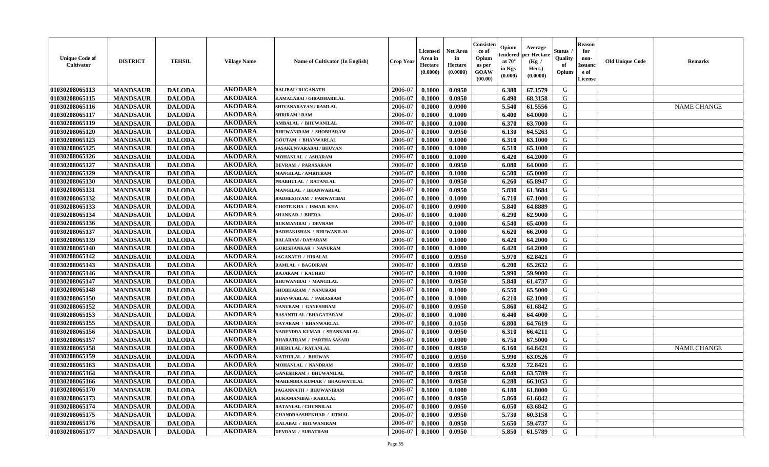| Unique Code of Cultivator | DISTRICT | TEHSIL | Village Name | Name of Cultivator (In English) | Crop Year | Licensed Area in Hectare (0.0000) | Net Area in Hectare (0.0000) | Consistence of Opium as per GOAW (00.00) | Opium tendered at 70° in Kgs (0.000) | Average per Hectare (Kg / Hect.) (0.0000) | Status / Quality of Opium | Reason for non-Issuance of License | Old Unique Code | Remarks |
|---|---|---|---|---|---|---|---|---|---|---|---|---|---|---|
| 01030208065113 | MANDSAUR | DALODA | AKODARA | BALIBAI / RUGANATH | 2006-07 | 0.1000 | 0.0950 | | 6.380 | 67.1579 | G | | | |
| 01030208065115 | MANDSAUR | DALODA | AKODARA | KAMALABAI / GIRADHARILAL | 2006-07 | 0.1000 | 0.0950 | | 6.490 | 68.3158 | G | | | |
| 01030208065116 | MANDSAUR | DALODA | AKODARA | SHIVANARAYAN / RAMLAL | 2006-07 | 0.1000 | 0.0900 | | 5.540 | 61.5556 | G | | | NAME CHANGE |
| 01030208065117 | MANDSAUR | DALODA | AKODARA | SHRIRAM / RAM | 2006-07 | 0.1000 | 0.1000 | | 6.400 | 64.0000 | G | | | |
| 01030208065119 | MANDSAUR | DALODA | AKODARA | AMBALAL / BHUWANILAL | 2006-07 | 0.1000 | 0.1000 | | 6.370 | 63.7000 | G | | | |
| 01030208065120 | MANDSAUR | DALODA | AKODARA | BHUWANIRAM / SHOBHARAM | 2006-07 | 0.1000 | 0.0950 | | 6.130 | 64.5263 | G | | | |
| 01030208065123 | MANDSAUR | DALODA | AKODARA | GOUTAM / BHANWARLAL | 2006-07 | 0.1000 | 0.1000 | | 6.310 | 63.1000 | G | | | |
| 01030208065125 | MANDSAUR | DALODA | AKODARA | JASAKUNVARABAI / BHUVAN | 2006-07 | 0.1000 | 0.1000 | | 6.510 | 65.1000 | G | | | |
| 01030208065126 | MANDSAUR | DALODA | AKODARA | MOHANLAL / ASHARAM | 2006-07 | 0.1000 | 0.1000 | | 6.420 | 64.2000 | G | | | |
| 01030208065127 | MANDSAUR | DALODA | AKODARA | DEVRAM / PARASARAM | 2006-07 | 0.1000 | 0.0950 | | 6.080 | 64.0000 | G | | | |
| 01030208065129 | MANDSAUR | DALODA | AKODARA | MANGILAL / AMRITRAM | 2006-07 | 0.1000 | 0.1000 | | 6.500 | 65.0000 | G | | | |
| 01030208065130 | MANDSAUR | DALODA | AKODARA | PRABHULAL / RATANLAL | 2006-07 | 0.1000 | 0.0950 | | 6.260 | 65.8947 | G | | | |
| 01030208065131 | MANDSAUR | DALODA | AKODARA | MANGILAL / BHANWARLAL | 2006-07 | 0.1000 | 0.0950 | | 5.830 | 61.3684 | G | | | |
| 01030208065132 | MANDSAUR | DALODA | AKODARA | RADHESHYAM / PARWATIBAI | 2006-07 | 0.1000 | 0.1000 | | 6.710 | 67.1000 | G | | | |
| 01030208065133 | MANDSAUR | DALODA | AKODARA | CHOTE KHA / ISMAIL KHA | 2006-07 | 0.1000 | 0.0900 | | 5.840 | 64.8889 | G | | | |
| 01030208065134 | MANDSAUR | DALODA | AKODARA | SHANKAR / BHERA | 2006-07 | 0.1000 | 0.1000 | | 6.290 | 62.9000 | G | | | |
| 01030208065136 | MANDSAUR | DALODA | AKODARA | RUKMANIBAI / DEVRAM | 2006-07 | 0.1000 | 0.1000 | | 6.540 | 65.4000 | G | | | |
| 01030208065137 | MANDSAUR | DALODA | AKODARA | RADHAKISHAN / BHUWANILAL | 2006-07 | 0.1000 | 0.1000 | | 6.620 | 66.2000 | G | | | |
| 01030208065139 | MANDSAUR | DALODA | AKODARA | BALARAM / DAYARAM | 2006-07 | 0.1000 | 0.1000 | | 6.420 | 64.2000 | G | | | |
| 01030208065140 | MANDSAUR | DALODA | AKODARA | GORISHANKAR / NANURAM | 2006-07 | 0.1000 | 0.1000 | | 6.420 | 64.2000 | G | | | |
| 01030208065142 | MANDSAUR | DALODA | AKODARA | JAGANATH / HIRALAL | 2006-07 | 0.1000 | 0.0950 | | 5.970 | 62.8421 | G | | | |
| 01030208065143 | MANDSAUR | DALODA | AKODARA | RAMLAL / BAGDIRAM | 2006-07 | 0.1000 | 0.0950 | | 6.200 | 65.2632 | G | | | |
| 01030208065146 | MANDSAUR | DALODA | AKODARA | RAJARAM / KACHRU | 2006-07 | 0.1000 | 0.1000 | | 5.990 | 59.9000 | G | | | |
| 01030208065147 | MANDSAUR | DALODA | AKODARA | BHUWANIBAI / MANGILAL | 2006-07 | 0.1000 | 0.0950 | | 5.840 | 61.4737 | G | | | |
| 01030208065148 | MANDSAUR | DALODA | AKODARA | SHOBHARAM / NANURAM | 2006-07 | 0.1000 | 0.1000 | | 6.550 | 65.5000 | G | | | |
| 01030208065150 | MANDSAUR | DALODA | AKODARA | BHANWARLAL / PARASRAM | 2006-07 | 0.1000 | 0.1000 | | 6.210 | 62.1000 | G | | | |
| 01030208065152 | MANDSAUR | DALODA | AKODARA | NANURAM / GANESHRAM | 2006-07 | 0.1000 | 0.0950 | | 5.860 | 61.6842 | G | | | |
| 01030208065153 | MANDSAUR | DALODA | AKODARA | BASANTILAL / BHAGATARAM | 2006-07 | 0.1000 | 0.1000 | | 6.440 | 64.4000 | G | | | |
| 01030208065155 | MANDSAUR | DALODA | AKODARA | DAYARAM / BHANWARLAL | 2006-07 | 0.1000 | 0.1050 | | 6.800 | 64.7619 | G | | | |
| 01030208065156 | MANDSAUR | DALODA | AKODARA | NARENDRA KUMAR / SHANKARLAL | 2006-07 | 0.1000 | 0.0950 | | 6.310 | 66.4211 | G | | | |
| 01030208065157 | MANDSAUR | DALODA | AKODARA | BHARATRAM / PARTHA SASARI | 2006-07 | 0.1000 | 0.1000 | | 6.750 | 67.5000 | G | | | |
| 01030208065158 | MANDSAUR | DALODA | AKODARA | BHERULAL / RATANLAL | 2006-07 | 0.1000 | 0.0950 | | 6.160 | 64.8421 | G | | | NAME CHANGE |
| 01030208065159 | MANDSAUR | DALODA | AKODARA | NATHULAL / BHUWAN | 2006-07 | 0.1000 | 0.0950 | | 5.990 | 63.0526 | G | | | |
| 01030208065163 | MANDSAUR | DALODA | AKODARA | MOHANLAL / NANDRAM | 2006-07 | 0.1000 | 0.0950 | | 6.920 | 72.8421 | G | | | |
| 01030208065164 | MANDSAUR | DALODA | AKODARA | GANESHRAM / BHUWANILAL | 2006-07 | 0.1000 | 0.0950 | | 6.040 | 63.5789 | G | | | |
| 01030208065166 | MANDSAUR | DALODA | AKODARA | MAHENDRA KUMAR / BHAGWATILAL | 2006-07 | 0.1000 | 0.0950 | | 6.280 | 66.1053 | G | | | |
| 01030208065170 | MANDSAUR | DALODA | AKODARA | JAGANNATH / BHUWANIRAM | 2006-07 | 0.1000 | 0.1000 | | 6.180 | 61.8000 | G | | | |
| 01030208065173 | MANDSAUR | DALODA | AKODARA | RUKAMANIBAI / KARULAL | 2006-07 | 0.1000 | 0.0950 | | 5.860 | 61.6842 | G | | | |
| 01030208065174 | MANDSAUR | DALODA | AKODARA | RATANLAL / CHUNNILAL | 2006-07 | 0.1000 | 0.0950 | | 6.050 | 63.6842 | G | | | |
| 01030208065175 | MANDSAUR | DALODA | AKODARA | CHANDRAASHEKHAR / JITMAL | 2006-07 | 0.1000 | 0.0950 | | 5.730 | 60.3158 | G | | | |
| 01030208065176 | MANDSAUR | DALODA | AKODARA | KALABAI / BHUWANIRAM | 2006-07 | 0.1000 | 0.0950 | | 5.650 | 59.4737 | G | | | |
| 01030208065177 | MANDSAUR | DALODA | AKODARA | DEVRAM / SURATRAM | 2006-07 | 0.1000 | 0.0950 | | 5.850 | 61.5789 | G | | | |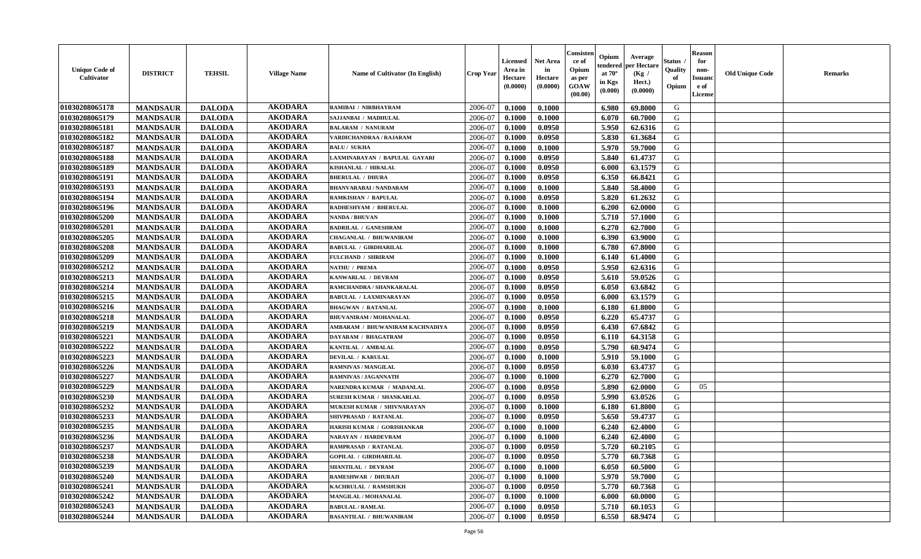| Unique Code of Cultivator | DISTRICT | TEHSIL | Village Name | Name of Cultivator (In English) | Crop Year | Licensed Area in Hectare (0.0000) | Net Area in Hectare (0.0000) | Consistence of Opium as per GOAW (00.00) | Opium tendered at 70° in Kgs (0.000) | Average per Hectare (Kg / Hect.) (0.0000) | Status / Quality of Opium | Reason for non-Issuance of License | Old Unique Code | Remarks |
|---|---|---|---|---|---|---|---|---|---|---|---|---|---|---|
| 01030208065178 | MANDSAUR | DALODA | AKODARA | RAMIBAI / NIRBHAYRAM | 2006-07 | 0.1000 | 0.1000 | | 6.980 | 69.8000 | G | | | |
| 01030208065179 | MANDSAUR | DALODA | AKODARA | SAJJANBAI / MADHULAL | 2006-07 | 0.1000 | 0.1000 | | 6.070 | 60.7000 | G | | | |
| 01030208065181 | MANDSAUR | DALODA | AKODARA | BALARAM / NANURAM | 2006-07 | 0.1000 | 0.0950 | | 5.950 | 62.6316 | G | | | |
| 01030208065182 | MANDSAUR | DALODA | AKODARA | VARDICHANDRAA / RAJARAM | 2006-07 | 0.1000 | 0.0950 | | 5.830 | 61.3684 | G | | | |
| 01030208065187 | MANDSAUR | DALODA | AKODARA | BALU / SUKHA | 2006-07 | 0.1000 | 0.1000 | | 5.970 | 59.7000 | G | | | |
| 01030208065188 | MANDSAUR | DALODA | AKODARA | LAXMINARAYAN / BAPULAL GAYARI | 2006-07 | 0.1000 | 0.0950 | | 5.840 | 61.4737 | G | | | |
| 01030208065189 | MANDSAUR | DALODA | AKODARA | KISHANLAL / HIRALAL | 2006-07 | 0.1000 | 0.0950 | | 6.000 | 63.1579 | G | | | |
| 01030208065191 | MANDSAUR | DALODA | AKODARA | BHERULAL / DHURA | 2006-07 | 0.1000 | 0.0950 | | 6.350 | 66.8421 | G | | | |
| 01030208065193 | MANDSAUR | DALODA | AKODARA | BHANVARABAI / NANDARAM | 2006-07 | 0.1000 | 0.1000 | | 5.840 | 58.4000 | G | | | |
| 01030208065194 | MANDSAUR | DALODA | AKODARA | RAMKISHAN / BAPULAL | 2006-07 | 0.1000 | 0.0950 | | 5.820 | 61.2632 | G | | | |
| 01030208065196 | MANDSAUR | DALODA | AKODARA | RADHESHYAM / BHERULAL | 2006-07 | 0.1000 | 0.1000 | | 6.200 | 62.0000 | G | | | |
| 01030208065200 | MANDSAUR | DALODA | AKODARA | NANDA / BHUVAN | 2006-07 | 0.1000 | 0.1000 | | 5.710 | 57.1000 | G | | | |
| 01030208065201 | MANDSAUR | DALODA | AKODARA | BADRILAL / GANESHRAM | 2006-07 | 0.1000 | 0.1000 | | 6.270 | 62.7000 | G | | | |
| 01030208065205 | MANDSAUR | DALODA | AKODARA | CHAGANLAL / BHUWANIRAM | 2006-07 | 0.1000 | 0.1000 | | 6.390 | 63.9000 | G | | | |
| 01030208065208 | MANDSAUR | DALODA | AKODARA | BABULAL / GIRDHARILAL | 2006-07 | 0.1000 | 0.1000 | | 6.780 | 67.8000 | G | | | |
| 01030208065209 | MANDSAUR | DALODA | AKODARA | FULCHAND / SHRIRAM | 2006-07 | 0.1000 | 0.1000 | | 6.140 | 61.4000 | G | | | |
| 01030208065212 | MANDSAUR | DALODA | AKODARA | NATHU / PREMA | 2006-07 | 0.1000 | 0.0950 | | 5.950 | 62.6316 | G | | | |
| 01030208065213 | MANDSAUR | DALODA | AKODARA | KANWARLAL / DEVRAM | 2006-07 | 0.1000 | 0.0950 | | 5.610 | 59.0526 | G | | | |
| 01030208065214 | MANDSAUR | DALODA | AKODARA | RAMCHANDRA / SHANKARALAL | 2006-07 | 0.1000 | 0.0950 | | 6.050 | 63.6842 | G | | | |
| 01030208065215 | MANDSAUR | DALODA | AKODARA | BABULAL / LAXMINARAYAN | 2006-07 | 0.1000 | 0.0950 | | 6.000 | 63.1579 | G | | | |
| 01030208065216 | MANDSAUR | DALODA | AKODARA | BHAGWAN / RATANLAL | 2006-07 | 0.1000 | 0.1000 | | 6.180 | 61.8000 | G | | | |
| 01030208065218 | MANDSAUR | DALODA | AKODARA | BHUVANIRAM / MOHANALAL | 2006-07 | 0.1000 | 0.0950 | | 6.220 | 65.4737 | G | | | |
| 01030208065219 | MANDSAUR | DALODA | AKODARA | AMBARAM / BHUWANIRAM KACHNADIYA | 2006-07 | 0.1000 | 0.0950 | | 6.430 | 67.6842 | G | | | |
| 01030208065221 | MANDSAUR | DALODA | AKODARA | DAYARAM / BHAGATRAM | 2006-07 | 0.1000 | 0.0950 | | 6.110 | 64.3158 | G | | | |
| 01030208065222 | MANDSAUR | DALODA | AKODARA | KANTILAL / AMBALAL | 2006-07 | 0.1000 | 0.0950 | | 5.790 | 60.9474 | G | | | |
| 01030208065223 | MANDSAUR | DALODA | AKODARA | DEVILAL / KARULAL | 2006-07 | 0.1000 | 0.1000 | | 5.910 | 59.1000 | G | | | |
| 01030208065226 | MANDSAUR | DALODA | AKODARA | RAMNIVAS / MANGILAL | 2006-07 | 0.1000 | 0.0950 | | 6.030 | 63.4737 | G | | | |
| 01030208065227 | MANDSAUR | DALODA | AKODARA | RAMNIVAS / JAGANNATH | 2006-07 | 0.1000 | 0.1000 | | 6.270 | 62.7000 | G | | | |
| 01030208065229 | MANDSAUR | DALODA | AKODARA | NARENDRA KUMAR / MADANLAL | 2006-07 | 0.1000 | 0.0950 | | 5.890 | 62.0000 | G | 05 | | |
| 01030208065230 | MANDSAUR | DALODA | AKODARA | SURESH KUMAR / SHANKARLAL | 2006-07 | 0.1000 | 0.0950 | | 5.990 | 63.0526 | G | | | |
| 01030208065232 | MANDSAUR | DALODA | AKODARA | MUKESH KUMAR / SHIVNARAYAN | 2006-07 | 0.1000 | 0.1000 | | 6.180 | 61.8000 | G | | | |
| 01030208065233 | MANDSAUR | DALODA | AKODARA | SHIVPRASAD / RATANLAL | 2006-07 | 0.1000 | 0.0950 | | 5.650 | 59.4737 | G | | | |
| 01030208065235 | MANDSAUR | DALODA | AKODARA | HARISH KUMAR / GORISHANKAR | 2006-07 | 0.1000 | 0.1000 | | 6.240 | 62.4000 | G | | | |
| 01030208065236 | MANDSAUR | DALODA | AKODARA | NARAYAN / HARDEVRAM | 2006-07 | 0.1000 | 0.1000 | | 6.240 | 62.4000 | G | | | |
| 01030208065237 | MANDSAUR | DALODA | AKODARA | RAMPRASAD / RATANLAL | 2006-07 | 0.1000 | 0.0950 | | 5.720 | 60.2105 | G | | | |
| 01030208065238 | MANDSAUR | DALODA | AKODARA | GOPILAL / GIRDHARILAL | 2006-07 | 0.1000 | 0.0950 | | 5.770 | 60.7368 | G | | | |
| 01030208065239 | MANDSAUR | DALODA | AKODARA | SHANTILAL / DEVRAM | 2006-07 | 0.1000 | 0.1000 | | 6.050 | 60.5000 | G | | | |
| 01030208065240 | MANDSAUR | DALODA | AKODARA | RAMESHWAR / DHURAJI | 2006-07 | 0.1000 | 0.1000 | | 5.970 | 59.7000 | G | | | |
| 01030208065241 | MANDSAUR | DALODA | AKODARA | KACHRULAL / RAMSHUKH | 2006-07 | 0.1000 | 0.0950 | | 5.770 | 60.7368 | G | | | |
| 01030208065242 | MANDSAUR | DALODA | AKODARA | MANGILAL / MOHANALAL | 2006-07 | 0.1000 | 0.1000 | | 6.000 | 60.0000 | G | | | |
| 01030208065243 | MANDSAUR | DALODA | AKODARA | BABULAL / RAMLAL | 2006-07 | 0.1000 | 0.0950 | | 5.710 | 60.1053 | G | | | |
| 01030208065244 | MANDSAUR | DALODA | AKODARA | BASANTILAL / BHUWANIRAM | 2006-07 | 0.1000 | 0.0950 | | 6.550 | 68.9474 | G | | | |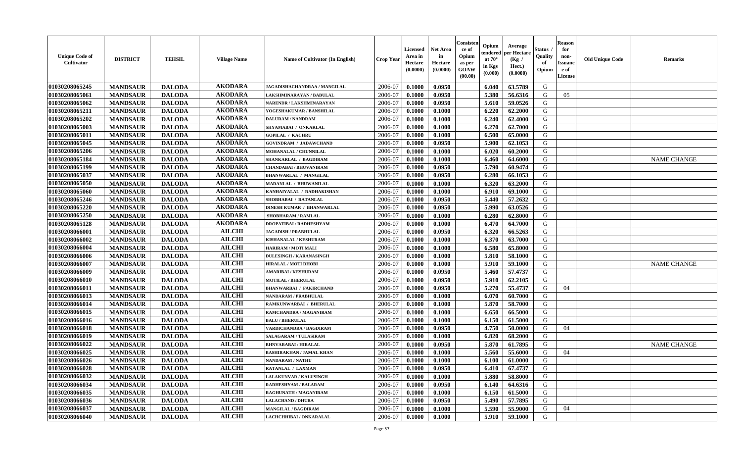| Unique Code of Cultivator | DISTRICT | TEHSIL | Village Name | Name of Cultivator (In English) | Crop Year | Licensed Area in Hectare (0.0000) | Net Area in Hectare (0.0000) | Consistence of Opium as per GOAW (00.00) | Opium tendered at 70° in Kgs (0.000) | Average per Hectare (Kg / Hect.) (0.0000) | Status / Quality of Opium | Reason for non-Issuance of License | Old Unique Code | Remarks |
|---|---|---|---|---|---|---|---|---|---|---|---|---|---|---|
| 01030208065245 | MANDSAUR | DALODA | AKODARA | JAGADISHACHANDRAA / MANGILAL | 2006-07 | 0.1000 | 0.0950 | | 6.040 | 63.5789 | G | | | |
| 01030208065061 | MANDSAUR | DALODA | AKODARA | LAKSHMINARAYAN / BABULAL | 2006-07 | 0.1000 | 0.0950 | | 5.380 | 56.6316 | G | 05 | | |
| 01030208065062 | MANDSAUR | DALODA | AKODARA | NARENDR / LAKSHMINARAYAN | 2006-07 | 0.1000 | 0.0950 | | 5.610 | 59.0526 | G | | | |
| 01030208065211 | MANDSAUR | DALODA | AKODARA | YOGESHAKUMAR / BANSHILAL | 2006-07 | 0.1000 | 0.1000 | | 6.220 | 62.2000 | G | | | |
| 01030208065202 | MANDSAUR | DALODA | AKODARA | DALURAM / NANDRAM | 2006-07 | 0.1000 | 0.1000 | | 6.240 | 62.4000 | G | | | |
| 01030208065003 | MANDSAUR | DALODA | AKODARA | SHYAMABAI / ONKARLAL | 2006-07 | 0.1000 | 0.1000 | | 6.270 | 62.7000 | G | | | |
| 01030208065011 | MANDSAUR | DALODA | AKODARA | GOPILAL / KACHRU | 2006-07 | 0.1000 | 0.1000 | | 6.500 | 65.0000 | G | | | |
| 01030208065045 | MANDSAUR | DALODA | AKODARA | GOVINDRAM / JADAWCHAND | 2006-07 | 0.1000 | 0.0950 | | 5.900 | 62.1053 | G | | | |
| 01030208065206 | MANDSAUR | DALODA | AKODARA | MOHANALAL / CHUNNILAL | 2006-07 | 0.1000 | 0.1000 | | 6.020 | 60.2000 | G | | | |
| 01030208065184 | MANDSAUR | DALODA | AKODARA | SHANKARLAL / BAGDIRAM | 2006-07 | 0.1000 | 0.1000 | | 6.460 | 64.6000 | G | | | NAME CHANGE |
| 01030208065199 | MANDSAUR | DALODA | AKODARA | CHANDABAI / BHUVANIRAM | 2006-07 | 0.1000 | 0.0950 | | 5.790 | 60.9474 | G | | | |
| 01030208065037 | MANDSAUR | DALODA | AKODARA | BHANWARLAL / MANGILAL | 2006-07 | 0.1000 | 0.0950 | | 6.280 | 66.1053 | G | | | |
| 01030208065050 | MANDSAUR | DALODA | AKODARA | MADANLAL / BHUWANILAL | 2006-07 | 0.1000 | 0.1000 | | 6.320 | 63.2000 | G | | | |
| 01030208065060 | MANDSAUR | DALODA | AKODARA | KANHAIYALAL / RADHAKISHAN | 2006-07 | 0.1000 | 0.1000 | | 6.910 | 69.1000 | G | | | |
| 01030208065246 | MANDSAUR | DALODA | AKODARA | SHOBHABAI / RATANLAL | 2006-07 | 0.1000 | 0.0950 | | 5.440 | 57.2632 | G | | | |
| 01030208065220 | MANDSAUR | DALODA | AKODARA | DINESH KUMAR / BHANWARLAL | 2006-07 | 0.1000 | 0.0950 | | 5.990 | 63.0526 | G | | | |
| 01030208065250 | MANDSAUR | DALODA | AKODARA | SHOBHARAM / RAMLAL | 2006-07 | 0.1000 | 0.1000 | | 6.280 | 62.8000 | G | | | |
| 01030208065128 | MANDSAUR | DALODA | AKODARA | DROPATIBAI / RADHESHYAM | 2006-07 | 0.1000 | 0.1000 | | 6.470 | 64.7000 | G | | | |
| 01030208066001 | MANDSAUR | DALODA | AILCHI | JAGADISH / PRABHULAL | 2006-07 | 0.1000 | 0.0950 | | 6.320 | 66.5263 | G | | | |
| 01030208066002 | MANDSAUR | DALODA | AILCHI | KISHANALAL / KESHURAM | 2006-07 | 0.1000 | 0.1000 | | 6.370 | 63.7000 | G | | | |
| 01030208066004 | MANDSAUR | DALODA | AILCHI | HARIRAM / MOTI MALI | 2006-07 | 0.1000 | 0.1000 | | 6.580 | 65.8000 | G | | | |
| 01030208066006 | MANDSAUR | DALODA | AILCHI | DULESINGH / KARANASINGH | 2006-07 | 0.1000 | 0.1000 | | 5.810 | 58.1000 | G | | | |
| 01030208066007 | MANDSAUR | DALODA | AILCHI | HIRALAL / MOTI DHOBI | 2006-07 | 0.1000 | 0.1000 | | 5.910 | 59.1000 | G | | | NAME CHANGE |
| 01030208066009 | MANDSAUR | DALODA | AILCHI | AMARIBAI / KESHURAM | 2006-07 | 0.1000 | 0.0950 | | 5.460 | 57.4737 | G | | | |
| 01030208066010 | MANDSAUR | DALODA | AILCHI | MOTILAL / BHERULAL | 2006-07 | 0.1000 | 0.0950 | | 5.910 | 62.2105 | G | | | |
| 01030208066011 | MANDSAUR | DALODA | AILCHI | BHANWARBAI / FAKIRCHAND | 2006-07 | 0.1000 | 0.0950 | | 5.270 | 55.4737 | G | 04 | | |
| 01030208066013 | MANDSAUR | DALODA | AILCHI | NANDARAM / PRABHULAL | 2006-07 | 0.1000 | 0.1000 | | 6.070 | 60.7000 | G | | | |
| 01030208066014 | MANDSAUR | DALODA | AILCHI | RAMKUNWARBAI / BHERULAL | 2006-07 | 0.1000 | 0.1000 | | 5.870 | 58.7000 | G | | | |
| 01030208066015 | MANDSAUR | DALODA | AILCHI | RAMCHANDRA / MAGANIRAM | 2006-07 | 0.1000 | 0.1000 | | 6.650 | 66.5000 | G | | | |
| 01030208066016 | MANDSAUR | DALODA | AILCHI | BALU / BHERULAL | 2006-07 | 0.1000 | 0.1000 | | 6.150 | 61.5000 | G | | | |
| 01030208066018 | MANDSAUR | DALODA | AILCHI | VARDICHANDRA / BAGDIRAM | 2006-07 | 0.1000 | 0.0950 | | 4.750 | 50.0000 | G | 04 | | |
| 01030208066019 | MANDSAUR | DALODA | AILCHI | SALAGARAM / TULASIRAM | 2006-07 | 0.1000 | 0.1000 | | 6.820 | 68.2000 | G | | | |
| 01030208066022 | MANDSAUR | DALODA | AILCHI | BHNVARABAI / HIRALAL | 2006-07 | 0.1000 | 0.0950 | | 5.870 | 61.7895 | G | | | NAME CHANGE |
| 01030208066025 | MANDSAUR | DALODA | AILCHI | BASHIRAKHAN / JAMAL KHAN | 2006-07 | 0.1000 | 0.1000 | | 5.560 | 55.6000 | G | 04 | | |
| 01030208066026 | MANDSAUR | DALODA | AILCHI | NANDARAM / NATHU | 2006-07 | 0.1000 | 0.1000 | | 6.100 | 61.0000 | G | | | |
| 01030208066028 | MANDSAUR | DALODA | AILCHI | RATANLAL / LAXMAN | 2006-07 | 0.1000 | 0.0950 | | 6.410 | 67.4737 | G | | | |
| 01030208066032 | MANDSAUR | DALODA | AILCHI | LALAKUNVAR / KALUSINGH | 2006-07 | 0.1000 | 0.1000 | | 5.880 | 58.8000 | G | | | |
| 01030208066034 | MANDSAUR | DALODA | AILCHI | RADHESHYAM / BALARAM | 2006-07 | 0.1000 | 0.0950 | | 6.140 | 64.6316 | G | | | |
| 01030208066035 | MANDSAUR | DALODA | AILCHI | RAGHUNATH / MAGANIRAM | 2006-07 | 0.1000 | 0.1000 | | 6.150 | 61.5000 | G | | | |
| 01030208066036 | MANDSAUR | DALODA | AILCHI | LALACHAND / DHURA | 2006-07 | 0.1000 | 0.0950 | | 5.490 | 57.7895 | G | | | |
| 01030208066037 | MANDSAUR | DALODA | AILCHI | MANGILAL / BAGDIRAM | 2006-07 | 0.1000 | 0.1000 | | 5.590 | 55.9000 | G | 04 | | |
| 01030208066040 | MANDSAUR | DALODA | AILCHI | LACHCHHIBAI / ONKARALAL | 2006-07 | 0.1000 | 0.1000 | | 5.910 | 59.1000 | G | | | |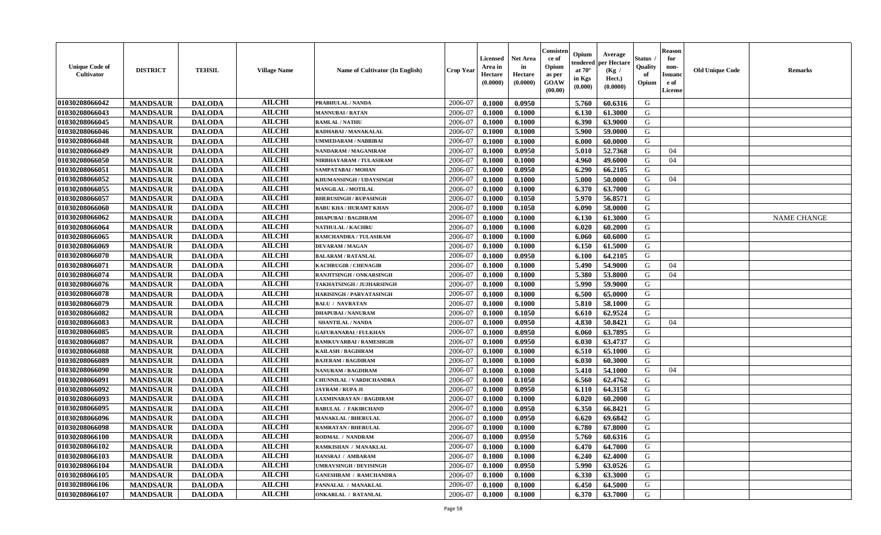| Unique Code of Cultivator | DISTRICT | TEHSIL | Village Name | Name of Cultivator (In English) | Crop Year | Licensed Area in Hectare (0.0000) | Net Area in Hectare (0.0000) | Consistence of Opium as per GOAW (00.00) | Opium tendered at 70° in Kgs (0.000) | Average per Hectare (Kg / Hect.) (0.0000) | Status / Quality of Opium | Reason for non-Issuance of License | Old Unique Code | Remarks |
|---|---|---|---|---|---|---|---|---|---|---|---|---|---|---|
| 01030208066042 | MANDSAUR | DALODA | AILCHI | PRABHULAL / NANDA | 2006-07 | 0.1000 | 0.0950 | | 5.760 | 60.6316 | G | | | |
| 01030208066043 | MANDSAUR | DALODA | AILCHI | MANNUBAI / RATAN | 2006-07 | 0.1000 | 0.1000 | | 6.130 | 61.3000 | G | | | |
| 01030208066045 | MANDSAUR | DALODA | AILCHI | RAMLAL / NATHU | 2006-07 | 0.1000 | 0.1000 | | 6.390 | 63.9000 | G | | | |
| 01030208066046 | MANDSAUR | DALODA | AILCHI | RADHABAI / MANAKALAL | 2006-07 | 0.1000 | 0.1000 | | 5.900 | 59.0000 | G | | | |
| 01030208066048 | MANDSAUR | DALODA | AILCHI | UMMEDARAM / NABBIBAI | 2006-07 | 0.1000 | 0.1000 | | 6.000 | 60.0000 | G | | | |
| 01030208066049 | MANDSAUR | DALODA | AILCHI | NANDARAM / MAGANIRAM | 2006-07 | 0.1000 | 0.0950 | | 5.010 | 52.7368 | G | 04 | | |
| 01030208066050 | MANDSAUR | DALODA | AILCHI | NIRBHAYARAM / TULASIRAM | 2006-07 | 0.1000 | 0.1000 | | 4.960 | 49.6000 | G | 04 | | |
| 01030208066051 | MANDSAUR | DALODA | AILCHI | SAMPATABAI / MOHAN | 2006-07 | 0.1000 | 0.0950 | | 6.290 | 66.2105 | G | | | |
| 01030208066052 | MANDSAUR | DALODA | AILCHI | KHUMANSINGH / UDAYSINGH | 2006-07 | 0.1000 | 0.1000 | | 5.000 | 50.0000 | G | 04 | | |
| 01030208066055 | MANDSAUR | DALODA | AILCHI | MANGILAL / MOTILAL | 2006-07 | 0.1000 | 0.1000 | | 6.370 | 63.7000 | G | | | |
| 01030208066057 | MANDSAUR | DALODA | AILCHI | BHERUSINGH / RUPASINGH | 2006-07 | 0.1000 | 0.1050 | | 5.970 | 56.8571 | G | | | |
| 01030208066060 | MANDSAUR | DALODA | AILCHI | BABU KHA / HURAMT KHAN | 2006-07 | 0.1000 | 0.1050 | | 6.090 | 58.0000 | G | | | |
| 01030208066062 | MANDSAUR | DALODA | AILCHI | DHAPUBAI / BAGDIRAM | 2006-07 | 0.1000 | 0.1000 | | 6.130 | 61.3000 | G | | | NAME CHANGE |
| 01030208066064 | MANDSAUR | DALODA | AILCHI | NATHULAL / KACHRU | 2006-07 | 0.1000 | 0.1000 | | 6.020 | 60.2000 | G | | | |
| 01030208066065 | MANDSAUR | DALODA | AILCHI | RAMCHANDRA / TULASIRAM | 2006-07 | 0.1000 | 0.1000 | | 6.060 | 60.6000 | G | | | |
| 01030208066069 | MANDSAUR | DALODA | AILCHI | DEVARAM / MAGAN | 2006-07 | 0.1000 | 0.1000 | | 6.150 | 61.5000 | G | | | |
| 01030208066070 | MANDSAUR | DALODA | AILCHI | BALARAM / RATANLAL | 2006-07 | 0.1000 | 0.0950 | | 6.100 | 64.2105 | G | | | |
| 01030208066071 | MANDSAUR | DALODA | AILCHI | KACHRUGIR / CHENAGIR | 2006-07 | 0.1000 | 0.1000 | | 5.490 | 54.9000 | G | 04 | | |
| 01030208066074 | MANDSAUR | DALODA | AILCHI | RANJITSINGH / ONKARSINGH | 2006-07 | 0.1000 | 0.1000 | | 5.380 | 53.8000 | G | 04 | | |
| 01030208066076 | MANDSAUR | DALODA | AILCHI | TAKHATSINGH / JUJHARSINGH | 2006-07 | 0.1000 | 0.1000 | | 5.990 | 59.9000 | G | | | |
| 01030208066078 | MANDSAUR | DALODA | AILCHI | HARISINGH / PARVATASINGH | 2006-07 | 0.1000 | 0.1000 | | 6.500 | 65.0000 | G | | | |
| 01030208066079 | MANDSAUR | DALODA | AILCHI | BALU / NAVRATAN | 2006-07 | 0.1000 | 0.1000 | | 5.810 | 58.1000 | G | | | |
| 01030208066082 | MANDSAUR | DALODA | AILCHI | DHAPUBAI / NANURAM | 2006-07 | 0.1000 | 0.1050 | | 6.610 | 62.9524 | G | | | |
| 01030208066083 | MANDSAUR | DALODA | AILCHI | SHANTILAL / NANDA | 2006-07 | 0.1000 | 0.0950 | | 4.830 | 50.8421 | G | 04 | | |
| 01030208066085 | MANDSAUR | DALODA | AILCHI | GAFURANABAI / FULKHAN | 2006-07 | 0.1000 | 0.0950 | | 6.060 | 63.7895 | G | | | |
| 01030208066087 | MANDSAUR | DALODA | AILCHI | RAMKUVARBAI / RAMESHGIR | 2006-07 | 0.1000 | 0.0950 | | 6.030 | 63.4737 | G | | | |
| 01030208066088 | MANDSAUR | DALODA | AILCHI | KAILASH / BAGDIRAM | 2006-07 | 0.1000 | 0.1000 | | 6.510 | 65.1000 | G | | | |
| 01030208066089 | MANDSAUR | DALODA | AILCHI | BAJERAM / BAGDIRAM | 2006-07 | 0.1000 | 0.1000 | | 6.030 | 60.3000 | G | | | |
| 01030208066090 | MANDSAUR | DALODA | AILCHI | NANURAM / BAGDIRAM | 2006-07 | 0.1000 | 0.1000 | | 5.410 | 54.1000 | G | 04 | | |
| 01030208066091 | MANDSAUR | DALODA | AILCHI | CHUNNILAL / VARDICHANDRA | 2006-07 | 0.1000 | 0.1050 | | 6.560 | 62.4762 | G | | | |
| 01030208066092 | MANDSAUR | DALODA | AILCHI | JAYRAM / RUPA JI | 2006-07 | 0.1000 | 0.0950 | | 6.110 | 64.3158 | G | | | |
| 01030208066093 | MANDSAUR | DALODA | AILCHI | LAXMINARAYAN / BAGDIRAM | 2006-07 | 0.1000 | 0.1000 | | 6.020 | 60.2000 | G | | | |
| 01030208066095 | MANDSAUR | DALODA | AILCHI | BABULAL / FAKIRCHAND | 2006-07 | 0.1000 | 0.0950 | | 6.350 | 66.8421 | G | | | |
| 01030208066096 | MANDSAUR | DALODA | AILCHI | MANAKLAL / BHERULAL | 2006-07 | 0.1000 | 0.0950 | | 6.620 | 69.6842 | G | | | |
| 01030208066098 | MANDSAUR | DALODA | AILCHI | RAMRATAN / BHERULAL | 2006-07 | 0.1000 | 0.1000 | | 6.780 | 67.8000 | G | | | |
| 01030208066100 | MANDSAUR | DALODA | AILCHI | RODMAL / NANDRAM | 2006-07 | 0.1000 | 0.0950 | | 5.760 | 60.6316 | G | | | |
| 01030208066102 | MANDSAUR | DALODA | AILCHI | RAMKISHAN / MANAKLAL | 2006-07 | 0.1000 | 0.1000 | | 6.470 | 64.7000 | G | | | |
| 01030208066103 | MANDSAUR | DALODA | AILCHI | HANSRAJ / AMBARAM | 2006-07 | 0.1000 | 0.1000 | | 6.240 | 62.4000 | G | | | |
| 01030208066104 | MANDSAUR | DALODA | AILCHI | UMRAVSINGH / DEVISINGH | 2006-07 | 0.1000 | 0.0950 | | 5.990 | 63.0526 | G | | | |
| 01030208066105 | MANDSAUR | DALODA | AILCHI | GANESHRAM / RAMCHANDRA | 2006-07 | 0.1000 | 0.1000 | | 6.330 | 63.3000 | G | | | |
| 01030208066106 | MANDSAUR | DALODA | AILCHI | PANNALAL / MANAKLAL | 2006-07 | 0.1000 | 0.1000 | | 6.450 | 64.5000 | G | | | |
| 01030208066107 | MANDSAUR | DALODA | AILCHI | ONKARLAL / RATANLAL | 2006-07 | 0.1000 | 0.1000 | | 6.370 | 63.7000 | G | | | |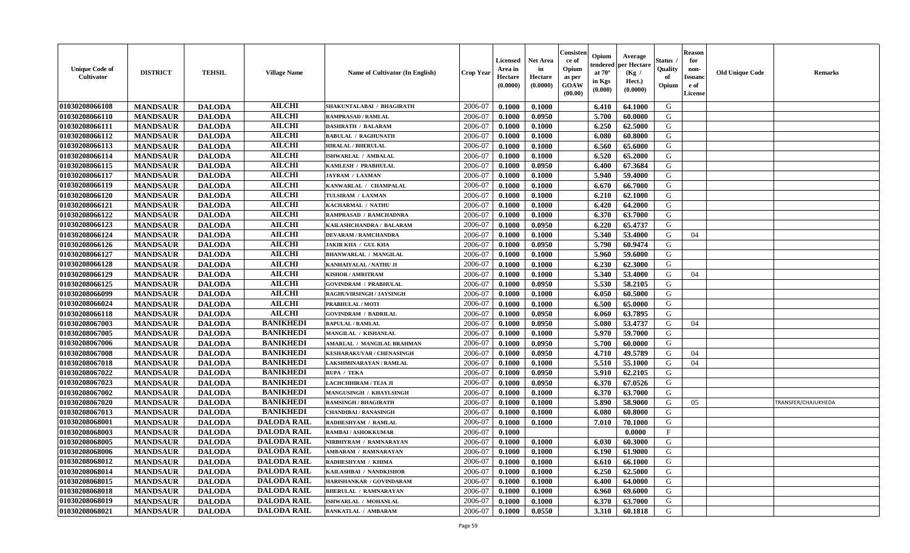| Unique Code of Cultivator | DISTRICT | TEHSIL | Village Name | Name of Cultivator (In English) | Crop Year | Licensed Area in Hectare (0.0000) | Net Area in Hectare (0.0000) | Consistence of Opium as per GOAW (00.00) | Opium tendered at 70° in Kgs (0.000) | Average per Hectare (Kg / Hect.) (0.0000) | Status / Quality of Opium | Reason for non-Issuance of License | Old Unique Code | Remarks |
|---|---|---|---|---|---|---|---|---|---|---|---|---|---|---|
| 01030208066108 | MANDSAUR | DALODA | AILCHI | SHAKUNTALABAI / BHAGIRATH | 2006-07 | 0.1000 | 0.1000 | | 6.410 | 64.1000 | G | | | |
| 01030208066110 | MANDSAUR | DALODA | AILCHI | RAMPRASAD / RAMLAL | 2006-07 | 0.1000 | 0.0950 | | 5.700 | 60.0000 | G | | | |
| 01030208066111 | MANDSAUR | DALODA | AILCHI | DASHRATH / BALARAM | 2006-07 | 0.1000 | 0.1000 | | 6.250 | 62.5000 | G | | | |
| 01030208066112 | MANDSAUR | DALODA | AILCHI | BABULAL / RAGHUNATH | 2006-07 | 0.1000 | 0.1000 | | 6.080 | 60.8000 | G | | | |
| 01030208066113 | MANDSAUR | DALODA | AILCHI | HIRALAL / BHERULAL | 2006-07 | 0.1000 | 0.1000 | | 6.560 | 65.6000 | G | | | |
| 01030208066114 | MANDSAUR | DALODA | AILCHI | ISHWARLAL / AMBALAL | 2006-07 | 0.1000 | 0.1000 | | 6.520 | 65.2000 | G | | | |
| 01030208066115 | MANDSAUR | DALODA | AILCHI | KAMLESH / PRABHULAL | 2006-07 | 0.1000 | 0.0950 | | 6.400 | 67.3684 | G | | | |
| 01030208066117 | MANDSAUR | DALODA | AILCHI | JAYRAM / LAXMAN | 2006-07 | 0.1000 | 0.1000 | | 5.940 | 59.4000 | G | | | |
| 01030208066119 | MANDSAUR | DALODA | AILCHI | KANWARLAL / CHAMPALAL | 2006-07 | 0.1000 | 0.1000 | | 6.670 | 66.7000 | G | | | |
| 01030208066120 | MANDSAUR | DALODA | AILCHI | TULSIRAM / LAXMAN | 2006-07 | 0.1000 | 0.1000 | | 6.210 | 62.1000 | G | | | |
| 01030208066121 | MANDSAUR | DALODA | AILCHI | KACHARMAL / NATHU | 2006-07 | 0.1000 | 0.1000 | | 6.420 | 64.2000 | G | | | |
| 01030208066122 | MANDSAUR | DALODA | AILCHI | RAMPRASAD / RAMCHADNRA | 2006-07 | 0.1000 | 0.1000 | | 6.370 | 63.7000 | G | | | |
| 01030208066123 | MANDSAUR | DALODA | AILCHI | KAILASHCHANDRA / BALARAM | 2006-07 | 0.1000 | 0.0950 | | 6.220 | 65.4737 | G | | | |
| 01030208066124 | MANDSAUR | DALODA | AILCHI | DEVARAM / RAMCHANDRA | 2006-07 | 0.1000 | 0.1000 | | 5.340 | 53.4000 | G | 04 | | |
| 01030208066126 | MANDSAUR | DALODA | AILCHI | JAKIR KHA / GUL KHA | 2006-07 | 0.1000 | 0.0950 | | 5.790 | 60.9474 | G | | | |
| 01030208066127 | MANDSAUR | DALODA | AILCHI | BHANWARLAL / MANGILAL | 2006-07 | 0.1000 | 0.1000 | | 5.960 | 59.6000 | G | | | |
| 01030208066128 | MANDSAUR | DALODA | AILCHI | KANHAIYALAL / NATHU JI | 2006-07 | 0.1000 | 0.1000 | | 6.230 | 62.3000 | G | | | |
| 01030208066129 | MANDSAUR | DALODA | AILCHI | KISHOR / AMRITRAM | 2006-07 | 0.1000 | 0.1000 | | 5.340 | 53.4000 | G | 04 | | |
| 01030208066125 | MANDSAUR | DALODA | AILCHI | GOVINDRAM / PRABHULAL | 2006-07 | 0.1000 | 0.0950 | | 5.530 | 58.2105 | G | | | |
| 01030208066099 | MANDSAUR | DALODA | AILCHI | RAGHUVIRSINGH / JAYSINGH | 2006-07 | 0.1000 | 0.1000 | | 6.050 | 60.5000 | G | | | |
| 01030208066024 | MANDSAUR | DALODA | AILCHI | PRABHULAL / MOTI | 2006-07 | 0.1000 | 0.1000 | | 6.500 | 65.0000 | G | | | |
| 01030208066118 | MANDSAUR | DALODA | AILCHI | GOVINDRAM / BADRILAL | 2006-07 | 0.1000 | 0.0950 | | 6.060 | 63.7895 | G | | | |
| 01030208067003 | MANDSAUR | DALODA | BANIKHEDI | BAPULAL / RAMLAL | 2006-07 | 0.1000 | 0.0950 | | 5.080 | 53.4737 | G | 04 | | |
| 01030208067005 | MANDSAUR | DALODA | BANIKHEDI | MANGILAL / KISHANLAL | 2006-07 | 0.1000 | 0.1000 | | 5.970 | 59.7000 | G | | | |
| 01030208067006 | MANDSAUR | DALODA | BANIKHEDI | AMARLAL / MANGILAL BRAHMAN | 2006-07 | 0.1000 | 0.0950 | | 5.700 | 60.0000 | G | | | |
| 01030208067008 | MANDSAUR | DALODA | BANIKHEDI | KESHARAKUVAR / CHENASINGH | 2006-07 | 0.1000 | 0.0950 | | 4.710 | 49.5789 | G | 04 | | |
| 01030208067018 | MANDSAUR | DALODA | BANIKHEDI | LAKSHMINARAYAN / RAMLAL | 2006-07 | 0.1000 | 0.1000 | | 5.510 | 55.1000 | G | 04 | | |
| 01030208067022 | MANDSAUR | DALODA | BANIKHEDI | RUPA / TEKA | 2006-07 | 0.1000 | 0.0950 | | 5.910 | 62.2105 | G | | | |
| 01030208067023 | MANDSAUR | DALODA | BANIKHEDI | LACHCHHIRAM / TEJA JI | 2006-07 | 0.1000 | 0.0950 | | 6.370 | 67.0526 | G | | | |
| 01030208067002 | MANDSAUR | DALODA | BANIKHEDI | MANGUSINGH / KHAYLSINGH | 2006-07 | 0.1000 | 0.1000 | | 6.370 | 63.7000 | G | | | |
| 01030208067020 | MANDSAUR | DALODA | BANIKHEDI | RAMSINGH / BHAGIRATH | 2006-07 | 0.1000 | 0.1000 | | 5.890 | 58.9000 | G | 05 | | TRANSFER/CHAJUKHEDA |
| 01030208067013 | MANDSAUR | DALODA | BANIKHEDI | CHANDIBAI / RANASINGH | 2006-07 | 0.1000 | 0.1000 | | 6.080 | 60.8000 | G | | | |
| 01030208068001 | MANDSAUR | DALODA | DALODA RAIL | RADHESHYAM / RAMLAL | 2006-07 | 0.1000 | 0.1000 | | 7.010 | 70.1000 | G | | | |
| 01030208068003 | MANDSAUR | DALODA | DALODA RAIL | RAMBAI / ASHOKKUMAR | 2006-07 | 0.1000 | | | | 0.0000 | F | | | |
| 01030208068005 | MANDSAUR | DALODA | DALODA RAIL | NIRBHYRAM / RAMNARAYAN | 2006-07 | 0.1000 | 0.1000 | | 6.030 | 60.3000 | G | | | |
| 01030208068006 | MANDSAUR | DALODA | DALODA RAIL | AMBARAM / RAMNARAYAN | 2006-07 | 0.1000 | 0.1000 | | 6.190 | 61.9000 | G | | | |
| 01030208068012 | MANDSAUR | DALODA | DALODA RAIL | RADHESHYAM / KHIMA | 2006-07 | 0.1000 | 0.1000 | | 6.610 | 66.1000 | G | | | |
| 01030208068014 | MANDSAUR | DALODA | DALODA RAIL | KAILASHBAI / NANDKISHOR | 2006-07 | 0.1000 | 0.1000 | | 6.250 | 62.5000 | G | | | |
| 01030208068015 | MANDSAUR | DALODA | DALODA RAIL | HARISHANKAR / GOVINDARAM | 2006-07 | 0.1000 | 0.1000 | | 6.400 | 64.0000 | G | | | |
| 01030208068018 | MANDSAUR | DALODA | DALODA RAIL | BHERULAL / RAMNARAYAN | 2006-07 | 0.1000 | 0.1000 | | 6.960 | 69.6000 | G | | | |
| 01030208068019 | MANDSAUR | DALODA | DALODA RAIL | ISHWARLAL / MOHANLAL | 2006-07 | 0.1000 | 0.1000 | | 6.370 | 63.7000 | G | | | |
| 01030208068021 | MANDSAUR | DALODA | DALODA RAIL | BANKATLAL / AMBARAM | 2006-07 | 0.1000 | 0.0550 | | 3.310 | 60.1818 | G | | | |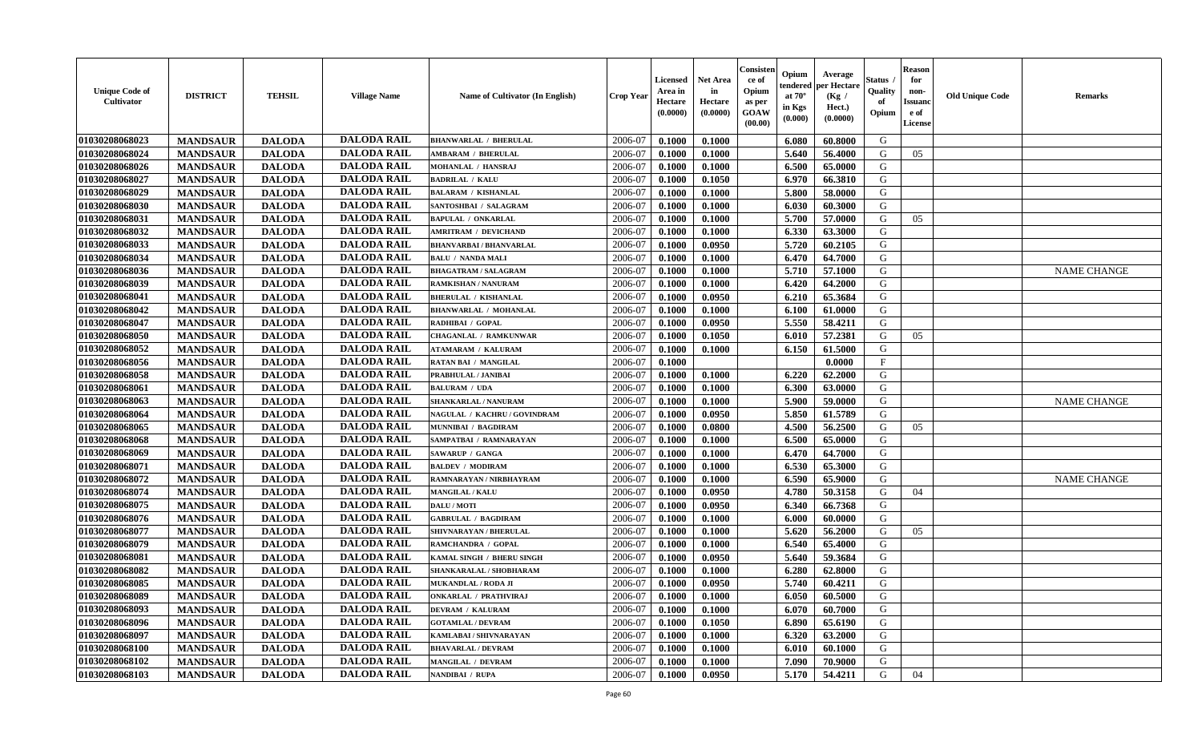| Unique Code of Cultivator | DISTRICT | TEHSIL | Village Name | Name of Cultivator (In English) | Crop Year | Licensed Area in Hectare (0.0000) | Net Area in Hectare (0.0000) | Consistence of Opium as per GOAW (00.00) | Opium tendered at 70° in Kgs (0.000) | Average per Hectare (Kg / Hect.) (0.0000) | Status / Quality of Opium | Reason for non-Issuance of License | Old Unique Code | Remarks |
|---|---|---|---|---|---|---|---|---|---|---|---|---|---|---|
| 01030208068023 | MANDSAUR | DALODA | DALODA RAIL | BHANWARLAL / BHERULAL | 2006-07 | 0.1000 | 0.1000 | | 6.080 | 60.8000 | G | | | |
| 01030208068024 | MANDSAUR | DALODA | DALODA RAIL | AMBARAM / BHERULAL | 2006-07 | 0.1000 | 0.1000 | | 5.640 | 56.4000 | G | 05 | | |
| 01030208068026 | MANDSAUR | DALODA | DALODA RAIL | MOHANLAL / HANSRAJ | 2006-07 | 0.1000 | 0.1000 | | 6.500 | 65.0000 | G | | | |
| 01030208068027 | MANDSAUR | DALODA | DALODA RAIL | BADRILAL / KALU | 2006-07 | 0.1000 | 0.1050 | | 6.970 | 66.3810 | G | | | |
| 01030208068029 | MANDSAUR | DALODA | DALODA RAIL | BALARAM / KISHANLAL | 2006-07 | 0.1000 | 0.1000 | | 5.800 | 58.0000 | G | | | |
| 01030208068030 | MANDSAUR | DALODA | DALODA RAIL | SANTOSHBAI / SALAGRAM | 2006-07 | 0.1000 | 0.1000 | | 6.030 | 60.3000 | G | | | |
| 01030208068031 | MANDSAUR | DALODA | DALODA RAIL | BAPULAL / ONKARLAL | 2006-07 | 0.1000 | 0.1000 | | 5.700 | 57.0000 | G | 05 | | |
| 01030208068032 | MANDSAUR | DALODA | DALODA RAIL | AMRITRAM / DEVICHAND | 2006-07 | 0.1000 | 0.1000 | | 6.330 | 63.3000 | G | | | |
| 01030208068033 | MANDSAUR | DALODA | DALODA RAIL | BHANVARBAI / BHANVARLAL | 2006-07 | 0.1000 | 0.0950 | | 5.720 | 60.2105 | G | | | |
| 01030208068034 | MANDSAUR | DALODA | DALODA RAIL | BALU / NANDA MALI | 2006-07 | 0.1000 | 0.1000 | | 6.470 | 64.7000 | G | | | |
| 01030208068036 | MANDSAUR | DALODA | DALODA RAIL | BHAGATRAM / SALAGRAM | 2006-07 | 0.1000 | 0.1000 | | 5.710 | 57.1000 | G | | | NAME CHANGE |
| 01030208068039 | MANDSAUR | DALODA | DALODA RAIL | RAMKISHAN / NANURAM | 2006-07 | 0.1000 | 0.1000 | | 6.420 | 64.2000 | G | | | |
| 01030208068041 | MANDSAUR | DALODA | DALODA RAIL | BHERULAL / KISHANLAL | 2006-07 | 0.1000 | 0.0950 | | 6.210 | 65.3684 | G | | | |
| 01030208068042 | MANDSAUR | DALODA | DALODA RAIL | BHANWARLAL / MOHANLAL | 2006-07 | 0.1000 | 0.1000 | | 6.100 | 61.0000 | G | | | |
| 01030208068047 | MANDSAUR | DALODA | DALODA RAIL | RADHIBAI / GOPAL | 2006-07 | 0.1000 | 0.0950 | | 5.550 | 58.4211 | G | | | |
| 01030208068050 | MANDSAUR | DALODA | DALODA RAIL | CHAGANLAL / RAMKUNWAR | 2006-07 | 0.1000 | 0.1050 | | 6.010 | 57.2381 | G | 05 | | |
| 01030208068052 | MANDSAUR | DALODA | DALODA RAIL | ATAMARAM / KALURAM | 2006-07 | 0.1000 | 0.1000 | | 6.150 | 61.5000 | G | | | |
| 01030208068056 | MANDSAUR | DALODA | DALODA RAIL | RATAN BAI / MANGILAL | 2006-07 | 0.1000 | | | | 0.0000 | F | | | |
| 01030208068058 | MANDSAUR | DALODA | DALODA RAIL | PRABHULAL / JANIBAI | 2006-07 | 0.1000 | 0.1000 | | 6.220 | 62.2000 | G | | | |
| 01030208068061 | MANDSAUR | DALODA | DALODA RAIL | BALURAM / UDA | 2006-07 | 0.1000 | 0.1000 | | 6.300 | 63.0000 | G | | | |
| 01030208068063 | MANDSAUR | DALODA | DALODA RAIL | SHANKARLAL / NANURAM | 2006-07 | 0.1000 | 0.1000 | | 5.900 | 59.0000 | G | | | NAME CHANGE |
| 01030208068064 | MANDSAUR | DALODA | DALODA RAIL | NAGULAL / KACHRU / GOVINDRAM | 2006-07 | 0.1000 | 0.0950 | | 5.850 | 61.5789 | G | | | |
| 01030208068065 | MANDSAUR | DALODA | DALODA RAIL | MUNNIBAI / BAGDIRAM | 2006-07 | 0.1000 | 0.0800 | | 4.500 | 56.2500 | G | 05 | | |
| 01030208068068 | MANDSAUR | DALODA | DALODA RAIL | SAMPATBAI / RAMNARAYAN | 2006-07 | 0.1000 | 0.1000 | | 6.500 | 65.0000 | G | | | |
| 01030208068069 | MANDSAUR | DALODA | DALODA RAIL | SAWARUP / GANGA | 2006-07 | 0.1000 | 0.1000 | | 6.470 | 64.7000 | G | | | |
| 01030208068071 | MANDSAUR | DALODA | DALODA RAIL | BALDEV / MODIRAM | 2006-07 | 0.1000 | 0.1000 | | 6.530 | 65.3000 | G | | | |
| 01030208068072 | MANDSAUR | DALODA | DALODA RAIL | RAMNARAYAN / NIRBHAYRAM | 2006-07 | 0.1000 | 0.1000 | | 6.590 | 65.9000 | G | | | NAME CHANGE |
| 01030208068074 | MANDSAUR | DALODA | DALODA RAIL | MANGILAL / KALU | 2006-07 | 0.1000 | 0.0950 | | 4.780 | 50.3158 | G | 04 | | |
| 01030208068075 | MANDSAUR | DALODA | DALODA RAIL | DALU / MOTI | 2006-07 | 0.1000 | 0.0950 | | 6.340 | 66.7368 | G | | | |
| 01030208068076 | MANDSAUR | DALODA | DALODA RAIL | GABRULAL / BAGDIRAM | 2006-07 | 0.1000 | 0.1000 | | 6.000 | 60.0000 | G | | | |
| 01030208068077 | MANDSAUR | DALODA | DALODA RAIL | SHIVNARAYAN / BHERULAL | 2006-07 | 0.1000 | 0.1000 | | 5.620 | 56.2000 | G | 05 | | |
| 01030208068079 | MANDSAUR | DALODA | DALODA RAIL | RAMCHANDRA / GOPAL | 2006-07 | 0.1000 | 0.1000 | | 6.540 | 65.4000 | G | | | |
| 01030208068081 | MANDSAUR | DALODA | DALODA RAIL | KAMAL SINGH / BHERU SINGH | 2006-07 | 0.1000 | 0.0950 | | 5.640 | 59.3684 | G | | | |
| 01030208068082 | MANDSAUR | DALODA | DALODA RAIL | SHANKARALAL / SHOBHARAM | 2006-07 | 0.1000 | 0.1000 | | 6.280 | 62.8000 | G | | | |
| 01030208068085 | MANDSAUR | DALODA | DALODA RAIL | MUKANDLAL / RODA JI | 2006-07 | 0.1000 | 0.0950 | | 5.740 | 60.4211 | G | | | |
| 01030208068089 | MANDSAUR | DALODA | DALODA RAIL | ONKARLAL / PRATHVIRAJ | 2006-07 | 0.1000 | 0.1000 | | 6.050 | 60.5000 | G | | | |
| 01030208068093 | MANDSAUR | DALODA | DALODA RAIL | DEVRAM / KALURAM | 2006-07 | 0.1000 | 0.1000 | | 6.070 | 60.7000 | G | | | |
| 01030208068096 | MANDSAUR | DALODA | DALODA RAIL | GOTAMLAL / DEVRAM | 2006-07 | 0.1000 | 0.1050 | | 6.890 | 65.6190 | G | | | |
| 01030208068097 | MANDSAUR | DALODA | DALODA RAIL | KAMLABAI / SHIVNARAYAN | 2006-07 | 0.1000 | 0.1000 | | 6.320 | 63.2000 | G | | | |
| 01030208068100 | MANDSAUR | DALODA | DALODA RAIL | BHAVARLAL / DEVRAM | 2006-07 | 0.1000 | 0.1000 | | 6.010 | 60.1000 | G | | | |
| 01030208068102 | MANDSAUR | DALODA | DALODA RAIL | MANGILAL / DEVRAM | 2006-07 | 0.1000 | 0.1000 | | 7.090 | 70.9000 | G | | | |
| 01030208068103 | MANDSAUR | DALODA | DALODA RAIL | NANDIBAI / RUPA | 2006-07 | 0.1000 | 0.0950 | | 5.170 | 54.4211 | G | 04 | | |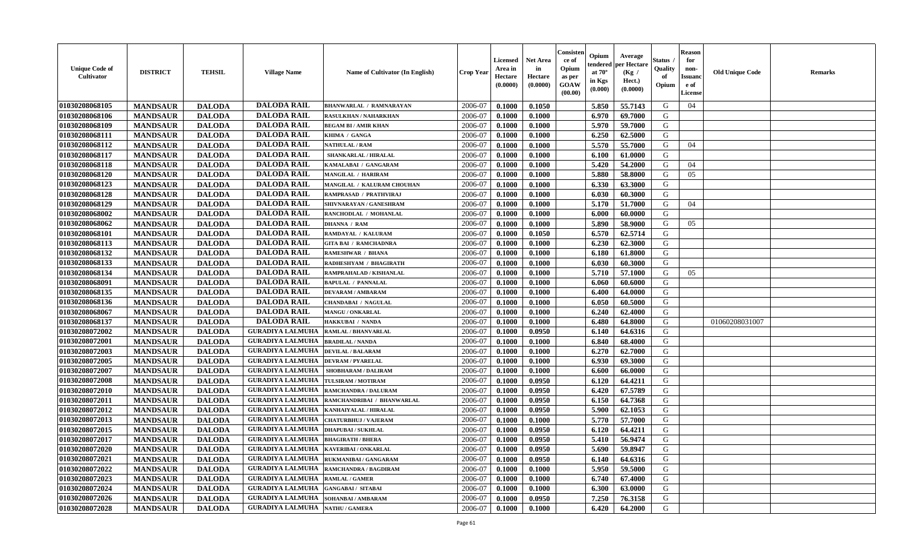| Unique Code of Cultivator | DISTRICT | TEHSIL | Village Name | Name of Cultivator (In English) | Crop Year | Licensed Area in Hectare (0.0000) | Net Area in Hectare (0.0000) | Consistence of Opium as per GOAW (00.00) | Opium tendered at 70° in Kgs (0.000) | Average per Hectare (Kg / Hect.) (0.0000) | Status / Quality of Opium | Reason for non-Issuance of License | Old Unique Code | Remarks |
|---|---|---|---|---|---|---|---|---|---|---|---|---|---|---|
| 01030208068105 | MANDSAUR | DALODA | DALODA RAIL | BHANWARLAL / RAMNARAYAN | 2006-07 | 0.1000 | 0.1050 | | 5.850 | 55.7143 | G | 04 | | |
| 01030208068106 | MANDSAUR | DALODA | DALODA RAIL | RASULKHAN / NAHARKHAN | 2006-07 | 0.1000 | 0.1000 | | 6.970 | 69.7000 | G | | | |
| 01030208068109 | MANDSAUR | DALODA | DALODA RAIL | BEGAM BI / AMIR KHAN | 2006-07 | 0.1000 | 0.1000 | | 5.970 | 59.7000 | G | | | |
| 01030208068111 | MANDSAUR | DALODA | DALODA RAIL | KHIMA / GANGA | 2006-07 | 0.1000 | 0.1000 | | 6.250 | 62.5000 | G | | | |
| 01030208068112 | MANDSAUR | DALODA | DALODA RAIL | NATHULAL / RAM | 2006-07 | 0.1000 | 0.1000 | | 5.570 | 55.7000 | G | 04 | | |
| 01030208068117 | MANDSAUR | DALODA | DALODA RAIL | SHANKARLAL / HIRALAL | 2006-07 | 0.1000 | 0.1000 | | 6.100 | 61.0000 | G | | | |
| 01030208068118 | MANDSAUR | DALODA | DALODA RAIL | KAMALABAI / GANGARAM | 2006-07 | 0.1000 | 0.1000 | | 5.420 | 54.2000 | G | 04 | | |
| 01030208068120 | MANDSAUR | DALODA | DALODA RAIL | MANGILAL / HARIRAM | 2006-07 | 0.1000 | 0.1000 | | 5.880 | 58.8000 | G | 05 | | |
| 01030208068123 | MANDSAUR | DALODA | DALODA RAIL | MANGILAL / KALURAM CHOUHAN | 2006-07 | 0.1000 | 0.1000 | | 6.330 | 63.3000 | G | | | |
| 01030208068128 | MANDSAUR | DALODA | DALODA RAIL | RAMPRASAD / PRATHVIRAJ | 2006-07 | 0.1000 | 0.1000 | | 6.030 | 60.3000 | G | | | |
| 01030208068129 | MANDSAUR | DALODA | DALODA RAIL | SHIVNARAYAN / GANESHRAM | 2006-07 | 0.1000 | 0.1000 | | 5.170 | 51.7000 | G | 04 | | |
| 01030208068002 | MANDSAUR | DALODA | DALODA RAIL | RANCHODLAL / MOHANLAL | 2006-07 | 0.1000 | 0.1000 | | 6.000 | 60.0000 | G | | | |
| 01030208068062 | MANDSAUR | DALODA | DALODA RAIL | DHANNA / RAM | 2006-07 | 0.1000 | 0.1000 | | 5.890 | 58.9000 | G | 05 | | |
| 01030208068101 | MANDSAUR | DALODA | DALODA RAIL | RAMDAYAL / KALURAM | 2006-07 | 0.1000 | 0.1050 | | 6.570 | 62.5714 | G | | | |
| 01030208068113 | MANDSAUR | DALODA | DALODA RAIL | GITA BAI / RAMCHADNRA | 2006-07 | 0.1000 | 0.1000 | | 6.230 | 62.3000 | G | | | |
| 01030208068132 | MANDSAUR | DALODA | DALODA RAIL | RAMESHWAR / BHANA | 2006-07 | 0.1000 | 0.1000 | | 6.180 | 61.8000 | G | | | |
| 01030208068133 | MANDSAUR | DALODA | DALODA RAIL | RADHESHYAM / BHAGIRATH | 2006-07 | 0.1000 | 0.1000 | | 6.030 | 60.3000 | G | | | |
| 01030208068134 | MANDSAUR | DALODA | DALODA RAIL | RAMPRAHALAD / KISHANLAL | 2006-07 | 0.1000 | 0.1000 | | 5.710 | 57.1000 | G | 05 | | |
| 01030208068091 | MANDSAUR | DALODA | DALODA RAIL | BAPULAL / PANNALAL | 2006-07 | 0.1000 | 0.1000 | | 6.060 | 60.6000 | G | | | |
| 01030208068135 | MANDSAUR | DALODA | DALODA RAIL | DEVARAM / AMBARAM | 2006-07 | 0.1000 | 0.1000 | | 6.400 | 64.0000 | G | | | |
| 01030208068136 | MANDSAUR | DALODA | DALODA RAIL | CHANDABAI / NAGULAL | 2006-07 | 0.1000 | 0.1000 | | 6.050 | 60.5000 | G | | | |
| 01030208068067 | MANDSAUR | DALODA | DALODA RAIL | MANGU / ONKARLAL | 2006-07 | 0.1000 | 0.1000 | | 6.240 | 62.4000 | G | | | |
| 01030208068137 | MANDSAUR | DALODA | DALODA RAIL | HAKKUBAI / NANDA | 2006-07 | 0.1000 | 0.1000 | | 6.480 | 64.8000 | G | | 01060208031007 | |
| 01030208072002 | MANDSAUR | DALODA | GURADIYA LALMUHA | RAMLAL / BHANVARLAL | 2006-07 | 0.1000 | 0.0950 | | 6.140 | 64.6316 | G | | | |
| 01030208072001 | MANDSAUR | DALODA | GURADIYA LALMUHA | BRADILAL / NANDA | 2006-07 | 0.1000 | 0.1000 | | 6.840 | 68.4000 | G | | | |
| 01030208072003 | MANDSAUR | DALODA | GURADIYA LALMUHA | DEVILAL / BALARAM | 2006-07 | 0.1000 | 0.1000 | | 6.270 | 62.7000 | G | | | |
| 01030208072005 | MANDSAUR | DALODA | GURADIYA LALMUHA | DEVRAM / PYARELAL | 2006-07 | 0.1000 | 0.1000 | | 6.930 | 69.3000 | G | | | |
| 01030208072007 | MANDSAUR | DALODA | GURADIYA LALMUHA | SHOBHARAM / DALIRAM | 2006-07 | 0.1000 | 0.1000 | | 6.600 | 66.0000 | G | | | |
| 01030208072008 | MANDSAUR | DALODA | GURADIYA LALMUHA | TULSIRAM / MOTIRAM | 2006-07 | 0.1000 | 0.0950 | | 6.120 | 64.4211 | G | | | |
| 01030208072010 | MANDSAUR | DALODA | GURADIYA LALMUHA | RAMCHANDRA / DALURAM | 2006-07 | 0.1000 | 0.0950 | | 6.420 | 67.5789 | G | | | |
| 01030208072011 | MANDSAUR | DALODA | GURADIYA LALMUHA | RAMCHANDRIBAI / BHANWARLAL | 2006-07 | 0.1000 | 0.0950 | | 6.150 | 64.7368 | G | | | |
| 01030208072012 | MANDSAUR | DALODA | GURADIYA LALMUHA | KANHAIYALAL / HIRALAL | 2006-07 | 0.1000 | 0.0950 | | 5.900 | 62.1053 | G | | | |
| 01030208072013 | MANDSAUR | DALODA | GURADIYA LALMUHA | CHATURBHUJ / VAJERAM | 2006-07 | 0.1000 | 0.1000 | | 5.770 | 57.7000 | G | | | |
| 01030208072015 | MANDSAUR | DALODA | GURADIYA LALMUHA | DHAPUBAI / SUKHLAL | 2006-07 | 0.1000 | 0.0950 | | 6.120 | 64.4211 | G | | | |
| 01030208072017 | MANDSAUR | DALODA | GURADIYA LALMUHA | BHAGIRATH / BHERA | 2006-07 | 0.1000 | 0.0950 | | 5.410 | 56.9474 | G | | | |
| 01030208072020 | MANDSAUR | DALODA | GURADIYA LALMUHA | KAVERIBAI / ONKARLAL | 2006-07 | 0.1000 | 0.0950 | | 5.690 | 59.8947 | G | | | |
| 01030208072021 | MANDSAUR | DALODA | GURADIYA LALMUHA | RUKMANIBAI / GANGARAM | 2006-07 | 0.1000 | 0.0950 | | 6.140 | 64.6316 | G | | | |
| 01030208072022 | MANDSAUR | DALODA | GURADIYA LALMUHA | RAMCHANDRA / BAGDIRAM | 2006-07 | 0.1000 | 0.1000 | | 5.950 | 59.5000 | G | | | |
| 01030208072023 | MANDSAUR | DALODA | GURADIYA LALMUHA | RAMLAL / GAMER | 2006-07 | 0.1000 | 0.1000 | | 6.740 | 67.4000 | G | | | |
| 01030208072024 | MANDSAUR | DALODA | GURADIYA LALMUHA | GANGABAI / SITABAI | 2006-07 | 0.1000 | 0.1000 | | 6.300 | 63.0000 | G | | | |
| 01030208072026 | MANDSAUR | DALODA | GURADIYA LALMUHA | SOHANBAI / AMBARAM | 2006-07 | 0.1000 | 0.0950 | | 7.250 | 76.3158 | G | | | |
| 01030208072028 | MANDSAUR | DALODA | GURADIYA LALMUHA | NATHU / GAMERA | 2006-07 | 0.1000 | 0.1000 | | 6.420 | 64.2000 | G | | | |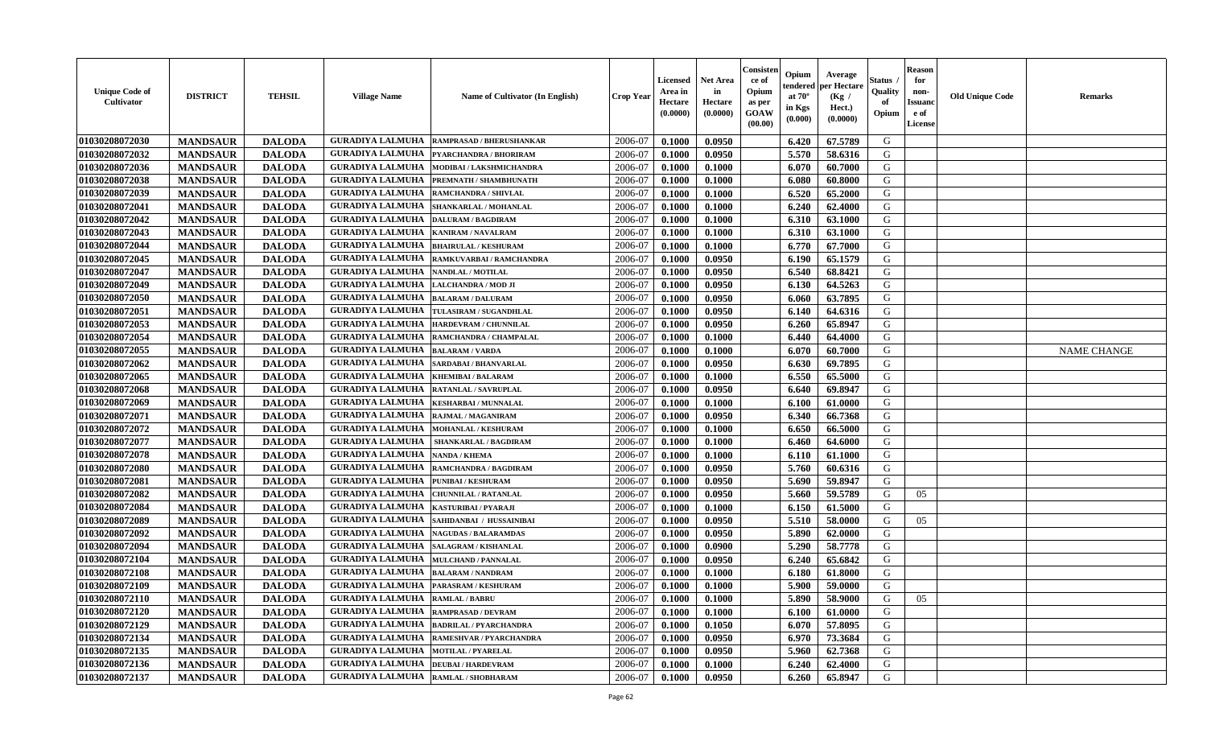| Unique Code of Cultivator | DISTRICT | TEHSIL | Village Name | Name of Cultivator (In English) | Crop Year | Licensed Area in Hectare (0.0000) | Net Area in Hectare (0.0000) | Consistence of Opium as per GOAW (00.00) | Opium tendered at 70° in Kgs (0.000) | Average per Hectare (Kg / Hect.) (0.0000) | Status / Quality of Opium | Reason for non-Issuance of License | Old Unique Code | Remarks |
|---|---|---|---|---|---|---|---|---|---|---|---|---|---|---|
| 01030208072030 | MANDSAUR | DALODA | GURADIYA LALMUHA | RAMPRASAD / BHERUSHANKAR | 2006-07 | 0.1000 | 0.0950 | | 6.420 | 67.5789 | G | | | |
| 01030208072032 | MANDSAUR | DALODA | GURADIYA LALMUHA | PYARCHANDRA / BHORIRAM | 2006-07 | 0.1000 | 0.0950 | | 5.570 | 58.6316 | G | | | |
| 01030208072036 | MANDSAUR | DALODA | GURADIYA LALMUHA | MODIBAI / LAKSHMICHANDRA | 2006-07 | 0.1000 | 0.1000 | | 6.070 | 60.7000 | G | | | |
| 01030208072038 | MANDSAUR | DALODA | GURADIYA LALMUHA | PREMNATH / SHAMBHUNATH | 2006-07 | 0.1000 | 0.1000 | | 6.080 | 60.8000 | G | | | |
| 01030208072039 | MANDSAUR | DALODA | GURADIYA LALMUHA | RAMCHANDRA / SHIVLAL | 2006-07 | 0.1000 | 0.1000 | | 6.520 | 65.2000 | G | | | |
| 01030208072041 | MANDSAUR | DALODA | GURADIYA LALMUHA | SHANKARLAL / MOHANLAL | 2006-07 | 0.1000 | 0.1000 | | 6.240 | 62.4000 | G | | | |
| 01030208072042 | MANDSAUR | DALODA | GURADIYA LALMUHA | DALURAM / BAGDIRAM | 2006-07 | 0.1000 | 0.1000 | | 6.310 | 63.1000 | G | | | |
| 01030208072043 | MANDSAUR | DALODA | GURADIYA LALMUHA | KANIRAM / NAVALRAM | 2006-07 | 0.1000 | 0.1000 | | 6.310 | 63.1000 | G | | | |
| 01030208072044 | MANDSAUR | DALODA | GURADIYA LALMUHA | BHAIRULAL / KESHURAM | 2006-07 | 0.1000 | 0.1000 | | 6.770 | 67.7000 | G | | | |
| 01030208072045 | MANDSAUR | DALODA | GURADIYA LALMUHA | RAMKUVARBAI / RAMCHANDRA | 2006-07 | 0.1000 | 0.0950 | | 6.190 | 65.1579 | G | | | |
| 01030208072047 | MANDSAUR | DALODA | GURADIYA LALMUHA | NANDLAL / MOTILAL | 2006-07 | 0.1000 | 0.0950 | | 6.540 | 68.8421 | G | | | |
| 01030208072049 | MANDSAUR | DALODA | GURADIYA LALMUHA | LALCHANDRA / MOD JI | 2006-07 | 0.1000 | 0.0950 | | 6.130 | 64.5263 | G | | | |
| 01030208072050 | MANDSAUR | DALODA | GURADIYA LALMUHA | BALARAM / DALURAM | 2006-07 | 0.1000 | 0.0950 | | 6.060 | 63.7895 | G | | | |
| 01030208072051 | MANDSAUR | DALODA | GURADIYA LALMUHA | TULASIRAM / SUGANDHLAL | 2006-07 | 0.1000 | 0.0950 | | 6.140 | 64.6316 | G | | | |
| 01030208072053 | MANDSAUR | DALODA | GURADIYA LALMUHA | HARDEVRAM / CHUNNILAL | 2006-07 | 0.1000 | 0.0950 | | 6.260 | 65.8947 | G | | | |
| 01030208072054 | MANDSAUR | DALODA | GURADIYA LALMUHA | RAMCHANDRA / CHAMPALAL | 2006-07 | 0.1000 | 0.1000 | | 6.440 | 64.4000 | G | | | |
| 01030208072055 | MANDSAUR | DALODA | GURADIYA LALMUHA | BALARAM / VARDA | 2006-07 | 0.1000 | 0.1000 | | 6.070 | 60.7000 | G | | | NAME CHANGE |
| 01030208072062 | MANDSAUR | DALODA | GURADIYA LALMUHA | SARDABAI / BHANVARLAL | 2006-07 | 0.1000 | 0.0950 | | 6.630 | 69.7895 | G | | | |
| 01030208072065 | MANDSAUR | DALODA | GURADIYA LALMUHA | KHEMIBAI / BALARAM | 2006-07 | 0.1000 | 0.1000 | | 6.550 | 65.5000 | G | | | |
| 01030208072068 | MANDSAUR | DALODA | GURADIYA LALMUHA | RATANLAL / SAVRUPLAL | 2006-07 | 0.1000 | 0.0950 | | 6.640 | 69.8947 | G | | | |
| 01030208072069 | MANDSAUR | DALODA | GURADIYA LALMUHA | KESHARBAI / MUNNALAL | 2006-07 | 0.1000 | 0.1000 | | 6.100 | 61.0000 | G | | | |
| 01030208072071 | MANDSAUR | DALODA | GURADIYA LALMUHA | RAJMAL / MAGANIRAM | 2006-07 | 0.1000 | 0.0950 | | 6.340 | 66.7368 | G | | | |
| 01030208072072 | MANDSAUR | DALODA | GURADIYA LALMUHA | MOHANLAL / KESHURAM | 2006-07 | 0.1000 | 0.1000 | | 6.650 | 66.5000 | G | | | |
| 01030208072077 | MANDSAUR | DALODA | GURADIYA LALMUHA | SHANKARLAL / BAGDIRAM | 2006-07 | 0.1000 | 0.1000 | | 6.460 | 64.6000 | G | | | |
| 01030208072078 | MANDSAUR | DALODA | GURADIYA LALMUHA | NANDA / KHEMA | 2006-07 | 0.1000 | 0.1000 | | 6.110 | 61.1000 | G | | | |
| 01030208072080 | MANDSAUR | DALODA | GURADIYA LALMUHA | RAMCHANDRA / BAGDIRAM | 2006-07 | 0.1000 | 0.0950 | | 5.760 | 60.6316 | G | | | |
| 01030208072081 | MANDSAUR | DALODA | GURADIYA LALMUHA | PUNIBAI / KESHURAM | 2006-07 | 0.1000 | 0.0950 | | 5.690 | 59.8947 | G | | | |
| 01030208072082 | MANDSAUR | DALODA | GURADIYA LALMUHA | CHUNNILAL / RATANLAL | 2006-07 | 0.1000 | 0.0950 | | 5.660 | 59.5789 | G | 05 | | |
| 01030208072084 | MANDSAUR | DALODA | GURADIYA LALMUHA | KASTURIBAI / PYARAJI | 2006-07 | 0.1000 | 0.1000 | | 6.150 | 61.5000 | G | | | |
| 01030208072089 | MANDSAUR | DALODA | GURADIYA LALMUHA | SAHIDANBAI / HUSSAINIBAI | 2006-07 | 0.1000 | 0.0950 | | 5.510 | 58.0000 | G | 05 | | |
| 01030208072092 | MANDSAUR | DALODA | GURADIYA LALMUHA | NAGUDAS / BALARAMDAS | 2006-07 | 0.1000 | 0.0950 | | 5.890 | 62.0000 | G | | | |
| 01030208072094 | MANDSAUR | DALODA | GURADIYA LALMUHA | SALAGRAM / KISHANLAL | 2006-07 | 0.1000 | 0.0900 | | 5.290 | 58.7778 | G | | | |
| 01030208072104 | MANDSAUR | DALODA | GURADIYA LALMUHA | MULCHAND / PANNALAL | 2006-07 | 0.1000 | 0.0950 | | 6.240 | 65.6842 | G | | | |
| 01030208072108 | MANDSAUR | DALODA | GURADIYA LALMUHA | BALARAM / NANDRAM | 2006-07 | 0.1000 | 0.1000 | | 6.180 | 61.8000 | G | | | |
| 01030208072109 | MANDSAUR | DALODA | GURADIYA LALMUHA | PARASRAM / KESHURAM | 2006-07 | 0.1000 | 0.1000 | | 5.900 | 59.0000 | G | | | |
| 01030208072110 | MANDSAUR | DALODA | GURADIYA LALMUHA | RAMLAL / BABRU | 2006-07 | 0.1000 | 0.1000 | | 5.890 | 58.9000 | G | 05 | | |
| 01030208072120 | MANDSAUR | DALODA | GURADIYA LALMUHA | RAMPRASAD / DEVRAM | 2006-07 | 0.1000 | 0.1000 | | 6.100 | 61.0000 | G | | | |
| 01030208072129 | MANDSAUR | DALODA | GURADIYA LALMUHA | BADRILAL / PYARCHANDRA | 2006-07 | 0.1000 | 0.1050 | | 6.070 | 57.8095 | G | | | |
| 01030208072134 | MANDSAUR | DALODA | GURADIYA LALMUHA | RAMESHVAR / PYARCHANDRA | 2006-07 | 0.1000 | 0.0950 | | 6.970 | 73.3684 | G | | | |
| 01030208072135 | MANDSAUR | DALODA | GURADIYA LALMUHA | MOTILAL / PYARELAL | 2006-07 | 0.1000 | 0.0950 | | 5.960 | 62.7368 | G | | | |
| 01030208072136 | MANDSAUR | DALODA | GURADIYA LALMUHA | DEUBAI / HARDEVRAM | 2006-07 | 0.1000 | 0.1000 | | 6.240 | 62.4000 | G | | | |
| 01030208072137 | MANDSAUR | DALODA | GURADIYA LALMUHA | RAMLAL / SHOBHARAM | 2006-07 | 0.1000 | 0.0950 | | 6.260 | 65.8947 | G | | | |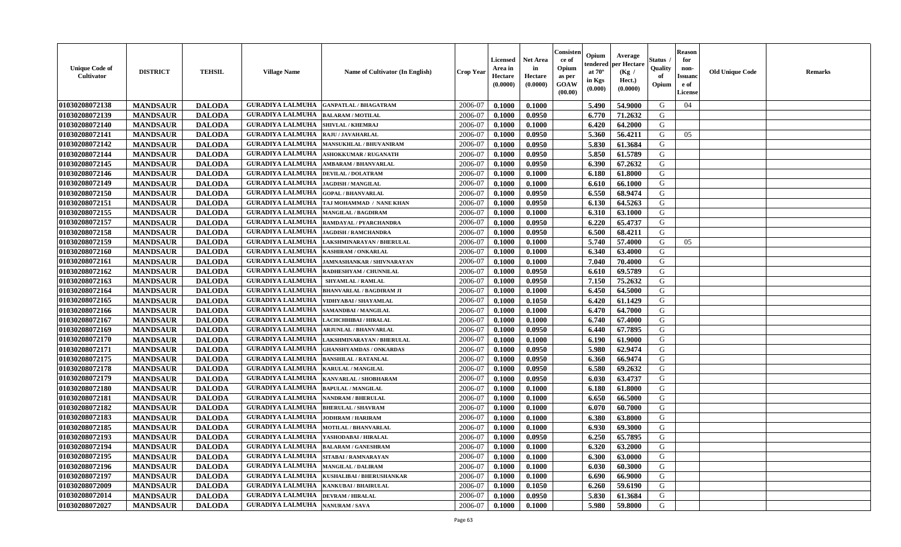| Unique Code of Cultivator | DISTRICT | TEHSIL | Village Name | Name of Cultivator (In English) | Crop Year | Licensed Area in Hectare (0.0000) | Net Area in Hectare (0.0000) | Consistence of Opium as per GOAW (00.00) | Opium tendered at 70° in Kgs (0.000) | Average per Hectare (Kg / Hect.) (0.0000) | Status / Quality of Opium | Reason for non-Issuance of License | Old Unique Code | Remarks |
|---|---|---|---|---|---|---|---|---|---|---|---|---|---|---|
| 01030208072138 | MANDSAUR | DALODA | GURADIYA LALMUHA | GANPATLAL / BHAGATRAM | 2006-07 | 0.1000 | 0.1000 | | 5.490 | 54.9000 | G | 04 | | |
| 01030208072139 | MANDSAUR | DALODA | GURADIYA LALMUHA | BALARAM / MOTILAL | 2006-07 | 0.1000 | 0.0950 | | 6.770 | 71.2632 | G | | | |
| 01030208072140 | MANDSAUR | DALODA | GURADIYA LALMUHA | SHIVLAL / KHEMRAJ | 2006-07 | 0.1000 | 0.1000 | | 6.420 | 64.2000 | G | | | |
| 01030208072141 | MANDSAUR | DALODA | GURADIYA LALMUHA | RAJU / JAVAHARLAL | 2006-07 | 0.1000 | 0.0950 | | 5.360 | 56.4211 | G | 05 | | |
| 01030208072142 | MANDSAUR | DALODA | GURADIYA LALMUHA | MANSUKHLAL / BHUVANIRAM | 2006-07 | 0.1000 | 0.0950 | | 5.830 | 61.3684 | G | | | |
| 01030208072144 | MANDSAUR | DALODA | GURADIYA LALMUHA | ASHOKKUMAR / RUGANATH | 2006-07 | 0.1000 | 0.0950 | | 5.850 | 61.5789 | G | | | |
| 01030208072145 | MANDSAUR | DALODA | GURADIYA LALMUHA | AMBARAM / BHANVARLAL | 2006-07 | 0.1000 | 0.0950 | | 6.390 | 67.2632 | G | | | |
| 01030208072146 | MANDSAUR | DALODA | GURADIYA LALMUHA | DEVILAL / DOLATRAM | 2006-07 | 0.1000 | 0.1000 | | 6.180 | 61.8000 | G | | | |
| 01030208072149 | MANDSAUR | DALODA | GURADIYA LALMUHA | JAGDISH / MANGILAL | 2006-07 | 0.1000 | 0.1000 | | 6.610 | 66.1000 | G | | | |
| 01030208072150 | MANDSAUR | DALODA | GURADIYA LALMUHA | GOPAL / BHANVARLAL | 2006-07 | 0.1000 | 0.0950 | | 6.550 | 68.9474 | G | | | |
| 01030208072151 | MANDSAUR | DALODA | GURADIYA LALMUHA | TAJ MOHAMMAD / NANE KHAN | 2006-07 | 0.1000 | 0.0950 | | 6.130 | 64.5263 | G | | | |
| 01030208072155 | MANDSAUR | DALODA | GURADIYA LALMUHA | MANGILAL / BAGDIRAM | 2006-07 | 0.1000 | 0.1000 | | 6.310 | 63.1000 | G | | | |
| 01030208072157 | MANDSAUR | DALODA | GURADIYA LALMUHA | RAMDAYAL / PYARCHANDRA | 2006-07 | 0.1000 | 0.0950 | | 6.220 | 65.4737 | G | | | |
| 01030208072158 | MANDSAUR | DALODA | GURADIYA LALMUHA | JAGDISH / RAMCHANDRA | 2006-07 | 0.1000 | 0.0950 | | 6.500 | 68.4211 | G | | | |
| 01030208072159 | MANDSAUR | DALODA | GURADIYA LALMUHA | LAKSHMINARAYAN / BHERULAL | 2006-07 | 0.1000 | 0.1000 | | 5.740 | 57.4000 | G | 05 | | |
| 01030208072160 | MANDSAUR | DALODA | GURADIYA LALMUHA | KASHIRAM / ONKARLAL | 2006-07 | 0.1000 | 0.1000 | | 6.340 | 63.4000 | G | | | |
| 01030208072161 | MANDSAUR | DALODA | GURADIYA LALMUHA | JAMNASHANKAR / SHIVNARAYAN | 2006-07 | 0.1000 | 0.1000 | | 7.040 | 70.4000 | G | | | |
| 01030208072162 | MANDSAUR | DALODA | GURADIYA LALMUHA | RADHESHYAM / CHUNNILAL | 2006-07 | 0.1000 | 0.0950 | | 6.610 | 69.5789 | G | | | |
| 01030208072163 | MANDSAUR | DALODA | GURADIYA LALMUHA | SHYAMLAL / RAMLAL | 2006-07 | 0.1000 | 0.0950 | | 7.150 | 75.2632 | G | | | |
| 01030208072164 | MANDSAUR | DALODA | GURADIYA LALMUHA | BHANVARLAL / BAGDIRAM JI | 2006-07 | 0.1000 | 0.1000 | | 6.450 | 64.5000 | G | | | |
| 01030208072165 | MANDSAUR | DALODA | GURADIYA LALMUHA | VIDHYABAI / SHAYAMLAL | 2006-07 | 0.1000 | 0.1050 | | 6.420 | 61.1429 | G | | | |
| 01030208072166 | MANDSAUR | DALODA | GURADIYA LALMUHA | SAMANDBAI / MANGILAL | 2006-07 | 0.1000 | 0.1000 | | 6.470 | 64.7000 | G | | | |
| 01030208072167 | MANDSAUR | DALODA | GURADIYA LALMUHA | LACHCHHIBAI / HIRALAL | 2006-07 | 0.1000 | 0.1000 | | 6.740 | 67.4000 | G | | | |
| 01030208072169 | MANDSAUR | DALODA | GURADIYA LALMUHA | ARJUNLAL / BHANVARLAL | 2006-07 | 0.1000 | 0.0950 | | 6.440 | 67.7895 | G | | | |
| 01030208072170 | MANDSAUR | DALODA | GURADIYA LALMUHA | LAKSHMINARAYAN / BHERULAL | 2006-07 | 0.1000 | 0.1000 | | 6.190 | 61.9000 | G | | | |
| 01030208072171 | MANDSAUR | DALODA | GURADIYA LALMUHA | GHANSHYAMDAS / ONKARDAS | 2006-07 | 0.1000 | 0.0950 | | 5.980 | 62.9474 | G | | | |
| 01030208072175 | MANDSAUR | DALODA | GURADIYA LALMUHA | BANSHILAL / RATANLAL | 2006-07 | 0.1000 | 0.0950 | | 6.360 | 66.9474 | G | | | |
| 01030208072178 | MANDSAUR | DALODA | GURADIYA LALMUHA | KARULAL / MANGILAL | 2006-07 | 0.1000 | 0.0950 | | 6.580 | 69.2632 | G | | | |
| 01030208072179 | MANDSAUR | DALODA | GURADIYA LALMUHA | KANVARLAL / SHOBHARAM | 2006-07 | 0.1000 | 0.0950 | | 6.030 | 63.4737 | G | | | |
| 01030208072180 | MANDSAUR | DALODA | GURADIYA LALMUHA | BAPULAL / MANGILAL | 2006-07 | 0.1000 | 0.1000 | | 6.180 | 61.8000 | G | | | |
| 01030208072181 | MANDSAUR | DALODA | GURADIYA LALMUHA | NANDRAM / BHERULAL | 2006-07 | 0.1000 | 0.1000 | | 6.650 | 66.5000 | G | | | |
| 01030208072182 | MANDSAUR | DALODA | GURADIYA LALMUHA | BHERULAL / SHAVRAM | 2006-07 | 0.1000 | 0.1000 | | 6.070 | 60.7000 | G | | | |
| 01030208072183 | MANDSAUR | DALODA | GURADIYA LALMUHA | JODHRAM / HARIRAM | 2006-07 | 0.1000 | 0.1000 | | 6.380 | 63.8000 | G | | | |
| 01030208072185 | MANDSAUR | DALODA | GURADIYA LALMUHA | MOTILAL / BHANVARLAL | 2006-07 | 0.1000 | 0.1000 | | 6.930 | 69.3000 | G | | | |
| 01030208072193 | MANDSAUR | DALODA | GURADIYA LALMUHA | YASHODABAI / HIRALAL | 2006-07 | 0.1000 | 0.0950 | | 6.250 | 65.7895 | G | | | |
| 01030208072194 | MANDSAUR | DALODA | GURADIYA LALMUHA | BALARAM / GANESHRAM | 2006-07 | 0.1000 | 0.1000 | | 6.320 | 63.2000 | G | | | |
| 01030208072195 | MANDSAUR | DALODA | GURADIYA LALMUHA | SITABAI / RAMNARAYAN | 2006-07 | 0.1000 | 0.1000 | | 6.300 | 63.0000 | G | | | |
| 01030208072196 | MANDSAUR | DALODA | GURADIYA LALMUHA | MANGILAL / DALIRAM | 2006-07 | 0.1000 | 0.1000 | | 6.030 | 60.3000 | G | | | |
| 01030208072197 | MANDSAUR | DALODA | GURADIYA LALMUHA | KUSHALIBAI / BHERUSHANKAR | 2006-07 | 0.1000 | 0.1000 | | 6.690 | 66.9000 | G | | | |
| 01030208072009 | MANDSAUR | DALODA | GURADIYA LALMUHA | KANKUBAI / BHAIRULAL | 2006-07 | 0.1000 | 0.1050 | | 6.260 | 59.6190 | G | | | |
| 01030208072014 | MANDSAUR | DALODA | GURADIYA LALMUHA | DEVRAM / HIRALAL | 2006-07 | 0.1000 | 0.0950 | | 5.830 | 61.3684 | G | | | |
| 01030208072027 | MANDSAUR | DALODA | GURADIYA LALMUHA | NANURAM / SAVA | 2006-07 | 0.1000 | 0.1000 | | 5.980 | 59.8000 | G | | | |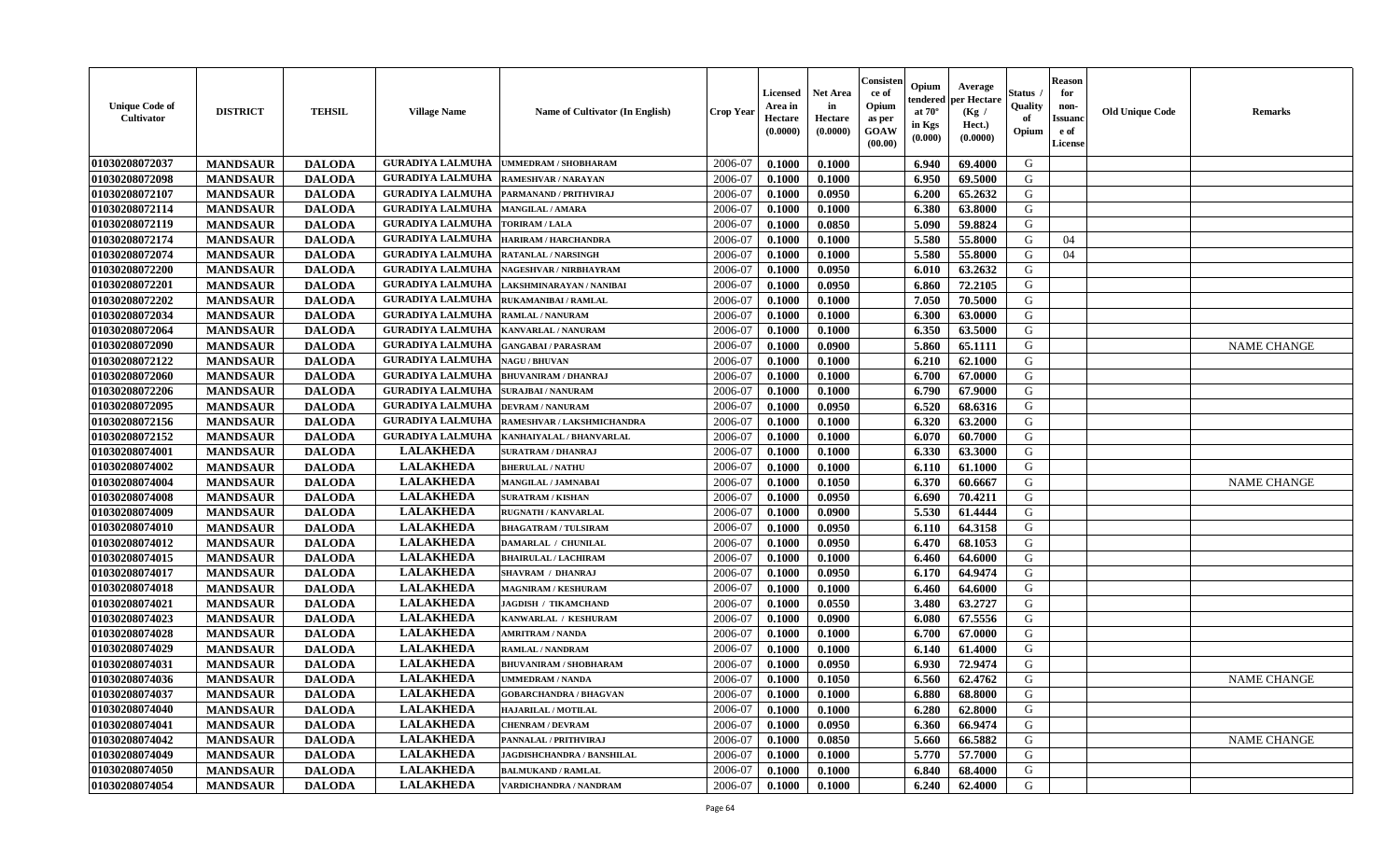| Unique Code of Cultivator | DISTRICT | TEHSIL | Village Name | Name of Cultivator (In English) | Crop Year | Licensed Area in Hectare (0.0000) | Net Area in Hectare (0.0000) | Consistence of Opium as per GOAW (00.00) | Opium tendered at 70° in Kgs (0.000) | Average per Hectare (Kg / Hect.) (0.0000) | Status / Quality of Opium | Reason for non-Issuance of License | Old Unique Code | Remarks |
|---|---|---|---|---|---|---|---|---|---|---|---|---|---|---|
| 01030208072037 | MANDSAUR | DALODA | GURADIYA LALMUHA | UMMEDRAM / SHOBHARAM | 2006-07 | 0.1000 | 0.1000 | | 6.940 | 69.4000 | G | | | |
| 01030208072098 | MANDSAUR | DALODA | GURADIYA LALMUHA | RAMESHVAR / NARAYAN | 2006-07 | 0.1000 | 0.1000 | | 6.950 | 69.5000 | G | | | |
| 01030208072107 | MANDSAUR | DALODA | GURADIYA LALMUHA | PARMANAND / PRITHVIRAJ | 2006-07 | 0.1000 | 0.0950 | | 6.200 | 65.2632 | G | | | |
| 01030208072114 | MANDSAUR | DALODA | GURADIYA LALMUHA | MANGILAL / AMARA | 2006-07 | 0.1000 | 0.1000 | | 6.380 | 63.8000 | G | | | |
| 01030208072119 | MANDSAUR | DALODA | GURADIYA LALMUHA | TORIRAM / LALA | 2006-07 | 0.1000 | 0.0850 | | 5.090 | 59.8824 | G | | | |
| 01030208072174 | MANDSAUR | DALODA | GURADIYA LALMUHA | HARIRAM / HARCHANDRA | 2006-07 | 0.1000 | 0.1000 | | 5.580 | 55.8000 | G | 04 | | |
| 01030208072074 | MANDSAUR | DALODA | GURADIYA LALMUHA | RATANLAL / NARSINGH | 2006-07 | 0.1000 | 0.1000 | | 5.580 | 55.8000 | G | 04 | | |
| 01030208072200 | MANDSAUR | DALODA | GURADIYA LALMUHA | NAGESHVAR / NIRBHAYRAM | 2006-07 | 0.1000 | 0.0950 | | 6.010 | 63.2632 | G | | | |
| 01030208072201 | MANDSAUR | DALODA | GURADIYA LALMUHA | LAKSHMINARAYAN / NANIBAI | 2006-07 | 0.1000 | 0.0950 | | 6.860 | 72.2105 | G | | | |
| 01030208072202 | MANDSAUR | DALODA | GURADIYA LALMUHA | RUKAMANIBAI / RAMLAL | 2006-07 | 0.1000 | 0.1000 | | 7.050 | 70.5000 | G | | | |
| 01030208072034 | MANDSAUR | DALODA | GURADIYA LALMUHA | RAMLAL / NANURAM | 2006-07 | 0.1000 | 0.1000 | | 6.300 | 63.0000 | G | | | |
| 01030208072064 | MANDSAUR | DALODA | GURADIYA LALMUHA | KANVARLAL / NANURAM | 2006-07 | 0.1000 | 0.1000 | | 6.350 | 63.5000 | G | | | |
| 01030208072090 | MANDSAUR | DALODA | GURADIYA LALMUHA | GANGABAI / PARASRAM | 2006-07 | 0.1000 | 0.0900 | | 5.860 | 65.1111 | G | | | NAME CHANGE |
| 01030208072122 | MANDSAUR | DALODA | GURADIYA LALMUHA | NAGU / BHUVAN | 2006-07 | 0.1000 | 0.1000 | | 6.210 | 62.1000 | G | | | |
| 01030208072060 | MANDSAUR | DALODA | GURADIYA LALMUHA | BHUVANIRAM / DHANRAJ | 2006-07 | 0.1000 | 0.1000 | | 6.700 | 67.0000 | G | | | |
| 01030208072206 | MANDSAUR | DALODA | GURADIYA LALMUHA | SURAJBAI / NANURAM | 2006-07 | 0.1000 | 0.1000 | | 6.790 | 67.9000 | G | | | |
| 01030208072095 | MANDSAUR | DALODA | GURADIYA LALMUHA | DEVRAM / NANURAM | 2006-07 | 0.1000 | 0.0950 | | 6.520 | 68.6316 | G | | | |
| 01030208072156 | MANDSAUR | DALODA | GURADIYA LALMUHA | RAMESHVAR / LAKSHMICHANDRA | 2006-07 | 0.1000 | 0.1000 | | 6.320 | 63.2000 | G | | | |
| 01030208072152 | MANDSAUR | DALODA | GURADIYA LALMUHA | KANHAIYALAL / BHANVARLAL | 2006-07 | 0.1000 | 0.1000 | | 6.070 | 60.7000 | G | | | |
| 01030208074001 | MANDSAUR | DALODA | LALAKHEDA | SURATRAM / DHANRAJ | 2006-07 | 0.1000 | 0.1000 | | 6.330 | 63.3000 | G | | | |
| 01030208074002 | MANDSAUR | DALODA | LALAKHEDA | BHERULAL / NATHU | 2006-07 | 0.1000 | 0.1000 | | 6.110 | 61.1000 | G | | | |
| 01030208074004 | MANDSAUR | DALODA | LALAKHEDA | MANGILAL / JAMNABAI | 2006-07 | 0.1000 | 0.1050 | | 6.370 | 60.6667 | G | | | NAME CHANGE |
| 01030208074008 | MANDSAUR | DALODA | LALAKHEDA | SURATRAM / KISHAN | 2006-07 | 0.1000 | 0.0950 | | 6.690 | 70.4211 | G | | | |
| 01030208074009 | MANDSAUR | DALODA | LALAKHEDA | RUGNATH / KANVARLAL | 2006-07 | 0.1000 | 0.0900 | | 5.530 | 61.4444 | G | | | |
| 01030208074010 | MANDSAUR | DALODA | LALAKHEDA | BHAGATRAM / TULSIRAM | 2006-07 | 0.1000 | 0.0950 | | 6.110 | 64.3158 | G | | | |
| 01030208074012 | MANDSAUR | DALODA | LALAKHEDA | DAMARLAL / CHUNILAL | 2006-07 | 0.1000 | 0.0950 | | 6.470 | 68.1053 | G | | | |
| 01030208074015 | MANDSAUR | DALODA | LALAKHEDA | BHAIRULAL / LACHIRAM | 2006-07 | 0.1000 | 0.1000 | | 6.460 | 64.6000 | G | | | |
| 01030208074017 | MANDSAUR | DALODA | LALAKHEDA | SHAVRAM / DHANRAJ | 2006-07 | 0.1000 | 0.0950 | | 6.170 | 64.9474 | G | | | |
| 01030208074018 | MANDSAUR | DALODA | LALAKHEDA | MAGNIRAM / KESHURAM | 2006-07 | 0.1000 | 0.1000 | | 6.460 | 64.6000 | G | | | |
| 01030208074021 | MANDSAUR | DALODA | LALAKHEDA | JAGDISH / TIKAMCHAND | 2006-07 | 0.1000 | 0.0550 | | 3.480 | 63.2727 | G | | | |
| 01030208074023 | MANDSAUR | DALODA | LALAKHEDA | KANWARLAL / KESHURAM | 2006-07 | 0.1000 | 0.0900 | | 6.080 | 67.5556 | G | | | |
| 01030208074028 | MANDSAUR | DALODA | LALAKHEDA | AMRITRAM / NANDA | 2006-07 | 0.1000 | 0.1000 | | 6.700 | 67.0000 | G | | | |
| 01030208074029 | MANDSAUR | DALODA | LALAKHEDA | RAMLAL / NANDRAM | 2006-07 | 0.1000 | 0.1000 | | 6.140 | 61.4000 | G | | | |
| 01030208074031 | MANDSAUR | DALODA | LALAKHEDA | BHUVANIRAM / SHOBHARAM | 2006-07 | 0.1000 | 0.0950 | | 6.930 | 72.9474 | G | | | |
| 01030208074036 | MANDSAUR | DALODA | LALAKHEDA | UMMEDRAM / NANDA | 2006-07 | 0.1000 | 0.1050 | | 6.560 | 62.4762 | G | | | NAME CHANGE |
| 01030208074037 | MANDSAUR | DALODA | LALAKHEDA | GOBARCHANDRA / BHAGVAN | 2006-07 | 0.1000 | 0.1000 | | 6.880 | 68.8000 | G | | | |
| 01030208074040 | MANDSAUR | DALODA | LALAKHEDA | HAJARILAL / MOTILAL | 2006-07 | 0.1000 | 0.1000 | | 6.280 | 62.8000 | G | | | |
| 01030208074041 | MANDSAUR | DALODA | LALAKHEDA | CHENRAM / DEVRAM | 2006-07 | 0.1000 | 0.0950 | | 6.360 | 66.9474 | G | | | |
| 01030208074042 | MANDSAUR | DALODA | LALAKHEDA | PANNALAL / PRITHVIRAJ | 2006-07 | 0.1000 | 0.0850 | | 5.660 | 66.5882 | G | | | NAME CHANGE |
| 01030208074049 | MANDSAUR | DALODA | LALAKHEDA | JAGDISHCHANDRA / BANSHILAL | 2006-07 | 0.1000 | 0.1000 | | 5.770 | 57.7000 | G | | | |
| 01030208074050 | MANDSAUR | DALODA | LALAKHEDA | BALMUKAND / RAMLAL | 2006-07 | 0.1000 | 0.1000 | | 6.840 | 68.4000 | G | | | |
| 01030208074054 | MANDSAUR | DALODA | LALAKHEDA | VARDICHANDRA / NANDRAM | 2006-07 | 0.1000 | 0.1000 | | 6.240 | 62.4000 | G | | | |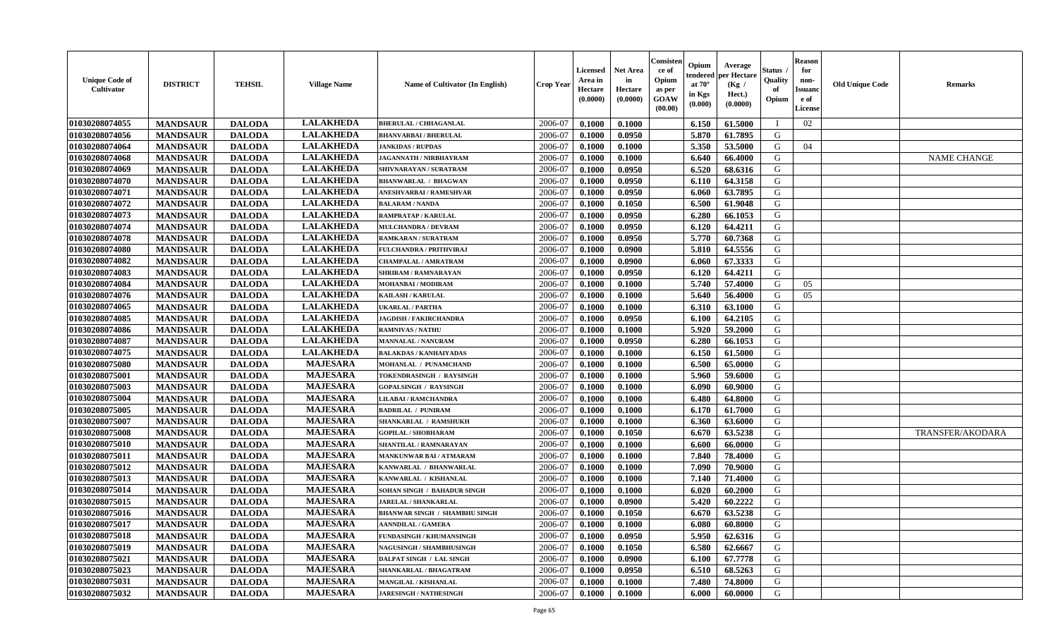| Unique Code of Cultivator | DISTRICT | TEHSIL | Village Name | Name of Cultivator (In English) | Crop Year | Licensed Area in Hectare (0.0000) | Net Area in Hectare (0.0000) | Consistence of Opium as per GOAW (00.00) | Opium tendered at 70° in Kgs (0.000) | Average per Hectare (Kg / Hect.) (0.0000) | Status / Quality of Opium | Reason for non-Issuance of License | Old Unique Code | Remarks |
|---|---|---|---|---|---|---|---|---|---|---|---|---|---|---|
| 01030208074055 | MANDSAUR | DALODA | LALAKHEDA | BHERULAL / CHHAGANLAL | 2006-07 | 0.1000 | 0.1000 | | 6.150 | 61.5000 | I | 02 | | |
| 01030208074056 | MANDSAUR | DALODA | LALAKHEDA | BHANVARBAI / BHERULAL | 2006-07 | 0.1000 | 0.0950 | | 5.870 | 61.7895 | G | | | |
| 01030208074064 | MANDSAUR | DALODA | LALAKHEDA | JANKIDAS / RUPDAS | 2006-07 | 0.1000 | 0.1000 | | 5.350 | 53.5000 | G | 04 | | |
| 01030208074068 | MANDSAUR | DALODA | LALAKHEDA | JAGANNATH / NIRBHAYRAM | 2006-07 | 0.1000 | 0.1000 | | 6.640 | 66.4000 | G | | | NAME CHANGE |
| 01030208074069 | MANDSAUR | DALODA | LALAKHEDA | SHIVNARAYAN / SURATRAM | 2006-07 | 0.1000 | 0.0950 | | 6.520 | 68.6316 | G | | | |
| 01030208074070 | MANDSAUR | DALODA | LALAKHEDA | BHANWARLAL / BHAGWAN | 2006-07 | 0.1000 | 0.0950 | | 6.110 | 64.3158 | G | | | |
| 01030208074071 | MANDSAUR | DALODA | LALAKHEDA | ANESHVARBAI / RAMESHVAR | 2006-07 | 0.1000 | 0.0950 | | 6.060 | 63.7895 | G | | | |
| 01030208074072 | MANDSAUR | DALODA | LALAKHEDA | BALARAM / NANDA | 2006-07 | 0.1000 | 0.1050 | | 6.500 | 61.9048 | G | | | |
| 01030208074073 | MANDSAUR | DALODA | LALAKHEDA | RAMPRATAP / KARULAL | 2006-07 | 0.1000 | 0.0950 | | 6.280 | 66.1053 | G | | | |
| 01030208074074 | MANDSAUR | DALODA | LALAKHEDA | MULCHANDRA / DEVRAM | 2006-07 | 0.1000 | 0.0950 | | 6.120 | 64.4211 | G | | | |
| 01030208074078 | MANDSAUR | DALODA | LALAKHEDA | RAMKARAN / SURATRAM | 2006-07 | 0.1000 | 0.0950 | | 5.770 | 60.7368 | G | | | |
| 01030208074080 | MANDSAUR | DALODA | LALAKHEDA | FULCHANDRA / PRITHVIRAJ | 2006-07 | 0.1000 | 0.0900 | | 5.810 | 64.5556 | G | | | |
| 01030208074082 | MANDSAUR | DALODA | LALAKHEDA | CHAMPALAL / AMRATRAM | 2006-07 | 0.1000 | 0.0900 | | 6.060 | 67.3333 | G | | | |
| 01030208074083 | MANDSAUR | DALODA | LALAKHEDA | SHRIRAM / RAMNARAYAN | 2006-07 | 0.1000 | 0.0950 | | 6.120 | 64.4211 | G | | | |
| 01030208074084 | MANDSAUR | DALODA | LALAKHEDA | MOHANBAI / MODIRAM | 2006-07 | 0.1000 | 0.1000 | | 5.740 | 57.4000 | G | 05 | | |
| 01030208074076 | MANDSAUR | DALODA | LALAKHEDA | KAILASH / KARULAL | 2006-07 | 0.1000 | 0.1000 | | 5.640 | 56.4000 | G | 05 | | |
| 01030208074065 | MANDSAUR | DALODA | LALAKHEDA | UKARLAL / PARTHA | 2006-07 | 0.1000 | 0.1000 | | 6.310 | 63.1000 | G | | | |
| 01030208074085 | MANDSAUR | DALODA | LALAKHEDA | JAGDISH / FAKIRCHANDRA | 2006-07 | 0.1000 | 0.0950 | | 6.100 | 64.2105 | G | | | |
| 01030208074086 | MANDSAUR | DALODA | LALAKHEDA | RAMNIVAS / NATHU | 2006-07 | 0.1000 | 0.1000 | | 5.920 | 59.2000 | G | | | |
| 01030208074087 | MANDSAUR | DALODA | LALAKHEDA | MANNALAL / NANURAM | 2006-07 | 0.1000 | 0.0950 | | 6.280 | 66.1053 | G | | | |
| 01030208074075 | MANDSAUR | DALODA | LALAKHEDA | BALAKDAS / KANHAIYADAS | 2006-07 | 0.1000 | 0.1000 | | 6.150 | 61.5000 | G | | | |
| 01030208075080 | MANDSAUR | DALODA | MAJESARA | MOHANLAL / PUNAMCHAND | 2006-07 | 0.1000 | 0.1000 | | 6.500 | 65.0000 | G | | | |
| 01030208075001 | MANDSAUR | DALODA | MAJESARA | TOKENDRASINGH / RAYSINGH | 2006-07 | 0.1000 | 0.1000 | | 5.960 | 59.6000 | G | | | |
| 01030208075003 | MANDSAUR | DALODA | MAJESARA | GOPALSINGH / RAYSINGH | 2006-07 | 0.1000 | 0.1000 | | 6.090 | 60.9000 | G | | | |
| 01030208075004 | MANDSAUR | DALODA | MAJESARA | LILABAI / RAMCHANDRA | 2006-07 | 0.1000 | 0.1000 | | 6.480 | 64.8000 | G | | | |
| 01030208075005 | MANDSAUR | DALODA | MAJESARA | BADRILAL / PUNIRAM | 2006-07 | 0.1000 | 0.1000 | | 6.170 | 61.7000 | G | | | |
| 01030208075007 | MANDSAUR | DALODA | MAJESARA | SHANKARLAL / RAMSHUKH | 2006-07 | 0.1000 | 0.1000 | | 6.360 | 63.6000 | G | | | |
| 01030208075008 | MANDSAUR | DALODA | MAJESARA | GOPILAL / SHOBHARAM | 2006-07 | 0.1000 | 0.1050 | | 6.670 | 63.5238 | G | | | TRANSFER/AKODARA |
| 01030208075010 | MANDSAUR | DALODA | MAJESARA | SHANTILAL / RAMNARAYAN | 2006-07 | 0.1000 | 0.1000 | | 6.600 | 66.0000 | G | | | |
| 01030208075011 | MANDSAUR | DALODA | MAJESARA | MANKUNWAR BAI / ATMARAM | 2006-07 | 0.1000 | 0.1000 | | 7.840 | 78.4000 | G | | | |
| 01030208075012 | MANDSAUR | DALODA | MAJESARA | KANWARLAL / BHANWARLAL | 2006-07 | 0.1000 | 0.1000 | | 7.090 | 70.9000 | G | | | |
| 01030208075013 | MANDSAUR | DALODA | MAJESARA | KANWARLAL / KISHANLAL | 2006-07 | 0.1000 | 0.1000 | | 7.140 | 71.4000 | G | | | |
| 01030208075014 | MANDSAUR | DALODA | MAJESARA | SOHAN SINGH / BAHADUR SINGH | 2006-07 | 0.1000 | 0.1000 | | 6.020 | 60.2000 | G | | | |
| 01030208075015 | MANDSAUR | DALODA | MAJESARA | JARELAL / SHANKARLAL | 2006-07 | 0.1000 | 0.0900 | | 5.420 | 60.2222 | G | | | |
| 01030208075016 | MANDSAUR | DALODA | MAJESARA | BHANWAR SINGH / SHAMBHU SINGH | 2006-07 | 0.1000 | 0.1050 | | 6.670 | 63.5238 | G | | | |
| 01030208075017 | MANDSAUR | DALODA | MAJESARA | AANNDILAL / GAMERA | 2006-07 | 0.1000 | 0.1000 | | 6.080 | 60.8000 | G | | | |
| 01030208075018 | MANDSAUR | DALODA | MAJESARA | FUNDASINGH / KHUMANSINGH | 2006-07 | 0.1000 | 0.0950 | | 5.950 | 62.6316 | G | | | |
| 01030208075019 | MANDSAUR | DALODA | MAJESARA | NAGUSINGH / SHAMBHUSINGH | 2006-07 | 0.1000 | 0.1050 | | 6.580 | 62.6667 | G | | | |
| 01030208075021 | MANDSAUR | DALODA | MAJESARA | DALPAT SINGH / LAL SINGH | 2006-07 | 0.1000 | 0.0900 | | 6.100 | 67.7778 | G | | | |
| 01030208075023 | MANDSAUR | DALODA | MAJESARA | SHANKARLAL / BHAGATRAM | 2006-07 | 0.1000 | 0.0950 | | 6.510 | 68.5263 | G | | | |
| 01030208075031 | MANDSAUR | DALODA | MAJESARA | MANGILAL / KISHANLAL | 2006-07 | 0.1000 | 0.1000 | | 7.480 | 74.8000 | G | | | |
| 01030208075032 | MANDSAUR | DALODA | MAJESARA | JARESINGH / NATHESINGH | 2006-07 | 0.1000 | 0.1000 | | 6.000 | 60.0000 | G | | | |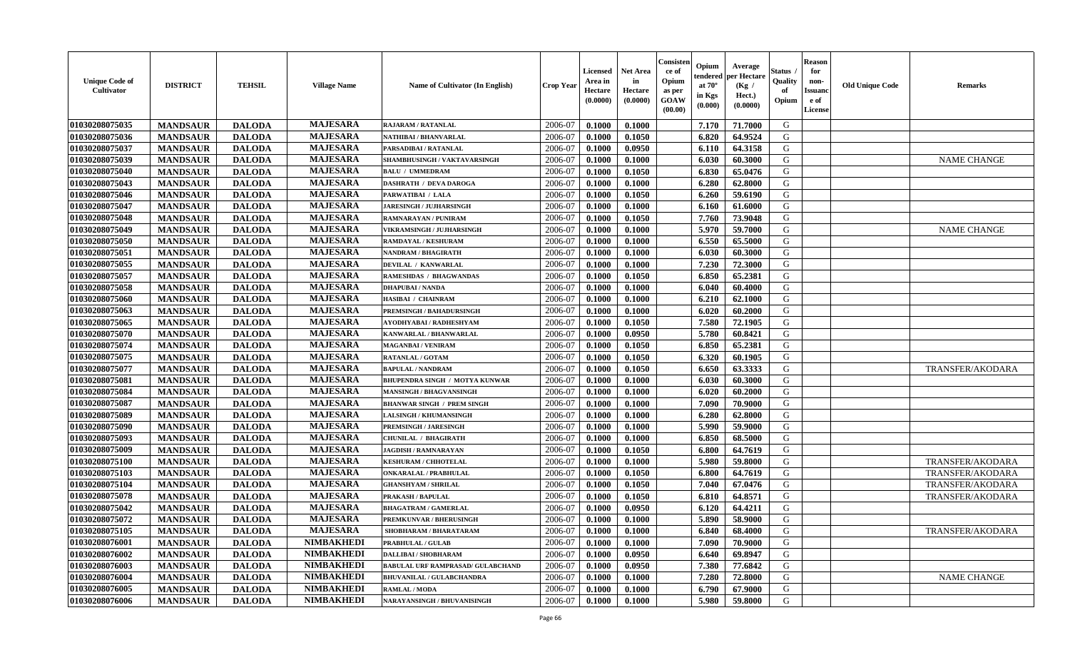| Unique Code of Cultivator | DISTRICT | TEHSIL | Village Name | Name of Cultivator (In English) | Crop Year | Licensed Area in Hectare (0.0000) | Net Area in Hectare (0.0000) | Consistence of Opium as per GOAW (00.00) | Opium tendered at 70° in Kgs (0.000) | Average per Hectare (Kg / Hect.) (0.0000) | Status / Quality of Opium | Reason for non-Issuance of License | Old Unique Code | Remarks |
|---|---|---|---|---|---|---|---|---|---|---|---|---|---|---|
| 01030208075035 | MANDSAUR | DALODA | MAJESARA | RAJARAM / RATANLAL | 2006-07 | 0.1000 | 0.1000 | | 7.170 | 71.7000 | G | | | |
| 01030208075036 | MANDSAUR | DALODA | MAJESARA | NATHIBAI / BHANVARLAL | 2006-07 | 0.1000 | 0.1050 | | 6.820 | 64.9524 | G | | | |
| 01030208075037 | MANDSAUR | DALODA | MAJESARA | PARSADIBAI / RATANLAL | 2006-07 | 0.1000 | 0.0950 | | 6.110 | 64.3158 | G | | | |
| 01030208075039 | MANDSAUR | DALODA | MAJESARA | SHAMBHUSINGH / VAKTAVARSINGH | 2006-07 | 0.1000 | 0.1000 | | 6.030 | 60.3000 | G | | | NAME CHANGE |
| 01030208075040 | MANDSAUR | DALODA | MAJESARA | BALU / UMMEDRAM | 2006-07 | 0.1000 | 0.1050 | | 6.830 | 65.0476 | G | | | |
| 01030208075043 | MANDSAUR | DALODA | MAJESARA | DASHRATH / DEVA DAROGA | 2006-07 | 0.1000 | 0.1000 | | 6.280 | 62.8000 | G | | | |
| 01030208075046 | MANDSAUR | DALODA | MAJESARA | PARWATIBAI / LALA | 2006-07 | 0.1000 | 0.1050 | | 6.260 | 59.6190 | G | | | |
| 01030208075047 | MANDSAUR | DALODA | MAJESARA | JARESINGH / JUJHARSINGH | 2006-07 | 0.1000 | 0.1000 | | 6.160 | 61.6000 | G | | | |
| 01030208075048 | MANDSAUR | DALODA | MAJESARA | RAMNARAYAN / PUNIRAM | 2006-07 | 0.1000 | 0.1050 | | 7.760 | 73.9048 | G | | | |
| 01030208075049 | MANDSAUR | DALODA | MAJESARA | VIKRAMSINGH / JUJHARSINGH | 2006-07 | 0.1000 | 0.1000 | | 5.970 | 59.7000 | G | | | NAME CHANGE |
| 01030208075050 | MANDSAUR | DALODA | MAJESARA | RAMDAYAL / KESHURAM | 2006-07 | 0.1000 | 0.1000 | | 6.550 | 65.5000 | G | | | |
| 01030208075051 | MANDSAUR | DALODA | MAJESARA | NANDRAM / BHAGIRATH | 2006-07 | 0.1000 | 0.1000 | | 6.030 | 60.3000 | G | | | |
| 01030208075055 | MANDSAUR | DALODA | MAJESARA | DEVILAL / KANWARLAL | 2006-07 | 0.1000 | 0.1000 | | 7.230 | 72.3000 | G | | | |
| 01030208075057 | MANDSAUR | DALODA | MAJESARA | RAMESHDAS / BHAGWANDAS | 2006-07 | 0.1000 | 0.1050 | | 6.850 | 65.2381 | G | | | |
| 01030208075058 | MANDSAUR | DALODA | MAJESARA | DHAPUBAI / NANDA | 2006-07 | 0.1000 | 0.1000 | | 6.040 | 60.4000 | G | | | |
| 01030208075060 | MANDSAUR | DALODA | MAJESARA | HASIBAI / CHAINRAM | 2006-07 | 0.1000 | 0.1000 | | 6.210 | 62.1000 | G | | | |
| 01030208075063 | MANDSAUR | DALODA | MAJESARA | PREMSINGH / BAHADURSINGH | 2006-07 | 0.1000 | 0.1000 | | 6.020 | 60.2000 | G | | | |
| 01030208075065 | MANDSAUR | DALODA | MAJESARA | AYODHYABAI / RADHESHYAM | 2006-07 | 0.1000 | 0.1050 | | 7.580 | 72.1905 | G | | | |
| 01030208075070 | MANDSAUR | DALODA | MAJESARA | KANWARLAL / BHANWARLAL | 2006-07 | 0.1000 | 0.0950 | | 5.780 | 60.8421 | G | | | |
| 01030208075074 | MANDSAUR | DALODA | MAJESARA | MAGANBAI / VENIRAM | 2006-07 | 0.1000 | 0.1050 | | 6.850 | 65.2381 | G | | | |
| 01030208075075 | MANDSAUR | DALODA | MAJESARA | RATANLAL / GOTAM | 2006-07 | 0.1000 | 0.1050 | | 6.320 | 60.1905 | G | | | |
| 01030208075077 | MANDSAUR | DALODA | MAJESARA | BAPULAL / NANDRAM | 2006-07 | 0.1000 | 0.1050 | | 6.650 | 63.3333 | G | | | TRANSFER/AKODARA |
| 01030208075081 | MANDSAUR | DALODA | MAJESARA | BHUPENDRA SINGH / MOTYA KUNWAR | 2006-07 | 0.1000 | 0.1000 | | 6.030 | 60.3000 | G | | | |
| 01030208075084 | MANDSAUR | DALODA | MAJESARA | MANSINGH / BHAGVANSINGH | 2006-07 | 0.1000 | 0.1000 | | 6.020 | 60.2000 | G | | | |
| 01030208075087 | MANDSAUR | DALODA | MAJESARA | BHANWAR SINGH / PREM SINGH | 2006-07 | 0.1000 | 0.1000 | | 7.090 | 70.9000 | G | | | |
| 01030208075089 | MANDSAUR | DALODA | MAJESARA | LALSINGH / KHUMANSINGH | 2006-07 | 0.1000 | 0.1000 | | 6.280 | 62.8000 | G | | | |
| 01030208075090 | MANDSAUR | DALODA | MAJESARA | PREMSINGH / JARESINGH | 2006-07 | 0.1000 | 0.1000 | | 5.990 | 59.9000 | G | | | |
| 01030208075093 | MANDSAUR | DALODA | MAJESARA | CHUNILAL / BHAGIRATH | 2006-07 | 0.1000 | 0.1000 | | 6.850 | 68.5000 | G | | | |
| 01030208075009 | MANDSAUR | DALODA | MAJESARA | JAGDISH / RAMNARAYAN | 2006-07 | 0.1000 | 0.1050 | | 6.800 | 64.7619 | G | | | |
| 01030208075100 | MANDSAUR | DALODA | MAJESARA | KESHURAM / CHHOTELAL | 2006-07 | 0.1000 | 0.1000 | | 5.980 | 59.8000 | G | | | TRANSFER/AKODARA |
| 01030208075103 | MANDSAUR | DALODA | MAJESARA | ONKARALAL / PRABHULAL | 2006-07 | 0.1000 | 0.1050 | | 6.800 | 64.7619 | G | | | TRANSFER/AKODARA |
| 01030208075104 | MANDSAUR | DALODA | MAJESARA | GHANSHYAM / SHRILAL | 2006-07 | 0.1000 | 0.1050 | | 7.040 | 67.0476 | G | | | TRANSFER/AKODARA |
| 01030208075078 | MANDSAUR | DALODA | MAJESARA | PRAKASH / BAPULAL | 2006-07 | 0.1000 | 0.1050 | | 6.810 | 64.8571 | G | | | TRANSFER/AKODARA |
| 01030208075042 | MANDSAUR | DALODA | MAJESARA | BHAGATRAM / GAMERLAL | 2006-07 | 0.1000 | 0.0950 | | 6.120 | 64.4211 | G | | | |
| 01030208075072 | MANDSAUR | DALODA | MAJESARA | PREMKUNVAR / BHERUSINGH | 2006-07 | 0.1000 | 0.1000 | | 5.890 | 58.9000 | G | | | |
| 01030208075105 | MANDSAUR | DALODA | MAJESARA | SHOBHARAM / BHARATARAM | 2006-07 | 0.1000 | 0.1000 | | 6.840 | 68.4000 | G | | | TRANSFER/AKODARA |
| 01030208076001 | MANDSAUR | DALODA | NIMBAKHEDI | PRABHULAL / GULAB | 2006-07 | 0.1000 | 0.1000 | | 7.090 | 70.9000 | G | | | |
| 01030208076002 | MANDSAUR | DALODA | NIMBAKHEDI | DALLIBAI / SHOBHARAM | 2006-07 | 0.1000 | 0.0950 | | 6.640 | 69.8947 | G | | | |
| 01030208076003 | MANDSAUR | DALODA | NIMBAKHEDI | BABULAL URF RAMPRASAD/ GULABCHAND | 2006-07 | 0.1000 | 0.0950 | | 7.380 | 77.6842 | G | | | |
| 01030208076004 | MANDSAUR | DALODA | NIMBAKHEDI | BHUVANILAL / GULABCHANDRA | 2006-07 | 0.1000 | 0.1000 | | 7.280 | 72.8000 | G | | | NAME CHANGE |
| 01030208076005 | MANDSAUR | DALODA | NIMBAKHEDI | RAMLAL / MODA | 2006-07 | 0.1000 | 0.1000 | | 6.790 | 67.9000 | G | | | |
| 01030208076006 | MANDSAUR | DALODA | NIMBAKHEDI | NARAYANSINGH / BHUVANISINGH | 2006-07 | 0.1000 | 0.1000 | | 5.980 | 59.8000 | G | | | |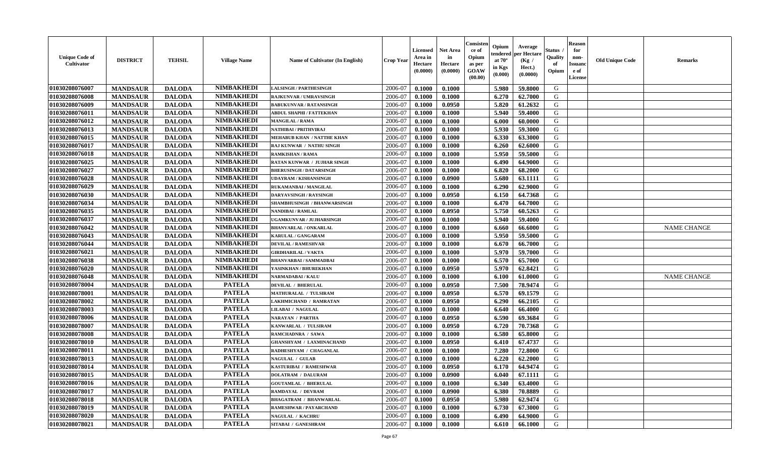| Unique Code of Cultivator | DISTRICT | TEHSIL | Village Name | Name of Cultivator (In English) | Crop Year | Licensed Area in Hectare (0.0000) | Net Area in Hectare (0.0000) | Consistence of Opium as per GOAW (00.00) | Opium tendered at 70° in Kgs (0.000) | Average per Hectare (Kg / Hect.) (0.0000) | Status / Quality of Opium | Reason for non-Issuance of License | Old Unique Code | Remarks |
|---|---|---|---|---|---|---|---|---|---|---|---|---|---|---|
| 01030208076007 | MANDSAUR | DALODA | NIMBAKHEDI | LALSINGH / PARTHESINGH | 2006-07 | 0.1000 | 0.1000 | | 5.980 | 59.8000 | G | | | |
| 01030208076008 | MANDSAUR | DALODA | NIMBAKHEDI | RAJKUNVAR / UMRAVSINGH | 2006-07 | 0.1000 | 0.1000 | | 6.270 | 62.7000 | G | | | |
| 01030208076009 | MANDSAUR | DALODA | NIMBAKHEDI | BABUKUNVAR / RATANSINGH | 2006-07 | 0.1000 | 0.0950 | | 5.820 | 61.2632 | G | | | |
| 01030208076011 | MANDSAUR | DALODA | NIMBAKHEDI | ABDUL SHAPHI / FATTEKHAN | 2006-07 | 0.1000 | 0.1000 | | 5.940 | 59.4000 | G | | | |
| 01030208076012 | MANDSAUR | DALODA | NIMBAKHEDI | MANGILAL / RAMA | 2006-07 | 0.1000 | 0.1000 | | 6.000 | 60.0000 | G | | | |
| 01030208076013 | MANDSAUR | DALODA | NIMBAKHEDI | NATHIBAI / PRITHVIRAJ | 2006-07 | 0.1000 | 0.1000 | | 5.930 | 59.3000 | G | | | |
| 01030208076015 | MANDSAUR | DALODA | NIMBAKHEDI | MEHABUB KHAN / NATTHE KHAN | 2006-07 | 0.1000 | 0.1000 | | 6.330 | 63.3000 | G | | | |
| 01030208076017 | MANDSAUR | DALODA | NIMBAKHEDI | RAJ KUNWAR / NATHU SINGH | 2006-07 | 0.1000 | 0.1000 | | 6.260 | 62.6000 | G | | | |
| 01030208076018 | MANDSAUR | DALODA | NIMBAKHEDI | RAMKISHAN / RAMA | 2006-07 | 0.1000 | 0.1000 | | 5.950 | 59.5000 | G | | | |
| 01030208076025 | MANDSAUR | DALODA | NIMBAKHEDI | RATAN KUNWAR / JUJHAR SINGH | 2006-07 | 0.1000 | 0.1000 | | 6.490 | 64.9000 | G | | | |
| 01030208076027 | MANDSAUR | DALODA | NIMBAKHEDI | BHERUSINGH / DATARSINGH | 2006-07 | 0.1000 | 0.1000 | | 6.820 | 68.2000 | G | | | |
| 01030208076028 | MANDSAUR | DALODA | NIMBAKHEDI | UDAYRAM / KISHANSINGH | 2006-07 | 0.1000 | 0.0900 | | 5.680 | 63.1111 | G | | | |
| 01030208076029 | MANDSAUR | DALODA | NIMBAKHEDI | RUKAMANBAI / MANGILAL | 2006-07 | 0.1000 | 0.1000 | | 6.290 | 62.9000 | G | | | |
| 01030208076030 | MANDSAUR | DALODA | NIMBAKHEDI | DARYAVSINGH / RAYSINGH | 2006-07 | 0.1000 | 0.0950 | | 6.150 | 64.7368 | G | | | |
| 01030208076034 | MANDSAUR | DALODA | NIMBAKHEDI | SHAMBHUSINGH / BHANWARSINGH | 2006-07 | 0.1000 | 0.1000 | | 6.470 | 64.7000 | G | | | |
| 01030208076035 | MANDSAUR | DALODA | NIMBAKHEDI | NANDIBAI / RAMLAL | 2006-07 | 0.1000 | 0.0950 | | 5.750 | 60.5263 | G | | | |
| 01030208076037 | MANDSAUR | DALODA | NIMBAKHEDI | UGAMKUNVAR / JUJHARSINGH | 2006-07 | 0.1000 | 0.1000 | | 5.940 | 59.4000 | G | | | |
| 01030208076042 | MANDSAUR | DALODA | NIMBAKHEDI | BHANVARLAL / ONKARLAL | 2006-07 | 0.1000 | 0.1000 | | 6.660 | 66.6000 | G | | | NAME CHANGE |
| 01030208076043 | MANDSAUR | DALODA | NIMBAKHEDI | KARULAL / GANGARAM | 2006-07 | 0.1000 | 0.1000 | | 5.950 | 59.5000 | G | | | |
| 01030208076044 | MANDSAUR | DALODA | NIMBAKHEDI | DEVILAL / RAMESHVAR | 2006-07 | 0.1000 | 0.1000 | | 6.670 | 66.7000 | G | | | |
| 01030208076021 | MANDSAUR | DALODA | NIMBAKHEDI | GIRDHARILAL / VAKTA | 2006-07 | 0.1000 | 0.1000 | | 5.970 | 59.7000 | G | | | |
| 01030208076038 | MANDSAUR | DALODA | NIMBAKHEDI | BHANVARBAI / SAMMADBAI | 2006-07 | 0.1000 | 0.1000 | | 6.570 | 65.7000 | G | | | |
| 01030208076020 | MANDSAUR | DALODA | NIMBAKHEDI | YASINKHAN / BHUREKHAN | 2006-07 | 0.1000 | 0.0950 | | 5.970 | 62.8421 | G | | | |
| 01030208076048 | MANDSAUR | DALODA | NIMBAKHEDI | NARMADABAI / KALU | 2006-07 | 0.1000 | 0.1000 | | 6.100 | 61.0000 | G | | | NAME CHANGE |
| 01030208078004 | MANDSAUR | DALODA | PATELA | DEVILAL / BHERULAL | 2006-07 | 0.1000 | 0.0950 | | 7.500 | 78.9474 | G | | | |
| 01030208078001 | MANDSAUR | DALODA | PATELA | MATHURALAL / TULSIRAM | 2006-07 | 0.1000 | 0.0950 | | 6.570 | 69.1579 | G | | | |
| 01030208078002 | MANDSAUR | DALODA | PATELA | LAKHMICHAND / RAMRATAN | 2006-07 | 0.1000 | 0.0950 | | 6.290 | 66.2105 | G | | | |
| 01030208078003 | MANDSAUR | DALODA | PATELA | LILABAI / NAGULAL | 2006-07 | 0.1000 | 0.1000 | | 6.640 | 66.4000 | G | | | |
| 01030208078006 | MANDSAUR | DALODA | PATELA | NARAYAN / PARTHA | 2006-07 | 0.1000 | 0.0950 | | 6.590 | 69.3684 | G | | | |
| 01030208078007 | MANDSAUR | DALODA | PATELA | KANWARLAL / TULSIRAM | 2006-07 | 0.1000 | 0.0950 | | 6.720 | 70.7368 | G | | | |
| 01030208078008 | MANDSAUR | DALODA | PATELA | RAMCHADNRA / SAWA | 2006-07 | 0.1000 | 0.1000 | | 6.580 | 65.8000 | G | | | |
| 01030208078010 | MANDSAUR | DALODA | PATELA | GHANSHYAM / LAXMINACHAND | 2006-07 | 0.1000 | 0.0950 | | 6.410 | 67.4737 | G | | | |
| 01030208078011 | MANDSAUR | DALODA | PATELA | RADHESHYAM / CHAGANLAL | 2006-07 | 0.1000 | 0.1000 | | 7.280 | 72.8000 | G | | | |
| 01030208078013 | MANDSAUR | DALODA | PATELA | NAGULAL / GULAB | 2006-07 | 0.1000 | 0.1000 | | 6.220 | 62.2000 | G | | | |
| 01030208078014 | MANDSAUR | DALODA | PATELA | KASTURIBAI / RAMESHWAR | 2006-07 | 0.1000 | 0.0950 | | 6.170 | 64.9474 | G | | | |
| 01030208078015 | MANDSAUR | DALODA | PATELA | DOLATRAM / DALURAM | 2006-07 | 0.1000 | 0.0900 | | 6.040 | 67.1111 | G | | | |
| 01030208078016 | MANDSAUR | DALODA | PATELA | GOUTAMLAL / BHERULAL | 2006-07 | 0.1000 | 0.1000 | | 6.340 | 63.4000 | G | | | |
| 01030208078017 | MANDSAUR | DALODA | PATELA | RAMDAYAL / DEVRAM | 2006-07 | 0.1000 | 0.0900 | | 6.380 | 70.8889 | G | | | |
| 01030208078018 | MANDSAUR | DALODA | PATELA | BHAGATRAM / BHANWARLAL | 2006-07 | 0.1000 | 0.0950 | | 5.980 | 62.9474 | G | | | |
| 01030208078019 | MANDSAUR | DALODA | PATELA | RAMESHWAR / PAYARCHAND | 2006-07 | 0.1000 | 0.1000 | | 6.730 | 67.3000 | G | | | |
| 01030208078020 | MANDSAUR | DALODA | PATELA | NAGULAL / KACHRU | 2006-07 | 0.1000 | 0.1000 | | 6.490 | 64.9000 | G | | | |
| 01030208078021 | MANDSAUR | DALODA | PATELA | SITABAI / GANESHRAM | 2006-07 | 0.1000 | 0.1000 | | 6.610 | 66.1000 | G | | | |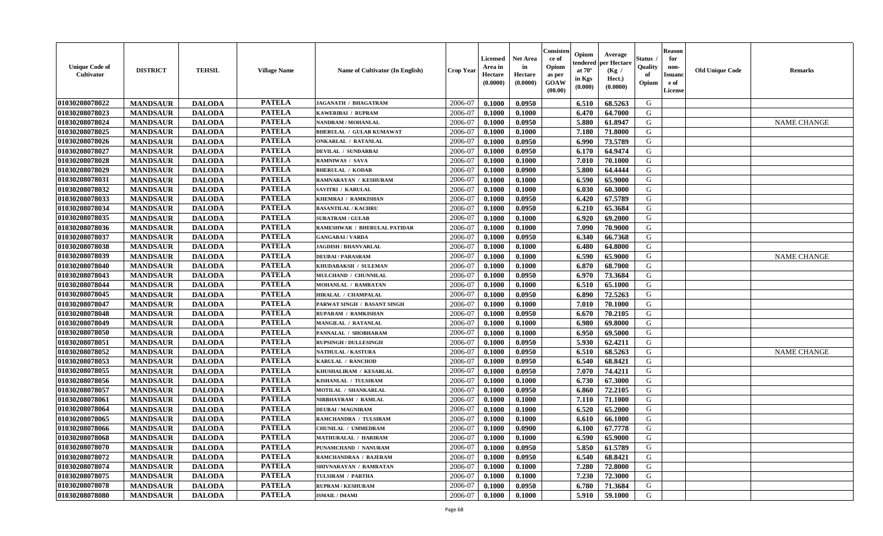| Unique Code of Cultivator | DISTRICT | TEHSIL | Village Name | Name of Cultivator (In English) | Crop Year | Licensed Area in Hectare (0.0000) | Net Area in Hectare (0.0000) | Consistence of Opium as per GOAW (00.00) | Opium tendered at 70° in Kgs (0.000) | Average per Hectare (Kg / Hect.) (0.0000) | Status / Quality of Opium | Reason for non-Issuance of License | Old Unique Code | Remarks |
|---|---|---|---|---|---|---|---|---|---|---|---|---|---|---|
| 01030208078022 | MANDSAUR | DALODA | PATELA | JAGANATH / BHAGATRAM | 2006-07 | 0.1000 | 0.0950 | | 6.510 | 68.5263 | G | | | |
| 01030208078023 | MANDSAUR | DALODA | PATELA | KAWERIBAI / RUPRAM | 2006-07 | 0.1000 | 0.1000 | | 6.470 | 64.7000 | G | | | |
| 01030208078024 | MANDSAUR | DALODA | PATELA | NANDRAM / MOHANLAL | 2006-07 | 0.1000 | 0.0950 | | 5.880 | 61.8947 | G | | | NAME CHANGE |
| 01030208078025 | MANDSAUR | DALODA | PATELA | BHERULAL / GULAB KUMAWAT | 2006-07 | 0.1000 | 0.1000 | | 7.180 | 71.8000 | G | | | |
| 01030208078026 | MANDSAUR | DALODA | PATELA | ONKARLAL / RATANLAL | 2006-07 | 0.1000 | 0.0950 | | 6.990 | 73.5789 | G | | | |
| 01030208078027 | MANDSAUR | DALODA | PATELA | DEVILAL / SUNDARBAI | 2006-07 | 0.1000 | 0.0950 | | 6.170 | 64.9474 | G | | | |
| 01030208078028 | MANDSAUR | DALODA | PATELA | RAMNIWAS / SAVA | 2006-07 | 0.1000 | 0.1000 | | 7.010 | 70.1000 | G | | | |
| 01030208078029 | MANDSAUR | DALODA | PATELA | BHERULAL / KODAR | 2006-07 | 0.1000 | 0.0900 | | 5.800 | 64.4444 | G | | | |
| 01030208078031 | MANDSAUR | DALODA | PATELA | RAMNARAYAN / KESHURAM | 2006-07 | 0.1000 | 0.1000 | | 6.590 | 65.9000 | G | | | |
| 01030208078032 | MANDSAUR | DALODA | PATELA | SAVITRI / KARULAL | 2006-07 | 0.1000 | 0.1000 | | 6.030 | 60.3000 | G | | | |
| 01030208078033 | MANDSAUR | DALODA | PATELA | KHEMRAJ / RAMKISHAN | 2006-07 | 0.1000 | 0.0950 | | 6.420 | 67.5789 | G | | | |
| 01030208078034 | MANDSAUR | DALODA | PATELA | BASANTILAL / KACHRU | 2006-07 | 0.1000 | 0.0950 | | 6.210 | 65.3684 | G | | | |
| 01030208078035 | MANDSAUR | DALODA | PATELA | SURATRAM / GULAB | 2006-07 | 0.1000 | 0.1000 | | 6.920 | 69.2000 | G | | | |
| 01030208078036 | MANDSAUR | DALODA | PATELA | RAMESHWAR / BHERULAL PATIDAR | 2006-07 | 0.1000 | 0.1000 | | 7.090 | 70.9000 | G | | | |
| 01030208078037 | MANDSAUR | DALODA | PATELA | GANGABAI / VARDA | 2006-07 | 0.1000 | 0.0950 | | 6.340 | 66.7368 | G | | | |
| 01030208078038 | MANDSAUR | DALODA | PATELA | JAGDISH / BHANVARLAL | 2006-07 | 0.1000 | 0.1000 | | 6.480 | 64.8000 | G | | | |
| 01030208078039 | MANDSAUR | DALODA | PATELA | DEUBAI / PARASRAM | 2006-07 | 0.1000 | 0.1000 | | 6.590 | 65.9000 | G | | | NAME CHANGE |
| 01030208078040 | MANDSAUR | DALODA | PATELA | KHUDABAKSH / SULEMAN | 2006-07 | 0.1000 | 0.1000 | | 6.870 | 68.7000 | G | | | |
| 01030208078043 | MANDSAUR | DALODA | PATELA | MULCHAND / CHUNNILAL | 2006-07 | 0.1000 | 0.0950 | | 6.970 | 73.3684 | G | | | |
| 01030208078044 | MANDSAUR | DALODA | PATELA | MOHANLAL / RAMRATAN | 2006-07 | 0.1000 | 0.1000 | | 6.510 | 65.1000 | G | | | |
| 01030208078045 | MANDSAUR | DALODA | PATELA | HIRALAL / CHAMPALAL | 2006-07 | 0.1000 | 0.0950 | | 6.890 | 72.5263 | G | | | |
| 01030208078047 | MANDSAUR | DALODA | PATELA | PARWAT SINGH / BASANT SINGH | 2006-07 | 0.1000 | 0.1000 | | 7.010 | 70.1000 | G | | | |
| 01030208078048 | MANDSAUR | DALODA | PATELA | RUPARAM / RAMKISHAN | 2006-07 | 0.1000 | 0.0950 | | 6.670 | 70.2105 | G | | | |
| 01030208078049 | MANDSAUR | DALODA | PATELA | MANGILAL / RATANLAL | 2006-07 | 0.1000 | 0.1000 | | 6.980 | 69.8000 | G | | | |
| 01030208078050 | MANDSAUR | DALODA | PATELA | PANNALAL / SHOBHARAM | 2006-07 | 0.1000 | 0.1000 | | 6.950 | 69.5000 | G | | | |
| 01030208078051 | MANDSAUR | DALODA | PATELA | RUPSINGH / DULLESINGH | 2006-07 | 0.1000 | 0.0950 | | 5.930 | 62.4211 | G | | | |
| 01030208078052 | MANDSAUR | DALODA | PATELA | NATHULAL / KASTURA | 2006-07 | 0.1000 | 0.0950 | | 6.510 | 68.5263 | G | | | NAME CHANGE |
| 01030208078053 | MANDSAUR | DALODA | PATELA | KARULAL / RANCHOD | 2006-07 | 0.1000 | 0.0950 | | 6.540 | 68.8421 | G | | | |
| 01030208078055 | MANDSAUR | DALODA | PATELA | KHUSHALIRAM / KESARLAL | 2006-07 | 0.1000 | 0.0950 | | 7.070 | 74.4211 | G | | | |
| 01030208078056 | MANDSAUR | DALODA | PATELA | KISHANLAL / TULSIRAM | 2006-07 | 0.1000 | 0.1000 | | 6.730 | 67.3000 | G | | | |
| 01030208078057 | MANDSAUR | DALODA | PATELA | MOTILAL / SHANKARLAL | 2006-07 | 0.1000 | 0.0950 | | 6.860 | 72.2105 | G | | | |
| 01030208078061 | MANDSAUR | DALODA | PATELA | NIRBHAYRAM / RAMLAL | 2006-07 | 0.1000 | 0.1000 | | 7.110 | 71.1000 | G | | | |
| 01030208078064 | MANDSAUR | DALODA | PATELA | DEUBAI / MAGNIRAM | 2006-07 | 0.1000 | 0.1000 | | 6.520 | 65.2000 | G | | | |
| 01030208078065 | MANDSAUR | DALODA | PATELA | RAMCHANDRA / TULSIRAM | 2006-07 | 0.1000 | 0.1000 | | 6.610 | 66.1000 | G | | | |
| 01030208078066 | MANDSAUR | DALODA | PATELA | CHUNILAL / UMMEDRAM | 2006-07 | 0.1000 | 0.0900 | | 6.100 | 67.7778 | G | | | |
| 01030208078068 | MANDSAUR | DALODA | PATELA | MATHURALAL / HARIRAM | 2006-07 | 0.1000 | 0.1000 | | 6.590 | 65.9000 | G | | | |
| 01030208078070 | MANDSAUR | DALODA | PATELA | PUNAMCHAND / NANURAM | 2006-07 | 0.1000 | 0.0950 | | 5.850 | 61.5789 | G | | | |
| 01030208078072 | MANDSAUR | DALODA | PATELA | RAMCHANDRAA / BAJERAM | 2006-07 | 0.1000 | 0.0950 | | 6.540 | 68.8421 | G | | | |
| 01030208078074 | MANDSAUR | DALODA | PATELA | SHIVNARAYAN / RAMRATAN | 2006-07 | 0.1000 | 0.1000 | | 7.280 | 72.8000 | G | | | |
| 01030208078075 | MANDSAUR | DALODA | PATELA | TULSIRAM / PARTHA | 2006-07 | 0.1000 | 0.1000 | | 7.230 | 72.3000 | G | | | |
| 01030208078078 | MANDSAUR | DALODA | PATELA | RUPRAM / KESHURAM | 2006-07 | 0.1000 | 0.0950 | | 6.780 | 71.3684 | G | | | |
| 01030208078080 | MANDSAUR | DALODA | PATELA | ISMAIL / IMAMI | 2006-07 | 0.1000 | 0.1000 | | 5.910 | 59.1000 | G | | | |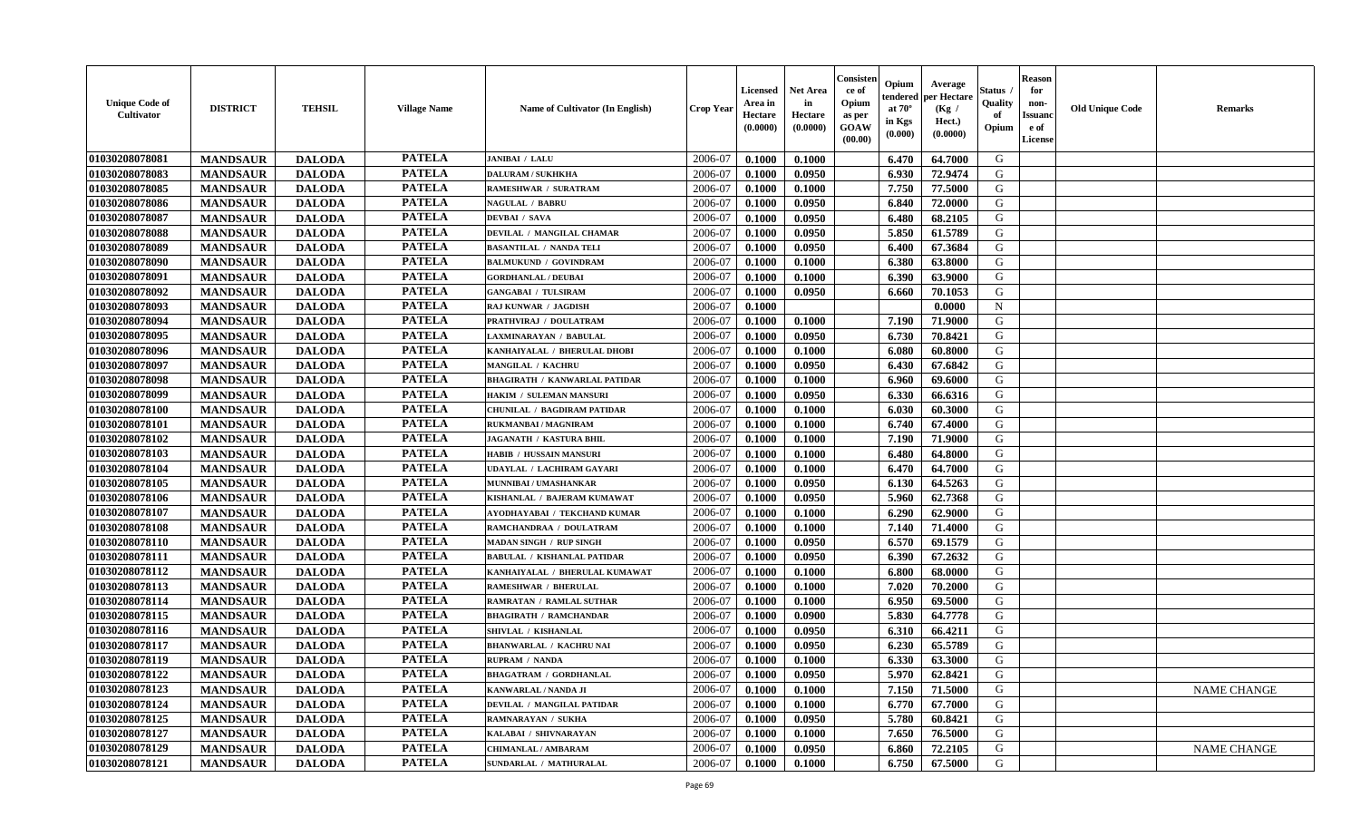| Unique Code of Cultivator | DISTRICT | TEHSIL | Village Name | Name of Cultivator (In English) | Crop Year | Licensed Area in Hectare (0.0000) | Net Area in Hectare (0.0000) | Consistence of Opium as per GOAW (00.00) | Opium tendered at 70° in Kgs (0.000) | Average per Hectare (Kg / Hect.) (0.0000) | Status / Quality of Opium | Reason for non-Issuance of License | Old Unique Code | Remarks |
|---|---|---|---|---|---|---|---|---|---|---|---|---|---|---|
| 01030208078081 | MANDSAUR | DALODA | PATELA | JANIBAI / LALU | 2006-07 | 0.1000 | 0.1000 | | 6.470 | 64.7000 | G | | | |
| 01030208078083 | MANDSAUR | DALODA | PATELA | DALURAM / SUKHKHA | 2006-07 | 0.1000 | 0.0950 | | 6.930 | 72.9474 | G | | | |
| 01030208078085 | MANDSAUR | DALODA | PATELA | RAMESHWAR / SURATRAM | 2006-07 | 0.1000 | 0.1000 | | 7.750 | 77.5000 | G | | | |
| 01030208078086 | MANDSAUR | DALODA | PATELA | NAGULAL / BABRU | 2006-07 | 0.1000 | 0.0950 | | 6.840 | 72.0000 | G | | | |
| 01030208078087 | MANDSAUR | DALODA | PATELA | DEVBAI / SAVA | 2006-07 | 0.1000 | 0.0950 | | 6.480 | 68.2105 | G | | | |
| 01030208078088 | MANDSAUR | DALODA | PATELA | DEVILAL / MANGILAL CHAMAR | 2006-07 | 0.1000 | 0.0950 | | 5.850 | 61.5789 | G | | | |
| 01030208078089 | MANDSAUR | DALODA | PATELA | BASANTILAL / NANDA TELI | 2006-07 | 0.1000 | 0.0950 | | 6.400 | 67.3684 | G | | | |
| 01030208078090 | MANDSAUR | DALODA | PATELA | BALMUKUND / GOVINDRAM | 2006-07 | 0.1000 | 0.1000 | | 6.380 | 63.8000 | G | | | |
| 01030208078091 | MANDSAUR | DALODA | PATELA | GORDHANLAL / DEUBAI | 2006-07 | 0.1000 | 0.1000 | | 6.390 | 63.9000 | G | | | |
| 01030208078092 | MANDSAUR | DALODA | PATELA | GANGABAI / TULSIRAM | 2006-07 | 0.1000 | 0.0950 | | 6.660 | 70.1053 | G | | | |
| 01030208078093 | MANDSAUR | DALODA | PATELA | RAJ KUNWAR / JAGDISH | 2006-07 | 0.1000 | | | | 0.0000 | N | | | |
| 01030208078094 | MANDSAUR | DALODA | PATELA | PRATHVIRAJ / DOULATRAM | 2006-07 | 0.1000 | 0.1000 | | 7.190 | 71.9000 | G | | | |
| 01030208078095 | MANDSAUR | DALODA | PATELA | LAXMINARAYAN / BABULAL | 2006-07 | 0.1000 | 0.0950 | | 6.730 | 70.8421 | G | | | |
| 01030208078096 | MANDSAUR | DALODA | PATELA | KANHAIYALAL / BHERULAL DHOBI | 2006-07 | 0.1000 | 0.1000 | | 6.080 | 60.8000 | G | | | |
| 01030208078097 | MANDSAUR | DALODA | PATELA | MANGILAL / KACHRU | 2006-07 | 0.1000 | 0.0950 | | 6.430 | 67.6842 | G | | | |
| 01030208078098 | MANDSAUR | DALODA | PATELA | BHAGIRATH / KANWARLAL PATIDAR | 2006-07 | 0.1000 | 0.1000 | | 6.960 | 69.6000 | G | | | |
| 01030208078099 | MANDSAUR | DALODA | PATELA | HAKIM / SULEMAN MANSURI | 2006-07 | 0.1000 | 0.0950 | | 6.330 | 66.6316 | G | | | |
| 01030208078100 | MANDSAUR | DALODA | PATELA | CHUNILAL / BAGDIRAM PATIDAR | 2006-07 | 0.1000 | 0.1000 | | 6.030 | 60.3000 | G | | | |
| 01030208078101 | MANDSAUR | DALODA | PATELA | RUKMANBAI / MAGNIRAM | 2006-07 | 0.1000 | 0.1000 | | 6.740 | 67.4000 | G | | | |
| 01030208078102 | MANDSAUR | DALODA | PATELA | JAGANATH / KASTURA BHIL | 2006-07 | 0.1000 | 0.1000 | | 7.190 | 71.9000 | G | | | |
| 01030208078103 | MANDSAUR | DALODA | PATELA | HABIB / HUSSAIN MANSURI | 2006-07 | 0.1000 | 0.1000 | | 6.480 | 64.8000 | G | | | |
| 01030208078104 | MANDSAUR | DALODA | PATELA | UDAYLAL / LACHIRAM GAYARI | 2006-07 | 0.1000 | 0.1000 | | 6.470 | 64.7000 | G | | | |
| 01030208078105 | MANDSAUR | DALODA | PATELA | MUNNIBAI / UMASHANKAR | 2006-07 | 0.1000 | 0.0950 | | 6.130 | 64.5263 | G | | | |
| 01030208078106 | MANDSAUR | DALODA | PATELA | KISHANLAL / BAJERAM KUMAWAT | 2006-07 | 0.1000 | 0.0950 | | 5.960 | 62.7368 | G | | | |
| 01030208078107 | MANDSAUR | DALODA | PATELA | AYODHAYABAI / TEKCHAND KUMAR | 2006-07 | 0.1000 | 0.1000 | | 6.290 | 62.9000 | G | | | |
| 01030208078108 | MANDSAUR | DALODA | PATELA | RAMCHANDRAA / DOULATRAM | 2006-07 | 0.1000 | 0.1000 | | 7.140 | 71.4000 | G | | | |
| 01030208078110 | MANDSAUR | DALODA | PATELA | MADAN SINGH / RUP SINGH | 2006-07 | 0.1000 | 0.0950 | | 6.570 | 69.1579 | G | | | |
| 01030208078111 | MANDSAUR | DALODA | PATELA | BABULAL / KISHANLAL PATIDAR | 2006-07 | 0.1000 | 0.0950 | | 6.390 | 67.2632 | G | | | |
| 01030208078112 | MANDSAUR | DALODA | PATELA | KANHAIYALAL / BHERULAL KUMAWAT | 2006-07 | 0.1000 | 0.1000 | | 6.800 | 68.0000 | G | | | |
| 01030208078113 | MANDSAUR | DALODA | PATELA | RAMESHWAR / BHERULAL | 2006-07 | 0.1000 | 0.1000 | | 7.020 | 70.2000 | G | | | |
| 01030208078114 | MANDSAUR | DALODA | PATELA | RAMRATAN / RAMLAL SUTHAR | 2006-07 | 0.1000 | 0.1000 | | 6.950 | 69.5000 | G | | | |
| 01030208078115 | MANDSAUR | DALODA | PATELA | BHAGIRATH / RAMCHANDAR | 2006-07 | 0.1000 | 0.0900 | | 5.830 | 64.7778 | G | | | |
| 01030208078116 | MANDSAUR | DALODA | PATELA | SHIVLAL / KISHANLAL | 2006-07 | 0.1000 | 0.0950 | | 6.310 | 66.4211 | G | | | |
| 01030208078117 | MANDSAUR | DALODA | PATELA | BHANWARLAL / KACHRU NAI | 2006-07 | 0.1000 | 0.0950 | | 6.230 | 65.5789 | G | | | |
| 01030208078119 | MANDSAUR | DALODA | PATELA | RUPRAM / NANDA | 2006-07 | 0.1000 | 0.1000 | | 6.330 | 63.3000 | G | | | |
| 01030208078122 | MANDSAUR | DALODA | PATELA | BHAGATRAM / GORDHANLAL | 2006-07 | 0.1000 | 0.0950 | | 5.970 | 62.8421 | G | | | |
| 01030208078123 | MANDSAUR | DALODA | PATELA | KANWARLAL / NANDA JI | 2006-07 | 0.1000 | 0.1000 | | 7.150 | 71.5000 | G | | | NAME CHANGE |
| 01030208078124 | MANDSAUR | DALODA | PATELA | DEVILAL / MANGILAL PATIDAR | 2006-07 | 0.1000 | 0.1000 | | 6.770 | 67.7000 | G | | | |
| 01030208078125 | MANDSAUR | DALODA | PATELA | RAMNARAYAN / SUKHA | 2006-07 | 0.1000 | 0.0950 | | 5.780 | 60.8421 | G | | | |
| 01030208078127 | MANDSAUR | DALODA | PATELA | KALABAI / SHIVNARAYAN | 2006-07 | 0.1000 | 0.1000 | | 7.650 | 76.5000 | G | | | |
| 01030208078129 | MANDSAUR | DALODA | PATELA | CHIMANLAL / AMBARAM | 2006-07 | 0.1000 | 0.0950 | | 6.860 | 72.2105 | G | | | NAME CHANGE |
| 01030208078121 | MANDSAUR | DALODA | PATELA | SUNDARLAL / MATHURALAL | 2006-07 | 0.1000 | 0.1000 | | 6.750 | 67.5000 | G | | | |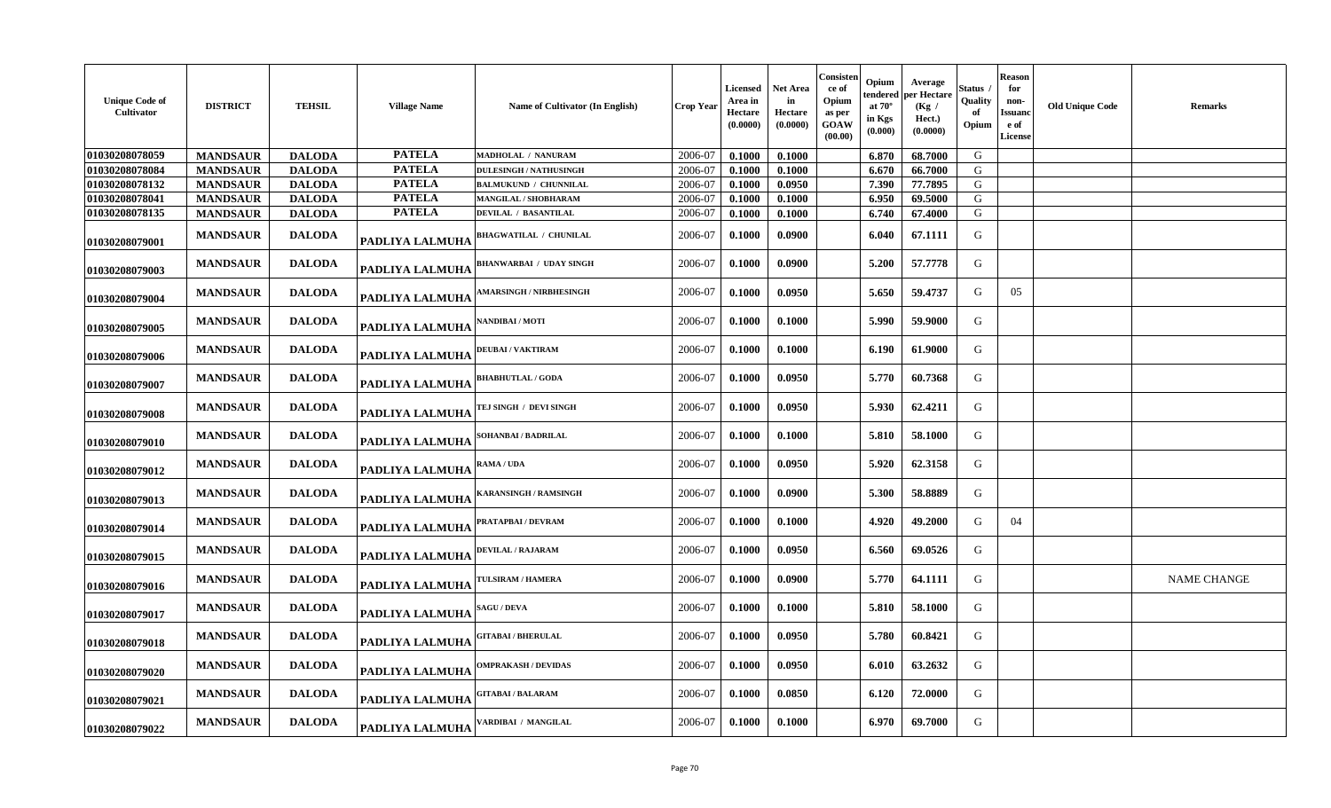| Unique Code of Cultivator | DISTRICT | TEHSIL | Village Name | Name of Cultivator (In English) | Crop Year | Licensed Area in Hectare (0.0000) | Net Area in Hectare (0.0000) | Consistence of Opium as per GOAW (00.00) | Opium tendered at 70° in Kgs (0.000) | Average per Hectare (Kg / Hect.) (0.0000) | Status / Quality of Opium | Reason for non-Issuance of License | Old Unique Code | Remarks |
|---|---|---|---|---|---|---|---|---|---|---|---|---|---|---|
| 01030208078059 | MANDSAUR | DALODA | PATELA | MADHOLAL / NANURAM | 2006-07 | 0.1000 | 0.1000 | | 6.870 | 68.7000 | G | | | |
| 01030208078084 | MANDSAUR | DALODA | PATELA | DULESINGH / NATHUSINGH | 2006-07 | 0.1000 | 0.1000 | | 6.670 | 66.7000 | G | | | |
| 01030208078132 | MANDSAUR | DALODA | PATELA | BALMUKUND / CHUNNILAL | 2006-07 | 0.1000 | 0.0950 | | 7.390 | 77.7895 | G | | | |
| 01030208078041 | MANDSAUR | DALODA | PATELA | MANGILAL / SHOBHARAM | 2006-07 | 0.1000 | 0.1000 | | 6.950 | 69.5000 | G | | | |
| 01030208078135 | MANDSAUR | DALODA | PATELA | DEVILAL / BASANTILAL | 2006-07 | 0.1000 | 0.1000 | | 6.740 | 67.4000 | G | | | |
| 01030208079001 | MANDSAUR | DALODA | PADLIYA LALMUHA | BHAGWATILAL / CHUNILAL | 2006-07 | 0.1000 | 0.0900 | | 6.040 | 67.1111 | G | | | |
| 01030208079003 | MANDSAUR | DALODA | PADLIYA LALMUHA | BHANWARBAI / UDAY SINGH | 2006-07 | 0.1000 | 0.0900 | | 5.200 | 57.7778 | G | | | |
| 01030208079004 | MANDSAUR | DALODA | PADLIYA LALMUHA | AMARSINGH / NIRBHESINGH | 2006-07 | 0.1000 | 0.0950 | | 5.650 | 59.4737 | G | 05 | | |
| 01030208079005 | MANDSAUR | DALODA | PADLIYA LALMUHA | NANDIBAI / MOTI | 2006-07 | 0.1000 | 0.1000 | | 5.990 | 59.9000 | G | | | |
| 01030208079006 | MANDSAUR | DALODA | PADLIYA LALMUHA | DEUBAI / VAKTIRAM | 2006-07 | 0.1000 | 0.1000 | | 6.190 | 61.9000 | G | | | |
| 01030208079007 | MANDSAUR | DALODA | PADLIYA LALMUHA | BHABHUTLAL / GODA | 2006-07 | 0.1000 | 0.0950 | | 5.770 | 60.7368 | G | | | |
| 01030208079008 | MANDSAUR | DALODA | PADLIYA LALMUHA | TEJ SINGH / DEVI SINGH | 2006-07 | 0.1000 | 0.0950 | | 5.930 | 62.4211 | G | | | |
| 01030208079010 | MANDSAUR | DALODA | PADLIYA LALMUHA | SOHANBAI / BADRILAL | 2006-07 | 0.1000 | 0.1000 | | 5.810 | 58.1000 | G | | | |
| 01030208079012 | MANDSAUR | DALODA | PADLIYA LALMUHA | RAMA / UDA | 2006-07 | 0.1000 | 0.0950 | | 5.920 | 62.3158 | G | | | |
| 01030208079013 | MANDSAUR | DALODA | PADLIYA LALMUHA | KARANSINGH / RAMSINGH | 2006-07 | 0.1000 | 0.0900 | | 5.300 | 58.8889 | G | | | |
| 01030208079014 | MANDSAUR | DALODA | PADLIYA LALMUHA | PRATAPBAI / DEVRAM | 2006-07 | 0.1000 | 0.1000 | | 4.920 | 49.2000 | G | 04 | | |
| 01030208079015 | MANDSAUR | DALODA | PADLIYA LALMUHA | DEVILAL / RAJARAM | 2006-07 | 0.1000 | 0.0950 | | 6.560 | 69.0526 | G | | | |
| 01030208079016 | MANDSAUR | DALODA | PADLIYA LALMUHA | TULSIRAM / HAMERA | 2006-07 | 0.1000 | 0.0900 | | 5.770 | 64.1111 | G | | | NAME CHANGE |
| 01030208079017 | MANDSAUR | DALODA | PADLIYA LALMUHA | SAGU / DEVA | 2006-07 | 0.1000 | 0.1000 | | 5.810 | 58.1000 | G | | | |
| 01030208079018 | MANDSAUR | DALODA | PADLIYA LALMUHA | GITABAI / BHERULAL | 2006-07 | 0.1000 | 0.0950 | | 5.780 | 60.8421 | G | | | |
| 01030208079020 | MANDSAUR | DALODA | PADLIYA LALMUHA | OMPRAKASH / DEVIDAS | 2006-07 | 0.1000 | 0.0950 | | 6.010 | 63.2632 | G | | | |
| 01030208079021 | MANDSAUR | DALODA | PADLIYA LALMUHA | GITABAI / BALARAM | 2006-07 | 0.1000 | 0.0850 | | 6.120 | 72.0000 | G | | | |
| 01030208079022 | MANDSAUR | DALODA | PADLIYA LALMUHA | VARDIBAI / MANGILAL | 2006-07 | 0.1000 | 0.1000 | | 6.970 | 69.7000 | G | | | |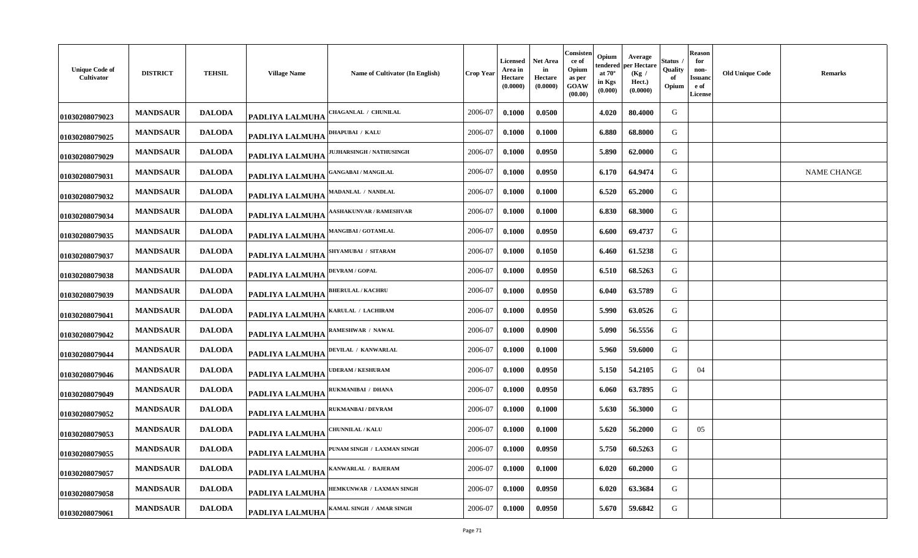| Unique Code of Cultivator | DISTRICT | TEHSIL | Village Name | Name of Cultivator (In English) | Crop Year | Licensed Area in Hectare (0.0000) | Net Area in Hectare (0.0000) | Consistence of Opium as per GOAW (00.00) | Opium tendered at 70° in Kgs (0.000) | Average per Hectare (Kg / Hect.) (0.0000) | Status / Quality of Opium | Reason for non-Issuance of License | Old Unique Code | Remarks |
|---|---|---|---|---|---|---|---|---|---|---|---|---|---|---|
| 01030208079023 | MANDSAUR | DALODA | PADLIYA LALMUHA | CHAGANLAL / CHUNILAL | 2006-07 | 0.1000 | 0.0500 | | 4.020 | 80.4000 | G | | | |
| 01030208079025 | MANDSAUR | DALODA | PADLIYA LALMUHA | DHAPUBAI / KALU | 2006-07 | 0.1000 | 0.1000 | | 6.880 | 68.8000 | G | | | |
| 01030208079029 | MANDSAUR | DALODA | PADLIYA LALMUHA | JUJHARSINGH / NATHUSINGH | 2006-07 | 0.1000 | 0.0950 | | 5.890 | 62.0000 | G | | | |
| 01030208079031 | MANDSAUR | DALODA | PADLIYA LALMUHA | GANGABAI / MANGILAL | 2006-07 | 0.1000 | 0.0950 | | 6.170 | 64.9474 | G | | | NAME CHANGE |
| 01030208079032 | MANDSAUR | DALODA | PADLIYA LALMUHA | MADANLAL / NANDLAL | 2006-07 | 0.1000 | 0.1000 | | 6.520 | 65.2000 | G | | | |
| 01030208079034 | MANDSAUR | DALODA | PADLIYA LALMUHA | AASHAKUNVAR / RAMESHVAR | 2006-07 | 0.1000 | 0.1000 | | 6.830 | 68.3000 | G | | | |
| 01030208079035 | MANDSAUR | DALODA | PADLIYA LALMUHA | MANGIBAI / GOTAMLAL | 2006-07 | 0.1000 | 0.0950 | | 6.600 | 69.4737 | G | | | |
| 01030208079037 | MANDSAUR | DALODA | PADLIYA LALMUHA | SHYAMUBAI / SITARAM | 2006-07 | 0.1000 | 0.1050 | | 6.460 | 61.5238 | G | | | |
| 01030208079038 | MANDSAUR | DALODA | PADLIYA LALMUHA | DEVRAM / GOPAL | 2006-07 | 0.1000 | 0.0950 | | 6.510 | 68.5263 | G | | | |
| 01030208079039 | MANDSAUR | DALODA | PADLIYA LALMUHA | BHERULAL / KACHRU | 2006-07 | 0.1000 | 0.0950 | | 6.040 | 63.5789 | G | | | |
| 01030208079041 | MANDSAUR | DALODA | PADLIYA LALMUHA | KARULAL / LACHIRAM | 2006-07 | 0.1000 | 0.0950 | | 5.990 | 63.0526 | G | | | |
| 01030208079042 | MANDSAUR | DALODA | PADLIYA LALMUHA | RAMESHWAR / NAWAL | 2006-07 | 0.1000 | 0.0900 | | 5.090 | 56.5556 | G | | | |
| 01030208079044 | MANDSAUR | DALODA | PADLIYA LALMUHA | DEVILAL / KANWARLAL | 2006-07 | 0.1000 | 0.1000 | | 5.960 | 59.6000 | G | | | |
| 01030208079046 | MANDSAUR | DALODA | PADLIYA LALMUHA | UDERAM / KESHURAM | 2006-07 | 0.1000 | 0.0950 | | 5.150 | 54.2105 | G | 04 | | |
| 01030208079049 | MANDSAUR | DALODA | PADLIYA LALMUHA | RUKMANIBAI / DHANA | 2006-07 | 0.1000 | 0.0950 | | 6.060 | 63.7895 | G | | | |
| 01030208079052 | MANDSAUR | DALODA | PADLIYA LALMUHA | RUKMANBAI / DEVRAM | 2006-07 | 0.1000 | 0.1000 | | 5.630 | 56.3000 | G | | | |
| 01030208079053 | MANDSAUR | DALODA | PADLIYA LALMUHA | CHUNNILAL / KALU | 2006-07 | 0.1000 | 0.1000 | | 5.620 | 56.2000 | G | 05 | | |
| 01030208079055 | MANDSAUR | DALODA | PADLIYA LALMUHA | PUNAM SINGH / LAXMAN SINGH | 2006-07 | 0.1000 | 0.0950 | | 5.750 | 60.5263 | G | | | |
| 01030208079057 | MANDSAUR | DALODA | PADLIYA LALMUHA | KANWARLAL / BAJERAM | 2006-07 | 0.1000 | 0.1000 | | 6.020 | 60.2000 | G | | | |
| 01030208079058 | MANDSAUR | DALODA | PADLIYA LALMUHA | HEMKUNWAR / LAXMAN SINGH | 2006-07 | 0.1000 | 0.0950 | | 6.020 | 63.3684 | G | | | |
| 01030208079061 | MANDSAUR | DALODA | PADLIYA LALMUHA | KAMAL SINGH / AMAR SINGH | 2006-07 | 0.1000 | 0.0950 | | 5.670 | 59.6842 | G | | | |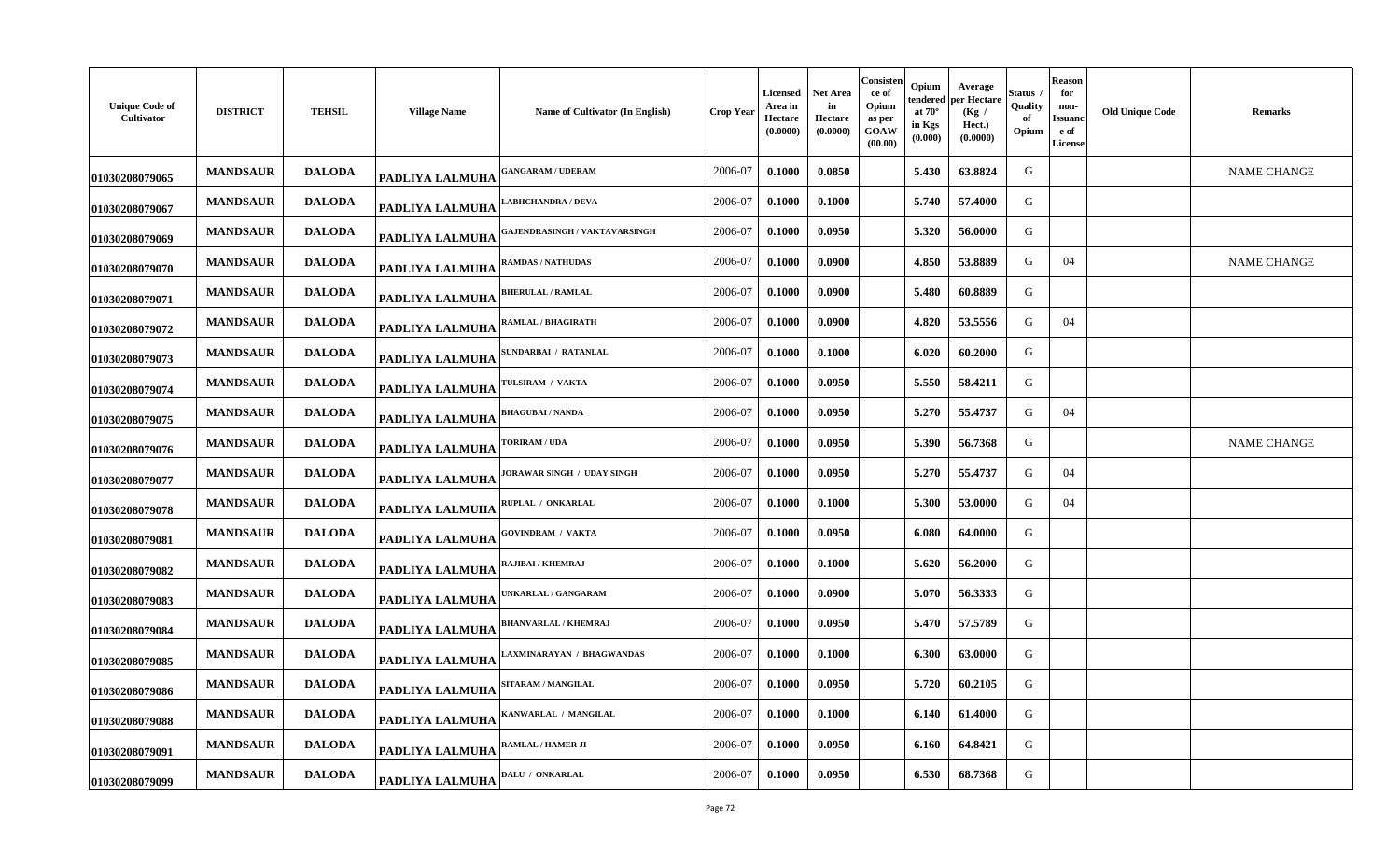| Unique Code of Cultivator | DISTRICT | TEHSIL | Village Name | Name of Cultivator (In English) | Crop Year | Licensed Area in Hectare (0.0000) | Net Area in Hectare (0.0000) | Consistence of Opium as per GOAW (00.00) | Opium tendered at 70° in Kgs (0.000) | Average per Hectare (Kg / Hect.) (0.0000) | Status / Quality of Opium | Reason for non-Issuance of License | Old Unique Code | Remarks |
|---|---|---|---|---|---|---|---|---|---|---|---|---|---|---|
| 01030208079065 | MANDSAUR | DALODA | PADLIYA LALMUHA | GANGARAM / UDERAM | 2006-07 | 0.1000 | 0.0850 | | 5.430 | 63.8824 | G | | | NAME CHANGE |
| 01030208079067 | MANDSAUR | DALODA | PADLIYA LALMUHA | LABHCHANDRA / DEVA | 2006-07 | 0.1000 | 0.1000 | | 5.740 | 57.4000 | G | | | |
| 01030208079069 | MANDSAUR | DALODA | PADLIYA LALMUHA | GAJENDRASINGH / VAKTAVARSINGH | 2006-07 | 0.1000 | 0.0950 | | 5.320 | 56.0000 | G | | | |
| 01030208079070 | MANDSAUR | DALODA | PADLIYA LALMUHA | RAMDAS / NATHUDAS | 2006-07 | 0.1000 | 0.0900 | | 4.850 | 53.8889 | G | 04 | | NAME CHANGE |
| 01030208079071 | MANDSAUR | DALODA | PADLIYA LALMUHA | BHERULAL / RAMLAL | 2006-07 | 0.1000 | 0.0900 | | 5.480 | 60.8889 | G | | | |
| 01030208079072 | MANDSAUR | DALODA | PADLIYA LALMUHA | RAMLAL / BHAGIRATH | 2006-07 | 0.1000 | 0.0900 | | 4.820 | 53.5556 | G | 04 | | |
| 01030208079073 | MANDSAUR | DALODA | PADLIYA LALMUHA | SUNDARBAI / RATANLAL | 2006-07 | 0.1000 | 0.1000 | | 6.020 | 60.2000 | G | | | |
| 01030208079074 | MANDSAUR | DALODA | PADLIYA LALMUHA | TULSIRAM / VAKTA | 2006-07 | 0.1000 | 0.0950 | | 5.550 | 58.4211 | G | | | |
| 01030208079075 | MANDSAUR | DALODA | PADLIYA LALMUHA | BHAGUBAI / NANDA | 2006-07 | 0.1000 | 0.0950 | | 5.270 | 55.4737 | G | 04 | | |
| 01030208079076 | MANDSAUR | DALODA | PADLIYA LALMUHA | TORIRAM / UDA | 2006-07 | 0.1000 | 0.0950 | | 5.390 | 56.7368 | G | | | NAME CHANGE |
| 01030208079077 | MANDSAUR | DALODA | PADLIYA LALMUHA | JORAWAR SINGH / UDAY SINGH | 2006-07 | 0.1000 | 0.0950 | | 5.270 | 55.4737 | G | 04 | | |
| 01030208079078 | MANDSAUR | DALODA | PADLIYA LALMUHA | RUPLAL / ONKARLAL | 2006-07 | 0.1000 | 0.1000 | | 5.300 | 53.0000 | G | 04 | | |
| 01030208079081 | MANDSAUR | DALODA | PADLIYA LALMUHA | GOVINDRAM / VAKTA | 2006-07 | 0.1000 | 0.0950 | | 6.080 | 64.0000 | G | | | |
| 01030208079082 | MANDSAUR | DALODA | PADLIYA LALMUHA | RAJIBAI / KHEMRAJ | 2006-07 | 0.1000 | 0.1000 | | 5.620 | 56.2000 | G | | | |
| 01030208079083 | MANDSAUR | DALODA | PADLIYA LALMUHA | UNKARLAL / GANGARAM | 2006-07 | 0.1000 | 0.0900 | | 5.070 | 56.3333 | G | | | |
| 01030208079084 | MANDSAUR | DALODA | PADLIYA LALMUHA | BHANVARLAL / KHEMRAJ | 2006-07 | 0.1000 | 0.0950 | | 5.470 | 57.5789 | G | | | |
| 01030208079085 | MANDSAUR | DALODA | PADLIYA LALMUHA | LAXMINARAYAN / BHAGWANDAS | 2006-07 | 0.1000 | 0.1000 | | 6.300 | 63.0000 | G | | | |
| 01030208079086 | MANDSAUR | DALODA | PADLIYA LALMUHA | SITARAM / MANGILAL | 2006-07 | 0.1000 | 0.0950 | | 5.720 | 60.2105 | G | | | |
| 01030208079088 | MANDSAUR | DALODA | PADLIYA LALMUHA | KANWARLAL / MANGILAL | 2006-07 | 0.1000 | 0.1000 | | 6.140 | 61.4000 | G | | | |
| 01030208079091 | MANDSAUR | DALODA | PADLIYA LALMUHA | RAMLAL / HAMER JI | 2006-07 | 0.1000 | 0.0950 | | 6.160 | 64.8421 | G | | | |
| 01030208079099 | MANDSAUR | DALODA | PADLIYA LALMUHA | DALU / ONKARLAL | 2006-07 | 0.1000 | 0.0950 | | 6.530 | 68.7368 | G | | | |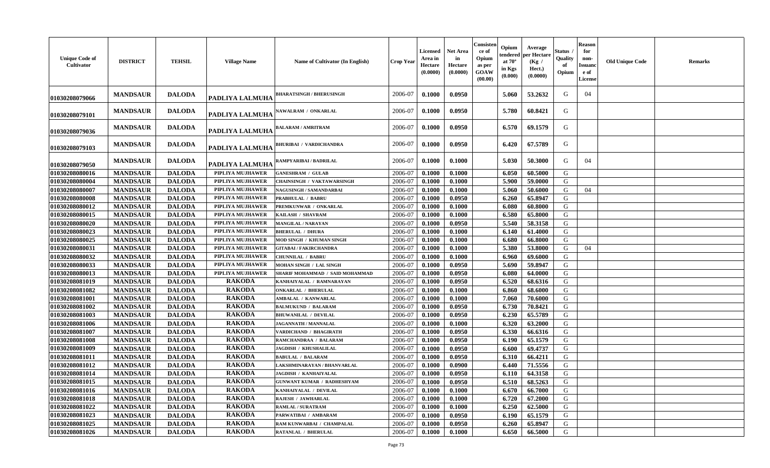| Unique Code of Cultivator | DISTRICT | TEHSIL | Village Name | Name of Cultivator (In English) | Crop Year | Licensed Area in Hectare (0.0000) | Net Area in Hectare (0.0000) | Consistence of Opium as per GOAW (00.00) | Opium tendered at 70° in Kgs (0.000) | Average per Hectare (Kg / Hect.) (0.0000) | Status / Quality of Opium | Reason for non-Issuance of License | Old Unique Code | Remarks |
|---|---|---|---|---|---|---|---|---|---|---|---|---|---|---|
| 01030208079066 | MANDSAUR | DALODA | PADLIYA LALMUHA | BHARATSINGH / BHERUSINGH | 2006-07 | 0.1000 | 0.0950 | | 5.060 | 53.2632 | G | 04 | | |
| 01030208079101 | MANDSAUR | DALODA | PADLIYA LALMUHA | NAWALRAM / ONKARLAL | 2006-07 | 0.1000 | 0.0950 | | 5.780 | 60.8421 | G | | | |
| 01030208079036 | MANDSAUR | DALODA | PADLIYA LALMUHA | BALARAM / AMRITRAM | 2006-07 | 0.1000 | 0.0950 | | 6.570 | 69.1579 | G | | | |
| 01030208079103 | MANDSAUR | DALODA | PADLIYA LALMUHA | BHURIBAI / VARDICHANDRA | 2006-07 | 0.1000 | 0.0950 | | 6.420 | 67.5789 | G | | | |
| 01030208079050 | MANDSAUR | DALODA | PADLIYA LALMUHA | RAMPYARIBAI / BADRILAL | 2006-07 | 0.1000 | 0.1000 | | 5.030 | 50.3000 | G | 04 | | |
| 01030208080016 | MANDSAUR | DALODA | PIPLIYA MUJHAWER | GANESHRAM / GULAB | 2006-07 | 0.1000 | 0.1000 | | 6.050 | 60.5000 | G | | | |
| 01030208080004 | MANDSAUR | DALODA | PIPLIYA MUJHAWER | CHAINSINGH / VAKTAWARSINGH | 2006-07 | 0.1000 | 0.1000 | | 5.900 | 59.0000 | G | | | |
| 01030208080007 | MANDSAUR | DALODA | PIPLIYA MUJHAWER | NAGUSINGH / SAMANDARBAI | 2006-07 | 0.1000 | 0.1000 | | 5.060 | 50.6000 | G | 04 | | |
| 01030208080008 | MANDSAUR | DALODA | PIPLIYA MUJHAWER | PRABHULAL / BABRU | 2006-07 | 0.1000 | 0.0950 | | 6.260 | 65.8947 | G | | | |
| 01030208080012 | MANDSAUR | DALODA | PIPLIYA MUJHAWER | PREMKUNWAR / ONKARLAL | 2006-07 | 0.1000 | 0.1000 | | 6.080 | 60.8000 | G | | | |
| 01030208080015 | MANDSAUR | DALODA | PIPLIYA MUJHAWER | KAILASH / SHAVRAM | 2006-07 | 0.1000 | 0.1000 | | 6.580 | 65.8000 | G | | | |
| 01030208080020 | MANDSAUR | DALODA | PIPLIYA MUJHAWER | MANGILAL / NARAYAN | 2006-07 | 0.1000 | 0.0950 | | 5.540 | 58.3158 | G | | | |
| 01030208080023 | MANDSAUR | DALODA | PIPLIYA MUJHAWER | BHERULAL / DHURA | 2006-07 | 0.1000 | 0.1000 | | 6.140 | 61.4000 | G | | | |
| 01030208080025 | MANDSAUR | DALODA | PIPLIYA MUJHAWER | MOD SINGH / KHUMAN SINGH | 2006-07 | 0.1000 | 0.1000 | | 6.680 | 66.8000 | G | | | |
| 01030208080031 | MANDSAUR | DALODA | PIPLIYA MUJHAWER | GITABAI / FAKIRCHANDRA | 2006-07 | 0.1000 | 0.1000 | | 5.380 | 53.8000 | G | 04 | | |
| 01030208080032 | MANDSAUR | DALODA | PIPLIYA MUJHAWER | CHUNNILAL / BABRU | 2006-07 | 0.1000 | 0.1000 | | 6.960 | 69.6000 | G | | | |
| 01030208080033 | MANDSAUR | DALODA | PIPLIYA MUJHAWER | MOHAN SINGH / LAL SINGH | 2006-07 | 0.1000 | 0.0950 | | 5.690 | 59.8947 | G | | | |
| 01030208080013 | MANDSAUR | DALODA | PIPLIYA MUJHAWER | SHARIF MOHAMMAD / SAID MOHAMMAD | 2006-07 | 0.1000 | 0.0950 | | 6.080 | 64.0000 | G | | | |
| 01030208081019 | MANDSAUR | DALODA | RAKODA | KANHAIYALAL / RAMNARAYAN | 2006-07 | 0.1000 | 0.0950 | | 6.520 | 68.6316 | G | | | |
| 01030208081082 | MANDSAUR | DALODA | RAKODA | ONKARLAL / BHERULAL | 2006-07 | 0.1000 | 0.1000 | | 6.860 | 68.6000 | G | | | |
| 01030208081001 | MANDSAUR | DALODA | RAKODA | AMBALAL / KANWARLAL | 2006-07 | 0.1000 | 0.1000 | | 7.060 | 70.6000 | G | | | |
| 01030208081002 | MANDSAUR | DALODA | RAKODA | BALMUKUND / BALARAM | 2006-07 | 0.1000 | 0.0950 | | 6.730 | 70.8421 | G | | | |
| 01030208081003 | MANDSAUR | DALODA | RAKODA | BHUWANILAL / DEVILAL | 2006-07 | 0.1000 | 0.0950 | | 6.230 | 65.5789 | G | | | |
| 01030208081006 | MANDSAUR | DALODA | RAKODA | JAGANNATH / MANNALAL | 2006-07 | 0.1000 | 0.1000 | | 6.320 | 63.2000 | G | | | |
| 01030208081007 | MANDSAUR | DALODA | RAKODA | VARDICHAND / BHAGIRATH | 2006-07 | 0.1000 | 0.0950 | | 6.330 | 66.6316 | G | | | |
| 01030208081008 | MANDSAUR | DALODA | RAKODA | RAMCHANDRAA / BALARAM | 2006-07 | 0.1000 | 0.0950 | | 6.190 | 65.1579 | G | | | |
| 01030208081009 | MANDSAUR | DALODA | RAKODA | JAGDISH / KHUSHALILAL | 2006-07 | 0.1000 | 0.0950 | | 6.600 | 69.4737 | G | | | |
| 01030208081011 | MANDSAUR | DALODA | RAKODA | BABULAL / BALARAM | 2006-07 | 0.1000 | 0.0950 | | 6.310 | 66.4211 | G | | | |
| 01030208081012 | MANDSAUR | DALODA | RAKODA | LAKSHMINARAYAN / BHANVARLAL | 2006-07 | 0.1000 | 0.0900 | | 6.440 | 71.5556 | G | | | |
| 01030208081014 | MANDSAUR | DALODA | RAKODA | JAGDISH / KANHAIYALAL | 2006-07 | 0.1000 | 0.0950 | | 6.110 | 64.3158 | G | | | |
| 01030208081015 | MANDSAUR | DALODA | RAKODA | GUNWANT KUMAR / RADHESHYAM | 2006-07 | 0.1000 | 0.0950 | | 6.510 | 68.5263 | G | | | |
| 01030208081016 | MANDSAUR | DALODA | RAKODA | KANHAIYALAL / DEVILAL | 2006-07 | 0.1000 | 0.1000 | | 6.670 | 66.7000 | G | | | |
| 01030208081018 | MANDSAUR | DALODA | RAKODA | RAJESH / JAWHARLAL | 2006-07 | 0.1000 | 0.1000 | | 6.720 | 67.2000 | G | | | |
| 01030208081022 | MANDSAUR | DALODA | RAKODA | RAMLAL / SURATRAM | 2006-07 | 0.1000 | 0.1000 | | 6.250 | 62.5000 | G | | | |
| 01030208081023 | MANDSAUR | DALODA | RAKODA | PARWATIBAI / AMBARAM | 2006-07 | 0.1000 | 0.0950 | | 6.190 | 65.1579 | G | | | |
| 01030208081025 | MANDSAUR | DALODA | RAKODA | RAM KUNWARBAI / CHAMPALAL | 2006-07 | 0.1000 | 0.0950 | | 6.260 | 65.8947 | G | | | |
| 01030208081026 | MANDSAUR | DALODA | RAKODA | RATANLAL / BHERULAL | 2006-07 | 0.1000 | 0.1000 | | 6.650 | 66.5000 | G | | | |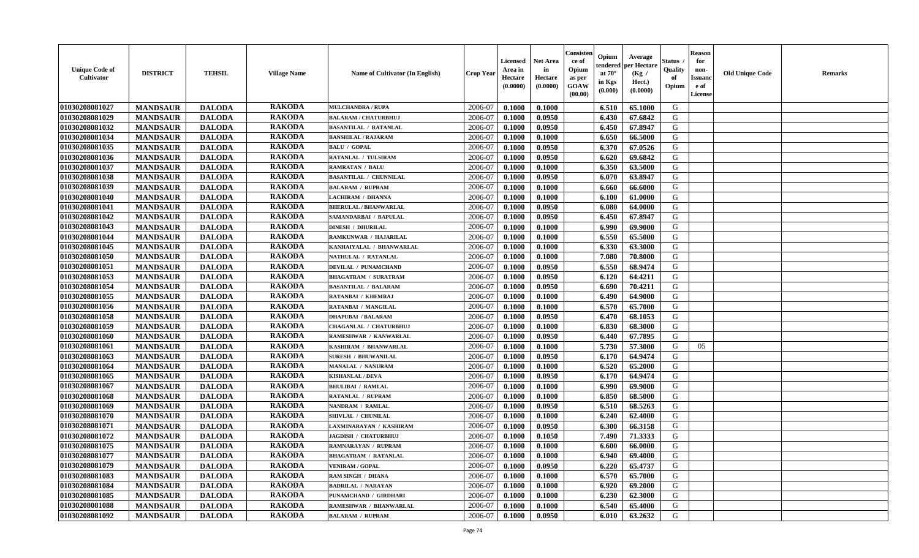| Unique Code of Cultivator | DISTRICT | TEHSIL | Village Name | Name of Cultivator (In English) | Crop Year | Licensed Area in Hectare (0.0000) | Net Area in Hectare (0.0000) | Consistence of Opium as per GOAW (00.00) | Opium tendered at 70° in Kgs (0.000) | Average per Hectare (Kg / Hect.) (0.0000) | Status / Quality of Opium | Reason for non-Issuance of License | Old Unique Code | Remarks |
|---|---|---|---|---|---|---|---|---|---|---|---|---|---|---|
| 01030208081027 | MANDSAUR | DALODA | RAKODA | MULCHANDRA / RUPA | 2006-07 | 0.1000 | 0.1000 | | 6.510 | 65.1000 | G | | | |
| 01030208081029 | MANDSAUR | DALODA | RAKODA | BALARAM / CHATURBHUJ | 2006-07 | 0.1000 | 0.0950 | | 6.430 | 67.6842 | G | | | |
| 01030208081032 | MANDSAUR | DALODA | RAKODA | BASANTILAL / RATANLAL | 2006-07 | 0.1000 | 0.0950 | | 6.450 | 67.8947 | G | | | |
| 01030208081034 | MANDSAUR | DALODA | RAKODA | BANSHILAL / RAJARAM | 2006-07 | 0.1000 | 0.1000 | | 6.650 | 66.5000 | G | | | |
| 01030208081035 | MANDSAUR | DALODA | RAKODA | BALU / GOPAL | 2006-07 | 0.1000 | 0.0950 | | 6.370 | 67.0526 | G | | | |
| 01030208081036 | MANDSAUR | DALODA | RAKODA | RATANLAL / TULSIRAM | 2006-07 | 0.1000 | 0.0950 | | 6.620 | 69.6842 | G | | | |
| 01030208081037 | MANDSAUR | DALODA | RAKODA | RAMRATAN / BALU | 2006-07 | 0.1000 | 0.1000 | | 6.350 | 63.5000 | G | | | |
| 01030208081038 | MANDSAUR | DALODA | RAKODA | BASANTILAL / CHUNNILAL | 2006-07 | 0.1000 | 0.0950 | | 6.070 | 63.8947 | G | | | |
| 01030208081039 | MANDSAUR | DALODA | RAKODA | BALARAM / RUPRAM | 2006-07 | 0.1000 | 0.1000 | | 6.660 | 66.6000 | G | | | |
| 01030208081040 | MANDSAUR | DALODA | RAKODA | LACHIRAM / DHANNA | 2006-07 | 0.1000 | 0.1000 | | 6.100 | 61.0000 | G | | | |
| 01030208081041 | MANDSAUR | DALODA | RAKODA | BHERULAL / BHANWARLAL | 2006-07 | 0.1000 | 0.0950 | | 6.080 | 64.0000 | G | | | |
| 01030208081042 | MANDSAUR | DALODA | RAKODA | SAMANDARBAI / BAPULAL | 2006-07 | 0.1000 | 0.0950 | | 6.450 | 67.8947 | G | | | |
| 01030208081043 | MANDSAUR | DALODA | RAKODA | DINESH / DHURILAL | 2006-07 | 0.1000 | 0.1000 | | 6.990 | 69.9000 | G | | | |
| 01030208081044 | MANDSAUR | DALODA | RAKODA | RAMKUNWAR / HAJARILAL | 2006-07 | 0.1000 | 0.1000 | | 6.550 | 65.5000 | G | | | |
| 01030208081045 | MANDSAUR | DALODA | RAKODA | KANHAIYALAL / BHANWARLAL | 2006-07 | 0.1000 | 0.1000 | | 6.330 | 63.3000 | G | | | |
| 01030208081050 | MANDSAUR | DALODA | RAKODA | NATHULAL / RATANLAL | 2006-07 | 0.1000 | 0.1000 | | 7.080 | 70.8000 | G | | | |
| 01030208081051 | MANDSAUR | DALODA | RAKODA | DEVILAL / PUNAMCHAND | 2006-07 | 0.1000 | 0.0950 | | 6.550 | 68.9474 | G | | | |
| 01030208081053 | MANDSAUR | DALODA | RAKODA | BHAGATRAM / SURATRAM | 2006-07 | 0.1000 | 0.0950 | | 6.120 | 64.4211 | G | | | |
| 01030208081054 | MANDSAUR | DALODA | RAKODA | BASANTILAL / BALARAM | 2006-07 | 0.1000 | 0.0950 | | 6.690 | 70.4211 | G | | | |
| 01030208081055 | MANDSAUR | DALODA | RAKODA | RATANBAI / KHEMRAJ | 2006-07 | 0.1000 | 0.1000 | | 6.490 | 64.9000 | G | | | |
| 01030208081056 | MANDSAUR | DALODA | RAKODA | RATANBAI / MANGILAL | 2006-07 | 0.1000 | 0.1000 | | 6.570 | 65.7000 | G | | | |
| 01030208081058 | MANDSAUR | DALODA | RAKODA | DHAPUBAI / BALARAM | 2006-07 | 0.1000 | 0.0950 | | 6.470 | 68.1053 | G | | | |
| 01030208081059 | MANDSAUR | DALODA | RAKODA | CHAGANLAL / CHATURBHUJ | 2006-07 | 0.1000 | 0.1000 | | 6.830 | 68.3000 | G | | | |
| 01030208081060 | MANDSAUR | DALODA | RAKODA | RAMESHWAR / KANWARLAL | 2006-07 | 0.1000 | 0.0950 | | 6.440 | 67.7895 | G | | | |
| 01030208081061 | MANDSAUR | DALODA | RAKODA | KASHIRAM / BHANWARLAL | 2006-07 | 0.1000 | 0.1000 | | 5.730 | 57.3000 | G | 05 | | |
| 01030208081063 | MANDSAUR | DALODA | RAKODA | SURESH / BHUWANILAL | 2006-07 | 0.1000 | 0.0950 | | 6.170 | 64.9474 | G | | | |
| 01030208081064 | MANDSAUR | DALODA | RAKODA | MANALAL / NANURAM | 2006-07 | 0.1000 | 0.1000 | | 6.520 | 65.2000 | G | | | |
| 01030208081065 | MANDSAUR | DALODA | RAKODA | KISHANLAL / DEVA | 2006-07 | 0.1000 | 0.0950 | | 6.170 | 64.9474 | G | | | |
| 01030208081067 | MANDSAUR | DALODA | RAKODA | BHULIBAI / RAMLAL | 2006-07 | 0.1000 | 0.1000 | | 6.990 | 69.9000 | G | | | |
| 01030208081068 | MANDSAUR | DALODA | RAKODA | RATANLAL / RUPRAM | 2006-07 | 0.1000 | 0.1000 | | 6.850 | 68.5000 | G | | | |
| 01030208081069 | MANDSAUR | DALODA | RAKODA | NANDRAM / RAMLAL | 2006-07 | 0.1000 | 0.0950 | | 6.510 | 68.5263 | G | | | |
| 01030208081070 | MANDSAUR | DALODA | RAKODA | SHIVLAL / CHUNILAL | 2006-07 | 0.1000 | 0.1000 | | 6.240 | 62.4000 | G | | | |
| 01030208081071 | MANDSAUR | DALODA | RAKODA | LAXMINARAYAN / KASHIRAM | 2006-07 | 0.1000 | 0.0950 | | 6.300 | 66.3158 | G | | | |
| 01030208081072 | MANDSAUR | DALODA | RAKODA | JAGDISH / CHATURBHUJ | 2006-07 | 0.1000 | 0.1050 | | 7.490 | 71.3333 | G | | | |
| 01030208081075 | MANDSAUR | DALODA | RAKODA | RAMNARAYAN / RUPRAM | 2006-07 | 0.1000 | 0.1000 | | 6.600 | 66.0000 | G | | | |
| 01030208081077 | MANDSAUR | DALODA | RAKODA | BHAGATRAM / RATANLAL | 2006-07 | 0.1000 | 0.1000 | | 6.940 | 69.4000 | G | | | |
| 01030208081079 | MANDSAUR | DALODA | RAKODA | VENIRAM / GOPAL | 2006-07 | 0.1000 | 0.0950 | | 6.220 | 65.4737 | G | | | |
| 01030208081083 | MANDSAUR | DALODA | RAKODA | RAM SINGH / DHANA | 2006-07 | 0.1000 | 0.1000 | | 6.570 | 65.7000 | G | | | |
| 01030208081084 | MANDSAUR | DALODA | RAKODA | BADRILAL / NARAYAN | 2006-07 | 0.1000 | 0.1000 | | 6.920 | 69.2000 | G | | | |
| 01030208081085 | MANDSAUR | DALODA | RAKODA | PUNAMCHAND / GIRDHARI | 2006-07 | 0.1000 | 0.1000 | | 6.230 | 62.3000 | G | | | |
| 01030208081088 | MANDSAUR | DALODA | RAKODA | RAMESHWAR / BHANWARLAL | 2006-07 | 0.1000 | 0.1000 | | 6.540 | 65.4000 | G | | | |
| 01030208081092 | MANDSAUR | DALODA | RAKODA | BALARAM / RUPRAM | 2006-07 | 0.1000 | 0.0950 | | 6.010 | 63.2632 | G | | | |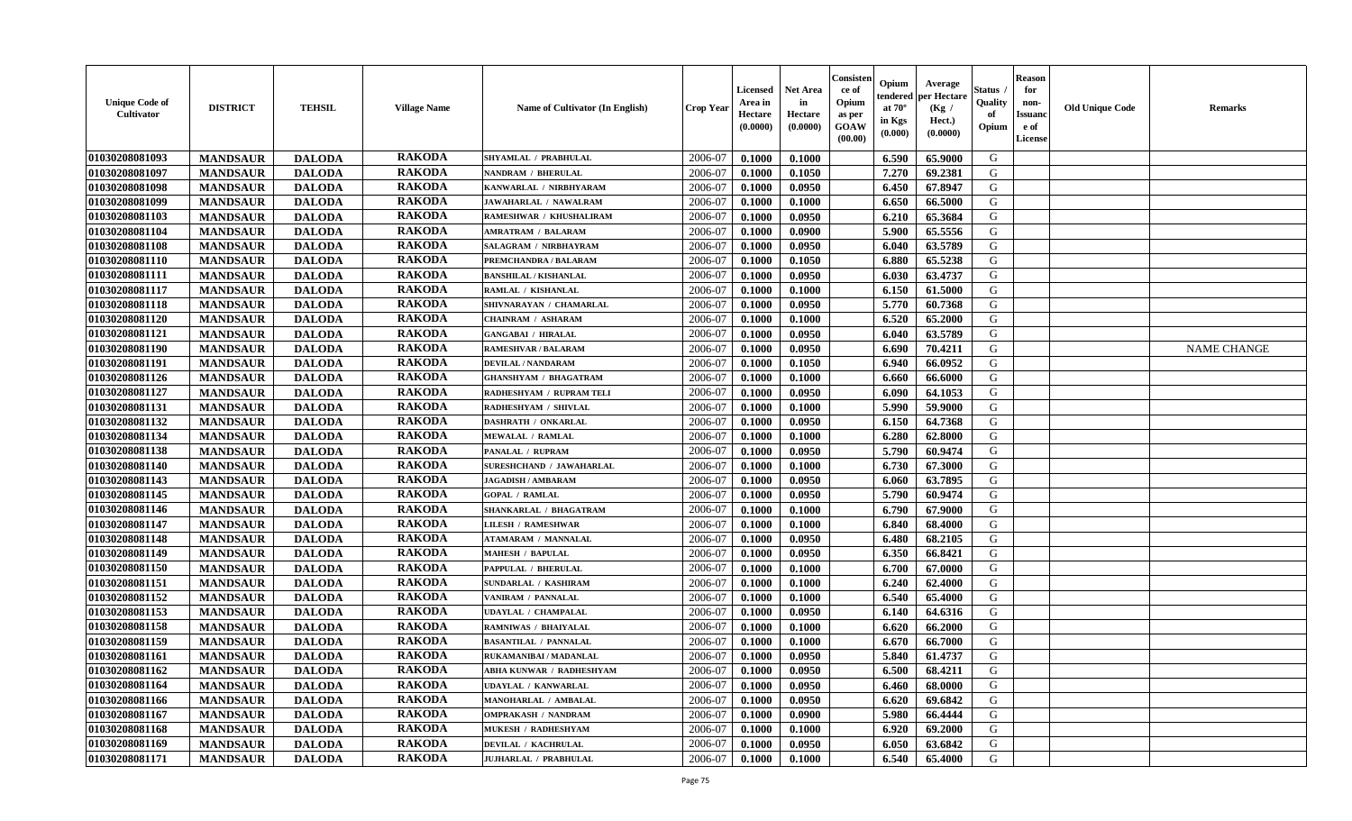| Unique Code of Cultivator | DISTRICT | TEHSIL | Village Name | Name of Cultivator (In English) | Crop Year | Licensed Area in Hectare (0.0000) | Net Area in Hectare (0.0000) | Consistence of Opium as per GOAW (00.00) | Opium tendered at 70° in Kgs (0.000) | Average per Hectare (Kg / Hect.) (0.0000) | Status / Quality of Opium | Reason for non-Issuance of License | Old Unique Code | Remarks |
|---|---|---|---|---|---|---|---|---|---|---|---|---|---|---|
| 01030208081093 | MANDSAUR | DALODA | RAKODA | SHYAMLAL / PRABHULAL | 2006-07 | 0.1000 | 0.1000 | | 6.590 | 65.9000 | G | | | |
| 01030208081097 | MANDSAUR | DALODA | RAKODA | NANDRAM / BHERULAL | 2006-07 | 0.1000 | 0.1050 | | 7.270 | 69.2381 | G | | | |
| 01030208081098 | MANDSAUR | DALODA | RAKODA | KANWARLAL / NIRBHYARAM | 2006-07 | 0.1000 | 0.0950 | | 6.450 | 67.8947 | G | | | |
| 01030208081099 | MANDSAUR | DALODA | RAKODA | JAWAHARLAL / NAWALRAM | 2006-07 | 0.1000 | 0.1000 | | 6.650 | 66.5000 | G | | | |
| 01030208081103 | MANDSAUR | DALODA | RAKODA | RAMESHWAR / KHUSHALIRAM | 2006-07 | 0.1000 | 0.0950 | | 6.210 | 65.3684 | G | | | |
| 01030208081104 | MANDSAUR | DALODA | RAKODA | AMRATRAM / BALARAM | 2006-07 | 0.1000 | 0.0900 | | 5.900 | 65.5556 | G | | | |
| 01030208081108 | MANDSAUR | DALODA | RAKODA | SALAGRAM / NIRBHAYRAM | 2006-07 | 0.1000 | 0.0950 | | 6.040 | 63.5789 | G | | | |
| 01030208081110 | MANDSAUR | DALODA | RAKODA | PREMCHANDRA / BALARAM | 2006-07 | 0.1000 | 0.1050 | | 6.880 | 65.5238 | G | | | |
| 01030208081111 | MANDSAUR | DALODA | RAKODA | BANSHILAL / KISHANLAL | 2006-07 | 0.1000 | 0.0950 | | 6.030 | 63.4737 | G | | | |
| 01030208081117 | MANDSAUR | DALODA | RAKODA | RAMLAL / KISHANLAL | 2006-07 | 0.1000 | 0.1000 | | 6.150 | 61.5000 | G | | | |
| 01030208081118 | MANDSAUR | DALODA | RAKODA | SHIVNARAYAN / CHAMARLAL | 2006-07 | 0.1000 | 0.0950 | | 5.770 | 60.7368 | G | | | |
| 01030208081120 | MANDSAUR | DALODA | RAKODA | CHAINRAM / ASHARAM | 2006-07 | 0.1000 | 0.1000 | | 6.520 | 65.2000 | G | | | |
| 01030208081121 | MANDSAUR | DALODA | RAKODA | GANGABAI / HIRALAL | 2006-07 | 0.1000 | 0.0950 | | 6.040 | 63.5789 | G | | | |
| 01030208081190 | MANDSAUR | DALODA | RAKODA | RAMESHVAR / BALARAM | 2006-07 | 0.1000 | 0.0950 | | 6.690 | 70.4211 | G | | | NAME CHANGE |
| 01030208081191 | MANDSAUR | DALODA | RAKODA | DEVILAL / NANDARAM | 2006-07 | 0.1000 | 0.1050 | | 6.940 | 66.0952 | G | | | |
| 01030208081126 | MANDSAUR | DALODA | RAKODA | GHANSHYAM / BHAGATRAM | 2006-07 | 0.1000 | 0.1000 | | 6.660 | 66.6000 | G | | | |
| 01030208081127 | MANDSAUR | DALODA | RAKODA | RADHESHYAM / RUPRAM TELI | 2006-07 | 0.1000 | 0.0950 | | 6.090 | 64.1053 | G | | | |
| 01030208081131 | MANDSAUR | DALODA | RAKODA | RADHESHYAM / SHIVLAL | 2006-07 | 0.1000 | 0.1000 | | 5.990 | 59.9000 | G | | | |
| 01030208081132 | MANDSAUR | DALODA | RAKODA | DASHRATH / ONKARLAL | 2006-07 | 0.1000 | 0.0950 | | 6.150 | 64.7368 | G | | | |
| 01030208081134 | MANDSAUR | DALODA | RAKODA | MEWALAL / RAMLAL | 2006-07 | 0.1000 | 0.1000 | | 6.280 | 62.8000 | G | | | |
| 01030208081138 | MANDSAUR | DALODA | RAKODA | PANALAL / RUPRAM | 2006-07 | 0.1000 | 0.0950 | | 5.790 | 60.9474 | G | | | |
| 01030208081140 | MANDSAUR | DALODA | RAKODA | SURESHCHAND / JAWAHARLAL | 2006-07 | 0.1000 | 0.1000 | | 6.730 | 67.3000 | G | | | |
| 01030208081143 | MANDSAUR | DALODA | RAKODA | JAGADISH / AMBARAM | 2006-07 | 0.1000 | 0.0950 | | 6.060 | 63.7895 | G | | | |
| 01030208081145 | MANDSAUR | DALODA | RAKODA | GOPAL / RAMLAL | 2006-07 | 0.1000 | 0.0950 | | 5.790 | 60.9474 | G | | | |
| 01030208081146 | MANDSAUR | DALODA | RAKODA | SHANKARLAL / BHAGATRAM | 2006-07 | 0.1000 | 0.1000 | | 6.790 | 67.9000 | G | | | |
| 01030208081147 | MANDSAUR | DALODA | RAKODA | LILESH / RAMESHWAR | 2006-07 | 0.1000 | 0.1000 | | 6.840 | 68.4000 | G | | | |
| 01030208081148 | MANDSAUR | DALODA | RAKODA | ATAMARAM / MANNALAL | 2006-07 | 0.1000 | 0.0950 | | 6.480 | 68.2105 | G | | | |
| 01030208081149 | MANDSAUR | DALODA | RAKODA | MAHESH / BAPULAL | 2006-07 | 0.1000 | 0.0950 | | 6.350 | 66.8421 | G | | | |
| 01030208081150 | MANDSAUR | DALODA | RAKODA | PAPPULAL / BHERULAL | 2006-07 | 0.1000 | 0.1000 | | 6.700 | 67.0000 | G | | | |
| 01030208081151 | MANDSAUR | DALODA | RAKODA | SUNDARLAL / KASHIRAM | 2006-07 | 0.1000 | 0.1000 | | 6.240 | 62.4000 | G | | | |
| 01030208081152 | MANDSAUR | DALODA | RAKODA | VANIRAM / PANNALAL | 2006-07 | 0.1000 | 0.1000 | | 6.540 | 65.4000 | G | | | |
| 01030208081153 | MANDSAUR | DALODA | RAKODA | UDAYLAL / CHAMPALAL | 2006-07 | 0.1000 | 0.0950 | | 6.140 | 64.6316 | G | | | |
| 01030208081158 | MANDSAUR | DALODA | RAKODA | RAMNIWAS / BHAIYALAL | 2006-07 | 0.1000 | 0.1000 | | 6.620 | 66.2000 | G | | | |
| 01030208081159 | MANDSAUR | DALODA | RAKODA | BASANTILAL / PANNALAL | 2006-07 | 0.1000 | 0.1000 | | 6.670 | 66.7000 | G | | | |
| 01030208081161 | MANDSAUR | DALODA | RAKODA | RUKAMANIBAI / MADANLAL | 2006-07 | 0.1000 | 0.0950 | | 5.840 | 61.4737 | G | | | |
| 01030208081162 | MANDSAUR | DALODA | RAKODA | ABHA KUNWAR / RADHESHYAM | 2006-07 | 0.1000 | 0.0950 | | 6.500 | 68.4211 | G | | | |
| 01030208081164 | MANDSAUR | DALODA | RAKODA | UDAYLAL / KANWARLAL | 2006-07 | 0.1000 | 0.0950 | | 6.460 | 68.0000 | G | | | |
| 01030208081166 | MANDSAUR | DALODA | RAKODA | MANOHARLAL / AMBALAL | 2006-07 | 0.1000 | 0.0950 | | 6.620 | 69.6842 | G | | | |
| 01030208081167 | MANDSAUR | DALODA | RAKODA | OMPRAKASH / NANDRAM | 2006-07 | 0.1000 | 0.0900 | | 5.980 | 66.4444 | G | | | |
| 01030208081168 | MANDSAUR | DALODA | RAKODA | MUKESH / RADHESHYAM | 2006-07 | 0.1000 | 0.1000 | | 6.920 | 69.2000 | G | | | |
| 01030208081169 | MANDSAUR | DALODA | RAKODA | DEVILAL / KACHRULAL | 2006-07 | 0.1000 | 0.0950 | | 6.050 | 63.6842 | G | | | |
| 01030208081171 | MANDSAUR | DALODA | RAKODA | JUJHARLAL / PRABHULAL | 2006-07 | 0.1000 | 0.1000 | | 6.540 | 65.4000 | G | | | |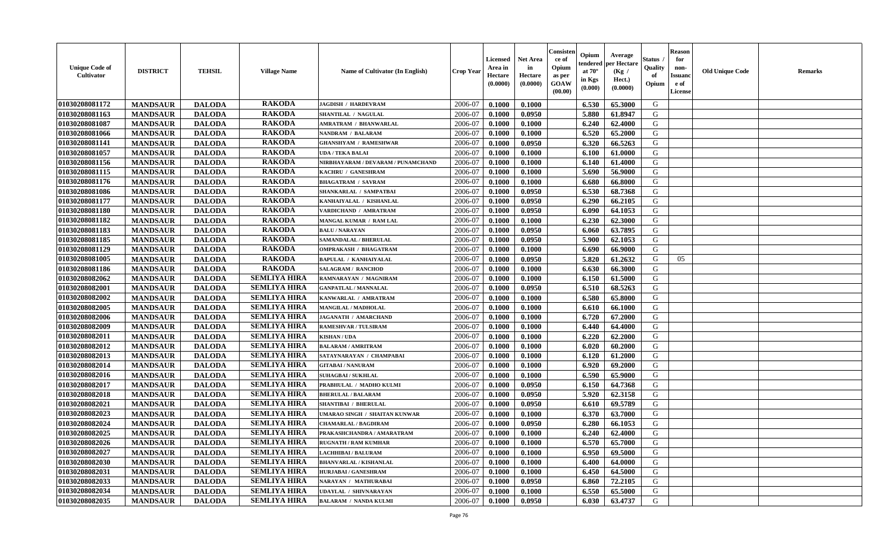| Unique Code of Cultivator | DISTRICT | TEHSIL | Village Name | Name of Cultivator (In English) | Crop Year | Licensed Area in Hectare (0.0000) | Net Area in Hectare (0.0000) | Consistence of Opium as per GOAW (00.00) | Opium tendered at 70° in Kgs (0.000) | Average per Hectare (Kg / Hect.) (0.0000) | Status / Quality of Opium | Reason for non-Issuance of License | Old Unique Code | Remarks |
|---|---|---|---|---|---|---|---|---|---|---|---|---|---|---|
| 01030208081172 | MANDSAUR | DALODA | RAKODA | JAGDISH / HARDEVRAM | 2006-07 | 0.1000 | 0.1000 | | 6.530 | 65.3000 | G | | | |
| 01030208081163 | MANDSAUR | DALODA | RAKODA | SHANTILAL / NAGULAL | 2006-07 | 0.1000 | 0.0950 | | 5.880 | 61.8947 | G | | | |
| 01030208081087 | MANDSAUR | DALODA | RAKODA | AMRATRAM / BHANWARLAL | 2006-07 | 0.1000 | 0.1000 | | 6.240 | 62.4000 | G | | | |
| 01030208081066 | MANDSAUR | DALODA | RAKODA | NANDRAM / BALARAM | 2006-07 | 0.1000 | 0.1000 | | 6.520 | 65.2000 | G | | | |
| 01030208081141 | MANDSAUR | DALODA | RAKODA | GHANSHYAM / RAMESHWAR | 2006-07 | 0.1000 | 0.0950 | | 6.320 | 66.5263 | G | | | |
| 01030208081057 | MANDSAUR | DALODA | RAKODA | UDA / TEKA BALAI | 2006-07 | 0.1000 | 0.1000 | | 6.100 | 61.0000 | G | | | |
| 01030208081156 | MANDSAUR | DALODA | RAKODA | NIRBHAYARAM / DEVARAM / PUNAMCHAND | 2006-07 | 0.1000 | 0.1000 | | 6.140 | 61.4000 | G | | | |
| 01030208081115 | MANDSAUR | DALODA | RAKODA | KACHRU / GANESHRAM | 2006-07 | 0.1000 | 0.1000 | | 5.690 | 56.9000 | G | | | |
| 01030208081176 | MANDSAUR | DALODA | RAKODA | BHAGATRAM / SAVRAM | 2006-07 | 0.1000 | 0.1000 | | 6.680 | 66.8000 | G | | | |
| 01030208081086 | MANDSAUR | DALODA | RAKODA | SHANKARLAL / SAMPATBAI | 2006-07 | 0.1000 | 0.0950 | | 6.530 | 68.7368 | G | | | |
| 01030208081177 | MANDSAUR | DALODA | RAKODA | KANHAIYALAL / KISHANLAL | 2006-07 | 0.1000 | 0.0950 | | 6.290 | 66.2105 | G | | | |
| 01030208081180 | MANDSAUR | DALODA | RAKODA | VARDICHAND / AMRATRAM | 2006-07 | 0.1000 | 0.0950 | | 6.090 | 64.1053 | G | | | |
| 01030208081182 | MANDSAUR | DALODA | RAKODA | MANGAL KUMAR / RAM LAL | 2006-07 | 0.1000 | 0.1000 | | 6.230 | 62.3000 | G | | | |
| 01030208081183 | MANDSAUR | DALODA | RAKODA | BALU / NARAYAN | 2006-07 | 0.1000 | 0.0950 | | 6.060 | 63.7895 | G | | | |
| 01030208081185 | MANDSAUR | DALODA | RAKODA | SAMANDALAL / BHERULAL | 2006-07 | 0.1000 | 0.0950 | | 5.900 | 62.1053 | G | | | |
| 01030208081129 | MANDSAUR | DALODA | RAKODA | OMPRAKASH / BHAGATRAM | 2006-07 | 0.1000 | 0.1000 | | 6.690 | 66.9000 | G | | | |
| 01030208081005 | MANDSAUR | DALODA | RAKODA | BAPULAL / KANHAIYALAL | 2006-07 | 0.1000 | 0.0950 | | 5.820 | 61.2632 | G | 05 | | |
| 01030208081186 | MANDSAUR | DALODA | RAKODA | SALAGRAM / RANCHOD | 2006-07 | 0.1000 | 0.1000 | | 6.630 | 66.3000 | G | | | |
| 01030208082062 | MANDSAUR | DALODA | SEMLIYA HIRA | RAMNARAYAN / MAGNIRAM | 2006-07 | 0.1000 | 0.1000 | | 6.150 | 61.5000 | G | | | |
| 01030208082001 | MANDSAUR | DALODA | SEMLIYA HIRA | GANPATLAL / MANNALAL | 2006-07 | 0.1000 | 0.0950 | | 6.510 | 68.5263 | G | | | |
| 01030208082002 | MANDSAUR | DALODA | SEMLIYA HIRA | KANWARLAL / AMRATRAM | 2006-07 | 0.1000 | 0.1000 | | 6.580 | 65.8000 | G | | | |
| 01030208082005 | MANDSAUR | DALODA | SEMLIYA HIRA | MANGILAL / MADHOLAL | 2006-07 | 0.1000 | 0.1000 | | 6.610 | 66.1000 | G | | | |
| 01030208082006 | MANDSAUR | DALODA | SEMLIYA HIRA | JAGANATH / AMARCHAND | 2006-07 | 0.1000 | 0.1000 | | 6.720 | 67.2000 | G | | | |
| 01030208082009 | MANDSAUR | DALODA | SEMLIYA HIRA | RAMESHVAR / TULSIRAM | 2006-07 | 0.1000 | 0.1000 | | 6.440 | 64.4000 | G | | | |
| 01030208082011 | MANDSAUR | DALODA | SEMLIYA HIRA | KISHAN / UDA | 2006-07 | 0.1000 | 0.1000 | | 6.220 | 62.2000 | G | | | |
| 01030208082012 | MANDSAUR | DALODA | SEMLIYA HIRA | BALARAM / AMRITRAM | 2006-07 | 0.1000 | 0.1000 | | 6.020 | 60.2000 | G | | | |
| 01030208082013 | MANDSAUR | DALODA | SEMLIYA HIRA | SATAYNARAYAN / CHAMPABAI | 2006-07 | 0.1000 | 0.1000 | | 6.120 | 61.2000 | G | | | |
| 01030208082014 | MANDSAUR | DALODA | SEMLIYA HIRA | GITABAI / NANURAM | 2006-07 | 0.1000 | 0.1000 | | 6.920 | 69.2000 | G | | | |
| 01030208082016 | MANDSAUR | DALODA | SEMLIYA HIRA | SUHAGBAI / SUKHLAL | 2006-07 | 0.1000 | 0.1000 | | 6.590 | 65.9000 | G | | | |
| 01030208082017 | MANDSAUR | DALODA | SEMLIYA HIRA | PRABHULAL / MADHO KULMI | 2006-07 | 0.1000 | 0.0950 | | 6.150 | 64.7368 | G | | | |
| 01030208082018 | MANDSAUR | DALODA | SEMLIYA HIRA | BHERULAL / BALARAM | 2006-07 | 0.1000 | 0.0950 | | 5.920 | 62.3158 | G | | | |
| 01030208082021 | MANDSAUR | DALODA | SEMLIYA HIRA | SHANTIBAI / BHERULAL | 2006-07 | 0.1000 | 0.0950 | | 6.610 | 69.5789 | G | | | |
| 01030208082023 | MANDSAUR | DALODA | SEMLIYA HIRA | UMARAO SINGH / SHAITAN KUNWAR | 2006-07 | 0.1000 | 0.1000 | | 6.370 | 63.7000 | G | | | |
| 01030208082024 | MANDSAUR | DALODA | SEMLIYA HIRA | CHAMARLAL / BAGDIRAM | 2006-07 | 0.1000 | 0.0950 | | 6.280 | 66.1053 | G | | | |
| 01030208082025 | MANDSAUR | DALODA | SEMLIYA HIRA | PRAKASHCHANDRA / AMARATRAM | 2006-07 | 0.1000 | 0.1000 | | 6.240 | 62.4000 | G | | | |
| 01030208082026 | MANDSAUR | DALODA | SEMLIYA HIRA | RUGNATH / RAM KUMHAR | 2006-07 | 0.1000 | 0.1000 | | 6.570 | 65.7000 | G | | | |
| 01030208082027 | MANDSAUR | DALODA | SEMLIYA HIRA | LACHHIBAI / BALURAM | 2006-07 | 0.1000 | 0.1000 | | 6.950 | 69.5000 | G | | | |
| 01030208082030 | MANDSAUR | DALODA | SEMLIYA HIRA | BHANVARLAL / KISHANLAL | 2006-07 | 0.1000 | 0.1000 | | 6.400 | 64.0000 | G | | | |
| 01030208082031 | MANDSAUR | DALODA | SEMLIYA HIRA | HURJABAI / GANESHRAM | 2006-07 | 0.1000 | 0.1000 | | 6.450 | 64.5000 | G | | | |
| 01030208082033 | MANDSAUR | DALODA | SEMLIYA HIRA | NARAYAN / MATHURABAI | 2006-07 | 0.1000 | 0.0950 | | 6.860 | 72.2105 | G | | | |
| 01030208082034 | MANDSAUR | DALODA | SEMLIYA HIRA | UDAYLAL / SHIVNARAYAN | 2006-07 | 0.1000 | 0.1000 | | 6.550 | 65.5000 | G | | | |
| 01030208082035 | MANDSAUR | DALODA | SEMLIYA HIRA | BALARAM / NANDA KULMI | 2006-07 | 0.1000 | 0.0950 | | 6.030 | 63.4737 | G | | | |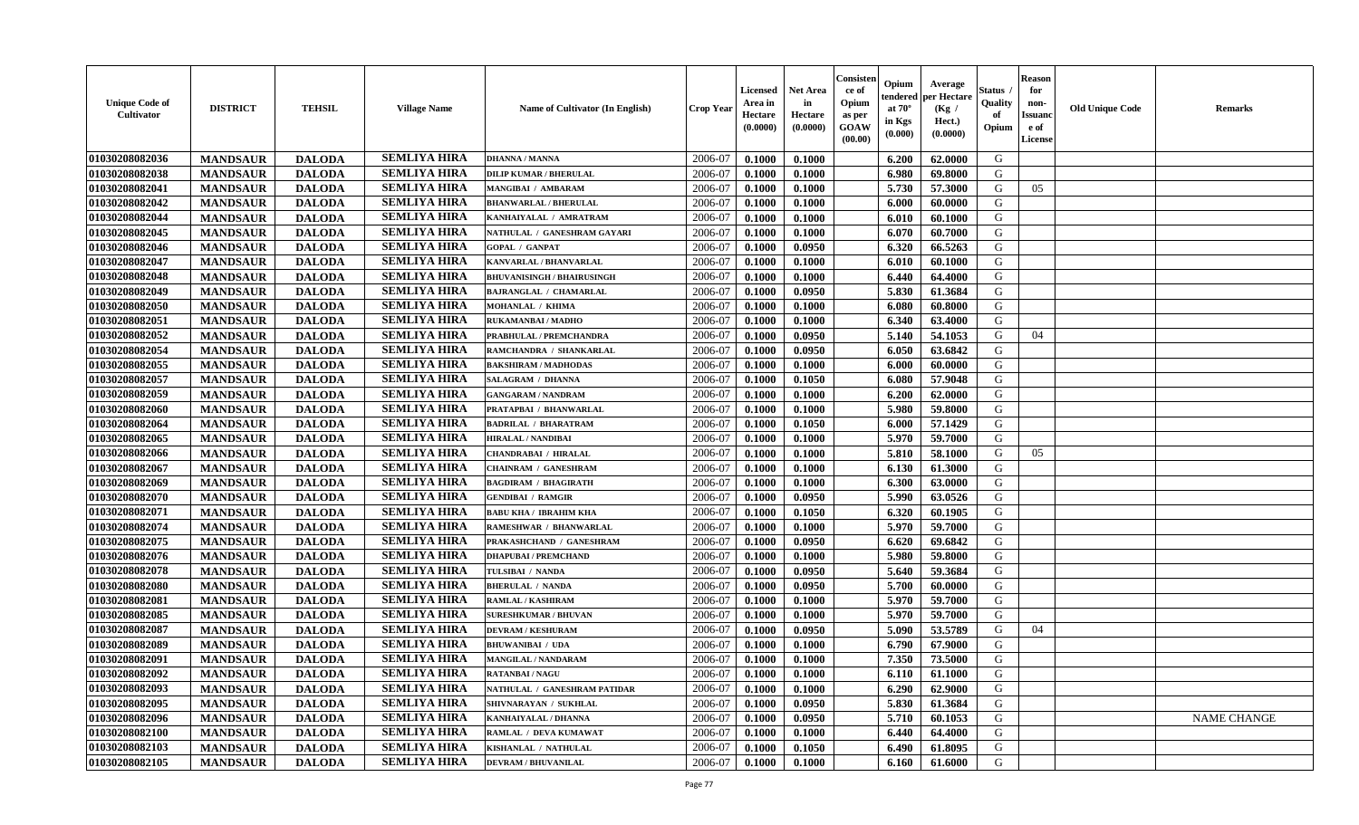| Unique Code of Cultivator | DISTRICT | TEHSIL | Village Name | Name of Cultivator (In English) | Crop Year | Licensed Area in Hectare (0.0000) | Net Area in Hectare (0.0000) | Consistence of Opium as per GOAW (00.00) | Opium tendered at 70° in Kgs (0.000) | Average per Hectare (Kg / Hect.) (0.0000) | Status / Quality of Opium | Reason for non-Issuance of License | Old Unique Code | Remarks |
|---|---|---|---|---|---|---|---|---|---|---|---|---|---|---|
| 01030208082036 | MANDSAUR | DALODA | SEMLIYA HIRA | DHANNA / MANNA | 2006-07 | 0.1000 | 0.1000 | | 6.200 | 62.0000 | G | | | |
| 01030208082038 | MANDSAUR | DALODA | SEMLIYA HIRA | DILIP KUMAR / BHERULAL | 2006-07 | 0.1000 | 0.1000 | | 6.980 | 69.8000 | G | | | |
| 01030208082041 | MANDSAUR | DALODA | SEMLIYA HIRA | MANGIBAI / AMBARAM | 2006-07 | 0.1000 | 0.1000 | | 5.730 | 57.3000 | G | 05 | | |
| 01030208082042 | MANDSAUR | DALODA | SEMLIYA HIRA | BHANWARLAL / BHERULAL | 2006-07 | 0.1000 | 0.1000 | | 6.000 | 60.0000 | G | | | |
| 01030208082044 | MANDSAUR | DALODA | SEMLIYA HIRA | KANHAIYALAL / AMRATRAM | 2006-07 | 0.1000 | 0.1000 | | 6.010 | 60.1000 | G | | | |
| 01030208082045 | MANDSAUR | DALODA | SEMLIYA HIRA | NATHULAL / GANESHRAM GAYARI | 2006-07 | 0.1000 | 0.1000 | | 6.070 | 60.7000 | G | | | |
| 01030208082046 | MANDSAUR | DALODA | SEMLIYA HIRA | GOPAL / GANPAT | 2006-07 | 0.1000 | 0.0950 | | 6.320 | 66.5263 | G | | | |
| 01030208082047 | MANDSAUR | DALODA | SEMLIYA HIRA | KANVARLAL / BHANVARLAL | 2006-07 | 0.1000 | 0.1000 | | 6.010 | 60.1000 | G | | | |
| 01030208082048 | MANDSAUR | DALODA | SEMLIYA HIRA | BHUVANISINGH / BHAIRUSINGH | 2006-07 | 0.1000 | 0.1000 | | 6.440 | 64.4000 | G | | | |
| 01030208082049 | MANDSAUR | DALODA | SEMLIYA HIRA | BAJRANGLAL / CHAMARLAL | 2006-07 | 0.1000 | 0.0950 | | 5.830 | 61.3684 | G | | | |
| 01030208082050 | MANDSAUR | DALODA | SEMLIYA HIRA | MOHANLAL / KHIMA | 2006-07 | 0.1000 | 0.1000 | | 6.080 | 60.8000 | G | | | |
| 01030208082051 | MANDSAUR | DALODA | SEMLIYA HIRA | RUKAMANBAI / MADHO | 2006-07 | 0.1000 | 0.1000 | | 6.340 | 63.4000 | G | | | |
| 01030208082052 | MANDSAUR | DALODA | SEMLIYA HIRA | PRABHULAL / PREMCHANDRA | 2006-07 | 0.1000 | 0.0950 | | 5.140 | 54.1053 | G | 04 | | |
| 01030208082054 | MANDSAUR | DALODA | SEMLIYA HIRA | RAMCHANDRA / SHANKARLAL | 2006-07 | 0.1000 | 0.0950 | | 6.050 | 63.6842 | G | | | |
| 01030208082055 | MANDSAUR | DALODA | SEMLIYA HIRA | BAKSHIRAM / MADHODAS | 2006-07 | 0.1000 | 0.1000 | | 6.000 | 60.0000 | G | | | |
| 01030208082057 | MANDSAUR | DALODA | SEMLIYA HIRA | SALAGRAM / DHANNA | 2006-07 | 0.1000 | 0.1050 | | 6.080 | 57.9048 | G | | | |
| 01030208082059 | MANDSAUR | DALODA | SEMLIYA HIRA | GANGARAM / NANDRAM | 2006-07 | 0.1000 | 0.1000 | | 6.200 | 62.0000 | G | | | |
| 01030208082060 | MANDSAUR | DALODA | SEMLIYA HIRA | PRATAPBAI / BHANWARLAL | 2006-07 | 0.1000 | 0.1000 | | 5.980 | 59.8000 | G | | | |
| 01030208082064 | MANDSAUR | DALODA | SEMLIYA HIRA | BADRILAL / BHARATRAM | 2006-07 | 0.1000 | 0.1050 | | 6.000 | 57.1429 | G | | | |
| 01030208082065 | MANDSAUR | DALODA | SEMLIYA HIRA | HIRALAL / NANDIBAI | 2006-07 | 0.1000 | 0.1000 | | 5.970 | 59.7000 | G | | | |
| 01030208082066 | MANDSAUR | DALODA | SEMLIYA HIRA | CHANDRABAI / HIRALAL | 2006-07 | 0.1000 | 0.1000 | | 5.810 | 58.1000 | G | 05 | | |
| 01030208082067 | MANDSAUR | DALODA | SEMLIYA HIRA | CHAINRAM / GANESHRAM | 2006-07 | 0.1000 | 0.1000 | | 6.130 | 61.3000 | G | | | |
| 01030208082069 | MANDSAUR | DALODA | SEMLIYA HIRA | BAGDIRAM / BHAGIRATH | 2006-07 | 0.1000 | 0.1000 | | 6.300 | 63.0000 | G | | | |
| 01030208082070 | MANDSAUR | DALODA | SEMLIYA HIRA | GENDIBAI / RAMGIR | 2006-07 | 0.1000 | 0.0950 | | 5.990 | 63.0526 | G | | | |
| 01030208082071 | MANDSAUR | DALODA | SEMLIYA HIRA | BABU KHA / IBRAHIM KHA | 2006-07 | 0.1000 | 0.1050 | | 6.320 | 60.1905 | G | | | |
| 01030208082074 | MANDSAUR | DALODA | SEMLIYA HIRA | RAMESHWAR / BHANWARLAL | 2006-07 | 0.1000 | 0.1000 | | 5.970 | 59.7000 | G | | | |
| 01030208082075 | MANDSAUR | DALODA | SEMLIYA HIRA | PRAKASHCHAND / GANESHRAM | 2006-07 | 0.1000 | 0.0950 | | 6.620 | 69.6842 | G | | | |
| 01030208082076 | MANDSAUR | DALODA | SEMLIYA HIRA | DHAPUBAI / PREMCHAND | 2006-07 | 0.1000 | 0.1000 | | 5.980 | 59.8000 | G | | | |
| 01030208082078 | MANDSAUR | DALODA | SEMLIYA HIRA | TULSIBAI / NANDA | 2006-07 | 0.1000 | 0.0950 | | 5.640 | 59.3684 | G | | | |
| 01030208082080 | MANDSAUR | DALODA | SEMLIYA HIRA | BHERULAL / NANDA | 2006-07 | 0.1000 | 0.0950 | | 5.700 | 60.0000 | G | | | |
| 01030208082081 | MANDSAUR | DALODA | SEMLIYA HIRA | RAMLAL / KASHIRAM | 2006-07 | 0.1000 | 0.1000 | | 5.970 | 59.7000 | G | | | |
| 01030208082085 | MANDSAUR | DALODA | SEMLIYA HIRA | SURESHKUMAR / BHUVAN | 2006-07 | 0.1000 | 0.1000 | | 5.970 | 59.7000 | G | | | |
| 01030208082087 | MANDSAUR | DALODA | SEMLIYA HIRA | DEVRAM / KESHURAM | 2006-07 | 0.1000 | 0.0950 | | 5.090 | 53.5789 | G | 04 | | |
| 01030208082089 | MANDSAUR | DALODA | SEMLIYA HIRA | BHUWANIBAI / UDA | 2006-07 | 0.1000 | 0.1000 | | 6.790 | 67.9000 | G | | | |
| 01030208082091 | MANDSAUR | DALODA | SEMLIYA HIRA | MANGILAL / NANDARAM | 2006-07 | 0.1000 | 0.1000 | | 7.350 | 73.5000 | G | | | |
| 01030208082092 | MANDSAUR | DALODA | SEMLIYA HIRA | RATANBAI / NAGU | 2006-07 | 0.1000 | 0.1000 | | 6.110 | 61.1000 | G | | | |
| 01030208082093 | MANDSAUR | DALODA | SEMLIYA HIRA | NATHULAL / GANESHRAM PATIDAR | 2006-07 | 0.1000 | 0.1000 | | 6.290 | 62.9000 | G | | | |
| 01030208082095 | MANDSAUR | DALODA | SEMLIYA HIRA | SHIVNARAYAN / SUKHLAL | 2006-07 | 0.1000 | 0.0950 | | 5.830 | 61.3684 | G | | | |
| 01030208082096 | MANDSAUR | DALODA | SEMLIYA HIRA | KANHAIYALAL / DHANNA | 2006-07 | 0.1000 | 0.0950 | | 5.710 | 60.1053 | G | | | NAME CHANGE |
| 01030208082100 | MANDSAUR | DALODA | SEMLIYA HIRA | RAMLAL / DEVA KUMAWAT | 2006-07 | 0.1000 | 0.1000 | | 6.440 | 64.4000 | G | | | |
| 01030208082103 | MANDSAUR | DALODA | SEMLIYA HIRA | KISHANLAL / NATHULAL | 2006-07 | 0.1000 | 0.1050 | | 6.490 | 61.8095 | G | | | |
| 01030208082105 | MANDSAUR | DALODA | SEMLIYA HIRA | DEVRAM / BHUVANILAL | 2006-07 | 0.1000 | 0.1000 | | 6.160 | 61.6000 | G | | | |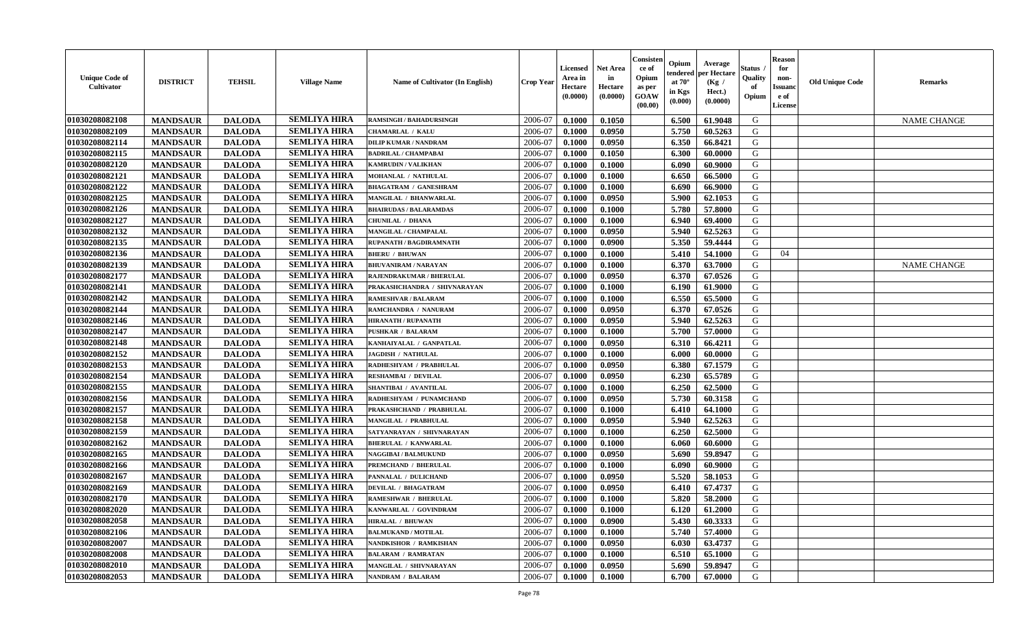| Unique Code of Cultivator | DISTRICT | TEHSIL | Village Name | Name of Cultivator (In English) | Crop Year | Licensed Area in Hectare (0.0000) | Net Area in Hectare (0.0000) | Consistence of Opium as per GOAW (00.00) | Opium tendered at 70° in Kgs (0.000) | Average per Hectare (Kg / Hect.) (0.0000) | Status / Quality of Opium | Reason for non-Issuance of License | Old Unique Code | Remarks |
|---|---|---|---|---|---|---|---|---|---|---|---|---|---|---|
| 01030208082108 | MANDSAUR | DALODA | SEMLIYA HIRA | RAMSINGH / BAHADURSINGH | 2006-07 | 0.1000 | 0.1050 | | 6.500 | 61.9048 | G | | | NAME CHANGE |
| 01030208082109 | MANDSAUR | DALODA | SEMLIYA HIRA | CHAMARLAL / KALU | 2006-07 | 0.1000 | 0.0950 | | 5.750 | 60.5263 | G | | | |
| 01030208082114 | MANDSAUR | DALODA | SEMLIYA HIRA | DILIP KUMAR / NANDRAM | 2006-07 | 0.1000 | 0.0950 | | 6.350 | 66.8421 | G | | | |
| 01030208082115 | MANDSAUR | DALODA | SEMLIYA HIRA | BADRILAL / CHAMPABAI | 2006-07 | 0.1000 | 0.1050 | | 6.300 | 60.0000 | G | | | |
| 01030208082120 | MANDSAUR | DALODA | SEMLIYA HIRA | KAMRUDIN / VALIKHAN | 2006-07 | 0.1000 | 0.1000 | | 6.090 | 60.9000 | G | | | |
| 01030208082121 | MANDSAUR | DALODA | SEMLIYA HIRA | MOHANLAL / NATHULAL | 2006-07 | 0.1000 | 0.1000 | | 6.650 | 66.5000 | G | | | |
| 01030208082122 | MANDSAUR | DALODA | SEMLIYA HIRA | BHAGATRAM / GANESHRAM | 2006-07 | 0.1000 | 0.1000 | | 6.690 | 66.9000 | G | | | |
| 01030208082125 | MANDSAUR | DALODA | SEMLIYA HIRA | MANGILAL / BHANWARLAL | 2006-07 | 0.1000 | 0.0950 | | 5.900 | 62.1053 | G | | | |
| 01030208082126 | MANDSAUR | DALODA | SEMLIYA HIRA | BHAIRUDAS / BALARAMDAS | 2006-07 | 0.1000 | 0.1000 | | 5.780 | 57.8000 | G | | | |
| 01030208082127 | MANDSAUR | DALODA | SEMLIYA HIRA | CHUNILAL / DHANA | 2006-07 | 0.1000 | 0.1000 | | 6.940 | 69.4000 | G | | | |
| 01030208082132 | MANDSAUR | DALODA | SEMLIYA HIRA | MANGILAL / CHAMPALAL | 2006-07 | 0.1000 | 0.0950 | | 5.940 | 62.5263 | G | | | |
| 01030208082135 | MANDSAUR | DALODA | SEMLIYA HIRA | RUPANATH / BAGDIRAMNATH | 2006-07 | 0.1000 | 0.0900 | | 5.350 | 59.4444 | G | | | |
| 01030208082136 | MANDSAUR | DALODA | SEMLIYA HIRA | BHERU / BHUWAN | 2006-07 | 0.1000 | 0.1000 | | 5.410 | 54.1000 | G | 04 | | |
| 01030208082139 | MANDSAUR | DALODA | SEMLIYA HIRA | BHUVANIRAM / NARAYAN | 2006-07 | 0.1000 | 0.1000 | | 6.370 | 63.7000 | G | | | NAME CHANGE |
| 01030208082177 | MANDSAUR | DALODA | SEMLIYA HIRA | RAJENDRAKUMAR / BHERULAL | 2006-07 | 0.1000 | 0.0950 | | 6.370 | 67.0526 | G | | | |
| 01030208082141 | MANDSAUR | DALODA | SEMLIYA HIRA | PRAKASHCHANDRA / SHIVNARAYAN | 2006-07 | 0.1000 | 0.1000 | | 6.190 | 61.9000 | G | | | |
| 01030208082142 | MANDSAUR | DALODA | SEMLIYA HIRA | RAMESHVAR / BALARAM | 2006-07 | 0.1000 | 0.1000 | | 6.550 | 65.5000 | G | | | |
| 01030208082144 | MANDSAUR | DALODA | SEMLIYA HIRA | RAMCHANDRA / NANURAM | 2006-07 | 0.1000 | 0.0950 | | 6.370 | 67.0526 | G | | | |
| 01030208082146 | MANDSAUR | DALODA | SEMLIYA HIRA | HIRANATH / RUPANATH | 2006-07 | 0.1000 | 0.0950 | | 5.940 | 62.5263 | G | | | |
| 01030208082147 | MANDSAUR | DALODA | SEMLIYA HIRA | PUSHKAR / BALARAM | 2006-07 | 0.1000 | 0.1000 | | 5.700 | 57.0000 | G | | | |
| 01030208082148 | MANDSAUR | DALODA | SEMLIYA HIRA | KANHAIYALAL / GANPATLAL | 2006-07 | 0.1000 | 0.0950 | | 6.310 | 66.4211 | G | | | |
| 01030208082152 | MANDSAUR | DALODA | SEMLIYA HIRA | JAGDISH / NATHULAL | 2006-07 | 0.1000 | 0.1000 | | 6.000 | 60.0000 | G | | | |
| 01030208082153 | MANDSAUR | DALODA | SEMLIYA HIRA | RADHESHYAM / PRABHULAL | 2006-07 | 0.1000 | 0.0950 | | 6.380 | 67.1579 | G | | | |
| 01030208082154 | MANDSAUR | DALODA | SEMLIYA HIRA | RESHAMBAI / DEVILAL | 2006-07 | 0.1000 | 0.0950 | | 6.230 | 65.5789 | G | | | |
| 01030208082155 | MANDSAUR | DALODA | SEMLIYA HIRA | SHANTIBAI / AVANTILAL | 2006-07 | 0.1000 | 0.1000 | | 6.250 | 62.5000 | G | | | |
| 01030208082156 | MANDSAUR | DALODA | SEMLIYA HIRA | RADHESHYAM / PUNAMCHAND | 2006-07 | 0.1000 | 0.0950 | | 5.730 | 60.3158 | G | | | |
| 01030208082157 | MANDSAUR | DALODA | SEMLIYA HIRA | PRAKASHCHAND / PRABHULAL | 2006-07 | 0.1000 | 0.1000 | | 6.410 | 64.1000 | G | | | |
| 01030208082158 | MANDSAUR | DALODA | SEMLIYA HIRA | MANGILAL / PRABHULAL | 2006-07 | 0.1000 | 0.0950 | | 5.940 | 62.5263 | G | | | |
| 01030208082159 | MANDSAUR | DALODA | SEMLIYA HIRA | SATYANRAYAN / SHIVNARAYAN | 2006-07 | 0.1000 | 0.1000 | | 6.250 | 62.5000 | G | | | |
| 01030208082162 | MANDSAUR | DALODA | SEMLIYA HIRA | BHERULAL / KANWARLAL | 2006-07 | 0.1000 | 0.1000 | | 6.060 | 60.6000 | G | | | |
| 01030208082165 | MANDSAUR | DALODA | SEMLIYA HIRA | NAGGIBAI / BALMUKUND | 2006-07 | 0.1000 | 0.0950 | | 5.690 | 59.8947 | G | | | |
| 01030208082166 | MANDSAUR | DALODA | SEMLIYA HIRA | PREMCHAND / BHERULAL | 2006-07 | 0.1000 | 0.1000 | | 6.090 | 60.9000 | G | | | |
| 01030208082167 | MANDSAUR | DALODA | SEMLIYA HIRA | PANNALAL / DULICHAND | 2006-07 | 0.1000 | 0.0950 | | 5.520 | 58.1053 | G | | | |
| 01030208082169 | MANDSAUR | DALODA | SEMLIYA HIRA | DEVILAL / BHAGATRAM | 2006-07 | 0.1000 | 0.0950 | | 6.410 | 67.4737 | G | | | |
| 01030208082170 | MANDSAUR | DALODA | SEMLIYA HIRA | RAMESHWAR / BHERULAL | 2006-07 | 0.1000 | 0.1000 | | 5.820 | 58.2000 | G | | | |
| 01030208082020 | MANDSAUR | DALODA | SEMLIYA HIRA | KANWARLAL / GOVINDRAM | 2006-07 | 0.1000 | 0.1000 | | 6.120 | 61.2000 | G | | | |
| 01030208082058 | MANDSAUR | DALODA | SEMLIYA HIRA | HIRALAL / BHUWAN | 2006-07 | 0.1000 | 0.0900 | | 5.430 | 60.3333 | G | | | |
| 01030208082106 | MANDSAUR | DALODA | SEMLIYA HIRA | BALMUKAND / MOTILAL | 2006-07 | 0.1000 | 0.1000 | | 5.740 | 57.4000 | G | | | |
| 01030208082007 | MANDSAUR | DALODA | SEMLIYA HIRA | NANDKISHOR / RAMKISHAN | 2006-07 | 0.1000 | 0.0950 | | 6.030 | 63.4737 | G | | | |
| 01030208082008 | MANDSAUR | DALODA | SEMLIYA HIRA | BALARAM / RAMRATAN | 2006-07 | 0.1000 | 0.1000 | | 6.510 | 65.1000 | G | | | |
| 01030208082010 | MANDSAUR | DALODA | SEMLIYA HIRA | MANGILAL / SHIVNARAYAN | 2006-07 | 0.1000 | 0.0950 | | 5.690 | 59.8947 | G | | | |
| 01030208082053 | MANDSAUR | DALODA | SEMLIYA HIRA | NANDRAM / BALARAM | 2006-07 | 0.1000 | 0.1000 | | 6.700 | 67.0000 | G | | | |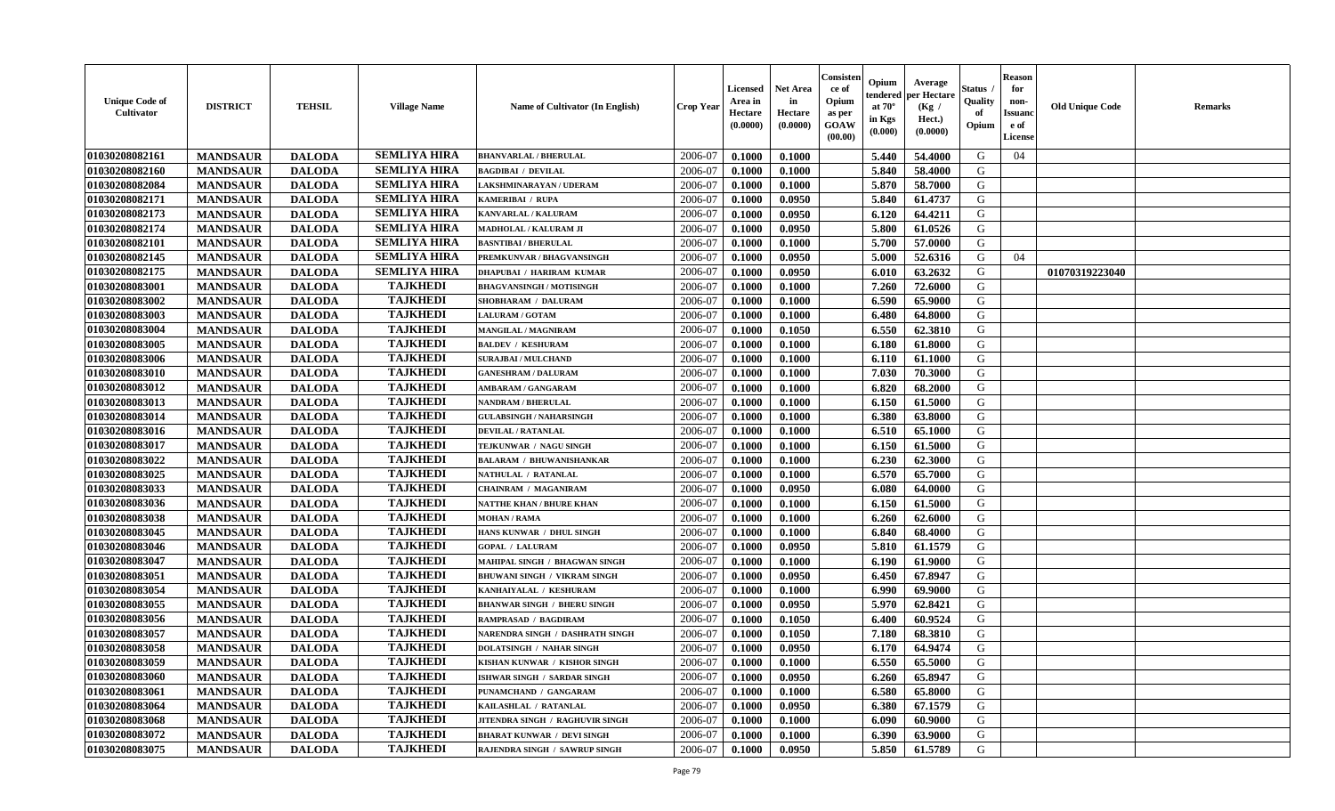| Unique Code of Cultivator | DISTRICT | TEHSIL | Village Name | Name of Cultivator (In English) | Crop Year | Licensed Area in Hectare (0.0000) | Net Area in Hectare (0.0000) | Consistence of Opium as per GOAW (00.00) | Opium tendered at 70° in Kgs (0.000) | Average per Hectare (Kg / Hect.) (0.0000) | Status / Quality of Opium | Reason for non-Issuance of License | Old Unique Code | Remarks |
|---|---|---|---|---|---|---|---|---|---|---|---|---|---|---|
| 01030208082161 | MANDSAUR | DALODA | SEMLIYA HIRA | BHANVARLAL / BHERULAL | 2006-07 | 0.1000 | 0.1000 | | 5.440 | 54.4000 | G | 04 | | |
| 01030208082160 | MANDSAUR | DALODA | SEMLIYA HIRA | BAGDIBAI / DEVILAL | 2006-07 | 0.1000 | 0.1000 | | 5.840 | 58.4000 | G | | | |
| 01030208082084 | MANDSAUR | DALODA | SEMLIYA HIRA | LAKSHMINARAYAN / UDERAM | 2006-07 | 0.1000 | 0.1000 | | 5.870 | 58.7000 | G | | | |
| 01030208082171 | MANDSAUR | DALODA | SEMLIYA HIRA | KAMERIBAI / RUPA | 2006-07 | 0.1000 | 0.0950 | | 5.840 | 61.4737 | G | | | |
| 01030208082173 | MANDSAUR | DALODA | SEMLIYA HIRA | KANVARLAL / KALURAM | 2006-07 | 0.1000 | 0.0950 | | 6.120 | 64.4211 | G | | | |
| 01030208082174 | MANDSAUR | DALODA | SEMLIYA HIRA | MADHOLAL / KALURAM JI | 2006-07 | 0.1000 | 0.0950 | | 5.800 | 61.0526 | G | | | |
| 01030208082101 | MANDSAUR | DALODA | SEMLIYA HIRA | BASNTIBAI / BHERULAL | 2006-07 | 0.1000 | 0.1000 | | 5.700 | 57.0000 | G | | | |
| 01030208082145 | MANDSAUR | DALODA | SEMLIYA HIRA | PREMKUNVAR / BHAGVANSINGH | 2006-07 | 0.1000 | 0.0950 | | 5.000 | 52.6316 | G | 04 | | |
| 01030208082175 | MANDSAUR | DALODA | SEMLIYA HIRA | DHAPUBAI / HARIRAM KUMAR | 2006-07 | 0.1000 | 0.0950 | | 6.010 | 63.2632 | G | | 01070319223040 | |
| 01030208083001 | MANDSAUR | DALODA | TAJKHEDI | BHAGVANSINGH / MOTISINGH | 2006-07 | 0.1000 | 0.1000 | | 7.260 | 72.6000 | G | | | |
| 01030208083002 | MANDSAUR | DALODA | TAJKHEDI | SHOBHARAM / DALURAM | 2006-07 | 0.1000 | 0.1000 | | 6.590 | 65.9000 | G | | | |
| 01030208083003 | MANDSAUR | DALODA | TAJKHEDI | LALURAM / GOTAM | 2006-07 | 0.1000 | 0.1000 | | 6.480 | 64.8000 | G | | | |
| 01030208083004 | MANDSAUR | DALODA | TAJKHEDI | MANGILAL / MAGNIRAM | 2006-07 | 0.1000 | 0.1050 | | 6.550 | 62.3810 | G | | | |
| 01030208083005 | MANDSAUR | DALODA | TAJKHEDI | BALDEV / KESHURAM | 2006-07 | 0.1000 | 0.1000 | | 6.180 | 61.8000 | G | | | |
| 01030208083006 | MANDSAUR | DALODA | TAJKHEDI | SURAJBAI / MULCHAND | 2006-07 | 0.1000 | 0.1000 | | 6.110 | 61.1000 | G | | | |
| 01030208083010 | MANDSAUR | DALODA | TAJKHEDI | GANESHRAM / DALURAM | 2006-07 | 0.1000 | 0.1000 | | 7.030 | 70.3000 | G | | | |
| 01030208083012 | MANDSAUR | DALODA | TAJKHEDI | AMBARAM / GANGARAM | 2006-07 | 0.1000 | 0.1000 | | 6.820 | 68.2000 | G | | | |
| 01030208083013 | MANDSAUR | DALODA | TAJKHEDI | NANDRAM / BHERULAL | 2006-07 | 0.1000 | 0.1000 | | 6.150 | 61.5000 | G | | | |
| 01030208083014 | MANDSAUR | DALODA | TAJKHEDI | GULABSINGH / NAHARSINGH | 2006-07 | 0.1000 | 0.1000 | | 6.380 | 63.8000 | G | | | |
| 01030208083016 | MANDSAUR | DALODA | TAJKHEDI | DEVILAL / RATANLAL | 2006-07 | 0.1000 | 0.1000 | | 6.510 | 65.1000 | G | | | |
| 01030208083017 | MANDSAUR | DALODA | TAJKHEDI | TEJKUNWAR / NAGU SINGH | 2006-07 | 0.1000 | 0.1000 | | 6.150 | 61.5000 | G | | | |
| 01030208083022 | MANDSAUR | DALODA | TAJKHEDI | BALARAM / BHUWANISHANKAR | 2006-07 | 0.1000 | 0.1000 | | 6.230 | 62.3000 | G | | | |
| 01030208083025 | MANDSAUR | DALODA | TAJKHEDI | NATHULAL / RATANLAL | 2006-07 | 0.1000 | 0.1000 | | 6.570 | 65.7000 | G | | | |
| 01030208083033 | MANDSAUR | DALODA | TAJKHEDI | CHAINRAM / MAGANIRAM | 2006-07 | 0.1000 | 0.0950 | | 6.080 | 64.0000 | G | | | |
| 01030208083036 | MANDSAUR | DALODA | TAJKHEDI | NATTHE KHAN / BHURE KHAN | 2006-07 | 0.1000 | 0.1000 | | 6.150 | 61.5000 | G | | | |
| 01030208083038 | MANDSAUR | DALODA | TAJKHEDI | MOHAN / RAMA | 2006-07 | 0.1000 | 0.1000 | | 6.260 | 62.6000 | G | | | |
| 01030208083045 | MANDSAUR | DALODA | TAJKHEDI | HANS KUNWAR / DHUL SINGH | 2006-07 | 0.1000 | 0.1000 | | 6.840 | 68.4000 | G | | | |
| 01030208083046 | MANDSAUR | DALODA | TAJKHEDI | GOPAL / LALURAM | 2006-07 | 0.1000 | 0.0950 | | 5.810 | 61.1579 | G | | | |
| 01030208083047 | MANDSAUR | DALODA | TAJKHEDI | MAHIPAL SINGH / BHAGWAN SINGH | 2006-07 | 0.1000 | 0.1000 | | 6.190 | 61.9000 | G | | | |
| 01030208083051 | MANDSAUR | DALODA | TAJKHEDI | BHUWANI SINGH / VIKRAM SINGH | 2006-07 | 0.1000 | 0.0950 | | 6.450 | 67.8947 | G | | | |
| 01030208083054 | MANDSAUR | DALODA | TAJKHEDI | KANHAIYALAL / KESHURAM | 2006-07 | 0.1000 | 0.1000 | | 6.990 | 69.9000 | G | | | |
| 01030208083055 | MANDSAUR | DALODA | TAJKHEDI | BHANWAR SINGH / BHERU SINGH | 2006-07 | 0.1000 | 0.0950 | | 5.970 | 62.8421 | G | | | |
| 01030208083056 | MANDSAUR | DALODA | TAJKHEDI | RAMPRASAD / BAGDIRAM | 2006-07 | 0.1000 | 0.1050 | | 6.400 | 60.9524 | G | | | |
| 01030208083057 | MANDSAUR | DALODA | TAJKHEDI | NARENDRA SINGH / DASHRATH SINGH | 2006-07 | 0.1000 | 0.1050 | | 7.180 | 68.3810 | G | | | |
| 01030208083058 | MANDSAUR | DALODA | TAJKHEDI | DOLATSINGH / NAHAR SINGH | 2006-07 | 0.1000 | 0.0950 | | 6.170 | 64.9474 | G | | | |
| 01030208083059 | MANDSAUR | DALODA | TAJKHEDI | KISHAN KUNWAR / KISHOR SINGH | 2006-07 | 0.1000 | 0.1000 | | 6.550 | 65.5000 | G | | | |
| 01030208083060 | MANDSAUR | DALODA | TAJKHEDI | ISHWAR SINGH / SARDAR SINGH | 2006-07 | 0.1000 | 0.0950 | | 6.260 | 65.8947 | G | | | |
| 01030208083061 | MANDSAUR | DALODA | TAJKHEDI | PUNAMCHAND / GANGARAM | 2006-07 | 0.1000 | 0.1000 | | 6.580 | 65.8000 | G | | | |
| 01030208083064 | MANDSAUR | DALODA | TAJKHEDI | KAILASHLAL / RATANLAL | 2006-07 | 0.1000 | 0.0950 | | 6.380 | 67.1579 | G | | | |
| 01030208083068 | MANDSAUR | DALODA | TAJKHEDI | JITENDRA SINGH / RAGHUVIR SINGH | 2006-07 | 0.1000 | 0.1000 | | 6.090 | 60.9000 | G | | | |
| 01030208083072 | MANDSAUR | DALODA | TAJKHEDI | BHARAT KUNWAR / DEVI SINGH | 2006-07 | 0.1000 | 0.1000 | | 6.390 | 63.9000 | G | | | |
| 01030208083075 | MANDSAUR | DALODA | TAJKHEDI | RAJENDRA SINGH / SAWRUP SINGH | 2006-07 | 0.1000 | 0.0950 | | 5.850 | 61.5789 | G | | | |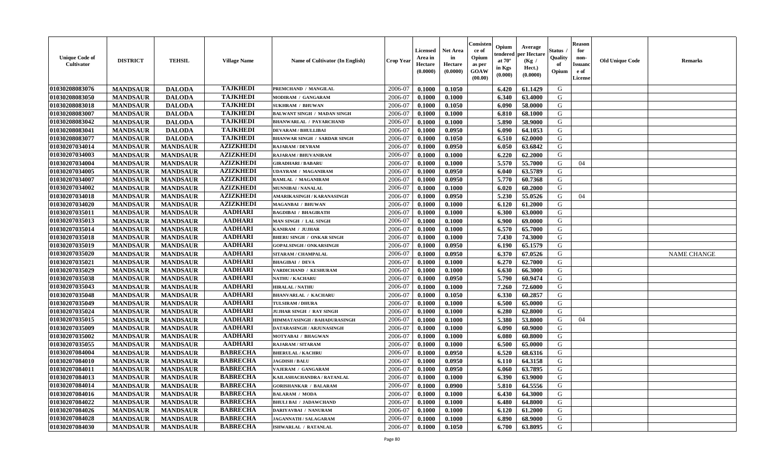| Unique Code of Cultivator | DISTRICT | TEHSIL | Village Name | Name of Cultivator (In English) | Crop Year | Licensed Area in Hectare (0.0000) | Net Area in Hectare (0.0000) | Consistence of Opium as per GOAW (00.00) | Opium tendered at 70° in Kgs (0.000) | Average per Hectare (Kg / Hect.) (0.0000) | Status / Quality of Opium | Reason for non-Issuance of License | Old Unique Code | Remarks |
|---|---|---|---|---|---|---|---|---|---|---|---|---|---|---|
| 01030208083076 | MANDSAUR | DALODA | TAJKHEDI | PREMCHAND / MANGILAL | 2006-07 | 0.1000 | 0.1050 | | 6.420 | 61.1429 | G | | | |
| 01030208083050 | MANDSAUR | DALODA | TAJKHEDI | MODIRAM / GANGARAM | 2006-07 | 0.1000 | 0.1000 | | 6.340 | 63.4000 | G | | | |
| 01030208083018 | MANDSAUR | DALODA | TAJKHEDI | SUKHRAM / BHUWAN | 2006-07 | 0.1000 | 0.1050 | | 6.090 | 58.0000 | G | | | |
| 01030208083007 | MANDSAUR | DALODA | TAJKHEDI | BALWANT SINGH / MADAN SINGH | 2006-07 | 0.1000 | 0.1000 | | 6.810 | 68.1000 | G | | | |
| 01030208083042 | MANDSAUR | DALODA | TAJKHEDI | BHANWARLAL / PAYARCHAND | 2006-07 | 0.1000 | 0.1000 | | 5.890 | 58.9000 | G | | | |
| 01030208083041 | MANDSAUR | DALODA | TAJKHEDI | DEVARAM / BHULLIBAI | 2006-07 | 0.1000 | 0.0950 | | 6.090 | 64.1053 | G | | | |
| 01030208083077 | MANDSAUR | DALODA | TAJKHEDI | BHANWAR SINGH / SARDAR SINGH | 2006-07 | 0.1000 | 0.1050 | | 6.510 | 62.0000 | G | | | |
| 01030207034014 | MANDSAUR | MANDSAUR | AZIZKHEDI | RAJARAM / DEVRAM | 2006-07 | 0.1000 | 0.0950 | | 6.050 | 63.6842 | G | | | |
| 01030207034003 | MANDSAUR | MANDSAUR | AZIZKHEDI | RAJARAM / BHUVANIRAM | 2006-07 | 0.1000 | 0.1000 | | 6.220 | 62.2000 | G | | | |
| 01030207034004 | MANDSAUR | MANDSAUR | AZIZKHEDI | GIRADHARI / BABARU | 2006-07 | 0.1000 | 0.1000 | | 5.570 | 55.7000 | G | 04 | | |
| 01030207034005 | MANDSAUR | MANDSAUR | AZIZKHEDI | UDAYRAM / MAGANIRAM | 2006-07 | 0.1000 | 0.0950 | | 6.040 | 63.5789 | G | | | |
| 01030207034007 | MANDSAUR | MANDSAUR | AZIZKHEDI | RAMLAL / MAGANIRAM | 2006-07 | 0.1000 | 0.0950 | | 5.770 | 60.7368 | G | | | |
| 01030207034002 | MANDSAUR | MANDSAUR | AZIZKHEDI | MUNNIBAI / NANALAL | 2006-07 | 0.1000 | 0.1000 | | 6.020 | 60.2000 | G | | | |
| 01030207034018 | MANDSAUR | MANDSAUR | AZIZKHEDI | AMARIKASINGH / KARANASINGH | 2006-07 | 0.1000 | 0.0950 | | 5.230 | 55.0526 | G | 04 | | |
| 01030207034020 | MANDSAUR | MANDSAUR | AZIZKHEDI | MAGANBAI / BHUWAN | 2006-07 | 0.1000 | 0.1000 | | 6.120 | 61.2000 | G | | | |
| 01030207035011 | MANDSAUR | MANDSAUR | AADHARI | BAGDIBAI / BHAGIRATH | 2006-07 | 0.1000 | 0.1000 | | 6.300 | 63.0000 | G | | | |
| 01030207035013 | MANDSAUR | MANDSAUR | AADHARI | MAN SINGH / LAL SINGH | 2006-07 | 0.1000 | 0.1000 | | 6.900 | 69.0000 | G | | | |
| 01030207035014 | MANDSAUR | MANDSAUR | AADHARI | KANIRAM / JUJHAR | 2006-07 | 0.1000 | 0.1000 | | 6.570 | 65.7000 | G | | | |
| 01030207035018 | MANDSAUR | MANDSAUR | AADHARI | BHERU SINGH / ONKAR SINGH | 2006-07 | 0.1000 | 0.1000 | | 7.430 | 74.3000 | G | | | |
| 01030207035019 | MANDSAUR | MANDSAUR | AADHARI | GOPALSINGH / ONKARSINGH | 2006-07 | 0.1000 | 0.0950 | | 6.190 | 65.1579 | G | | | |
| 01030207035020 | MANDSAUR | MANDSAUR | AADHARI | SITARAM / CHAMPALAL | 2006-07 | 0.1000 | 0.0950 | | 6.370 | 67.0526 | G | | | NAME CHANGE |
| 01030207035021 | MANDSAUR | MANDSAUR | AADHARI | BHAGIBAI / DEVA | 2006-07 | 0.1000 | 0.1000 | | 6.270 | 62.7000 | G | | | |
| 01030207035029 | MANDSAUR | MANDSAUR | AADHARI | VARDICHAND / KESHURAM | 2006-07 | 0.1000 | 0.1000 | | 6.630 | 66.3000 | G | | | |
| 01030207035038 | MANDSAUR | MANDSAUR | AADHARI | NATHU / KACHARU | 2006-07 | 0.1000 | 0.0950 | | 5.790 | 60.9474 | G | | | |
| 01030207035043 | MANDSAUR | MANDSAUR | AADHARI | HIRALAL / NATHU | 2006-07 | 0.1000 | 0.1000 | | 7.260 | 72.6000 | G | | | |
| 01030207035048 | MANDSAUR | MANDSAUR | AADHARI | BHANVARLAL / KACHARU | 2006-07 | 0.1000 | 0.1050 | | 6.330 | 60.2857 | G | | | |
| 01030207035049 | MANDSAUR | MANDSAUR | AADHARI | TULSIRAM / DHURA | 2006-07 | 0.1000 | 0.1000 | | 6.500 | 65.0000 | G | | | |
| 01030207035024 | MANDSAUR | MANDSAUR | AADHARI | JUJHAR SINGH / RAY SINGH | 2006-07 | 0.1000 | 0.1000 | | 6.280 | 62.8000 | G | | | |
| 01030207035015 | MANDSAUR | MANDSAUR | AADHARI | HIMMATASINGH / BAHADURASINGH | 2006-07 | 0.1000 | 0.1000 | | 5.380 | 53.8000 | G | 04 | | |
| 01030207035009 | MANDSAUR | MANDSAUR | AADHARI | DATARASINGH / ARJUNASINGH | 2006-07 | 0.1000 | 0.1000 | | 6.090 | 60.9000 | G | | | |
| 01030207035002 | MANDSAUR | MANDSAUR | AADHARI | MOTYABAI / BHAGWAN | 2006-07 | 0.1000 | 0.1000 | | 6.080 | 60.8000 | G | | | |
| 01030207035055 | MANDSAUR | MANDSAUR | AADHARI | RAJARAM / SITARAM | 2006-07 | 0.1000 | 0.1000 | | 6.500 | 65.0000 | G | | | |
| 01030207084004 | MANDSAUR | MANDSAUR | BABRECHA | BHERULAL / KACHRU | 2006-07 | 0.1000 | 0.0950 | | 6.520 | 68.6316 | G | | | |
| 01030207084010 | MANDSAUR | MANDSAUR | BABRECHA | JAGDISH / BALU | 2006-07 | 0.1000 | 0.0950 | | 6.110 | 64.3158 | G | | | |
| 01030207084011 | MANDSAUR | MANDSAUR | BABRECHA | VAJERAM / GANGARAM | 2006-07 | 0.1000 | 0.0950 | | 6.060 | 63.7895 | G | | | |
| 01030207084013 | MANDSAUR | MANDSAUR | BABRECHA | KAILASHACHANDRA / RATANLAL | 2006-07 | 0.1000 | 0.1000 | | 6.390 | 63.9000 | G | | | |
| 01030207084014 | MANDSAUR | MANDSAUR | BABRECHA | GORISHANKAR / BALARAM | 2006-07 | 0.1000 | 0.0900 | | 5.810 | 64.5556 | G | | | |
| 01030207084016 | MANDSAUR | MANDSAUR | BABRECHA | BALARAM / MODA | 2006-07 | 0.1000 | 0.1000 | | 6.430 | 64.3000 | G | | | |
| 01030207084022 | MANDSAUR | MANDSAUR | BABRECHA | BHULI BAI / JADAWCHAND | 2006-07 | 0.1000 | 0.1000 | | 6.480 | 64.8000 | G | | | |
| 01030207084026 | MANDSAUR | MANDSAUR | BABRECHA | DARIYAVBAI / NANURAM | 2006-07 | 0.1000 | 0.1000 | | 6.120 | 61.2000 | G | | | |
| 01030207084028 | MANDSAUR | MANDSAUR | BABRECHA | JAGANNATH / SALAGARAM | 2006-07 | 0.1000 | 0.1000 | | 6.890 | 68.9000 | G | | | |
| 01030207084030 | MANDSAUR | MANDSAUR | BABRECHA | ISHWARLAL / RATANLAL | 2006-07 | 0.1000 | 0.1050 | | 6.700 | 63.8095 | G | | | |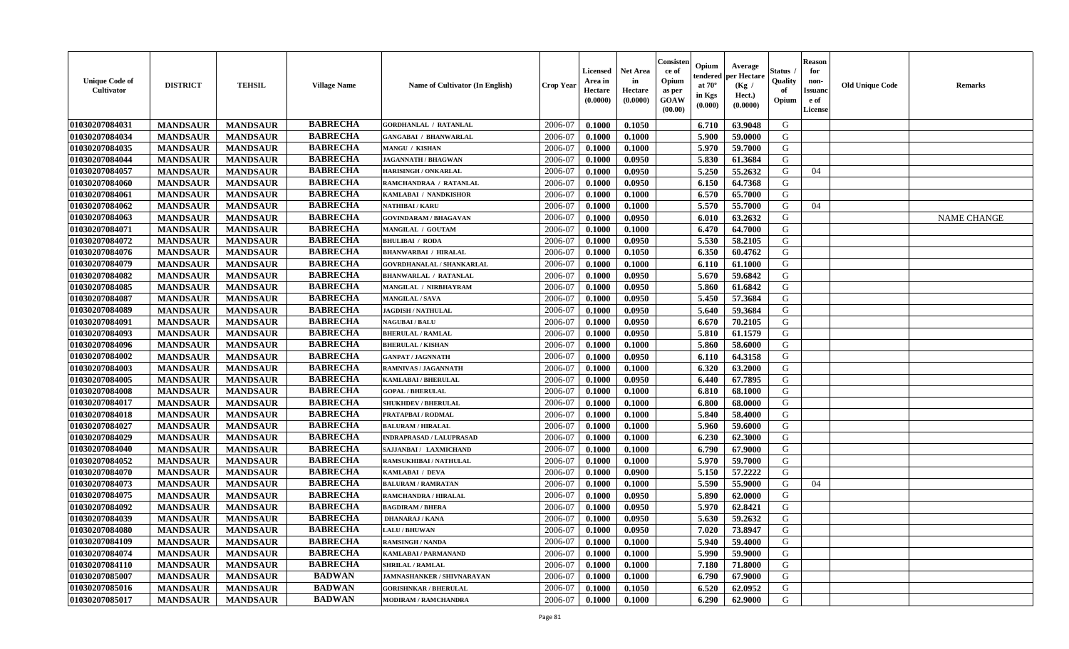| Unique Code of Cultivator | DISTRICT | TEHSIL | Village Name | Name of Cultivator (In English) | Crop Year | Licensed Area in Hectare (0.0000) | Net Area in Hectare (0.0000) | Consistence of Opium as per GOAW (00.00) | Opium tendered at 70° in Kgs (0.000) | Average per Hectare (Kg / Hect.) (0.0000) | Status / Quality of Opium | Reason for non-Issuance of License | Old Unique Code | Remarks |
|---|---|---|---|---|---|---|---|---|---|---|---|---|---|---|
| 01030207084031 | MANDSAUR | MANDSAUR | BABRECHA | GORDHANLAL / RATANLAL | 2006-07 | 0.1000 | 0.1050 | | 6.710 | 63.9048 | G | | | |
| 01030207084034 | MANDSAUR | MANDSAUR | BABRECHA | GANGABAI / BHANWARLAL | 2006-07 | 0.1000 | 0.1000 | | 5.900 | 59.0000 | G | | | |
| 01030207084035 | MANDSAUR | MANDSAUR | BABRECHA | MANGU / KISHAN | 2006-07 | 0.1000 | 0.1000 | | 5.970 | 59.7000 | G | | | |
| 01030207084044 | MANDSAUR | MANDSAUR | BABRECHA | JAGANNATH / BHAGWAN | 2006-07 | 0.1000 | 0.0950 | | 5.830 | 61.3684 | G | | | |
| 01030207084057 | MANDSAUR | MANDSAUR | BABRECHA | HARISINGH / ONKARLAL | 2006-07 | 0.1000 | 0.0950 | | 5.250 | 55.2632 | G | 04 | | |
| 01030207084060 | MANDSAUR | MANDSAUR | BABRECHA | RAMCHANDRAA / RATANLAL | 2006-07 | 0.1000 | 0.0950 | | 6.150 | 64.7368 | G | | | |
| 01030207084061 | MANDSAUR | MANDSAUR | BABRECHA | KAMLABAI / NANDKISHOR | 2006-07 | 0.1000 | 0.1000 | | 6.570 | 65.7000 | G | | | |
| 01030207084062 | MANDSAUR | MANDSAUR | BABRECHA | NATHIBAI / KARU | 2006-07 | 0.1000 | 0.1000 | | 5.570 | 55.7000 | G | 04 | | |
| 01030207084063 | MANDSAUR | MANDSAUR | BABRECHA | GOVINDARAM / BHAGAVAN | 2006-07 | 0.1000 | 0.0950 | | 6.010 | 63.2632 | G | | | NAME CHANGE |
| 01030207084071 | MANDSAUR | MANDSAUR | BABRECHA | MANGILAL / GOUTAM | 2006-07 | 0.1000 | 0.1000 | | 6.470 | 64.7000 | G | | | |
| 01030207084072 | MANDSAUR | MANDSAUR | BABRECHA | BHULIBAI / RODA | 2006-07 | 0.1000 | 0.0950 | | 5.530 | 58.2105 | G | | | |
| 01030207084076 | MANDSAUR | MANDSAUR | BABRECHA | BHANWARBAI / HIRALAL | 2006-07 | 0.1000 | 0.1050 | | 6.350 | 60.4762 | G | | | |
| 01030207084079 | MANDSAUR | MANDSAUR | BABRECHA | GOVRDHANALAL / SHANKARLAL | 2006-07 | 0.1000 | 0.1000 | | 6.110 | 61.1000 | G | | | |
| 01030207084082 | MANDSAUR | MANDSAUR | BABRECHA | BHANWARLAL / RATANLAL | 2006-07 | 0.1000 | 0.0950 | | 5.670 | 59.6842 | G | | | |
| 01030207084085 | MANDSAUR | MANDSAUR | BABRECHA | MANGILAL / NIRBHAYRAM | 2006-07 | 0.1000 | 0.0950 | | 5.860 | 61.6842 | G | | | |
| 01030207084087 | MANDSAUR | MANDSAUR | BABRECHA | MANGILAL / SAVA | 2006-07 | 0.1000 | 0.0950 | | 5.450 | 57.3684 | G | | | |
| 01030207084089 | MANDSAUR | MANDSAUR | BABRECHA | JAGDISH / NATHULAL | 2006-07 | 0.1000 | 0.0950 | | 5.640 | 59.3684 | G | | | |
| 01030207084091 | MANDSAUR | MANDSAUR | BABRECHA | NAGUBAI / BALU | 2006-07 | 0.1000 | 0.0950 | | 6.670 | 70.2105 | G | | | |
| 01030207084093 | MANDSAUR | MANDSAUR | BABRECHA | BHERULAL / RAMLAL | 2006-07 | 0.1000 | 0.0950 | | 5.810 | 61.1579 | G | | | |
| 01030207084096 | MANDSAUR | MANDSAUR | BABRECHA | BHERULAL / KISHAN | 2006-07 | 0.1000 | 0.1000 | | 5.860 | 58.6000 | G | | | |
| 01030207084002 | MANDSAUR | MANDSAUR | BABRECHA | GANPAT / JAGNNATH | 2006-07 | 0.1000 | 0.0950 | | 6.110 | 64.3158 | G | | | |
| 01030207084003 | MANDSAUR | MANDSAUR | BABRECHA | RAMNIVAS / JAGANNATH | 2006-07 | 0.1000 | 0.1000 | | 6.320 | 63.2000 | G | | | |
| 01030207084005 | MANDSAUR | MANDSAUR | BABRECHA | KAMLABAI / BHERULAL | 2006-07 | 0.1000 | 0.0950 | | 6.440 | 67.7895 | G | | | |
| 01030207084008 | MANDSAUR | MANDSAUR | BABRECHA | GOPAL / BHERULAL | 2006-07 | 0.1000 | 0.1000 | | 6.810 | 68.1000 | G | | | |
| 01030207084017 | MANDSAUR | MANDSAUR | BABRECHA | SHUKHDEV / BHERULAL | 2006-07 | 0.1000 | 0.1000 | | 6.800 | 68.0000 | G | | | |
| 01030207084018 | MANDSAUR | MANDSAUR | BABRECHA | PRATAPBAI / RODMAL | 2006-07 | 0.1000 | 0.1000 | | 5.840 | 58.4000 | G | | | |
| 01030207084027 | MANDSAUR | MANDSAUR | BABRECHA | BALURAM / HIRALAL | 2006-07 | 0.1000 | 0.1000 | | 5.960 | 59.6000 | G | | | |
| 01030207084029 | MANDSAUR | MANDSAUR | BABRECHA | INDRAPRASAD / LALUPRASAD | 2006-07 | 0.1000 | 0.1000 | | 6.230 | 62.3000 | G | | | |
| 01030207084040 | MANDSAUR | MANDSAUR | BABRECHA | SAJJANBAI / LAXMICHAND | 2006-07 | 0.1000 | 0.1000 | | 6.790 | 67.9000 | G | | | |
| 01030207084052 | MANDSAUR | MANDSAUR | BABRECHA | RAMSUKHIBAI / NATHULAL | 2006-07 | 0.1000 | 0.1000 | | 5.970 | 59.7000 | G | | | |
| 01030207084070 | MANDSAUR | MANDSAUR | BABRECHA | KAMLABAI / DEVA | 2006-07 | 0.1000 | 0.0900 | | 5.150 | 57.2222 | G | | | |
| 01030207084073 | MANDSAUR | MANDSAUR | BABRECHA | BALURAM / RAMRATAN | 2006-07 | 0.1000 | 0.1000 | | 5.590 | 55.9000 | G | 04 | | |
| 01030207084075 | MANDSAUR | MANDSAUR | BABRECHA | RAMCHANDRA / HIRALAL | 2006-07 | 0.1000 | 0.0950 | | 5.890 | 62.0000 | G | | | |
| 01030207084092 | MANDSAUR | MANDSAUR | BABRECHA | BAGDIRAM / BHERA | 2006-07 | 0.1000 | 0.0950 | | 5.970 | 62.8421 | G | | | |
| 01030207084039 | MANDSAUR | MANDSAUR | BABRECHA | DHANARAJ / KANA | 2006-07 | 0.1000 | 0.0950 | | 5.630 | 59.2632 | G | | | |
| 01030207084080 | MANDSAUR | MANDSAUR | BABRECHA | LALU / BHUWAN | 2006-07 | 0.1000 | 0.0950 | | 7.020 | 73.8947 | G | | | |
| 01030207084109 | MANDSAUR | MANDSAUR | BABRECHA | RAMSINGH / NANDA | 2006-07 | 0.1000 | 0.1000 | | 5.940 | 59.4000 | G | | | |
| 01030207084074 | MANDSAUR | MANDSAUR | BABRECHA | KAMLABAI / PARMANAND | 2006-07 | 0.1000 | 0.1000 | | 5.990 | 59.9000 | G | | | |
| 01030207084110 | MANDSAUR | MANDSAUR | BABRECHA | SHRILAL / RAMLAL | 2006-07 | 0.1000 | 0.1000 | | 7.180 | 71.8000 | G | | | |
| 01030207085007 | MANDSAUR | MANDSAUR | BADWAN | JAMNASHANKER / SHIVNARAYAN | 2006-07 | 0.1000 | 0.1000 | | 6.790 | 67.9000 | G | | | |
| 01030207085016 | MANDSAUR | MANDSAUR | BADWAN | GORISHNKAR / BHERULAL | 2006-07 | 0.1000 | 0.1050 | | 6.520 | 62.0952 | G | | | |
| 01030207085017 | MANDSAUR | MANDSAUR | BADWAN | MODIRAM / RAMCHANDRA | 2006-07 | 0.1000 | 0.1000 | | 6.290 | 62.9000 | G | | | |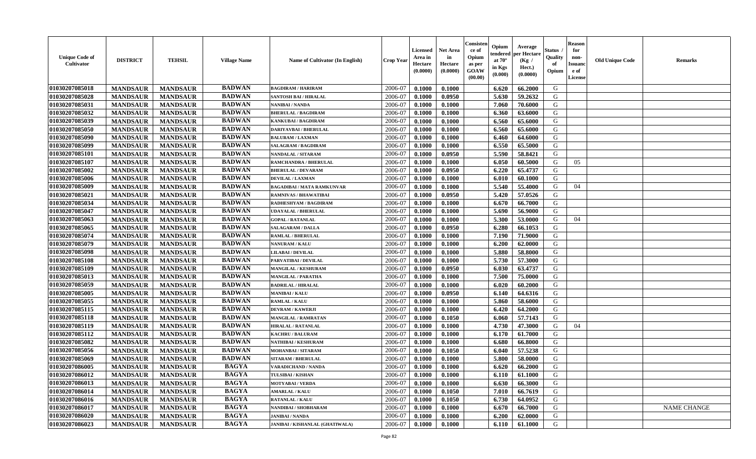| Unique Code of Cultivator | DISTRICT | TEHSIL | Village Name | Name of Cultivator (In English) | Crop Year | Licensed Area in Hectare (0.0000) | Net Area in Hectare (0.0000) | Consistence of Opium as per GOAW (00.00) | Opium tendered at 70° in Kgs (0.000) | Average per Hectare (Kg / Hect.) (0.0000) | Status / Quality of Opium | Reason for non-Issuance of License | Old Unique Code | Remarks |
|---|---|---|---|---|---|---|---|---|---|---|---|---|---|---|
| 01030207085018 | MANDSAUR | MANDSAUR | BADWAN | BAGDIRAM / HARIRAM | 2006-07 | 0.1000 | 0.1000 | | 6.620 | 66.2000 | G | | | |
| 01030207085028 | MANDSAUR | MANDSAUR | BADWAN | SANTOSH BAI / HIRALAL | 2006-07 | 0.1000 | 0.0950 | | 5.630 | 59.2632 | G | | | |
| 01030207085031 | MANDSAUR | MANDSAUR | BADWAN | NANIBAI / NANDA | 2006-07 | 0.1000 | 0.1000 | | 7.060 | 70.6000 | G | | | |
| 01030207085032 | MANDSAUR | MANDSAUR | BADWAN | BHERULAL / BAGDIRAM | 2006-07 | 0.1000 | 0.1000 | | 6.360 | 63.6000 | G | | | |
| 01030207085039 | MANDSAUR | MANDSAUR | BADWAN | KANKUBAI / BAGDIRAM | 2006-07 | 0.1000 | 0.1000 | | 6.560 | 65.6000 | G | | | |
| 01030207085050 | MANDSAUR | MANDSAUR | BADWAN | DARIYAVBAI / BHERULAL | 2006-07 | 0.1000 | 0.1000 | | 6.560 | 65.6000 | G | | | |
| 01030207085090 | MANDSAUR | MANDSAUR | BADWAN | BALURAM / LAXMAN | 2006-07 | 0.1000 | 0.1000 | | 6.460 | 64.6000 | G | | | |
| 01030207085099 | MANDSAUR | MANDSAUR | BADWAN | SALAGRAM / BAGDIRAM | 2006-07 | 0.1000 | 0.1000 | | 6.550 | 65.5000 | G | | | |
| 01030207085101 | MANDSAUR | MANDSAUR | BADWAN | NANDALAL / SITARAM | 2006-07 | 0.1000 | 0.0950 | | 5.590 | 58.8421 | G | | | |
| 01030207085107 | MANDSAUR | MANDSAUR | BADWAN | RAMCHANDRA / BHERULAL | 2006-07 | 0.1000 | 0.1000 | | 6.050 | 60.5000 | G | 05 | | |
| 01030207085002 | MANDSAUR | MANDSAUR | BADWAN | BHERULAL / DEVARAM | 2006-07 | 0.1000 | 0.0950 | | 6.220 | 65.4737 | G | | | |
| 01030207085006 | MANDSAUR | MANDSAUR | BADWAN | DEVILAL / LAXMAN | 2006-07 | 0.1000 | 0.1000 | | 6.010 | 60.1000 | G | | | |
| 01030207085009 | MANDSAUR | MANDSAUR | BADWAN | BAGADIBAI / MATA RAMKUNVAR | 2006-07 | 0.1000 | 0.1000 | | 5.540 | 55.4000 | G | 04 | | |
| 01030207085021 | MANDSAUR | MANDSAUR | BADWAN | RAMNIVAS / BHAWATIBAI | 2006-07 | 0.1000 | 0.0950 | | 5.420 | 57.0526 | G | | | |
| 01030207085034 | MANDSAUR | MANDSAUR | BADWAN | RADHESHYAM / BAGDIRAM | 2006-07 | 0.1000 | 0.1000 | | 6.670 | 66.7000 | G | | | |
| 01030207085047 | MANDSAUR | MANDSAUR | BADWAN | UDAYALAL / BHERULAL | 2006-07 | 0.1000 | 0.1000 | | 5.690 | 56.9000 | G | | | |
| 01030207085063 | MANDSAUR | MANDSAUR | BADWAN | GOPAL / RATANLAL | 2006-07 | 0.1000 | 0.1000 | | 5.300 | 53.0000 | G | 04 | | |
| 01030207085065 | MANDSAUR | MANDSAUR | BADWAN | SALAGARAM / DALLA | 2006-07 | 0.1000 | 0.0950 | | 6.280 | 66.1053 | G | | | |
| 01030207085074 | MANDSAUR | MANDSAUR | BADWAN | RAMLAL / BHERULAL | 2006-07 | 0.1000 | 0.1000 | | 7.190 | 71.9000 | G | | | |
| 01030207085079 | MANDSAUR | MANDSAUR | BADWAN | NANURAM / KALU | 2006-07 | 0.1000 | 0.1000 | | 6.200 | 62.0000 | G | | | |
| 01030207085098 | MANDSAUR | MANDSAUR | BADWAN | LILABAI / DEVILAL | 2006-07 | 0.1000 | 0.1000 | | 5.880 | 58.8000 | G | | | |
| 01030207085108 | MANDSAUR | MANDSAUR | BADWAN | PARVATIBAI / DEVILAL | 2006-07 | 0.1000 | 0.1000 | | 5.730 | 57.3000 | G | | | |
| 01030207085109 | MANDSAUR | MANDSAUR | BADWAN | MANGILAL / KESHURAM | 2006-07 | 0.1000 | 0.0950 | | 6.030 | 63.4737 | G | | | |
| 01030207085013 | MANDSAUR | MANDSAUR | BADWAN | MANGILAL / PARATHA | 2006-07 | 0.1000 | 0.1000 | | 7.500 | 75.0000 | G | | | |
| 01030207085059 | MANDSAUR | MANDSAUR | BADWAN | BADRILAL / HIRALAL | 2006-07 | 0.1000 | 0.1000 | | 6.020 | 60.2000 | G | | | |
| 01030207085005 | MANDSAUR | MANDSAUR | BADWAN | MANIBAI / KALU | 2006-07 | 0.1000 | 0.0950 | | 6.140 | 64.6316 | G | | | |
| 01030207085055 | MANDSAUR | MANDSAUR | BADWAN | RAMLAL / KALU | 2006-07 | 0.1000 | 0.1000 | | 5.860 | 58.6000 | G | | | |
| 01030207085115 | MANDSAUR | MANDSAUR | BADWAN | DEVRAM / KAWERJI | 2006-07 | 0.1000 | 0.1000 | | 6.420 | 64.2000 | G | | | |
| 01030207085118 | MANDSAUR | MANDSAUR | BADWAN | MANGILAL / RAMRATAN | 2006-07 | 0.1000 | 0.1050 | | 6.060 | 57.7143 | G | | | |
| 01030207085119 | MANDSAUR | MANDSAUR | BADWAN | HIRALAL / RATANLAL | 2006-07 | 0.1000 | 0.1000 | | 4.730 | 47.3000 | G | 04 | | |
| 01030207085112 | MANDSAUR | MANDSAUR | BADWAN | KACHRU / BALURAM | 2006-07 | 0.1000 | 0.1000 | | 6.170 | 61.7000 | G | | | |
| 01030207085082 | MANDSAUR | MANDSAUR | BADWAN | NATHIBAI / KESHURAM | 2006-07 | 0.1000 | 0.1000 | | 6.680 | 66.8000 | G | | | |
| 01030207085056 | MANDSAUR | MANDSAUR | BADWAN | MOHANBAI / SITARAM | 2006-07 | 0.1000 | 0.1050 | | 6.040 | 57.5238 | G | | | |
| 01030207085069 | MANDSAUR | MANDSAUR | BADWAN | SITARAM / BHERULAL | 2006-07 | 0.1000 | 0.1000 | | 5.800 | 58.0000 | G | | | |
| 01030207086005 | MANDSAUR | MANDSAUR | BAGYA | VARADICHAND / NANDA | 2006-07 | 0.1000 | 0.1000 | | 6.620 | 66.2000 | G | | | |
| 01030207086012 | MANDSAUR | MANDSAUR | BAGYA | TULSIBAI / KISHAN | 2006-07 | 0.1000 | 0.1000 | | 6.110 | 61.1000 | G | | | |
| 01030207086013 | MANDSAUR | MANDSAUR | BAGYA | MOTYABAI / VERDA | 2006-07 | 0.1000 | 0.1000 | | 6.630 | 66.3000 | G | | | |
| 01030207086014 | MANDSAUR | MANDSAUR | BAGYA | AMARLAL / KALU | 2006-07 | 0.1000 | 0.1050 | | 7.010 | 66.7619 | G | | | |
| 01030207086016 | MANDSAUR | MANDSAUR | BAGYA | RATANLAL / KALU | 2006-07 | 0.1000 | 0.1050 | | 6.730 | 64.0952 | G | | | |
| 01030207086017 | MANDSAUR | MANDSAUR | BAGYA | NANDIBAI / SHOBHARAM | 2006-07 | 0.1000 | 0.1000 | | 6.670 | 66.7000 | G | | | NAME CHANGE |
| 01030207086020 | MANDSAUR | MANDSAUR | BAGYA | JANIBAI / NANDA | 2006-07 | 0.1000 | 0.1000 | | 6.200 | 62.0000 | G | | | |
| 01030207086023 | MANDSAUR | MANDSAUR | BAGYA | JANIBAI / KISHANLAL (GHATIWALA) | 2006-07 | 0.1000 | 0.1000 | | 6.110 | 61.1000 | G | | | |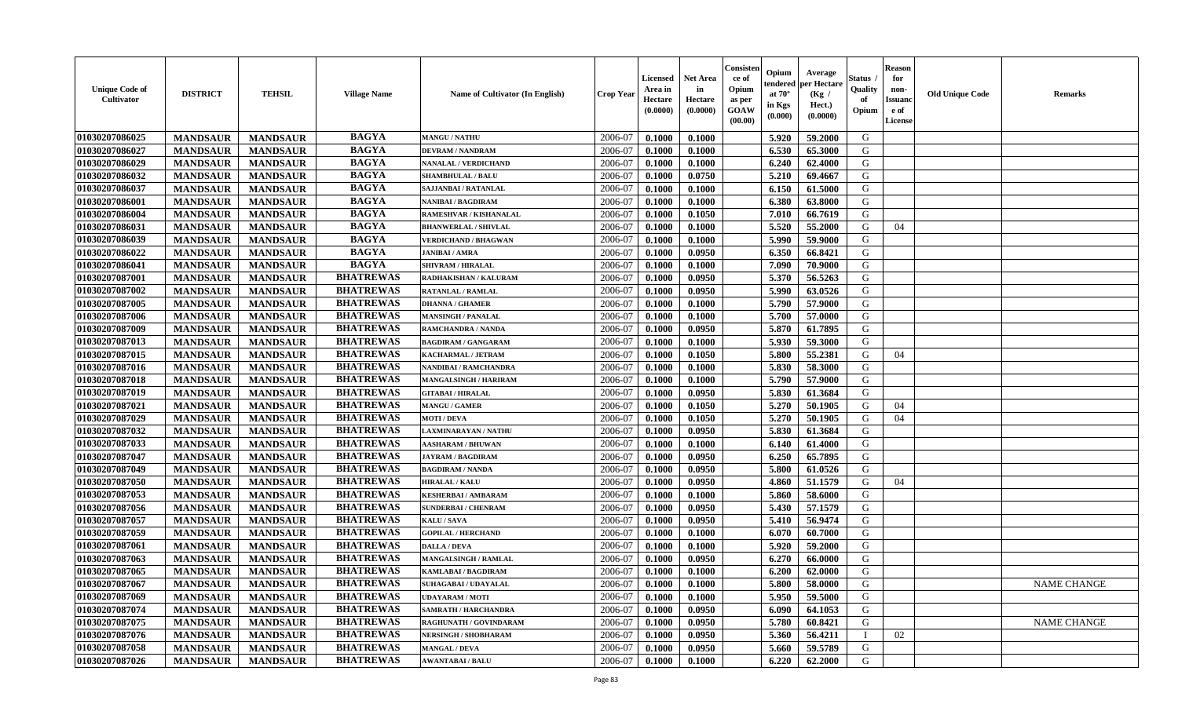| Unique Code of Cultivator | DISTRICT | TEHSIL | Village Name | Name of Cultivator (In English) | Crop Year | Licensed Area in Hectare (0.0000) | Net Area in Hectare (0.0000) | Consistence of Opium as per GOAW (00.00) | Opium tendered at 70° in Kgs (0.000) | Average per Hectare (Kg / Hect.) (0.0000) | Status / Quality of Opium | Reason for non-Issuance of License | Old Unique Code | Remarks |
|---|---|---|---|---|---|---|---|---|---|---|---|---|---|---|
| 01030207086025 | MANDSAUR | MANDSAUR | BAGYA | MANGU / NATHU | 2006-07 | 0.1000 | 0.1000 | | 5.920 | 59.2000 | G | | | |
| 01030207086027 | MANDSAUR | MANDSAUR | BAGYA | DEVRAM / NANDRAM | 2006-07 | 0.1000 | 0.1000 | | 6.530 | 65.3000 | G | | | |
| 01030207086029 | MANDSAUR | MANDSAUR | BAGYA | NANALAL / VERDICHAND | 2006-07 | 0.1000 | 0.1000 | | 6.240 | 62.4000 | G | | | |
| 01030207086032 | MANDSAUR | MANDSAUR | BAGYA | SHAMBHULAL / BALU | 2006-07 | 0.1000 | 0.0750 | | 5.210 | 69.4667 | G | | | |
| 01030207086037 | MANDSAUR | MANDSAUR | BAGYA | SAJJANBAI / RATANLAL | 2006-07 | 0.1000 | 0.1000 | | 6.150 | 61.5000 | G | | | |
| 01030207086001 | MANDSAUR | MANDSAUR | BAGYA | NANIBAI / BAGDIRAM | 2006-07 | 0.1000 | 0.1000 | | 6.380 | 63.8000 | G | | | |
| 01030207086004 | MANDSAUR | MANDSAUR | BAGYA | RAMESHVAR / KISHANALAL | 2006-07 | 0.1000 | 0.1050 | | 7.010 | 66.7619 | G | | | |
| 01030207086031 | MANDSAUR | MANDSAUR | BAGYA | BHANWERLAL / SHIVLAL | 2006-07 | 0.1000 | 0.1000 | | 5.520 | 55.2000 | G | 04 | | |
| 01030207086039 | MANDSAUR | MANDSAUR | BAGYA | VERDICHAND / BHAGWAN | 2006-07 | 0.1000 | 0.1000 | | 5.990 | 59.9000 | G | | | |
| 01030207086022 | MANDSAUR | MANDSAUR | BAGYA | JANIBAI / AMRA | 2006-07 | 0.1000 | 0.0950 | | 6.350 | 66.8421 | G | | | |
| 01030207086041 | MANDSAUR | MANDSAUR | BAGYA | SHIVRAM / HIRALAL | 2006-07 | 0.1000 | 0.1000 | | 7.090 | 70.9000 | G | | | |
| 01030207087001 | MANDSAUR | MANDSAUR | BHATREWAS | RADHAKISHAN / KALURAM | 2006-07 | 0.1000 | 0.0950 | | 5.370 | 56.5263 | G | | | |
| 01030207087002 | MANDSAUR | MANDSAUR | BHATREWAS | RATANLAL / RAMLAL | 2006-07 | 0.1000 | 0.0950 | | 5.990 | 63.0526 | G | | | |
| 01030207087005 | MANDSAUR | MANDSAUR | BHATREWAS | DHANNA / GHAMER | 2006-07 | 0.1000 | 0.1000 | | 5.790 | 57.9000 | G | | | |
| 01030207087006 | MANDSAUR | MANDSAUR | BHATREWAS | MANSINGH / PANALAL | 2006-07 | 0.1000 | 0.1000 | | 5.700 | 57.0000 | G | | | |
| 01030207087009 | MANDSAUR | MANDSAUR | BHATREWAS | RAMCHANDRA / NANDA | 2006-07 | 0.1000 | 0.0950 | | 5.870 | 61.7895 | G | | | |
| 01030207087013 | MANDSAUR | MANDSAUR | BHATREWAS | BAGDIRAM / GANGARAM | 2006-07 | 0.1000 | 0.1000 | | 5.930 | 59.3000 | G | | | |
| 01030207087015 | MANDSAUR | MANDSAUR | BHATREWAS | KACHARMAL / JETRAM | 2006-07 | 0.1000 | 0.1050 | | 5.800 | 55.2381 | G | 04 | | |
| 01030207087016 | MANDSAUR | MANDSAUR | BHATREWAS | NANDIBAI / RAMCHANDRA | 2006-07 | 0.1000 | 0.1000 | | 5.830 | 58.3000 | G | | | |
| 01030207087018 | MANDSAUR | MANDSAUR | BHATREWAS | MANGALSINGH / HARIRAM | 2006-07 | 0.1000 | 0.1000 | | 5.790 | 57.9000 | G | | | |
| 01030207087019 | MANDSAUR | MANDSAUR | BHATREWAS | GITABAI / HIRALAL | 2006-07 | 0.1000 | 0.0950 | | 5.830 | 61.3684 | G | | | |
| 01030207087021 | MANDSAUR | MANDSAUR | BHATREWAS | MANGU / GAMER | 2006-07 | 0.1000 | 0.1050 | | 5.270 | 50.1905 | G | 04 | | |
| 01030207087029 | MANDSAUR | MANDSAUR | BHATREWAS | MOTI / DEVA | 2006-07 | 0.1000 | 0.1050 | | 5.270 | 50.1905 | G | 04 | | |
| 01030207087032 | MANDSAUR | MANDSAUR | BHATREWAS | LAXMINARAYAN / NATHU | 2006-07 | 0.1000 | 0.0950 | | 5.830 | 61.3684 | G | | | |
| 01030207087033 | MANDSAUR | MANDSAUR | BHATREWAS | AASHARAM / BHUWAN | 2006-07 | 0.1000 | 0.1000 | | 6.140 | 61.4000 | G | | | |
| 01030207087047 | MANDSAUR | MANDSAUR | BHATREWAS | JAYRAM / BAGDIRAM | 2006-07 | 0.1000 | 0.0950 | | 6.250 | 65.7895 | G | | | |
| 01030207087049 | MANDSAUR | MANDSAUR | BHATREWAS | BAGDIRAM / NANDA | 2006-07 | 0.1000 | 0.0950 | | 5.800 | 61.0526 | G | | | |
| 01030207087050 | MANDSAUR | MANDSAUR | BHATREWAS | HIRALAL / KALU | 2006-07 | 0.1000 | 0.0950 | | 4.860 | 51.1579 | G | 04 | | |
| 01030207087053 | MANDSAUR | MANDSAUR | BHATREWAS | KESHERBAI / AMBARAM | 2006-07 | 0.1000 | 0.1000 | | 5.860 | 58.6000 | G | | | |
| 01030207087056 | MANDSAUR | MANDSAUR | BHATREWAS | SUNDERBAI / CHENRAM | 2006-07 | 0.1000 | 0.0950 | | 5.430 | 57.1579 | G | | | |
| 01030207087057 | MANDSAUR | MANDSAUR | BHATREWAS | KALU / SAVA | 2006-07 | 0.1000 | 0.0950 | | 5.410 | 56.9474 | G | | | |
| 01030207087059 | MANDSAUR | MANDSAUR | BHATREWAS | GOPILAL / HERCHAND | 2006-07 | 0.1000 | 0.1000 | | 6.070 | 60.7000 | G | | | |
| 01030207087061 | MANDSAUR | MANDSAUR | BHATREWAS | DALLA / DEVA | 2006-07 | 0.1000 | 0.1000 | | 5.920 | 59.2000 | G | | | |
| 01030207087063 | MANDSAUR | MANDSAUR | BHATREWAS | MANGALSINGH / RAMLAL | 2006-07 | 0.1000 | 0.0950 | | 6.270 | 66.0000 | G | | | |
| 01030207087065 | MANDSAUR | MANDSAUR | BHATREWAS | KAMLABAI / BAGDIRAM | 2006-07 | 0.1000 | 0.1000 | | 6.200 | 62.0000 | G | | | |
| 01030207087067 | MANDSAUR | MANDSAUR | BHATREWAS | SUHAGABAI / UDAYALAL | 2006-07 | 0.1000 | 0.1000 | | 5.800 | 58.0000 | G | | | NAME CHANGE |
| 01030207087069 | MANDSAUR | MANDSAUR | BHATREWAS | UDAYARAM / MOTI | 2006-07 | 0.1000 | 0.1000 | | 5.950 | 59.5000 | G | | | |
| 01030207087074 | MANDSAUR | MANDSAUR | BHATREWAS | SAMRATH / HARCHANDRA | 2006-07 | 0.1000 | 0.0950 | | 6.090 | 64.1053 | G | | | |
| 01030207087075 | MANDSAUR | MANDSAUR | BHATREWAS | RAGHUNATH / GOVINDARAM | 2006-07 | 0.1000 | 0.0950 | | 5.780 | 60.8421 | G | | | NAME CHANGE |
| 01030207087076 | MANDSAUR | MANDSAUR | BHATREWAS | NERSINGH / SHOBHARAM | 2006-07 | 0.1000 | 0.0950 | | 5.360 | 56.4211 | I | 02 | | |
| 01030207087058 | MANDSAUR | MANDSAUR | BHATREWAS | MANGAL / DEVA | 2006-07 | 0.1000 | 0.0950 | | 5.660 | 59.5789 | G | | | |
| 01030207087026 | MANDSAUR | MANDSAUR | BHATREWAS | AWANTABAI / BALU | 2006-07 | 0.1000 | 0.1000 | | 6.220 | 62.2000 | G | | | |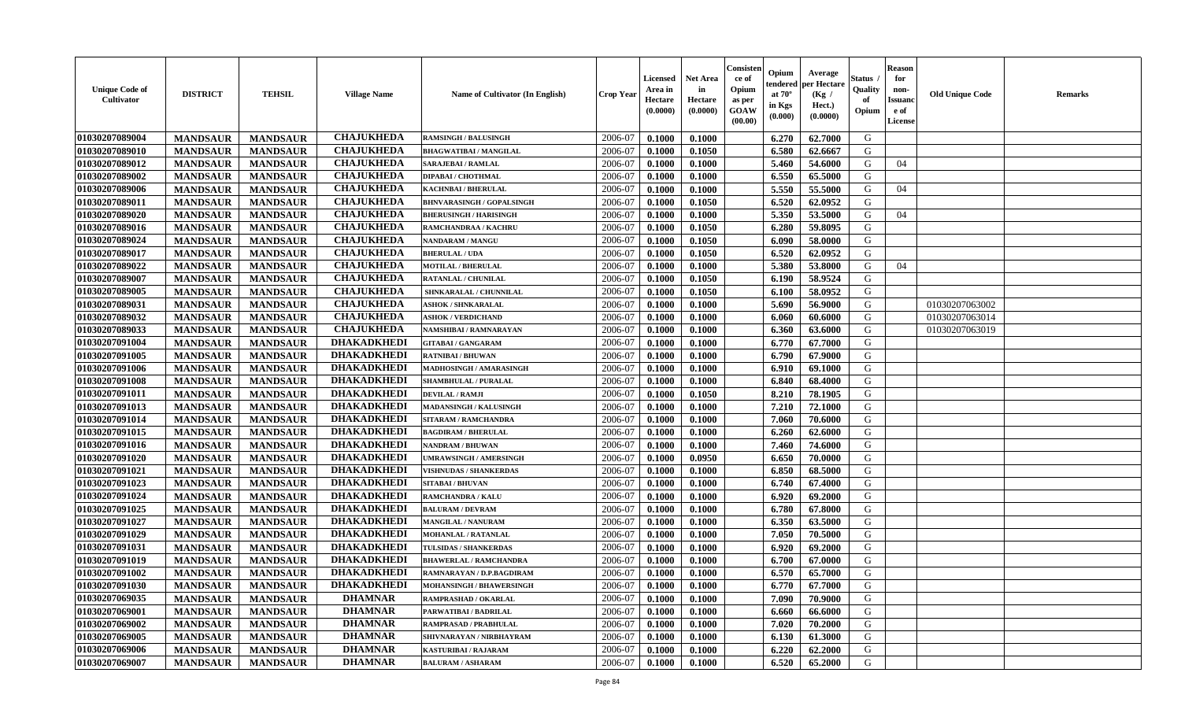| Unique Code of Cultivator | DISTRICT | TEHSIL | Village Name | Name of Cultivator (In English) | Crop Year | Licensed Area in Hectare (0.0000) | Net Area in Hectare (0.0000) | Consistence of Opium as per GOAW (00.00) | Opium tendered at 70° in Kgs (0.000) | Average per Hectare (Kg / Hect.) (0.0000) | Status / Quality of Opium | Reason for non-Issuance of License | Old Unique Code | Remarks |
|---|---|---|---|---|---|---|---|---|---|---|---|---|---|---|
| 01030207089004 | MANDSAUR | MANDSAUR | CHAJUKHEDA | RAMSINGH / BALUSINGH | 2006-07 | 0.1000 | 0.1000 | | 6.270 | 62.7000 | G | | | |
| 01030207089010 | MANDSAUR | MANDSAUR | CHAJUKHEDA | BHAGWATIBAI / MANGILAL | 2006-07 | 0.1000 | 0.1050 | | 6.580 | 62.6667 | G | | | |
| 01030207089012 | MANDSAUR | MANDSAUR | CHAJUKHEDA | SARAJEBAI / RAMLAL | 2006-07 | 0.1000 | 0.1000 | | 5.460 | 54.6000 | G | 04 | | |
| 01030207089002 | MANDSAUR | MANDSAUR | CHAJUKHEDA | DIPABAI / CHOTHMAL | 2006-07 | 0.1000 | 0.1000 | | 6.550 | 65.5000 | G | | | |
| 01030207089006 | MANDSAUR | MANDSAUR | CHAJUKHEDA | KACHNBAI / BHERULAL | 2006-07 | 0.1000 | 0.1000 | | 5.550 | 55.5000 | G | 04 | | |
| 01030207089011 | MANDSAUR | MANDSAUR | CHAJUKHEDA | BHNVARASINGH / GOPALSINGH | 2006-07 | 0.1000 | 0.1050 | | 6.520 | 62.0952 | G | | | |
| 01030207089020 | MANDSAUR | MANDSAUR | CHAJUKHEDA | BHERUSINGH / HARISINGH | 2006-07 | 0.1000 | 0.1000 | | 5.350 | 53.5000 | G | 04 | | |
| 01030207089016 | MANDSAUR | MANDSAUR | CHAJUKHEDA | RAMCHANDRAA / KACHRU | 2006-07 | 0.1000 | 0.1050 | | 6.280 | 59.8095 | G | | | |
| 01030207089024 | MANDSAUR | MANDSAUR | CHAJUKHEDA | NANDARAM / MANGU | 2006-07 | 0.1000 | 0.1050 | | 6.090 | 58.0000 | G | | | |
| 01030207089017 | MANDSAUR | MANDSAUR | CHAJUKHEDA | BHERULAL / UDA | 2006-07 | 0.1000 | 0.1050 | | 6.520 | 62.0952 | G | | | |
| 01030207089022 | MANDSAUR | MANDSAUR | CHAJUKHEDA | MOTILAL / BHERULAL | 2006-07 | 0.1000 | 0.1000 | | 5.380 | 53.8000 | G | 04 | | |
| 01030207089007 | MANDSAUR | MANDSAUR | CHAJUKHEDA | RATANLAL / CHUNILAL | 2006-07 | 0.1000 | 0.1050 | | 6.190 | 58.9524 | G | | | |
| 01030207089005 | MANDSAUR | MANDSAUR | CHAJUKHEDA | SHNKARALAL / CHUNNILAL | 2006-07 | 0.1000 | 0.1050 | | 6.100 | 58.0952 | G | | | |
| 01030207089031 | MANDSAUR | MANDSAUR | CHAJUKHEDA | ASHOK / SHNKARALAL | 2006-07 | 0.1000 | 0.1000 | | 5.690 | 56.9000 | G | | 01030207063002 | |
| 01030207089032 | MANDSAUR | MANDSAUR | CHAJUKHEDA | ASHOK / VERDICHAND | 2006-07 | 0.1000 | 0.1000 | | 6.060 | 60.6000 | G | | 01030207063014 | |
| 01030207089033 | MANDSAUR | MANDSAUR | CHAJUKHEDA | NAMSHIBAI / RAMNARAYAN | 2006-07 | 0.1000 | 0.1000 | | 6.360 | 63.6000 | G | | 01030207063019 | |
| 01030207091004 | MANDSAUR | MANDSAUR | DHAKADKHEDI | GITABAI / GANGARAM | 2006-07 | 0.1000 | 0.1000 | | 6.770 | 67.7000 | G | | | |
| 01030207091005 | MANDSAUR | MANDSAUR | DHAKADKHEDI | RATNIBAI / BHUWAN | 2006-07 | 0.1000 | 0.1000 | | 6.790 | 67.9000 | G | | | |
| 01030207091006 | MANDSAUR | MANDSAUR | DHAKADKHEDI | MADHOSINGH / AMARASINGH | 2006-07 | 0.1000 | 0.1000 | | 6.910 | 69.1000 | G | | | |
| 01030207091008 | MANDSAUR | MANDSAUR | DHAKADKHEDI | SHAMBHULAL / PURALAL | 2006-07 | 0.1000 | 0.1000 | | 6.840 | 68.4000 | G | | | |
| 01030207091011 | MANDSAUR | MANDSAUR | DHAKADKHEDI | DEVILAL / RAMJI | 2006-07 | 0.1000 | 0.1050 | | 8.210 | 78.1905 | G | | | |
| 01030207091013 | MANDSAUR | MANDSAUR | DHAKADKHEDI | MADANSINGH / KALUSINGH | 2006-07 | 0.1000 | 0.1000 | | 7.210 | 72.1000 | G | | | |
| 01030207091014 | MANDSAUR | MANDSAUR | DHAKADKHEDI | SITARAM / RAMCHANDRA | 2006-07 | 0.1000 | 0.1000 | | 7.060 | 70.6000 | G | | | |
| 01030207091015 | MANDSAUR | MANDSAUR | DHAKADKHEDI | BAGDIRAM / BHERULAL | 2006-07 | 0.1000 | 0.1000 | | 6.260 | 62.6000 | G | | | |
| 01030207091016 | MANDSAUR | MANDSAUR | DHAKADKHEDI | NANDRAM / BHUWAN | 2006-07 | 0.1000 | 0.1000 | | 7.460 | 74.6000 | G | | | |
| 01030207091020 | MANDSAUR | MANDSAUR | DHAKADKHEDI | UMRAWSINGH / AMERSINGH | 2006-07 | 0.1000 | 0.0950 | | 6.650 | 70.0000 | G | | | |
| 01030207091021 | MANDSAUR | MANDSAUR | DHAKADKHEDI | VISHNUDAS / SHANKERDAS | 2006-07 | 0.1000 | 0.1000 | | 6.850 | 68.5000 | G | | | |
| 01030207091023 | MANDSAUR | MANDSAUR | DHAKADKHEDI | SITABAI / BHUVAN | 2006-07 | 0.1000 | 0.1000 | | 6.740 | 67.4000 | G | | | |
| 01030207091024 | MANDSAUR | MANDSAUR | DHAKADKHEDI | RAMCHANDRA / KALU | 2006-07 | 0.1000 | 0.1000 | | 6.920 | 69.2000 | G | | | |
| 01030207091025 | MANDSAUR | MANDSAUR | DHAKADKHEDI | BALURAM / DEVRAM | 2006-07 | 0.1000 | 0.1000 | | 6.780 | 67.8000 | G | | | |
| 01030207091027 | MANDSAUR | MANDSAUR | DHAKADKHEDI | MANGILAL / NANURAM | 2006-07 | 0.1000 | 0.1000 | | 6.350 | 63.5000 | G | | | |
| 01030207091029 | MANDSAUR | MANDSAUR | DHAKADKHEDI | MOHANLAL / RATANLAL | 2006-07 | 0.1000 | 0.1000 | | 7.050 | 70.5000 | G | | | |
| 01030207091031 | MANDSAUR | MANDSAUR | DHAKADKHEDI | TULSIDAS / SHANKERDAS | 2006-07 | 0.1000 | 0.1000 | | 6.920 | 69.2000 | G | | | |
| 01030207091019 | MANDSAUR | MANDSAUR | DHAKADKHEDI | BHAWERLAL / RAMCHANDRA | 2006-07 | 0.1000 | 0.1000 | | 6.700 | 67.0000 | G | | | |
| 01030207091002 | MANDSAUR | MANDSAUR | DHAKADKHEDI | RAMNARAYAN / D.P.BAGDIRAM | 2006-07 | 0.1000 | 0.1000 | | 6.570 | 65.7000 | G | | | |
| 01030207091030 | MANDSAUR | MANDSAUR | DHAKADKHEDI | MOHANSINGH / BHAWERSINGH | 2006-07 | 0.1000 | 0.1000 | | 6.770 | 67.7000 | G | | | |
| 01030207069035 | MANDSAUR | MANDSAUR | DHAMNAR | RAMPRASHAD / OKARLAL | 2006-07 | 0.1000 | 0.1000 | | 7.090 | 70.9000 | G | | | |
| 01030207069001 | MANDSAUR | MANDSAUR | DHAMNAR | PARWATIBAI / BADRILAL | 2006-07 | 0.1000 | 0.1000 | | 6.660 | 66.6000 | G | | | |
| 01030207069002 | MANDSAUR | MANDSAUR | DHAMNAR | RAMPRASAD / PRABHULAL | 2006-07 | 0.1000 | 0.1000 | | 7.020 | 70.2000 | G | | | |
| 01030207069005 | MANDSAUR | MANDSAUR | DHAMNAR | SHIVNARAYAN / NIRBHAYRAM | 2006-07 | 0.1000 | 0.1000 | | 6.130 | 61.3000 | G | | | |
| 01030207069006 | MANDSAUR | MANDSAUR | DHAMNAR | KASTURIBAI / RAJARAM | 2006-07 | 0.1000 | 0.1000 | | 6.220 | 62.2000 | G | | | |
| 01030207069007 | MANDSAUR | MANDSAUR | DHAMNAR | BALURAM / ASHARAM | 2006-07 | 0.1000 | 0.1000 | | 6.520 | 65.2000 | G | | | |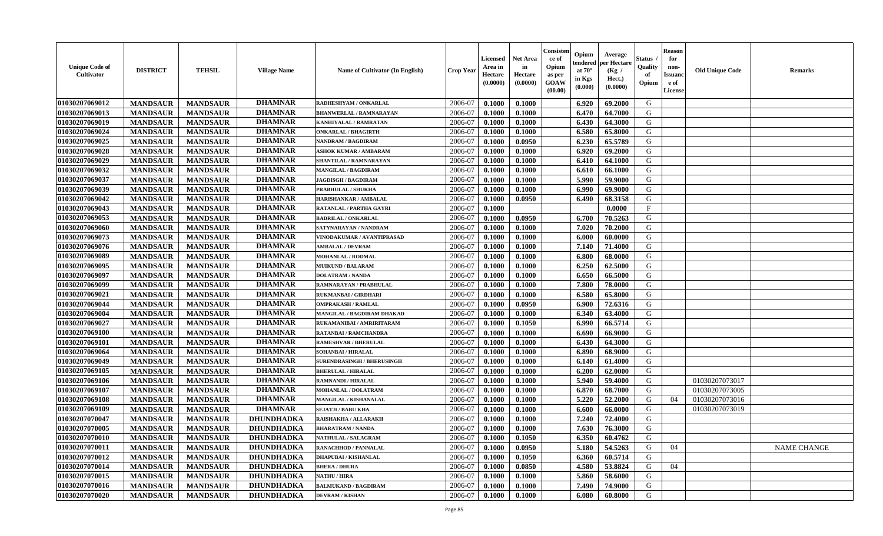| Unique Code of Cultivator | DISTRICT | TEHSIL | Village Name | Name of Cultivator (In English) | Crop Year | Licensed Area in Hectare (0.0000) | Net Area in Hectare (0.0000) | Consistence of Opium as per GOAW (00.00) | Opium tendered at 70° in Kgs (0.000) | Average per Hectare (Kg / Hect.) (0.0000) | Status / Quality of Opium | Reason for non-Issuance of License | Old Unique Code | Remarks |
|---|---|---|---|---|---|---|---|---|---|---|---|---|---|---|
| 01030207069012 | MANDSAUR | MANDSAUR | DHAMNAR | RADHESHYAM / ONKARLAL | 2006-07 | 0.1000 | 0.1000 | | 6.920 | 69.2000 | G | | | |
| 01030207069013 | MANDSAUR | MANDSAUR | DHAMNAR | BHANWERLAL / RAMNARAYAN | 2006-07 | 0.1000 | 0.1000 | | 6.470 | 64.7000 | G | | | |
| 01030207069019 | MANDSAUR | MANDSAUR | DHAMNAR | KANHIYALAL / RAMRATAN | 2006-07 | 0.1000 | 0.1000 | | 6.430 | 64.3000 | G | | | |
| 01030207069024 | MANDSAUR | MANDSAUR | DHAMNAR | ONKARLAL / BHAGIRTH | 2006-07 | 0.1000 | 0.1000 | | 6.580 | 65.8000 | G | | | |
| 01030207069025 | MANDSAUR | MANDSAUR | DHAMNAR | NANDRAM / BAGDIRAM | 2006-07 | 0.1000 | 0.0950 | | 6.230 | 65.5789 | G | | | |
| 01030207069028 | MANDSAUR | MANDSAUR | DHAMNAR | ASHOK KUMAR / AMBARAM | 2006-07 | 0.1000 | 0.1000 | | 6.920 | 69.2000 | G | | | |
| 01030207069029 | MANDSAUR | MANDSAUR | DHAMNAR | SHANTILAL / RAMNARAYAN | 2006-07 | 0.1000 | 0.1000 | | 6.410 | 64.1000 | G | | | |
| 01030207069032 | MANDSAUR | MANDSAUR | DHAMNAR | MANGILAL / BAGDIRAM | 2006-07 | 0.1000 | 0.1000 | | 6.610 | 66.1000 | G | | | |
| 01030207069037 | MANDSAUR | MANDSAUR | DHAMNAR | JAGDISGH / BAGDIRAM | 2006-07 | 0.1000 | 0.1000 | | 5.990 | 59.9000 | G | | | |
| 01030207069039 | MANDSAUR | MANDSAUR | DHAMNAR | PRABHULAL / SHUKHA | 2006-07 | 0.1000 | 0.1000 | | 6.990 | 69.9000 | G | | | |
| 01030207069042 | MANDSAUR | MANDSAUR | DHAMNAR | HARISHANKAR / AMBALAL | 2006-07 | 0.1000 | 0.0950 | | 6.490 | 68.3158 | G | | | |
| 01030207069043 | MANDSAUR | MANDSAUR | DHAMNAR | RATANLAL / PARTHA GAYRI | 2006-07 | 0.1000 | | | | 0.0000 | F | | | |
| 01030207069053 | MANDSAUR | MANDSAUR | DHAMNAR | BADRILAL / ONKARLAL | 2006-07 | 0.1000 | 0.0950 | | 6.700 | 70.5263 | G | | | |
| 01030207069060 | MANDSAUR | MANDSAUR | DHAMNAR | SATYNARAYAN / NANDRAM | 2006-07 | 0.1000 | 0.1000 | | 7.020 | 70.2000 | G | | | |
| 01030207069073 | MANDSAUR | MANDSAUR | DHAMNAR | VINODAKUMAR / AVANTIPRASAD | 2006-07 | 0.1000 | 0.1000 | | 6.000 | 60.0000 | G | | | |
| 01030207069076 | MANDSAUR | MANDSAUR | DHAMNAR | AMBALAL / DEVRAM | 2006-07 | 0.1000 | 0.1000 | | 7.140 | 71.4000 | G | | | |
| 01030207069089 | MANDSAUR | MANDSAUR | DHAMNAR | MOHANLAL / RODMAL | 2006-07 | 0.1000 | 0.1000 | | 6.800 | 68.0000 | G | | | |
| 01030207069095 | MANDSAUR | MANDSAUR | DHAMNAR | MUIKUND / BALARAM | 2006-07 | 0.1000 | 0.1000 | | 6.250 | 62.5000 | G | | | |
| 01030207069097 | MANDSAUR | MANDSAUR | DHAMNAR | DOLATRAM / NANDA | 2006-07 | 0.1000 | 0.1000 | | 6.650 | 66.5000 | G | | | |
| 01030207069099 | MANDSAUR | MANDSAUR | DHAMNAR | RAMNARAYAN / PRABHULAL | 2006-07 | 0.1000 | 0.1000 | | 7.800 | 78.0000 | G | | | |
| 01030207069021 | MANDSAUR | MANDSAUR | DHAMNAR | RUKMANBAI / GIRDHARI | 2006-07 | 0.1000 | 0.1000 | | 6.580 | 65.8000 | G | | | |
| 01030207069044 | MANDSAUR | MANDSAUR | DHAMNAR | OMPRAKASH / RAMLAL | 2006-07 | 0.1000 | 0.0950 | | 6.900 | 72.6316 | G | | | |
| 01030207069004 | MANDSAUR | MANDSAUR | DHAMNAR | MANGILAL / BAGDIRAM DHAKAD | 2006-07 | 0.1000 | 0.1000 | | 6.340 | 63.4000 | G | | | |
| 01030207069027 | MANDSAUR | MANDSAUR | DHAMNAR | RUKAMANIBAI / AMRIRITARAM | 2006-07 | 0.1000 | 0.1050 | | 6.990 | 66.5714 | G | | | |
| 01030207069100 | MANDSAUR | MANDSAUR | DHAMNAR | RATANBAI / RAMCHANDRA | 2006-07 | 0.1000 | 0.1000 | | 6.690 | 66.9000 | G | | | |
| 01030207069101 | MANDSAUR | MANDSAUR | DHAMNAR | RAMESHVAR / BHERULAL | 2006-07 | 0.1000 | 0.1000 | | 6.430 | 64.3000 | G | | | |
| 01030207069064 | MANDSAUR | MANDSAUR | DHAMNAR | SOHANBAI / HIRALAL | 2006-07 | 0.1000 | 0.1000 | | 6.890 | 68.9000 | G | | | |
| 01030207069049 | MANDSAUR | MANDSAUR | DHAMNAR | SURENDRASINGH / BHERUSINGH | 2006-07 | 0.1000 | 0.1000 | | 6.140 | 61.4000 | G | | | |
| 01030207069105 | MANDSAUR | MANDSAUR | DHAMNAR | BHERULAL / HIRALAL | 2006-07 | 0.1000 | 0.1000 | | 6.200 | 62.0000 | G | | | |
| 01030207069106 | MANDSAUR | MANDSAUR | DHAMNAR | RAMNANDI / HIRALAL | 2006-07 | 0.1000 | 0.1000 | | 5.940 | 59.4000 | G | | 01030207073017 | |
| 01030207069107 | MANDSAUR | MANDSAUR | DHAMNAR | MOHANLAL / DOLATRAM | 2006-07 | 0.1000 | 0.1000 | | 6.870 | 68.7000 | G | | 01030207073005 | |
| 01030207069108 | MANDSAUR | MANDSAUR | DHAMNAR | MANGILAL / KISHANALAL | 2006-07 | 0.1000 | 0.1000 | | 5.220 | 52.2000 | G | 04 | 01030207073016 | |
| 01030207069109 | MANDSAUR | MANDSAUR | DHAMNAR | SEJATJI / BABU KHA | 2006-07 | 0.1000 | 0.1000 | | 6.600 | 66.0000 | G | | 01030207073019 | |
| 01030207070047 | MANDSAUR | MANDSAUR | DHUNDHADKA | RAISHAKHA / ALLARAKH | 2006-07 | 0.1000 | 0.1000 | | 7.240 | 72.4000 | G | | | |
| 01030207070005 | MANDSAUR | MANDSAUR | DHUNDHADKA | BHARATRAM / NANDA | 2006-07 | 0.1000 | 0.1000 | | 7.630 | 76.3000 | G | | | |
| 01030207070010 | MANDSAUR | MANDSAUR | DHUNDHADKA | NATHULAL / SALAGRAM | 2006-07 | 0.1000 | 0.1050 | | 6.350 | 60.4762 | G | | | |
| 01030207070011 | MANDSAUR | MANDSAUR | DHUNDHADKA | RANACHHOD / PANNALAL | 2006-07 | 0.1000 | 0.0950 | | 5.180 | 54.5263 | G | 04 | | NAME CHANGE |
| 01030207070012 | MANDSAUR | MANDSAUR | DHUNDHADKA | DHAPUBAI / KISHANLAL | 2006-07 | 0.1000 | 0.1050 | | 6.360 | 60.5714 | G | | | |
| 01030207070014 | MANDSAUR | MANDSAUR | DHUNDHADKA | BHERA / DHURA | 2006-07 | 0.1000 | 0.0850 | | 4.580 | 53.8824 | G | 04 | | |
| 01030207070015 | MANDSAUR | MANDSAUR | DHUNDHADKA | NATHU / HIRA | 2006-07 | 0.1000 | 0.1000 | | 5.860 | 58.6000 | G | | | |
| 01030207070016 | MANDSAUR | MANDSAUR | DHUNDHADKA | BALMUKAND / BAGDIRAM | 2006-07 | 0.1000 | 0.1000 | | 7.490 | 74.9000 | G | | | |
| 01030207070020 | MANDSAUR | MANDSAUR | DHUNDHADKA | DEVRAM / KISHAN | 2006-07 | 0.1000 | 0.1000 | | 6.080 | 60.8000 | G | | | |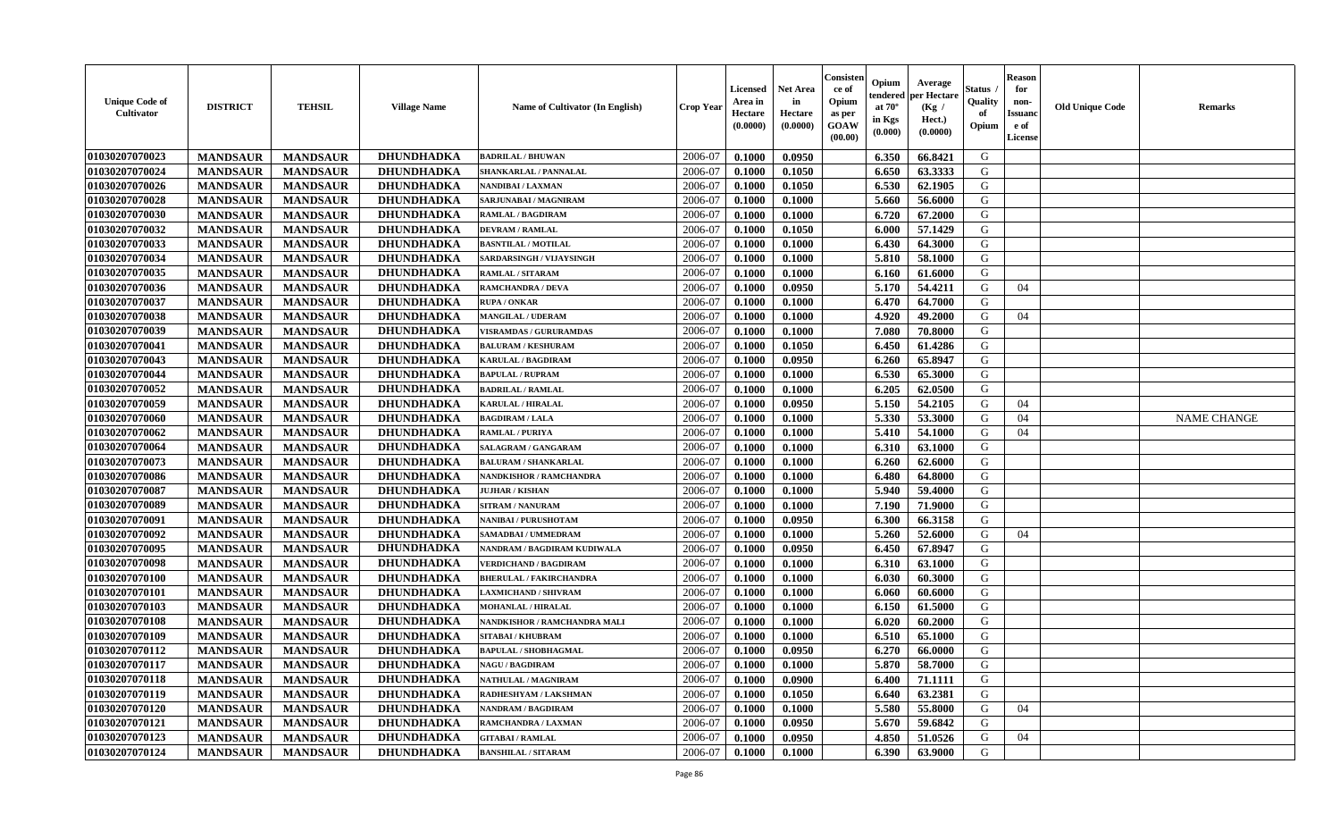| Unique Code of Cultivator | DISTRICT | TEHSIL | Village Name | Name of Cultivator (In English) | Crop Year | Licensed Area in Hectare (0.0000) | Net Area in Hectare (0.0000) | Consistence of Opium as per GOAW (00.00) | Opium tendered at 70° in Kgs (0.000) | Average per Hectare (Kg / Hect.) (0.0000) | Status / Quality of Opium | Reason for non-Issuance of License | Old Unique Code | Remarks |
|---|---|---|---|---|---|---|---|---|---|---|---|---|---|---|
| 01030207070023 | MANDSAUR | MANDSAUR | DHUNDHADKA | BADRILAL / BHUWAN | 2006-07 | 0.1000 | 0.0950 | | 6.350 | 66.8421 | G | | | |
| 01030207070024 | MANDSAUR | MANDSAUR | DHUNDHADKA | SHANKARLAL / PANNALAL | 2006-07 | 0.1000 | 0.1050 | | 6.650 | 63.3333 | G | | | |
| 01030207070026 | MANDSAUR | MANDSAUR | DHUNDHADKA | NANDIBAI / LAXMAN | 2006-07 | 0.1000 | 0.1050 | | 6.530 | 62.1905 | G | | | |
| 01030207070028 | MANDSAUR | MANDSAUR | DHUNDHADKA | SARJUNABAI / MAGNIRAM | 2006-07 | 0.1000 | 0.1000 | | 5.660 | 56.6000 | G | | | |
| 01030207070030 | MANDSAUR | MANDSAUR | DHUNDHADKA | RAMLAL / BAGDIRAM | 2006-07 | 0.1000 | 0.1000 | | 6.720 | 67.2000 | G | | | |
| 01030207070032 | MANDSAUR | MANDSAUR | DHUNDHADKA | DEVRAM / RAMLAL | 2006-07 | 0.1000 | 0.1050 | | 6.000 | 57.1429 | G | | | |
| 01030207070033 | MANDSAUR | MANDSAUR | DHUNDHADKA | BASNTILAL / MOTILAL | 2006-07 | 0.1000 | 0.1000 | | 6.430 | 64.3000 | G | | | |
| 01030207070034 | MANDSAUR | MANDSAUR | DHUNDHADKA | SARDARSINGH / VIJAYSINGH | 2006-07 | 0.1000 | 0.1000 | | 5.810 | 58.1000 | G | | | |
| 01030207070035 | MANDSAUR | MANDSAUR | DHUNDHADKA | RAMLAL / SITARAM | 2006-07 | 0.1000 | 0.1000 | | 6.160 | 61.6000 | G | | | |
| 01030207070036 | MANDSAUR | MANDSAUR | DHUNDHADKA | RAMCHANDRA / DEVA | 2006-07 | 0.1000 | 0.0950 | | 5.170 | 54.4211 | G | 04 | | |
| 01030207070037 | MANDSAUR | MANDSAUR | DHUNDHADKA | RUPA / ONKAR | 2006-07 | 0.1000 | 0.1000 | | 6.470 | 64.7000 | G | | | |
| 01030207070038 | MANDSAUR | MANDSAUR | DHUNDHADKA | MANGILAL / UDERAM | 2006-07 | 0.1000 | 0.1000 | | 4.920 | 49.2000 | G | 04 | | |
| 01030207070039 | MANDSAUR | MANDSAUR | DHUNDHADKA | VISRAMDAS / GURURAMDAS | 2006-07 | 0.1000 | 0.1000 | | 7.080 | 70.8000 | G | | | |
| 01030207070041 | MANDSAUR | MANDSAUR | DHUNDHADKA | BALURAM / KESHURAM | 2006-07 | 0.1000 | 0.1050 | | 6.450 | 61.4286 | G | | | |
| 01030207070043 | MANDSAUR | MANDSAUR | DHUNDHADKA | KARULAL / BAGDIRAM | 2006-07 | 0.1000 | 0.0950 | | 6.260 | 65.8947 | G | | | |
| 01030207070044 | MANDSAUR | MANDSAUR | DHUNDHADKA | BAPULAL / RUPRAM | 2006-07 | 0.1000 | 0.1000 | | 6.530 | 65.3000 | G | | | |
| 01030207070052 | MANDSAUR | MANDSAUR | DHUNDHADKA | BADRILAL / RAMLAL | 2006-07 | 0.1000 | 0.1000 | | 6.205 | 62.0500 | G | | | |
| 01030207070059 | MANDSAUR | MANDSAUR | DHUNDHADKA | KARULAL / HIRALAL | 2006-07 | 0.1000 | 0.0950 | | 5.150 | 54.2105 | G | 04 | | |
| 01030207070060 | MANDSAUR | MANDSAUR | DHUNDHADKA | BAGDIRAM / LALA | 2006-07 | 0.1000 | 0.1000 | | 5.330 | 53.3000 | G | 04 | | NAME CHANGE |
| 01030207070062 | MANDSAUR | MANDSAUR | DHUNDHADKA | RAMLAL / PURIYA | 2006-07 | 0.1000 | 0.1000 | | 5.410 | 54.1000 | G | 04 | | |
| 01030207070064 | MANDSAUR | MANDSAUR | DHUNDHADKA | SALAGRAM / GANGARAM | 2006-07 | 0.1000 | 0.1000 | | 6.310 | 63.1000 | G | | | |
| 01030207070073 | MANDSAUR | MANDSAUR | DHUNDHADKA | BALURAM / SHANKARLAL | 2006-07 | 0.1000 | 0.1000 | | 6.260 | 62.6000 | G | | | |
| 01030207070086 | MANDSAUR | MANDSAUR | DHUNDHADKA | NANDKISHOR / RAMCHANDRA | 2006-07 | 0.1000 | 0.1000 | | 6.480 | 64.8000 | G | | | |
| 01030207070087 | MANDSAUR | MANDSAUR | DHUNDHADKA | JUJHAR / KISHAN | 2006-07 | 0.1000 | 0.1000 | | 5.940 | 59.4000 | G | | | |
| 01030207070089 | MANDSAUR | MANDSAUR | DHUNDHADKA | SITRAM / NANURAM | 2006-07 | 0.1000 | 0.1000 | | 7.190 | 71.9000 | G | | | |
| 01030207070091 | MANDSAUR | MANDSAUR | DHUNDHADKA | NANIBAI / PURUSHOTAM | 2006-07 | 0.1000 | 0.0950 | | 6.300 | 66.3158 | G | | | |
| 01030207070092 | MANDSAUR | MANDSAUR | DHUNDHADKA | SAMADBAI / UMMEDRAM | 2006-07 | 0.1000 | 0.1000 | | 5.260 | 52.6000 | G | 04 | | |
| 01030207070095 | MANDSAUR | MANDSAUR | DHUNDHADKA | NANDRAM / BAGDIRAM KUDIWALA | 2006-07 | 0.1000 | 0.0950 | | 6.450 | 67.8947 | G | | | |
| 01030207070098 | MANDSAUR | MANDSAUR | DHUNDHADKA | VERDICHAND / BAGDIRAM | 2006-07 | 0.1000 | 0.1000 | | 6.310 | 63.1000 | G | | | |
| 01030207070100 | MANDSAUR | MANDSAUR | DHUNDHADKA | BHERULAL / FAKIRCHANDRA | 2006-07 | 0.1000 | 0.1000 | | 6.030 | 60.3000 | G | | | |
| 01030207070101 | MANDSAUR | MANDSAUR | DHUNDHADKA | LAXMICHAND / SHIVRAM | 2006-07 | 0.1000 | 0.1000 | | 6.060 | 60.6000 | G | | | |
| 01030207070103 | MANDSAUR | MANDSAUR | DHUNDHADKA | MOHANLAL / HIRALAL | 2006-07 | 0.1000 | 0.1000 | | 6.150 | 61.5000 | G | | | |
| 01030207070108 | MANDSAUR | MANDSAUR | DHUNDHADKA | NANDKISHOR / RAMCHANDRA MALI | 2006-07 | 0.1000 | 0.1000 | | 6.020 | 60.2000 | G | | | |
| 01030207070109 | MANDSAUR | MANDSAUR | DHUNDHADKA | SITABAI / KHUBRAM | 2006-07 | 0.1000 | 0.1000 | | 6.510 | 65.1000 | G | | | |
| 01030207070112 | MANDSAUR | MANDSAUR | DHUNDHADKA | BAPULAL / SHOBHAGMAL | 2006-07 | 0.1000 | 0.0950 | | 6.270 | 66.0000 | G | | | |
| 01030207070117 | MANDSAUR | MANDSAUR | DHUNDHADKA | NAGU / BAGDIRAM | 2006-07 | 0.1000 | 0.1000 | | 5.870 | 58.7000 | G | | | |
| 01030207070118 | MANDSAUR | MANDSAUR | DHUNDHADKA | NATHULAL / MAGNIRAM | 2006-07 | 0.1000 | 0.0900 | | 6.400 | 71.1111 | G | | | |
| 01030207070119 | MANDSAUR | MANDSAUR | DHUNDHADKA | RADHESHYAM / LAKSHMAN | 2006-07 | 0.1000 | 0.1050 | | 6.640 | 63.2381 | G | | | |
| 01030207070120 | MANDSAUR | MANDSAUR | DHUNDHADKA | NANDRAM / BAGDIRAM | 2006-07 | 0.1000 | 0.1000 | | 5.580 | 55.8000 | G | 04 | | |
| 01030207070121 | MANDSAUR | MANDSAUR | DHUNDHADKA | RAMCHANDRA / LAXMAN | 2006-07 | 0.1000 | 0.0950 | | 5.670 | 59.6842 | G | | | |
| 01030207070123 | MANDSAUR | MANDSAUR | DHUNDHADKA | GITABAI / RAMLAL | 2006-07 | 0.1000 | 0.0950 | | 4.850 | 51.0526 | G | 04 | | |
| 01030207070124 | MANDSAUR | MANDSAUR | DHUNDHADKA | BANSHILAL / SITARAM | 2006-07 | 0.1000 | 0.1000 | | 6.390 | 63.9000 | G | | | |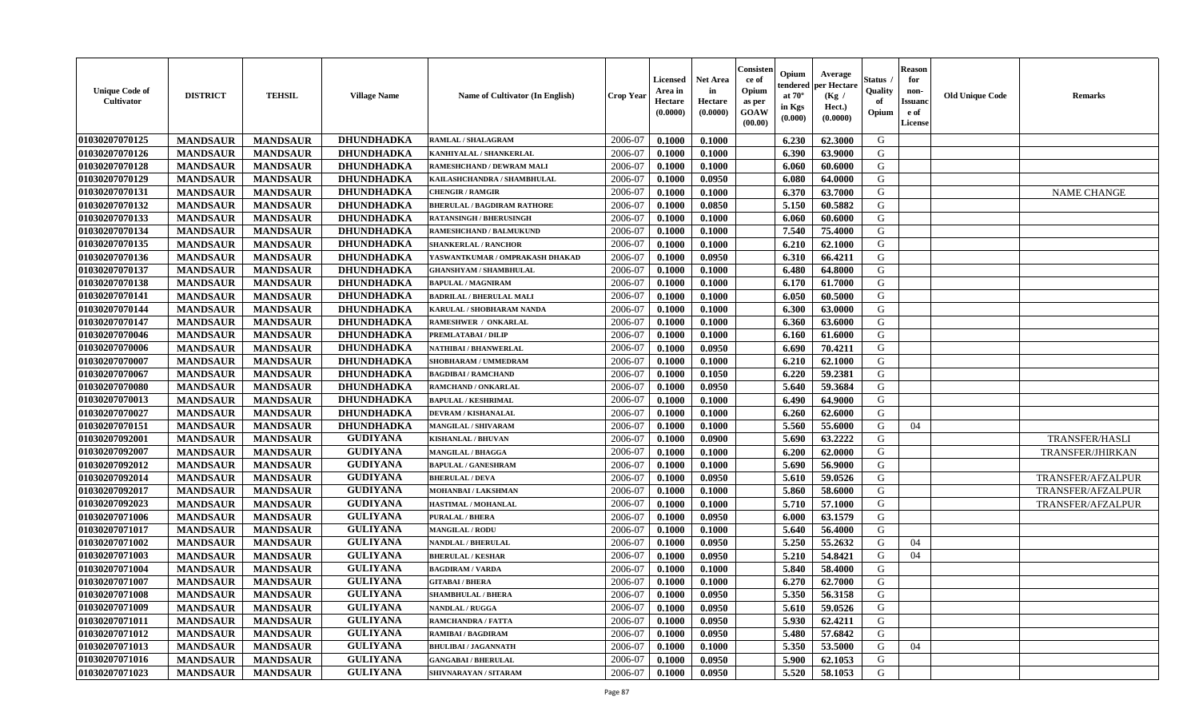| Unique Code of Cultivator | DISTRICT | TEHSIL | Village Name | Name of Cultivator (In English) | Crop Year | Licensed Area in Hectare (0.0000) | Net Area in Hectare (0.0000) | Consistence of Opium as per GOAW (00.00) | Opium tendered at 70° in Kgs (0.000) | Average per Hectare (Kg / Hect.) (0.0000) | Status / Quality of Opium | Reason for non-Issuance of License | Old Unique Code | Remarks |
|---|---|---|---|---|---|---|---|---|---|---|---|---|---|---|
| 01030207070125 | MANDSAUR | MANDSAUR | DHUNDHADKA | RAMLAL / SHALAGRAM | 2006-07 | 0.1000 | 0.1000 | | 6.230 | 62.3000 | G | | | |
| 01030207070126 | MANDSAUR | MANDSAUR | DHUNDHADKA | KANHIYALAL / SHANKERLAL | 2006-07 | 0.1000 | 0.1000 | | 6.390 | 63.9000 | G | | | |
| 01030207070128 | MANDSAUR | MANDSAUR | DHUNDHADKA | RAMESHCHAND / DEWRAM MALI | 2006-07 | 0.1000 | 0.1000 | | 6.060 | 60.6000 | G | | | |
| 01030207070129 | MANDSAUR | MANDSAUR | DHUNDHADKA | KAILASHCHANDRA / SHAMBHULAL | 2006-07 | 0.1000 | 0.0950 | | 6.080 | 64.0000 | G | | | |
| 01030207070131 | MANDSAUR | MANDSAUR | DHUNDHADKA | CHENGIR / RAMGIR | 2006-07 | 0.1000 | 0.1000 | | 6.370 | 63.7000 | G | | | NAME CHANGE |
| 01030207070132 | MANDSAUR | MANDSAUR | DHUNDHADKA | BHERULAL / BAGDIRAM RATHORE | 2006-07 | 0.1000 | 0.0850 | | 5.150 | 60.5882 | G | | | |
| 01030207070133 | MANDSAUR | MANDSAUR | DHUNDHADKA | RATANSINGH / BHERUSINGH | 2006-07 | 0.1000 | 0.1000 | | 6.060 | 60.6000 | G | | | |
| 01030207070134 | MANDSAUR | MANDSAUR | DHUNDHADKA | RAMESHCHAND / BALMUKUND | 2006-07 | 0.1000 | 0.1000 | | 7.540 | 75.4000 | G | | | |
| 01030207070135 | MANDSAUR | MANDSAUR | DHUNDHADKA | SHANKERLAL / RANCHOR | 2006-07 | 0.1000 | 0.1000 | | 6.210 | 62.1000 | G | | | |
| 01030207070136 | MANDSAUR | MANDSAUR | DHUNDHADKA | YASWANTKUMAR / OMPRAKASH DHAKAD | 2006-07 | 0.1000 | 0.0950 | | 6.310 | 66.4211 | G | | | |
| 01030207070137 | MANDSAUR | MANDSAUR | DHUNDHADKA | GHANSHYAM / SHAMBHULAL | 2006-07 | 0.1000 | 0.1000 | | 6.480 | 64.8000 | G | | | |
| 01030207070138 | MANDSAUR | MANDSAUR | DHUNDHADKA | BAPULAL / MAGNIRAM | 2006-07 | 0.1000 | 0.1000 | | 6.170 | 61.7000 | G | | | |
| 01030207070141 | MANDSAUR | MANDSAUR | DHUNDHADKA | BADRILAL / BHERULAL MALI | 2006-07 | 0.1000 | 0.1000 | | 6.050 | 60.5000 | G | | | |
| 01030207070144 | MANDSAUR | MANDSAUR | DHUNDHADKA | KARULAL / SHOBHARAM NANDA | 2006-07 | 0.1000 | 0.1000 | | 6.300 | 63.0000 | G | | | |
| 01030207070147 | MANDSAUR | MANDSAUR | DHUNDHADKA | RAMESHWER / ONKARLAL | 2006-07 | 0.1000 | 0.1000 | | 6.360 | 63.6000 | G | | | |
| 01030207070046 | MANDSAUR | MANDSAUR | DHUNDHADKA | PREMLATABAI / DILIP | 2006-07 | 0.1000 | 0.1000 | | 6.160 | 61.6000 | G | | | |
| 01030207070006 | MANDSAUR | MANDSAUR | DHUNDHADKA | NATHIBAI / BHANWERLAL | 2006-07 | 0.1000 | 0.0950 | | 6.690 | 70.4211 | G | | | |
| 01030207070007 | MANDSAUR | MANDSAUR | DHUNDHADKA | SHOBHARAM / UMMEDRAM | 2006-07 | 0.1000 | 0.1000 | | 6.210 | 62.1000 | G | | | |
| 01030207070067 | MANDSAUR | MANDSAUR | DHUNDHADKA | BAGDIBAI / RAMCHAND | 2006-07 | 0.1000 | 0.1050 | | 6.220 | 59.2381 | G | | | |
| 01030207070080 | MANDSAUR | MANDSAUR | DHUNDHADKA | RAMCHAND / ONKARLAL | 2006-07 | 0.1000 | 0.0950 | | 5.640 | 59.3684 | G | | | |
| 01030207070013 | MANDSAUR | MANDSAUR | DHUNDHADKA | BAPULAL / KESHRIMAL | 2006-07 | 0.1000 | 0.1000 | | 6.490 | 64.9000 | G | | | |
| 01030207070027 | MANDSAUR | MANDSAUR | DHUNDHADKA | DEVRAM / KISHANALAL | 2006-07 | 0.1000 | 0.1000 | | 6.260 | 62.6000 | G | | | |
| 01030207070151 | MANDSAUR | MANDSAUR | DHUNDHADKA | MANGILAL / SHIVARAM | 2006-07 | 0.1000 | 0.1000 | | 5.560 | 55.6000 | G | 04 | | |
| 01030207092001 | MANDSAUR | MANDSAUR | GUDIYANA | KISHANLAL / BHUVAN | 2006-07 | 0.1000 | 0.0900 | | 5.690 | 63.2222 | G | | | TRANSFER/HASLI |
| 01030207092007 | MANDSAUR | MANDSAUR | GUDIYANA | MANGILAL / BHAGGA | 2006-07 | 0.1000 | 0.1000 | | 6.200 | 62.0000 | G | | | TRANSFER/JHIRKAN |
| 01030207092012 | MANDSAUR | MANDSAUR | GUDIYANA | BAPULAL / GANESHRAM | 2006-07 | 0.1000 | 0.1000 | | 5.690 | 56.9000 | G | | | |
| 01030207092014 | MANDSAUR | MANDSAUR | GUDIYANA | BHERULAL / DEVA | 2006-07 | 0.1000 | 0.0950 | | 5.610 | 59.0526 | G | | | TRANSFER/AFZALPUR |
| 01030207092017 | MANDSAUR | MANDSAUR | GUDIYANA | MOHANBAI / LAKSHMAN | 2006-07 | 0.1000 | 0.1000 | | 5.860 | 58.6000 | G | | | TRANSFER/AFZALPUR |
| 01030207092023 | MANDSAUR | MANDSAUR | GUDIYANA | HASTIMAL / MOHANLAL | 2006-07 | 0.1000 | 0.1000 | | 5.710 | 57.1000 | G | | | TRANSFER/AFZALPUR |
| 01030207071006 | MANDSAUR | MANDSAUR | GULIYANA | PURALAL / BHERA | 2006-07 | 0.1000 | 0.0950 | | 6.000 | 63.1579 | G | | | |
| 01030207071017 | MANDSAUR | MANDSAUR | GULIYANA | MANGILAL / RODU | 2006-07 | 0.1000 | 0.1000 | | 5.640 | 56.4000 | G | | | |
| 01030207071002 | MANDSAUR | MANDSAUR | GULIYANA | NANDLAL / BHERULAL | 2006-07 | 0.1000 | 0.0950 | | 5.250 | 55.2632 | G | 04 | | |
| 01030207071003 | MANDSAUR | MANDSAUR | GULIYANA | BHERULAL / KESHAR | 2006-07 | 0.1000 | 0.0950 | | 5.210 | 54.8421 | G | 04 | | |
| 01030207071004 | MANDSAUR | MANDSAUR | GULIYANA | BAGDIRAM / VARDA | 2006-07 | 0.1000 | 0.1000 | | 5.840 | 58.4000 | G | | | |
| 01030207071007 | MANDSAUR | MANDSAUR | GULIYANA | GITABAI / BHERA | 2006-07 | 0.1000 | 0.1000 | | 6.270 | 62.7000 | G | | | |
| 01030207071008 | MANDSAUR | MANDSAUR | GULIYANA | SHAMBHULAL / BHERA | 2006-07 | 0.1000 | 0.0950 | | 5.350 | 56.3158 | G | | | |
| 01030207071009 | MANDSAUR | MANDSAUR | GULIYANA | NANDLAL / RUGGA | 2006-07 | 0.1000 | 0.0950 | | 5.610 | 59.0526 | G | | | |
| 01030207071011 | MANDSAUR | MANDSAUR | GULIYANA | RAMCHANDRA / FATTA | 2006-07 | 0.1000 | 0.0950 | | 5.930 | 62.4211 | G | | | |
| 01030207071012 | MANDSAUR | MANDSAUR | GULIYANA | RAMIBAI / BAGDIRAM | 2006-07 | 0.1000 | 0.0950 | | 5.480 | 57.6842 | G | | | |
| 01030207071013 | MANDSAUR | MANDSAUR | GULIYANA | BHULIBAI / JAGANNATH | 2006-07 | 0.1000 | 0.1000 | | 5.350 | 53.5000 | G | 04 | | |
| 01030207071016 | MANDSAUR | MANDSAUR | GULIYANA | GANGABAI / BHERULAL | 2006-07 | 0.1000 | 0.0950 | | 5.900 | 62.1053 | G | | | |
| 01030207071023 | MANDSAUR | MANDSAUR | GULIYANA | SHIVNARAYAN / SITARAM | 2006-07 | 0.1000 | 0.0950 | | 5.520 | 58.1053 | G | | | |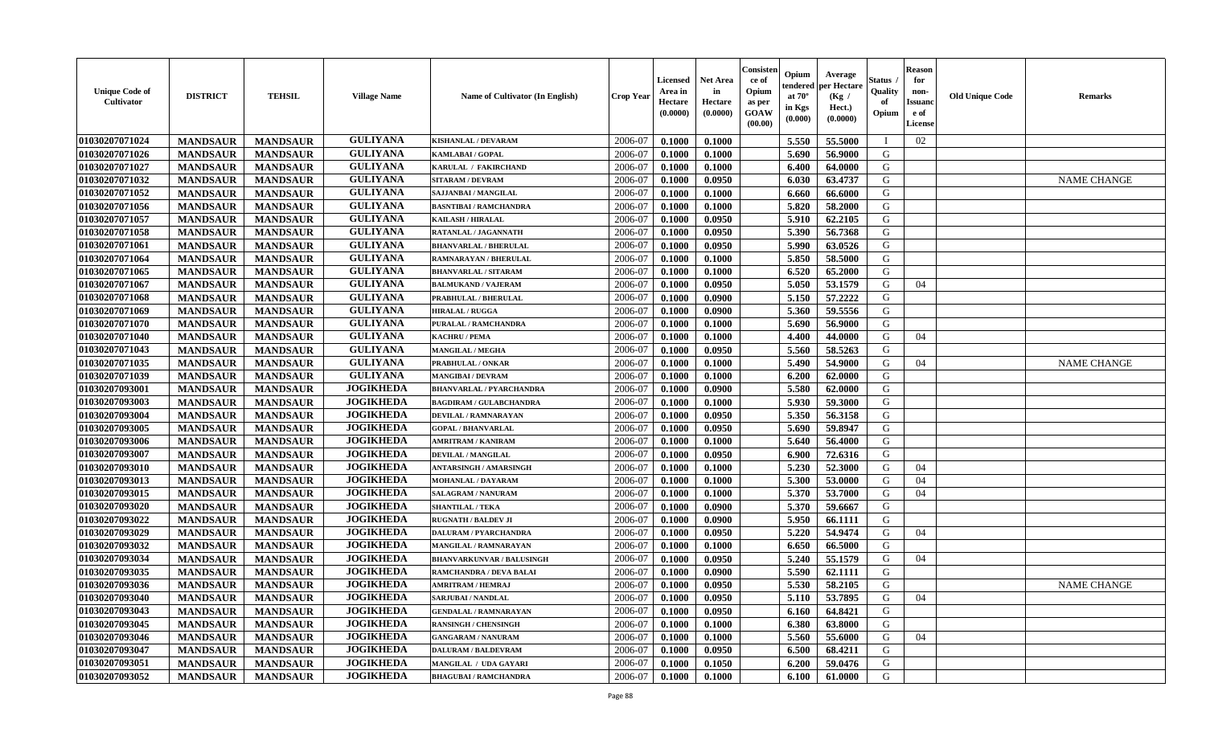| Unique Code of Cultivator | DISTRICT | TEHSIL | Village Name | Name of Cultivator (In English) | Crop Year | Licensed Area in Hectare (0.0000) | Net Area in Hectare (0.0000) | Consistence of Opium as per GOAW (00.00) | Opium tendered at 70° in Kgs (0.000) | Average per Hectare (Kg / Hect.) (0.0000) | Status / Quality of Opium | Reason for non-Issuance of License | Old Unique Code | Remarks |
|---|---|---|---|---|---|---|---|---|---|---|---|---|---|---|
| 01030207071024 | MANDSAUR | MANDSAUR | GULIYANA | KISHANLAL / DEVARAM | 2006-07 | 0.1000 | 0.1000 | | 5.550 | 55.5000 | I | 02 | | |
| 01030207071026 | MANDSAUR | MANDSAUR | GULIYANA | KAMLABAI / GOPAL | 2006-07 | 0.1000 | 0.1000 | | 5.690 | 56.9000 | G | | | |
| 01030207071027 | MANDSAUR | MANDSAUR | GULIYANA | KARULAL / FAKIRCHAND | 2006-07 | 0.1000 | 0.1000 | | 6.400 | 64.0000 | G | | | |
| 01030207071032 | MANDSAUR | MANDSAUR | GULIYANA | SITARAM / DEVRAM | 2006-07 | 0.1000 | 0.0950 | | 6.030 | 63.4737 | G | | | NAME CHANGE |
| 01030207071052 | MANDSAUR | MANDSAUR | GULIYANA | SAJJANBAI / MANGILAL | 2006-07 | 0.1000 | 0.1000 | | 6.660 | 66.6000 | G | | | |
| 01030207071056 | MANDSAUR | MANDSAUR | GULIYANA | BASNTIBAI / RAMCHANDRA | 2006-07 | 0.1000 | 0.1000 | | 5.820 | 58.2000 | G | | | |
| 01030207071057 | MANDSAUR | MANDSAUR | GULIYANA | KAILASH / HIRALAL | 2006-07 | 0.1000 | 0.0950 | | 5.910 | 62.2105 | G | | | |
| 01030207071058 | MANDSAUR | MANDSAUR | GULIYANA | RATANLAL / JAGANNATH | 2006-07 | 0.1000 | 0.0950 | | 5.390 | 56.7368 | G | | | |
| 01030207071061 | MANDSAUR | MANDSAUR | GULIYANA | BHANVARLAL / BHERULAL | 2006-07 | 0.1000 | 0.0950 | | 5.990 | 63.0526 | G | | | |
| 01030207071064 | MANDSAUR | MANDSAUR | GULIYANA | RAMNARAYAN / BHERULAL | 2006-07 | 0.1000 | 0.1000 | | 5.850 | 58.5000 | G | | | |
| 01030207071065 | MANDSAUR | MANDSAUR | GULIYANA | BHANVARLAL / SITARAM | 2006-07 | 0.1000 | 0.1000 | | 6.520 | 65.2000 | G | | | |
| 01030207071067 | MANDSAUR | MANDSAUR | GULIYANA | BALMUKAND / VAJERAM | 2006-07 | 0.1000 | 0.0950 | | 5.050 | 53.1579 | G | 04 | | |
| 01030207071068 | MANDSAUR | MANDSAUR | GULIYANA | PRABHULAL / BHERULAL | 2006-07 | 0.1000 | 0.0900 | | 5.150 | 57.2222 | G | | | |
| 01030207071069 | MANDSAUR | MANDSAUR | GULIYANA | HIRALAL / RUGGA | 2006-07 | 0.1000 | 0.0900 | | 5.360 | 59.5556 | G | | | |
| 01030207071070 | MANDSAUR | MANDSAUR | GULIYANA | PURALAL / RAMCHANDRA | 2006-07 | 0.1000 | 0.1000 | | 5.690 | 56.9000 | G | | | |
| 01030207071040 | MANDSAUR | MANDSAUR | GULIYANA | KACHRU / PEMA | 2006-07 | 0.1000 | 0.1000 | | 4.400 | 44.0000 | G | 04 | | |
| 01030207071043 | MANDSAUR | MANDSAUR | GULIYANA | MANGILAL / MEGHA | 2006-07 | 0.1000 | 0.0950 | | 5.560 | 58.5263 | G | | | |
| 01030207071035 | MANDSAUR | MANDSAUR | GULIYANA | PRABHULAL / ONKAR | 2006-07 | 0.1000 | 0.1000 | | 5.490 | 54.9000 | G | 04 | | NAME CHANGE |
| 01030207071039 | MANDSAUR | MANDSAUR | GULIYANA | MANGIBAI / DEVRAM | 2006-07 | 0.1000 | 0.1000 | | 6.200 | 62.0000 | G | | | |
| 01030207093001 | MANDSAUR | MANDSAUR | JOGIKHEDA | BHANVARLAL / PYARCHANDRA | 2006-07 | 0.1000 | 0.0900 | | 5.580 | 62.0000 | G | | | |
| 01030207093003 | MANDSAUR | MANDSAUR | JOGIKHEDA | BAGDIRAM / GULABCHANDRA | 2006-07 | 0.1000 | 0.1000 | | 5.930 | 59.3000 | G | | | |
| 01030207093004 | MANDSAUR | MANDSAUR | JOGIKHEDA | DEVILAL / RAMNARAYAN | 2006-07 | 0.1000 | 0.0950 | | 5.350 | 56.3158 | G | | | |
| 01030207093005 | MANDSAUR | MANDSAUR | JOGIKHEDA | GOPAL / BHANVARLAL | 2006-07 | 0.1000 | 0.0950 | | 5.690 | 59.8947 | G | | | |
| 01030207093006 | MANDSAUR | MANDSAUR | JOGIKHEDA | AMRITRAM / KANIRAM | 2006-07 | 0.1000 | 0.1000 | | 5.640 | 56.4000 | G | | | |
| 01030207093007 | MANDSAUR | MANDSAUR | JOGIKHEDA | DEVILAL / MANGILAL | 2006-07 | 0.1000 | 0.0950 | | 6.900 | 72.6316 | G | | | |
| 01030207093010 | MANDSAUR | MANDSAUR | JOGIKHEDA | ANTARSINGH / AMARSINGH | 2006-07 | 0.1000 | 0.1000 | | 5.230 | 52.3000 | G | 04 | | |
| 01030207093013 | MANDSAUR | MANDSAUR | JOGIKHEDA | MOHANLAL / DAYARAM | 2006-07 | 0.1000 | 0.1000 | | 5.300 | 53.0000 | G | 04 | | |
| 01030207093015 | MANDSAUR | MANDSAUR | JOGIKHEDA | SALAGRAM / NANURAM | 2006-07 | 0.1000 | 0.1000 | | 5.370 | 53.7000 | G | 04 | | |
| 01030207093020 | MANDSAUR | MANDSAUR | JOGIKHEDA | SHANTILAL / TEKA | 2006-07 | 0.1000 | 0.0900 | | 5.370 | 59.6667 | G | | | |
| 01030207093022 | MANDSAUR | MANDSAUR | JOGIKHEDA | RUGNATH / BALDEV JI | 2006-07 | 0.1000 | 0.0900 | | 5.950 | 66.1111 | G | | | |
| 01030207093029 | MANDSAUR | MANDSAUR | JOGIKHEDA | DALURAM / PYARCHANDRA | 2006-07 | 0.1000 | 0.0950 | | 5.220 | 54.9474 | G | 04 | | |
| 01030207093032 | MANDSAUR | MANDSAUR | JOGIKHEDA | MANGILAL / RAMNARAYAN | 2006-07 | 0.1000 | 0.1000 | | 6.650 | 66.5000 | G | | | |
| 01030207093034 | MANDSAUR | MANDSAUR | JOGIKHEDA | BHANVARKUNVAR / BALUSINGH | 2006-07 | 0.1000 | 0.0950 | | 5.240 | 55.1579 | G | 04 | | |
| 01030207093035 | MANDSAUR | MANDSAUR | JOGIKHEDA | RAMCHANDRA / DEVA BALAI | 2006-07 | 0.1000 | 0.0900 | | 5.590 | 62.1111 | G | | | |
| 01030207093036 | MANDSAUR | MANDSAUR | JOGIKHEDA | AMRITRAM / HEMRAJ | 2006-07 | 0.1000 | 0.0950 | | 5.530 | 58.2105 | G | | | NAME CHANGE |
| 01030207093040 | MANDSAUR | MANDSAUR | JOGIKHEDA | SARJUBAI / NANDLAL | 2006-07 | 0.1000 | 0.0950 | | 5.110 | 53.7895 | G | 04 | | |
| 01030207093043 | MANDSAUR | MANDSAUR | JOGIKHEDA | GENDALAL / RAMNARAYAN | 2006-07 | 0.1000 | 0.0950 | | 6.160 | 64.8421 | G | | | |
| 01030207093045 | MANDSAUR | MANDSAUR | JOGIKHEDA | RANSINGH / CHENSINGH | 2006-07 | 0.1000 | 0.1000 | | 6.380 | 63.8000 | G | | | |
| 01030207093046 | MANDSAUR | MANDSAUR | JOGIKHEDA | GANGARAM / NANURAM | 2006-07 | 0.1000 | 0.1000 | | 5.560 | 55.6000 | G | 04 | | |
| 01030207093047 | MANDSAUR | MANDSAUR | JOGIKHEDA | DALURAM / BALDEVRAM | 2006-07 | 0.1000 | 0.0950 | | 6.500 | 68.4211 | G | | | |
| 01030207093051 | MANDSAUR | MANDSAUR | JOGIKHEDA | MANGILAL / UDA GAYARI | 2006-07 | 0.1000 | 0.1050 | | 6.200 | 59.0476 | G | | | |
| 01030207093052 | MANDSAUR | MANDSAUR | JOGIKHEDA | BHAGUBAI / RAMCHANDRA | 2006-07 | 0.1000 | 0.1000 | | 6.100 | 61.0000 | G | | | |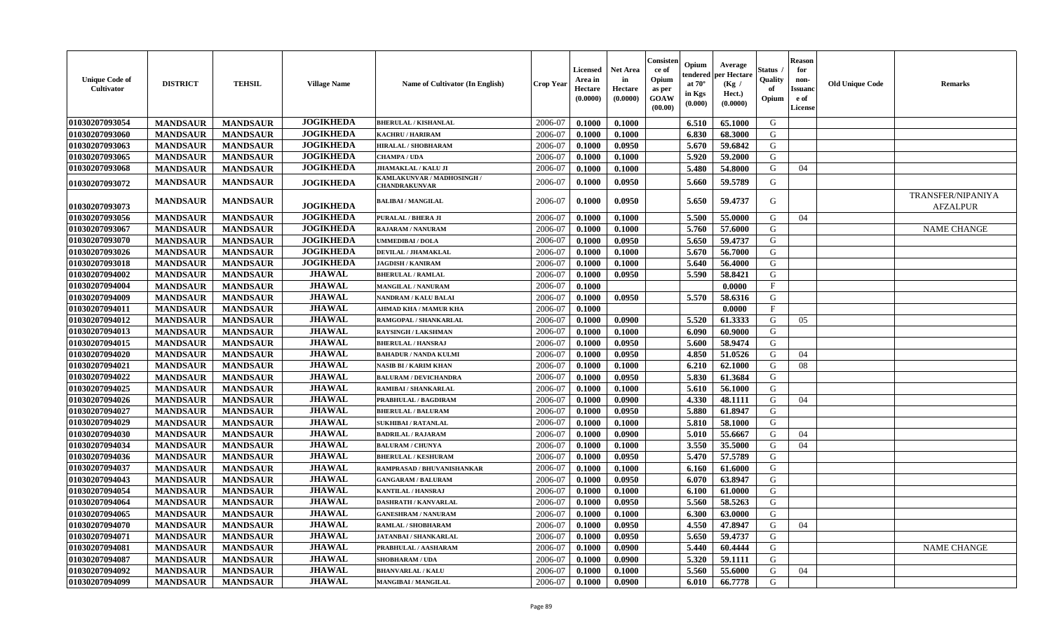| Unique Code of Cultivator | DISTRICT | TEHSIL | Village Name | Name of Cultivator (In English) | Crop Year | Licensed Area in Hectare (0.0000) | Net Area in Hectare (0.0000) | Consistence of Opium as per GOAW (00.00) | Opium tendered at 70° in Kgs (0.000) | Average per Hectare (Kg / Hect.) (0.0000) | Status / Quality of Opium | Reason for non-Issuance of License | Old Unique Code | Remarks |
|---|---|---|---|---|---|---|---|---|---|---|---|---|---|---|
| 01030207093054 | MANDSAUR | MANDSAUR | JOGIKHEDA | BHERULAL / KISHANLAL | 2006-07 | 0.1000 | 0.1000 | | 6.510 | 65.1000 | G | | | |
| 01030207093060 | MANDSAUR | MANDSAUR | JOGIKHEDA | KACHRU / HARIRAM | 2006-07 | 0.1000 | 0.1000 | | 6.830 | 68.3000 | G | | | |
| 01030207093063 | MANDSAUR | MANDSAUR | JOGIKHEDA | HIRALAL / SHOBHARAM | 2006-07 | 0.1000 | 0.0950 | | 5.670 | 59.6842 | G | | | |
| 01030207093065 | MANDSAUR | MANDSAUR | JOGIKHEDA | CHAMPA / UDA | 2006-07 | 0.1000 | 0.1000 | | 5.920 | 59.2000 | G | | | |
| 01030207093068 | MANDSAUR | MANDSAUR | JOGIKHEDA | JHAMAKLAL / KALU JI | 2006-07 | 0.1000 | 0.1000 | | 5.480 | 54.8000 | G | 04 | | |
| 01030207093072 | MANDSAUR | MANDSAUR | JOGIKHEDA | KAMLAKUNVAR / MADHOSINGH / CHANDRAKUNVAR | 2006-07 | 0.1000 | 0.0950 | | 5.660 | 59.5789 | G | | | |
| 01030207093073 | MANDSAUR | MANDSAUR | JOGIKHEDA | BALIBAI / MANGILAL | 2006-07 | 0.1000 | 0.0950 | | 5.650 | 59.4737 | G | | | TRANSFER/NIPANIYA AFZALPUR |
| 01030207093056 | MANDSAUR | MANDSAUR | JOGIKHEDA | PURALAL / BHERA JI | 2006-07 | 0.1000 | 0.1000 | | 5.500 | 55.0000 | G | 04 | | |
| 01030207093067 | MANDSAUR | MANDSAUR | JOGIKHEDA | RAJARAM / NANURAM | 2006-07 | 0.1000 | 0.1000 | | 5.760 | 57.6000 | G | | | NAME CHANGE |
| 01030207093070 | MANDSAUR | MANDSAUR | JOGIKHEDA | UMMEDIBAI / DOLA | 2006-07 | 0.1000 | 0.0950 | | 5.650 | 59.4737 | G | | | |
| 01030207093026 | MANDSAUR | MANDSAUR | JOGIKHEDA | DEVILAL / JHAMAKLAL | 2006-07 | 0.1000 | 0.1000 | | 5.670 | 56.7000 | G | | | |
| 01030207093018 | MANDSAUR | MANDSAUR | JOGIKHEDA | JAGDISH / KANIRAM | 2006-07 | 0.1000 | 0.1000 | | 5.640 | 56.4000 | G | | | |
| 01030207094002 | MANDSAUR | MANDSAUR | JHAWAL | BHERULAL / RAMLAL | 2006-07 | 0.1000 | 0.0950 | | 5.590 | 58.8421 | G | | | |
| 01030207094004 | MANDSAUR | MANDSAUR | JHAWAL | MANGILAL / NANURAM | 2006-07 | 0.1000 | | | | 0.0000 | F | | | |
| 01030207094009 | MANDSAUR | MANDSAUR | JHAWAL | NANDRAM / KALU BALAI | 2006-07 | 0.1000 | 0.0950 | | 5.570 | 58.6316 | G | | | |
| 01030207094011 | MANDSAUR | MANDSAUR | JHAWAL | AHMAD KHA / MAMUR KHA | 2006-07 | 0.1000 | | | | 0.0000 | F | | | |
| 01030207094012 | MANDSAUR | MANDSAUR | JHAWAL | RAMGOPAL / SHANKARLAL | 2006-07 | 0.1000 | 0.0900 | | 5.520 | 61.3333 | G | 05 | | |
| 01030207094013 | MANDSAUR | MANDSAUR | JHAWAL | RAYSINGH / LAKSHMAN | 2006-07 | 0.1000 | 0.1000 | | 6.090 | 60.9000 | G | | | |
| 01030207094015 | MANDSAUR | MANDSAUR | JHAWAL | BHERULAL / HANSRAJ | 2006-07 | 0.1000 | 0.0950 | | 5.600 | 58.9474 | G | | | |
| 01030207094020 | MANDSAUR | MANDSAUR | JHAWAL | BAHADUR / NANDA KULMI | 2006-07 | 0.1000 | 0.0950 | | 4.850 | 51.0526 | G | 04 | | |
| 01030207094021 | MANDSAUR | MANDSAUR | JHAWAL | NASIB BI / KARIM KHAN | 2006-07 | 0.1000 | 0.1000 | | 6.210 | 62.1000 | G | 08 | | |
| 01030207094022 | MANDSAUR | MANDSAUR | JHAWAL | BALURAM / DEVICHANDRA | 2006-07 | 0.1000 | 0.0950 | | 5.830 | 61.3684 | G | | | |
| 01030207094025 | MANDSAUR | MANDSAUR | JHAWAL | RAMIBAI / SHANKARLAL | 2006-07 | 0.1000 | 0.1000 | | 5.610 | 56.1000 | G | | | |
| 01030207094026 | MANDSAUR | MANDSAUR | JHAWAL | PRABHULAL / BAGDIRAM | 2006-07 | 0.1000 | 0.0900 | | 4.330 | 48.1111 | G | 04 | | |
| 01030207094027 | MANDSAUR | MANDSAUR | JHAWAL | BHERULAL / BALURAM | 2006-07 | 0.1000 | 0.0950 | | 5.880 | 61.8947 | G | | | |
| 01030207094029 | MANDSAUR | MANDSAUR | JHAWAL | SUKHIBAI / RATANLAL | 2006-07 | 0.1000 | 0.1000 | | 5.810 | 58.1000 | G | | | |
| 01030207094030 | MANDSAUR | MANDSAUR | JHAWAL | BADRILAL / RAJARAM | 2006-07 | 0.1000 | 0.0900 | | 5.010 | 55.6667 | G | 04 | | |
| 01030207094034 | MANDSAUR | MANDSAUR | JHAWAL | BALURAM / CHUNYA | 2006-07 | 0.1000 | 0.1000 | | 3.550 | 35.5000 | G | 04 | | |
| 01030207094036 | MANDSAUR | MANDSAUR | JHAWAL | BHERULAL / KESHURAM | 2006-07 | 0.1000 | 0.0950 | | 5.470 | 57.5789 | G | | | |
| 01030207094037 | MANDSAUR | MANDSAUR | JHAWAL | RAMPRASAD / BHUVANISHANKAR | 2006-07 | 0.1000 | 0.1000 | | 6.160 | 61.6000 | G | | | |
| 01030207094043 | MANDSAUR | MANDSAUR | JHAWAL | GANGARAM / BALURAM | 2006-07 | 0.1000 | 0.0950 | | 6.070 | 63.8947 | G | | | |
| 01030207094054 | MANDSAUR | MANDSAUR | JHAWAL | KANTILAL / HANSRAJ | 2006-07 | 0.1000 | 0.1000 | | 6.100 | 61.0000 | G | | | |
| 01030207094064 | MANDSAUR | MANDSAUR | JHAWAL | DASHRATH / KANVARLAL | 2006-07 | 0.1000 | 0.0950 | | 5.560 | 58.5263 | G | | | |
| 01030207094065 | MANDSAUR | MANDSAUR | JHAWAL | GANESHRAM / NANURAM | 2006-07 | 0.1000 | 0.1000 | | 6.300 | 63.0000 | G | | | |
| 01030207094070 | MANDSAUR | MANDSAUR | JHAWAL | RAMLAL / SHOBHARAM | 2006-07 | 0.1000 | 0.0950 | | 4.550 | 47.8947 | G | 04 | | |
| 01030207094071 | MANDSAUR | MANDSAUR | JHAWAL | JATANBAI / SHANKARLAL | 2006-07 | 0.1000 | 0.0950 | | 5.650 | 59.4737 | G | | | |
| 01030207094081 | MANDSAUR | MANDSAUR | JHAWAL | PRABHULAL / AASHARAM | 2006-07 | 0.1000 | 0.0900 | | 5.440 | 60.4444 | G | | | NAME CHANGE |
| 01030207094087 | MANDSAUR | MANDSAUR | JHAWAL | SHOBHARAM / UDA | 2006-07 | 0.1000 | 0.0900 | | 5.320 | 59.1111 | G | | | |
| 01030207094092 | MANDSAUR | MANDSAUR | JHAWAL | BHANVARLAL / KALU | 2006-07 | 0.1000 | 0.1000 | | 5.560 | 55.6000 | G | 04 | | |
| 01030207094099 | MANDSAUR | MANDSAUR | JHAWAL | MANGIBAI / MANGILAL | 2006-07 | 0.1000 | 0.0900 | | 6.010 | 66.7778 | G | | | |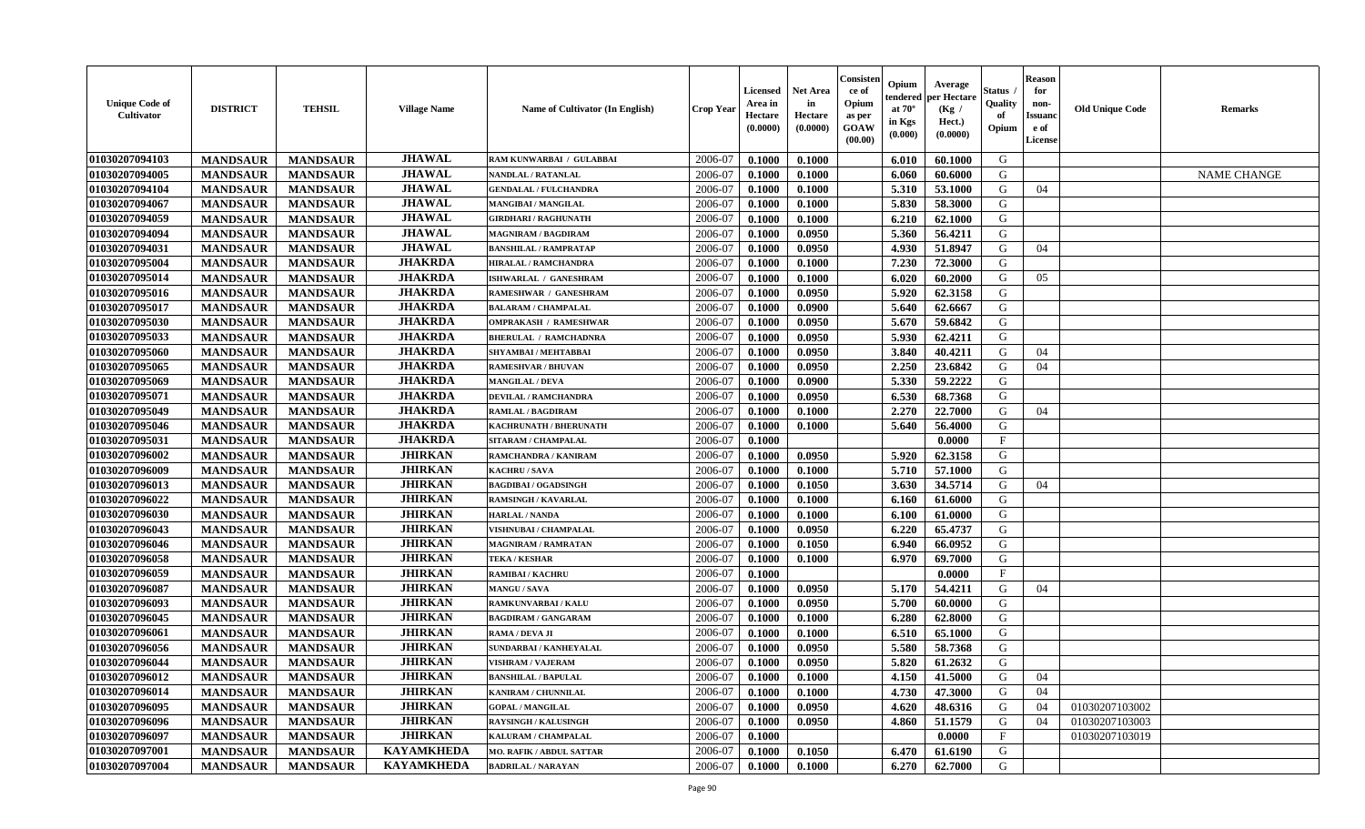| Unique Code of Cultivator | DISTRICT | TEHSIL | Village Name | Name of Cultivator (In English) | Crop Year | Licensed Area in Hectare (0.0000) | Net Area in Hectare (0.0000) | Consistence of Opium as per GOAW (00.00) | Opium tendered at 70° in Kgs (0.000) | Average per Hectare (Kg / Hect.) (0.0000) | Status / Quality of Opium | Reason for non-Issuance of License | Old Unique Code | Remarks |
|---|---|---|---|---|---|---|---|---|---|---|---|---|---|---|
| 01030207094103 | MANDSAUR | MANDSAUR | JHAWAL | RAM KUNWARBAI / GULABBAI | 2006-07 | 0.1000 | 0.1000 | | 6.010 | 60.1000 | G | | | |
| 01030207094005 | MANDSAUR | MANDSAUR | JHAWAL | NANDLAL / RATANLAL | 2006-07 | 0.1000 | 0.1000 | | 6.060 | 60.6000 | G | | | NAME CHANGE |
| 01030207094104 | MANDSAUR | MANDSAUR | JHAWAL | GENDALAL / FULCHANDRA | 2006-07 | 0.1000 | 0.1000 | | 5.310 | 53.1000 | G | 04 | | |
| 01030207094067 | MANDSAUR | MANDSAUR | JHAWAL | MANGIBAI / MANGILAL | 2006-07 | 0.1000 | 0.1000 | | 5.830 | 58.3000 | G | | | |
| 01030207094059 | MANDSAUR | MANDSAUR | JHAWAL | GIRDHARI / RAGHUNATH | 2006-07 | 0.1000 | 0.1000 | | 6.210 | 62.1000 | G | | | |
| 01030207094094 | MANDSAUR | MANDSAUR | JHAWAL | MAGNIRAM / BAGDIRAM | 2006-07 | 0.1000 | 0.0950 | | 5.360 | 56.4211 | G | | | |
| 01030207094031 | MANDSAUR | MANDSAUR | JHAWAL | BANSHILAL / RAMPRATAP | 2006-07 | 0.1000 | 0.0950 | | 4.930 | 51.8947 | G | 04 | | |
| 01030207095004 | MANDSAUR | MANDSAUR | JHAKRDA | HIRALAL / RAMCHANDRA | 2006-07 | 0.1000 | 0.1000 | | 7.230 | 72.3000 | G | | | |
| 01030207095014 | MANDSAUR | MANDSAUR | JHAKRDA | ISHWARLAL / GANESHRAM | 2006-07 | 0.1000 | 0.1000 | | 6.020 | 60.2000 | G | 05 | | |
| 01030207095016 | MANDSAUR | MANDSAUR | JHAKRDA | RAMESHWAR / GANESHRAM | 2006-07 | 0.1000 | 0.0950 | | 5.920 | 62.3158 | G | | | |
| 01030207095017 | MANDSAUR | MANDSAUR | JHAKRDA | BALARAM / CHAMPALAL | 2006-07 | 0.1000 | 0.0900 | | 5.640 | 62.6667 | G | | | |
| 01030207095030 | MANDSAUR | MANDSAUR | JHAKRDA | OMPRAKASH / RAMESHWAR | 2006-07 | 0.1000 | 0.0950 | | 5.670 | 59.6842 | G | | | |
| 01030207095033 | MANDSAUR | MANDSAUR | JHAKRDA | BHERULAL / RAMCHADNRA | 2006-07 | 0.1000 | 0.0950 | | 5.930 | 62.4211 | G | | | |
| 01030207095060 | MANDSAUR | MANDSAUR | JHAKRDA | SHYAMBAI / MEHTABBAI | 2006-07 | 0.1000 | 0.0950 | | 3.840 | 40.4211 | G | 04 | | |
| 01030207095065 | MANDSAUR | MANDSAUR | JHAKRDA | RAMESHVAR / BHUVAN | 2006-07 | 0.1000 | 0.0950 | | 2.250 | 23.6842 | G | 04 | | |
| 01030207095069 | MANDSAUR | MANDSAUR | JHAKRDA | MANGILAL / DEVA | 2006-07 | 0.1000 | 0.0900 | | 5.330 | 59.2222 | G | | | |
| 01030207095071 | MANDSAUR | MANDSAUR | JHAKRDA | DEVILAL / RAMCHANDRA | 2006-07 | 0.1000 | 0.0950 | | 6.530 | 68.7368 | G | | | |
| 01030207095049 | MANDSAUR | MANDSAUR | JHAKRDA | RAMLAL / BAGDIRAM | 2006-07 | 0.1000 | 0.1000 | | 2.270 | 22.7000 | G | 04 | | |
| 01030207095046 | MANDSAUR | MANDSAUR | JHAKRDA | KACHRUNATH / BHERUNATH | 2006-07 | 0.1000 | 0.1000 | | 5.640 | 56.4000 | G | | | |
| 01030207095031 | MANDSAUR | MANDSAUR | JHAKRDA | SITARAM / CHAMPALAL | 2006-07 | 0.1000 | | | | 0.0000 | F | | | |
| 01030207096002 | MANDSAUR | MANDSAUR | JHIRKAN | RAMCHANDRA / KANIRAM | 2006-07 | 0.1000 | 0.0950 | | 5.920 | 62.3158 | G | | | |
| 01030207096009 | MANDSAUR | MANDSAUR | JHIRKAN | KACHRU / SAVA | 2006-07 | 0.1000 | 0.1000 | | 5.710 | 57.1000 | G | | | |
| 01030207096013 | MANDSAUR | MANDSAUR | JHIRKAN | BAGDIBAI / OGADSINGH | 2006-07 | 0.1000 | 0.1050 | | 3.630 | 34.5714 | G | 04 | | |
| 01030207096022 | MANDSAUR | MANDSAUR | JHIRKAN | RAMSINGH / KAVARLAL | 2006-07 | 0.1000 | 0.1000 | | 6.160 | 61.6000 | G | | | |
| 01030207096030 | MANDSAUR | MANDSAUR | JHIRKAN | HARLAL / NANDA | 2006-07 | 0.1000 | 0.1000 | | 6.100 | 61.0000 | G | | | |
| 01030207096043 | MANDSAUR | MANDSAUR | JHIRKAN | VISHNUBAI / CHAMPALAL | 2006-07 | 0.1000 | 0.0950 | | 6.220 | 65.4737 | G | | | |
| 01030207096046 | MANDSAUR | MANDSAUR | JHIRKAN | MAGNIRAM / RAMRATAN | 2006-07 | 0.1000 | 0.1050 | | 6.940 | 66.0952 | G | | | |
| 01030207096058 | MANDSAUR | MANDSAUR | JHIRKAN | TEKA / KESHAR | 2006-07 | 0.1000 | 0.1000 | | 6.970 | 69.7000 | G | | | |
| 01030207096059 | MANDSAUR | MANDSAUR | JHIRKAN | RAMIBAI / KACHRU | 2006-07 | 0.1000 | | | | 0.0000 | F | | | |
| 01030207096087 | MANDSAUR | MANDSAUR | JHIRKAN | MANGU / SAVA | 2006-07 | 0.1000 | 0.0950 | | 5.170 | 54.4211 | G | 04 | | |
| 01030207096093 | MANDSAUR | MANDSAUR | JHIRKAN | RAMKUNVARBAI / KALU | 2006-07 | 0.1000 | 0.0950 | | 5.700 | 60.0000 | G | | | |
| 01030207096045 | MANDSAUR | MANDSAUR | JHIRKAN | BAGDIRAM / GANGARAM | 2006-07 | 0.1000 | 0.1000 | | 6.280 | 62.8000 | G | | | |
| 01030207096061 | MANDSAUR | MANDSAUR | JHIRKAN | RAMA / DEVA JI | 2006-07 | 0.1000 | 0.1000 | | 6.510 | 65.1000 | G | | | |
| 01030207096056 | MANDSAUR | MANDSAUR | JHIRKAN | SUNDARBAI / KANHEYALAL | 2006-07 | 0.1000 | 0.0950 | | 5.580 | 58.7368 | G | | | |
| 01030207096044 | MANDSAUR | MANDSAUR | JHIRKAN | VISHRAM / VAJERAM | 2006-07 | 0.1000 | 0.0950 | | 5.820 | 61.2632 | G | | | |
| 01030207096012 | MANDSAUR | MANDSAUR | JHIRKAN | BANSHILAL / BAPULAL | 2006-07 | 0.1000 | 0.1000 | | 4.150 | 41.5000 | G | 04 | | |
| 01030207096014 | MANDSAUR | MANDSAUR | JHIRKAN | KANIRAM / CHUNNILAL | 2006-07 | 0.1000 | 0.1000 | | 4.730 | 47.3000 | G | 04 | | |
| 01030207096095 | MANDSAUR | MANDSAUR | JHIRKAN | GOPAL / MANGILAL | 2006-07 | 0.1000 | 0.0950 | | 4.620 | 48.6316 | G | 04 | 01030207103002 | |
| 01030207096096 | MANDSAUR | MANDSAUR | JHIRKAN | RAYSINGH / KALUSINGH | 2006-07 | 0.1000 | 0.0950 | | 4.860 | 51.1579 | G | 04 | 01030207103003 | |
| 01030207096097 | MANDSAUR | MANDSAUR | JHIRKAN | KALURAM / CHAMPALAL | 2006-07 | 0.1000 | | | | 0.0000 | F | | 01030207103019 | |
| 01030207097001 | MANDSAUR | MANDSAUR | KAYAMKHEDA | MO. RAFIK / ABDUL SATTAR | 2006-07 | 0.1000 | 0.1050 | | 6.470 | 61.6190 | G | | | |
| 01030207097004 | MANDSAUR | MANDSAUR | KAYAMKHEDA | BADRILAL / NARAYAN | 2006-07 | 0.1000 | 0.1000 | | 6.270 | 62.7000 | G | | | |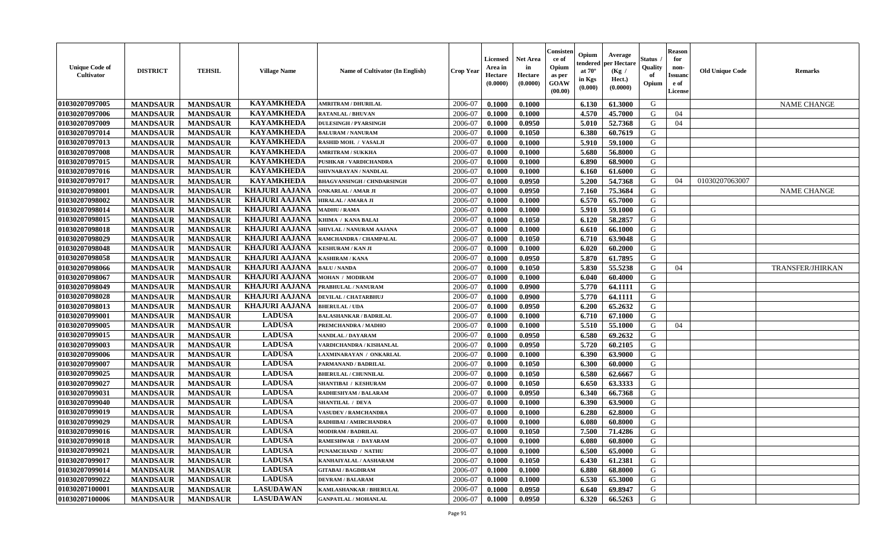| Unique Code of Cultivator | DISTRICT | TEHSIL | Village Name | Name of Cultivator (In English) | Crop Year | Licensed Area in Hectare (0.0000) | Net Area in Hectare (0.0000) | Consistence of Opium as per GOAW (00.00) | Opium tendered at 70° in Kgs (0.000) | Average per Hectare (Kg / Hect.) (0.0000) | Status / Quality of Opium | Reason for non-Issuance of License | Old Unique Code | Remarks |
|---|---|---|---|---|---|---|---|---|---|---|---|---|---|---|
| 01030207097005 | MANDSAUR | MANDSAUR | KAYAMKHEDA | AMRITRAM / DHURILAL | 2006-07 | 0.1000 | 0.1000 | | 6.130 | 61.3000 | G | | | NAME CHANGE |
| 01030207097006 | MANDSAUR | MANDSAUR | KAYAMKHEDA | RATANLAL / BHUVAN | 2006-07 | 0.1000 | 0.1000 | | 4.570 | 45.7000 | G | 04 | | |
| 01030207097009 | MANDSAUR | MANDSAUR | KAYAMKHEDA | DULESINGH / PYARSINGH | 2006-07 | 0.1000 | 0.0950 | | 5.010 | 52.7368 | G | 04 | | |
| 01030207097014 | MANDSAUR | MANDSAUR | KAYAMKHEDA | BALURAM / NANURAM | 2006-07 | 0.1000 | 0.1050 | | 6.380 | 60.7619 | G | | | |
| 01030207097013 | MANDSAUR | MANDSAUR | KAYAMKHEDA | RASHID MOH. / VASALJI | 2006-07 | 0.1000 | 0.1000 | | 5.910 | 59.1000 | G | | | |
| 01030207097008 | MANDSAUR | MANDSAUR | KAYAMKHEDA | AMRITRAM / SUKKHA | 2006-07 | 0.1000 | 0.1000 | | 5.680 | 56.8000 | G | | | |
| 01030207097015 | MANDSAUR | MANDSAUR | KAYAMKHEDA | PUSHKAR / VARDICHANDRA | 2006-07 | 0.1000 | 0.1000 | | 6.890 | 68.9000 | G | | | |
| 01030207097016 | MANDSAUR | MANDSAUR | KAYAMKHEDA | SHIVNARAYAN / NANDLAL | 2006-07 | 0.1000 | 0.1000 | | 6.160 | 61.6000 | G | | | |
| 01030207097017 | MANDSAUR | MANDSAUR | KAYAMKHEDA | BHAGVANSINGH / CHNDARSINGH | 2006-07 | 0.1000 | 0.0950 | | 5.200 | 54.7368 | G | 04 | 01030207063007 | |
| 01030207098001 | MANDSAUR | MANDSAUR | KHAJURI AAJANA | ONKARLAL / AMAR JI | 2006-07 | 0.1000 | 0.0950 | | 7.160 | 75.3684 | G | | | NAME CHANGE |
| 01030207098002 | MANDSAUR | MANDSAUR | KHAJURI AAJANA | HIRALAL / AMARA JI | 2006-07 | 0.1000 | 0.1000 | | 6.570 | 65.7000 | G | | | |
| 01030207098014 | MANDSAUR | MANDSAUR | KHAJURI AAJANA | MADHU / RAMA | 2006-07 | 0.1000 | 0.1000 | | 5.910 | 59.1000 | G | | | |
| 01030207098015 | MANDSAUR | MANDSAUR | KHAJURI AAJANA | KHIMA / KANA BALAI | 2006-07 | 0.1000 | 0.1050 | | 6.120 | 58.2857 | G | | | |
| 01030207098018 | MANDSAUR | MANDSAUR | KHAJURI AAJANA | SHIVLAL / NANURAM AAJANA | 2006-07 | 0.1000 | 0.1000 | | 6.610 | 66.1000 | G | | | |
| 01030207098029 | MANDSAUR | MANDSAUR | KHAJURI AAJANA | RAMCHANDRA / CHAMPALAL | 2006-07 | 0.1000 | 0.1050 | | 6.710 | 63.9048 | G | | | |
| 01030207098048 | MANDSAUR | MANDSAUR | KHAJURI AAJANA | KESHURAM / KAN JI | 2006-07 | 0.1000 | 0.1000 | | 6.020 | 60.2000 | G | | | |
| 01030207098058 | MANDSAUR | MANDSAUR | KHAJURI AAJANA | KASHIRAM / KANA | 2006-07 | 0.1000 | 0.0950 | | 5.870 | 61.7895 | G | | | |
| 01030207098066 | MANDSAUR | MANDSAUR | KHAJURI AAJANA | BALU / NANDA | 2006-07 | 0.1000 | 0.1050 | | 5.830 | 55.5238 | G | 04 | | TRANSFER/JHIRKAN |
| 01030207098067 | MANDSAUR | MANDSAUR | KHAJURI AAJANA | MOHAN / MODIRAM | 2006-07 | 0.1000 | 0.1000 | | 6.040 | 60.4000 | G | | | |
| 01030207098049 | MANDSAUR | MANDSAUR | KHAJURI AAJANA | PRABHULAL / NANURAM | 2006-07 | 0.1000 | 0.0900 | | 5.770 | 64.1111 | G | | | |
| 01030207098028 | MANDSAUR | MANDSAUR | KHAJURI AAJANA | DEVILAL / CHATARBHUJ | 2006-07 | 0.1000 | 0.0900 | | 5.770 | 64.1111 | G | | | |
| 01030207098013 | MANDSAUR | MANDSAUR | KHAJURI AAJANA | BHERULAL / UDA | 2006-07 | 0.1000 | 0.0950 | | 6.200 | 65.2632 | G | | | |
| 01030207099001 | MANDSAUR | MANDSAUR | LADUSA | BALASHANKAR / BADRILAL | 2006-07 | 0.1000 | 0.1000 | | 6.710 | 67.1000 | G | | | |
| 01030207099005 | MANDSAUR | MANDSAUR | LADUSA | PREMCHANDRA / MADHO | 2006-07 | 0.1000 | 0.1000 | | 5.510 | 55.1000 | G | 04 | | |
| 01030207099015 | MANDSAUR | MANDSAUR | LADUSA | NANDLAL / DAYARAM | 2006-07 | 0.1000 | 0.0950 | | 6.580 | 69.2632 | G | | | |
| 01030207099003 | MANDSAUR | MANDSAUR | LADUSA | VARDICHANDRA / KISHANLAL | 2006-07 | 0.1000 | 0.0950 | | 5.720 | 60.2105 | G | | | |
| 01030207099006 | MANDSAUR | MANDSAUR | LADUSA | LAXMINARAYAN / ONKARLAL | 2006-07 | 0.1000 | 0.1000 | | 6.390 | 63.9000 | G | | | |
| 01030207099007 | MANDSAUR | MANDSAUR | LADUSA | PARMANAND / BADRILAL | 2006-07 | 0.1000 | 0.1050 | | 6.300 | 60.0000 | G | | | |
| 01030207099025 | MANDSAUR | MANDSAUR | LADUSA | BHERULAL / CHUNNILAL | 2006-07 | 0.1000 | 0.1050 | | 6.580 | 62.6667 | G | | | |
| 01030207099027 | MANDSAUR | MANDSAUR | LADUSA | SHANTIBAI / KESHURAM | 2006-07 | 0.1000 | 0.1050 | | 6.650 | 63.3333 | G | | | |
| 01030207099031 | MANDSAUR | MANDSAUR | LADUSA | RADHESHYAM / BALARAM | 2006-07 | 0.1000 | 0.0950 | | 6.340 | 66.7368 | G | | | |
| 01030207099040 | MANDSAUR | MANDSAUR | LADUSA | SHANTILAL / DEVA | 2006-07 | 0.1000 | 0.1000 | | 6.390 | 63.9000 | G | | | |
| 01030207099019 | MANDSAUR | MANDSAUR | LADUSA | VASUDEV / RAMCHANDRA | 2006-07 | 0.1000 | 0.1000 | | 6.280 | 62.8000 | G | | | |
| 01030207099029 | MANDSAUR | MANDSAUR | LADUSA | RADHIBAI / AMIRCHANDRA | 2006-07 | 0.1000 | 0.1000 | | 6.080 | 60.8000 | G | | | |
| 01030207099016 | MANDSAUR | MANDSAUR | LADUSA | MODIRAM / BADRILAL | 2006-07 | 0.1000 | 0.1050 | | 7.500 | 71.4286 | G | | | |
| 01030207099018 | MANDSAUR | MANDSAUR | LADUSA | RAMESHWAR / DAYARAM | 2006-07 | 0.1000 | 0.1000 | | 6.080 | 60.8000 | G | | | |
| 01030207099021 | MANDSAUR | MANDSAUR | LADUSA | PUNAMCHAND / NATHU | 2006-07 | 0.1000 | 0.1000 | | 6.500 | 65.0000 | G | | | |
| 01030207099017 | MANDSAUR | MANDSAUR | LADUSA | KANHAIYALAL / AASHARAM | 2006-07 | 0.1000 | 0.1050 | | 6.430 | 61.2381 | G | | | |
| 01030207099014 | MANDSAUR | MANDSAUR | LADUSA | GITABAI / BAGDIRAM | 2006-07 | 0.1000 | 0.1000 | | 6.880 | 68.8000 | G | | | |
| 01030207099022 | MANDSAUR | MANDSAUR | LADUSA | DEVRAM / BALARAM | 2006-07 | 0.1000 | 0.1000 | | 6.530 | 65.3000 | G | | | |
| 01030207100001 | MANDSAUR | MANDSAUR | LASUDAWAN | KAMLASHANKAR / BHERULAL | 2006-07 | 0.1000 | 0.0950 | | 6.640 | 69.8947 | G | | | |
| 01030207100006 | MANDSAUR | MANDSAUR | LASUDAWAN | GANPATLAL / MOHANLAL | 2006-07 | 0.1000 | 0.0950 | | 6.320 | 66.5263 | G | | | |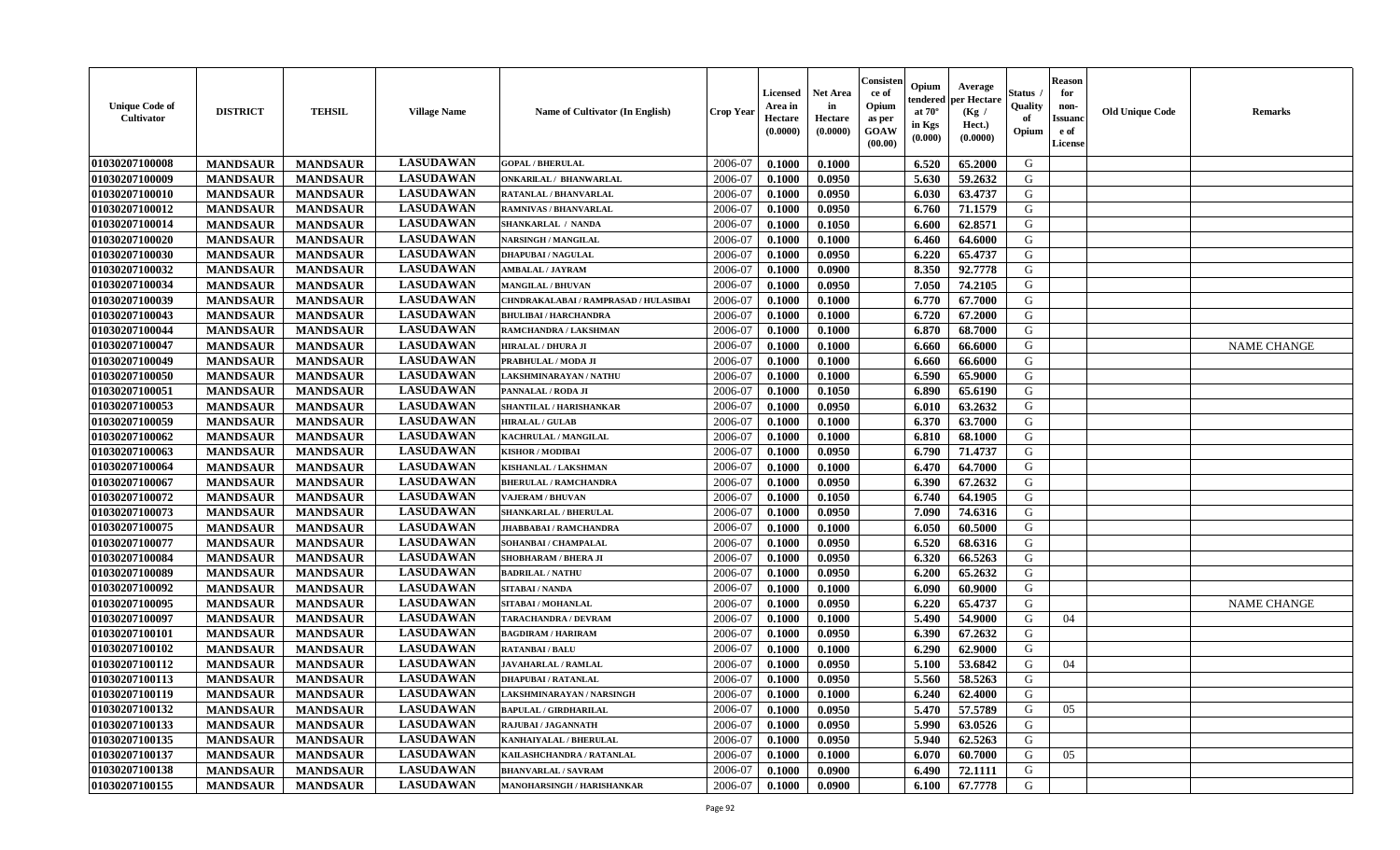| Unique Code of Cultivator | DISTRICT | TEHSIL | Village Name | Name of Cultivator (In English) | Crop Year | Licensed Area in Hectare (0.0000) | Net Area in Hectare (0.0000) | Consistence of Opium as per GOAW (00.00) | Opium tendered at 70° in Kgs (0.000) | Average per Hectare (Kg / Hect.) (0.0000) | Status / Quality of Opium | Reason for non-Issuance of License | Old Unique Code | Remarks |
|---|---|---|---|---|---|---|---|---|---|---|---|---|---|---|
| 01030207100008 | MANDSAUR | MANDSAUR | LASUDAWAN | GOPAL / BHERULAL | 2006-07 | 0.1000 | 0.1000 | | 6.520 | 65.2000 | G | | | |
| 01030207100009 | MANDSAUR | MANDSAUR | LASUDAWAN | ONKARILAL / BHANWARLAL | 2006-07 | 0.1000 | 0.0950 | | 5.630 | 59.2632 | G | | | |
| 01030207100010 | MANDSAUR | MANDSAUR | LASUDAWAN | RATANLAL / BHANVARLAL | 2006-07 | 0.1000 | 0.0950 | | 6.030 | 63.4737 | G | | | |
| 01030207100012 | MANDSAUR | MANDSAUR | LASUDAWAN | RAMNIVAS / BHANVARLAL | 2006-07 | 0.1000 | 0.0950 | | 6.760 | 71.1579 | G | | | |
| 01030207100014 | MANDSAUR | MANDSAUR | LASUDAWAN | SHANKARLAL / NANDA | 2006-07 | 0.1000 | 0.1050 | | 6.600 | 62.8571 | G | | | |
| 01030207100020 | MANDSAUR | MANDSAUR | LASUDAWAN | NARSINGH / MANGILAL | 2006-07 | 0.1000 | 0.1000 | | 6.460 | 64.6000 | G | | | |
| 01030207100030 | MANDSAUR | MANDSAUR | LASUDAWAN | DHAPUBAI / NAGULAL | 2006-07 | 0.1000 | 0.0950 | | 6.220 | 65.4737 | G | | | |
| 01030207100032 | MANDSAUR | MANDSAUR | LASUDAWAN | AMBALAL / JAYRAM | 2006-07 | 0.1000 | 0.0900 | | 8.350 | 92.7778 | G | | | |
| 01030207100034 | MANDSAUR | MANDSAUR | LASUDAWAN | MANGILAL / BHUVAN | 2006-07 | 0.1000 | 0.0950 | | 7.050 | 74.2105 | G | | | |
| 01030207100039 | MANDSAUR | MANDSAUR | LASUDAWAN | CHNDRAKALABAI / RAMPRASAD / HULASIBAI | 2006-07 | 0.1000 | 0.1000 | | 6.770 | 67.7000 | G | | | |
| 01030207100043 | MANDSAUR | MANDSAUR | LASUDAWAN | BHULIBAI / HARCHANDRA | 2006-07 | 0.1000 | 0.1000 | | 6.720 | 67.2000 | G | | | |
| 01030207100044 | MANDSAUR | MANDSAUR | LASUDAWAN | RAMCHANDRA / LAKSHMAN | 2006-07 | 0.1000 | 0.1000 | | 6.870 | 68.7000 | G | | | |
| 01030207100047 | MANDSAUR | MANDSAUR | LASUDAWAN | HIRALAL / DHURA JI | 2006-07 | 0.1000 | 0.1000 | | 6.660 | 66.6000 | G | | | NAME CHANGE |
| 01030207100049 | MANDSAUR | MANDSAUR | LASUDAWAN | PRABHULAL / MODA JI | 2006-07 | 0.1000 | 0.1000 | | 6.660 | 66.6000 | G | | | |
| 01030207100050 | MANDSAUR | MANDSAUR | LASUDAWAN | LAKSHMINARAYAN / NATHU | 2006-07 | 0.1000 | 0.1000 | | 6.590 | 65.9000 | G | | | |
| 01030207100051 | MANDSAUR | MANDSAUR | LASUDAWAN | PANNALAL / RODA JI | 2006-07 | 0.1000 | 0.1050 | | 6.890 | 65.6190 | G | | | |
| 01030207100053 | MANDSAUR | MANDSAUR | LASUDAWAN | SHANTILAL / HARISHANKAR | 2006-07 | 0.1000 | 0.0950 | | 6.010 | 63.2632 | G | | | |
| 01030207100059 | MANDSAUR | MANDSAUR | LASUDAWAN | HIRALAL / GULAB | 2006-07 | 0.1000 | 0.1000 | | 6.370 | 63.7000 | G | | | |
| 01030207100062 | MANDSAUR | MANDSAUR | LASUDAWAN | KACHRULAL / MANGILAL | 2006-07 | 0.1000 | 0.1000 | | 6.810 | 68.1000 | G | | | |
| 01030207100063 | MANDSAUR | MANDSAUR | LASUDAWAN | KISHOR / MODIBAI | 2006-07 | 0.1000 | 0.0950 | | 6.790 | 71.4737 | G | | | |
| 01030207100064 | MANDSAUR | MANDSAUR | LASUDAWAN | KISHANLAL / LAKSHMAN | 2006-07 | 0.1000 | 0.1000 | | 6.470 | 64.7000 | G | | | |
| 01030207100067 | MANDSAUR | MANDSAUR | LASUDAWAN | BHERULAL / RAMCHANDRA | 2006-07 | 0.1000 | 0.0950 | | 6.390 | 67.2632 | G | | | |
| 01030207100072 | MANDSAUR | MANDSAUR | LASUDAWAN | VAJERAM / BHUVAN | 2006-07 | 0.1000 | 0.1050 | | 6.740 | 64.1905 | G | | | |
| 01030207100073 | MANDSAUR | MANDSAUR | LASUDAWAN | SHANKARLAL / BHERULAL | 2006-07 | 0.1000 | 0.0950 | | 7.090 | 74.6316 | G | | | |
| 01030207100075 | MANDSAUR | MANDSAUR | LASUDAWAN | JHABBABAI / RAMCHANDRA | 2006-07 | 0.1000 | 0.1000 | | 6.050 | 60.5000 | G | | | |
| 01030207100077 | MANDSAUR | MANDSAUR | LASUDAWAN | SOHANBAI / CHAMPALAL | 2006-07 | 0.1000 | 0.0950 | | 6.520 | 68.6316 | G | | | |
| 01030207100084 | MANDSAUR | MANDSAUR | LASUDAWAN | SHOBHARAM / BHERA JI | 2006-07 | 0.1000 | 0.0950 | | 6.320 | 66.5263 | G | | | |
| 01030207100089 | MANDSAUR | MANDSAUR | LASUDAWAN | BADRILAL / NATHU | 2006-07 | 0.1000 | 0.0950 | | 6.200 | 65.2632 | G | | | |
| 01030207100092 | MANDSAUR | MANDSAUR | LASUDAWAN | SITABAI / NANDA | 2006-07 | 0.1000 | 0.1000 | | 6.090 | 60.9000 | G | | | |
| 01030207100095 | MANDSAUR | MANDSAUR | LASUDAWAN | SITABAI / MOHANLAL | 2006-07 | 0.1000 | 0.0950 | | 6.220 | 65.4737 | G | | | NAME CHANGE |
| 01030207100097 | MANDSAUR | MANDSAUR | LASUDAWAN | TARACHANDRA / DEVRAM | 2006-07 | 0.1000 | 0.1000 | | 5.490 | 54.9000 | G | 04 | | |
| 01030207100101 | MANDSAUR | MANDSAUR | LASUDAWAN | BAGDIRAM / HARIRAM | 2006-07 | 0.1000 | 0.0950 | | 6.390 | 67.2632 | G | | | |
| 01030207100102 | MANDSAUR | MANDSAUR | LASUDAWAN | RATANBAI / BALU | 2006-07 | 0.1000 | 0.1000 | | 6.290 | 62.9000 | G | | | |
| 01030207100112 | MANDSAUR | MANDSAUR | LASUDAWAN | JAVAHARLAL / RAMLAL | 2006-07 | 0.1000 | 0.0950 | | 5.100 | 53.6842 | G | 04 | | |
| 01030207100113 | MANDSAUR | MANDSAUR | LASUDAWAN | DHAPUBAI / RATANLAL | 2006-07 | 0.1000 | 0.0950 | | 5.560 | 58.5263 | G | | | |
| 01030207100119 | MANDSAUR | MANDSAUR | LASUDAWAN | LAKSHMINARAYAN / NARSINGH | 2006-07 | 0.1000 | 0.1000 | | 6.240 | 62.4000 | G | | | |
| 01030207100132 | MANDSAUR | MANDSAUR | LASUDAWAN | BAPULAL / GIRDHARILAL | 2006-07 | 0.1000 | 0.0950 | | 5.470 | 57.5789 | G | 05 | | |
| 01030207100133 | MANDSAUR | MANDSAUR | LASUDAWAN | RAJUBAI / JAGANNATH | 2006-07 | 0.1000 | 0.0950 | | 5.990 | 63.0526 | G | | | |
| 01030207100135 | MANDSAUR | MANDSAUR | LASUDAWAN | KANHAIYALAL / BHERULAL | 2006-07 | 0.1000 | 0.0950 | | 5.940 | 62.5263 | G | | | |
| 01030207100137 | MANDSAUR | MANDSAUR | LASUDAWAN | KAILASHCHANDRA / RATANLAL | 2006-07 | 0.1000 | 0.1000 | | 6.070 | 60.7000 | G | 05 | | |
| 01030207100138 | MANDSAUR | MANDSAUR | LASUDAWAN | BHANVARLAL / SAVRAM | 2006-07 | 0.1000 | 0.0900 | | 6.490 | 72.1111 | G | | | |
| 01030207100155 | MANDSAUR | MANDSAUR | LASUDAWAN | MANOHARSINGH / HARISHANKAR | 2006-07 | 0.1000 | 0.0900 | | 6.100 | 67.7778 | G | | | |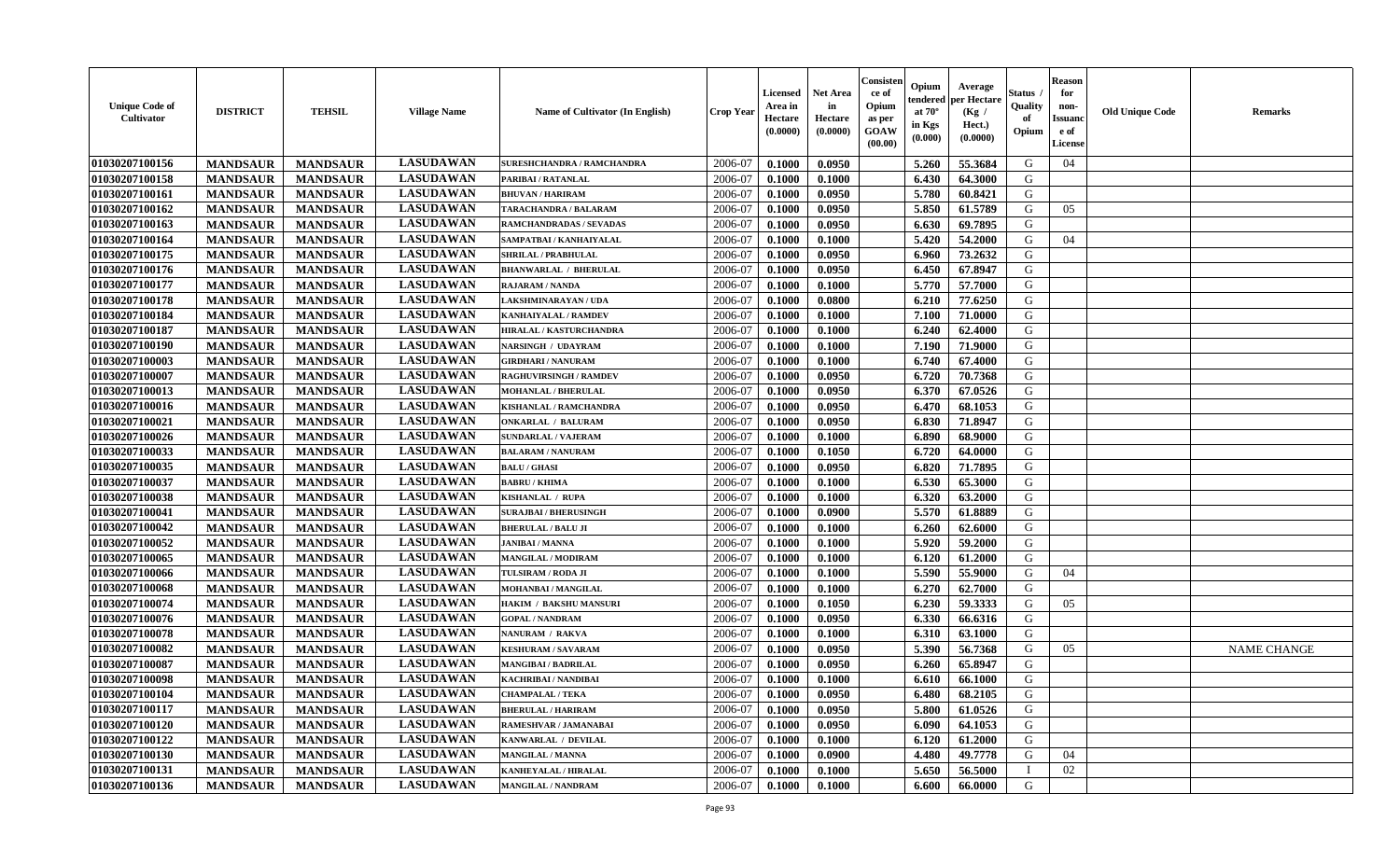| Unique Code of Cultivator | DISTRICT | TEHSIL | Village Name | Name of Cultivator (In English) | Crop Year | Licensed Area in Hectare (0.0000) | Net Area in Hectare (0.0000) | Consistence of Opium as per GOAW (00.00) | Opium tendered at 70° in Kgs (0.000) | Average per Hectare (Kg / Hect.) (0.0000) | Status / Quality of Opium | Reason for non-Issuance of License | Old Unique Code | Remarks |
|---|---|---|---|---|---|---|---|---|---|---|---|---|---|---|
| 01030207100156 | MANDSAUR | MANDSAUR | LASUDAWAN | SURESHCHANDRA / RAMCHANDRA | 2006-07 | 0.1000 | 0.0950 | | 5.260 | 55.3684 | G | 04 | | |
| 01030207100158 | MANDSAUR | MANDSAUR | LASUDAWAN | PARIBAI / RATANLAL | 2006-07 | 0.1000 | 0.1000 | | 6.430 | 64.3000 | G | | | |
| 01030207100161 | MANDSAUR | MANDSAUR | LASUDAWAN | BHUVAN / HARIRAM | 2006-07 | 0.1000 | 0.0950 | | 5.780 | 60.8421 | G | | | |
| 01030207100162 | MANDSAUR | MANDSAUR | LASUDAWAN | TARACHANDRA / BALARAM | 2006-07 | 0.1000 | 0.0950 | | 5.850 | 61.5789 | G | 05 | | |
| 01030207100163 | MANDSAUR | MANDSAUR | LASUDAWAN | RAMCHANDRADAS / SEVADAS | 2006-07 | 0.1000 | 0.0950 | | 6.630 | 69.7895 | G | | | |
| 01030207100164 | MANDSAUR | MANDSAUR | LASUDAWAN | SAMPATBAI / KANHAIYALAL | 2006-07 | 0.1000 | 0.1000 | | 5.420 | 54.2000 | G | 04 | | |
| 01030207100175 | MANDSAUR | MANDSAUR | LASUDAWAN | SHRILAL / PRABHULAL | 2006-07 | 0.1000 | 0.0950 | | 6.960 | 73.2632 | G | | | |
| 01030207100176 | MANDSAUR | MANDSAUR | LASUDAWAN | BHANWARLAL / BHERULAL | 2006-07 | 0.1000 | 0.0950 | | 6.450 | 67.8947 | G | | | |
| 01030207100177 | MANDSAUR | MANDSAUR | LASUDAWAN | RAJARAM / NANDA | 2006-07 | 0.1000 | 0.1000 | | 5.770 | 57.7000 | G | | | |
| 01030207100178 | MANDSAUR | MANDSAUR | LASUDAWAN | LAKSHMINARAYAN / UDA | 2006-07 | 0.1000 | 0.0800 | | 6.210 | 77.6250 | G | | | |
| 01030207100184 | MANDSAUR | MANDSAUR | LASUDAWAN | KANHAIYALAL / RAMDEV | 2006-07 | 0.1000 | 0.1000 | | 7.100 | 71.0000 | G | | | |
| 01030207100187 | MANDSAUR | MANDSAUR | LASUDAWAN | HIRALAL / KASTURCHANDRA | 2006-07 | 0.1000 | 0.1000 | | 6.240 | 62.4000 | G | | | |
| 01030207100190 | MANDSAUR | MANDSAUR | LASUDAWAN | NARSINGH / UDAYRAM | 2006-07 | 0.1000 | 0.1000 | | 7.190 | 71.9000 | G | | | |
| 01030207100003 | MANDSAUR | MANDSAUR | LASUDAWAN | GIRDHARI / NANURAM | 2006-07 | 0.1000 | 0.1000 | | 6.740 | 67.4000 | G | | | |
| 01030207100007 | MANDSAUR | MANDSAUR | LASUDAWAN | RAGHUVIRSINGH / RAMDEV | 2006-07 | 0.1000 | 0.0950 | | 6.720 | 70.7368 | G | | | |
| 01030207100013 | MANDSAUR | MANDSAUR | LASUDAWAN | MOHANLAL / BHERULAL | 2006-07 | 0.1000 | 0.0950 | | 6.370 | 67.0526 | G | | | |
| 01030207100016 | MANDSAUR | MANDSAUR | LASUDAWAN | KISHANLAL / RAMCHANDRA | 2006-07 | 0.1000 | 0.0950 | | 6.470 | 68.1053 | G | | | |
| 01030207100021 | MANDSAUR | MANDSAUR | LASUDAWAN | ONKARLAL / BALURAM | 2006-07 | 0.1000 | 0.0950 | | 6.830 | 71.8947 | G | | | |
| 01030207100026 | MANDSAUR | MANDSAUR | LASUDAWAN | SUNDARLAL / VAJERAM | 2006-07 | 0.1000 | 0.1000 | | 6.890 | 68.9000 | G | | | |
| 01030207100033 | MANDSAUR | MANDSAUR | LASUDAWAN | BALARAM / NANURAM | 2006-07 | 0.1000 | 0.1050 | | 6.720 | 64.0000 | G | | | |
| 01030207100035 | MANDSAUR | MANDSAUR | LASUDAWAN | BALU / GHASI | 2006-07 | 0.1000 | 0.0950 | | 6.820 | 71.7895 | G | | | |
| 01030207100037 | MANDSAUR | MANDSAUR | LASUDAWAN | BABRU / KHIMA | 2006-07 | 0.1000 | 0.1000 | | 6.530 | 65.3000 | G | | | |
| 01030207100038 | MANDSAUR | MANDSAUR | LASUDAWAN | KISHANLAL / RUPA | 2006-07 | 0.1000 | 0.1000 | | 6.320 | 63.2000 | G | | | |
| 01030207100041 | MANDSAUR | MANDSAUR | LASUDAWAN | SURAJBAI / BHERUSINGH | 2006-07 | 0.1000 | 0.0900 | | 5.570 | 61.8889 | G | | | |
| 01030207100042 | MANDSAUR | MANDSAUR | LASUDAWAN | BHERULAL / BALU JI | 2006-07 | 0.1000 | 0.1000 | | 6.260 | 62.6000 | G | | | |
| 01030207100052 | MANDSAUR | MANDSAUR | LASUDAWAN | JANIBAI / MANNA | 2006-07 | 0.1000 | 0.1000 | | 5.920 | 59.2000 | G | | | |
| 01030207100065 | MANDSAUR | MANDSAUR | LASUDAWAN | MANGILAL / MODIRAM | 2006-07 | 0.1000 | 0.1000 | | 6.120 | 61.2000 | G | | | |
| 01030207100066 | MANDSAUR | MANDSAUR | LASUDAWAN | TULSIRAM / RODA JI | 2006-07 | 0.1000 | 0.1000 | | 5.590 | 55.9000 | G | 04 | | |
| 01030207100068 | MANDSAUR | MANDSAUR | LASUDAWAN | MOHANBAI / MANGILAL | 2006-07 | 0.1000 | 0.1000 | | 6.270 | 62.7000 | G | | | |
| 01030207100074 | MANDSAUR | MANDSAUR | LASUDAWAN | HAKIM / BAKSHU MANSURI | 2006-07 | 0.1000 | 0.1050 | | 6.230 | 59.3333 | G | 05 | | |
| 01030207100076 | MANDSAUR | MANDSAUR | LASUDAWAN | GOPAL / NANDRAM | 2006-07 | 0.1000 | 0.0950 | | 6.330 | 66.6316 | G | | | |
| 01030207100078 | MANDSAUR | MANDSAUR | LASUDAWAN | NANURAM / RAKVA | 2006-07 | 0.1000 | 0.1000 | | 6.310 | 63.1000 | G | | | |
| 01030207100082 | MANDSAUR | MANDSAUR | LASUDAWAN | KESHURAM / SAVARAM | 2006-07 | 0.1000 | 0.0950 | | 5.390 | 56.7368 | G | 05 | | NAME CHANGE |
| 01030207100087 | MANDSAUR | MANDSAUR | LASUDAWAN | MANGIBAI / BADRILAL | 2006-07 | 0.1000 | 0.0950 | | 6.260 | 65.8947 | G | | | |
| 01030207100098 | MANDSAUR | MANDSAUR | LASUDAWAN | KACHRIBAI / NANDIBAI | 2006-07 | 0.1000 | 0.1000 | | 6.610 | 66.1000 | G | | | |
| 01030207100104 | MANDSAUR | MANDSAUR | LASUDAWAN | CHAMPALAL / TEKA | 2006-07 | 0.1000 | 0.0950 | | 6.480 | 68.2105 | G | | | |
| 01030207100117 | MANDSAUR | MANDSAUR | LASUDAWAN | BHERULAL / HARIRAM | 2006-07 | 0.1000 | 0.0950 | | 5.800 | 61.0526 | G | | | |
| 01030207100120 | MANDSAUR | MANDSAUR | LASUDAWAN | RAMESHVAR / JAMANABAI | 2006-07 | 0.1000 | 0.0950 | | 6.090 | 64.1053 | G | | | |
| 01030207100122 | MANDSAUR | MANDSAUR | LASUDAWAN | KANWARLAL / DEVILAL | 2006-07 | 0.1000 | 0.1000 | | 6.120 | 61.2000 | G | | | |
| 01030207100130 | MANDSAUR | MANDSAUR | LASUDAWAN | MANGILAL / MANNA | 2006-07 | 0.1000 | 0.0900 | | 4.480 | 49.7778 | G | 04 | | |
| 01030207100131 | MANDSAUR | MANDSAUR | LASUDAWAN | KANHEYALAL / HIRALAL | 2006-07 | 0.1000 | 0.1000 | | 5.650 | 56.5000 | I | 02 | | |
| 01030207100136 | MANDSAUR | MANDSAUR | LASUDAWAN | MANGILAL / NANDRAM | 2006-07 | 0.1000 | 0.1000 | | 6.600 | 66.0000 | G | | | |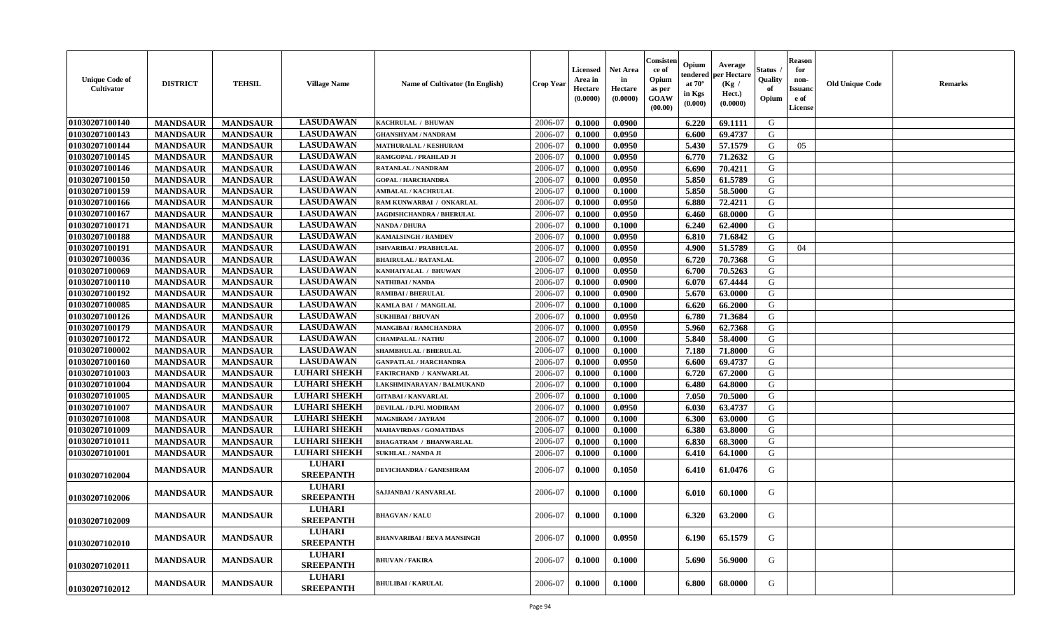| Unique Code of Cultivator | DISTRICT | TEHSIL | Village Name | Name of Cultivator (In English) | Crop Year | Licensed Area in Hectare (0.0000) | Net Area in Hectare (0.0000) | Consistence of Opium as per GOAW (00.00) | Opium tendered at 70° in Kgs (0.000) | Average per Hectare (Kg / Hect.) (0.0000) | Status / Quality of Opium | Reason for non-Issuance of License | Old Unique Code | Remarks |
|---|---|---|---|---|---|---|---|---|---|---|---|---|---|---|
| 01030207100140 | MANDSAUR | MANDSAUR | LASUDAWAN | KACHRULAL / BHUWAN | 2006-07 | 0.1000 | 0.0900 | | 6.220 | 69.1111 | G | | | |
| 01030207100143 | MANDSAUR | MANDSAUR | LASUDAWAN | GHANSHYAM / NANDRAM | 2006-07 | 0.1000 | 0.0950 | | 6.600 | 69.4737 | G | | | |
| 01030207100144 | MANDSAUR | MANDSAUR | LASUDAWAN | MATHURALAL / KESHURAM | 2006-07 | 0.1000 | 0.0950 | | 5.430 | 57.1579 | G | 05 | | |
| 01030207100145 | MANDSAUR | MANDSAUR | LASUDAWAN | RAMGOPAL / PRAHLAD JI | 2006-07 | 0.1000 | 0.0950 | | 6.770 | 71.2632 | G | | | |
| 01030207100146 | MANDSAUR | MANDSAUR | LASUDAWAN | RATANLAL / NANDRAM | 2006-07 | 0.1000 | 0.0950 | | 6.690 | 70.4211 | G | | | |
| 01030207100150 | MANDSAUR | MANDSAUR | LASUDAWAN | GOPAL / HARCHANDRA | 2006-07 | 0.1000 | 0.0950 | | 5.850 | 61.5789 | G | | | |
| 01030207100159 | MANDSAUR | MANDSAUR | LASUDAWAN | AMBALAL / KACHRULAL | 2006-07 | 0.1000 | 0.1000 | | 5.850 | 58.5000 | G | | | |
| 01030207100166 | MANDSAUR | MANDSAUR | LASUDAWAN | RAM KUNWARBAI / ONKARLAL | 2006-07 | 0.1000 | 0.0950 | | 6.880 | 72.4211 | G | | | |
| 01030207100167 | MANDSAUR | MANDSAUR | LASUDAWAN | JAGDISHCHANDRA / BHERULAL | 2006-07 | 0.1000 | 0.0950 | | 6.460 | 68.0000 | G | | | |
| 01030207100171 | MANDSAUR | MANDSAUR | LASUDAWAN | NANDA / DHURA | 2006-07 | 0.1000 | 0.1000 | | 6.240 | 62.4000 | G | | | |
| 01030207100188 | MANDSAUR | MANDSAUR | LASUDAWAN | KAMALSINGH / RAMDEV | 2006-07 | 0.1000 | 0.0950 | | 6.810 | 71.6842 | G | | | |
| 01030207100191 | MANDSAUR | MANDSAUR | LASUDAWAN | ISHVARIBAI / PRABHULAL | 2006-07 | 0.1000 | 0.0950 | | 4.900 | 51.5789 | G | 04 | | |
| 01030207100036 | MANDSAUR | MANDSAUR | LASUDAWAN | BHAIRULAL / RATANLAL | 2006-07 | 0.1000 | 0.0950 | | 6.720 | 70.7368 | G | | | |
| 01030207100069 | MANDSAUR | MANDSAUR | LASUDAWAN | KANHAIYALAL / BHUWAN | 2006-07 | 0.1000 | 0.0950 | | 6.700 | 70.5263 | G | | | |
| 01030207100110 | MANDSAUR | MANDSAUR | LASUDAWAN | NATHIBAI / NANDA | 2006-07 | 0.1000 | 0.0900 | | 6.070 | 67.4444 | G | | | |
| 01030207100192 | MANDSAUR | MANDSAUR | LASUDAWAN | RAMIBAI / BHERULAL | 2006-07 | 0.1000 | 0.0900 | | 5.670 | 63.0000 | G | | | |
| 01030207100085 | MANDSAUR | MANDSAUR | LASUDAWAN | KAMLA BAI / MANGILAL | 2006-07 | 0.1000 | 0.1000 | | 6.620 | 66.2000 | G | | | |
| 01030207100126 | MANDSAUR | MANDSAUR | LASUDAWAN | SUKHIBAI / BHUVAN | 2006-07 | 0.1000 | 0.0950 | | 6.780 | 71.3684 | G | | | |
| 01030207100179 | MANDSAUR | MANDSAUR | LASUDAWAN | MANGIBAI / RAMCHANDRA | 2006-07 | 0.1000 | 0.0950 | | 5.960 | 62.7368 | G | | | |
| 01030207100172 | MANDSAUR | MANDSAUR | LASUDAWAN | CHAMPALAL / NATHU | 2006-07 | 0.1000 | 0.1000 | | 5.840 | 58.4000 | G | | | |
| 01030207100002 | MANDSAUR | MANDSAUR | LASUDAWAN | SHAMBHULAL / BHERULAL | 2006-07 | 0.1000 | 0.1000 | | 7.180 | 71.8000 | G | | | |
| 01030207100160 | MANDSAUR | MANDSAUR | LASUDAWAN | GANPATLAL / HARCHANDRA | 2006-07 | 0.1000 | 0.0950 | | 6.600 | 69.4737 | G | | | |
| 01030207101003 | MANDSAUR | MANDSAUR | LUHARI SHEKH | FAKIRCHAND / KANWARLAL | 2006-07 | 0.1000 | 0.1000 | | 6.720 | 67.2000 | G | | | |
| 01030207101004 | MANDSAUR | MANDSAUR | LUHARI SHEKH | LAKSHMINARAYAN / BALMUKAND | 2006-07 | 0.1000 | 0.1000 | | 6.480 | 64.8000 | G | | | |
| 01030207101005 | MANDSAUR | MANDSAUR | LUHARI SHEKH | GITABAI / KANVARLAL | 2006-07 | 0.1000 | 0.1000 | | 7.050 | 70.5000 | G | | | |
| 01030207101007 | MANDSAUR | MANDSAUR | LUHARI SHEKH | DEVILAL / D.PU. MODIRAM | 2006-07 | 0.1000 | 0.0950 | | 6.030 | 63.4737 | G | | | |
| 01030207101008 | MANDSAUR | MANDSAUR | LUHARI SHEKH | MAGNIRAM / JAYRAM | 2006-07 | 0.1000 | 0.1000 | | 6.300 | 63.0000 | G | | | |
| 01030207101009 | MANDSAUR | MANDSAUR | LUHARI SHEKH | MAHAVIRDAS / GOMATIDAS | 2006-07 | 0.1000 | 0.1000 | | 6.380 | 63.8000 | G | | | |
| 01030207101011 | MANDSAUR | MANDSAUR | LUHARI SHEKH | BHAGATRAM / BHANWARLAL | 2006-07 | 0.1000 | 0.1000 | | 6.830 | 68.3000 | G | | | |
| 01030207101001 | MANDSAUR | MANDSAUR | LUHARI SHEKH | SUKHLAL / NANDA JI | 2006-07 | 0.1000 | 0.1000 | | 6.410 | 64.1000 | G | | | |
| 01030207102004 | MANDSAUR | MANDSAUR | LUHARI SREEPANTH | DEVICHANDRA / GANESHRAM | 2006-07 | 0.1000 | 0.1050 | | 6.410 | 61.0476 | G | | | |
| 01030207102006 | MANDSAUR | MANDSAUR | LUHARI SREEPANTH | SAJJANBAI / KANVARLAL | 2006-07 | 0.1000 | 0.1000 | | 6.010 | 60.1000 | G | | | |
| 01030207102009 | MANDSAUR | MANDSAUR | LUHARI SREEPANTH | BHAGVAN / KALU | 2006-07 | 0.1000 | 0.1000 | | 6.320 | 63.2000 | G | | | |
| 01030207102010 | MANDSAUR | MANDSAUR | LUHARI SREEPANTH | BHANVARIBAI / BEVA MANSINGH | 2006-07 | 0.1000 | 0.0950 | | 6.190 | 65.1579 | G | | | |
| 01030207102011 | MANDSAUR | MANDSAUR | LUHARI SREEPANTH | BHUVAN / FAKIRA | 2006-07 | 0.1000 | 0.1000 | | 5.690 | 56.9000 | G | | | |
| 01030207102012 | MANDSAUR | MANDSAUR | LUHARI SREEPANTH | BHULIBAI / KARULAL | 2006-07 | 0.1000 | 0.1000 | | 6.800 | 68.0000 | G | | | |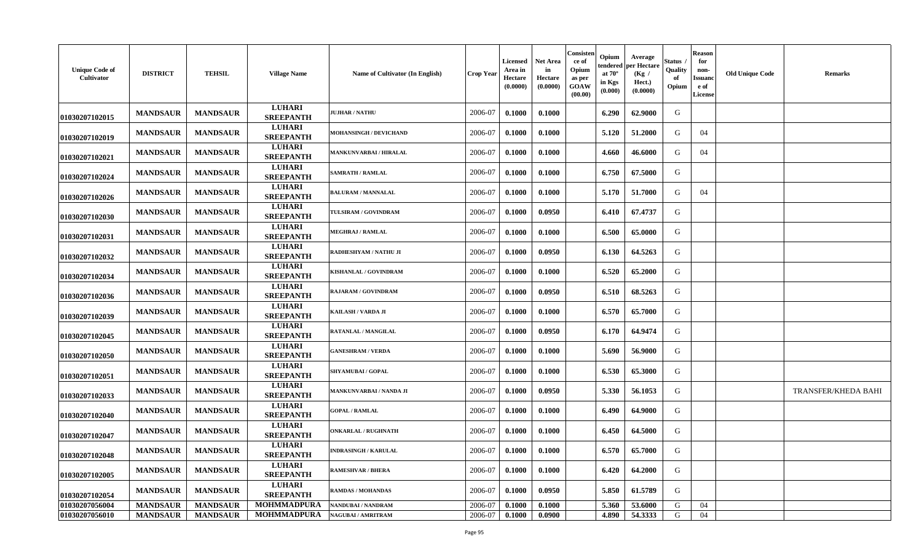| Unique Code of Cultivator | DISTRICT | TEHSIL | Village Name | Name of Cultivator (In English) | Crop Year | Licensed Area in Hectare (0.0000) | Net Area in Hectare (0.0000) | Consistence of Opium as per GOAW (00.00) | Opium tendered at 70° in Kgs (0.000) | Average per Hectare (Kg / Hect.) (0.0000) | Status / Quality of Opium | Reason for non-Issuance of License | Old Unique Code | Remarks |
|---|---|---|---|---|---|---|---|---|---|---|---|---|---|---|
| 01030207102015 | MANDSAUR | MANDSAUR | LUHARI SREEPANTH | JUJHAR / NATHU | 2006-07 | 0.1000 | 0.1000 | | 6.290 | 62.9000 | G | | | |
| 01030207102019 | MANDSAUR | MANDSAUR | LUHARI SREEPANTH | MOHANSINGH / DEVICHAND | 2006-07 | 0.1000 | 0.1000 | | 5.120 | 51.2000 | G | 04 | | |
| 01030207102021 | MANDSAUR | MANDSAUR | LUHARI SREEPANTH | MANKUNVARBAI / HIRALAL | 2006-07 | 0.1000 | 0.1000 | | 4.660 | 46.6000 | G | 04 | | |
| 01030207102024 | MANDSAUR | MANDSAUR | LUHARI SREEPANTH | SAMRATH / RAMLAL | 2006-07 | 0.1000 | 0.1000 | | 6.750 | 67.5000 | G | | | |
| 01030207102026 | MANDSAUR | MANDSAUR | LUHARI SREEPANTH | BALURAM / MANNALAL | 2006-07 | 0.1000 | 0.1000 | | 5.170 | 51.7000 | G | 04 | | |
| 01030207102030 | MANDSAUR | MANDSAUR | LUHARI SREEPANTH | TULSIRAM / GOVINDRAM | 2006-07 | 0.1000 | 0.0950 | | 6.410 | 67.4737 | G | | | |
| 01030207102031 | MANDSAUR | MANDSAUR | LUHARI SREEPANTH | MEGHRAJ / RAMLAL | 2006-07 | 0.1000 | 0.1000 | | 6.500 | 65.0000 | G | | | |
| 01030207102032 | MANDSAUR | MANDSAUR | LUHARI SREEPANTH | RADHESHYAM / NATHU JI | 2006-07 | 0.1000 | 0.0950 | | 6.130 | 64.5263 | G | | | |
| 01030207102034 | MANDSAUR | MANDSAUR | LUHARI SREEPANTH | KISHANLAL / GOVINDRAM | 2006-07 | 0.1000 | 0.1000 | | 6.520 | 65.2000 | G | | | |
| 01030207102036 | MANDSAUR | MANDSAUR | LUHARI SREEPANTH | RAJARAM / GOVINDRAM | 2006-07 | 0.1000 | 0.0950 | | 6.510 | 68.5263 | G | | | |
| 01030207102039 | MANDSAUR | MANDSAUR | LUHARI SREEPANTH | KAILASH / VARDA JI | 2006-07 | 0.1000 | 0.1000 | | 6.570 | 65.7000 | G | | | |
| 01030207102045 | MANDSAUR | MANDSAUR | LUHARI SREEPANTH | RATANLAL / MANGILAL | 2006-07 | 0.1000 | 0.0950 | | 6.170 | 64.9474 | G | | | |
| 01030207102050 | MANDSAUR | MANDSAUR | LUHARI SREEPANTH | GANESHRAM / VERDA | 2006-07 | 0.1000 | 0.1000 | | 5.690 | 56.9000 | G | | | |
| 01030207102051 | MANDSAUR | MANDSAUR | LUHARI SREEPANTH | SHYAMUBAI / GOPAL | 2006-07 | 0.1000 | 0.1000 | | 6.530 | 65.3000 | G | | | |
| 01030207102033 | MANDSAUR | MANDSAUR | LUHARI SREEPANTH | MANKUNVARBAI / NANDA JI | 2006-07 | 0.1000 | 0.0950 | | 5.330 | 56.1053 | G | | | TRANSFER/KHEDA BAHI |
| 01030207102040 | MANDSAUR | MANDSAUR | LUHARI SREEPANTH | GOPAL / RAMLAL | 2006-07 | 0.1000 | 0.1000 | | 6.490 | 64.9000 | G | | | |
| 01030207102047 | MANDSAUR | MANDSAUR | LUHARI SREEPANTH | ONKARLAL / RUGHNATH | 2006-07 | 0.1000 | 0.1000 | | 6.450 | 64.5000 | G | | | |
| 01030207102048 | MANDSAUR | MANDSAUR | LUHARI SREEPANTH | INDRASINGH / KARULAL | 2006-07 | 0.1000 | 0.1000 | | 6.570 | 65.7000 | G | | | |
| 01030207102005 | MANDSAUR | MANDSAUR | LUHARI SREEPANTH | RAMESHVAR / BHERA | 2006-07 | 0.1000 | 0.1000 | | 6.420 | 64.2000 | G | | | |
| 01030207102054 | MANDSAUR | MANDSAUR | LUHARI SREEPANTH | RAMDAS / MOHANDAS | 2006-07 | 0.1000 | 0.0950 | | 5.850 | 61.5789 | G | | | |
| 01030207056004 | MANDSAUR | MANDSAUR | MOHMMADPURA | NANDUBAI / NANDRAM | 2006-07 | 0.1000 | 0.1000 | | 5.360 | 53.6000 | G | 04 | | |
| 01030207056010 | MANDSAUR | MANDSAUR | MOHMMADPURA | NAGUBAI / AMRITRAM | 2006-07 | 0.1000 | 0.0900 | | 4.890 | 54.3333 | G | 04 | | |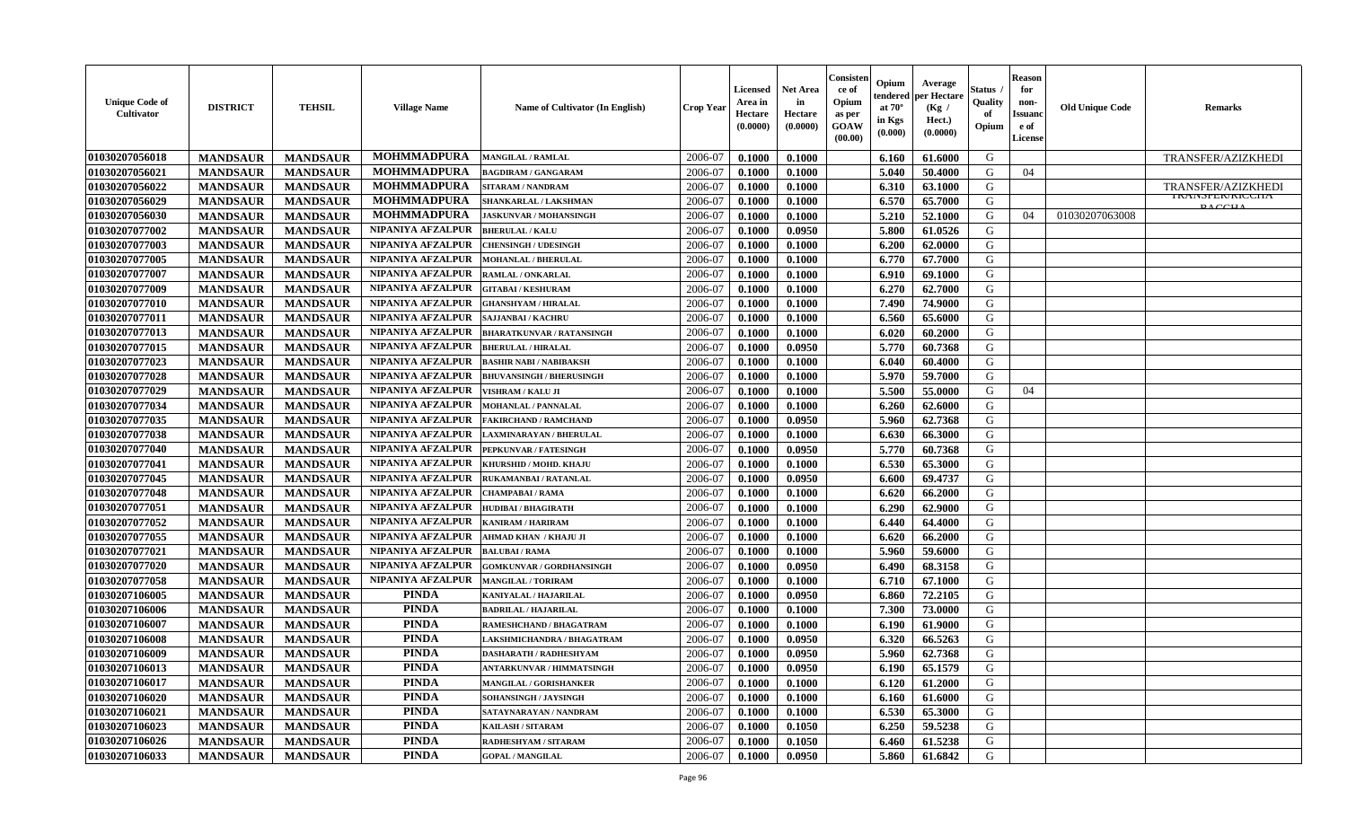| Unique Code of Cultivator | DISTRICT | TEHSIL | Village Name | Name of Cultivator (In English) | Crop Year | Licensed Area in Hectare (0.0000) | Net Area in Hectare (0.0000) | Consistence of Opium as per GOAW (00.00) | Opium tendered at 70° in Kgs (0.000) | Average per Hectare (Kg / Hect.) (0.0000) | Status / Quality of Opium | Reason for non-Issuance of License | Old Unique Code | Remarks |
|---|---|---|---|---|---|---|---|---|---|---|---|---|---|---|
| 01030207056018 | MANDSAUR | MANDSAUR | MOHMMADPURA | MANGILAL / RAMLAL | 2006-07 | 0.1000 | 0.1000 | | 6.160 | 61.6000 | G | | | TRANSFER/AZIZKHEDI |
| 01030207056021 | MANDSAUR | MANDSAUR | MOHMMADPURA | BAGDIRAM / GANGARAM | 2006-07 | 0.1000 | 0.1000 | | 5.040 | 50.4000 | G | 04 | | |
| 01030207056022 | MANDSAUR | MANDSAUR | MOHMMADPURA | SITARAM / NANDRAM | 2006-07 | 0.1000 | 0.1000 | | 6.310 | 63.1000 | G | | | TRANSFER/AZIZKHEDI |
| 01030207056029 | MANDSAUR | MANDSAUR | MOHMMADPURA | SHANKARLAL / LAKSHMAN | 2006-07 | 0.1000 | 0.1000 | | 6.570 | 65.7000 | G | | | TRANSFER/KICCHIA BACCHA |
| 01030207056030 | MANDSAUR | MANDSAUR | MOHMMADPURA | JASKUNVAR / MOHANSINGH | 2006-07 | 0.1000 | 0.1000 | | 5.210 | 52.1000 | G | 04 | 01030207063008 | |
| 01030207077002 | MANDSAUR | MANDSAUR | NIPANIYA AFZALPUR | BHERULAL / KALU | 2006-07 | 0.1000 | 0.0950 | | 5.800 | 61.0526 | G | | | |
| 01030207077003 | MANDSAUR | MANDSAUR | NIPANIYA AFZALPUR | CHENSINGH / UDESINGH | 2006-07 | 0.1000 | 0.1000 | | 6.200 | 62.0000 | G | | | |
| 01030207077005 | MANDSAUR | MANDSAUR | NIPANIYA AFZALPUR | MOHANLAL / BHERULAL | 2006-07 | 0.1000 | 0.1000 | | 6.770 | 67.7000 | G | | | |
| 01030207077007 | MANDSAUR | MANDSAUR | NIPANIYA AFZALPUR | RAMLAL / ONKARLAL | 2006-07 | 0.1000 | 0.1000 | | 6.910 | 69.1000 | G | | | |
| 01030207077009 | MANDSAUR | MANDSAUR | NIPANIYA AFZALPUR | GITABAI / KESHURAM | 2006-07 | 0.1000 | 0.1000 | | 6.270 | 62.7000 | G | | | |
| 01030207077010 | MANDSAUR | MANDSAUR | NIPANIYA AFZALPUR | GHANSHYAM / HIRALAL | 2006-07 | 0.1000 | 0.1000 | | 7.490 | 74.9000 | G | | | |
| 01030207077011 | MANDSAUR | MANDSAUR | NIPANIYA AFZALPUR | SAJJANBAI / KACHRU | 2006-07 | 0.1000 | 0.1000 | | 6.560 | 65.6000 | G | | | |
| 01030207077013 | MANDSAUR | MANDSAUR | NIPANIYA AFZALPUR | BHARATKUNVAR / RATANSINGH | 2006-07 | 0.1000 | 0.1000 | | 6.020 | 60.2000 | G | | | |
| 01030207077015 | MANDSAUR | MANDSAUR | NIPANIYA AFZALPUR | BHERULAL / HIRALAL | 2006-07 | 0.1000 | 0.0950 | | 5.770 | 60.7368 | G | | | |
| 01030207077023 | MANDSAUR | MANDSAUR | NIPANIYA AFZALPUR | BASHIR NABI / NABIBAKSH | 2006-07 | 0.1000 | 0.1000 | | 6.040 | 60.4000 | G | | | |
| 01030207077028 | MANDSAUR | MANDSAUR | NIPANIYA AFZALPUR | BHUVANSINGH / BHERUSINGH | 2006-07 | 0.1000 | 0.1000 | | 5.970 | 59.7000 | G | | | |
| 01030207077029 | MANDSAUR | MANDSAUR | NIPANIYA AFZALPUR | VISHRAM / KALU JI | 2006-07 | 0.1000 | 0.1000 | | 5.500 | 55.0000 | G | 04 | | |
| 01030207077034 | MANDSAUR | MANDSAUR | NIPANIYA AFZALPUR | MOHANLAL / PANNALAL | 2006-07 | 0.1000 | 0.1000 | | 6.260 | 62.6000 | G | | | |
| 01030207077035 | MANDSAUR | MANDSAUR | NIPANIYA AFZALPUR | FAKIRCHAND / RAMCHAND | 2006-07 | 0.1000 | 0.0950 | | 5.960 | 62.7368 | G | | | |
| 01030207077038 | MANDSAUR | MANDSAUR | NIPANIYA AFZALPUR | LAXMINARAYAN / BHERULAL | 2006-07 | 0.1000 | 0.1000 | | 6.630 | 66.3000 | G | | | |
| 01030207077040 | MANDSAUR | MANDSAUR | NIPANIYA AFZALPUR | PEPKUNVAR / FATESINGH | 2006-07 | 0.1000 | 0.0950 | | 5.770 | 60.7368 | G | | | |
| 01030207077041 | MANDSAUR | MANDSAUR | NIPANIYA AFZALPUR | KHURSHID / MOHD. KHAJU | 2006-07 | 0.1000 | 0.1000 | | 6.530 | 65.3000 | G | | | |
| 01030207077045 | MANDSAUR | MANDSAUR | NIPANIYA AFZALPUR | RUKAMANBAI / RATANLAL | 2006-07 | 0.1000 | 0.0950 | | 6.600 | 69.4737 | G | | | |
| 01030207077048 | MANDSAUR | MANDSAUR | NIPANIYA AFZALPUR | CHAMPABAI / RAMA | 2006-07 | 0.1000 | 0.1000 | | 6.620 | 66.2000 | G | | | |
| 01030207077051 | MANDSAUR | MANDSAUR | NIPANIYA AFZALPUR | HUDIBAI / BHAGIRATH | 2006-07 | 0.1000 | 0.1000 | | 6.290 | 62.9000 | G | | | |
| 01030207077052 | MANDSAUR | MANDSAUR | NIPANIYA AFZALPUR | KANIRAM / HARIRAM | 2006-07 | 0.1000 | 0.1000 | | 6.440 | 64.4000 | G | | | |
| 01030207077055 | MANDSAUR | MANDSAUR | NIPANIYA AFZALPUR | AHMAD KHAN / KHAJU JI | 2006-07 | 0.1000 | 0.1000 | | 6.620 | 66.2000 | G | | | |
| 01030207077021 | MANDSAUR | MANDSAUR | NIPANIYA AFZALPUR | BALUBAI / RAMA | 2006-07 | 0.1000 | 0.1000 | | 5.960 | 59.6000 | G | | | |
| 01030207077020 | MANDSAUR | MANDSAUR | NIPANIYA AFZALPUR | GOMKUNVAR / GORDHANSINGH | 2006-07 | 0.1000 | 0.0950 | | 6.490 | 68.3158 | G | | | |
| 01030207077058 | MANDSAUR | MANDSAUR | NIPANIYA AFZALPUR | MANGILAL / TORIRAM | 2006-07 | 0.1000 | 0.1000 | | 6.710 | 67.1000 | G | | | |
| 01030207106005 | MANDSAUR | MANDSAUR | PINDA | KANIYALAL / HAJARILAL | 2006-07 | 0.1000 | 0.0950 | | 6.860 | 72.2105 | G | | | |
| 01030207106006 | MANDSAUR | MANDSAUR | PINDA | BADRILAL / HAJARILAL | 2006-07 | 0.1000 | 0.1000 | | 7.300 | 73.0000 | G | | | |
| 01030207106007 | MANDSAUR | MANDSAUR | PINDA | RAMESHCHAND / BHAGATRAM | 2006-07 | 0.1000 | 0.1000 | | 6.190 | 61.9000 | G | | | |
| 01030207106008 | MANDSAUR | MANDSAUR | PINDA | LAKSHMICHANDRA / BHAGATRAM | 2006-07 | 0.1000 | 0.0950 | | 6.320 | 66.5263 | G | | | |
| 01030207106009 | MANDSAUR | MANDSAUR | PINDA | DASHARATH / RADHESHYAM | 2006-07 | 0.1000 | 0.0950 | | 5.960 | 62.7368 | G | | | |
| 01030207106013 | MANDSAUR | MANDSAUR | PINDA | ANTARKUNVAR / HIMMATSINGH | 2006-07 | 0.1000 | 0.0950 | | 6.190 | 65.1579 | G | | | |
| 01030207106017 | MANDSAUR | MANDSAUR | PINDA | MANGILAL / GORISHANKER | 2006-07 | 0.1000 | 0.1000 | | 6.120 | 61.2000 | G | | | |
| 01030207106020 | MANDSAUR | MANDSAUR | PINDA | SOHANSINGH / JAYSINGH | 2006-07 | 0.1000 | 0.1000 | | 6.160 | 61.6000 | G | | | |
| 01030207106021 | MANDSAUR | MANDSAUR | PINDA | SATAYNARAYAN / NANDRAM | 2006-07 | 0.1000 | 0.1000 | | 6.530 | 65.3000 | G | | | |
| 01030207106023 | MANDSAUR | MANDSAUR | PINDA | KAILASH / SITARAM | 2006-07 | 0.1000 | 0.1050 | | 6.250 | 59.5238 | G | | | |
| 01030207106026 | MANDSAUR | MANDSAUR | PINDA | RADHESHYAM / SITARAM | 2006-07 | 0.1000 | 0.1050 | | 6.460 | 61.5238 | G | | | |
| 01030207106033 | MANDSAUR | MANDSAUR | PINDA | GOPAL / MANGILAL | 2006-07 | 0.1000 | 0.0950 | | 5.860 | 61.6842 | G | | | |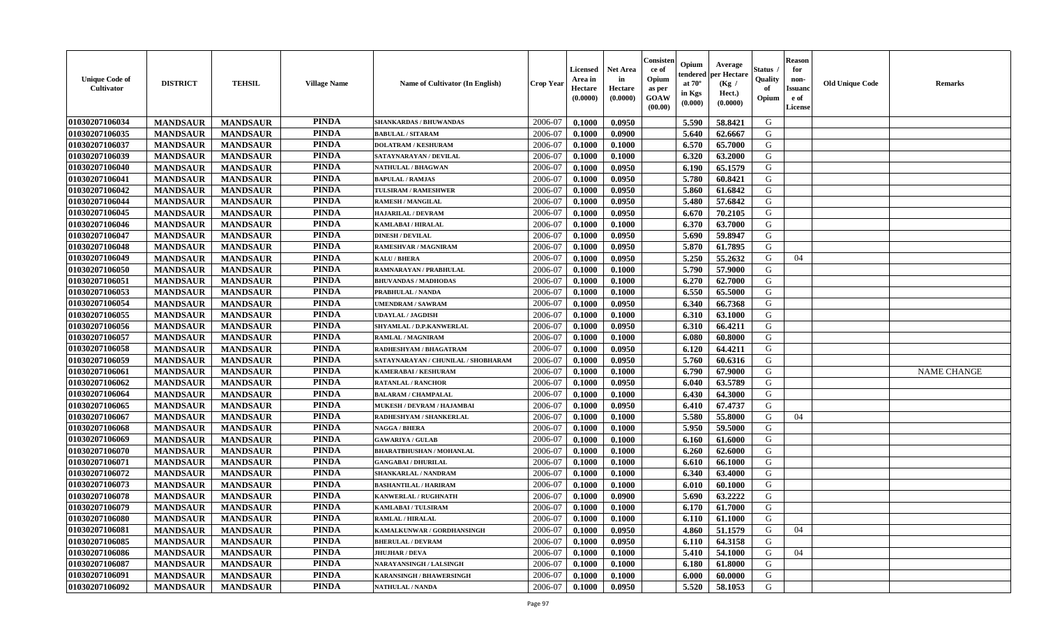| Unique Code of Cultivator | DISTRICT | TEHSIL | Village Name | Name of Cultivator (In English) | Crop Year | Licensed Area in Hectare (0.0000) | Net Area in Hectare (0.0000) | Consistence of Opium as per GOAW (00.00) | Opium tendered at 70° in Kgs (0.000) | Average per Hectare (Kg / Hect.) (0.0000) | Status / Quality of Opium | Reason for non-Issuance of License | Old Unique Code | Remarks |
|---|---|---|---|---|---|---|---|---|---|---|---|---|---|---|
| 01030207106034 | MANDSAUR | MANDSAUR | PINDA | SHANKARDAS / BHUWANDAS | 2006-07 | 0.1000 | 0.0950 | | 5.590 | 58.8421 | G | | | |
| 01030207106035 | MANDSAUR | MANDSAUR | PINDA | BABULAL / SITARAM | 2006-07 | 0.1000 | 0.0900 | | 5.640 | 62.6667 | G | | | |
| 01030207106037 | MANDSAUR | MANDSAUR | PINDA | DOLATRAM / KESHURAM | 2006-07 | 0.1000 | 0.1000 | | 6.570 | 65.7000 | G | | | |
| 01030207106039 | MANDSAUR | MANDSAUR | PINDA | SATAYNARAYAN / DEVILAL | 2006-07 | 0.1000 | 0.1000 | | 6.320 | 63.2000 | G | | | |
| 01030207106040 | MANDSAUR | MANDSAUR | PINDA | NATHULAL / BHAGWAN | 2006-07 | 0.1000 | 0.0950 | | 6.190 | 65.1579 | G | | | |
| 01030207106041 | MANDSAUR | MANDSAUR | PINDA | BAPULAL / RAMJAS | 2006-07 | 0.1000 | 0.0950 | | 5.780 | 60.8421 | G | | | |
| 01030207106042 | MANDSAUR | MANDSAUR | PINDA | TULSIRAM / RAMESHWER | 2006-07 | 0.1000 | 0.0950 | | 5.860 | 61.6842 | G | | | |
| 01030207106044 | MANDSAUR | MANDSAUR | PINDA | RAMESH / MANGILAL | 2006-07 | 0.1000 | 0.0950 | | 5.480 | 57.6842 | G | | | |
| 01030207106045 | MANDSAUR | MANDSAUR | PINDA | HAJARILAL / DEVRAM | 2006-07 | 0.1000 | 0.0950 | | 6.670 | 70.2105 | G | | | |
| 01030207106046 | MANDSAUR | MANDSAUR | PINDA | KAMLABAI / HIRALAL | 2006-07 | 0.1000 | 0.1000 | | 6.370 | 63.7000 | G | | | |
| 01030207106047 | MANDSAUR | MANDSAUR | PINDA | DINESH / DEVILAL | 2006-07 | 0.1000 | 0.0950 | | 5.690 | 59.8947 | G | | | |
| 01030207106048 | MANDSAUR | MANDSAUR | PINDA | RAMESHVAR / MAGNIRAM | 2006-07 | 0.1000 | 0.0950 | | 5.870 | 61.7895 | G | | | |
| 01030207106049 | MANDSAUR | MANDSAUR | PINDA | KALU / BHERA | 2006-07 | 0.1000 | 0.0950 | | 5.250 | 55.2632 | G | 04 | | |
| 01030207106050 | MANDSAUR | MANDSAUR | PINDA | RAMNARAYAN / PRABHULAL | 2006-07 | 0.1000 | 0.1000 | | 5.790 | 57.9000 | G | | | |
| 01030207106051 | MANDSAUR | MANDSAUR | PINDA | BHUVANDAS / MADHODAS | 2006-07 | 0.1000 | 0.1000 | | 6.270 | 62.7000 | G | | | |
| 01030207106053 | MANDSAUR | MANDSAUR | PINDA | PRABHULAL / NANDA | 2006-07 | 0.1000 | 0.1000 | | 6.550 | 65.5000 | G | | | |
| 01030207106054 | MANDSAUR | MANDSAUR | PINDA | UMENDRAM / SAWRAM | 2006-07 | 0.1000 | 0.0950 | | 6.340 | 66.7368 | G | | | |
| 01030207106055 | MANDSAUR | MANDSAUR | PINDA | UDAYLAL / JAGDISH | 2006-07 | 0.1000 | 0.1000 | | 6.310 | 63.1000 | G | | | |
| 01030207106056 | MANDSAUR | MANDSAUR | PINDA | SHYAMLAL / D.P.KANWERLAL | 2006-07 | 0.1000 | 0.0950 | | 6.310 | 66.4211 | G | | | |
| 01030207106057 | MANDSAUR | MANDSAUR | PINDA | RAMLAL / MAGNIRAM | 2006-07 | 0.1000 | 0.1000 | | 6.080 | 60.8000 | G | | | |
| 01030207106058 | MANDSAUR | MANDSAUR | PINDA | RADHESHYAM / BHAGATRAM | 2006-07 | 0.1000 | 0.0950 | | 6.120 | 64.4211 | G | | | |
| 01030207106059 | MANDSAUR | MANDSAUR | PINDA | SATAYNARAYAN / CHUNILAL / SHOBHARAM | 2006-07 | 0.1000 | 0.0950 | | 5.760 | 60.6316 | G | | | |
| 01030207106061 | MANDSAUR | MANDSAUR | PINDA | KAMERABAI / KESHURAM | 2006-07 | 0.1000 | 0.1000 | | 6.790 | 67.9000 | G | | | NAME CHANGE |
| 01030207106062 | MANDSAUR | MANDSAUR | PINDA | RATANLAL / RANCHOR | 2006-07 | 0.1000 | 0.0950 | | 6.040 | 63.5789 | G | | | |
| 01030207106064 | MANDSAUR | MANDSAUR | PINDA | BALARAM / CHAMPALAL | 2006-07 | 0.1000 | 0.1000 | | 6.430 | 64.3000 | G | | | |
| 01030207106065 | MANDSAUR | MANDSAUR | PINDA | MUKESH / DEVRAM / HAJAMBAI | 2006-07 | 0.1000 | 0.0950 | | 6.410 | 67.4737 | G | | | |
| 01030207106067 | MANDSAUR | MANDSAUR | PINDA | RADHESHYAM / SHANKERLAL | 2006-07 | 0.1000 | 0.1000 | | 5.580 | 55.8000 | G | 04 | | |
| 01030207106068 | MANDSAUR | MANDSAUR | PINDA | NAGGA / BHERA | 2006-07 | 0.1000 | 0.1000 | | 5.950 | 59.5000 | G | | | |
| 01030207106069 | MANDSAUR | MANDSAUR | PINDA | GAWARIYA / GULAB | 2006-07 | 0.1000 | 0.1000 | | 6.160 | 61.6000 | G | | | |
| 01030207106070 | MANDSAUR | MANDSAUR | PINDA | BHARATBHUSHAN / MOHANLAL | 2006-07 | 0.1000 | 0.1000 | | 6.260 | 62.6000 | G | | | |
| 01030207106071 | MANDSAUR | MANDSAUR | PINDA | GANGABAI / DHURILAL | 2006-07 | 0.1000 | 0.1000 | | 6.610 | 66.1000 | G | | | |
| 01030207106072 | MANDSAUR | MANDSAUR | PINDA | SHANKARLAL / NANDRAM | 2006-07 | 0.1000 | 0.1000 | | 6.340 | 63.4000 | G | | | |
| 01030207106073 | MANDSAUR | MANDSAUR | PINDA | BASHANTILAL / HARIRAM | 2006-07 | 0.1000 | 0.1000 | | 6.010 | 60.1000 | G | | | |
| 01030207106078 | MANDSAUR | MANDSAUR | PINDA | KANWERLAL / RUGHNATH | 2006-07 | 0.1000 | 0.0900 | | 5.690 | 63.2222 | G | | | |
| 01030207106079 | MANDSAUR | MANDSAUR | PINDA | KAMLABAI / TULSIRAM | 2006-07 | 0.1000 | 0.1000 | | 6.170 | 61.7000 | G | | | |
| 01030207106080 | MANDSAUR | MANDSAUR | PINDA | RAMLAL / HIRALAL | 2006-07 | 0.1000 | 0.1000 | | 6.110 | 61.1000 | G | | | |
| 01030207106081 | MANDSAUR | MANDSAUR | PINDA | KAMALKUNWAR / GORDHANSINGH | 2006-07 | 0.1000 | 0.0950 | | 4.860 | 51.1579 | G | 04 | | |
| 01030207106085 | MANDSAUR | MANDSAUR | PINDA | BHERULAL / DEVRAM | 2006-07 | 0.1000 | 0.0950 | | 6.110 | 64.3158 | G | | | |
| 01030207106086 | MANDSAUR | MANDSAUR | PINDA | JHUJHAR / DEVA | 2006-07 | 0.1000 | 0.1000 | | 5.410 | 54.1000 | G | 04 | | |
| 01030207106087 | MANDSAUR | MANDSAUR | PINDA | NARAYANSINGH / LALSINGH | 2006-07 | 0.1000 | 0.1000 | | 6.180 | 61.8000 | G | | | |
| 01030207106091 | MANDSAUR | MANDSAUR | PINDA | KARANSINGH / BHAWERSINGH | 2006-07 | 0.1000 | 0.1000 | | 6.000 | 60.0000 | G | | | |
| 01030207106092 | MANDSAUR | MANDSAUR | PINDA | NATHULAL / NANDA | 2006-07 | 0.1000 | 0.0950 | | 5.520 | 58.1053 | G | | | |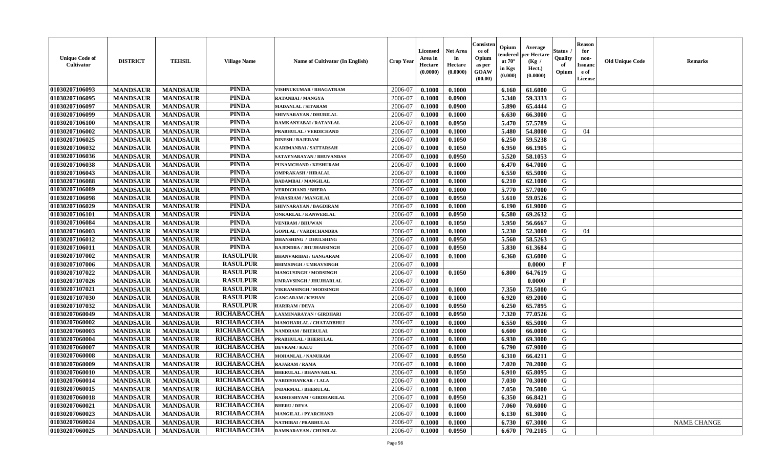| Unique Code of Cultivator | DISTRICT | TEHSIL | Village Name | Name of Cultivator (In English) | Crop Year | Licensed Area in Hectare (0.0000) | Net Area in Hectare (0.0000) | Consistence of Opium as per GOAW (00.00) | Opium tendered at 70° in Kgs (0.000) | Average per Hectare (Kg / Hect.) (0.0000) | Status / Quality of Opium | Reason for non-Issuance of License | Old Unique Code | Remarks |
|---|---|---|---|---|---|---|---|---|---|---|---|---|---|---|
| 01030207106093 | MANDSAUR | MANDSAUR | PINDA | VISHNUKUMAR / BHAGATRAM | 2006-07 | 0.1000 | 0.1000 | | 6.160 | 61.6000 | G | | | |
| 01030207106095 | MANDSAUR | MANDSAUR | PINDA | RATANBAI / MANGYA | 2006-07 | 0.1000 | 0.0900 | | 5.340 | 59.3333 | G | | | |
| 01030207106097 | MANDSAUR | MANDSAUR | PINDA | MADANLAL / SITARAM | 2006-07 | 0.1000 | 0.0900 | | 5.890 | 65.4444 | G | | | |
| 01030207106099 | MANDSAUR | MANDSAUR | PINDA | SHIVNARAYAN / DHURILAL | 2006-07 | 0.1000 | 0.1000 | | 6.630 | 66.3000 | G | | | |
| 01030207106100 | MANDSAUR | MANDSAUR | PINDA | RAMKANYABAI / RATANLAL | 2006-07 | 0.1000 | 0.0950 | | 5.470 | 57.5789 | G | | | |
| 01030207106002 | MANDSAUR | MANDSAUR | PINDA | PRABHULAL / VERDICHAND | 2006-07 | 0.1000 | 0.1000 | | 5.480 | 54.8000 | G | 04 | | |
| 01030207106025 | MANDSAUR | MANDSAUR | PINDA | DINESH / BAJERAM | 2006-07 | 0.1000 | 0.1050 | | 6.250 | 59.5238 | G | | | |
| 01030207106032 | MANDSAUR | MANDSAUR | PINDA | KARIMANBAI / SATTARSAH | 2006-07 | 0.1000 | 0.1050 | | 6.950 | 66.1905 | G | | | |
| 01030207106036 | MANDSAUR | MANDSAUR | PINDA | SATAYNARAYAN / BHUVANDAS | 2006-07 | 0.1000 | 0.0950 | | 5.520 | 58.1053 | G | | | |
| 01030207106038 | MANDSAUR | MANDSAUR | PINDA | PUNAMCHAND / KESHURAM | 2006-07 | 0.1000 | 0.1000 | | 6.470 | 64.7000 | G | | | |
| 01030207106043 | MANDSAUR | MANDSAUR | PINDA | OMPRAKASH / HIRALAL | 2006-07 | 0.1000 | 0.1000 | | 6.550 | 65.5000 | G | | | |
| 01030207106088 | MANDSAUR | MANDSAUR | PINDA | BADAMBAI / MANGILAL | 2006-07 | 0.1000 | 0.1000 | | 6.210 | 62.1000 | G | | | |
| 01030207106089 | MANDSAUR | MANDSAUR | PINDA | VERDICHAND / BHERA | 2006-07 | 0.1000 | 0.1000 | | 5.770 | 57.7000 | G | | | |
| 01030207106098 | MANDSAUR | MANDSAUR | PINDA | PARASRAM / MANGILAL | 2006-07 | 0.1000 | 0.0950 | | 5.610 | 59.0526 | G | | | |
| 01030207106029 | MANDSAUR | MANDSAUR | PINDA | SHIVNARAYAN / BAGDIRAM | 2006-07 | 0.1000 | 0.1000 | | 6.190 | 61.9000 | G | | | |
| 01030207106101 | MANDSAUR | MANDSAUR | PINDA | ONKARLAL / KANWERLAL | 2006-07 | 0.1000 | 0.0950 | | 6.580 | 69.2632 | G | | | |
| 01030207106084 | MANDSAUR | MANDSAUR | PINDA | VENIRAM / BHUWAN | 2006-07 | 0.1000 | 0.1050 | | 5.950 | 56.6667 | G | | | |
| 01030207106003 | MANDSAUR | MANDSAUR | PINDA | GOPILAL / VARDICHANDRA | 2006-07 | 0.1000 | 0.1000 | | 5.230 | 52.3000 | G | 04 | | |
| 01030207106012 | MANDSAUR | MANDSAUR | PINDA | DHANSHING / DHULSHING | 2006-07 | 0.1000 | 0.0950 | | 5.560 | 58.5263 | G | | | |
| 01030207106011 | MANDSAUR | MANDSAUR | PINDA | RAJENDRA / JHUJHARSINGH | 2006-07 | 0.1000 | 0.0950 | | 5.830 | 61.3684 | G | | | |
| 01030207107002 | MANDSAUR | MANDSAUR | RASULPUR | BHANVARIBAI / GANGARAM | 2006-07 | 0.1000 | 0.1000 | | 6.360 | 63.6000 | G | | | |
| 01030207107006 | MANDSAUR | MANDSAUR | RASULPUR | BHIMSINGH / UMRAVSINGH | 2006-07 | 0.1000 | | | | 0.0000 | F | | | |
| 01030207107022 | MANDSAUR | MANDSAUR | RASULPUR | MANGUSINGH / MODSINGH | 2006-07 | 0.1000 | 0.1050 | | 6.800 | 64.7619 | G | | | |
| 01030207107026 | MANDSAUR | MANDSAUR | RASULPUR | UMRAVSINGH / JHUJHARLAL | 2006-07 | 0.1000 | | | | 0.0000 | F | | | |
| 01030207107021 | MANDSAUR | MANDSAUR | RASULPUR | VIKRAMSINGH / MODSINGH | 2006-07 | 0.1000 | 0.1000 | | 7.350 | 73.5000 | G | | | |
| 01030207107030 | MANDSAUR | MANDSAUR | RASULPUR | GANGARAM / KISHAN | 2006-07 | 0.1000 | 0.1000 | | 6.920 | 69.2000 | G | | | |
| 01030207107032 | MANDSAUR | MANDSAUR | RASULPUR | HARIRAM / DEVA | 2006-07 | 0.1000 | 0.0950 | | 6.250 | 65.7895 | G | | | |
| 01030207060049 | MANDSAUR | MANDSAUR | RICHABACCHA | LAXMINARAYAN / GIRDHARI | 2006-07 | 0.1000 | 0.0950 | | 7.320 | 77.0526 | G | | | |
| 01030207060002 | MANDSAUR | MANDSAUR | RICHABACCHA | MANOHARLAL / CHATARBHUJ | 2006-07 | 0.1000 | 0.1000 | | 6.550 | 65.5000 | G | | | |
| 01030207060003 | MANDSAUR | MANDSAUR | RICHABACCHA | NANDRAM / BHERULAL | 2006-07 | 0.1000 | 0.1000 | | 6.600 | 66.0000 | G | | | |
| 01030207060004 | MANDSAUR | MANDSAUR | RICHABACCHA | PRABHULAL / BHERULAL | 2006-07 | 0.1000 | 0.1000 | | 6.930 | 69.3000 | G | | | |
| 01030207060007 | MANDSAUR | MANDSAUR | RICHABACCHA | DEVRAM / KALU | 2006-07 | 0.1000 | 0.1000 | | 6.790 | 67.9000 | G | | | |
| 01030207060008 | MANDSAUR | MANDSAUR | RICHABACCHA | MOHANLAL / NANURAM | 2006-07 | 0.1000 | 0.0950 | | 6.310 | 66.4211 | G | | | |
| 01030207060009 | MANDSAUR | MANDSAUR | RICHABACCHA | RAJARAM / RAMA | 2006-07 | 0.1000 | 0.1000 | | 7.020 | 70.2000 | G | | | |
| 01030207060010 | MANDSAUR | MANDSAUR | RICHABACCHA | BHERULAL / BHANVARLAL | 2006-07 | 0.1000 | 0.1050 | | 6.910 | 65.8095 | G | | | |
| 01030207060014 | MANDSAUR | MANDSAUR | RICHABACCHA | VARDISHANKAR / LALA | 2006-07 | 0.1000 | 0.1000 | | 7.030 | 70.3000 | G | | | |
| 01030207060015 | MANDSAUR | MANDSAUR | RICHABACCHA | INDARMAL / BHERULAL | 2006-07 | 0.1000 | 0.1000 | | 7.050 | 70.5000 | G | | | |
| 01030207060018 | MANDSAUR | MANDSAUR | RICHABACCHA | RADHESHYAM / GIRDHARILAL | 2006-07 | 0.1000 | 0.0950 | | 6.350 | 66.8421 | G | | | |
| 01030207060021 | MANDSAUR | MANDSAUR | RICHABACCHA | BHERU / DEVA | 2006-07 | 0.1000 | 0.1000 | | 7.060 | 70.6000 | G | | | |
| 01030207060023 | MANDSAUR | MANDSAUR | RICHABACCHA | MANGILAL / PYARCHAND | 2006-07 | 0.1000 | 0.1000 | | 6.130 | 61.3000 | G | | | |
| 01030207060024 | MANDSAUR | MANDSAUR | RICHABACCHA | NATHIBAI / PRABHULAL | 2006-07 | 0.1000 | 0.1000 | | 6.730 | 67.3000 | G | | | NAME CHANGE |
| 01030207060025 | MANDSAUR | MANDSAUR | RICHABACCHA | RAMNARAYAN / CHUNILAL | 2006-07 | 0.1000 | 0.0950 | | 6.670 | 70.2105 | G | | | |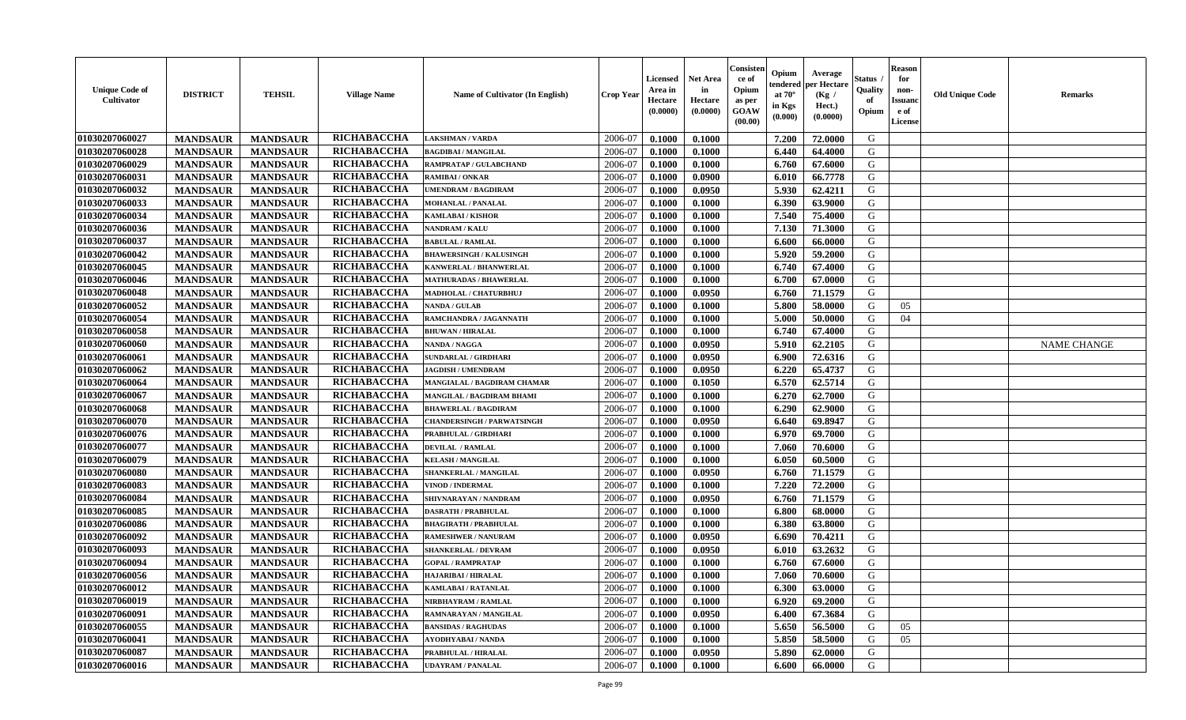| Unique Code of Cultivator | DISTRICT | TEHSIL | Village Name | Name of Cultivator (In English) | Crop Year | Licensed Area in Hectare (0.0000) | Net Area in Hectare (0.0000) | Consistence of Opium as per GOAW (00.00) | Opium tendered at 70° in Kgs (0.000) | Average per Hectare (Kg / Hect.) (0.0000) | Status / Quality of Opium | Reason for non-Issuance of License | Old Unique Code | Remarks |
|---|---|---|---|---|---|---|---|---|---|---|---|---|---|---|
| 01030207060027 | MANDSAUR | MANDSAUR | RICHABACCHA | LAKSHMAN / VARDA | 2006-07 | 0.1000 | 0.1000 | | 7.200 | 72.0000 | G | | | |
| 01030207060028 | MANDSAUR | MANDSAUR | RICHABACCHA | BAGDIBAI / MANGILAL | 2006-07 | 0.1000 | 0.1000 | | 6.440 | 64.4000 | G | | | |
| 01030207060029 | MANDSAUR | MANDSAUR | RICHABACCHA | RAMPRATAP / GULABCHAND | 2006-07 | 0.1000 | 0.1000 | | 6.760 | 67.6000 | G | | | |
| 01030207060031 | MANDSAUR | MANDSAUR | RICHABACCHA | RAMIBAI / ONKAR | 2006-07 | 0.1000 | 0.0900 | | 6.010 | 66.7778 | G | | | |
| 01030207060032 | MANDSAUR | MANDSAUR | RICHABACCHA | UMENDRAM / BAGDIRAM | 2006-07 | 0.1000 | 0.0950 | | 5.930 | 62.4211 | G | | | |
| 01030207060033 | MANDSAUR | MANDSAUR | RICHABACCHA | MOHANLAL / PANALAL | 2006-07 | 0.1000 | 0.1000 | | 6.390 | 63.9000 | G | | | |
| 01030207060034 | MANDSAUR | MANDSAUR | RICHABACCHA | KAMLABAI / KISHOR | 2006-07 | 0.1000 | 0.1000 | | 7.540 | 75.4000 | G | | | |
| 01030207060036 | MANDSAUR | MANDSAUR | RICHABACCHA | NANDRAM / KALU | 2006-07 | 0.1000 | 0.1000 | | 7.130 | 71.3000 | G | | | |
| 01030207060037 | MANDSAUR | MANDSAUR | RICHABACCHA | BABULAL / RAMLAL | 2006-07 | 0.1000 | 0.1000 | | 6.600 | 66.0000 | G | | | |
| 01030207060042 | MANDSAUR | MANDSAUR | RICHABACCHA | BHAWERSINGH / KALUSINGH | 2006-07 | 0.1000 | 0.1000 | | 5.920 | 59.2000 | G | | | |
| 01030207060045 | MANDSAUR | MANDSAUR | RICHABACCHA | KANWERLAL / BHANWERLAL | 2006-07 | 0.1000 | 0.1000 | | 6.740 | 67.4000 | G | | | |
| 01030207060046 | MANDSAUR | MANDSAUR | RICHABACCHA | MATHURADAS / BHAWERLAL | 2006-07 | 0.1000 | 0.1000 | | 6.700 | 67.0000 | G | | | |
| 01030207060048 | MANDSAUR | MANDSAUR | RICHABACCHA | MADHOLAL / CHATURBHUJ | 2006-07 | 0.1000 | 0.0950 | | 6.760 | 71.1579 | G | | | |
| 01030207060052 | MANDSAUR | MANDSAUR | RICHABACCHA | NANDA / GULAB | 2006-07 | 0.1000 | 0.1000 | | 5.800 | 58.0000 | G | 05 | | |
| 01030207060054 | MANDSAUR | MANDSAUR | RICHABACCHA | RAMCHANDRA / JAGANNATH | 2006-07 | 0.1000 | 0.1000 | | 5.000 | 50.0000 | G | 04 | | |
| 01030207060058 | MANDSAUR | MANDSAUR | RICHABACCHA | BHUWAN / HIRALAL | 2006-07 | 0.1000 | 0.1000 | | 6.740 | 67.4000 | G | | | |
| 01030207060060 | MANDSAUR | MANDSAUR | RICHABACCHA | NANDA / NAGGA | 2006-07 | 0.1000 | 0.0950 | | 5.910 | 62.2105 | G | | | NAME CHANGE |
| 01030207060061 | MANDSAUR | MANDSAUR | RICHABACCHA | SUNDARLAL / GIRDHARI | 2006-07 | 0.1000 | 0.0950 | | 6.900 | 72.6316 | G | | | |
| 01030207060062 | MANDSAUR | MANDSAUR | RICHABACCHA | JAGDISH / UMENDRAM | 2006-07 | 0.1000 | 0.0950 | | 6.220 | 65.4737 | G | | | |
| 01030207060064 | MANDSAUR | MANDSAUR | RICHABACCHA | MANGIALAL / BAGDIRAM CHAMAR | 2006-07 | 0.1000 | 0.1050 | | 6.570 | 62.5714 | G | | | |
| 01030207060067 | MANDSAUR | MANDSAUR | RICHABACCHA | MANGILAL / BAGDIRAM BHAMI | 2006-07 | 0.1000 | 0.1000 | | 6.270 | 62.7000 | G | | | |
| 01030207060068 | MANDSAUR | MANDSAUR | RICHABACCHA | BHAWERLAL / BAGDIRAM | 2006-07 | 0.1000 | 0.1000 | | 6.290 | 62.9000 | G | | | |
| 01030207060070 | MANDSAUR | MANDSAUR | RICHABACCHA | CHANDERSINGH / PARWATSINGH | 2006-07 | 0.1000 | 0.0950 | | 6.640 | 69.8947 | G | | | |
| 01030207060076 | MANDSAUR | MANDSAUR | RICHABACCHA | PRABHULAL / GIRDHARI | 2006-07 | 0.1000 | 0.1000 | | 6.970 | 69.7000 | G | | | |
| 01030207060077 | MANDSAUR | MANDSAUR | RICHABACCHA | DEVILAL / RAMLAL | 2006-07 | 0.1000 | 0.1000 | | 7.060 | 70.6000 | G | | | |
| 01030207060079 | MANDSAUR | MANDSAUR | RICHABACCHA | KELASH / MANGILAL | 2006-07 | 0.1000 | 0.1000 | | 6.050 | 60.5000 | G | | | |
| 01030207060080 | MANDSAUR | MANDSAUR | RICHABACCHA | SHANKERLAL / MANGILAL | 2006-07 | 0.1000 | 0.0950 | | 6.760 | 71.1579 | G | | | |
| 01030207060083 | MANDSAUR | MANDSAUR | RICHABACCHA | VINOD / INDERMAL | 2006-07 | 0.1000 | 0.1000 | | 7.220 | 72.2000 | G | | | |
| 01030207060084 | MANDSAUR | MANDSAUR | RICHABACCHA | SHIVNARAYAN / NANDRAM | 2006-07 | 0.1000 | 0.0950 | | 6.760 | 71.1579 | G | | | |
| 01030207060085 | MANDSAUR | MANDSAUR | RICHABACCHA | DASRATH / PRABHULAL | 2006-07 | 0.1000 | 0.1000 | | 6.800 | 68.0000 | G | | | |
| 01030207060086 | MANDSAUR | MANDSAUR | RICHABACCHA | BHAGIRATH / PRABHULAL | 2006-07 | 0.1000 | 0.1000 | | 6.380 | 63.8000 | G | | | |
| 01030207060092 | MANDSAUR | MANDSAUR | RICHABACCHA | RAMESHWER / NANURAM | 2006-07 | 0.1000 | 0.0950 | | 6.690 | 70.4211 | G | | | |
| 01030207060093 | MANDSAUR | MANDSAUR | RICHABACCHA | SHANKERLAL / DEVRAM | 2006-07 | 0.1000 | 0.0950 | | 6.010 | 63.2632 | G | | | |
| 01030207060094 | MANDSAUR | MANDSAUR | RICHABACCHA | GOPAL / RAMPRATAP | 2006-07 | 0.1000 | 0.1000 | | 6.760 | 67.6000 | G | | | |
| 01030207060056 | MANDSAUR | MANDSAUR | RICHABACCHA | HAJARIBAI / HIRALAL | 2006-07 | 0.1000 | 0.1000 | | 7.060 | 70.6000 | G | | | |
| 01030207060012 | MANDSAUR | MANDSAUR | RICHABACCHA | KAMLABAI / RATANLAL | 2006-07 | 0.1000 | 0.1000 | | 6.300 | 63.0000 | G | | | |
| 01030207060019 | MANDSAUR | MANDSAUR | RICHABACCHA | NIRBHAYRAM / RAMLAL | 2006-07 | 0.1000 | 0.1000 | | 6.920 | 69.2000 | G | | | |
| 01030207060091 | MANDSAUR | MANDSAUR | RICHABACCHA | RAMNARAYAN / MANGILAL | 2006-07 | 0.1000 | 0.0950 | | 6.400 | 67.3684 | G | | | |
| 01030207060055 | MANDSAUR | MANDSAUR | RICHABACCHA | BANSIDAS / RAGHUDAS | 2006-07 | 0.1000 | 0.1000 | | 5.650 | 56.5000 | G | 05 | | |
| 01030207060041 | MANDSAUR | MANDSAUR | RICHABACCHA | AYODHYABAI / NANDA | 2006-07 | 0.1000 | 0.1000 | | 5.850 | 58.5000 | G | 05 | | |
| 01030207060087 | MANDSAUR | MANDSAUR | RICHABACCHA | PRABHULAL / HIRALAL | 2006-07 | 0.1000 | 0.0950 | | 5.890 | 62.0000 | G | | | |
| 01030207060016 | MANDSAUR | MANDSAUR | RICHABACCHA | UDAYRAM / PANALAL | 2006-07 | 0.1000 | 0.1000 | | 6.600 | 66.0000 | G | | | |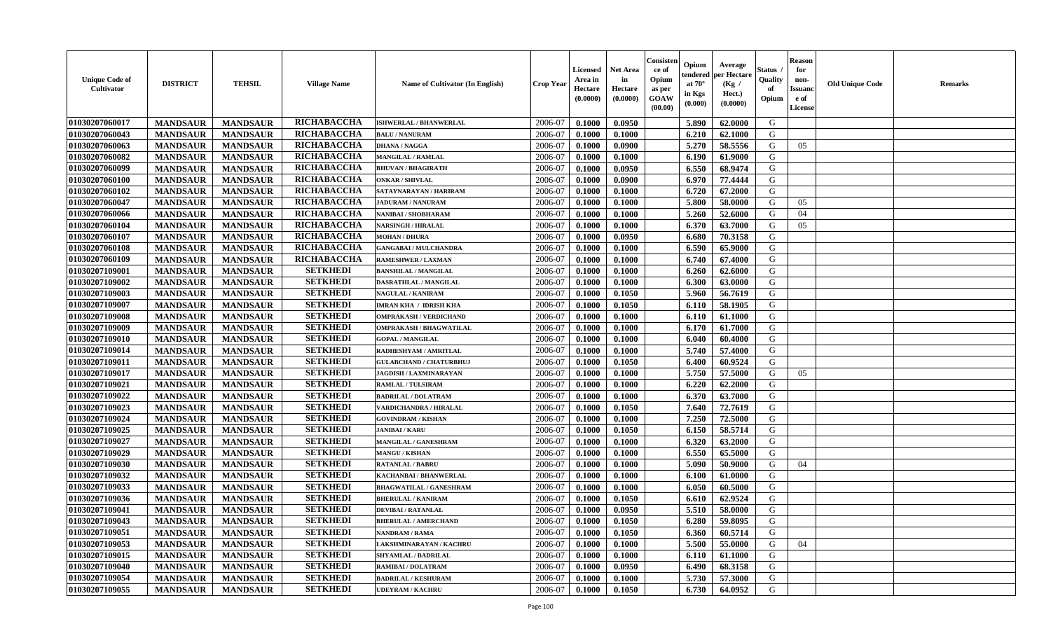| Unique Code of Cultivator | DISTRICT | TEHSIL | Village Name | Name of Cultivator (In English) | Crop Year | Licensed Area in Hectare (0.0000) | Net Area in Hectare (0.0000) | Consistence of Opium as per GOAW (00.00) | Opium tendered at 70° in Kgs (0.000) | Average per Hectare (Kg / Hect.) (0.0000) | Status / Quality of Opium | Reason for non-Issuance of License | Old Unique Code | Remarks |
|---|---|---|---|---|---|---|---|---|---|---|---|---|---|---|
| 01030207060017 | MANDSAUR | MANDSAUR | RICHABACCHA | ISHWERLAL / BHANWERLAL | 2006-07 | 0.1000 | 0.0950 | | 5.890 | 62.0000 | G | | | |
| 01030207060043 | MANDSAUR | MANDSAUR | RICHABACCHA | BALU / NANURAM | 2006-07 | 0.1000 | 0.1000 | | 6.210 | 62.1000 | G | | | |
| 01030207060063 | MANDSAUR | MANDSAUR | RICHABACCHA | DHANA / NAGGA | 2006-07 | 0.1000 | 0.0900 | | 5.270 | 58.5556 | G | 05 | | |
| 01030207060082 | MANDSAUR | MANDSAUR | RICHABACCHA | MANGILAL / RAMLAL | 2006-07 | 0.1000 | 0.1000 | | 6.190 | 61.9000 | G | | | |
| 01030207060099 | MANDSAUR | MANDSAUR | RICHABACCHA | BHUVAN / BHAGIRATH | 2006-07 | 0.1000 | 0.0950 | | 6.550 | 68.9474 | G | | | |
| 01030207060100 | MANDSAUR | MANDSAUR | RICHABACCHA | ONKAR / SHIVLAL | 2006-07 | 0.1000 | 0.0900 | | 6.970 | 77.4444 | G | | | |
| 01030207060102 | MANDSAUR | MANDSAUR | RICHABACCHA | SATAYNARAYAN / HARIRAM | 2006-07 | 0.1000 | 0.1000 | | 6.720 | 67.2000 | G | | | |
| 01030207060047 | MANDSAUR | MANDSAUR | RICHABACCHA | JADURAM / NANURAM | 2006-07 | 0.1000 | 0.1000 | | 5.800 | 58.0000 | G | 05 | | |
| 01030207060066 | MANDSAUR | MANDSAUR | RICHABACCHA | NANIBAI / SHOBHARAM | 2006-07 | 0.1000 | 0.1000 | | 5.260 | 52.6000 | G | 04 | | |
| 01030207060104 | MANDSAUR | MANDSAUR | RICHABACCHA | NARSINGH / HIRALAL | 2006-07 | 0.1000 | 0.1000 | | 6.370 | 63.7000 | G | 05 | | |
| 01030207060107 | MANDSAUR | MANDSAUR | RICHABACCHA | MOHAN / DHURA | 2006-07 | 0.1000 | 0.0950 | | 6.680 | 70.3158 | G | | | |
| 01030207060108 | MANDSAUR | MANDSAUR | RICHABACCHA | GANGABAI / MULCHANDRA | 2006-07 | 0.1000 | 0.1000 | | 6.590 | 65.9000 | G | | | |
| 01030207060109 | MANDSAUR | MANDSAUR | RICHABACCHA | RAMESHWER / LAXMAN | 2006-07 | 0.1000 | 0.1000 | | 6.740 | 67.4000 | G | | | |
| 01030207109001 | MANDSAUR | MANDSAUR | SETKHEDI | BANSHILAL / MANGILAL | 2006-07 | 0.1000 | 0.1000 | | 6.260 | 62.6000 | G | | | |
| 01030207109002 | MANDSAUR | MANDSAUR | SETKHEDI | DASRATHLAL / MANGILAL | 2006-07 | 0.1000 | 0.1000 | | 6.300 | 63.0000 | G | | | |
| 01030207109003 | MANDSAUR | MANDSAUR | SETKHEDI | NAGULAL / KANIRAM | 2006-07 | 0.1000 | 0.1050 | | 5.960 | 56.7619 | G | | | |
| 01030207109007 | MANDSAUR | MANDSAUR | SETKHEDI | IMRAN KHA / IDRISH KHA | 2006-07 | 0.1000 | 0.1050 | | 6.110 | 58.1905 | G | | | |
| 01030207109008 | MANDSAUR | MANDSAUR | SETKHEDI | OMPRAKASH / VERDICHAND | 2006-07 | 0.1000 | 0.1000 | | 6.110 | 61.1000 | G | | | |
| 01030207109009 | MANDSAUR | MANDSAUR | SETKHEDI | OMPRAKASH / BHAGWATILAL | 2006-07 | 0.1000 | 0.1000 | | 6.170 | 61.7000 | G | | | |
| 01030207109010 | MANDSAUR | MANDSAUR | SETKHEDI | GOPAL / MANGILAL | 2006-07 | 0.1000 | 0.1000 | | 6.040 | 60.4000 | G | | | |
| 01030207109014 | MANDSAUR | MANDSAUR | SETKHEDI | RADHESHYAM / AMRITLAL | 2006-07 | 0.1000 | 0.1000 | | 5.740 | 57.4000 | G | | | |
| 01030207109011 | MANDSAUR | MANDSAUR | SETKHEDI | GULABCHAND / CHATURBHUJ | 2006-07 | 0.1000 | 0.1050 | | 6.400 | 60.9524 | G | | | |
| 01030207109017 | MANDSAUR | MANDSAUR | SETKHEDI | JAGDISH / LAXMINARAYAN | 2006-07 | 0.1000 | 0.1000 | | 5.750 | 57.5000 | G | 05 | | |
| 01030207109021 | MANDSAUR | MANDSAUR | SETKHEDI | RAMLAL / TULSIRAM | 2006-07 | 0.1000 | 0.1000 | | 6.220 | 62.2000 | G | | | |
| 01030207109022 | MANDSAUR | MANDSAUR | SETKHEDI | BADRILAL / DOLATRAM | 2006-07 | 0.1000 | 0.1000 | | 6.370 | 63.7000 | G | | | |
| 01030207109023 | MANDSAUR | MANDSAUR | SETKHEDI | VARDICHANDRA / HIRALAL | 2006-07 | 0.1000 | 0.1050 | | 7.640 | 72.7619 | G | | | |
| 01030207109024 | MANDSAUR | MANDSAUR | SETKHEDI | GOVINDRAM / KISHAN | 2006-07 | 0.1000 | 0.1000 | | 7.250 | 72.5000 | G | | | |
| 01030207109025 | MANDSAUR | MANDSAUR | SETKHEDI | JANIBAI / KARU | 2006-07 | 0.1000 | 0.1050 | | 6.150 | 58.5714 | G | | | |
| 01030207109027 | MANDSAUR | MANDSAUR | SETKHEDI | MANGILAL / GANESHRAM | 2006-07 | 0.1000 | 0.1000 | | 6.320 | 63.2000 | G | | | |
| 01030207109029 | MANDSAUR | MANDSAUR | SETKHEDI | MANGU / KISHAN | 2006-07 | 0.1000 | 0.1000 | | 6.550 | 65.5000 | G | | | |
| 01030207109030 | MANDSAUR | MANDSAUR | SETKHEDI | RATANLAL / BABRU | 2006-07 | 0.1000 | 0.1000 | | 5.090 | 50.9000 | G | 04 | | |
| 01030207109032 | MANDSAUR | MANDSAUR | SETKHEDI | KACHANBAI / BHANWERLAL | 2006-07 | 0.1000 | 0.1000 | | 6.100 | 61.0000 | G | | | |
| 01030207109033 | MANDSAUR | MANDSAUR | SETKHEDI | BHAGWATILAL / GANESHRAM | 2006-07 | 0.1000 | 0.1000 | | 6.050 | 60.5000 | G | | | |
| 01030207109036 | MANDSAUR | MANDSAUR | SETKHEDI | BHERULAL / KANIRAM | 2006-07 | 0.1000 | 0.1050 | | 6.610 | 62.9524 | G | | | |
| 01030207109041 | MANDSAUR | MANDSAUR | SETKHEDI | DEVIBAI / RATANLAL | 2006-07 | 0.1000 | 0.0950 | | 5.510 | 58.0000 | G | | | |
| 01030207109043 | MANDSAUR | MANDSAUR | SETKHEDI | BHERULAL / AMERCHAND | 2006-07 | 0.1000 | 0.1050 | | 6.280 | 59.8095 | G | | | |
| 01030207109051 | MANDSAUR | MANDSAUR | SETKHEDI | NANDRAM / RAMA | 2006-07 | 0.1000 | 0.1050 | | 6.360 | 60.5714 | G | | | |
| 01030207109053 | MANDSAUR | MANDSAUR | SETKHEDI | LAKSHMINARAYAN / KACHRU | 2006-07 | 0.1000 | 0.1000 | | 5.500 | 55.0000 | G | 04 | | |
| 01030207109015 | MANDSAUR | MANDSAUR | SETKHEDI | SHYAMLAL / BADRILAL | 2006-07 | 0.1000 | 0.1000 | | 6.110 | 61.1000 | G | | | |
| 01030207109040 | MANDSAUR | MANDSAUR | SETKHEDI | RAMIBAI / DOLATRAM | 2006-07 | 0.1000 | 0.0950 | | 6.490 | 68.3158 | G | | | |
| 01030207109054 | MANDSAUR | MANDSAUR | SETKHEDI | BADRILAL / KESHURAM | 2006-07 | 0.1000 | 0.1000 | | 5.730 | 57.3000 | G | | | |
| 01030207109055 | MANDSAUR | MANDSAUR | SETKHEDI | UDEYRAM / KACHRU | 2006-07 | 0.1000 | 0.1050 | | 6.730 | 64.0952 | G | | | |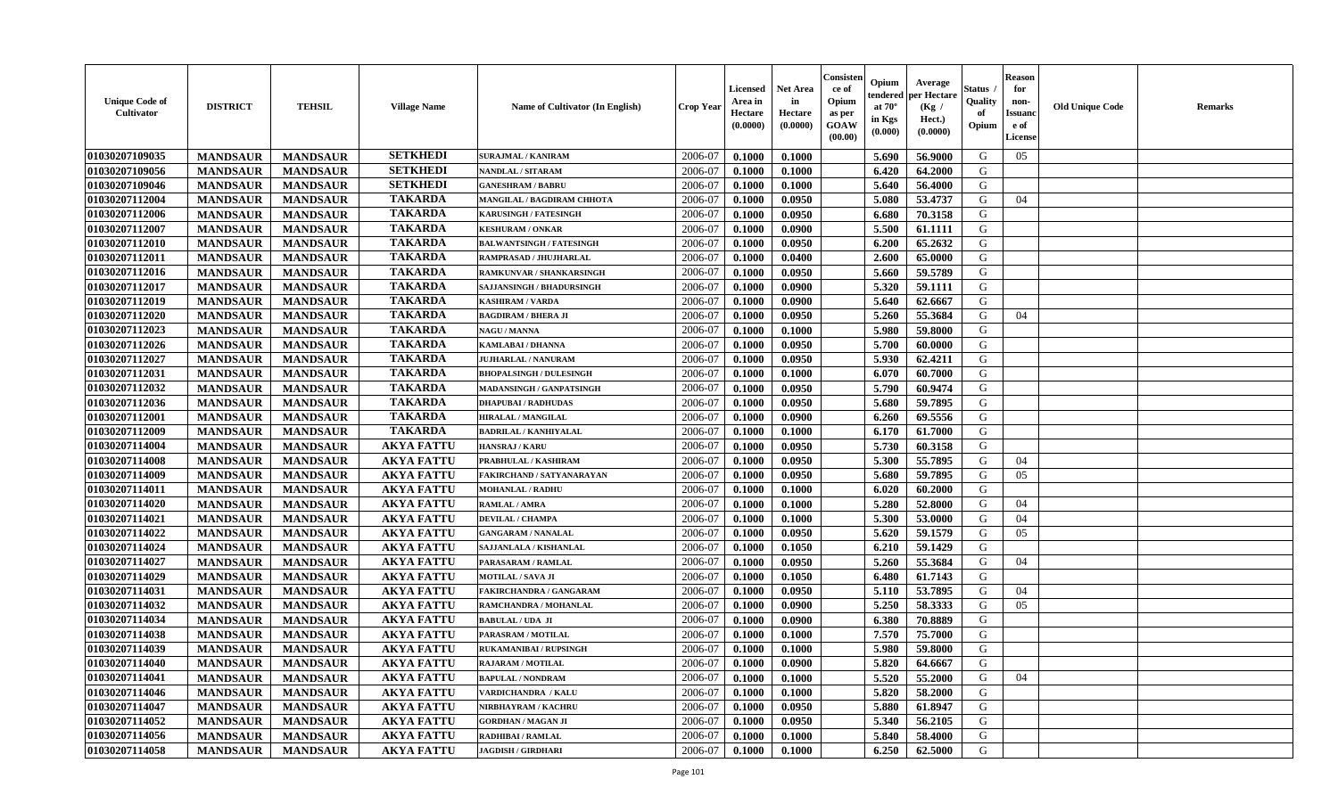| Unique Code of Cultivator | DISTRICT | TEHSIL | Village Name | Name of Cultivator (In English) | Crop Year | Licensed Area in Hectare (0.0000) | Net Area in Hectare (0.0000) | Consistence of Opium as per GOAW (00.00) | Opium tendered at 70° in Kgs (0.000) | Average per Hectare (Kg / Hect.) (0.0000) | Status / Quality of Opium | Reason for non-Issuance of License | Old Unique Code | Remarks |
|---|---|---|---|---|---|---|---|---|---|---|---|---|---|---|
| 01030207109035 | MANDSAUR | MANDSAUR | SETKHEDI | SURAJMAL / KANIRAM | 2006-07 | 0.1000 | 0.1000 | | 5.690 | 56.9000 | G | 05 | | |
| 01030207109056 | MANDSAUR | MANDSAUR | SETKHEDI | NANDLAL / SITARAM | 2006-07 | 0.1000 | 0.1000 | | 6.420 | 64.2000 | G | | | |
| 01030207109046 | MANDSAUR | MANDSAUR | SETKHEDI | GANESHRAM / BABRU | 2006-07 | 0.1000 | 0.1000 | | 5.640 | 56.4000 | G | | | |
| 01030207112004 | MANDSAUR | MANDSAUR | TAKARDA | MANGILAL / BAGDIRAM CHHOTA | 2006-07 | 0.1000 | 0.0950 | | 5.080 | 53.4737 | G | 04 | | |
| 01030207112006 | MANDSAUR | MANDSAUR | TAKARDA | KARUSINGH / FATESINGH | 2006-07 | 0.1000 | 0.0950 | | 6.680 | 70.3158 | G | | | |
| 01030207112007 | MANDSAUR | MANDSAUR | TAKARDA | KESHURAM / ONKAR | 2006-07 | 0.1000 | 0.0900 | | 5.500 | 61.1111 | G | | | |
| 01030207112010 | MANDSAUR | MANDSAUR | TAKARDA | BALWANTSINGH / FATESINGH | 2006-07 | 0.1000 | 0.0950 | | 6.200 | 65.2632 | G | | | |
| 01030207112011 | MANDSAUR | MANDSAUR | TAKARDA | RAMPRASAD / JHUJHARLAL | 2006-07 | 0.1000 | 0.0400 | | 2.600 | 65.0000 | G | | | |
| 01030207112016 | MANDSAUR | MANDSAUR | TAKARDA | RAMKUNVAR / SHANKARSINGH | 2006-07 | 0.1000 | 0.0950 | | 5.660 | 59.5789 | G | | | |
| 01030207112017 | MANDSAUR | MANDSAUR | TAKARDA | SAJJANSINGH / BHADURSINGH | 2006-07 | 0.1000 | 0.0900 | | 5.320 | 59.1111 | G | | | |
| 01030207112019 | MANDSAUR | MANDSAUR | TAKARDA | KASHIRAM / VARDA | 2006-07 | 0.1000 | 0.0900 | | 5.640 | 62.6667 | G | | | |
| 01030207112020 | MANDSAUR | MANDSAUR | TAKARDA | BAGDIRAM / BHERA JI | 2006-07 | 0.1000 | 0.0950 | | 5.260 | 55.3684 | G | 04 | | |
| 01030207112023 | MANDSAUR | MANDSAUR | TAKARDA | NAGU / MANNA | 2006-07 | 0.1000 | 0.1000 | | 5.980 | 59.8000 | G | | | |
| 01030207112026 | MANDSAUR | MANDSAUR | TAKARDA | KAMLABAI / DHANNA | 2006-07 | 0.1000 | 0.0950 | | 5.700 | 60.0000 | G | | | |
| 01030207112027 | MANDSAUR | MANDSAUR | TAKARDA | JUJHARLAL / NANURAM | 2006-07 | 0.1000 | 0.0950 | | 5.930 | 62.4211 | G | | | |
| 01030207112031 | MANDSAUR | MANDSAUR | TAKARDA | BHOPALSINGH / DULESINGH | 2006-07 | 0.1000 | 0.1000 | | 6.070 | 60.7000 | G | | | |
| 01030207112032 | MANDSAUR | MANDSAUR | TAKARDA | MADANSINGH / GANPATSINGH | 2006-07 | 0.1000 | 0.0950 | | 5.790 | 60.9474 | G | | | |
| 01030207112036 | MANDSAUR | MANDSAUR | TAKARDA | DHAPUBAI / RADHUDAS | 2006-07 | 0.1000 | 0.0950 | | 5.680 | 59.7895 | G | | | |
| 01030207112001 | MANDSAUR | MANDSAUR | TAKARDA | HIRALAL / MANGILAL | 2006-07 | 0.1000 | 0.0900 | | 6.260 | 69.5556 | G | | | |
| 01030207112009 | MANDSAUR | MANDSAUR | TAKARDA | BADRILAL / KANHIYALAL | 2006-07 | 0.1000 | 0.1000 | | 6.170 | 61.7000 | G | | | |
| 01030207114004 | MANDSAUR | MANDSAUR | AKYA FATTU | HANSRAJ / KARU | 2006-07 | 0.1000 | 0.0950 | | 5.730 | 60.3158 | G | | | |
| 01030207114008 | MANDSAUR | MANDSAUR | AKYA FATTU | PRABHULAL / KASHIRAM | 2006-07 | 0.1000 | 0.0950 | | 5.300 | 55.7895 | G | 04 | | |
| 01030207114009 | MANDSAUR | MANDSAUR | AKYA FATTU | FAKIRCHAND / SATYANARAYAN | 2006-07 | 0.1000 | 0.0950 | | 5.680 | 59.7895 | G | 05 | | |
| 01030207114011 | MANDSAUR | MANDSAUR | AKYA FATTU | MOHANLAL / RADHU | 2006-07 | 0.1000 | 0.1000 | | 6.020 | 60.2000 | G | | | |
| 01030207114020 | MANDSAUR | MANDSAUR | AKYA FATTU | RAMLAL / AMRA | 2006-07 | 0.1000 | 0.1000 | | 5.280 | 52.8000 | G | 04 | | |
| 01030207114021 | MANDSAUR | MANDSAUR | AKYA FATTU | DEVILAL / CHAMPA | 2006-07 | 0.1000 | 0.1000 | | 5.300 | 53.0000 | G | 04 | | |
| 01030207114022 | MANDSAUR | MANDSAUR | AKYA FATTU | GANGARAM / NANALAL | 2006-07 | 0.1000 | 0.0950 | | 5.620 | 59.1579 | G | 05 | | |
| 01030207114024 | MANDSAUR | MANDSAUR | AKYA FATTU | SAJJANLALA / KISHANLAL | 2006-07 | 0.1000 | 0.1050 | | 6.210 | 59.1429 | G | | | |
| 01030207114027 | MANDSAUR | MANDSAUR | AKYA FATTU | PARASARAM / RAMLAL | 2006-07 | 0.1000 | 0.0950 | | 5.260 | 55.3684 | G | 04 | | |
| 01030207114029 | MANDSAUR | MANDSAUR | AKYA FATTU | MOTILAL / SAVA JI | 2006-07 | 0.1000 | 0.1050 | | 6.480 | 61.7143 | G | | | |
| 01030207114031 | MANDSAUR | MANDSAUR | AKYA FATTU | FAKIRCHANDRA / GANGARAM | 2006-07 | 0.1000 | 0.0950 | | 5.110 | 53.7895 | G | 04 | | |
| 01030207114032 | MANDSAUR | MANDSAUR | AKYA FATTU | RAMCHANDRA / MOHANLAL | 2006-07 | 0.1000 | 0.0900 | | 5.250 | 58.3333 | G | 05 | | |
| 01030207114034 | MANDSAUR | MANDSAUR | AKYA FATTU | BABULAL / UDA JI | 2006-07 | 0.1000 | 0.0900 | | 6.380 | 70.8889 | G | | | |
| 01030207114038 | MANDSAUR | MANDSAUR | AKYA FATTU | PARASRAM / MOTILAL | 2006-07 | 0.1000 | 0.1000 | | 7.570 | 75.7000 | G | | | |
| 01030207114039 | MANDSAUR | MANDSAUR | AKYA FATTU | RUKAMANIBAI / RUPSINGH | 2006-07 | 0.1000 | 0.1000 | | 5.980 | 59.8000 | G | | | |
| 01030207114040 | MANDSAUR | MANDSAUR | AKYA FATTU | RAJARAM / MOTILAL | 2006-07 | 0.1000 | 0.0900 | | 5.820 | 64.6667 | G | | | |
| 01030207114041 | MANDSAUR | MANDSAUR | AKYA FATTU | BAPULAL / NONDRAM | 2006-07 | 0.1000 | 0.1000 | | 5.520 | 55.2000 | G | 04 | | |
| 01030207114046 | MANDSAUR | MANDSAUR | AKYA FATTU | VARDICHANDRA / KALU | 2006-07 | 0.1000 | 0.1000 | | 5.820 | 58.2000 | G | | | |
| 01030207114047 | MANDSAUR | MANDSAUR | AKYA FATTU | NIRBHAYRAM / KACHRU | 2006-07 | 0.1000 | 0.0950 | | 5.880 | 61.8947 | G | | | |
| 01030207114052 | MANDSAUR | MANDSAUR | AKYA FATTU | GORDHAN / MAGAN JI | 2006-07 | 0.1000 | 0.0950 | | 5.340 | 56.2105 | G | | | |
| 01030207114056 | MANDSAUR | MANDSAUR | AKYA FATTU | RADHIBAI / RAMLAL | 2006-07 | 0.1000 | 0.1000 | | 5.840 | 58.4000 | G | | | |
| 01030207114058 | MANDSAUR | MANDSAUR | AKYA FATTU | JAGDISH / GIRDHARI | 2006-07 | 0.1000 | 0.1000 | | 6.250 | 62.5000 | G | | | |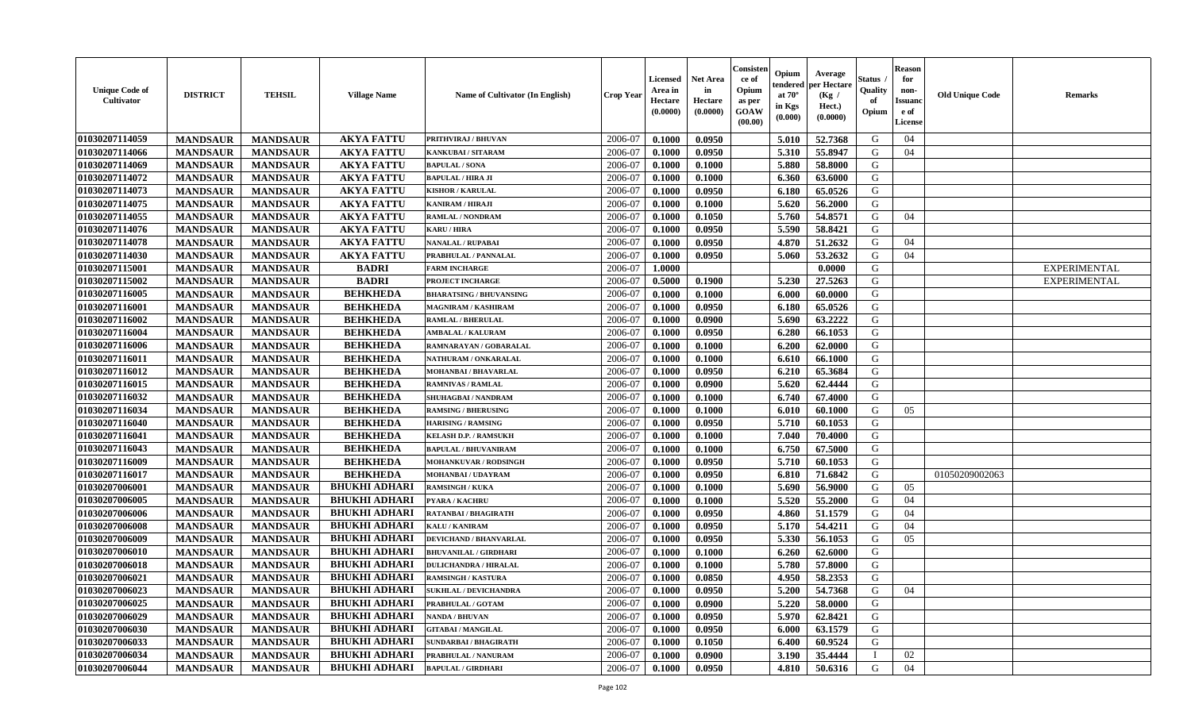| Unique Code of Cultivator | DISTRICT | TEHSIL | Village Name | Name of Cultivator (In English) | Crop Year | Licensed Area in Hectare (0.0000) | Net Area in Hectare (0.0000) | Consistence of Opium as per GOAW (00.00) | Opium tendered at 70° in Kgs (0.000) | Average per Hectare (Kg / Hect.) (0.0000) | Status / Quality of Opium | Reason for non-Issuance of License | Old Unique Code | Remarks |
|---|---|---|---|---|---|---|---|---|---|---|---|---|---|---|
| 01030207114059 | MANDSAUR | MANDSAUR | AKYA FATTU | PRITHVIRAJ / BHUVAN | 2006-07 | 0.1000 | 0.0950 | | 5.010 | 52.7368 | G | 04 | | |
| 01030207114066 | MANDSAUR | MANDSAUR | AKYA FATTU | KANKUBAI / SITARAM | 2006-07 | 0.1000 | 0.0950 | | 5.310 | 55.8947 | G | 04 | | |
| 01030207114069 | MANDSAUR | MANDSAUR | AKYA FATTU | BAPULAL / SONA | 2006-07 | 0.1000 | 0.1000 | | 5.880 | 58.8000 | G | | | |
| 01030207114072 | MANDSAUR | MANDSAUR | AKYA FATTU | BAPULAL / HIRA JI | 2006-07 | 0.1000 | 0.1000 | | 6.360 | 63.6000 | G | | | |
| 01030207114073 | MANDSAUR | MANDSAUR | AKYA FATTU | KISHOR / KARULAL | 2006-07 | 0.1000 | 0.0950 | | 6.180 | 65.0526 | G | | | |
| 01030207114075 | MANDSAUR | MANDSAUR | AKYA FATTU | KANIRAM / HIRAJI | 2006-07 | 0.1000 | 0.1000 | | 5.620 | 56.2000 | G | | | |
| 01030207114055 | MANDSAUR | MANDSAUR | AKYA FATTU | RAMLAL / NONDRAM | 2006-07 | 0.1000 | 0.1050 | | 5.760 | 54.8571 | G | 04 | | |
| 01030207114076 | MANDSAUR | MANDSAUR | AKYA FATTU | KARU / HIRA | 2006-07 | 0.1000 | 0.0950 | | 5.590 | 58.8421 | G | | | |
| 01030207114078 | MANDSAUR | MANDSAUR | AKYA FATTU | NANALAL / RUPABAI | 2006-07 | 0.1000 | 0.0950 | | 4.870 | 51.2632 | G | 04 | | |
| 01030207114030 | MANDSAUR | MANDSAUR | AKYA FATTU | PRABHULAL / PANNALAL | 2006-07 | 0.1000 | 0.0950 | | 5.060 | 53.2632 | G | 04 | | |
| 01030207115001 | MANDSAUR | MANDSAUR | BADRI | FARM INCHARGE | 2006-07 | 1.0000 | | | | 0.0000 | G | | | EXPERIMENTAL |
| 01030207115002 | MANDSAUR | MANDSAUR | BADRI | PROJECT INCHARGE | 2006-07 | 0.5000 | 0.1900 | | 5.230 | 27.5263 | G | | | EXPERIMENTAL |
| 01030207116005 | MANDSAUR | MANDSAUR | BEHKHEDA | BHARATSING / BHUVANSING | 2006-07 | 0.1000 | 0.1000 | | 6.000 | 60.0000 | G | | | |
| 01030207116001 | MANDSAUR | MANDSAUR | BEHKHEDA | MAGNIRAM / KASHIRAM | 2006-07 | 0.1000 | 0.0950 | | 6.180 | 65.0526 | G | | | |
| 01030207116002 | MANDSAUR | MANDSAUR | BEHKHEDA | RAMLAL / BHERULAL | 2006-07 | 0.1000 | 0.0900 | | 5.690 | 63.2222 | G | | | |
| 01030207116004 | MANDSAUR | MANDSAUR | BEHKHEDA | AMBALAL / KALURAM | 2006-07 | 0.1000 | 0.0950 | | 6.280 | 66.1053 | G | | | |
| 01030207116006 | MANDSAUR | MANDSAUR | BEHKHEDA | RAMNARAYAN / GOBARALAL | 2006-07 | 0.1000 | 0.1000 | | 6.200 | 62.0000 | G | | | |
| 01030207116011 | MANDSAUR | MANDSAUR | BEHKHEDA | NATHURAM / ONKARALAL | 2006-07 | 0.1000 | 0.1000 | | 6.610 | 66.1000 | G | | | |
| 01030207116012 | MANDSAUR | MANDSAUR | BEHKHEDA | MOHANBAI / BHAVARLAL | 2006-07 | 0.1000 | 0.0950 | | 6.210 | 65.3684 | G | | | |
| 01030207116015 | MANDSAUR | MANDSAUR | BEHKHEDA | RAMNIVAS / RAMLAL | 2006-07 | 0.1000 | 0.0900 | | 5.620 | 62.4444 | G | | | |
| 01030207116032 | MANDSAUR | MANDSAUR | BEHKHEDA | SHUHAGBAI / NANDRAM | 2006-07 | 0.1000 | 0.1000 | | 6.740 | 67.4000 | G | | | |
| 01030207116034 | MANDSAUR | MANDSAUR | BEHKHEDA | RAMSING / BHERUSING | 2006-07 | 0.1000 | 0.1000 | | 6.010 | 60.1000 | G | 05 | | |
| 01030207116040 | MANDSAUR | MANDSAUR | BEHKHEDA | HARISING / RAMSING | 2006-07 | 0.1000 | 0.0950 | | 5.710 | 60.1053 | G | | | |
| 01030207116041 | MANDSAUR | MANDSAUR | BEHKHEDA | KELASH D.P. / RAMSUKH | 2006-07 | 0.1000 | 0.1000 | | 7.040 | 70.4000 | G | | | |
| 01030207116043 | MANDSAUR | MANDSAUR | BEHKHEDA | BAPULAL / BHUVANIRAM | 2006-07 | 0.1000 | 0.1000 | | 6.750 | 67.5000 | G | | | |
| 01030207116009 | MANDSAUR | MANDSAUR | BEHKHEDA | MOHANKUVAR / RODSINGH | 2006-07 | 0.1000 | 0.0950 | | 5.710 | 60.1053 | G | | | |
| 01030207116017 | MANDSAUR | MANDSAUR | BEHKHEDA | MOHANBAI / UDAYRAM | 2006-07 | 0.1000 | 0.0950 | | 6.810 | 71.6842 | G | | 01050209002063 | |
| 01030207006001 | MANDSAUR | MANDSAUR | BHUKHI ADHARI | RAMSINGH / KUKA | 2006-07 | 0.1000 | 0.1000 | | 5.690 | 56.9000 | G | 05 | | |
| 01030207006005 | MANDSAUR | MANDSAUR | BHUKHI ADHARI | PYARA / KACHRU | 2006-07 | 0.1000 | 0.1000 | | 5.520 | 55.2000 | G | 04 | | |
| 01030207006006 | MANDSAUR | MANDSAUR | BHUKHI ADHARI | RATANBAI / BHAGIRATH | 2006-07 | 0.1000 | 0.0950 | | 4.860 | 51.1579 | G | 04 | | |
| 01030207006008 | MANDSAUR | MANDSAUR | BHUKHI ADHARI | KALU / KANIRAM | 2006-07 | 0.1000 | 0.0950 | | 5.170 | 54.4211 | G | 04 | | |
| 01030207006009 | MANDSAUR | MANDSAUR | BHUKHI ADHARI | DEVICHAND / BHANVARLAL | 2006-07 | 0.1000 | 0.0950 | | 5.330 | 56.1053 | G | 05 | | |
| 01030207006010 | MANDSAUR | MANDSAUR | BHUKHI ADHARI | BHUVANILAL / GIRDHARI | 2006-07 | 0.1000 | 0.1000 | | 6.260 | 62.6000 | G | | | |
| 01030207006018 | MANDSAUR | MANDSAUR | BHUKHI ADHARI | DULICHANDRA / HIRALAL | 2006-07 | 0.1000 | 0.1000 | | 5.780 | 57.8000 | G | | | |
| 01030207006021 | MANDSAUR | MANDSAUR | BHUKHI ADHARI | RAMSINGH / KASTURA | 2006-07 | 0.1000 | 0.0850 | | 4.950 | 58.2353 | G | | | |
| 01030207006023 | MANDSAUR | MANDSAUR | BHUKHI ADHARI | SUKHLAL / DEVICHANDRA | 2006-07 | 0.1000 | 0.0950 | | 5.200 | 54.7368 | G | 04 | | |
| 01030207006025 | MANDSAUR | MANDSAUR | BHUKHI ADHARI | PRABHULAL / GOTAM | 2006-07 | 0.1000 | 0.0900 | | 5.220 | 58.0000 | G | | | |
| 01030207006029 | MANDSAUR | MANDSAUR | BHUKHI ADHARI | NANDA / BHUVAN | 2006-07 | 0.1000 | 0.0950 | | 5.970 | 62.8421 | G | | | |
| 01030207006030 | MANDSAUR | MANDSAUR | BHUKHI ADHARI | GITABAI / MANGILAL | 2006-07 | 0.1000 | 0.0950 | | 6.000 | 63.1579 | G | | | |
| 01030207006033 | MANDSAUR | MANDSAUR | BHUKHI ADHARI | SUNDARBAI / BHAGIRATH | 2006-07 | 0.1000 | 0.1050 | | 6.400 | 60.9524 | G | | | |
| 01030207006034 | MANDSAUR | MANDSAUR | BHUKHI ADHARI | PRABHULAL / NANURAM | 2006-07 | 0.1000 | 0.0900 | | 3.190 | 35.4444 | I | 02 | | |
| 01030207006044 | MANDSAUR | MANDSAUR | BHUKHI ADHARI | BAPULAL / GIRDHARI | 2006-07 | 0.1000 | 0.0950 | | 4.810 | 50.6316 | G | 04 | | |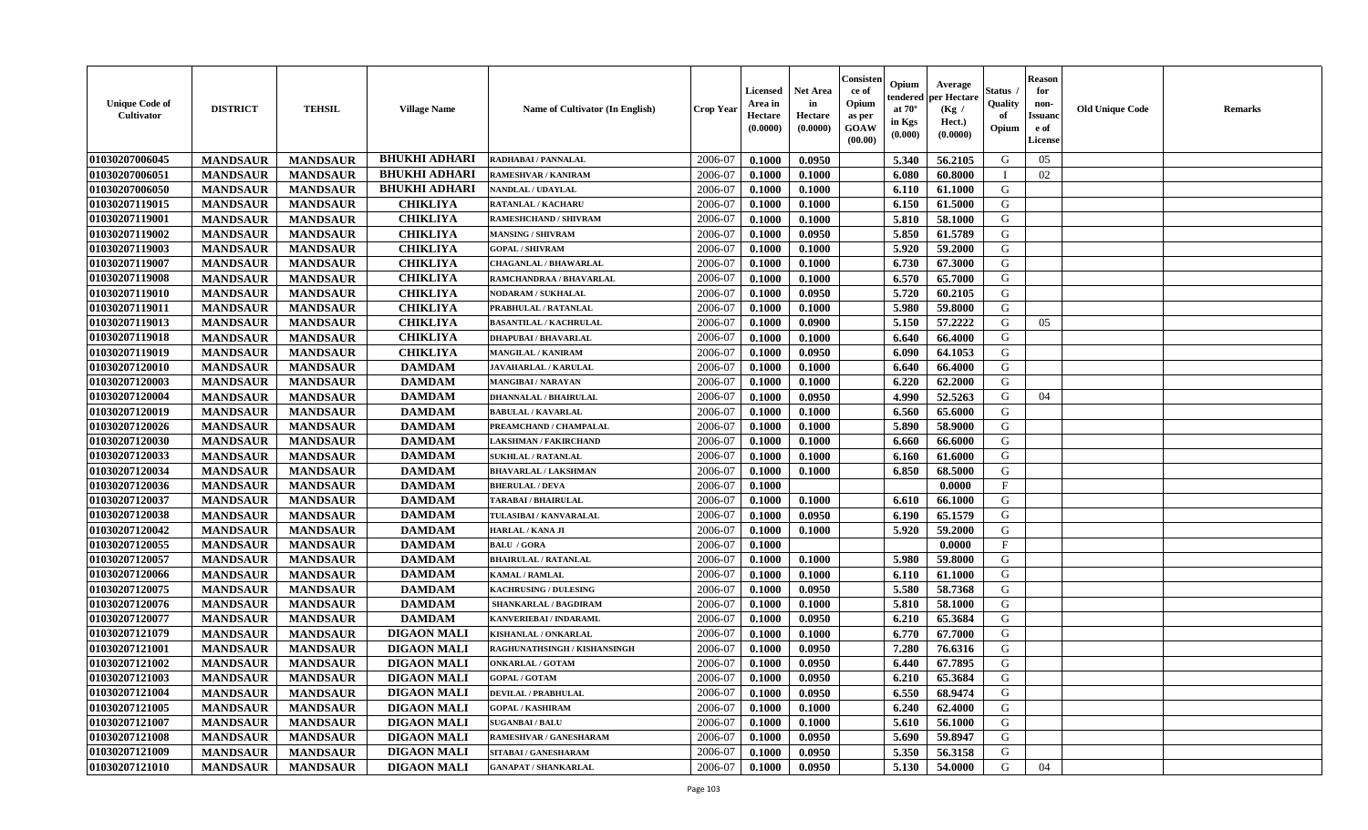| Unique Code of Cultivator | DISTRICT | TEHSIL | Village Name | Name of Cultivator (In English) | Crop Year | Licensed Area in Hectare (0.0000) | Net Area in Hectare (0.0000) | Consistence of Opium as per GOAW (00.00) | Opium tendered at 70° in Kgs (0.000) | Average per Hectare (Kg / Hect.) (0.0000) | Status / Quality of Opium | Reason for non-Issuance of License | Old Unique Code | Remarks |
|---|---|---|---|---|---|---|---|---|---|---|---|---|---|---|
| 01030207006045 | MANDSAUR | MANDSAUR | BHUKHI ADHARI | RADHABAI / PANNALAL | 2006-07 | 0.1000 | 0.0950 | | 5.340 | 56.2105 | G | 05 | | |
| 01030207006051 | MANDSAUR | MANDSAUR | BHUKHI ADHARI | RAMESHVAR / KANIRAM | 2006-07 | 0.1000 | 0.1000 | | 6.080 | 60.8000 | I | 02 | | |
| 01030207006050 | MANDSAUR | MANDSAUR | BHUKHI ADHARI | NANDLAL / UDAYLAL | 2006-07 | 0.1000 | 0.1000 | | 6.110 | 61.1000 | G | | | |
| 01030207119015 | MANDSAUR | MANDSAUR | CHIKLIYA | RATANLAL / KACHARU | 2006-07 | 0.1000 | 0.1000 | | 6.150 | 61.5000 | G | | | |
| 01030207119001 | MANDSAUR | MANDSAUR | CHIKLIYA | RAMESHCHAND / SHIVRAM | 2006-07 | 0.1000 | 0.1000 | | 5.810 | 58.1000 | G | | | |
| 01030207119002 | MANDSAUR | MANDSAUR | CHIKLIYA | MANSING / SHIVRAM | 2006-07 | 0.1000 | 0.0950 | | 5.850 | 61.5789 | G | | | |
| 01030207119003 | MANDSAUR | MANDSAUR | CHIKLIYA | GOPAL / SHIVRAM | 2006-07 | 0.1000 | 0.1000 | | 5.920 | 59.2000 | G | | | |
| 01030207119007 | MANDSAUR | MANDSAUR | CHIKLIYA | CHAGANLAL / BHAWARLAL | 2006-07 | 0.1000 | 0.1000 | | 6.730 | 67.3000 | G | | | |
| 01030207119008 | MANDSAUR | MANDSAUR | CHIKLIYA | RAMCHANDRAA / BHAVARLAL | 2006-07 | 0.1000 | 0.1000 | | 6.570 | 65.7000 | G | | | |
| 01030207119010 | MANDSAUR | MANDSAUR | CHIKLIYA | NODARAM / SUKHALAL | 2006-07 | 0.1000 | 0.0950 | | 5.720 | 60.2105 | G | | | |
| 01030207119011 | MANDSAUR | MANDSAUR | CHIKLIYA | PRABHULAL / RATANLAL | 2006-07 | 0.1000 | 0.1000 | | 5.980 | 59.8000 | G | | | |
| 01030207119013 | MANDSAUR | MANDSAUR | CHIKLIYA | BASANTILAL / KACHRULAL | 2006-07 | 0.1000 | 0.0900 | | 5.150 | 57.2222 | G | 05 | | |
| 01030207119018 | MANDSAUR | MANDSAUR | CHIKLIYA | DHAPUBAI / BHAVARLAL | 2006-07 | 0.1000 | 0.1000 | | 6.640 | 66.4000 | G | | | |
| 01030207119019 | MANDSAUR | MANDSAUR | CHIKLIYA | MANGILAL / KANIRAM | 2006-07 | 0.1000 | 0.0950 | | 6.090 | 64.1053 | G | | | |
| 01030207120010 | MANDSAUR | MANDSAUR | DAMDAM | JAVAHARLAL / KARULAL | 2006-07 | 0.1000 | 0.1000 | | 6.640 | 66.4000 | G | | | |
| 01030207120003 | MANDSAUR | MANDSAUR | DAMDAM | MANGIBAI / NARAYAN | 2006-07 | 0.1000 | 0.1000 | | 6.220 | 62.2000 | G | | | |
| 01030207120004 | MANDSAUR | MANDSAUR | DAMDAM | DHANNALAL / BHAIRULAL | 2006-07 | 0.1000 | 0.0950 | | 4.990 | 52.5263 | G | 04 | | |
| 01030207120019 | MANDSAUR | MANDSAUR | DAMDAM | BABULAL / KAVARLAL | 2006-07 | 0.1000 | 0.1000 | | 6.560 | 65.6000 | G | | | |
| 01030207120026 | MANDSAUR | MANDSAUR | DAMDAM | PREAMCHAND / CHAMPALAL | 2006-07 | 0.1000 | 0.1000 | | 5.890 | 58.9000 | G | | | |
| 01030207120030 | MANDSAUR | MANDSAUR | DAMDAM | LAKSHMAN / FAKIRCHAND | 2006-07 | 0.1000 | 0.1000 | | 6.660 | 66.6000 | G | | | |
| 01030207120033 | MANDSAUR | MANDSAUR | DAMDAM | SUKHLAL / RATANLAL | 2006-07 | 0.1000 | 0.1000 | | 6.160 | 61.6000 | G | | | |
| 01030207120034 | MANDSAUR | MANDSAUR | DAMDAM | BHAVARLAL / LAKSHMAN | 2006-07 | 0.1000 | 0.1000 | | 6.850 | 68.5000 | G | | | |
| 01030207120036 | MANDSAUR | MANDSAUR | DAMDAM | BHERULAL / DEVA | 2006-07 | 0.1000 | | | | 0.0000 | F | | | |
| 01030207120037 | MANDSAUR | MANDSAUR | DAMDAM | TARABAI / BHAIRULAL | 2006-07 | 0.1000 | 0.1000 | | 6.610 | 66.1000 | G | | | |
| 01030207120038 | MANDSAUR | MANDSAUR | DAMDAM | TULASIBAI / KANVARALAL | 2006-07 | 0.1000 | 0.0950 | | 6.190 | 65.1579 | G | | | |
| 01030207120042 | MANDSAUR | MANDSAUR | DAMDAM | HARLAL / KANA JI | 2006-07 | 0.1000 | 0.1000 | | 5.920 | 59.2000 | G | | | |
| 01030207120055 | MANDSAUR | MANDSAUR | DAMDAM | BALU / GORA | 2006-07 | 0.1000 | | | | 0.0000 | F | | | |
| 01030207120057 | MANDSAUR | MANDSAUR | DAMDAM | BHAIRULAL / RATANLAL | 2006-07 | 0.1000 | 0.1000 | | 5.980 | 59.8000 | G | | | |
| 01030207120066 | MANDSAUR | MANDSAUR | DAMDAM | KAMAL / RAMLAL | 2006-07 | 0.1000 | 0.1000 | | 6.110 | 61.1000 | G | | | |
| 01030207120075 | MANDSAUR | MANDSAUR | DAMDAM | KACHRUSING / DULESING | 2006-07 | 0.1000 | 0.0950 | | 5.580 | 58.7368 | G | | | |
| 01030207120076 | MANDSAUR | MANDSAUR | DAMDAM | SHANKARLAL / BAGDIRAM | 2006-07 | 0.1000 | 0.1000 | | 5.810 | 58.1000 | G | | | |
| 01030207120077 | MANDSAUR | MANDSAUR | DAMDAM | KANVERIEBAI / INDARAML | 2006-07 | 0.1000 | 0.0950 | | 6.210 | 65.3684 | G | | | |
| 01030207121079 | MANDSAUR | MANDSAUR | DIGAON MALI | KISHANLAL / ONKARLAL | 2006-07 | 0.1000 | 0.1000 | | 6.770 | 67.7000 | G | | | |
| 01030207121001 | MANDSAUR | MANDSAUR | DIGAON MALI | RAGHUNATHSINGH / KISHANSINGH | 2006-07 | 0.1000 | 0.0950 | | 7.280 | 76.6316 | G | | | |
| 01030207121002 | MANDSAUR | MANDSAUR | DIGAON MALI | ONKARLAL / GOTAM | 2006-07 | 0.1000 | 0.0950 | | 6.440 | 67.7895 | G | | | |
| 01030207121003 | MANDSAUR | MANDSAUR | DIGAON MALI | GOPAL / GOTAM | 2006-07 | 0.1000 | 0.0950 | | 6.210 | 65.3684 | G | | | |
| 01030207121004 | MANDSAUR | MANDSAUR | DIGAON MALI | DEVILAL / PRABHULAL | 2006-07 | 0.1000 | 0.0950 | | 6.550 | 68.9474 | G | | | |
| 01030207121005 | MANDSAUR | MANDSAUR | DIGAON MALI | GOPAL / KASHIRAM | 2006-07 | 0.1000 | 0.1000 | | 6.240 | 62.4000 | G | | | |
| 01030207121007 | MANDSAUR | MANDSAUR | DIGAON MALI | SUGANBAI / BALU | 2006-07 | 0.1000 | 0.1000 | | 5.610 | 56.1000 | G | | | |
| 01030207121008 | MANDSAUR | MANDSAUR | DIGAON MALI | RAMESHVAR / GANESHARAM | 2006-07 | 0.1000 | 0.0950 | | 5.690 | 59.8947 | G | | | |
| 01030207121009 | MANDSAUR | MANDSAUR | DIGAON MALI | SITABAI / GANESHARAM | 2006-07 | 0.1000 | 0.0950 | | 5.350 | 56.3158 | G | | | |
| 01030207121010 | MANDSAUR | MANDSAUR | DIGAON MALI | GANAPAT / SHANKARLAL | 2006-07 | 0.1000 | 0.0950 | | 5.130 | 54.0000 | G | 04 | | |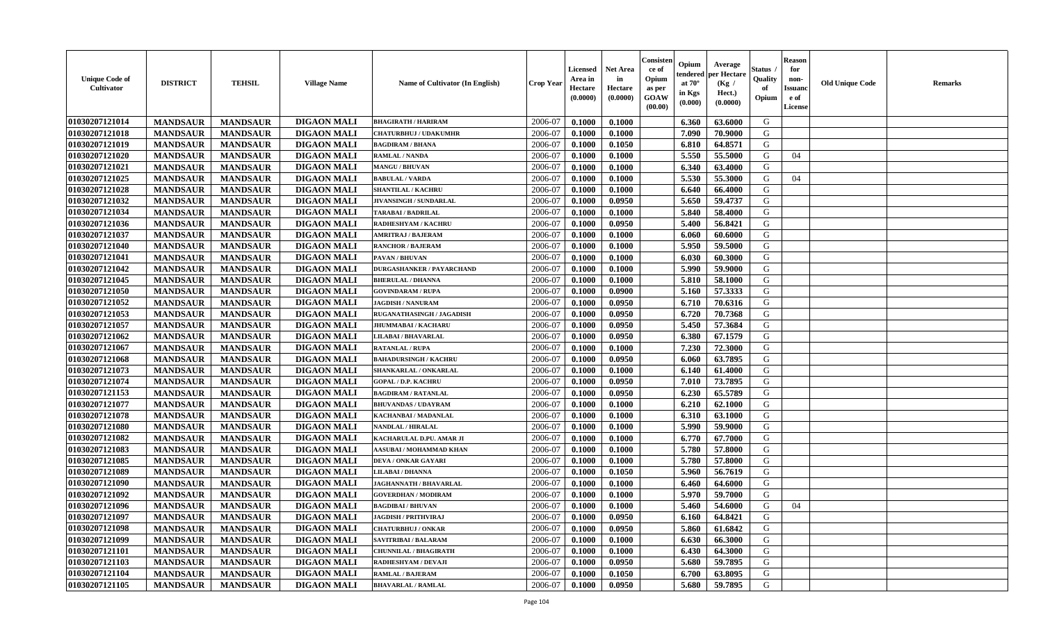| Unique Code of Cultivator | DISTRICT | TEHSIL | Village Name | Name of Cultivator (In English) | Crop Year | Licensed Area in Hectare (0.0000) | Net Area in Hectare (0.0000) | Consistence of Opium as per GOAW (00.00) | Opium tendered at 70° in Kgs (0.000) | Average per Hectare (Kg / Hect.) (0.0000) | Status / Quality of Opium | Reason for non-Issuance of License | Old Unique Code | Remarks |
|---|---|---|---|---|---|---|---|---|---|---|---|---|---|---|
| 01030207121014 | MANDSAUR | MANDSAUR | DIGAON MALI | BHAGIRATH / HARIRAM | 2006-07 | 0.1000 | 0.1000 | | 6.360 | 63.6000 | G | | | |
| 01030207121018 | MANDSAUR | MANDSAUR | DIGAON MALI | CHATURBHUJ / UDAKUMHR | 2006-07 | 0.1000 | 0.1000 | | 7.090 | 70.9000 | G | | | |
| 01030207121019 | MANDSAUR | MANDSAUR | DIGAON MALI | BAGDIRAM / BHANA | 2006-07 | 0.1000 | 0.1050 | | 6.810 | 64.8571 | G | | | |
| 01030207121020 | MANDSAUR | MANDSAUR | DIGAON MALI | RAMLAL / NANDA | 2006-07 | 0.1000 | 0.1000 | | 5.550 | 55.5000 | G | 04 | | |
| 01030207121021 | MANDSAUR | MANDSAUR | DIGAON MALI | MANGU / BHUVAN | 2006-07 | 0.1000 | 0.1000 | | 6.340 | 63.4000 | G | | | |
| 01030207121025 | MANDSAUR | MANDSAUR | DIGAON MALI | BABULAL / VARDA | 2006-07 | 0.1000 | 0.1000 | | 5.530 | 55.3000 | G | 04 | | |
| 01030207121028 | MANDSAUR | MANDSAUR | DIGAON MALI | SHANTILAL / KACHRU | 2006-07 | 0.1000 | 0.1000 | | 6.640 | 66.4000 | G | | | |
| 01030207121032 | MANDSAUR | MANDSAUR | DIGAON MALI | JIVANSINGH / SUNDARLAL | 2006-07 | 0.1000 | 0.0950 | | 5.650 | 59.4737 | G | | | |
| 01030207121034 | MANDSAUR | MANDSAUR | DIGAON MALI | TARABAI / BADRILAL | 2006-07 | 0.1000 | 0.1000 | | 5.840 | 58.4000 | G | | | |
| 01030207121036 | MANDSAUR | MANDSAUR | DIGAON MALI | RADHESHYAM / KACHRU | 2006-07 | 0.1000 | 0.0950 | | 5.400 | 56.8421 | G | | | |
| 01030207121037 | MANDSAUR | MANDSAUR | DIGAON MALI | AMRITRAJ / BAJERAM | 2006-07 | 0.1000 | 0.1000 | | 6.060 | 60.6000 | G | | | |
| 01030207121040 | MANDSAUR | MANDSAUR | DIGAON MALI | RANCHOR / BAJERAM | 2006-07 | 0.1000 | 0.1000 | | 5.950 | 59.5000 | G | | | |
| 01030207121041 | MANDSAUR | MANDSAUR | DIGAON MALI | PAVAN / BHUVAN | 2006-07 | 0.1000 | 0.1000 | | 6.030 | 60.3000 | G | | | |
| 01030207121042 | MANDSAUR | MANDSAUR | DIGAON MALI | DURGASHANKER / PAYARCHAND | 2006-07 | 0.1000 | 0.1000 | | 5.990 | 59.9000 | G | | | |
| 01030207121045 | MANDSAUR | MANDSAUR | DIGAON MALI | BHERULAL / DHANNA | 2006-07 | 0.1000 | 0.1000 | | 5.810 | 58.1000 | G | | | |
| 01030207121050 | MANDSAUR | MANDSAUR | DIGAON MALI | GOVINDARAM / RUPA | 2006-07 | 0.1000 | 0.0900 | | 5.160 | 57.3333 | G | | | |
| 01030207121052 | MANDSAUR | MANDSAUR | DIGAON MALI | JAGDISH / NANURAM | 2006-07 | 0.1000 | 0.0950 | | 6.710 | 70.6316 | G | | | |
| 01030207121053 | MANDSAUR | MANDSAUR | DIGAON MALI | RUGANATHASINGH / JAGADISH | 2006-07 | 0.1000 | 0.0950 | | 6.720 | 70.7368 | G | | | |
| 01030207121057 | MANDSAUR | MANDSAUR | DIGAON MALI | JHUMMABAI / KACHARU | 2006-07 | 0.1000 | 0.0950 | | 5.450 | 57.3684 | G | | | |
| 01030207121062 | MANDSAUR | MANDSAUR | DIGAON MALI | LILABAI / BHAVARLAL | 2006-07 | 0.1000 | 0.0950 | | 6.380 | 67.1579 | G | | | |
| 01030207121067 | MANDSAUR | MANDSAUR | DIGAON MALI | RATANLAL / RUPA | 2006-07 | 0.1000 | 0.1000 | | 7.230 | 72.3000 | G | | | |
| 01030207121068 | MANDSAUR | MANDSAUR | DIGAON MALI | BAHADURSINGH / KACHRU | 2006-07 | 0.1000 | 0.0950 | | 6.060 | 63.7895 | G | | | |
| 01030207121073 | MANDSAUR | MANDSAUR | DIGAON MALI | SHANKARLAL / ONKARLAL | 2006-07 | 0.1000 | 0.1000 | | 6.140 | 61.4000 | G | | | |
| 01030207121074 | MANDSAUR | MANDSAUR | DIGAON MALI | GOPAL / D.P. KACHRU | 2006-07 | 0.1000 | 0.0950 | | 7.010 | 73.7895 | G | | | |
| 01030207121153 | MANDSAUR | MANDSAUR | DIGAON MALI | BAGDIRAM / RATANLAL | 2006-07 | 0.1000 | 0.0950 | | 6.230 | 65.5789 | G | | | |
| 01030207121077 | MANDSAUR | MANDSAUR | DIGAON MALI | BHUVANDAS / UDAYRAM | 2006-07 | 0.1000 | 0.1000 | | 6.210 | 62.1000 | G | | | |
| 01030207121078 | MANDSAUR | MANDSAUR | DIGAON MALI | KACHANBAI / MADANLAL | 2006-07 | 0.1000 | 0.1000 | | 6.310 | 63.1000 | G | | | |
| 01030207121080 | MANDSAUR | MANDSAUR | DIGAON MALI | NANDLAL / HIRALAL | 2006-07 | 0.1000 | 0.1000 | | 5.990 | 59.9000 | G | | | |
| 01030207121082 | MANDSAUR | MANDSAUR | DIGAON MALI | KACHARULAL D.PU. AMAR JI | 2006-07 | 0.1000 | 0.1000 | | 6.770 | 67.7000 | G | | | |
| 01030207121083 | MANDSAUR | MANDSAUR | DIGAON MALI | AASUBAI / MOHAMMAD KHAN | 2006-07 | 0.1000 | 0.1000 | | 5.780 | 57.8000 | G | | | |
| 01030207121085 | MANDSAUR | MANDSAUR | DIGAON MALI | DEVA / ONKAR GAYARI | 2006-07 | 0.1000 | 0.1000 | | 5.780 | 57.8000 | G | | | |
| 01030207121089 | MANDSAUR | MANDSAUR | DIGAON MALI | LILABAI / DHANNA | 2006-07 | 0.1000 | 0.1050 | | 5.960 | 56.7619 | G | | | |
| 01030207121090 | MANDSAUR | MANDSAUR | DIGAON MALI | JAGHANNATH / BHAVARLAL | 2006-07 | 0.1000 | 0.1000 | | 6.460 | 64.6000 | G | | | |
| 01030207121092 | MANDSAUR | MANDSAUR | DIGAON MALI | GOVERDHAN / MODIRAM | 2006-07 | 0.1000 | 0.1000 | | 5.970 | 59.7000 | G | | | |
| 01030207121096 | MANDSAUR | MANDSAUR | DIGAON MALI | BAGDIBAI / BHUVAN | 2006-07 | 0.1000 | 0.1000 | | 5.460 | 54.6000 | G | 04 | | |
| 01030207121097 | MANDSAUR | MANDSAUR | DIGAON MALI | JAGDISH / PRITHVIRAJ | 2006-07 | 0.1000 | 0.0950 | | 6.160 | 64.8421 | G | | | |
| 01030207121098 | MANDSAUR | MANDSAUR | DIGAON MALI | CHATURBHUJ / ONKAR | 2006-07 | 0.1000 | 0.0950 | | 5.860 | 61.6842 | G | | | |
| 01030207121099 | MANDSAUR | MANDSAUR | DIGAON MALI | SAVITRIBAI / BALARAM | 2006-07 | 0.1000 | 0.1000 | | 6.630 | 66.3000 | G | | | |
| 01030207121101 | MANDSAUR | MANDSAUR | DIGAON MALI | CHUNNILAL / BHAGIRATH | 2006-07 | 0.1000 | 0.1000 | | 6.430 | 64.3000 | G | | | |
| 01030207121103 | MANDSAUR | MANDSAUR | DIGAON MALI | RADHESHYAM / DEVAJI | 2006-07 | 0.1000 | 0.0950 | | 5.680 | 59.7895 | G | | | |
| 01030207121104 | MANDSAUR | MANDSAUR | DIGAON MALI | RAMLAL / BAJERAM | 2006-07 | 0.1000 | 0.1050 | | 6.700 | 63.8095 | G | | | |
| 01030207121105 | MANDSAUR | MANDSAUR | DIGAON MALI | BHAVARLAL / RAMLAL | 2006-07 | 0.1000 | 0.0950 | | 5.680 | 59.7895 | G | | | |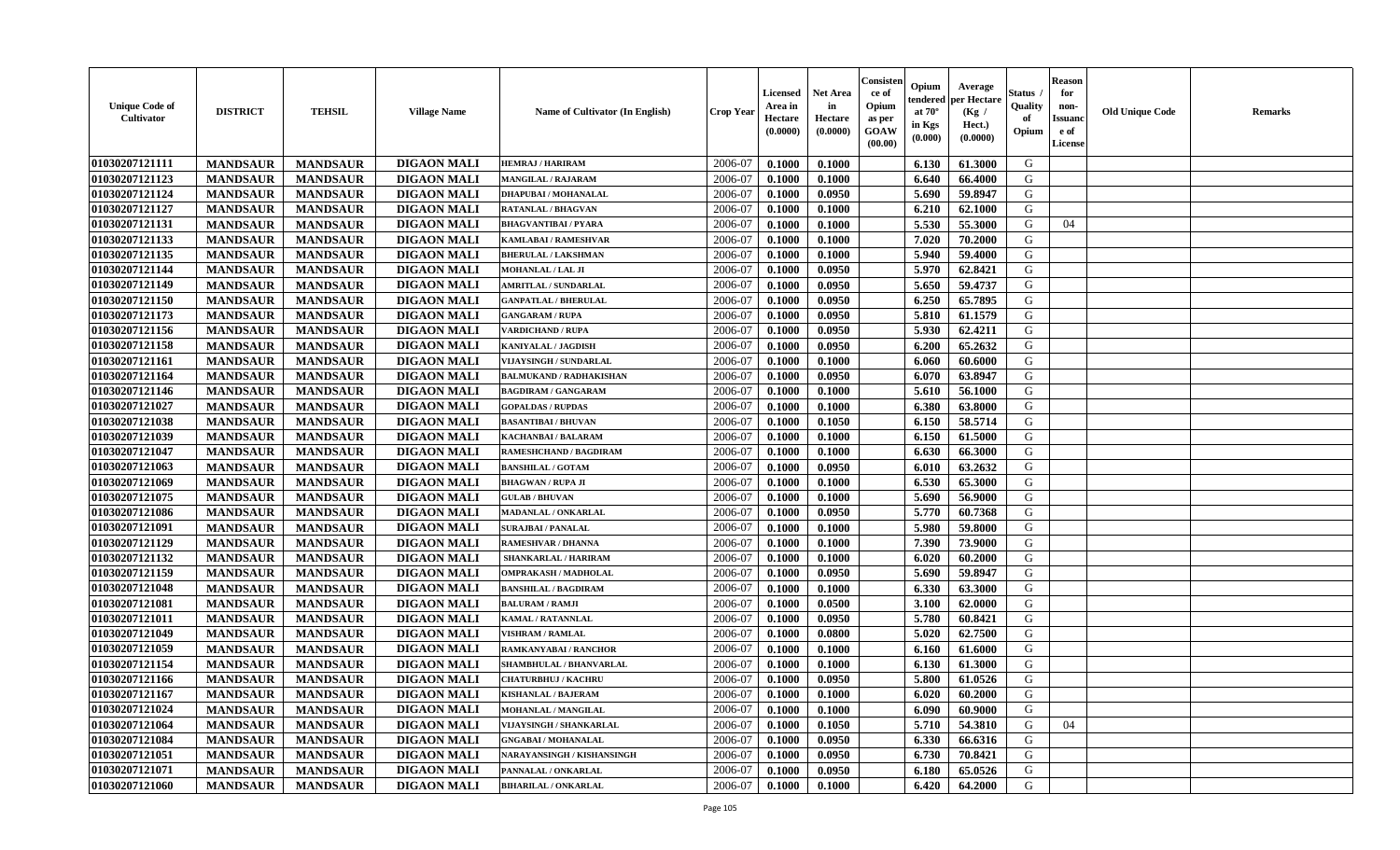| Unique Code of Cultivator | DISTRICT | TEHSIL | Village Name | Name of Cultivator (In English) | Crop Year | Licensed Area in Hectare (0.0000) | Net Area in Hectare (0.0000) | Consistence of Opium as per GOAW (00.00) | Opium tendered at 70° in Kgs (0.000) | Average per Hectare (Kg / Hect.) (0.0000) | Status / Quality of Opium | Reason for non-Issuance of License | Old Unique Code | Remarks |
|---|---|---|---|---|---|---|---|---|---|---|---|---|---|---|
| 01030207121111 | MANDSAUR | MANDSAUR | DIGAON MALI | HEMRAJ / HARIRAM | 2006-07 | 0.1000 | 0.1000 | | 6.130 | 61.3000 | G | | | |
| 01030207121123 | MANDSAUR | MANDSAUR | DIGAON MALI | MANGILAL / RAJARAM | 2006-07 | 0.1000 | 0.1000 | | 6.640 | 66.4000 | G | | | |
| 01030207121124 | MANDSAUR | MANDSAUR | DIGAON MALI | DHAPUBAI / MOHANALAL | 2006-07 | 0.1000 | 0.0950 | | 5.690 | 59.8947 | G | | | |
| 01030207121127 | MANDSAUR | MANDSAUR | DIGAON MALI | RATANLAL / BHAGVAN | 2006-07 | 0.1000 | 0.1000 | | 6.210 | 62.1000 | G | | | |
| 01030207121131 | MANDSAUR | MANDSAUR | DIGAON MALI | BHAGVANTIBAI / PYARA | 2006-07 | 0.1000 | 0.1000 | | 5.530 | 55.3000 | G | 04 | | |
| 01030207121133 | MANDSAUR | MANDSAUR | DIGAON MALI | KAMLABAI / RAMESHVAR | 2006-07 | 0.1000 | 0.1000 | | 7.020 | 70.2000 | G | | | |
| 01030207121135 | MANDSAUR | MANDSAUR | DIGAON MALI | BHERULAL / LAKSHMAN | 2006-07 | 0.1000 | 0.1000 | | 5.940 | 59.4000 | G | | | |
| 01030207121144 | MANDSAUR | MANDSAUR | DIGAON MALI | MOHANLAL / LAL JI | 2006-07 | 0.1000 | 0.0950 | | 5.970 | 62.8421 | G | | | |
| 01030207121149 | MANDSAUR | MANDSAUR | DIGAON MALI | AMRITLAL / SUNDARLAL | 2006-07 | 0.1000 | 0.0950 | | 5.650 | 59.4737 | G | | | |
| 01030207121150 | MANDSAUR | MANDSAUR | DIGAON MALI | GANPATLAL / BHERULAL | 2006-07 | 0.1000 | 0.0950 | | 6.250 | 65.7895 | G | | | |
| 01030207121173 | MANDSAUR | MANDSAUR | DIGAON MALI | GANGARAM / RUPA | 2006-07 | 0.1000 | 0.0950 | | 5.810 | 61.1579 | G | | | |
| 01030207121156 | MANDSAUR | MANDSAUR | DIGAON MALI | VARDICHAND / RUPA | 2006-07 | 0.1000 | 0.0950 | | 5.930 | 62.4211 | G | | | |
| 01030207121158 | MANDSAUR | MANDSAUR | DIGAON MALI | KANIYALAL / JAGDISH | 2006-07 | 0.1000 | 0.0950 | | 6.200 | 65.2632 | G | | | |
| 01030207121161 | MANDSAUR | MANDSAUR | DIGAON MALI | VIJAYSINGH / SUNDARLAL | 2006-07 | 0.1000 | 0.1000 | | 6.060 | 60.6000 | G | | | |
| 01030207121164 | MANDSAUR | MANDSAUR | DIGAON MALI | BALMUKAND / RADHAKISHAN | 2006-07 | 0.1000 | 0.0950 | | 6.070 | 63.8947 | G | | | |
| 01030207121146 | MANDSAUR | MANDSAUR | DIGAON MALI | BAGDIRAM / GANGARAM | 2006-07 | 0.1000 | 0.1000 | | 5.610 | 56.1000 | G | | | |
| 01030207121027 | MANDSAUR | MANDSAUR | DIGAON MALI | GOPALDAS / RUPDAS | 2006-07 | 0.1000 | 0.1000 | | 6.380 | 63.8000 | G | | | |
| 01030207121038 | MANDSAUR | MANDSAUR | DIGAON MALI | BASANTIBAI / BHUVAN | 2006-07 | 0.1000 | 0.1050 | | 6.150 | 58.5714 | G | | | |
| 01030207121039 | MANDSAUR | MANDSAUR | DIGAON MALI | KACHANBAI / BALARAM | 2006-07 | 0.1000 | 0.1000 | | 6.150 | 61.5000 | G | | | |
| 01030207121047 | MANDSAUR | MANDSAUR | DIGAON MALI | RAMESHCHAND / BAGDIRAM | 2006-07 | 0.1000 | 0.1000 | | 6.630 | 66.3000 | G | | | |
| 01030207121063 | MANDSAUR | MANDSAUR | DIGAON MALI | BANSHILAL / GOTAM | 2006-07 | 0.1000 | 0.0950 | | 6.010 | 63.2632 | G | | | |
| 01030207121069 | MANDSAUR | MANDSAUR | DIGAON MALI | BHAGWAN / RUPA JI | 2006-07 | 0.1000 | 0.1000 | | 6.530 | 65.3000 | G | | | |
| 01030207121075 | MANDSAUR | MANDSAUR | DIGAON MALI | GULAB / BHUVAN | 2006-07 | 0.1000 | 0.1000 | | 5.690 | 56.9000 | G | | | |
| 01030207121086 | MANDSAUR | MANDSAUR | DIGAON MALI | MADANLAL / ONKARLAL | 2006-07 | 0.1000 | 0.0950 | | 5.770 | 60.7368 | G | | | |
| 01030207121091 | MANDSAUR | MANDSAUR | DIGAON MALI | SURAJBAI / PANALAL | 2006-07 | 0.1000 | 0.1000 | | 5.980 | 59.8000 | G | | | |
| 01030207121129 | MANDSAUR | MANDSAUR | DIGAON MALI | RAMESHVAR / DHANNA | 2006-07 | 0.1000 | 0.1000 | | 7.390 | 73.9000 | G | | | |
| 01030207121132 | MANDSAUR | MANDSAUR | DIGAON MALI | SHANKARLAL / HARIRAM | 2006-07 | 0.1000 | 0.1000 | | 6.020 | 60.2000 | G | | | |
| 01030207121159 | MANDSAUR | MANDSAUR | DIGAON MALI | OMPRAKASH / MADHOLAL | 2006-07 | 0.1000 | 0.0950 | | 5.690 | 59.8947 | G | | | |
| 01030207121048 | MANDSAUR | MANDSAUR | DIGAON MALI | BANSHILAL / BAGDIRAM | 2006-07 | 0.1000 | 0.1000 | | 6.330 | 63.3000 | G | | | |
| 01030207121081 | MANDSAUR | MANDSAUR | DIGAON MALI | BALURAM / RAMJI | 2006-07 | 0.1000 | 0.0500 | | 3.100 | 62.0000 | G | | | |
| 01030207121011 | MANDSAUR | MANDSAUR | DIGAON MALI | KAMAL / RATANNLAL | 2006-07 | 0.1000 | 0.0950 | | 5.780 | 60.8421 | G | | | |
| 01030207121049 | MANDSAUR | MANDSAUR | DIGAON MALI | VISHRAM / RAMLAL | 2006-07 | 0.1000 | 0.0800 | | 5.020 | 62.7500 | G | | | |
| 01030207121059 | MANDSAUR | MANDSAUR | DIGAON MALI | RAMKANYABAI / RANCHOR | 2006-07 | 0.1000 | 0.1000 | | 6.160 | 61.6000 | G | | | |
| 01030207121154 | MANDSAUR | MANDSAUR | DIGAON MALI | SHAMBHULAL / BHANVARLAL | 2006-07 | 0.1000 | 0.1000 | | 6.130 | 61.3000 | G | | | |
| 01030207121166 | MANDSAUR | MANDSAUR | DIGAON MALI | CHATURBHUJ / KACHRU | 2006-07 | 0.1000 | 0.0950 | | 5.800 | 61.0526 | G | | | |
| 01030207121167 | MANDSAUR | MANDSAUR | DIGAON MALI | KISHANLAL / BAJERAM | 2006-07 | 0.1000 | 0.1000 | | 6.020 | 60.2000 | G | | | |
| 01030207121024 | MANDSAUR | MANDSAUR | DIGAON MALI | MOHANLAL / MANGILAL | 2006-07 | 0.1000 | 0.1000 | | 6.090 | 60.9000 | G | | | |
| 01030207121064 | MANDSAUR | MANDSAUR | DIGAON MALI | VIJAYSINGH / SHANKARLAL | 2006-07 | 0.1000 | 0.1050 | | 5.710 | 54.3810 | G | 04 | | |
| 01030207121084 | MANDSAUR | MANDSAUR | DIGAON MALI | GNGABAI / MOHANALAL | 2006-07 | 0.1000 | 0.0950 | | 6.330 | 66.6316 | G | | | |
| 01030207121051 | MANDSAUR | MANDSAUR | DIGAON MALI | NARAYANSINGH / KISHANSINGH | 2006-07 | 0.1000 | 0.0950 | | 6.730 | 70.8421 | G | | | |
| 01030207121071 | MANDSAUR | MANDSAUR | DIGAON MALI | PANNALAL / ONKARLAL | 2006-07 | 0.1000 | 0.0950 | | 6.180 | 65.0526 | G | | | |
| 01030207121060 | MANDSAUR | MANDSAUR | DIGAON MALI | BIHARILAL / ONKARLAL | 2006-07 | 0.1000 | 0.1000 | | 6.420 | 64.2000 | G | | | |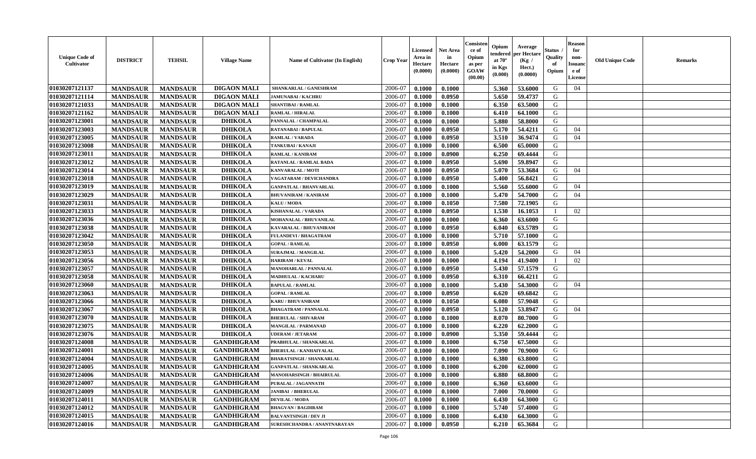| Unique Code of Cultivator | DISTRICT | TEHSIL | Village Name | Name of Cultivator (In English) | Crop Year | Licensed Area in Hectare (0.0000) | Net Area in Hectare (0.0000) | Consistence of Opium as per GOAW (00.00) | Opium tendered at 70° in Kgs (0.000) | Average per Hectare (Kg / Hect.) (0.0000) | Status / Quality of Opium | Reason for non-Issuance of License | Old Unique Code | Remarks |
|---|---|---|---|---|---|---|---|---|---|---|---|---|---|---|
| 01030207121137 | MANDSAUR | MANDSAUR | DIGAON MALI | SHANKARLAL / GANESHRAM | 2006-07 | 0.1000 | 0.1000 | | 5.360 | 53.6000 | G | 04 | | |
| 01030207121114 | MANDSAUR | MANDSAUR | DIGAON MALI | JAMUNABAI / KACHRU | 2006-07 | 0.1000 | 0.0950 | | 5.650 | 59.4737 | G | | | |
| 01030207121033 | MANDSAUR | MANDSAUR | DIGAON MALI | SHANTIBAI / RAMLAL | 2006-07 | 0.1000 | 0.1000 | | 6.350 | 63.5000 | G | | | |
| 01030207121162 | MANDSAUR | MANDSAUR | DIGAON MALI | RAMLAL / HIRALAL | 2006-07 | 0.1000 | 0.1000 | | 6.410 | 64.1000 | G | | | |
| 01030207123001 | MANDSAUR | MANDSAUR | DHIKOLA | PANNALAL / CHAMPALAL | 2006-07 | 0.1000 | 0.1000 | | 5.880 | 58.8000 | G | | | |
| 01030207123003 | MANDSAUR | MANDSAUR | DHIKOLA | RATANABAI / BAPULAL | 2006-07 | 0.1000 | 0.0950 | | 5.170 | 54.4211 | G | 04 | | |
| 01030207123005 | MANDSAUR | MANDSAUR | DHIKOLA | RAMLAL / VARADA | 2006-07 | 0.1000 | 0.0950 | | 3.510 | 36.9474 | G | 04 | | |
| 01030207123008 | MANDSAUR | MANDSAUR | DHIKOLA | TANKUBAI / KANAJI | 2006-07 | 0.1000 | 0.1000 | | 6.500 | 65.0000 | G | | | |
| 01030207123011 | MANDSAUR | MANDSAUR | DHIKOLA | RAMLAL / KANIRAM | 2006-07 | 0.1000 | 0.0900 | | 6.250 | 69.4444 | G | | | |
| 01030207123012 | MANDSAUR | MANDSAUR | DHIKOLA | RATANLAL / RAMLAL BADA | 2006-07 | 0.1000 | 0.0950 | | 5.690 | 59.8947 | G | | | |
| 01030207123014 | MANDSAUR | MANDSAUR | DHIKOLA | KANVARALAL / MOTI | 2006-07 | 0.1000 | 0.0950 | | 5.070 | 53.3684 | G | 04 | | |
| 01030207123018 | MANDSAUR | MANDSAUR | DHIKOLA | VAGATARAM / DEVICHANDRA | 2006-07 | 0.1000 | 0.0950 | | 5.400 | 56.8421 | G | | | |
| 01030207123019 | MANDSAUR | MANDSAUR | DHIKOLA | GANPATLAL / BHANVARLAL | 2006-07 | 0.1000 | 0.1000 | | 5.560 | 55.6000 | G | 04 | | |
| 01030207123029 | MANDSAUR | MANDSAUR | DHIKOLA | BHUVANIRAM / KANIRAM | 2006-07 | 0.1000 | 0.1000 | | 5.470 | 54.7000 | G | 04 | | |
| 01030207123031 | MANDSAUR | MANDSAUR | DHIKOLA | KALU / MODA | 2006-07 | 0.1000 | 0.1050 | | 7.580 | 72.1905 | G | | | |
| 01030207123033 | MANDSAUR | MANDSAUR | DHIKOLA | KISHANALAL / VARADA | 2006-07 | 0.1000 | 0.0950 | | 1.530 | 16.1053 | I | 02 | | |
| 01030207123036 | MANDSAUR | MANDSAUR | DHIKOLA | MOHANALAL / BHUVANILAL | 2006-07 | 0.1000 | 0.1000 | | 6.360 | 63.6000 | G | | | |
| 01030207123038 | MANDSAUR | MANDSAUR | DHIKOLA | KAVARALAL / BHUVANIRAM | 2006-07 | 0.1000 | 0.0950 | | 6.040 | 63.5789 | G | | | |
| 01030207123042 | MANDSAUR | MANDSAUR | DHIKOLA | FULANDEVI / BHAGATRAM | 2006-07 | 0.1000 | 0.1000 | | 5.710 | 57.1000 | G | | | |
| 01030207123050 | MANDSAUR | MANDSAUR | DHIKOLA | GOPAL / RAMLAL | 2006-07 | 0.1000 | 0.0950 | | 6.000 | 63.1579 | G | | | |
| 01030207123053 | MANDSAUR | MANDSAUR | DHIKOLA | SURAJMAL / MANGILAL | 2006-07 | 0.1000 | 0.1000 | | 5.420 | 54.2000 | G | 04 | | |
| 01030207123056 | MANDSAUR | MANDSAUR | DHIKOLA | HARIRAM / KEVAL | 2006-07 | 0.1000 | 0.1000 | | 4.194 | 41.9400 | I | 02 | | |
| 01030207123057 | MANDSAUR | MANDSAUR | DHIKOLA | MANOHARLAL / PANNALAL | 2006-07 | 0.1000 | 0.0950 | | 5.430 | 57.1579 | G | | | |
| 01030207123058 | MANDSAUR | MANDSAUR | DHIKOLA | MADHULAL / KACHARU | 2006-07 | 0.1000 | 0.0950 | | 6.310 | 66.4211 | G | | | |
| 01030207123060 | MANDSAUR | MANDSAUR | DHIKOLA | BAPULAL / RAMLAL | 2006-07 | 0.1000 | 0.1000 | | 5.430 | 54.3000 | G | 04 | | |
| 01030207123063 | MANDSAUR | MANDSAUR | DHIKOLA | GOPAL / RAMLAL | 2006-07 | 0.1000 | 0.0950 | | 6.620 | 69.6842 | G | | | |
| 01030207123066 | MANDSAUR | MANDSAUR | DHIKOLA | KARU / BHUVANIRAM | 2006-07 | 0.1000 | 0.1050 | | 6.080 | 57.9048 | G | | | |
| 01030207123067 | MANDSAUR | MANDSAUR | DHIKOLA | BHAGATRAM / PANNALAL | 2006-07 | 0.1000 | 0.0950 | | 5.120 | 53.8947 | G | 04 | | |
| 01030207123070 | MANDSAUR | MANDSAUR | DHIKOLA | BHERULAL / SHIVARAM | 2006-07 | 0.1000 | 0.1000 | | 8.070 | 80.7000 | G | | | |
| 01030207123075 | MANDSAUR | MANDSAUR | DHIKOLA | MANGILAL / PARMANAD | 2006-07 | 0.1000 | 0.1000 | | 6.220 | 62.2000 | G | | | |
| 01030207123076 | MANDSAUR | MANDSAUR | DHIKOLA | UDERAM / JETARAM | 2006-07 | 0.1000 | 0.0900 | | 5.350 | 59.4444 | G | | | |
| 01030207124008 | MANDSAUR | MANDSAUR | GANDHIGRAM | PRABHULAL / SHANKARLAL | 2006-07 | 0.1000 | 0.1000 | | 6.750 | 67.5000 | G | | | |
| 01030207124001 | MANDSAUR | MANDSAUR | GANDHIGRAM | BHERULAL / KANHAIYALAL | 2006-07 | 0.1000 | 0.1000 | | 7.090 | 70.9000 | G | | | |
| 01030207124004 | MANDSAUR | MANDSAUR | GANDHIGRAM | BHARATSINGH / SHANKARLAL | 2006-07 | 0.1000 | 0.1000 | | 6.380 | 63.8000 | G | | | |
| 01030207124005 | MANDSAUR | MANDSAUR | GANDHIGRAM | GANPATLAL / SHANKARLAL | 2006-07 | 0.1000 | 0.1000 | | 6.200 | 62.0000 | G | | | |
| 01030207124006 | MANDSAUR | MANDSAUR | GANDHIGRAM | MANOHARSINGH / BHAIRULAL | 2006-07 | 0.1000 | 0.1000 | | 6.880 | 68.8000 | G | | | |
| 01030207124007 | MANDSAUR | MANDSAUR | GANDHIGRAM | PURALAL / JAGANNATH | 2006-07 | 0.1000 | 0.1000 | | 6.360 | 63.6000 | G | | | |
| 01030207124009 | MANDSAUR | MANDSAUR | GANDHIGRAM | JANIBAI / BHERULAL | 2006-07 | 0.1000 | 0.1000 | | 7.000 | 70.0000 | G | | | |
| 01030207124011 | MANDSAUR | MANDSAUR | GANDHIGRAM | DEVILAL / MODA | 2006-07 | 0.1000 | 0.1000 | | 6.430 | 64.3000 | G | | | |
| 01030207124012 | MANDSAUR | MANDSAUR | GANDHIGRAM | BHAGVAN / BAGDIRAM | 2006-07 | 0.1000 | 0.1000 | | 5.740 | 57.4000 | G | | | |
| 01030207124015 | MANDSAUR | MANDSAUR | GANDHIGRAM | BALVANTSINGH / DEV JI | 2006-07 | 0.1000 | 0.1000 | | 6.430 | 64.3000 | G | | | |
| 01030207124016 | MANDSAUR | MANDSAUR | GANDHIGRAM | SURESHCHANDRA / ANANTNARAYAN | 2006-07 | 0.1000 | 0.0950 | | 6.210 | 65.3684 | G | | | |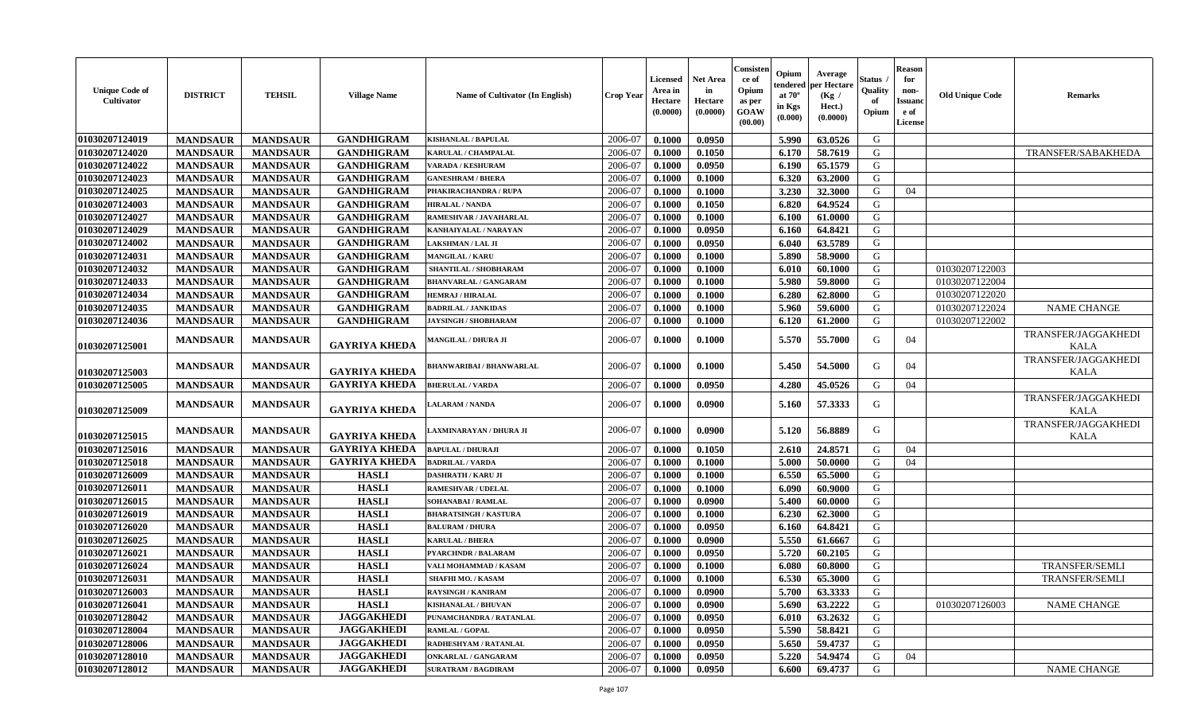| Unique Code of Cultivator | DISTRICT | TEHSIL | Village Name | Name of Cultivator (In English) | Crop Year | Licensed Area in Hectare (0.0000) | Net Area in Hectare (0.0000) | Consistence of Opium as per GOAW (00.00) | Opium tendered at 70° in Kgs (0.000) | Average per Hectare (Kg / Hect.) (0.0000) | Status / Quality of Opium | Reason for non-Issuance of License | Old Unique Code | Remarks |
|---|---|---|---|---|---|---|---|---|---|---|---|---|---|---|
| 01030207124019 | MANDSAUR | MANDSAUR | GANDHIGRAM | KISHANLAL / BAPULAL | 2006-07 | 0.1000 | 0.0950 | | 5.990 | 63.0526 | G | | | |
| 01030207124020 | MANDSAUR | MANDSAUR | GANDHIGRAM | KARULAL / CHAMPALAL | 2006-07 | 0.1000 | 0.1050 | | 6.170 | 58.7619 | G | | | TRANSFER/SABAKHEDA |
| 01030207124022 | MANDSAUR | MANDSAUR | GANDHIGRAM | VARADA / KESHURAM | 2006-07 | 0.1000 | 0.0950 | | 6.190 | 65.1579 | G | | | |
| 01030207124023 | MANDSAUR | MANDSAUR | GANDHIGRAM | GANESHRAM / BHERA | 2006-07 | 0.1000 | 0.1000 | | 6.320 | 63.2000 | G | | | |
| 01030207124025 | MANDSAUR | MANDSAUR | GANDHIGRAM | PHAKIRACHANDRA / RUPA | 2006-07 | 0.1000 | 0.1000 | | 3.230 | 32.3000 | G | 04 | | |
| 01030207124003 | MANDSAUR | MANDSAUR | GANDHIGRAM | HIRALAL / NANDA | 2006-07 | 0.1000 | 0.1050 | | 6.820 | 64.9524 | G | | | |
| 01030207124027 | MANDSAUR | MANDSAUR | GANDHIGRAM | RAMESHVAR / JAVAHARLAL | 2006-07 | 0.1000 | 0.1000 | | 6.100 | 61.0000 | G | | | |
| 01030207124029 | MANDSAUR | MANDSAUR | GANDHIGRAM | KANHAIYALAL / NARAYAN | 2006-07 | 0.1000 | 0.0950 | | 6.160 | 64.8421 | G | | | |
| 01030207124002 | MANDSAUR | MANDSAUR | GANDHIGRAM | LAKSHMAN / LAL JI | 2006-07 | 0.1000 | 0.0950 | | 6.040 | 63.5789 | G | | | |
| 01030207124031 | MANDSAUR | MANDSAUR | GANDHIGRAM | MANGILAL / KARU | 2006-07 | 0.1000 | 0.1000 | | 5.890 | 58.9000 | G | | | |
| 01030207124032 | MANDSAUR | MANDSAUR | GANDHIGRAM | SHANTILAL / SHOBHARAM | 2006-07 | 0.1000 | 0.1000 | | 6.010 | 60.1000 | G | | 01030207122003 | |
| 01030207124033 | MANDSAUR | MANDSAUR | GANDHIGRAM | BHANVARLAL / GANGARAM | 2006-07 | 0.1000 | 0.1000 | | 5.980 | 59.8000 | G | | 01030207122004 | |
| 01030207124034 | MANDSAUR | MANDSAUR | GANDHIGRAM | HEMRAJ / HIRALAL | 2006-07 | 0.1000 | 0.1000 | | 6.280 | 62.8000 | G | | 01030207122020 | |
| 01030207124035 | MANDSAUR | MANDSAUR | GANDHIGRAM | BADRILAL / JANKIDAS | 2006-07 | 0.1000 | 0.1000 | | 5.960 | 59.6000 | G | | 01030207122024 | NAME CHANGE |
| 01030207124036 | MANDSAUR | MANDSAUR | GANDHIGRAM | JAYSINGH / SHOBHARAM | 2006-07 | 0.1000 | 0.1000 | | 6.120 | 61.2000 | G | | 01030207122002 | |
| 01030207125001 | MANDSAUR | MANDSAUR | GAYRIYA KHEDA | MANGILAL / DHURA JI | 2006-07 | 0.1000 | 0.1000 | | 5.570 | 55.7000 | G | 04 | | TRANSFER/JAGGAKHEDI KALA |
| 01030207125003 | MANDSAUR | MANDSAUR | GAYRIYA KHEDA | BHANWARIBAI / BHANWARLAL | 2006-07 | 0.1000 | 0.1000 | | 5.450 | 54.5000 | G | 04 | | TRANSFER/JAGGAKHEDI KALA |
| 01030207125005 | MANDSAUR | MANDSAUR | GAYRIYA KHEDA | BHERULAL / VARDA | 2006-07 | 0.1000 | 0.0950 | | 4.280 | 45.0526 | G | 04 | | |
| 01030207125009 | MANDSAUR | MANDSAUR | GAYRIYA KHEDA | LALARAM / NANDA | 2006-07 | 0.1000 | 0.0900 | | 5.160 | 57.3333 | G | | | TRANSFER/JAGGAKHEDI KALA |
| 01030207125015 | MANDSAUR | MANDSAUR | GAYRIYA KHEDA | LAXMINARAYAN / DHURA JI | 2006-07 | 0.1000 | 0.0900 | | 5.120 | 56.8889 | G | | | TRANSFER/JAGGAKHEDI KALA |
| 01030207125016 | MANDSAUR | MANDSAUR | GAYRIYA KHEDA | BAPULAL / DHURAJI | 2006-07 | 0.1000 | 0.1050 | | 2.610 | 24.8571 | G | 04 | | |
| 01030207125018 | MANDSAUR | MANDSAUR | GAYRIYA KHEDA | BADRILAL / VARDA | 2006-07 | 0.1000 | 0.1000 | | 5.000 | 50.0000 | G | 04 | | |
| 01030207126009 | MANDSAUR | MANDSAUR | HASLI | DASHRATH / KARU JI | 2006-07 | 0.1000 | 0.1000 | | 6.550 | 65.5000 | G | | | |
| 01030207126011 | MANDSAUR | MANDSAUR | HASLI | RAMESHVAR / UDELAL | 2006-07 | 0.1000 | 0.1000 | | 6.090 | 60.9000 | G | | | |
| 01030207126015 | MANDSAUR | MANDSAUR | HASLI | SOHANABAI / RAMLAL | 2006-07 | 0.1000 | 0.0900 | | 5.400 | 60.0000 | G | | | |
| 01030207126019 | MANDSAUR | MANDSAUR | HASLI | BHARATSINGH / KASTURA | 2006-07 | 0.1000 | 0.1000 | | 6.230 | 62.3000 | G | | | |
| 01030207126020 | MANDSAUR | MANDSAUR | HASLI | BALURAM / DHURA | 2006-07 | 0.1000 | 0.0950 | | 6.160 | 64.8421 | G | | | |
| 01030207126025 | MANDSAUR | MANDSAUR | HASLI | KARULAL / BHERA | 2006-07 | 0.1000 | 0.0900 | | 5.550 | 61.6667 | G | | | |
| 01030207126021 | MANDSAUR | MANDSAUR | HASLI | PYARCHNDR / BALARAM | 2006-07 | 0.1000 | 0.0950 | | 5.720 | 60.2105 | G | | | |
| 01030207126024 | MANDSAUR | MANDSAUR | HASLI | VALI MOHAMMAD / KASAM | 2006-07 | 0.1000 | 0.1000 | | 6.080 | 60.8000 | G | | | TRANSFER/SEMLI |
| 01030207126031 | MANDSAUR | MANDSAUR | HASLI | SHAFHI MO. / KASAM | 2006-07 | 0.1000 | 0.1000 | | 6.530 | 65.3000 | G | | | TRANSFER/SEMLI |
| 01030207126003 | MANDSAUR | MANDSAUR | HASLI | RAYSINGH / KANIRAM | 2006-07 | 0.1000 | 0.0900 | | 5.700 | 63.3333 | G | | | |
| 01030207126041 | MANDSAUR | MANDSAUR | HASLI | KISHANALAL / BHUVAN | 2006-07 | 0.1000 | 0.0900 | | 5.690 | 63.2222 | G | | 01030207126003 | NAME CHANGE |
| 01030207128042 | MANDSAUR | MANDSAUR | JAGGAKHEDI | PUNAMCHANDRA / RATANLAL | 2006-07 | 0.1000 | 0.0950 | | 6.010 | 63.2632 | G | | | |
| 01030207128004 | MANDSAUR | MANDSAUR | JAGGAKHEDI | RAMLAL / GOPAL | 2006-07 | 0.1000 | 0.0950 | | 5.590 | 58.8421 | G | | | |
| 01030207128006 | MANDSAUR | MANDSAUR | JAGGAKHEDI | RADHESHYAM / RATANLAL | 2006-07 | 0.1000 | 0.0950 | | 5.650 | 59.4737 | G | | | |
| 01030207128010 | MANDSAUR | MANDSAUR | JAGGAKHEDI | ONKARLAL / GANGARAM | 2006-07 | 0.1000 | 0.0950 | | 5.220 | 54.9474 | G | 04 | | |
| 01030207128012 | MANDSAUR | MANDSAUR | JAGGAKHEDI | SURATRAM / BAGDIRAM | 2006-07 | 0.1000 | 0.0950 | | 6.600 | 69.4737 | G | | | NAME CHANGE |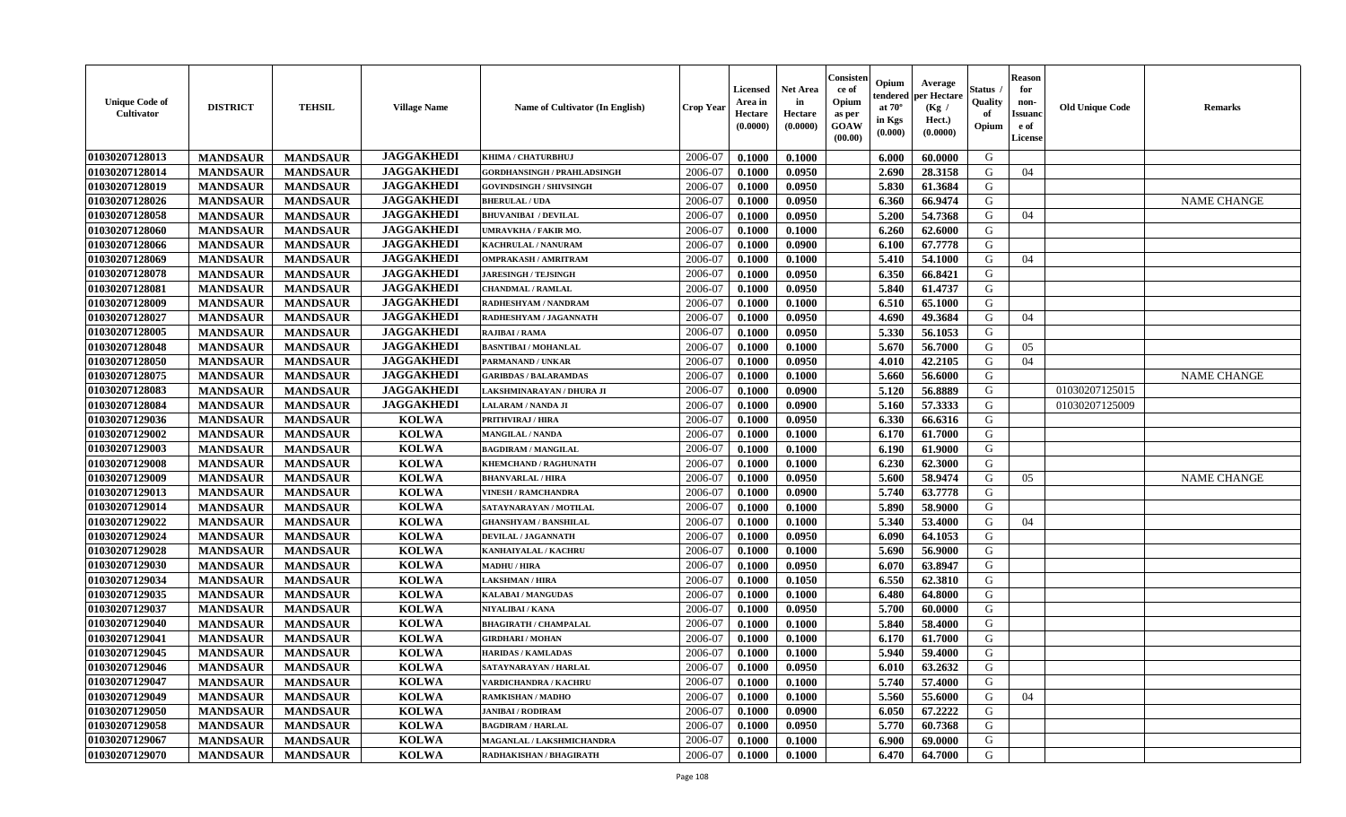| Unique Code of Cultivator | DISTRICT | TEHSIL | Village Name | Name of Cultivator (In English) | Crop Year | Licensed Area in Hectare (0.0000) | Net Area in Hectare (0.0000) | Consistence of Opium as per GOAW (00.00) | Opium tendered at 70° in Kgs (0.000) | Average per Hectare (Kg / Hect.) (0.0000) | Status / Quality of Opium | Reason for non-Issuance of License | Old Unique Code | Remarks |
|---|---|---|---|---|---|---|---|---|---|---|---|---|---|---|
| 01030207128013 | MANDSAUR | MANDSAUR | JAGGAKHEDI | KHIMA / CHATURBHUJ | 2006-07 | 0.1000 | 0.1000 | | 6.000 | 60.0000 | G | | | |
| 01030207128014 | MANDSAUR | MANDSAUR | JAGGAKHEDI | GORDHANSINGH / PRAHLADSINGH | 2006-07 | 0.1000 | 0.0950 | | 2.690 | 28.3158 | G | 04 | | |
| 01030207128019 | MANDSAUR | MANDSAUR | JAGGAKHEDI | GOVINDSINGH / SHIVSINGH | 2006-07 | 0.1000 | 0.0950 | | 5.830 | 61.3684 | G | | | |
| 01030207128026 | MANDSAUR | MANDSAUR | JAGGAKHEDI | BHERULAL / UDA | 2006-07 | 0.1000 | 0.0950 | | 6.360 | 66.9474 | G | | | NAME CHANGE |
| 01030207128058 | MANDSAUR | MANDSAUR | JAGGAKHEDI | BHUVANIBAI / DEVILAL | 2006-07 | 0.1000 | 0.0950 | | 5.200 | 54.7368 | G | 04 | | |
| 01030207128060 | MANDSAUR | MANDSAUR | JAGGAKHEDI | UMRAVKHA / FAKIR MO. | 2006-07 | 0.1000 | 0.1000 | | 6.260 | 62.6000 | G | | | |
| 01030207128066 | MANDSAUR | MANDSAUR | JAGGAKHEDI | KACHRULAL / NANURAM | 2006-07 | 0.1000 | 0.0900 | | 6.100 | 67.7778 | G | | | |
| 01030207128069 | MANDSAUR | MANDSAUR | JAGGAKHEDI | OMPRAKASH / AMRITRAM | 2006-07 | 0.1000 | 0.1000 | | 5.410 | 54.1000 | G | 04 | | |
| 01030207128078 | MANDSAUR | MANDSAUR | JAGGAKHEDI | JARESINGH / TEJSINGH | 2006-07 | 0.1000 | 0.0950 | | 6.350 | 66.8421 | G | | | |
| 01030207128081 | MANDSAUR | MANDSAUR | JAGGAKHEDI | CHANDMAL / RAMLAL | 2006-07 | 0.1000 | 0.0950 | | 5.840 | 61.4737 | G | | | |
| 01030207128009 | MANDSAUR | MANDSAUR | JAGGAKHEDI | RADHESHYAM / NANDRAM | 2006-07 | 0.1000 | 0.1000 | | 6.510 | 65.1000 | G | | | |
| 01030207128027 | MANDSAUR | MANDSAUR | JAGGAKHEDI | RADHESHYAM / JAGANNATH | 2006-07 | 0.1000 | 0.0950 | | 4.690 | 49.3684 | G | 04 | | |
| 01030207128005 | MANDSAUR | MANDSAUR | JAGGAKHEDI | RAJIBAI / RAMA | 2006-07 | 0.1000 | 0.0950 | | 5.330 | 56.1053 | G | | | |
| 01030207128048 | MANDSAUR | MANDSAUR | JAGGAKHEDI | BASNTIBAI / MOHANLAL | 2006-07 | 0.1000 | 0.1000 | | 5.670 | 56.7000 | G | 05 | | |
| 01030207128050 | MANDSAUR | MANDSAUR | JAGGAKHEDI | PARMANAND / UNKAR | 2006-07 | 0.1000 | 0.0950 | | 4.010 | 42.2105 | G | 04 | | |
| 01030207128075 | MANDSAUR | MANDSAUR | JAGGAKHEDI | GARIBDAS / BALARAMDAS | 2006-07 | 0.1000 | 0.1000 | | 5.660 | 56.6000 | G | | | NAME CHANGE |
| 01030207128083 | MANDSAUR | MANDSAUR | JAGGAKHEDI | LAKSHMINARAYAN / DHURA JI | 2006-07 | 0.1000 | 0.0900 | | 5.120 | 56.8889 | G | | 01030207125015 | |
| 01030207128084 | MANDSAUR | MANDSAUR | JAGGAKHEDI | LALARAM / NANDA JI | 2006-07 | 0.1000 | 0.0900 | | 5.160 | 57.3333 | G | | 01030207125009 | |
| 01030207129036 | MANDSAUR | MANDSAUR | KOLWA | PRITHVIRAJ / HIRA | 2006-07 | 0.1000 | 0.0950 | | 6.330 | 66.6316 | G | | | |
| 01030207129002 | MANDSAUR | MANDSAUR | KOLWA | MANGILAL / NANDA | 2006-07 | 0.1000 | 0.1000 | | 6.170 | 61.7000 | G | | | |
| 01030207129003 | MANDSAUR | MANDSAUR | KOLWA | BAGDIRAM / MANGILAL | 2006-07 | 0.1000 | 0.1000 | | 6.190 | 61.9000 | G | | | |
| 01030207129008 | MANDSAUR | MANDSAUR | KOLWA | KHEMCHAND / RAGHUNATH | 2006-07 | 0.1000 | 0.1000 | | 6.230 | 62.3000 | G | | | |
| 01030207129009 | MANDSAUR | MANDSAUR | KOLWA | BHANVARLAL / HIRA | 2006-07 | 0.1000 | 0.0950 | | 5.600 | 58.9474 | G | 05 | | NAME CHANGE |
| 01030207129013 | MANDSAUR | MANDSAUR | KOLWA | VINESH / RAMCHANDRA | 2006-07 | 0.1000 | 0.0900 | | 5.740 | 63.7778 | G | | | |
| 01030207129014 | MANDSAUR | MANDSAUR | KOLWA | SATAYNARAYAN / MOTILAL | 2006-07 | 0.1000 | 0.1000 | | 5.890 | 58.9000 | G | | | |
| 01030207129022 | MANDSAUR | MANDSAUR | KOLWA | GHANSHYAM / BANSHILAL | 2006-07 | 0.1000 | 0.1000 | | 5.340 | 53.4000 | G | 04 | | |
| 01030207129024 | MANDSAUR | MANDSAUR | KOLWA | DEVILAL / JAGANNATH | 2006-07 | 0.1000 | 0.0950 | | 6.090 | 64.1053 | G | | | |
| 01030207129028 | MANDSAUR | MANDSAUR | KOLWA | KANHAIYALAL / KACHRU | 2006-07 | 0.1000 | 0.1000 | | 5.690 | 56.9000 | G | | | |
| 01030207129030 | MANDSAUR | MANDSAUR | KOLWA | MADHU / HIRA | 2006-07 | 0.1000 | 0.0950 | | 6.070 | 63.8947 | G | | | |
| 01030207129034 | MANDSAUR | MANDSAUR | KOLWA | LAKSHMAN / HIRA | 2006-07 | 0.1000 | 0.1050 | | 6.550 | 62.3810 | G | | | |
| 01030207129035 | MANDSAUR | MANDSAUR | KOLWA | KALABAI / MANGUDAS | 2006-07 | 0.1000 | 0.1000 | | 6.480 | 64.8000 | G | | | |
| 01030207129037 | MANDSAUR | MANDSAUR | KOLWA | NIYALIBAI / KANA | 2006-07 | 0.1000 | 0.0950 | | 5.700 | 60.0000 | G | | | |
| 01030207129040 | MANDSAUR | MANDSAUR | KOLWA | BHAGIRATH / CHAMPALAL | 2006-07 | 0.1000 | 0.1000 | | 5.840 | 58.4000 | G | | | |
| 01030207129041 | MANDSAUR | MANDSAUR | KOLWA | GIRDHARI / MOHAN | 2006-07 | 0.1000 | 0.1000 | | 6.170 | 61.7000 | G | | | |
| 01030207129045 | MANDSAUR | MANDSAUR | KOLWA | HARIDAS / KAMLADAS | 2006-07 | 0.1000 | 0.1000 | | 5.940 | 59.4000 | G | | | |
| 01030207129046 | MANDSAUR | MANDSAUR | KOLWA | SATAYNARAYAN / HARLAL | 2006-07 | 0.1000 | 0.0950 | | 6.010 | 63.2632 | G | | | |
| 01030207129047 | MANDSAUR | MANDSAUR | KOLWA | VARDICHANDRA / KACHRU | 2006-07 | 0.1000 | 0.1000 | | 5.740 | 57.4000 | G | | | |
| 01030207129049 | MANDSAUR | MANDSAUR | KOLWA | RAMKISHAN / MADHO | 2006-07 | 0.1000 | 0.1000 | | 5.560 | 55.6000 | G | 04 | | |
| 01030207129050 | MANDSAUR | MANDSAUR | KOLWA | JANIBAI / RODIRAM | 2006-07 | 0.1000 | 0.0900 | | 6.050 | 67.2222 | G | | | |
| 01030207129058 | MANDSAUR | MANDSAUR | KOLWA | BAGDIRAM / HARLAL | 2006-07 | 0.1000 | 0.0950 | | 5.770 | 60.7368 | G | | | |
| 01030207129067 | MANDSAUR | MANDSAUR | KOLWA | MAGANLAL / LAKSHMICHANDRA | 2006-07 | 0.1000 | 0.1000 | | 6.900 | 69.0000 | G | | | |
| 01030207129070 | MANDSAUR | MANDSAUR | KOLWA | RADHAKISHAN / BHAGIRATH | 2006-07 | 0.1000 | 0.1000 | | 6.470 | 64.7000 | G | | | |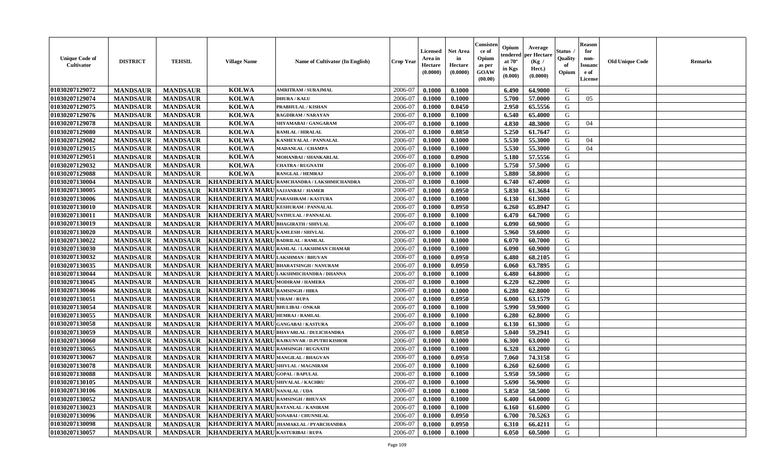| Unique Code of Cultivator | DISTRICT | TEHSIL | Village Name | Name of Cultivator (In English) | Crop Year | Licensed Area in Hectare (0.0000) | Net Area in Hectare (0.0000) | Consistence of Opium as per GOAW (00.00) | Opium tendered at 70° in Kgs (0.000) | Average per Hectare (Kg / Hect.) (0.0000) | Status / Quality of Opium | Reason for non-Issuance of License | Old Unique Code | Remarks |
|---|---|---|---|---|---|---|---|---|---|---|---|---|---|---|
| 01030207129072 | MANDSAUR | MANDSAUR | KOLWA | AMRITRAM / SURAJMAL | 2006-07 | 0.1000 | 0.1000 | | 6.490 | 64.9000 | G | | | |
| 01030207129074 | MANDSAUR | MANDSAUR | KOLWA | DHURA / KALU | 2006-07 | 0.1000 | 0.1000 | | 5.700 | 57.0000 | G | 05 | | |
| 01030207129075 | MANDSAUR | MANDSAUR | KOLWA | PRABHULAL / KISHAN | 2006-07 | 0.1000 | 0.0450 | | 2.950 | 65.5556 | G | | | |
| 01030207129076 | MANDSAUR | MANDSAUR | KOLWA | BAGDIRAM / NARAYAN | 2006-07 | 0.1000 | 0.1000 | | 6.540 | 65.4000 | G | | | |
| 01030207129078 | MANDSAUR | MANDSAUR | KOLWA | SHYAMABAI / GANGARAM | 2006-07 | 0.1000 | 0.1000 | | 4.830 | 48.3000 | G | 04 | | |
| 01030207129080 | MANDSAUR | MANDSAUR | KOLWA | RAMLAL / HIRALAL | 2006-07 | 0.1000 | 0.0850 | | 5.250 | 61.7647 | G | | | |
| 01030207129082 | MANDSAUR | MANDSAUR | KOLWA | KANHEYALAL / PANNALAL | 2006-07 | 0.1000 | 0.1000 | | 5.530 | 55.3000 | G | 04 | | |
| 01030207129015 | MANDSAUR | MANDSAUR | KOLWA | MADANLAL / CHAMPA | 2006-07 | 0.1000 | 0.1000 | | 5.530 | 55.3000 | G | 04 | | |
| 01030207129051 | MANDSAUR | MANDSAUR | KOLWA | MOHANBAI / SHANKARLAL | 2006-07 | 0.1000 | 0.0900 | | 5.180 | 57.5556 | G | | | |
| 01030207129032 | MANDSAUR | MANDSAUR | KOLWA | CHATRA / RUGNATH | 2006-07 | 0.1000 | 0.1000 | | 5.750 | 57.5000 | G | | | |
| 01030207129088 | MANDSAUR | MANDSAUR | KOLWA | RANGLAL / HEMRAJ | 2006-07 | 0.1000 | 0.1000 | | 5.880 | 58.8000 | G | | | |
| 01030207130004 | MANDSAUR | MANDSAUR | KHANDERIYA MARU | RAMCHANDRA / LAKSHMICHANDRA | 2006-07 | 0.1000 | 0.1000 | | 6.740 | 67.4000 | G | | | |
| 01030207130005 | MANDSAUR | MANDSAUR | KHANDERIYA MARU | SAJJANBAI / HAMER | 2006-07 | 0.1000 | 0.0950 | | 5.830 | 61.3684 | G | | | |
| 01030207130006 | MANDSAUR | MANDSAUR | KHANDERIYA MARU | PARASHRAM / KASTURA | 2006-07 | 0.1000 | 0.1000 | | 6.130 | 61.3000 | G | | | |
| 01030207130010 | MANDSAUR | MANDSAUR | KHANDERIYA MARU | KESHURAM / PANNALAL | 2006-07 | 0.1000 | 0.0950 | | 6.260 | 65.8947 | G | | | |
| 01030207130011 | MANDSAUR | MANDSAUR | KHANDERIYA MARU | NATHULAL / PANNALAL | 2006-07 | 0.1000 | 0.1000 | | 6.470 | 64.7000 | G | | | |
| 01030207130019 | MANDSAUR | MANDSAUR | KHANDERIYA MARU | BHAGIRATH / SHIVLAL | 2006-07 | 0.1000 | 0.1000 | | 6.090 | 60.9000 | G | | | |
| 01030207130020 | MANDSAUR | MANDSAUR | KHANDERIYA MARU | KAMLESH / SHIVLAL | 2006-07 | 0.1000 | 0.1000 | | 5.960 | 59.6000 | G | | | |
| 01030207130022 | MANDSAUR | MANDSAUR | KHANDERIYA MARU | BADRILAL / RAMLAL | 2006-07 | 0.1000 | 0.1000 | | 6.070 | 60.7000 | G | | | |
| 01030207130030 | MANDSAUR | MANDSAUR | KHANDERIYA MARU | RAMLAL / LAKSHMAN CHAMAR | 2006-07 | 0.1000 | 0.1000 | | 6.090 | 60.9000 | G | | | |
| 01030207130032 | MANDSAUR | MANDSAUR | KHANDERIYA MARU | LAKSHMAN / BHUVAN | 2006-07 | 0.1000 | 0.0950 | | 6.480 | 68.2105 | G | | | |
| 01030207130035 | MANDSAUR | MANDSAUR | KHANDERIYA MARU | BHARATSINGH / NANURAM | 2006-07 | 0.1000 | 0.0950 | | 6.060 | 63.7895 | G | | | |
| 01030207130044 | MANDSAUR | MANDSAUR | KHANDERIYA MARU | LAKSHMICHANDRA / DHANNA | 2006-07 | 0.1000 | 0.1000 | | 6.480 | 64.8000 | G | | | |
| 01030207130045 | MANDSAUR | MANDSAUR | KHANDERIYA MARU | MODIRAM / HAMERA | 2006-07 | 0.1000 | 0.1000 | | 6.220 | 62.2000 | G | | | |
| 01030207130046 | MANDSAUR | MANDSAUR | KHANDERIYA MARU | RAMSINGH / HIRA | 2006-07 | 0.1000 | 0.1000 | | 6.280 | 62.8000 | G | | | |
| 01030207130051 | MANDSAUR | MANDSAUR | KHANDERIYA MARU | VIRAM / RUPA | 2006-07 | 0.1000 | 0.0950 | | 6.000 | 63.1579 | G | | | |
| 01030207130054 | MANDSAUR | MANDSAUR | KHANDERIYA MARU | BHULIBAI / ONKAR | 2006-07 | 0.1000 | 0.1000 | | 5.990 | 59.9000 | G | | | |
| 01030207130055 | MANDSAUR | MANDSAUR | KHANDERIYA MARU | HEMRAJ / RAMLAL | 2006-07 | 0.1000 | 0.1000 | | 6.280 | 62.8000 | G | | | |
| 01030207130058 | MANDSAUR | MANDSAUR | KHANDERIYA MARU | GANGABAI / KASTURA | 2006-07 | 0.1000 | 0.1000 | | 6.130 | 61.3000 | G | | | |
| 01030207130059 | MANDSAUR | MANDSAUR | KHANDERIYA MARU | BHAVARLAL / DULICHANDRA | 2006-07 | 0.1000 | 0.0850 | | 5.040 | 59.2941 | G | | | |
| 01030207130060 | MANDSAUR | MANDSAUR | KHANDERIYA MARU | RAJKUNVAR / D.PUTRI KISHOR | 2006-07 | 0.1000 | 0.1000 | | 6.300 | 63.0000 | G | | | |
| 01030207130065 | MANDSAUR | MANDSAUR | KHANDERIYA MARU | RAMSINGH / RUGNATH | 2006-07 | 0.1000 | 0.1000 | | 6.320 | 63.2000 | G | | | |
| 01030207130067 | MANDSAUR | MANDSAUR | KHANDERIYA MARU | MANGILAL / BHAGVAN | 2006-07 | 0.1000 | 0.0950 | | 7.060 | 74.3158 | G | | | |
| 01030207130078 | MANDSAUR | MANDSAUR | KHANDERIYA MARU | SHIVLAL / MAGNIRAM | 2006-07 | 0.1000 | 0.1000 | | 6.260 | 62.6000 | G | | | |
| 01030207130088 | MANDSAUR | MANDSAUR | KHANDERIYA MARU | GOPAL / BAPULAL | 2006-07 | 0.1000 | 0.1000 | | 5.950 | 59.5000 | G | | | |
| 01030207130105 | MANDSAUR | MANDSAUR | KHANDERIYA MARU | SHIVALAL / KACHRU | 2006-07 | 0.1000 | 0.1000 | | 5.690 | 56.9000 | G | | | |
| 01030207130106 | MANDSAUR | MANDSAUR | KHANDERIYA MARU | NANALAL / UDA | 2006-07 | 0.1000 | 0.1000 | | 5.850 | 58.5000 | G | | | |
| 01030207130052 | MANDSAUR | MANDSAUR | KHANDERIYA MARU | RAMSINGH / BHUVAN | 2006-07 | 0.1000 | 0.1000 | | 6.400 | 64.0000 | G | | | |
| 01030207130023 | MANDSAUR | MANDSAUR | KHANDERIYA MARU | RATANLAL / KANIRAM | 2006-07 | 0.1000 | 0.1000 | | 6.160 | 61.6000 | G | | | |
| 01030207130096 | MANDSAUR | MANDSAUR | KHANDERIYA MARU | SONABAI / CHUNNILAL | 2006-07 | 0.1000 | 0.0950 | | 6.700 | 70.5263 | G | | | |
| 01030207130098 | MANDSAUR | MANDSAUR | KHANDERIYA MARU | JHAMAKLAL / PYARCHANDRA | 2006-07 | 0.1000 | 0.0950 | | 6.310 | 66.4211 | G | | | |
| 01030207130057 | MANDSAUR | MANDSAUR | KHANDERIYA MARU | KASTURIBAI / RUPA | 2006-07 | 0.1000 | 0.1000 | | 6.050 | 60.5000 | G | | | |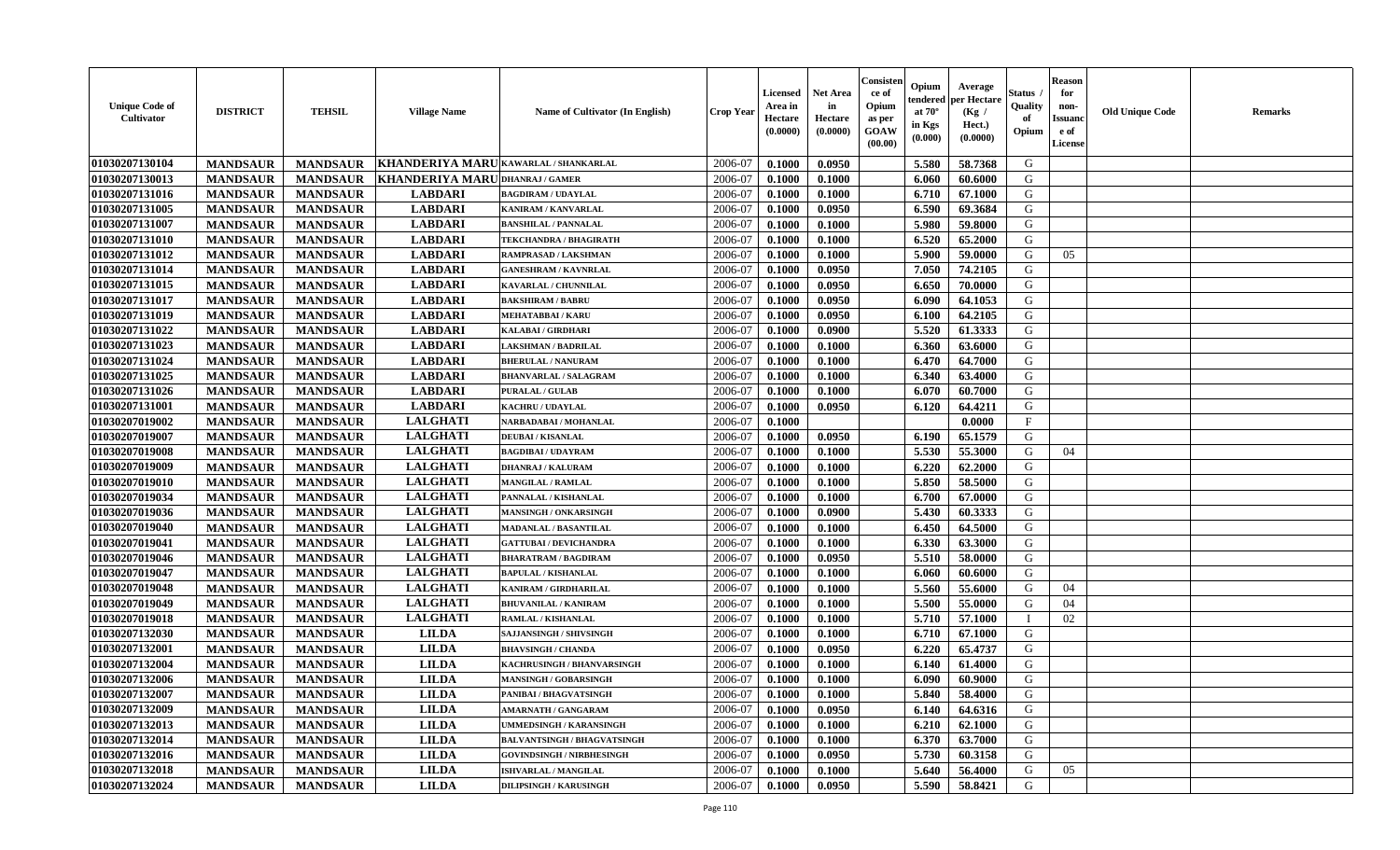| Unique Code of Cultivator | DISTRICT | TEHSIL | Village Name | Name of Cultivator (In English) | Crop Year | Licensed Area in Hectare (0.0000) | Net Area in Hectare (0.0000) | Consistence of Opium as per GOAW (00.00) | Opium tendered at 70° in Kgs (0.000) | Average per Hectare (Kg / Hect.) (0.0000) | Status / Quality of Opium | Reason for non-Issuance of License | Old Unique Code | Remarks |
|---|---|---|---|---|---|---|---|---|---|---|---|---|---|---|
| 01030207130104 | MANDSAUR | MANDSAUR | KHANDERIYA MARU | KAWARLAL / SHANKARLAL | 2006-07 | 0.1000 | 0.0950 | | 5.580 | 58.7368 | G | | | |
| 01030207130013 | MANDSAUR | MANDSAUR | KHANDERIYA MARU | DHANRAJ / GAMER | 2006-07 | 0.1000 | 0.1000 | | 6.060 | 60.6000 | G | | | |
| 01030207131016 | MANDSAUR | MANDSAUR | LABDARI | BAGDIRAM / UDAYLAL | 2006-07 | 0.1000 | 0.1000 | | 6.710 | 67.1000 | G | | | |
| 01030207131005 | MANDSAUR | MANDSAUR | LABDARI | KANIRAM / KANVARLAL | 2006-07 | 0.1000 | 0.0950 | | 6.590 | 69.3684 | G | | | |
| 01030207131007 | MANDSAUR | MANDSAUR | LABDARI | BANSHILAL / PANNALAL | 2006-07 | 0.1000 | 0.1000 | | 5.980 | 59.8000 | G | | | |
| 01030207131010 | MANDSAUR | MANDSAUR | LABDARI | TEKCHANDRA / BHAGIRATH | 2006-07 | 0.1000 | 0.1000 | | 6.520 | 65.2000 | G | | | |
| 01030207131012 | MANDSAUR | MANDSAUR | LABDARI | RAMPRASAD / LAKSHMAN | 2006-07 | 0.1000 | 0.1000 | | 5.900 | 59.0000 | G | 05 | | |
| 01030207131014 | MANDSAUR | MANDSAUR | LABDARI | GANESHRAM / KAVNRLAL | 2006-07 | 0.1000 | 0.0950 | | 7.050 | 74.2105 | G | | | |
| 01030207131015 | MANDSAUR | MANDSAUR | LABDARI | KAVARLAL / CHUNNILAL | 2006-07 | 0.1000 | 0.0950 | | 6.650 | 70.0000 | G | | | |
| 01030207131017 | MANDSAUR | MANDSAUR | LABDARI | BAKSHIRAM / BABRU | 2006-07 | 0.1000 | 0.0950 | | 6.090 | 64.1053 | G | | | |
| 01030207131019 | MANDSAUR | MANDSAUR | LABDARI | MEHATABBAI / KARU | 2006-07 | 0.1000 | 0.0950 | | 6.100 | 64.2105 | G | | | |
| 01030207131022 | MANDSAUR | MANDSAUR | LABDARI | KALABAI / GIRDHARI | 2006-07 | 0.1000 | 0.0900 | | 5.520 | 61.3333 | G | | | |
| 01030207131023 | MANDSAUR | MANDSAUR | LABDARI | LAKSHMAN / BADRILAL | 2006-07 | 0.1000 | 0.1000 | | 6.360 | 63.6000 | G | | | |
| 01030207131024 | MANDSAUR | MANDSAUR | LABDARI | BHERULAL / NANURAM | 2006-07 | 0.1000 | 0.1000 | | 6.470 | 64.7000 | G | | | |
| 01030207131025 | MANDSAUR | MANDSAUR | LABDARI | BHANVARLAL / SALAGRAM | 2006-07 | 0.1000 | 0.1000 | | 6.340 | 63.4000 | G | | | |
| 01030207131026 | MANDSAUR | MANDSAUR | LABDARI | PURALAL / GULAB | 2006-07 | 0.1000 | 0.1000 | | 6.070 | 60.7000 | G | | | |
| 01030207131001 | MANDSAUR | MANDSAUR | LABDARI | KACHRU / UDAYLAL | 2006-07 | 0.1000 | 0.0950 | | 6.120 | 64.4211 | G | | | |
| 01030207019002 | MANDSAUR | MANDSAUR | LALGHATI | NARBADABAI / MOHANLAL | 2006-07 | 0.1000 | | | | 0.0000 | F | | | |
| 01030207019007 | MANDSAUR | MANDSAUR | LALGHATI | DEUBAI / KISANLAL | 2006-07 | 0.1000 | 0.0950 | | 6.190 | 65.1579 | G | | | |
| 01030207019008 | MANDSAUR | MANDSAUR | LALGHATI | BAGDIBAI / UDAYRAM | 2006-07 | 0.1000 | 0.1000 | | 5.530 | 55.3000 | G | 04 | | |
| 01030207019009 | MANDSAUR | MANDSAUR | LALGHATI | DHANRAJ / KALURAM | 2006-07 | 0.1000 | 0.1000 | | 6.220 | 62.2000 | G | | | |
| 01030207019010 | MANDSAUR | MANDSAUR | LALGHATI | MANGILAL / RAMLAL | 2006-07 | 0.1000 | 0.1000 | | 5.850 | 58.5000 | G | | | |
| 01030207019034 | MANDSAUR | MANDSAUR | LALGHATI | PANNALAL / KISHANLAL | 2006-07 | 0.1000 | 0.1000 | | 6.700 | 67.0000 | G | | | |
| 01030207019036 | MANDSAUR | MANDSAUR | LALGHATI | MANSINGH / ONKARSINGH | 2006-07 | 0.1000 | 0.0900 | | 5.430 | 60.3333 | G | | | |
| 01030207019040 | MANDSAUR | MANDSAUR | LALGHATI | MADANLAL / BASANTILAL | 2006-07 | 0.1000 | 0.1000 | | 6.450 | 64.5000 | G | | | |
| 01030207019041 | MANDSAUR | MANDSAUR | LALGHATI | GATTUBAI / DEVICHANDRA | 2006-07 | 0.1000 | 0.1000 | | 6.330 | 63.3000 | G | | | |
| 01030207019046 | MANDSAUR | MANDSAUR | LALGHATI | BHARATRAM / BAGDIRAM | 2006-07 | 0.1000 | 0.0950 | | 5.510 | 58.0000 | G | | | |
| 01030207019047 | MANDSAUR | MANDSAUR | LALGHATI | BAPULAL / KISHANLAL | 2006-07 | 0.1000 | 0.1000 | | 6.060 | 60.6000 | G | | | |
| 01030207019048 | MANDSAUR | MANDSAUR | LALGHATI | KANIRAM / GIRDHARILAL | 2006-07 | 0.1000 | 0.1000 | | 5.560 | 55.6000 | G | 04 | | |
| 01030207019049 | MANDSAUR | MANDSAUR | LALGHATI | BHUVANILAL / KANIRAM | 2006-07 | 0.1000 | 0.1000 | | 5.500 | 55.0000 | G | 04 | | |
| 01030207019018 | MANDSAUR | MANDSAUR | LALGHATI | RAMLAL / KISHANLAL | 2006-07 | 0.1000 | 0.1000 | | 5.710 | 57.1000 | I | 02 | | |
| 01030207132030 | MANDSAUR | MANDSAUR | LILDA | SAJJANSINGH / SHIVSINGH | 2006-07 | 0.1000 | 0.1000 | | 6.710 | 67.1000 | G | | | |
| 01030207132001 | MANDSAUR | MANDSAUR | LILDA | BHAVSINGH / CHANDA | 2006-07 | 0.1000 | 0.0950 | | 6.220 | 65.4737 | G | | | |
| 01030207132004 | MANDSAUR | MANDSAUR | LILDA | KACHRUSINGH / BHANVARSINGH | 2006-07 | 0.1000 | 0.1000 | | 6.140 | 61.4000 | G | | | |
| 01030207132006 | MANDSAUR | MANDSAUR | LILDA | MANSINGH / GOBARSINGH | 2006-07 | 0.1000 | 0.1000 | | 6.090 | 60.9000 | G | | | |
| 01030207132007 | MANDSAUR | MANDSAUR | LILDA | PANIBAI / BHAGVATSINGH | 2006-07 | 0.1000 | 0.1000 | | 5.840 | 58.4000 | G | | | |
| 01030207132009 | MANDSAUR | MANDSAUR | LILDA | AMARNATH / GANGARAM | 2006-07 | 0.1000 | 0.0950 | | 6.140 | 64.6316 | G | | | |
| 01030207132013 | MANDSAUR | MANDSAUR | LILDA | UMMEDSINGH / KARANSINGH | 2006-07 | 0.1000 | 0.1000 | | 6.210 | 62.1000 | G | | | |
| 01030207132014 | MANDSAUR | MANDSAUR | LILDA | BALVANTSINGH / BHAGVATSINGH | 2006-07 | 0.1000 | 0.1000 | | 6.370 | 63.7000 | G | | | |
| 01030207132016 | MANDSAUR | MANDSAUR | LILDA | GOVINDSINGH / NIRBHESINGH | 2006-07 | 0.1000 | 0.0950 | | 5.730 | 60.3158 | G | | | |
| 01030207132018 | MANDSAUR | MANDSAUR | LILDA | ISHVARLAL / MANGILAL | 2006-07 | 0.1000 | 0.1000 | | 5.640 | 56.4000 | G | 05 | | |
| 01030207132024 | MANDSAUR | MANDSAUR | LILDA | DILIPSINGH / KARUSINGH | 2006-07 | 0.1000 | 0.0950 | | 5.590 | 58.8421 | G | | | |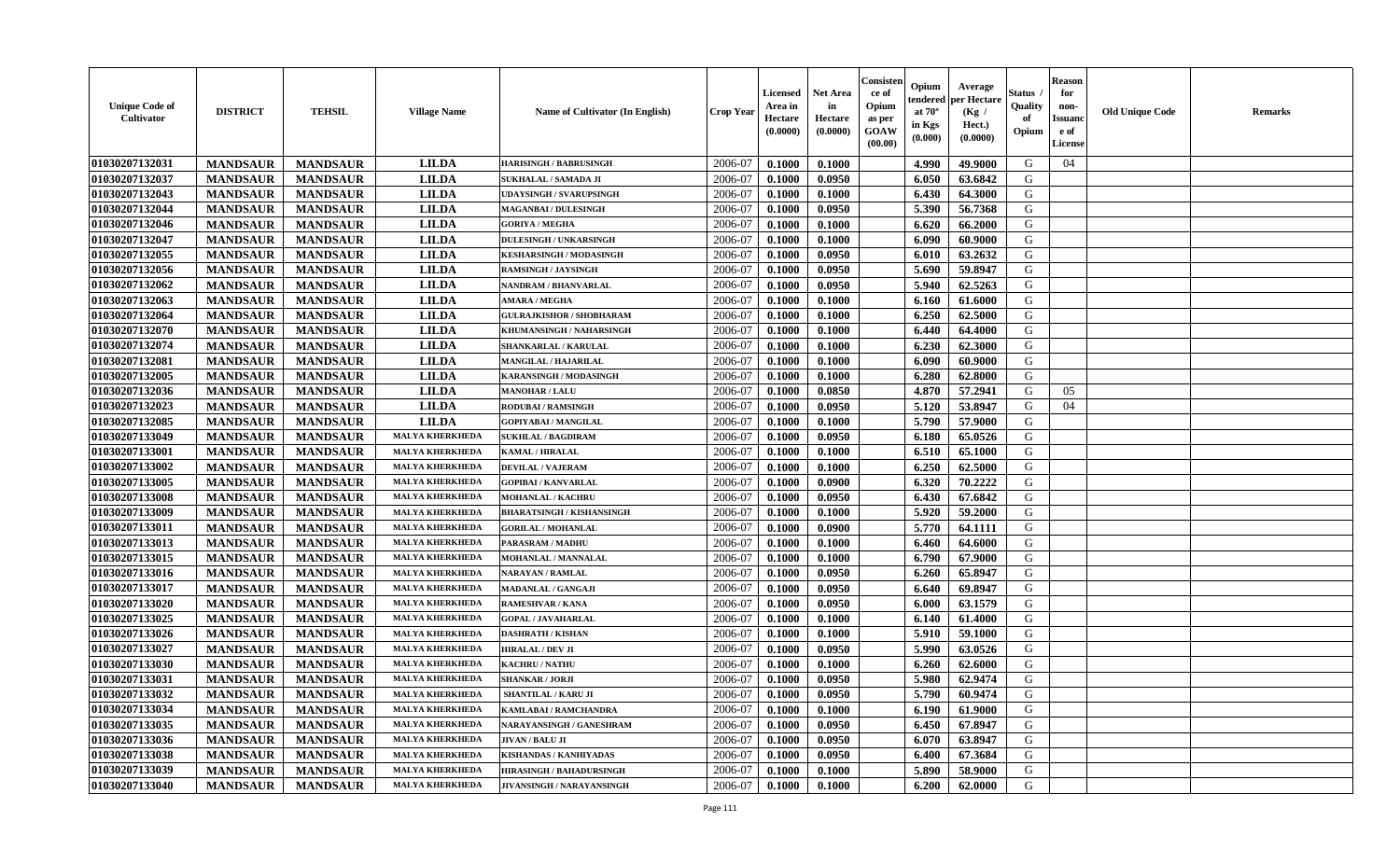| Unique Code of Cultivator | DISTRICT | TEHSIL | Village Name | Name of Cultivator (In English) | Crop Year | Licensed Area in Hectare (0.0000) | Net Area in Hectare (0.0000) | Consistence of Opium as per GOAW (00.00) | Opium tendered at 70° in Kgs (0.000) | Average per Hectare (Kg / Hect.) (0.0000) | Status / Quality of Opium | Reason for non-Issuance of License | Old Unique Code | Remarks |
|---|---|---|---|---|---|---|---|---|---|---|---|---|---|---|
| 01030207132031 | MANDSAUR | MANDSAUR | LILDA | HARISINGH / BABRUSINGH | 2006-07 | 0.1000 | 0.1000 | | 4.990 | 49.9000 | G | 04 | | |
| 01030207132037 | MANDSAUR | MANDSAUR | LILDA | SUKHALAL / SAMADA JI | 2006-07 | 0.1000 | 0.0950 | | 6.050 | 63.6842 | G | | | |
| 01030207132043 | MANDSAUR | MANDSAUR | LILDA | UDAYSINGH / SVARUPSINGH | 2006-07 | 0.1000 | 0.1000 | | 6.430 | 64.3000 | G | | | |
| 01030207132044 | MANDSAUR | MANDSAUR | LILDA | MAGANBAI / DULESINGH | 2006-07 | 0.1000 | 0.0950 | | 5.390 | 56.7368 | G | | | |
| 01030207132046 | MANDSAUR | MANDSAUR | LILDA | GORIYA / MEGHA | 2006-07 | 0.1000 | 0.1000 | | 6.620 | 66.2000 | G | | | |
| 01030207132047 | MANDSAUR | MANDSAUR | LILDA | DULESINGH / UNKARSINGH | 2006-07 | 0.1000 | 0.1000 | | 6.090 | 60.9000 | G | | | |
| 01030207132055 | MANDSAUR | MANDSAUR | LILDA | KESHARSINGH / MODASINGH | 2006-07 | 0.1000 | 0.0950 | | 6.010 | 63.2632 | G | | | |
| 01030207132056 | MANDSAUR | MANDSAUR | LILDA | RAMSINGH / JAYSINGH | 2006-07 | 0.1000 | 0.0950 | | 5.690 | 59.8947 | G | | | |
| 01030207132062 | MANDSAUR | MANDSAUR | LILDA | NANDRAM / BHANVARLAL | 2006-07 | 0.1000 | 0.0950 | | 5.940 | 62.5263 | G | | | |
| 01030207132063 | MANDSAUR | MANDSAUR | LILDA | AMARA / MEGHA | 2006-07 | 0.1000 | 0.1000 | | 6.160 | 61.6000 | G | | | |
| 01030207132064 | MANDSAUR | MANDSAUR | LILDA | GULRAJKISHOR / SHOBHARAM | 2006-07 | 0.1000 | 0.1000 | | 6.250 | 62.5000 | G | | | |
| 01030207132070 | MANDSAUR | MANDSAUR | LILDA | KHUMANSINGH / NAHARSINGH | 2006-07 | 0.1000 | 0.1000 | | 6.440 | 64.4000 | G | | | |
| 01030207132074 | MANDSAUR | MANDSAUR | LILDA | SHANKARLAL / KARULAL | 2006-07 | 0.1000 | 0.1000 | | 6.230 | 62.3000 | G | | | |
| 01030207132081 | MANDSAUR | MANDSAUR | LILDA | MANGILAL / HAJARILAL | 2006-07 | 0.1000 | 0.1000 | | 6.090 | 60.9000 | G | | | |
| 01030207132005 | MANDSAUR | MANDSAUR | LILDA | KARANSINGH / MODASINGH | 2006-07 | 0.1000 | 0.1000 | | 6.280 | 62.8000 | G | | | |
| 01030207132036 | MANDSAUR | MANDSAUR | LILDA | MANOHAR / LALU | 2006-07 | 0.1000 | 0.0850 | | 4.870 | 57.2941 | G | 05 | | |
| 01030207132023 | MANDSAUR | MANDSAUR | LILDA | RODUBAI / RAMSINGH | 2006-07 | 0.1000 | 0.0950 | | 5.120 | 53.8947 | G | 04 | | |
| 01030207132085 | MANDSAUR | MANDSAUR | LILDA | GOPIYABAI / MANGILAL | 2006-07 | 0.1000 | 0.1000 | | 5.790 | 57.9000 | G | | | |
| 01030207133049 | MANDSAUR | MANDSAUR | MALYA KHERKHEDA | SUKHLAL / BAGDIRAM | 2006-07 | 0.1000 | 0.0950 | | 6.180 | 65.0526 | G | | | |
| 01030207133001 | MANDSAUR | MANDSAUR | MALYA KHERKHEDA | KAMAL / HIRALAL | 2006-07 | 0.1000 | 0.1000 | | 6.510 | 65.1000 | G | | | |
| 01030207133002 | MANDSAUR | MANDSAUR | MALYA KHERKHEDA | DEVILAL / VAJERAM | 2006-07 | 0.1000 | 0.1000 | | 6.250 | 62.5000 | G | | | |
| 01030207133005 | MANDSAUR | MANDSAUR | MALYA KHERKHEDA | GOPIBAI / KANVARLAL | 2006-07 | 0.1000 | 0.0900 | | 6.320 | 70.2222 | G | | | |
| 01030207133008 | MANDSAUR | MANDSAUR | MALYA KHERKHEDA | MOHANLAL / KACHRU | 2006-07 | 0.1000 | 0.0950 | | 6.430 | 67.6842 | G | | | |
| 01030207133009 | MANDSAUR | MANDSAUR | MALYA KHERKHEDA | BHARATSINGH / KISHANSINGH | 2006-07 | 0.1000 | 0.1000 | | 5.920 | 59.2000 | G | | | |
| 01030207133011 | MANDSAUR | MANDSAUR | MALYA KHERKHEDA | GORILAL / MOHANLAL | 2006-07 | 0.1000 | 0.0900 | | 5.770 | 64.1111 | G | | | |
| 01030207133013 | MANDSAUR | MANDSAUR | MALYA KHERKHEDA | PARASRAM / MADHU | 2006-07 | 0.1000 | 0.1000 | | 6.460 | 64.6000 | G | | | |
| 01030207133015 | MANDSAUR | MANDSAUR | MALYA KHERKHEDA | MOHANLAL / MANNALAL | 2006-07 | 0.1000 | 0.1000 | | 6.790 | 67.9000 | G | | | |
| 01030207133016 | MANDSAUR | MANDSAUR | MALYA KHERKHEDA | NARAYAN / RAMLAL | 2006-07 | 0.1000 | 0.0950 | | 6.260 | 65.8947 | G | | | |
| 01030207133017 | MANDSAUR | MANDSAUR | MALYA KHERKHEDA | MADANLAL / GANGAJI | 2006-07 | 0.1000 | 0.0950 | | 6.640 | 69.8947 | G | | | |
| 01030207133020 | MANDSAUR | MANDSAUR | MALYA KHERKHEDA | RAMESHVAR / KANA | 2006-07 | 0.1000 | 0.0950 | | 6.000 | 63.1579 | G | | | |
| 01030207133025 | MANDSAUR | MANDSAUR | MALYA KHERKHEDA | GOPAL / JAVAHARLAL | 2006-07 | 0.1000 | 0.1000 | | 6.140 | 61.4000 | G | | | |
| 01030207133026 | MANDSAUR | MANDSAUR | MALYA KHERKHEDA | DASHRATH / KISHAN | 2006-07 | 0.1000 | 0.1000 | | 5.910 | 59.1000 | G | | | |
| 01030207133027 | MANDSAUR | MANDSAUR | MALYA KHERKHEDA | HIRALAL / DEV JI | 2006-07 | 0.1000 | 0.0950 | | 5.990 | 63.0526 | G | | | |
| 01030207133030 | MANDSAUR | MANDSAUR | MALYA KHERKHEDA | KACHRU / NATHU | 2006-07 | 0.1000 | 0.1000 | | 6.260 | 62.6000 | G | | | |
| 01030207133031 | MANDSAUR | MANDSAUR | MALYA KHERKHEDA | SHANKAR / JORJI | 2006-07 | 0.1000 | 0.0950 | | 5.980 | 62.9474 | G | | | |
| 01030207133032 | MANDSAUR | MANDSAUR | MALYA KHERKHEDA | SHANTILAL / KARU JI | 2006-07 | 0.1000 | 0.0950 | | 5.790 | 60.9474 | G | | | |
| 01030207133034 | MANDSAUR | MANDSAUR | MALYA KHERKHEDA | KAMLABAI / RAMCHANDRA | 2006-07 | 0.1000 | 0.1000 | | 6.190 | 61.9000 | G | | | |
| 01030207133035 | MANDSAUR | MANDSAUR | MALYA KHERKHEDA | NARAYANSINGH / GANESHRAM | 2006-07 | 0.1000 | 0.0950 | | 6.450 | 67.8947 | G | | | |
| 01030207133036 | MANDSAUR | MANDSAUR | MALYA KHERKHEDA | JIVAN / BALU JI | 2006-07 | 0.1000 | 0.0950 | | 6.070 | 63.8947 | G | | | |
| 01030207133038 | MANDSAUR | MANDSAUR | MALYA KHERKHEDA | KISHANDAS / KANHIYADAS | 2006-07 | 0.1000 | 0.0950 | | 6.400 | 67.3684 | G | | | |
| 01030207133039 | MANDSAUR | MANDSAUR | MALYA KHERKHEDA | HIRASINGH / BAHADURSINGH | 2006-07 | 0.1000 | 0.1000 | | 5.890 | 58.9000 | G | | | |
| 01030207133040 | MANDSAUR | MANDSAUR | MALYA KHERKHEDA | JIVANSINGH / NARAYANSINGH | 2006-07 | 0.1000 | 0.1000 | | 6.200 | 62.0000 | G | | | |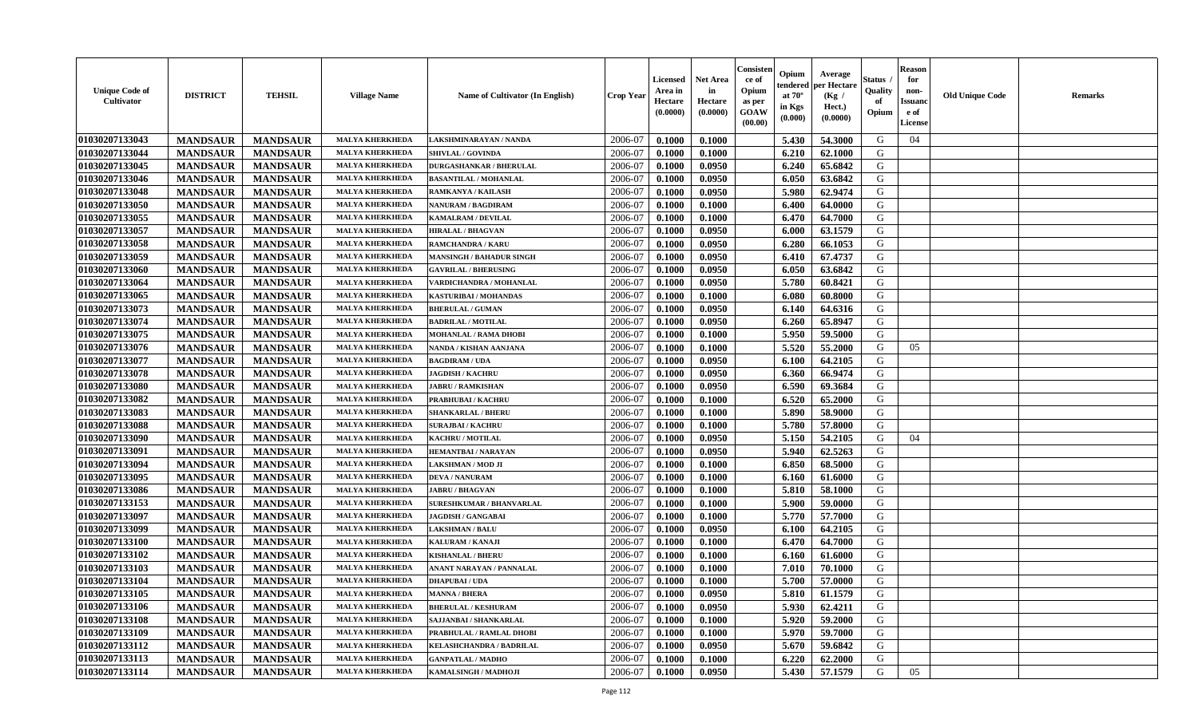| Unique Code of Cultivator | DISTRICT | TEHSIL | Village Name | Name of Cultivator (In English) | Crop Year | Licensed Area in Hectare (0.0000) | Net Area in Hectare (0.0000) | Consistence of Opium as per GOAW (00.00) | Opium tendered at 70° in Kgs (0.000) | Average per Hectare (Kg / Hect.) (0.0000) | Status / Quality of Opium | Reason for non-Issuance of License | Old Unique Code | Remarks |
|---|---|---|---|---|---|---|---|---|---|---|---|---|---|---|
| 01030207133043 | MANDSAUR | MANDSAUR | MALYA KHERKHEDA | LAKSHMINARAYAN / NANDA | 2006-07 | 0.1000 | 0.1000 | | 5.430 | 54.3000 | G | 04 | | |
| 01030207133044 | MANDSAUR | MANDSAUR | MALYA KHERKHEDA | SHIVLAL / GOVINDA | 2006-07 | 0.1000 | 0.1000 | | 6.210 | 62.1000 | G | | | |
| 01030207133045 | MANDSAUR | MANDSAUR | MALYA KHERKHEDA | DURGASHANKAR / BHERULAL | 2006-07 | 0.1000 | 0.0950 | | 6.240 | 65.6842 | G | | | |
| 01030207133046 | MANDSAUR | MANDSAUR | MALYA KHERKHEDA | BASANTILAL / MOHANLAL | 2006-07 | 0.1000 | 0.0950 | | 6.050 | 63.6842 | G | | | |
| 01030207133048 | MANDSAUR | MANDSAUR | MALYA KHERKHEDA | RAMKANYA / KAILASH | 2006-07 | 0.1000 | 0.0950 | | 5.980 | 62.9474 | G | | | |
| 01030207133050 | MANDSAUR | MANDSAUR | MALYA KHERKHEDA | NANURAM / BAGDIRAM | 2006-07 | 0.1000 | 0.1000 | | 6.400 | 64.0000 | G | | | |
| 01030207133055 | MANDSAUR | MANDSAUR | MALYA KHERKHEDA | KAMALRAM / DEVILAL | 2006-07 | 0.1000 | 0.1000 | | 6.470 | 64.7000 | G | | | |
| 01030207133057 | MANDSAUR | MANDSAUR | MALYA KHERKHEDA | HIRALAL / BHAGVAN | 2006-07 | 0.1000 | 0.0950 | | 6.000 | 63.1579 | G | | | |
| 01030207133058 | MANDSAUR | MANDSAUR | MALYA KHERKHEDA | RAMCHANDRA / KARU | 2006-07 | 0.1000 | 0.0950 | | 6.280 | 66.1053 | G | | | |
| 01030207133059 | MANDSAUR | MANDSAUR | MALYA KHERKHEDA | MANSINGH / BAHADUR SINGH | 2006-07 | 0.1000 | 0.0950 | | 6.410 | 67.4737 | G | | | |
| 01030207133060 | MANDSAUR | MANDSAUR | MALYA KHERKHEDA | GAVRILAL / BHERUSING | 2006-07 | 0.1000 | 0.0950 | | 6.050 | 63.6842 | G | | | |
| 01030207133064 | MANDSAUR | MANDSAUR | MALYA KHERKHEDA | VARDICHANDRA / MOHANLAL | 2006-07 | 0.1000 | 0.0950 | | 5.780 | 60.8421 | G | | | |
| 01030207133065 | MANDSAUR | MANDSAUR | MALYA KHERKHEDA | KASTURIBAI / MOHANDAS | 2006-07 | 0.1000 | 0.1000 | | 6.080 | 60.8000 | G | | | |
| 01030207133073 | MANDSAUR | MANDSAUR | MALYA KHERKHEDA | BHERULAL / GUMAN | 2006-07 | 0.1000 | 0.0950 | | 6.140 | 64.6316 | G | | | |
| 01030207133074 | MANDSAUR | MANDSAUR | MALYA KHERKHEDA | BADRILAL / MOTILAL | 2006-07 | 0.1000 | 0.0950 | | 6.260 | 65.8947 | G | | | |
| 01030207133075 | MANDSAUR | MANDSAUR | MALYA KHERKHEDA | MOHANLAL / RAMA DHOBI | 2006-07 | 0.1000 | 0.1000 | | 5.950 | 59.5000 | G | | | |
| 01030207133076 | MANDSAUR | MANDSAUR | MALYA KHERKHEDA | NANDA / KISHAN AANJANA | 2006-07 | 0.1000 | 0.1000 | | 5.520 | 55.2000 | G | 05 | | |
| 01030207133077 | MANDSAUR | MANDSAUR | MALYA KHERKHEDA | BAGDIRAM / UDA | 2006-07 | 0.1000 | 0.0950 | | 6.100 | 64.2105 | G | | | |
| 01030207133078 | MANDSAUR | MANDSAUR | MALYA KHERKHEDA | JAGDISH / KACHRU | 2006-07 | 0.1000 | 0.0950 | | 6.360 | 66.9474 | G | | | |
| 01030207133080 | MANDSAUR | MANDSAUR | MALYA KHERKHEDA | JABRU / RAMKISHAN | 2006-07 | 0.1000 | 0.0950 | | 6.590 | 69.3684 | G | | | |
| 01030207133082 | MANDSAUR | MANDSAUR | MALYA KHERKHEDA | PRABHUBAI / KACHRU | 2006-07 | 0.1000 | 0.1000 | | 6.520 | 65.2000 | G | | | |
| 01030207133083 | MANDSAUR | MANDSAUR | MALYA KHERKHEDA | SHANKARLAL / BHERU | 2006-07 | 0.1000 | 0.1000 | | 5.890 | 58.9000 | G | | | |
| 01030207133088 | MANDSAUR | MANDSAUR | MALYA KHERKHEDA | SURAJBAI / KACHRU | 2006-07 | 0.1000 | 0.1000 | | 5.780 | 57.8000 | G | | | |
| 01030207133090 | MANDSAUR | MANDSAUR | MALYA KHERKHEDA | KACHRU / MOTILAL | 2006-07 | 0.1000 | 0.0950 | | 5.150 | 54.2105 | G | 04 | | |
| 01030207133091 | MANDSAUR | MANDSAUR | MALYA KHERKHEDA | HEMANTBAI / NARAYAN | 2006-07 | 0.1000 | 0.0950 | | 5.940 | 62.5263 | G | | | |
| 01030207133094 | MANDSAUR | MANDSAUR | MALYA KHERKHEDA | LAKSHMAN / MOD JI | 2006-07 | 0.1000 | 0.1000 | | 6.850 | 68.5000 | G | | | |
| 01030207133095 | MANDSAUR | MANDSAUR | MALYA KHERKHEDA | DEVA / NANURAM | 2006-07 | 0.1000 | 0.1000 | | 6.160 | 61.6000 | G | | | |
| 01030207133086 | MANDSAUR | MANDSAUR | MALYA KHERKHEDA | JABRU / BHAGVAN | 2006-07 | 0.1000 | 0.1000 | | 5.810 | 58.1000 | G | | | |
| 01030207133153 | MANDSAUR | MANDSAUR | MALYA KHERKHEDA | SURESHKUMAR / BHANVARLAL | 2006-07 | 0.1000 | 0.1000 | | 5.900 | 59.0000 | G | | | |
| 01030207133097 | MANDSAUR | MANDSAUR | MALYA KHERKHEDA | JAGDISH / GANGABAI | 2006-07 | 0.1000 | 0.1000 | | 5.770 | 57.7000 | G | | | |
| 01030207133099 | MANDSAUR | MANDSAUR | MALYA KHERKHEDA | LAKSHMAN / BALU | 2006-07 | 0.1000 | 0.0950 | | 6.100 | 64.2105 | G | | | |
| 01030207133100 | MANDSAUR | MANDSAUR | MALYA KHERKHEDA | KALURAM / KANAJI | 2006-07 | 0.1000 | 0.1000 | | 6.470 | 64.7000 | G | | | |
| 01030207133102 | MANDSAUR | MANDSAUR | MALYA KHERKHEDA | KISHANLAL / BHERU | 2006-07 | 0.1000 | 0.1000 | | 6.160 | 61.6000 | G | | | |
| 01030207133103 | MANDSAUR | MANDSAUR | MALYA KHERKHEDA | ANANT NARAYAN / PANNALAL | 2006-07 | 0.1000 | 0.1000 | | 7.010 | 70.1000 | G | | | |
| 01030207133104 | MANDSAUR | MANDSAUR | MALYA KHERKHEDA | DHAPUBAI / UDA | 2006-07 | 0.1000 | 0.1000 | | 5.700 | 57.0000 | G | | | |
| 01030207133105 | MANDSAUR | MANDSAUR | MALYA KHERKHEDA | MANNA / BHERA | 2006-07 | 0.1000 | 0.0950 | | 5.810 | 61.1579 | G | | | |
| 01030207133106 | MANDSAUR | MANDSAUR | MALYA KHERKHEDA | BHERULAL / KESHURAM | 2006-07 | 0.1000 | 0.0950 | | 5.930 | 62.4211 | G | | | |
| 01030207133108 | MANDSAUR | MANDSAUR | MALYA KHERKHEDA | SAJJANBAI / SHANKARLAL | 2006-07 | 0.1000 | 0.1000 | | 5.920 | 59.2000 | G | | | |
| 01030207133109 | MANDSAUR | MANDSAUR | MALYA KHERKHEDA | PRABHULAL / RAMLAL DHOBI | 2006-07 | 0.1000 | 0.1000 | | 5.970 | 59.7000 | G | | | |
| 01030207133112 | MANDSAUR | MANDSAUR | MALYA KHERKHEDA | KELASHCHANDRA / BADRILAL | 2006-07 | 0.1000 | 0.0950 | | 5.670 | 59.6842 | G | | | |
| 01030207133113 | MANDSAUR | MANDSAUR | MALYA KHERKHEDA | GANPATLAL / MADHO | 2006-07 | 0.1000 | 0.1000 | | 6.220 | 62.2000 | G | | | |
| 01030207133114 | MANDSAUR | MANDSAUR | MALYA KHERKHEDA | KAMALSINGH / MADHOJI | 2006-07 | 0.1000 | 0.0950 | | 5.430 | 57.1579 | G | 05 | | |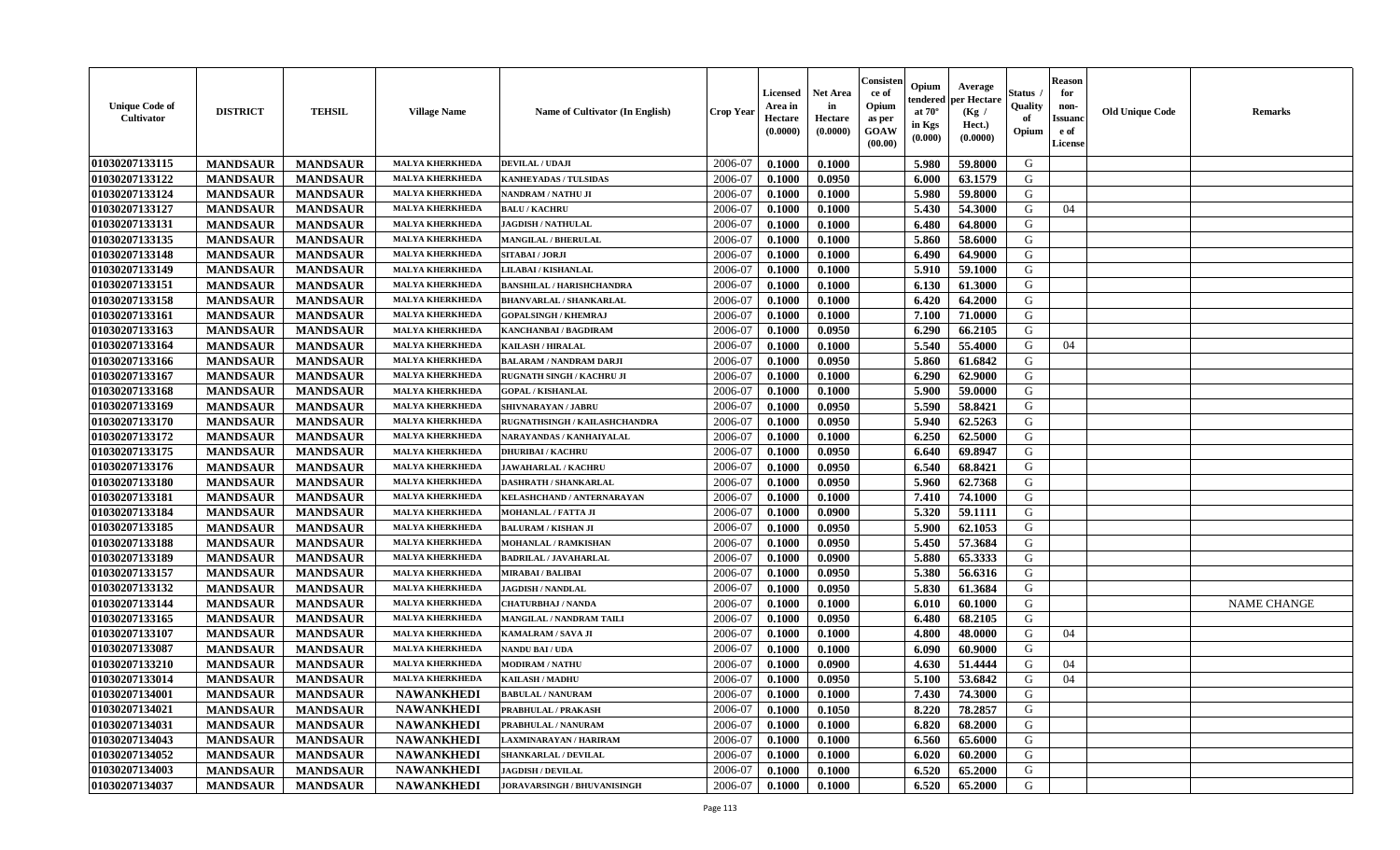| Unique Code of Cultivator | DISTRICT | TEHSIL | Village Name | Name of Cultivator (In English) | Crop Year | Licensed Area in Hectare (0.0000) | Net Area in Hectare (0.0000) | Consistence of Opium as per GOAW (00.00) | Opium tendered at 70° in Kgs (0.000) | Average per Hectare (Kg / Hect.) (0.0000) | Status / Quality of Opium | Reason for non-Issuance of License | Old Unique Code | Remarks |
|---|---|---|---|---|---|---|---|---|---|---|---|---|---|---|
| 01030207133115 | MANDSAUR | MANDSAUR | MALYA KHERKHEDA | DEVILAL / UDAJI | 2006-07 | 0.1000 | 0.1000 | | 5.980 | 59.8000 | G | | | |
| 01030207133122 | MANDSAUR | MANDSAUR | MALYA KHERKHEDA | KANHEYADAS / TULSIDAS | 2006-07 | 0.1000 | 0.0950 | | 6.000 | 63.1579 | G | | | |
| 01030207133124 | MANDSAUR | MANDSAUR | MALYA KHERKHEDA | NANDRAM / NATHU JI | 2006-07 | 0.1000 | 0.1000 | | 5.980 | 59.8000 | G | | | |
| 01030207133127 | MANDSAUR | MANDSAUR | MALYA KHERKHEDA | BALU / KACHRU | 2006-07 | 0.1000 | 0.1000 | | 5.430 | 54.3000 | G | 04 | | |
| 01030207133131 | MANDSAUR | MANDSAUR | MALYA KHERKHEDA | JAGDISH / NATHULAL | 2006-07 | 0.1000 | 0.1000 | | 6.480 | 64.8000 | G | | | |
| 01030207133135 | MANDSAUR | MANDSAUR | MALYA KHERKHEDA | MANGILAL / BHERULAL | 2006-07 | 0.1000 | 0.1000 | | 5.860 | 58.6000 | G | | | |
| 01030207133148 | MANDSAUR | MANDSAUR | MALYA KHERKHEDA | SITABAI / JORJI | 2006-07 | 0.1000 | 0.1000 | | 6.490 | 64.9000 | G | | | |
| 01030207133149 | MANDSAUR | MANDSAUR | MALYA KHERKHEDA | LILABAI / KISHANLAL | 2006-07 | 0.1000 | 0.1000 | | 5.910 | 59.1000 | G | | | |
| 01030207133151 | MANDSAUR | MANDSAUR | MALYA KHERKHEDA | BANSHILAL / HARISHCHANDRA | 2006-07 | 0.1000 | 0.1000 | | 6.130 | 61.3000 | G | | | |
| 01030207133158 | MANDSAUR | MANDSAUR | MALYA KHERKHEDA | BHANVARLAL / SHANKARLAL | 2006-07 | 0.1000 | 0.1000 | | 6.420 | 64.2000 | G | | | |
| 01030207133161 | MANDSAUR | MANDSAUR | MALYA KHERKHEDA | GOPALSINGH / KHEMRAJ | 2006-07 | 0.1000 | 0.1000 | | 7.100 | 71.0000 | G | | | |
| 01030207133163 | MANDSAUR | MANDSAUR | MALYA KHERKHEDA | KANCHANBAI / BAGDIRAM | 2006-07 | 0.1000 | 0.0950 | | 6.290 | 66.2105 | G | | | |
| 01030207133164 | MANDSAUR | MANDSAUR | MALYA KHERKHEDA | KAILASH / HIRALAL | 2006-07 | 0.1000 | 0.1000 | | 5.540 | 55.4000 | G | 04 | | |
| 01030207133166 | MANDSAUR | MANDSAUR | MALYA KHERKHEDA | BALARAM / NANDRAM DARJI | 2006-07 | 0.1000 | 0.0950 | | 5.860 | 61.6842 | G | | | |
| 01030207133167 | MANDSAUR | MANDSAUR | MALYA KHERKHEDA | RUGNATH SINGH / KACHRU JI | 2006-07 | 0.1000 | 0.1000 | | 6.290 | 62.9000 | G | | | |
| 01030207133168 | MANDSAUR | MANDSAUR | MALYA KHERKHEDA | GOPAL / KISHANLAL | 2006-07 | 0.1000 | 0.1000 | | 5.900 | 59.0000 | G | | | |
| 01030207133169 | MANDSAUR | MANDSAUR | MALYA KHERKHEDA | SHIVNARAYAN / JABRU | 2006-07 | 0.1000 | 0.0950 | | 5.590 | 58.8421 | G | | | |
| 01030207133170 | MANDSAUR | MANDSAUR | MALYA KHERKHEDA | RUGNATHSINGH / KAILASHCHANDRA | 2006-07 | 0.1000 | 0.0950 | | 5.940 | 62.5263 | G | | | |
| 01030207133172 | MANDSAUR | MANDSAUR | MALYA KHERKHEDA | NARAYANDAS / KANHAIYALAL | 2006-07 | 0.1000 | 0.1000 | | 6.250 | 62.5000 | G | | | |
| 01030207133175 | MANDSAUR | MANDSAUR | MALYA KHERKHEDA | DHURIBAI / KACHRU | 2006-07 | 0.1000 | 0.0950 | | 6.640 | 69.8947 | G | | | |
| 01030207133176 | MANDSAUR | MANDSAUR | MALYA KHERKHEDA | JAWAHARLAL / KACHRU | 2006-07 | 0.1000 | 0.0950 | | 6.540 | 68.8421 | G | | | |
| 01030207133180 | MANDSAUR | MANDSAUR | MALYA KHERKHEDA | DASHRATH / SHANKARLAL | 2006-07 | 0.1000 | 0.0950 | | 5.960 | 62.7368 | G | | | |
| 01030207133181 | MANDSAUR | MANDSAUR | MALYA KHERKHEDA | KELASHCHAND / ANTERNARAYAN | 2006-07 | 0.1000 | 0.1000 | | 7.410 | 74.1000 | G | | | |
| 01030207133184 | MANDSAUR | MANDSAUR | MALYA KHERKHEDA | MOHANLAL / FATTA JI | 2006-07 | 0.1000 | 0.0900 | | 5.320 | 59.1111 | G | | | |
| 01030207133185 | MANDSAUR | MANDSAUR | MALYA KHERKHEDA | BALURAM / KISHAN JI | 2006-07 | 0.1000 | 0.0950 | | 5.900 | 62.1053 | G | | | |
| 01030207133188 | MANDSAUR | MANDSAUR | MALYA KHERKHEDA | MOHANLAL / RAMKISHAN | 2006-07 | 0.1000 | 0.0950 | | 5.450 | 57.3684 | G | | | |
| 01030207133189 | MANDSAUR | MANDSAUR | MALYA KHERKHEDA | BADRILAL / JAVAHARLAL | 2006-07 | 0.1000 | 0.0900 | | 5.880 | 65.3333 | G | | | |
| 01030207133157 | MANDSAUR | MANDSAUR | MALYA KHERKHEDA | MIRABAI / BALIBAI | 2006-07 | 0.1000 | 0.0950 | | 5.380 | 56.6316 | G | | | |
| 01030207133132 | MANDSAUR | MANDSAUR | MALYA KHERKHEDA | JAGDISH / NANDLAL | 2006-07 | 0.1000 | 0.0950 | | 5.830 | 61.3684 | G | | | |
| 01030207133144 | MANDSAUR | MANDSAUR | MALYA KHERKHEDA | CHATURBHAJ / NANDA | 2006-07 | 0.1000 | 0.1000 | | 6.010 | 60.1000 | G | | | NAME CHANGE |
| 01030207133165 | MANDSAUR | MANDSAUR | MALYA KHERKHEDA | MANGILAL / NANDRAM TAILI | 2006-07 | 0.1000 | 0.0950 | | 6.480 | 68.2105 | G | | | |
| 01030207133107 | MANDSAUR | MANDSAUR | MALYA KHERKHEDA | KAMALRAM / SAVA JI | 2006-07 | 0.1000 | 0.1000 | | 4.800 | 48.0000 | G | 04 | | |
| 01030207133087 | MANDSAUR | MANDSAUR | MALYA KHERKHEDA | NANDU BAI / UDA | 2006-07 | 0.1000 | 0.1000 | | 6.090 | 60.9000 | G | | | |
| 01030207133210 | MANDSAUR | MANDSAUR | MALYA KHERKHEDA | MODIRAM / NATHU | 2006-07 | 0.1000 | 0.0900 | | 4.630 | 51.4444 | G | 04 | | |
| 01030207133014 | MANDSAUR | MANDSAUR | MALYA KHERKHEDA | KAILASH / MADHU | 2006-07 | 0.1000 | 0.0950 | | 5.100 | 53.6842 | G | 04 | | |
| 01030207134001 | MANDSAUR | MANDSAUR | NAWANKHEDI | BABULAL / NANURAM | 2006-07 | 0.1000 | 0.1000 | | 7.430 | 74.3000 | G | | | |
| 01030207134021 | MANDSAUR | MANDSAUR | NAWANKHEDI | PRABHULAL / PRAKASH | 2006-07 | 0.1000 | 0.1050 | | 8.220 | 78.2857 | G | | | |
| 01030207134031 | MANDSAUR | MANDSAUR | NAWANKHEDI | PRABHULAL / NANURAM | 2006-07 | 0.1000 | 0.1000 | | 6.820 | 68.2000 | G | | | |
| 01030207134043 | MANDSAUR | MANDSAUR | NAWANKHEDI | LAXMINARAYAN / HARIRAM | 2006-07 | 0.1000 | 0.1000 | | 6.560 | 65.6000 | G | | | |
| 01030207134052 | MANDSAUR | MANDSAUR | NAWANKHEDI | SHANKARLAL / DEVILAL | 2006-07 | 0.1000 | 0.1000 | | 6.020 | 60.2000 | G | | | |
| 01030207134003 | MANDSAUR | MANDSAUR | NAWANKHEDI | JAGDISH / DEVILAL | 2006-07 | 0.1000 | 0.1000 | | 6.520 | 65.2000 | G | | | |
| 01030207134037 | MANDSAUR | MANDSAUR | NAWANKHEDI | JORAVARSINGH / BHUVANISINGH | 2006-07 | 0.1000 | 0.1000 | | 6.520 | 65.2000 | G | | | |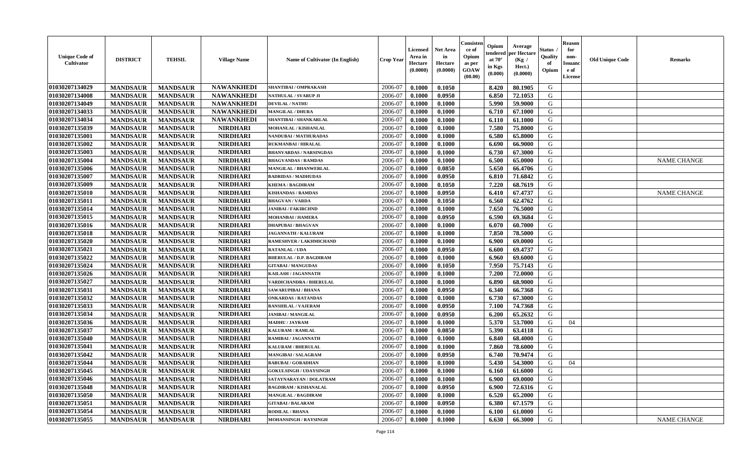| Unique Code of Cultivator | DISTRICT | TEHSIL | Village Name | Name of Cultivator (In English) | Crop Year | Licensed Area in Hectare (0.0000) | Net Area in Hectare (0.0000) | Consistence of Opium as per GOAW (00.00) | Opium tendered at 70° in Kgs (0.000) | Average per Hectare (Kg / Hect.) (0.0000) | Status / Quality of Opium | Reason for non-Issuance of License | Old Unique Code | Remarks |
|---|---|---|---|---|---|---|---|---|---|---|---|---|---|---|
| 01030207134029 | MANDSAUR | MANDSAUR | NAWANKHEDI | SHANTIBAI / OMPRAKASH | 2006-07 | 0.1000 | 0.1050 | | 8.420 | 80.1905 | G | | | |
| 01030207134008 | MANDSAUR | MANDSAUR | NAWANKHEDI | NATHULAL / SVARUP JI | 2006-07 | 0.1000 | 0.0950 | | 6.850 | 72.1053 | G | | | |
| 01030207134049 | MANDSAUR | MANDSAUR | NAWANKHEDI | DEVILAL / NATHU | 2006-07 | 0.1000 | 0.1000 | | 5.990 | 59.9000 | G | | | |
| 01030207134033 | MANDSAUR | MANDSAUR | NAWANKHEDI | MANGILAL / DHURA | 2006-07 | 0.1000 | 0.1000 | | 6.710 | 67.1000 | G | | | |
| 01030207134034 | MANDSAUR | MANDSAUR | NAWANKHEDI | SHANTIBAI / SHANKARLAL | 2006-07 | 0.1000 | 0.1000 | | 6.110 | 61.1000 | G | | | |
| 01030207135039 | MANDSAUR | MANDSAUR | NIRDHARI | MOHANLAL / KISHANLAL | 2006-07 | 0.1000 | 0.1000 | | 7.580 | 75.8000 | G | | | |
| 01030207135001 | MANDSAUR | MANDSAUR | NIRDHARI | NANDUBAI / MATHURADAS | 2006-07 | 0.1000 | 0.1000 | | 6.580 | 65.8000 | G | | | |
| 01030207135002 | MANDSAUR | MANDSAUR | NIRDHARI | RUKMANBAI / HIRALAL | 2006-07 | 0.1000 | 0.1000 | | 6.690 | 66.9000 | G | | | |
| 01030207135003 | MANDSAUR | MANDSAUR | NIRDHARI | BHANVARDAS / NARSINGDAS | 2006-07 | 0.1000 | 0.1000 | | 6.730 | 67.3000 | G | | | |
| 01030207135004 | MANDSAUR | MANDSAUR | NIRDHARI | BHAGVANDAS / RAMDAS | 2006-07 | 0.1000 | 0.1000 | | 6.500 | 65.0000 | G | | | NAME CHANGE |
| 01030207135006 | MANDSAUR | MANDSAUR | NIRDHARI | MANGILAL / BHANWERLAL | 2006-07 | 0.1000 | 0.0850 | | 5.650 | 66.4706 | G | | | |
| 01030207135007 | MANDSAUR | MANDSAUR | NIRDHARI | BADRIDAS / MADHUDAS | 2006-07 | 0.1000 | 0.0950 | | 6.810 | 71.6842 | G | | | |
| 01030207135009 | MANDSAUR | MANDSAUR | NIRDHARI | KHEMA / BAGDIRAM | 2006-07 | 0.1000 | 0.1050 | | 7.220 | 68.7619 | G | | | |
| 01030207135010 | MANDSAUR | MANDSAUR | NIRDHARI | KISHANDAS / RAMDAS | 2006-07 | 0.1000 | 0.0950 | | 6.410 | 67.4737 | G | | | NAME CHANGE |
| 01030207135011 | MANDSAUR | MANDSAUR | NIRDHARI | BHAGVAN / VARDA | 2006-07 | 0.1000 | 0.1050 | | 6.560 | 62.4762 | G | | | |
| 01030207135014 | MANDSAUR | MANDSAUR | NIRDHARI | JANIBAI / FAKIRCHND | 2006-07 | 0.1000 | 0.1000 | | 7.650 | 76.5000 | G | | | |
| 01030207135015 | MANDSAUR | MANDSAUR | NIRDHARI | MOHANBAI / HAMERA | 2006-07 | 0.1000 | 0.0950 | | 6.590 | 69.3684 | G | | | |
| 01030207135016 | MANDSAUR | MANDSAUR | NIRDHARI | DHAPUBAI / BHAGVAN | 2006-07 | 0.1000 | 0.1000 | | 6.070 | 60.7000 | G | | | |
| 01030207135018 | MANDSAUR | MANDSAUR | NIRDHARI | JAGANNATH / KALURAM | 2006-07 | 0.1000 | 0.1000 | | 7.850 | 78.5000 | G | | | |
| 01030207135020 | MANDSAUR | MANDSAUR | NIRDHARI | RAMESHVER / LAKHMICHAND | 2006-07 | 0.1000 | 0.1000 | | 6.900 | 69.0000 | G | | | |
| 01030207135021 | MANDSAUR | MANDSAUR | NIRDHARI | RATANLAL / UDA | 2006-07 | 0.1000 | 0.0950 | | 6.600 | 69.4737 | G | | | |
| 01030207135022 | MANDSAUR | MANDSAUR | NIRDHARI | BHERULAL / D.P. BAGDIRAM | 2006-07 | 0.1000 | 0.1000 | | 6.960 | 69.6000 | G | | | |
| 01030207135024 | MANDSAUR | MANDSAUR | NIRDHARI | GITABAI / MANGUDAS | 2006-07 | 0.1000 | 0.1050 | | 7.950 | 75.7143 | G | | | |
| 01030207135026 | MANDSAUR | MANDSAUR | NIRDHARI | KAILASH / JAGANNATH | 2006-07 | 0.1000 | 0.1000 | | 7.200 | 72.0000 | G | | | |
| 01030207135027 | MANDSAUR | MANDSAUR | NIRDHARI | VARDICHANDRA / BHERULAL | 2006-07 | 0.1000 | 0.1000 | | 6.890 | 68.9000 | G | | | |
| 01030207135031 | MANDSAUR | MANDSAUR | NIRDHARI | SAWARUPIBAI / BHANA | 2006-07 | 0.1000 | 0.0950 | | 6.340 | 66.7368 | G | | | |
| 01030207135032 | MANDSAUR | MANDSAUR | NIRDHARI | ONKARDAS / RATANDAS | 2006-07 | 0.1000 | 0.1000 | | 6.730 | 67.3000 | G | | | |
| 01030207135033 | MANDSAUR | MANDSAUR | NIRDHARI | BANSHILAL / VAJERAM | 2006-07 | 0.1000 | 0.0950 | | 7.100 | 74.7368 | G | | | |
| 01030207135034 | MANDSAUR | MANDSAUR | NIRDHARI | JANIBAI / MANGILAL | 2006-07 | 0.1000 | 0.0950 | | 6.200 | 65.2632 | G | | | |
| 01030207135036 | MANDSAUR | MANDSAUR | NIRDHARI | MADHU / JAYRAM | 2006-07 | 0.1000 | 0.1000 | | 5.370 | 53.7000 | G | 04 | | |
| 01030207135037 | MANDSAUR | MANDSAUR | NIRDHARI | KALURAM / RAMLAL | 2006-07 | 0.1000 | 0.0850 | | 5.390 | 63.4118 | G | | | |
| 01030207135040 | MANDSAUR | MANDSAUR | NIRDHARI | RAMIBAI / JAGANNATH | 2006-07 | 0.1000 | 0.1000 | | 6.840 | 68.4000 | G | | | |
| 01030207135041 | MANDSAUR | MANDSAUR | NIRDHARI | KALURAM / BHERULAL | 2006-07 | 0.1000 | 0.1000 | | 7.860 | 78.6000 | G | | | |
| 01030207135042 | MANDSAUR | MANDSAUR | NIRDHARI | MANGIBAI / SALAGRAM | 2006-07 | 0.1000 | 0.0950 | | 6.740 | 70.9474 | G | | | |
| 01030207135044 | MANDSAUR | MANDSAUR | NIRDHARI | BABUBAI / GORADHAN | 2006-07 | 0.1000 | 0.1000 | | 5.430 | 54.3000 | G | 04 | | |
| 01030207135045 | MANDSAUR | MANDSAUR | NIRDHARI | GOKULSINGH / UDAYSINGH | 2006-07 | 0.1000 | 0.1000 | | 6.160 | 61.6000 | G | | | |
| 01030207135046 | MANDSAUR | MANDSAUR | NIRDHARI | SATAYNARAYAN / DOLATRAM | 2006-07 | 0.1000 | 0.1000 | | 6.900 | 69.0000 | G | | | |
| 01030207135048 | MANDSAUR | MANDSAUR | NIRDHARI | BAGDIRAM / KISHANALAL | 2006-07 | 0.1000 | 0.0950 | | 6.900 | 72.6316 | G | | | |
| 01030207135050 | MANDSAUR | MANDSAUR | NIRDHARI | MANGILAL / BAGDIRAM | 2006-07 | 0.1000 | 0.1000 | | 6.520 | 65.2000 | G | | | |
| 01030207135051 | MANDSAUR | MANDSAUR | NIRDHARI | GITABAI / BALARAM | 2006-07 | 0.1000 | 0.0950 | | 6.380 | 67.1579 | G | | | |
| 01030207135054 | MANDSAUR | MANDSAUR | NIRDHARI | RODILAL / BHANA | 2006-07 | 0.1000 | 0.1000 | | 6.100 | 61.0000 | G | | | |
| 01030207135055 | MANDSAUR | MANDSAUR | NIRDHARI | MOHANSINGH / RAYSINGH | 2006-07 | 0.1000 | 0.1000 | | 6.630 | 66.3000 | G | | | NAME CHANGE |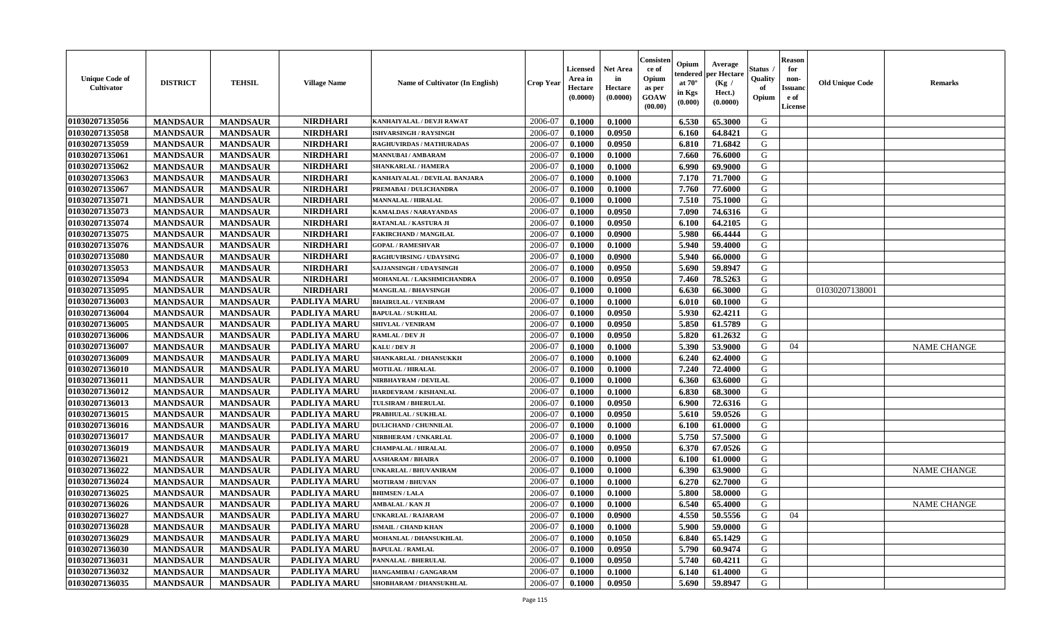| Unique Code of Cultivator | DISTRICT | TEHSIL | Village Name | Name of Cultivator (In English) | Crop Year | Licensed Area in Hectare (0.0000) | Net Area in Hectare (0.0000) | Consistence of Opium as per GOAW (00.00) | Opium tendered at 70° in Kgs (0.000) | Average per Hectare (Kg / Hect.) (0.0000) | Status / Quality of Opium | Reason for non-Issuance of License | Old Unique Code | Remarks |
|---|---|---|---|---|---|---|---|---|---|---|---|---|---|---|
| 01030207135056 | MANDSAUR | MANDSAUR | NIRDHARI | KANHAIYALAL / DEVJI RAWAT | 2006-07 | 0.1000 | 0.1000 | | 6.530 | 65.3000 | G | | | |
| 01030207135058 | MANDSAUR | MANDSAUR | NIRDHARI | ISHVARSINGH / RAYSINGH | 2006-07 | 0.1000 | 0.0950 | | 6.160 | 64.8421 | G | | | |
| 01030207135059 | MANDSAUR | MANDSAUR | NIRDHARI | RAGHUVIRDAS / MATHURADAS | 2006-07 | 0.1000 | 0.0950 | | 6.810 | 71.6842 | G | | | |
| 01030207135061 | MANDSAUR | MANDSAUR | NIRDHARI | MANNUBAI / AMBARAM | 2006-07 | 0.1000 | 0.1000 | | 7.660 | 76.6000 | G | | | |
| 01030207135062 | MANDSAUR | MANDSAUR | NIRDHARI | SHANKARLAL / HAMERA | 2006-07 | 0.1000 | 0.1000 | | 6.990 | 69.9000 | G | | | |
| 01030207135063 | MANDSAUR | MANDSAUR | NIRDHARI | KANHAIYALAL / DEVILAL BANJARA | 2006-07 | 0.1000 | 0.1000 | | 7.170 | 71.7000 | G | | | |
| 01030207135067 | MANDSAUR | MANDSAUR | NIRDHARI | PREMABAI / DULICHANDRA | 2006-07 | 0.1000 | 0.1000 | | 7.760 | 77.6000 | G | | | |
| 01030207135071 | MANDSAUR | MANDSAUR | NIRDHARI | MANNALAL / HIRALAL | 2006-07 | 0.1000 | 0.1000 | | 7.510 | 75.1000 | G | | | |
| 01030207135073 | MANDSAUR | MANDSAUR | NIRDHARI | KAMALDAS / NARAYANDAS | 2006-07 | 0.1000 | 0.0950 | | 7.090 | 74.6316 | G | | | |
| 01030207135074 | MANDSAUR | MANDSAUR | NIRDHARI | RATANLAL / KASTURA JI | 2006-07 | 0.1000 | 0.0950 | | 6.100 | 64.2105 | G | | | |
| 01030207135075 | MANDSAUR | MANDSAUR | NIRDHARI | FAKIRCHAND / MANGILAL | 2006-07 | 0.1000 | 0.0900 | | 5.980 | 66.4444 | G | | | |
| 01030207135076 | MANDSAUR | MANDSAUR | NIRDHARI | GOPAL / RAMESHVAR | 2006-07 | 0.1000 | 0.1000 | | 5.940 | 59.4000 | G | | | |
| 01030207135080 | MANDSAUR | MANDSAUR | NIRDHARI | RAGHUVIRSING / UDAYSING | 2006-07 | 0.1000 | 0.0900 | | 5.940 | 66.0000 | G | | | |
| 01030207135053 | MANDSAUR | MANDSAUR | NIRDHARI | SAJJANSINGH / UDAYSINGH | 2006-07 | 0.1000 | 0.0950 | | 5.690 | 59.8947 | G | | | |
| 01030207135094 | MANDSAUR | MANDSAUR | NIRDHARI | MOHANLAL / LAKSHMICHANDRA | 2006-07 | 0.1000 | 0.0950 | | 7.460 | 78.5263 | G | | | |
| 01030207135095 | MANDSAUR | MANDSAUR | NIRDHARI | MANGILAL / BHAVSINGH | 2006-07 | 0.1000 | 0.1000 | | 6.630 | 66.3000 | G | | 01030207138001 | |
| 01030207136003 | MANDSAUR | MANDSAUR | PADLIYA MARU | BHAIRULAL / VENIRAM | 2006-07 | 0.1000 | 0.1000 | | 6.010 | 60.1000 | G | | | |
| 01030207136004 | MANDSAUR | MANDSAUR | PADLIYA MARU | BAPULAL / SUKHLAL | 2006-07 | 0.1000 | 0.0950 | | 5.930 | 62.4211 | G | | | |
| 01030207136005 | MANDSAUR | MANDSAUR | PADLIYA MARU | SHIVLAL / VENIRAM | 2006-07 | 0.1000 | 0.0950 | | 5.850 | 61.5789 | G | | | |
| 01030207136006 | MANDSAUR | MANDSAUR | PADLIYA MARU | RAMLAL / DEV JI | 2006-07 | 0.1000 | 0.0950 | | 5.820 | 61.2632 | G | | | |
| 01030207136007 | MANDSAUR | MANDSAUR | PADLIYA MARU | KALU / DEV JI | 2006-07 | 0.1000 | 0.1000 | | 5.390 | 53.9000 | G | 04 | | NAME CHANGE |
| 01030207136009 | MANDSAUR | MANDSAUR | PADLIYA MARU | SHANKARLAL / DHANSUKKH | 2006-07 | 0.1000 | 0.1000 | | 6.240 | 62.4000 | G | | | |
| 01030207136010 | MANDSAUR | MANDSAUR | PADLIYA MARU | MOTILAL / HIRALAL | 2006-07 | 0.1000 | 0.1000 | | 7.240 | 72.4000 | G | | | |
| 01030207136011 | MANDSAUR | MANDSAUR | PADLIYA MARU | NIRBHAYRAM / DEVILAL | 2006-07 | 0.1000 | 0.1000 | | 6.360 | 63.6000 | G | | | |
| 01030207136012 | MANDSAUR | MANDSAUR | PADLIYA MARU | HARDEVRAM / KISHANLAL | 2006-07 | 0.1000 | 0.1000 | | 6.830 | 68.3000 | G | | | |
| 01030207136013 | MANDSAUR | MANDSAUR | PADLIYA MARU | TULSIRAM / BHERULAL | 2006-07 | 0.1000 | 0.0950 | | 6.900 | 72.6316 | G | | | |
| 01030207136015 | MANDSAUR | MANDSAUR | PADLIYA MARU | PRABHULAL / SUKHLAL | 2006-07 | 0.1000 | 0.0950 | | 5.610 | 59.0526 | G | | | |
| 01030207136016 | MANDSAUR | MANDSAUR | PADLIYA MARU | DULICHAND / CHUNNILAL | 2006-07 | 0.1000 | 0.1000 | | 6.100 | 61.0000 | G | | | |
| 01030207136017 | MANDSAUR | MANDSAUR | PADLIYA MARU | NIRBHERAM / UNKARLAL | 2006-07 | 0.1000 | 0.1000 | | 5.750 | 57.5000 | G | | | |
| 01030207136019 | MANDSAUR | MANDSAUR | PADLIYA MARU | CHAMPALAL / HIRALAL | 2006-07 | 0.1000 | 0.0950 | | 6.370 | 67.0526 | G | | | |
| 01030207136021 | MANDSAUR | MANDSAUR | PADLIYA MARU | AASHARAM / BHAIRA | 2006-07 | 0.1000 | 0.1000 | | 6.100 | 61.0000 | G | | | |
| 01030207136022 | MANDSAUR | MANDSAUR | PADLIYA MARU | UNKARLAL / BHUVANIRAM | 2006-07 | 0.1000 | 0.1000 | | 6.390 | 63.9000 | G | | | NAME CHANGE |
| 01030207136024 | MANDSAUR | MANDSAUR | PADLIYA MARU | MOTIRAM / BHUVAN | 2006-07 | 0.1000 | 0.1000 | | 6.270 | 62.7000 | G | | | |
| 01030207136025 | MANDSAUR | MANDSAUR | PADLIYA MARU | BHIMSEN / LALA | 2006-07 | 0.1000 | 0.1000 | | 5.800 | 58.0000 | G | | | |
| 01030207136026 | MANDSAUR | MANDSAUR | PADLIYA MARU | AMBALAL / KAN JI | 2006-07 | 0.1000 | 0.1000 | | 6.540 | 65.4000 | G | | | NAME CHANGE |
| 01030207136027 | MANDSAUR | MANDSAUR | PADLIYA MARU | UNKARLAL / RAJARAM | 2006-07 | 0.1000 | 0.0900 | | 4.550 | 50.5556 | G | 04 | | |
| 01030207136028 | MANDSAUR | MANDSAUR | PADLIYA MARU | ISMAIL / CHAND KHAN | 2006-07 | 0.1000 | 0.1000 | | 5.900 | 59.0000 | G | | | |
| 01030207136029 | MANDSAUR | MANDSAUR | PADLIYA MARU | MOHANLAL / DHANSUKHLAL | 2006-07 | 0.1000 | 0.1050 | | 6.840 | 65.1429 | G | | | |
| 01030207136030 | MANDSAUR | MANDSAUR | PADLIYA MARU | BAPULAL / RAMLAL | 2006-07 | 0.1000 | 0.0950 | | 5.790 | 60.9474 | G | | | |
| 01030207136031 | MANDSAUR | MANDSAUR | PADLIYA MARU | PANNALAL / BHERULAL | 2006-07 | 0.1000 | 0.0950 | | 5.740 | 60.4211 | G | | | |
| 01030207136032 | MANDSAUR | MANDSAUR | PADLIYA MARU | HANGAMIBAI / GANGARAM | 2006-07 | 0.1000 | 0.1000 | | 6.140 | 61.4000 | G | | | |
| 01030207136035 | MANDSAUR | MANDSAUR | PADLIYA MARU | SHOBHARAM / DHANSUKHLAL | 2006-07 | 0.1000 | 0.0950 | | 5.690 | 59.8947 | G | | | |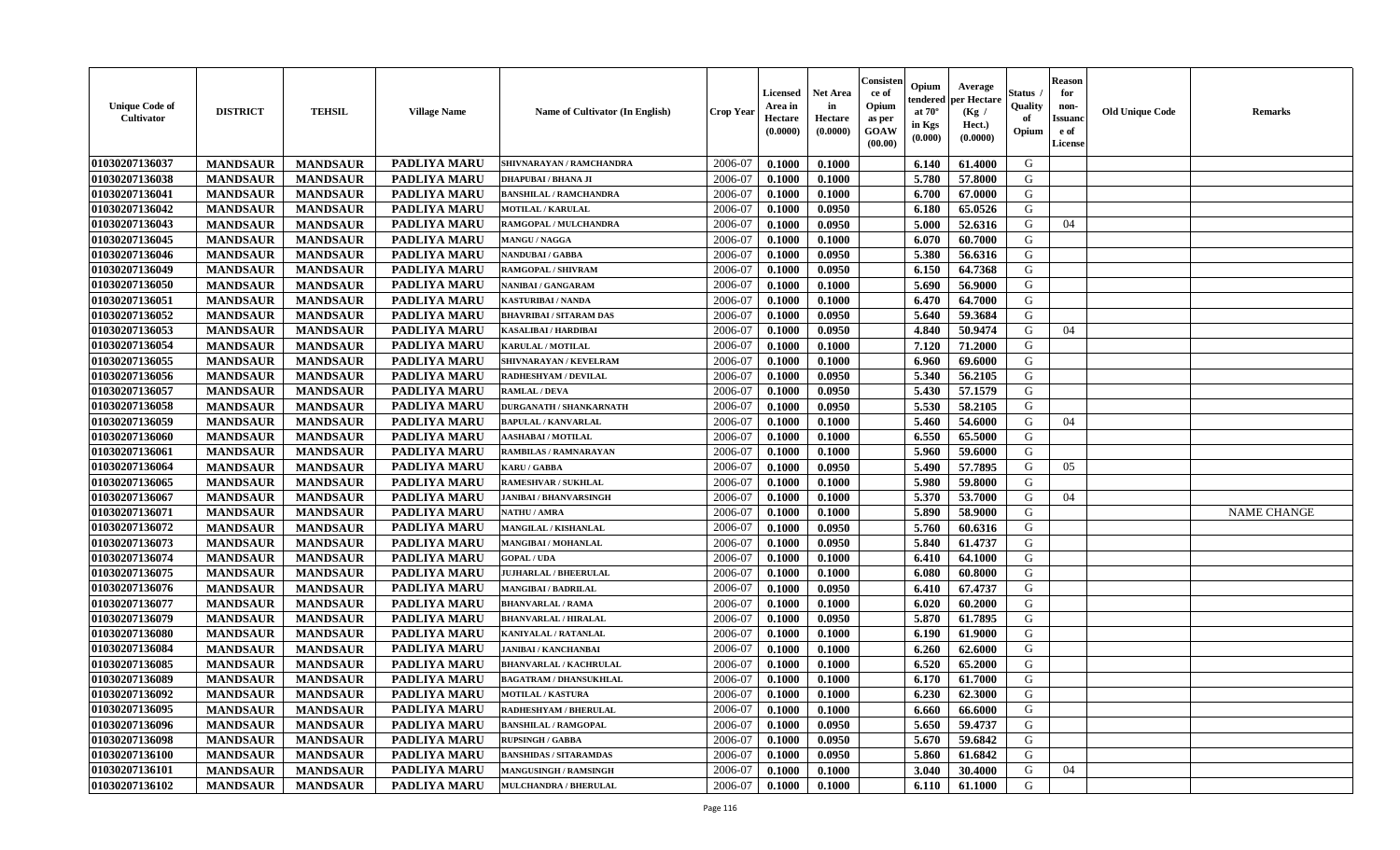| Unique Code of Cultivator | DISTRICT | TEHSIL | Village Name | Name of Cultivator (In English) | Crop Year | Licensed Area in Hectare (0.0000) | Net Area in Hectare (0.0000) | Consistence of Opium as per GOAW (00.00) | Opium tendered at 70° in Kgs (0.000) | Average per Hectare (Kg / Hect.) (0.0000) | Status / Quality of Opium | Reason for non-Issuance of License | Old Unique Code | Remarks |
|---|---|---|---|---|---|---|---|---|---|---|---|---|---|---|
| 01030207136037 | MANDSAUR | MANDSAUR | PADLIYA MARU | SHIVNARAYAN / RAMCHANDRA | 2006-07 | 0.1000 | 0.1000 | | 6.140 | 61.4000 | G | | | |
| 01030207136038 | MANDSAUR | MANDSAUR | PADLIYA MARU | DHAPUBAI / BHANA JI | 2006-07 | 0.1000 | 0.1000 | | 5.780 | 57.8000 | G | | | |
| 01030207136041 | MANDSAUR | MANDSAUR | PADLIYA MARU | BANSHILAL / RAMCHANDRA | 2006-07 | 0.1000 | 0.1000 | | 6.700 | 67.0000 | G | | | |
| 01030207136042 | MANDSAUR | MANDSAUR | PADLIYA MARU | MOTILAL / KARULAL | 2006-07 | 0.1000 | 0.0950 | | 6.180 | 65.0526 | G | | | |
| 01030207136043 | MANDSAUR | MANDSAUR | PADLIYA MARU | RAMGOPAL / MULCHANDRA | 2006-07 | 0.1000 | 0.0950 | | 5.000 | 52.6316 | G | 04 | | |
| 01030207136045 | MANDSAUR | MANDSAUR | PADLIYA MARU | MANGU / NAGGA | 2006-07 | 0.1000 | 0.1000 | | 6.070 | 60.7000 | G | | | |
| 01030207136046 | MANDSAUR | MANDSAUR | PADLIYA MARU | NANDUBAI / GABBA | 2006-07 | 0.1000 | 0.0950 | | 5.380 | 56.6316 | G | | | |
| 01030207136049 | MANDSAUR | MANDSAUR | PADLIYA MARU | RAMGOPAL / SHIVRAM | 2006-07 | 0.1000 | 0.0950 | | 6.150 | 64.7368 | G | | | |
| 01030207136050 | MANDSAUR | MANDSAUR | PADLIYA MARU | NANIBAI / GANGARAM | 2006-07 | 0.1000 | 0.1000 | | 5.690 | 56.9000 | G | | | |
| 01030207136051 | MANDSAUR | MANDSAUR | PADLIYA MARU | KASTURIBAI / NANDA | 2006-07 | 0.1000 | 0.1000 | | 6.470 | 64.7000 | G | | | |
| 01030207136052 | MANDSAUR | MANDSAUR | PADLIYA MARU | BHAVRIBAI / SITARAM DAS | 2006-07 | 0.1000 | 0.0950 | | 5.640 | 59.3684 | G | | | |
| 01030207136053 | MANDSAUR | MANDSAUR | PADLIYA MARU | KASALIBAI / HARDIBAI | 2006-07 | 0.1000 | 0.0950 | | 4.840 | 50.9474 | G | 04 | | |
| 01030207136054 | MANDSAUR | MANDSAUR | PADLIYA MARU | KARULAL / MOTILAL | 2006-07 | 0.1000 | 0.1000 | | 7.120 | 71.2000 | G | | | |
| 01030207136055 | MANDSAUR | MANDSAUR | PADLIYA MARU | SHIVNARAYAN / KEVELRAM | 2006-07 | 0.1000 | 0.1000 | | 6.960 | 69.6000 | G | | | |
| 01030207136056 | MANDSAUR | MANDSAUR | PADLIYA MARU | RADHESHYAM / DEVILAL | 2006-07 | 0.1000 | 0.0950 | | 5.340 | 56.2105 | G | | | |
| 01030207136057 | MANDSAUR | MANDSAUR | PADLIYA MARU | RAMLAL / DEVA | 2006-07 | 0.1000 | 0.0950 | | 5.430 | 57.1579 | G | | | |
| 01030207136058 | MANDSAUR | MANDSAUR | PADLIYA MARU | DURGANATH / SHANKARNATH | 2006-07 | 0.1000 | 0.0950 | | 5.530 | 58.2105 | G | | | |
| 01030207136059 | MANDSAUR | MANDSAUR | PADLIYA MARU | BAPULAL / KANVARLAL | 2006-07 | 0.1000 | 0.1000 | | 5.460 | 54.6000 | G | 04 | | |
| 01030207136060 | MANDSAUR | MANDSAUR | PADLIYA MARU | AASHABAI / MOTILAL | 2006-07 | 0.1000 | 0.1000 | | 6.550 | 65.5000 | G | | | |
| 01030207136061 | MANDSAUR | MANDSAUR | PADLIYA MARU | RAMBILAS / RAMNARAYAN | 2006-07 | 0.1000 | 0.1000 | | 5.960 | 59.6000 | G | | | |
| 01030207136064 | MANDSAUR | MANDSAUR | PADLIYA MARU | KARU / GABBA | 2006-07 | 0.1000 | 0.0950 | | 5.490 | 57.7895 | G | 05 | | |
| 01030207136065 | MANDSAUR | MANDSAUR | PADLIYA MARU | RAMESHVAR / SUKHLAL | 2006-07 | 0.1000 | 0.1000 | | 5.980 | 59.8000 | G | | | |
| 01030207136067 | MANDSAUR | MANDSAUR | PADLIYA MARU | JANIBAI / BHANVARSINGH | 2006-07 | 0.1000 | 0.1000 | | 5.370 | 53.7000 | G | 04 | | |
| 01030207136071 | MANDSAUR | MANDSAUR | PADLIYA MARU | NATHU / AMRA | 2006-07 | 0.1000 | 0.1000 | | 5.890 | 58.9000 | G | | | NAME CHANGE |
| 01030207136072 | MANDSAUR | MANDSAUR | PADLIYA MARU | MANGILAL / KISHANLAL | 2006-07 | 0.1000 | 0.0950 | | 5.760 | 60.6316 | G | | | |
| 01030207136073 | MANDSAUR | MANDSAUR | PADLIYA MARU | MANGIBAI / MOHANLAL | 2006-07 | 0.1000 | 0.0950 | | 5.840 | 61.4737 | G | | | |
| 01030207136074 | MANDSAUR | MANDSAUR | PADLIYA MARU | GOPAL / UDA | 2006-07 | 0.1000 | 0.1000 | | 6.410 | 64.1000 | G | | | |
| 01030207136075 | MANDSAUR | MANDSAUR | PADLIYA MARU | JUJHARLAL / BHEERULAL | 2006-07 | 0.1000 | 0.1000 | | 6.080 | 60.8000 | G | | | |
| 01030207136076 | MANDSAUR | MANDSAUR | PADLIYA MARU | MANGIBAI / BADRILAL | 2006-07 | 0.1000 | 0.0950 | | 6.410 | 67.4737 | G | | | |
| 01030207136077 | MANDSAUR | MANDSAUR | PADLIYA MARU | BHANVARLAL / RAMA | 2006-07 | 0.1000 | 0.1000 | | 6.020 | 60.2000 | G | | | |
| 01030207136079 | MANDSAUR | MANDSAUR | PADLIYA MARU | BHANVARLAL / HIRALAL | 2006-07 | 0.1000 | 0.0950 | | 5.870 | 61.7895 | G | | | |
| 01030207136080 | MANDSAUR | MANDSAUR | PADLIYA MARU | KANIYALAL / RATANLAL | 2006-07 | 0.1000 | 0.1000 | | 6.190 | 61.9000 | G | | | |
| 01030207136084 | MANDSAUR | MANDSAUR | PADLIYA MARU | JANIBAI / KANCHANBAI | 2006-07 | 0.1000 | 0.1000 | | 6.260 | 62.6000 | G | | | |
| 01030207136085 | MANDSAUR | MANDSAUR | PADLIYA MARU | BHANVARLAL / KACHRULAL | 2006-07 | 0.1000 | 0.1000 | | 6.520 | 65.2000 | G | | | |
| 01030207136089 | MANDSAUR | MANDSAUR | PADLIYA MARU | BAGATRAM / DHANSUKHLAL | 2006-07 | 0.1000 | 0.1000 | | 6.170 | 61.7000 | G | | | |
| 01030207136092 | MANDSAUR | MANDSAUR | PADLIYA MARU | MOTILAL / KASTURA | 2006-07 | 0.1000 | 0.1000 | | 6.230 | 62.3000 | G | | | |
| 01030207136095 | MANDSAUR | MANDSAUR | PADLIYA MARU | RADHESHYAM / BHERULAL | 2006-07 | 0.1000 | 0.1000 | | 6.660 | 66.6000 | G | | | |
| 01030207136096 | MANDSAUR | MANDSAUR | PADLIYA MARU | BANSHILAL / RAMGOPAL | 2006-07 | 0.1000 | 0.0950 | | 5.650 | 59.4737 | G | | | |
| 01030207136098 | MANDSAUR | MANDSAUR | PADLIYA MARU | RUPSINGH / GABBA | 2006-07 | 0.1000 | 0.0950 | | 5.670 | 59.6842 | G | | | |
| 01030207136100 | MANDSAUR | MANDSAUR | PADLIYA MARU | BANSHIDAS / SITARAMDAS | 2006-07 | 0.1000 | 0.0950 | | 5.860 | 61.6842 | G | | | |
| 01030207136101 | MANDSAUR | MANDSAUR | PADLIYA MARU | MANGUSINGH / RAMSINGH | 2006-07 | 0.1000 | 0.1000 | | 3.040 | 30.4000 | G | 04 | | |
| 01030207136102 | MANDSAUR | MANDSAUR | PADLIYA MARU | MULCHANDRA / BHERULAL | 2006-07 | 0.1000 | 0.1000 | | 6.110 | 61.1000 | G | | | |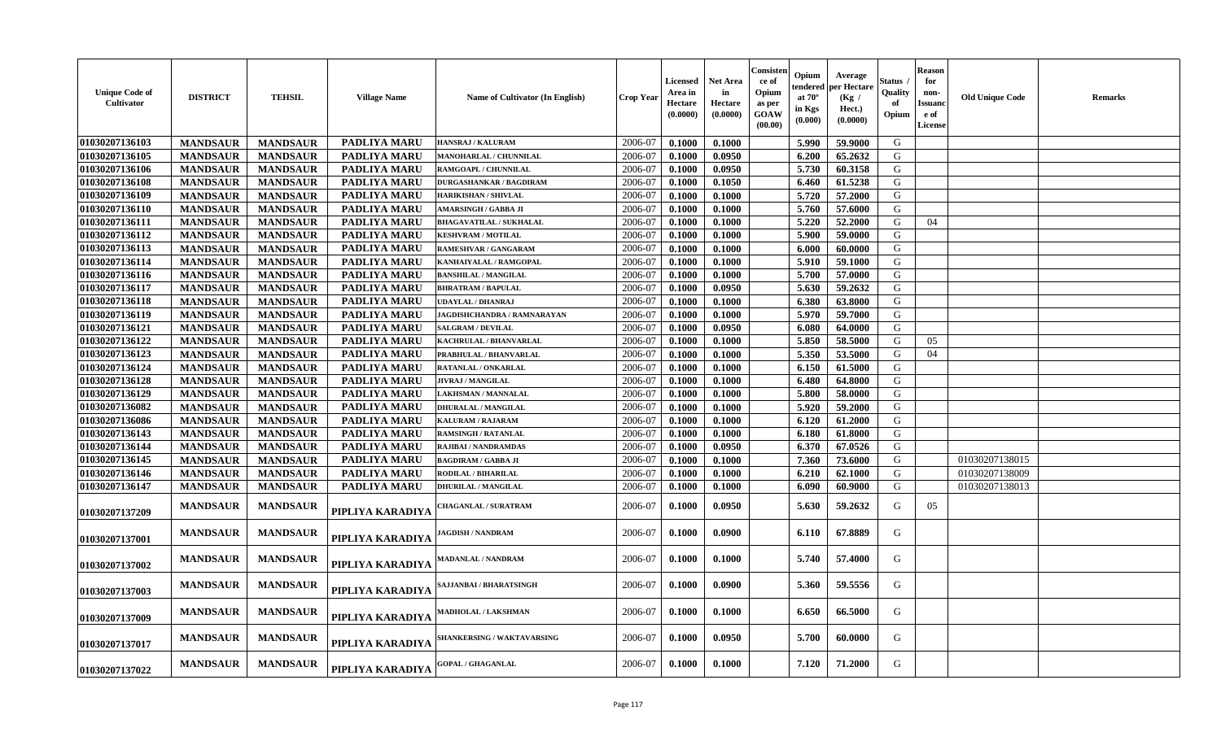| Unique Code of Cultivator | DISTRICT | TEHSIL | Village Name | Name of Cultivator (In English) | Crop Year | Licensed Area in Hectare (0.0000) | Net Area in Hectare (0.0000) | Consistence of Opium as per GOAW (00.00) | Opium tendered at 70° in Kgs (0.000) | Average per Hectare (Kg / Hect.) (0.0000) | Status / Quality of Opium | Reason for non-Issuance of License | Old Unique Code | Remarks |
|---|---|---|---|---|---|---|---|---|---|---|---|---|---|---|
| 01030207136103 | MANDSAUR | MANDSAUR | PADLIYA MARU | HANSRAJ / KALURAM | 2006-07 | 0.1000 | 0.1000 | | 5.990 | 59.9000 | G | | | |
| 01030207136105 | MANDSAUR | MANDSAUR | PADLIYA MARU | MANOHARLAL / CHUNNILAL | 2006-07 | 0.1000 | 0.0950 | | 6.200 | 65.2632 | G | | | |
| 01030207136106 | MANDSAUR | MANDSAUR | PADLIYA MARU | RAMGOAPL / CHUNNILAL | 2006-07 | 0.1000 | 0.0950 | | 5.730 | 60.3158 | G | | | |
| 01030207136108 | MANDSAUR | MANDSAUR | PADLIYA MARU | DURGASHANKAR / BAGDIRAM | 2006-07 | 0.1000 | 0.1050 | | 6.460 | 61.5238 | G | | | |
| 01030207136109 | MANDSAUR | MANDSAUR | PADLIYA MARU | HARIKISHAN / SHIVLAL | 2006-07 | 0.1000 | 0.1000 | | 5.720 | 57.2000 | G | | | |
| 01030207136110 | MANDSAUR | MANDSAUR | PADLIYA MARU | AMARSINGH / GABBA JI | 2006-07 | 0.1000 | 0.1000 | | 5.760 | 57.6000 | G | | | |
| 01030207136111 | MANDSAUR | MANDSAUR | PADLIYA MARU | BHAGAVATILAL / SUKHALAL | 2006-07 | 0.1000 | 0.1000 | | 5.220 | 52.2000 | G | 04 | | |
| 01030207136112 | MANDSAUR | MANDSAUR | PADLIYA MARU | KESHVRAM / MOTILAL | 2006-07 | 0.1000 | 0.1000 | | 5.900 | 59.0000 | G | | | |
| 01030207136113 | MANDSAUR | MANDSAUR | PADLIYA MARU | RAMESHVAR / GANGARAM | 2006-07 | 0.1000 | 0.1000 | | 6.000 | 60.0000 | G | | | |
| 01030207136114 | MANDSAUR | MANDSAUR | PADLIYA MARU | KANHAIYALAL / RAMGOPAL | 2006-07 | 0.1000 | 0.1000 | | 5.910 | 59.1000 | G | | | |
| 01030207136116 | MANDSAUR | MANDSAUR | PADLIYA MARU | BANSHILAL / MANGILAL | 2006-07 | 0.1000 | 0.1000 | | 5.700 | 57.0000 | G | | | |
| 01030207136117 | MANDSAUR | MANDSAUR | PADLIYA MARU | BHRATRAM / BAPULAL | 2006-07 | 0.1000 | 0.0950 | | 5.630 | 59.2632 | G | | | |
| 01030207136118 | MANDSAUR | MANDSAUR | PADLIYA MARU | UDAYLAL / DHANRAJ | 2006-07 | 0.1000 | 0.1000 | | 6.380 | 63.8000 | G | | | |
| 01030207136119 | MANDSAUR | MANDSAUR | PADLIYA MARU | JAGDISHCHANDRA / RAMNARAYAN | 2006-07 | 0.1000 | 0.1000 | | 5.970 | 59.7000 | G | | | |
| 01030207136121 | MANDSAUR | MANDSAUR | PADLIYA MARU | SALGRAM / DEVILAL | 2006-07 | 0.1000 | 0.0950 | | 6.080 | 64.0000 | G | | | |
| 01030207136122 | MANDSAUR | MANDSAUR | PADLIYA MARU | KACHRULAL / BHANVARLAL | 2006-07 | 0.1000 | 0.1000 | | 5.850 | 58.5000 | G | 05 | | |
| 01030207136123 | MANDSAUR | MANDSAUR | PADLIYA MARU | PRABHULAL / BHANVARLAL | 2006-07 | 0.1000 | 0.1000 | | 5.350 | 53.5000 | G | 04 | | |
| 01030207136124 | MANDSAUR | MANDSAUR | PADLIYA MARU | RATANLAL / ONKARLAL | 2006-07 | 0.1000 | 0.1000 | | 6.150 | 61.5000 | G | | | |
| 01030207136128 | MANDSAUR | MANDSAUR | PADLIYA MARU | JIVRAJ / MANGILAL | 2006-07 | 0.1000 | 0.1000 | | 6.480 | 64.8000 | G | | | |
| 01030207136129 | MANDSAUR | MANDSAUR | PADLIYA MARU | LAKHSMAN / MANNALAL | 2006-07 | 0.1000 | 0.1000 | | 5.800 | 58.0000 | G | | | |
| 01030207136082 | MANDSAUR | MANDSAUR | PADLIYA MARU | DHURALAL / MANGILAL | 2006-07 | 0.1000 | 0.1000 | | 5.920 | 59.2000 | G | | | |
| 01030207136086 | MANDSAUR | MANDSAUR | PADLIYA MARU | KALURAM / RAJARAM | 2006-07 | 0.1000 | 0.1000 | | 6.120 | 61.2000 | G | | | |
| 01030207136143 | MANDSAUR | MANDSAUR | PADLIYA MARU | RAMSINGH / RATANLAL | 2006-07 | 0.1000 | 0.1000 | | 6.180 | 61.8000 | G | | | |
| 01030207136144 | MANDSAUR | MANDSAUR | PADLIYA MARU | RAJIBAI / NANDRAMDAS | 2006-07 | 0.1000 | 0.0950 | | 6.370 | 67.0526 | G | | | |
| 01030207136145 | MANDSAUR | MANDSAUR | PADLIYA MARU | BAGDIRAM / GABBA JI | 2006-07 | 0.1000 | 0.1000 | | 7.360 | 73.6000 | G | | 01030207138015 | |
| 01030207136146 | MANDSAUR | MANDSAUR | PADLIYA MARU | RODILAL / BIHARILAL | 2006-07 | 0.1000 | 0.1000 | | 6.210 | 62.1000 | G | | 01030207138009 | |
| 01030207136147 | MANDSAUR | MANDSAUR | PADLIYA MARU | DHURILAL / MANGILAL | 2006-07 | 0.1000 | 0.1000 | | 6.090 | 60.9000 | G | | 01030207138013 | |
| 01030207137209 | MANDSAUR | MANDSAUR | PIPLIYA KARADIYA | CHAGANLAL / SURATRAM | 2006-07 | 0.1000 | 0.0950 | | 5.630 | 59.2632 | G | 05 | | |
| 01030207137001 | MANDSAUR | MANDSAUR | PIPLIYA KARADIYA | JAGDISH / NANDRAM | 2006-07 | 0.1000 | 0.0900 | | 6.110 | 67.8889 | G | | | |
| 01030207137002 | MANDSAUR | MANDSAUR | PIPLIYA KARADIYA | MADANLAL / NANDRAM | 2006-07 | 0.1000 | 0.1000 | | 5.740 | 57.4000 | G | | | |
| 01030207137003 | MANDSAUR | MANDSAUR | PIPLIYA KARADIYA | SAJJANBAI / BHARATSINGH | 2006-07 | 0.1000 | 0.0900 | | 5.360 | 59.5556 | G | | | |
| 01030207137009 | MANDSAUR | MANDSAUR | PIPLIYA KARADIYA | MADHOLAL / LAKSHMAN | 2006-07 | 0.1000 | 0.1000 | | 6.650 | 66.5000 | G | | | |
| 01030207137017 | MANDSAUR | MANDSAUR | PIPLIYA KARADIYA | SHANKERSING / WAKTAVARSING | 2006-07 | 0.1000 | 0.0950 | | 5.700 | 60.0000 | G | | | |
| 01030207137022 | MANDSAUR | MANDSAUR | PIPLIYA KARADIYA | GOPAL / GHAGANLAL | 2006-07 | 0.1000 | 0.1000 | | 7.120 | 71.2000 | G | | | |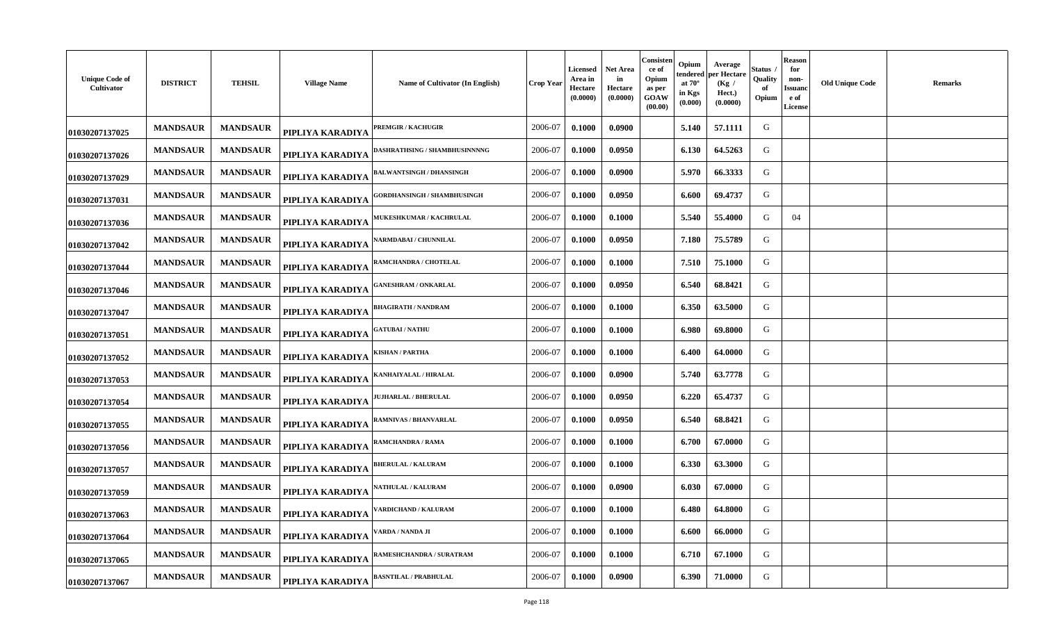| Unique Code of Cultivator | DISTRICT | TEHSIL | Village Name | Name of Cultivator (In English) | Crop Year | Licensed Area in Hectare (0.0000) | Net Area in Hectare (0.0000) | Consistence of Opium as per GOAW (00.00) | Opium tendered at 70° in Kgs (0.000) | Average per Hectare (Kg / Hect.) (0.0000) | Status / Quality of Opium | Reason for non-Issuance of License | Old Unique Code | Remarks |
|---|---|---|---|---|---|---|---|---|---|---|---|---|---|---|
| 01030207137025 | MANDSAUR | MANDSAUR | PIPLIYA KARADIYA | PREMGIR / KACHUGIR | 2006-07 | 0.1000 | 0.0900 | | 5.140 | 57.1111 | G | | | |
| 01030207137026 | MANDSAUR | MANDSAUR | PIPLIYA KARADIYA | DASHRATHSING / SHAMBHUSINNNNG | 2006-07 | 0.1000 | 0.0950 | | 6.130 | 64.5263 | G | | | |
| 01030207137029 | MANDSAUR | MANDSAUR | PIPLIYA KARADIYA | BALWANTSINGH / DHANSINGH | 2006-07 | 0.1000 | 0.0900 | | 5.970 | 66.3333 | G | | | |
| 01030207137031 | MANDSAUR | MANDSAUR | PIPLIYA KARADIYA | GORDHANSINGH / SHAMBHUSINGH | 2006-07 | 0.1000 | 0.0950 | | 6.600 | 69.4737 | G | | | |
| 01030207137036 | MANDSAUR | MANDSAUR | PIPLIYA KARADIYA | MUKESHKUMAR / KACHRULAL | 2006-07 | 0.1000 | 0.1000 | | 5.540 | 55.4000 | G | 04 | | |
| 01030207137042 | MANDSAUR | MANDSAUR | PIPLIYA KARADIYA | NARMDABAI / CHUNNILAL | 2006-07 | 0.1000 | 0.0950 | | 7.180 | 75.5789 | G | | | |
| 01030207137044 | MANDSAUR | MANDSAUR | PIPLIYA KARADIYA | RAMCHANDRA / CHOTELAL | 2006-07 | 0.1000 | 0.1000 | | 7.510 | 75.1000 | G | | | |
| 01030207137046 | MANDSAUR | MANDSAUR | PIPLIYA KARADIYA | GANESHRAM / ONKARLAL | 2006-07 | 0.1000 | 0.0950 | | 6.540 | 68.8421 | G | | | |
| 01030207137047 | MANDSAUR | MANDSAUR | PIPLIYA KARADIYA | BHAGIRATH / NANDRAM | 2006-07 | 0.1000 | 0.1000 | | 6.350 | 63.5000 | G | | | |
| 01030207137051 | MANDSAUR | MANDSAUR | PIPLIYA KARADIYA | GATUBAI / NATHU | 2006-07 | 0.1000 | 0.1000 | | 6.980 | 69.8000 | G | | | |
| 01030207137052 | MANDSAUR | MANDSAUR | PIPLIYA KARADIYA | KISHAN / PARTHA | 2006-07 | 0.1000 | 0.1000 | | 6.400 | 64.0000 | G | | | |
| 01030207137053 | MANDSAUR | MANDSAUR | PIPLIYA KARADIYA | KANHAIYALAL / HIRALAL | 2006-07 | 0.1000 | 0.0900 | | 5.740 | 63.7778 | G | | | |
| 01030207137054 | MANDSAUR | MANDSAUR | PIPLIYA KARADIYA | JUJHARLAL / BHERULAL | 2006-07 | 0.1000 | 0.0950 | | 6.220 | 65.4737 | G | | | |
| 01030207137055 | MANDSAUR | MANDSAUR | PIPLIYA KARADIYA | RAMNIVAS / BHANVARLAL | 2006-07 | 0.1000 | 0.0950 | | 6.540 | 68.8421 | G | | | |
| 01030207137056 | MANDSAUR | MANDSAUR | PIPLIYA KARADIYA | RAMCHANDRA / RAMA | 2006-07 | 0.1000 | 0.1000 | | 6.700 | 67.0000 | G | | | |
| 01030207137057 | MANDSAUR | MANDSAUR | PIPLIYA KARADIYA | BHERULAL / KALURAM | 2006-07 | 0.1000 | 0.1000 | | 6.330 | 63.3000 | G | | | |
| 01030207137059 | MANDSAUR | MANDSAUR | PIPLIYA KARADIYA | NATHULAL / KALURAM | 2006-07 | 0.1000 | 0.0900 | | 6.030 | 67.0000 | G | | | |
| 01030207137063 | MANDSAUR | MANDSAUR | PIPLIYA KARADIYA | VARDICHAND / KALURAM | 2006-07 | 0.1000 | 0.1000 | | 6.480 | 64.8000 | G | | | |
| 01030207137064 | MANDSAUR | MANDSAUR | PIPLIYA KARADIYA | VARDA / NANDA JI | 2006-07 | 0.1000 | 0.1000 | | 6.600 | 66.0000 | G | | | |
| 01030207137065 | MANDSAUR | MANDSAUR | PIPLIYA KARADIYA | RAMESHCHANDRA / SURATRAM | 2006-07 | 0.1000 | 0.1000 | | 6.710 | 67.1000 | G | | | |
| 01030207137067 | MANDSAUR | MANDSAUR | PIPLIYA KARADIYA | BASNTILAL / PRABHULAL | 2006-07 | 0.1000 | 0.0900 | | 6.390 | 71.0000 | G | | | |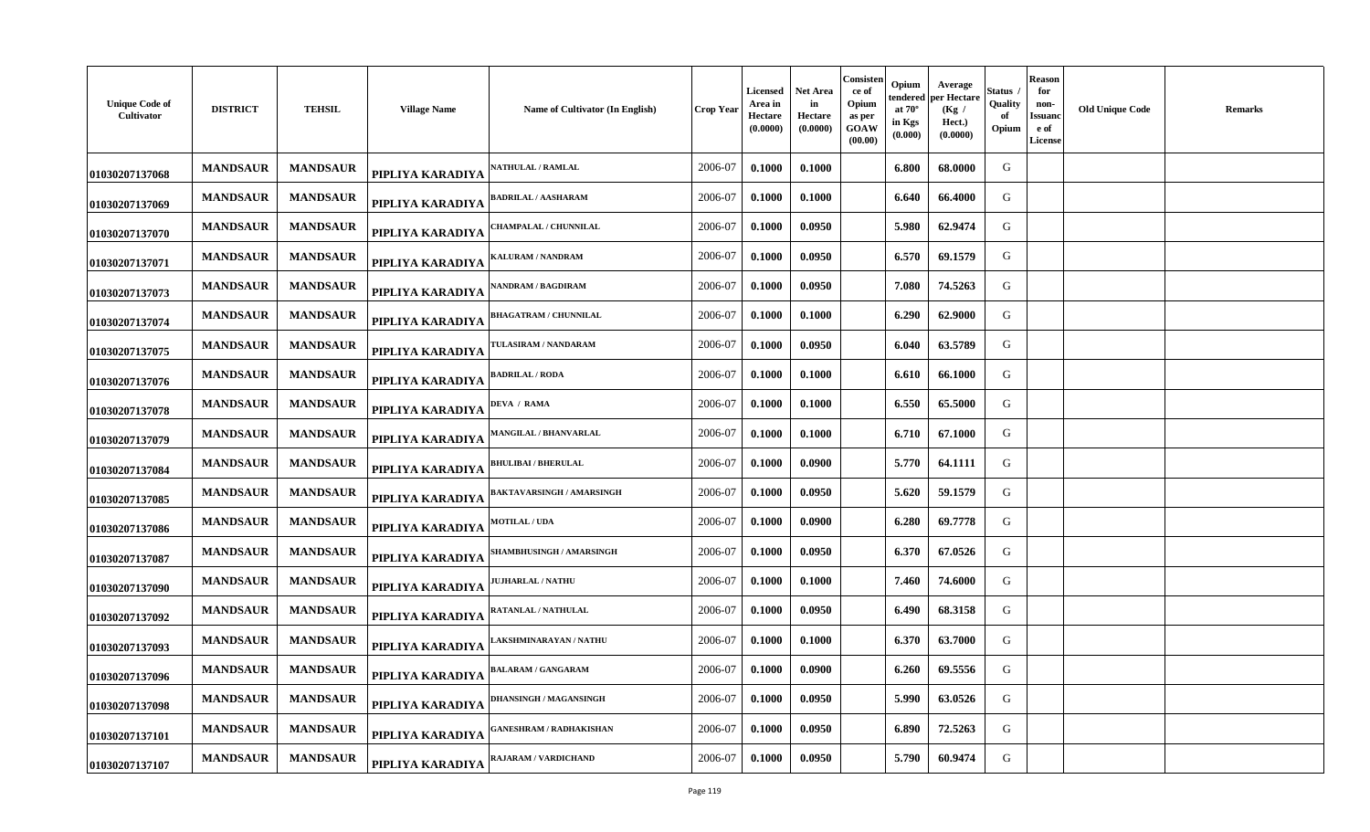| Unique Code of Cultivator | DISTRICT | TEHSIL | Village Name | Name of Cultivator (In English) | Crop Year | Licensed Area in Hectare (0.0000) | Net Area in Hectare (0.0000) | Consistence of Opium as per GOAW (00.00) | Opium tendered at 70° in Kgs (0.000) | Average per Hectare (Kg / Hect.) (0.0000) | Status / Quality of Opium | Reason for non-Issuance of License | Old Unique Code | Remarks |
|---|---|---|---|---|---|---|---|---|---|---|---|---|---|---|
| 01030207137068 | MANDSAUR | MANDSAUR | PIPLIYA KARADIYA | NATHULAL / RAMLAL | 2006-07 | 0.1000 | 0.1000 | | 6.800 | 68.0000 | G | | | |
| 01030207137069 | MANDSAUR | MANDSAUR | PIPLIYA KARADIYA | BADRILAL / AASHARAM | 2006-07 | 0.1000 | 0.1000 | | 6.640 | 66.4000 | G | | | |
| 01030207137070 | MANDSAUR | MANDSAUR | PIPLIYA KARADIYA | CHAMPALAL / CHUNNILAL | 2006-07 | 0.1000 | 0.0950 | | 5.980 | 62.9474 | G | | | |
| 01030207137071 | MANDSAUR | MANDSAUR | PIPLIYA KARADIYA | KALURAM / NANDRAM | 2006-07 | 0.1000 | 0.0950 | | 6.570 | 69.1579 | G | | | |
| 01030207137073 | MANDSAUR | MANDSAUR | PIPLIYA KARADIYA | NANDRAM / BAGDIRAM | 2006-07 | 0.1000 | 0.0950 | | 7.080 | 74.5263 | G | | | |
| 01030207137074 | MANDSAUR | MANDSAUR | PIPLIYA KARADIYA | BHAGATRAM / CHUNNILAL | 2006-07 | 0.1000 | 0.1000 | | 6.290 | 62.9000 | G | | | |
| 01030207137075 | MANDSAUR | MANDSAUR | PIPLIYA KARADIYA | TULASIRAM / NANDARAM | 2006-07 | 0.1000 | 0.0950 | | 6.040 | 63.5789 | G | | | |
| 01030207137076 | MANDSAUR | MANDSAUR | PIPLIYA KARADIYA | BADRILAL / RODA | 2006-07 | 0.1000 | 0.1000 | | 6.610 | 66.1000 | G | | | |
| 01030207137078 | MANDSAUR | MANDSAUR | PIPLIYA KARADIYA | DEVA / RAMA | 2006-07 | 0.1000 | 0.1000 | | 6.550 | 65.5000 | G | | | |
| 01030207137079 | MANDSAUR | MANDSAUR | PIPLIYA KARADIYA | MANGILAL / BHANVARLAL | 2006-07 | 0.1000 | 0.1000 | | 6.710 | 67.1000 | G | | | |
| 01030207137084 | MANDSAUR | MANDSAUR | PIPLIYA KARADIYA | BHULIBAI / BHERULAL | 2006-07 | 0.1000 | 0.0900 | | 5.770 | 64.1111 | G | | | |
| 01030207137085 | MANDSAUR | MANDSAUR | PIPLIYA KARADIYA | BAKTAVARSINGH / AMARSINGH | 2006-07 | 0.1000 | 0.0950 | | 5.620 | 59.1579 | G | | | |
| 01030207137086 | MANDSAUR | MANDSAUR | PIPLIYA KARADIYA | MOTILAL / UDA | 2006-07 | 0.1000 | 0.0900 | | 6.280 | 69.7778 | G | | | |
| 01030207137087 | MANDSAUR | MANDSAUR | PIPLIYA KARADIYA | SHAMBHUSINGH / AMARSINGH | 2006-07 | 0.1000 | 0.0950 | | 6.370 | 67.0526 | G | | | |
| 01030207137090 | MANDSAUR | MANDSAUR | PIPLIYA KARADIYA | JUJHARLAL / NATHU | 2006-07 | 0.1000 | 0.1000 | | 7.460 | 74.6000 | G | | | |
| 01030207137092 | MANDSAUR | MANDSAUR | PIPLIYA KARADIYA | RATANLAL / NATHULAL | 2006-07 | 0.1000 | 0.0950 | | 6.490 | 68.3158 | G | | | |
| 01030207137093 | MANDSAUR | MANDSAUR | PIPLIYA KARADIYA | LAKSHMINARAYAN / NATHU | 2006-07 | 0.1000 | 0.1000 | | 6.370 | 63.7000 | G | | | |
| 01030207137096 | MANDSAUR | MANDSAUR | PIPLIYA KARADIYA | BALARAM / GANGARAM | 2006-07 | 0.1000 | 0.0900 | | 6.260 | 69.5556 | G | | | |
| 01030207137098 | MANDSAUR | MANDSAUR | PIPLIYA KARADIYA | DHANSINGH / MAGANSINGH | 2006-07 | 0.1000 | 0.0950 | | 5.990 | 63.0526 | G | | | |
| 01030207137101 | MANDSAUR | MANDSAUR | PIPLIYA KARADIYA | GANESHRAM / RADHAKISHAN | 2006-07 | 0.1000 | 0.0950 | | 6.890 | 72.5263 | G | | | |
| 01030207137107 | MANDSAUR | MANDSAUR | PIPLIYA KARADIYA | RAJARAM / VARDICHAND | 2006-07 | 0.1000 | 0.0950 | | 5.790 | 60.9474 | G | | | |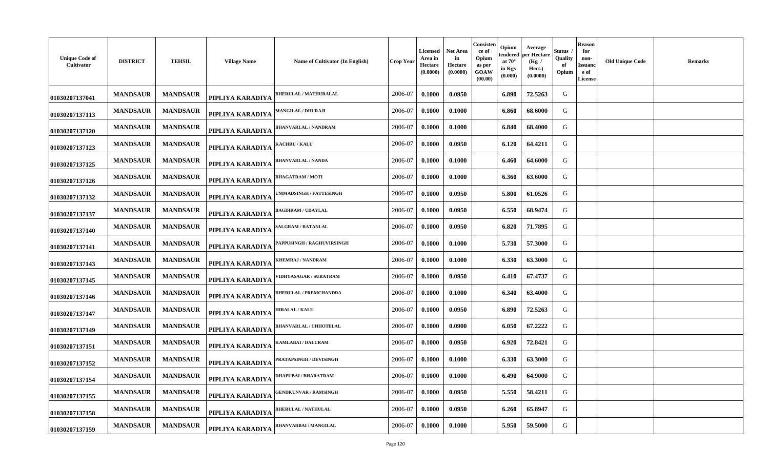| Unique Code of Cultivator | DISTRICT | TEHSIL | Village Name | Name of Cultivator (In English) | Crop Year | Licensed Area in Hectare (0.0000) | Net Area in Hectare (0.0000) | Consistence of Opium as per GOAW (00.00) | Opium tendered at 70° in Kgs (0.000) | Average per Hectare (Kg / Hect.) (0.0000) | Status / Quality of Opium | Reason for non-Issuance of License | Old Unique Code | Remarks |
|---|---|---|---|---|---|---|---|---|---|---|---|---|---|---|
| 01030207137041 | MANDSAUR | MANDSAUR | PIPLIYA KARADIYA | BHERULAL / MATHURALAL | 2006-07 | 0.1000 | 0.0950 | | 6.890 | 72.5263 | G | | | |
| 01030207137113 | MANDSAUR | MANDSAUR | PIPLIYA KARADIYA | MANGILAL / DHURAJI | 2006-07 | 0.1000 | 0.1000 | | 6.860 | 68.6000 | G | | | |
| 01030207137120 | MANDSAUR | MANDSAUR | PIPLIYA KARADIYA | BHANVARLAL / NANDRAM | 2006-07 | 0.1000 | 0.1000 | | 6.840 | 68.4000 | G | | | |
| 01030207137123 | MANDSAUR | MANDSAUR | PIPLIYA KARADIYA | KACHRU / KALU | 2006-07 | 0.1000 | 0.0950 | | 6.120 | 64.4211 | G | | | |
| 01030207137125 | MANDSAUR | MANDSAUR | PIPLIYA KARADIYA | BHANVARLAL / NANDA | 2006-07 | 0.1000 | 0.1000 | | 6.460 | 64.6000 | G | | | |
| 01030207137126 | MANDSAUR | MANDSAUR | PIPLIYA KARADIYA | BHAGATRAM / MOTI | 2006-07 | 0.1000 | 0.1000 | | 6.360 | 63.6000 | G | | | |
| 01030207137132 | MANDSAUR | MANDSAUR | PIPLIYA KARADIYA | UMMADSINGH / FATTESINGH | 2006-07 | 0.1000 | 0.0950 | | 5.800 | 61.0526 | G | | | |
| 01030207137137 | MANDSAUR | MANDSAUR | PIPLIYA KARADIYA | BAGDIRAM / UDAYLAL | 2006-07 | 0.1000 | 0.0950 | | 6.550 | 68.9474 | G | | | |
| 01030207137140 | MANDSAUR | MANDSAUR | PIPLIYA KARADIYA | SALGRAM / RATANLAL | 2006-07 | 0.1000 | 0.0950 | | 6.820 | 71.7895 | G | | | |
| 01030207137141 | MANDSAUR | MANDSAUR | PIPLIYA KARADIYA | PAPPUSINGH / RAGHUVIRSINGH | 2006-07 | 0.1000 | 0.1000 | | 5.730 | 57.3000 | G | | | |
| 01030207137143 | MANDSAUR | MANDSAUR | PIPLIYA KARADIYA | KHEMRAJ / NANDRAM | 2006-07 | 0.1000 | 0.1000 | | 6.330 | 63.3000 | G | | | |
| 01030207137145 | MANDSAUR | MANDSAUR | PIPLIYA KARADIYA | VIDHYASAGAR / SURATRAM | 2006-07 | 0.1000 | 0.0950 | | 6.410 | 67.4737 | G | | | |
| 01030207137146 | MANDSAUR | MANDSAUR | PIPLIYA KARADIYA | BHERULAL / PREMCHANDRA | 2006-07 | 0.1000 | 0.1000 | | 6.340 | 63.4000 | G | | | |
| 01030207137147 | MANDSAUR | MANDSAUR | PIPLIYA KARADIYA | HIRALAL / KALU | 2006-07 | 0.1000 | 0.0950 | | 6.890 | 72.5263 | G | | | |
| 01030207137149 | MANDSAUR | MANDSAUR | PIPLIYA KARADIYA | BHANVARLAL / CHHOTELAL | 2006-07 | 0.1000 | 0.0900 | | 6.050 | 67.2222 | G | | | |
| 01030207137151 | MANDSAUR | MANDSAUR | PIPLIYA KARADIYA | KAMLABAI / DALURAM | 2006-07 | 0.1000 | 0.0950 | | 6.920 | 72.8421 | G | | | |
| 01030207137152 | MANDSAUR | MANDSAUR | PIPLIYA KARADIYA | PRATAPSINGH / DEVISINGH | 2006-07 | 0.1000 | 0.1000 | | 6.330 | 63.3000 | G | | | |
| 01030207137154 | MANDSAUR | MANDSAUR | PIPLIYA KARADIYA | DHAPUBAI / BHARATRAM | 2006-07 | 0.1000 | 0.1000 | | 6.490 | 64.9000 | G | | | |
| 01030207137155 | MANDSAUR | MANDSAUR | PIPLIYA KARADIYA | GENDKUNVAR / RAMSINGH | 2006-07 | 0.1000 | 0.0950 | | 5.550 | 58.4211 | G | | | |
| 01030207137158 | MANDSAUR | MANDSAUR | PIPLIYA KARADIYA | BHERULAL / NATHULAL | 2006-07 | 0.1000 | 0.0950 | | 6.260 | 65.8947 | G | | | |
| 01030207137159 | MANDSAUR | MANDSAUR | PIPLIYA KARADIYA | BHANVARBAI / MANGILAL | 2006-07 | 0.1000 | 0.1000 | | 5.950 | 59.5000 | G | | | |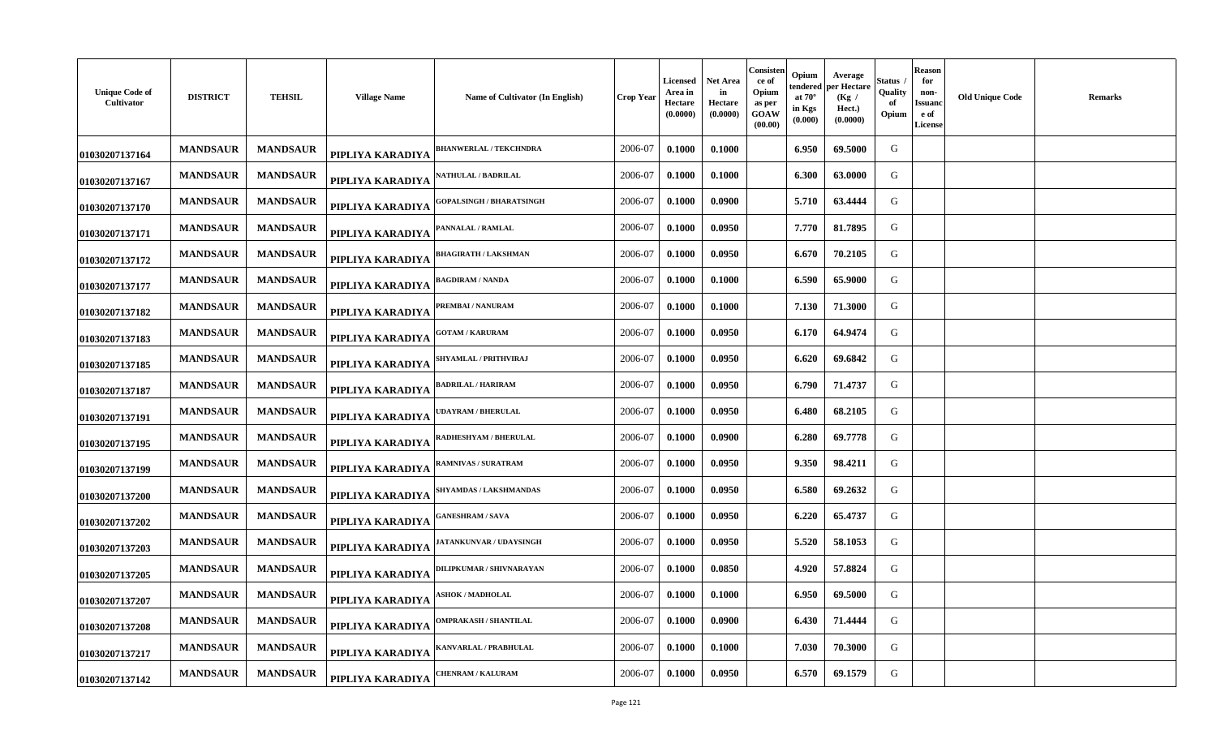| Unique Code of Cultivator | DISTRICT | TEHSIL | Village Name | Name of Cultivator (In English) | Crop Year | Licensed Area in Hectare (0.0000) | Net Area in Hectare (0.0000) | Consistence of Opium as per GOAW (00.00) | Opium tendered at 70° in Kgs (0.000) | Average per Hectare (Kg / Hect.) (0.0000) | Status / Quality of Opium | Reason for non-Issuance of License | Old Unique Code | Remarks |
|---|---|---|---|---|---|---|---|---|---|---|---|---|---|---|
| 01030207137164 | MANDSAUR | MANDSAUR | PIPLIYA KARADIYA | BHANWERLAL / TEKCHNDRA | 2006-07 | 0.1000 | 0.1000 | | 6.950 | 69.5000 | G | | | |
| 01030207137167 | MANDSAUR | MANDSAUR | PIPLIYA KARADIYA | NATHULAL / BADRILAL | 2006-07 | 0.1000 | 0.1000 | | 6.300 | 63.0000 | G | | | |
| 01030207137170 | MANDSAUR | MANDSAUR | PIPLIYA KARADIYA | GOPALSINGH / BHARATSINGH | 2006-07 | 0.1000 | 0.0900 | | 5.710 | 63.4444 | G | | | |
| 01030207137171 | MANDSAUR | MANDSAUR | PIPLIYA KARADIYA | PANNALAL / RAMLAL | 2006-07 | 0.1000 | 0.0950 | | 7.770 | 81.7895 | G | | | |
| 01030207137172 | MANDSAUR | MANDSAUR | PIPLIYA KARADIYA | BHAGIRATH / LAKSHMAN | 2006-07 | 0.1000 | 0.0950 | | 6.670 | 70.2105 | G | | | |
| 01030207137177 | MANDSAUR | MANDSAUR | PIPLIYA KARADIYA | BAGDIRAM / NANDA | 2006-07 | 0.1000 | 0.1000 | | 6.590 | 65.9000 | G | | | |
| 01030207137182 | MANDSAUR | MANDSAUR | PIPLIYA KARADIYA | PREMBAI / NANURAM | 2006-07 | 0.1000 | 0.1000 | | 7.130 | 71.3000 | G | | | |
| 01030207137183 | MANDSAUR | MANDSAUR | PIPLIYA KARADIYA | GOTAM / KARURAM | 2006-07 | 0.1000 | 0.0950 | | 6.170 | 64.9474 | G | | | |
| 01030207137185 | MANDSAUR | MANDSAUR | PIPLIYA KARADIYA | SHYAMLAL / PRITHVIRAJ | 2006-07 | 0.1000 | 0.0950 | | 6.620 | 69.6842 | G | | | |
| 01030207137187 | MANDSAUR | MANDSAUR | PIPLIYA KARADIYA | BADRILAL / HARIRAM | 2006-07 | 0.1000 | 0.0950 | | 6.790 | 71.4737 | G | | | |
| 01030207137191 | MANDSAUR | MANDSAUR | PIPLIYA KARADIYA | UDAYRAM / BHERULAL | 2006-07 | 0.1000 | 0.0950 | | 6.480 | 68.2105 | G | | | |
| 01030207137195 | MANDSAUR | MANDSAUR | PIPLIYA KARADIYA | RADHESHYAM / BHERULAL | 2006-07 | 0.1000 | 0.0900 | | 6.280 | 69.7778 | G | | | |
| 01030207137199 | MANDSAUR | MANDSAUR | PIPLIYA KARADIYA | RAMNIVAS / SURATRAM | 2006-07 | 0.1000 | 0.0950 | | 9.350 | 98.4211 | G | | | |
| 01030207137200 | MANDSAUR | MANDSAUR | PIPLIYA KARADIYA | SHYAMDAS / LAKSHMANDAS | 2006-07 | 0.1000 | 0.0950 | | 6.580 | 69.2632 | G | | | |
| 01030207137202 | MANDSAUR | MANDSAUR | PIPLIYA KARADIYA | GANESHRAM / SAVA | 2006-07 | 0.1000 | 0.0950 | | 6.220 | 65.4737 | G | | | |
| 01030207137203 | MANDSAUR | MANDSAUR | PIPLIYA KARADIYA | JATANKUNVAR / UDAYSINGH | 2006-07 | 0.1000 | 0.0950 | | 5.520 | 58.1053 | G | | | |
| 01030207137205 | MANDSAUR | MANDSAUR | PIPLIYA KARADIYA | DILIPKUMAR / SHIVNARAYAN | 2006-07 | 0.1000 | 0.0850 | | 4.920 | 57.8824 | G | | | |
| 01030207137207 | MANDSAUR | MANDSAUR | PIPLIYA KARADIYA | ASHOK / MADHOLAL | 2006-07 | 0.1000 | 0.1000 | | 6.950 | 69.5000 | G | | | |
| 01030207137208 | MANDSAUR | MANDSAUR | PIPLIYA KARADIYA | OMPRAKASH / SHANTILAL | 2006-07 | 0.1000 | 0.0900 | | 6.430 | 71.4444 | G | | | |
| 01030207137217 | MANDSAUR | MANDSAUR | PIPLIYA KARADIYA | KANVARLAL / PRABHULAL | 2006-07 | 0.1000 | 0.1000 | | 7.030 | 70.3000 | G | | | |
| 01030207137142 | MANDSAUR | MANDSAUR | PIPLIYA KARADIYA | CHENRAM / KALURAM | 2006-07 | 0.1000 | 0.0950 | | 6.570 | 69.1579 | G | | | |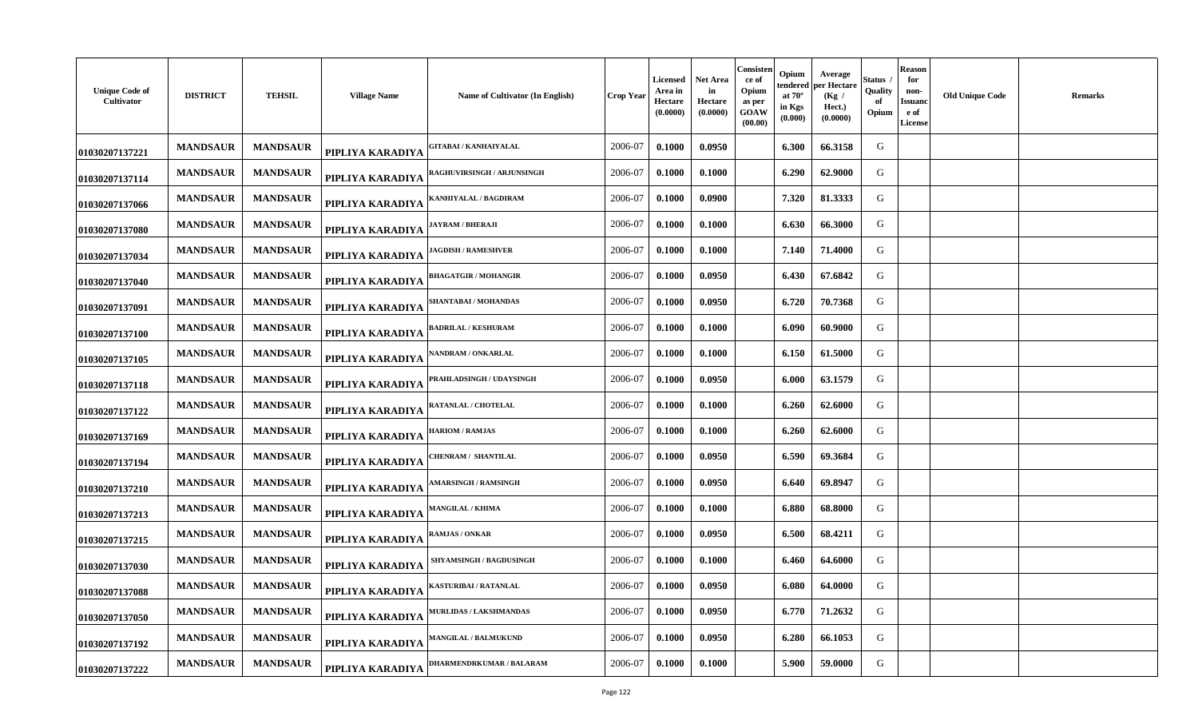| Unique Code of Cultivator | DISTRICT | TEHSIL | Village Name | Name of Cultivator (In English) | Crop Year | Licensed Area in Hectare (0.0000) | Net Area in Hectare (0.0000) | Consistence of Opium as per GOAW (00.00) | Opium tendered at 70° in Kgs (0.000) | Average per Hectare (Kg / Hect.) (0.0000) | Status / Quality of Opium | Reason for non-Issuance of License | Old Unique Code | Remarks |
|---|---|---|---|---|---|---|---|---|---|---|---|---|---|---|
| 01030207137221 | MANDSAUR | MANDSAUR | PIPLIYA KARADIYA | GITABAI / KANHAIYALAL | 2006-07 | 0.1000 | 0.0950 | | 6.300 | 66.3158 | G | | | |
| 01030207137114 | MANDSAUR | MANDSAUR | PIPLIYA KARADIYA | RAGHUVIRSINGH / ARJUNSINGH | 2006-07 | 0.1000 | 0.1000 | | 6.290 | 62.9000 | G | | | |
| 01030207137066 | MANDSAUR | MANDSAUR | PIPLIYA KARADIYA | KANHIYALAL / BAGDIRAM | 2006-07 | 0.1000 | 0.0900 | | 7.320 | 81.3333 | G | | | |
| 01030207137080 | MANDSAUR | MANDSAUR | PIPLIYA KARADIYA | JAYRAM / BHERAJI | 2006-07 | 0.1000 | 0.1000 | | 6.630 | 66.3000 | G | | | |
| 01030207137034 | MANDSAUR | MANDSAUR | PIPLIYA KARADIYA | JAGDISH / RAMESHVER | 2006-07 | 0.1000 | 0.1000 | | 7.140 | 71.4000 | G | | | |
| 01030207137040 | MANDSAUR | MANDSAUR | PIPLIYA KARADIYA | BHAGATGIR / MOHANGIR | 2006-07 | 0.1000 | 0.0950 | | 6.430 | 67.6842 | G | | | |
| 01030207137091 | MANDSAUR | MANDSAUR | PIPLIYA KARADIYA | SHANTABAI / MOHANDAS | 2006-07 | 0.1000 | 0.0950 | | 6.720 | 70.7368 | G | | | |
| 01030207137100 | MANDSAUR | MANDSAUR | PIPLIYA KARADIYA | BADRILAL / KESHURAM | 2006-07 | 0.1000 | 0.1000 | | 6.090 | 60.9000 | G | | | |
| 01030207137105 | MANDSAUR | MANDSAUR | PIPLIYA KARADIYA | NANDRAM / ONKARLAL | 2006-07 | 0.1000 | 0.1000 | | 6.150 | 61.5000 | G | | | |
| 01030207137118 | MANDSAUR | MANDSAUR | PIPLIYA KARADIYA | PRAHLADSINGH / UDAYSINGH | 2006-07 | 0.1000 | 0.0950 | | 6.000 | 63.1579 | G | | | |
| 01030207137122 | MANDSAUR | MANDSAUR | PIPLIYA KARADIYA | RATANLAL / CHOTELAL | 2006-07 | 0.1000 | 0.1000 | | 6.260 | 62.6000 | G | | | |
| 01030207137169 | MANDSAUR | MANDSAUR | PIPLIYA KARADIYA | HARIOM / RAMJAS | 2006-07 | 0.1000 | 0.1000 | | 6.260 | 62.6000 | G | | | |
| 01030207137194 | MANDSAUR | MANDSAUR | PIPLIYA KARADIYA | CHENRAM / SHANTILAL | 2006-07 | 0.1000 | 0.0950 | | 6.590 | 69.3684 | G | | | |
| 01030207137210 | MANDSAUR | MANDSAUR | PIPLIYA KARADIYA | AMARSINGH / RAMSINGH | 2006-07 | 0.1000 | 0.0950 | | 6.640 | 69.8947 | G | | | |
| 01030207137213 | MANDSAUR | MANDSAUR | PIPLIYA KARADIYA | MANGILAL / KHIMA | 2006-07 | 0.1000 | 0.1000 | | 6.880 | 68.8000 | G | | | |
| 01030207137215 | MANDSAUR | MANDSAUR | PIPLIYA KARADIYA | RAMJAS / ONKAR | 2006-07 | 0.1000 | 0.0950 | | 6.500 | 68.4211 | G | | | |
| 01030207137030 | MANDSAUR | MANDSAUR | PIPLIYA KARADIYA | SHYAMSINGH / BAGDUSINGH | 2006-07 | 0.1000 | 0.1000 | | 6.460 | 64.6000 | G | | | |
| 01030207137088 | MANDSAUR | MANDSAUR | PIPLIYA KARADIYA | KASTURIBAI / RATANLAL | 2006-07 | 0.1000 | 0.0950 | | 6.080 | 64.0000 | G | | | |
| 01030207137050 | MANDSAUR | MANDSAUR | PIPLIYA KARADIYA | MURLIDAS / LAKSHMANDAS | 2006-07 | 0.1000 | 0.0950 | | 6.770 | 71.2632 | G | | | |
| 01030207137192 | MANDSAUR | MANDSAUR | PIPLIYA KARADIYA | MANGILAL / BALMUKUND | 2006-07 | 0.1000 | 0.0950 | | 6.280 | 66.1053 | G | | | |
| 01030207137222 | MANDSAUR | MANDSAUR | PIPLIYA KARADIYA | DHARMENDRKUMAR / BALARAM | 2006-07 | 0.1000 | 0.1000 | | 5.900 | 59.0000 | G | | | |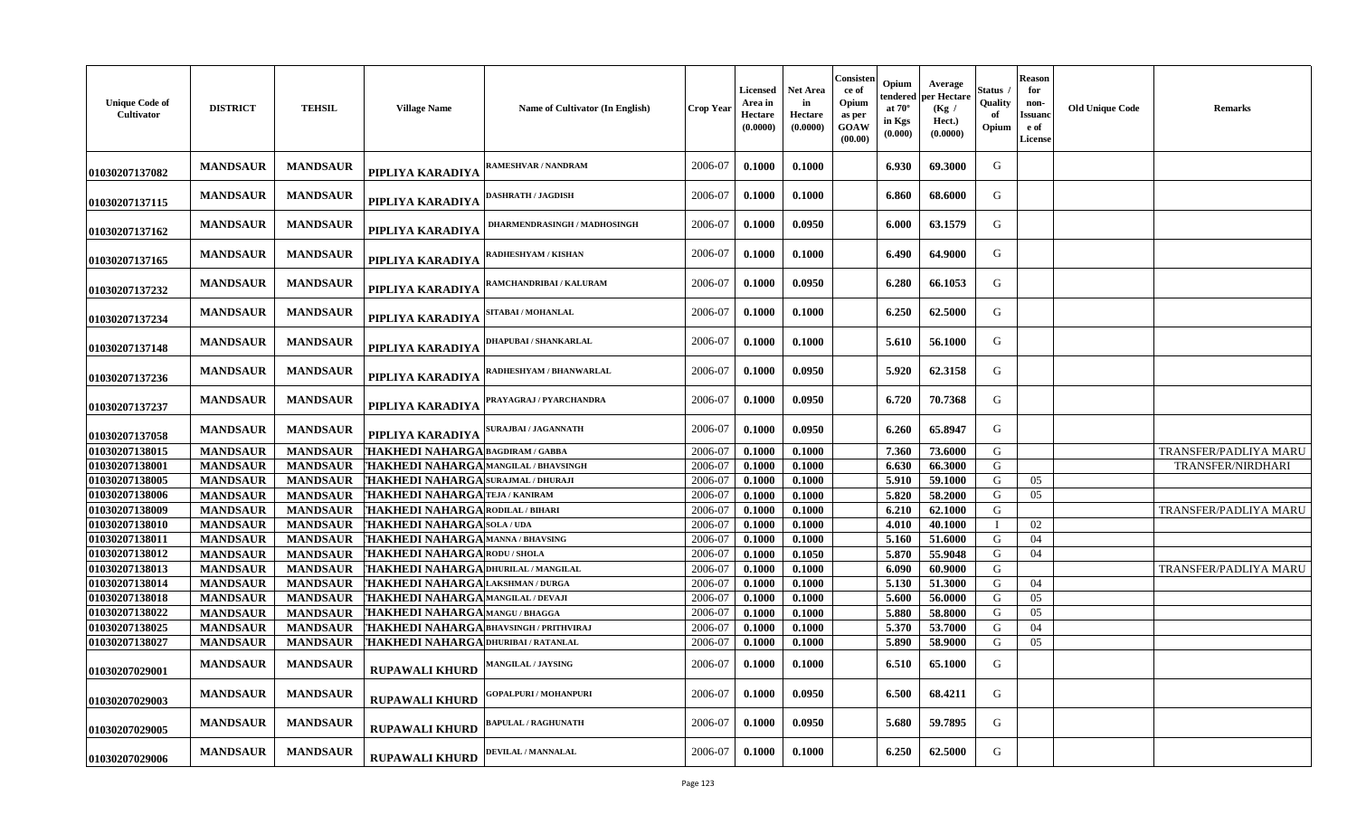| Unique Code of Cultivator | DISTRICT | TEHSIL | Village Name | Name of Cultivator (In English) | Crop Year | Licensed Area in Hectare (0.0000) | Net Area in Hectare (0.0000) | Consistence of Opium as per GOAW (00.00) | Opium tendered at 70° in Kgs (0.000) | Average per Hectare (Kg / Hect.) (0.0000) | Status / Quality of Opium | Reason for non-Issuance of License | Old Unique Code | Remarks |
|---|---|---|---|---|---|---|---|---|---|---|---|---|---|---|
| 01030207137082 | MANDSAUR | MANDSAUR | PIPLIYA KARADIYA | RAMESHVAR / NANDRAM | 2006-07 | 0.1000 | 0.1000 | | 6.930 | 69.3000 | G | | | |
| 01030207137115 | MANDSAUR | MANDSAUR | PIPLIYA KARADIYA | DASHRATH / JAGDISH | 2006-07 | 0.1000 | 0.1000 | | 6.860 | 68.6000 | G | | | |
| 01030207137162 | MANDSAUR | MANDSAUR | PIPLIYA KARADIYA | DHARMENDRASINGH / MADHOSINGH | 2006-07 | 0.1000 | 0.0950 | | 6.000 | 63.1579 | G | | | |
| 01030207137165 | MANDSAUR | MANDSAUR | PIPLIYA KARADIYA | RADHESHYAM / KISHAN | 2006-07 | 0.1000 | 0.1000 | | 6.490 | 64.9000 | G | | | |
| 01030207137232 | MANDSAUR | MANDSAUR | PIPLIYA KARADIYA | RAMCHANDRIBAI / KALURAM | 2006-07 | 0.1000 | 0.0950 | | 6.280 | 66.1053 | G | | | |
| 01030207137234 | MANDSAUR | MANDSAUR | PIPLIYA KARADIYA | SITABAI / MOHANLAL | 2006-07 | 0.1000 | 0.1000 | | 6.250 | 62.5000 | G | | | |
| 01030207137148 | MANDSAUR | MANDSAUR | PIPLIYA KARADIYA | DHAPUBAI / SHANKARLAL | 2006-07 | 0.1000 | 0.1000 | | 5.610 | 56.1000 | G | | | |
| 01030207137236 | MANDSAUR | MANDSAUR | PIPLIYA KARADIYA | RADHESHYAM / BHANWARLAL | 2006-07 | 0.1000 | 0.0950 | | 5.920 | 62.3158 | G | | | |
| 01030207137237 | MANDSAUR | MANDSAUR | PIPLIYA KARADIYA | PRAYAGRAJ / PYARCHANDRA | 2006-07 | 0.1000 | 0.0950 | | 6.720 | 70.7368 | G | | | |
| 01030207137058 | MANDSAUR | MANDSAUR | PIPLIYA KARADIYA | SURAJBAI / JAGANNATH | 2006-07 | 0.1000 | 0.0950 | | 6.260 | 65.8947 | G | | | |
| 01030207138015 | MANDSAUR | MANDSAUR | THAKHEDI NAHARGA | BAGDIRAM / GABBA | 2006-07 | 0.1000 | 0.1000 | | 7.360 | 73.6000 | G | | | TRANSFER/PADLIYA MARU |
| 01030207138001 | MANDSAUR | MANDSAUR | THAKHEDI NAHARGA | MANGILAL / BHAVSINGH | 2006-07 | 0.1000 | 0.1000 | | 6.630 | 66.3000 | G | | | TRANSFER/NIRDHARI |
| 01030207138005 | MANDSAUR | MANDSAUR | THAKHEDI NAHARGA | SURAJMAL / DHURAJI | 2006-07 | 0.1000 | 0.1000 | | 5.910 | 59.1000 | G | 05 | | |
| 01030207138006 | MANDSAUR | MANDSAUR | THAKHEDI NAHARGA | TEJA / KANIRAM | 2006-07 | 0.1000 | 0.1000 | | 5.820 | 58.2000 | G | 05 | | |
| 01030207138009 | MANDSAUR | MANDSAUR | THAKHEDI NAHARGA | RODILAL / BIHARI | 2006-07 | 0.1000 | 0.1000 | | 6.210 | 62.1000 | G | | | TRANSFER/PADLIYA MARU |
| 01030207138010 | MANDSAUR | MANDSAUR | THAKHEDI NAHARGA | SOLA / UDA | 2006-07 | 0.1000 | 0.1000 | | 4.010 | 40.1000 | I | 02 | | |
| 01030207138011 | MANDSAUR | MANDSAUR | THAKHEDI NAHARGA | MANNA / BHAVSING | 2006-07 | 0.1000 | 0.1000 | | 5.160 | 51.6000 | G | 04 | | |
| 01030207138012 | MANDSAUR | MANDSAUR | THAKHEDI NAHARGA | RODU / SHOLA | 2006-07 | 0.1000 | 0.1050 | | 5.870 | 55.9048 | G | 04 | | |
| 01030207138013 | MANDSAUR | MANDSAUR | THAKHEDI NAHARGA | DHURILAL / MANGILAL | 2006-07 | 0.1000 | 0.1000 | | 6.090 | 60.9000 | G | | | TRANSFER/PADLIYA MARU |
| 01030207138014 | MANDSAUR | MANDSAUR | THAKHEDI NAHARGA | LAKSHMAN / DURGA | 2006-07 | 0.1000 | 0.1000 | | 5.130 | 51.3000 | G | 04 | | |
| 01030207138018 | MANDSAUR | MANDSAUR | THAKHEDI NAHARGA | MANGILAL / DEVAJI | 2006-07 | 0.1000 | 0.1000 | | 5.600 | 56.0000 | G | 05 | | |
| 01030207138022 | MANDSAUR | MANDSAUR | THAKHEDI NAHARGA | MANGU / BHAGGA | 2006-07 | 0.1000 | 0.1000 | | 5.880 | 58.8000 | G | 05 | | |
| 01030207138025 | MANDSAUR | MANDSAUR | THAKHEDI NAHARGA | BHAVSINGH / PRITHVIRAJ | 2006-07 | 0.1000 | 0.1000 | | 5.370 | 53.7000 | G | 04 | | |
| 01030207138027 | MANDSAUR | MANDSAUR | THAKHEDI NAHARGA | DHURIBAI / RATANLAL | 2006-07 | 0.1000 | 0.1000 | | 5.890 | 58.9000 | G | 05 | | |
| 01030207029001 | MANDSAUR | MANDSAUR | RUPAWALI KHURD | MANGILAL / JAYSING | 2006-07 | 0.1000 | 0.1000 | | 6.510 | 65.1000 | G | | | |
| 01030207029003 | MANDSAUR | MANDSAUR | RUPAWALI KHURD | GOPALPURI / MOHANPURI | 2006-07 | 0.1000 | 0.0950 | | 6.500 | 68.4211 | G | | | |
| 01030207029005 | MANDSAUR | MANDSAUR | RUPAWALI KHURD | BAPULAL / RAGHUNATH | 2006-07 | 0.1000 | 0.0950 | | 5.680 | 59.7895 | G | | | |
| 01030207029006 | MANDSAUR | MANDSAUR | RUPAWALI KHURD | DEVILAL / MANNALAL | 2006-07 | 0.1000 | 0.1000 | | 6.250 | 62.5000 | G | | | |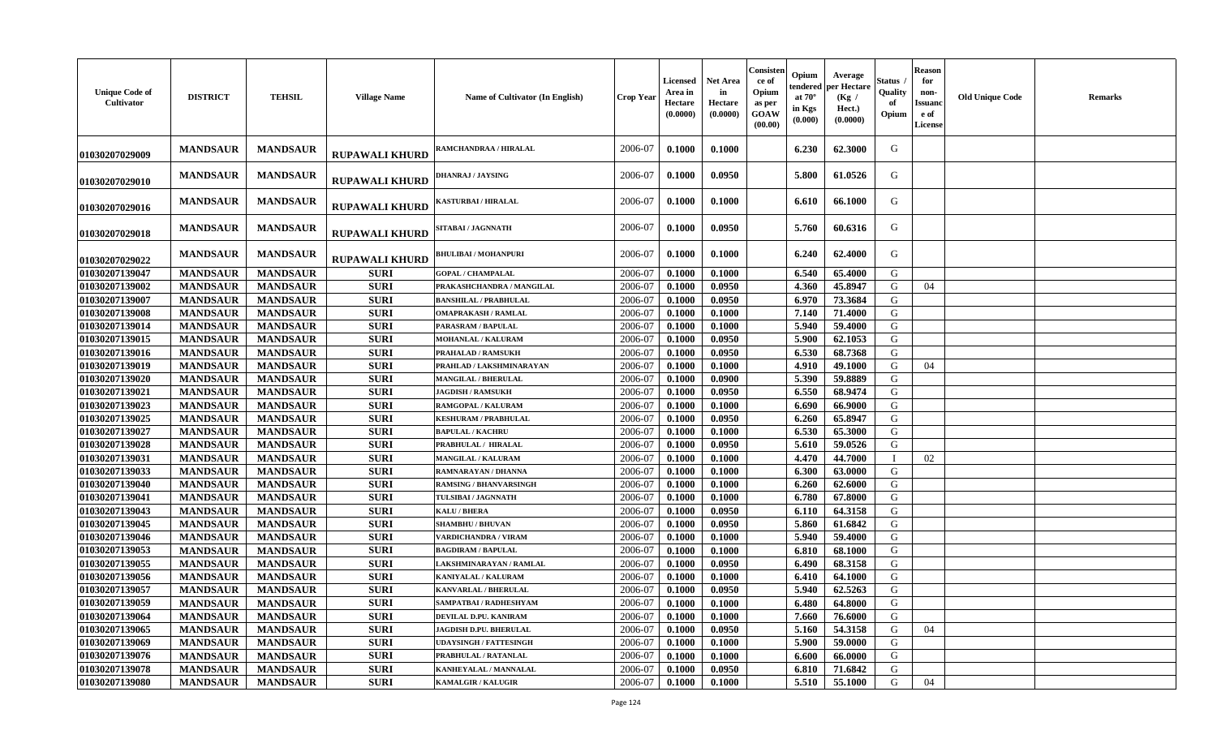| Unique Code of Cultivator | DISTRICT | TEHSIL | Village Name | Name of Cultivator (In English) | Crop Year | Licensed Area in Hectare (0.0000) | Net Area in Hectare (0.0000) | Consistence of Opium as per GOAW (00.00) | Opium tendered at 70° in Kgs (0.000) | Average per Hectare (Kg / Hect.) (0.0000) | Status / Quality of Opium | Reason for non-Issuance of License | Old Unique Code | Remarks |
|---|---|---|---|---|---|---|---|---|---|---|---|---|---|---|
| 01030207029009 | MANDSAUR | MANDSAUR | RUPAWALI KHURD | RAMCHANDRAA / HIRALAL | 2006-07 | 0.1000 | 0.1000 | | 6.230 | 62.3000 | G | | | |
| 01030207029010 | MANDSAUR | MANDSAUR | RUPAWALI KHURD | DHANRAJ / JAYSING | 2006-07 | 0.1000 | 0.0950 | | 5.800 | 61.0526 | G | | | |
| 01030207029016 | MANDSAUR | MANDSAUR | RUPAWALI KHURD | KASTURBAI / HIRALAL | 2006-07 | 0.1000 | 0.1000 | | 6.610 | 66.1000 | G | | | |
| 01030207029018 | MANDSAUR | MANDSAUR | RUPAWALI KHURD | SITABAI / JAGNNATH | 2006-07 | 0.1000 | 0.0950 | | 5.760 | 60.6316 | G | | | |
| 01030207029022 | MANDSAUR | MANDSAUR | RUPAWALI KHURD | BHULIBAI / MOHANPURI | 2006-07 | 0.1000 | 0.1000 | | 6.240 | 62.4000 | G | | | |
| 01030207139047 | MANDSAUR | MANDSAUR | SURI | GOPAL / CHAMPALAL | 2006-07 | 0.1000 | 0.1000 | | 6.540 | 65.4000 | G | | | |
| 01030207139002 | MANDSAUR | MANDSAUR | SURI | PRAKASHCHANDRA / MANGILAL | 2006-07 | 0.1000 | 0.0950 | | 4.360 | 45.8947 | G | 04 | | |
| 01030207139007 | MANDSAUR | MANDSAUR | SURI | BANSHILAL / PRABHULAL | 2006-07 | 0.1000 | 0.0950 | | 6.970 | 73.3684 | G | | | |
| 01030207139008 | MANDSAUR | MANDSAUR | SURI | OMAPRAKASH / RAMLAL | 2006-07 | 0.1000 | 0.1000 | | 7.140 | 71.4000 | G | | | |
| 01030207139014 | MANDSAUR | MANDSAUR | SURI | PARASRAM / BAPULAL | 2006-07 | 0.1000 | 0.1000 | | 5.940 | 59.4000 | G | | | |
| 01030207139015 | MANDSAUR | MANDSAUR | SURI | MOHANLAL / KALURAM | 2006-07 | 0.1000 | 0.0950 | | 5.900 | 62.1053 | G | | | |
| 01030207139016 | MANDSAUR | MANDSAUR | SURI | PRAHALAD / RAMSUKH | 2006-07 | 0.1000 | 0.0950 | | 6.530 | 68.7368 | G | | | |
| 01030207139019 | MANDSAUR | MANDSAUR | SURI | PRAHLAD / LAKSHMINARAYAN | 2006-07 | 0.1000 | 0.1000 | | 4.910 | 49.1000 | G | 04 | | |
| 01030207139020 | MANDSAUR | MANDSAUR | SURI | MANGILAL / BHERULAL | 2006-07 | 0.1000 | 0.0900 | | 5.390 | 59.8889 | G | | | |
| 01030207139021 | MANDSAUR | MANDSAUR | SURI | JAGDISH / RAMSUKH | 2006-07 | 0.1000 | 0.0950 | | 6.550 | 68.9474 | G | | | |
| 01030207139023 | MANDSAUR | MANDSAUR | SURI | RAMGOPAL / KALURAM | 2006-07 | 0.1000 | 0.1000 | | 6.690 | 66.9000 | G | | | |
| 01030207139025 | MANDSAUR | MANDSAUR | SURI | KESHURAM / PRABHULAL | 2006-07 | 0.1000 | 0.0950 | | 6.260 | 65.8947 | G | | | |
| 01030207139027 | MANDSAUR | MANDSAUR | SURI | BAPULAL / KACHRU | 2006-07 | 0.1000 | 0.1000 | | 6.530 | 65.3000 | G | | | |
| 01030207139028 | MANDSAUR | MANDSAUR | SURI | PRABHULAL / HIRALAL | 2006-07 | 0.1000 | 0.0950 | | 5.610 | 59.0526 | G | | | |
| 01030207139031 | MANDSAUR | MANDSAUR | SURI | MANGILAL / KALURAM | 2006-07 | 0.1000 | 0.1000 | | 4.470 | 44.7000 | I | 02 | | |
| 01030207139033 | MANDSAUR | MANDSAUR | SURI | RAMNARAYAN / DHANNA | 2006-07 | 0.1000 | 0.1000 | | 6.300 | 63.0000 | G | | | |
| 01030207139040 | MANDSAUR | MANDSAUR | SURI | RAMSING / BHANVARSINGH | 2006-07 | 0.1000 | 0.1000 | | 6.260 | 62.6000 | G | | | |
| 01030207139041 | MANDSAUR | MANDSAUR | SURI | TULSIBAI / JAGNNATH | 2006-07 | 0.1000 | 0.1000 | | 6.780 | 67.8000 | G | | | |
| 01030207139043 | MANDSAUR | MANDSAUR | SURI | KALU / BHERA | 2006-07 | 0.1000 | 0.0950 | | 6.110 | 64.3158 | G | | | |
| 01030207139045 | MANDSAUR | MANDSAUR | SURI | SHAMBHU / BHUVAN | 2006-07 | 0.1000 | 0.0950 | | 5.860 | 61.6842 | G | | | |
| 01030207139046 | MANDSAUR | MANDSAUR | SURI | VARDICHANDRA / VIRAM | 2006-07 | 0.1000 | 0.1000 | | 5.940 | 59.4000 | G | | | |
| 01030207139053 | MANDSAUR | MANDSAUR | SURI | BAGDIRAM / BAPULAL | 2006-07 | 0.1000 | 0.1000 | | 6.810 | 68.1000 | G | | | |
| 01030207139055 | MANDSAUR | MANDSAUR | SURI | LAKSHMINARAYAN / RAMLAL | 2006-07 | 0.1000 | 0.0950 | | 6.490 | 68.3158 | G | | | |
| 01030207139056 | MANDSAUR | MANDSAUR | SURI | KANIYALAL / KALURAM | 2006-07 | 0.1000 | 0.1000 | | 6.410 | 64.1000 | G | | | |
| 01030207139057 | MANDSAUR | MANDSAUR | SURI | KANVARLAL / BHERULAL | 2006-07 | 0.1000 | 0.0950 | | 5.940 | 62.5263 | G | | | |
| 01030207139059 | MANDSAUR | MANDSAUR | SURI | SAMPATBAI / RADHESHYAM | 2006-07 | 0.1000 | 0.1000 | | 6.480 | 64.8000 | G | | | |
| 01030207139064 | MANDSAUR | MANDSAUR | SURI | DEVILAL D.PU. KANIRAM | 2006-07 | 0.1000 | 0.1000 | | 7.660 | 76.6000 | G | | | |
| 01030207139065 | MANDSAUR | MANDSAUR | SURI | JAGDISH D.PU. BHERULAL | 2006-07 | 0.1000 | 0.0950 | | 5.160 | 54.3158 | G | 04 | | |
| 01030207139069 | MANDSAUR | MANDSAUR | SURI | UDAYSINGH / FATTESINGH | 2006-07 | 0.1000 | 0.1000 | | 5.900 | 59.0000 | G | | | |
| 01030207139076 | MANDSAUR | MANDSAUR | SURI | PRABHULAL / RATANLAL | 2006-07 | 0.1000 | 0.1000 | | 6.600 | 66.0000 | G | | | |
| 01030207139078 | MANDSAUR | MANDSAUR | SURI | KANHEYALAL / MANNALAL | 2006-07 | 0.1000 | 0.0950 | | 6.810 | 71.6842 | G | | | |
| 01030207139080 | MANDSAUR | MANDSAUR | SURI | KAMALGIR / KALUGIR | 2006-07 | 0.1000 | 0.1000 | | 5.510 | 55.1000 | G | 04 | | |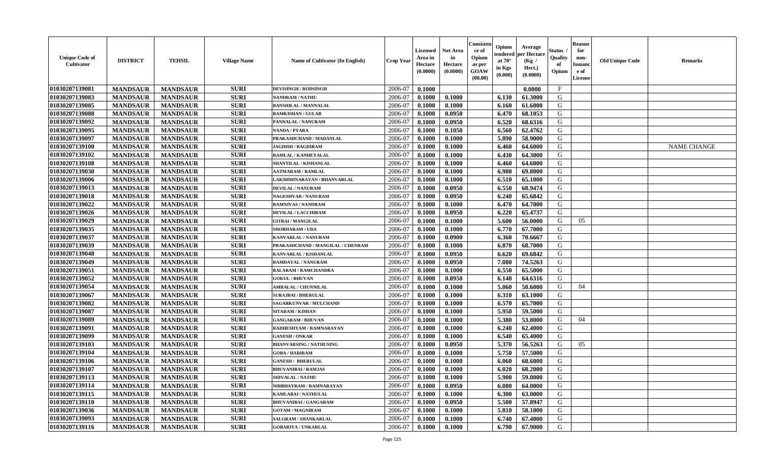| Unique Code of Cultivator | DISTRICT | TEHSIL | Village Name | Name of Cultivator (In English) | Crop Year | Licensed Area in Hectare (0.0000) | Net Area in Hectare (0.0000) | Consistence of Opium as per GOAW (00.00) | Opium tendered at 70° in Kgs (0.000) | Average per Hectare (Kg / Hect.) (0.0000) | Status / Quality of Opium | Reason for non-Issuance of License | Old Unique Code | Remarks |
|---|---|---|---|---|---|---|---|---|---|---|---|---|---|---|
| 01030207139081 | MANDSAUR | MANDSAUR | SURI | DEVISINGH / RODSINGH | 2006-07 | 0.1000 | | | | 0.0000 | F | | | |
| 01030207139083 | MANDSAUR | MANDSAUR | SURI | NANDRAM / NATHU | 2006-07 | 0.1000 | 0.1000 | | 6.130 | 61.3000 | G | | | |
| 01030207139085 | MANDSAUR | MANDSAUR | SURI | BANSHILAL / MANNALAL | 2006-07 | 0.1000 | 0.1000 | | 6.160 | 61.6000 | G | | | |
| 01030207139088 | MANDSAUR | MANDSAUR | SURI | RAMKISHAN / GULAB | 2006-07 | 0.1000 | 0.0950 | | 6.470 | 68.1053 | G | | | |
| 01030207139092 | MANDSAUR | MANDSAUR | SURI | PANNALAL / NANURAM | 2006-07 | 0.1000 | 0.0950 | | 6.520 | 68.6316 | G | | | |
| 01030207139095 | MANDSAUR | MANDSAUR | SURI | NANDA / PYARA | 2006-07 | 0.1000 | 0.1050 | | 6.560 | 62.4762 | G | | | |
| 01030207139097 | MANDSAUR | MANDSAUR | SURI | PRAKASHCHAND / MADANLAL | 2006-07 | 0.1000 | 0.1000 | | 5.890 | 58.9000 | G | | | |
| 01030207139100 | MANDSAUR | MANDSAUR | SURI | JAGDISH / BAGDIRAM | 2006-07 | 0.1000 | 0.1000 | | 6.460 | 64.6000 | G | | | NAME CHANGE |
| 01030207139102 | MANDSAUR | MANDSAUR | SURI | RAMLAL / KANHEYALAL | 2006-07 | 0.1000 | 0.1000 | | 6.430 | 64.3000 | G | | | |
| 01030207139108 | MANDSAUR | MANDSAUR | SURI | SHANTILAL / KISHANLAL | 2006-07 | 0.1000 | 0.1000 | | 6.460 | 64.6000 | G | | | |
| 01030207139030 | MANDSAUR | MANDSAUR | SURI | AATMARAM / RAMLAL | 2006-07 | 0.1000 | 0.1000 | | 6.980 | 69.8000 | G | | | |
| 01030207139006 | MANDSAUR | MANDSAUR | SURI | LAKSHMINARAYAN / BHANVARLAL | 2006-07 | 0.1000 | 0.1000 | | 6.510 | 65.1000 | G | | | |
| 01030207139013 | MANDSAUR | MANDSAUR | SURI | DEVILAL / NANURAM | 2006-07 | 0.1000 | 0.0950 | | 6.550 | 68.9474 | G | | | |
| 01030207139018 | MANDSAUR | MANDSAUR | SURI | NAGESHVAR / NANURAM | 2006-07 | 0.1000 | 0.0950 | | 6.240 | 65.6842 | G | | | |
| 01030207139022 | MANDSAUR | MANDSAUR | SURI | RAMNIVAS / NANDRAM | 2006-07 | 0.1000 | 0.1000 | | 6.470 | 64.7000 | G | | | |
| 01030207139026 | MANDSAUR | MANDSAUR | SURI | DEVILAL / LACCHIRAM | 2006-07 | 0.1000 | 0.0950 | | 6.220 | 65.4737 | G | | | |
| 01030207139029 | MANDSAUR | MANDSAUR | SURI | GITBAI / MANGILAL | 2006-07 | 0.1000 | 0.1000 | | 5.600 | 56.0000 | G | 05 | | |
| 01030207139035 | MANDSAUR | MANDSAUR | SURI | SHOBHARAM / UDA | 2006-07 | 0.1000 | 0.1000 | | 6.770 | 67.7000 | G | | | |
| 01030207139037 | MANDSAUR | MANDSAUR | SURI | KANVARLAL / NANURAM | 2006-07 | 0.1000 | 0.0900 | | 6.360 | 70.6667 | G | | | |
| 01030207139039 | MANDSAUR | MANDSAUR | SURI | PRAKASHCHAND / MANGILAL / CHENRAM | 2006-07 | 0.1000 | 0.1000 | | 6.870 | 68.7000 | G | | | |
| 01030207139048 | MANDSAUR | MANDSAUR | SURI | KANVARLAL / KISHANLAL | 2006-07 | 0.1000 | 0.0950 | | 6.620 | 69.6842 | G | | | |
| 01030207139049 | MANDSAUR | MANDSAUR | SURI | RAMDAYAL / NANURAM | 2006-07 | 0.1000 | 0.0950 | | 7.080 | 74.5263 | G | | | |
| 01030207139051 | MANDSAUR | MANDSAUR | SURI | BALARAM / RAMCHANDRA | 2006-07 | 0.1000 | 0.1000 | | 6.550 | 65.5000 | G | | | |
| 01030207139052 | MANDSAUR | MANDSAUR | SURI | GOKUL / BHUVAN | 2006-07 | 0.1000 | 0.0950 | | 6.140 | 64.6316 | G | | | |
| 01030207139054 | MANDSAUR | MANDSAUR | SURI | AMBALAL / CHUNNILAL | 2006-07 | 0.1000 | 0.1000 | | 5.060 | 50.6000 | G | 04 | | |
| 01030207139067 | MANDSAUR | MANDSAUR | SURI | SURAJBAI / BHERULAL | 2006-07 | 0.1000 | 0.1000 | | 6.310 | 63.1000 | G | | | |
| 01030207139082 | MANDSAUR | MANDSAUR | SURI | SAGARKUNVAR / MULCHAND | 2006-07 | 0.1000 | 0.1000 | | 6.570 | 65.7000 | G | | | |
| 01030207139087 | MANDSAUR | MANDSAUR | SURI | SITARAM / KISHAN | 2006-07 | 0.1000 | 0.1000 | | 5.950 | 59.5000 | G | | | |
| 01030207139089 | MANDSAUR | MANDSAUR | SURI | GANGARAM / BHUVAN | 2006-07 | 0.1000 | 0.1000 | | 5.380 | 53.8000 | G | 04 | | |
| 01030207139091 | MANDSAUR | MANDSAUR | SURI | RADHESHYAM / RAMNARAYAN | 2006-07 | 0.1000 | 0.1000 | | 6.240 | 62.4000 | G | | | |
| 01030207139099 | MANDSAUR | MANDSAUR | SURI | GANESH / ONKAR | 2006-07 | 0.1000 | 0.1000 | | 6.540 | 65.4000 | G | | | |
| 01030207139103 | MANDSAUR | MANDSAUR | SURI | BHANVARSING / NATHUSING | 2006-07 | 0.1000 | 0.0950 | | 5.370 | 56.5263 | G | 05 | | |
| 01030207139104 | MANDSAUR | MANDSAUR | SURI | GOBA / HARIRAM | 2006-07 | 0.1000 | 0.1000 | | 5.750 | 57.5000 | G | | | |
| 01030207139106 | MANDSAUR | MANDSAUR | SURI | GANESH / BHERULAL | 2006-07 | 0.1000 | 0.1000 | | 6.060 | 60.6000 | G | | | |
| 01030207139107 | MANDSAUR | MANDSAUR | SURI | BHUVANIBAI / RAMJAS | 2006-07 | 0.1000 | 0.1000 | | 6.020 | 60.2000 | G | | | |
| 01030207139113 | MANDSAUR | MANDSAUR | SURI | SHIVALAL / NATHU | 2006-07 | 0.1000 | 0.1000 | | 5.900 | 59.0000 | G | | | |
| 01030207139114 | MANDSAUR | MANDSAUR | SURI | NIRBHAYRAM / RAMNARAYAN | 2006-07 | 0.1000 | 0.0950 | | 6.080 | 64.0000 | G | | | |
| 01030207139115 | MANDSAUR | MANDSAUR | SURI | KAMLABAI / NATHULAL | 2006-07 | 0.1000 | 0.1000 | | 6.300 | 63.0000 | G | | | |
| 01030207139110 | MANDSAUR | MANDSAUR | SURI | BHUVANIBAI / GANGARAM | 2006-07 | 0.1000 | 0.0950 | | 5.500 | 57.8947 | G | | | |
| 01030207139036 | MANDSAUR | MANDSAUR | SURI | GOTAM / MAGNIRAM | 2006-07 | 0.1000 | 0.1000 | | 5.810 | 58.1000 | G | | | |
| 01030207139093 | MANDSAUR | MANDSAUR | SURI | SALGRAM / SHANKARLAL | 2006-07 | 0.1000 | 0.1000 | | 6.740 | 67.4000 | G | | | |
| 01030207139116 | MANDSAUR | MANDSAUR | SURI | GOBARIYA / UNKARLAL | 2006-07 | 0.1000 | 0.1000 | | 6.790 | 67.9000 | G | | | |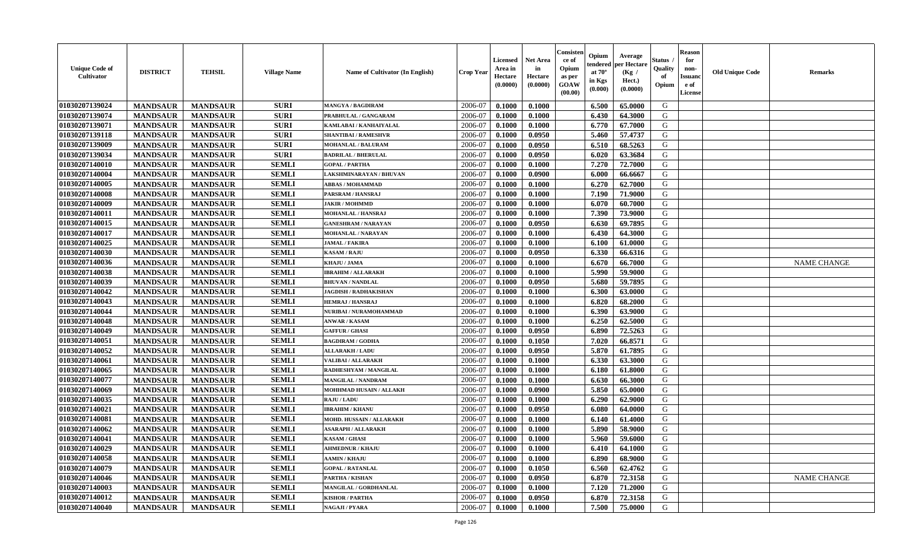| Unique Code of Cultivator | DISTRICT | TEHSIL | Village Name | Name of Cultivator (In English) | Crop Year | Licensed Area in Hectare (0.0000) | Net Area in Hectare (0.0000) | Consistence of Opium as per GOAW (00.00) | Opium tendered at 70° in Kgs (0.000) | Average per Hectare (Kg / Hect.) (0.0000) | Status / Quality of Opium | Reason for non-Issuance of License | Old Unique Code | Remarks |
|---|---|---|---|---|---|---|---|---|---|---|---|---|---|---|
| 01030207139024 | MANDSAUR | MANDSAUR | SURI | MANGYA / BAGDIRAM | 2006-07 | 0.1000 | 0.1000 | | 6.500 | 65.0000 | G | | | |
| 01030207139074 | MANDSAUR | MANDSAUR | SURI | PRABHULAL / GANGARAM | 2006-07 | 0.1000 | 0.1000 | | 6.430 | 64.3000 | G | | | |
| 01030207139071 | MANDSAUR | MANDSAUR | SURI | KAMLABAI / KANHAIYALAL | 2006-07 | 0.1000 | 0.1000 | | 6.770 | 67.7000 | G | | | |
| 01030207139118 | MANDSAUR | MANDSAUR | SURI | SHANTIBAI / RAMESHVR | 2006-07 | 0.1000 | 0.0950 | | 5.460 | 57.4737 | G | | | |
| 01030207139009 | MANDSAUR | MANDSAUR | SURI | MOHANLAL / BALURAM | 2006-07 | 0.1000 | 0.0950 | | 6.510 | 68.5263 | G | | | |
| 01030207139034 | MANDSAUR | MANDSAUR | SURI | BADRILAL / BHERULAL | 2006-07 | 0.1000 | 0.0950 | | 6.020 | 63.3684 | G | | | |
| 01030207140010 | MANDSAUR | MANDSAUR | SEMLI | GOPAL / PARTHA | 2006-07 | 0.1000 | 0.1000 | | 7.270 | 72.7000 | G | | | |
| 01030207140004 | MANDSAUR | MANDSAUR | SEMLI | LAKSHMINARAYAN / BHUVAN | 2006-07 | 0.1000 | 0.0900 | | 6.000 | 66.6667 | G | | | |
| 01030207140005 | MANDSAUR | MANDSAUR | SEMLI | ABBAS / MOHAMMAD | 2006-07 | 0.1000 | 0.1000 | | 6.270 | 62.7000 | G | | | |
| 01030207140008 | MANDSAUR | MANDSAUR | SEMLI | PARSRAM / HANSRAJ | 2006-07 | 0.1000 | 0.1000 | | 7.190 | 71.9000 | G | | | |
| 01030207140009 | MANDSAUR | MANDSAUR | SEMLI | JAKIR / MOHMMD | 2006-07 | 0.1000 | 0.1000 | | 6.070 | 60.7000 | G | | | |
| 01030207140011 | MANDSAUR | MANDSAUR | SEMLI | MOHANLAL / HANSRAJ | 2006-07 | 0.1000 | 0.1000 | | 7.390 | 73.9000 | G | | | |
| 01030207140015 | MANDSAUR | MANDSAUR | SEMLI | GANESHRAM / NARAYAN | 2006-07 | 0.1000 | 0.0950 | | 6.630 | 69.7895 | G | | | |
| 01030207140017 | MANDSAUR | MANDSAUR | SEMLI | MOHANLAL / NARAYAN | 2006-07 | 0.1000 | 0.1000 | | 6.430 | 64.3000 | G | | | |
| 01030207140025 | MANDSAUR | MANDSAUR | SEMLI | JAMAL / FAKIRA | 2006-07 | 0.1000 | 0.1000 | | 6.100 | 61.0000 | G | | | |
| 01030207140030 | MANDSAUR | MANDSAUR | SEMLI | KASAM / RAJU | 2006-07 | 0.1000 | 0.0950 | | 6.330 | 66.6316 | G | | | |
| 01030207140036 | MANDSAUR | MANDSAUR | SEMLI | KHAJU / JAMA | 2006-07 | 0.1000 | 0.1000 | | 6.670 | 66.7000 | G | | | NAME CHANGE |
| 01030207140038 | MANDSAUR | MANDSAUR | SEMLI | IBRAHIM / ALLARAKH | 2006-07 | 0.1000 | 0.1000 | | 5.990 | 59.9000 | G | | | |
| 01030207140039 | MANDSAUR | MANDSAUR | SEMLI | BHUVAN / NANDLAL | 2006-07 | 0.1000 | 0.0950 | | 5.680 | 59.7895 | G | | | |
| 01030207140042 | MANDSAUR | MANDSAUR | SEMLI | JAGDISH / RADHAKISHAN | 2006-07 | 0.1000 | 0.1000 | | 6.300 | 63.0000 | G | | | |
| 01030207140043 | MANDSAUR | MANDSAUR | SEMLI | HEMRAJ / HANSRAJ | 2006-07 | 0.1000 | 0.1000 | | 6.820 | 68.2000 | G | | | |
| 01030207140044 | MANDSAUR | MANDSAUR | SEMLI | NURIBAI / NURAMOHAMMAD | 2006-07 | 0.1000 | 0.1000 | | 6.390 | 63.9000 | G | | | |
| 01030207140048 | MANDSAUR | MANDSAUR | SEMLI | ANWAR / KASAM | 2006-07 | 0.1000 | 0.1000 | | 6.250 | 62.5000 | G | | | |
| 01030207140049 | MANDSAUR | MANDSAUR | SEMLI | GAFFUR / GHASI | 2006-07 | 0.1000 | 0.0950 | | 6.890 | 72.5263 | G | | | |
| 01030207140051 | MANDSAUR | MANDSAUR | SEMLI | BAGDIRAM / GODHA | 2006-07 | 0.1000 | 0.1050 | | 7.020 | 66.8571 | G | | | |
| 01030207140052 | MANDSAUR | MANDSAUR | SEMLI | ALLARAKH / LADU | 2006-07 | 0.1000 | 0.0950 | | 5.870 | 61.7895 | G | | | |
| 01030207140061 | MANDSAUR | MANDSAUR | SEMLI | VALIBAI / ALLARAKH | 2006-07 | 0.1000 | 0.1000 | | 6.330 | 63.3000 | G | | | |
| 01030207140065 | MANDSAUR | MANDSAUR | SEMLI | RADHESHYAM / MANGILAL | 2006-07 | 0.1000 | 0.1000 | | 6.180 | 61.8000 | G | | | |
| 01030207140077 | MANDSAUR | MANDSAUR | SEMLI | MANGILAL / NANDRAM | 2006-07 | 0.1000 | 0.1000 | | 6.630 | 66.3000 | G | | | |
| 01030207140069 | MANDSAUR | MANDSAUR | SEMLI | MOHHMAD HUSAIN / ALLAKH | 2006-07 | 0.1000 | 0.0900 | | 5.850 | 65.0000 | G | | | |
| 01030207140035 | MANDSAUR | MANDSAUR | SEMLI | RAJU / LADU | 2006-07 | 0.1000 | 0.1000 | | 6.290 | 62.9000 | G | | | |
| 01030207140021 | MANDSAUR | MANDSAUR | SEMLI | IBRAHIM / KHANU | 2006-07 | 0.1000 | 0.0950 | | 6.080 | 64.0000 | G | | | |
| 01030207140081 | MANDSAUR | MANDSAUR | SEMLI | MOHD. HUSSAIN / ALLARAKH | 2006-07 | 0.1000 | 0.1000 | | 6.140 | 61.4000 | G | | | |
| 01030207140062 | MANDSAUR | MANDSAUR | SEMLI | ASARAPH / ALLARAKH | 2006-07 | 0.1000 | 0.1000 | | 5.890 | 58.9000 | G | | | |
| 01030207140041 | MANDSAUR | MANDSAUR | SEMLI | KASAM / GHASI | 2006-07 | 0.1000 | 0.1000 | | 5.960 | 59.6000 | G | | | |
| 01030207140029 | MANDSAUR | MANDSAUR | SEMLI | AHMEDNUR / KHAJU | 2006-07 | 0.1000 | 0.1000 | | 6.410 | 64.1000 | G | | | |
| 01030207140058 | MANDSAUR | MANDSAUR | SEMLI | AAMIN / KHAJU | 2006-07 | 0.1000 | 0.1000 | | 6.890 | 68.9000 | G | | | |
| 01030207140079 | MANDSAUR | MANDSAUR | SEMLI | GOPAL / RATANLAL | 2006-07 | 0.1000 | 0.1050 | | 6.560 | 62.4762 | G | | | |
| 01030207140046 | MANDSAUR | MANDSAUR | SEMLI | PARTHA / KISHAN | 2006-07 | 0.1000 | 0.0950 | | 6.870 | 72.3158 | G | | | NAME CHANGE |
| 01030207140003 | MANDSAUR | MANDSAUR | SEMLI | MANGILAL / GORDHANLAL | 2006-07 | 0.1000 | 0.1000 | | 7.120 | 71.2000 | G | | | |
| 01030207140012 | MANDSAUR | MANDSAUR | SEMLI | KISHOR / PARTHA | 2006-07 | 0.1000 | 0.0950 | | 6.870 | 72.3158 | G | | | |
| 01030207140040 | MANDSAUR | MANDSAUR | SEMLI | NAGAJI / PYARA | 2006-07 | 0.1000 | 0.1000 | | 7.500 | 75.0000 | G | | | |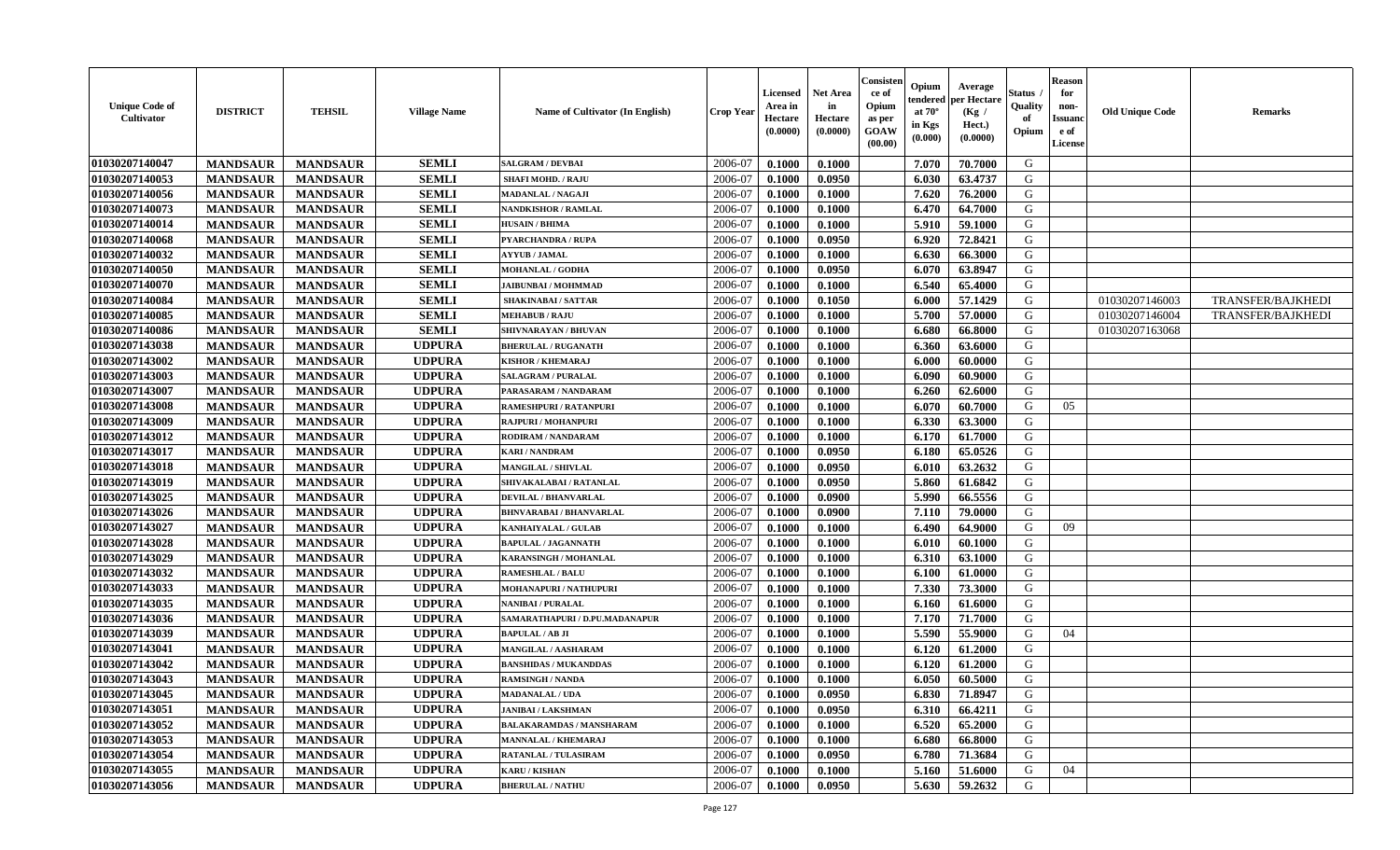| Unique Code of Cultivator | DISTRICT | TEHSIL | Village Name | Name of Cultivator (In English) | Crop Year | Licensed Area in Hectare (0.0000) | Net Area in Hectare (0.0000) | Consistence of Opium as per GOAW (00.00) | Opium tendered at 70° in Kgs (0.000) | Average per Hectare (Kg / Hect.) (0.0000) | Status / Quality of Opium | Reason for non-Issuance of License | Old Unique Code | Remarks |
|---|---|---|---|---|---|---|---|---|---|---|---|---|---|---|
| 01030207140047 | MANDSAUR | MANDSAUR | SEMLI | SALGRAM / DEVBAI | 2006-07 | 0.1000 | 0.1000 | | 7.070 | 70.7000 | G | | | |
| 01030207140053 | MANDSAUR | MANDSAUR | SEMLI | SHAFI MOHD. / RAJU | 2006-07 | 0.1000 | 0.0950 | | 6.030 | 63.4737 | G | | | |
| 01030207140056 | MANDSAUR | MANDSAUR | SEMLI | MADANLAL / NAGAJI | 2006-07 | 0.1000 | 0.1000 | | 7.620 | 76.2000 | G | | | |
| 01030207140073 | MANDSAUR | MANDSAUR | SEMLI | NANDKISHOR / RAMLAL | 2006-07 | 0.1000 | 0.1000 | | 6.470 | 64.7000 | G | | | |
| 01030207140014 | MANDSAUR | MANDSAUR | SEMLI | HUSAIN / BHIMA | 2006-07 | 0.1000 | 0.1000 | | 5.910 | 59.1000 | G | | | |
| 01030207140068 | MANDSAUR | MANDSAUR | SEMLI | PYARCHANDRA / RUPA | 2006-07 | 0.1000 | 0.0950 | | 6.920 | 72.8421 | G | | | |
| 01030207140032 | MANDSAUR | MANDSAUR | SEMLI | AYYUB / JAMAL | 2006-07 | 0.1000 | 0.1000 | | 6.630 | 66.3000 | G | | | |
| 01030207140050 | MANDSAUR | MANDSAUR | SEMLI | MOHANLAL / GODHA | 2006-07 | 0.1000 | 0.0950 | | 6.070 | 63.8947 | G | | | |
| 01030207140070 | MANDSAUR | MANDSAUR | SEMLI | JAIBUNBAI / MOHMMAD | 2006-07 | 0.1000 | 0.1000 | | 6.540 | 65.4000 | G | | | |
| 01030207140084 | MANDSAUR | MANDSAUR | SEMLI | SHAKINABAI / SATTAR | 2006-07 | 0.1000 | 0.1050 | | 6.000 | 57.1429 | G | | 01030207146003 | TRANSFER/BAJKHEDI |
| 01030207140085 | MANDSAUR | MANDSAUR | SEMLI | MEHABUB / RAJU | 2006-07 | 0.1000 | 0.1000 | | 5.700 | 57.0000 | G | | 01030207146004 | TRANSFER/BAJKHEDI |
| 01030207140086 | MANDSAUR | MANDSAUR | SEMLI | SHIVNARAYAN / BHUVAN | 2006-07 | 0.1000 | 0.1000 | | 6.680 | 66.8000 | G | | 01030207163068 | |
| 01030207143038 | MANDSAUR | MANDSAUR | UDPURA | BHERULAL / RUGANATH | 2006-07 | 0.1000 | 0.1000 | | 6.360 | 63.6000 | G | | | |
| 01030207143002 | MANDSAUR | MANDSAUR | UDPURA | KISHOR / KHEMARAJ | 2006-07 | 0.1000 | 0.1000 | | 6.000 | 60.0000 | G | | | |
| 01030207143003 | MANDSAUR | MANDSAUR | UDPURA | SALAGRAM / PURALAL | 2006-07 | 0.1000 | 0.1000 | | 6.090 | 60.9000 | G | | | |
| 01030207143007 | MANDSAUR | MANDSAUR | UDPURA | PARASARAM / NANDARAM | 2006-07 | 0.1000 | 0.1000 | | 6.260 | 62.6000 | G | | | |
| 01030207143008 | MANDSAUR | MANDSAUR | UDPURA | RAMESHPURI / RATANPURI | 2006-07 | 0.1000 | 0.1000 | | 6.070 | 60.7000 | G | 05 | | |
| 01030207143009 | MANDSAUR | MANDSAUR | UDPURA | RAJPURI / MOHANPURI | 2006-07 | 0.1000 | 0.1000 | | 6.330 | 63.3000 | G | | | |
| 01030207143012 | MANDSAUR | MANDSAUR | UDPURA | RODIRAM / NANDARAM | 2006-07 | 0.1000 | 0.1000 | | 6.170 | 61.7000 | G | | | |
| 01030207143017 | MANDSAUR | MANDSAUR | UDPURA | KARI / NANDRAM | 2006-07 | 0.1000 | 0.0950 | | 6.180 | 65.0526 | G | | | |
| 01030207143018 | MANDSAUR | MANDSAUR | UDPURA | MANGILAL / SHIVLAL | 2006-07 | 0.1000 | 0.0950 | | 6.010 | 63.2632 | G | | | |
| 01030207143019 | MANDSAUR | MANDSAUR | UDPURA | SHIVAKALABAI / RATANLAL | 2006-07 | 0.1000 | 0.0950 | | 5.860 | 61.6842 | G | | | |
| 01030207143025 | MANDSAUR | MANDSAUR | UDPURA | DEVILAL / BHANVARLAL | 2006-07 | 0.1000 | 0.0900 | | 5.990 | 66.5556 | G | | | |
| 01030207143026 | MANDSAUR | MANDSAUR | UDPURA | BHNVARABAI / BHANVARLAL | 2006-07 | 0.1000 | 0.0900 | | 7.110 | 79.0000 | G | | | |
| 01030207143027 | MANDSAUR | MANDSAUR | UDPURA | KANHAIYALAL / GULAB | 2006-07 | 0.1000 | 0.1000 | | 6.490 | 64.9000 | G | 09 | | |
| 01030207143028 | MANDSAUR | MANDSAUR | UDPURA | BAPULAL / JAGANNATH | 2006-07 | 0.1000 | 0.1000 | | 6.010 | 60.1000 | G | | | |
| 01030207143029 | MANDSAUR | MANDSAUR | UDPURA | KARANSINGH / MOHANLAL | 2006-07 | 0.1000 | 0.1000 | | 6.310 | 63.1000 | G | | | |
| 01030207143032 | MANDSAUR | MANDSAUR | UDPURA | RAMESHLAL / BALU | 2006-07 | 0.1000 | 0.1000 | | 6.100 | 61.0000 | G | | | |
| 01030207143033 | MANDSAUR | MANDSAUR | UDPURA | MOHANAPURI / NATHUPURI | 2006-07 | 0.1000 | 0.1000 | | 7.330 | 73.3000 | G | | | |
| 01030207143035 | MANDSAUR | MANDSAUR | UDPURA | NANIBAI / PURALAL | 2006-07 | 0.1000 | 0.1000 | | 6.160 | 61.6000 | G | | | |
| 01030207143036 | MANDSAUR | MANDSAUR | UDPURA | SAMARATHAPURI / D.PU.MADANAPUR | 2006-07 | 0.1000 | 0.1000 | | 7.170 | 71.7000 | G | | | |
| 01030207143039 | MANDSAUR | MANDSAUR | UDPURA | BAPULAL / AB JI | 2006-07 | 0.1000 | 0.1000 | | 5.590 | 55.9000 | G | 04 | | |
| 01030207143041 | MANDSAUR | MANDSAUR | UDPURA | MANGILAL / AASHARAM | 2006-07 | 0.1000 | 0.1000 | | 6.120 | 61.2000 | G | | | |
| 01030207143042 | MANDSAUR | MANDSAUR | UDPURA | BANSHIDAS / MUKANDDAS | 2006-07 | 0.1000 | 0.1000 | | 6.120 | 61.2000 | G | | | |
| 01030207143043 | MANDSAUR | MANDSAUR | UDPURA | RAMSINGH / NANDA | 2006-07 | 0.1000 | 0.1000 | | 6.050 | 60.5000 | G | | | |
| 01030207143045 | MANDSAUR | MANDSAUR | UDPURA | MADANALAL / UDA | 2006-07 | 0.1000 | 0.0950 | | 6.830 | 71.8947 | G | | | |
| 01030207143051 | MANDSAUR | MANDSAUR | UDPURA | JANIBAI / LAKSHMAN | 2006-07 | 0.1000 | 0.0950 | | 6.310 | 66.4211 | G | | | |
| 01030207143052 | MANDSAUR | MANDSAUR | UDPURA | BALAKARAMDAS / MANSHARAM | 2006-07 | 0.1000 | 0.1000 | | 6.520 | 65.2000 | G | | | |
| 01030207143053 | MANDSAUR | MANDSAUR | UDPURA | MANNALAL / KHEMARAJ | 2006-07 | 0.1000 | 0.1000 | | 6.680 | 66.8000 | G | | | |
| 01030207143054 | MANDSAUR | MANDSAUR | UDPURA | RATANLAL / TULASIRAM | 2006-07 | 0.1000 | 0.0950 | | 6.780 | 71.3684 | G | | | |
| 01030207143055 | MANDSAUR | MANDSAUR | UDPURA | KARU / KISHAN | 2006-07 | 0.1000 | 0.1000 | | 5.160 | 51.6000 | G | 04 | | |
| 01030207143056 | MANDSAUR | MANDSAUR | UDPURA | BHERULAL / NATHU | 2006-07 | 0.1000 | 0.0950 | | 5.630 | 59.2632 | G | | | |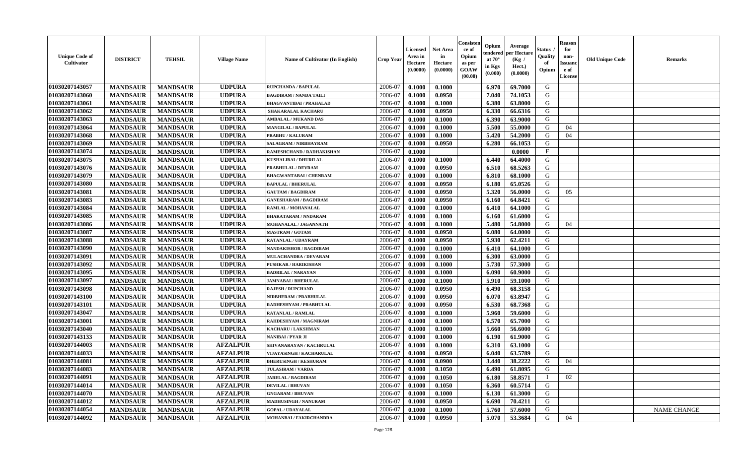| Unique Code of Cultivator | DISTRICT | TEHSIL | Village Name | Name of Cultivator (In English) | Crop Year | Licensed Area in Hectare (0.0000) | Net Area in Hectare (0.0000) | Consistence of Opium as per GOAW (00.00) | Opium tendered at 70° in Kgs (0.000) | Average per Hectare (Kg / Hect.) (0.0000) | Status / Quality of Opium | Reason for non-Issuance of License | Old Unique Code | Remarks |
|---|---|---|---|---|---|---|---|---|---|---|---|---|---|---|
| 01030207143057 | MANDSAUR | MANDSAUR | UDPURA | RUPCHANDA / BAPULAL | 2006-07 | 0.1000 | 0.1000 | | 6.970 | 69.7000 | G | | | |
| 01030207143060 | MANDSAUR | MANDSAUR | UDPURA | BAGDIRAM / NANDA TAILI | 2006-07 | 0.1000 | 0.0950 | | 7.040 | 74.1053 | G | | | |
| 01030207143061 | MANDSAUR | MANDSAUR | UDPURA | BHAGVANTIBAI / PRAHALAD | 2006-07 | 0.1000 | 0.1000 | | 6.380 | 63.8000 | G | | | |
| 01030207143062 | MANDSAUR | MANDSAUR | UDPURA | SHAKARALAL KACHARU | 2006-07 | 0.1000 | 0.0950 | | 6.330 | 66.6316 | G | | | |
| 01030207143063 | MANDSAUR | MANDSAUR | UDPURA | AMBALAL / MUKAND DAS | 2006-07 | 0.1000 | 0.1000 | | 6.390 | 63.9000 | G | | | |
| 01030207143064 | MANDSAUR | MANDSAUR | UDPURA | MANGILAL / BAPULAL | 2006-07 | 0.1000 | 0.1000 | | 5.500 | 55.0000 | G | 04 | | |
| 01030207143068 | MANDSAUR | MANDSAUR | UDPURA | PRABHU / KALURAM | 2006-07 | 0.1000 | 0.1000 | | 5.420 | 54.2000 | G | 04 | | |
| 01030207143069 | MANDSAUR | MANDSAUR | UDPURA | SALAGRAM / NIRBHAYRAM | 2006-07 | 0.1000 | 0.0950 | | 6.280 | 66.1053 | G | | | |
| 01030207143074 | MANDSAUR | MANDSAUR | UDPURA | RAMESHCHAND / RADHAKISHAN | 2006-07 | 0.1000 | | | | 0.0000 | F | | | |
| 01030207143075 | MANDSAUR | MANDSAUR | UDPURA | KUSHALIBAI / DHURILAL | 2006-07 | 0.1000 | 0.1000 | | 6.440 | 64.4000 | G | | | |
| 01030207143076 | MANDSAUR | MANDSAUR | UDPURA | PRABHULAL / DEVRAM | 2006-07 | 0.1000 | 0.0950 | | 6.510 | 68.5263 | G | | | |
| 01030207143079 | MANDSAUR | MANDSAUR | UDPURA | BHAGWANTABAI / CHENRAM | 2006-07 | 0.1000 | 0.1000 | | 6.810 | 68.1000 | G | | | |
| 01030207143080 | MANDSAUR | MANDSAUR | UDPURA | BAPULAL / BHERULAL | 2006-07 | 0.1000 | 0.0950 | | 6.180 | 65.0526 | G | | | |
| 01030207143081 | MANDSAUR | MANDSAUR | UDPURA | GAUTAM / BAGDIRAM | 2006-07 | 0.1000 | 0.0950 | | 5.320 | 56.0000 | G | 05 | | |
| 01030207143083 | MANDSAUR | MANDSAUR | UDPURA | GANESHARAM / BAGDIRAM | 2006-07 | 0.1000 | 0.0950 | | 6.160 | 64.8421 | G | | | |
| 01030207143084 | MANDSAUR | MANDSAUR | UDPURA | RAMLAL / MOHANALAL | 2006-07 | 0.1000 | 0.1000 | | 6.410 | 64.1000 | G | | | |
| 01030207143085 | MANDSAUR | MANDSAUR | UDPURA | BHARATARAM / NNDARAM | 2006-07 | 0.1000 | 0.1000 | | 6.160 | 61.6000 | G | | | |
| 01030207143086 | MANDSAUR | MANDSAUR | UDPURA | MOHANALAL / JAGANNATH | 2006-07 | 0.1000 | 0.1000 | | 5.480 | 54.8000 | G | 04 | | |
| 01030207143087 | MANDSAUR | MANDSAUR | UDPURA | MASTRAM / GOTAM | 2006-07 | 0.1000 | 0.0950 | | 6.080 | 64.0000 | G | | | |
| 01030207143088 | MANDSAUR | MANDSAUR | UDPURA | RATANLAL / UDAYRAM | 2006-07 | 0.1000 | 0.0950 | | 5.930 | 62.4211 | G | | | |
| 01030207143090 | MANDSAUR | MANDSAUR | UDPURA | NANDAKISHOR / BAGDIRAM | 2006-07 | 0.1000 | 0.1000 | | 6.410 | 64.1000 | G | | | |
| 01030207143091 | MANDSAUR | MANDSAUR | UDPURA | MULACHANDRA / DEVARAM | 2006-07 | 0.1000 | 0.1000 | | 6.300 | 63.0000 | G | | | |
| 01030207143092 | MANDSAUR | MANDSAUR | UDPURA | PUSHKAR / HARIKISHAN | 2006-07 | 0.1000 | 0.1000 | | 5.730 | 57.3000 | G | | | |
| 01030207143095 | MANDSAUR | MANDSAUR | UDPURA | BADRILAL / NARAYAN | 2006-07 | 0.1000 | 0.1000 | | 6.090 | 60.9000 | G | | | |
| 01030207143097 | MANDSAUR | MANDSAUR | UDPURA | JAMNABAI / BHERULAL | 2006-07 | 0.1000 | 0.1000 | | 5.910 | 59.1000 | G | | | |
| 01030207143098 | MANDSAUR | MANDSAUR | UDPURA | RAJESH / RUPCHAND | 2006-07 | 0.1000 | 0.0950 | | 6.490 | 68.3158 | G | | | |
| 01030207143100 | MANDSAUR | MANDSAUR | UDPURA | NIRBHERAM / PRABHULAL | 2006-07 | 0.1000 | 0.0950 | | 6.070 | 63.8947 | G | | | |
| 01030207143101 | MANDSAUR | MANDSAUR | UDPURA | RADHESHYAM / PRABHULAL | 2006-07 | 0.1000 | 0.0950 | | 6.530 | 68.7368 | G | | | |
| 01030207143047 | MANDSAUR | MANDSAUR | UDPURA | RATANLAL / RAMLAL | 2006-07 | 0.1000 | 0.1000 | | 5.960 | 59.6000 | G | | | |
| 01030207143001 | MANDSAUR | MANDSAUR | UDPURA | RAHDESHYAM / MAGNIRAM | 2006-07 | 0.1000 | 0.1000 | | 6.570 | 65.7000 | G | | | |
| 01030207143040 | MANDSAUR | MANDSAUR | UDPURA | KACHARU / LAKSHMAN | 2006-07 | 0.1000 | 0.1000 | | 5.660 | 56.6000 | G | | | |
| 01030207143133 | MANDSAUR | MANDSAUR | UDPURA | NANIBAI / PYAR JI | 2006-07 | 0.1000 | 0.1000 | | 6.190 | 61.9000 | G | | | |
| 01030207144003 | MANDSAUR | MANDSAUR | AFZALPUR | SHIVANARAYAN / KACHRULAL | 2006-07 | 0.1000 | 0.1000 | | 6.310 | 63.1000 | G | | | |
| 01030207144033 | MANDSAUR | MANDSAUR | AFZALPUR | VIJAYASINGH / KACHARULAL | 2006-07 | 0.1000 | 0.0950 | | 6.040 | 63.5789 | G | | | |
| 01030207144081 | MANDSAUR | MANDSAUR | AFZALPUR | BHERUSINGH / KESHURAM | 2006-07 | 0.1000 | 0.0900 | | 3.440 | 38.2222 | G | 04 | | |
| 01030207144083 | MANDSAUR | MANDSAUR | AFZALPUR | TULASIRAM / VARDA | 2006-07 | 0.1000 | 0.1050 | | 6.490 | 61.8095 | G | | | |
| 01030207144091 | MANDSAUR | MANDSAUR | AFZALPUR | JARELAL / BAGDIRAM | 2006-07 | 0.1000 | 0.1050 | | 6.180 | 58.8571 | I | 02 | | |
| 01030207144014 | MANDSAUR | MANDSAUR | AFZALPUR | DEVILAL / BHUVAN | 2006-07 | 0.1000 | 0.1050 | | 6.360 | 60.5714 | G | | | |
| 01030207144070 | MANDSAUR | MANDSAUR | AFZALPUR | GNGARAM / BHUVAN | 2006-07 | 0.1000 | 0.1000 | | 6.130 | 61.3000 | G | | | |
| 01030207144012 | MANDSAUR | MANDSAUR | AFZALPUR | MADHUSINGH / NANURAM | 2006-07 | 0.1000 | 0.0950 | | 6.690 | 70.4211 | G | | | |
| 01030207144054 | MANDSAUR | MANDSAUR | AFZALPUR | GOPAL / UDAYALAL | 2006-07 | 0.1000 | 0.1000 | | 5.760 | 57.6000 | G | | | NAME CHANGE |
| 01030207144092 | MANDSAUR | MANDSAUR | AFZALPUR | MOHANBAI / FAKIRCHANDRA | 2006-07 | 0.1000 | 0.0950 | | 5.070 | 53.3684 | G | 04 | | |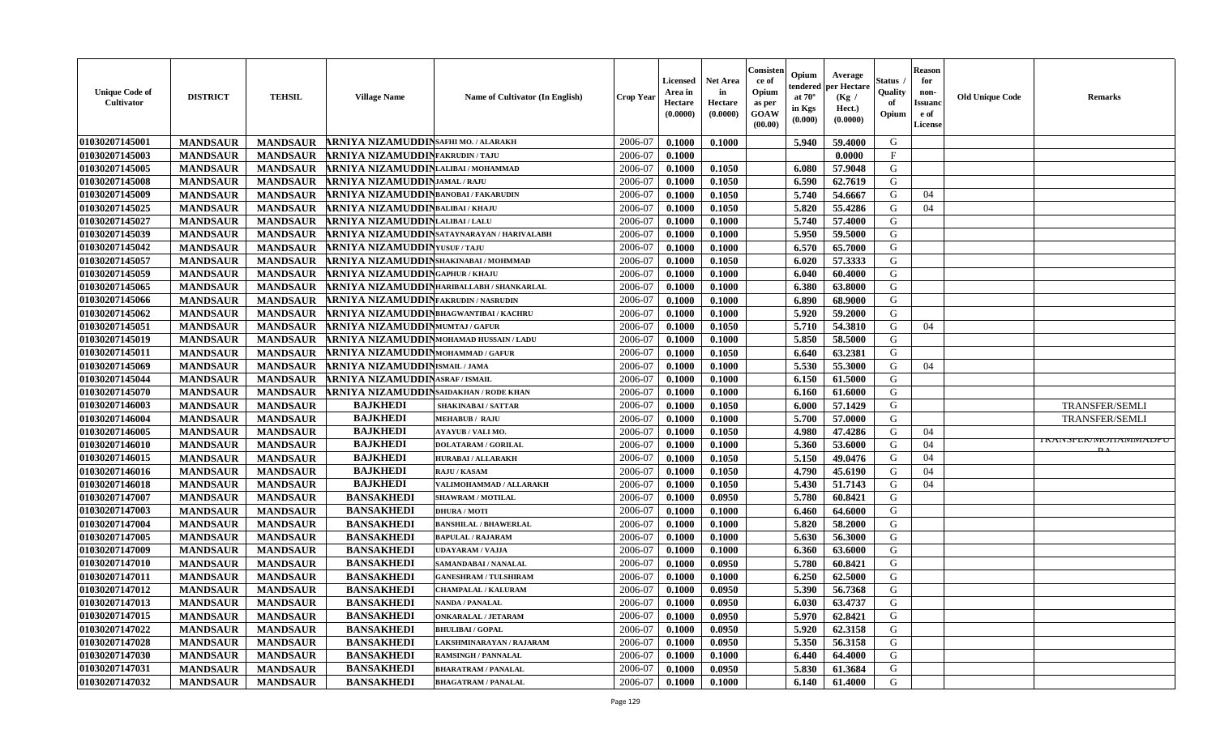| Unique Code of Cultivator | DISTRICT | TEHSIL | Village Name | Name of Cultivator (In English) | Crop Year | Licensed Area in Hectare (0.0000) | Net Area in Hectare (0.0000) | Consistence of Opium as per GOAW (00.00) | Opium tendered at 70° in Kgs (0.000) | Average per Hectare (Kg / Hect.) (0.0000) | Status / Quality of Opium | Reason for non-Issuance of License | Old Unique Code | Remarks |
|---|---|---|---|---|---|---|---|---|---|---|---|---|---|---|
| 01030207145001 | MANDSAUR | MANDSAUR | ARNIYA NIZAMUDDIN | SAFHI MO. / ALARAKH | 2006-07 | 0.1000 | 0.1000 | | 5.940 | 59.4000 | G | | | |
| 01030207145003 | MANDSAUR | MANDSAUR | ARNIYA NIZAMUDDIN | FAKRUDIN / TAJU | 2006-07 | 0.1000 | | | | 0.0000 | F | | | |
| 01030207145005 | MANDSAUR | MANDSAUR | ARNIYA NIZAMUDDIN | LALIBAI / MOHAMMAD | 2006-07 | 0.1000 | 0.1050 | | 6.080 | 57.9048 | G | | | |
| 01030207145008 | MANDSAUR | MANDSAUR | ARNIYA NIZAMUDDIN | JAMAL / RAJU | 2006-07 | 0.1000 | 0.1050 | | 6.590 | 62.7619 | G | | | |
| 01030207145009 | MANDSAUR | MANDSAUR | ARNIYA NIZAMUDDIN | BANOBAI / FAKARUDIN | 2006-07 | 0.1000 | 0.1050 | | 5.740 | 54.6667 | G | 04 | | |
| 01030207145025 | MANDSAUR | MANDSAUR | ARNIYA NIZAMUDDIN | BALIBAI / KHAJU | 2006-07 | 0.1000 | 0.1050 | | 5.820 | 55.4286 | G | 04 | | |
| 01030207145027 | MANDSAUR | MANDSAUR | ARNIYA NIZAMUDDIN | LALIBAI / LALU | 2006-07 | 0.1000 | 0.1000 | | 5.740 | 57.4000 | G | | | |
| 01030207145039 | MANDSAUR | MANDSAUR | ARNIYA NIZAMUDDIN | SATAYNARAYAN / HARIVALABH | 2006-07 | 0.1000 | 0.1000 | | 5.950 | 59.5000 | G | | | |
| 01030207145042 | MANDSAUR | MANDSAUR | ARNIYA NIZAMUDDIN | YUSUF / TAJU | 2006-07 | 0.1000 | 0.1000 | | 6.570 | 65.7000 | G | | | |
| 01030207145057 | MANDSAUR | MANDSAUR | ARNIYA NIZAMUDDIN | SHAKINABAI / MOHMMAD | 2006-07 | 0.1000 | 0.1050 | | 6.020 | 57.3333 | G | | | |
| 01030207145059 | MANDSAUR | MANDSAUR | ARNIYA NIZAMUDDIN | GAPHUR / KHAJU | 2006-07 | 0.1000 | 0.1000 | | 6.040 | 60.4000 | G | | | |
| 01030207145065 | MANDSAUR | MANDSAUR | ARNIYA NIZAMUDDIN | HARIBALLABH / SHANKARLAL | 2006-07 | 0.1000 | 0.1000 | | 6.380 | 63.8000 | G | | | |
| 01030207145066 | MANDSAUR | MANDSAUR | ARNIYA NIZAMUDDIN | FAKRUDIN / NASRUDIN | 2006-07 | 0.1000 | 0.1000 | | 6.890 | 68.9000 | G | | | |
| 01030207145062 | MANDSAUR | MANDSAUR | ARNIYA NIZAMUDDIN | BHAGWANTIBAI / KACHRU | 2006-07 | 0.1000 | 0.1000 | | 5.920 | 59.2000 | G | | | |
| 01030207145051 | MANDSAUR | MANDSAUR | ARNIYA NIZAMUDDIN | MUMTAJ / GAFUR | 2006-07 | 0.1000 | 0.1050 | | 5.710 | 54.3810 | G | 04 | | |
| 01030207145019 | MANDSAUR | MANDSAUR | ARNIYA NIZAMUDDIN | MOHAMAD HUSSAIN / LADU | 2006-07 | 0.1000 | 0.1000 | | 5.850 | 58.5000 | G | | | |
| 01030207145011 | MANDSAUR | MANDSAUR | ARNIYA NIZAMUDDIN | MOHAMMAD / GAFUR | 2006-07 | 0.1000 | 0.1050 | | 6.640 | 63.2381 | G | | | |
| 01030207145069 | MANDSAUR | MANDSAUR | ARNIYA NIZAMUDDIN | ISMAIL / JAMA | 2006-07 | 0.1000 | 0.1000 | | 5.530 | 55.3000 | G | 04 | | |
| 01030207145044 | MANDSAUR | MANDSAUR | ARNIYA NIZAMUDDIN | ASRAF / ISMAIL | 2006-07 | 0.1000 | 0.1000 | | 6.150 | 61.5000 | G | | | |
| 01030207145070 | MANDSAUR | MANDSAUR | ARNIYA NIZAMUDDIN | SAIDAKHAN / RODE KHAN | 2006-07 | 0.1000 | 0.1000 | | 6.160 | 61.6000 | G | | | |
| 01030207146003 | MANDSAUR | MANDSAUR | BAJKHEDI | SHAKINABAI / SATTAR | 2006-07 | 0.1000 | 0.1050 | | 6.000 | 57.1429 | G | | | TRANSFER/SEMLI |
| 01030207146004 | MANDSAUR | MANDSAUR | BAJKHEDI | MEHABUB / RAJU | 2006-07 | 0.1000 | 0.1000 | | 5.700 | 57.0000 | G | | | TRANSFER/SEMLI |
| 01030207146005 | MANDSAUR | MANDSAUR | BAJKHEDI | AYAYUB / VALI MO. | 2006-07 | 0.1000 | 0.1050 | | 4.980 | 47.4286 | G | 04 | | TRANSFER/MOHAMMADPURA |
| 01030207146010 | MANDSAUR | MANDSAUR | BAJKHEDI | DOLATARAM / GORILAL | 2006-07 | 0.1000 | 0.1000 | | 5.360 | 53.6000 | G | 04 | | |
| 01030207146015 | MANDSAUR | MANDSAUR | BAJKHEDI | HURABAI / ALLARAKH | 2006-07 | 0.1000 | 0.1050 | | 5.150 | 49.0476 | G | 04 | | |
| 01030207146016 | MANDSAUR | MANDSAUR | BAJKHEDI | RAJU / KASAM | 2006-07 | 0.1000 | 0.1050 | | 4.790 | 45.6190 | G | 04 | | |
| 01030207146018 | MANDSAUR | MANDSAUR | BAJKHEDI | VALIMOHAMMAD / ALLARAKH | 2006-07 | 0.1000 | 0.1050 | | 5.430 | 51.7143 | G | 04 | | |
| 01030207147007 | MANDSAUR | MANDSAUR | BANSAKHEDI | SHAWRAM / MOTILAL | 2006-07 | 0.1000 | 0.0950 | | 5.780 | 60.8421 | G | | | |
| 01030207147003 | MANDSAUR | MANDSAUR | BANSAKHEDI | DHURA / MOTI | 2006-07 | 0.1000 | 0.1000 | | 6.460 | 64.6000 | G | | | |
| 01030207147004 | MANDSAUR | MANDSAUR | BANSAKHEDI | BANSHILAL / BHAWERLAL | 2006-07 | 0.1000 | 0.1000 | | 5.820 | 58.2000 | G | | | |
| 01030207147005 | MANDSAUR | MANDSAUR | BANSAKHEDI | BAPULAL / RAJARAM | 2006-07 | 0.1000 | 0.1000 | | 5.630 | 56.3000 | G | | | |
| 01030207147009 | MANDSAUR | MANDSAUR | BANSAKHEDI | UDAYARAM / VAJJA | 2006-07 | 0.1000 | 0.1000 | | 6.360 | 63.6000 | G | | | |
| 01030207147010 | MANDSAUR | MANDSAUR | BANSAKHEDI | SAMANDABAI / NANALAL | 2006-07 | 0.1000 | 0.0950 | | 5.780 | 60.8421 | G | | | |
| 01030207147011 | MANDSAUR | MANDSAUR | BANSAKHEDI | GANESHRAM / TULSHIRAM | 2006-07 | 0.1000 | 0.1000 | | 6.250 | 62.5000 | G | | | |
| 01030207147012 | MANDSAUR | MANDSAUR | BANSAKHEDI | CHAMPALAL / KALURAM | 2006-07 | 0.1000 | 0.0950 | | 5.390 | 56.7368 | G | | | |
| 01030207147013 | MANDSAUR | MANDSAUR | BANSAKHEDI | NANDA / PANALAL | 2006-07 | 0.1000 | 0.0950 | | 6.030 | 63.4737 | G | | | |
| 01030207147015 | MANDSAUR | MANDSAUR | BANSAKHEDI | ONKARALAL / JETARAM | 2006-07 | 0.1000 | 0.0950 | | 5.970 | 62.8421 | G | | | |
| 01030207147022 | MANDSAUR | MANDSAUR | BANSAKHEDI | BHULIBAI / GOPAL | 2006-07 | 0.1000 | 0.0950 | | 5.920 | 62.3158 | G | | | |
| 01030207147028 | MANDSAUR | MANDSAUR | BANSAKHEDI | LAKSHMINARAYAN / RAJARAM | 2006-07 | 0.1000 | 0.0950 | | 5.350 | 56.3158 | G | | | |
| 01030207147030 | MANDSAUR | MANDSAUR | BANSAKHEDI | RAMSINGH / PANNALAL | 2006-07 | 0.1000 | 0.1000 | | 6.440 | 64.4000 | G | | | |
| 01030207147031 | MANDSAUR | MANDSAUR | BANSAKHEDI | BHARATRAM / PANALAL | 2006-07 | 0.1000 | 0.0950 | | 5.830 | 61.3684 | G | | | |
| 01030207147032 | MANDSAUR | MANDSAUR | BANSAKHEDI | BHAGATRAM / PANALAL | 2006-07 | 0.1000 | 0.1000 | | 6.140 | 61.4000 | G | | | |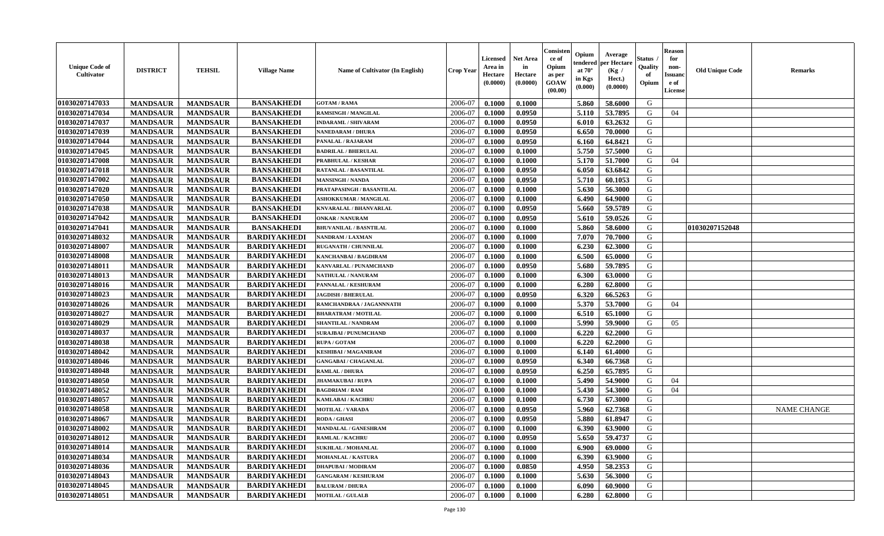| Unique Code of Cultivator | DISTRICT | TEHSIL | Village Name | Name of Cultivator (In English) | Crop Year | Licensed Area in Hectare (0.0000) | Net Area in Hectare (0.0000) | Consistence of Opium as per GOAW (00.00) | Opium tendered at 70° in Kgs (0.000) | Average per Hectare (Kg / Hect.) (0.0000) | Status / Quality of Opium | Reason for non-Issuance of License | Old Unique Code | Remarks |
|---|---|---|---|---|---|---|---|---|---|---|---|---|---|---|
| 01030207147033 | MANDSAUR | MANDSAUR | BANSAKHEDI | GOTAM / RAMA | 2006-07 | 0.1000 | 0.1000 | | 5.860 | 58.6000 | G | | | |
| 01030207147034 | MANDSAUR | MANDSAUR | BANSAKHEDI | RAMSINGH / MANGILAL | 2006-07 | 0.1000 | 0.0950 | | 5.110 | 53.7895 | G | 04 | | |
| 01030207147037 | MANDSAUR | MANDSAUR | BANSAKHEDI | INDARAML / SHIVARAM | 2006-07 | 0.1000 | 0.0950 | | 6.010 | 63.2632 | G | | | |
| 01030207147039 | MANDSAUR | MANDSAUR | BANSAKHEDI | NANEDARAM / DHURA | 2006-07 | 0.1000 | 0.0950 | | 6.650 | 70.0000 | G | | | |
| 01030207147044 | MANDSAUR | MANDSAUR | BANSAKHEDI | PANALAL / RAJARAM | 2006-07 | 0.1000 | 0.0950 | | 6.160 | 64.8421 | G | | | |
| 01030207147045 | MANDSAUR | MANDSAUR | BANSAKHEDI | BADRILAL / BHERULAL | 2006-07 | 0.1000 | 0.1000 | | 5.750 | 57.5000 | G | | | |
| 01030207147008 | MANDSAUR | MANDSAUR | BANSAKHEDI | PRABHULAL / KESHAR | 2006-07 | 0.1000 | 0.1000 | | 5.170 | 51.7000 | G | 04 | | |
| 01030207147018 | MANDSAUR | MANDSAUR | BANSAKHEDI | RATANLAL / BASANTILAL | 2006-07 | 0.1000 | 0.0950 | | 6.050 | 63.6842 | G | | | |
| 01030207147002 | MANDSAUR | MANDSAUR | BANSAKHEDI | MANSINGH / NANDA | 2006-07 | 0.1000 | 0.0950 | | 5.710 | 60.1053 | G | | | |
| 01030207147020 | MANDSAUR | MANDSAUR | BANSAKHEDI | PRATAPASINGH / BASANTILAL | 2006-07 | 0.1000 | 0.1000 | | 5.630 | 56.3000 | G | | | |
| 01030207147050 | MANDSAUR | MANDSAUR | BANSAKHEDI | ASHOKKUMAR / MANGILAL | 2006-07 | 0.1000 | 0.1000 | | 6.490 | 64.9000 | G | | | |
| 01030207147038 | MANDSAUR | MANDSAUR | BANSAKHEDI | KNVARALAL / BHANVARLAL | 2006-07 | 0.1000 | 0.0950 | | 5.660 | 59.5789 | G | | | |
| 01030207147042 | MANDSAUR | MANDSAUR | BANSAKHEDI | ONKAR / NANURAM | 2006-07 | 0.1000 | 0.0950 | | 5.610 | 59.0526 | G | | | |
| 01030207147041 | MANDSAUR | MANDSAUR | BANSAKHEDI | BHUVANILAL / BASNTILAL | 2006-07 | 0.1000 | 0.1000 | | 5.860 | 58.6000 | G | | 01030207152048 | |
| 01030207148032 | MANDSAUR | MANDSAUR | BARDIYAKHEDI | NANDRAM / LAXMAN | 2006-07 | 0.1000 | 0.1000 | | 7.070 | 70.7000 | G | | | |
| 01030207148007 | MANDSAUR | MANDSAUR | BARDIYAKHEDI | RUGANATH / CHUNNILAL | 2006-07 | 0.1000 | 0.1000 | | 6.230 | 62.3000 | G | | | |
| 01030207148008 | MANDSAUR | MANDSAUR | BARDIYAKHEDI | KANCHANBAI / BAGDIRAM | 2006-07 | 0.1000 | 0.1000 | | 6.500 | 65.0000 | G | | | |
| 01030207148011 | MANDSAUR | MANDSAUR | BARDIYAKHEDI | KANVARLAL / PUNAMCHAND | 2006-07 | 0.1000 | 0.0950 | | 5.680 | 59.7895 | G | | | |
| 01030207148013 | MANDSAUR | MANDSAUR | BARDIYAKHEDI | NATHULAL / NANURAM | 2006-07 | 0.1000 | 0.1000 | | 6.300 | 63.0000 | G | | | |
| 01030207148016 | MANDSAUR | MANDSAUR | BARDIYAKHEDI | PANNALAL / KESHURAM | 2006-07 | 0.1000 | 0.1000 | | 6.280 | 62.8000 | G | | | |
| 01030207148023 | MANDSAUR | MANDSAUR | BARDIYAKHEDI | JAGDISH / BHERULAL | 2006-07 | 0.1000 | 0.0950 | | 6.320 | 66.5263 | G | | | |
| 01030207148026 | MANDSAUR | MANDSAUR | BARDIYAKHEDI | RAMCHANDRAA / JAGANNNATH | 2006-07 | 0.1000 | 0.1000 | | 5.370 | 53.7000 | G | 04 | | |
| 01030207148027 | MANDSAUR | MANDSAUR | BARDIYAKHEDI | BHARATRAM / MOTILAL | 2006-07 | 0.1000 | 0.1000 | | 6.510 | 65.1000 | G | | | |
| 01030207148029 | MANDSAUR | MANDSAUR | BARDIYAKHEDI | SHANTILAL / NANDRAM | 2006-07 | 0.1000 | 0.1000 | | 5.990 | 59.9000 | G | 05 | | |
| 01030207148037 | MANDSAUR | MANDSAUR | BARDIYAKHEDI | SURAJBAI / PUNUMCHAND | 2006-07 | 0.1000 | 0.1000 | | 6.220 | 62.2000 | G | | | |
| 01030207148038 | MANDSAUR | MANDSAUR | BARDIYAKHEDI | RUPA / GOTAM | 2006-07 | 0.1000 | 0.1000 | | 6.220 | 62.2000 | G | | | |
| 01030207148042 | MANDSAUR | MANDSAUR | BARDIYAKHEDI | KESHIBAI / MAGANIRAM | 2006-07 | 0.1000 | 0.1000 | | 6.140 | 61.4000 | G | | | |
| 01030207148046 | MANDSAUR | MANDSAUR | BARDIYAKHEDI | GANGABAI / CHAGANLAL | 2006-07 | 0.1000 | 0.0950 | | 6.340 | 66.7368 | G | | | |
| 01030207148048 | MANDSAUR | MANDSAUR | BARDIYAKHEDI | RAMLAL / DHURA | 2006-07 | 0.1000 | 0.0950 | | 6.250 | 65.7895 | G | | | |
| 01030207148050 | MANDSAUR | MANDSAUR | BARDIYAKHEDI | JHAMAKUBAI / RUPA | 2006-07 | 0.1000 | 0.1000 | | 5.490 | 54.9000 | G | 04 | | |
| 01030207148052 | MANDSAUR | MANDSAUR | BARDIYAKHEDI | BAGDRIAM / RAM | 2006-07 | 0.1000 | 0.1000 | | 5.430 | 54.3000 | G | 04 | | |
| 01030207148057 | MANDSAUR | MANDSAUR | BARDIYAKHEDI | KAMLABAI / KACHRU | 2006-07 | 0.1000 | 0.1000 | | 6.730 | 67.3000 | G | | | |
| 01030207148058 | MANDSAUR | MANDSAUR | BARDIYAKHEDI | MOTILAL / VARADA | 2006-07 | 0.1000 | 0.0950 | | 5.960 | 62.7368 | G | | | NAME CHANGE |
| 01030207148067 | MANDSAUR | MANDSAUR | BARDIYAKHEDI | RODA / GHASI | 2006-07 | 0.1000 | 0.0950 | | 5.880 | 61.8947 | G | | | |
| 01030207148002 | MANDSAUR | MANDSAUR | BARDIYAKHEDI | MANDALAL / GANESHRAM | 2006-07 | 0.1000 | 0.1000 | | 6.390 | 63.9000 | G | | | |
| 01030207148012 | MANDSAUR | MANDSAUR | BARDIYAKHEDI | RAMLAL / KACHRU | 2006-07 | 0.1000 | 0.0950 | | 5.650 | 59.4737 | G | | | |
| 01030207148014 | MANDSAUR | MANDSAUR | BARDIYAKHEDI | SUKHLAL / MOHANLAL | 2006-07 | 0.1000 | 0.1000 | | 6.900 | 69.0000 | G | | | |
| 01030207148034 | MANDSAUR | MANDSAUR | BARDIYAKHEDI | MOHANLAL / KASTURA | 2006-07 | 0.1000 | 0.1000 | | 6.390 | 63.9000 | G | | | |
| 01030207148036 | MANDSAUR | MANDSAUR | BARDIYAKHEDI | DHAPUBAI / MODIRAM | 2006-07 | 0.1000 | 0.0850 | | 4.950 | 58.2353 | G | | | |
| 01030207148043 | MANDSAUR | MANDSAUR | BARDIYAKHEDI | GANGARAM / KESHURAM | 2006-07 | 0.1000 | 0.1000 | | 5.630 | 56.3000 | G | | | |
| 01030207148045 | MANDSAUR | MANDSAUR | BARDIYAKHEDI | BALURAM / DHURA | 2006-07 | 0.1000 | 0.1000 | | 6.090 | 60.9000 | G | | | |
| 01030207148051 | MANDSAUR | MANDSAUR | BARDIYAKHEDI | MOTILAL / GULALB | 2006-07 | 0.1000 | 0.1000 | | 6.280 | 62.8000 | G | | | |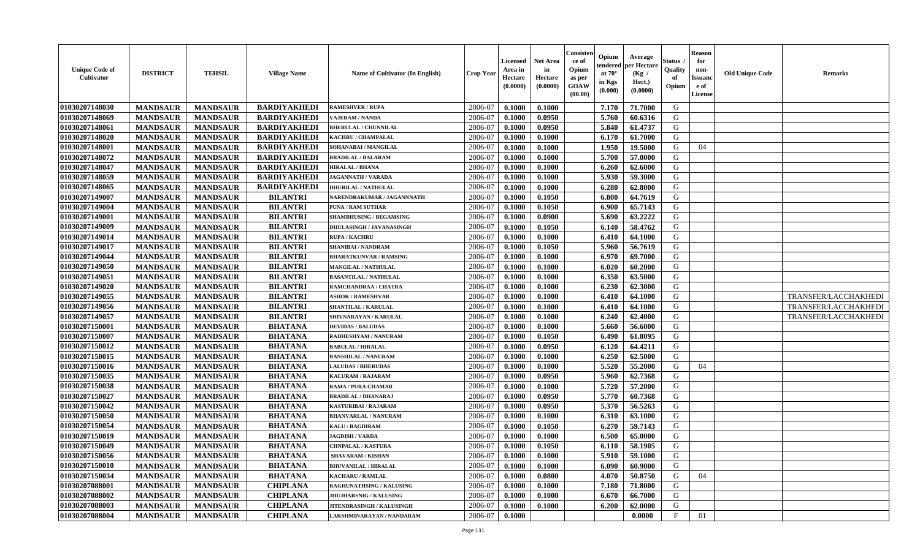| Unique Code of Cultivator | DISTRICT | TEHSIL | Village Name | Name of Cultivator (In English) | Crop Year | Licensed Area in Hectare (0.0000) | Net Area in Hectare (0.0000) | Consistence of Opium as per GOAW (00.00) | Opium tendered at 70° in Kgs (0.000) | Average per Hectare (Kg / Hect.) (0.0000) | Status / Quality of Opium | Reason for non-Issuance of License | Old Unique Code | Remarks |
|---|---|---|---|---|---|---|---|---|---|---|---|---|---|---|
| 01030207148030 | MANDSAUR | MANDSAUR | BARDIYAKHEDI | RAMESHVER / RUPA | 2006-07 | 0.1000 | 0.1000 | | 7.170 | 71.7000 | G | | | |
| 01030207148069 | MANDSAUR | MANDSAUR | BARDIYAKHEDI | VAJERAM / NANDA | 2006-07 | 0.1000 | 0.0950 | | 5.760 | 60.6316 | G | | | |
| 01030207148061 | MANDSAUR | MANDSAUR | BARDIYAKHEDI | BHERULAL / CHUNNILAL | 2006-07 | 0.1000 | 0.0950 | | 5.840 | 61.4737 | G | | | |
| 01030207148020 | MANDSAUR | MANDSAUR | BARDIYAKHEDI | KACHRU / CHAMPALAL | 2006-07 | 0.1000 | 0.1000 | | 6.170 | 61.7000 | G | | | |
| 01030207148001 | MANDSAUR | MANDSAUR | BARDIYAKHEDI | SOHANABAI / MANGILAL | 2006-07 | 0.1000 | 0.1000 | | 1.950 | 19.5000 | G | 04 | | |
| 01030207148072 | MANDSAUR | MANDSAUR | BARDIYAKHEDI | BRADILAL / BALARAM | 2006-07 | 0.1000 | 0.1000 | | 5.700 | 57.0000 | G | | | |
| 01030207148047 | MANDSAUR | MANDSAUR | BARDIYAKHEDI | HIRALAL / BHANA | 2006-07 | 0.1000 | 0.1000 | | 6.260 | 62.6000 | G | | | |
| 01030207148059 | MANDSAUR | MANDSAUR | BARDIYAKHEDI | JAGANNATH / VARADA | 2006-07 | 0.1000 | 0.1000 | | 5.930 | 59.3000 | G | | | |
| 01030207148065 | MANDSAUR | MANDSAUR | BARDIYAKHEDI | DHURILAL / NATHULAL | 2006-07 | 0.1000 | 0.1000 | | 6.280 | 62.8000 | G | | | |
| 01030207149007 | MANDSAUR | MANDSAUR | BILANTRI | NARENDRAKUMAR / JAGANNNATH | 2006-07 | 0.1000 | 0.1050 | | 6.800 | 64.7619 | G | | | |
| 01030207149004 | MANDSAUR | MANDSAUR | BILANTRI | PUNA / RAM SUTHAR | 2006-07 | 0.1000 | 0.1050 | | 6.900 | 65.7143 | G | | | |
| 01030207149001 | MANDSAUR | MANDSAUR | BILANTRI | SHAMBHUSING / BEGAMSING | 2006-07 | 0.1000 | 0.0900 | | 5.690 | 63.2222 | G | | | |
| 01030207149009 | MANDSAUR | MANDSAUR | BILANTRI | DHULASINGH / JAVANASINGH | 2006-07 | 0.1000 | 0.1050 | | 6.140 | 58.4762 | G | | | |
| 01030207149014 | MANDSAUR | MANDSAUR | BILANTRI | RUPA / KACHRU | 2006-07 | 0.1000 | 0.1000 | | 6.410 | 64.1000 | G | | | |
| 01030207149017 | MANDSAUR | MANDSAUR | BILANTRI | SHANIBAI / NANDRAM | 2006-07 | 0.1000 | 0.1050 | | 5.960 | 56.7619 | G | | | |
| 01030207149044 | MANDSAUR | MANDSAUR | BILANTRI | BHARATKUNVAR / RAMSING | 2006-07 | 0.1000 | 0.1000 | | 6.970 | 69.7000 | G | | | |
| 01030207149050 | MANDSAUR | MANDSAUR | BILANTRI | MANGILAL / NATHULAL | 2006-07 | 0.1000 | 0.1000 | | 6.020 | 60.2000 | G | | | |
| 01030207149051 | MANDSAUR | MANDSAUR | BILANTRI | BASANTILAL / NATHULAL | 2006-07 | 0.1000 | 0.1000 | | 6.350 | 63.5000 | G | | | |
| 01030207149020 | MANDSAUR | MANDSAUR | BILANTRI | RAMCHANDRAA / CHATRA | 2006-07 | 0.1000 | 0.1000 | | 6.230 | 62.3000 | G | | | |
| 01030207149055 | MANDSAUR | MANDSAUR | BILANTRI | ASHOK / RAMESHVAR | 2006-07 | 0.1000 | 0.1000 | | 6.410 | 64.1000 | G | | | TRANSFER/LACCHAKHEDI |
| 01030207149056 | MANDSAUR | MANDSAUR | BILANTRI | SHANTILAL / KARULAL | 2006-07 | 0.1000 | 0.1000 | | 6.410 | 64.1000 | G | | | TRANSFER/LACCHAKHEDI |
| 01030207149057 | MANDSAUR | MANDSAUR | BILANTRI | SHIVNARAYAN / KARULAL | 2006-07 | 0.1000 | 0.1000 | | 6.240 | 62.4000 | G | | | TRANSFER/LACCHAKHEDI |
| 01030207150001 | MANDSAUR | MANDSAUR | BHATANA | DEVIDAS / BALUDAS | 2006-07 | 0.1000 | 0.1000 | | 5.660 | 56.6000 | G | | | |
| 01030207150007 | MANDSAUR | MANDSAUR | BHATANA | RADHESHYAM / NANURAM | 2006-07 | 0.1000 | 0.1050 | | 6.490 | 61.8095 | G | | | |
| 01030207150012 | MANDSAUR | MANDSAUR | BHATANA | BABULAL / HIRALAL | 2006-07 | 0.1000 | 0.0950 | | 6.120 | 64.4211 | G | | | |
| 01030207150015 | MANDSAUR | MANDSAUR | BHATANA | BANSHILAL / NANURAM | 2006-07 | 0.1000 | 0.1000 | | 6.250 | 62.5000 | G | | | |
| 01030207150016 | MANDSAUR | MANDSAUR | BHATANA | LALUDAS / BHERUDAS | 2006-07 | 0.1000 | 0.1000 | | 5.520 | 55.2000 | G | 04 | | |
| 01030207150035 | MANDSAUR | MANDSAUR | BHATANA | KALURAM / RAJARAM | 2006-07 | 0.1000 | 0.0950 | | 5.960 | 62.7368 | G | | | |
| 01030207150038 | MANDSAUR | MANDSAUR | BHATANA | RAMA / PURA CHAMAR | 2006-07 | 0.1000 | 0.1000 | | 5.720 | 57.2000 | G | | | |
| 01030207150027 | MANDSAUR | MANDSAUR | BHATANA | BRADILAL / DHANARAJ | 2006-07 | 0.1000 | 0.0950 | | 5.770 | 60.7368 | G | | | |
| 01030207150042 | MANDSAUR | MANDSAUR | BHATANA | KASTURIBAI / RAJARAM | 2006-07 | 0.1000 | 0.0950 | | 5.370 | 56.5263 | G | | | |
| 01030207150050 | MANDSAUR | MANDSAUR | BHATANA | BHANVARLAL / NANURAM | 2006-07 | 0.1000 | 0.1000 | | 6.310 | 63.1000 | G | | | |
| 01030207150054 | MANDSAUR | MANDSAUR | BHATANA | KALU / BAGDIRAM | 2006-07 | 0.1000 | 0.1050 | | 6.270 | 59.7143 | G | | | |
| 01030207150019 | MANDSAUR | MANDSAUR | BHATANA | JAGDISH / VARDA | 2006-07 | 0.1000 | 0.1000 | | 6.500 | 65.0000 | G | | | |
| 01030207150049 | MANDSAUR | MANDSAUR | BHATANA | CHNPALAL / KASTURA | 2006-07 | 0.1000 | 0.1050 | | 6.110 | 58.1905 | G | | | |
| 01030207150056 | MANDSAUR | MANDSAUR | BHATANA | SHAVARAM / KISHAN | 2006-07 | 0.1000 | 0.1000 | | 5.910 | 59.1000 | G | | | |
| 01030207150010 | MANDSAUR | MANDSAUR | BHATANA | BHUVANILAL / HIRALAL | 2006-07 | 0.1000 | 0.1000 | | 6.090 | 60.9000 | G | | | |
| 01030207150034 | MANDSAUR | MANDSAUR | BHATANA | KACHARU / RAMLAL | 2006-07 | 0.1000 | 0.0800 | | 4.070 | 50.8750 | G | 04 | | |
| 01030207088001 | MANDSAUR | MANDSAUR | CHIPLANA | RAGHUNATHSING / KALUSING | 2006-07 | 0.1000 | 0.1000 | | 7.180 | 71.8000 | G | | | |
| 01030207088002 | MANDSAUR | MANDSAUR | CHIPLANA | JHUJHARSNIG / KALUSING | 2006-07 | 0.1000 | 0.1000 | | 6.670 | 66.7000 | G | | | |
| 01030207088003 | MANDSAUR | MANDSAUR | CHIPLANA | JITENDRASINGH / KALUSINGH | 2006-07 | 0.1000 | 0.1000 | | 6.200 | 62.0000 | G | | | |
| 01030207088004 | MANDSAUR | MANDSAUR | CHIPLANA | LAKSHMINARAYAN / NANDARAM | 2006-07 | 0.1000 | | | | 0.0000 | F | 01 | | |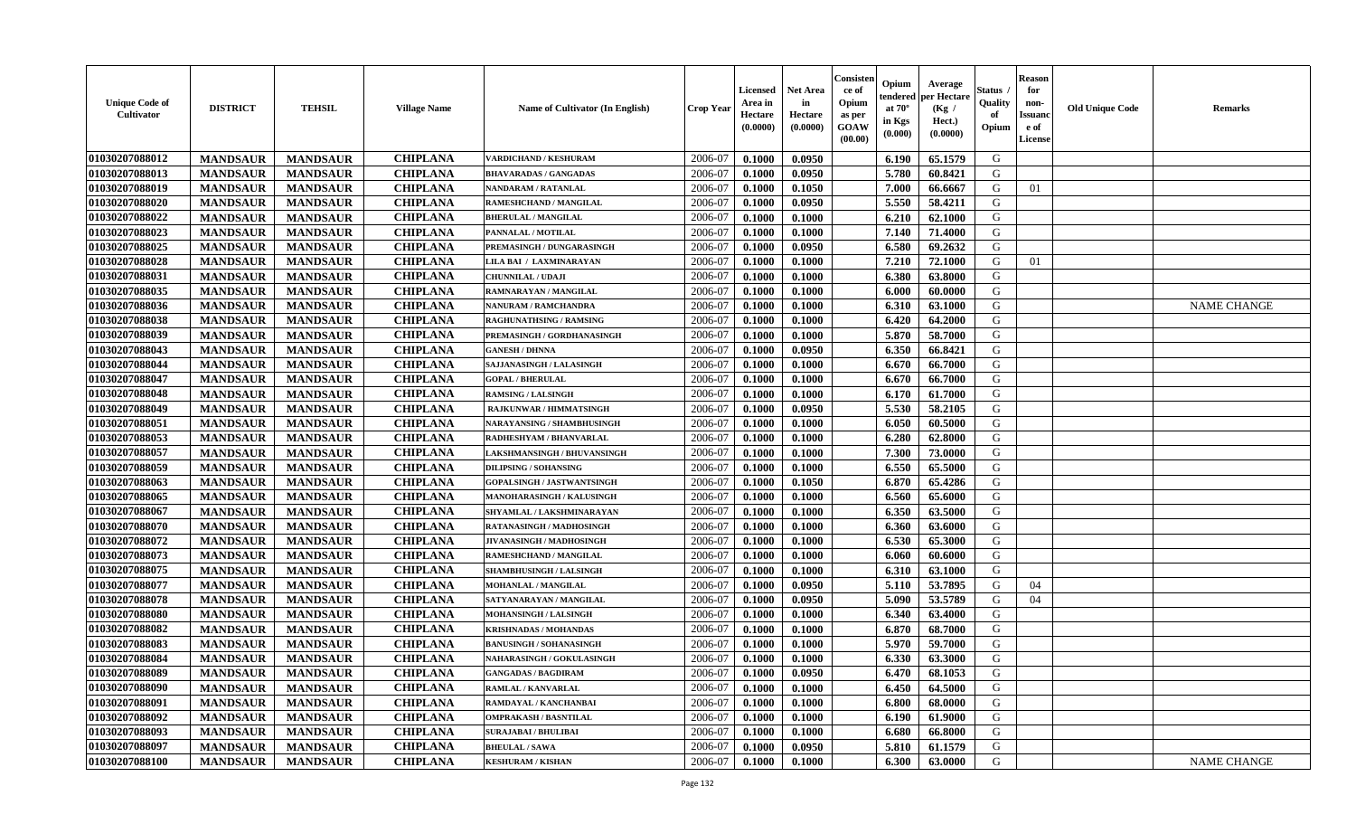| Unique Code of Cultivator | DISTRICT | TEHSIL | Village Name | Name of Cultivator (In English) | Crop Year | Licensed Area in Hectare (0.0000) | Net Area in Hectare (0.0000) | Consistence of Opium as per GOAW (00.00) | Opium tendered at 70° in Kgs (0.000) | Average per Hectare (Kg / Hect.) (0.0000) | Status / Quality of Opium | Reason for non-Issuance of License | Old Unique Code | Remarks |
|---|---|---|---|---|---|---|---|---|---|---|---|---|---|---|
| 01030207088012 | MANDSAUR | MANDSAUR | CHIPLANA | VARDICHAND / KESHURAM | 2006-07 | 0.1000 | 0.0950 | | 6.190 | 65.1579 | G | | | |
| 01030207088013 | MANDSAUR | MANDSAUR | CHIPLANA | BHAVARADAS / GANGADAS | 2006-07 | 0.1000 | 0.0950 | | 5.780 | 60.8421 | G | | | |
| 01030207088019 | MANDSAUR | MANDSAUR | CHIPLANA | NANDARAM / RATANLAL | 2006-07 | 0.1000 | 0.1050 | | 7.000 | 66.6667 | G | 01 | | |
| 01030207088020 | MANDSAUR | MANDSAUR | CHIPLANA | RAMESHCHAND / MANGILAL | 2006-07 | 0.1000 | 0.0950 | | 5.550 | 58.4211 | G | | | |
| 01030207088022 | MANDSAUR | MANDSAUR | CHIPLANA | BHERULAL / MANGILAL | 2006-07 | 0.1000 | 0.1000 | | 6.210 | 62.1000 | G | | | |
| 01030207088023 | MANDSAUR | MANDSAUR | CHIPLANA | PANNALAL / MOTILAL | 2006-07 | 0.1000 | 0.1000 | | 7.140 | 71.4000 | G | | | |
| 01030207088025 | MANDSAUR | MANDSAUR | CHIPLANA | PREMASINGH / DUNGARASINGH | 2006-07 | 0.1000 | 0.0950 | | 6.580 | 69.2632 | G | | | |
| 01030207088028 | MANDSAUR | MANDSAUR | CHIPLANA | LILA BAI / LAXMINARAYAN | 2006-07 | 0.1000 | 0.1000 | | 7.210 | 72.1000 | G | 01 | | |
| 01030207088031 | MANDSAUR | MANDSAUR | CHIPLANA | CHUNNILAL / UDAJI | 2006-07 | 0.1000 | 0.1000 | | 6.380 | 63.8000 | G | | | |
| 01030207088035 | MANDSAUR | MANDSAUR | CHIPLANA | RAMNARAYAN / MANGILAL | 2006-07 | 0.1000 | 0.1000 | | 6.000 | 60.0000 | G | | | |
| 01030207088036 | MANDSAUR | MANDSAUR | CHIPLANA | NANURAM / RAMCHANDRA | 2006-07 | 0.1000 | 0.1000 | | 6.310 | 63.1000 | G | | | NAME CHANGE |
| 01030207088038 | MANDSAUR | MANDSAUR | CHIPLANA | RAGHUNATHSING / RAMSING | 2006-07 | 0.1000 | 0.1000 | | 6.420 | 64.2000 | G | | | |
| 01030207088039 | MANDSAUR | MANDSAUR | CHIPLANA | PREMASINGH / GORDHANASINGH | 2006-07 | 0.1000 | 0.1000 | | 5.870 | 58.7000 | G | | | |
| 01030207088043 | MANDSAUR | MANDSAUR | CHIPLANA | GANESH / DHNNA | 2006-07 | 0.1000 | 0.0950 | | 6.350 | 66.8421 | G | | | |
| 01030207088044 | MANDSAUR | MANDSAUR | CHIPLANA | SAJJANASINGH / LALASINGH | 2006-07 | 0.1000 | 0.1000 | | 6.670 | 66.7000 | G | | | |
| 01030207088047 | MANDSAUR | MANDSAUR | CHIPLANA | GOPAL / BHERULAL | 2006-07 | 0.1000 | 0.1000 | | 6.670 | 66.7000 | G | | | |
| 01030207088048 | MANDSAUR | MANDSAUR | CHIPLANA | RAMSING / LALSINGH | 2006-07 | 0.1000 | 0.1000 | | 6.170 | 61.7000 | G | | | |
| 01030207088049 | MANDSAUR | MANDSAUR | CHIPLANA | RAJKUNWAR / HIMMATSINGH | 2006-07 | 0.1000 | 0.0950 | | 5.530 | 58.2105 | G | | | |
| 01030207088051 | MANDSAUR | MANDSAUR | CHIPLANA | NARAYANSING / SHAMBHUSINGH | 2006-07 | 0.1000 | 0.1000 | | 6.050 | 60.5000 | G | | | |
| 01030207088053 | MANDSAUR | MANDSAUR | CHIPLANA | RADHESHYAM / BHANVARLAL | 2006-07 | 0.1000 | 0.1000 | | 6.280 | 62.8000 | G | | | |
| 01030207088057 | MANDSAUR | MANDSAUR | CHIPLANA | LAKSHMANSINGH / BHUVANSINGH | 2006-07 | 0.1000 | 0.1000 | | 7.300 | 73.0000 | G | | | |
| 01030207088059 | MANDSAUR | MANDSAUR | CHIPLANA | DILIPSING / SOHANSING | 2006-07 | 0.1000 | 0.1000 | | 6.550 | 65.5000 | G | | | |
| 01030207088063 | MANDSAUR | MANDSAUR | CHIPLANA | GOPALSINGH / JASTWANTSINGH | 2006-07 | 0.1000 | 0.1050 | | 6.870 | 65.4286 | G | | | |
| 01030207088065 | MANDSAUR | MANDSAUR | CHIPLANA | MANOHARASINGH / KALUSINGH | 2006-07 | 0.1000 | 0.1000 | | 6.560 | 65.6000 | G | | | |
| 01030207088067 | MANDSAUR | MANDSAUR | CHIPLANA | SHYAMLAL / LAKSHMINARAYAN | 2006-07 | 0.1000 | 0.1000 | | 6.350 | 63.5000 | G | | | |
| 01030207088070 | MANDSAUR | MANDSAUR | CHIPLANA | RATANASINGH / MADHOSINGH | 2006-07 | 0.1000 | 0.1000 | | 6.360 | 63.6000 | G | | | |
| 01030207088072 | MANDSAUR | MANDSAUR | CHIPLANA | JIVANASINGH / MADHOSINGH | 2006-07 | 0.1000 | 0.1000 | | 6.530 | 65.3000 | G | | | |
| 01030207088073 | MANDSAUR | MANDSAUR | CHIPLANA | RAMESHCHAND / MANGILAL | 2006-07 | 0.1000 | 0.1000 | | 6.060 | 60.6000 | G | | | |
| 01030207088075 | MANDSAUR | MANDSAUR | CHIPLANA | SHAMBHUSINGH / LALSINGH | 2006-07 | 0.1000 | 0.1000 | | 6.310 | 63.1000 | G | | | |
| 01030207088077 | MANDSAUR | MANDSAUR | CHIPLANA | MOHANLAL / MANGILAL | 2006-07 | 0.1000 | 0.0950 | | 5.110 | 53.7895 | G | 04 | | |
| 01030207088078 | MANDSAUR | MANDSAUR | CHIPLANA | SATYANARAYAN / MANGILAL | 2006-07 | 0.1000 | 0.0950 | | 5.090 | 53.5789 | G | 04 | | |
| 01030207088080 | MANDSAUR | MANDSAUR | CHIPLANA | MOHANSINGH / LALSINGH | 2006-07 | 0.1000 | 0.1000 | | 6.340 | 63.4000 | G | | | |
| 01030207088082 | MANDSAUR | MANDSAUR | CHIPLANA | KRISHNADAS / MOHANDAS | 2006-07 | 0.1000 | 0.1000 | | 6.870 | 68.7000 | G | | | |
| 01030207088083 | MANDSAUR | MANDSAUR | CHIPLANA | BANUSINGH / SOHANASINGH | 2006-07 | 0.1000 | 0.1000 | | 5.970 | 59.7000 | G | | | |
| 01030207088084 | MANDSAUR | MANDSAUR | CHIPLANA | NAHARASINGH / GOKULASINGH | 2006-07 | 0.1000 | 0.1000 | | 6.330 | 63.3000 | G | | | |
| 01030207088089 | MANDSAUR | MANDSAUR | CHIPLANA | GANGADAS / BAGDIRAM | 2006-07 | 0.1000 | 0.0950 | | 6.470 | 68.1053 | G | | | |
| 01030207088090 | MANDSAUR | MANDSAUR | CHIPLANA | RAMLAL / KANVARLAL | 2006-07 | 0.1000 | 0.1000 | | 6.450 | 64.5000 | G | | | |
| 01030207088091 | MANDSAUR | MANDSAUR | CHIPLANA | RAMDAYAL / KANCHANBAI | 2006-07 | 0.1000 | 0.1000 | | 6.800 | 68.0000 | G | | | |
| 01030207088092 | MANDSAUR | MANDSAUR | CHIPLANA | OMPRAKASH / BASNTILAL | 2006-07 | 0.1000 | 0.1000 | | 6.190 | 61.9000 | G | | | |
| 01030207088093 | MANDSAUR | MANDSAUR | CHIPLANA | SURAJABAI / BHULIBAI | 2006-07 | 0.1000 | 0.1000 | | 6.680 | 66.8000 | G | | | |
| 01030207088097 | MANDSAUR | MANDSAUR | CHIPLANA | BHEULAL / SAWA | 2006-07 | 0.1000 | 0.0950 | | 5.810 | 61.1579 | G | | | |
| 01030207088100 | MANDSAUR | MANDSAUR | CHIPLANA | KESHURAM / KISHAN | 2006-07 | 0.1000 | 0.1000 | | 6.300 | 63.0000 | G | | | NAME CHANGE |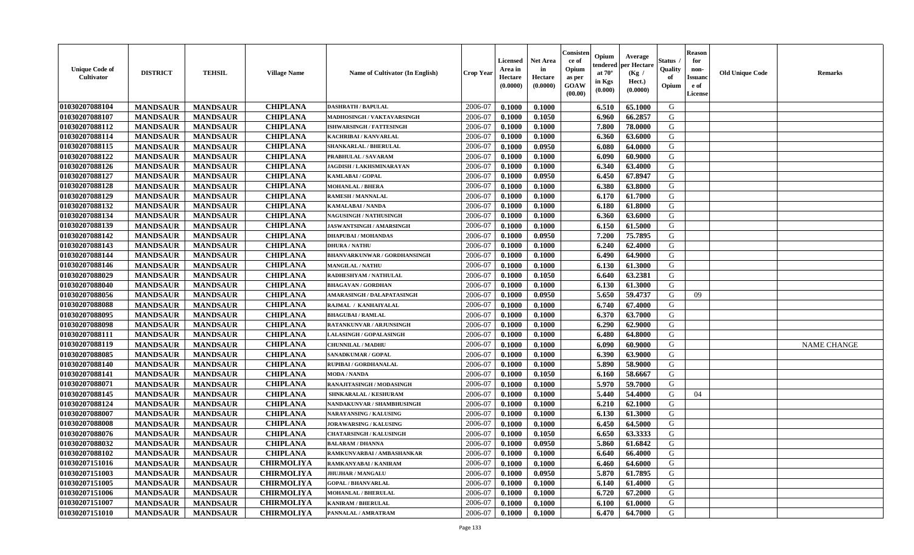| Unique Code of Cultivator | DISTRICT | TEHSIL | Village Name | Name of Cultivator (In English) | Crop Year | Licensed Area in Hectare (0.0000) | Net Area in Hectare (0.0000) | Consistence of Opium as per GOAW (00.00) | Opium tendered at 70° in Kgs (0.000) | Average per Hectare (Kg / Hect.) (0.0000) | Status / Quality of Opium | Reason for non-Issuance of License | Old Unique Code | Remarks |
|---|---|---|---|---|---|---|---|---|---|---|---|---|---|---|
| 01030207088104 | MANDSAUR | MANDSAUR | CHIPLANA | DASHRATH / BAPULAL | 2006-07 | 0.1000 | 0.1000 | | 6.510 | 65.1000 | G | | | |
| 01030207088107 | MANDSAUR | MANDSAUR | CHIPLANA | MADHOSINGH / VAKTAVARSINGH | 2006-07 | 0.1000 | 0.1050 | | 6.960 | 66.2857 | G | | | |
| 01030207088112 | MANDSAUR | MANDSAUR | CHIPLANA | ISHWARSINGH / FATTESINGH | 2006-07 | 0.1000 | 0.1000 | | 7.800 | 78.0000 | G | | | |
| 01030207088114 | MANDSAUR | MANDSAUR | CHIPLANA | KACHRIBAI / KANVARLAL | 2006-07 | 0.1000 | 0.1000 | | 6.360 | 63.6000 | G | | | |
| 01030207088115 | MANDSAUR | MANDSAUR | CHIPLANA | SHANKARLAL / BHERULAL | 2006-07 | 0.1000 | 0.0950 | | 6.080 | 64.0000 | G | | | |
| 01030207088122 | MANDSAUR | MANDSAUR | CHIPLANA | PRABHULAL / SAVARAM | 2006-07 | 0.1000 | 0.1000 | | 6.090 | 60.9000 | G | | | |
| 01030207088126 | MANDSAUR | MANDSAUR | CHIPLANA | JAGDISH / LAKHSMINARAYAN | 2006-07 | 0.1000 | 0.1000 | | 6.340 | 63.4000 | G | | | |
| 01030207088127 | MANDSAUR | MANDSAUR | CHIPLANA | KAMLABAI / GOPAL | 2006-07 | 0.1000 | 0.0950 | | 6.450 | 67.8947 | G | | | |
| 01030207088128 | MANDSAUR | MANDSAUR | CHIPLANA | MOHANLAL / BHERA | 2006-07 | 0.1000 | 0.1000 | | 6.380 | 63.8000 | G | | | |
| 01030207088129 | MANDSAUR | MANDSAUR | CHIPLANA | RAMESH / MANNALAL | 2006-07 | 0.1000 | 0.1000 | | 6.170 | 61.7000 | G | | | |
| 01030207088132 | MANDSAUR | MANDSAUR | CHIPLANA | KAMALABAI / NANDA | 2006-07 | 0.1000 | 0.1000 | | 6.180 | 61.8000 | G | | | |
| 01030207088134 | MANDSAUR | MANDSAUR | CHIPLANA | NAGUSINGH / NATHUSINGH | 2006-07 | 0.1000 | 0.1000 | | 6.360 | 63.6000 | G | | | |
| 01030207088139 | MANDSAUR | MANDSAUR | CHIPLANA | JASWANTSINGH / AMARSINGH | 2006-07 | 0.1000 | 0.1000 | | 6.150 | 61.5000 | G | | | |
| 01030207088142 | MANDSAUR | MANDSAUR | CHIPLANA | DHAPUBAI / MOHANDAS | 2006-07 | 0.1000 | 0.0950 | | 7.200 | 75.7895 | G | | | |
| 01030207088143 | MANDSAUR | MANDSAUR | CHIPLANA | DHURA / NATHU | 2006-07 | 0.1000 | 0.1000 | | 6.240 | 62.4000 | G | | | |
| 01030207088144 | MANDSAUR | MANDSAUR | CHIPLANA | BHANVARKUNWAR / GORDHANSINGH | 2006-07 | 0.1000 | 0.1000 | | 6.490 | 64.9000 | G | | | |
| 01030207088146 | MANDSAUR | MANDSAUR | CHIPLANA | MANGILAL / NATHU | 2006-07 | 0.1000 | 0.1000 | | 6.130 | 61.3000 | G | | | |
| 01030207088029 | MANDSAUR | MANDSAUR | CHIPLANA | RADHESHYAM / NATHULAL | 2006-07 | 0.1000 | 0.1050 | | 6.640 | 63.2381 | G | | | |
| 01030207088040 | MANDSAUR | MANDSAUR | CHIPLANA | BHAGAVAN / GORDHAN | 2006-07 | 0.1000 | 0.1000 | | 6.130 | 61.3000 | G | | | |
| 01030207088056 | MANDSAUR | MANDSAUR | CHIPLANA | AMARASINGH / DALAPATASINGH | 2006-07 | 0.1000 | 0.0950 | | 5.650 | 59.4737 | G | 09 | | |
| 01030207088088 | MANDSAUR | MANDSAUR | CHIPLANA | RAJMAL / KANHAIYALAL | 2006-07 | 0.1000 | 0.1000 | | 6.740 | 67.4000 | G | | | |
| 01030207088095 | MANDSAUR | MANDSAUR | CHIPLANA | BHAGUBAI / RAMLAL | 2006-07 | 0.1000 | 0.1000 | | 6.370 | 63.7000 | G | | | |
| 01030207088098 | MANDSAUR | MANDSAUR | CHIPLANA | RATANKUNVAR / ARJUNSINGH | 2006-07 | 0.1000 | 0.1000 | | 6.290 | 62.9000 | G | | | |
| 01030207088111 | MANDSAUR | MANDSAUR | CHIPLANA | LALASINGH / GOPALASINGH | 2006-07 | 0.1000 | 0.1000 | | 6.480 | 64.8000 | G | | | |
| 01030207088119 | MANDSAUR | MANDSAUR | CHIPLANA | CHUNNILAL / MADHU | 2006-07 | 0.1000 | 0.1000 | | 6.090 | 60.9000 | G | | | NAME CHANGE |
| 01030207088085 | MANDSAUR | MANDSAUR | CHIPLANA | SANADKUMAR / GOPAL | 2006-07 | 0.1000 | 0.1000 | | 6.390 | 63.9000 | G | | | |
| 01030207088140 | MANDSAUR | MANDSAUR | CHIPLANA | RUPIBAI / GORDHANALAL | 2006-07 | 0.1000 | 0.1000 | | 5.890 | 58.9000 | G | | | |
| 01030207088141 | MANDSAUR | MANDSAUR | CHIPLANA | MODA / NANDA | 2006-07 | 0.1000 | 0.1050 | | 6.160 | 58.6667 | G | | | |
| 01030207088071 | MANDSAUR | MANDSAUR | CHIPLANA | RANAJITASINGH / MODASINGH | 2006-07 | 0.1000 | 0.1000 | | 5.970 | 59.7000 | G | | | |
| 01030207088145 | MANDSAUR | MANDSAUR | CHIPLANA | SHNKARALAL / KESHURAM | 2006-07 | 0.1000 | 0.1000 | | 5.440 | 54.4000 | G | 04 | | |
| 01030207088124 | MANDSAUR | MANDSAUR | CHIPLANA | NANDAKUNVAR / SHAMBHUSINGH | 2006-07 | 0.1000 | 0.1000 | | 6.210 | 62.1000 | G | | | |
| 01030207088007 | MANDSAUR | MANDSAUR | CHIPLANA | NARAYANSING / KALUSING | 2006-07 | 0.1000 | 0.1000 | | 6.130 | 61.3000 | G | | | |
| 01030207088008 | MANDSAUR | MANDSAUR | CHIPLANA | JORAWARSING / KALUSING | 2006-07 | 0.1000 | 0.1000 | | 6.450 | 64.5000 | G | | | |
| 01030207088076 | MANDSAUR | MANDSAUR | CHIPLANA | CHATARSINGH / KALUSINGH | 2006-07 | 0.1000 | 0.1050 | | 6.650 | 63.3333 | G | | | |
| 01030207088032 | MANDSAUR | MANDSAUR | CHIPLANA | BALARAM / DHANNA | 2006-07 | 0.1000 | 0.0950 | | 5.860 | 61.6842 | G | | | |
| 01030207088102 | MANDSAUR | MANDSAUR | CHIPLANA | RAMKUNVARBAI / AMBASHANKAR | 2006-07 | 0.1000 | 0.1000 | | 6.640 | 66.4000 | G | | | |
| 01030207151016 | MANDSAUR | MANDSAUR | CHIRMOLIYA | RAMKANYABAI / KANIRAM | 2006-07 | 0.1000 | 0.1000 | | 6.460 | 64.6000 | G | | | |
| 01030207151003 | MANDSAUR | MANDSAUR | CHIRMOLIYA | JHUJHAR / MANGALU | 2006-07 | 0.1000 | 0.0950 | | 5.870 | 61.7895 | G | | | |
| 01030207151005 | MANDSAUR | MANDSAUR | CHIRMOLIYA | GOPAL / BHANVARLAL | 2006-07 | 0.1000 | 0.1000 | | 6.140 | 61.4000 | G | | | |
| 01030207151006 | MANDSAUR | MANDSAUR | CHIRMOLIYA | MOHANLAL / BHERULAL | 2006-07 | 0.1000 | 0.1000 | | 6.720 | 67.2000 | G | | | |
| 01030207151007 | MANDSAUR | MANDSAUR | CHIRMOLIYA | KANIRAM / BHERULAL | 2006-07 | 0.1000 | 0.1000 | | 6.100 | 61.0000 | G | | | |
| 01030207151010 | MANDSAUR | MANDSAUR | CHIRMOLIYA | PANNALAL / AMRATRAM | 2006-07 | 0.1000 | 0.1000 | | 6.470 | 64.7000 | G | | | |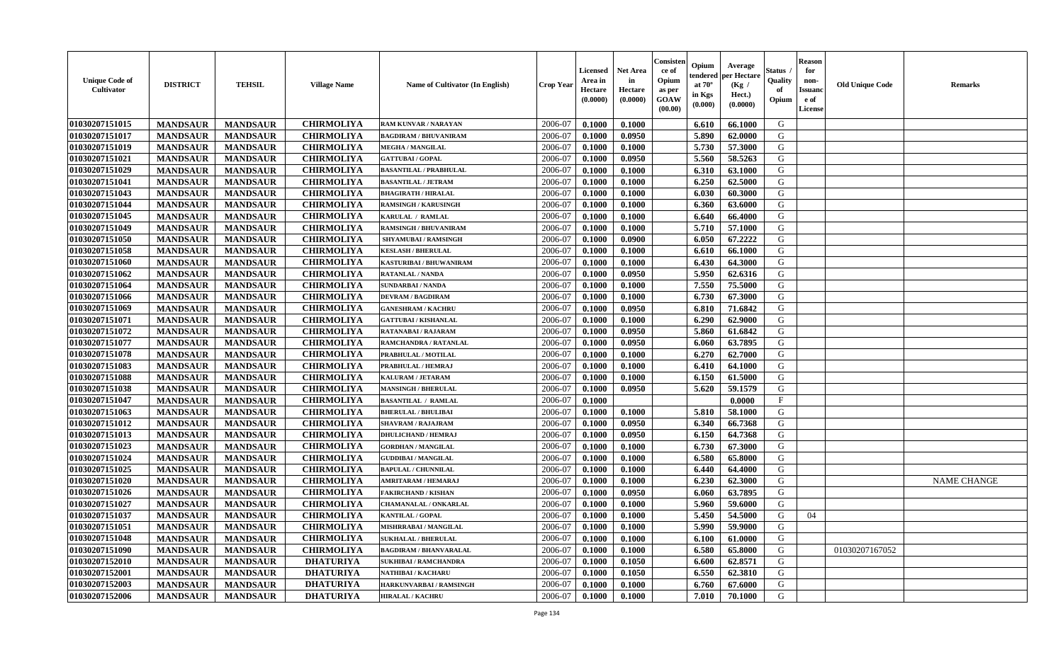| Unique Code of Cultivator | DISTRICT | TEHSIL | Village Name | Name of Cultivator (In English) | Crop Year | Licensed Area in Hectare (0.0000) | Net Area in Hectare (0.0000) | Consistence of Opium as per GOAW (00.00) | Opium tendered at 70° in Kgs (0.000) | Average per Hectare (Kg / Hect.) (0.0000) | Status / Quality of Opium | Reason for non-Issuance of License | Old Unique Code | Remarks |
|---|---|---|---|---|---|---|---|---|---|---|---|---|---|---|
| 01030207151015 | MANDSAUR | MANDSAUR | CHIRMOLIYA | RAM KUNVAR / NARAYAN | 2006-07 | 0.1000 | 0.1000 | | 6.610 | 66.1000 | G | | | |
| 01030207151017 | MANDSAUR | MANDSAUR | CHIRMOLIYA | BAGDIRAM / BHUVANIRAM | 2006-07 | 0.1000 | 0.0950 | | 5.890 | 62.0000 | G | | | |
| 01030207151019 | MANDSAUR | MANDSAUR | CHIRMOLIYA | MEGHA / MANGILAL | 2006-07 | 0.1000 | 0.1000 | | 5.730 | 57.3000 | G | | | |
| 01030207151021 | MANDSAUR | MANDSAUR | CHIRMOLIYA | GATTUBAI / GOPAL | 2006-07 | 0.1000 | 0.0950 | | 5.560 | 58.5263 | G | | | |
| 01030207151029 | MANDSAUR | MANDSAUR | CHIRMOLIYA | BASANTILAL / PRABHULAL | 2006-07 | 0.1000 | 0.1000 | | 6.310 | 63.1000 | G | | | |
| 01030207151041 | MANDSAUR | MANDSAUR | CHIRMOLIYA | BASANTILAL / JETRAM | 2006-07 | 0.1000 | 0.1000 | | 6.250 | 62.5000 | G | | | |
| 01030207151043 | MANDSAUR | MANDSAUR | CHIRMOLIYA | BHAGIRATH / HIRALAL | 2006-07 | 0.1000 | 0.1000 | | 6.030 | 60.3000 | G | | | |
| 01030207151044 | MANDSAUR | MANDSAUR | CHIRMOLIYA | RAMSINGH / KARUSINGH | 2006-07 | 0.1000 | 0.1000 | | 6.360 | 63.6000 | G | | | |
| 01030207151045 | MANDSAUR | MANDSAUR | CHIRMOLIYA | KARULAL / RAMLAL | 2006-07 | 0.1000 | 0.1000 | | 6.640 | 66.4000 | G | | | |
| 01030207151049 | MANDSAUR | MANDSAUR | CHIRMOLIYA | RAMSINGH / BHUVANIRAM | 2006-07 | 0.1000 | 0.1000 | | 5.710 | 57.1000 | G | | | |
| 01030207151050 | MANDSAUR | MANDSAUR | CHIRMOLIYA | SHYAMUBAI / RAMSINGH | 2006-07 | 0.1000 | 0.0900 | | 6.050 | 67.2222 | G | | | |
| 01030207151058 | MANDSAUR | MANDSAUR | CHIRMOLIYA | KESLASH / BHERULAL | 2006-07 | 0.1000 | 0.1000 | | 6.610 | 66.1000 | G | | | |
| 01030207151060 | MANDSAUR | MANDSAUR | CHIRMOLIYA | KASTURIBAI / BHUWANIRAM | 2006-07 | 0.1000 | 0.1000 | | 6.430 | 64.3000 | G | | | |
| 01030207151062 | MANDSAUR | MANDSAUR | CHIRMOLIYA | RATANLAL / NANDA | 2006-07 | 0.1000 | 0.0950 | | 5.950 | 62.6316 | G | | | |
| 01030207151064 | MANDSAUR | MANDSAUR | CHIRMOLIYA | SUNDARBAI / NANDA | 2006-07 | 0.1000 | 0.1000 | | 7.550 | 75.5000 | G | | | |
| 01030207151066 | MANDSAUR | MANDSAUR | CHIRMOLIYA | DEVRAM / BAGDIRAM | 2006-07 | 0.1000 | 0.1000 | | 6.730 | 67.3000 | G | | | |
| 01030207151069 | MANDSAUR | MANDSAUR | CHIRMOLIYA | GANESHRAM / KACHRU | 2006-07 | 0.1000 | 0.0950 | | 6.810 | 71.6842 | G | | | |
| 01030207151071 | MANDSAUR | MANDSAUR | CHIRMOLIYA | GATTUBAI / KISHANLAL | 2006-07 | 0.1000 | 0.1000 | | 6.290 | 62.9000 | G | | | |
| 01030207151072 | MANDSAUR | MANDSAUR | CHIRMOLIYA | RATANABAI / RAJARAM | 2006-07 | 0.1000 | 0.0950 | | 5.860 | 61.6842 | G | | | |
| 01030207151077 | MANDSAUR | MANDSAUR | CHIRMOLIYA | RAMCHANDRA / RATANLAL | 2006-07 | 0.1000 | 0.0950 | | 6.060 | 63.7895 | G | | | |
| 01030207151078 | MANDSAUR | MANDSAUR | CHIRMOLIYA | PRABHULAL / MOTILAL | 2006-07 | 0.1000 | 0.1000 | | 6.270 | 62.7000 | G | | | |
| 01030207151083 | MANDSAUR | MANDSAUR | CHIRMOLIYA | PRABHULAL / HEMRAJ | 2006-07 | 0.1000 | 0.1000 | | 6.410 | 64.1000 | G | | | |
| 01030207151088 | MANDSAUR | MANDSAUR | CHIRMOLIYA | KALURAM / JETARAM | 2006-07 | 0.1000 | 0.1000 | | 6.150 | 61.5000 | G | | | |
| 01030207151038 | MANDSAUR | MANDSAUR | CHIRMOLIYA | MANSINGH / BHERULAL | 2006-07 | 0.1000 | 0.0950 | | 5.620 | 59.1579 | G | | | |
| 01030207151047 | MANDSAUR | MANDSAUR | CHIRMOLIYA | BASANTILAL / RAMLAL | 2006-07 | 0.1000 | | | | 0.0000 | F | | | |
| 01030207151063 | MANDSAUR | MANDSAUR | CHIRMOLIYA | BHERULAL / BHULIBAI | 2006-07 | 0.1000 | 0.1000 | | 5.810 | 58.1000 | G | | | |
| 01030207151012 | MANDSAUR | MANDSAUR | CHIRMOLIYA | SHAVRAM / RAJAJRAM | 2006-07 | 0.1000 | 0.0950 | | 6.340 | 66.7368 | G | | | |
| 01030207151013 | MANDSAUR | MANDSAUR | CHIRMOLIYA | DHULICHAND / HEMRAJ | 2006-07 | 0.1000 | 0.0950 | | 6.150 | 64.7368 | G | | | |
| 01030207151023 | MANDSAUR | MANDSAUR | CHIRMOLIYA | GORDHAN / MANGILAL | 2006-07 | 0.1000 | 0.1000 | | 6.730 | 67.3000 | G | | | |
| 01030207151024 | MANDSAUR | MANDSAUR | CHIRMOLIYA | GUDDIBAI / MANGILAL | 2006-07 | 0.1000 | 0.1000 | | 6.580 | 65.8000 | G | | | |
| 01030207151025 | MANDSAUR | MANDSAUR | CHIRMOLIYA | BAPULAL / CHUNNILAL | 2006-07 | 0.1000 | 0.1000 | | 6.440 | 64.4000 | G | | | |
| 01030207151020 | MANDSAUR | MANDSAUR | CHIRMOLIYA | AMRITARAM / HEMARAJ | 2006-07 | 0.1000 | 0.1000 | | 6.230 | 62.3000 | G | | | NAME CHANGE |
| 01030207151026 | MANDSAUR | MANDSAUR | CHIRMOLIYA | FAKIRCHAND / KISHAN | 2006-07 | 0.1000 | 0.0950 | | 6.060 | 63.7895 | G | | | |
| 01030207151027 | MANDSAUR | MANDSAUR | CHIRMOLIYA | CHAMANALAL / ONKARLAL | 2006-07 | 0.1000 | 0.1000 | | 5.960 | 59.6000 | G | | | |
| 01030207151037 | MANDSAUR | MANDSAUR | CHIRMOLIYA | KANTILAL / GOPAL | 2006-07 | 0.1000 | 0.1000 | | 5.450 | 54.5000 | G | 04 | | |
| 01030207151051 | MANDSAUR | MANDSAUR | CHIRMOLIYA | MISHRRABAI / MANGILAL | 2006-07 | 0.1000 | 0.1000 | | 5.990 | 59.9000 | G | | | |
| 01030207151048 | MANDSAUR | MANDSAUR | CHIRMOLIYA | SUKHALAL / BHERULAL | 2006-07 | 0.1000 | 0.1000 | | 6.100 | 61.0000 | G | | | |
| 01030207151090 | MANDSAUR | MANDSAUR | CHIRMOLIYA | BAGDIRAM / BHANVARALAL | 2006-07 | 0.1000 | 0.1000 | | 6.580 | 65.8000 | G | | 01030207167052 | |
| 01030207152010 | MANDSAUR | MANDSAUR | DHATURIYA | SUKHIBAI / RAMCHANDRA | 2006-07 | 0.1000 | 0.1050 | | 6.600 | 62.8571 | G | | | |
| 01030207152001 | MANDSAUR | MANDSAUR | DHATURIYA | NATHIBAI / KACHARU | 2006-07 | 0.1000 | 0.1050 | | 6.550 | 62.3810 | G | | | |
| 01030207152003 | MANDSAUR | MANDSAUR | DHATURIYA | HARKUNVARBAI / RAMSINGH | 2006-07 | 0.1000 | 0.1000 | | 6.760 | 67.6000 | G | | | |
| 01030207152006 | MANDSAUR | MANDSAUR | DHATURIYA | HIRALAL / KACHRU | 2006-07 | 0.1000 | 0.1000 | | 7.010 | 70.1000 | G | | | |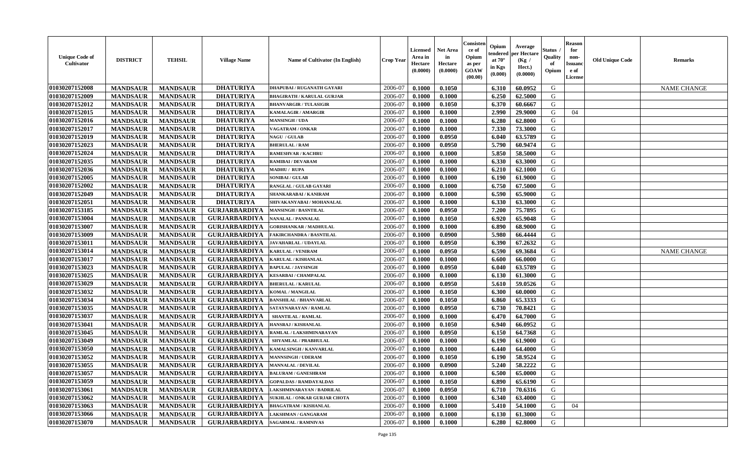| Unique Code of Cultivator | DISTRICT | TEHSIL | Village Name | Name of Cultivator (In English) | Crop Year | Licensed Area in Hectare (0.0000) | Net Area in Hectare (0.0000) | Consistence of Opium as per GOAW (00.00) | Opium tendered at 70° in Kgs (0.000) | Average per Hectare (Kg / Hect.) (0.0000) | Status / Quality of Opium | Reason for non-Issuance of License | Old Unique Code | Remarks |
|---|---|---|---|---|---|---|---|---|---|---|---|---|---|---|
| 01030207152008 | MANDSAUR | MANDSAUR | DHATURIYA | DHAPUBAI / RUGANATH GAYARI | 2006-07 | 0.1000 | 0.1050 | | 6.310 | 60.0952 | G | | | NAME CHANGE |
| 01030207152009 | MANDSAUR | MANDSAUR | DHATURIYA | BHAGIRATH / KARULAL GURJAR | 2006-07 | 0.1000 | 0.1000 | | 6.250 | 62.5000 | G | | | |
| 01030207152012 | MANDSAUR | MANDSAUR | DHATURIYA | BHANVARGIR / TULASIGIR | 2006-07 | 0.1000 | 0.1050 | | 6.370 | 60.6667 | G | | | |
| 01030207152015 | MANDSAUR | MANDSAUR | DHATURIYA | KAMALAGIR / AMARGIR | 2006-07 | 0.1000 | 0.1000 | | 2.990 | 29.9000 | G | 04 | | |
| 01030207152016 | MANDSAUR | MANDSAUR | DHATURIYA | MANSINGH / UDA | 2006-07 | 0.1000 | 0.1000 | | 6.280 | 62.8000 | G | | | |
| 01030207152017 | MANDSAUR | MANDSAUR | DHATURIYA | VAGATRAM / ONKAR | 2006-07 | 0.1000 | 0.1000 | | 7.330 | 73.3000 | G | | | |
| 01030207152019 | MANDSAUR | MANDSAUR | DHATURIYA | NAGU / GULAB | 2006-07 | 0.1000 | 0.0950 | | 6.040 | 63.5789 | G | | | |
| 01030207152023 | MANDSAUR | MANDSAUR | DHATURIYA | BHERULAL / RAM | 2006-07 | 0.1000 | 0.0950 | | 5.790 | 60.9474 | G | | | |
| 01030207152024 | MANDSAUR | MANDSAUR | DHATURIYA | RAMESHVAR / KACHRU | 2006-07 | 0.1000 | 0.1000 | | 5.850 | 58.5000 | G | | | |
| 01030207152035 | MANDSAUR | MANDSAUR | DHATURIYA | RAMIBAI / DEVARAM | 2006-07 | 0.1000 | 0.1000 | | 6.330 | 63.3000 | G | | | |
| 01030207152036 | MANDSAUR | MANDSAUR | DHATURIYA | MADHU / RUPA | 2006-07 | 0.1000 | 0.1000 | | 6.210 | 62.1000 | G | | | |
| 01030207152005 | MANDSAUR | MANDSAUR | DHATURIYA | SONIBAI / GULAB | 2006-07 | 0.1000 | 0.1000 | | 6.190 | 61.9000 | G | | | |
| 01030207152002 | MANDSAUR | MANDSAUR | DHATURIYA | RANGLAL / GULAB GAYARI | 2006-07 | 0.1000 | 0.1000 | | 6.750 | 67.5000 | G | | | |
| 01030207152049 | MANDSAUR | MANDSAUR | DHATURIYA | SHANKARABAI / KANIRAM | 2006-07 | 0.1000 | 0.1000 | | 6.590 | 65.9000 | G | | | |
| 01030207152051 | MANDSAUR | MANDSAUR | DHATURIYA | SHIVAKANYABAI / MOHANALAL | 2006-07 | 0.1000 | 0.1000 | | 6.330 | 63.3000 | G | | | |
| 01030207153185 | MANDSAUR | MANDSAUR | GURJARBARDIYA | MANSINGH / BASNTILAL | 2006-07 | 0.1000 | 0.0950 | | 7.200 | 75.7895 | G | | | |
| 01030207153004 | MANDSAUR | MANDSAUR | GURJARBARDIYA | NANALAL / PANNALAL | 2006-07 | 0.1000 | 0.1050 | | 6.920 | 65.9048 | G | | | |
| 01030207153007 | MANDSAUR | MANDSAUR | GURJARBARDIYA | GORISHANKAR / MADHULAL | 2006-07 | 0.1000 | 0.1000 | | 6.890 | 68.9000 | G | | | |
| 01030207153009 | MANDSAUR | MANDSAUR | GURJARBARDIYA | FAKIRCHANDRA / BASNTILAL | 2006-07 | 0.1000 | 0.0900 | | 5.980 | 66.4444 | G | | | |
| 01030207153011 | MANDSAUR | MANDSAUR | GURJARBARDIYA | JAVAHARLAL / UDAYLAL | 2006-07 | 0.1000 | 0.0950 | | 6.390 | 67.2632 | G | | | |
| 01030207153014 | MANDSAUR | MANDSAUR | GURJARBARDIYA | KARULAL / VENIRAM | 2006-07 | 0.1000 | 0.0950 | | 6.590 | 69.3684 | G | | | NAME CHANGE |
| 01030207153017 | MANDSAUR | MANDSAUR | GURJARBARDIYA | KARULAL / KISHANLAL | 2006-07 | 0.1000 | 0.1000 | | 6.600 | 66.0000 | G | | | |
| 01030207153023 | MANDSAUR | MANDSAUR | GURJARBARDIYA | BAPULAL / JAYSINGH | 2006-07 | 0.1000 | 0.0950 | | 6.040 | 63.5789 | G | | | |
| 01030207153025 | MANDSAUR | MANDSAUR | GURJARBARDIYA | KESARBAI / CHAMPALAL | 2006-07 | 0.1000 | 0.1000 | | 6.130 | 61.3000 | G | | | |
| 01030207153029 | MANDSAUR | MANDSAUR | GURJARBARDIYA | BHERULAL / KARULAL | 2006-07 | 0.1000 | 0.0950 | | 5.610 | 59.0526 | G | | | |
| 01030207153032 | MANDSAUR | MANDSAUR | GURJARBARDIYA | KOMAL / MANGILAL | 2006-07 | 0.1000 | 0.1050 | | 6.300 | 60.0000 | G | | | |
| 01030207153034 | MANDSAUR | MANDSAUR | GURJARBARDIYA | BANSHILAL / BHANVARLAL | 2006-07 | 0.1000 | 0.1050 | | 6.860 | 65.3333 | G | | | |
| 01030207153035 | MANDSAUR | MANDSAUR | GURJARBARDIYA | SATAYNARAYAN / RAMLAL | 2006-07 | 0.1000 | 0.0950 | | 6.730 | 70.8421 | G | | | |
| 01030207153037 | MANDSAUR | MANDSAUR | GURJARBARDIYA | SHANTILAL / RAMLAL | 2006-07 | 0.1000 | 0.1000 | | 6.470 | 64.7000 | G | | | |
| 01030207153041 | MANDSAUR | MANDSAUR | GURJARBARDIYA | HANSRAJ / KISHANLAL | 2006-07 | 0.1000 | 0.1050 | | 6.940 | 66.0952 | G | | | |
| 01030207153045 | MANDSAUR | MANDSAUR | GURJARBARDIYA | RAMLAL / LAKSHMINARAYAN | 2006-07 | 0.1000 | 0.0950 | | 6.150 | 64.7368 | G | | | |
| 01030207153049 | MANDSAUR | MANDSAUR | GURJARBARDIYA | SHYAMLAL / PRABHULAL | 2006-07 | 0.1000 | 0.1000 | | 6.190 | 61.9000 | G | | | |
| 01030207153050 | MANDSAUR | MANDSAUR | GURJARBARDIYA | KAMALSINGH / KANVARLAL | 2006-07 | 0.1000 | 0.1000 | | 6.440 | 64.4000 | G | | | |
| 01030207153052 | MANDSAUR | MANDSAUR | GURJARBARDIYA | MANNSINGH / UDERAM | 2006-07 | 0.1000 | 0.1050 | | 6.190 | 58.9524 | G | | | |
| 01030207153055 | MANDSAUR | MANDSAUR | GURJARBARDIYA | MANNALAL / DEVILAL | 2006-07 | 0.1000 | 0.0900 | | 5.240 | 58.2222 | G | | | |
| 01030207153057 | MANDSAUR | MANDSAUR | GURJARBARDIYA | BALURAM / GANESHRAM | 2006-07 | 0.1000 | 0.1000 | | 6.500 | 65.0000 | G | | | |
| 01030207153059 | MANDSAUR | MANDSAUR | GURJARBARDIYA | GOPALDAS / RAMDAYALDAS | 2006-07 | 0.1000 | 0.1050 | | 6.890 | 65.6190 | G | | | |
| 01030207153061 | MANDSAUR | MANDSAUR | GURJARBARDIYA | LAKSHMINARAYAN / BADRILAL | 2006-07 | 0.1000 | 0.0950 | | 6.710 | 70.6316 | G | | | |
| 01030207153062 | MANDSAUR | MANDSAUR | GURJARBARDIYA | SUKHLAL / ONKAR GURJAR CHOTA | 2006-07 | 0.1000 | 0.1000 | | 6.340 | 63.4000 | G | | | |
| 01030207153063 | MANDSAUR | MANDSAUR | GURJARBARDIYA | BHAGATRAM / KISHANLAL | 2006-07 | 0.1000 | 0.1000 | | 5.410 | 54.1000 | G | 04 | | |
| 01030207153066 | MANDSAUR | MANDSAUR | GURJARBARDIYA | LAKSHMAN / GANGARAM | 2006-07 | 0.1000 | 0.1000 | | 6.130 | 61.3000 | G | | | |
| 01030207153070 | MANDSAUR | MANDSAUR | GURJARBARDIYA | SAGARMAL / RAMNIVAS | 2006-07 | 0.1000 | 0.1000 | | 6.280 | 62.8000 | G | | | |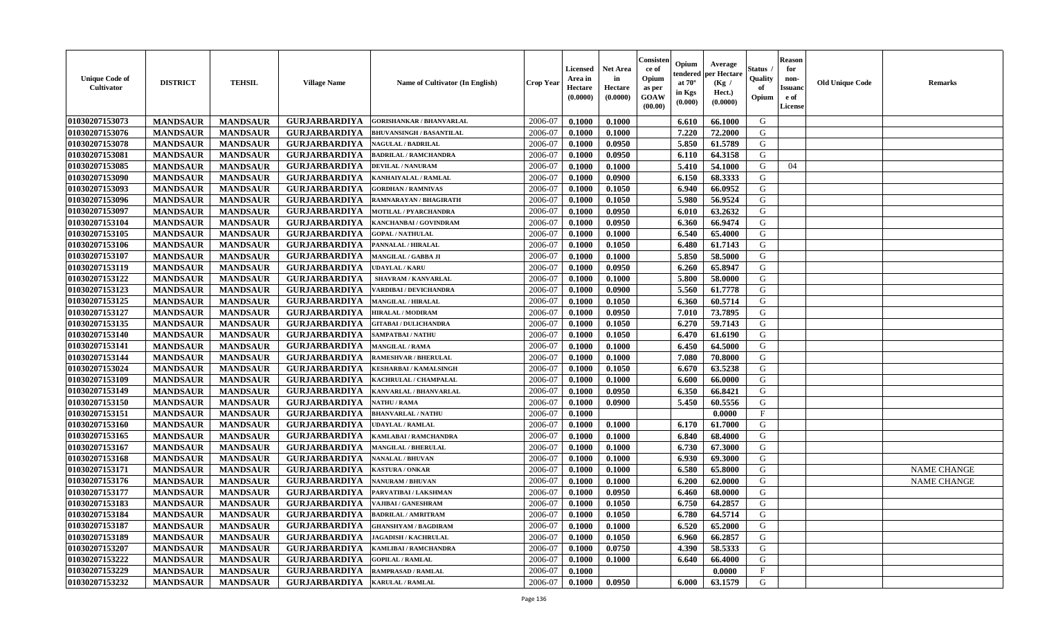| Unique Code of Cultivator | DISTRICT | TEHSIL | Village Name | Name of Cultivator (In English) | Crop Year | Licensed Area in Hectare (0.0000) | Net Area in Hectare (0.0000) | Consistence of Opium as per GOAW (00.00) | Opium tendered at 70° in Kgs (0.000) | Average per Hectare (Kg / Hect.) (0.0000) | Status / Quality of Opium | Reason for non-Issuance of License | Old Unique Code | Remarks |
|---|---|---|---|---|---|---|---|---|---|---|---|---|---|---|
| 01030207153073 | MANDSAUR | MANDSAUR | GURJARBARDIYA | GORISHANKAR / BHANVARLAL | 2006-07 | 0.1000 | 0.1000 | | 6.610 | 66.1000 | G | | | |
| 01030207153076 | MANDSAUR | MANDSAUR | GURJARBARDIYA | BHUVANSINGH / BASANTILAL | 2006-07 | 0.1000 | 0.1000 | | 7.220 | 72.2000 | G | | | |
| 01030207153078 | MANDSAUR | MANDSAUR | GURJARBARDIYA | NAGULAL / BADRILAL | 2006-07 | 0.1000 | 0.0950 | | 5.850 | 61.5789 | G | | | |
| 01030207153081 | MANDSAUR | MANDSAUR | GURJARBARDIYA | BADRILAL / RAMCHANDRA | 2006-07 | 0.1000 | 0.0950 | | 6.110 | 64.3158 | G | | | |
| 01030207153085 | MANDSAUR | MANDSAUR | GURJARBARDIYA | DEVILAL / NANURAM | 2006-07 | 0.1000 | 0.1000 | | 5.410 | 54.1000 | G | 04 | | |
| 01030207153090 | MANDSAUR | MANDSAUR | GURJARBARDIYA | KANHAIYALAL / RAMLAL | 2006-07 | 0.1000 | 0.0900 | | 6.150 | 68.3333 | G | | | |
| 01030207153093 | MANDSAUR | MANDSAUR | GURJARBARDIYA | GORDHAN / RAMNIVAS | 2006-07 | 0.1000 | 0.1050 | | 6.940 | 66.0952 | G | | | |
| 01030207153096 | MANDSAUR | MANDSAUR | GURJARBARDIYA | RAMNARAYAN / BHAGIRATH | 2006-07 | 0.1000 | 0.1050 | | 5.980 | 56.9524 | G | | | |
| 01030207153097 | MANDSAUR | MANDSAUR | GURJARBARDIYA | MOTILAL / PYARCHANDRA | 2006-07 | 0.1000 | 0.0950 | | 6.010 | 63.2632 | G | | | |
| 01030207153104 | MANDSAUR | MANDSAUR | GURJARBARDIYA | KANCHANBAI / GOVINDRAM | 2006-07 | 0.1000 | 0.0950 | | 6.360 | 66.9474 | G | | | |
| 01030207153105 | MANDSAUR | MANDSAUR | GURJARBARDIYA | GOPAL / NATHULAL | 2006-07 | 0.1000 | 0.1000 | | 6.540 | 65.4000 | G | | | |
| 01030207153106 | MANDSAUR | MANDSAUR | GURJARBARDIYA | PANNALAL / HIRALAL | 2006-07 | 0.1000 | 0.1050 | | 6.480 | 61.7143 | G | | | |
| 01030207153107 | MANDSAUR | MANDSAUR | GURJARBARDIYA | MANGILAL / GABBA JI | 2006-07 | 0.1000 | 0.1000 | | 5.850 | 58.5000 | G | | | |
| 01030207153119 | MANDSAUR | MANDSAUR | GURJARBARDIYA | UDAYLAL / KARU | 2006-07 | 0.1000 | 0.0950 | | 6.260 | 65.8947 | G | | | |
| 01030207153122 | MANDSAUR | MANDSAUR | GURJARBARDIYA | SHAVRAM / KANVARLAL | 2006-07 | 0.1000 | 0.1000 | | 5.800 | 58.0000 | G | | | |
| 01030207153123 | MANDSAUR | MANDSAUR | GURJARBARDIYA | VARDIBAI / DEVICHANDRA | 2006-07 | 0.1000 | 0.0900 | | 5.560 | 61.7778 | G | | | |
| 01030207153125 | MANDSAUR | MANDSAUR | GURJARBARDIYA | MANGILAL / HIRALAL | 2006-07 | 0.1000 | 0.1050 | | 6.360 | 60.5714 | G | | | |
| 01030207153127 | MANDSAUR | MANDSAUR | GURJARBARDIYA | HIRALAL / MODIRAM | 2006-07 | 0.1000 | 0.0950 | | 7.010 | 73.7895 | G | | | |
| 01030207153135 | MANDSAUR | MANDSAUR | GURJARBARDIYA | GITABAI / DULICHANDRA | 2006-07 | 0.1000 | 0.1050 | | 6.270 | 59.7143 | G | | | |
| 01030207153140 | MANDSAUR | MANDSAUR | GURJARBARDIYA | SAMPATBAI / NATHU | 2006-07 | 0.1000 | 0.1050 | | 6.470 | 61.6190 | G | | | |
| 01030207153141 | MANDSAUR | MANDSAUR | GURJARBARDIYA | MANGILAL / RAMA | 2006-07 | 0.1000 | 0.1000 | | 6.450 | 64.5000 | G | | | |
| 01030207153144 | MANDSAUR | MANDSAUR | GURJARBARDIYA | RAMESHVAR / BHERULAL | 2006-07 | 0.1000 | 0.1000 | | 7.080 | 70.8000 | G | | | |
| 01030207153024 | MANDSAUR | MANDSAUR | GURJARBARDIYA | KESHARBAI / KAMALSINGH | 2006-07 | 0.1000 | 0.1050 | | 6.670 | 63.5238 | G | | | |
| 01030207153109 | MANDSAUR | MANDSAUR | GURJARBARDIYA | KACHRULAL / CHAMPALAL | 2006-07 | 0.1000 | 0.1000 | | 6.600 | 66.0000 | G | | | |
| 01030207153149 | MANDSAUR | MANDSAUR | GURJARBARDIYA | KANVARLAL / BHANVARLAL | 2006-07 | 0.1000 | 0.0950 | | 6.350 | 66.8421 | G | | | |
| 01030207153150 | MANDSAUR | MANDSAUR | GURJARBARDIYA | NATHU / RAMA | 2006-07 | 0.1000 | 0.0900 | | 5.450 | 60.5556 | G | | | |
| 01030207153151 | MANDSAUR | MANDSAUR | GURJARBARDIYA | BHANVARLAL / NATHU | 2006-07 | 0.1000 | | | | 0.0000 | F | | | |
| 01030207153160 | MANDSAUR | MANDSAUR | GURJARBARDIYA | UDAYLAL / RAMLAL | 2006-07 | 0.1000 | 0.1000 | | 6.170 | 61.7000 | G | | | |
| 01030207153165 | MANDSAUR | MANDSAUR | GURJARBARDIYA | KAMLABAI / RAMCHANDRA | 2006-07 | 0.1000 | 0.1000 | | 6.840 | 68.4000 | G | | | |
| 01030207153167 | MANDSAUR | MANDSAUR | GURJARBARDIYA | MANGILAL / BHERULAL | 2006-07 | 0.1000 | 0.1000 | | 6.730 | 67.3000 | G | | | |
| 01030207153168 | MANDSAUR | MANDSAUR | GURJARBARDIYA | NANALAL / BHUVAN | 2006-07 | 0.1000 | 0.1000 | | 6.930 | 69.3000 | G | | | |
| 01030207153171 | MANDSAUR | MANDSAUR | GURJARBARDIYA | KASTURA / ONKAR | 2006-07 | 0.1000 | 0.1000 | | 6.580 | 65.8000 | G | | | NAME CHANGE |
| 01030207153176 | MANDSAUR | MANDSAUR | GURJARBARDIYA | NANURAM / BHUVAN | 2006-07 | 0.1000 | 0.1000 | | 6.200 | 62.0000 | G | | | NAME CHANGE |
| 01030207153177 | MANDSAUR | MANDSAUR | GURJARBARDIYA | PARVATIBAI / LAKSHMAN | 2006-07 | 0.1000 | 0.0950 | | 6.460 | 68.0000 | G | | | |
| 01030207153183 | MANDSAUR | MANDSAUR | GURJARBARDIYA | VAJIBAI / GANESHRAM | 2006-07 | 0.1000 | 0.1050 | | 6.750 | 64.2857 | G | | | |
| 01030207153184 | MANDSAUR | MANDSAUR | GURJARBARDIYA | BADRILAL / AMRITRAM | 2006-07 | 0.1000 | 0.1050 | | 6.780 | 64.5714 | G | | | |
| 01030207153187 | MANDSAUR | MANDSAUR | GURJARBARDIYA | GHANSHYAM / BAGDIRAM | 2006-07 | 0.1000 | 0.1000 | | 6.520 | 65.2000 | G | | | |
| 01030207153189 | MANDSAUR | MANDSAUR | GURJARBARDIYA | JAGADISH / KACHRULAL | 2006-07 | 0.1000 | 0.1050 | | 6.960 | 66.2857 | G | | | |
| 01030207153207 | MANDSAUR | MANDSAUR | GURJARBARDIYA | KAMLIBAI / RAMCHANDRA | 2006-07 | 0.1000 | 0.0750 | | 4.390 | 58.5333 | G | | | |
| 01030207153222 | MANDSAUR | MANDSAUR | GURJARBARDIYA | GOPILAL / RAMLAL | 2006-07 | 0.1000 | 0.1000 | | 6.640 | 66.4000 | G | | | |
| 01030207153229 | MANDSAUR | MANDSAUR | GURJARBARDIYA | RAMPRASAD / RAMLAL | 2006-07 | 0.1000 | | | | 0.0000 | F | | | |
| 01030207153232 | MANDSAUR | MANDSAUR | GURJARBARDIYA | KARULAL / RAMLAL | 2006-07 | 0.1000 | 0.0950 | | 6.000 | 63.1579 | G | | | |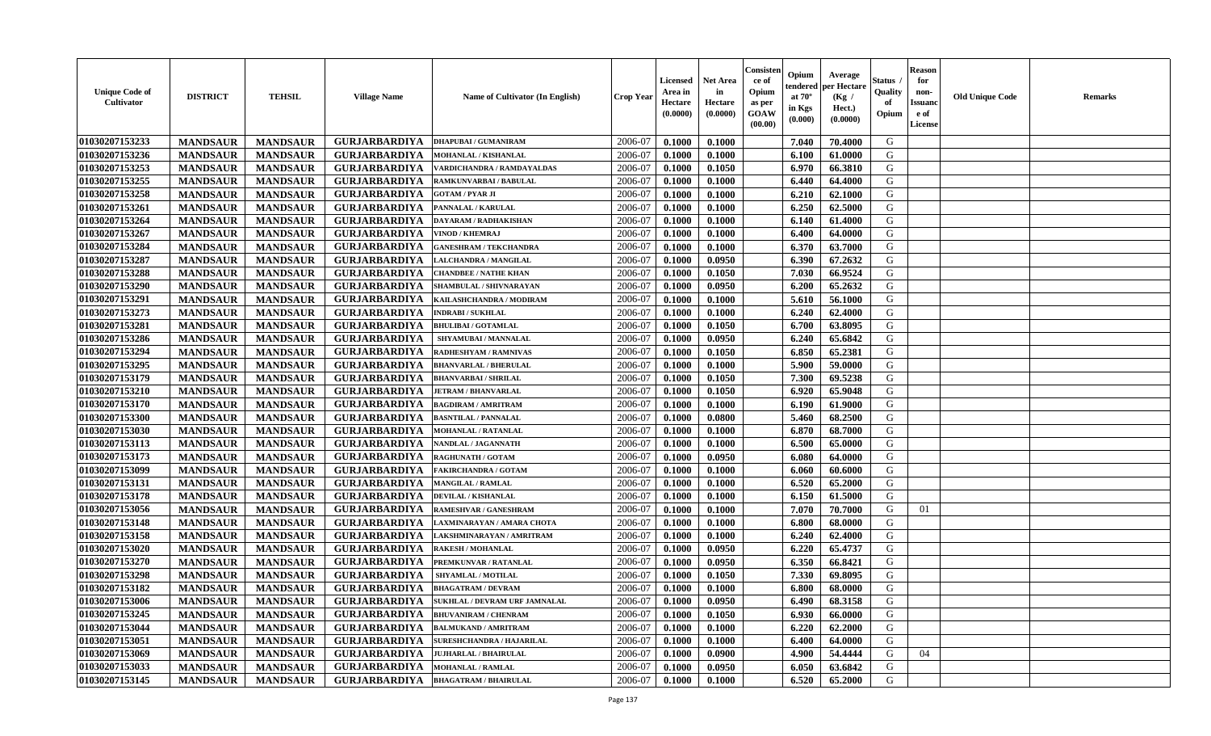| Unique Code of Cultivator | DISTRICT | TEHSIL | Village Name | Name of Cultivator (In English) | Crop Year | Licensed Area in Hectare (0.0000) | Net Area in Hectare (0.0000) | Consistence of Opium as per GOAW (00.00) | Opium tendered at 70° in Kgs (0.000) | Average per Hectare (Kg / Hect.) (0.0000) | Status / Quality of Opium | Reason for non-Issuance of License | Old Unique Code | Remarks |
|---|---|---|---|---|---|---|---|---|---|---|---|---|---|---|
| 01030207153233 | MANDSAUR | MANDSAUR | GURJARBARDIYA | DHAPUBAI / GUMANIRAM | 2006-07 | 0.1000 | 0.1000 | | 7.040 | 70.4000 | G | | | |
| 01030207153236 | MANDSAUR | MANDSAUR | GURJARBARDIYA | MOHANLAL / KISHANLAL | 2006-07 | 0.1000 | 0.1000 | | 6.100 | 61.0000 | G | | | |
| 01030207153253 | MANDSAUR | MANDSAUR | GURJARBARDIYA | VARDICHANDRA / RAMDAYALDAS | 2006-07 | 0.1000 | 0.1050 | | 6.970 | 66.3810 | G | | | |
| 01030207153255 | MANDSAUR | MANDSAUR | GURJARBARDIYA | RAMKUNVARBAI / BABULAL | 2006-07 | 0.1000 | 0.1000 | | 6.440 | 64.4000 | G | | | |
| 01030207153258 | MANDSAUR | MANDSAUR | GURJARBARDIYA | GOTAM / PYAR JI | 2006-07 | 0.1000 | 0.1000 | | 6.210 | 62.1000 | G | | | |
| 01030207153261 | MANDSAUR | MANDSAUR | GURJARBARDIYA | PANNALAL / KARULAL | 2006-07 | 0.1000 | 0.1000 | | 6.250 | 62.5000 | G | | | |
| 01030207153264 | MANDSAUR | MANDSAUR | GURJARBARDIYA | DAYARAM / RADHAKISHAN | 2006-07 | 0.1000 | 0.1000 | | 6.140 | 61.4000 | G | | | |
| 01030207153267 | MANDSAUR | MANDSAUR | GURJARBARDIYA | VINOD / KHEMRAJ | 2006-07 | 0.1000 | 0.1000 | | 6.400 | 64.0000 | G | | | |
| 01030207153284 | MANDSAUR | MANDSAUR | GURJARBARDIYA | GANESHRAM / TEKCHANDRA | 2006-07 | 0.1000 | 0.1000 | | 6.370 | 63.7000 | G | | | |
| 01030207153287 | MANDSAUR | MANDSAUR | GURJARBARDIYA | LALCHANDRA / MANGILAL | 2006-07 | 0.1000 | 0.0950 | | 6.390 | 67.2632 | G | | | |
| 01030207153288 | MANDSAUR | MANDSAUR | GURJARBARDIYA | CHANDBEE / NATHE KHAN | 2006-07 | 0.1000 | 0.1050 | | 7.030 | 66.9524 | G | | | |
| 01030207153290 | MANDSAUR | MANDSAUR | GURJARBARDIYA | SHAMBULAL / SHIVNARAYAN | 2006-07 | 0.1000 | 0.0950 | | 6.200 | 65.2632 | G | | | |
| 01030207153291 | MANDSAUR | MANDSAUR | GURJARBARDIYA | KAILASHCHANDRA / MODIRAM | 2006-07 | 0.1000 | 0.1000 | | 5.610 | 56.1000 | G | | | |
| 01030207153273 | MANDSAUR | MANDSAUR | GURJARBARDIYA | INDRABI / SUKHLAL | 2006-07 | 0.1000 | 0.1000 | | 6.240 | 62.4000 | G | | | |
| 01030207153281 | MANDSAUR | MANDSAUR | GURJARBARDIYA | BHULIBAI / GOTAMLAL | 2006-07 | 0.1000 | 0.1050 | | 6.700 | 63.8095 | G | | | |
| 01030207153286 | MANDSAUR | MANDSAUR | GURJARBARDIYA | SHYAMUBAI / MANNALAL | 2006-07 | 0.1000 | 0.0950 | | 6.240 | 65.6842 | G | | | |
| 01030207153294 | MANDSAUR | MANDSAUR | GURJARBARDIYA | RADHESHYAM / RAMNIVAS | 2006-07 | 0.1000 | 0.1050 | | 6.850 | 65.2381 | G | | | |
| 01030207153295 | MANDSAUR | MANDSAUR | GURJARBARDIYA | BHANVARLAL / BHERULAL | 2006-07 | 0.1000 | 0.1000 | | 5.900 | 59.0000 | G | | | |
| 01030207153179 | MANDSAUR | MANDSAUR | GURJARBARDIYA | BHANVARBAI / SHRILAL | 2006-07 | 0.1000 | 0.1050 | | 7.300 | 69.5238 | G | | | |
| 01030207153210 | MANDSAUR | MANDSAUR | GURJARBARDIYA | JETRAM / BHANVARLAL | 2006-07 | 0.1000 | 0.1050 | | 6.920 | 65.9048 | G | | | |
| 01030207153170 | MANDSAUR | MANDSAUR | GURJARBARDIYA | BAGDIRAM / AMRITRAM | 2006-07 | 0.1000 | 0.1000 | | 6.190 | 61.9000 | G | | | |
| 01030207153300 | MANDSAUR | MANDSAUR | GURJARBARDIYA | BASNTILAL / PANNALAL | 2006-07 | 0.1000 | 0.0800 | | 5.460 | 68.2500 | G | | | |
| 01030207153030 | MANDSAUR | MANDSAUR | GURJARBARDIYA | MOHANLAL / RATANLAL | 2006-07 | 0.1000 | 0.1000 | | 6.870 | 68.7000 | G | | | |
| 01030207153113 | MANDSAUR | MANDSAUR | GURJARBARDIYA | NANDLAL / JAGANNATH | 2006-07 | 0.1000 | 0.1000 | | 6.500 | 65.0000 | G | | | |
| 01030207153173 | MANDSAUR | MANDSAUR | GURJARBARDIYA | RAGHUNATH / GOTAM | 2006-07 | 0.1000 | 0.0950 | | 6.080 | 64.0000 | G | | | |
| 01030207153099 | MANDSAUR | MANDSAUR | GURJARBARDIYA | FAKIRCHANDRA / GOTAM | 2006-07 | 0.1000 | 0.1000 | | 6.060 | 60.6000 | G | | | |
| 01030207153131 | MANDSAUR | MANDSAUR | GURJARBARDIYA | MANGILAL / RAMLAL | 2006-07 | 0.1000 | 0.1000 | | 6.520 | 65.2000 | G | | | |
| 01030207153178 | MANDSAUR | MANDSAUR | GURJARBARDIYA | DEVILAL / KISHANLAL | 2006-07 | 0.1000 | 0.1000 | | 6.150 | 61.5000 | G | | | |
| 01030207153056 | MANDSAUR | MANDSAUR | GURJARBARDIYA | RAMESHVAR / GANESHRAM | 2006-07 | 0.1000 | 0.1000 | | 7.070 | 70.7000 | G | 01 | | |
| 01030207153148 | MANDSAUR | MANDSAUR | GURJARBARDIYA | LAXMINARAYAN / AMARA CHOTA | 2006-07 | 0.1000 | 0.1000 | | 6.800 | 68.0000 | G | | | |
| 01030207153158 | MANDSAUR | MANDSAUR | GURJARBARDIYA | LAKSHMINARAYAN / AMRITRAM | 2006-07 | 0.1000 | 0.1000 | | 6.240 | 62.4000 | G | | | |
| 01030207153020 | MANDSAUR | MANDSAUR | GURJARBARDIYA | RAKESH / MOHANLAL | 2006-07 | 0.1000 | 0.0950 | | 6.220 | 65.4737 | G | | | |
| 01030207153270 | MANDSAUR | MANDSAUR | GURJARBARDIYA | PREMKUNVAR / RATANLAL | 2006-07 | 0.1000 | 0.0950 | | 6.350 | 66.8421 | G | | | |
| 01030207153298 | MANDSAUR | MANDSAUR | GURJARBARDIYA | SHYAMLAL / MOTILAL | 2006-07 | 0.1000 | 0.1050 | | 7.330 | 69.8095 | G | | | |
| 01030207153182 | MANDSAUR | MANDSAUR | GURJARBARDIYA | BHAGATRAM / DEVRAM | 2006-07 | 0.1000 | 0.1000 | | 6.800 | 68.0000 | G | | | |
| 01030207153006 | MANDSAUR | MANDSAUR | GURJARBARDIYA | SUKHLAL / DEVRAM URF JAMNALAL | 2006-07 | 0.1000 | 0.0950 | | 6.490 | 68.3158 | G | | | |
| 01030207153245 | MANDSAUR | MANDSAUR | GURJARBARDIYA | BHUVANIRAM / CHENRAM | 2006-07 | 0.1000 | 0.1050 | | 6.930 | 66.0000 | G | | | |
| 01030207153044 | MANDSAUR | MANDSAUR | GURJARBARDIYA | BALMUKAND / AMRITRAM | 2006-07 | 0.1000 | 0.1000 | | 6.220 | 62.2000 | G | | | |
| 01030207153051 | MANDSAUR | MANDSAUR | GURJARBARDIYA | SURESHCHANDRA / HAJARILAL | 2006-07 | 0.1000 | 0.1000 | | 6.400 | 64.0000 | G | | | |
| 01030207153069 | MANDSAUR | MANDSAUR | GURJARBARDIYA | JUJHARLAL / BHAIRULAL | 2006-07 | 0.1000 | 0.0900 | | 4.900 | 54.4444 | G | 04 | | |
| 01030207153033 | MANDSAUR | MANDSAUR | GURJARBARDIYA | MOHANLAL / RAMLAL | 2006-07 | 0.1000 | 0.0950 | | 6.050 | 63.6842 | G | | | |
| 01030207153145 | MANDSAUR | MANDSAUR | GURJARBARDIYA | BHAGATRAM / BHAIRULAL | 2006-07 | 0.1000 | 0.1000 | | 6.520 | 65.2000 | G | | | |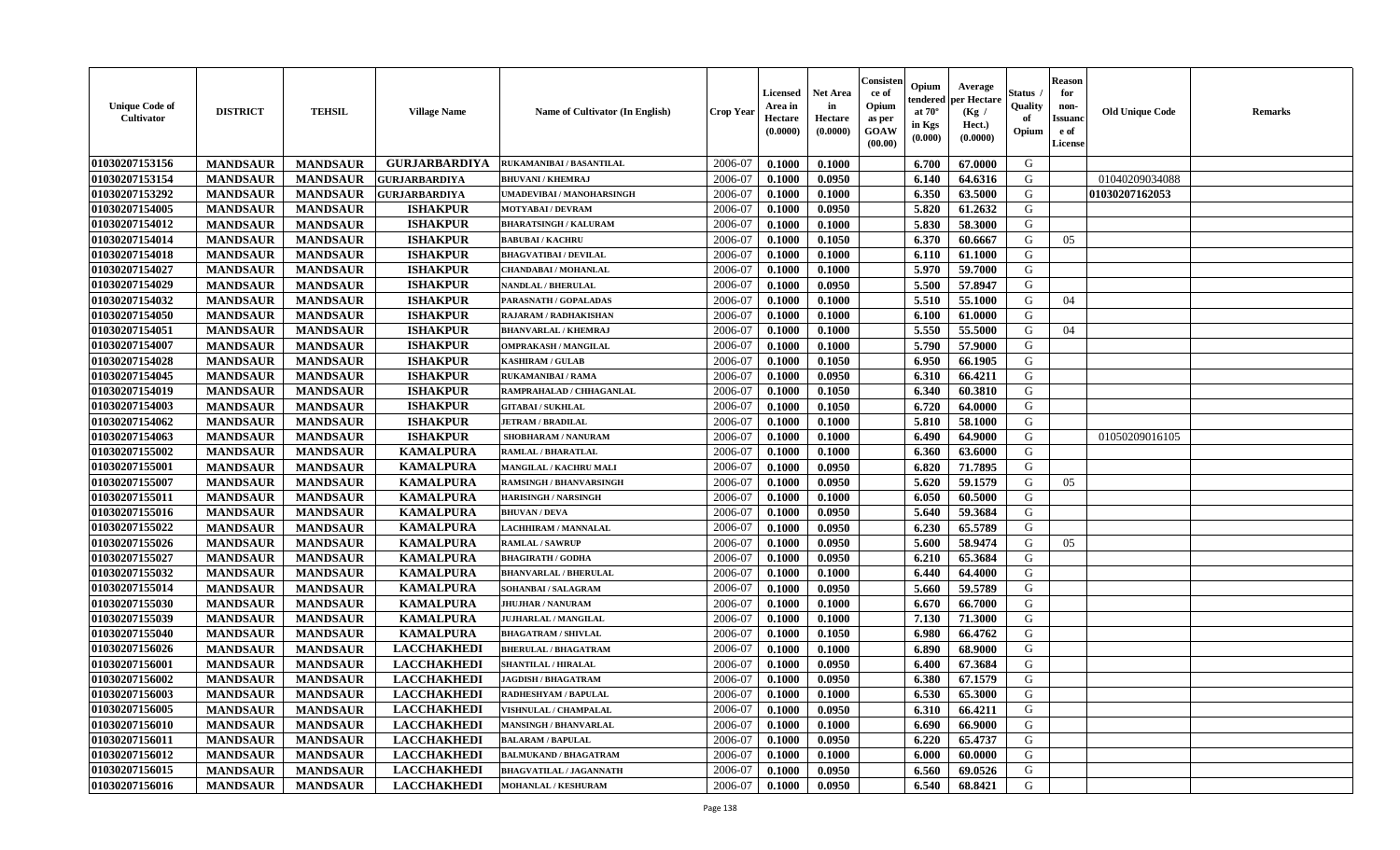| Unique Code of Cultivator | DISTRICT | TEHSIL | Village Name | Name of Cultivator (In English) | Crop Year | Licensed Area in Hectare (0.0000) | Net Area in Hectare (0.0000) | Consistence of Opium as per GOAW (00.00) | Opium tendered at 70° in Kgs (0.000) | Average per Hectare (Kg / Hect.) (0.0000) | Status / Quality of Opium | Reason for non-Issuance of License | Old Unique Code | Remarks |
|---|---|---|---|---|---|---|---|---|---|---|---|---|---|---|
| 01030207153156 | MANDSAUR | MANDSAUR | GURJARBARDIYA | RUKAMANIBAI / BASANTILAL | 2006-07 | 0.1000 | 0.1000 | | 6.700 | 67.0000 | G | | | |
| 01030207153154 | MANDSAUR | MANDSAUR | GURJARBARDIYA | BHUVANI / KHEMRAJ | 2006-07 | 0.1000 | 0.0950 | | 6.140 | 64.6316 | G | | 01040209034088 | |
| 01030207153292 | MANDSAUR | MANDSAUR | GURJARBARDIYA | UMADEVIBAI / MANOHARSINGH | 2006-07 | 0.1000 | 0.1000 | | 6.350 | 63.5000 | G | | 01030207162053 | |
| 01030207154005 | MANDSAUR | MANDSAUR | ISHAKPUR | MOTYABAI / DEVRAM | 2006-07 | 0.1000 | 0.0950 | | 5.820 | 61.2632 | G | | | |
| 01030207154012 | MANDSAUR | MANDSAUR | ISHAKPUR | BHARATSINGH / KALURAM | 2006-07 | 0.1000 | 0.1000 | | 5.830 | 58.3000 | G | | | |
| 01030207154014 | MANDSAUR | MANDSAUR | ISHAKPUR | BABUBAI / KACHRU | 2006-07 | 0.1000 | 0.1050 | | 6.370 | 60.6667 | G | 05 | | |
| 01030207154018 | MANDSAUR | MANDSAUR | ISHAKPUR | BHAGVATIBAI / DEVILAL | 2006-07 | 0.1000 | 0.1000 | | 6.110 | 61.1000 | G | | | |
| 01030207154027 | MANDSAUR | MANDSAUR | ISHAKPUR | CHANDABAI / MOHANLAL | 2006-07 | 0.1000 | 0.1000 | | 5.970 | 59.7000 | G | | | |
| 01030207154029 | MANDSAUR | MANDSAUR | ISHAKPUR | NANDLAL / BHERULAL | 2006-07 | 0.1000 | 0.0950 | | 5.500 | 57.8947 | G | | | |
| 01030207154032 | MANDSAUR | MANDSAUR | ISHAKPUR | PARASNATH / GOPALADAS | 2006-07 | 0.1000 | 0.1000 | | 5.510 | 55.1000 | G | 04 | | |
| 01030207154050 | MANDSAUR | MANDSAUR | ISHAKPUR | RAJARAM / RADHAKISHAN | 2006-07 | 0.1000 | 0.1000 | | 6.100 | 61.0000 | G | | | |
| 01030207154051 | MANDSAUR | MANDSAUR | ISHAKPUR | BHANVARLAL / KHEMRAJ | 2006-07 | 0.1000 | 0.1000 | | 5.550 | 55.5000 | G | 04 | | |
| 01030207154007 | MANDSAUR | MANDSAUR | ISHAKPUR | OMPRAKASH / MANGILAL | 2006-07 | 0.1000 | 0.1000 | | 5.790 | 57.9000 | G | | | |
| 01030207154028 | MANDSAUR | MANDSAUR | ISHAKPUR | KASHIRAM / GULAB | 2006-07 | 0.1000 | 0.1050 | | 6.950 | 66.1905 | G | | | |
| 01030207154045 | MANDSAUR | MANDSAUR | ISHAKPUR | RUKAMANIBAI / RAMA | 2006-07 | 0.1000 | 0.0950 | | 6.310 | 66.4211 | G | | | |
| 01030207154019 | MANDSAUR | MANDSAUR | ISHAKPUR | RAMPRAHALAD / CHHAGANLAL | 2006-07 | 0.1000 | 0.1050 | | 6.340 | 60.3810 | G | | | |
| 01030207154003 | MANDSAUR | MANDSAUR | ISHAKPUR | GITABAI / SUKHLAL | 2006-07 | 0.1000 | 0.1050 | | 6.720 | 64.0000 | G | | | |
| 01030207154062 | MANDSAUR | MANDSAUR | ISHAKPUR | JETRAM / BRADILAL | 2006-07 | 0.1000 | 0.1000 | | 5.810 | 58.1000 | G | | | |
| 01030207154063 | MANDSAUR | MANDSAUR | ISHAKPUR | SHOBHARAM / NANURAM | 2006-07 | 0.1000 | 0.1000 | | 6.490 | 64.9000 | G | | 01050209016105 | |
| 01030207155002 | MANDSAUR | MANDSAUR | KAMALPURA | RAMLAL / BHARATLAL | 2006-07 | 0.1000 | 0.1000 | | 6.360 | 63.6000 | G | | | |
| 01030207155001 | MANDSAUR | MANDSAUR | KAMALPURA | MANGILAL / KACHRU MALI | 2006-07 | 0.1000 | 0.0950 | | 6.820 | 71.7895 | G | | | |
| 01030207155007 | MANDSAUR | MANDSAUR | KAMALPURA | RAMSINGH / BHANVARSINGH | 2006-07 | 0.1000 | 0.0950 | | 5.620 | 59.1579 | G | 05 | | |
| 01030207155011 | MANDSAUR | MANDSAUR | KAMALPURA | HARISINGH / NARSINGH | 2006-07 | 0.1000 | 0.1000 | | 6.050 | 60.5000 | G | | | |
| 01030207155016 | MANDSAUR | MANDSAUR | KAMALPURA | BHUVAN / DEVA | 2006-07 | 0.1000 | 0.0950 | | 5.640 | 59.3684 | G | | | |
| 01030207155022 | MANDSAUR | MANDSAUR | KAMALPURA | LACHHIRAM / MANNALAL | 2006-07 | 0.1000 | 0.0950 | | 6.230 | 65.5789 | G | | | |
| 01030207155026 | MANDSAUR | MANDSAUR | KAMALPURA | RAMLAL / SAWRUP | 2006-07 | 0.1000 | 0.0950 | | 5.600 | 58.9474 | G | 05 | | |
| 01030207155027 | MANDSAUR | MANDSAUR | KAMALPURA | BHAGIRATH / GODHA | 2006-07 | 0.1000 | 0.0950 | | 6.210 | 65.3684 | G | | | |
| 01030207155032 | MANDSAUR | MANDSAUR | KAMALPURA | BHANVARLAL / BHERULAL | 2006-07 | 0.1000 | 0.1000 | | 6.440 | 64.4000 | G | | | |
| 01030207155014 | MANDSAUR | MANDSAUR | KAMALPURA | SOHANBAI / SALAGRAM | 2006-07 | 0.1000 | 0.0950 | | 5.660 | 59.5789 | G | | | |
| 01030207155030 | MANDSAUR | MANDSAUR | KAMALPURA | JHUJHAR / NANURAM | 2006-07 | 0.1000 | 0.1000 | | 6.670 | 66.7000 | G | | | |
| 01030207155039 | MANDSAUR | MANDSAUR | KAMALPURA | JUJHARLAL / MANGILAL | 2006-07 | 0.1000 | 0.1000 | | 7.130 | 71.3000 | G | | | |
| 01030207155040 | MANDSAUR | MANDSAUR | KAMALPURA | BHAGATRAM / SHIVLAL | 2006-07 | 0.1000 | 0.1050 | | 6.980 | 66.4762 | G | | | |
| 01030207156026 | MANDSAUR | MANDSAUR | LACCHAKHEDI | BHERULAL / BHAGATRAM | 2006-07 | 0.1000 | 0.1000 | | 6.890 | 68.9000 | G | | | |
| 01030207156001 | MANDSAUR | MANDSAUR | LACCHAKHEDI | SHANTILAL / HIRALAL | 2006-07 | 0.1000 | 0.0950 | | 6.400 | 67.3684 | G | | | |
| 01030207156002 | MANDSAUR | MANDSAUR | LACCHAKHEDI | JAGDISH / BHAGATRAM | 2006-07 | 0.1000 | 0.0950 | | 6.380 | 67.1579 | G | | | |
| 01030207156003 | MANDSAUR | MANDSAUR | LACCHAKHEDI | RADHESHYAM / BAPULAL | 2006-07 | 0.1000 | 0.1000 | | 6.530 | 65.3000 | G | | | |
| 01030207156005 | MANDSAUR | MANDSAUR | LACCHAKHEDI | VISHNULAL / CHAMPALAL | 2006-07 | 0.1000 | 0.0950 | | 6.310 | 66.4211 | G | | | |
| 01030207156010 | MANDSAUR | MANDSAUR | LACCHAKHEDI | MANSINGH / BHANVARLAL | 2006-07 | 0.1000 | 0.1000 | | 6.690 | 66.9000 | G | | | |
| 01030207156011 | MANDSAUR | MANDSAUR | LACCHAKHEDI | BALARAM / BAPULAL | 2006-07 | 0.1000 | 0.0950 | | 6.220 | 65.4737 | G | | | |
| 01030207156012 | MANDSAUR | MANDSAUR | LACCHAKHEDI | BALMUKAND / BHAGATRAM | 2006-07 | 0.1000 | 0.1000 | | 6.000 | 60.0000 | G | | | |
| 01030207156015 | MANDSAUR | MANDSAUR | LACCHAKHEDI | BHAGVATILAL / JAGANNATH | 2006-07 | 0.1000 | 0.0950 | | 6.560 | 69.0526 | G | | | |
| 01030207156016 | MANDSAUR | MANDSAUR | LACCHAKHEDI | MOHANLAL / KESHURAM | 2006-07 | 0.1000 | 0.0950 | | 6.540 | 68.8421 | G | | | |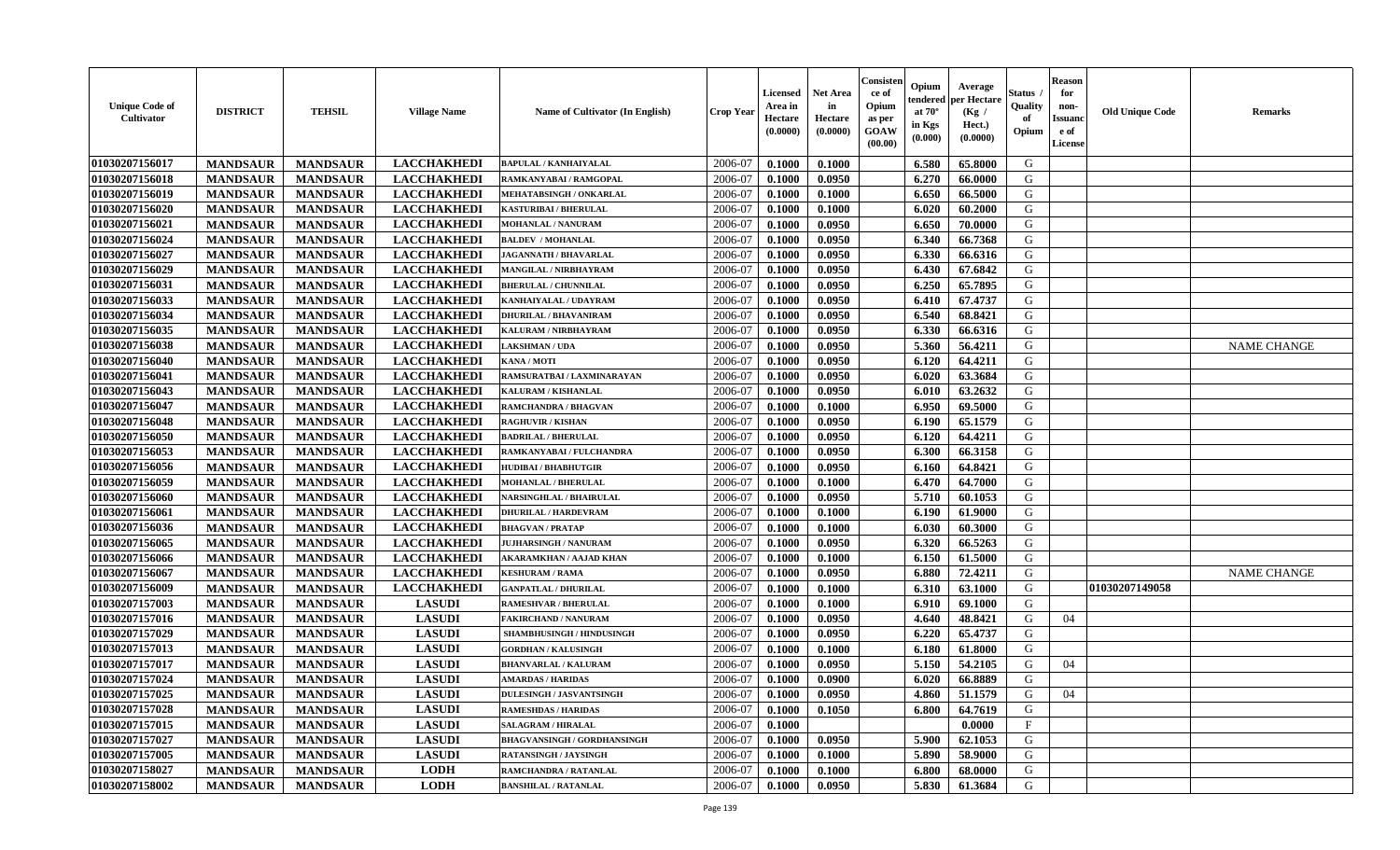| Unique Code of Cultivator | DISTRICT | TEHSIL | Village Name | Name of Cultivator (In English) | Crop Year | Licensed Area in Hectare (0.0000) | Net Area in Hectare (0.0000) | Consistence of Opium as per GOAW (00.00) | Opium tendered at 70° in Kgs (0.000) | Average per Hectare (Kg / Hect.) (0.0000) | Status / Quality of Opium | Reason for non-Issuance of License | Old Unique Code | Remarks |
|---|---|---|---|---|---|---|---|---|---|---|---|---|---|---|
| 01030207156017 | MANDSAUR | MANDSAUR | LACCHAKHEDI | BAPULAL / KANHAIYALAL | 2006-07 | 0.1000 | 0.1000 | | 6.580 | 65.8000 | G | | | |
| 01030207156018 | MANDSAUR | MANDSAUR | LACCHAKHEDI | RAMKANYABAI / RAMGOPAL | 2006-07 | 0.1000 | 0.0950 | | 6.270 | 66.0000 | G | | | |
| 01030207156019 | MANDSAUR | MANDSAUR | LACCHAKHEDI | MEHATABSINGH / ONKARLAL | 2006-07 | 0.1000 | 0.1000 | | 6.650 | 66.5000 | G | | | |
| 01030207156020 | MANDSAUR | MANDSAUR | LACCHAKHEDI | KASTURIBAI / BHERULAL | 2006-07 | 0.1000 | 0.1000 | | 6.020 | 60.2000 | G | | | |
| 01030207156021 | MANDSAUR | MANDSAUR | LACCHAKHEDI | MOHANLAL / NANURAM | 2006-07 | 0.1000 | 0.0950 | | 6.650 | 70.0000 | G | | | |
| 01030207156024 | MANDSAUR | MANDSAUR | LACCHAKHEDI | BALDEV / MOHANLAL | 2006-07 | 0.1000 | 0.0950 | | 6.340 | 66.7368 | G | | | |
| 01030207156027 | MANDSAUR | MANDSAUR | LACCHAKHEDI | JAGANNATH / BHAVARLAL | 2006-07 | 0.1000 | 0.0950 | | 6.330 | 66.6316 | G | | | |
| 01030207156029 | MANDSAUR | MANDSAUR | LACCHAKHEDI | MANGILAL / NIRBHAYRAM | 2006-07 | 0.1000 | 0.0950 | | 6.430 | 67.6842 | G | | | |
| 01030207156031 | MANDSAUR | MANDSAUR | LACCHAKHEDI | BHERULAL / CHUNNILAL | 2006-07 | 0.1000 | 0.0950 | | 6.250 | 65.7895 | G | | | |
| 01030207156033 | MANDSAUR | MANDSAUR | LACCHAKHEDI | KANHAIYALAL / UDAYRAM | 2006-07 | 0.1000 | 0.0950 | | 6.410 | 67.4737 | G | | | |
| 01030207156034 | MANDSAUR | MANDSAUR | LACCHAKHEDI | DHURILAL / BHAVANIRAM | 2006-07 | 0.1000 | 0.0950 | | 6.540 | 68.8421 | G | | | |
| 01030207156035 | MANDSAUR | MANDSAUR | LACCHAKHEDI | KALURAM / NIRBHAYRAM | 2006-07 | 0.1000 | 0.0950 | | 6.330 | 66.6316 | G | | | |
| 01030207156038 | MANDSAUR | MANDSAUR | LACCHAKHEDI | LAKSHMAN / UDA | 2006-07 | 0.1000 | 0.0950 | | 5.360 | 56.4211 | G | | | NAME CHANGE |
| 01030207156040 | MANDSAUR | MANDSAUR | LACCHAKHEDI | KANA / MOTI | 2006-07 | 0.1000 | 0.0950 | | 6.120 | 64.4211 | G | | | |
| 01030207156041 | MANDSAUR | MANDSAUR | LACCHAKHEDI | RAMSURATBAI / LAXMINARAYAN | 2006-07 | 0.1000 | 0.0950 | | 6.020 | 63.3684 | G | | | |
| 01030207156043 | MANDSAUR | MANDSAUR | LACCHAKHEDI | KALURAM / KISHANLAL | 2006-07 | 0.1000 | 0.0950 | | 6.010 | 63.2632 | G | | | |
| 01030207156047 | MANDSAUR | MANDSAUR | LACCHAKHEDI | RAMCHANDRA / BHAGVAN | 2006-07 | 0.1000 | 0.1000 | | 6.950 | 69.5000 | G | | | |
| 01030207156048 | MANDSAUR | MANDSAUR | LACCHAKHEDI | RAGHUVIR / KISHAN | 2006-07 | 0.1000 | 0.0950 | | 6.190 | 65.1579 | G | | | |
| 01030207156050 | MANDSAUR | MANDSAUR | LACCHAKHEDI | BADRILAL / BHERULAL | 2006-07 | 0.1000 | 0.0950 | | 6.120 | 64.4211 | G | | | |
| 01030207156053 | MANDSAUR | MANDSAUR | LACCHAKHEDI | RAMKANYABAI / FULCHANDRA | 2006-07 | 0.1000 | 0.0950 | | 6.300 | 66.3158 | G | | | |
| 01030207156056 | MANDSAUR | MANDSAUR | LACCHAKHEDI | HUDIBAI / BHABHUTGIR | 2006-07 | 0.1000 | 0.0950 | | 6.160 | 64.8421 | G | | | |
| 01030207156059 | MANDSAUR | MANDSAUR | LACCHAKHEDI | MOHANLAL / BHERULAL | 2006-07 | 0.1000 | 0.1000 | | 6.470 | 64.7000 | G | | | |
| 01030207156060 | MANDSAUR | MANDSAUR | LACCHAKHEDI | NARSINGHLAL / BHAIRULAL | 2006-07 | 0.1000 | 0.0950 | | 5.710 | 60.1053 | G | | | |
| 01030207156061 | MANDSAUR | MANDSAUR | LACCHAKHEDI | DHURILAL / HARDEVRAM | 2006-07 | 0.1000 | 0.1000 | | 6.190 | 61.9000 | G | | | |
| 01030207156036 | MANDSAUR | MANDSAUR | LACCHAKHEDI | BHAGVAN / PRATAP | 2006-07 | 0.1000 | 0.1000 | | 6.030 | 60.3000 | G | | | |
| 01030207156065 | MANDSAUR | MANDSAUR | LACCHAKHEDI | JUJHARSINGH / NANURAM | 2006-07 | 0.1000 | 0.0950 | | 6.320 | 66.5263 | G | | | |
| 01030207156066 | MANDSAUR | MANDSAUR | LACCHAKHEDI | AKARAMKHAN / AAJAD KHAN | 2006-07 | 0.1000 | 0.1000 | | 6.150 | 61.5000 | G | | | |
| 01030207156067 | MANDSAUR | MANDSAUR | LACCHAKHEDI | KESHURAM / RAMA | 2006-07 | 0.1000 | 0.0950 | | 6.880 | 72.4211 | G | | | NAME CHANGE |
| 01030207156009 | MANDSAUR | MANDSAUR | LACCHAKHEDI | GANPATLAL / DHURILAL | 2006-07 | 0.1000 | 0.1000 | | 6.310 | 63.1000 | G | | 01030207149058 | |
| 01030207157003 | MANDSAUR | MANDSAUR | LASUDI | RAMESHVAR / BHERULAL | 2006-07 | 0.1000 | 0.1000 | | 6.910 | 69.1000 | G | | | |
| 01030207157016 | MANDSAUR | MANDSAUR | LASUDI | FAKIRCHAND / NANURAM | 2006-07 | 0.1000 | 0.0950 | | 4.640 | 48.8421 | G | 04 | | |
| 01030207157029 | MANDSAUR | MANDSAUR | LASUDI | SHAMBHUSINGH / HINDUSINGH | 2006-07 | 0.1000 | 0.0950 | | 6.220 | 65.4737 | G | | | |
| 01030207157013 | MANDSAUR | MANDSAUR | LASUDI | GORDHAN / KALUSINGH | 2006-07 | 0.1000 | 0.1000 | | 6.180 | 61.8000 | G | | | |
| 01030207157017 | MANDSAUR | MANDSAUR | LASUDI | BHANVARLAL / KALURAM | 2006-07 | 0.1000 | 0.0950 | | 5.150 | 54.2105 | G | 04 | | |
| 01030207157024 | MANDSAUR | MANDSAUR | LASUDI | AMARDAS / HARIDAS | 2006-07 | 0.1000 | 0.0900 | | 6.020 | 66.8889 | G | | | |
| 01030207157025 | MANDSAUR | MANDSAUR | LASUDI | DULESINGH / JASVANTSINGH | 2006-07 | 0.1000 | 0.0950 | | 4.860 | 51.1579 | G | 04 | | |
| 01030207157028 | MANDSAUR | MANDSAUR | LASUDI | RAMESHDAS / HARIDAS | 2006-07 | 0.1000 | 0.1050 | | 6.800 | 64.7619 | G | | | |
| 01030207157015 | MANDSAUR | MANDSAUR | LASUDI | SALAGRAM / HIRALAL | 2006-07 | 0.1000 | | | | 0.0000 | F | | | |
| 01030207157027 | MANDSAUR | MANDSAUR | LASUDI | BHAGVANSINGH / GORDHANSINGH | 2006-07 | 0.1000 | 0.0950 | | 5.900 | 62.1053 | G | | | |
| 01030207157005 | MANDSAUR | MANDSAUR | LASUDI | RATANSINGH / JAYSINGH | 2006-07 | 0.1000 | 0.1000 | | 5.890 | 58.9000 | G | | | |
| 01030207158027 | MANDSAUR | MANDSAUR | LODH | RAMCHANDRA / RATANLAL | 2006-07 | 0.1000 | 0.1000 | | 6.800 | 68.0000 | G | | | |
| 01030207158002 | MANDSAUR | MANDSAUR | LODH | BANSHILAL / RATANLAL | 2006-07 | 0.1000 | 0.0950 | | 5.830 | 61.3684 | G | | | |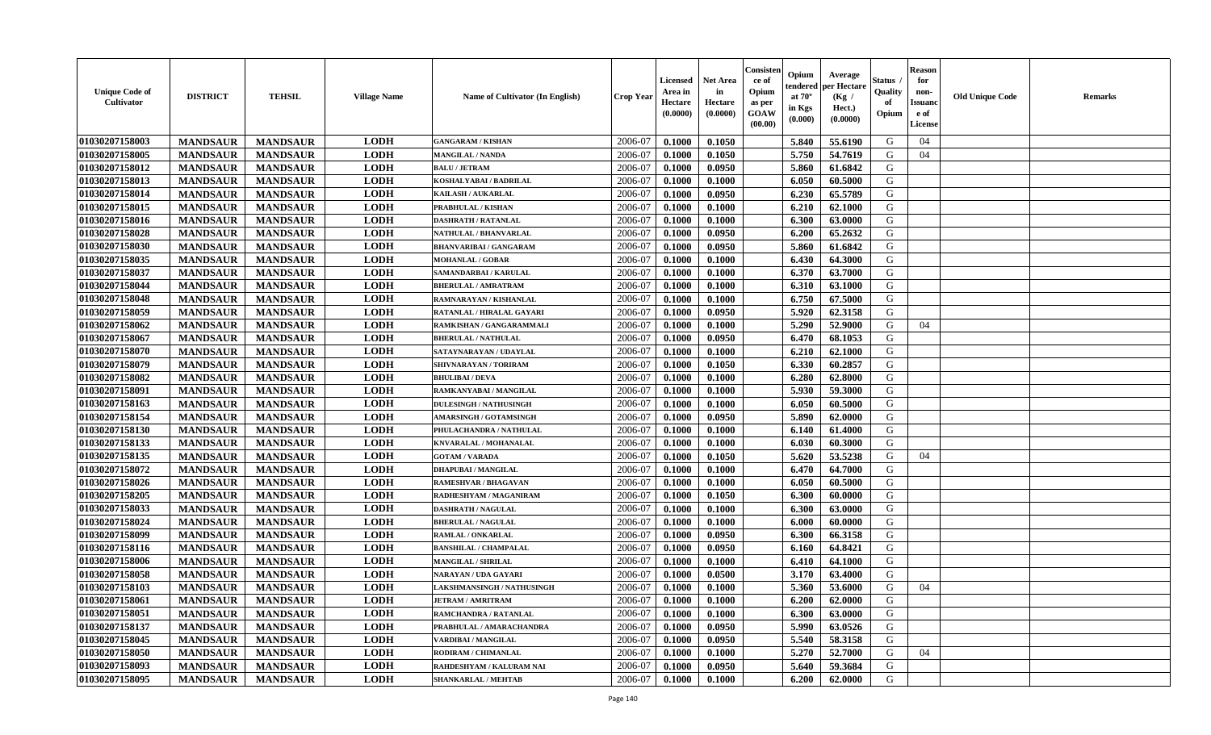| Unique Code of Cultivator | DISTRICT | TEHSIL | Village Name | Name of Cultivator (In English) | Crop Year | Licensed Area in Hectare (0.0000) | Net Area in Hectare (0.0000) | Consistence of Opium as per GOAW (00.00) | Opium tendered at 70° in Kgs (0.000) | Average per Hectare (Kg / Hect.) (0.0000) | Status / Quality of Opium | Reason for non-Issuance of License | Old Unique Code | Remarks |
|---|---|---|---|---|---|---|---|---|---|---|---|---|---|---|
| 01030207158003 | MANDSAUR | MANDSAUR | LODH | GANGARAM / KISHAN | 2006-07 | 0.1000 | 0.1050 | | 5.840 | 55.6190 | G | 04 | | |
| 01030207158005 | MANDSAUR | MANDSAUR | LODH | MANGILAL / NANDA | 2006-07 | 0.1000 | 0.1050 | | 5.750 | 54.7619 | G | 04 | | |
| 01030207158012 | MANDSAUR | MANDSAUR | LODH | BALU / JETRAM | 2006-07 | 0.1000 | 0.0950 | | 5.860 | 61.6842 | G | | | |
| 01030207158013 | MANDSAUR | MANDSAUR | LODH | KOSHALYABAI / BADRILAL | 2006-07 | 0.1000 | 0.1000 | | 6.050 | 60.5000 | G | | | |
| 01030207158014 | MANDSAUR | MANDSAUR | LODH | KAILASH / AUKARLAL | 2006-07 | 0.1000 | 0.0950 | | 6.230 | 65.5789 | G | | | |
| 01030207158015 | MANDSAUR | MANDSAUR | LODH | PRABHULAL / KISHAN | 2006-07 | 0.1000 | 0.1000 | | 6.210 | 62.1000 | G | | | |
| 01030207158016 | MANDSAUR | MANDSAUR | LODH | DASHRATH / RATANLAL | 2006-07 | 0.1000 | 0.1000 | | 6.300 | 63.0000 | G | | | |
| 01030207158028 | MANDSAUR | MANDSAUR | LODH | NATHULAL / BHANVARLAL | 2006-07 | 0.1000 | 0.0950 | | 6.200 | 65.2632 | G | | | |
| 01030207158030 | MANDSAUR | MANDSAUR | LODH | BHANVARIBAI / GANGARAM | 2006-07 | 0.1000 | 0.0950 | | 5.860 | 61.6842 | G | | | |
| 01030207158035 | MANDSAUR | MANDSAUR | LODH | MOHANLAL / GOBAR | 2006-07 | 0.1000 | 0.1000 | | 6.430 | 64.3000 | G | | | |
| 01030207158037 | MANDSAUR | MANDSAUR | LODH | SAMANDARBAI / KARULAL | 2006-07 | 0.1000 | 0.1000 | | 6.370 | 63.7000 | G | | | |
| 01030207158044 | MANDSAUR | MANDSAUR | LODH | BHERULAL / AMRATRAM | 2006-07 | 0.1000 | 0.1000 | | 6.310 | 63.1000 | G | | | |
| 01030207158048 | MANDSAUR | MANDSAUR | LODH | RAMNARAYAN / KISHANLAL | 2006-07 | 0.1000 | 0.1000 | | 6.750 | 67.5000 | G | | | |
| 01030207158059 | MANDSAUR | MANDSAUR | LODH | RATANLAL / HIRALAL GAYARI | 2006-07 | 0.1000 | 0.0950 | | 5.920 | 62.3158 | G | | | |
| 01030207158062 | MANDSAUR | MANDSAUR | LODH | RAMKISHAN / GANGARAMMALI | 2006-07 | 0.1000 | 0.1000 | | 5.290 | 52.9000 | G | 04 | | |
| 01030207158067 | MANDSAUR | MANDSAUR | LODH | BHERULAL / NATHULAL | 2006-07 | 0.1000 | 0.0950 | | 6.470 | 68.1053 | G | | | |
| 01030207158070 | MANDSAUR | MANDSAUR | LODH | SATAYNARAYAN / UDAYLAL | 2006-07 | 0.1000 | 0.1000 | | 6.210 | 62.1000 | G | | | |
| 01030207158079 | MANDSAUR | MANDSAUR | LODH | SHIVNARAYAN / TORIRAM | 2006-07 | 0.1000 | 0.1050 | | 6.330 | 60.2857 | G | | | |
| 01030207158082 | MANDSAUR | MANDSAUR | LODH | BHULIBAI / DEVA | 2006-07 | 0.1000 | 0.1000 | | 6.280 | 62.8000 | G | | | |
| 01030207158091 | MANDSAUR | MANDSAUR | LODH | RAMKANYABAI / MANGILAL | 2006-07 | 0.1000 | 0.1000 | | 5.930 | 59.3000 | G | | | |
| 01030207158163 | MANDSAUR | MANDSAUR | LODH | DULESINGH / NATHUSINGH | 2006-07 | 0.1000 | 0.1000 | | 6.050 | 60.5000 | G | | | |
| 01030207158154 | MANDSAUR | MANDSAUR | LODH | AMARSINGH / GOTAMSINGH | 2006-07 | 0.1000 | 0.0950 | | 5.890 | 62.0000 | G | | | |
| 01030207158130 | MANDSAUR | MANDSAUR | LODH | PHULACHANDRA / NATHULAL | 2006-07 | 0.1000 | 0.1000 | | 6.140 | 61.4000 | G | | | |
| 01030207158133 | MANDSAUR | MANDSAUR | LODH | KNVARALAL / MOHANALAL | 2006-07 | 0.1000 | 0.1000 | | 6.030 | 60.3000 | G | | | |
| 01030207158135 | MANDSAUR | MANDSAUR | LODH | GOTAM / VARADA | 2006-07 | 0.1000 | 0.1050 | | 5.620 | 53.5238 | G | 04 | | |
| 01030207158072 | MANDSAUR | MANDSAUR | LODH | DHAPUBAI / MANGILAL | 2006-07 | 0.1000 | 0.1000 | | 6.470 | 64.7000 | G | | | |
| 01030207158026 | MANDSAUR | MANDSAUR | LODH | RAMESHVAR / BHAGAVAN | 2006-07 | 0.1000 | 0.1000 | | 6.050 | 60.5000 | G | | | |
| 01030207158205 | MANDSAUR | MANDSAUR | LODH | RADHESHYAM / MAGANIRAM | 2006-07 | 0.1000 | 0.1050 | | 6.300 | 60.0000 | G | | | |
| 01030207158033 | MANDSAUR | MANDSAUR | LODH | DASHRATH / NAGULAL | 2006-07 | 0.1000 | 0.1000 | | 6.300 | 63.0000 | G | | | |
| 01030207158024 | MANDSAUR | MANDSAUR | LODH | BHERULAL / NAGULAL | 2006-07 | 0.1000 | 0.1000 | | 6.000 | 60.0000 | G | | | |
| 01030207158099 | MANDSAUR | MANDSAUR | LODH | RAMLAL / ONKARLAL | 2006-07 | 0.1000 | 0.0950 | | 6.300 | 66.3158 | G | | | |
| 01030207158116 | MANDSAUR | MANDSAUR | LODH | BANSHILAL / CHAMPALAL | 2006-07 | 0.1000 | 0.0950 | | 6.160 | 64.8421 | G | | | |
| 01030207158006 | MANDSAUR | MANDSAUR | LODH | MANGILAL / SHRILAL | 2006-07 | 0.1000 | 0.1000 | | 6.410 | 64.1000 | G | | | |
| 01030207158058 | MANDSAUR | MANDSAUR | LODH | NARAYAN / UDA GAYARI | 2006-07 | 0.1000 | 0.0500 | | 3.170 | 63.4000 | G | | | |
| 01030207158103 | MANDSAUR | MANDSAUR | LODH | LAKSHMANSINGH / NATHUSINGH | 2006-07 | 0.1000 | 0.1000 | | 5.360 | 53.6000 | G | 04 | | |
| 01030207158061 | MANDSAUR | MANDSAUR | LODH | JETRAM / AMRITRAM | 2006-07 | 0.1000 | 0.1000 | | 6.200 | 62.0000 | G | | | |
| 01030207158051 | MANDSAUR | MANDSAUR | LODH | RAMCHANDRA / RATANLAL | 2006-07 | 0.1000 | 0.1000 | | 6.300 | 63.0000 | G | | | |
| 01030207158137 | MANDSAUR | MANDSAUR | LODH | PRABHULAL / AMARACHANDRA | 2006-07 | 0.1000 | 0.0950 | | 5.990 | 63.0526 | G | | | |
| 01030207158045 | MANDSAUR | MANDSAUR | LODH | VARDIBAI / MANGILAL | 2006-07 | 0.1000 | 0.0950 | | 5.540 | 58.3158 | G | | | |
| 01030207158050 | MANDSAUR | MANDSAUR | LODH | RODIRAM / CHIMANLAL | 2006-07 | 0.1000 | 0.1000 | | 5.270 | 52.7000 | G | 04 | | |
| 01030207158093 | MANDSAUR | MANDSAUR | LODH | RAHDESHYAM / KALURAM NAI | 2006-07 | 0.1000 | 0.0950 | | 5.640 | 59.3684 | G | | | |
| 01030207158095 | MANDSAUR | MANDSAUR | LODH | SHANKARLAL / MEHTAB | 2006-07 | 0.1000 | 0.1000 | | 6.200 | 62.0000 | G | | | |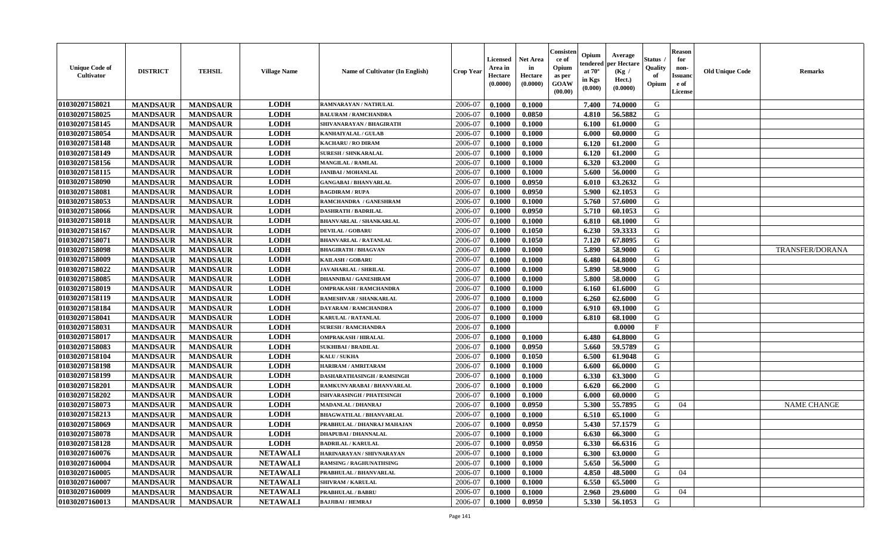| Unique Code of Cultivator | DISTRICT | TEHSIL | Village Name | Name of Cultivator (In English) | Crop Year | Licensed Area in Hectare (0.0000) | Net Area in Hectare (0.0000) | Consistence of Opium as per GOAW (00.00) | Opium tendered at 70° in Kgs (0.000) | Average per Hectare (Kg / Hect.) (0.0000) | Status / Quality of Opium | Reason for non-Issuance of License | Old Unique Code | Remarks |
|---|---|---|---|---|---|---|---|---|---|---|---|---|---|---|
| 01030207158021 | MANDSAUR | MANDSAUR | LODH | RAMNARAYAN / NATHULAL | 2006-07 | 0.1000 | 0.1000 | | 7.400 | 74.0000 | G | | | |
| 01030207158025 | MANDSAUR | MANDSAUR | LODH | BALURAM / RAMCHANDRA | 2006-07 | 0.1000 | 0.0850 | | 4.810 | 56.5882 | G | | | |
| 01030207158145 | MANDSAUR | MANDSAUR | LODH | SHIVANARAYAN / BHAGIRATH | 2006-07 | 0.1000 | 0.1000 | | 6.100 | 61.0000 | G | | | |
| 01030207158054 | MANDSAUR | MANDSAUR | LODH | KANHAIYALAL / GULAB | 2006-07 | 0.1000 | 0.1000 | | 6.000 | 60.0000 | G | | | |
| 01030207158148 | MANDSAUR | MANDSAUR | LODH | KACHARU / RO DIRAM | 2006-07 | 0.1000 | 0.1000 | | 6.120 | 61.2000 | G | | | |
| 01030207158149 | MANDSAUR | MANDSAUR | LODH | SURESH / SHNKARALAL | 2006-07 | 0.1000 | 0.1000 | | 6.120 | 61.2000 | G | | | |
| 01030207158156 | MANDSAUR | MANDSAUR | LODH | MANGILAL / RAMLAL | 2006-07 | 0.1000 | 0.1000 | | 6.320 | 63.2000 | G | | | |
| 01030207158115 | MANDSAUR | MANDSAUR | LODH | JANIBAI / MOHANLAL | 2006-07 | 0.1000 | 0.1000 | | 5.600 | 56.0000 | G | | | |
| 01030207158090 | MANDSAUR | MANDSAUR | LODH | GANGABAI / BHANVARLAL | 2006-07 | 0.1000 | 0.0950 | | 6.010 | 63.2632 | G | | | |
| 01030207158081 | MANDSAUR | MANDSAUR | LODH | BAGDIRAM / RUPA | 2006-07 | 0.1000 | 0.0950 | | 5.900 | 62.1053 | G | | | |
| 01030207158053 | MANDSAUR | MANDSAUR | LODH | RAMCHANDRA / GANESHRAM | 2006-07 | 0.1000 | 0.1000 | | 5.760 | 57.6000 | G | | | |
| 01030207158066 | MANDSAUR | MANDSAUR | LODH | DASHRATH / BADRILAL | 2006-07 | 0.1000 | 0.0950 | | 5.710 | 60.1053 | G | | | |
| 01030207158018 | MANDSAUR | MANDSAUR | LODH | BHANVARLAL / SHANKARLAL | 2006-07 | 0.1000 | 0.1000 | | 6.810 | 68.1000 | G | | | |
| 01030207158167 | MANDSAUR | MANDSAUR | LODH | DEVILAL / GOBARU | 2006-07 | 0.1000 | 0.1050 | | 6.230 | 59.3333 | G | | | |
| 01030207158071 | MANDSAUR | MANDSAUR | LODH | BHANVARLAL / RATANLAL | 2006-07 | 0.1000 | 0.1050 | | 7.120 | 67.8095 | G | | | |
| 01030207158098 | MANDSAUR | MANDSAUR | LODH | BHAGIRATH / BHAGVAN | 2006-07 | 0.1000 | 0.1000 | | 5.890 | 58.9000 | G | | | TRANSFER/DORANA |
| 01030207158009 | MANDSAUR | MANDSAUR | LODH | KAILASH / GOBARU | 2006-07 | 0.1000 | 0.1000 | | 6.480 | 64.8000 | G | | | |
| 01030207158022 | MANDSAUR | MANDSAUR | LODH | JAVAHARLAL / SHRILAL | 2006-07 | 0.1000 | 0.1000 | | 5.890 | 58.9000 | G | | | |
| 01030207158085 | MANDSAUR | MANDSAUR | LODH | DHANNIBAI / GANESHRAM | 2006-07 | 0.1000 | 0.1000 | | 5.800 | 58.0000 | G | | | |
| 01030207158019 | MANDSAUR | MANDSAUR | LODH | OMPRAKASH / RAMCHANDRA | 2006-07 | 0.1000 | 0.1000 | | 6.160 | 61.6000 | G | | | |
| 01030207158119 | MANDSAUR | MANDSAUR | LODH | RAMESHVAR / SHANKARLAL | 2006-07 | 0.1000 | 0.1000 | | 6.260 | 62.6000 | G | | | |
| 01030207158184 | MANDSAUR | MANDSAUR | LODH | DAYARAM / RAMCHANDRA | 2006-07 | 0.1000 | 0.1000 | | 6.910 | 69.1000 | G | | | |
| 01030207158041 | MANDSAUR | MANDSAUR | LODH | KARULAL / RATANLAL | 2006-07 | 0.1000 | 0.1000 | | 6.810 | 68.1000 | G | | | |
| 01030207158031 | MANDSAUR | MANDSAUR | LODH | SURESH / RAMCHANDRA | 2006-07 | 0.1000 | | | | 0.0000 | F | | | |
| 01030207158017 | MANDSAUR | MANDSAUR | LODH | OMPRAKASH / HIRALAL | 2006-07 | 0.1000 | 0.1000 | | 6.480 | 64.8000 | G | | | |
| 01030207158083 | MANDSAUR | MANDSAUR | LODH | SUKHIBAI / BRADILAL | 2006-07 | 0.1000 | 0.0950 | | 5.660 | 59.5789 | G | | | |
| 01030207158104 | MANDSAUR | MANDSAUR | LODH | KALU / SUKHA | 2006-07 | 0.1000 | 0.1050 | | 6.500 | 61.9048 | G | | | |
| 01030207158198 | MANDSAUR | MANDSAUR | LODH | HARIRAM / AMRITARAM | 2006-07 | 0.1000 | 0.1000 | | 6.600 | 66.0000 | G | | | |
| 01030207158199 | MANDSAUR | MANDSAUR | LODH | DASHARATHASINGH / RAMSINGH | 2006-07 | 0.1000 | 0.1000 | | 6.330 | 63.3000 | G | | | |
| 01030207158201 | MANDSAUR | MANDSAUR | LODH | RAMKUNVARABAI / BHANVARLAL | 2006-07 | 0.1000 | 0.1000 | | 6.620 | 66.2000 | G | | | |
| 01030207158202 | MANDSAUR | MANDSAUR | LODH | ISHVARASINGH / PHATESINGH | 2006-07 | 0.1000 | 0.1000 | | 6.000 | 60.0000 | G | | | |
| 01030207158073 | MANDSAUR | MANDSAUR | LODH | MADANLAL / DHANRAJ | 2006-07 | 0.1000 | 0.0950 | | 5.300 | 55.7895 | G | 04 | | NAME CHANGE |
| 01030207158213 | MANDSAUR | MANDSAUR | LODH | BHAGWATILAL / BHANVARLAL | 2006-07 | 0.1000 | 0.1000 | | 6.510 | 65.1000 | G | | | |
| 01030207158069 | MANDSAUR | MANDSAUR | LODH | PRABHULAL / DHANRAJ MAHAJAN | 2006-07 | 0.1000 | 0.0950 | | 5.430 | 57.1579 | G | | | |
| 01030207158078 | MANDSAUR | MANDSAUR | LODH | DHAPUBAI / DHANNALAL | 2006-07 | 0.1000 | 0.1000 | | 6.630 | 66.3000 | G | | | |
| 01030207158128 | MANDSAUR | MANDSAUR | LODH | BADRILAL / KARULAL | 2006-07 | 0.1000 | 0.0950 | | 6.330 | 66.6316 | G | | | |
| 01030207160076 | MANDSAUR | MANDSAUR | NETAWALI | HARINARAYAN / SHIVNARAYAN | 2006-07 | 0.1000 | 0.1000 | | 6.300 | 63.0000 | G | | | |
| 01030207160004 | MANDSAUR | MANDSAUR | NETAWALI | RAMSING / RAGHUNATHSING | 2006-07 | 0.1000 | 0.1000 | | 5.650 | 56.5000 | G | | | |
| 01030207160005 | MANDSAUR | MANDSAUR | NETAWALI | PRABHULAL / BHANVARLAL | 2006-07 | 0.1000 | 0.1000 | | 4.850 | 48.5000 | G | 04 | | |
| 01030207160007 | MANDSAUR | MANDSAUR | NETAWALI | SHIVRAM / KARULAL | 2006-07 | 0.1000 | 0.1000 | | 6.550 | 65.5000 | G | | | |
| 01030207160009 | MANDSAUR | MANDSAUR | NETAWALI | PRABHULAL / BABRU | 2006-07 | 0.1000 | 0.1000 | | 2.960 | 29.6000 | G | 04 | | |
| 01030207160013 | MANDSAUR | MANDSAUR | NETAWALI | BAJJIBAI / HEMRAJ | 2006-07 | 0.1000 | 0.0950 | | 5.330 | 56.1053 | G | | | |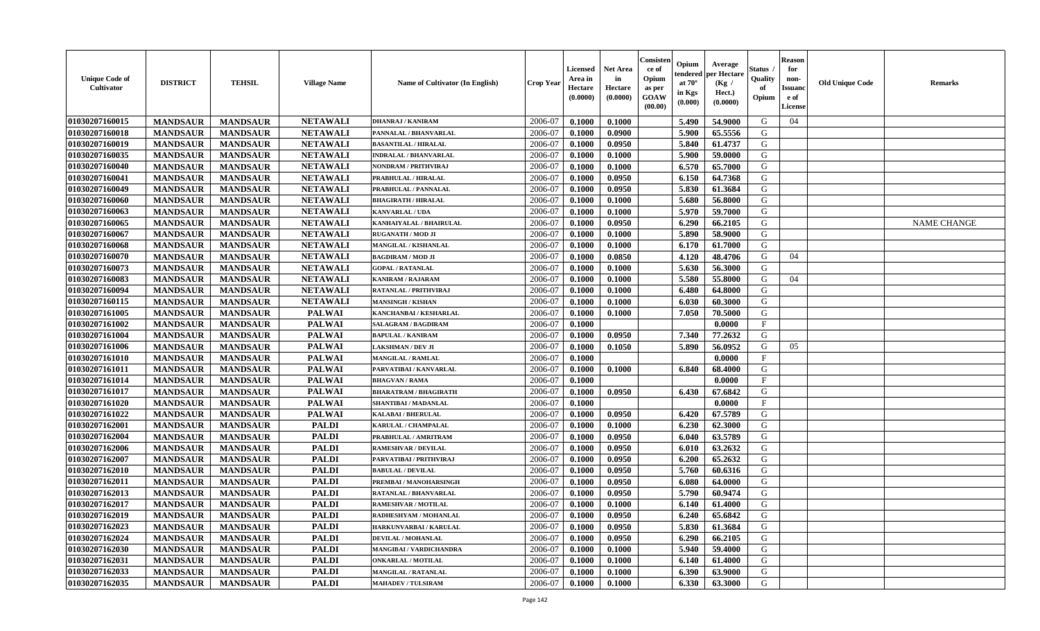| Unique Code of Cultivator | DISTRICT | TEHSIL | Village Name | Name of Cultivator (In English) | Crop Year | Licensed Area in Hectare (0.0000) | Net Area in Hectare (0.0000) | Consistence of Opium as per GOAW (00.00) | Opium tendered at 70° in Kgs (0.000) | Average per Hectare (Kg / Hect.) (0.0000) | Status / Quality of Opium | Reason for non-Issuance of License | Old Unique Code | Remarks |
|---|---|---|---|---|---|---|---|---|---|---|---|---|---|---|
| 01030207160015 | MANDSAUR | MANDSAUR | NETAWALI | DHANRAJ / KANIRAM | 2006-07 | 0.1000 | 0.1000 | | 5.490 | 54.9000 | G | 04 | | |
| 01030207160018 | MANDSAUR | MANDSAUR | NETAWALI | PANNALAL / BHANVARLAL | 2006-07 | 0.1000 | 0.0900 | | 5.900 | 65.5556 | G | | | |
| 01030207160019 | MANDSAUR | MANDSAUR | NETAWALI | BASANTILAL / HIRALAL | 2006-07 | 0.1000 | 0.0950 | | 5.840 | 61.4737 | G | | | |
| 01030207160035 | MANDSAUR | MANDSAUR | NETAWALI | INDRALAL / BHANVARLAL | 2006-07 | 0.1000 | 0.1000 | | 5.900 | 59.0000 | G | | | |
| 01030207160040 | MANDSAUR | MANDSAUR | NETAWALI | NONDRAM / PRITHVIRAJ | 2006-07 | 0.1000 | 0.1000 | | 6.570 | 65.7000 | G | | | |
| 01030207160041 | MANDSAUR | MANDSAUR | NETAWALI | PRABHULAL / HIRALAL | 2006-07 | 0.1000 | 0.0950 | | 6.150 | 64.7368 | G | | | |
| 01030207160049 | MANDSAUR | MANDSAUR | NETAWALI | PRABHULAL / PANNALAL | 2006-07 | 0.1000 | 0.0950 | | 5.830 | 61.3684 | G | | | |
| 01030207160060 | MANDSAUR | MANDSAUR | NETAWALI | BHAGIRATH / HIRALAL | 2006-07 | 0.1000 | 0.1000 | | 5.680 | 56.8000 | G | | | |
| 01030207160063 | MANDSAUR | MANDSAUR | NETAWALI | KANVARLAL / UDA | 2006-07 | 0.1000 | 0.1000 | | 5.970 | 59.7000 | G | | | |
| 01030207160065 | MANDSAUR | MANDSAUR | NETAWALI | KANHAIYALAL / BHAIRULAL | 2006-07 | 0.1000 | 0.0950 | | 6.290 | 66.2105 | G | | | NAME CHANGE |
| 01030207160067 | MANDSAUR | MANDSAUR | NETAWALI | RUGANATH / MOD JI | 2006-07 | 0.1000 | 0.1000 | | 5.890 | 58.9000 | G | | | |
| 01030207160068 | MANDSAUR | MANDSAUR | NETAWALI | MANGILAL / KISHANLAL | 2006-07 | 0.1000 | 0.1000 | | 6.170 | 61.7000 | G | | | |
| 01030207160070 | MANDSAUR | MANDSAUR | NETAWALI | BAGDIRAM / MOD JI | 2006-07 | 0.1000 | 0.0850 | | 4.120 | 48.4706 | G | 04 | | |
| 01030207160073 | MANDSAUR | MANDSAUR | NETAWALI | GOPAL / RATANLAL | 2006-07 | 0.1000 | 0.1000 | | 5.630 | 56.3000 | G | | | |
| 01030207160083 | MANDSAUR | MANDSAUR | NETAWALI | KANIRAM / RAJARAM | 2006-07 | 0.1000 | 0.1000 | | 5.580 | 55.8000 | G | 04 | | |
| 01030207160094 | MANDSAUR | MANDSAUR | NETAWALI | RATANLAL / PRITHVIRAJ | 2006-07 | 0.1000 | 0.1000 | | 6.480 | 64.8000 | G | | | |
| 01030207160115 | MANDSAUR | MANDSAUR | NETAWALI | MANSINGH / KISHAN | 2006-07 | 0.1000 | 0.1000 | | 6.030 | 60.3000 | G | | | |
| 01030207161005 | MANDSAUR | MANDSAUR | PALWAI | KANCHANBAI / KESHARLAL | 2006-07 | 0.1000 | 0.1000 | | 7.050 | 70.5000 | G | | | |
| 01030207161002 | MANDSAUR | MANDSAUR | PALWAI | SALAGRAM / BAGDIRAM | 2006-07 | 0.1000 | | | | 0.0000 | F | | | |
| 01030207161004 | MANDSAUR | MANDSAUR | PALWAI | BAPULAL / KANIRAM | 2006-07 | 0.1000 | 0.0950 | | 7.340 | 77.2632 | G | | | |
| 01030207161006 | MANDSAUR | MANDSAUR | PALWAI | LAKSHMAN / DEV JI | 2006-07 | 0.1000 | 0.1050 | | 5.890 | 56.0952 | G | 05 | | |
| 01030207161010 | MANDSAUR | MANDSAUR | PALWAI | MANGILAL / RAMLAL | 2006-07 | 0.1000 | | | | 0.0000 | F | | | |
| 01030207161011 | MANDSAUR | MANDSAUR | PALWAI | PARVATIBAI / KANVARLAL | 2006-07 | 0.1000 | 0.1000 | | 6.840 | 68.4000 | G | | | |
| 01030207161014 | MANDSAUR | MANDSAUR | PALWAI | BHAGVAN / RAMA | 2006-07 | 0.1000 | | | | 0.0000 | F | | | |
| 01030207161017 | MANDSAUR | MANDSAUR | PALWAI | BHARATRAM / BHAGIRATH | 2006-07 | 0.1000 | 0.0950 | | 6.430 | 67.6842 | G | | | |
| 01030207161020 | MANDSAUR | MANDSAUR | PALWAI | SHANTIBAI / MADANLAL | 2006-07 | 0.1000 | | | | 0.0000 | F | | | |
| 01030207161022 | MANDSAUR | MANDSAUR | PALWAI | KALABAI / BHERULAL | 2006-07 | 0.1000 | 0.0950 | | 6.420 | 67.5789 | G | | | |
| 01030207162001 | MANDSAUR | MANDSAUR | PALDI | KARULAL / CHAMPALAL | 2006-07 | 0.1000 | 0.1000 | | 6.230 | 62.3000 | G | | | |
| 01030207162004 | MANDSAUR | MANDSAUR | PALDI | PRABHULAL / AMRITRAM | 2006-07 | 0.1000 | 0.0950 | | 6.040 | 63.5789 | G | | | |
| 01030207162006 | MANDSAUR | MANDSAUR | PALDI | RAMESHVAR / DEVILAL | 2006-07 | 0.1000 | 0.0950 | | 6.010 | 63.2632 | G | | | |
| 01030207162007 | MANDSAUR | MANDSAUR | PALDI | PARVATIBAI / PRITHVIRAJ | 2006-07 | 0.1000 | 0.0950 | | 6.200 | 65.2632 | G | | | |
| 01030207162010 | MANDSAUR | MANDSAUR | PALDI | BABULAL / DEVILAL | 2006-07 | 0.1000 | 0.0950 | | 5.760 | 60.6316 | G | | | |
| 01030207162011 | MANDSAUR | MANDSAUR | PALDI | PREMBAI / MANOHARSINGH | 2006-07 | 0.1000 | 0.0950 | | 6.080 | 64.0000 | G | | | |
| 01030207162013 | MANDSAUR | MANDSAUR | PALDI | RATANLAL / BHANVARLAL | 2006-07 | 0.1000 | 0.0950 | | 5.790 | 60.9474 | G | | | |
| 01030207162017 | MANDSAUR | MANDSAUR | PALDI | RAMESHVAR / MOTILAL | 2006-07 | 0.1000 | 0.1000 | | 6.140 | 61.4000 | G | | | |
| 01030207162019 | MANDSAUR | MANDSAUR | PALDI | RADHESHYAM / MOHANLAL | 2006-07 | 0.1000 | 0.0950 | | 6.240 | 65.6842 | G | | | |
| 01030207162023 | MANDSAUR | MANDSAUR | PALDI | HARKUNVARBAI / KARULAL | 2006-07 | 0.1000 | 0.0950 | | 5.830 | 61.3684 | G | | | |
| 01030207162024 | MANDSAUR | MANDSAUR | PALDI | DEVILAL / MOHANLAL | 2006-07 | 0.1000 | 0.0950 | | 6.290 | 66.2105 | G | | | |
| 01030207162030 | MANDSAUR | MANDSAUR | PALDI | MANGIBAI / VARDICHANDRA | 2006-07 | 0.1000 | 0.1000 | | 5.940 | 59.4000 | G | | | |
| 01030207162031 | MANDSAUR | MANDSAUR | PALDI | ONKARLAL / MOTILAL | 2006-07 | 0.1000 | 0.1000 | | 6.140 | 61.4000 | G | | | |
| 01030207162033 | MANDSAUR | MANDSAUR | PALDI | MANGILAL / RATANLAL | 2006-07 | 0.1000 | 0.1000 | | 6.390 | 63.9000 | G | | | |
| 01030207162035 | MANDSAUR | MANDSAUR | PALDI | MAHADEV / TULSIRAM | 2006-07 | 0.1000 | 0.1000 | | 6.330 | 63.3000 | G | | | |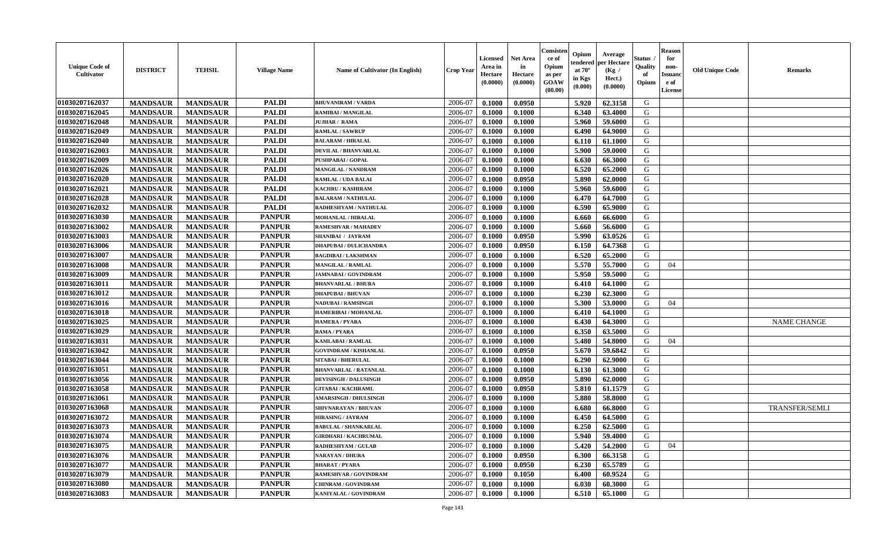| Unique Code of Cultivator | DISTRICT | TEHSIL | Village Name | Name of Cultivator (In English) | Crop Year | Licensed Area in Hectare (0.0000) | Net Area in Hectare (0.0000) | Consistence of Opium as per GOAW (00.00) | Opium tendered at 70° in Kgs (0.000) | Average per Hectare (Kg / Hect.) (0.0000) | Status / Quality of Opium | Reason for non-Issuance of License | Old Unique Code | Remarks |
|---|---|---|---|---|---|---|---|---|---|---|---|---|---|---|
| 01030207162037 | MANDSAUR | MANDSAUR | PALDI | BHUVANIRAM / VARDA | 2006-07 | 0.1000 | 0.0950 | | 5.920 | 62.3158 | G | | | |
| 01030207162045 | MANDSAUR | MANDSAUR | PALDI | RAMIBAI / MANGILAL | 2006-07 | 0.1000 | 0.1000 | | 6.340 | 63.4000 | G | | | |
| 01030207162048 | MANDSAUR | MANDSAUR | PALDI | JUJHAR / RAMA | 2006-07 | 0.1000 | 0.1000 | | 5.960 | 59.6000 | G | | | |
| 01030207162049 | MANDSAUR | MANDSAUR | PALDI | RAMLAL / SAWRUP | 2006-07 | 0.1000 | 0.1000 | | 6.490 | 64.9000 | G | | | |
| 01030207162040 | MANDSAUR | MANDSAUR | PALDI | BALARAM / HIRALAL | 2006-07 | 0.1000 | 0.1000 | | 6.110 | 61.1000 | G | | | |
| 01030207162003 | MANDSAUR | MANDSAUR | PALDI | DEVILAL / BHANVARLAL | 2006-07 | 0.1000 | 0.1000 | | 5.900 | 59.0000 | G | | | |
| 01030207162009 | MANDSAUR | MANDSAUR | PALDI | PUSHPABAI / GOPAL | 2006-07 | 0.1000 | 0.1000 | | 6.630 | 66.3000 | G | | | |
| 01030207162026 | MANDSAUR | MANDSAUR | PALDI | MANGILAL / NANDRAM | 2006-07 | 0.1000 | 0.1000 | | 6.520 | 65.2000 | G | | | |
| 01030207162020 | MANDSAUR | MANDSAUR | PALDI | RAMLAL / UDA BALAI | 2006-07 | 0.1000 | 0.0950 | | 5.890 | 62.0000 | G | | | |
| 01030207162021 | MANDSAUR | MANDSAUR | PALDI | KACHRU / KASHIRAM | 2006-07 | 0.1000 | 0.1000 | | 5.960 | 59.6000 | G | | | |
| 01030207162028 | MANDSAUR | MANDSAUR | PALDI | BALARAM / NATHULAL | 2006-07 | 0.1000 | 0.1000 | | 6.470 | 64.7000 | G | | | |
| 01030207162032 | MANDSAUR | MANDSAUR | PALDI | RADHESHYAM / NATHULAL | 2006-07 | 0.1000 | 0.1000 | | 6.590 | 65.9000 | G | | | |
| 01030207163030 | MANDSAUR | MANDSAUR | PANPUR | MOHANLAL / HIRALAL | 2006-07 | 0.1000 | 0.1000 | | 6.660 | 66.6000 | G | | | |
| 01030207163002 | MANDSAUR | MANDSAUR | PANPUR | RAMESHVAR / MAHADEV | 2006-07 | 0.1000 | 0.1000 | | 5.660 | 56.6000 | G | | | |
| 01030207163003 | MANDSAUR | MANDSAUR | PANPUR | SHANIBAI / JAYRAM | 2006-07 | 0.1000 | 0.0950 | | 5.990 | 63.0526 | G | | | |
| 01030207163006 | MANDSAUR | MANDSAUR | PANPUR | DHAPUBAI / DULICHANDRA | 2006-07 | 0.1000 | 0.0950 | | 6.150 | 64.7368 | G | | | |
| 01030207163007 | MANDSAUR | MANDSAUR | PANPUR | BAGDIBAI / LAKSHMAN | 2006-07 | 0.1000 | 0.1000 | | 6.520 | 65.2000 | G | | | |
| 01030207163008 | MANDSAUR | MANDSAUR | PANPUR | MANGILAL / RAMLAL | 2006-07 | 0.1000 | 0.1000 | | 5.570 | 55.7000 | G | 04 | | |
| 01030207163009 | MANDSAUR | MANDSAUR | PANPUR | JAMNABAI / GOVINDRAM | 2006-07 | 0.1000 | 0.1000 | | 5.950 | 59.5000 | G | | | |
| 01030207163011 | MANDSAUR | MANDSAUR | PANPUR | BHANVARLAL / BHURA | 2006-07 | 0.1000 | 0.1000 | | 6.410 | 64.1000 | G | | | |
| 01030207163012 | MANDSAUR | MANDSAUR | PANPUR | DHAPUBAI / BHUVAN | 2006-07 | 0.1000 | 0.1000 | | 6.230 | 62.3000 | G | | | |
| 01030207163016 | MANDSAUR | MANDSAUR | PANPUR | NADUBAI / RAMSINGH | 2006-07 | 0.1000 | 0.1000 | | 5.300 | 53.0000 | G | 04 | | |
| 01030207163018 | MANDSAUR | MANDSAUR | PANPUR | HAMERIBAI / MOHANLAL | 2006-07 | 0.1000 | 0.1000 | | 6.410 | 64.1000 | G | | | |
| 01030207163025 | MANDSAUR | MANDSAUR | PANPUR | HAMERA / PYARA | 2006-07 | 0.1000 | 0.1000 | | 6.430 | 64.3000 | G | | | NAME CHANGE |
| 01030207163029 | MANDSAUR | MANDSAUR | PANPUR | RAMA / PYARA | 2006-07 | 0.1000 | 0.1000 | | 6.350 | 63.5000 | G | | | |
| 01030207163031 | MANDSAUR | MANDSAUR | PANPUR | KAMLABAI / RAMLAL | 2006-07 | 0.1000 | 0.1000 | | 5.480 | 54.8000 | G | 04 | | |
| 01030207163042 | MANDSAUR | MANDSAUR | PANPUR | GOVINDRAM / KISHANLAL | 2006-07 | 0.1000 | 0.0950 | | 5.670 | 59.6842 | G | | | |
| 01030207163044 | MANDSAUR | MANDSAUR | PANPUR | SITABAI / BHERULAL | 2006-07 | 0.1000 | 0.1000 | | 6.290 | 62.9000 | G | | | |
| 01030207163051 | MANDSAUR | MANDSAUR | PANPUR | BHANVARLAL / RATANLAL | 2006-07 | 0.1000 | 0.1000 | | 6.130 | 61.3000 | G | | | |
| 01030207163056 | MANDSAUR | MANDSAUR | PANPUR | DEVISINGH / DALUSINGH | 2006-07 | 0.1000 | 0.0950 | | 5.890 | 62.0000 | G | | | |
| 01030207163058 | MANDSAUR | MANDSAUR | PANPUR | GITABAI / KACHRAML | 2006-07 | 0.1000 | 0.0950 | | 5.810 | 61.1579 | G | | | |
| 01030207163061 | MANDSAUR | MANDSAUR | PANPUR | AMARSINGH / DHULSINGH | 2006-07 | 0.1000 | 0.1000 | | 5.880 | 58.8000 | G | | | |
| 01030207163068 | MANDSAUR | MANDSAUR | PANPUR | SHIVNARAYAN / BHUVAN | 2006-07 | 0.1000 | 0.1000 | | 6.680 | 66.8000 | G | | | TRANSFER/SEMLI |
| 01030207163072 | MANDSAUR | MANDSAUR | PANPUR | HIRASING / JAYRAM | 2006-07 | 0.1000 | 0.1000 | | 6.450 | 64.5000 | G | | | |
| 01030207163073 | MANDSAUR | MANDSAUR | PANPUR | BABULAL / SHANKARLAL | 2006-07 | 0.1000 | 0.1000 | | 6.250 | 62.5000 | G | | | |
| 01030207163074 | MANDSAUR | MANDSAUR | PANPUR | GIRDHARI / KACHRUMAL | 2006-07 | 0.1000 | 0.1000 | | 5.940 | 59.4000 | G | | | |
| 01030207163075 | MANDSAUR | MANDSAUR | PANPUR | RADHESHYAM / GULAB | 2006-07 | 0.1000 | 0.1000 | | 5.420 | 54.2000 | G | 04 | | |
| 01030207163076 | MANDSAUR | MANDSAUR | PANPUR | NARAYAN / DHURA | 2006-07 | 0.1000 | 0.0950 | | 6.300 | 66.3158 | G | | | |
| 01030207163077 | MANDSAUR | MANDSAUR | PANPUR | BHARAT / PYARA | 2006-07 | 0.1000 | 0.0950 | | 6.230 | 65.5789 | G | | | |
| 01030207163079 | MANDSAUR | MANDSAUR | PANPUR | RAMESHVAR / GOVINDRAM | 2006-07 | 0.1000 | 0.1050 | | 6.400 | 60.9524 | G | | | |
| 01030207163080 | MANDSAUR | MANDSAUR | PANPUR | CHINRAM / GOVINDRAM | 2006-07 | 0.1000 | 0.1000 | | 6.030 | 60.3000 | G | | | |
| 01030207163083 | MANDSAUR | MANDSAUR | PANPUR | KANIYALAL / GOVINDRAM | 2006-07 | 0.1000 | 0.1000 | | 6.510 | 65.1000 | G | | | |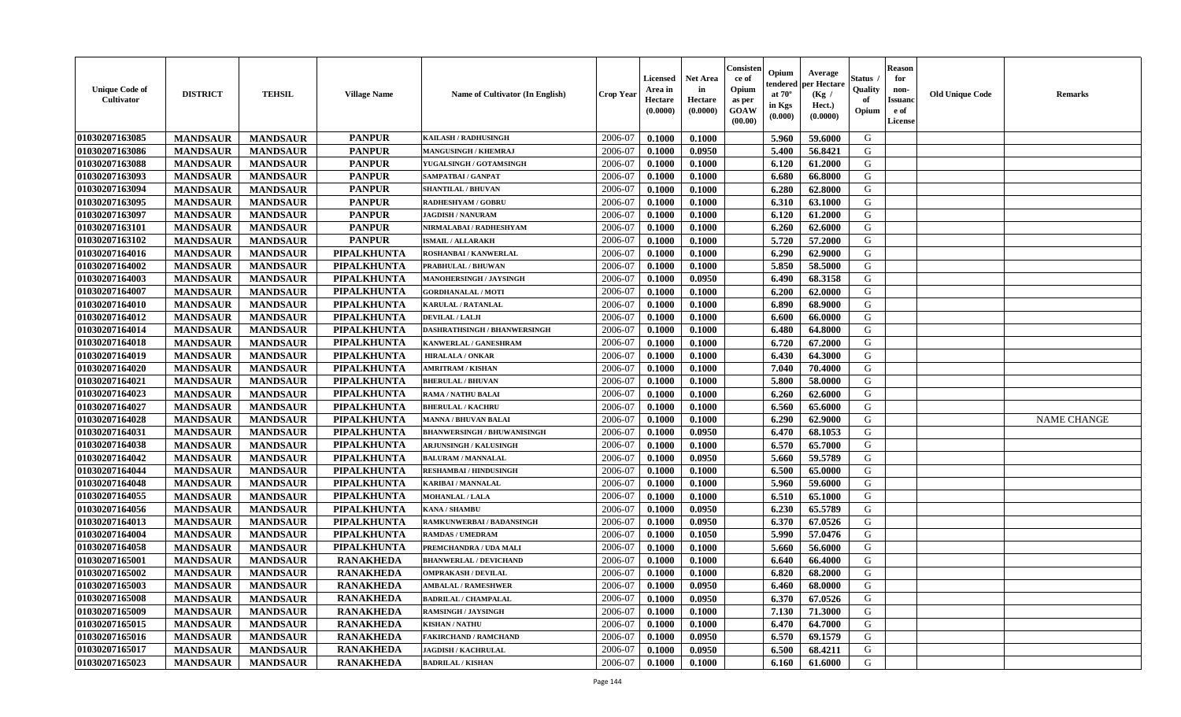| Unique Code of Cultivator | DISTRICT | TEHSIL | Village Name | Name of Cultivator (In English) | Crop Year | Licensed Area in Hectare (0.0000) | Net Area in Hectare (0.0000) | Consistence of Opium as per GOAW (00.00) | Opium tendered at 70° in Kgs (0.000) | Average per Hectare (Kg / Hect.) (0.0000) | Status / Quality of Opium | Reason for non-Issuance of License | Old Unique Code | Remarks |
|---|---|---|---|---|---|---|---|---|---|---|---|---|---|---|
| 01030207163085 | MANDSAUR | MANDSAUR | PANPUR | KAILASH / RADHUSINGH | 2006-07 | 0.1000 | 0.1000 | | 5.960 | 59.6000 | G | | | |
| 01030207163086 | MANDSAUR | MANDSAUR | PANPUR | MANGUSINGH / KHEMRAJ | 2006-07 | 0.1000 | 0.0950 | | 5.400 | 56.8421 | G | | | |
| 01030207163088 | MANDSAUR | MANDSAUR | PANPUR | YUGALSINGH / GOTAMSINGH | 2006-07 | 0.1000 | 0.1000 | | 6.120 | 61.2000 | G | | | |
| 01030207163093 | MANDSAUR | MANDSAUR | PANPUR | SAMPATBAI / GANPAT | 2006-07 | 0.1000 | 0.1000 | | 6.680 | 66.8000 | G | | | |
| 01030207163094 | MANDSAUR | MANDSAUR | PANPUR | SHANTILAL / BHUVAN | 2006-07 | 0.1000 | 0.1000 | | 6.280 | 62.8000 | G | | | |
| 01030207163095 | MANDSAUR | MANDSAUR | PANPUR | RADHESHYAM / GOBRU | 2006-07 | 0.1000 | 0.1000 | | 6.310 | 63.1000 | G | | | |
| 01030207163097 | MANDSAUR | MANDSAUR | PANPUR | JAGDISH / NANURAM | 2006-07 | 0.1000 | 0.1000 | | 6.120 | 61.2000 | G | | | |
| 01030207163101 | MANDSAUR | MANDSAUR | PANPUR | NIRMALABAI / RADHESHYAM | 2006-07 | 0.1000 | 0.1000 | | 6.260 | 62.6000 | G | | | |
| 01030207163102 | MANDSAUR | MANDSAUR | PANPUR | ISMAIL / ALLARAKH | 2006-07 | 0.1000 | 0.1000 | | 5.720 | 57.2000 | G | | | |
| 01030207164016 | MANDSAUR | MANDSAUR | PIPALKHUNTA | ROSHANBAI / KANWERLAL | 2006-07 | 0.1000 | 0.1000 | | 6.290 | 62.9000 | G | | | |
| 01030207164002 | MANDSAUR | MANDSAUR | PIPALKHUNTA | PRABHULAL / BHUWAN | 2006-07 | 0.1000 | 0.1000 | | 5.850 | 58.5000 | G | | | |
| 01030207164003 | MANDSAUR | MANDSAUR | PIPALKHUNTA | MANOHERSINGH / JAYSINGH | 2006-07 | 0.1000 | 0.0950 | | 6.490 | 68.3158 | G | | | |
| 01030207164007 | MANDSAUR | MANDSAUR | PIPALKHUNTA | GORDHANALAL / MOTI | 2006-07 | 0.1000 | 0.1000 | | 6.200 | 62.0000 | G | | | |
| 01030207164010 | MANDSAUR | MANDSAUR | PIPALKHUNTA | KARULAL / RATANLAL | 2006-07 | 0.1000 | 0.1000 | | 6.890 | 68.9000 | G | | | |
| 01030207164012 | MANDSAUR | MANDSAUR | PIPALKHUNTA | DEVILAL / LALJI | 2006-07 | 0.1000 | 0.1000 | | 6.600 | 66.0000 | G | | | |
| 01030207164014 | MANDSAUR | MANDSAUR | PIPALKHUNTA | DASHRATHSINGH / BHANWERSINGH | 2006-07 | 0.1000 | 0.1000 | | 6.480 | 64.8000 | G | | | |
| 01030207164018 | MANDSAUR | MANDSAUR | PIPALKHUNTA | KANWERLAL / GANESHRAM | 2006-07 | 0.1000 | 0.1000 | | 6.720 | 67.2000 | G | | | |
| 01030207164019 | MANDSAUR | MANDSAUR | PIPALKHUNTA | HIRALALA / ONKAR | 2006-07 | 0.1000 | 0.1000 | | 6.430 | 64.3000 | G | | | |
| 01030207164020 | MANDSAUR | MANDSAUR | PIPALKHUNTA | AMRITRAM / KISHAN | 2006-07 | 0.1000 | 0.1000 | | 7.040 | 70.4000 | G | | | |
| 01030207164021 | MANDSAUR | MANDSAUR | PIPALKHUNTA | BHERULAL / BHUVAN | 2006-07 | 0.1000 | 0.1000 | | 5.800 | 58.0000 | G | | | |
| 01030207164023 | MANDSAUR | MANDSAUR | PIPALKHUNTA | RAMA / NATHU BALAI | 2006-07 | 0.1000 | 0.1000 | | 6.260 | 62.6000 | G | | | |
| 01030207164027 | MANDSAUR | MANDSAUR | PIPALKHUNTA | BHERULAL / KACHRU | 2006-07 | 0.1000 | 0.1000 | | 6.560 | 65.6000 | G | | | |
| 01030207164028 | MANDSAUR | MANDSAUR | PIPALKHUNTA | MANNA / BHUVAN BALAI | 2006-07 | 0.1000 | 0.1000 | | 6.290 | 62.9000 | G | | | NAME CHANGE |
| 01030207164031 | MANDSAUR | MANDSAUR | PIPALKHUNTA | BHANWERSINGH / BHUWANISINGH | 2006-07 | 0.1000 | 0.0950 | | 6.470 | 68.1053 | G | | | |
| 01030207164038 | MANDSAUR | MANDSAUR | PIPALKHUNTA | ARJUNSINGH / KALUSINGH | 2006-07 | 0.1000 | 0.1000 | | 6.570 | 65.7000 | G | | | |
| 01030207164042 | MANDSAUR | MANDSAUR | PIPALKHUNTA | BALURAM / MANNALAL | 2006-07 | 0.1000 | 0.0950 | | 5.660 | 59.5789 | G | | | |
| 01030207164044 | MANDSAUR | MANDSAUR | PIPALKHUNTA | RESHAMBAI / HINDUSINGH | 2006-07 | 0.1000 | 0.1000 | | 6.500 | 65.0000 | G | | | |
| 01030207164048 | MANDSAUR | MANDSAUR | PIPALKHUNTA | KARIBAI / MANNALAL | 2006-07 | 0.1000 | 0.1000 | | 5.960 | 59.6000 | G | | | |
| 01030207164055 | MANDSAUR | MANDSAUR | PIPALKHUNTA | MOHANLAL / LALA | 2006-07 | 0.1000 | 0.1000 | | 6.510 | 65.1000 | G | | | |
| 01030207164056 | MANDSAUR | MANDSAUR | PIPALKHUNTA | KANA / SHAMBU | 2006-07 | 0.1000 | 0.0950 | | 6.230 | 65.5789 | G | | | |
| 01030207164013 | MANDSAUR | MANDSAUR | PIPALKHUNTA | RAMKUNWERBAI / BADANSINGH | 2006-07 | 0.1000 | 0.0950 | | 6.370 | 67.0526 | G | | | |
| 01030207164004 | MANDSAUR | MANDSAUR | PIPALKHUNTA | RAMDAS / UMEDRAM | 2006-07 | 0.1000 | 0.1050 | | 5.990 | 57.0476 | G | | | |
| 01030207164058 | MANDSAUR | MANDSAUR | PIPALKHUNTA | PREMCHANDRA / UDA MALI | 2006-07 | 0.1000 | 0.1000 | | 5.660 | 56.6000 | G | | | |
| 01030207165001 | MANDSAUR | MANDSAUR | RANAKHEDA | BHANWERLAL / DEVICHAND | 2006-07 | 0.1000 | 0.1000 | | 6.640 | 66.4000 | G | | | |
| 01030207165002 | MANDSAUR | MANDSAUR | RANAKHEDA | OMPRAKASH / DEVILAL | 2006-07 | 0.1000 | 0.1000 | | 6.820 | 68.2000 | G | | | |
| 01030207165003 | MANDSAUR | MANDSAUR | RANAKHEDA | AMBALAL / RAMESHWER | 2006-07 | 0.1000 | 0.0950 | | 6.460 | 68.0000 | G | | | |
| 01030207165008 | MANDSAUR | MANDSAUR | RANAKHEDA | BADRILAL / CHAMPALAL | 2006-07 | 0.1000 | 0.0950 | | 6.370 | 67.0526 | G | | | |
| 01030207165009 | MANDSAUR | MANDSAUR | RANAKHEDA | RAMSINGH / JAYSINGH | 2006-07 | 0.1000 | 0.1000 | | 7.130 | 71.3000 | G | | | |
| 01030207165015 | MANDSAUR | MANDSAUR | RANAKHEDA | KISHAN / NATHU | 2006-07 | 0.1000 | 0.1000 | | 6.470 | 64.7000 | G | | | |
| 01030207165016 | MANDSAUR | MANDSAUR | RANAKHEDA | FAKIRCHAND / RAMCHAND | 2006-07 | 0.1000 | 0.0950 | | 6.570 | 69.1579 | G | | | |
| 01030207165017 | MANDSAUR | MANDSAUR | RANAKHEDA | JAGDISH / KACHRULAL | 2006-07 | 0.1000 | 0.0950 | | 6.500 | 68.4211 | G | | | |
| 01030207165023 | MANDSAUR | MANDSAUR | RANAKHEDA | BADRILAL / KISHAN | 2006-07 | 0.1000 | 0.1000 | | 6.160 | 61.6000 | G | | | |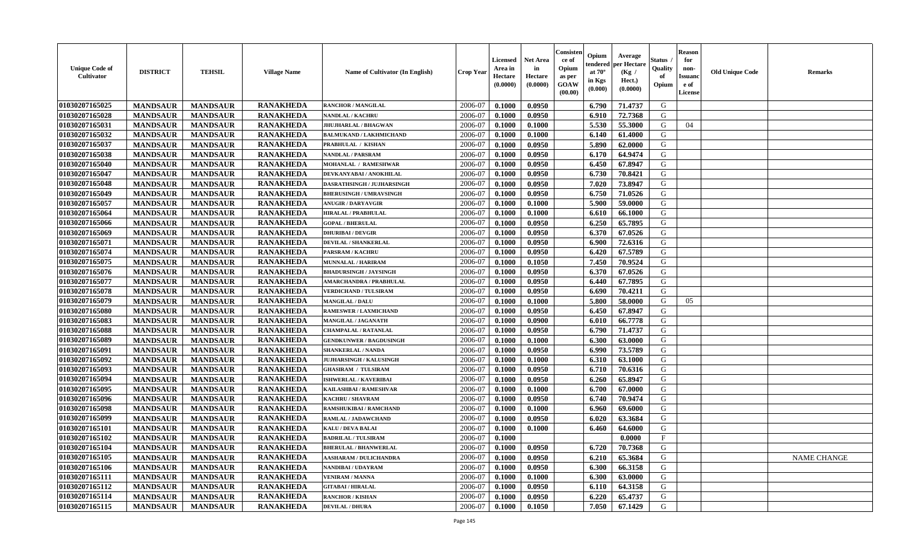| Unique Code of Cultivator | DISTRICT | TEHSIL | Village Name | Name of Cultivator (In English) | Crop Year | Licensed Area in Hectare (0.0000) | Net Area in Hectare (0.0000) | Consistence of Opium as per GOAW (00.00) | Opium tendered at 70° in Kgs (0.000) | Average per Hectare (Kg / Hect.) (0.0000) | Status / Quality of Opium | Reason for non-Issuance of License | Old Unique Code | Remarks |
|---|---|---|---|---|---|---|---|---|---|---|---|---|---|---|
| 01030207165025 | MANDSAUR | MANDSAUR | RANAKHEDA | RANCHOR / MANGILAL | 2006-07 | 0.1000 | 0.0950 | | 6.790 | 71.4737 | G | | | |
| 01030207165028 | MANDSAUR | MANDSAUR | RANAKHEDA | NANDLAL / KACHRU | 2006-07 | 0.1000 | 0.0950 | | 6.910 | 72.7368 | G | | | |
| 01030207165031 | MANDSAUR | MANDSAUR | RANAKHEDA | JHUJHARLAL / BHAGWAN | 2006-07 | 0.1000 | 0.1000 | | 5.530 | 55.3000 | G | 04 | | |
| 01030207165032 | MANDSAUR | MANDSAUR | RANAKHEDA | BALMUKAND / LAKHMICHAND | 2006-07 | 0.1000 | 0.1000 | | 6.140 | 61.4000 | G | | | |
| 01030207165037 | MANDSAUR | MANDSAUR | RANAKHEDA | PRABHULAL / KISHAN | 2006-07 | 0.1000 | 0.0950 | | 5.890 | 62.0000 | G | | | |
| 01030207165038 | MANDSAUR | MANDSAUR | RANAKHEDA | NANDLAL / PARSRAM | 2006-07 | 0.1000 | 0.0950 | | 6.170 | 64.9474 | G | | | |
| 01030207165040 | MANDSAUR | MANDSAUR | RANAKHEDA | MOHANLAL / RAMESHWAR | 2006-07 | 0.1000 | 0.0950 | | 6.450 | 67.8947 | G | | | |
| 01030207165047 | MANDSAUR | MANDSAUR | RANAKHEDA | DEVKANYABAI / ANOKHILAL | 2006-07 | 0.1000 | 0.0950 | | 6.730 | 70.8421 | G | | | |
| 01030207165048 | MANDSAUR | MANDSAUR | RANAKHEDA | DASRATHSINGH / JUJHARSINGH | 2006-07 | 0.1000 | 0.0950 | | 7.020 | 73.8947 | G | | | |
| 01030207165049 | MANDSAUR | MANDSAUR | RANAKHEDA | BHERUSINGH / UMRAVSINGH | 2006-07 | 0.1000 | 0.0950 | | 6.750 | 71.0526 | G | | | |
| 01030207165057 | MANDSAUR | MANDSAUR | RANAKHEDA | ANUGIR / DARYAVGIR | 2006-07 | 0.1000 | 0.1000 | | 5.900 | 59.0000 | G | | | |
| 01030207165064 | MANDSAUR | MANDSAUR | RANAKHEDA | HIRALAL / PRABHULAL | 2006-07 | 0.1000 | 0.1000 | | 6.610 | 66.1000 | G | | | |
| 01030207165066 | MANDSAUR | MANDSAUR | RANAKHEDA | GOPAL / BHERULAL | 2006-07 | 0.1000 | 0.0950 | | 6.250 | 65.7895 | G | | | |
| 01030207165069 | MANDSAUR | MANDSAUR | RANAKHEDA | DHURIBAI / DEVGIR | 2006-07 | 0.1000 | 0.0950 | | 6.370 | 67.0526 | G | | | |
| 01030207165071 | MANDSAUR | MANDSAUR | RANAKHEDA | DEVILAL / SHANKERLAL | 2006-07 | 0.1000 | 0.0950 | | 6.900 | 72.6316 | G | | | |
| 01030207165074 | MANDSAUR | MANDSAUR | RANAKHEDA | PARSRAM / KACHRU | 2006-07 | 0.1000 | 0.0950 | | 6.420 | 67.5789 | G | | | |
| 01030207165075 | MANDSAUR | MANDSAUR | RANAKHEDA | MUNNALAL / HARIRAM | 2006-07 | 0.1000 | 0.1050 | | 7.450 | 70.9524 | G | | | |
| 01030207165076 | MANDSAUR | MANDSAUR | RANAKHEDA | BHADURSINGH / JAYSINGH | 2006-07 | 0.1000 | 0.0950 | | 6.370 | 67.0526 | G | | | |
| 01030207165077 | MANDSAUR | MANDSAUR | RANAKHEDA | AMARCHANDRA / PRABHULAL | 2006-07 | 0.1000 | 0.0950 | | 6.440 | 67.7895 | G | | | |
| 01030207165078 | MANDSAUR | MANDSAUR | RANAKHEDA | VERDICHAND / TULSIRAM | 2006-07 | 0.1000 | 0.0950 | | 6.690 | 70.4211 | G | | | |
| 01030207165079 | MANDSAUR | MANDSAUR | RANAKHEDA | MANGILAL / DALU | 2006-07 | 0.1000 | 0.1000 | | 5.800 | 58.0000 | G | 05 | | |
| 01030207165080 | MANDSAUR | MANDSAUR | RANAKHEDA | RAMESWER / LAXMICHAND | 2006-07 | 0.1000 | 0.0950 | | 6.450 | 67.8947 | G | | | |
| 01030207165083 | MANDSAUR | MANDSAUR | RANAKHEDA | MANGILAL / JAGANATH | 2006-07 | 0.1000 | 0.0900 | | 6.010 | 66.7778 | G | | | |
| 01030207165088 | MANDSAUR | MANDSAUR | RANAKHEDA | CHAMPALAL / RATANLAL | 2006-07 | 0.1000 | 0.0950 | | 6.790 | 71.4737 | G | | | |
| 01030207165089 | MANDSAUR | MANDSAUR | RANAKHEDA | GENDKUNWER / BAGDUSINGH | 2006-07 | 0.1000 | 0.1000 | | 6.300 | 63.0000 | G | | | |
| 01030207165091 | MANDSAUR | MANDSAUR | RANAKHEDA | SHANKERLAL / NANDA | 2006-07 | 0.1000 | 0.0950 | | 6.990 | 73.5789 | G | | | |
| 01030207165092 | MANDSAUR | MANDSAUR | RANAKHEDA | JUJHARSINGH / KALUSINGH | 2006-07 | 0.1000 | 0.1000 | | 6.310 | 63.1000 | G | | | |
| 01030207165093 | MANDSAUR | MANDSAUR | RANAKHEDA | GHASIRAM / TULSIRAM | 2006-07 | 0.1000 | 0.0950 | | 6.710 | 70.6316 | G | | | |
| 01030207165094 | MANDSAUR | MANDSAUR | RANAKHEDA | ISHWERLAL / KAVERIBAI | 2006-07 | 0.1000 | 0.0950 | | 6.260 | 65.8947 | G | | | |
| 01030207165095 | MANDSAUR | MANDSAUR | RANAKHEDA | KAILASHBAI / RAMESHVAR | 2006-07 | 0.1000 | 0.1000 | | 6.700 | 67.0000 | G | | | |
| 01030207165096 | MANDSAUR | MANDSAUR | RANAKHEDA | KACHRU / SHAVRAM | 2006-07 | 0.1000 | 0.0950 | | 6.740 | 70.9474 | G | | | |
| 01030207165098 | MANDSAUR | MANDSAUR | RANAKHEDA | RAMSHUKIBAI / RAMCHAND | 2006-07 | 0.1000 | 0.1000 | | 6.960 | 69.6000 | G | | | |
| 01030207165099 | MANDSAUR | MANDSAUR | RANAKHEDA | RAMLAL / JADAWCHAND | 2006-07 | 0.1000 | 0.0950 | | 6.020 | 63.3684 | G | | | |
| 01030207165101 | MANDSAUR | MANDSAUR | RANAKHEDA | KALU / DEVA BALAI | 2006-07 | 0.1000 | 0.1000 | | 6.460 | 64.6000 | G | | | |
| 01030207165102 | MANDSAUR | MANDSAUR | RANAKHEDA | BADRILAL / TULSIRAM | 2006-07 | 0.1000 | | | | 0.0000 | F | | | |
| 01030207165104 | MANDSAUR | MANDSAUR | RANAKHEDA | BHERULAL / BHANWERLAL | 2006-07 | 0.1000 | 0.0950 | | 6.720 | 70.7368 | G | | | |
| 01030207165105 | MANDSAUR | MANDSAUR | RANAKHEDA | AASHARAM / DULICHANDRA | 2006-07 | 0.1000 | 0.0950 | | 6.210 | 65.3684 | G | | | NAME CHANGE |
| 01030207165106 | MANDSAUR | MANDSAUR | RANAKHEDA | NANDIBAI / UDAYRAM | 2006-07 | 0.1000 | 0.0950 | | 6.300 | 66.3158 | G | | | |
| 01030207165111 | MANDSAUR | MANDSAUR | RANAKHEDA | VENIRAM / MANNA | 2006-07 | 0.1000 | 0.1000 | | 6.300 | 63.0000 | G | | | |
| 01030207165112 | MANDSAUR | MANDSAUR | RANAKHEDA | GITABAI / HIRALAL | 2006-07 | 0.1000 | 0.0950 | | 6.110 | 64.3158 | G | | | |
| 01030207165114 | MANDSAUR | MANDSAUR | RANAKHEDA | RANCHOR / KISHAN | 2006-07 | 0.1000 | 0.0950 | | 6.220 | 65.4737 | G | | | |
| 01030207165115 | MANDSAUR | MANDSAUR | RANAKHEDA | DEVILAL / DHURA | 2006-07 | 0.1000 | 0.1050 | | 7.050 | 67.1429 | G | | | |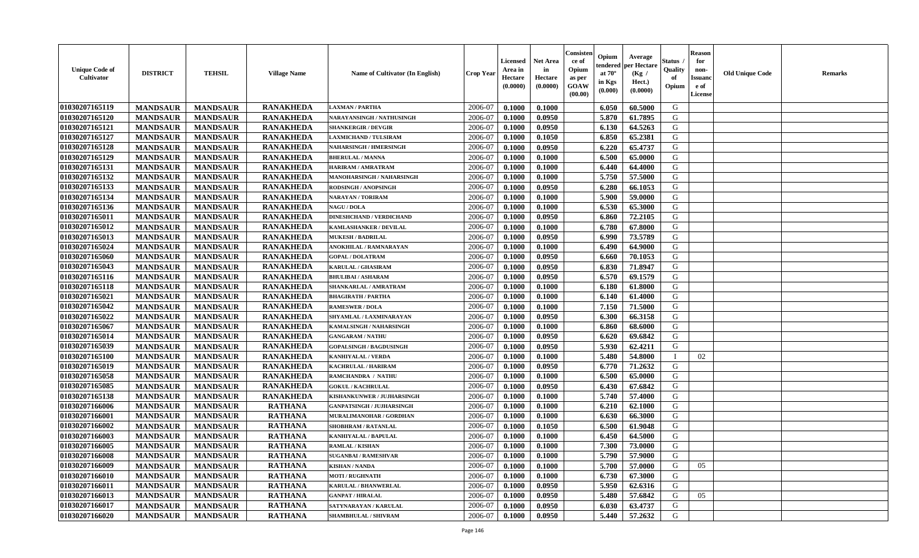| Unique Code of Cultivator | DISTRICT | TEHSIL | Village Name | Name of Cultivator (In English) | Crop Year | Licensed Area in Hectare (0.0000) | Net Area in Hectare (0.0000) | Consistence of Opium as per GOAW (00.00) | Opium tendered at 70° in Kgs (0.000) | Average per Hectare (Kg / Hect.) (0.0000) | Status / Quality of Opium | Reason for non-Issuance of License | Old Unique Code | Remarks |
|---|---|---|---|---|---|---|---|---|---|---|---|---|---|---|
| 01030207165119 | MANDSAUR | MANDSAUR | RANAKHEDA | LAXMAN / PARTHA | 2006-07 | 0.1000 | 0.1000 | | 6.050 | 60.5000 | G | | | |
| 01030207165120 | MANDSAUR | MANDSAUR | RANAKHEDA | NARAYANSINGH / NATHUSINGH | 2006-07 | 0.1000 | 0.0950 | | 5.870 | 61.7895 | G | | | |
| 01030207165121 | MANDSAUR | MANDSAUR | RANAKHEDA | SHANKERGIR / DEVGIR | 2006-07 | 0.1000 | 0.0950 | | 6.130 | 64.5263 | G | | | |
| 01030207165127 | MANDSAUR | MANDSAUR | RANAKHEDA | LAXMICHAND / TULSIRAM | 2006-07 | 0.1000 | 0.1050 | | 6.850 | 65.2381 | G | | | |
| 01030207165128 | MANDSAUR | MANDSAUR | RANAKHEDA | NAHARSINGH / HMERSINGH | 2006-07 | 0.1000 | 0.0950 | | 6.220 | 65.4737 | G | | | |
| 01030207165129 | MANDSAUR | MANDSAUR | RANAKHEDA | BHERULAL / MANNA | 2006-07 | 0.1000 | 0.1000 | | 6.500 | 65.0000 | G | | | |
| 01030207165131 | MANDSAUR | MANDSAUR | RANAKHEDA | HARIRAM / AMRATRAM | 2006-07 | 0.1000 | 0.1000 | | 6.440 | 64.4000 | G | | | |
| 01030207165132 | MANDSAUR | MANDSAUR | RANAKHEDA | MANOHARSINGH / NAHARSINGH | 2006-07 | 0.1000 | 0.1000 | | 5.750 | 57.5000 | G | | | |
| 01030207165133 | MANDSAUR | MANDSAUR | RANAKHEDA | RODSINGH / ANOPSINGH | 2006-07 | 0.1000 | 0.0950 | | 6.280 | 66.1053 | G | | | |
| 01030207165134 | MANDSAUR | MANDSAUR | RANAKHEDA | NARAYAN / TORIRAM | 2006-07 | 0.1000 | 0.1000 | | 5.900 | 59.0000 | G | | | |
| 01030207165136 | MANDSAUR | MANDSAUR | RANAKHEDA | NAGU / DOLA | 2006-07 | 0.1000 | 0.1000 | | 6.530 | 65.3000 | G | | | |
| 01030207165011 | MANDSAUR | MANDSAUR | RANAKHEDA | DINESHCHAND / VERDICHAND | 2006-07 | 0.1000 | 0.0950 | | 6.860 | 72.2105 | G | | | |
| 01030207165012 | MANDSAUR | MANDSAUR | RANAKHEDA | KAMLASHANKER / DEVILAL | 2006-07 | 0.1000 | 0.1000 | | 6.780 | 67.8000 | G | | | |
| 01030207165013 | MANDSAUR | MANDSAUR | RANAKHEDA | MUKESH / BADRILAL | 2006-07 | 0.1000 | 0.0950 | | 6.990 | 73.5789 | G | | | |
| 01030207165024 | MANDSAUR | MANDSAUR | RANAKHEDA | ANOKHILAL / RAMNARAYAN | 2006-07 | 0.1000 | 0.1000 | | 6.490 | 64.9000 | G | | | |
| 01030207165060 | MANDSAUR | MANDSAUR | RANAKHEDA | GOPAL / DOLATRAM | 2006-07 | 0.1000 | 0.0950 | | 6.660 | 70.1053 | G | | | |
| 01030207165043 | MANDSAUR | MANDSAUR | RANAKHEDA | KARULAL / GHASIRAM | 2006-07 | 0.1000 | 0.0950 | | 6.830 | 71.8947 | G | | | |
| 01030207165116 | MANDSAUR | MANDSAUR | RANAKHEDA | BHULIBAI / ASHARAM | 2006-07 | 0.1000 | 0.0950 | | 6.570 | 69.1579 | G | | | |
| 01030207165118 | MANDSAUR | MANDSAUR | RANAKHEDA | SHANKARLAL / AMRATRAM | 2006-07 | 0.1000 | 0.1000 | | 6.180 | 61.8000 | G | | | |
| 01030207165021 | MANDSAUR | MANDSAUR | RANAKHEDA | BHAGIRATH / PARTHA | 2006-07 | 0.1000 | 0.1000 | | 6.140 | 61.4000 | G | | | |
| 01030207165042 | MANDSAUR | MANDSAUR | RANAKHEDA | RAMESWER / DOLA | 2006-07 | 0.1000 | 0.1000 | | 7.150 | 71.5000 | G | | | |
| 01030207165022 | MANDSAUR | MANDSAUR | RANAKHEDA | SHYAMLAL / LAXMINARAYAN | 2006-07 | 0.1000 | 0.0950 | | 6.300 | 66.3158 | G | | | |
| 01030207165067 | MANDSAUR | MANDSAUR | RANAKHEDA | KAMALSINGH / NAHARSINGH | 2006-07 | 0.1000 | 0.1000 | | 6.860 | 68.6000 | G | | | |
| 01030207165014 | MANDSAUR | MANDSAUR | RANAKHEDA | GANGARAM / NATHU | 2006-07 | 0.1000 | 0.0950 | | 6.620 | 69.6842 | G | | | |
| 01030207165039 | MANDSAUR | MANDSAUR | RANAKHEDA | GOPALSINGH / BAGDUSINGH | 2006-07 | 0.1000 | 0.0950 | | 5.930 | 62.4211 | G | | | |
| 01030207165100 | MANDSAUR | MANDSAUR | RANAKHEDA | KANHIYALAL / VERDA | 2006-07 | 0.1000 | 0.1000 | | 5.480 | 54.8000 | I | 02 | | |
| 01030207165019 | MANDSAUR | MANDSAUR | RANAKHEDA | KACHRULAL / HARIRAM | 2006-07 | 0.1000 | 0.0950 | | 6.770 | 71.2632 | G | | | |
| 01030207165058 | MANDSAUR | MANDSAUR | RANAKHEDA | RAMCHANDRA / NATHU | 2006-07 | 0.1000 | 0.1000 | | 6.500 | 65.0000 | G | | | |
| 01030207165085 | MANDSAUR | MANDSAUR | RANAKHEDA | GOKUL / KACHRULAL | 2006-07 | 0.1000 | 0.0950 | | 6.430 | 67.6842 | G | | | |
| 01030207165138 | MANDSAUR | MANDSAUR | RANAKHEDA | KISHANKUNWER / JUJHARSINGH | 2006-07 | 0.1000 | 0.1000 | | 5.740 | 57.4000 | G | | | |
| 01030207166006 | MANDSAUR | MANDSAUR | RATHANA | GANPATSINGH / JUJHARSINGH | 2006-07 | 0.1000 | 0.1000 | | 6.210 | 62.1000 | G | | | |
| 01030207166001 | MANDSAUR | MANDSAUR | RATHANA | MURALIMANOHAR / GORDHAN | 2006-07 | 0.1000 | 0.1000 | | 6.630 | 66.3000 | G | | | |
| 01030207166002 | MANDSAUR | MANDSAUR | RATHANA | SHOBHRAM / RATANLAL | 2006-07 | 0.1000 | 0.1050 | | 6.500 | 61.9048 | G | | | |
| 01030207166003 | MANDSAUR | MANDSAUR | RATHANA | KANHIYALAL / BAPULAL | 2006-07 | 0.1000 | 0.1000 | | 6.450 | 64.5000 | G | | | |
| 01030207166005 | MANDSAUR | MANDSAUR | RATHANA | RAMLAL / KISHAN | 2006-07 | 0.1000 | 0.1000 | | 7.300 | 73.0000 | G | | | |
| 01030207166008 | MANDSAUR | MANDSAUR | RATHANA | SUGANBAI / RAMESHVAR | 2006-07 | 0.1000 | 0.1000 | | 5.790 | 57.9000 | G | | | |
| 01030207166009 | MANDSAUR | MANDSAUR | RATHANA | KISHAN / NANDA | 2006-07 | 0.1000 | 0.1000 | | 5.700 | 57.0000 | G | 05 | | |
| 01030207166010 | MANDSAUR | MANDSAUR | RATHANA | MOTI / RUGHNATH | 2006-07 | 0.1000 | 0.1000 | | 6.730 | 67.3000 | G | | | |
| 01030207166011 | MANDSAUR | MANDSAUR | RATHANA | KARULAL / BHANWERLAL | 2006-07 | 0.1000 | 0.0950 | | 5.950 | 62.6316 | G | | | |
| 01030207166013 | MANDSAUR | MANDSAUR | RATHANA | GANPAT / HIRALAL | 2006-07 | 0.1000 | 0.0950 | | 5.480 | 57.6842 | G | 05 | | |
| 01030207166017 | MANDSAUR | MANDSAUR | RATHANA | SATYNARAYAN / KARULAL | 2006-07 | 0.1000 | 0.0950 | | 6.030 | 63.4737 | G | | | |
| 01030207166020 | MANDSAUR | MANDSAUR | RATHANA | SHAMBHULAL / SHIVRAM | 2006-07 | 0.1000 | 0.0950 | | 5.440 | 57.2632 | G | | | |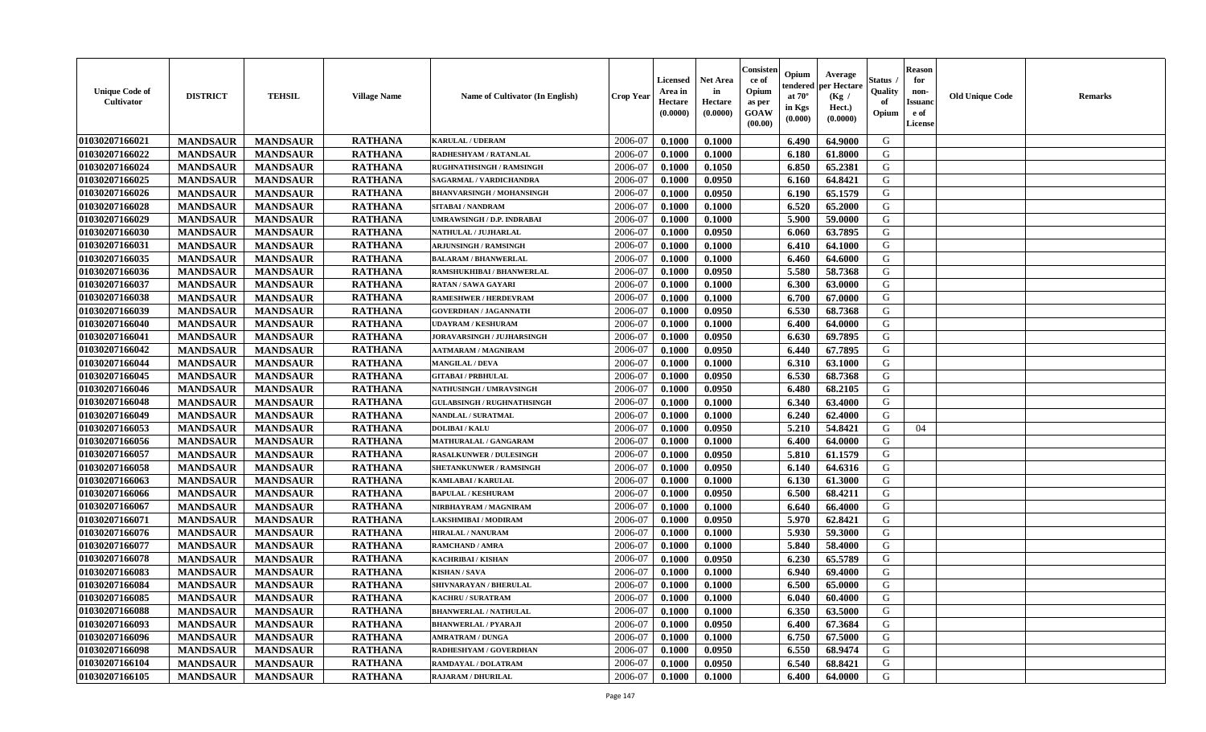| Unique Code of Cultivator | DISTRICT | TEHSIL | Village Name | Name of Cultivator (In English) | Crop Year | Licensed Area in Hectare (0.0000) | Net Area in Hectare (0.0000) | Consistence of Opium as per GOAW (00.00) | Opium tendered at 70° in Kgs (0.000) | Average per Hectare (Kg / Hect.) (0.0000) | Status / Quality of Opium | Reason for non-Issuance of License | Old Unique Code | Remarks |
|---|---|---|---|---|---|---|---|---|---|---|---|---|---|---|
| 01030207166021 | MANDSAUR | MANDSAUR | RATHANA | KARULAL / UDERAM | 2006-07 | 0.1000 | 0.1000 | | 6.490 | 64.9000 | G | | | |
| 01030207166022 | MANDSAUR | MANDSAUR | RATHANA | RADHESHYAM / RATANLAL | 2006-07 | 0.1000 | 0.1000 | | 6.180 | 61.8000 | G | | | |
| 01030207166024 | MANDSAUR | MANDSAUR | RATHANA | RUGHNATHSINGH / RAMSINGH | 2006-07 | 0.1000 | 0.1050 | | 6.850 | 65.2381 | G | | | |
| 01030207166025 | MANDSAUR | MANDSAUR | RATHANA | SAGARMAL / VARDICHANDRA | 2006-07 | 0.1000 | 0.0950 | | 6.160 | 64.8421 | G | | | |
| 01030207166026 | MANDSAUR | MANDSAUR | RATHANA | BHANVARSINGH / MOHANSINGH | 2006-07 | 0.1000 | 0.0950 | | 6.190 | 65.1579 | G | | | |
| 01030207166028 | MANDSAUR | MANDSAUR | RATHANA | SITABAI / NANDRAM | 2006-07 | 0.1000 | 0.1000 | | 6.520 | 65.2000 | G | | | |
| 01030207166029 | MANDSAUR | MANDSAUR | RATHANA | UMRAWSINGH / D.P. INDRABAI | 2006-07 | 0.1000 | 0.1000 | | 5.900 | 59.0000 | G | | | |
| 01030207166030 | MANDSAUR | MANDSAUR | RATHANA | NATHULAL / JUJHARLAL | 2006-07 | 0.1000 | 0.0950 | | 6.060 | 63.7895 | G | | | |
| 01030207166031 | MANDSAUR | MANDSAUR | RATHANA | ARJUNSINGH / RAMSINGH | 2006-07 | 0.1000 | 0.1000 | | 6.410 | 64.1000 | G | | | |
| 01030207166035 | MANDSAUR | MANDSAUR | RATHANA | BALARAM / BHANWERLAL | 2006-07 | 0.1000 | 0.1000 | | 6.460 | 64.6000 | G | | | |
| 01030207166036 | MANDSAUR | MANDSAUR | RATHANA | RAMSHUKHIBAI / BHANWERLAL | 2006-07 | 0.1000 | 0.0950 | | 5.580 | 58.7368 | G | | | |
| 01030207166037 | MANDSAUR | MANDSAUR | RATHANA | RATAN / SAWA GAYARI | 2006-07 | 0.1000 | 0.1000 | | 6.300 | 63.0000 | G | | | |
| 01030207166038 | MANDSAUR | MANDSAUR | RATHANA | RAMESHWER / HERDEVRAM | 2006-07 | 0.1000 | 0.1000 | | 6.700 | 67.0000 | G | | | |
| 01030207166039 | MANDSAUR | MANDSAUR | RATHANA | GOVERDHAN / JAGANNATH | 2006-07 | 0.1000 | 0.0950 | | 6.530 | 68.7368 | G | | | |
| 01030207166040 | MANDSAUR | MANDSAUR | RATHANA | UDAYRAM / KESHURAM | 2006-07 | 0.1000 | 0.1000 | | 6.400 | 64.0000 | G | | | |
| 01030207166041 | MANDSAUR | MANDSAUR | RATHANA | JORAVARSINGH / JUJHARSINGH | 2006-07 | 0.1000 | 0.0950 | | 6.630 | 69.7895 | G | | | |
| 01030207166042 | MANDSAUR | MANDSAUR | RATHANA | AATMARAM / MAGNIRAM | 2006-07 | 0.1000 | 0.0950 | | 6.440 | 67.7895 | G | | | |
| 01030207166044 | MANDSAUR | MANDSAUR | RATHANA | MANGILAL / DEVA | 2006-07 | 0.1000 | 0.1000 | | 6.310 | 63.1000 | G | | | |
| 01030207166045 | MANDSAUR | MANDSAUR | RATHANA | GITABAI / PRBHULAL | 2006-07 | 0.1000 | 0.0950 | | 6.530 | 68.7368 | G | | | |
| 01030207166046 | MANDSAUR | MANDSAUR | RATHANA | NATHUSINGH / UMRAVSINGH | 2006-07 | 0.1000 | 0.0950 | | 6.480 | 68.2105 | G | | | |
| 01030207166048 | MANDSAUR | MANDSAUR | RATHANA | GULABSINGH / RUGHNATHSINGH | 2006-07 | 0.1000 | 0.1000 | | 6.340 | 63.4000 | G | | | |
| 01030207166049 | MANDSAUR | MANDSAUR | RATHANA | NANDLAL / SURATMAL | 2006-07 | 0.1000 | 0.1000 | | 6.240 | 62.4000 | G | | | |
| 01030207166053 | MANDSAUR | MANDSAUR | RATHANA | DOLIBAI / KALU | 2006-07 | 0.1000 | 0.0950 | | 5.210 | 54.8421 | G | 04 | | |
| 01030207166056 | MANDSAUR | MANDSAUR | RATHANA | MATHURALAL / GANGARAM | 2006-07 | 0.1000 | 0.1000 | | 6.400 | 64.0000 | G | | | |
| 01030207166057 | MANDSAUR | MANDSAUR | RATHANA | RASALKUNWER / DULESINGH | 2006-07 | 0.1000 | 0.0950 | | 5.810 | 61.1579 | G | | | |
| 01030207166058 | MANDSAUR | MANDSAUR | RATHANA | SHETANKUNWER / RAMSINGH | 2006-07 | 0.1000 | 0.0950 | | 6.140 | 64.6316 | G | | | |
| 01030207166063 | MANDSAUR | MANDSAUR | RATHANA | KAMLABAI / KARULAL | 2006-07 | 0.1000 | 0.1000 | | 6.130 | 61.3000 | G | | | |
| 01030207166066 | MANDSAUR | MANDSAUR | RATHANA | BAPULAL / KESHURAM | 2006-07 | 0.1000 | 0.0950 | | 6.500 | 68.4211 | G | | | |
| 01030207166067 | MANDSAUR | MANDSAUR | RATHANA | NIRBHAYRAM / MAGNIRAM | 2006-07 | 0.1000 | 0.1000 | | 6.640 | 66.4000 | G | | | |
| 01030207166071 | MANDSAUR | MANDSAUR | RATHANA | LAKSHMIBAI / MODIRAM | 2006-07 | 0.1000 | 0.0950 | | 5.970 | 62.8421 | G | | | |
| 01030207166076 | MANDSAUR | MANDSAUR | RATHANA | HIRALAL / NANURAM | 2006-07 | 0.1000 | 0.1000 | | 5.930 | 59.3000 | G | | | |
| 01030207166077 | MANDSAUR | MANDSAUR | RATHANA | RAMCHAND / AMRA | 2006-07 | 0.1000 | 0.1000 | | 5.840 | 58.4000 | G | | | |
| 01030207166078 | MANDSAUR | MANDSAUR | RATHANA | KACHRIBAI / KISHAN | 2006-07 | 0.1000 | 0.0950 | | 6.230 | 65.5789 | G | | | |
| 01030207166083 | MANDSAUR | MANDSAUR | RATHANA | KISHAN / SAVA | 2006-07 | 0.1000 | 0.1000 | | 6.940 | 69.4000 | G | | | |
| 01030207166084 | MANDSAUR | MANDSAUR | RATHANA | SHIVNARAYAN / BHERULAL | 2006-07 | 0.1000 | 0.1000 | | 6.500 | 65.0000 | G | | | |
| 01030207166085 | MANDSAUR | MANDSAUR | RATHANA | KACHRU / SURATRAM | 2006-07 | 0.1000 | 0.1000 | | 6.040 | 60.4000 | G | | | |
| 01030207166088 | MANDSAUR | MANDSAUR | RATHANA | BHANWERLAL / NATHULAL | 2006-07 | 0.1000 | 0.1000 | | 6.350 | 63.5000 | G | | | |
| 01030207166093 | MANDSAUR | MANDSAUR | RATHANA | BHANWERLAL / PYARAJI | 2006-07 | 0.1000 | 0.0950 | | 6.400 | 67.3684 | G | | | |
| 01030207166096 | MANDSAUR | MANDSAUR | RATHANA | AMRATRAM / DUNGA | 2006-07 | 0.1000 | 0.1000 | | 6.750 | 67.5000 | G | | | |
| 01030207166098 | MANDSAUR | MANDSAUR | RATHANA | RADHESHYAM / GOVERDHAN | 2006-07 | 0.1000 | 0.0950 | | 6.550 | 68.9474 | G | | | |
| 01030207166104 | MANDSAUR | MANDSAUR | RATHANA | RAMDAYAL / DOLATRAM | 2006-07 | 0.1000 | 0.0950 | | 6.540 | 68.8421 | G | | | |
| 01030207166105 | MANDSAUR | MANDSAUR | RATHANA | RAJARAM / DHURILAL | 2006-07 | 0.1000 | 0.1000 | | 6.400 | 64.0000 | G | | | |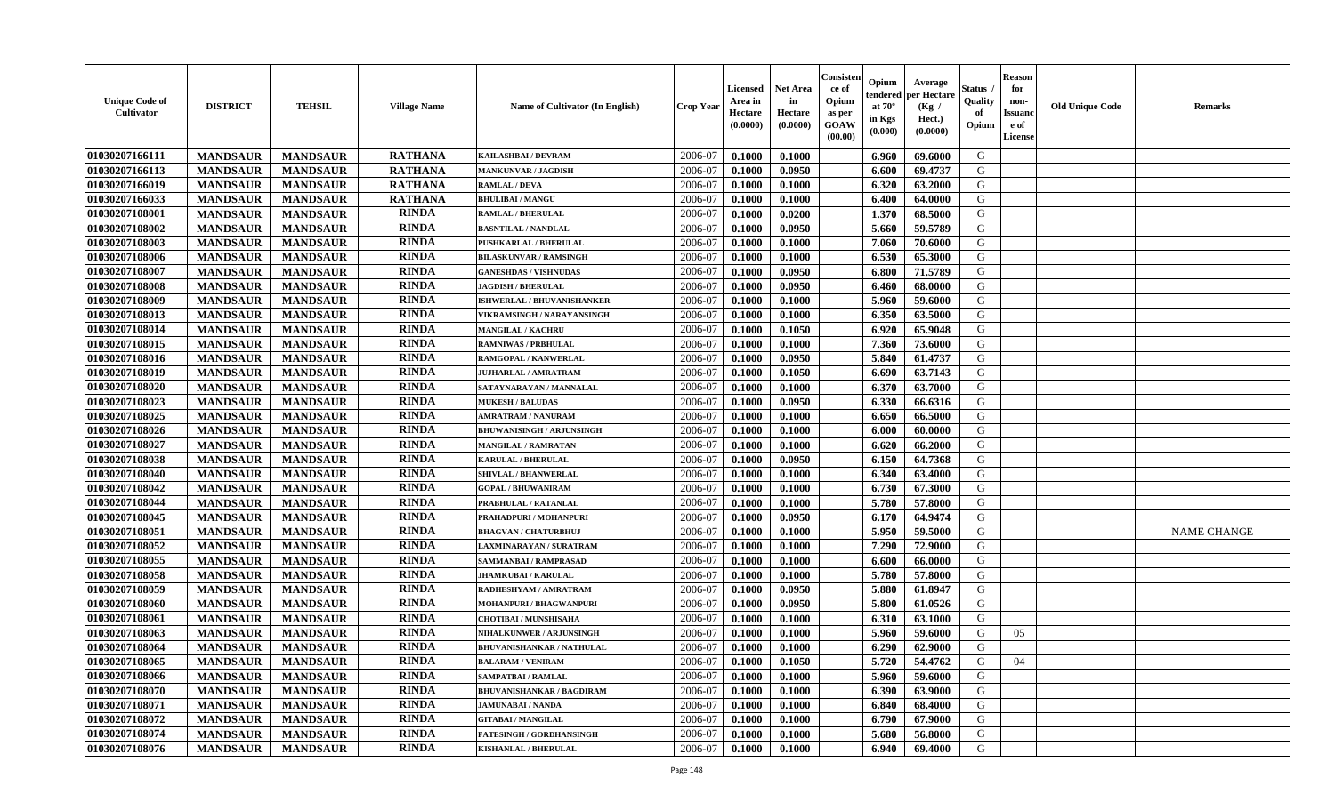| Unique Code of Cultivator | DISTRICT | TEHSIL | Village Name | Name of Cultivator (In English) | Crop Year | Licensed Area in Hectare (0.0000) | Net Area in Hectare (0.0000) | Consistence of Opium as per GOAW (00.00) | Opium tendered at 70° in Kgs (0.000) | Average per Hectare (Kg / Hect.) (0.0000) | Status / Quality of Opium | Reason for non-Issuance of License | Old Unique Code | Remarks |
|---|---|---|---|---|---|---|---|---|---|---|---|---|---|---|
| 01030207166111 | MANDSAUR | MANDSAUR | RATHANA | KAILASHBAI / DEVRAM | 2006-07 | 0.1000 | 0.1000 | | 6.960 | 69.6000 | G | | | |
| 01030207166113 | MANDSAUR | MANDSAUR | RATHANA | MANKUNVAR / JAGDISH | 2006-07 | 0.1000 | 0.0950 | | 6.600 | 69.4737 | G | | | |
| 01030207166019 | MANDSAUR | MANDSAUR | RATHANA | RAMLAL / DEVA | 2006-07 | 0.1000 | 0.1000 | | 6.320 | 63.2000 | G | | | |
| 01030207166033 | MANDSAUR | MANDSAUR | RATHANA | BHULIBAI / MANGU | 2006-07 | 0.1000 | 0.1000 | | 6.400 | 64.0000 | G | | | |
| 01030207108001 | MANDSAUR | MANDSAUR | RINDA | RAMLAL / BHERULAL | 2006-07 | 0.1000 | 0.0200 | | 1.370 | 68.5000 | G | | | |
| 01030207108002 | MANDSAUR | MANDSAUR | RINDA | BASNTILAL / NANDLAL | 2006-07 | 0.1000 | 0.0950 | | 5.660 | 59.5789 | G | | | |
| 01030207108003 | MANDSAUR | MANDSAUR | RINDA | PUSHKARLAL / BHERULAL | 2006-07 | 0.1000 | 0.1000 | | 7.060 | 70.6000 | G | | | |
| 01030207108006 | MANDSAUR | MANDSAUR | RINDA | BILASKUNVAR / RAMSINGH | 2006-07 | 0.1000 | 0.1000 | | 6.530 | 65.3000 | G | | | |
| 01030207108007 | MANDSAUR | MANDSAUR | RINDA | GANESHDAS / VISHNUDAS | 2006-07 | 0.1000 | 0.0950 | | 6.800 | 71.5789 | G | | | |
| 01030207108008 | MANDSAUR | MANDSAUR | RINDA | JAGDISH / BHERULAL | 2006-07 | 0.1000 | 0.0950 | | 6.460 | 68.0000 | G | | | |
| 01030207108009 | MANDSAUR | MANDSAUR | RINDA | ISHWERLAL / BHUVANISHANKER | 2006-07 | 0.1000 | 0.1000 | | 5.960 | 59.6000 | G | | | |
| 01030207108013 | MANDSAUR | MANDSAUR | RINDA | VIKRAMSINGH / NARAYANSINGH | 2006-07 | 0.1000 | 0.1000 | | 6.350 | 63.5000 | G | | | |
| 01030207108014 | MANDSAUR | MANDSAUR | RINDA | MANGILAL / KACHRU | 2006-07 | 0.1000 | 0.1050 | | 6.920 | 65.9048 | G | | | |
| 01030207108015 | MANDSAUR | MANDSAUR | RINDA | RAMNIWAS / PRBHULAL | 2006-07 | 0.1000 | 0.1000 | | 7.360 | 73.6000 | G | | | |
| 01030207108016 | MANDSAUR | MANDSAUR | RINDA | RAMGOPAL / KANWERLAL | 2006-07 | 0.1000 | 0.0950 | | 5.840 | 61.4737 | G | | | |
| 01030207108019 | MANDSAUR | MANDSAUR | RINDA | JUJHARLAL / AMRATRAM | 2006-07 | 0.1000 | 0.1050 | | 6.690 | 63.7143 | G | | | |
| 01030207108020 | MANDSAUR | MANDSAUR | RINDA | SATAYNARAYAN / MANNALAL | 2006-07 | 0.1000 | 0.1000 | | 6.370 | 63.7000 | G | | | |
| 01030207108023 | MANDSAUR | MANDSAUR | RINDA | MUKESH / BALUDAS | 2006-07 | 0.1000 | 0.0950 | | 6.330 | 66.6316 | G | | | |
| 01030207108025 | MANDSAUR | MANDSAUR | RINDA | AMRATRAM / NANURAM | 2006-07 | 0.1000 | 0.1000 | | 6.650 | 66.5000 | G | | | |
| 01030207108026 | MANDSAUR | MANDSAUR | RINDA | BHUWANISINGH / ARJUNSINGH | 2006-07 | 0.1000 | 0.1000 | | 6.000 | 60.0000 | G | | | |
| 01030207108027 | MANDSAUR | MANDSAUR | RINDA | MANGILAL / RAMRATAN | 2006-07 | 0.1000 | 0.1000 | | 6.620 | 66.2000 | G | | | |
| 01030207108038 | MANDSAUR | MANDSAUR | RINDA | KARULAL / BHERULAL | 2006-07 | 0.1000 | 0.0950 | | 6.150 | 64.7368 | G | | | |
| 01030207108040 | MANDSAUR | MANDSAUR | RINDA | SHIVLAL / BHANWERLAL | 2006-07 | 0.1000 | 0.1000 | | 6.340 | 63.4000 | G | | | |
| 01030207108042 | MANDSAUR | MANDSAUR | RINDA | GOPAL / BHUWANIRAM | 2006-07 | 0.1000 | 0.1000 | | 6.730 | 67.3000 | G | | | |
| 01030207108044 | MANDSAUR | MANDSAUR | RINDA | PRABHULAL / RATANLAL | 2006-07 | 0.1000 | 0.1000 | | 5.780 | 57.8000 | G | | | |
| 01030207108045 | MANDSAUR | MANDSAUR | RINDA | PRAHADPURI / MOHANPURI | 2006-07 | 0.1000 | 0.0950 | | 6.170 | 64.9474 | G | | | |
| 01030207108051 | MANDSAUR | MANDSAUR | RINDA | BHAGVAN / CHATURBHUJ | 2006-07 | 0.1000 | 0.1000 | | 5.950 | 59.5000 | G | | | NAME CHANGE |
| 01030207108052 | MANDSAUR | MANDSAUR | RINDA | LAXMINARAYAN / SURATRAM | 2006-07 | 0.1000 | 0.1000 | | 7.290 | 72.9000 | G | | | |
| 01030207108055 | MANDSAUR | MANDSAUR | RINDA | SAMMANBAI / RAMPRASAD | 2006-07 | 0.1000 | 0.1000 | | 6.600 | 66.0000 | G | | | |
| 01030207108058 | MANDSAUR | MANDSAUR | RINDA | JHAMKUBAI / KARULAL | 2006-07 | 0.1000 | 0.1000 | | 5.780 | 57.8000 | G | | | |
| 01030207108059 | MANDSAUR | MANDSAUR | RINDA | RADHESHYAM / AMRATRAM | 2006-07 | 0.1000 | 0.0950 | | 5.880 | 61.8947 | G | | | |
| 01030207108060 | MANDSAUR | MANDSAUR | RINDA | MOHANPURI / BHAGWANPURI | 2006-07 | 0.1000 | 0.0950 | | 5.800 | 61.0526 | G | | | |
| 01030207108061 | MANDSAUR | MANDSAUR | RINDA | CHOTIBAI / MUNSHISAHA | 2006-07 | 0.1000 | 0.1000 | | 6.310 | 63.1000 | G | | | |
| 01030207108063 | MANDSAUR | MANDSAUR | RINDA | NIHALKUNWER / ARJUNSINGH | 2006-07 | 0.1000 | 0.1000 | | 5.960 | 59.6000 | G | 05 | | |
| 01030207108064 | MANDSAUR | MANDSAUR | RINDA | BHUVANISHANKAR / NATHULAL | 2006-07 | 0.1000 | 0.1000 | | 6.290 | 62.9000 | G | | | |
| 01030207108065 | MANDSAUR | MANDSAUR | RINDA | BALARAM / VENIRAM | 2006-07 | 0.1000 | 0.1050 | | 5.720 | 54.4762 | G | 04 | | |
| 01030207108066 | MANDSAUR | MANDSAUR | RINDA | SAMPATBAI / RAMLAL | 2006-07 | 0.1000 | 0.1000 | | 5.960 | 59.6000 | G | | | |
| 01030207108070 | MANDSAUR | MANDSAUR | RINDA | BHUVANISHANKAR / BAGDIRAM | 2006-07 | 0.1000 | 0.1000 | | 6.390 | 63.9000 | G | | | |
| 01030207108071 | MANDSAUR | MANDSAUR | RINDA | JAMUNABAI / NANDA | 2006-07 | 0.1000 | 0.1000 | | 6.840 | 68.4000 | G | | | |
| 01030207108072 | MANDSAUR | MANDSAUR | RINDA | GITABAI / MANGILAL | 2006-07 | 0.1000 | 0.1000 | | 6.790 | 67.9000 | G | | | |
| 01030207108074 | MANDSAUR | MANDSAUR | RINDA | FATESINGH / GORDHANSINGH | 2006-07 | 0.1000 | 0.1000 | | 5.680 | 56.8000 | G | | | |
| 01030207108076 | MANDSAUR | MANDSAUR | RINDA | KISHANLAL / BHERULAL | 2006-07 | 0.1000 | 0.1000 | | 6.940 | 69.4000 | G | | | |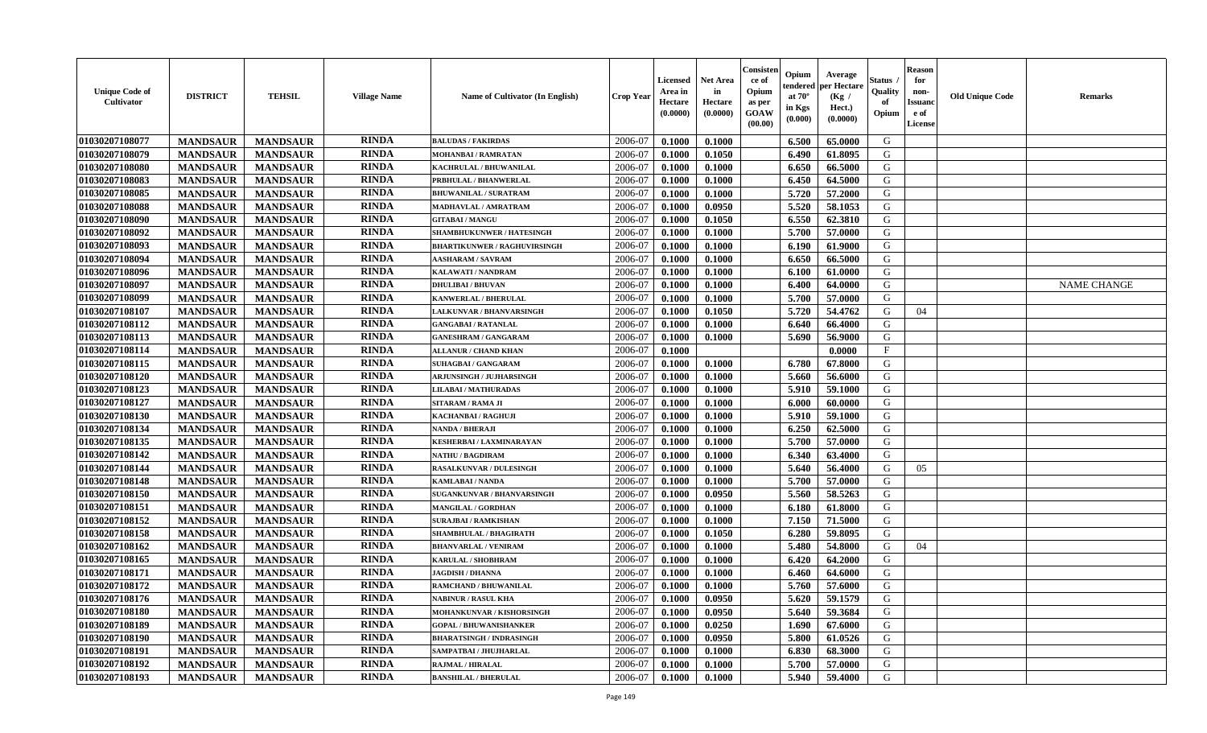| Unique Code of Cultivator | DISTRICT | TEHSIL | Village Name | Name of Cultivator (In English) | Crop Year | Licensed Area in Hectare (0.0000) | Net Area in Hectare (0.0000) | Consistence of Opium as per GOAW (00.00) | Opium tendered at 70° in Kgs (0.000) | Average per Hectare (Kg / Hect.) (0.0000) | Status / Quality of Opium | Reason for non-Issuance of License | Old Unique Code | Remarks |
|---|---|---|---|---|---|---|---|---|---|---|---|---|---|---|
| 01030207108077 | MANDSAUR | MANDSAUR | RINDA | BALUDAS / FAKIRDAS | 2006-07 | 0.1000 | 0.1000 | | 6.500 | 65.0000 | G | | | |
| 01030207108079 | MANDSAUR | MANDSAUR | RINDA | MOHANBAI / RAMRATAN | 2006-07 | 0.1000 | 0.1050 | | 6.490 | 61.8095 | G | | | |
| 01030207108080 | MANDSAUR | MANDSAUR | RINDA | KACHRULAL / BHUWANILAL | 2006-07 | 0.1000 | 0.1000 | | 6.650 | 66.5000 | G | | | |
| 01030207108083 | MANDSAUR | MANDSAUR | RINDA | PRBHULAL / BHANWERLAL | 2006-07 | 0.1000 | 0.1000 | | 6.450 | 64.5000 | G | | | |
| 01030207108085 | MANDSAUR | MANDSAUR | RINDA | BHUWANILAL / SURATRAM | 2006-07 | 0.1000 | 0.1000 | | 5.720 | 57.2000 | G | | | |
| 01030207108088 | MANDSAUR | MANDSAUR | RINDA | MADHAVLAL / AMRATRAM | 2006-07 | 0.1000 | 0.0950 | | 5.520 | 58.1053 | G | | | |
| 01030207108090 | MANDSAUR | MANDSAUR | RINDA | GITABAI / MANGU | 2006-07 | 0.1000 | 0.1050 | | 6.550 | 62.3810 | G | | | |
| 01030207108092 | MANDSAUR | MANDSAUR | RINDA | SHAMBHUKUNWER / HATESINGH | 2006-07 | 0.1000 | 0.1000 | | 5.700 | 57.0000 | G | | | |
| 01030207108093 | MANDSAUR | MANDSAUR | RINDA | BHARTIKUNWER / RAGHUVIRSINGH | 2006-07 | 0.1000 | 0.1000 | | 6.190 | 61.9000 | G | | | |
| 01030207108094 | MANDSAUR | MANDSAUR | RINDA | AASHARAM / SAVRAM | 2006-07 | 0.1000 | 0.1000 | | 6.650 | 66.5000 | G | | | |
| 01030207108096 | MANDSAUR | MANDSAUR | RINDA | KALAWATI / NANDRAM | 2006-07 | 0.1000 | 0.1000 | | 6.100 | 61.0000 | G | | | |
| 01030207108097 | MANDSAUR | MANDSAUR | RINDA | DHULIBAI / BHUVAN | 2006-07 | 0.1000 | 0.1000 | | 6.400 | 64.0000 | G | | | NAME CHANGE |
| 01030207108099 | MANDSAUR | MANDSAUR | RINDA | KANWERLAL / BHERULAL | 2006-07 | 0.1000 | 0.1000 | | 5.700 | 57.0000 | G | | | |
| 01030207108107 | MANDSAUR | MANDSAUR | RINDA | LALKUNVAR / BHANVARSINGH | 2006-07 | 0.1000 | 0.1050 | | 5.720 | 54.4762 | G | 04 | | |
| 01030207108112 | MANDSAUR | MANDSAUR | RINDA | GANGABAI / RATANLAL | 2006-07 | 0.1000 | 0.1000 | | 6.640 | 66.4000 | G | | | |
| 01030207108113 | MANDSAUR | MANDSAUR | RINDA | GANESHRAM / GANGARAM | 2006-07 | 0.1000 | 0.1000 | | 5.690 | 56.9000 | G | | | |
| 01030207108114 | MANDSAUR | MANDSAUR | RINDA | ALLANUR / CHAND KHAN | 2006-07 | 0.1000 | | | | 0.0000 | F | | | |
| 01030207108115 | MANDSAUR | MANDSAUR | RINDA | SUHAGBAI / GANGARAM | 2006-07 | 0.1000 | 0.1000 | | 6.780 | 67.8000 | G | | | |
| 01030207108120 | MANDSAUR | MANDSAUR | RINDA | ARJUNSINGH / JUJHARSINGH | 2006-07 | 0.1000 | 0.1000 | | 5.660 | 56.6000 | G | | | |
| 01030207108123 | MANDSAUR | MANDSAUR | RINDA | LILABAI / MATHURADAS | 2006-07 | 0.1000 | 0.1000 | | 5.910 | 59.1000 | G | | | |
| 01030207108127 | MANDSAUR | MANDSAUR | RINDA | SITARAM / RAMA JI | 2006-07 | 0.1000 | 0.1000 | | 6.000 | 60.0000 | G | | | |
| 01030207108130 | MANDSAUR | MANDSAUR | RINDA | KACHANBAI / RAGHUJI | 2006-07 | 0.1000 | 0.1000 | | 5.910 | 59.1000 | G | | | |
| 01030207108134 | MANDSAUR | MANDSAUR | RINDA | NANDA / BHERAJI | 2006-07 | 0.1000 | 0.1000 | | 6.250 | 62.5000 | G | | | |
| 01030207108135 | MANDSAUR | MANDSAUR | RINDA | KESHERBAI / LAXMINARAYAN | 2006-07 | 0.1000 | 0.1000 | | 5.700 | 57.0000 | G | | | |
| 01030207108142 | MANDSAUR | MANDSAUR | RINDA | NATHU / BAGDIRAM | 2006-07 | 0.1000 | 0.1000 | | 6.340 | 63.4000 | G | | | |
| 01030207108144 | MANDSAUR | MANDSAUR | RINDA | RASALKUNVAR / DULESINGH | 2006-07 | 0.1000 | 0.1000 | | 5.640 | 56.4000 | G | 05 | | |
| 01030207108148 | MANDSAUR | MANDSAUR | RINDA | KAMLABAI / NANDA | 2006-07 | 0.1000 | 0.1000 | | 5.700 | 57.0000 | G | | | |
| 01030207108150 | MANDSAUR | MANDSAUR | RINDA | SUGANKUNVAR / BHANVARSINGH | 2006-07 | 0.1000 | 0.0950 | | 5.560 | 58.5263 | G | | | |
| 01030207108151 | MANDSAUR | MANDSAUR | RINDA | MANGILAL / GORDHAN | 2006-07 | 0.1000 | 0.1000 | | 6.180 | 61.8000 | G | | | |
| 01030207108152 | MANDSAUR | MANDSAUR | RINDA | SURAJBAI / RAMKISHAN | 2006-07 | 0.1000 | 0.1000 | | 7.150 | 71.5000 | G | | | |
| 01030207108158 | MANDSAUR | MANDSAUR | RINDA | SHAMBHULAL / BHAGIRATH | 2006-07 | 0.1000 | 0.1050 | | 6.280 | 59.8095 | G | | | |
| 01030207108162 | MANDSAUR | MANDSAUR | RINDA | BHANVARLAL / VENIRAM | 2006-07 | 0.1000 | 0.1000 | | 5.480 | 54.8000 | G | 04 | | |
| 01030207108165 | MANDSAUR | MANDSAUR | RINDA | KARULAL / SHOBHRAM | 2006-07 | 0.1000 | 0.1000 | | 6.420 | 64.2000 | G | | | |
| 01030207108171 | MANDSAUR | MANDSAUR | RINDA | JAGDISH / DHANNA | 2006-07 | 0.1000 | 0.1000 | | 6.460 | 64.6000 | G | | | |
| 01030207108172 | MANDSAUR | MANDSAUR | RINDA | RAMCHAND / BHUWANILAL | 2006-07 | 0.1000 | 0.1000 | | 5.760 | 57.6000 | G | | | |
| 01030207108176 | MANDSAUR | MANDSAUR | RINDA | NABINUR / RASUL KHA | 2006-07 | 0.1000 | 0.0950 | | 5.620 | 59.1579 | G | | | |
| 01030207108180 | MANDSAUR | MANDSAUR | RINDA | MOHANKUNVAR / KISHORSINGH | 2006-07 | 0.1000 | 0.0950 | | 5.640 | 59.3684 | G | | | |
| 01030207108189 | MANDSAUR | MANDSAUR | RINDA | GOPAL / BHUWANISHANKER | 2006-07 | 0.1000 | 0.0250 | | 1.690 | 67.6000 | G | | | |
| 01030207108190 | MANDSAUR | MANDSAUR | RINDA | BHARATSINGH / INDRASINGH | 2006-07 | 0.1000 | 0.0950 | | 5.800 | 61.0526 | G | | | |
| 01030207108191 | MANDSAUR | MANDSAUR | RINDA | SAMPATBAI / JHUJHARLAL | 2006-07 | 0.1000 | 0.1000 | | 6.830 | 68.3000 | G | | | |
| 01030207108192 | MANDSAUR | MANDSAUR | RINDA | RAJMAL / HIRALAL | 2006-07 | 0.1000 | 0.1000 | | 5.700 | 57.0000 | G | | | |
| 01030207108193 | MANDSAUR | MANDSAUR | RINDA | BANSHILAL / BHERULAL | 2006-07 | 0.1000 | 0.1000 | | 5.940 | 59.4000 | G | | | |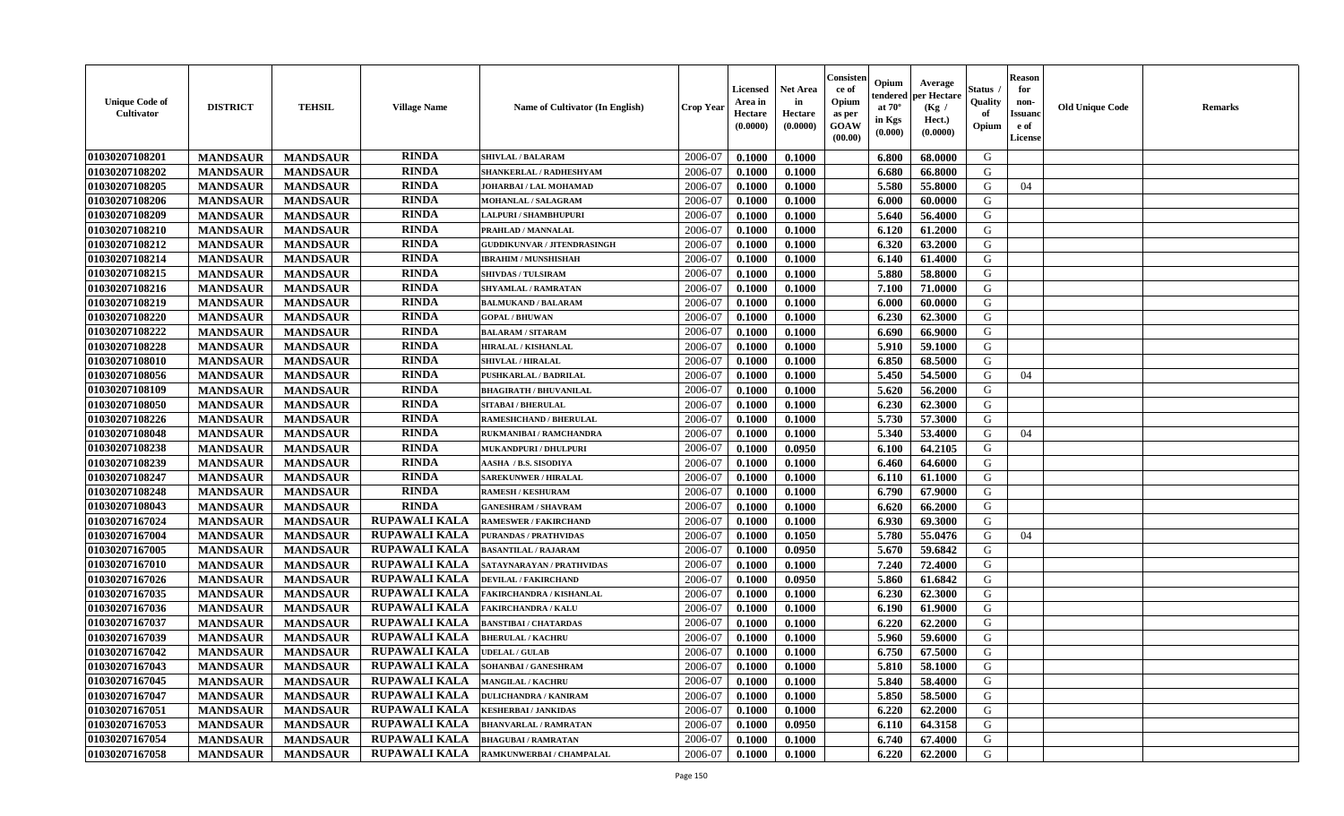| Unique Code of Cultivator | DISTRICT | TEHSIL | Village Name | Name of Cultivator (In English) | Crop Year | Licensed Area in Hectare (0.0000) | Net Area in Hectare (0.0000) | Consistence of Opium as per GOAW (00.00) | Opium tendered at 70° in Kgs (0.000) | Average per Hectare (Kg / Hect.) (0.0000) | Status / Quality of Opium | Reason for non-Issuance of License | Old Unique Code | Remarks |
|---|---|---|---|---|---|---|---|---|---|---|---|---|---|---|
| 01030207108201 | MANDSAUR | MANDSAUR | RINDA | SHIVLAL / BALARAM | 2006-07 | 0.1000 | 0.1000 | | 6.800 | 68.0000 | G | | | |
| 01030207108202 | MANDSAUR | MANDSAUR | RINDA | SHANKERLAL / RADHESHYAM | 2006-07 | 0.1000 | 0.1000 | | 6.680 | 66.8000 | G | | | |
| 01030207108205 | MANDSAUR | MANDSAUR | RINDA | JOHARBAI / LAL MOHAMAD | 2006-07 | 0.1000 | 0.1000 | | 5.580 | 55.8000 | G | 04 | | |
| 01030207108206 | MANDSAUR | MANDSAUR | RINDA | MOHANLAL / SALAGRAM | 2006-07 | 0.1000 | 0.1000 | | 6.000 | 60.0000 | G | | | |
| 01030207108209 | MANDSAUR | MANDSAUR | RINDA | LALPURI / SHAMBHUPURI | 2006-07 | 0.1000 | 0.1000 | | 5.640 | 56.4000 | G | | | |
| 01030207108210 | MANDSAUR | MANDSAUR | RINDA | PRAHLAD / MANNALAL | 2006-07 | 0.1000 | 0.1000 | | 6.120 | 61.2000 | G | | | |
| 01030207108212 | MANDSAUR | MANDSAUR | RINDA | GUDDIKUNVAR / JITENDRASINGH | 2006-07 | 0.1000 | 0.1000 | | 6.320 | 63.2000 | G | | | |
| 01030207108214 | MANDSAUR | MANDSAUR | RINDA | IBRAHIM / MUNSHISHAH | 2006-07 | 0.1000 | 0.1000 | | 6.140 | 61.4000 | G | | | |
| 01030207108215 | MANDSAUR | MANDSAUR | RINDA | SHIVDAS / TULSIRAM | 2006-07 | 0.1000 | 0.1000 | | 5.880 | 58.8000 | G | | | |
| 01030207108216 | MANDSAUR | MANDSAUR | RINDA | SHYAMLAL / RAMRATAN | 2006-07 | 0.1000 | 0.1000 | | 7.100 | 71.0000 | G | | | |
| 01030207108219 | MANDSAUR | MANDSAUR | RINDA | BALMUKAND / BALARAM | 2006-07 | 0.1000 | 0.1000 | | 6.000 | 60.0000 | G | | | |
| 01030207108220 | MANDSAUR | MANDSAUR | RINDA | GOPAL / BHUWAN | 2006-07 | 0.1000 | 0.1000 | | 6.230 | 62.3000 | G | | | |
| 01030207108222 | MANDSAUR | MANDSAUR | RINDA | BALARAM / SITARAM | 2006-07 | 0.1000 | 0.1000 | | 6.690 | 66.9000 | G | | | |
| 01030207108228 | MANDSAUR | MANDSAUR | RINDA | HIRALAL / KISHANLAL | 2006-07 | 0.1000 | 0.1000 | | 5.910 | 59.1000 | G | | | |
| 01030207108010 | MANDSAUR | MANDSAUR | RINDA | SHIVLAL / HIRALAL | 2006-07 | 0.1000 | 0.1000 | | 6.850 | 68.5000 | G | | | |
| 01030207108056 | MANDSAUR | MANDSAUR | RINDA | PUSHKARLAL / BADRILAL | 2006-07 | 0.1000 | 0.1000 | | 5.450 | 54.5000 | G | 04 | | |
| 01030207108109 | MANDSAUR | MANDSAUR | RINDA | BHAGIRATH / BHUVANILAL | 2006-07 | 0.1000 | 0.1000 | | 5.620 | 56.2000 | G | | | |
| 01030207108050 | MANDSAUR | MANDSAUR | RINDA | SITABAI / BHERULAL | 2006-07 | 0.1000 | 0.1000 | | 6.230 | 62.3000 | G | | | |
| 01030207108226 | MANDSAUR | MANDSAUR | RINDA | RAMESHCHAND / BHERULAL | 2006-07 | 0.1000 | 0.1000 | | 5.730 | 57.3000 | G | | | |
| 01030207108048 | MANDSAUR | MANDSAUR | RINDA | RUKMANIBAI / RAMCHANDRA | 2006-07 | 0.1000 | 0.1000 | | 5.340 | 53.4000 | G | 04 | | |
| 01030207108238 | MANDSAUR | MANDSAUR | RINDA | MUKANDPURI / DHULPURI | 2006-07 | 0.1000 | 0.0950 | | 6.100 | 64.2105 | G | | | |
| 01030207108239 | MANDSAUR | MANDSAUR | RINDA | AASHA / B.S. SISODIYA | 2006-07 | 0.1000 | 0.1000 | | 6.460 | 64.6000 | G | | | |
| 01030207108247 | MANDSAUR | MANDSAUR | RINDA | SAREKUNWER / HIRALAL | 2006-07 | 0.1000 | 0.1000 | | 6.110 | 61.1000 | G | | | |
| 01030207108248 | MANDSAUR | MANDSAUR | RINDA | RAMESH / KESHURAM | 2006-07 | 0.1000 | 0.1000 | | 6.790 | 67.9000 | G | | | |
| 01030207108043 | MANDSAUR | MANDSAUR | RINDA | GANESHRAM / SHAVRAM | 2006-07 | 0.1000 | 0.1000 | | 6.620 | 66.2000 | G | | | |
| 01030207167024 | MANDSAUR | MANDSAUR | RUPAWALI KALA | RAMESWER / FAKIRCHAND | 2006-07 | 0.1000 | 0.1000 | | 6.930 | 69.3000 | G | | | |
| 01030207167004 | MANDSAUR | MANDSAUR | RUPAWALI KALA | PURANDAS / PRATHVIDAS | 2006-07 | 0.1000 | 0.1050 | | 5.780 | 55.0476 | G | 04 | | |
| 01030207167005 | MANDSAUR | MANDSAUR | RUPAWALI KALA | BASANTILAL / RAJARAM | 2006-07 | 0.1000 | 0.0950 | | 5.670 | 59.6842 | G | | | |
| 01030207167010 | MANDSAUR | MANDSAUR | RUPAWALI KALA | SATAYNARAYAN / PRATHVIDAS | 2006-07 | 0.1000 | 0.1000 | | 7.240 | 72.4000 | G | | | |
| 01030207167026 | MANDSAUR | MANDSAUR | RUPAWALI KALA | DEVILAL / FAKIRCHAND | 2006-07 | 0.1000 | 0.0950 | | 5.860 | 61.6842 | G | | | |
| 01030207167035 | MANDSAUR | MANDSAUR | RUPAWALI KALA | FAKIRCHANDRA / KISHANLAL | 2006-07 | 0.1000 | 0.1000 | | 6.230 | 62.3000 | G | | | |
| 01030207167036 | MANDSAUR | MANDSAUR | RUPAWALI KALA | FAKIRCHANDRA / KALU | 2006-07 | 0.1000 | 0.1000 | | 6.190 | 61.9000 | G | | | |
| 01030207167037 | MANDSAUR | MANDSAUR | RUPAWALI KALA | BANSTIBAI / CHATARDAS | 2006-07 | 0.1000 | 0.1000 | | 6.220 | 62.2000 | G | | | |
| 01030207167039 | MANDSAUR | MANDSAUR | RUPAWALI KALA | BHERULAL / KACHRU | 2006-07 | 0.1000 | 0.1000 | | 5.960 | 59.6000 | G | | | |
| 01030207167042 | MANDSAUR | MANDSAUR | RUPAWALI KALA | UDELAL / GULAB | 2006-07 | 0.1000 | 0.1000 | | 6.750 | 67.5000 | G | | | |
| 01030207167043 | MANDSAUR | MANDSAUR | RUPAWALI KALA | SOHANBAI / GANESHRAM | 2006-07 | 0.1000 | 0.1000 | | 5.810 | 58.1000 | G | | | |
| 01030207167045 | MANDSAUR | MANDSAUR | RUPAWALI KALA | MANGILAL / KACHRU | 2006-07 | 0.1000 | 0.1000 | | 5.840 | 58.4000 | G | | | |
| 01030207167047 | MANDSAUR | MANDSAUR | RUPAWALI KALA | DULICHANDRA / KANIRAM | 2006-07 | 0.1000 | 0.1000 | | 5.850 | 58.5000 | G | | | |
| 01030207167051 | MANDSAUR | MANDSAUR | RUPAWALI KALA | KESHERBAI / JANKIDAS | 2006-07 | 0.1000 | 0.1000 | | 6.220 | 62.2000 | G | | | |
| 01030207167053 | MANDSAUR | MANDSAUR | RUPAWALI KALA | BHANVARLAL / RAMRATAN | 2006-07 | 0.1000 | 0.0950 | | 6.110 | 64.3158 | G | | | |
| 01030207167054 | MANDSAUR | MANDSAUR | RUPAWALI KALA | BHAGUBAI / RAMRATAN | 2006-07 | 0.1000 | 0.1000 | | 6.740 | 67.4000 | G | | | |
| 01030207167058 | MANDSAUR | MANDSAUR | RUPAWALI KALA | RAMKUNWERBAI / CHAMPALAL | 2006-07 | 0.1000 | 0.1000 | | 6.220 | 62.2000 | G | | | |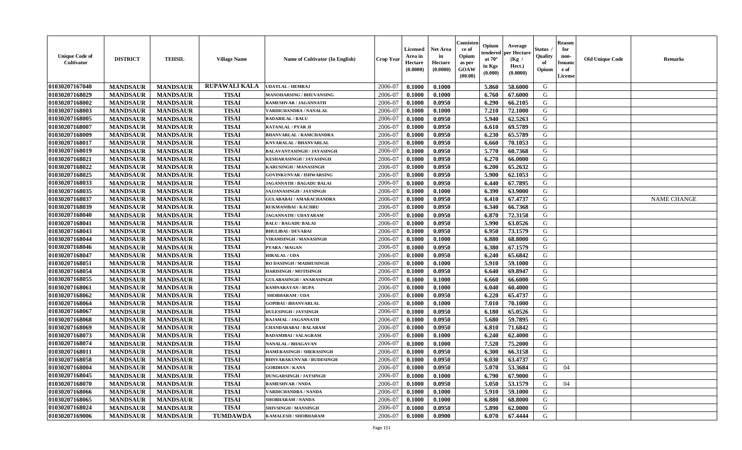| Unique Code of Cultivator | DISTRICT | TEHSIL | Village Name | Name of Cultivator (In English) | Crop Year | Licensed Area in Hectare (0.0000) | Net Area in Hectare (0.0000) | Consistence of Opium as per GOAW (00.00) | Opium tendered at 70° in Kgs (0.000) | Average per Hectare (Kg / Hect.) (0.0000) | Status / Quality of Opium | Reason for non-Issuance of License | Old Unique Code | Remarks |
|---|---|---|---|---|---|---|---|---|---|---|---|---|---|---|
| 01030207167040 | MANDSAUR | MANDSAUR | RUPAWALI KALA | UDAYLAL / HEMRAJ | 2006-07 | 0.1000 | 0.1000 | | 5.860 | 58.6000 | G | | | |
| 01030207168029 | MANDSAUR | MANDSAUR | TISAI | MANOHARSING / BHUVANSING | 2006-07 | 0.1000 | 0.1000 | | 6.760 | 67.6000 | G | | | |
| 01030207168002 | MANDSAUR | MANDSAUR | TISAI | RAMESHVAR / JAGANNATH | 2006-07 | 0.1000 | 0.0950 | | 6.290 | 66.2105 | G | | | |
| 01030207168003 | MANDSAUR | MANDSAUR | TISAI | VARDICHANDRA / NANALAL | 2006-07 | 0.1000 | 0.1000 | | 7.210 | 72.1000 | G | | | |
| 01030207168005 | MANDSAUR | MANDSAUR | TISAI | BADARILAL / BALU | 2006-07 | 0.1000 | 0.0950 | | 5.940 | 62.5263 | G | | | |
| 01030207168007 | MANDSAUR | MANDSAUR | TISAI | RATANLAL / PYAR JI | 2006-07 | 0.1000 | 0.0950 | | 6.610 | 69.5789 | G | | | |
| 01030207168009 | MANDSAUR | MANDSAUR | TISAI | BHANVARLAL / RAMCHANDRA | 2006-07 | 0.1000 | 0.0950 | | 6.230 | 65.5789 | G | | | |
| 01030207168017 | MANDSAUR | MANDSAUR | TISAI | KNVARALAL / BHANVARLAL | 2006-07 | 0.1000 | 0.0950 | | 6.660 | 70.1053 | G | | | |
| 01030207168019 | MANDSAUR | MANDSAUR | TISAI | BALAVANTASINGH / JAYASINGH | 2006-07 | 0.1000 | 0.0950 | | 5.770 | 60.7368 | G | | | |
| 01030207168021 | MANDSAUR | MANDSAUR | TISAI | KESHARASINGH / JAYASINGH | 2006-07 | 0.1000 | 0.0950 | | 6.270 | 66.0000 | G | | | |
| 01030207168022 | MANDSAUR | MANDSAUR | TISAI | KARUSINGH / MANASINGH | 2006-07 | 0.1000 | 0.0950 | | 6.200 | 65.2632 | G | | | |
| 01030207168025 | MANDSAUR | MANDSAUR | TISAI | GOVINKUNVAR / ISHWARSING | 2006-07 | 0.1000 | 0.0950 | | 5.900 | 62.1053 | G | | | |
| 01030207168033 | MANDSAUR | MANDSAUR | TISAI | JAGANNATH / BAGADU BALAI | 2006-07 | 0.1000 | 0.0950 | | 6.440 | 67.7895 | G | | | |
| 01030207168035 | MANDSAUR | MANDSAUR | TISAI | SAJJANASINGH / JAYSINGH | 2006-07 | 0.1000 | 0.1000 | | 6.390 | 63.9000 | G | | | |
| 01030207168037 | MANDSAUR | MANDSAUR | TISAI | GULABABAI / AMARACHANDRA | 2006-07 | 0.1000 | 0.0950 | | 6.410 | 67.4737 | G | | | NAME CHANGE |
| 01030207168039 | MANDSAUR | MANDSAUR | TISAI | RUKMANIBAI / KACHRU | 2006-07 | 0.1000 | 0.0950 | | 6.340 | 66.7368 | G | | | |
| 01030207168040 | MANDSAUR | MANDSAUR | TISAI | JAGANNATH / UDAYARAM | 2006-07 | 0.1000 | 0.0950 | | 6.870 | 72.3158 | G | | | |
| 01030207168041 | MANDSAUR | MANDSAUR | TISAI | BALU / BAGADU BALAI | 2006-07 | 0.1000 | 0.0950 | | 5.990 | 63.0526 | G | | | |
| 01030207168043 | MANDSAUR | MANDSAUR | TISAI | BHULIBAI / DEVABAI | 2006-07 | 0.1000 | 0.0950 | | 6.950 | 73.1579 | G | | | |
| 01030207168044 | MANDSAUR | MANDSAUR | TISAI | VIRAMSINGH / MANASINGH | 2006-07 | 0.1000 | 0.1000 | | 6.880 | 68.8000 | G | | | |
| 01030207168046 | MANDSAUR | MANDSAUR | TISAI | PYARA / MAGAN | 2006-07 | 0.1000 | 0.0950 | | 6.380 | 67.1579 | G | | | |
| 01030207168047 | MANDSAUR | MANDSAUR | TISAI | HIRALAL / UDA | 2006-07 | 0.1000 | 0.0950 | | 6.240 | 65.6842 | G | | | |
| 01030207168051 | MANDSAUR | MANDSAUR | TISAI | RO DASINGH / MADHUSINGH | 2006-07 | 0.1000 | 0.1000 | | 5.910 | 59.1000 | G | | | |
| 01030207168054 | MANDSAUR | MANDSAUR | TISAI | HARISINGH / MOTISINGH | 2006-07 | 0.1000 | 0.0950 | | 6.640 | 69.8947 | G | | | |
| 01030207168055 | MANDSAUR | MANDSAUR | TISAI | GULABASINGH / ANARASINGH | 2006-07 | 0.1000 | 0.1000 | | 6.660 | 66.6000 | G | | | |
| 01030207168061 | MANDSAUR | MANDSAUR | TISAI | RAMNARAYAN / RUPA | 2006-07 | 0.1000 | 0.1000 | | 6.040 | 60.4000 | G | | | |
| 01030207168062 | MANDSAUR | MANDSAUR | TISAI | SHOBHARAM / UDA | 2006-07 | 0.1000 | 0.0950 | | 6.220 | 65.4737 | G | | | |
| 01030207168064 | MANDSAUR | MANDSAUR | TISAI | GOPIBAI / BHANVARLAL | 2006-07 | 0.1000 | 0.1000 | | 7.010 | 70.1000 | G | | | |
| 01030207168067 | MANDSAUR | MANDSAUR | TISAI | DULESINGH / JAYSINGH | 2006-07 | 0.1000 | 0.0950 | | 6.180 | 65.0526 | G | | | |
| 01030207168068 | MANDSAUR | MANDSAUR | TISAI | RAJAMAL / JAGANNATH | 2006-07 | 0.1000 | 0.0950 | | 5.680 | 59.7895 | G | | | |
| 01030207168069 | MANDSAUR | MANDSAUR | TISAI | CHANDARABAI / BALARAM | 2006-07 | 0.1000 | 0.0950 | | 6.810 | 71.6842 | G | | | |
| 01030207168073 | MANDSAUR | MANDSAUR | TISAI | BADAMIBAI / SALAGRAM | 2006-07 | 0.1000 | 0.1000 | | 6.240 | 62.4000 | G | | | |
| 01030207168074 | MANDSAUR | MANDSAUR | TISAI | NANALAL / BHAGAVAN | 2006-07 | 0.1000 | 0.1000 | | 7.520 | 75.2000 | G | | | |
| 01030207168011 | MANDSAUR | MANDSAUR | TISAI | HAMERASINGH / SHERASINGH | 2006-07 | 0.1000 | 0.0950 | | 6.300 | 66.3158 | G | | | |
| 01030207168058 | MANDSAUR | MANDSAUR | TISAI | BHNVARAKUNVAR / RUDESINGH | 2006-07 | 0.1000 | 0.0950 | | 6.030 | 63.4737 | G | | | |
| 01030207168004 | MANDSAUR | MANDSAUR | TISAI | GORDHAN / KANA | 2006-07 | 0.1000 | 0.0950 | | 5.070 | 53.3684 | G | 04 | | |
| 01030207168045 | MANDSAUR | MANDSAUR | TISAI | DUNGARSINGH / JAYSINGH | 2006-07 | 0.1000 | 0.1000 | | 6.790 | 67.9000 | G | | | |
| 01030207168070 | MANDSAUR | MANDSAUR | TISAI | RAMESHVAR / NNDA | 2006-07 | 0.1000 | 0.0950 | | 5.050 | 53.1579 | G | 04 | | |
| 01030207168066 | MANDSAUR | MANDSAUR | TISAI | VARDICHANDRA / NANDA | 2006-07 | 0.1000 | 0.1000 | | 5.910 | 59.1000 | G | | | |
| 01030207168065 | MANDSAUR | MANDSAUR | TISAI | SHOBHARAM / NANDA | 2006-07 | 0.1000 | 0.1000 | | 6.880 | 68.8000 | G | | | |
| 01030207168024 | MANDSAUR | MANDSAUR | TISAI | SHIVSINGH / MANSINGH | 2006-07 | 0.1000 | 0.0950 | | 5.890 | 62.0000 | G | | | |
| 01030207169006 | MANDSAUR | MANDSAUR | TUMDAWDA | KAMALESH / SHOBHARAM | 2006-07 | 0.1000 | 0.0900 | | 6.070 | 67.4444 | G | | | |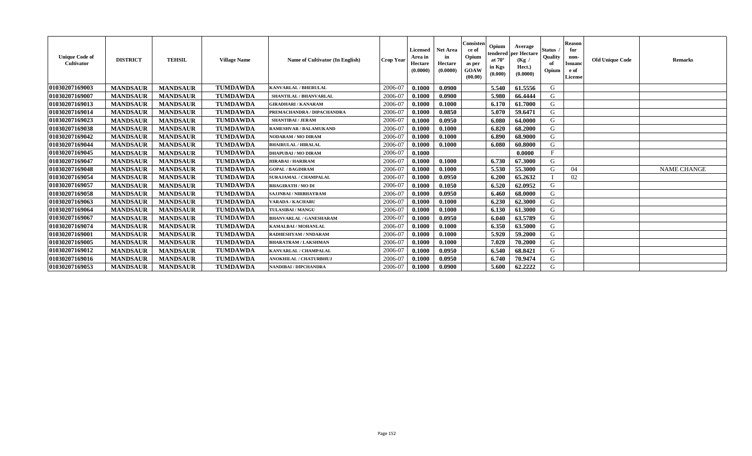| Unique Code of Cultivator | DISTRICT | TEHSIL | Village Name | Name of Cultivator (In English) | Crop Year | Licensed Area in Hectare (0.0000) | Net Area in Hectare (0.0000) | Consistence of Opium as per GOAW (00.00) | Opium tendered at 70° in Kgs (0.000) | Average per Hectare (Kg / Hect.) (0.0000) | Status / Quality of Opium | Reason for non-Issuance of License | Old Unique Code | Remarks |
|---|---|---|---|---|---|---|---|---|---|---|---|---|---|---|
| 01030207169003 | MANDSAUR | MANDSAUR | TUMDAWDA | KANVARLAL / BHERULAL | 2006-07 | 0.1000 | 0.0900 | | 5.540 | 61.5556 | G | | | |
| 01030207169007 | MANDSAUR | MANDSAUR | TUMDAWDA | SHANTILAL / BHANVARLAL | 2006-07 | 0.1000 | 0.0900 | | 5.980 | 66.4444 | G | | | |
| 01030207169013 | MANDSAUR | MANDSAUR | TUMDAWDA | GIRADHARI / KANARAM | 2006-07 | 0.1000 | 0.1000 | | 6.170 | 61.7000 | G | | | |
| 01030207169014 | MANDSAUR | MANDSAUR | TUMDAWDA | PREMACHANDRA / DIPACHANDRA | 2006-07 | 0.1000 | 0.0850 | | 5.070 | 59.6471 | G | | | |
| 01030207169023 | MANDSAUR | MANDSAUR | TUMDAWDA | SHANTIBAI / JERAM | 2006-07 | 0.1000 | 0.0950 | | 6.080 | 64.0000 | G | | | |
| 01030207169038 | MANDSAUR | MANDSAUR | TUMDAWDA | RAMESHVAR / BALAMUKAND | 2006-07 | 0.1000 | 0.1000 | | 6.820 | 68.2000 | G | | | |
| 01030207169042 | MANDSAUR | MANDSAUR | TUMDAWDA | NODARAM / MO DIRAM | 2006-07 | 0.1000 | 0.1000 | | 6.890 | 68.9000 | G | | | |
| 01030207169044 | MANDSAUR | MANDSAUR | TUMDAWDA | BHAIRULAL / HIRALAL | 2006-07 | 0.1000 | 0.1000 | | 6.080 | 60.8000 | G | | | |
| 01030207169045 | MANDSAUR | MANDSAUR | TUMDAWDA | DHAPUBAI / MO DIRAM | 2006-07 | 0.1000 | | | | 0.0000 | F | | | |
| 01030207169047 | MANDSAUR | MANDSAUR | TUMDAWDA | HIRABAI / HARIRAM | 2006-07 | 0.1000 | 0.1000 | | 6.730 | 67.3000 | G | | | |
| 01030207169048 | MANDSAUR | MANDSAUR | TUMDAWDA | GOPAL / BAGDIRAM | 2006-07 | 0.1000 | 0.1000 | | 5.530 | 55.3000 | G | 04 | | NAME CHANGE |
| 01030207169054 | MANDSAUR | MANDSAUR | TUMDAWDA | SURAJAMAL / CHAMPALAL | 2006-07 | 0.1000 | 0.0950 | | 6.200 | 65.2632 | I | 02 | | |
| 01030207169057 | MANDSAUR | MANDSAUR | TUMDAWDA | BHAGIRATH / MO DI | 2006-07 | 0.1000 | 0.1050 | | 6.520 | 62.0952 | G | | | |
| 01030207169058 | MANDSAUR | MANDSAUR | TUMDAWDA | SAJJNBAI / NIRBHAYRAM | 2006-07 | 0.1000 | 0.0950 | | 6.460 | 68.0000 | G | | | |
| 01030207169063 | MANDSAUR | MANDSAUR | TUMDAWDA | VARADA / KACHARU | 2006-07 | 0.1000 | 0.1000 | | 6.230 | 62.3000 | G | | | |
| 01030207169064 | MANDSAUR | MANDSAUR | TUMDAWDA | TULASIBAI / MANGU | 2006-07 | 0.1000 | 0.1000 | | 6.130 | 61.3000 | G | | | |
| 01030207169067 | MANDSAUR | MANDSAUR | TUMDAWDA | BHANVARLAL / GANESHARAM | 2006-07 | 0.1000 | 0.0950 | | 6.040 | 63.5789 | G | | | |
| 01030207169074 | MANDSAUR | MANDSAUR | TUMDAWDA | KAMALBAI / MOHANLAL | 2006-07 | 0.1000 | 0.1000 | | 6.350 | 63.5000 | G | | | |
| 01030207169001 | MANDSAUR | MANDSAUR | TUMDAWDA | RADHESHYAM / NNDARAM | 2006-07 | 0.1000 | 0.1000 | | 5.920 | 59.2000 | G | | | |
| 01030207169005 | MANDSAUR | MANDSAUR | TUMDAWDA | BHARATRAM / LAKSHMAN | 2006-07 | 0.1000 | 0.1000 | | 7.020 | 70.2000 | G | | | |
| 01030207169012 | MANDSAUR | MANDSAUR | TUMDAWDA | KANVARLAL / CHAMPALAL | 2006-07 | 0.1000 | 0.0950 | | 6.540 | 68.8421 | G | | | |
| 01030207169016 | MANDSAUR | MANDSAUR | TUMDAWDA | ANOKHILAL / CHATURBHUJ | 2006-07 | 0.1000 | 0.0950 | | 6.740 | 70.9474 | G | | | |
| 01030207169053 | MANDSAUR | MANDSAUR | TUMDAWDA | NANDIBAI / DIPCHANDRA | 2006-07 | 0.1000 | 0.0900 | | 5.600 | 62.2222 | G | | | |